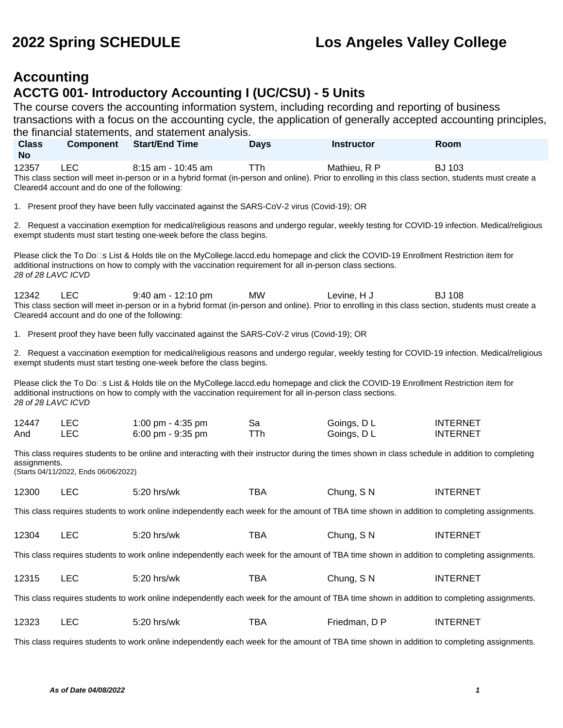# 2022 Spring SCHEDULE — Los Angeles Valley College

## Accounting

### ACCTG 001- Introductory Accounting I (UC/CSU) - 5 Units

The course covers the accounting information system, including recording and reporting of business transactions with a focus on the accounting cycle, the application of generally accepted accounting principles, the financial statements, and statement analysis.

| Class No | Component | Start/End Time | Days | Instructor | Room |
|---|---|---|---|---|---|
| 12357 | LEC | 8:15 am - 10:45 am | TTh | Mathieu, R P | BJ 103 |

This class section will meet in-person or in a hybrid format (in-person and online). Prior to enrolling in this class section, students must create a Cleared4 account and do one of the following:

1. Present proof they have been fully vaccinated against the SARS-CoV-2 virus (Covid-19); OR

2. Request a vaccination exemption for medical/religious reasons and undergo regular, weekly testing for COVID-19 infection. Medical/religious exempt students must start testing one-week before the class begins.

Please click the To Do�s List & Holds tile on the MyCollege.laccd.edu homepage and click the COVID-19 Enrollment Restriction item for additional instructions on how to comply with the vaccination requirement for all in-person class sections.
*28 of 28 LAVC ICVD*

| Class No | Component | Start/End Time | Days | Instructor | Room |
|---|---|---|---|---|---|
| 12342 | LEC | 9:40 am - 12:10 pm | MW | Levine, H J | BJ 108 |

This class section will meet in-person or in a hybrid format (in-person and online). Prior to enrolling in this class section, students must create a Cleared4 account and do one of the following:

1. Present proof they have been fully vaccinated against the SARS-CoV-2 virus (Covid-19); OR

2. Request a vaccination exemption for medical/religious reasons and undergo regular, weekly testing for COVID-19 infection. Medical/religious exempt students must start testing one-week before the class begins.

Please click the To Do�s List & Holds tile on the MyCollege.laccd.edu homepage and click the COVID-19 Enrollment Restriction item for additional instructions on how to comply with the vaccination requirement for all in-person class sections.
*28 of 28 LAVC ICVD*

| Class No | Component | Start/End Time | Days | Instructor | Room |
|---|---|---|---|---|---|
| 12447 | LEC | 1:00 pm - 4:35 pm | Sa | Goings, D L | INTERNET |
| And | LEC | 6:00 pm - 9:35 pm | TTh | Goings, D L | INTERNET |

This class requires students to be online and interacting with their instructor during the times shown in class schedule in addition to completing assignments.
(Starts 04/11/2022, Ends 06/06/2022)

| Class No | Component | Start/End Time | Days | Instructor | Room |
|---|---|---|---|---|---|
| 12300 | LEC | 5:20 hrs/wk | TBA | Chung, S N | INTERNET |

This class requires students to work online independently each week for the amount of TBA time shown in addition to completing assignments.

| Class No | Component | Start/End Time | Days | Instructor | Room |
|---|---|---|---|---|---|
| 12304 | LEC | 5:20 hrs/wk | TBA | Chung, S N | INTERNET |

This class requires students to work online independently each week for the amount of TBA time shown in addition to completing assignments.

| Class No | Component | Start/End Time | Days | Instructor | Room |
|---|---|---|---|---|---|
| 12315 | LEC | 5:20 hrs/wk | TBA | Chung, S N | INTERNET |

This class requires students to work online independently each week for the amount of TBA time shown in addition to completing assignments.

| Class No | Component | Start/End Time | Days | Instructor | Room |
|---|---|---|---|---|---|
| 12323 | LEC | 5:20 hrs/wk | TBA | Friedman, D P | INTERNET |

This class requires students to work online independently each week for the amount of TBA time shown in addition to completing assignments.

***As of Date 04/08/2022***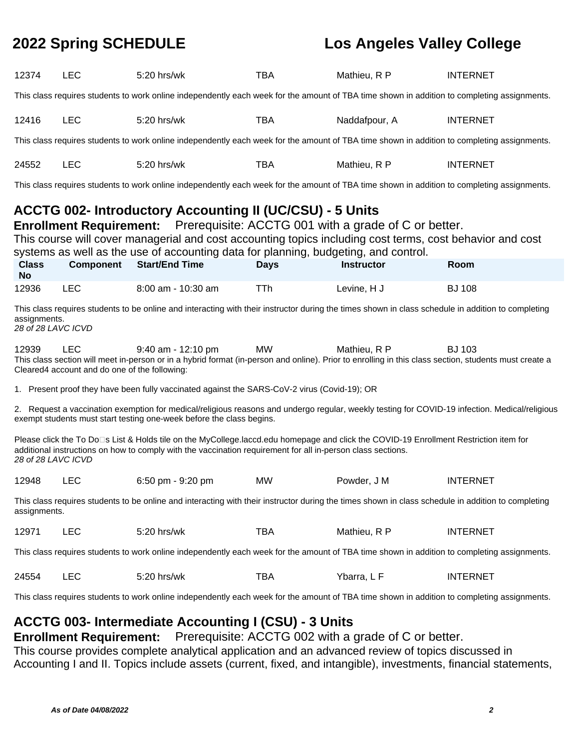| Class No | Component | Start/End Time | Days | Instructor | Room |
|---|---|---|---|---|---|
| 12374 | LEC | 5:20 hrs/wk | TBA | Mathieu, R P | INTERNET |

This class requires students to work online independently each week for the amount of TBA time shown in addition to completing assignments.

| Class No | Component | Start/End Time | Days | Instructor | Room |
|---|---|---|---|---|---|
| 12416 | LEC | 5:20 hrs/wk | TBA | Naddafpour, A | INTERNET |

This class requires students to work online independently each week for the amount of TBA time shown in addition to completing assignments.

| Class No | Component | Start/End Time | Days | Instructor | Room |
|---|---|---|---|---|---|
| 24552 | LEC | 5:20 hrs/wk | TBA | Mathieu, R P | INTERNET |

This class requires students to work online independently each week for the amount of TBA time shown in addition to completing assignments.

## ACCTG 002- Introductory Accounting II (UC/CSU) - 5 Units

**Enrollment Requirement:** Prerequisite: ACCTG 001 with a grade of C or better.

This course will cover managerial and cost accounting topics including cost terms, cost behavior and cost systems as well as the use of accounting data for planning, budgeting, and control.

| Class No | Component | Start/End Time | Days | Instructor | Room |
|---|---|---|---|---|---|
| 12936 | LEC | 8:00 am - 10:30 am | TTh | Levine, H J | BJ 108 |

This class requires students to be online and interacting with their instructor during the times shown in class schedule in addition to completing assignments.

*28 of 28 LAVC ICVD*

| Class No | Component | Start/End Time | Days | Instructor | Room |
|---|---|---|---|---|---|
| 12939 | LEC | 9:40 am - 12:10 pm | MW | Mathieu, R P | BJ 103 |

This class section will meet in-person or in a hybrid format (in-person and online). Prior to enrolling in this class section, students must create a Cleared4 account and do one of the following:

1. Present proof they have been fully vaccinated against the SARS-CoV-2 virus (Covid-19); OR

2. Request a vaccination exemption for medical/religious reasons and undergo regular, weekly testing for COVID-19 infection. Medical/religious exempt students must start testing one-week before the class begins.

Please click the To Do□s List & Holds tile on the MyCollege.laccd.edu homepage and click the COVID-19 Enrollment Restriction item for additional instructions on how to comply with the vaccination requirement for all in-person class sections.

*28 of 28 LAVC ICVD*

| Class No | Component | Start/End Time | Days | Instructor | Room |
|---|---|---|---|---|---|
| 12948 | LEC | 6:50 pm - 9:20 pm | MW | Powder, J M | INTERNET |

This class requires students to be online and interacting with their instructor during the times shown in class schedule in addition to completing assignments.

| Class No | Component | Start/End Time | Days | Instructor | Room |
|---|---|---|---|---|---|
| 12971 | LEC | 5:20 hrs/wk | TBA | Mathieu, R P | INTERNET |

This class requires students to work online independently each week for the amount of TBA time shown in addition to completing assignments.

| Class No | Component | Start/End Time | Days | Instructor | Room |
|---|---|---|---|---|---|
| 24554 | LEC | 5:20 hrs/wk | TBA | Ybarra, L F | INTERNET |

This class requires students to work online independently each week for the amount of TBA time shown in addition to completing assignments.

## ACCTG 003- Intermediate Accounting I (CSU) - 3 Units

**Enrollment Requirement:** Prerequisite: ACCTG 002 with a grade of C or better.

This course provides complete analytical application and an advanced review of topics discussed in Accounting I and II. Topics include assets (current, fixed, and intangible), investments, financial statements,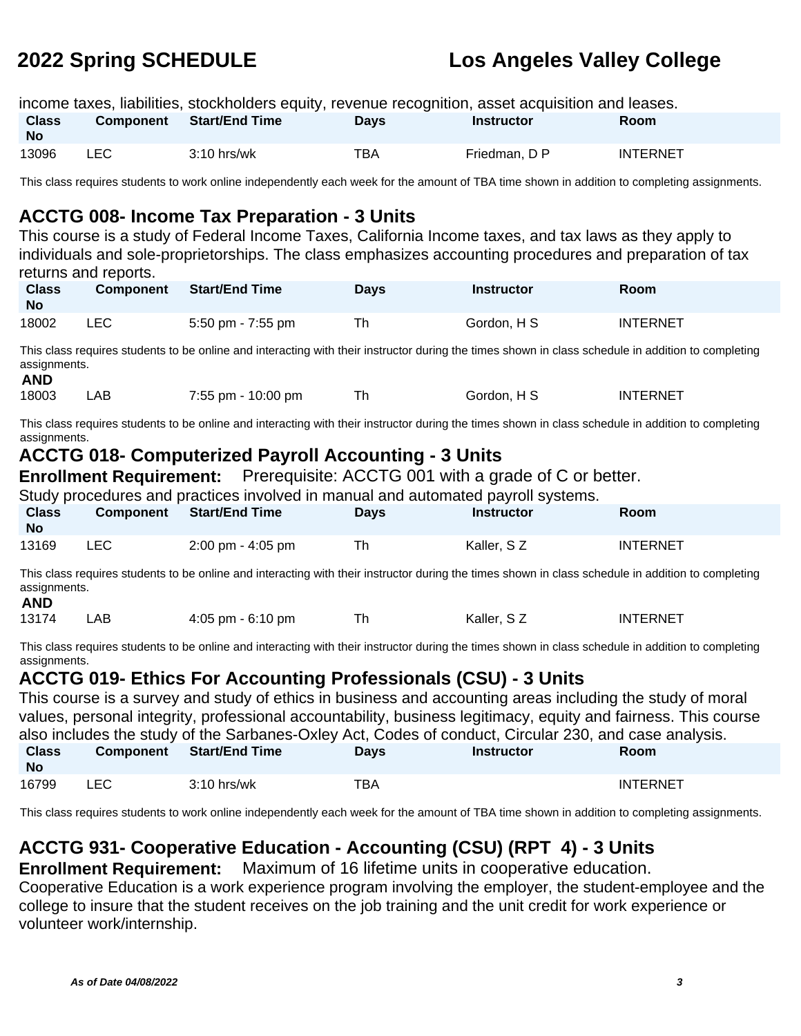income taxes, liabilities, stockholders equity, revenue recognition, asset acquisition and leases.

| Class No | Component | Start/End Time | Days | Instructor | Room |
|---|---|---|---|---|---|
| 13096 | LEC | 3:10 hrs/wk | TBA | Friedman, D P | INTERNET |

This class requires students to work online independently each week for the amount of TBA time shown in addition to completing assignments.

## ACCTG 008- Income Tax Preparation - 3 Units

This course is a study of Federal Income Taxes, California Income taxes, and tax laws as they apply to individuals and sole-proprietorships. The class emphasizes accounting procedures and preparation of tax returns and reports.

| Class No | Component | Start/End Time | Days | Instructor | Room |
|---|---|---|---|---|---|
| 18002 | LEC | 5:50 pm - 7:55 pm | Th | Gordon, H S | INTERNET |

This class requires students to be online and interacting with their instructor during the times shown in class schedule in addition to completing assignments.

**AND**

| Class No | Component | Start/End Time | Days | Instructor | Room |
|---|---|---|---|---|---|
| 18003 | LAB | 7:55 pm - 10:00 pm | Th | Gordon, H S | INTERNET |

This class requires students to be online and interacting with their instructor during the times shown in class schedule in addition to completing assignments.

## ACCTG 018- Computerized Payroll Accounting - 3 Units

**Enrollment Requirement:** Prerequisite: ACCTG 001 with a grade of C or better.

Study procedures and practices involved in manual and automated payroll systems.

| Class No | Component | Start/End Time | Days | Instructor | Room |
|---|---|---|---|---|---|
| 13169 | LEC | 2:00 pm - 4:05 pm | Th | Kaller, S Z | INTERNET |

This class requires students to be online and interacting with their instructor during the times shown in class schedule in addition to completing assignments.

**AND**

| Class No | Component | Start/End Time | Days | Instructor | Room |
|---|---|---|---|---|---|
| 13174 | LAB | 4:05 pm - 6:10 pm | Th | Kaller, S Z | INTERNET |

This class requires students to be online and interacting with their instructor during the times shown in class schedule in addition to completing assignments.

## ACCTG 019- Ethics For Accounting Professionals (CSU) - 3 Units

This course is a survey and study of ethics in business and accounting areas including the study of moral values, personal integrity, professional accountability, business legitimacy, equity and fairness. This course also includes the study of the Sarbanes-Oxley Act, Codes of conduct, Circular 230, and case analysis.

| Class No | Component | Start/End Time | Days | Instructor | Room |
|---|---|---|---|---|---|
| 16799 | LEC | 3:10 hrs/wk | TBA | | INTERNET |

This class requires students to work online independently each week for the amount of TBA time shown in addition to completing assignments.

## ACCTG 931- Cooperative Education - Accounting (CSU) (RPT 4) - 3 Units

**Enrollment Requirement:** Maximum of 16 lifetime units in cooperative education.

Cooperative Education is a work experience program involving the employer, the student-employee and the college to insure that the student receives on the job training and the unit credit for work experience or volunteer work/internship.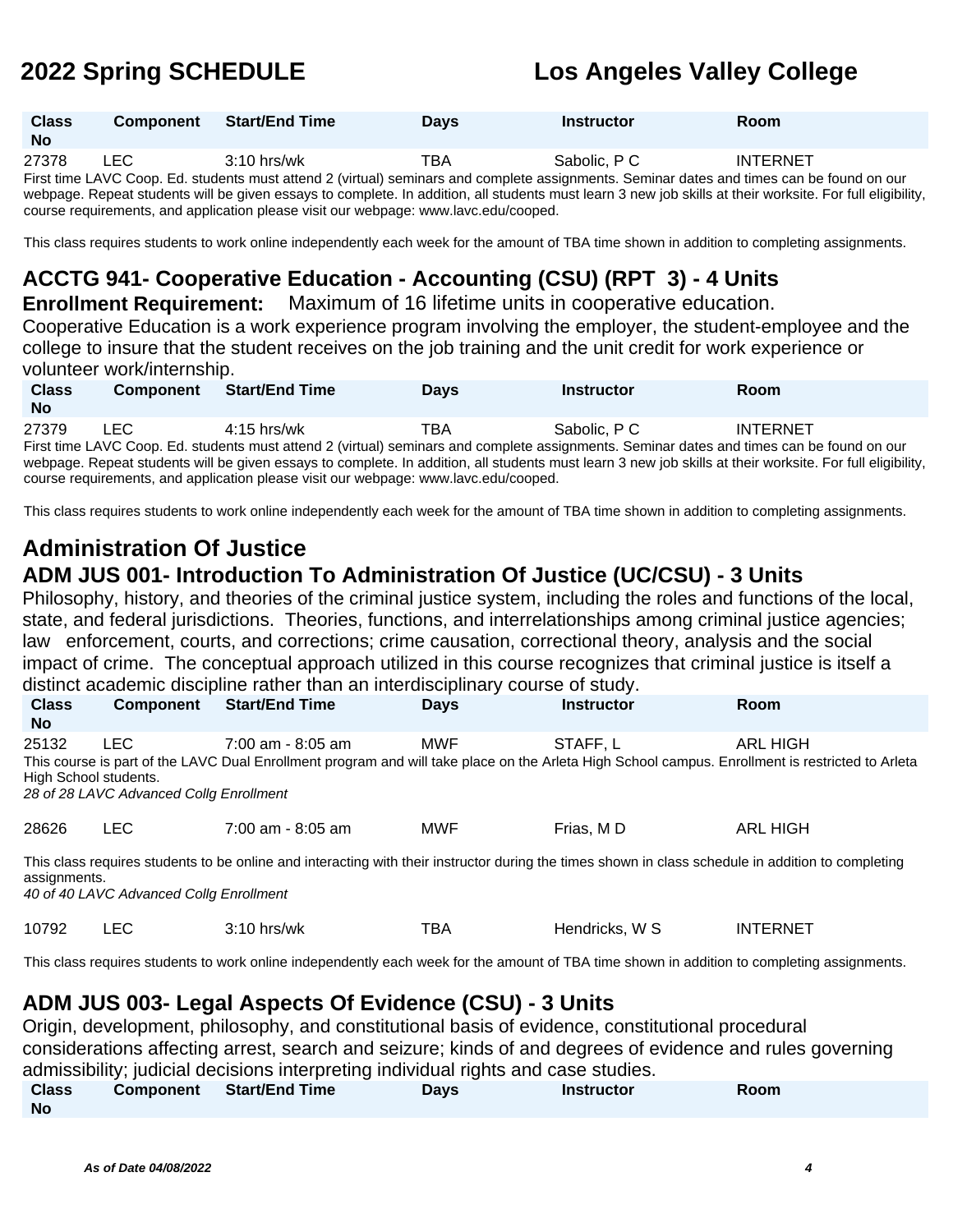| Class No | Component | Start/End Time | Days | Instructor | Room |
|---|---|---|---|---|---|
| 27378 | LEC | 3:10 hrs/wk | TBA | Sabolic, P C | INTERNET |

First time LAVC Coop. Ed. students must attend 2 (virtual) seminars and complete assignments. Seminar dates and times can be found on our webpage. Repeat students will be given essays to complete. In addition, all students must learn 3 new job skills at their worksite. For full eligibility, course requirements, and application please visit our webpage: www.lavc.edu/cooped.

This class requires students to work online independently each week for the amount of TBA time shown in addition to completing assignments.

## ACCTG 941- Cooperative Education - Accounting (CSU) (RPT 3) - 4 Units

**Enrollment Requirement:** Maximum of 16 lifetime units in cooperative education.

Cooperative Education is a work experience program involving the employer, the student-employee and the college to insure that the student receives on the job training and the unit credit for work experience or volunteer work/internship.

| Class No | Component | Start/End Time | Days | Instructor | Room |
|---|---|---|---|---|---|
| 27379 | LEC | 4:15 hrs/wk | TBA | Sabolic, P C | INTERNET |

First time LAVC Coop. Ed. students must attend 2 (virtual) seminars and complete assignments. Seminar dates and times can be found on our webpage. Repeat students will be given essays to complete. In addition, all students must learn 3 new job skills at their worksite. For full eligibility, course requirements, and application please visit our webpage: www.lavc.edu/cooped.

This class requires students to work online independently each week for the amount of TBA time shown in addition to completing assignments.

# Administration Of Justice

## ADM JUS 001- Introduction To Administration Of Justice (UC/CSU) - 3 Units

Philosophy, history, and theories of the criminal justice system, including the roles and functions of the local, state, and federal jurisdictions. Theories, functions, and interrelationships among criminal justice agencies; law enforcement, courts, and corrections; crime causation, correctional theory, analysis and the social impact of crime. The conceptual approach utilized in this course recognizes that criminal justice is itself a distinct academic discipline rather than an interdisciplinary course of study.

| Class No | Component | Start/End Time | Days | Instructor | Room |
|---|---|---|---|---|---|
| 25132 | LEC | 7:00 am - 8:05 am | MWF | STAFF, L | ARL HIGH |

This course is part of the LAVC Dual Enrollment program and will take place on the Arleta High School campus. Enrollment is restricted to Arleta High School students.

*28 of 28 LAVC Advanced Collg Enrollment*

| Class No | Component | Start/End Time | Days | Instructor | Room |
|---|---|---|---|---|---|
| 28626 | LEC | 7:00 am - 8:05 am | MWF | Frias, M D | ARL HIGH |

This class requires students to be online and interacting with their instructor during the times shown in class schedule in addition to completing assignments.

*40 of 40 LAVC Advanced Collg Enrollment*

| Class No | Component | Start/End Time | Days | Instructor | Room |
|---|---|---|---|---|---|
| 10792 | LEC | 3:10 hrs/wk | TBA | Hendricks, W S | INTERNET |

This class requires students to work online independently each week for the amount of TBA time shown in addition to completing assignments.

## ADM JUS 003- Legal Aspects Of Evidence (CSU) - 3 Units

Origin, development, philosophy, and constitutional basis of evidence, constitutional procedural considerations affecting arrest, search and seizure; kinds of and degrees of evidence and rules governing admissibility; judicial decisions interpreting individual rights and case studies.

| Class No | Component | Start/End Time | Days | Instructor | Room |
|---|---|---|---|---|---|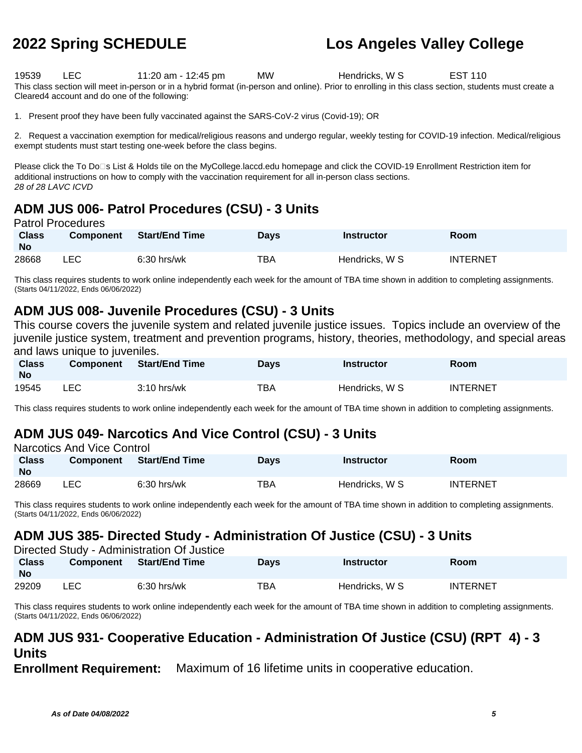| 19539 | LEC | 11:20 am - 12:45 pm | MW | Hendricks, W S | EST 110 |
|---|---|---|---|---|---|

This class section will meet in-person or in a hybrid format (in-person and online). Prior to enrolling in this class section, students must create a Cleared4 account and do one of the following:

1. Present proof they have been fully vaccinated against the SARS-CoV-2 virus (Covid-19); OR

2. Request a vaccination exemption for medical/religious reasons and undergo regular, weekly testing for COVID-19 infection. Medical/religious exempt students must start testing one-week before the class begins.

Please click the To Do□s List & Holds tile on the MyCollege.laccd.edu homepage and click the COVID-19 Enrollment Restriction item for additional instructions on how to comply with the vaccination requirement for all in-person class sections.
*28 of 28 LAVC ICVD*

## ADM JUS 006- Patrol Procedures (CSU) - 3 Units

Patrol Procedures

| Class No | Component | Start/End Time | Days | Instructor | Room |
|---|---|---|---|---|---|
| 28668 | LEC | 6:30 hrs/wk | TBA | Hendricks, W S | INTERNET |

This class requires students to work online independently each week for the amount of TBA time shown in addition to completing assignments.
(Starts 04/11/2022, Ends 06/06/2022)

## ADM JUS 008- Juvenile Procedures (CSU) - 3 Units

This course covers the juvenile system and related juvenile justice issues. Topics include an overview of the juvenile justice system, treatment and prevention programs, history, theories, methodology, and special areas and laws unique to juveniles.

| Class No | Component | Start/End Time | Days | Instructor | Room |
|---|---|---|---|---|---|
| 19545 | LEC | 3:10 hrs/wk | TBA | Hendricks, W S | INTERNET |

This class requires students to work online independently each week for the amount of TBA time shown in addition to completing assignments.

## ADM JUS 049- Narcotics And Vice Control (CSU) - 3 Units

Narcotics And Vice Control

| Class No | Component | Start/End Time | Days | Instructor | Room |
|---|---|---|---|---|---|
| 28669 | LEC | 6:30 hrs/wk | TBA | Hendricks, W S | INTERNET |

This class requires students to work online independently each week for the amount of TBA time shown in addition to completing assignments.
(Starts 04/11/2022, Ends 06/06/2022)

## ADM JUS 385- Directed Study - Administration Of Justice (CSU) - 3 Units

Directed Study - Administration Of Justice

| Class No | Component | Start/End Time | Days | Instructor | Room |
|---|---|---|---|---|---|
| 29209 | LEC | 6:30 hrs/wk | TBA | Hendricks, W S | INTERNET |

This class requires students to work online independently each week for the amount of TBA time shown in addition to completing assignments.
(Starts 04/11/2022, Ends 06/06/2022)

## ADM JUS 931- Cooperative Education - Administration Of Justice (CSU) (RPT 4) - 3 Units

**Enrollment Requirement:** Maximum of 16 lifetime units in cooperative education.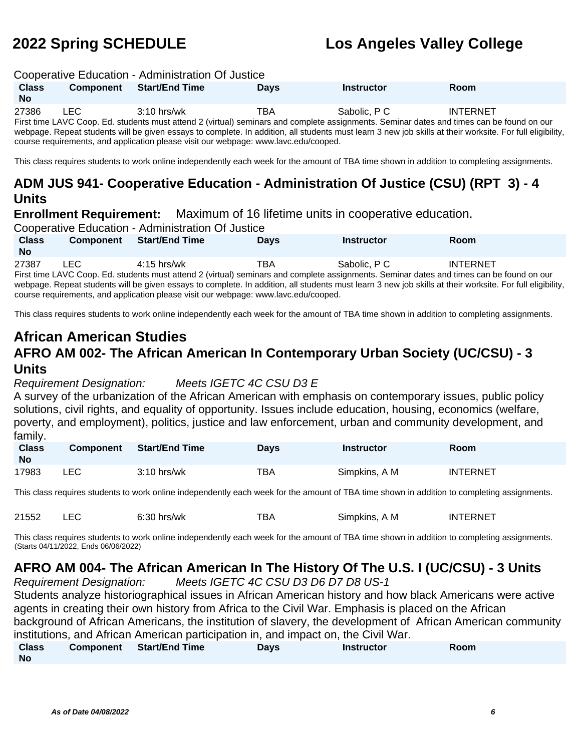Cooperative Education - Administration Of Justice

| Class No | Component | Start/End Time | Days | Instructor | Room |
|---|---|---|---|---|---|
| 27386 | LEC | 3:10 hrs/wk | TBA | Sabolic, P C | INTERNET |

First time LAVC Coop. Ed. students must attend 2 (virtual) seminars and complete assignments. Seminar dates and times can be found on our webpage. Repeat students will be given essays to complete. In addition, all students must learn 3 new job skills at their worksite. For full eligibility, course requirements, and application please visit our webpage: www.lavc.edu/cooped.

This class requires students to work online independently each week for the amount of TBA time shown in addition to completing assignments.

## ADM JUS 941- Cooperative Education - Administration Of Justice (CSU) (RPT 3) - 4 Units

**Enrollment Requirement:** Maximum of 16 lifetime units in cooperative education.

Cooperative Education - Administration Of Justice

| Class No | Component | Start/End Time | Days | Instructor | Room |
|---|---|---|---|---|---|
| 27387 | LEC | 4:15 hrs/wk | TBA | Sabolic, P C | INTERNET |

First time LAVC Coop. Ed. students must attend 2 (virtual) seminars and complete assignments. Seminar dates and times can be found on our webpage. Repeat students will be given essays to complete. In addition, all students must learn 3 new job skills at their worksite. For full eligibility, course requirements, and application please visit our webpage: www.lavc.edu/cooped.

This class requires students to work online independently each week for the amount of TBA time shown in addition to completing assignments.

# African American Studies

## AFRO AM 002- The African American In Contemporary Urban Society (UC/CSU) - 3 Units

*Requirement Designation:* *Meets IGETC 4C CSU D3 E*

A survey of the urbanization of the African American with emphasis on contemporary issues, public policy solutions, civil rights, and equality of opportunity. Issues include education, housing, economics (welfare, poverty, and employment), politics, justice and law enforcement, urban and community development, and family.

| Class No | Component | Start/End Time | Days | Instructor | Room |
|---|---|---|---|---|---|
| 17983 | LEC | 3:10 hrs/wk | TBA | Simpkins, A M | INTERNET |

This class requires students to work online independently each week for the amount of TBA time shown in addition to completing assignments.

| Class No | Component | Start/End Time | Days | Instructor | Room |
|---|---|---|---|---|---|
| 21552 | LEC | 6:30 hrs/wk | TBA | Simpkins, A M | INTERNET |

This class requires students to work online independently each week for the amount of TBA time shown in addition to completing assignments. (Starts 04/11/2022, Ends 06/06/2022)

## AFRO AM 004- The African American In The History Of The U.S. I (UC/CSU) - 3 Units

*Requirement Designation:* *Meets IGETC 4C CSU D3 D6 D7 D8 US-1*

Students analyze historiographical issues in African American history and how black Americans were active agents in creating their own history from Africa to the Civil War. Emphasis is placed on the African background of African Americans, the institution of slavery, the development of African American community institutions, and African American participation in, and impact on, the Civil War.

| Class No | Component | Start/End Time | Days | Instructor | Room |
|---|---|---|---|---|---|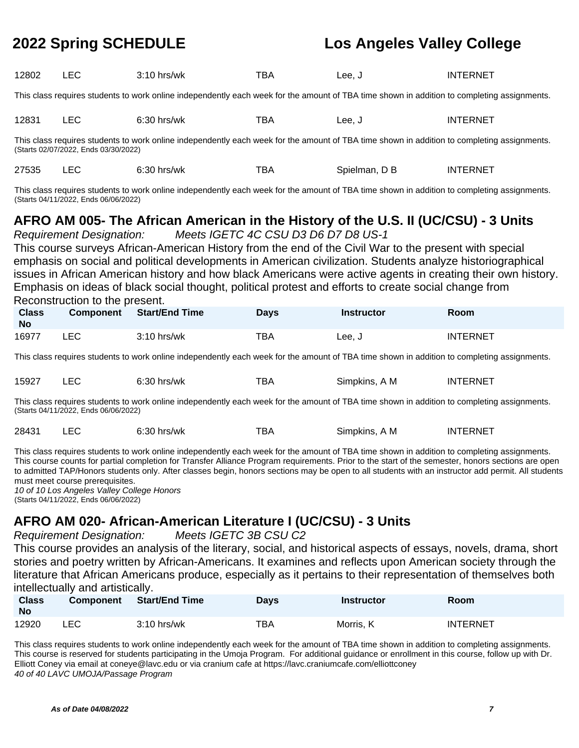| Class No | Component | Start/End Time | Days | Instructor | Room |
|---|---|---|---|---|---|
| 12802 | LEC | 3:10 hrs/wk | TBA | Lee, J | INTERNET |

This class requires students to work online independently each week for the amount of TBA time shown in addition to completing assignments.

| Class No | Component | Start/End Time | Days | Instructor | Room |
|---|---|---|---|---|---|
| 12831 | LEC | 6:30 hrs/wk | TBA | Lee, J | INTERNET |

This class requires students to work online independently each week for the amount of TBA time shown in addition to completing assignments.
(Starts 02/07/2022, Ends 03/30/2022)

| Class No | Component | Start/End Time | Days | Instructor | Room |
|---|---|---|---|---|---|
| 27535 | LEC | 6:30 hrs/wk | TBA | Spielman, D B | INTERNET |

This class requires students to work online independently each week for the amount of TBA time shown in addition to completing assignments.
(Starts 04/11/2022, Ends 06/06/2022)

## AFRO AM 005- The African American in the History of the U.S. II (UC/CSU) - 3 Units

*Requirement Designation:* *Meets IGETC 4C CSU D3 D6 D7 D8 US-1*

This course surveys African-American History from the end of the Civil War to the present with special emphasis on social and political developments in American civilization. Students analyze historiographical issues in African American history and how black Americans were active agents in creating their own history. Emphasis on ideas of black social thought, political protest and efforts to create social change from Reconstruction to the present.

| Class No | Component | Start/End Time | Days | Instructor | Room |
|---|---|---|---|---|---|
| 16977 | LEC | 3:10 hrs/wk | TBA | Lee, J | INTERNET |

This class requires students to work online independently each week for the amount of TBA time shown in addition to completing assignments.

| Class No | Component | Start/End Time | Days | Instructor | Room |
|---|---|---|---|---|---|
| 15927 | LEC | 6:30 hrs/wk | TBA | Simpkins, A M | INTERNET |

This class requires students to work online independently each week for the amount of TBA time shown in addition to completing assignments.
(Starts 04/11/2022, Ends 06/06/2022)

| Class No | Component | Start/End Time | Days | Instructor | Room |
|---|---|---|---|---|---|
| 28431 | LEC | 6:30 hrs/wk | TBA | Simpkins, A M | INTERNET |

This class requires students to work online independently each week for the amount of TBA time shown in addition to completing assignments.
This course counts for partial completion for Transfer Alliance Program requirements. Prior to the start of the semester, honors sections are open to admitted TAP/Honors students only. After classes begin, honors sections may be open to all students with an instructor add permit. All students must meet course prerequisites.
*10 of 10 Los Angeles Valley College Honors*
(Starts 04/11/2022, Ends 06/06/2022)

## AFRO AM 020- African-American Literature I (UC/CSU) - 3 Units

*Requirement Designation:* *Meets IGETC 3B CSU C2*

This course provides an analysis of the literary, social, and historical aspects of essays, novels, drama, short stories and poetry written by African-Americans. It examines and reflects upon American society through the literature that African Americans produce, especially as it pertains to their representation of themselves both intellectually and artistically.

| Class No | Component | Start/End Time | Days | Instructor | Room |
|---|---|---|---|---|---|
| 12920 | LEC | 3:10 hrs/wk | TBA | Morris, K | INTERNET |

This class requires students to work online independently each week for the amount of TBA time shown in addition to completing assignments.
This course is reserved for students participating in the Umoja Program. For additional guidance or enrollment in this course, follow up with Dr. Elliott Coney via email at coneye@lavc.edu or via cranium cafe at https://lavc.craniumcafe.com/elliottconey
*40 of 40 LAVC UMOJA/Passage Program*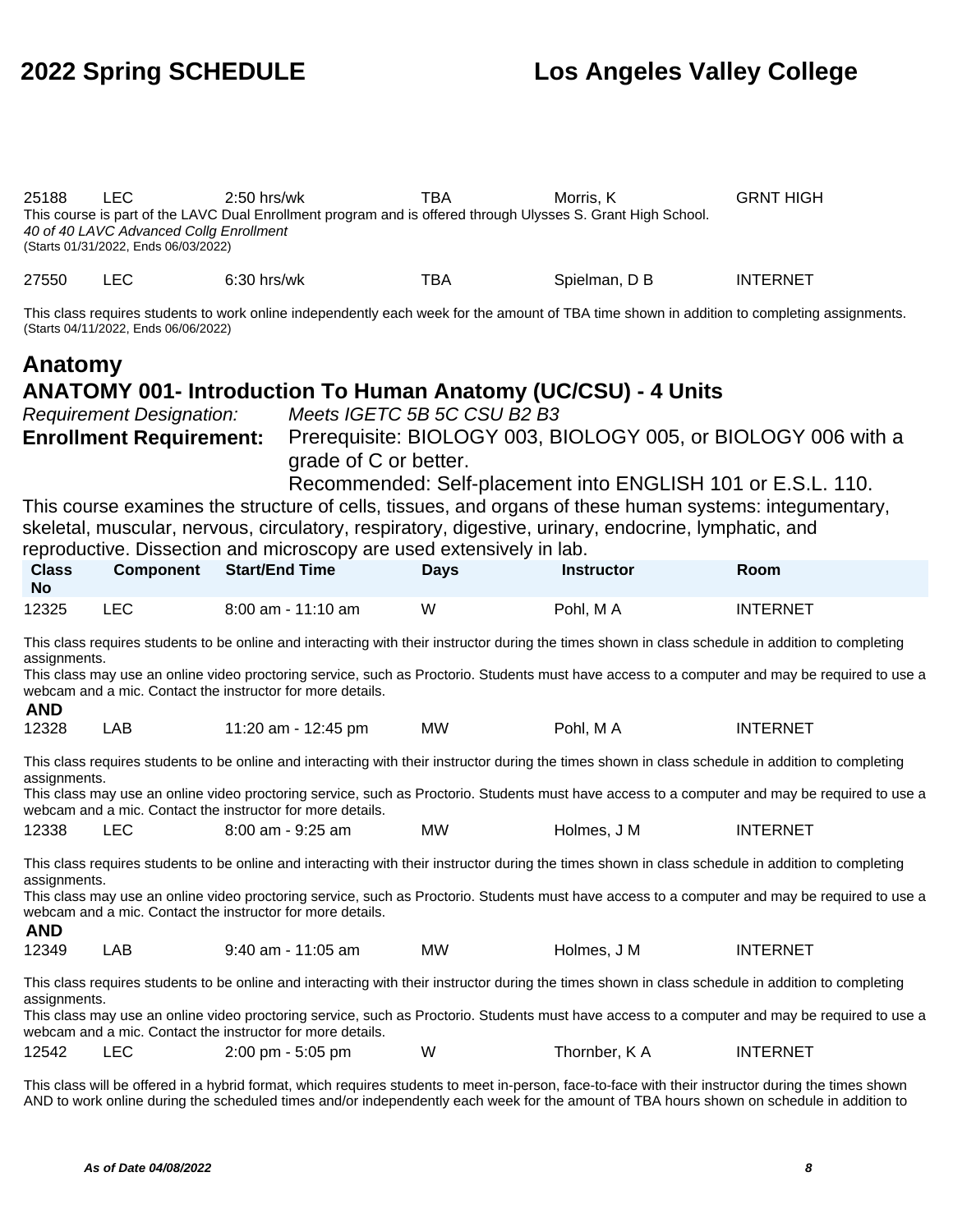| | | | | | |
|---|---|---|---|---|---|
| 25188 | LEC | 2:50 hrs/wk | TBA | Morris, K | GRNT HIGH |

This course is part of the LAVC Dual Enrollment program and is offered through Ulysses S. Grant High School.
*40 of 40 LAVC Advanced Collg Enrollment*
(Starts 01/31/2022, Ends 06/03/2022)

| | | | | | |
|---|---|---|---|---|---|
| 27550 | LEC | 6:30 hrs/wk | TBA | Spielman, D B | INTERNET |

This class requires students to work online independently each week for the amount of TBA time shown in addition to completing assignments.
(Starts 04/11/2022, Ends 06/06/2022)

## Anatomy

### ANATOMY 001- Introduction To Human Anatomy (UC/CSU) - 4 Units

*Requirement Designation:* *Meets IGETC 5B 5C CSU B2 B3*

**Enrollment Requirement:** Prerequisite: BIOLOGY 003, BIOLOGY 005, or BIOLOGY 006 with a grade of C or better.
Recommended: Self-placement into ENGLISH 101 or E.S.L. 110.

This course examines the structure of cells, tissues, and organs of these human systems: integumentary, skeletal, muscular, nervous, circulatory, respiratory, digestive, urinary, endocrine, lymphatic, and reproductive. Dissection and microscopy are used extensively in lab.

| Class No | Component | Start/End Time | Days | Instructor | Room |
|---|---|---|---|---|---|
| 12325 | LEC | 8:00 am - 11:10 am | W | Pohl, M A | INTERNET |

This class requires students to be online and interacting with their instructor during the times shown in class schedule in addition to completing assignments.
This class may use an online video proctoring service, such as Proctorio. Students must have access to a computer and may be required to use a webcam and a mic. Contact the instructor for more details.

**AND**

| | | | | | |
|---|---|---|---|---|---|
| 12328 | LAB | 11:20 am - 12:45 pm | MW | Pohl, M A | INTERNET |

This class requires students to be online and interacting with their instructor during the times shown in class schedule in addition to completing assignments.
This class may use an online video proctoring service, such as Proctorio. Students must have access to a computer and may be required to use a webcam and a mic. Contact the instructor for more details.

| | | | | | |
|---|---|---|---|---|---|
| 12338 | LEC | 8:00 am - 9:25 am | MW | Holmes, J M | INTERNET |

This class requires students to be online and interacting with their instructor during the times shown in class schedule in addition to completing assignments.
This class may use an online video proctoring service, such as Proctorio. Students must have access to a computer and may be required to use a webcam and a mic. Contact the instructor for more details.

**AND**

| | | | | | |
|---|---|---|---|---|---|
| 12349 | LAB | 9:40 am - 11:05 am | MW | Holmes, J M | INTERNET |

This class requires students to be online and interacting with their instructor during the times shown in class schedule in addition to completing assignments.
This class may use an online video proctoring service, such as Proctorio. Students must have access to a computer and may be required to use a webcam and a mic. Contact the instructor for more details.

| | | | | | |
|---|---|---|---|---|---|
| 12542 | LEC | 2:00 pm - 5:05 pm | W | Thornber, K A | INTERNET |

This class will be offered in a hybrid format, which requires students to meet in-person, face-to-face with their instructor during the times shown AND to work online during the scheduled times and/or independently each week for the amount of TBA hours shown on schedule in addition to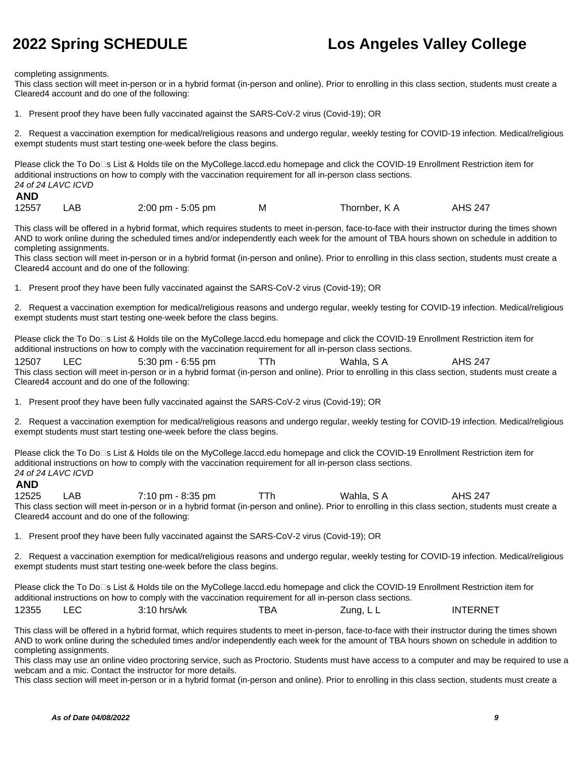completing assignments.
This class section will meet in-person or in a hybrid format (in-person and online). Prior to enrolling in this class section, students must create a Cleared4 account and do one of the following:

1. Present proof they have been fully vaccinated against the SARS-CoV-2 virus (Covid-19); OR

2. Request a vaccination exemption for medical/religious reasons and undergo regular, weekly testing for COVID-19 infection. Medical/religious exempt students must start testing one-week before the class begins.

Please click the To Do□s List & Holds tile on the MyCollege.laccd.edu homepage and click the COVID-19 Enrollment Restriction item for additional instructions on how to comply with the vaccination requirement for all in-person class sections.
*24 of 24 LAVC ICVD*

**AND**

| 12557 | LAB | 2:00 pm - 5:05 pm | M | Thornber, K A | AHS 247 |
|---|---|---|---|---|---|

This class will be offered in a hybrid format, which requires students to meet in-person, face-to-face with their instructor during the times shown AND to work online during the scheduled times and/or independently each week for the amount of TBA hours shown on schedule in addition to completing assignments.
This class section will meet in-person or in a hybrid format (in-person and online). Prior to enrolling in this class section, students must create a Cleared4 account and do one of the following:

1. Present proof they have been fully vaccinated against the SARS-CoV-2 virus (Covid-19); OR

2. Request a vaccination exemption for medical/religious reasons and undergo regular, weekly testing for COVID-19 infection. Medical/religious exempt students must start testing one-week before the class begins.

Please click the To Do□s List & Holds tile on the MyCollege.laccd.edu homepage and click the COVID-19 Enrollment Restriction item for additional instructions on how to comply with the vaccination requirement for all in-person class sections.

| 12507 | LEC | 5:30 pm - 6:55 pm | TTh | Wahla, S A | AHS 247 |
|---|---|---|---|---|---|

This class section will meet in-person or in a hybrid format (in-person and online). Prior to enrolling in this class section, students must create a Cleared4 account and do one of the following:

1. Present proof they have been fully vaccinated against the SARS-CoV-2 virus (Covid-19); OR

2. Request a vaccination exemption for medical/religious reasons and undergo regular, weekly testing for COVID-19 infection. Medical/religious exempt students must start testing one-week before the class begins.

Please click the To Do□s List & Holds tile on the MyCollege.laccd.edu homepage and click the COVID-19 Enrollment Restriction item for additional instructions on how to comply with the vaccination requirement for all in-person class sections.
*24 of 24 LAVC ICVD*

**AND**

| 12525 | LAB | 7:10 pm - 8:35 pm | TTh | Wahla, S A | AHS 247 |
|---|---|---|---|---|---|

This class section will meet in-person or in a hybrid format (in-person and online). Prior to enrolling in this class section, students must create a Cleared4 account and do one of the following:

1. Present proof they have been fully vaccinated against the SARS-CoV-2 virus (Covid-19); OR

2. Request a vaccination exemption for medical/religious reasons and undergo regular, weekly testing for COVID-19 infection. Medical/religious exempt students must start testing one-week before the class begins.

Please click the To Do□s List & Holds tile on the MyCollege.laccd.edu homepage and click the COVID-19 Enrollment Restriction item for additional instructions on how to comply with the vaccination requirement for all in-person class sections.

| 12355 | LEC | 3:10 hrs/wk | TBA | Zung, L L | INTERNET |
|---|---|---|---|---|---|

This class will be offered in a hybrid format, which requires students to meet in-person, face-to-face with their instructor during the times shown AND to work online during the scheduled times and/or independently each week for the amount of TBA hours shown on schedule in addition to completing assignments.
This class may use an online video proctoring service, such as Proctorio. Students must have access to a computer and may be required to use a webcam and a mic. Contact the instructor for more details.
This class section will meet in-person or in a hybrid format (in-person and online). Prior to enrolling in this class section, students must create a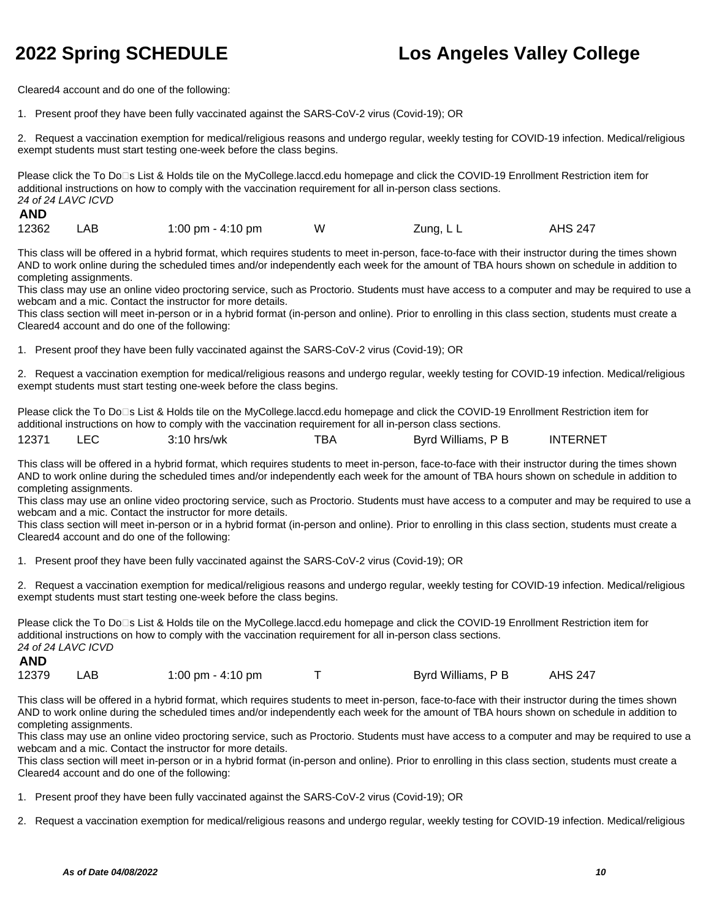Cleared4 account and do one of the following:

1. Present proof they have been fully vaccinated against the SARS-CoV-2 virus (Covid-19); OR

2. Request a vaccination exemption for medical/religious reasons and undergo regular, weekly testing for COVID-19 infection. Medical/religious exempt students must start testing one-week before the class begins.

Please click the To Do□s List & Holds tile on the MyCollege.laccd.edu homepage and click the COVID-19 Enrollment Restriction item for additional instructions on how to comply with the vaccination requirement for all in-person class sections.
*24 of 24 LAVC ICVD*

**AND**

| 12362 | LAB | 1:00 pm - 4:10 pm | W | Zung, L L | AHS 247 |
|---|---|---|---|---|---|

This class will be offered in a hybrid format, which requires students to meet in-person, face-to-face with their instructor during the times shown AND to work online during the scheduled times and/or independently each week for the amount of TBA hours shown on schedule in addition to completing assignments.
This class may use an online video proctoring service, such as Proctorio. Students must have access to a computer and may be required to use a webcam and a mic. Contact the instructor for more details.
This class section will meet in-person or in a hybrid format (in-person and online). Prior to enrolling in this class section, students must create a Cleared4 account and do one of the following:

1. Present proof they have been fully vaccinated against the SARS-CoV-2 virus (Covid-19); OR

2. Request a vaccination exemption for medical/religious reasons and undergo regular, weekly testing for COVID-19 infection. Medical/religious exempt students must start testing one-week before the class begins.

Please click the To Do□s List & Holds tile on the MyCollege.laccd.edu homepage and click the COVID-19 Enrollment Restriction item for additional instructions on how to comply with the vaccination requirement for all in-person class sections.

| 12371 | LEC | 3:10 hrs/wk | TBA | Byrd Williams, P B | INTERNET |
|---|---|---|---|---|---|

This class will be offered in a hybrid format, which requires students to meet in-person, face-to-face with their instructor during the times shown AND to work online during the scheduled times and/or independently each week for the amount of TBA hours shown on schedule in addition to completing assignments.
This class may use an online video proctoring service, such as Proctorio. Students must have access to a computer and may be required to use a webcam and a mic. Contact the instructor for more details.
This class section will meet in-person or in a hybrid format (in-person and online). Prior to enrolling in this class section, students must create a Cleared4 account and do one of the following:

1. Present proof they have been fully vaccinated against the SARS-CoV-2 virus (Covid-19); OR

2. Request a vaccination exemption for medical/religious reasons and undergo regular, weekly testing for COVID-19 infection. Medical/religious exempt students must start testing one-week before the class begins.

Please click the To Do□s List & Holds tile on the MyCollege.laccd.edu homepage and click the COVID-19 Enrollment Restriction item for additional instructions on how to comply with the vaccination requirement for all in-person class sections.
*24 of 24 LAVC ICVD*

**AND**

| 12379 | LAB | 1:00 pm - 4:10 pm | T | Byrd Williams, P B | AHS 247 |
|---|---|---|---|---|---|

This class will be offered in a hybrid format, which requires students to meet in-person, face-to-face with their instructor during the times shown AND to work online during the scheduled times and/or independently each week for the amount of TBA hours shown on schedule in addition to completing assignments.
This class may use an online video proctoring service, such as Proctorio. Students must have access to a computer and may be required to use a webcam and a mic. Contact the instructor for more details.
This class section will meet in-person or in a hybrid format (in-person and online). Prior to enrolling in this class section, students must create a Cleared4 account and do one of the following:

1. Present proof they have been fully vaccinated against the SARS-CoV-2 virus (Covid-19); OR

2. Request a vaccination exemption for medical/religious reasons and undergo regular, weekly testing for COVID-19 infection. Medical/religious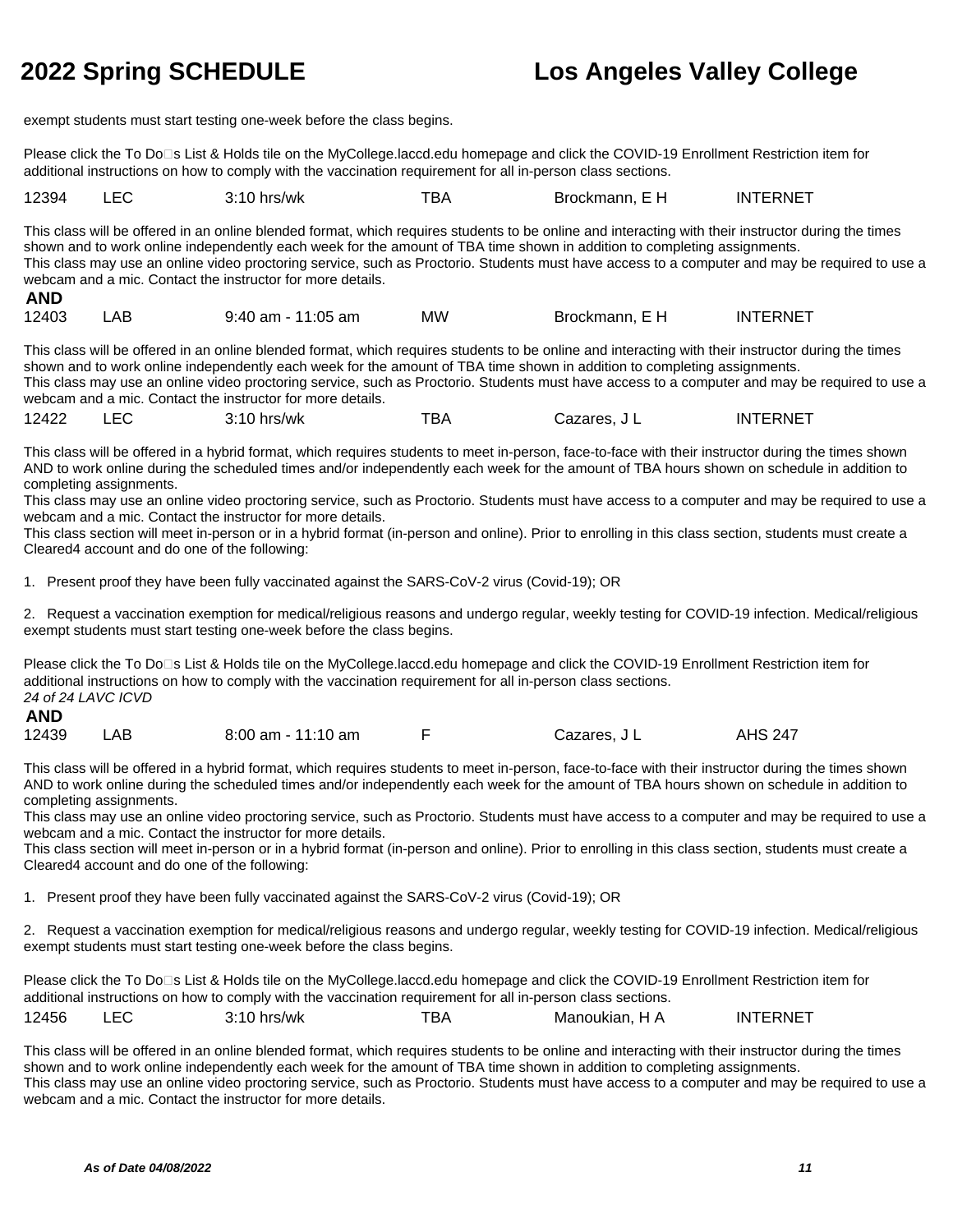exempt students must start testing one-week before the class begins.

Please click the To Do□s List & Holds tile on the MyCollege.laccd.edu homepage and click the COVID-19 Enrollment Restriction item for additional instructions on how to comply with the vaccination requirement for all in-person class sections.

| 12394 | LEC | 3:10 hrs/wk | TBA | Brockmann, E H | INTERNET |
|---|---|---|---|---|---|

This class will be offered in an online blended format, which requires students to be online and interacting with their instructor during the times shown and to work online independently each week for the amount of TBA time shown in addition to completing assignments.
This class may use an online video proctoring service, such as Proctorio. Students must have access to a computer and may be required to use a webcam and a mic. Contact the instructor for more details.

**AND**

| 12403 | LAB | 9:40 am - 11:05 am | MW | Brockmann, E H | INTERNET |
|---|---|---|---|---|---|

This class will be offered in an online blended format, which requires students to be online and interacting with their instructor during the times shown and to work online independently each week for the amount of TBA time shown in addition to completing assignments.
This class may use an online video proctoring service, such as Proctorio. Students must have access to a computer and may be required to use a webcam and a mic. Contact the instructor for more details.

| 12422 | LEC | 3:10 hrs/wk | TBA | Cazares, J L | INTERNET |
|---|---|---|---|---|---|

This class will be offered in a hybrid format, which requires students to meet in-person, face-to-face with their instructor during the times shown AND to work online during the scheduled times and/or independently each week for the amount of TBA hours shown on schedule in addition to completing assignments.
This class may use an online video proctoring service, such as Proctorio. Students must have access to a computer and may be required to use a webcam and a mic. Contact the instructor for more details.
This class section will meet in-person or in a hybrid format (in-person and online). Prior to enrolling in this class section, students must create a Cleared4 account and do one of the following:

1. Present proof they have been fully vaccinated against the SARS-CoV-2 virus (Covid-19); OR

2. Request a vaccination exemption for medical/religious reasons and undergo regular, weekly testing for COVID-19 infection. Medical/religious exempt students must start testing one-week before the class begins.

Please click the To Do□s List & Holds tile on the MyCollege.laccd.edu homepage and click the COVID-19 Enrollment Restriction item for additional instructions on how to comply with the vaccination requirement for all in-person class sections.
*24 of 24 LAVC ICVD*

**AND**

| 12439 | LAB | 8:00 am - 11:10 am | F | Cazares, J L | AHS 247 |
|---|---|---|---|---|---|

This class will be offered in a hybrid format, which requires students to meet in-person, face-to-face with their instructor during the times shown AND to work online during the scheduled times and/or independently each week for the amount of TBA hours shown on schedule in addition to completing assignments.
This class may use an online video proctoring service, such as Proctorio. Students must have access to a computer and may be required to use a webcam and a mic. Contact the instructor for more details.
This class section will meet in-person or in a hybrid format (in-person and online). Prior to enrolling in this class section, students must create a Cleared4 account and do one of the following:

1. Present proof they have been fully vaccinated against the SARS-CoV-2 virus (Covid-19); OR

2. Request a vaccination exemption for medical/religious reasons and undergo regular, weekly testing for COVID-19 infection. Medical/religious exempt students must start testing one-week before the class begins.

Please click the To Do□s List & Holds tile on the MyCollege.laccd.edu homepage and click the COVID-19 Enrollment Restriction item for additional instructions on how to comply with the vaccination requirement for all in-person class sections.

| 12456 | LEC | 3:10 hrs/wk | TBA | Manoukian, H A | INTERNET |
|---|---|---|---|---|---|

This class will be offered in an online blended format, which requires students to be online and interacting with their instructor during the times shown and to work online independently each week for the amount of TBA time shown in addition to completing assignments.
This class may use an online video proctoring service, such as Proctorio. Students must have access to a computer and may be required to use a webcam and a mic. Contact the instructor for more details.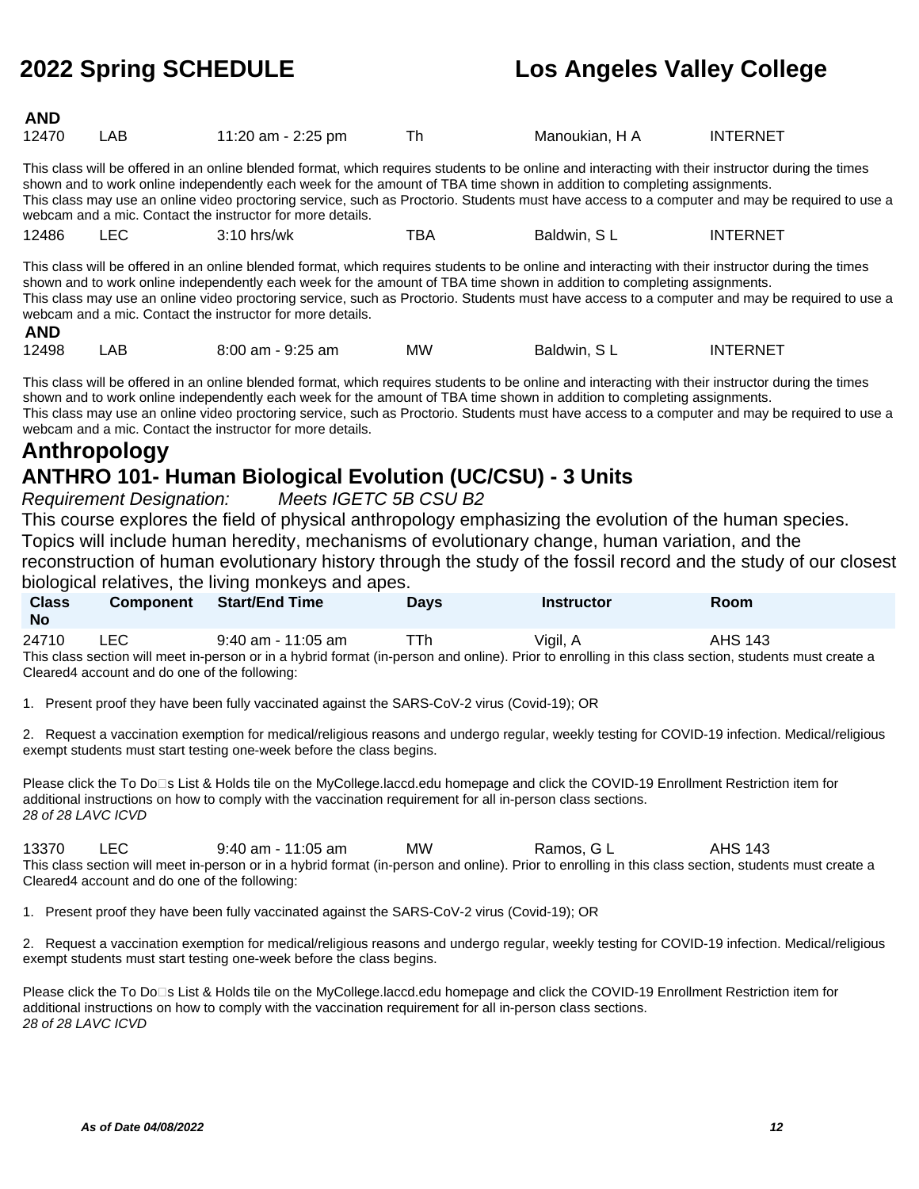**AND**

| | | | | | |
|---|---|---|---|---|---|
| 12470 | LAB | 11:20 am - 2:25 pm | Th | Manoukian, H A | INTERNET |

This class will be offered in an online blended format, which requires students to be online and interacting with their instructor during the times shown and to work online independently each week for the amount of TBA time shown in addition to completing assignments.
This class may use an online video proctoring service, such as Proctorio. Students must have access to a computer and may be required to use a webcam and a mic. Contact the instructor for more details.

| | | | | | |
|---|---|---|---|---|---|
| 12486 | LEC | 3:10 hrs/wk | TBA | Baldwin, S L | INTERNET |

This class will be offered in an online blended format, which requires students to be online and interacting with their instructor during the times shown and to work online independently each week for the amount of TBA time shown in addition to completing assignments.
This class may use an online video proctoring service, such as Proctorio. Students must have access to a computer and may be required to use a webcam and a mic. Contact the instructor for more details.

**AND**

| | | | | | |
|---|---|---|---|---|---|
| 12498 | LAB | 8:00 am - 9:25 am | MW | Baldwin, S L | INTERNET |

This class will be offered in an online blended format, which requires students to be online and interacting with their instructor during the times shown and to work online independently each week for the amount of TBA time shown in addition to completing assignments.
This class may use an online video proctoring service, such as Proctorio. Students must have access to a computer and may be required to use a webcam and a mic. Contact the instructor for more details.

# Anthropology

## ANTHRO 101- Human Biological Evolution (UC/CSU) - 3 Units

*Requirement Designation: Meets IGETC 5B CSU B2*

This course explores the field of physical anthropology emphasizing the evolution of the human species. Topics will include human heredity, mechanisms of evolutionary change, human variation, and the reconstruction of human evolutionary history through the study of the fossil record and the study of our closest biological relatives, the living monkeys and apes.

| Class No | Component | Start/End Time | Days | Instructor | Room |
|---|---|---|---|---|---|
| 24710 | LEC | 9:40 am - 11:05 am | TTh | Vigil, A | AHS 143 |

This class section will meet in-person or in a hybrid format (in-person and online). Prior to enrolling in this class section, students must create a Cleared4 account and do one of the following:

1. Present proof they have been fully vaccinated against the SARS-CoV-2 virus (Covid-19); OR

2. Request a vaccination exemption for medical/religious reasons and undergo regular, weekly testing for COVID-19 infection. Medical/religious exempt students must start testing one-week before the class begins.

Please click the To Do□s List & Holds tile on the MyCollege.laccd.edu homepage and click the COVID-19 Enrollment Restriction item for additional instructions on how to comply with the vaccination requirement for all in-person class sections.
*28 of 28 LAVC ICVD*

| | | | | | |
|---|---|---|---|---|---|
| 13370 | LEC | 9:40 am - 11:05 am | MW | Ramos, G L | AHS 143 |

This class section will meet in-person or in a hybrid format (in-person and online). Prior to enrolling in this class section, students must create a Cleared4 account and do one of the following:

1. Present proof they have been fully vaccinated against the SARS-CoV-2 virus (Covid-19); OR

2. Request a vaccination exemption for medical/religious reasons and undergo regular, weekly testing for COVID-19 infection. Medical/religious exempt students must start testing one-week before the class begins.

Please click the To Do□s List & Holds tile on the MyCollege.laccd.edu homepage and click the COVID-19 Enrollment Restriction item for additional instructions on how to comply with the vaccination requirement for all in-person class sections.
*28 of 28 LAVC ICVD*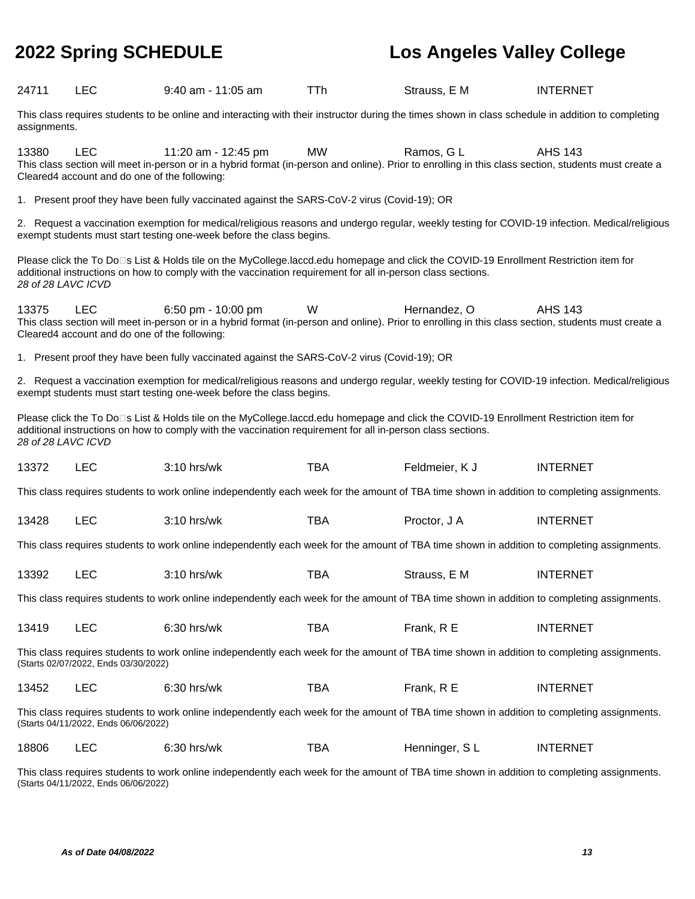24711 LEC 9:40 am - 11:05 am TTh Strauss, E M INTERNET

This class requires students to be online and interacting with their instructor during the times shown in class schedule in addition to completing assignments.

13380 LEC 11:20 am - 12:45 pm MW Ramos, G L AHS 143

This class section will meet in-person or in a hybrid format (in-person and online). Prior to enrolling in this class section, students must create a Cleared4 account and do one of the following:

1. Present proof they have been fully vaccinated against the SARS-CoV-2 virus (Covid-19); OR

2. Request a vaccination exemption for medical/religious reasons and undergo regular, weekly testing for COVID-19 infection. Medical/religious exempt students must start testing one-week before the class begins.

Please click the To Do□s List & Holds tile on the MyCollege.laccd.edu homepage and click the COVID-19 Enrollment Restriction item for additional instructions on how to comply with the vaccination requirement for all in-person class sections.
*28 of 28 LAVC ICVD*

13375 LEC 6:50 pm - 10:00 pm W Hernandez, O AHS 143

This class section will meet in-person or in a hybrid format (in-person and online). Prior to enrolling in this class section, students must create a Cleared4 account and do one of the following:

1. Present proof they have been fully vaccinated against the SARS-CoV-2 virus (Covid-19); OR

2. Request a vaccination exemption for medical/religious reasons and undergo regular, weekly testing for COVID-19 infection. Medical/religious exempt students must start testing one-week before the class begins.

Please click the To Do□s List & Holds tile on the MyCollege.laccd.edu homepage and click the COVID-19 Enrollment Restriction item for additional instructions on how to comply with the vaccination requirement for all in-person class sections.
*28 of 28 LAVC ICVD*

13372 LEC 3:10 hrs/wk TBA Feldmeier, K J INTERNET

This class requires students to work online independently each week for the amount of TBA time shown in addition to completing assignments.

13428 LEC 3:10 hrs/wk TBA Proctor, J A INTERNET

This class requires students to work online independently each week for the amount of TBA time shown in addition to completing assignments.

13392 LEC 3:10 hrs/wk TBA Strauss, E M INTERNET

This class requires students to work online independently each week for the amount of TBA time shown in addition to completing assignments.

13419 LEC 6:30 hrs/wk TBA Frank, R E INTERNET

This class requires students to work online independently each week for the amount of TBA time shown in addition to completing assignments.
(Starts 02/07/2022, Ends 03/30/2022)

13452 LEC 6:30 hrs/wk TBA Frank, R E INTERNET

This class requires students to work online independently each week for the amount of TBA time shown in addition to completing assignments.
(Starts 04/11/2022, Ends 06/06/2022)

18806 LEC 6:30 hrs/wk TBA Henninger, S L INTERNET

This class requires students to work online independently each week for the amount of TBA time shown in addition to completing assignments.
(Starts 04/11/2022, Ends 06/06/2022)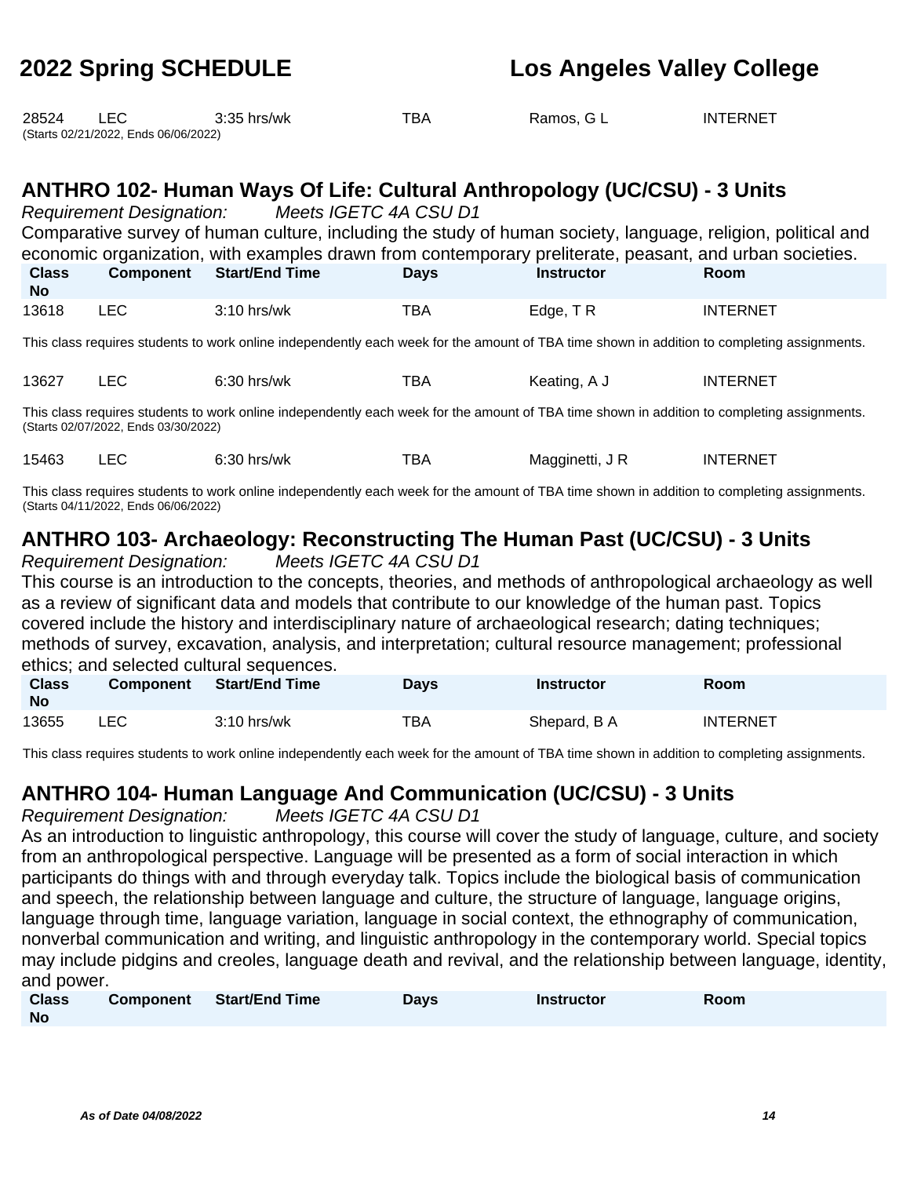| 28524 | LEC | 3:35 hrs/wk | TBA | Ramos, G L | INTERNET |
|---|---|---|---|---|---|

(Starts 02/21/2022, Ends 06/06/2022)

## ANTHRO 102- Human Ways Of Life: Cultural Anthropology (UC/CSU) - 3 Units

*Requirement Designation:* *Meets IGETC 4A CSU D1*

Comparative survey of human culture, including the study of human society, language, religion, political and economic organization, with examples drawn from contemporary preliterate, peasant, and urban societies.

| Class No | Component | Start/End Time | Days | Instructor | Room |
|---|---|---|---|---|---|
| 13618 | LEC | 3:10 hrs/wk | TBA | Edge, T R | INTERNET |

This class requires students to work online independently each week for the amount of TBA time shown in addition to completing assignments.

| 13627 | LEC | 6:30 hrs/wk | TBA | Keating, A J | INTERNET |
|---|---|---|---|---|---|

This class requires students to work online independently each week for the amount of TBA time shown in addition to completing assignments.
(Starts 02/07/2022, Ends 03/30/2022)

| 15463 | LEC | 6:30 hrs/wk | TBA | Magginetti, J R | INTERNET |
|---|---|---|---|---|---|

This class requires students to work online independently each week for the amount of TBA time shown in addition to completing assignments.
(Starts 04/11/2022, Ends 06/06/2022)

## ANTHRO 103- Archaeology: Reconstructing The Human Past (UC/CSU) - 3 Units

*Requirement Designation:* *Meets IGETC 4A CSU D1*

This course is an introduction to the concepts, theories, and methods of anthropological archaeology as well as a review of significant data and models that contribute to our knowledge of the human past. Topics covered include the history and interdisciplinary nature of archaeological research; dating techniques; methods of survey, excavation, analysis, and interpretation; cultural resource management; professional ethics; and selected cultural sequences.

| Class No | Component | Start/End Time | Days | Instructor | Room |
|---|---|---|---|---|---|
| 13655 | LEC | 3:10 hrs/wk | TBA | Shepard, B A | INTERNET |

This class requires students to work online independently each week for the amount of TBA time shown in addition to completing assignments.

## ANTHRO 104- Human Language And Communication (UC/CSU) - 3 Units

*Requirement Designation:* *Meets IGETC 4A CSU D1*

As an introduction to linguistic anthropology, this course will cover the study of language, culture, and society from an anthropological perspective. Language will be presented as a form of social interaction in which participants do things with and through everyday talk. Topics include the biological basis of communication and speech, the relationship between language and culture, the structure of language, language origins, language through time, language variation, language in social context, the ethnography of communication, nonverbal communication and writing, and linguistic anthropology in the contemporary world. Special topics may include pidgins and creoles, language death and revival, and the relationship between language, identity, and power.

| Class No | Component | Start/End Time | Days | Instructor | Room |
|---|---|---|---|---|---|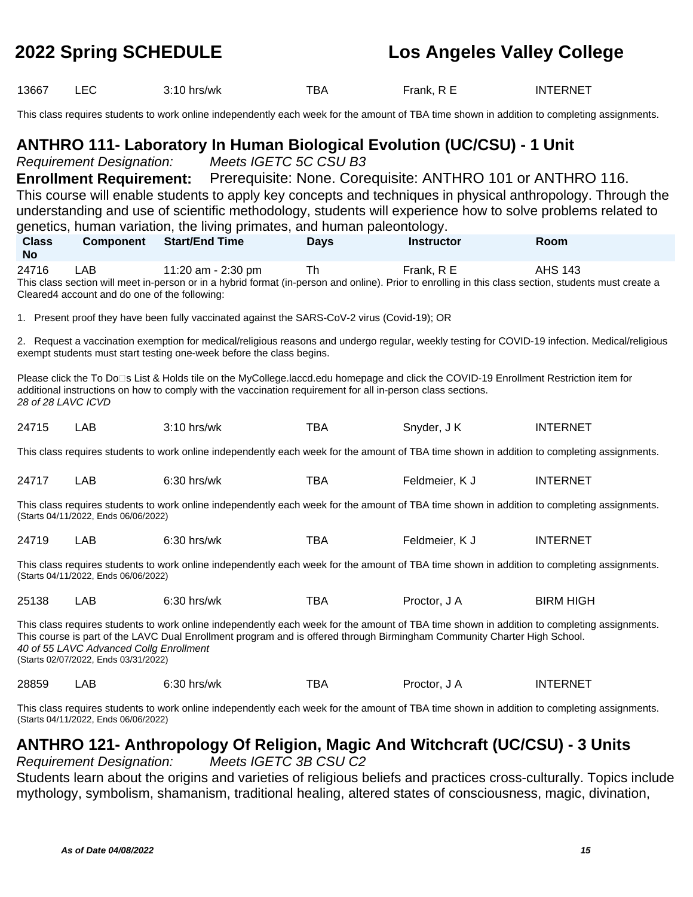| | | | | | |
|---|---|---|---|---|---|
| 13667 | LEC | 3:10 hrs/wk | TBA | Frank, R E | INTERNET |

This class requires students to work online independently each week for the amount of TBA time shown in addition to completing assignments.

## ANTHRO 111- Laboratory In Human Biological Evolution (UC/CSU) - 1 Unit

*Requirement Designation:* *Meets IGETC 5C CSU B3*

**Enrollment Requirement:** Prerequisite: None. Corequisite: ANTHRO 101 or ANTHRO 116.

This course will enable students to apply key concepts and techniques in physical anthropology. Through the understanding and use of scientific methodology, students will experience how to solve problems related to genetics, human variation, the living primates, and human paleontology.

| Class No | Component | Start/End Time | Days | Instructor | Room |
|---|---|---|---|---|---|
| 24716 | LAB | 11:20 am - 2:30 pm | Th | Frank, R E | AHS 143 |

This class section will meet in-person or in a hybrid format (in-person and online). Prior to enrolling in this class section, students must create a Cleared4 account and do one of the following:

1. Present proof they have been fully vaccinated against the SARS-CoV-2 virus (Covid-19); OR

2. Request a vaccination exemption for medical/religious reasons and undergo regular, weekly testing for COVID-19 infection. Medical/religious exempt students must start testing one-week before the class begins.

Please click the To Do�s List & Holds tile on the MyCollege.laccd.edu homepage and click the COVID-19 Enrollment Restriction item for additional instructions on how to comply with the vaccination requirement for all in-person class sections.
*28 of 28 LAVC ICVD*

| | | | | | |
|---|---|---|---|---|---|
| 24715 | LAB | 3:10 hrs/wk | TBA | Snyder, J K | INTERNET |

This class requires students to work online independently each week for the amount of TBA time shown in addition to completing assignments.

| | | | | | |
|---|---|---|---|---|---|
| 24717 | LAB | 6:30 hrs/wk | TBA | Feldmeier, K J | INTERNET |

This class requires students to work online independently each week for the amount of TBA time shown in addition to completing assignments.
(Starts 04/11/2022, Ends 06/06/2022)

| | | | | | |
|---|---|---|---|---|---|
| 24719 | LAB | 6:30 hrs/wk | TBA | Feldmeier, K J | INTERNET |

This class requires students to work online independently each week for the amount of TBA time shown in addition to completing assignments.
(Starts 04/11/2022, Ends 06/06/2022)

| | | | | | |
|---|---|---|---|---|---|
| 25138 | LAB | 6:30 hrs/wk | TBA | Proctor, J A | BIRM HIGH |

This class requires students to work online independently each week for the amount of TBA time shown in addition to completing assignments.
This course is part of the LAVC Dual Enrollment program and is offered through Birmingham Community Charter High School.
*40 of 55 LAVC Advanced Collg Enrollment*
(Starts 02/07/2022, Ends 03/31/2022)

| | | | | | |
|---|---|---|---|---|---|
| 28859 | LAB | 6:30 hrs/wk | TBA | Proctor, J A | INTERNET |

This class requires students to work online independently each week for the amount of TBA time shown in addition to completing assignments.
(Starts 04/11/2022, Ends 06/06/2022)

## ANTHRO 121- Anthropology Of Religion, Magic And Witchcraft (UC/CSU) - 3 Units

*Requirement Designation:* *Meets IGETC 3B CSU C2*

Students learn about the origins and varieties of religious beliefs and practices cross-culturally. Topics include mythology, symbolism, shamanism, traditional healing, altered states of consciousness, magic, divination,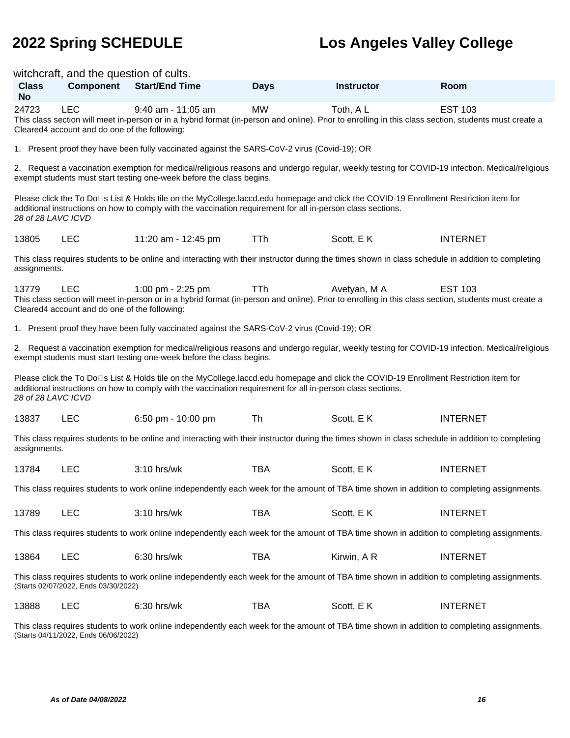witchcraft, and the question of cults.

| Class No | Component | Start/End Time | Days | Instructor | Room |
|---|---|---|---|---|---|
| 24723 | LEC | 9:40 am - 11:05 am | MW | Toth, A L | EST 103 |

This class section will meet in-person or in a hybrid format (in-person and online). Prior to enrolling in this class section, students must create a Cleared4 account and do one of the following:

1. Present proof they have been fully vaccinated against the SARS-CoV-2 virus (Covid-19); OR

2. Request a vaccination exemption for medical/religious reasons and undergo regular, weekly testing for COVID-19 infection. Medical/religious exempt students must start testing one-week before the class begins.

Please click the To Do□s List & Holds tile on the MyCollege.laccd.edu homepage and click the COVID-19 Enrollment Restriction item for additional instructions on how to comply with the vaccination requirement for all in-person class sections.
*28 of 28 LAVC ICVD*

| Class No | Component | Start/End Time | Days | Instructor | Room |
|---|---|---|---|---|---|
| 13805 | LEC | 11:20 am - 12:45 pm | TTh | Scott, E K | INTERNET |

This class requires students to be online and interacting with their instructor during the times shown in class schedule in addition to completing assignments.

| Class No | Component | Start/End Time | Days | Instructor | Room |
|---|---|---|---|---|---|
| 13779 | LEC | 1:00 pm - 2:25 pm | TTh | Avetyan, M A | EST 103 |

This class section will meet in-person or in a hybrid format (in-person and online). Prior to enrolling in this class section, students must create a Cleared4 account and do one of the following:

1. Present proof they have been fully vaccinated against the SARS-CoV-2 virus (Covid-19); OR

2. Request a vaccination exemption for medical/religious reasons and undergo regular, weekly testing for COVID-19 infection. Medical/religious exempt students must start testing one-week before the class begins.

Please click the To Do□s List & Holds tile on the MyCollege.laccd.edu homepage and click the COVID-19 Enrollment Restriction item for additional instructions on how to comply with the vaccination requirement for all in-person class sections.
*28 of 28 LAVC ICVD*

| Class No | Component | Start/End Time | Days | Instructor | Room |
|---|---|---|---|---|---|
| 13837 | LEC | 6:50 pm - 10:00 pm | Th | Scott, E K | INTERNET |

This class requires students to be online and interacting with their instructor during the times shown in class schedule in addition to completing assignments.

| Class No | Component | Start/End Time | Days | Instructor | Room |
|---|---|---|---|---|---|
| 13784 | LEC | 3:10 hrs/wk | TBA | Scott, E K | INTERNET |

This class requires students to work online independently each week for the amount of TBA time shown in addition to completing assignments.

| Class No | Component | Start/End Time | Days | Instructor | Room |
|---|---|---|---|---|---|
| 13789 | LEC | 3:10 hrs/wk | TBA | Scott, E K | INTERNET |

This class requires students to work online independently each week for the amount of TBA time shown in addition to completing assignments.

| Class No | Component | Start/End Time | Days | Instructor | Room |
|---|---|---|---|---|---|
| 13864 | LEC | 6:30 hrs/wk | TBA | Kirwin, A R | INTERNET |

This class requires students to work online independently each week for the amount of TBA time shown in addition to completing assignments.
(Starts 02/07/2022, Ends 03/30/2022)

| Class No | Component | Start/End Time | Days | Instructor | Room |
|---|---|---|---|---|---|
| 13888 | LEC | 6:30 hrs/wk | TBA | Scott, E K | INTERNET |

This class requires students to work online independently each week for the amount of TBA time shown in addition to completing assignments.
(Starts 04/11/2022, Ends 06/06/2022)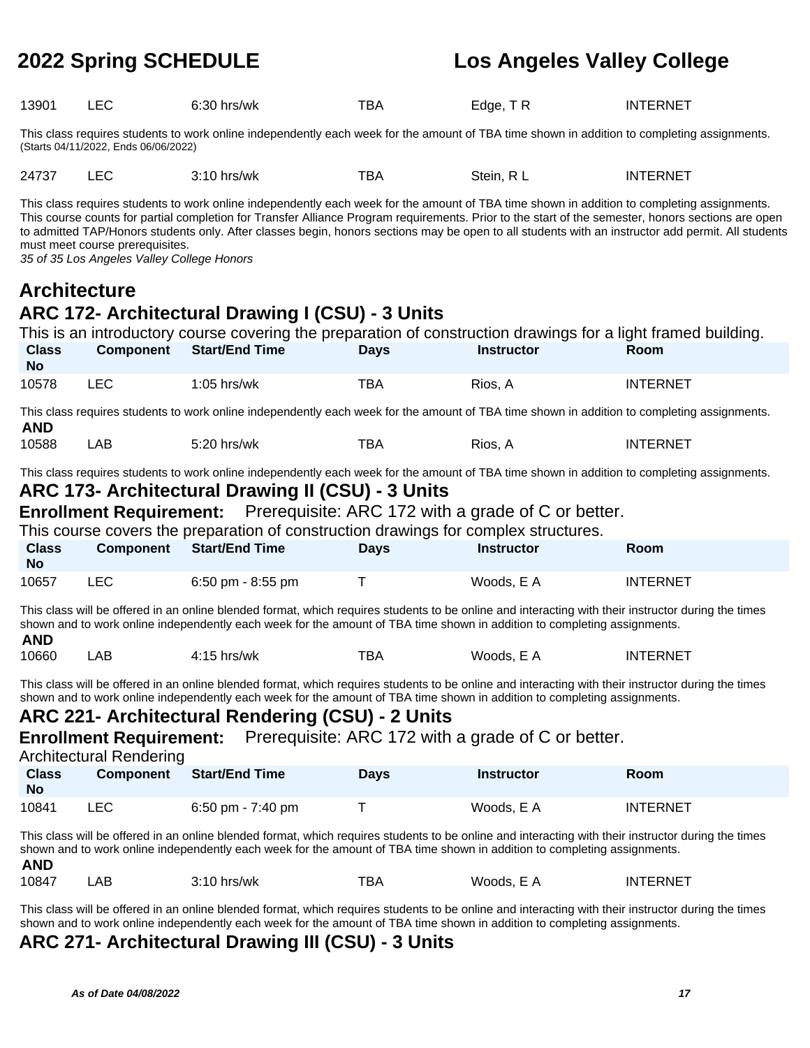| Class No | Component | Start/End Time | Days | Instructor | Room |
|---|---|---|---|---|---|
| 13901 | LEC | 6:30 hrs/wk | TBA | Edge, T R | INTERNET |

This class requires students to work online independently each week for the amount of TBA time shown in addition to completing assignments. (Starts 04/11/2022, Ends 06/06/2022)

| Class No | Component | Start/End Time | Days | Instructor | Room |
|---|---|---|---|---|---|
| 24737 | LEC | 3:10 hrs/wk | TBA | Stein, R L | INTERNET |

This class requires students to work online independently each week for the amount of TBA time shown in addition to completing assignments. This course counts for partial completion for Transfer Alliance Program requirements. Prior to the start of the semester, honors sections are open to admitted TAP/Honors students only. After classes begin, honors sections may be open to all students with an instructor add permit. All students must meet course prerequisites.

*35 of 35 Los Angeles Valley College Honors*

# Architecture

## ARC 172- Architectural Drawing I (CSU) - 3 Units

This is an introductory course covering the preparation of construction drawings for a light framed building.

| Class No | Component | Start/End Time | Days | Instructor | Room |
|---|---|---|---|---|---|
| 10578 | LEC | 1:05 hrs/wk | TBA | Rios, A | INTERNET |

This class requires students to work online independently each week for the amount of TBA time shown in addition to completing assignments.

**AND**

| Class No | Component | Start/End Time | Days | Instructor | Room |
|---|---|---|---|---|---|
| 10588 | LAB | 5:20 hrs/wk | TBA | Rios, A | INTERNET |

This class requires students to work online independently each week for the amount of TBA time shown in addition to completing assignments.

## ARC 173- Architectural Drawing II (CSU) - 3 Units

**Enrollment Requirement:** Prerequisite: ARC 172 with a grade of C or better.

This course covers the preparation of construction drawings for complex structures.

| Class No | Component | Start/End Time | Days | Instructor | Room |
|---|---|---|---|---|---|
| 10657 | LEC | 6:50 pm - 8:55 pm | T | Woods, E A | INTERNET |

This class will be offered in an online blended format, which requires students to be online and interacting with their instructor during the times shown and to work online independently each week for the amount of TBA time shown in addition to completing assignments.

**AND**

| Class No | Component | Start/End Time | Days | Instructor | Room |
|---|---|---|---|---|---|
| 10660 | LAB | 4:15 hrs/wk | TBA | Woods, E A | INTERNET |

This class will be offered in an online blended format, which requires students to be online and interacting with their instructor during the times shown and to work online independently each week for the amount of TBA time shown in addition to completing assignments.

## ARC 221- Architectural Rendering (CSU) - 2 Units

**Enrollment Requirement:** Prerequisite: ARC 172 with a grade of C or better.

Architectural Rendering

| Class No | Component | Start/End Time | Days | Instructor | Room |
|---|---|---|---|---|---|
| 10841 | LEC | 6:50 pm - 7:40 pm | T | Woods, E A | INTERNET |

This class will be offered in an online blended format, which requires students to be online and interacting with their instructor during the times shown and to work online independently each week for the amount of TBA time shown in addition to completing assignments.

**AND**

| Class No | Component | Start/End Time | Days | Instructor | Room |
|---|---|---|---|---|---|
| 10847 | LAB | 3:10 hrs/wk | TBA | Woods, E A | INTERNET |

This class will be offered in an online blended format, which requires students to be online and interacting with their instructor during the times shown and to work online independently each week for the amount of TBA time shown in addition to completing assignments.

## ARC 271- Architectural Drawing III (CSU) - 3 Units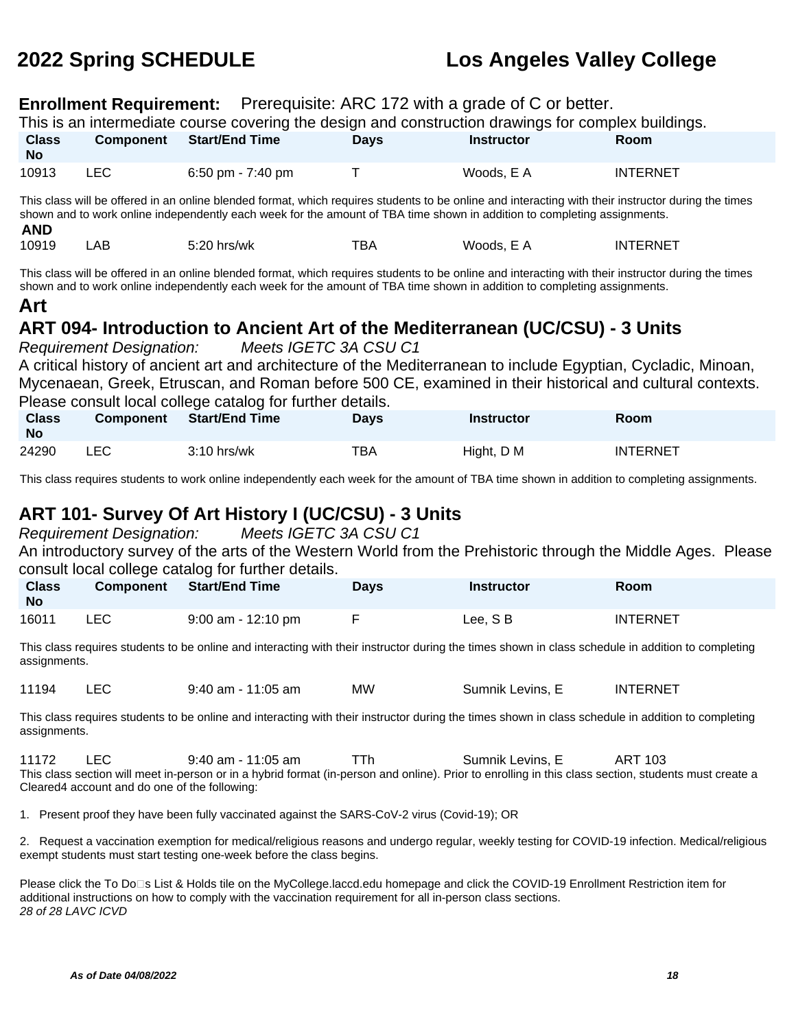**Enrollment Requirement:** Prerequisite: ARC 172 with a grade of C or better.

This is an intermediate course covering the design and construction drawings for complex buildings.

| Class No | Component | Start/End Time | Days | Instructor | Room |
|---|---|---|---|---|---|
| 10913 | LEC | 6:50 pm - 7:40 pm | T | Woods, E A | INTERNET |

This class will be offered in an online blended format, which requires students to be online and interacting with their instructor during the times shown and to work online independently each week for the amount of TBA time shown in addition to completing assignments.

**AND**

| Class No | Component | Start/End Time | Days | Instructor | Room |
|---|---|---|---|---|---|
| 10919 | LAB | 5:20 hrs/wk | TBA | Woods, E A | INTERNET |

This class will be offered in an online blended format, which requires students to be online and interacting with their instructor during the times shown and to work online independently each week for the amount of TBA time shown in addition to completing assignments.

# Art

## ART 094- Introduction to Ancient Art of the Mediterranean (UC/CSU) - 3 Units

*Requirement Designation:* *Meets IGETC 3A CSU C1*

A critical history of ancient art and architecture of the Mediterranean to include Egyptian, Cycladic, Minoan, Mycenaean, Greek, Etruscan, and Roman before 500 CE, examined in their historical and cultural contexts. Please consult local college catalog for further details.

| Class No | Component | Start/End Time | Days | Instructor | Room |
|---|---|---|---|---|---|
| 24290 | LEC | 3:10 hrs/wk | TBA | Hight, D M | INTERNET |

This class requires students to work online independently each week for the amount of TBA time shown in addition to completing assignments.

## ART 101- Survey Of Art History I (UC/CSU) - 3 Units

*Requirement Designation:* *Meets IGETC 3A CSU C1*

An introductory survey of the arts of the Western World from the Prehistoric through the Middle Ages. Please consult local college catalog for further details.

| Class No | Component | Start/End Time | Days | Instructor | Room |
|---|---|---|---|---|---|
| 16011 | LEC | 9:00 am - 12:10 pm | F | Lee, S B | INTERNET |

This class requires students to be online and interacting with their instructor during the times shown in class schedule in addition to completing assignments.

| Class No | Component | Start/End Time | Days | Instructor | Room |
|---|---|---|---|---|---|
| 11194 | LEC | 9:40 am - 11:05 am | MW | Sumnik Levins, E | INTERNET |

This class requires students to be online and interacting with their instructor during the times shown in class schedule in addition to completing assignments.

| Class No | Component | Start/End Time | Days | Instructor | Room |
|---|---|---|---|---|---|
| 11172 | LEC | 9:40 am - 11:05 am | TTh | Sumnik Levins, E | ART 103 |

This class section will meet in-person or in a hybrid format (in-person and online). Prior to enrolling in this class section, students must create a Cleared4 account and do one of the following:

1. Present proof they have been fully vaccinated against the SARS-CoV-2 virus (Covid-19); OR

2. Request a vaccination exemption for medical/religious reasons and undergo regular, weekly testing for COVID-19 infection. Medical/religious exempt students must start testing one-week before the class begins.

Please click the To Do�s List & Holds tile on the MyCollege.laccd.edu homepage and click the COVID-19 Enrollment Restriction item for additional instructions on how to comply with the vaccination requirement for all in-person class sections.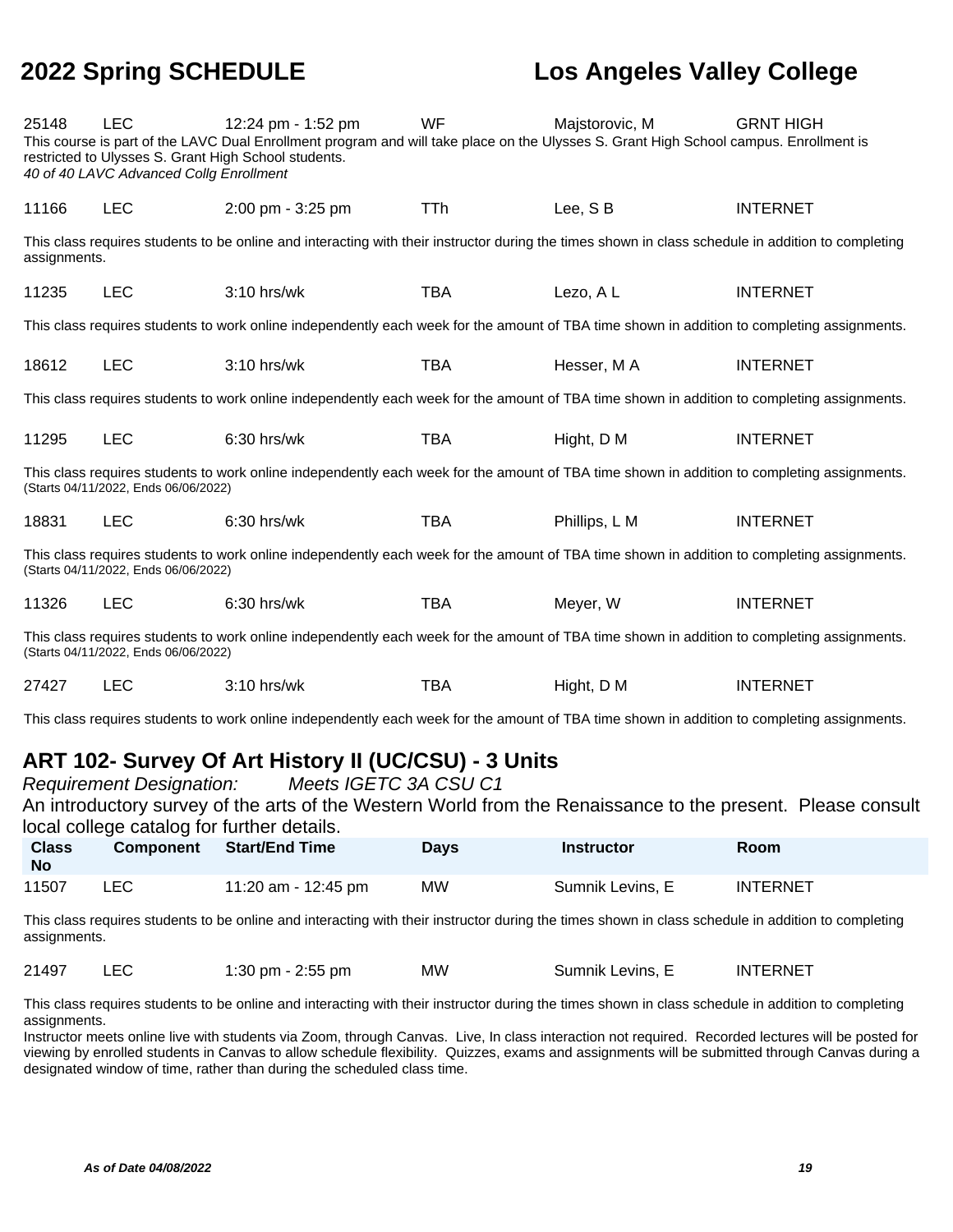| Class No | Component | Start/End Time | Days | Instructor | Room |
|---|---|---|---|---|---|
| 25148 | LEC | 12:24 pm - 1:52 pm | WF | Majstorovic, M | GRNT HIGH |

This course is part of the LAVC Dual Enrollment program and will take place on the Ulysses S. Grant High School campus. Enrollment is restricted to Ulysses S. Grant High School students.
*40 of 40 LAVC Advanced Collg Enrollment*

| Class No | Component | Start/End Time | Days | Instructor | Room |
|---|---|---|---|---|---|
| 11166 | LEC | 2:00 pm - 3:25 pm | TTh | Lee, S B | INTERNET |

This class requires students to be online and interacting with their instructor during the times shown in class schedule in addition to completing assignments.

| Class No | Component | Start/End Time | Days | Instructor | Room |
|---|---|---|---|---|---|
| 11235 | LEC | 3:10 hrs/wk | TBA | Lezo, A L | INTERNET |

This class requires students to work online independently each week for the amount of TBA time shown in addition to completing assignments.

| Class No | Component | Start/End Time | Days | Instructor | Room |
|---|---|---|---|---|---|
| 18612 | LEC | 3:10 hrs/wk | TBA | Hesser, M A | INTERNET |

This class requires students to work online independently each week for the amount of TBA time shown in addition to completing assignments.

| Class No | Component | Start/End Time | Days | Instructor | Room |
|---|---|---|---|---|---|
| 11295 | LEC | 6:30 hrs/wk | TBA | Hight, D M | INTERNET |

This class requires students to work online independently each week for the amount of TBA time shown in addition to completing assignments.
(Starts 04/11/2022, Ends 06/06/2022)

| Class No | Component | Start/End Time | Days | Instructor | Room |
|---|---|---|---|---|---|
| 18831 | LEC | 6:30 hrs/wk | TBA | Phillips, L M | INTERNET |

This class requires students to work online independently each week for the amount of TBA time shown in addition to completing assignments.
(Starts 04/11/2022, Ends 06/06/2022)

| Class No | Component | Start/End Time | Days | Instructor | Room |
|---|---|---|---|---|---|
| 11326 | LEC | 6:30 hrs/wk | TBA | Meyer, W | INTERNET |

This class requires students to work online independently each week for the amount of TBA time shown in addition to completing assignments.
(Starts 04/11/2022, Ends 06/06/2022)

| Class No | Component | Start/End Time | Days | Instructor | Room |
|---|---|---|---|---|---|
| 27427 | LEC | 3:10 hrs/wk | TBA | Hight, D M | INTERNET |

This class requires students to work online independently each week for the amount of TBA time shown in addition to completing assignments.

## ART 102- Survey Of Art History II (UC/CSU) - 3 Units

*Requirement Designation:* *Meets IGETC 3A CSU C1*

An introductory survey of the arts of the Western World from the Renaissance to the present. Please consult local college catalog for further details.

| Class No | Component | Start/End Time | Days | Instructor | Room |
|---|---|---|---|---|---|
| 11507 | LEC | 11:20 am - 12:45 pm | MW | Sumnik Levins, E | INTERNET |

This class requires students to be online and interacting with their instructor during the times shown in class schedule in addition to completing assignments.

| Class No | Component | Start/End Time | Days | Instructor | Room |
|---|---|---|---|---|---|
| 21497 | LEC | 1:30 pm - 2:55 pm | MW | Sumnik Levins, E | INTERNET |

This class requires students to be online and interacting with their instructor during the times shown in class schedule in addition to completing assignments.
Instructor meets online live with students via Zoom, through Canvas. Live, In class interaction not required. Recorded lectures will be posted for viewing by enrolled students in Canvas to allow schedule flexibility. Quizzes, exams and assignments will be submitted through Canvas during a designated window of time, rather than during the scheduled class time.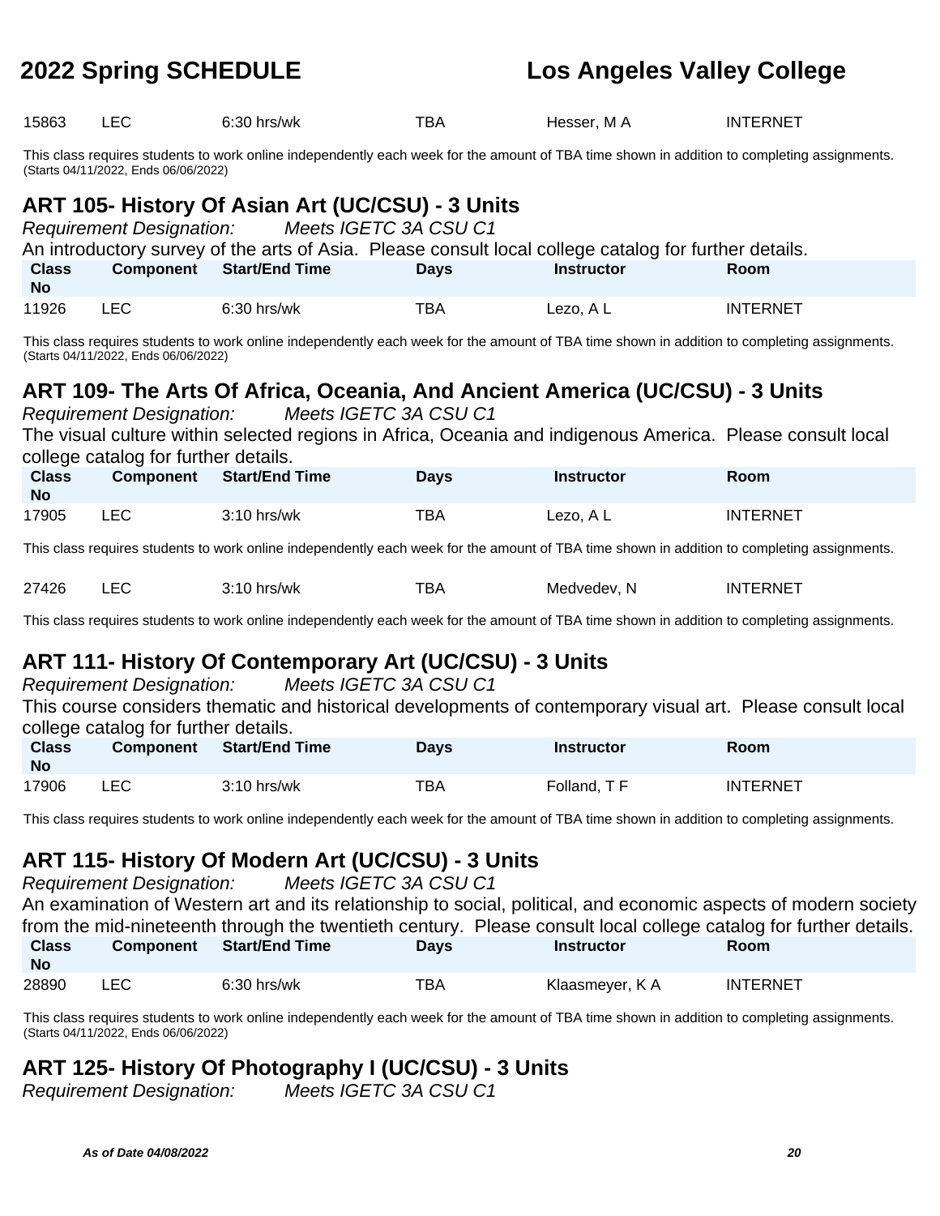| Class No | Component | Start/End Time | Days | Instructor | Room |
|---|---|---|---|---|---|
| 15863 | LEC | 6:30 hrs/wk | TBA | Hesser, M A | INTERNET |

This class requires students to work online independently each week for the amount of TBA time shown in addition to completing assignments. (Starts 04/11/2022, Ends 06/06/2022)

## ART 105- History Of Asian Art (UC/CSU) - 3 Units

*Requirement Designation:* *Meets IGETC 3A CSU C1*

An introductory survey of the arts of Asia. Please consult local college catalog for further details.

| Class No | Component | Start/End Time | Days | Instructor | Room |
|---|---|---|---|---|---|
| 11926 | LEC | 6:30 hrs/wk | TBA | Lezo, A L | INTERNET |

This class requires students to work online independently each week for the amount of TBA time shown in addition to completing assignments. (Starts 04/11/2022, Ends 06/06/2022)

## ART 109- The Arts Of Africa, Oceania, And Ancient America (UC/CSU) - 3 Units

*Requirement Designation:* *Meets IGETC 3A CSU C1*

The visual culture within selected regions in Africa, Oceania and indigenous America. Please consult local college catalog for further details.

| Class No | Component | Start/End Time | Days | Instructor | Room |
|---|---|---|---|---|---|
| 17905 | LEC | 3:10 hrs/wk | TBA | Lezo, A L | INTERNET |

This class requires students to work online independently each week for the amount of TBA time shown in addition to completing assignments.

| Class No | Component | Start/End Time | Days | Instructor | Room |
|---|---|---|---|---|---|
| 27426 | LEC | 3:10 hrs/wk | TBA | Medvedev, N | INTERNET |

This class requires students to work online independently each week for the amount of TBA time shown in addition to completing assignments.

## ART 111- History Of Contemporary Art (UC/CSU) - 3 Units

*Requirement Designation:* *Meets IGETC 3A CSU C1*

This course considers thematic and historical developments of contemporary visual art. Please consult local college catalog for further details.

| Class No | Component | Start/End Time | Days | Instructor | Room |
|---|---|---|---|---|---|
| 17906 | LEC | 3:10 hrs/wk | TBA | Folland, T F | INTERNET |

This class requires students to work online independently each week for the amount of TBA time shown in addition to completing assignments.

## ART 115- History Of Modern Art (UC/CSU) - 3 Units

*Requirement Designation:* *Meets IGETC 3A CSU C1*

An examination of Western art and its relationship to social, political, and economic aspects of modern society from the mid-nineteenth through the twentieth century. Please consult local college catalog for further details.

| Class No | Component | Start/End Time | Days | Instructor | Room |
|---|---|---|---|---|---|
| 28890 | LEC | 6:30 hrs/wk | TBA | Klaasmeyer, K A | INTERNET |

This class requires students to work online independently each week for the amount of TBA time shown in addition to completing assignments. (Starts 04/11/2022, Ends 06/06/2022)

## ART 125- History Of Photography I (UC/CSU) - 3 Units

*Requirement Designation:* *Meets IGETC 3A CSU C1*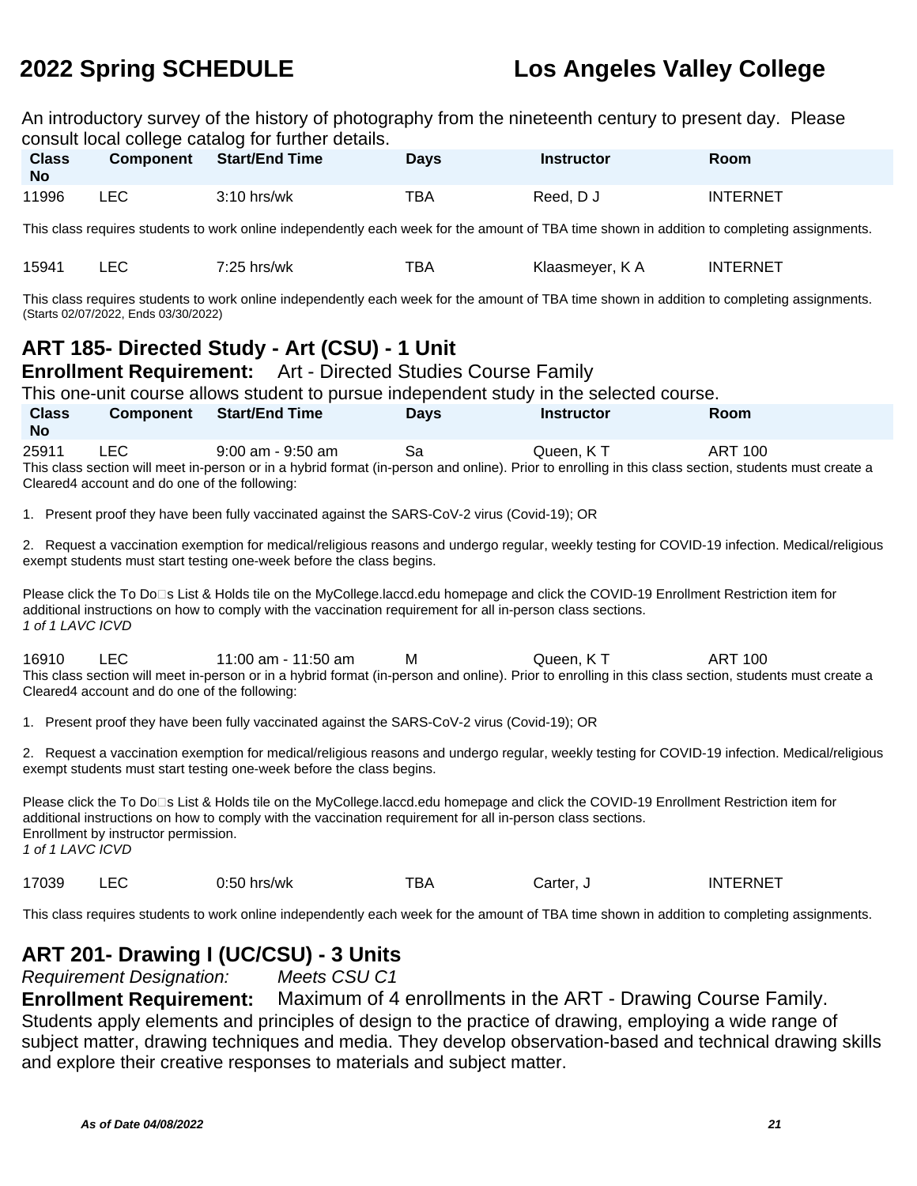An introductory survey of the history of photography from the nineteenth century to present day. Please consult local college catalog for further details.

| Class No | Component | Start/End Time | Days | Instructor | Room |
|---|---|---|---|---|---|
| 11996 | LEC | 3:10 hrs/wk | TBA | Reed, D J | INTERNET |

This class requires students to work online independently each week for the amount of TBA time shown in addition to completing assignments.

| Class No | Component | Start/End Time | Days | Instructor | Room |
|---|---|---|---|---|---|
| 15941 | LEC | 7:25 hrs/wk | TBA | Klaasmeyer, K A | INTERNET |

This class requires students to work online independently each week for the amount of TBA time shown in addition to completing assignments.
(Starts 02/07/2022, Ends 03/30/2022)

## ART 185- Directed Study - Art (CSU) - 1 Unit

**Enrollment Requirement:** Art - Directed Studies Course Family

This one-unit course allows student to pursue independent study in the selected course.

| Class No | Component | Start/End Time | Days | Instructor | Room |
|---|---|---|---|---|---|
| 25911 | LEC | 9:00 am - 9:50 am | Sa | Queen, K T | ART 100 |

This class section will meet in-person or in a hybrid format (in-person and online). Prior to enrolling in this class section, students must create a Cleared4 account and do one of the following:

1. Present proof they have been fully vaccinated against the SARS-CoV-2 virus (Covid-19); OR

2. Request a vaccination exemption for medical/religious reasons and undergo regular, weekly testing for COVID-19 infection. Medical/religious exempt students must start testing one-week before the class begins.

Please click the To Do�s List & Holds tile on the MyCollege.laccd.edu homepage and click the COVID-19 Enrollment Restriction item for additional instructions on how to comply with the vaccination requirement for all in-person class sections.
*1 of 1 LAVC ICVD*

| Class No | Component | Start/End Time | Days | Instructor | Room |
|---|---|---|---|---|---|
| 16910 | LEC | 11:00 am - 11:50 am | M | Queen, K T | ART 100 |

This class section will meet in-person or in a hybrid format (in-person and online). Prior to enrolling in this class section, students must create a Cleared4 account and do one of the following:

1. Present proof they have been fully vaccinated against the SARS-CoV-2 virus (Covid-19); OR

2. Request a vaccination exemption for medical/religious reasons and undergo regular, weekly testing for COVID-19 infection. Medical/religious exempt students must start testing one-week before the class begins.

Please click the To Do�s List & Holds tile on the MyCollege.laccd.edu homepage and click the COVID-19 Enrollment Restriction item for additional instructions on how to comply with the vaccination requirement for all in-person class sections.
Enrollment by instructor permission.
*1 of 1 LAVC ICVD*

| Class No | Component | Start/End Time | Days | Instructor | Room |
|---|---|---|---|---|---|
| 17039 | LEC | 0:50 hrs/wk | TBA | Carter, J | INTERNET |

This class requires students to work online independently each week for the amount of TBA time shown in addition to completing assignments.

## ART 201- Drawing I (UC/CSU) - 3 Units

*Requirement Designation:* *Meets CSU C1*

**Enrollment Requirement:** Maximum of 4 enrollments in the ART - Drawing Course Family.

Students apply elements and principles of design to the practice of drawing, employing a wide range of subject matter, drawing techniques and media. They develop observation-based and technical drawing skills and explore their creative responses to materials and subject matter.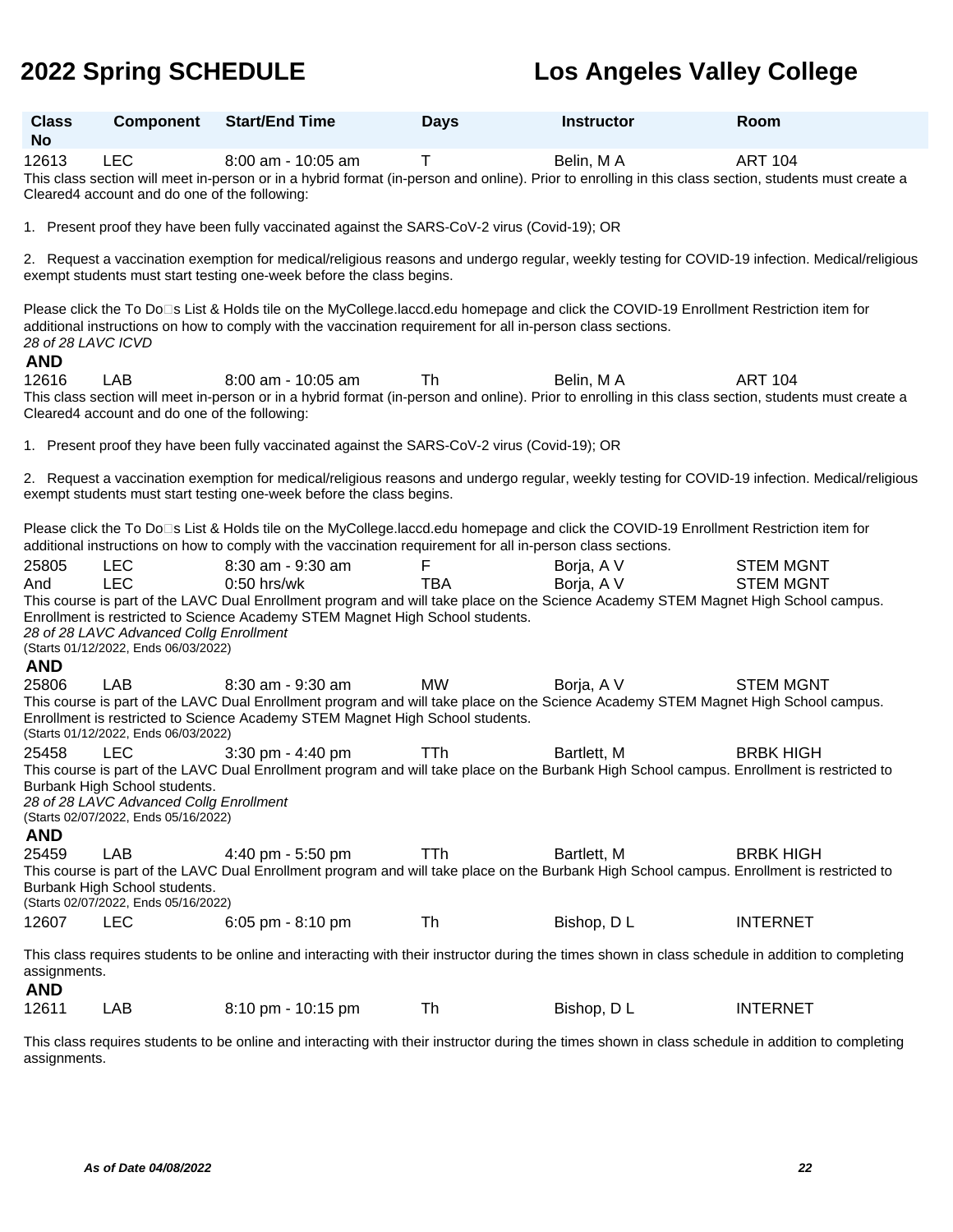| Class No | Component | Start/End Time | Days | Instructor | Room |
|---|---|---|---|---|---|
| 12613 | LEC | 8:00 am - 10:05 am | T | Belin, M A | ART 104 |

This class section will meet in-person or in a hybrid format (in-person and online). Prior to enrolling in this class section, students must create a Cleared4 account and do one of the following:

1. Present proof they have been fully vaccinated against the SARS-CoV-2 virus (Covid-19); OR

2. Request a vaccination exemption for medical/religious reasons and undergo regular, weekly testing for COVID-19 infection. Medical/religious exempt students must start testing one-week before the class begins.

Please click the To Do□s List & Holds tile on the MyCollege.laccd.edu homepage and click the COVID-19 Enrollment Restriction item for additional instructions on how to comply with the vaccination requirement for all in-person class sections.

*28 of 28 LAVC ICVD*

**AND**

| Class No | Component | Start/End Time | Days | Instructor | Room |
|---|---|---|---|---|---|
| 12616 | LAB | 8:00 am - 10:05 am | Th | Belin, M A | ART 104 |

This class section will meet in-person or in a hybrid format (in-person and online). Prior to enrolling in this class section, students must create a Cleared4 account and do one of the following:

1. Present proof they have been fully vaccinated against the SARS-CoV-2 virus (Covid-19); OR

2. Request a vaccination exemption for medical/religious reasons and undergo regular, weekly testing for COVID-19 infection. Medical/religious exempt students must start testing one-week before the class begins.

Please click the To Do□s List & Holds tile on the MyCollege.laccd.edu homepage and click the COVID-19 Enrollment Restriction item for additional instructions on how to comply with the vaccination requirement for all in-person class sections.

| Class No | Component | Start/End Time | Days | Instructor | Room |
|---|---|---|---|---|---|
| 25805 | LEC | 8:30 am - 9:30 am | F | Borja, A V | STEM MGNT |
| And | LEC | 0:50 hrs/wk | TBA | Borja, A V | STEM MGNT |

This course is part of the LAVC Dual Enrollment program and will take place on the Science Academy STEM Magnet High School campus. Enrollment is restricted to Science Academy STEM Magnet High School students.

*28 of 28 LAVC Advanced Collg Enrollment*

(Starts 01/12/2022, Ends 06/03/2022)

**AND**

| Class No | Component | Start/End Time | Days | Instructor | Room |
|---|---|---|---|---|---|
| 25806 | LAB | 8:30 am - 9:30 am | MW | Borja, A V | STEM MGNT |

This course is part of the LAVC Dual Enrollment program and will take place on the Science Academy STEM Magnet High School campus. Enrollment is restricted to Science Academy STEM Magnet High School students.

(Starts 01/12/2022, Ends 06/03/2022)

| Class No | Component | Start/End Time | Days | Instructor | Room |
|---|---|---|---|---|---|
| 25458 | LEC | 3:30 pm - 4:40 pm | TTh | Bartlett, M | BRBK HIGH |

This course is part of the LAVC Dual Enrollment program and will take place on the Burbank High School campus. Enrollment is restricted to Burbank High School students.

*28 of 28 LAVC Advanced Collg Enrollment*

(Starts 02/07/2022, Ends 05/16/2022)

**AND**

| Class No | Component | Start/End Time | Days | Instructor | Room |
|---|---|---|---|---|---|
| 25459 | LAB | 4:40 pm - 5:50 pm | TTh | Bartlett, M | BRBK HIGH |

This course is part of the LAVC Dual Enrollment program and will take place on the Burbank High School campus. Enrollment is restricted to Burbank High School students.

(Starts 02/07/2022, Ends 05/16/2022)

| Class No | Component | Start/End Time | Days | Instructor | Room |
|---|---|---|---|---|---|
| 12607 | LEC | 6:05 pm - 8:10 pm | Th | Bishop, D L | INTERNET |

This class requires students to be online and interacting with their instructor during the times shown in class schedule in addition to completing assignments.

**AND**

| Class No | Component | Start/End Time | Days | Instructor | Room |
|---|---|---|---|---|---|
| 12611 | LAB | 8:10 pm - 10:15 pm | Th | Bishop, D L | INTERNET |

This class requires students to be online and interacting with their instructor during the times shown in class schedule in addition to completing assignments.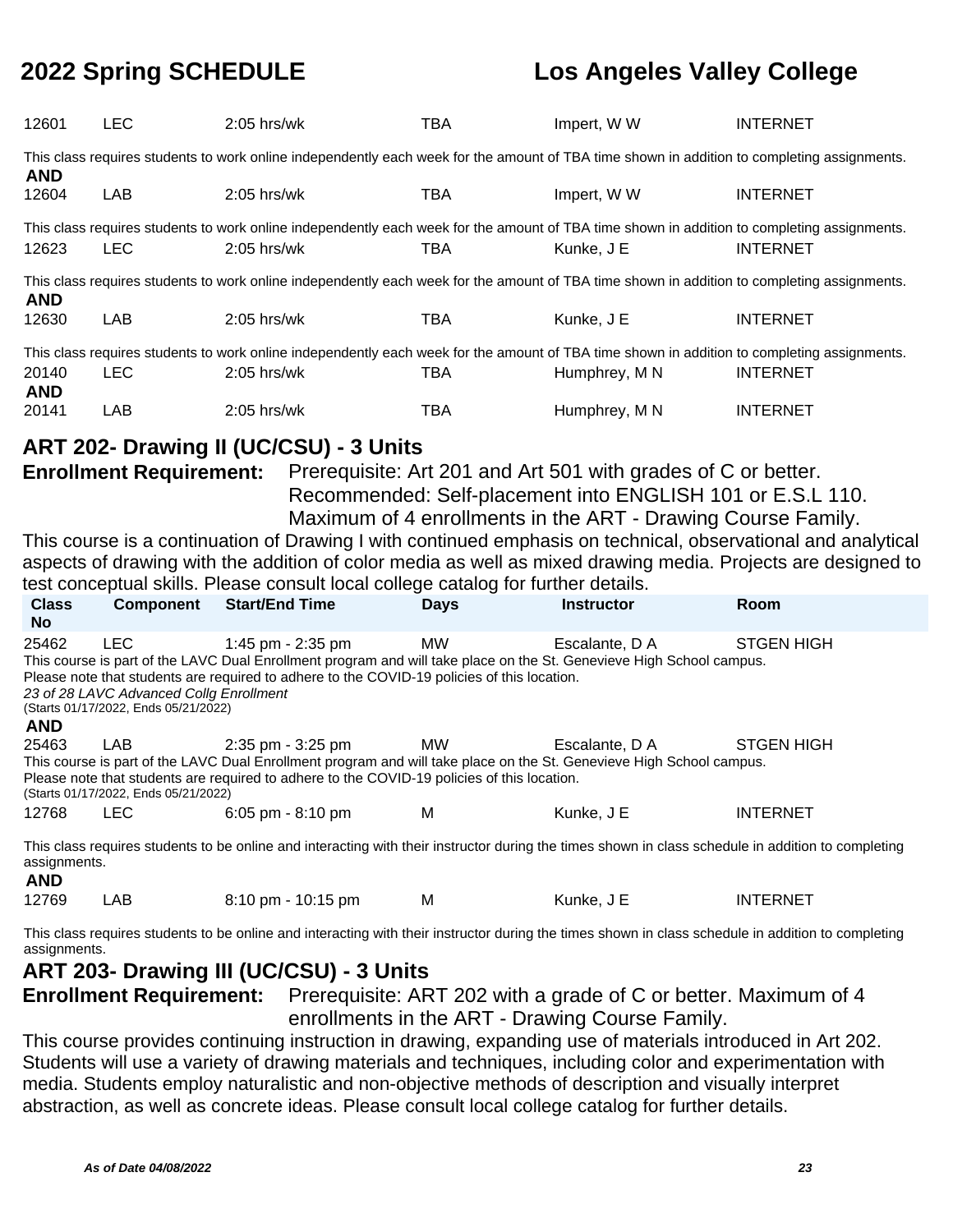| | | | | | |
|---|---|---|---|---|---|
| 12601 | LEC | 2:05 hrs/wk | TBA | Impert, W W | INTERNET |

This class requires students to work online independently each week for the amount of TBA time shown in addition to completing assignments.

**AND**

| | | | | | |
|---|---|---|---|---|---|
| 12604 | LAB | 2:05 hrs/wk | TBA | Impert, W W | INTERNET |

This class requires students to work online independently each week for the amount of TBA time shown in addition to completing assignments.

| | | | | | |
|---|---|---|---|---|---|
| 12623 | LEC | 2:05 hrs/wk | TBA | Kunke, J E | INTERNET |

This class requires students to work online independently each week for the amount of TBA time shown in addition to completing assignments.

**AND**

| | | | | | |
|---|---|---|---|---|---|
| 12630 | LAB | 2:05 hrs/wk | TBA | Kunke, J E | INTERNET |

This class requires students to work online independently each week for the amount of TBA time shown in addition to completing assignments.

| | | | | | |
|---|---|---|---|---|---|
| 20140 | LEC | 2:05 hrs/wk | TBA | Humphrey, M N | INTERNET |

**AND**

| | | | | | |
|---|---|---|---|---|---|
| 20141 | LAB | 2:05 hrs/wk | TBA | Humphrey, M N | INTERNET |

## ART 202- Drawing II (UC/CSU) - 3 Units

**Enrollment Requirement:** Prerequisite: Art 201 and Art 501 with grades of C or better. Recommended: Self-placement into ENGLISH 101 or E.S.L 110. Maximum of 4 enrollments in the ART - Drawing Course Family.

This course is a continuation of Drawing I with continued emphasis on technical, observational and analytical aspects of drawing with the addition of color media as well as mixed drawing media. Projects are designed to test conceptual skills. Please consult local college catalog for further details.

| Class No | Component | Start/End Time | Days | Instructor | Room |
|---|---|---|---|---|---|
| 25462 | LEC | 1:45 pm - 2:35 pm | MW | Escalante, D A | STGEN HIGH |

This course is part of the LAVC Dual Enrollment program and will take place on the St. Genevieve High School campus.
Please note that students are required to adhere to the COVID-19 policies of this location.
*23 of 28 LAVC Advanced Collg Enrollment*
(Starts 01/17/2022, Ends 05/21/2022)

**AND**

| | | | | | |
|---|---|---|---|---|---|
| 25463 | LAB | 2:35 pm - 3:25 pm | MW | Escalante, D A | STGEN HIGH |

This course is part of the LAVC Dual Enrollment program and will take place on the St. Genevieve High School campus.
Please note that students are required to adhere to the COVID-19 policies of this location.
(Starts 01/17/2022, Ends 05/21/2022)

| | | | | | |
|---|---|---|---|---|---|
| 12768 | LEC | 6:05 pm - 8:10 pm | M | Kunke, J E | INTERNET |

This class requires students to be online and interacting with their instructor during the times shown in class schedule in addition to completing assignments.

**AND**

| | | | | | |
|---|---|---|---|---|---|
| 12769 | LAB | 8:10 pm - 10:15 pm | M | Kunke, J E | INTERNET |

This class requires students to be online and interacting with their instructor during the times shown in class schedule in addition to completing assignments.

## ART 203- Drawing III (UC/CSU) - 3 Units

**Enrollment Requirement:** Prerequisite: ART 202 with a grade of C or better. Maximum of 4 enrollments in the ART - Drawing Course Family.

This course provides continuing instruction in drawing, expanding use of materials introduced in Art 202. Students will use a variety of drawing materials and techniques, including color and experimentation with media. Students employ naturalistic and non-objective methods of description and visually interpret abstraction, as well as concrete ideas. Please consult local college catalog for further details.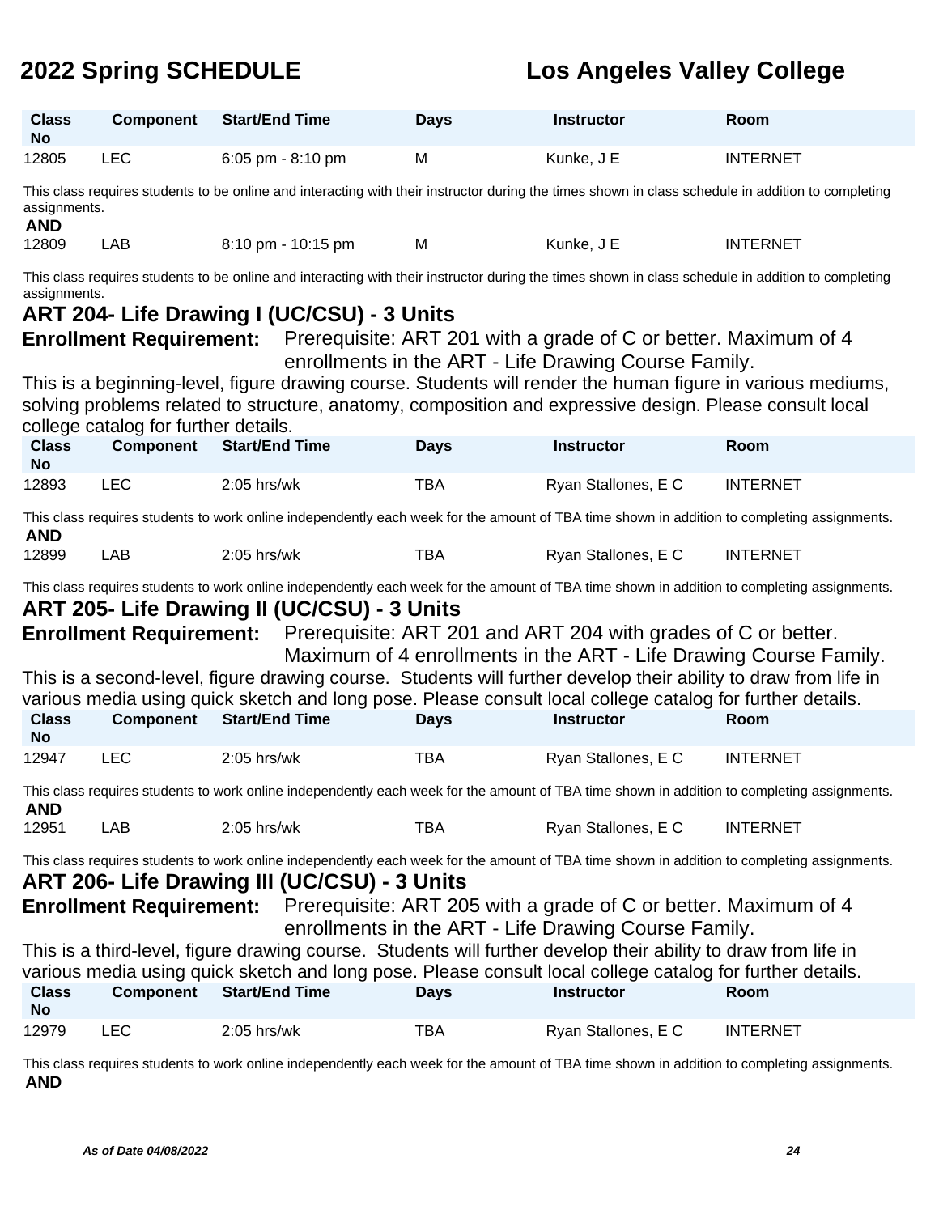| Class No | Component | Start/End Time | Days | Instructor | Room |
| --- | --- | --- | --- | --- | --- |
| 12805 | LEC | 6:05 pm - 8:10 pm | M | Kunke, J E | INTERNET |

This class requires students to be online and interacting with their instructor during the times shown in class schedule in addition to completing assignments.

**AND**

| Class No | Component | Start/End Time | Days | Instructor | Room |
| --- | --- | --- | --- | --- | --- |
| 12809 | LAB | 8:10 pm - 10:15 pm | M | Kunke, J E | INTERNET |

This class requires students to be online and interacting with their instructor during the times shown in class schedule in addition to completing assignments.

## ART 204- Life Drawing I (UC/CSU) - 3 Units

**Enrollment Requirement:** Prerequisite: ART 201 with a grade of C or better. Maximum of 4 enrollments in the ART - Life Drawing Course Family.

This is a beginning-level, figure drawing course. Students will render the human figure in various mediums, solving problems related to structure, anatomy, composition and expressive design. Please consult local college catalog for further details.

| Class No | Component | Start/End Time | Days | Instructor | Room |
| --- | --- | --- | --- | --- | --- |
| 12893 | LEC | 2:05 hrs/wk | TBA | Ryan Stallones, E C | INTERNET |

This class requires students to work online independently each week for the amount of TBA time shown in addition to completing assignments.

**AND**

| Class No | Component | Start/End Time | Days | Instructor | Room |
| --- | --- | --- | --- | --- | --- |
| 12899 | LAB | 2:05 hrs/wk | TBA | Ryan Stallones, E C | INTERNET |

This class requires students to work online independently each week for the amount of TBA time shown in addition to completing assignments.

## ART 205- Life Drawing II (UC/CSU) - 3 Units

**Enrollment Requirement:** Prerequisite: ART 201 and ART 204 with grades of C or better. Maximum of 4 enrollments in the ART - Life Drawing Course Family.

This is a second-level, figure drawing course. Students will further develop their ability to draw from life in various media using quick sketch and long pose. Please consult local college catalog for further details.

| Class No | Component | Start/End Time | Days | Instructor | Room |
| --- | --- | --- | --- | --- | --- |
| 12947 | LEC | 2:05 hrs/wk | TBA | Ryan Stallones, E C | INTERNET |

This class requires students to work online independently each week for the amount of TBA time shown in addition to completing assignments.

**AND**

| Class No | Component | Start/End Time | Days | Instructor | Room |
| --- | --- | --- | --- | --- | --- |
| 12951 | LAB | 2:05 hrs/wk | TBA | Ryan Stallones, E C | INTERNET |

This class requires students to work online independently each week for the amount of TBA time shown in addition to completing assignments.

## ART 206- Life Drawing III (UC/CSU) - 3 Units

**Enrollment Requirement:** Prerequisite: ART 205 with a grade of C or better. Maximum of 4 enrollments in the ART - Life Drawing Course Family.

This is a third-level, figure drawing course. Students will further develop their ability to draw from life in various media using quick sketch and long pose. Please consult local college catalog for further details.

| Class No | Component | Start/End Time | Days | Instructor | Room |
| --- | --- | --- | --- | --- | --- |
| 12979 | LEC | 2:05 hrs/wk | TBA | Ryan Stallones, E C | INTERNET |

This class requires students to work online independently each week for the amount of TBA time shown in addition to completing assignments.

**AND**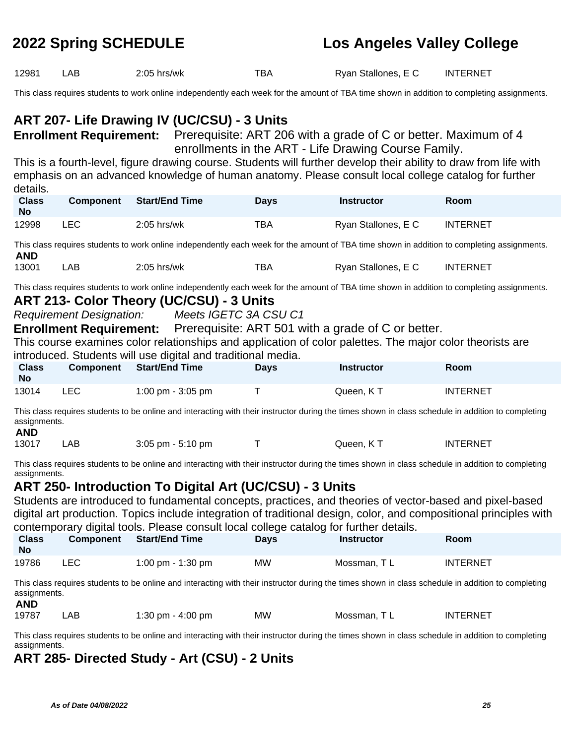| 12981 | LAB | 2:05 hrs/wk | TBA | Ryan Stallones, E C | INTERNET |
|---|---|---|---|---|---|

This class requires students to work online independently each week for the amount of TBA time shown in addition to completing assignments.

## ART 207- Life Drawing IV (UC/CSU) - 3 Units

**Enrollment Requirement:** Prerequisite: ART 206 with a grade of C or better. Maximum of 4 enrollments in the ART - Life Drawing Course Family.

This is a fourth-level, figure drawing course. Students will further develop their ability to draw from life with emphasis on an advanced knowledge of human anatomy. Please consult local college catalog for further details.

| Class No | Component | Start/End Time | Days | Instructor | Room |
|---|---|---|---|---|---|
| 12998 | LEC | 2:05 hrs/wk | TBA | Ryan Stallones, E C | INTERNET |

This class requires students to work online independently each week for the amount of TBA time shown in addition to completing assignments.

**AND**

| 13001 | LAB | 2:05 hrs/wk | TBA | Ryan Stallones, E C | INTERNET |
|---|---|---|---|---|---|

This class requires students to work online independently each week for the amount of TBA time shown in addition to completing assignments.

## ART 213- Color Theory (UC/CSU) - 3 Units

*Requirement Designation:* *Meets IGETC 3A CSU C1*

**Enrollment Requirement:** Prerequisite: ART 501 with a grade of C or better.

This course examines color relationships and application of color palettes. The major color theorists are introduced. Students will use digital and traditional media.

| Class No | Component | Start/End Time | Days | Instructor | Room |
|---|---|---|---|---|---|
| 13014 | LEC | 1:00 pm - 3:05 pm | T | Queen, K T | INTERNET |

This class requires students to be online and interacting with their instructor during the times shown in class schedule in addition to completing assignments.

**AND**

| 13017 | LAB | 3:05 pm - 5:10 pm | T | Queen, K T | INTERNET |
|---|---|---|---|---|---|

This class requires students to be online and interacting with their instructor during the times shown in class schedule in addition to completing assignments.

## ART 250- Introduction To Digital Art (UC/CSU) - 3 Units

Students are introduced to fundamental concepts, practices, and theories of vector-based and pixel-based digital art production. Topics include integration of traditional design, color, and compositional principles with contemporary digital tools. Please consult local college catalog for further details.

| Class No | Component | Start/End Time | Days | Instructor | Room |
|---|---|---|---|---|---|
| 19786 | LEC | 1:00 pm - 1:30 pm | MW | Mossman, T L | INTERNET |

This class requires students to be online and interacting with their instructor during the times shown in class schedule in addition to completing assignments.

**AND**

| 19787 | LAB | 1:30 pm - 4:00 pm | MW | Mossman, T L | INTERNET |
|---|---|---|---|---|---|

This class requires students to be online and interacting with their instructor during the times shown in class schedule in addition to completing assignments.

## ART 285- Directed Study - Art (CSU) - 2 Units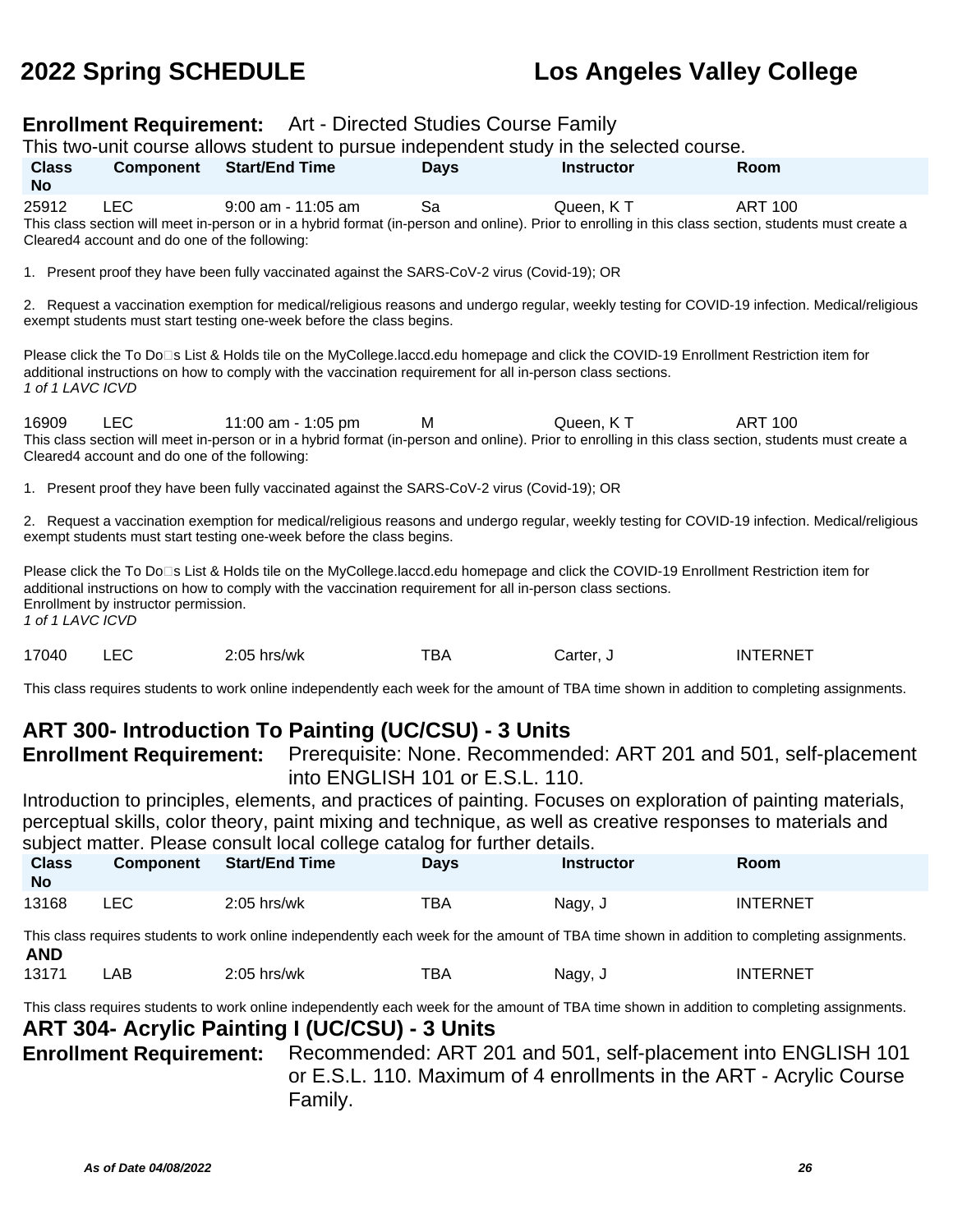**Enrollment Requirement:** Art - Directed Studies Course Family

This two-unit course allows student to pursue independent study in the selected course.

| Class No | Component | Start/End Time | Days | Instructor | Room |
|---|---|---|---|---|---|
| 25912 | LEC | 9:00 am - 11:05 am | Sa | Queen, K T | ART 100 |

This class section will meet in-person or in a hybrid format (in-person and online). Prior to enrolling in this class section, students must create a Cleared4 account and do one of the following:

1. Present proof they have been fully vaccinated against the SARS-CoV-2 virus (Covid-19); OR

2. Request a vaccination exemption for medical/religious reasons and undergo regular, weekly testing for COVID-19 infection. Medical/religious exempt students must start testing one-week before the class begins.

Please click the To Do□s List & Holds tile on the MyCollege.laccd.edu homepage and click the COVID-19 Enrollment Restriction item for additional instructions on how to comply with the vaccination requirement for all in-person class sections.

*1 of 1 LAVC ICVD*

| Class No | Component | Start/End Time | Days | Instructor | Room |
|---|---|---|---|---|---|
| 16909 | LEC | 11:00 am - 1:05 pm | M | Queen, K T | ART 100 |

This class section will meet in-person or in a hybrid format (in-person and online). Prior to enrolling in this class section, students must create a Cleared4 account and do one of the following:

1. Present proof they have been fully vaccinated against the SARS-CoV-2 virus (Covid-19); OR

2. Request a vaccination exemption for medical/religious reasons and undergo regular, weekly testing for COVID-19 infection. Medical/religious exempt students must start testing one-week before the class begins.

Please click the To Do□s List & Holds tile on the MyCollege.laccd.edu homepage and click the COVID-19 Enrollment Restriction item for additional instructions on how to comply with the vaccination requirement for all in-person class sections.
Enrollment by instructor permission.

*1 of 1 LAVC ICVD*

| Class No | Component | Start/End Time | Days | Instructor | Room |
|---|---|---|---|---|---|
| 17040 | LEC | 2:05 hrs/wk | TBA | Carter, J | INTERNET |

This class requires students to work online independently each week for the amount of TBA time shown in addition to completing assignments.

## ART 300- Introduction To Painting (UC/CSU) - 3 Units

**Enrollment Requirement:** Prerequisite: None. Recommended: ART 201 and 501, self-placement into ENGLISH 101 or E.S.L. 110.

Introduction to principles, elements, and practices of painting. Focuses on exploration of painting materials, perceptual skills, color theory, paint mixing and technique, as well as creative responses to materials and subject matter. Please consult local college catalog for further details.

| Class No | Component | Start/End Time | Days | Instructor | Room |
|---|---|---|---|---|---|
| 13168 | LEC | 2:05 hrs/wk | TBA | Nagy, J | INTERNET |

This class requires students to work online independently each week for the amount of TBA time shown in addition to completing assignments.

**AND**

| Class No | Component | Start/End Time | Days | Instructor | Room |
|---|---|---|---|---|---|
| 13171 | LAB | 2:05 hrs/wk | TBA | Nagy, J | INTERNET |

This class requires students to work online independently each week for the amount of TBA time shown in addition to completing assignments.

## ART 304- Acrylic Painting I (UC/CSU) - 3 Units

**Enrollment Requirement:** Recommended: ART 201 and 501, self-placement into ENGLISH 101 or E.S.L. 110. Maximum of 4 enrollments in the ART - Acrylic Course Family.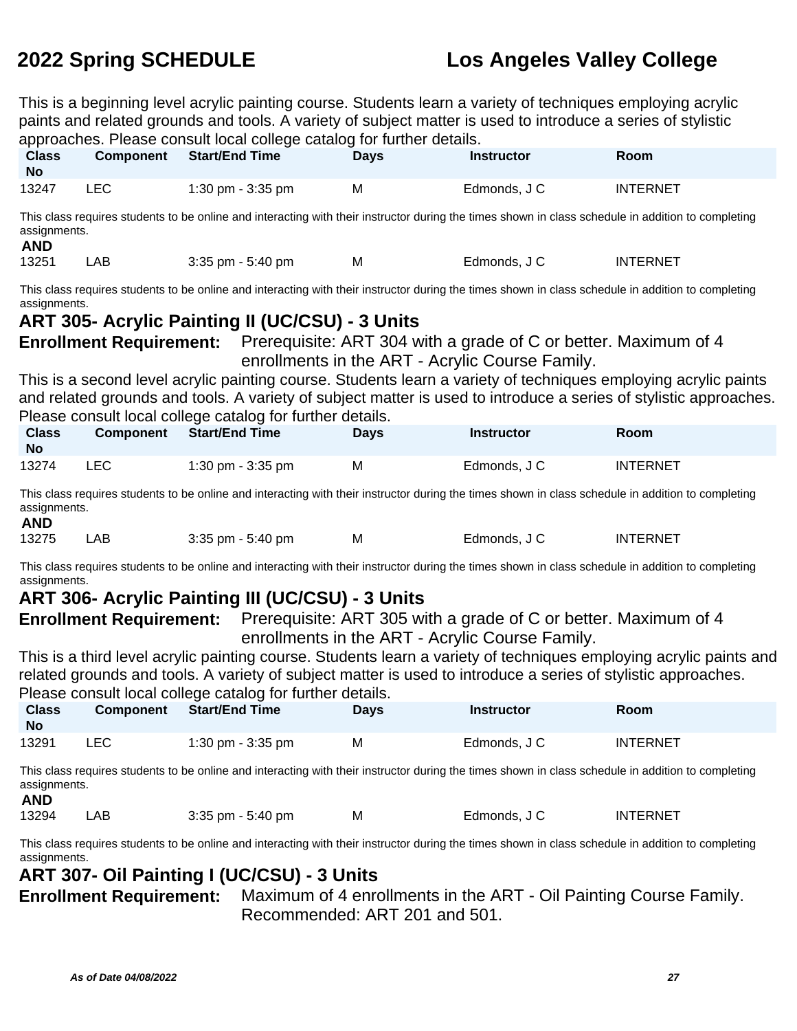This is a beginning level acrylic painting course. Students learn a variety of techniques employing acrylic paints and related grounds and tools. A variety of subject matter is used to introduce a series of stylistic approaches. Please consult local college catalog for further details.

| Class No | Component | Start/End Time | Days | Instructor | Room |
|---|---|---|---|---|---|
| 13247 | LEC | 1:30 pm - 3:35 pm | M | Edmonds, J C | INTERNET |

This class requires students to be online and interacting with their instructor during the times shown in class schedule in addition to completing assignments.

**AND**

| Class No | Component | Start/End Time | Days | Instructor | Room |
|---|---|---|---|---|---|
| 13251 | LAB | 3:35 pm - 5:40 pm | M | Edmonds, J C | INTERNET |

This class requires students to be online and interacting with their instructor during the times shown in class schedule in addition to completing assignments.

## ART 305- Acrylic Painting II (UC/CSU) - 3 Units

**Enrollment Requirement:** Prerequisite: ART 304 with a grade of C or better. Maximum of 4 enrollments in the ART - Acrylic Course Family.

This is a second level acrylic painting course. Students learn a variety of techniques employing acrylic paints and related grounds and tools. A variety of subject matter is used to introduce a series of stylistic approaches. Please consult local college catalog for further details.

| Class No | Component | Start/End Time | Days | Instructor | Room |
|---|---|---|---|---|---|
| 13274 | LEC | 1:30 pm - 3:35 pm | M | Edmonds, J C | INTERNET |

This class requires students to be online and interacting with their instructor during the times shown in class schedule in addition to completing assignments.

**AND**

| Class No | Component | Start/End Time | Days | Instructor | Room |
|---|---|---|---|---|---|
| 13275 | LAB | 3:35 pm - 5:40 pm | M | Edmonds, J C | INTERNET |

This class requires students to be online and interacting with their instructor during the times shown in class schedule in addition to completing assignments.

## ART 306- Acrylic Painting III (UC/CSU) - 3 Units

**Enrollment Requirement:** Prerequisite: ART 305 with a grade of C or better. Maximum of 4 enrollments in the ART - Acrylic Course Family.

This is a third level acrylic painting course. Students learn a variety of techniques employing acrylic paints and related grounds and tools. A variety of subject matter is used to introduce a series of stylistic approaches. Please consult local college catalog for further details.

| Class No | Component | Start/End Time | Days | Instructor | Room |
|---|---|---|---|---|---|
| 13291 | LEC | 1:30 pm - 3:35 pm | M | Edmonds, J C | INTERNET |

This class requires students to be online and interacting with their instructor during the times shown in class schedule in addition to completing assignments.

**AND**

| Class No | Component | Start/End Time | Days | Instructor | Room |
|---|---|---|---|---|---|
| 13294 | LAB | 3:35 pm - 5:40 pm | M | Edmonds, J C | INTERNET |

This class requires students to be online and interacting with their instructor during the times shown in class schedule in addition to completing assignments.

## ART 307- Oil Painting I (UC/CSU) - 3 Units

**Enrollment Requirement:** Maximum of 4 enrollments in the ART - Oil Painting Course Family. Recommended: ART 201 and 501.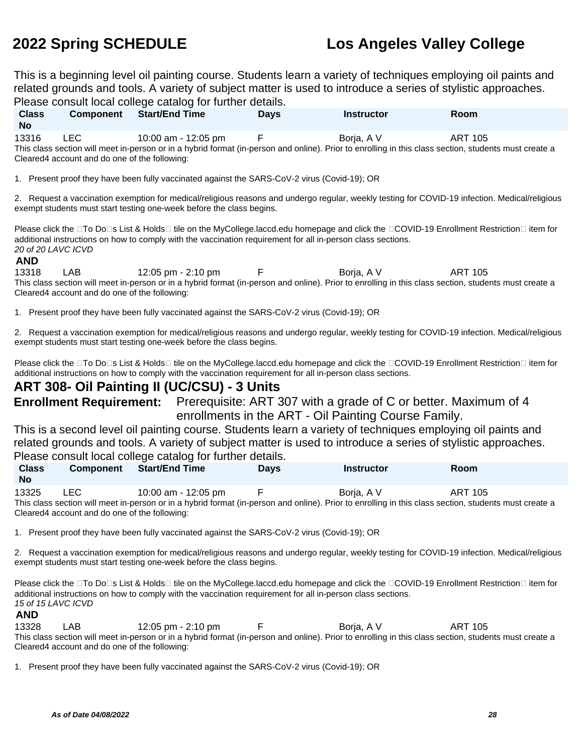This is a beginning level oil painting course. Students learn a variety of techniques employing oil paints and related grounds and tools. A variety of subject matter is used to introduce a series of stylistic approaches. Please consult local college catalog for further details.

| Class No | Component | Start/End Time | Days | Instructor | Room |
|---|---|---|---|---|---|
| 13316 | LEC | 10:00 am - 12:05 pm | F | Borja, A V | ART 105 |

This class section will meet in-person or in a hybrid format (in-person and online). Prior to enrolling in this class section, students must create a Cleared4 account and do one of the following:

1. Present proof they have been fully vaccinated against the SARS-CoV-2 virus (Covid-19); OR

2. Request a vaccination exemption for medical/religious reasons and undergo regular, weekly testing for COVID-19 infection. Medical/religious exempt students must start testing one-week before the class begins.

Please click the To Do s List & Holds tile on the MyCollege.laccd.edu homepage and click the COVID-19 Enrollment Restriction item for additional instructions on how to comply with the vaccination requirement for all in-person class sections.

*20 of 20 LAVC ICVD*

**AND**

| Class No | Component | Start/End Time | Days | Instructor | Room |
|---|---|---|---|---|---|
| 13318 | LAB | 12:05 pm - 2:10 pm | F | Borja, A V | ART 105 |

This class section will meet in-person or in a hybrid format (in-person and online). Prior to enrolling in this class section, students must create a Cleared4 account and do one of the following:

1. Present proof they have been fully vaccinated against the SARS-CoV-2 virus (Covid-19); OR

2. Request a vaccination exemption for medical/religious reasons and undergo regular, weekly testing for COVID-19 infection. Medical/religious exempt students must start testing one-week before the class begins.

Please click the To Do s List & Holds tile on the MyCollege.laccd.edu homepage and click the COVID-19 Enrollment Restriction item for additional instructions on how to comply with the vaccination requirement for all in-person class sections.

## ART 308- Oil Painting II (UC/CSU) - 3 Units

**Enrollment Requirement:** Prerequisite: ART 307 with a grade of C or better. Maximum of 4 enrollments in the ART - Oil Painting Course Family.

This is a second level oil painting course. Students learn a variety of techniques employing oil paints and related grounds and tools. A variety of subject matter is used to introduce a series of stylistic approaches. Please consult local college catalog for further details.

| Class No | Component | Start/End Time | Days | Instructor | Room |
|---|---|---|---|---|---|
| 13325 | LEC | 10:00 am - 12:05 pm | F | Borja, A V | ART 105 |

This class section will meet in-person or in a hybrid format (in-person and online). Prior to enrolling in this class section, students must create a Cleared4 account and do one of the following:

1. Present proof they have been fully vaccinated against the SARS-CoV-2 virus (Covid-19); OR

2. Request a vaccination exemption for medical/religious reasons and undergo regular, weekly testing for COVID-19 infection. Medical/religious exempt students must start testing one-week before the class begins.

Please click the To Do s List & Holds tile on the MyCollege.laccd.edu homepage and click the COVID-19 Enrollment Restriction item for additional instructions on how to comply with the vaccination requirement for all in-person class sections.

*15 of 15 LAVC ICVD*

**AND**

| Class No | Component | Start/End Time | Days | Instructor | Room |
|---|---|---|---|---|---|
| 13328 | LAB | 12:05 pm - 2:10 pm | F | Borja, A V | ART 105 |

This class section will meet in-person or in a hybrid format (in-person and online). Prior to enrolling in this class section, students must create a Cleared4 account and do one of the following:

1. Present proof they have been fully vaccinated against the SARS-CoV-2 virus (Covid-19); OR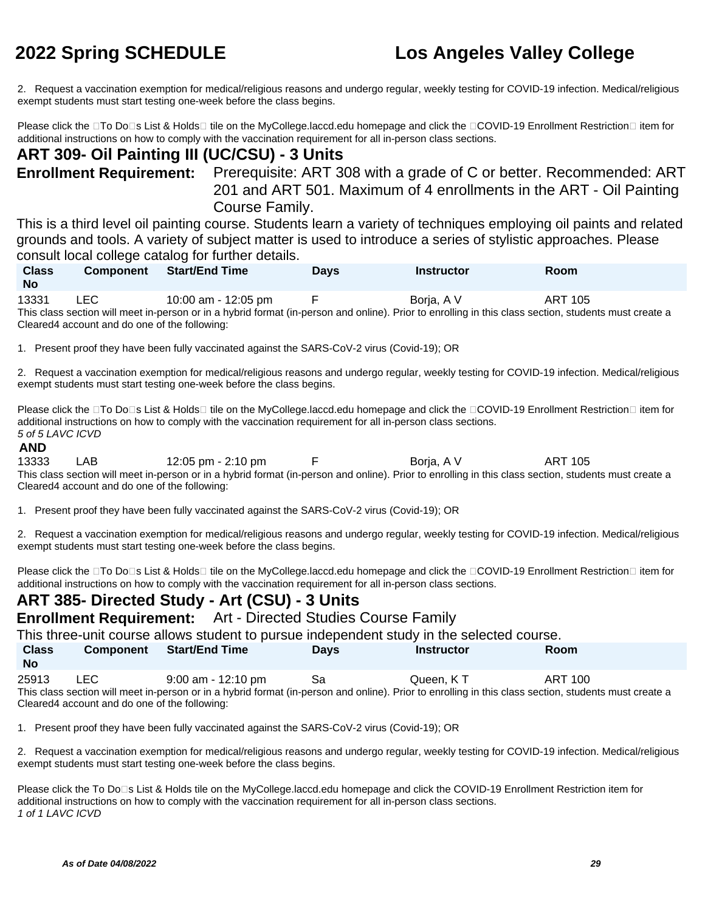2. Request a vaccination exemption for medical/religious reasons and undergo regular, weekly testing for COVID-19 infection. Medical/religious exempt students must start testing one-week before the class begins.

Please click the To Do s List & Holds tile on the MyCollege.laccd.edu homepage and click the COVID-19 Enrollment Restriction item for additional instructions on how to comply with the vaccination requirement for all in-person class sections.

## ART 309- Oil Painting III (UC/CSU) - 3 Units

**Enrollment Requirement:** Prerequisite: ART 308 with a grade of C or better. Recommended: ART 201 and ART 501. Maximum of 4 enrollments in the ART - Oil Painting Course Family.

This is a third level oil painting course. Students learn a variety of techniques employing oil paints and related grounds and tools. A variety of subject matter is used to introduce a series of stylistic approaches. Please consult local college catalog for further details.

| Class No | Component | Start/End Time | Days | Instructor | Room |
|---|---|---|---|---|---|
| 13331 | LEC | 10:00 am - 12:05 pm | F | Borja, A V | ART 105 |

This class section will meet in-person or in a hybrid format (in-person and online). Prior to enrolling in this class section, students must create a Cleared4 account and do one of the following:

1. Present proof they have been fully vaccinated against the SARS-CoV-2 virus (Covid-19); OR

2. Request a vaccination exemption for medical/religious reasons and undergo regular, weekly testing for COVID-19 infection. Medical/religious exempt students must start testing one-week before the class begins.

Please click the To Do s List & Holds tile on the MyCollege.laccd.edu homepage and click the COVID-19 Enrollment Restriction item for additional instructions on how to comply with the vaccination requirement for all in-person class sections.

*5 of 5 LAVC ICVD*

**AND**

| Class No | Component | Start/End Time | Days | Instructor | Room |
|---|---|---|---|---|---|
| 13333 | LAB | 12:05 pm - 2:10 pm | F | Borja, A V | ART 105 |

This class section will meet in-person or in a hybrid format (in-person and online). Prior to enrolling in this class section, students must create a Cleared4 account and do one of the following:

1. Present proof they have been fully vaccinated against the SARS-CoV-2 virus (Covid-19); OR

2. Request a vaccination exemption for medical/religious reasons and undergo regular, weekly testing for COVID-19 infection. Medical/religious exempt students must start testing one-week before the class begins.

Please click the To Do s List & Holds tile on the MyCollege.laccd.edu homepage and click the COVID-19 Enrollment Restriction item for additional instructions on how to comply with the vaccination requirement for all in-person class sections.

## ART 385- Directed Study - Art (CSU) - 3 Units

**Enrollment Requirement:** Art - Directed Studies Course Family

This three-unit course allows student to pursue independent study in the selected course.

| Class No | Component | Start/End Time | Days | Instructor | Room |
|---|---|---|---|---|---|
| 25913 | LEC | 9:00 am - 12:10 pm | Sa | Queen, K T | ART 100 |

This class section will meet in-person or in a hybrid format (in-person and online). Prior to enrolling in this class section, students must create a Cleared4 account and do one of the following:

1. Present proof they have been fully vaccinated against the SARS-CoV-2 virus (Covid-19); OR

2. Request a vaccination exemption for medical/religious reasons and undergo regular, weekly testing for COVID-19 infection. Medical/religious exempt students must start testing one-week before the class begins.

Please click the To Do s List & Holds tile on the MyCollege.laccd.edu homepage and click the COVID-19 Enrollment Restriction item for additional instructions on how to comply with the vaccination requirement for all in-person class sections.

*1 of 1 LAVC ICVD*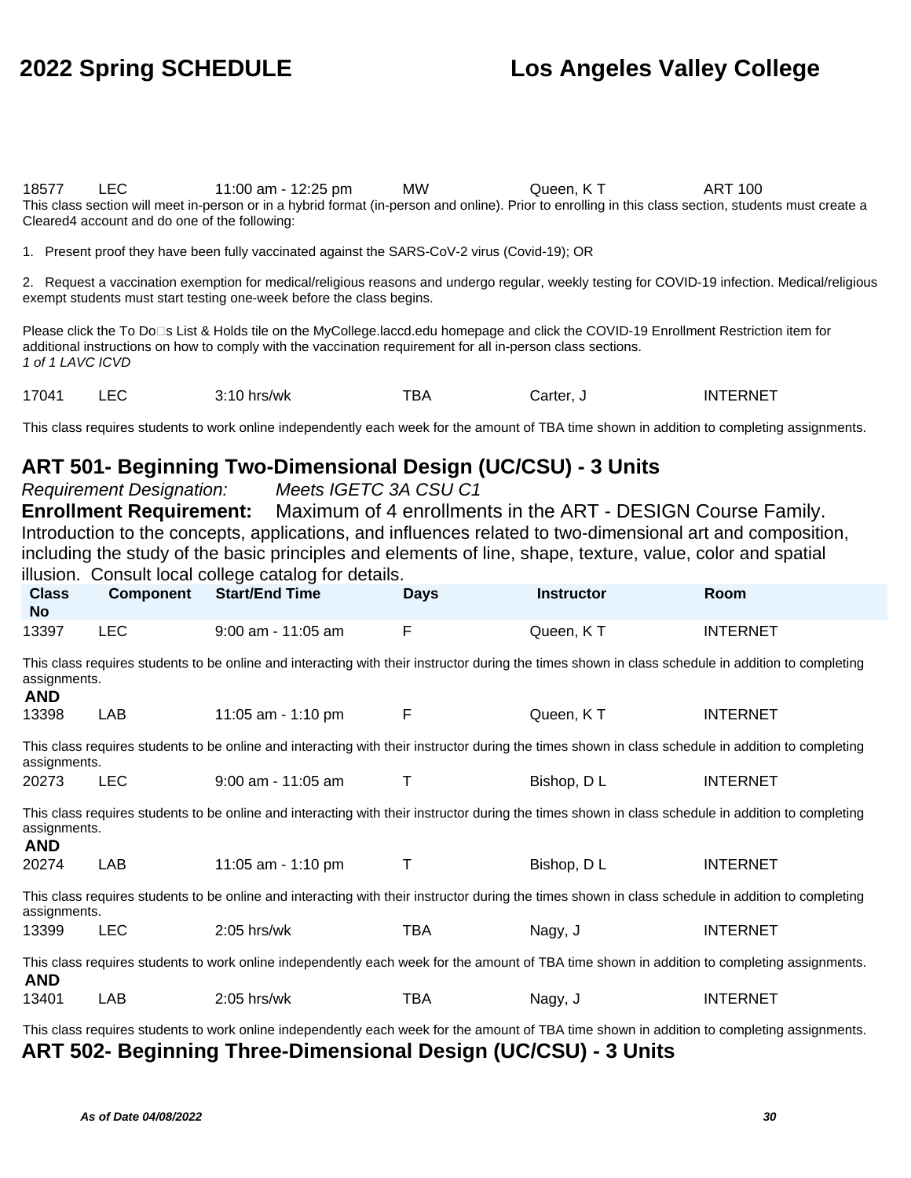| Class No | Component | Start/End Time | Days | Instructor | Room |
|---|---|---|---|---|---|
| 18577 | LEC | 11:00 am - 12:25 pm | MW | Queen, K T | ART 100 |

This class section will meet in-person or in a hybrid format (in-person and online). Prior to enrolling in this class section, students must create a Cleared4 account and do one of the following:

1. Present proof they have been fully vaccinated against the SARS-CoV-2 virus (Covid-19); OR

2. Request a vaccination exemption for medical/religious reasons and undergo regular, weekly testing for COVID-19 infection. Medical/religious exempt students must start testing one-week before the class begins.

Please click the To Do□s List & Holds tile on the MyCollege.laccd.edu homepage and click the COVID-19 Enrollment Restriction item for additional instructions on how to comply with the vaccination requirement for all in-person class sections.
*1 of 1 LAVC ICVD*

| Class No | Component | Start/End Time | Days | Instructor | Room |
|---|---|---|---|---|---|
| 17041 | LEC | 3:10 hrs/wk | TBA | Carter, J | INTERNET |

This class requires students to work online independently each week for the amount of TBA time shown in addition to completing assignments.

## ART 501- Beginning Two-Dimensional Design (UC/CSU) - 3 Units

*Requirement Designation:* *Meets IGETC 3A CSU C1*

**Enrollment Requirement:** Maximum of 4 enrollments in the ART - DESIGN Course Family.

Introduction to the concepts, applications, and influences related to two-dimensional art and composition, including the study of the basic principles and elements of line, shape, texture, value, color and spatial illusion. Consult local college catalog for details.

| Class No | Component | Start/End Time | Days | Instructor | Room |
|---|---|---|---|---|---|
| 13397 | LEC | 9:00 am - 11:05 am | F | Queen, K T | INTERNET |

This class requires students to be online and interacting with their instructor during the times shown in class schedule in addition to completing assignments.

**AND**

| Class No | Component | Start/End Time | Days | Instructor | Room |
|---|---|---|---|---|---|
| 13398 | LAB | 11:05 am - 1:10 pm | F | Queen, K T | INTERNET |

This class requires students to be online and interacting with their instructor during the times shown in class schedule in addition to completing assignments.

| Class No | Component | Start/End Time | Days | Instructor | Room |
|---|---|---|---|---|---|
| 20273 | LEC | 9:00 am - 11:05 am | T | Bishop, D L | INTERNET |

This class requires students to be online and interacting with their instructor during the times shown in class schedule in addition to completing assignments.

**AND**

| Class No | Component | Start/End Time | Days | Instructor | Room |
|---|---|---|---|---|---|
| 20274 | LAB | 11:05 am - 1:10 pm | T | Bishop, D L | INTERNET |

This class requires students to be online and interacting with their instructor during the times shown in class schedule in addition to completing assignments.

| Class No | Component | Start/End Time | Days | Instructor | Room |
|---|---|---|---|---|---|
| 13399 | LEC | 2:05 hrs/wk | TBA | Nagy, J | INTERNET |

This class requires students to work online independently each week for the amount of TBA time shown in addition to completing assignments.

**AND**

| Class No | Component | Start/End Time | Days | Instructor | Room |
|---|---|---|---|---|---|
| 13401 | LAB | 2:05 hrs/wk | TBA | Nagy, J | INTERNET |

This class requires students to work online independently each week for the amount of TBA time shown in addition to completing assignments.

## ART 502- Beginning Three-Dimensional Design (UC/CSU) - 3 Units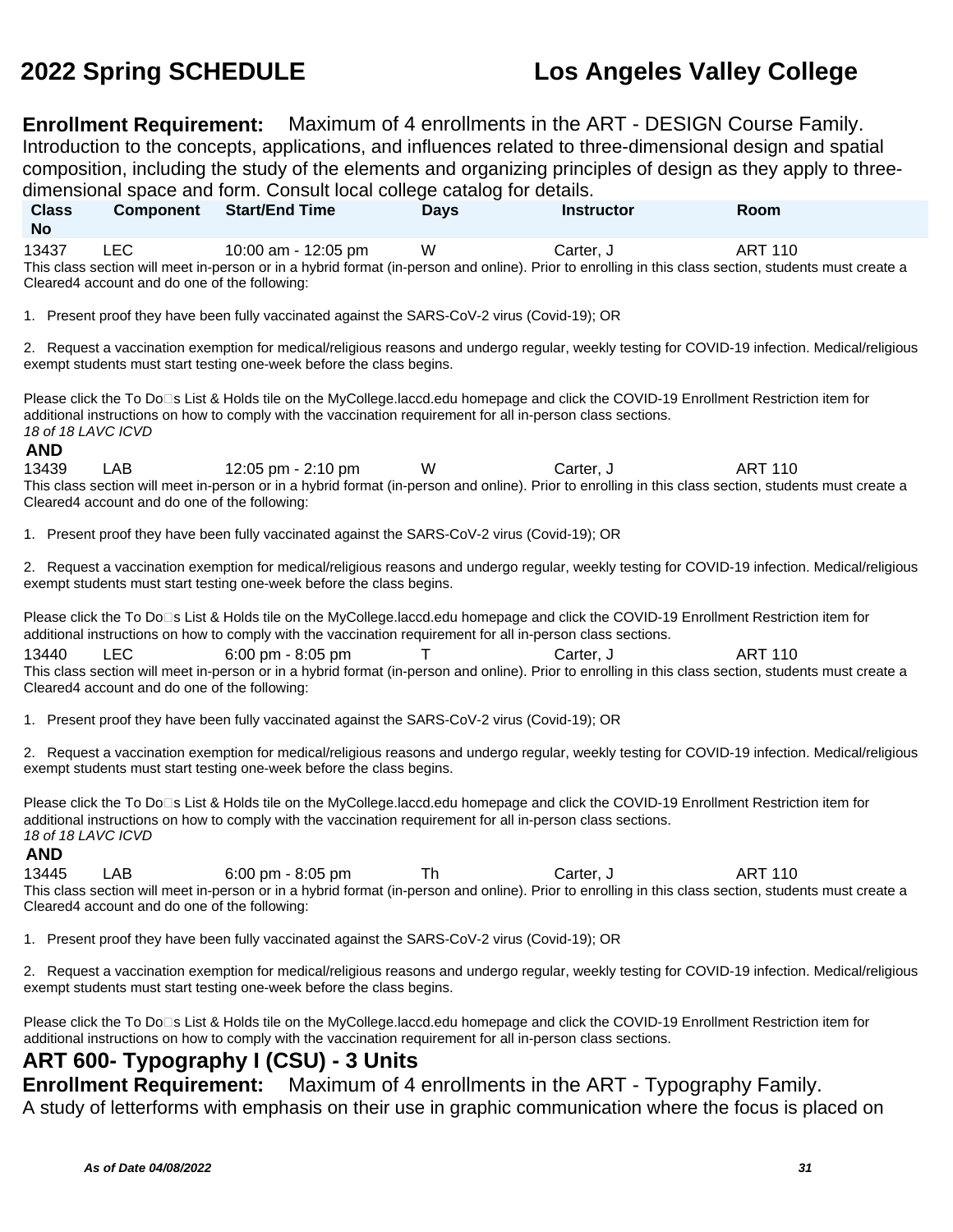**Enrollment Requirement:** Maximum of 4 enrollments in the ART - DESIGN Course Family.
Introduction to the concepts, applications, and influences related to three-dimensional design and spatial composition, including the study of the elements and organizing principles of design as they apply to three-dimensional space and form. Consult local college catalog for details.

| Class No | Component | Start/End Time | Days | Instructor | Room |
|---|---|---|---|---|---|
| 13437 | LEC | 10:00 am - 12:05 pm | W | Carter, J | ART 110 |

This class section will meet in-person or in a hybrid format (in-person and online). Prior to enrolling in this class section, students must create a Cleared4 account and do one of the following:

1. Present proof they have been fully vaccinated against the SARS-CoV-2 virus (Covid-19); OR

2. Request a vaccination exemption for medical/religious reasons and undergo regular, weekly testing for COVID-19 infection. Medical/religious exempt students must start testing one-week before the class begins.

Please click the To Do□s List & Holds tile on the MyCollege.laccd.edu homepage and click the COVID-19 Enrollment Restriction item for additional instructions on how to comply with the vaccination requirement for all in-person class sections.
*18 of 18 LAVC ICVD*

**AND**

| Class No | Component | Start/End Time | Days | Instructor | Room |
|---|---|---|---|---|---|
| 13439 | LAB | 12:05 pm - 2:10 pm | W | Carter, J | ART 110 |

This class section will meet in-person or in a hybrid format (in-person and online). Prior to enrolling in this class section, students must create a Cleared4 account and do one of the following:

1. Present proof they have been fully vaccinated against the SARS-CoV-2 virus (Covid-19); OR

2. Request a vaccination exemption for medical/religious reasons and undergo regular, weekly testing for COVID-19 infection. Medical/religious exempt students must start testing one-week before the class begins.

Please click the To Do□s List & Holds tile on the MyCollege.laccd.edu homepage and click the COVID-19 Enrollment Restriction item for additional instructions on how to comply with the vaccination requirement for all in-person class sections.

| Class No | Component | Start/End Time | Days | Instructor | Room |
|---|---|---|---|---|---|
| 13440 | LEC | 6:00 pm - 8:05 pm | T | Carter, J | ART 110 |

This class section will meet in-person or in a hybrid format (in-person and online). Prior to enrolling in this class section, students must create a Cleared4 account and do one of the following:

1. Present proof they have been fully vaccinated against the SARS-CoV-2 virus (Covid-19); OR

2. Request a vaccination exemption for medical/religious reasons and undergo regular, weekly testing for COVID-19 infection. Medical/religious exempt students must start testing one-week before the class begins.

Please click the To Do□s List & Holds tile on the MyCollege.laccd.edu homepage and click the COVID-19 Enrollment Restriction item for additional instructions on how to comply with the vaccination requirement for all in-person class sections.
*18 of 18 LAVC ICVD*

**AND**

| Class No | Component | Start/End Time | Days | Instructor | Room |
|---|---|---|---|---|---|
| 13445 | LAB | 6:00 pm - 8:05 pm | Th | Carter, J | ART 110 |

This class section will meet in-person or in a hybrid format (in-person and online). Prior to enrolling in this class section, students must create a Cleared4 account and do one of the following:

1. Present proof they have been fully vaccinated against the SARS-CoV-2 virus (Covid-19); OR

2. Request a vaccination exemption for medical/religious reasons and undergo regular, weekly testing for COVID-19 infection. Medical/religious exempt students must start testing one-week before the class begins.

Please click the To Do□s List & Holds tile on the MyCollege.laccd.edu homepage and click the COVID-19 Enrollment Restriction item for additional instructions on how to comply with the vaccination requirement for all in-person class sections.

## ART 600- Typography I (CSU) - 3 Units

**Enrollment Requirement:** Maximum of 4 enrollments in the ART - Typography Family.
A study of letterforms with emphasis on their use in graphic communication where the focus is placed on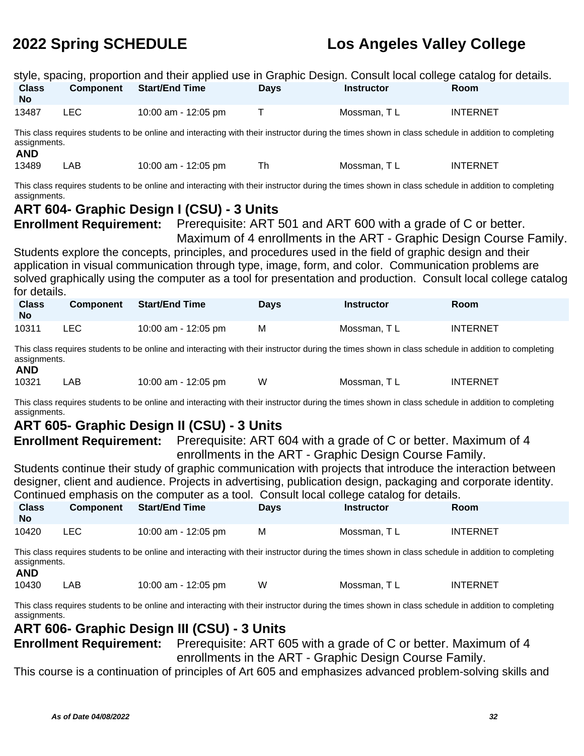style, spacing, proportion and their applied use in Graphic Design. Consult local college catalog for details.

| Class No | Component | Start/End Time | Days | Instructor | Room |
|---|---|---|---|---|---|
| 13487 | LEC | 10:00 am - 12:05 pm | T | Mossman, T L | INTERNET |

This class requires students to be online and interacting with their instructor during the times shown in class schedule in addition to completing assignments.

**AND**

| Class No | Component | Start/End Time | Days | Instructor | Room |
|---|---|---|---|---|---|
| 13489 | LAB | 10:00 am - 12:05 pm | Th | Mossman, T L | INTERNET |

This class requires students to be online and interacting with their instructor during the times shown in class schedule in addition to completing assignments.

## ART 604- Graphic Design I (CSU) - 3 Units

**Enrollment Requirement:** Prerequisite: ART 501 and ART 600 with a grade of C or better. Maximum of 4 enrollments in the ART - Graphic Design Course Family.

Students explore the concepts, principles, and procedures used in the field of graphic design and their application in visual communication through type, image, form, and color. Communication problems are solved graphically using the computer as a tool for presentation and production. Consult local college catalog for details.

| Class No | Component | Start/End Time | Days | Instructor | Room |
|---|---|---|---|---|---|
| 10311 | LEC | 10:00 am - 12:05 pm | M | Mossman, T L | INTERNET |

This class requires students to be online and interacting with their instructor during the times shown in class schedule in addition to completing assignments.

**AND**

| Class No | Component | Start/End Time | Days | Instructor | Room |
|---|---|---|---|---|---|
| 10321 | LAB | 10:00 am - 12:05 pm | W | Mossman, T L | INTERNET |

This class requires students to be online and interacting with their instructor during the times shown in class schedule in addition to completing assignments.

## ART 605- Graphic Design II (CSU) - 3 Units

**Enrollment Requirement:** Prerequisite: ART 604 with a grade of C or better. Maximum of 4 enrollments in the ART - Graphic Design Course Family.

Students continue their study of graphic communication with projects that introduce the interaction between designer, client and audience. Projects in advertising, publication design, packaging and corporate identity. Continued emphasis on the computer as a tool. Consult local college catalog for details.

| Class No | Component | Start/End Time | Days | Instructor | Room |
|---|---|---|---|---|---|
| 10420 | LEC | 10:00 am - 12:05 pm | M | Mossman, T L | INTERNET |

This class requires students to be online and interacting with their instructor during the times shown in class schedule in addition to completing assignments.

**AND**

| Class No | Component | Start/End Time | Days | Instructor | Room |
|---|---|---|---|---|---|
| 10430 | LAB | 10:00 am - 12:05 pm | W | Mossman, T L | INTERNET |

This class requires students to be online and interacting with their instructor during the times shown in class schedule in addition to completing assignments.

## ART 606- Graphic Design III (CSU) - 3 Units

**Enrollment Requirement:** Prerequisite: ART 605 with a grade of C or better. Maximum of 4 enrollments in the ART - Graphic Design Course Family.

This course is a continuation of principles of Art 605 and emphasizes advanced problem-solving skills and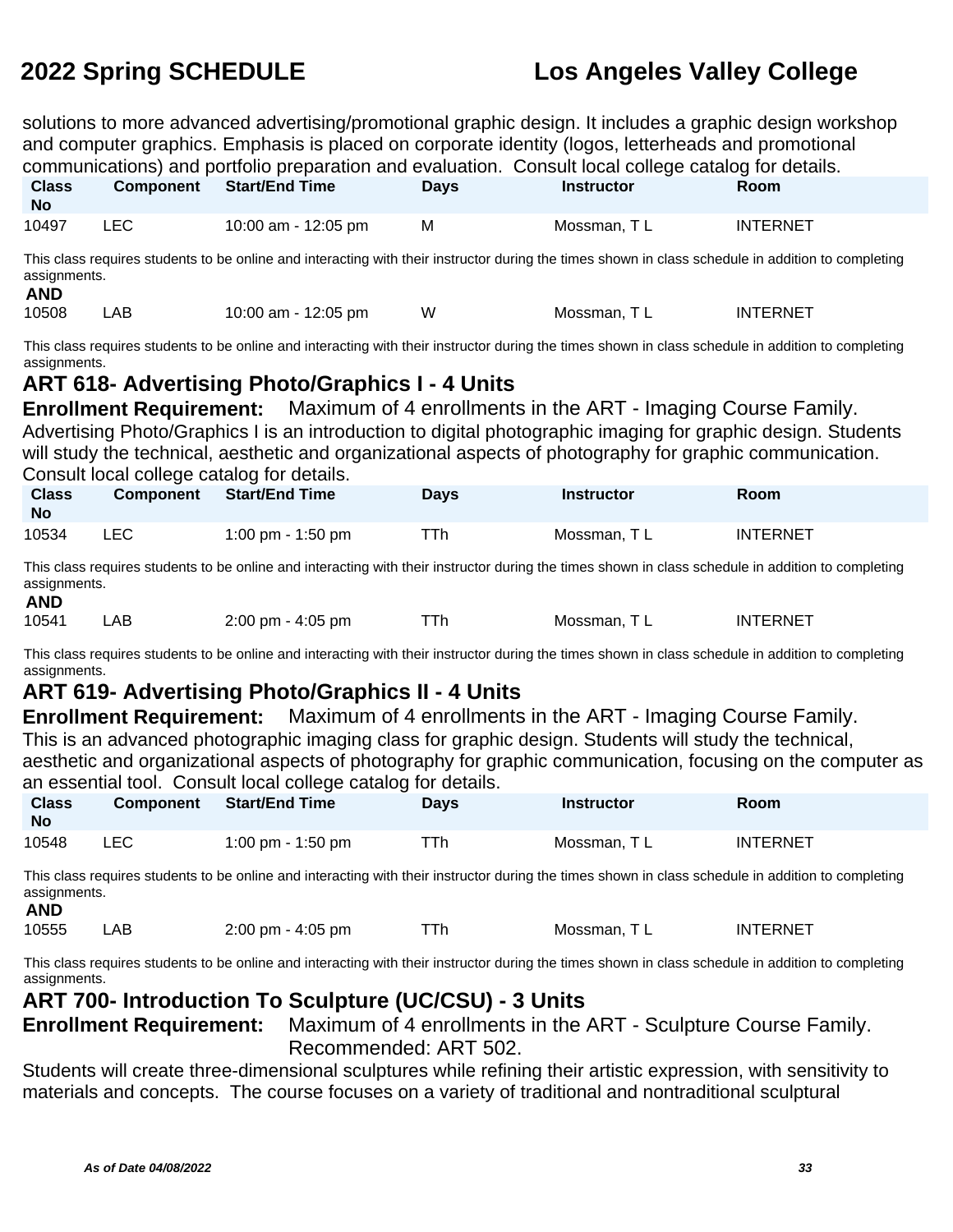solutions to more advanced advertising/promotional graphic design. It includes a graphic design workshop and computer graphics. Emphasis is placed on corporate identity (logos, letterheads and promotional communications) and portfolio preparation and evaluation.  Consult local college catalog for details.

| Class No | Component | Start/End Time | Days | Instructor | Room |
|---|---|---|---|---|---|
| 10497 | LEC | 10:00 am - 12:05 pm | M | Mossman, T L | INTERNET |

This class requires students to be online and interacting with their instructor during the times shown in class schedule in addition to completing assignments.

**AND**

| Class No | Component | Start/End Time | Days | Instructor | Room |
|---|---|---|---|---|---|
| 10508 | LAB | 10:00 am - 12:05 pm | W | Mossman, T L | INTERNET |

This class requires students to be online and interacting with their instructor during the times shown in class schedule in addition to completing assignments.

## ART 618- Advertising Photo/Graphics I - 4 Units

**Enrollment Requirement:** Maximum of 4 enrollments in the ART - Imaging Course Family.

Advertising Photo/Graphics I is an introduction to digital photographic imaging for graphic design. Students will study the technical, aesthetic and organizational aspects of photography for graphic communication. Consult local college catalog for details.

| Class No | Component | Start/End Time | Days | Instructor | Room |
|---|---|---|---|---|---|
| 10534 | LEC | 1:00 pm - 1:50 pm | TTh | Mossman, T L | INTERNET |

This class requires students to be online and interacting with their instructor during the times shown in class schedule in addition to completing assignments.

**AND**

| Class No | Component | Start/End Time | Days | Instructor | Room |
|---|---|---|---|---|---|
| 10541 | LAB | 2:00 pm - 4:05 pm | TTh | Mossman, T L | INTERNET |

This class requires students to be online and interacting with their instructor during the times shown in class schedule in addition to completing assignments.

## ART 619- Advertising Photo/Graphics II - 4 Units

**Enrollment Requirement:** Maximum of 4 enrollments in the ART - Imaging Course Family.

This is an advanced photographic imaging class for graphic design. Students will study the technical, aesthetic and organizational aspects of photography for graphic communication, focusing on the computer as an essential tool.  Consult local college catalog for details.

| Class No | Component | Start/End Time | Days | Instructor | Room |
|---|---|---|---|---|---|
| 10548 | LEC | 1:00 pm - 1:50 pm | TTh | Mossman, T L | INTERNET |

This class requires students to be online and interacting with their instructor during the times shown in class schedule in addition to completing assignments.

**AND**

| Class No | Component | Start/End Time | Days | Instructor | Room |
|---|---|---|---|---|---|
| 10555 | LAB | 2:00 pm - 4:05 pm | TTh | Mossman, T L | INTERNET |

This class requires students to be online and interacting with their instructor during the times shown in class schedule in addition to completing assignments.

## ART 700- Introduction To Sculpture (UC/CSU) - 3 Units

**Enrollment Requirement:** Maximum of 4 enrollments in the ART - Sculpture Course Family. Recommended: ART 502.

Students will create three-dimensional sculptures while refining their artistic expression, with sensitivity to materials and concepts.  The course focuses on a variety of traditional and nontraditional sculptural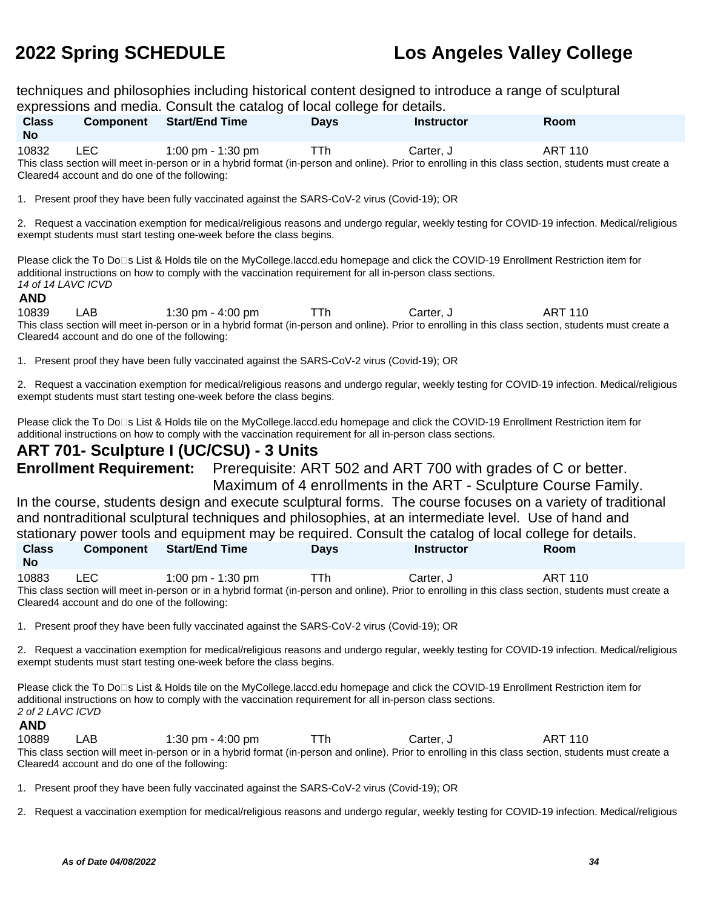techniques and philosophies including historical content designed to introduce a range of sculptural expressions and media. Consult the catalog of local college for details.

| Class No | Component | Start/End Time | Days | Instructor | Room |
|---|---|---|---|---|---|
| 10832 | LEC | 1:00 pm - 1:30 pm | TTh | Carter, J | ART 110 |

This class section will meet in-person or in a hybrid format (in-person and online). Prior to enrolling in this class section, students must create a Cleared4 account and do one of the following:

1. Present proof they have been fully vaccinated against the SARS-CoV-2 virus (Covid-19); OR

2. Request a vaccination exemption for medical/religious reasons and undergo regular, weekly testing for COVID-19 infection. Medical/religious exempt students must start testing one-week before the class begins.

Please click the To Do□s List & Holds tile on the MyCollege.laccd.edu homepage and click the COVID-19 Enrollment Restriction item for additional instructions on how to comply with the vaccination requirement for all in-person class sections.

*14 of 14 LAVC ICVD*

**AND**

| Class No | Component | Start/End Time | Days | Instructor | Room |
|---|---|---|---|---|---|
| 10839 | LAB | 1:30 pm - 4:00 pm | TTh | Carter, J | ART 110 |

This class section will meet in-person or in a hybrid format (in-person and online). Prior to enrolling in this class section, students must create a Cleared4 account and do one of the following:

1. Present proof they have been fully vaccinated against the SARS-CoV-2 virus (Covid-19); OR

2. Request a vaccination exemption for medical/religious reasons and undergo regular, weekly testing for COVID-19 infection. Medical/religious exempt students must start testing one-week before the class begins.

Please click the To Do□s List & Holds tile on the MyCollege.laccd.edu homepage and click the COVID-19 Enrollment Restriction item for additional instructions on how to comply with the vaccination requirement for all in-person class sections.

## ART 701- Sculpture I (UC/CSU) - 3 Units

**Enrollment Requirement:** Prerequisite: ART 502 and ART 700 with grades of C or better. Maximum of 4 enrollments in the ART - Sculpture Course Family.

In the course, students design and execute sculptural forms. The course focuses on a variety of traditional and nontraditional sculptural techniques and philosophies, at an intermediate level. Use of hand and stationary power tools and equipment may be required. Consult the catalog of local college for details.

| Class No | Component | Start/End Time | Days | Instructor | Room |
|---|---|---|---|---|---|
| 10883 | LEC | 1:00 pm - 1:30 pm | TTh | Carter, J | ART 110 |

This class section will meet in-person or in a hybrid format (in-person and online). Prior to enrolling in this class section, students must create a Cleared4 account and do one of the following:

1. Present proof they have been fully vaccinated against the SARS-CoV-2 virus (Covid-19); OR

2. Request a vaccination exemption for medical/religious reasons and undergo regular, weekly testing for COVID-19 infection. Medical/religious exempt students must start testing one-week before the class begins.

Please click the To Do□s List & Holds tile on the MyCollege.laccd.edu homepage and click the COVID-19 Enrollment Restriction item for additional instructions on how to comply with the vaccination requirement for all in-person class sections.

*2 of 2 LAVC ICVD*

**AND**

| Class No | Component | Start/End Time | Days | Instructor | Room |
|---|---|---|---|---|---|
| 10889 | LAB | 1:30 pm - 4:00 pm | TTh | Carter, J | ART 110 |

This class section will meet in-person or in a hybrid format (in-person and online). Prior to enrolling in this class section, students must create a Cleared4 account and do one of the following:

1. Present proof they have been fully vaccinated against the SARS-CoV-2 virus (Covid-19); OR

2. Request a vaccination exemption for medical/religious reasons and undergo regular, weekly testing for COVID-19 infection. Medical/religious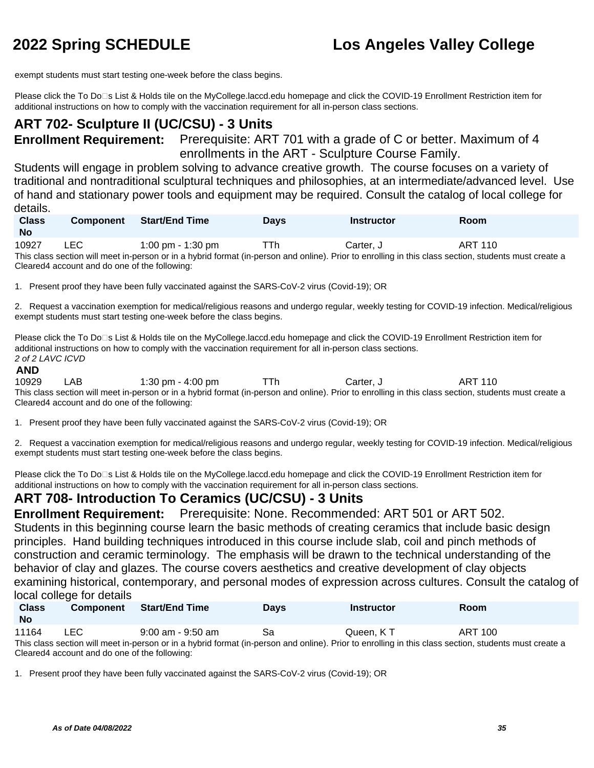exempt students must start testing one-week before the class begins.

Please click the To Do□s List & Holds tile on the MyCollege.laccd.edu homepage and click the COVID-19 Enrollment Restriction item for additional instructions on how to comply with the vaccination requirement for all in-person class sections.

## ART 702- Sculpture II (UC/CSU) - 3 Units

**Enrollment Requirement:** Prerequisite: ART 701 with a grade of C or better. Maximum of 4 enrollments in the ART - Sculpture Course Family.

Students will engage in problem solving to advance creative growth. The course focuses on a variety of traditional and nontraditional sculptural techniques and philosophies, at an intermediate/advanced level. Use of hand and stationary power tools and equipment may be required. Consult the catalog of local college for details.

| Class No | Component | Start/End Time | Days | Instructor | Room |
|---|---|---|---|---|---|
| 10927 | LEC | 1:00 pm - 1:30 pm | TTh | Carter, J | ART 110 |

This class section will meet in-person or in a hybrid format (in-person and online). Prior to enrolling in this class section, students must create a Cleared4 account and do one of the following:

1. Present proof they have been fully vaccinated against the SARS-CoV-2 virus (Covid-19); OR

2. Request a vaccination exemption for medical/religious reasons and undergo regular, weekly testing for COVID-19 infection. Medical/religious exempt students must start testing one-week before the class begins.

Please click the To Do□s List & Holds tile on the MyCollege.laccd.edu homepage and click the COVID-19 Enrollment Restriction item for additional instructions on how to comply with the vaccination requirement for all in-person class sections.

*2 of 2 LAVC ICVD*

**AND**

| Class No | Component | Start/End Time | Days | Instructor | Room |
|---|---|---|---|---|---|
| 10929 | LAB | 1:30 pm - 4:00 pm | TTh | Carter, J | ART 110 |

This class section will meet in-person or in a hybrid format (in-person and online). Prior to enrolling in this class section, students must create a Cleared4 account and do one of the following:

1. Present proof they have been fully vaccinated against the SARS-CoV-2 virus (Covid-19); OR

2. Request a vaccination exemption for medical/religious reasons and undergo regular, weekly testing for COVID-19 infection. Medical/religious exempt students must start testing one-week before the class begins.

Please click the To Do□s List & Holds tile on the MyCollege.laccd.edu homepage and click the COVID-19 Enrollment Restriction item for additional instructions on how to comply with the vaccination requirement for all in-person class sections.

## ART 708- Introduction To Ceramics (UC/CSU) - 3 Units

**Enrollment Requirement:** Prerequisite: None. Recommended: ART 501 or ART 502.

Students in this beginning course learn the basic methods of creating ceramics that include basic design principles. Hand building techniques introduced in this course include slab, coil and pinch methods of construction and ceramic terminology. The emphasis will be drawn to the technical understanding of the behavior of clay and glazes. The course covers aesthetics and creative development of clay objects examining historical, contemporary, and personal modes of expression across cultures. Consult the catalog of local college for details

| Class No | Component | Start/End Time | Days | Instructor | Room |
|---|---|---|---|---|---|
| 11164 | LEC | 9:00 am - 9:50 am | Sa | Queen, K T | ART 100 |

This class section will meet in-person or in a hybrid format (in-person and online). Prior to enrolling in this class section, students must create a Cleared4 account and do one of the following:

1. Present proof they have been fully vaccinated against the SARS-CoV-2 virus (Covid-19); OR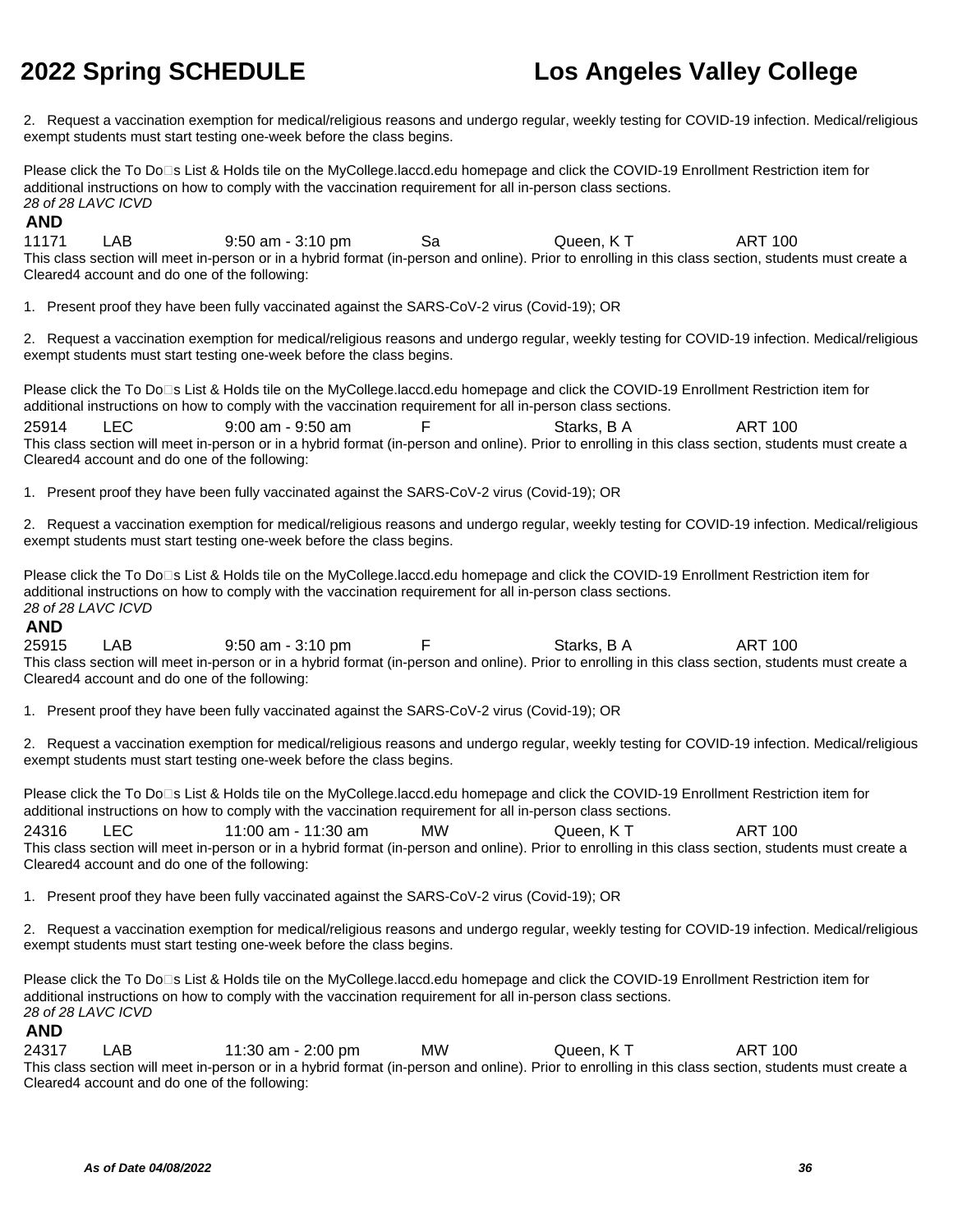2. Request a vaccination exemption for medical/religious reasons and undergo regular, weekly testing for COVID-19 infection. Medical/religious exempt students must start testing one-week before the class begins.

Please click the To Do□s List & Holds tile on the MyCollege.laccd.edu homepage and click the COVID-19 Enrollment Restriction item for additional instructions on how to comply with the vaccination requirement for all in-person class sections.
*28 of 28 LAVC ICVD*

**AND**

11171 LAB 9:50 am - 3:10 pm Sa Queen, K T ART 100

This class section will meet in-person or in a hybrid format (in-person and online). Prior to enrolling in this class section, students must create a Cleared4 account and do one of the following:

1. Present proof they have been fully vaccinated against the SARS-CoV-2 virus (Covid-19); OR

2. Request a vaccination exemption for medical/religious reasons and undergo regular, weekly testing for COVID-19 infection. Medical/religious exempt students must start testing one-week before the class begins.

Please click the To Do□s List & Holds tile on the MyCollege.laccd.edu homepage and click the COVID-19 Enrollment Restriction item for additional instructions on how to comply with the vaccination requirement for all in-person class sections.

25914 LEC 9:00 am - 9:50 am F Starks, B A ART 100

This class section will meet in-person or in a hybrid format (in-person and online). Prior to enrolling in this class section, students must create a Cleared4 account and do one of the following:

1. Present proof they have been fully vaccinated against the SARS-CoV-2 virus (Covid-19); OR

2. Request a vaccination exemption for medical/religious reasons and undergo regular, weekly testing for COVID-19 infection. Medical/religious exempt students must start testing one-week before the class begins.

Please click the To Do□s List & Holds tile on the MyCollege.laccd.edu homepage and click the COVID-19 Enrollment Restriction item for additional instructions on how to comply with the vaccination requirement for all in-person class sections.
*28 of 28 LAVC ICVD*

**AND**

25915 LAB 9:50 am - 3:10 pm F Starks, B A ART 100

This class section will meet in-person or in a hybrid format (in-person and online). Prior to enrolling in this class section, students must create a Cleared4 account and do one of the following:

1. Present proof they have been fully vaccinated against the SARS-CoV-2 virus (Covid-19); OR

2. Request a vaccination exemption for medical/religious reasons and undergo regular, weekly testing for COVID-19 infection. Medical/religious exempt students must start testing one-week before the class begins.

Please click the To Do□s List & Holds tile on the MyCollege.laccd.edu homepage and click the COVID-19 Enrollment Restriction item for additional instructions on how to comply with the vaccination requirement for all in-person class sections.

24316 LEC 11:00 am - 11:30 am MW Queen, K T ART 100

This class section will meet in-person or in a hybrid format (in-person and online). Prior to enrolling in this class section, students must create a Cleared4 account and do one of the following:

1. Present proof they have been fully vaccinated against the SARS-CoV-2 virus (Covid-19); OR

2. Request a vaccination exemption for medical/religious reasons and undergo regular, weekly testing for COVID-19 infection. Medical/religious exempt students must start testing one-week before the class begins.

Please click the To Do□s List & Holds tile on the MyCollege.laccd.edu homepage and click the COVID-19 Enrollment Restriction item for additional instructions on how to comply with the vaccination requirement for all in-person class sections.
*28 of 28 LAVC ICVD*

**AND**

24317 LAB 11:30 am - 2:00 pm MW Queen, K T ART 100

This class section will meet in-person or in a hybrid format (in-person and online). Prior to enrolling in this class section, students must create a Cleared4 account and do one of the following: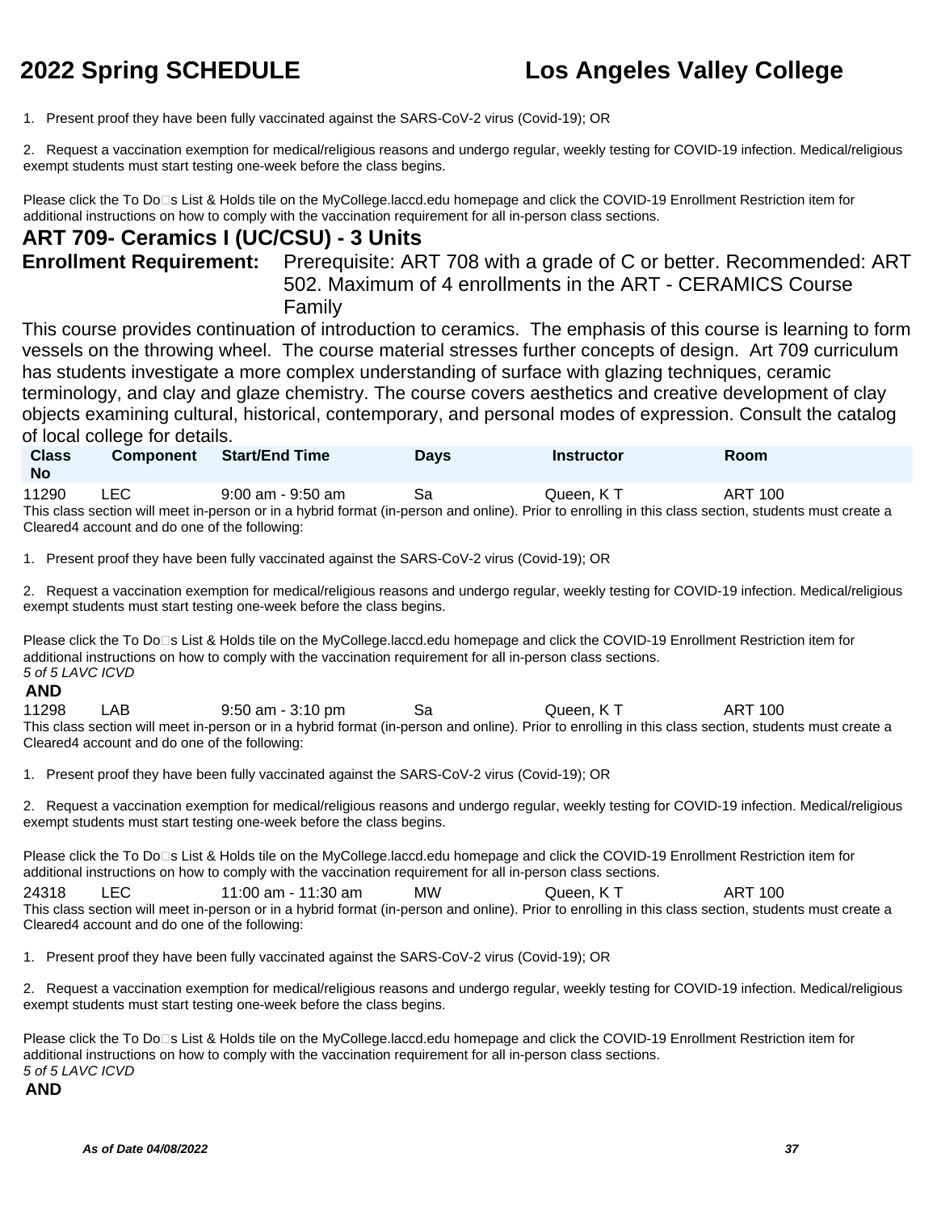1. Present proof they have been fully vaccinated against the SARS-CoV-2 virus (Covid-19); OR

2. Request a vaccination exemption for medical/religious reasons and undergo regular, weekly testing for COVID-19 infection. Medical/religious exempt students must start testing one-week before the class begins.

Please click the To Do□s List & Holds tile on the MyCollege.laccd.edu homepage and click the COVID-19 Enrollment Restriction item for additional instructions on how to comply with the vaccination requirement for all in-person class sections.

## ART 709- Ceramics I (UC/CSU) - 3 Units

**Enrollment Requirement:** Prerequisite: ART 708 with a grade of C or better. Recommended: ART 502. Maximum of 4 enrollments in the ART - CERAMICS Course Family

This course provides continuation of introduction to ceramics. The emphasis of this course is learning to form vessels on the throwing wheel. The course material stresses further concepts of design. Art 709 curriculum has students investigate a more complex understanding of surface with glazing techniques, ceramic terminology, and clay and glaze chemistry. The course covers aesthetics and creative development of clay objects examining cultural, historical, contemporary, and personal modes of expression. Consult the catalog of local college for details.

| Class No | Component | Start/End Time | Days | Instructor | Room |
|---|---|---|---|---|---|
| 11290 | LEC | 9:00 am - 9:50 am | Sa | Queen, K T | ART 100 |

This class section will meet in-person or in a hybrid format (in-person and online). Prior to enrolling in this class section, students must create a Cleared4 account and do one of the following:

1. Present proof they have been fully vaccinated against the SARS-CoV-2 virus (Covid-19); OR

2. Request a vaccination exemption for medical/religious reasons and undergo regular, weekly testing for COVID-19 infection. Medical/religious exempt students must start testing one-week before the class begins.

Please click the To Do□s List & Holds tile on the MyCollege.laccd.edu homepage and click the COVID-19 Enrollment Restriction item for additional instructions on how to comply with the vaccination requirement for all in-person class sections.

*5 of 5 LAVC ICVD*

**AND**

| Class No | Component | Start/End Time | Days | Instructor | Room |
|---|---|---|---|---|---|
| 11298 | LAB | 9:50 am - 3:10 pm | Sa | Queen, K T | ART 100 |

This class section will meet in-person or in a hybrid format (in-person and online). Prior to enrolling in this class section, students must create a Cleared4 account and do one of the following:

1. Present proof they have been fully vaccinated against the SARS-CoV-2 virus (Covid-19); OR

2. Request a vaccination exemption for medical/religious reasons and undergo regular, weekly testing for COVID-19 infection. Medical/religious exempt students must start testing one-week before the class begins.

Please click the To Do□s List & Holds tile on the MyCollege.laccd.edu homepage and click the COVID-19 Enrollment Restriction item for additional instructions on how to comply with the vaccination requirement for all in-person class sections.

| Class No | Component | Start/End Time | Days | Instructor | Room |
|---|---|---|---|---|---|
| 24318 | LEC | 11:00 am - 11:30 am | MW | Queen, K T | ART 100 |

This class section will meet in-person or in a hybrid format (in-person and online). Prior to enrolling in this class section, students must create a Cleared4 account and do one of the following:

1. Present proof they have been fully vaccinated against the SARS-CoV-2 virus (Covid-19); OR

2. Request a vaccination exemption for medical/religious reasons and undergo regular, weekly testing for COVID-19 infection. Medical/religious exempt students must start testing one-week before the class begins.

Please click the To Do□s List & Holds tile on the MyCollege.laccd.edu homepage and click the COVID-19 Enrollment Restriction item for additional instructions on how to comply with the vaccination requirement for all in-person class sections.

*5 of 5 LAVC ICVD*

**AND**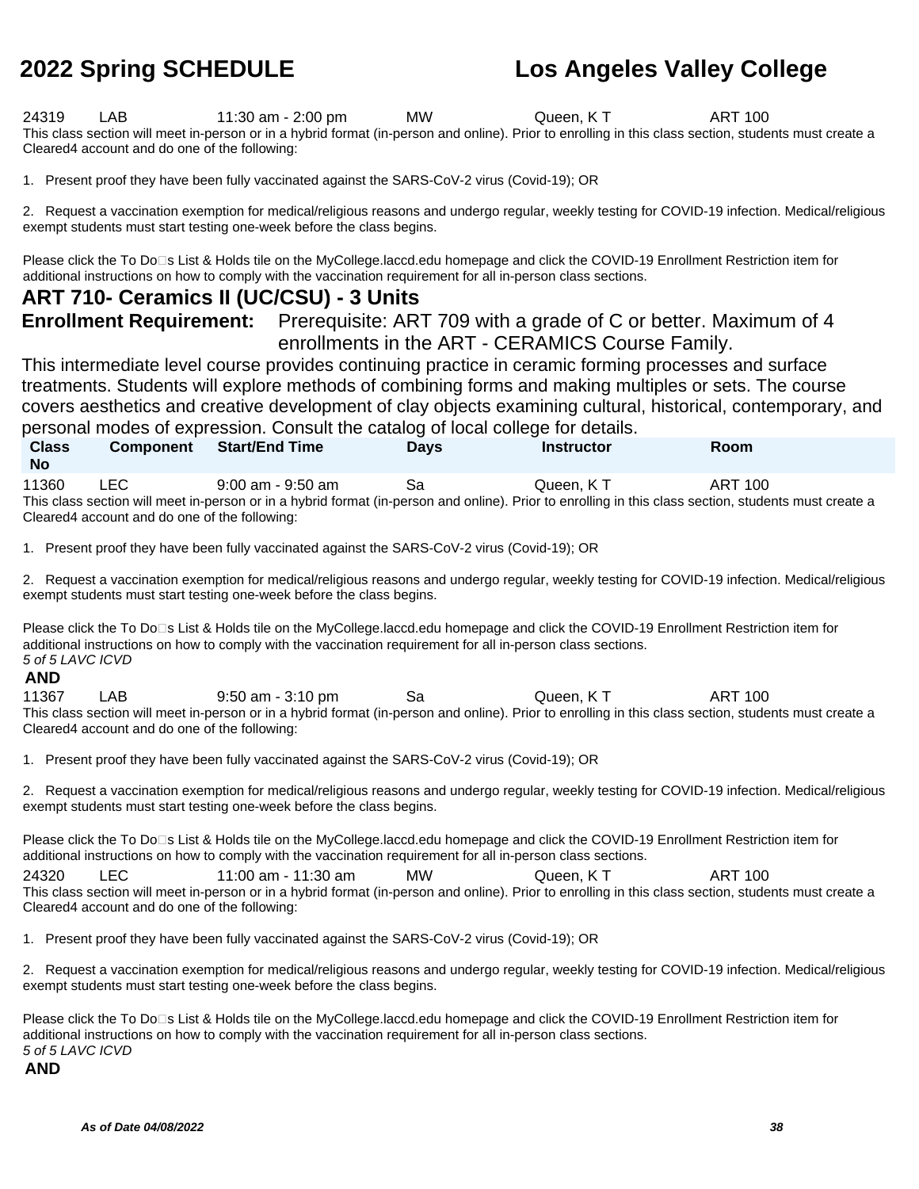| Class No | Component | Start/End Time | Days | Instructor | Room |
|---|---|---|---|---|---|
| 24319 | LAB | 11:30 am - 2:00 pm | MW | Queen, K T | ART 100 |

This class section will meet in-person or in a hybrid format (in-person and online). Prior to enrolling in this class section, students must create a Cleared4 account and do one of the following:

1. Present proof they have been fully vaccinated against the SARS-CoV-2 virus (Covid-19); OR

2. Request a vaccination exemption for medical/religious reasons and undergo regular, weekly testing for COVID-19 infection. Medical/religious exempt students must start testing one-week before the class begins.

Please click the To Do□s List & Holds tile on the MyCollege.laccd.edu homepage and click the COVID-19 Enrollment Restriction item for additional instructions on how to comply with the vaccination requirement for all in-person class sections.

## ART 710- Ceramics II (UC/CSU) - 3 Units

**Enrollment Requirement:** Prerequisite: ART 709 with a grade of C or better. Maximum of 4 enrollments in the ART - CERAMICS Course Family.

This intermediate level course provides continuing practice in ceramic forming processes and surface treatments. Students will explore methods of combining forms and making multiples or sets. The course covers aesthetics and creative development of clay objects examining cultural, historical, contemporary, and personal modes of expression. Consult the catalog of local college for details.

| Class No | Component | Start/End Time | Days | Instructor | Room |
|---|---|---|---|---|---|
| 11360 | LEC | 9:00 am - 9:50 am | Sa | Queen, K T | ART 100 |

This class section will meet in-person or in a hybrid format (in-person and online). Prior to enrolling in this class section, students must create a Cleared4 account and do one of the following:

1. Present proof they have been fully vaccinated against the SARS-CoV-2 virus (Covid-19); OR

2. Request a vaccination exemption for medical/religious reasons and undergo regular, weekly testing for COVID-19 infection. Medical/religious exempt students must start testing one-week before the class begins.

Please click the To Do□s List & Holds tile on the MyCollege.laccd.edu homepage and click the COVID-19 Enrollment Restriction item for additional instructions on how to comply with the vaccination requirement for all in-person class sections.

*5 of 5 LAVC ICVD*

**AND**

| Class No | Component | Start/End Time | Days | Instructor | Room |
|---|---|---|---|---|---|
| 11367 | LAB | 9:50 am - 3:10 pm | Sa | Queen, K T | ART 100 |

This class section will meet in-person or in a hybrid format (in-person and online). Prior to enrolling in this class section, students must create a Cleared4 account and do one of the following:

1. Present proof they have been fully vaccinated against the SARS-CoV-2 virus (Covid-19); OR

2. Request a vaccination exemption for medical/religious reasons and undergo regular, weekly testing for COVID-19 infection. Medical/religious exempt students must start testing one-week before the class begins.

Please click the To Do□s List & Holds tile on the MyCollege.laccd.edu homepage and click the COVID-19 Enrollment Restriction item for additional instructions on how to comply with the vaccination requirement for all in-person class sections.

| Class No | Component | Start/End Time | Days | Instructor | Room |
|---|---|---|---|---|---|
| 24320 | LEC | 11:00 am - 11:30 am | MW | Queen, K T | ART 100 |

This class section will meet in-person or in a hybrid format (in-person and online). Prior to enrolling in this class section, students must create a Cleared4 account and do one of the following:

1. Present proof they have been fully vaccinated against the SARS-CoV-2 virus (Covid-19); OR

2. Request a vaccination exemption for medical/religious reasons and undergo regular, weekly testing for COVID-19 infection. Medical/religious exempt students must start testing one-week before the class begins.

Please click the To Do□s List & Holds tile on the MyCollege.laccd.edu homepage and click the COVID-19 Enrollment Restriction item for additional instructions on how to comply with the vaccination requirement for all in-person class sections.

*5 of 5 LAVC ICVD*

**AND**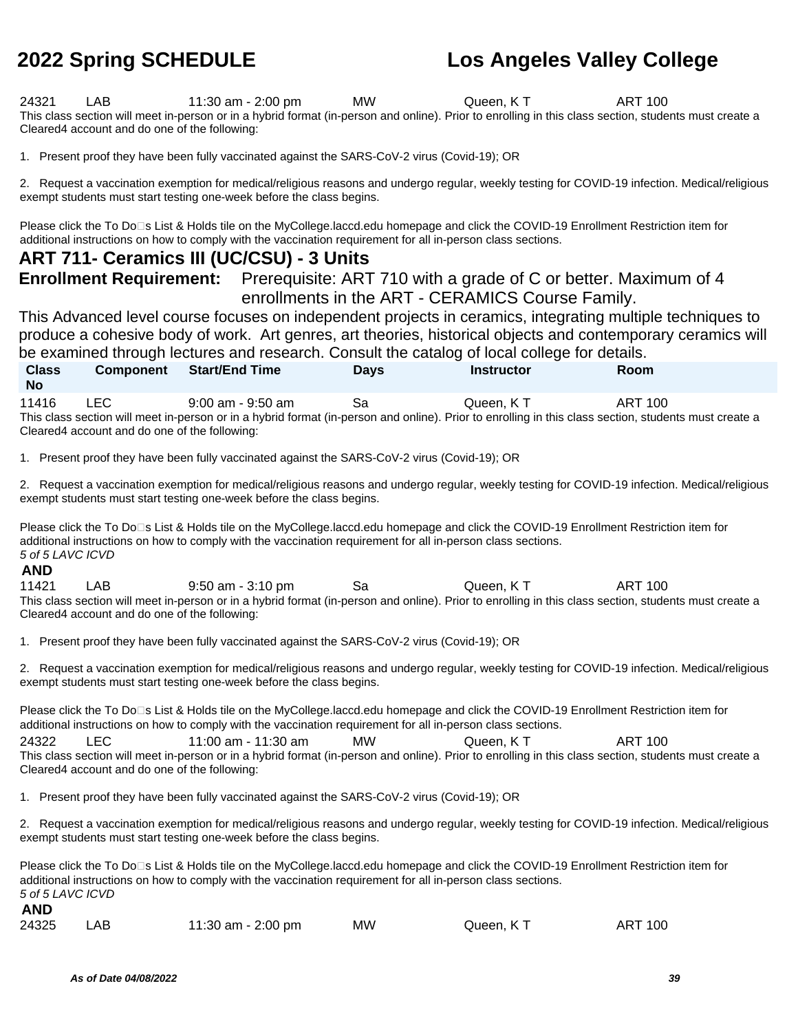| Class No | Component | Start/End Time | Days | Instructor | Room |
|---|---|---|---|---|---|
| 24321 | LAB | 11:30 am - 2:00 pm | MW | Queen, K T | ART 100 |

This class section will meet in-person or in a hybrid format (in-person and online). Prior to enrolling in this class section, students must create a Cleared4 account and do one of the following:

1. Present proof they have been fully vaccinated against the SARS-CoV-2 virus (Covid-19); OR

2. Request a vaccination exemption for medical/religious reasons and undergo regular, weekly testing for COVID-19 infection. Medical/religious exempt students must start testing one-week before the class begins.

Please click the To Do□s List & Holds tile on the MyCollege.laccd.edu homepage and click the COVID-19 Enrollment Restriction item for additional instructions on how to comply with the vaccination requirement for all in-person class sections.

## ART 711- Ceramics III (UC/CSU) - 3 Units

**Enrollment Requirement:** Prerequisite: ART 710 with a grade of C or better. Maximum of 4 enrollments in the ART - CERAMICS Course Family.

This Advanced level course focuses on independent projects in ceramics, integrating multiple techniques to produce a cohesive body of work. Art genres, art theories, historical objects and contemporary ceramics will be examined through lectures and research. Consult the catalog of local college for details.

| Class No | Component | Start/End Time | Days | Instructor | Room |
|---|---|---|---|---|---|
| 11416 | LEC | 9:00 am - 9:50 am | Sa | Queen, K T | ART 100 |

This class section will meet in-person or in a hybrid format (in-person and online). Prior to enrolling in this class section, students must create a Cleared4 account and do one of the following:

1. Present proof they have been fully vaccinated against the SARS-CoV-2 virus (Covid-19); OR

2. Request a vaccination exemption for medical/religious reasons and undergo regular, weekly testing for COVID-19 infection. Medical/religious exempt students must start testing one-week before the class begins.

Please click the To Do□s List & Holds tile on the MyCollege.laccd.edu homepage and click the COVID-19 Enrollment Restriction item for additional instructions on how to comply with the vaccination requirement for all in-person class sections.

*5 of 5 LAVC ICVD*

**AND**

| Class No | Component | Start/End Time | Days | Instructor | Room |
|---|---|---|---|---|---|
| 11421 | LAB | 9:50 am - 3:10 pm | Sa | Queen, K T | ART 100 |

This class section will meet in-person or in a hybrid format (in-person and online). Prior to enrolling in this class section, students must create a Cleared4 account and do one of the following:

1. Present proof they have been fully vaccinated against the SARS-CoV-2 virus (Covid-19); OR

2. Request a vaccination exemption for medical/religious reasons and undergo regular, weekly testing for COVID-19 infection. Medical/religious exempt students must start testing one-week before the class begins.

Please click the To Do□s List & Holds tile on the MyCollege.laccd.edu homepage and click the COVID-19 Enrollment Restriction item for additional instructions on how to comply with the vaccination requirement for all in-person class sections.

| Class No | Component | Start/End Time | Days | Instructor | Room |
|---|---|---|---|---|---|
| 24322 | LEC | 11:00 am - 11:30 am | MW | Queen, K T | ART 100 |

This class section will meet in-person or in a hybrid format (in-person and online). Prior to enrolling in this class section, students must create a Cleared4 account and do one of the following:

1. Present proof they have been fully vaccinated against the SARS-CoV-2 virus (Covid-19); OR

2. Request a vaccination exemption for medical/religious reasons and undergo regular, weekly testing for COVID-19 infection. Medical/religious exempt students must start testing one-week before the class begins.

Please click the To Do□s List & Holds tile on the MyCollege.laccd.edu homepage and click the COVID-19 Enrollment Restriction item for additional instructions on how to comply with the vaccination requirement for all in-person class sections.

*5 of 5 LAVC ICVD*

**AND**

| Class No | Component | Start/End Time | Days | Instructor | Room |
|---|---|---|---|---|---|
| 24325 | LAB | 11:30 am - 2:00 pm | MW | Queen, K T | ART 100 |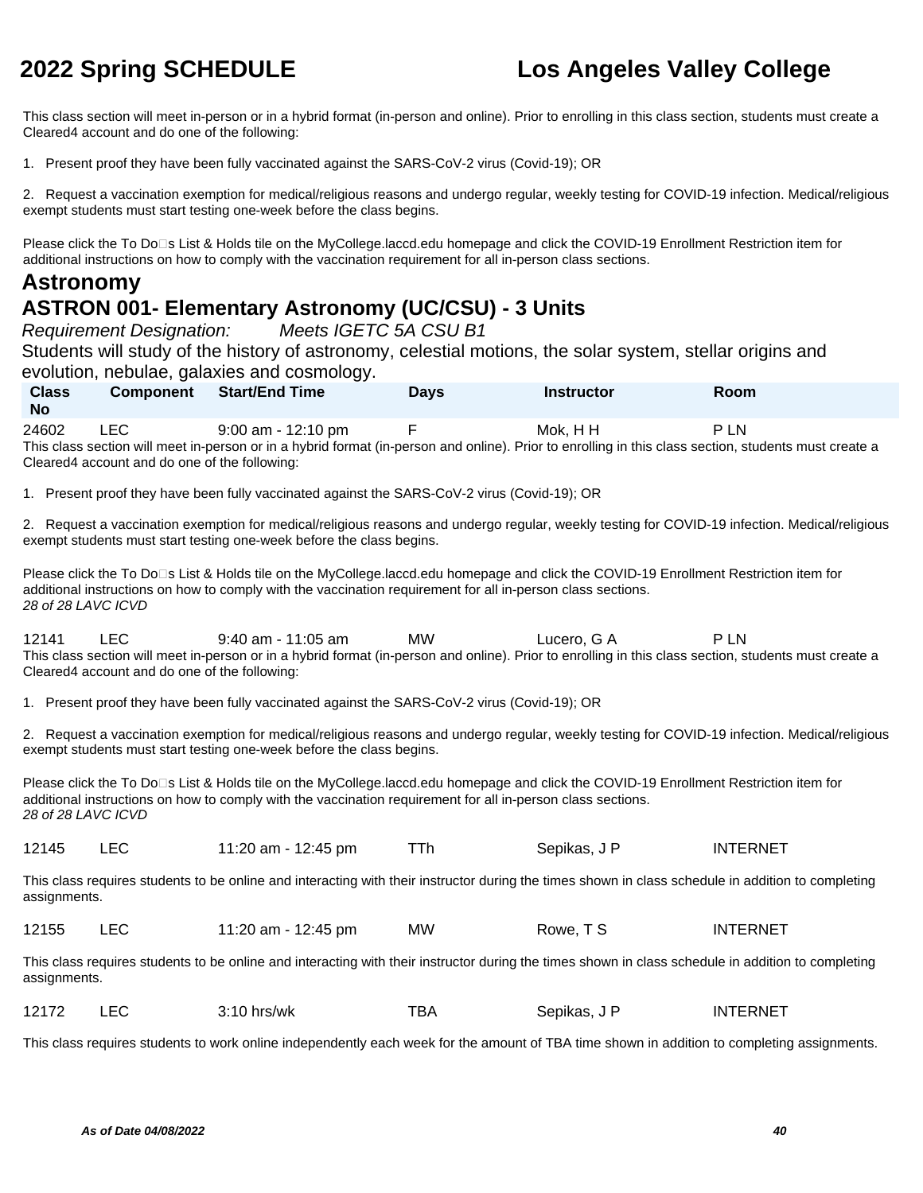This class section will meet in-person or in a hybrid format (in-person and online). Prior to enrolling in this class section, students must create a Cleared4 account and do one of the following:

1. Present proof they have been fully vaccinated against the SARS-CoV-2 virus (Covid-19); OR

2. Request a vaccination exemption for medical/religious reasons and undergo regular, weekly testing for COVID-19 infection. Medical/religious exempt students must start testing one-week before the class begins.

Please click the To Do□s List & Holds tile on the MyCollege.laccd.edu homepage and click the COVID-19 Enrollment Restriction item for additional instructions on how to comply with the vaccination requirement for all in-person class sections.

# Astronomy

## ASTRON 001- Elementary Astronomy (UC/CSU) - 3 Units

*Requirement Designation:* *Meets IGETC 5A CSU B1*

Students will study of the history of astronomy, celestial motions, the solar system, stellar origins and evolution, nebulae, galaxies and cosmology.

| Class No | Component | Start/End Time | Days | Instructor | Room |
|---|---|---|---|---|---|
| 24602 | LEC | 9:00 am - 12:10 pm | F | Mok, H H | P LN |

This class section will meet in-person or in a hybrid format (in-person and online). Prior to enrolling in this class section, students must create a Cleared4 account and do one of the following:

1. Present proof they have been fully vaccinated against the SARS-CoV-2 virus (Covid-19); OR

2. Request a vaccination exemption for medical/religious reasons and undergo regular, weekly testing for COVID-19 infection. Medical/religious exempt students must start testing one-week before the class begins.

Please click the To Do□s List & Holds tile on the MyCollege.laccd.edu homepage and click the COVID-19 Enrollment Restriction item for additional instructions on how to comply with the vaccination requirement for all in-person class sections.
*28 of 28 LAVC ICVD*

| Class No | Component | Start/End Time | Days | Instructor | Room |
|---|---|---|---|---|---|
| 12141 | LEC | 9:40 am - 11:05 am | MW | Lucero, G A | P LN |

This class section will meet in-person or in a hybrid format (in-person and online). Prior to enrolling in this class section, students must create a Cleared4 account and do one of the following:

1. Present proof they have been fully vaccinated against the SARS-CoV-2 virus (Covid-19); OR

2. Request a vaccination exemption for medical/religious reasons and undergo regular, weekly testing for COVID-19 infection. Medical/religious exempt students must start testing one-week before the class begins.

Please click the To Do□s List & Holds tile on the MyCollege.laccd.edu homepage and click the COVID-19 Enrollment Restriction item for additional instructions on how to comply with the vaccination requirement for all in-person class sections.
*28 of 28 LAVC ICVD*

| Class No | Component | Start/End Time | Days | Instructor | Room |
|---|---|---|---|---|---|
| 12145 | LEC | 11:20 am - 12:45 pm | TTh | Sepikas, J P | INTERNET |

This class requires students to be online and interacting with their instructor during the times shown in class schedule in addition to completing assignments.

| Class No | Component | Start/End Time | Days | Instructor | Room |
|---|---|---|---|---|---|
| 12155 | LEC | 11:20 am - 12:45 pm | MW | Rowe, T S | INTERNET |

This class requires students to be online and interacting with their instructor during the times shown in class schedule in addition to completing assignments.

| Class No | Component | Start/End Time | Days | Instructor | Room |
|---|---|---|---|---|---|
| 12172 | LEC | 3:10 hrs/wk | TBA | Sepikas, J P | INTERNET |

This class requires students to work online independently each week for the amount of TBA time shown in addition to completing assignments.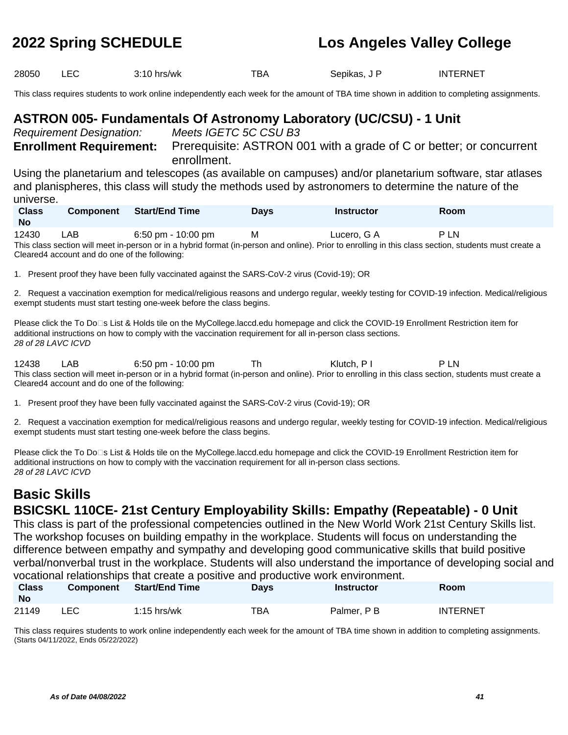| 28050 | LEC | 3:10 hrs/wk | TBA | Sepikas, J P | INTERNET |
|---|---|---|---|---|---|

This class requires students to work online independently each week for the amount of TBA time shown in addition to completing assignments.

## ASTRON 005- Fundamentals Of Astronomy Laboratory (UC/CSU) - 1 Unit

*Requirement Designation:* *Meets IGETC 5C CSU B3*

**Enrollment Requirement:** Prerequisite: ASTRON 001 with a grade of C or better; or concurrent enrollment.

Using the planetarium and telescopes (as available on campuses) and/or planetarium software, star atlases and planispheres, this class will study the methods used by astronomers to determine the nature of the universe.

| Class No | Component | Start/End Time | Days | Instructor | Room |
|---|---|---|---|---|---|
| 12430 | LAB | 6:50 pm - 10:00 pm | M | Lucero, G A | P LN |

This class section will meet in-person or in a hybrid format (in-person and online). Prior to enrolling in this class section, students must create a Cleared4 account and do one of the following:

1. Present proof they have been fully vaccinated against the SARS-CoV-2 virus (Covid-19); OR

2. Request a vaccination exemption for medical/religious reasons and undergo regular, weekly testing for COVID-19 infection. Medical/religious exempt students must start testing one-week before the class begins.

Please click the To Do□s List & Holds tile on the MyCollege.laccd.edu homepage and click the COVID-19 Enrollment Restriction item for additional instructions on how to comply with the vaccination requirement for all in-person class sections.
*28 of 28 LAVC ICVD*

| 12438 | LAB | 6:50 pm - 10:00 pm | Th | Klutch, P I | P LN |
|---|---|---|---|---|---|

This class section will meet in-person or in a hybrid format (in-person and online). Prior to enrolling in this class section, students must create a Cleared4 account and do one of the following:

1. Present proof they have been fully vaccinated against the SARS-CoV-2 virus (Covid-19); OR

2. Request a vaccination exemption for medical/religious reasons and undergo regular, weekly testing for COVID-19 infection. Medical/religious exempt students must start testing one-week before the class begins.

Please click the To Do□s List & Holds tile on the MyCollege.laccd.edu homepage and click the COVID-19 Enrollment Restriction item for additional instructions on how to comply with the vaccination requirement for all in-person class sections.
*28 of 28 LAVC ICVD*

# Basic Skills

## BSICSKL 110CE- 21st Century Employability Skills: Empathy (Repeatable) - 0 Unit

This class is part of the professional competencies outlined in the New World Work 21st Century Skills list. The workshop focuses on building empathy in the workplace. Students will focus on understanding the difference between empathy and sympathy and developing good communicative skills that build positive verbal/nonverbal trust in the workplace. Students will also understand the importance of developing social and vocational relationships that create a positive and productive work environment.

| Class No | Component | Start/End Time | Days | Instructor | Room |
|---|---|---|---|---|---|
| 21149 | LEC | 1:15 hrs/wk | TBA | Palmer, P B | INTERNET |

This class requires students to work online independently each week for the amount of TBA time shown in addition to completing assignments.
(Starts 04/11/2022, Ends 05/22/2022)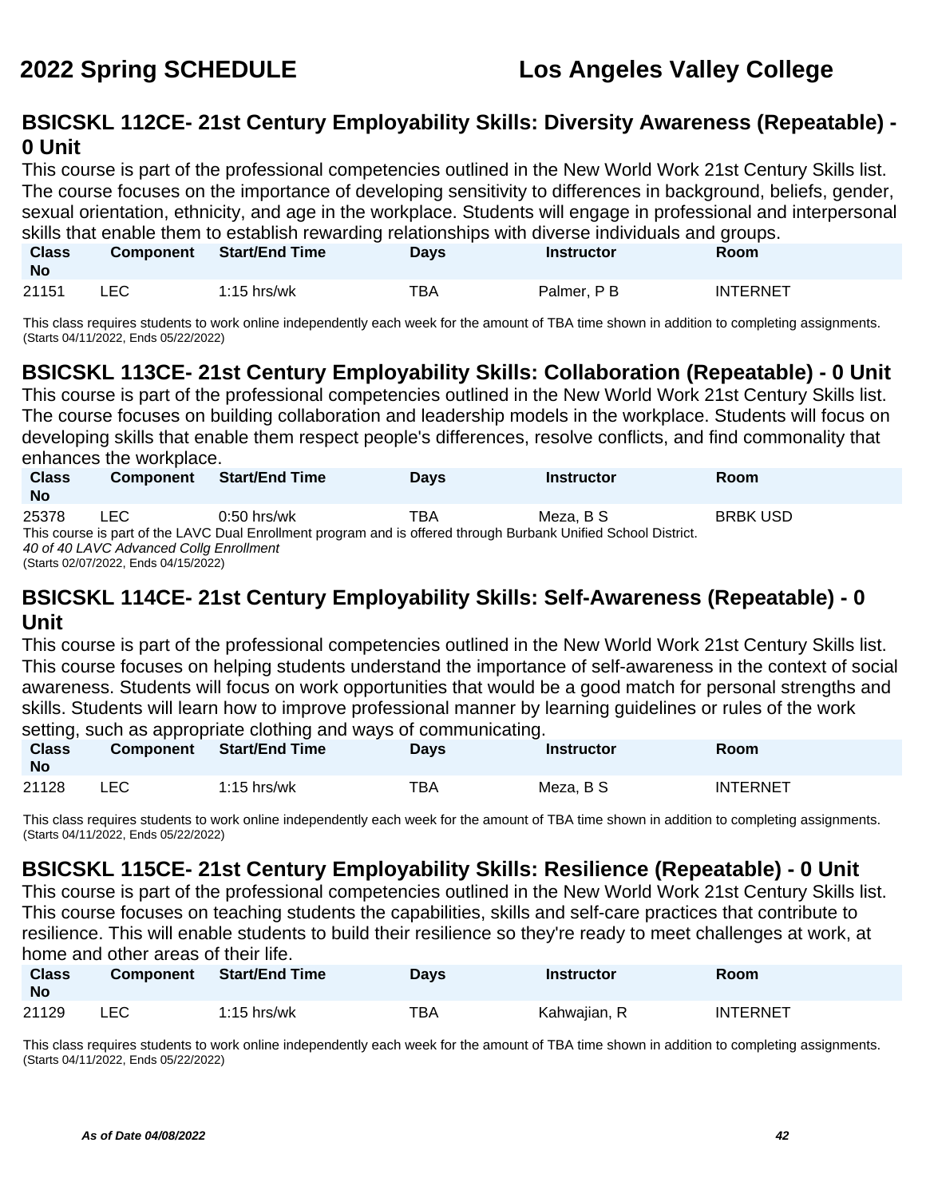## BSICSKL 112CE- 21st Century Employability Skills: Diversity Awareness (Repeatable) - 0 Unit

This course is part of the professional competencies outlined in the New World Work 21st Century Skills list. The course focuses on the importance of developing sensitivity to differences in background, beliefs, gender, sexual orientation, ethnicity, and age in the workplace. Students will engage in professional and interpersonal skills that enable them to establish rewarding relationships with diverse individuals and groups.

| Class No | Component | Start/End Time | Days | Instructor | Room |
|---|---|---|---|---|---|
| 21151 | LEC | 1:15 hrs/wk | TBA | Palmer, P B | INTERNET |

This class requires students to work online independently each week for the amount of TBA time shown in addition to completing assignments.
(Starts 04/11/2022, Ends 05/22/2022)

## BSICSKL 113CE- 21st Century Employability Skills: Collaboration (Repeatable) - 0 Unit

This course is part of the professional competencies outlined in the New World Work 21st Century Skills list. The course focuses on building collaboration and leadership models in the workplace. Students will focus on developing skills that enable them respect people's differences, resolve conflicts, and find commonality that enhances the workplace.

| Class No | Component | Start/End Time | Days | Instructor | Room |
|---|---|---|---|---|---|
| 25378 | LEC | 0:50 hrs/wk | TBA | Meza, B S | BRBK USD |

This course is part of the LAVC Dual Enrollment program and is offered through Burbank Unified School District.
*40 of 40 LAVC Advanced Collg Enrollment*
(Starts 02/07/2022, Ends 04/15/2022)

## BSICSKL 114CE- 21st Century Employability Skills: Self-Awareness (Repeatable) - 0 Unit

This course is part of the professional competencies outlined in the New World Work 21st Century Skills list. This course focuses on helping students understand the importance of self-awareness in the context of social awareness. Students will focus on work opportunities that would be a good match for personal strengths and skills. Students will learn how to improve professional manner by learning guidelines or rules of the work setting, such as appropriate clothing and ways of communicating.

| Class No | Component | Start/End Time | Days | Instructor | Room |
|---|---|---|---|---|---|
| 21128 | LEC | 1:15 hrs/wk | TBA | Meza, B S | INTERNET |

This class requires students to work online independently each week for the amount of TBA time shown in addition to completing assignments.
(Starts 04/11/2022, Ends 05/22/2022)

## BSICSKL 115CE- 21st Century Employability Skills: Resilience (Repeatable) - 0 Unit

This course is part of the professional competencies outlined in the New World Work 21st Century Skills list. This course focuses on teaching students the capabilities, skills and self-care practices that contribute to resilience. This will enable students to build their resilience so they're ready to meet challenges at work, at home and other areas of their life.

| Class No | Component | Start/End Time | Days | Instructor | Room |
|---|---|---|---|---|---|
| 21129 | LEC | 1:15 hrs/wk | TBA | Kahwajian, R | INTERNET |

This class requires students to work online independently each week for the amount of TBA time shown in addition to completing assignments.
(Starts 04/11/2022, Ends 05/22/2022)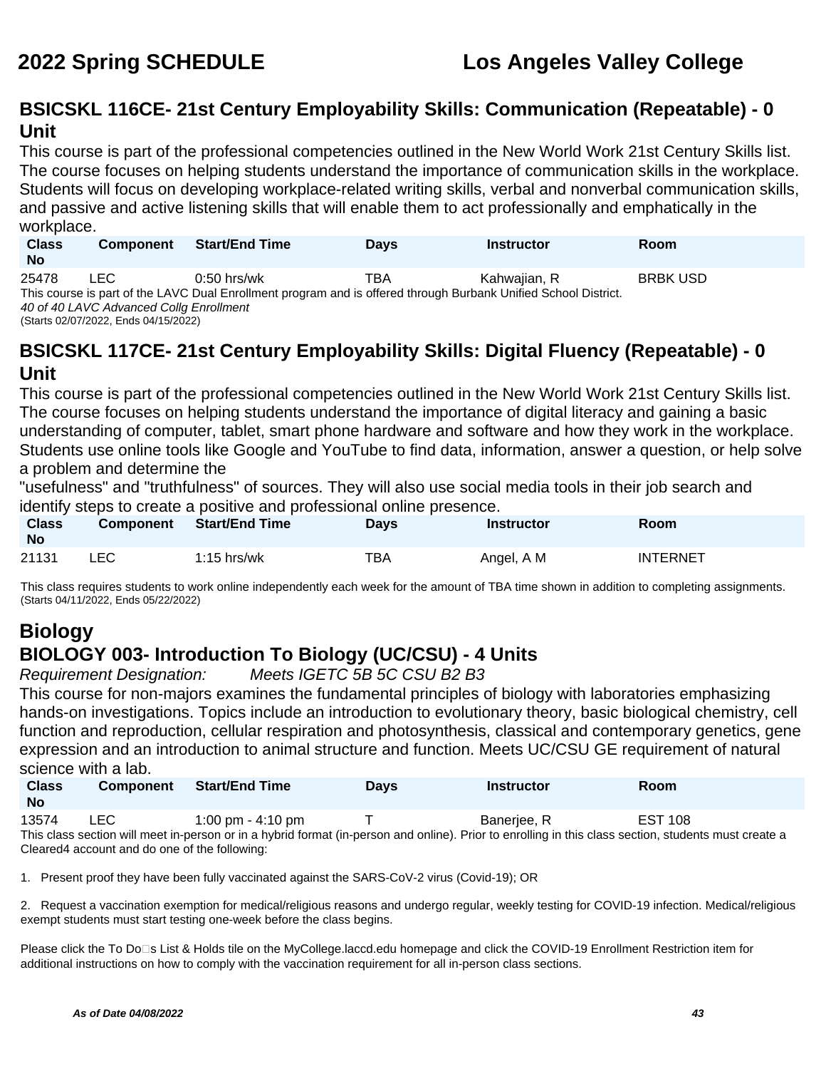# 2022 Spring SCHEDULE — Los Angeles Valley College

## BSICSKL 116CE- 21st Century Employability Skills: Communication (Repeatable) - 0 Unit

This course is part of the professional competencies outlined in the New World Work 21st Century Skills list. The course focuses on helping students understand the importance of communication skills in the workplace. Students will focus on developing workplace-related writing skills, verbal and nonverbal communication skills, and passive and active listening skills that will enable them to act professionally and emphatically in the workplace.

| Class No | Component | Start/End Time | Days | Instructor | Room |
|---|---|---|---|---|---|
| 25478 | LEC | 0:50 hrs/wk | TBA | Kahwajian, R | BRBK USD |

This course is part of the LAVC Dual Enrollment program and is offered through Burbank Unified School District.
*40 of 40 LAVC Advanced Collg Enrollment*
(Starts 02/07/2022, Ends 04/15/2022)

## BSICSKL 117CE- 21st Century Employability Skills: Digital Fluency (Repeatable) - 0 Unit

This course is part of the professional competencies outlined in the New World Work 21st Century Skills list. The course focuses on helping students understand the importance of digital literacy and gaining a basic understanding of computer, tablet, smart phone hardware and software and how they work in the workplace. Students use online tools like Google and YouTube to find data, information, answer a question, or help solve a problem and determine the
"usefulness" and "truthfulness" of sources. They will also use social media tools in their job search and identify steps to create a positive and professional online presence.

| Class No | Component | Start/End Time | Days | Instructor | Room |
|---|---|---|---|---|---|
| 21131 | LEC | 1:15 hrs/wk | TBA | Angel, A M | INTERNET |

This class requires students to work online independently each week for the amount of TBA time shown in addition to completing assignments.
(Starts 04/11/2022, Ends 05/22/2022)

# Biology

## BIOLOGY 003- Introduction To Biology (UC/CSU) - 4 Units

*Requirement Designation: Meets IGETC 5B 5C CSU B2 B3*

This course for non-majors examines the fundamental principles of biology with laboratories emphasizing hands-on investigations. Topics include an introduction to evolutionary theory, basic biological chemistry, cell function and reproduction, cellular respiration and photosynthesis, classical and contemporary genetics, gene expression and an introduction to animal structure and function. Meets UC/CSU GE requirement of natural science with a lab.

| Class No | Component | Start/End Time | Days | Instructor | Room |
|---|---|---|---|---|---|
| 13574 | LEC | 1:00 pm - 4:10 pm | T | Banerjee, R | EST 108 |

This class section will meet in-person or in a hybrid format (in-person and online). Prior to enrolling in this class section, students must create a Cleared4 account and do one of the following:

1. Present proof they have been fully vaccinated against the SARS-CoV-2 virus (Covid-19); OR

2. Request a vaccination exemption for medical/religious reasons and undergo regular, weekly testing for COVID-19 infection. Medical/religious exempt students must start testing one-week before the class begins.

Please click the To Do□s List & Holds tile on the MyCollege.laccd.edu homepage and click the COVID-19 Enrollment Restriction item for additional instructions on how to comply with the vaccination requirement for all in-person class sections.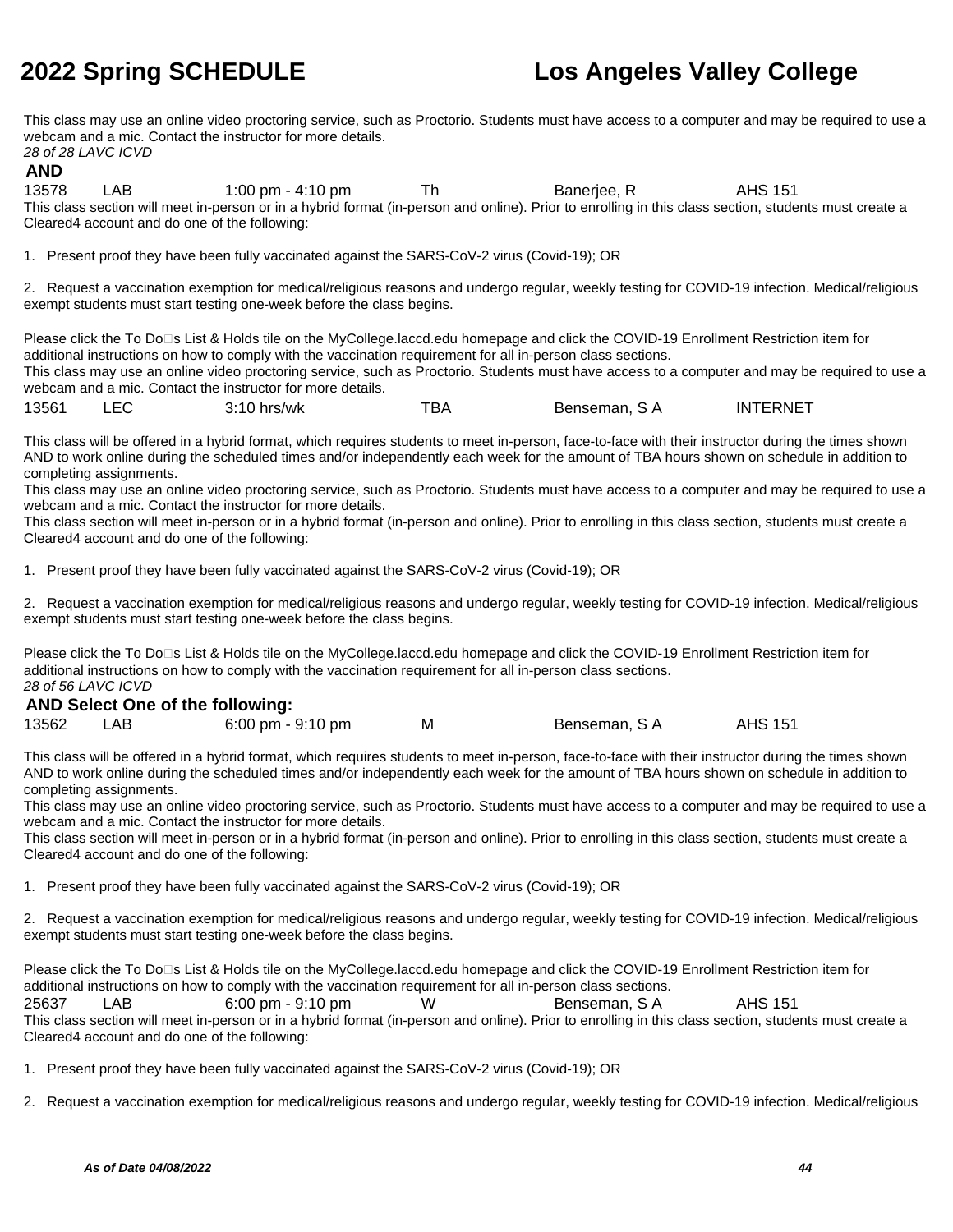This class may use an online video proctoring service, such as Proctorio. Students must have access to a computer and may be required to use a webcam and a mic. Contact the instructor for more details.
*28 of 28 LAVC ICVD*

**AND**

| | | | | | |
|---|---|---|---|---|---|
| 13578 | LAB | 1:00 pm - 4:10 pm | Th | Banerjee, R | AHS 151 |

This class section will meet in-person or in a hybrid format (in-person and online). Prior to enrolling in this class section, students must create a Cleared4 account and do one of the following:

1. Present proof they have been fully vaccinated against the SARS-CoV-2 virus (Covid-19); OR

2. Request a vaccination exemption for medical/religious reasons and undergo regular, weekly testing for COVID-19 infection. Medical/religious exempt students must start testing one-week before the class begins.

Please click the To Do□s List & Holds tile on the MyCollege.laccd.edu homepage and click the COVID-19 Enrollment Restriction item for additional instructions on how to comply with the vaccination requirement for all in-person class sections.
This class may use an online video proctoring service, such as Proctorio. Students must have access to a computer and may be required to use a webcam and a mic. Contact the instructor for more details.

| | | | | | |
|---|---|---|---|---|---|
| 13561 | LEC | 3:10 hrs/wk | TBA | Benseman, S A | INTERNET |

This class will be offered in a hybrid format, which requires students to meet in-person, face-to-face with their instructor during the times shown AND to work online during the scheduled times and/or independently each week for the amount of TBA hours shown on schedule in addition to completing assignments.
This class may use an online video proctoring service, such as Proctorio. Students must have access to a computer and may be required to use a webcam and a mic. Contact the instructor for more details.
This class section will meet in-person or in a hybrid format (in-person and online). Prior to enrolling in this class section, students must create a Cleared4 account and do one of the following:

1. Present proof they have been fully vaccinated against the SARS-CoV-2 virus (Covid-19); OR

2. Request a vaccination exemption for medical/religious reasons and undergo regular, weekly testing for COVID-19 infection. Medical/religious exempt students must start testing one-week before the class begins.

Please click the To Do□s List & Holds tile on the MyCollege.laccd.edu homepage and click the COVID-19 Enrollment Restriction item for additional instructions on how to comply with the vaccination requirement for all in-person class sections.
*28 of 56 LAVC ICVD*

**AND Select One of the following:**

| | | | | | |
|---|---|---|---|---|---|
| 13562 | LAB | 6:00 pm - 9:10 pm | M | Benseman, S A | AHS 151 |

This class will be offered in a hybrid format, which requires students to meet in-person, face-to-face with their instructor during the times shown AND to work online during the scheduled times and/or independently each week for the amount of TBA hours shown on schedule in addition to completing assignments.
This class may use an online video proctoring service, such as Proctorio. Students must have access to a computer and may be required to use a webcam and a mic. Contact the instructor for more details.
This class section will meet in-person or in a hybrid format (in-person and online). Prior to enrolling in this class section, students must create a Cleared4 account and do one of the following:

1. Present proof they have been fully vaccinated against the SARS-CoV-2 virus (Covid-19); OR

2. Request a vaccination exemption for medical/religious reasons and undergo regular, weekly testing for COVID-19 infection. Medical/religious exempt students must start testing one-week before the class begins.

Please click the To Do□s List & Holds tile on the MyCollege.laccd.edu homepage and click the COVID-19 Enrollment Restriction item for additional instructions on how to comply with the vaccination requirement for all in-person class sections.

| | | | | | |
|---|---|---|---|---|---|
| 25637 | LAB | 6:00 pm - 9:10 pm | W | Benseman, S A | AHS 151 |

This class section will meet in-person or in a hybrid format (in-person and online). Prior to enrolling in this class section, students must create a Cleared4 account and do one of the following:

1. Present proof they have been fully vaccinated against the SARS-CoV-2 virus (Covid-19); OR

2. Request a vaccination exemption for medical/religious reasons and undergo regular, weekly testing for COVID-19 infection. Medical/religious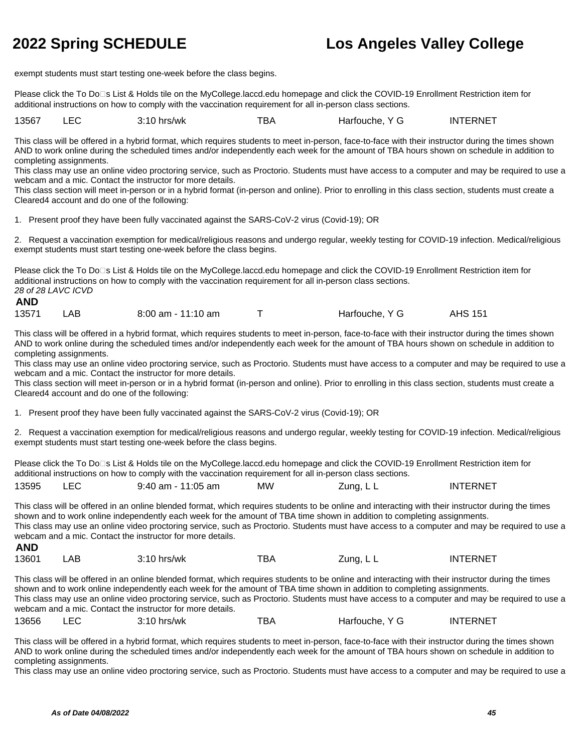exempt students must start testing one-week before the class begins.

Please click the To Do□s List & Holds tile on the MyCollege.laccd.edu homepage and click the COVID-19 Enrollment Restriction item for additional instructions on how to comply with the vaccination requirement for all in-person class sections.

| 13567 | LEC | 3:10 hrs/wk | TBA | Harfouche, Y G | INTERNET |
|---|---|---|---|---|---|

This class will be offered in a hybrid format, which requires students to meet in-person, face-to-face with their instructor during the times shown AND to work online during the scheduled times and/or independently each week for the amount of TBA hours shown on schedule in addition to completing assignments.
This class may use an online video proctoring service, such as Proctorio. Students must have access to a computer and may be required to use a webcam and a mic. Contact the instructor for more details.
This class section will meet in-person or in a hybrid format (in-person and online). Prior to enrolling in this class section, students must create a Cleared4 account and do one of the following:

1. Present proof they have been fully vaccinated against the SARS-CoV-2 virus (Covid-19); OR

2. Request a vaccination exemption for medical/religious reasons and undergo regular, weekly testing for COVID-19 infection. Medical/religious exempt students must start testing one-week before the class begins.

Please click the To Do□s List & Holds tile on the MyCollege.laccd.edu homepage and click the COVID-19 Enrollment Restriction item for additional instructions on how to comply with the vaccination requirement for all in-person class sections.
*28 of 28 LAVC ICVD*

**AND**

| 13571 | LAB | 8:00 am - 11:10 am | T | Harfouche, Y G | AHS 151 |
|---|---|---|---|---|---|

This class will be offered in a hybrid format, which requires students to meet in-person, face-to-face with their instructor during the times shown AND to work online during the scheduled times and/or independently each week for the amount of TBA hours shown on schedule in addition to completing assignments.
This class may use an online video proctoring service, such as Proctorio. Students must have access to a computer and may be required to use a webcam and a mic. Contact the instructor for more details.
This class section will meet in-person or in a hybrid format (in-person and online). Prior to enrolling in this class section, students must create a Cleared4 account and do one of the following:

1. Present proof they have been fully vaccinated against the SARS-CoV-2 virus (Covid-19); OR

2. Request a vaccination exemption for medical/religious reasons and undergo regular, weekly testing for COVID-19 infection. Medical/religious exempt students must start testing one-week before the class begins.

Please click the To Do□s List & Holds tile on the MyCollege.laccd.edu homepage and click the COVID-19 Enrollment Restriction item for additional instructions on how to comply with the vaccination requirement for all in-person class sections.

| 13595 | LEC | 9:40 am - 11:05 am | MW | Zung, L L | INTERNET |
|---|---|---|---|---|---|

This class will be offered in an online blended format, which requires students to be online and interacting with their instructor during the times shown and to work online independently each week for the amount of TBA time shown in addition to completing assignments.
This class may use an online video proctoring service, such as Proctorio. Students must have access to a computer and may be required to use a webcam and a mic. Contact the instructor for more details.

**AND**

| 13601 | LAB | 3:10 hrs/wk | TBA | Zung, L L | INTERNET |
|---|---|---|---|---|---|

This class will be offered in an online blended format, which requires students to be online and interacting with their instructor during the times shown and to work online independently each week for the amount of TBA time shown in addition to completing assignments.
This class may use an online video proctoring service, such as Proctorio. Students must have access to a computer and may be required to use a webcam and a mic. Contact the instructor for more details.

| 13656 | LEC | 3:10 hrs/wk | TBA | Harfouche, Y G | INTERNET |
|---|---|---|---|---|---|

This class will be offered in a hybrid format, which requires students to meet in-person, face-to-face with their instructor during the times shown AND to work online during the scheduled times and/or independently each week for the amount of TBA hours shown on schedule in addition to completing assignments.
This class may use an online video proctoring service, such as Proctorio. Students must have access to a computer and may be required to use a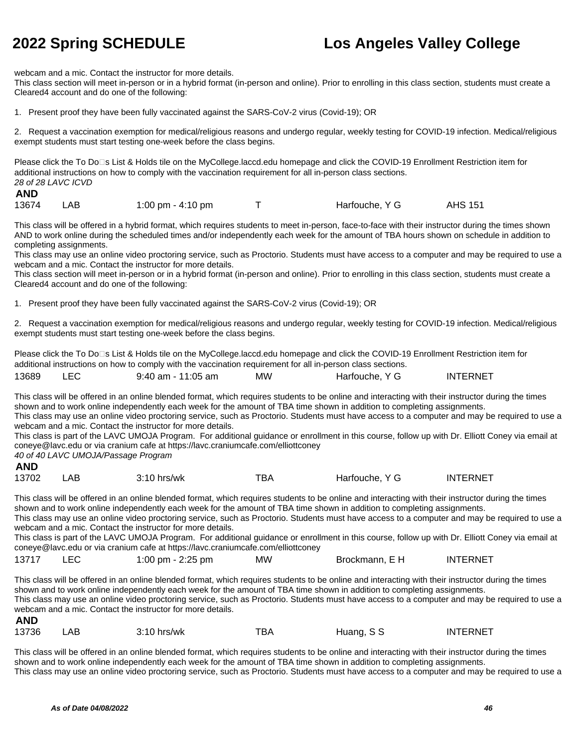webcam and a mic. Contact the instructor for more details.
This class section will meet in-person or in a hybrid format (in-person and online). Prior to enrolling in this class section, students must create a Cleared4 account and do one of the following:

1. Present proof they have been fully vaccinated against the SARS-CoV-2 virus (Covid-19); OR

2. Request a vaccination exemption for medical/religious reasons and undergo regular, weekly testing for COVID-19 infection. Medical/religious exempt students must start testing one-week before the class begins.

Please click the To Do□s List & Holds tile on the MyCollege.laccd.edu homepage and click the COVID-19 Enrollment Restriction item for additional instructions on how to comply with the vaccination requirement for all in-person class sections.
*28 of 28 LAVC ICVD*

**AND**

| 13674 | LAB | 1:00 pm - 4:10 pm | T | Harfouche, Y G | AHS 151 |
|---|---|---|---|---|---|

This class will be offered in a hybrid format, which requires students to meet in-person, face-to-face with their instructor during the times shown AND to work online during the scheduled times and/or independently each week for the amount of TBA hours shown on schedule in addition to completing assignments.
This class may use an online video proctoring service, such as Proctorio. Students must have access to a computer and may be required to use a webcam and a mic. Contact the instructor for more details.
This class section will meet in-person or in a hybrid format (in-person and online). Prior to enrolling in this class section, students must create a Cleared4 account and do one of the following:

1. Present proof they have been fully vaccinated against the SARS-CoV-2 virus (Covid-19); OR

2. Request a vaccination exemption for medical/religious reasons and undergo regular, weekly testing for COVID-19 infection. Medical/religious exempt students must start testing one-week before the class begins.

Please click the To Do□s List & Holds tile on the MyCollege.laccd.edu homepage and click the COVID-19 Enrollment Restriction item for additional instructions on how to comply with the vaccination requirement for all in-person class sections.

| 13689 | LEC | 9:40 am - 11:05 am | MW | Harfouche, Y G | INTERNET |
|---|---|---|---|---|---|

This class will be offered in an online blended format, which requires students to be online and interacting with their instructor during the times shown and to work online independently each week for the amount of TBA time shown in addition to completing assignments.
This class may use an online video proctoring service, such as Proctorio. Students must have access to a computer and may be required to use a webcam and a mic. Contact the instructor for more details.
This class is part of the LAVC UMOJA Program. For additional guidance or enrollment in this course, follow up with Dr. Elliott Coney via email at coneye@lavc.edu or via cranium cafe at https://lavc.craniumcafe.com/elliottconey
*40 of 40 LAVC UMOJA/Passage Program*

**AND**

| 13702 | LAB | 3:10 hrs/wk | TBA | Harfouche, Y G | INTERNET |
|---|---|---|---|---|---|

This class will be offered in an online blended format, which requires students to be online and interacting with their instructor during the times shown and to work online independently each week for the amount of TBA time shown in addition to completing assignments.
This class may use an online video proctoring service, such as Proctorio. Students must have access to a computer and may be required to use a webcam and a mic. Contact the instructor for more details.
This class is part of the LAVC UMOJA Program. For additional guidance or enrollment in this course, follow up with Dr. Elliott Coney via email at coneye@lavc.edu or via cranium cafe at https://lavc.craniumcafe.com/elliottconey

| 13717 | LEC | 1:00 pm - 2:25 pm | MW | Brockmann, E H | INTERNET |
|---|---|---|---|---|---|

This class will be offered in an online blended format, which requires students to be online and interacting with their instructor during the times shown and to work online independently each week for the amount of TBA time shown in addition to completing assignments.
This class may use an online video proctoring service, such as Proctorio. Students must have access to a computer and may be required to use a webcam and a mic. Contact the instructor for more details.

**AND**

| 13736 | LAB | 3:10 hrs/wk | TBA | Huang, S S | INTERNET |
|---|---|---|---|---|---|

This class will be offered in an online blended format, which requires students to be online and interacting with their instructor during the times shown and to work online independently each week for the amount of TBA time shown in addition to completing assignments.
This class may use an online video proctoring service, such as Proctorio. Students must have access to a computer and may be required to use a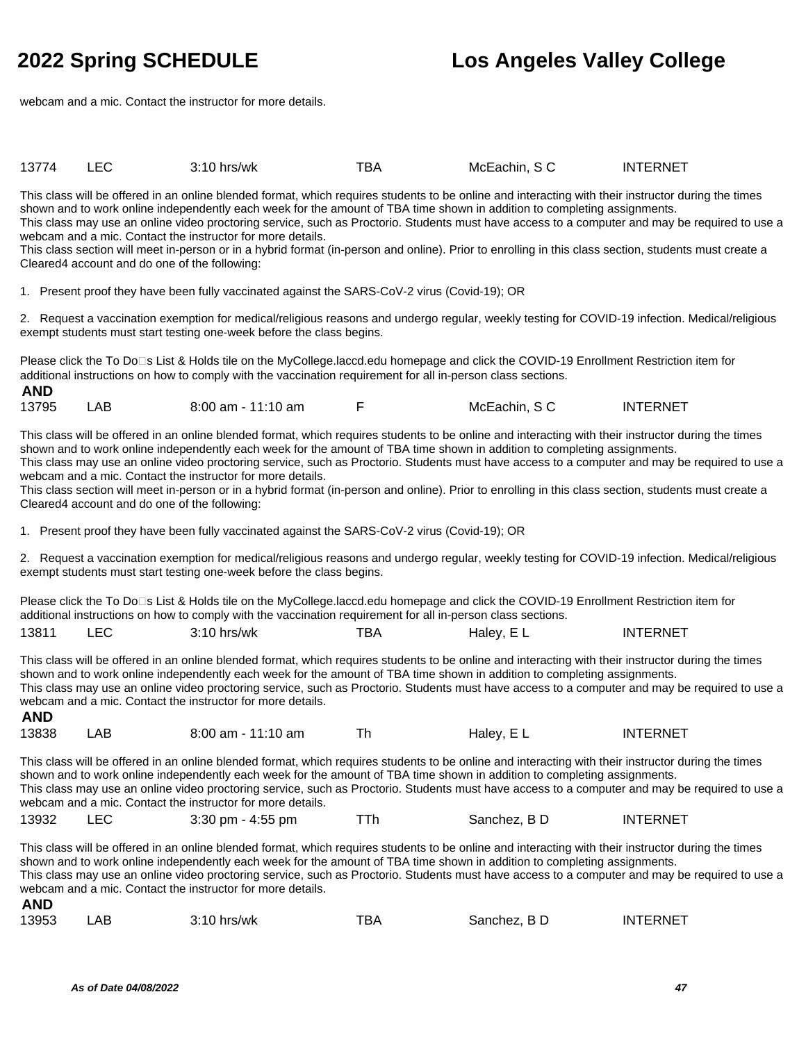webcam and a mic. Contact the instructor for more details.

13774 LEC 3:10 hrs/wk TBA McEachin, S C INTERNET

This class will be offered in an online blended format, which requires students to be online and interacting with their instructor during the times shown and to work online independently each week for the amount of TBA time shown in addition to completing assignments.
This class may use an online video proctoring service, such as Proctorio. Students must have access to a computer and may be required to use a webcam and a mic. Contact the instructor for more details.
This class section will meet in-person or in a hybrid format (in-person and online). Prior to enrolling in this class section, students must create a Cleared4 account and do one of the following:

1. Present proof they have been fully vaccinated against the SARS-CoV-2 virus (Covid-19); OR

2. Request a vaccination exemption for medical/religious reasons and undergo regular, weekly testing for COVID-19 infection. Medical/religious exempt students must start testing one-week before the class begins.

Please click the To Do□s List & Holds tile on the MyCollege.laccd.edu homepage and click the COVID-19 Enrollment Restriction item for additional instructions on how to comply with the vaccination requirement for all in-person class sections.

**AND**

13795 LAB 8:00 am - 11:10 am F McEachin, S C INTERNET

This class will be offered in an online blended format, which requires students to be online and interacting with their instructor during the times shown and to work online independently each week for the amount of TBA time shown in addition to completing assignments.
This class may use an online video proctoring service, such as Proctorio. Students must have access to a computer and may be required to use a webcam and a mic. Contact the instructor for more details.
This class section will meet in-person or in a hybrid format (in-person and online). Prior to enrolling in this class section, students must create a Cleared4 account and do one of the following:

1. Present proof they have been fully vaccinated against the SARS-CoV-2 virus (Covid-19); OR

2. Request a vaccination exemption for medical/religious reasons and undergo regular, weekly testing for COVID-19 infection. Medical/religious exempt students must start testing one-week before the class begins.

Please click the To Do□s List & Holds tile on the MyCollege.laccd.edu homepage and click the COVID-19 Enrollment Restriction item for additional instructions on how to comply with the vaccination requirement for all in-person class sections.

13811 LEC 3:10 hrs/wk TBA Haley, E L INTERNET

This class will be offered in an online blended format, which requires students to be online and interacting with their instructor during the times shown and to work online independently each week for the amount of TBA time shown in addition to completing assignments.
This class may use an online video proctoring service, such as Proctorio. Students must have access to a computer and may be required to use a webcam and a mic. Contact the instructor for more details.

**AND**

13838 LAB 8:00 am - 11:10 am Th Haley, E L INTERNET

This class will be offered in an online blended format, which requires students to be online and interacting with their instructor during the times shown and to work online independently each week for the amount of TBA time shown in addition to completing assignments.
This class may use an online video proctoring service, such as Proctorio. Students must have access to a computer and may be required to use a webcam and a mic. Contact the instructor for more details.

13932 LEC 3:30 pm - 4:55 pm TTh Sanchez, B D INTERNET

This class will be offered in an online blended format, which requires students to be online and interacting with their instructor during the times shown and to work online independently each week for the amount of TBA time shown in addition to completing assignments.
This class may use an online video proctoring service, such as Proctorio. Students must have access to a computer and may be required to use a webcam and a mic. Contact the instructor for more details.

**AND**

13953 LAB 3:10 hrs/wk TBA Sanchez, B D INTERNET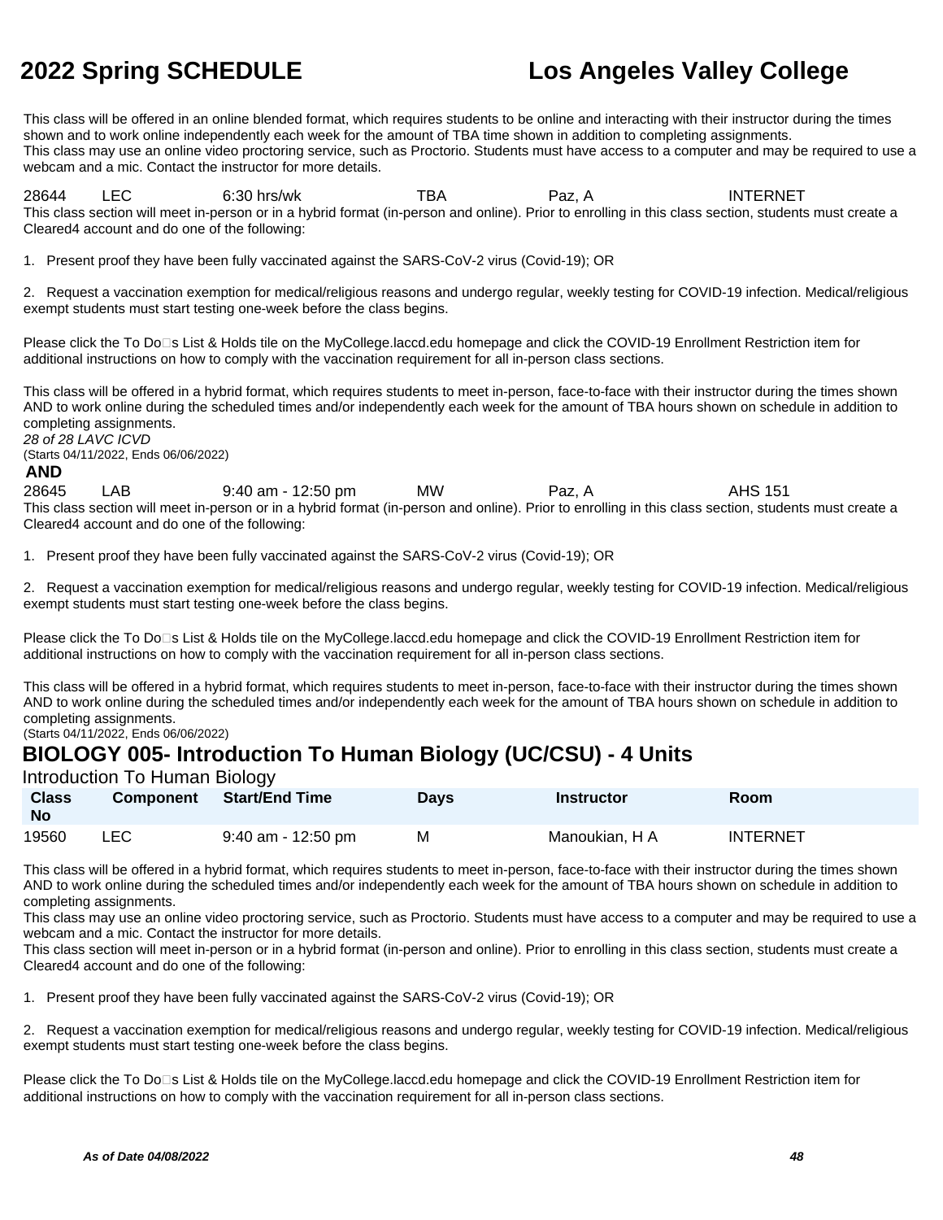This class will be offered in an online blended format, which requires students to be online and interacting with their instructor during the times shown and to work online independently each week for the amount of TBA time shown in addition to completing assignments.
This class may use an online video proctoring service, such as Proctorio. Students must have access to a computer and may be required to use a webcam and a mic. Contact the instructor for more details.

| 28644 | LEC | 6:30 hrs/wk | TBA | Paz, A | INTERNET |
|---|---|---|---|---|---|

This class section will meet in-person or in a hybrid format (in-person and online). Prior to enrolling in this class section, students must create a Cleared4 account and do one of the following:

1. Present proof they have been fully vaccinated against the SARS-CoV-2 virus (Covid-19); OR

2. Request a vaccination exemption for medical/religious reasons and undergo regular, weekly testing for COVID-19 infection. Medical/religious exempt students must start testing one-week before the class begins.

Please click the To Do□s List & Holds tile on the MyCollege.laccd.edu homepage and click the COVID-19 Enrollment Restriction item for additional instructions on how to comply with the vaccination requirement for all in-person class sections.

This class will be offered in a hybrid format, which requires students to meet in-person, face-to-face with their instructor during the times shown AND to work online during the scheduled times and/or independently each week for the amount of TBA hours shown on schedule in addition to completing assignments.
*28 of 28 LAVC ICVD*
(Starts 04/11/2022, Ends 06/06/2022)

**AND**

| 28645 | LAB | 9:40 am - 12:50 pm | MW | Paz, A | AHS 151 |
|---|---|---|---|---|---|

This class section will meet in-person or in a hybrid format (in-person and online). Prior to enrolling in this class section, students must create a Cleared4 account and do one of the following:

1. Present proof they have been fully vaccinated against the SARS-CoV-2 virus (Covid-19); OR

2. Request a vaccination exemption for medical/religious reasons and undergo regular, weekly testing for COVID-19 infection. Medical/religious exempt students must start testing one-week before the class begins.

Please click the To Do□s List & Holds tile on the MyCollege.laccd.edu homepage and click the COVID-19 Enrollment Restriction item for additional instructions on how to comply with the vaccination requirement for all in-person class sections.

This class will be offered in a hybrid format, which requires students to meet in-person, face-to-face with their instructor during the times shown AND to work online during the scheduled times and/or independently each week for the amount of TBA hours shown on schedule in addition to completing assignments.
(Starts 04/11/2022, Ends 06/06/2022)

## BIOLOGY 005- Introduction To Human Biology (UC/CSU) - 4 Units

Introduction To Human Biology

| Class No | Component | Start/End Time | Days | Instructor | Room |
|---|---|---|---|---|---|
| 19560 | LEC | 9:40 am - 12:50 pm | M | Manoukian, H A | INTERNET |

This class will be offered in a hybrid format, which requires students to meet in-person, face-to-face with their instructor during the times shown AND to work online during the scheduled times and/or independently each week for the amount of TBA hours shown on schedule in addition to completing assignments.
This class may use an online video proctoring service, such as Proctorio. Students must have access to a computer and may be required to use a webcam and a mic. Contact the instructor for more details.
This class section will meet in-person or in a hybrid format (in-person and online). Prior to enrolling in this class section, students must create a Cleared4 account and do one of the following:

1. Present proof they have been fully vaccinated against the SARS-CoV-2 virus (Covid-19); OR

2. Request a vaccination exemption for medical/religious reasons and undergo regular, weekly testing for COVID-19 infection. Medical/religious exempt students must start testing one-week before the class begins.

Please click the To Do□s List & Holds tile on the MyCollege.laccd.edu homepage and click the COVID-19 Enrollment Restriction item for additional instructions on how to comply with the vaccination requirement for all in-person class sections.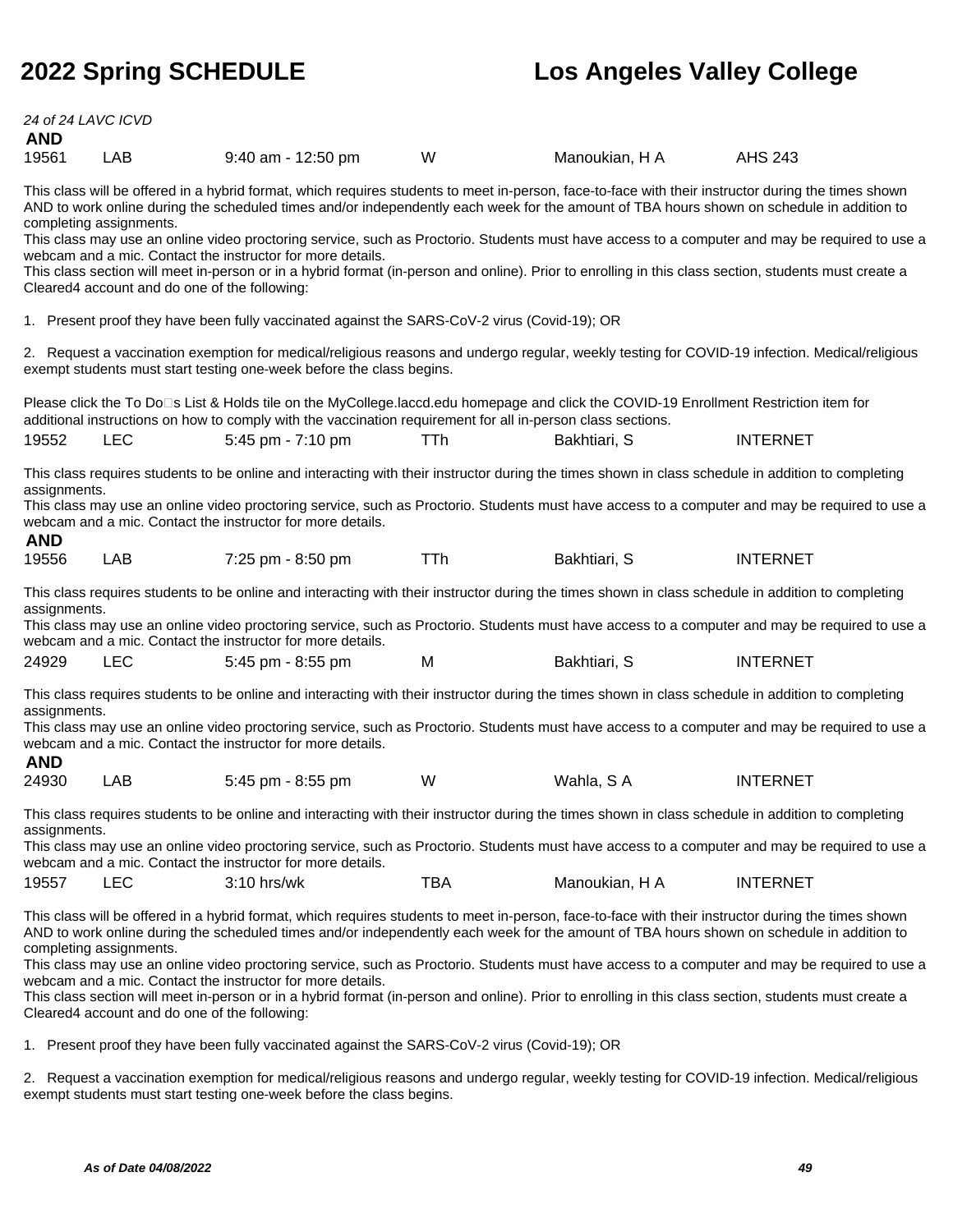*24 of 24 LAVC ICVD*

**AND**

| 19561 | LAB | 9:40 am - 12:50 pm | W | Manoukian, H A | AHS 243 |
|---|---|---|---|---|---|

This class will be offered in a hybrid format, which requires students to meet in-person, face-to-face with their instructor during the times shown AND to work online during the scheduled times and/or independently each week for the amount of TBA hours shown on schedule in addition to completing assignments.
This class may use an online video proctoring service, such as Proctorio. Students must have access to a computer and may be required to use a webcam and a mic. Contact the instructor for more details.
This class section will meet in-person or in a hybrid format (in-person and online). Prior to enrolling in this class section, students must create a Cleared4 account and do one of the following:

1. Present proof they have been fully vaccinated against the SARS-CoV-2 virus (Covid-19); OR

2. Request a vaccination exemption for medical/religious reasons and undergo regular, weekly testing for COVID-19 infection. Medical/religious exempt students must start testing one-week before the class begins.

Please click the To Do□s List & Holds tile on the MyCollege.laccd.edu homepage and click the COVID-19 Enrollment Restriction item for additional instructions on how to comply with the vaccination requirement for all in-person class sections.

| 19552 | LEC | 5:45 pm - 7:10 pm | TTh | Bakhtiari, S | INTERNET |
|---|---|---|---|---|---|

This class requires students to be online and interacting with their instructor during the times shown in class schedule in addition to completing assignments.
This class may use an online video proctoring service, such as Proctorio. Students must have access to a computer and may be required to use a webcam and a mic. Contact the instructor for more details.

**AND**

| 19556 | LAB | 7:25 pm - 8:50 pm | TTh | Bakhtiari, S | INTERNET |
|---|---|---|---|---|---|

This class requires students to be online and interacting with their instructor during the times shown in class schedule in addition to completing assignments.
This class may use an online video proctoring service, such as Proctorio. Students must have access to a computer and may be required to use a webcam and a mic. Contact the instructor for more details.

| 24929 | LEC | 5:45 pm - 8:55 pm | M | Bakhtiari, S | INTERNET |
|---|---|---|---|---|---|

This class requires students to be online and interacting with their instructor during the times shown in class schedule in addition to completing assignments.
This class may use an online video proctoring service, such as Proctorio. Students must have access to a computer and may be required to use a webcam and a mic. Contact the instructor for more details.

**AND**

| 24930 | LAB | 5:45 pm - 8:55 pm | W | Wahla, S A | INTERNET |
|---|---|---|---|---|---|

This class requires students to be online and interacting with their instructor during the times shown in class schedule in addition to completing assignments.
This class may use an online video proctoring service, such as Proctorio. Students must have access to a computer and may be required to use a webcam and a mic. Contact the instructor for more details.

| 19557 | LEC | 3:10 hrs/wk | TBA | Manoukian, H A | INTERNET |
|---|---|---|---|---|---|

This class will be offered in a hybrid format, which requires students to meet in-person, face-to-face with their instructor during the times shown AND to work online during the scheduled times and/or independently each week for the amount of TBA hours shown on schedule in addition to completing assignments.
This class may use an online video proctoring service, such as Proctorio. Students must have access to a computer and may be required to use a webcam and a mic. Contact the instructor for more details.
This class section will meet in-person or in a hybrid format (in-person and online). Prior to enrolling in this class section, students must create a Cleared4 account and do one of the following:

1. Present proof they have been fully vaccinated against the SARS-CoV-2 virus (Covid-19); OR

2. Request a vaccination exemption for medical/religious reasons and undergo regular, weekly testing for COVID-19 infection. Medical/religious exempt students must start testing one-week before the class begins.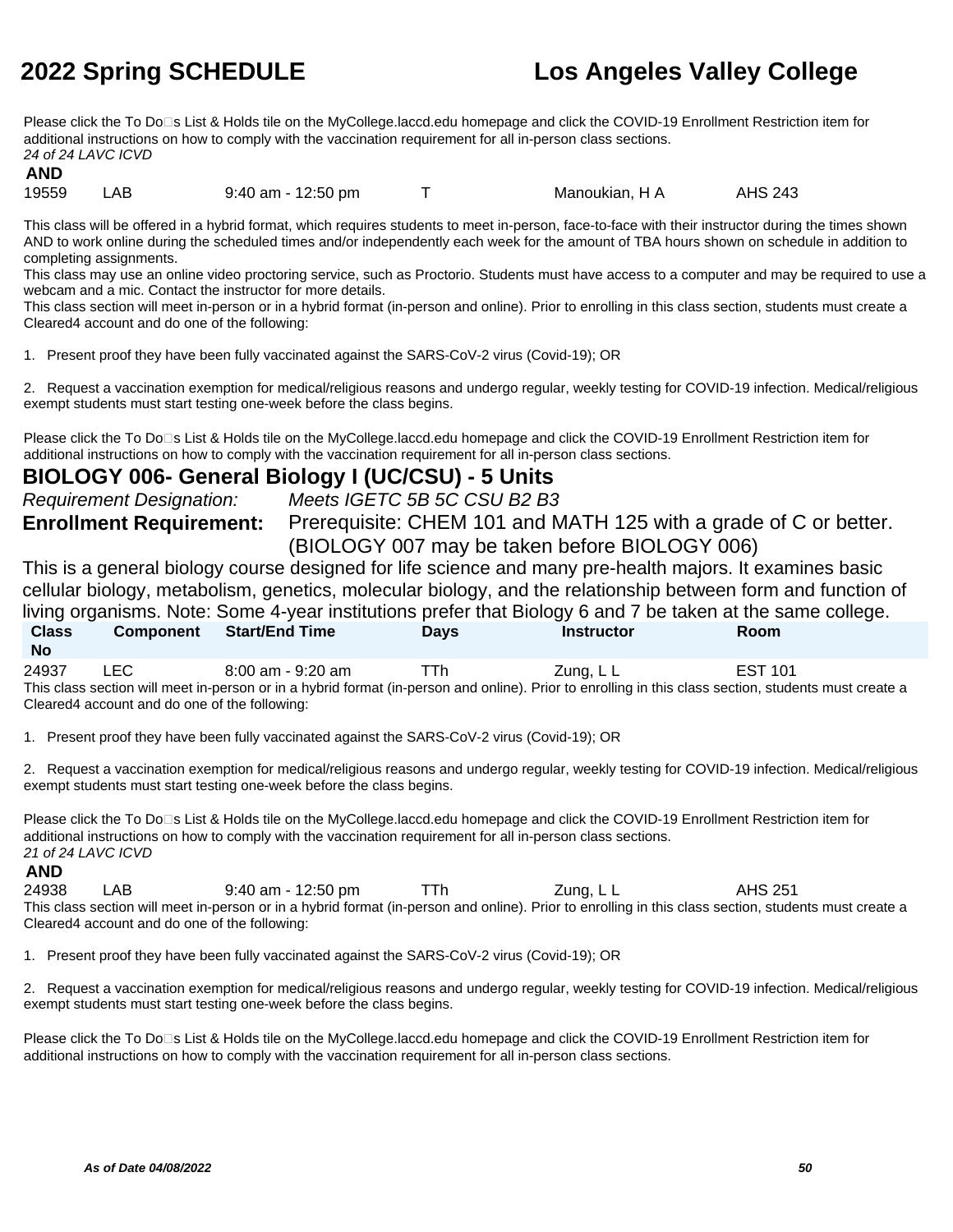Please click the To Do□s List & Holds tile on the MyCollege.laccd.edu homepage and click the COVID-19 Enrollment Restriction item for additional instructions on how to comply with the vaccination requirement for all in-person class sections.
*24 of 24 LAVC ICVD*

**AND**

| | | | | | |
|---|---|---|---|---|---|
| 19559 | LAB | 9:40 am - 12:50 pm | T | Manoukian, H A | AHS 243 |

This class will be offered in a hybrid format, which requires students to meet in-person, face-to-face with their instructor during the times shown AND to work online during the scheduled times and/or independently each week for the amount of TBA hours shown on schedule in addition to completing assignments.
This class may use an online video proctoring service, such as Proctorio. Students must have access to a computer and may be required to use a webcam and a mic. Contact the instructor for more details.
This class section will meet in-person or in a hybrid format (in-person and online). Prior to enrolling in this class section, students must create a Cleared4 account and do one of the following:

1. Present proof they have been fully vaccinated against the SARS-CoV-2 virus (Covid-19); OR

2. Request a vaccination exemption for medical/religious reasons and undergo regular, weekly testing for COVID-19 infection. Medical/religious exempt students must start testing one-week before the class begins.

Please click the To Do□s List & Holds tile on the MyCollege.laccd.edu homepage and click the COVID-19 Enrollment Restriction item for additional instructions on how to comply with the vaccination requirement for all in-person class sections.

## BIOLOGY 006- General Biology I (UC/CSU) - 5 Units

*Requirement Designation:* *Meets IGETC 5B 5C CSU B2 B3*

**Enrollment Requirement:** Prerequisite: CHEM 101 and MATH 125 with a grade of C or better. (BIOLOGY 007 may be taken before BIOLOGY 006)

This is a general biology course designed for life science and many pre-health majors. It examines basic cellular biology, metabolism, genetics, molecular biology, and the relationship between form and function of living organisms. Note: Some 4-year institutions prefer that Biology 6 and 7 be taken at the same college.

| Class No | Component | Start/End Time | Days | Instructor | Room |
|---|---|---|---|---|---|
| 24937 | LEC | 8:00 am - 9:20 am | TTh | Zung, L L | EST 101 |

This class section will meet in-person or in a hybrid format (in-person and online). Prior to enrolling in this class section, students must create a Cleared4 account and do one of the following:

1. Present proof they have been fully vaccinated against the SARS-CoV-2 virus (Covid-19); OR

2. Request a vaccination exemption for medical/religious reasons and undergo regular, weekly testing for COVID-19 infection. Medical/religious exempt students must start testing one-week before the class begins.

Please click the To Do□s List & Holds tile on the MyCollege.laccd.edu homepage and click the COVID-19 Enrollment Restriction item for additional instructions on how to comply with the vaccination requirement for all in-person class sections.
*21 of 24 LAVC ICVD*

**AND**

| | | | | | |
|---|---|---|---|---|---|
| 24938 | LAB | 9:40 am - 12:50 pm | TTh | Zung, L L | AHS 251 |

This class section will meet in-person or in a hybrid format (in-person and online). Prior to enrolling in this class section, students must create a Cleared4 account and do one of the following:

1. Present proof they have been fully vaccinated against the SARS-CoV-2 virus (Covid-19); OR

2. Request a vaccination exemption for medical/religious reasons and undergo regular, weekly testing for COVID-19 infection. Medical/religious exempt students must start testing one-week before the class begins.

Please click the To Do□s List & Holds tile on the MyCollege.laccd.edu homepage and click the COVID-19 Enrollment Restriction item for additional instructions on how to comply with the vaccination requirement for all in-person class sections.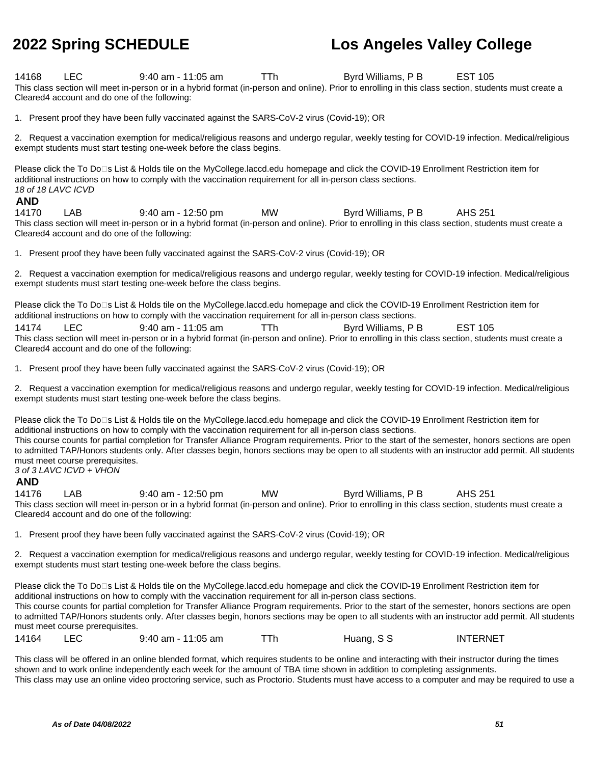14168 LEC 9:40 am - 11:05 am TTh Byrd Williams, P B EST 105

This class section will meet in-person or in a hybrid format (in-person and online). Prior to enrolling in this class section, students must create a Cleared4 account and do one of the following:

1. Present proof they have been fully vaccinated against the SARS-CoV-2 virus (Covid-19); OR

2. Request a vaccination exemption for medical/religious reasons and undergo regular, weekly testing for COVID-19 infection. Medical/religious exempt students must start testing one-week before the class begins.

Please click the To Do's List & Holds tile on the MyCollege.laccd.edu homepage and click the COVID-19 Enrollment Restriction item for additional instructions on how to comply with the vaccination requirement for all in-person class sections.

*18 of 18 LAVC ICVD*

**AND**

14170 LAB 9:40 am - 12:50 pm MW Byrd Williams, P B AHS 251

This class section will meet in-person or in a hybrid format (in-person and online). Prior to enrolling in this class section, students must create a Cleared4 account and do one of the following:

1. Present proof they have been fully vaccinated against the SARS-CoV-2 virus (Covid-19); OR

2. Request a vaccination exemption for medical/religious reasons and undergo regular, weekly testing for COVID-19 infection. Medical/religious exempt students must start testing one-week before the class begins.

Please click the To Do's List & Holds tile on the MyCollege.laccd.edu homepage and click the COVID-19 Enrollment Restriction item for additional instructions on how to comply with the vaccination requirement for all in-person class sections.

14174 LEC 9:40 am - 11:05 am TTh Byrd Williams, P B EST 105

This class section will meet in-person or in a hybrid format (in-person and online). Prior to enrolling in this class section, students must create a Cleared4 account and do one of the following:

1. Present proof they have been fully vaccinated against the SARS-CoV-2 virus (Covid-19); OR

2. Request a vaccination exemption for medical/religious reasons and undergo regular, weekly testing for COVID-19 infection. Medical/religious exempt students must start testing one-week before the class begins.

Please click the To Do's List & Holds tile on the MyCollege.laccd.edu homepage and click the COVID-19 Enrollment Restriction item for additional instructions on how to comply with the vaccination requirement for all in-person class sections.

This course counts for partial completion for Transfer Alliance Program requirements. Prior to the start of the semester, honors sections are open to admitted TAP/Honors students only. After classes begin, honors sections may be open to all students with an instructor add permit. All students must meet course prerequisites.

*3 of 3 LAVC ICVD + VHON*

**AND**

14176 LAB 9:40 am - 12:50 pm MW Byrd Williams, P B AHS 251

This class section will meet in-person or in a hybrid format (in-person and online). Prior to enrolling in this class section, students must create a Cleared4 account and do one of the following:

1. Present proof they have been fully vaccinated against the SARS-CoV-2 virus (Covid-19); OR

2. Request a vaccination exemption for medical/religious reasons and undergo regular, weekly testing for COVID-19 infection. Medical/religious exempt students must start testing one-week before the class begins.

Please click the To Do's List & Holds tile on the MyCollege.laccd.edu homepage and click the COVID-19 Enrollment Restriction item for additional instructions on how to comply with the vaccination requirement for all in-person class sections.

This course counts for partial completion for Transfer Alliance Program requirements. Prior to the start of the semester, honors sections are open to admitted TAP/Honors students only. After classes begin, honors sections may be open to all students with an instructor add permit. All students must meet course prerequisites.

14164 LEC 9:40 am - 11:05 am TTh Huang, S S INTERNET

This class will be offered in an online blended format, which requires students to be online and interacting with their instructor during the times shown and to work online independently each week for the amount of TBA time shown in addition to completing assignments.

This class may use an online video proctoring service, such as Proctorio. Students must have access to a computer and may be required to use a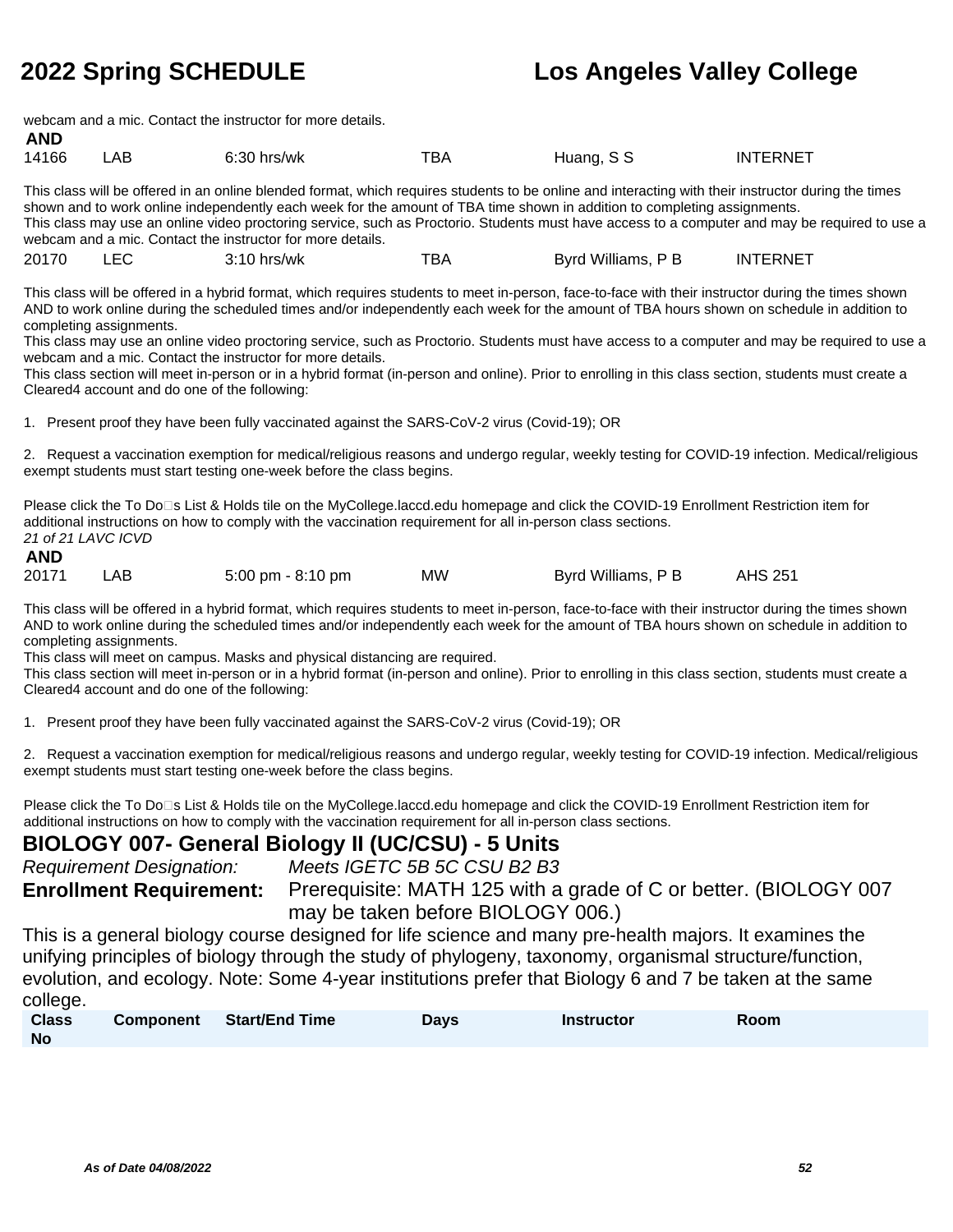webcam and a mic. Contact the instructor for more details.

**AND**

| | | | | | |
|---|---|---|---|---|---|
| 14166 | LAB | 6:30 hrs/wk | TBA | Huang, S S | INTERNET |

This class will be offered in an online blended format, which requires students to be online and interacting with their instructor during the times shown and to work online independently each week for the amount of TBA time shown in addition to completing assignments.
This class may use an online video proctoring service, such as Proctorio. Students must have access to a computer and may be required to use a webcam and a mic. Contact the instructor for more details.

| | | | | | |
|---|---|---|---|---|---|
| 20170 | LEC | 3:10 hrs/wk | TBA | Byrd Williams, P B | INTERNET |

This class will be offered in a hybrid format, which requires students to meet in-person, face-to-face with their instructor during the times shown AND to work online during the scheduled times and/or independently each week for the amount of TBA hours shown on schedule in addition to completing assignments.
This class may use an online video proctoring service, such as Proctorio. Students must have access to a computer and may be required to use a webcam and a mic. Contact the instructor for more details.
This class section will meet in-person or in a hybrid format (in-person and online). Prior to enrolling in this class section, students must create a Cleared4 account and do one of the following:

1. Present proof they have been fully vaccinated against the SARS-CoV-2 virus (Covid-19); OR

2. Request a vaccination exemption for medical/religious reasons and undergo regular, weekly testing for COVID-19 infection. Medical/religious exempt students must start testing one-week before the class begins.

Please click the To Do□s List & Holds tile on the MyCollege.laccd.edu homepage and click the COVID-19 Enrollment Restriction item for additional instructions on how to comply with the vaccination requirement for all in-person class sections.
*21 of 21 LAVC ICVD*

**AND**

| | | | | | |
|---|---|---|---|---|---|
| 20171 | LAB | 5:00 pm - 8:10 pm | MW | Byrd Williams, P B | AHS 251 |

This class will be offered in a hybrid format, which requires students to meet in-person, face-to-face with their instructor during the times shown AND to work online during the scheduled times and/or independently each week for the amount of TBA hours shown on schedule in addition to completing assignments.
This class will meet on campus. Masks and physical distancing are required.
This class section will meet in-person or in a hybrid format (in-person and online). Prior to enrolling in this class section, students must create a Cleared4 account and do one of the following:

1. Present proof they have been fully vaccinated against the SARS-CoV-2 virus (Covid-19); OR

2. Request a vaccination exemption for medical/religious reasons and undergo regular, weekly testing for COVID-19 infection. Medical/religious exempt students must start testing one-week before the class begins.

Please click the To Do□s List & Holds tile on the MyCollege.laccd.edu homepage and click the COVID-19 Enrollment Restriction item for additional instructions on how to comply with the vaccination requirement for all in-person class sections.

## BIOLOGY 007- General Biology II (UC/CSU) - 5 Units

*Requirement Designation:* *Meets IGETC 5B 5C CSU B2 B3*

**Enrollment Requirement:** Prerequisite: MATH 125 with a grade of C or better. (BIOLOGY 007 may be taken before BIOLOGY 006.)

This is a general biology course designed for life science and many pre-health majors. It examines the unifying principles of biology through the study of phylogeny, taxonomy, organismal structure/function, evolution, and ecology. Note: Some 4-year institutions prefer that Biology 6 and 7 be taken at the same college.

| Class No | Component | Start/End Time | Days | Instructor | Room |
|---|---|---|---|---|---|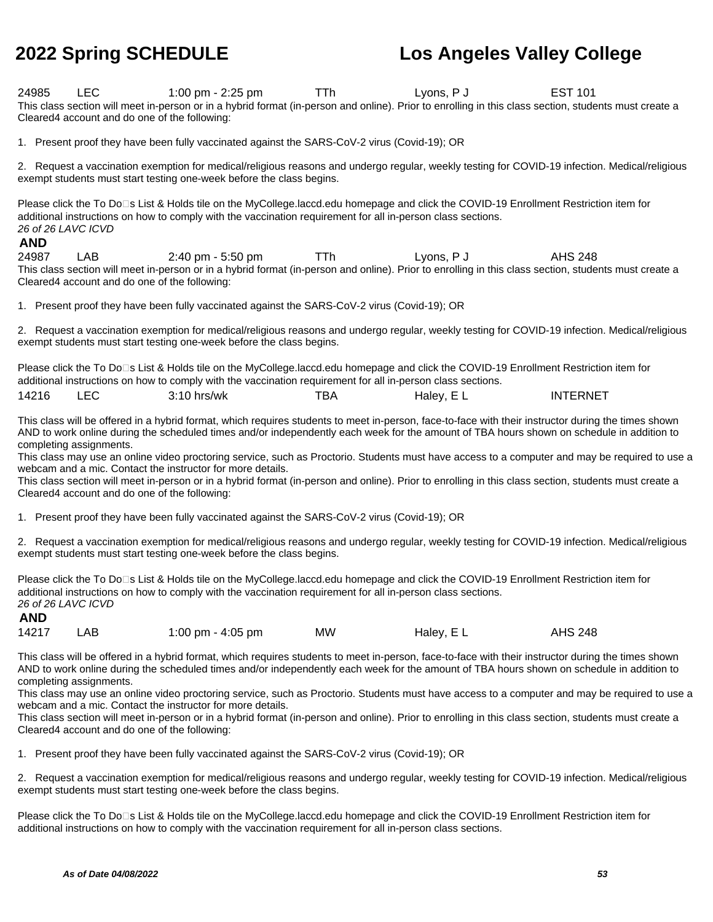| | | | | | |
|---|---|---|---|---|---|
| 24985 | LEC | 1:00 pm - 2:25 pm | TTh | Lyons, P J | EST 101 |

This class section will meet in-person or in a hybrid format (in-person and online). Prior to enrolling in this class section, students must create a Cleared4 account and do one of the following:

1. Present proof they have been fully vaccinated against the SARS-CoV-2 virus (Covid-19); OR

2. Request a vaccination exemption for medical/religious reasons and undergo regular, weekly testing for COVID-19 infection. Medical/religious exempt students must start testing one-week before the class begins.

Please click the To Do□s List & Holds tile on the MyCollege.laccd.edu homepage and click the COVID-19 Enrollment Restriction item for additional instructions on how to comply with the vaccination requirement for all in-person class sections.
*26 of 26 LAVC ICVD*

**AND**

| | | | | | |
|---|---|---|---|---|---|
| 24987 | LAB | 2:40 pm - 5:50 pm | TTh | Lyons, P J | AHS 248 |

This class section will meet in-person or in a hybrid format (in-person and online). Prior to enrolling in this class section, students must create a Cleared4 account and do one of the following:

1. Present proof they have been fully vaccinated against the SARS-CoV-2 virus (Covid-19); OR

2. Request a vaccination exemption for medical/religious reasons and undergo regular, weekly testing for COVID-19 infection. Medical/religious exempt students must start testing one-week before the class begins.

Please click the To Do□s List & Holds tile on the MyCollege.laccd.edu homepage and click the COVID-19 Enrollment Restriction item for additional instructions on how to comply with the vaccination requirement for all in-person class sections.

| | | | | | |
|---|---|---|---|---|---|
| 14216 | LEC | 3:10 hrs/wk | TBA | Haley, E L | INTERNET |

This class will be offered in a hybrid format, which requires students to meet in-person, face-to-face with their instructor during the times shown AND to work online during the scheduled times and/or independently each week for the amount of TBA hours shown on schedule in addition to completing assignments.
This class may use an online video proctoring service, such as Proctorio. Students must have access to a computer and may be required to use a webcam and a mic. Contact the instructor for more details.
This class section will meet in-person or in a hybrid format (in-person and online). Prior to enrolling in this class section, students must create a Cleared4 account and do one of the following:

1. Present proof they have been fully vaccinated against the SARS-CoV-2 virus (Covid-19); OR

2. Request a vaccination exemption for medical/religious reasons and undergo regular, weekly testing for COVID-19 infection. Medical/religious exempt students must start testing one-week before the class begins.

Please click the To Do□s List & Holds tile on the MyCollege.laccd.edu homepage and click the COVID-19 Enrollment Restriction item for additional instructions on how to comply with the vaccination requirement for all in-person class sections.
*26 of 26 LAVC ICVD*

**AND**

| | | | | | |
|---|---|---|---|---|---|
| 14217 | LAB | 1:00 pm - 4:05 pm | MW | Haley, E L | AHS 248 |

This class will be offered in a hybrid format, which requires students to meet in-person, face-to-face with their instructor during the times shown AND to work online during the scheduled times and/or independently each week for the amount of TBA hours shown on schedule in addition to completing assignments.
This class may use an online video proctoring service, such as Proctorio. Students must have access to a computer and may be required to use a webcam and a mic. Contact the instructor for more details.
This class section will meet in-person or in a hybrid format (in-person and online). Prior to enrolling in this class section, students must create a Cleared4 account and do one of the following:

1. Present proof they have been fully vaccinated against the SARS-CoV-2 virus (Covid-19); OR

2. Request a vaccination exemption for medical/religious reasons and undergo regular, weekly testing for COVID-19 infection. Medical/religious exempt students must start testing one-week before the class begins.

Please click the To Do□s List & Holds tile on the MyCollege.laccd.edu homepage and click the COVID-19 Enrollment Restriction item for additional instructions on how to comply with the vaccination requirement for all in-person class sections.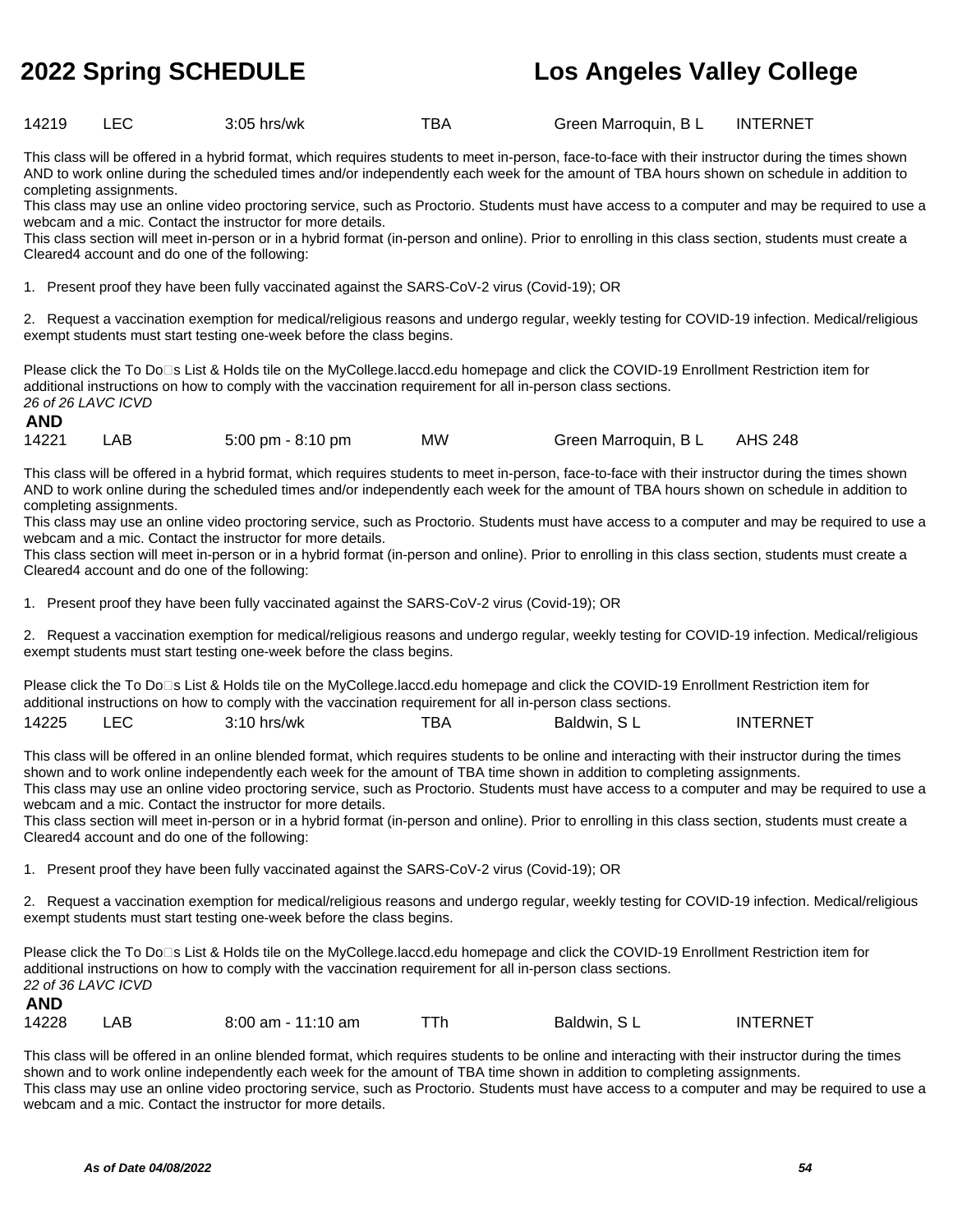| 14219 | LEC | 3:05 hrs/wk | TBA | Green Marroquin, B L | INTERNET |
|---|---|---|---|---|---|

This class will be offered in a hybrid format, which requires students to meet in-person, face-to-face with their instructor during the times shown AND to work online during the scheduled times and/or independently each week for the amount of TBA hours shown on schedule in addition to completing assignments.
This class may use an online video proctoring service, such as Proctorio. Students must have access to a computer and may be required to use a webcam and a mic. Contact the instructor for more details.
This class section will meet in-person or in a hybrid format (in-person and online). Prior to enrolling in this class section, students must create a Cleared4 account and do one of the following:

1. Present proof they have been fully vaccinated against the SARS-CoV-2 virus (Covid-19); OR

2. Request a vaccination exemption for medical/religious reasons and undergo regular, weekly testing for COVID-19 infection. Medical/religious exempt students must start testing one-week before the class begins.

Please click the To Do□s List & Holds tile on the MyCollege.laccd.edu homepage and click the COVID-19 Enrollment Restriction item for additional instructions on how to comply with the vaccination requirement for all in-person class sections.
*26 of 26 LAVC ICVD*

**AND**

| 14221 | LAB | 5:00 pm - 8:10 pm | MW | Green Marroquin, B L | AHS 248 |
|---|---|---|---|---|---|

This class will be offered in a hybrid format, which requires students to meet in-person, face-to-face with their instructor during the times shown AND to work online during the scheduled times and/or independently each week for the amount of TBA hours shown on schedule in addition to completing assignments.
This class may use an online video proctoring service, such as Proctorio. Students must have access to a computer and may be required to use a webcam and a mic. Contact the instructor for more details.
This class section will meet in-person or in a hybrid format (in-person and online). Prior to enrolling in this class section, students must create a Cleared4 account and do one of the following:

1. Present proof they have been fully vaccinated against the SARS-CoV-2 virus (Covid-19); OR

2. Request a vaccination exemption for medical/religious reasons and undergo regular, weekly testing for COVID-19 infection. Medical/religious exempt students must start testing one-week before the class begins.

Please click the To Do□s List & Holds tile on the MyCollege.laccd.edu homepage and click the COVID-19 Enrollment Restriction item for additional instructions on how to comply with the vaccination requirement for all in-person class sections.

| 14225 | LEC | 3:10 hrs/wk | TBA | Baldwin, S L | INTERNET |
|---|---|---|---|---|---|

This class will be offered in an online blended format, which requires students to be online and interacting with their instructor during the times shown and to work online independently each week for the amount of TBA time shown in addition to completing assignments.
This class may use an online video proctoring service, such as Proctorio. Students must have access to a computer and may be required to use a webcam and a mic. Contact the instructor for more details.
This class section will meet in-person or in a hybrid format (in-person and online). Prior to enrolling in this class section, students must create a Cleared4 account and do one of the following:

1. Present proof they have been fully vaccinated against the SARS-CoV-2 virus (Covid-19); OR

2. Request a vaccination exemption for medical/religious reasons and undergo regular, weekly testing for COVID-19 infection. Medical/religious exempt students must start testing one-week before the class begins.

Please click the To Do□s List & Holds tile on the MyCollege.laccd.edu homepage and click the COVID-19 Enrollment Restriction item for additional instructions on how to comply with the vaccination requirement for all in-person class sections.
*22 of 36 LAVC ICVD*

**AND**

| 14228 | LAB | 8:00 am - 11:10 am | TTh | Baldwin, S L | INTERNET |
|---|---|---|---|---|---|

This class will be offered in an online blended format, which requires students to be online and interacting with their instructor during the times shown and to work online independently each week for the amount of TBA time shown in addition to completing assignments.
This class may use an online video proctoring service, such as Proctorio. Students must have access to a computer and may be required to use a webcam and a mic. Contact the instructor for more details.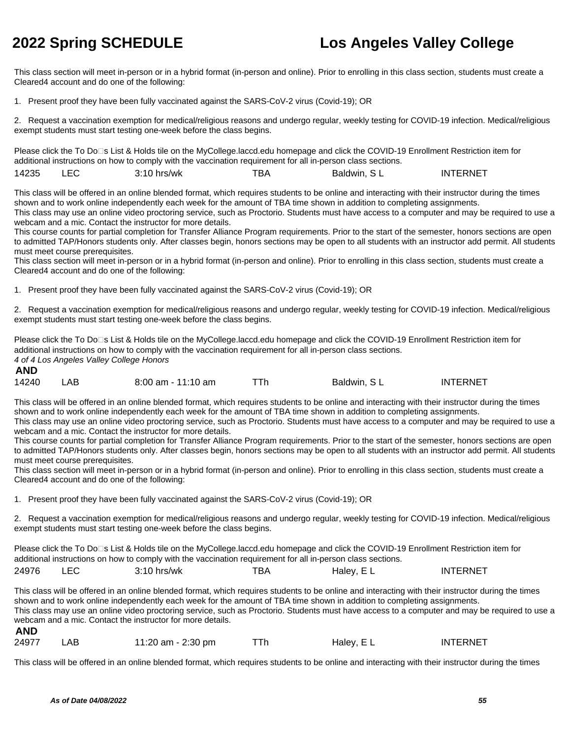This class section will meet in-person or in a hybrid format (in-person and online). Prior to enrolling in this class section, students must create a Cleared4 account and do one of the following:

1. Present proof they have been fully vaccinated against the SARS-CoV-2 virus (Covid-19); OR

2. Request a vaccination exemption for medical/religious reasons and undergo regular, weekly testing for COVID-19 infection. Medical/religious exempt students must start testing one-week before the class begins.

Please click the To Do□s List & Holds tile on the MyCollege.laccd.edu homepage and click the COVID-19 Enrollment Restriction item for additional instructions on how to comply with the vaccination requirement for all in-person class sections.

| 14235 | LEC | 3:10 hrs/wk | TBA | Baldwin, S L | INTERNET |
|---|---|---|---|---|---|

This class will be offered in an online blended format, which requires students to be online and interacting with their instructor during the times shown and to work online independently each week for the amount of TBA time shown in addition to completing assignments.
This class may use an online video proctoring service, such as Proctorio. Students must have access to a computer and may be required to use a webcam and a mic. Contact the instructor for more details.
This course counts for partial completion for Transfer Alliance Program requirements. Prior to the start of the semester, honors sections are open to admitted TAP/Honors students only. After classes begin, honors sections may be open to all students with an instructor add permit. All students must meet course prerequisites.
This class section will meet in-person or in a hybrid format (in-person and online). Prior to enrolling in this class section, students must create a Cleared4 account and do one of the following:

1. Present proof they have been fully vaccinated against the SARS-CoV-2 virus (Covid-19); OR

2. Request a vaccination exemption for medical/religious reasons and undergo regular, weekly testing for COVID-19 infection. Medical/religious exempt students must start testing one-week before the class begins.

Please click the To Do□s List & Holds tile on the MyCollege.laccd.edu homepage and click the COVID-19 Enrollment Restriction item for additional instructions on how to comply with the vaccination requirement for all in-person class sections.
*4 of 4 Los Angeles Valley College Honors*

**AND**

| 14240 | LAB | 8:00 am - 11:10 am | TTh | Baldwin, S L | INTERNET |
|---|---|---|---|---|---|

This class will be offered in an online blended format, which requires students to be online and interacting with their instructor during the times shown and to work online independently each week for the amount of TBA time shown in addition to completing assignments.
This class may use an online video proctoring service, such as Proctorio. Students must have access to a computer and may be required to use a webcam and a mic. Contact the instructor for more details.
This course counts for partial completion for Transfer Alliance Program requirements. Prior to the start of the semester, honors sections are open to admitted TAP/Honors students only. After classes begin, honors sections may be open to all students with an instructor add permit. All students must meet course prerequisites.
This class section will meet in-person or in a hybrid format (in-person and online). Prior to enrolling in this class section, students must create a Cleared4 account and do one of the following:

1. Present proof they have been fully vaccinated against the SARS-CoV-2 virus (Covid-19); OR

2. Request a vaccination exemption for medical/religious reasons and undergo regular, weekly testing for COVID-19 infection. Medical/religious exempt students must start testing one-week before the class begins.

Please click the To Do□s List & Holds tile on the MyCollege.laccd.edu homepage and click the COVID-19 Enrollment Restriction item for additional instructions on how to comply with the vaccination requirement for all in-person class sections.

| 24976 | LEC | 3:10 hrs/wk | TBA | Haley, E L | INTERNET |
|---|---|---|---|---|---|

This class will be offered in an online blended format, which requires students to be online and interacting with their instructor during the times shown and to work online independently each week for the amount of TBA time shown in addition to completing assignments.
This class may use an online video proctoring service, such as Proctorio. Students must have access to a computer and may be required to use a webcam and a mic. Contact the instructor for more details.

**AND**

| 24977 | LAB | 11:20 am - 2:30 pm | TTh | Haley, E L | INTERNET |
|---|---|---|---|---|---|

This class will be offered in an online blended format, which requires students to be online and interacting with their instructor during the times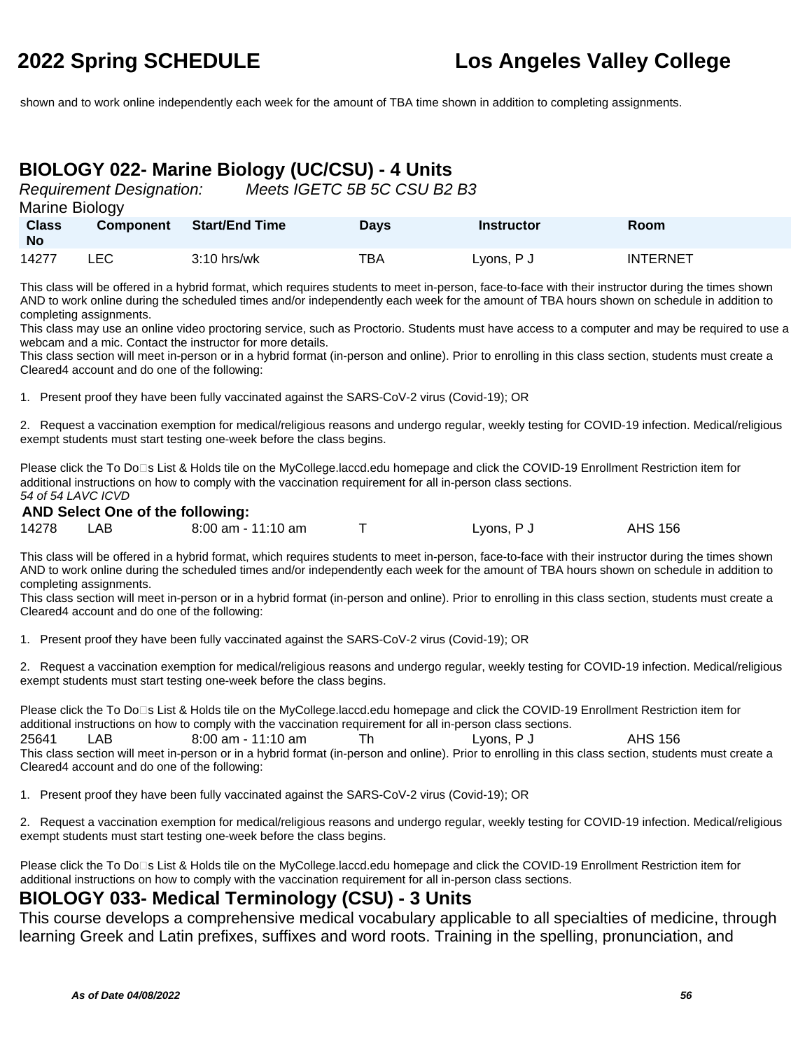shown and to work online independently each week for the amount of TBA time shown in addition to completing assignments.

## BIOLOGY 022- Marine Biology (UC/CSU) - 4 Units

*Requirement Designation:* *Meets IGETC 5B 5C CSU B2 B3*

Marine Biology

| Class No | Component | Start/End Time | Days | Instructor | Room |
|---|---|---|---|---|---|
| 14277 | LEC | 3:10 hrs/wk | TBA | Lyons, P J | INTERNET |

This class will be offered in a hybrid format, which requires students to meet in-person, face-to-face with their instructor during the times shown AND to work online during the scheduled times and/or independently each week for the amount of TBA hours shown on schedule in addition to completing assignments.
This class may use an online video proctoring service, such as Proctorio. Students must have access to a computer and may be required to use a webcam and a mic. Contact the instructor for more details.
This class section will meet in-person or in a hybrid format (in-person and online). Prior to enrolling in this class section, students must create a Cleared4 account and do one of the following:

1. Present proof they have been fully vaccinated against the SARS-CoV-2 virus (Covid-19); OR

2. Request a vaccination exemption for medical/religious reasons and undergo regular, weekly testing for COVID-19 infection. Medical/religious exempt students must start testing one-week before the class begins.

Please click the To Do□s List & Holds tile on the MyCollege.laccd.edu homepage and click the COVID-19 Enrollment Restriction item for additional instructions on how to comply with the vaccination requirement for all in-person class sections.
*54 of 54 LAVC ICVD*

**AND Select One of the following:**

| Class No | Component | Start/End Time | Days | Instructor | Room |
|---|---|---|---|---|---|
| 14278 | LAB | 8:00 am - 11:10 am | T | Lyons, P J | AHS 156 |

This class will be offered in a hybrid format, which requires students to meet in-person, face-to-face with their instructor during the times shown AND to work online during the scheduled times and/or independently each week for the amount of TBA hours shown on schedule in addition to completing assignments.
This class section will meet in-person or in a hybrid format (in-person and online). Prior to enrolling in this class section, students must create a Cleared4 account and do one of the following:

1. Present proof they have been fully vaccinated against the SARS-CoV-2 virus (Covid-19); OR

2. Request a vaccination exemption for medical/religious reasons and undergo regular, weekly testing for COVID-19 infection. Medical/religious exempt students must start testing one-week before the class begins.

Please click the To Do□s List & Holds tile on the MyCollege.laccd.edu homepage and click the COVID-19 Enrollment Restriction item for additional instructions on how to comply with the vaccination requirement for all in-person class sections.

| Class No | Component | Start/End Time | Days | Instructor | Room |
|---|---|---|---|---|---|
| 25641 | LAB | 8:00 am - 11:10 am | Th | Lyons, P J | AHS 156 |

This class section will meet in-person or in a hybrid format (in-person and online). Prior to enrolling in this class section, students must create a Cleared4 account and do one of the following:

1. Present proof they have been fully vaccinated against the SARS-CoV-2 virus (Covid-19); OR

2. Request a vaccination exemption for medical/religious reasons and undergo regular, weekly testing for COVID-19 infection. Medical/religious exempt students must start testing one-week before the class begins.

Please click the To Do□s List & Holds tile on the MyCollege.laccd.edu homepage and click the COVID-19 Enrollment Restriction item for additional instructions on how to comply with the vaccination requirement for all in-person class sections.

## BIOLOGY 033- Medical Terminology (CSU) - 3 Units

This course develops a comprehensive medical vocabulary applicable to all specialties of medicine, through learning Greek and Latin prefixes, suffixes and word roots. Training in the spelling, pronunciation, and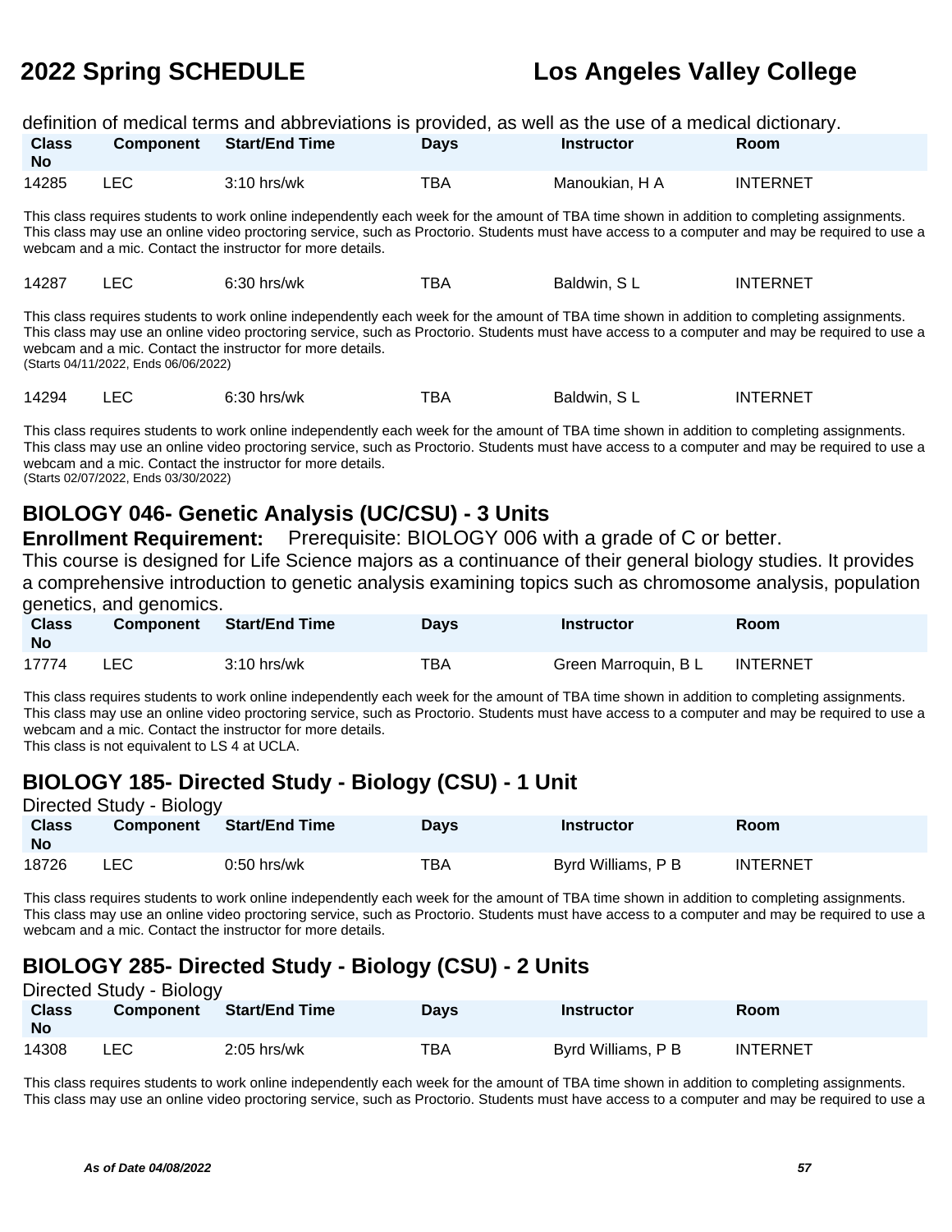definition of medical terms and abbreviations is provided, as well as the use of a medical dictionary.

| Class No | Component | Start/End Time | Days | Instructor | Room |
|---|---|---|---|---|---|
| 14285 | LEC | 3:10 hrs/wk | TBA | Manoukian, H A | INTERNET |

This class requires students to work online independently each week for the amount of TBA time shown in addition to completing assignments. This class may use an online video proctoring service, such as Proctorio. Students must have access to a computer and may be required to use a webcam and a mic. Contact the instructor for more details.

| Class No | Component | Start/End Time | Days | Instructor | Room |
|---|---|---|---|---|---|
| 14287 | LEC | 6:30 hrs/wk | TBA | Baldwin, S L | INTERNET |

This class requires students to work online independently each week for the amount of TBA time shown in addition to completing assignments. This class may use an online video proctoring service, such as Proctorio. Students must have access to a computer and may be required to use a webcam and a mic. Contact the instructor for more details.
(Starts 04/11/2022, Ends 06/06/2022)

| Class No | Component | Start/End Time | Days | Instructor | Room |
|---|---|---|---|---|---|
| 14294 | LEC | 6:30 hrs/wk | TBA | Baldwin, S L | INTERNET |

This class requires students to work online independently each week for the amount of TBA time shown in addition to completing assignments. This class may use an online video proctoring service, such as Proctorio. Students must have access to a computer and may be required to use a webcam and a mic. Contact the instructor for more details.
(Starts 02/07/2022, Ends 03/30/2022)

## BIOLOGY 046- Genetic Analysis (UC/CSU) - 3 Units

**Enrollment Requirement:** Prerequisite: BIOLOGY 006 with a grade of C or better.

This course is designed for Life Science majors as a continuance of their general biology studies. It provides a comprehensive introduction to genetic analysis examining topics such as chromosome analysis, population genetics, and genomics.

| Class No | Component | Start/End Time | Days | Instructor | Room |
|---|---|---|---|---|---|
| 17774 | LEC | 3:10 hrs/wk | TBA | Green Marroquin, B L | INTERNET |

This class requires students to work online independently each week for the amount of TBA time shown in addition to completing assignments. This class may use an online video proctoring service, such as Proctorio. Students must have access to a computer and may be required to use a webcam and a mic. Contact the instructor for more details.
This class is not equivalent to LS 4 at UCLA.

## BIOLOGY 185- Directed Study - Biology (CSU) - 1 Unit

Directed Study - Biology

| Class No | Component | Start/End Time | Days | Instructor | Room |
|---|---|---|---|---|---|
| 18726 | LEC | 0:50 hrs/wk | TBA | Byrd Williams, P B | INTERNET |

This class requires students to work online independently each week for the amount of TBA time shown in addition to completing assignments. This class may use an online video proctoring service, such as Proctorio. Students must have access to a computer and may be required to use a webcam and a mic. Contact the instructor for more details.

## BIOLOGY 285- Directed Study - Biology (CSU) - 2 Units

Directed Study - Biology

| Class No | Component | Start/End Time | Days | Instructor | Room |
|---|---|---|---|---|---|
| 14308 | LEC | 2:05 hrs/wk | TBA | Byrd Williams, P B | INTERNET |

This class requires students to work online independently each week for the amount of TBA time shown in addition to completing assignments. This class may use an online video proctoring service, such as Proctorio. Students must have access to a computer and may be required to use a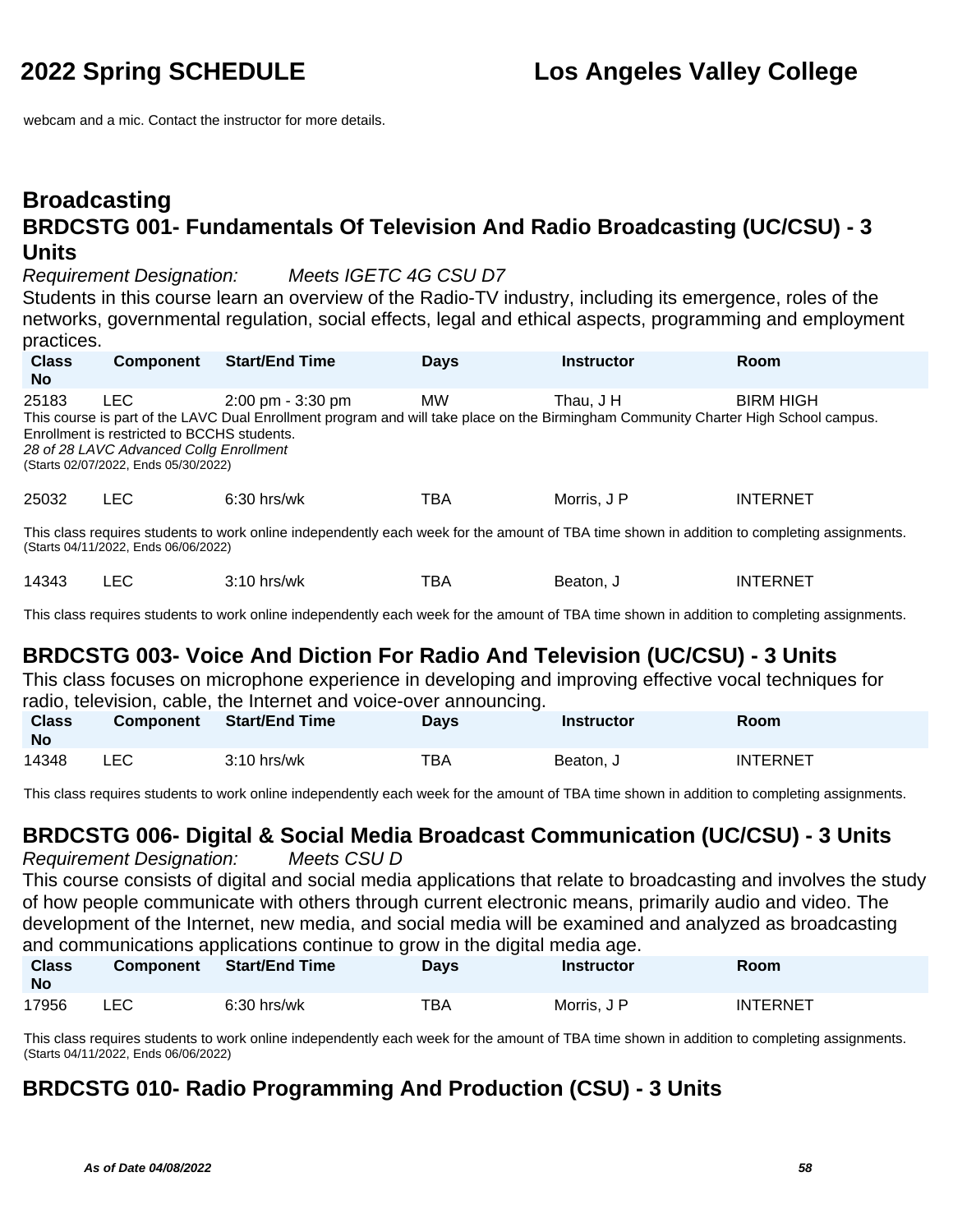webcam and a mic. Contact the instructor for more details.

# Broadcasting

## BRDCSTG 001- Fundamentals Of Television And Radio Broadcasting (UC/CSU) - 3 Units

*Requirement Designation:* *Meets IGETC 4G CSU D7*

Students in this course learn an overview of the Radio-TV industry, including its emergence, roles of the networks, governmental regulation, social effects, legal and ethical aspects, programming and employment practices.

| Class No | Component | Start/End Time | Days | Instructor | Room |
|---|---|---|---|---|---|
| 25183 | LEC | 2:00 pm - 3:30 pm | MW | Thau, J H | BIRM HIGH |

This course is part of the LAVC Dual Enrollment program and will take place on the Birmingham Community Charter High School campus. Enrollment is restricted to BCCHS students.
*28 of 28 LAVC Advanced Collg Enrollment*
(Starts 02/07/2022, Ends 05/30/2022)

| Class No | Component | Start/End Time | Days | Instructor | Room |
|---|---|---|---|---|---|
| 25032 | LEC | 6:30 hrs/wk | TBA | Morris, J P | INTERNET |

This class requires students to work online independently each week for the amount of TBA time shown in addition to completing assignments.
(Starts 04/11/2022, Ends 06/06/2022)

| Class No | Component | Start/End Time | Days | Instructor | Room |
|---|---|---|---|---|---|
| 14343 | LEC | 3:10 hrs/wk | TBA | Beaton, J | INTERNET |

This class requires students to work online independently each week for the amount of TBA time shown in addition to completing assignments.

## BRDCSTG 003- Voice And Diction For Radio And Television (UC/CSU) - 3 Units

This class focuses on microphone experience in developing and improving effective vocal techniques for radio, television, cable, the Internet and voice-over announcing.

| Class No | Component | Start/End Time | Days | Instructor | Room |
|---|---|---|---|---|---|
| 14348 | LEC | 3:10 hrs/wk | TBA | Beaton, J | INTERNET |

This class requires students to work online independently each week for the amount of TBA time shown in addition to completing assignments.

## BRDCSTG 006- Digital & Social Media Broadcast Communication (UC/CSU) - 3 Units

*Requirement Designation:* *Meets CSU D*

This course consists of digital and social media applications that relate to broadcasting and involves the study of how people communicate with others through current electronic means, primarily audio and video. The development of the Internet, new media, and social media will be examined and analyzed as broadcasting and communications applications continue to grow in the digital media age.

| Class No | Component | Start/End Time | Days | Instructor | Room |
|---|---|---|---|---|---|
| 17956 | LEC | 6:30 hrs/wk | TBA | Morris, J P | INTERNET |

This class requires students to work online independently each week for the amount of TBA time shown in addition to completing assignments.
(Starts 04/11/2022, Ends 06/06/2022)

## BRDCSTG 010- Radio Programming And Production (CSU) - 3 Units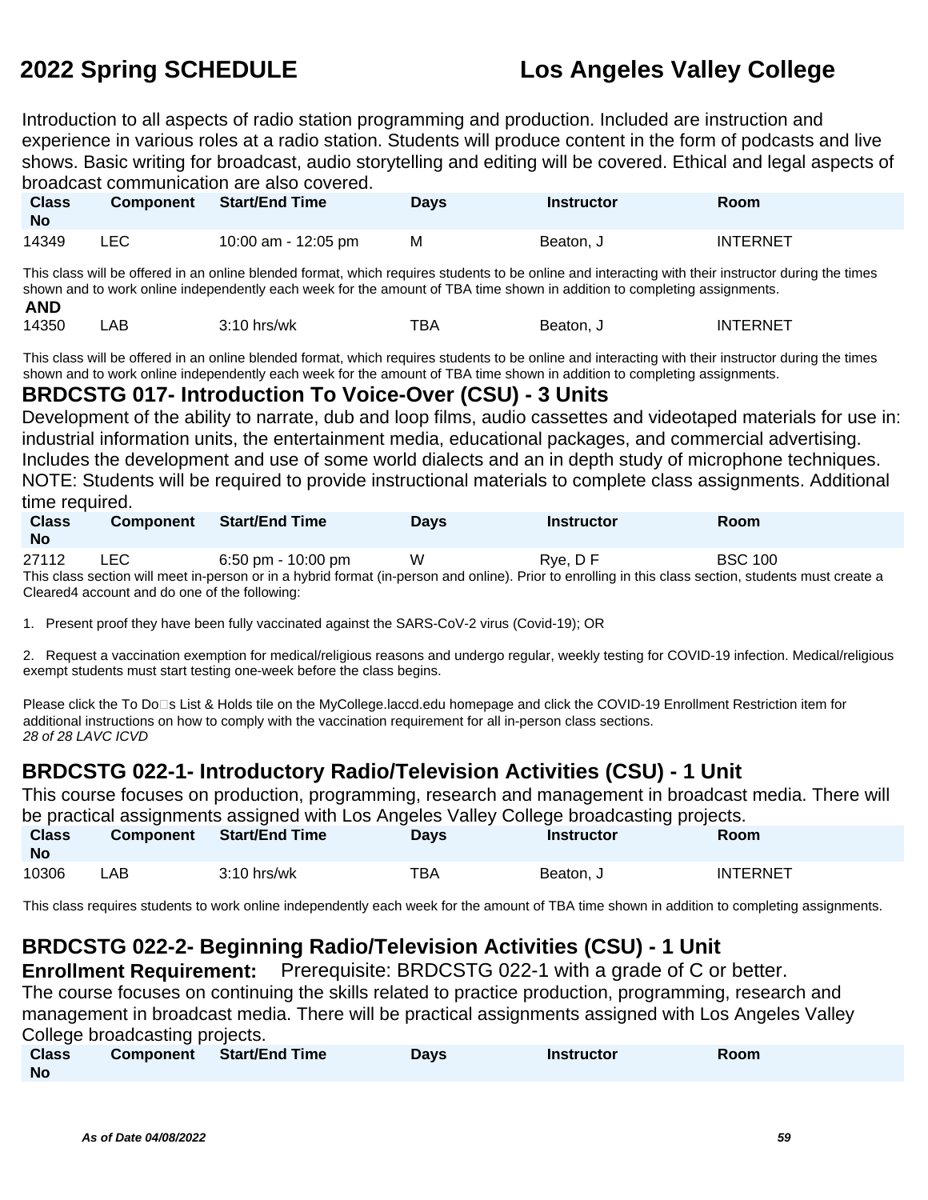Introduction to all aspects of radio station programming and production. Included are instruction and experience in various roles at a radio station. Students will produce content in the form of podcasts and live shows. Basic writing for broadcast, audio storytelling and editing will be covered. Ethical and legal aspects of broadcast communication are also covered.

| Class No | Component | Start/End Time | Days | Instructor | Room |
|---|---|---|---|---|---|
| 14349 | LEC | 10:00 am - 12:05 pm | M | Beaton, J | INTERNET |

This class will be offered in an online blended format, which requires students to be online and interacting with their instructor during the times shown and to work online independently each week for the amount of TBA time shown in addition to completing assignments.

**AND**

| Class No | Component | Start/End Time | Days | Instructor | Room |
|---|---|---|---|---|---|
| 14350 | LAB | 3:10 hrs/wk | TBA | Beaton, J | INTERNET |

This class will be offered in an online blended format, which requires students to be online and interacting with their instructor during the times shown and to work online independently each week for the amount of TBA time shown in addition to completing assignments.

## BRDCSTG 017- Introduction To Voice-Over (CSU) - 3 Units

Development of the ability to narrate, dub and loop films, audio cassettes and videotaped materials for use in: industrial information units, the entertainment media, educational packages, and commercial advertising. Includes the development and use of some world dialects and an in depth study of microphone techniques. NOTE: Students will be required to provide instructional materials to complete class assignments. Additional time required.

| Class No | Component | Start/End Time | Days | Instructor | Room |
|---|---|---|---|---|---|
| 27112 | LEC | 6:50 pm - 10:00 pm | W | Rye, D F | BSC 100 |

This class section will meet in-person or in a hybrid format (in-person and online). Prior to enrolling in this class section, students must create a Cleared4 account and do one of the following:

1. Present proof they have been fully vaccinated against the SARS-CoV-2 virus (Covid-19); OR

2. Request a vaccination exemption for medical/religious reasons and undergo regular, weekly testing for COVID-19 infection. Medical/religious exempt students must start testing one-week before the class begins.

Please click the To Do□s List & Holds tile on the MyCollege.laccd.edu homepage and click the COVID-19 Enrollment Restriction item for additional instructions on how to comply with the vaccination requirement for all in-person class sections.

*28 of 28 LAVC ICVD*

## BRDCSTG 022-1- Introductory Radio/Television Activities (CSU) - 1 Unit

This course focuses on production, programming, research and management in broadcast media. There will be practical assignments assigned with Los Angeles Valley College broadcasting projects.

| Class No | Component | Start/End Time | Days | Instructor | Room |
|---|---|---|---|---|---|
| 10306 | LAB | 3:10 hrs/wk | TBA | Beaton, J | INTERNET |

This class requires students to work online independently each week for the amount of TBA time shown in addition to completing assignments.

## BRDCSTG 022-2- Beginning Radio/Television Activities (CSU) - 1 Unit

**Enrollment Requirement:** Prerequisite: BRDCSTG 022-1 with a grade of C or better.

The course focuses on continuing the skills related to practice production, programming, research and management in broadcast media. There will be practical assignments assigned with Los Angeles Valley College broadcasting projects.

| Class No | Component | Start/End Time | Days | Instructor | Room |
|---|---|---|---|---|---|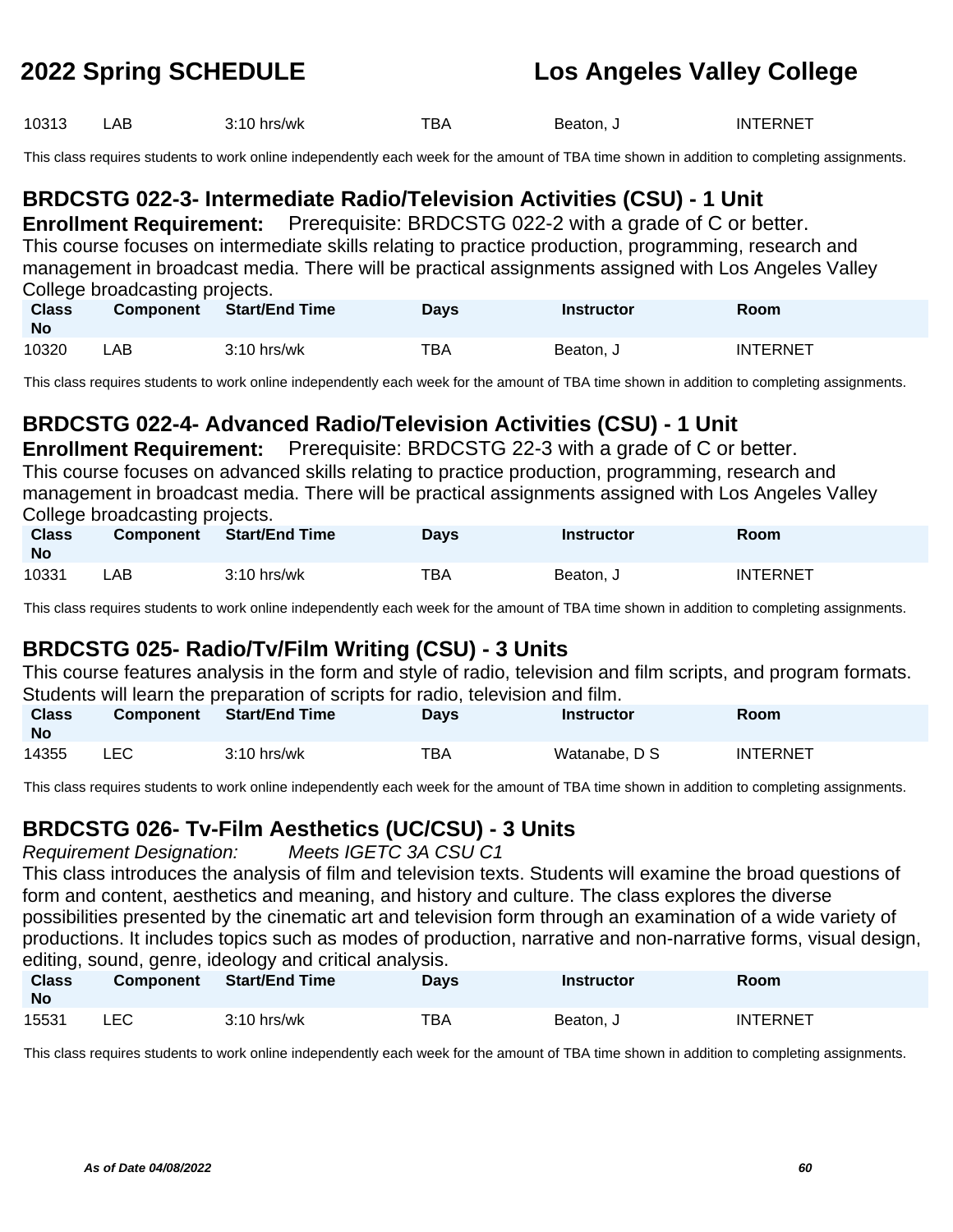| Class No | Component | Start/End Time | Days | Instructor | Room |
|---|---|---|---|---|---|
| 10313 | LAB | 3:10 hrs/wk | TBA | Beaton, J | INTERNET |

This class requires students to work online independently each week for the amount of TBA time shown in addition to completing assignments.

## BRDCSTG 022-3- Intermediate Radio/Television Activities (CSU) - 1 Unit

**Enrollment Requirement:** Prerequisite: BRDCSTG 022-2 with a grade of C or better.

This course focuses on intermediate skills relating to practice production, programming, research and management in broadcast media. There will be practical assignments assigned with Los Angeles Valley College broadcasting projects.

| Class No | Component | Start/End Time | Days | Instructor | Room |
|---|---|---|---|---|---|
| 10320 | LAB | 3:10 hrs/wk | TBA | Beaton, J | INTERNET |

This class requires students to work online independently each week for the amount of TBA time shown in addition to completing assignments.

## BRDCSTG 022-4- Advanced Radio/Television Activities (CSU) - 1 Unit

**Enrollment Requirement:** Prerequisite: BRDCSTG 22-3 with a grade of C or better.

This course focuses on advanced skills relating to practice production, programming, research and management in broadcast media. There will be practical assignments assigned with Los Angeles Valley College broadcasting projects.

| Class No | Component | Start/End Time | Days | Instructor | Room |
|---|---|---|---|---|---|
| 10331 | LAB | 3:10 hrs/wk | TBA | Beaton, J | INTERNET |

This class requires students to work online independently each week for the amount of TBA time shown in addition to completing assignments.

## BRDCSTG 025- Radio/Tv/Film Writing (CSU) - 3 Units

This course features analysis in the form and style of radio, television and film scripts, and program formats. Students will learn the preparation of scripts for radio, television and film.

| Class No | Component | Start/End Time | Days | Instructor | Room |
|---|---|---|---|---|---|
| 14355 | LEC | 3:10 hrs/wk | TBA | Watanabe, D S | INTERNET |

This class requires students to work online independently each week for the amount of TBA time shown in addition to completing assignments.

## BRDCSTG 026- Tv-Film Aesthetics (UC/CSU) - 3 Units

*Requirement Designation:* *Meets IGETC 3A CSU C1*

This class introduces the analysis of film and television texts. Students will examine the broad questions of form and content, aesthetics and meaning, and history and culture. The class explores the diverse possibilities presented by the cinematic art and television form through an examination of a wide variety of productions. It includes topics such as modes of production, narrative and non-narrative forms, visual design, editing, sound, genre, ideology and critical analysis.

| Class No | Component | Start/End Time | Days | Instructor | Room |
|---|---|---|---|---|---|
| 15531 | LEC | 3:10 hrs/wk | TBA | Beaton, J | INTERNET |

This class requires students to work online independently each week for the amount of TBA time shown in addition to completing assignments.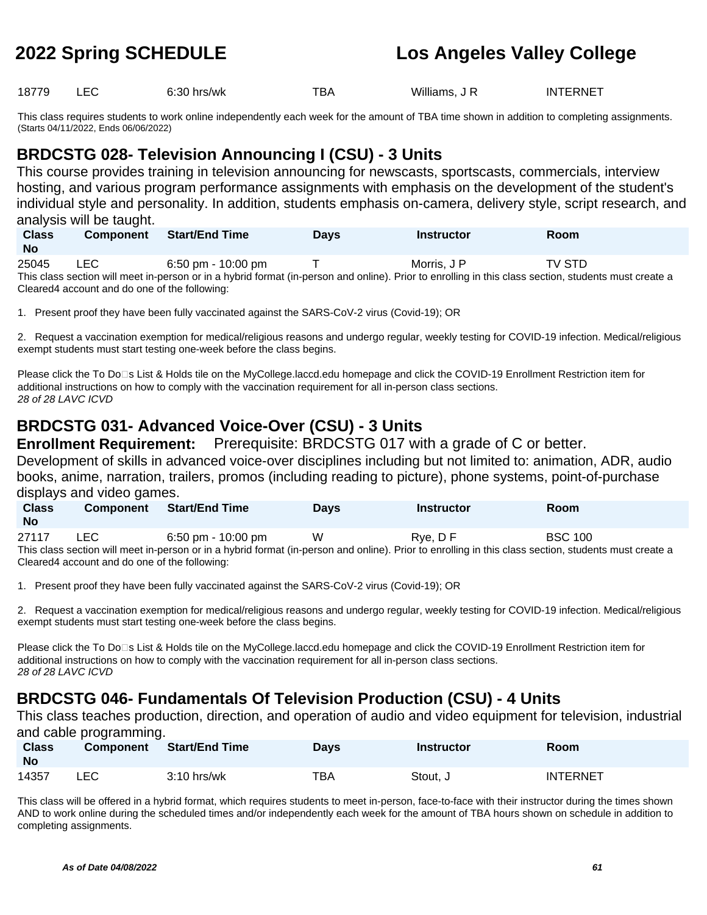| Class No | Component | Start/End Time | Days | Instructor | Room |
|---|---|---|---|---|---|
| 18779 | LEC | 6:30 hrs/wk | TBA | Williams, J R | INTERNET |

This class requires students to work online independently each week for the amount of TBA time shown in addition to completing assignments. (Starts 04/11/2022, Ends 06/06/2022)

## BRDCSTG 028- Television Announcing I (CSU) - 3 Units

This course provides training in television announcing for newscasts, sportscasts, commercials, interview hosting, and various program performance assignments with emphasis on the development of the student's individual style and personality. In addition, students emphasis on-camera, delivery style, script research, and analysis will be taught.

| Class No | Component | Start/End Time | Days | Instructor | Room |
|---|---|---|---|---|---|
| 25045 | LEC | 6:50 pm - 10:00 pm | T | Morris, J P | TV STD |

This class section will meet in-person or in a hybrid format (in-person and online). Prior to enrolling in this class section, students must create a Cleared4 account and do one of the following:

1. Present proof they have been fully vaccinated against the SARS-CoV-2 virus (Covid-19); OR

2. Request a vaccination exemption for medical/religious reasons and undergo regular, weekly testing for COVID-19 infection. Medical/religious exempt students must start testing one-week before the class begins.

Please click the To Do□s List & Holds tile on the MyCollege.laccd.edu homepage and click the COVID-19 Enrollment Restriction item for additional instructions on how to comply with the vaccination requirement for all in-person class sections.
*28 of 28 LAVC ICVD*

## BRDCSTG 031- Advanced Voice-Over (CSU) - 3 Units

**Enrollment Requirement:** Prerequisite: BRDCSTG 017 with a grade of C or better.

Development of skills in advanced voice-over disciplines including but not limited to: animation, ADR, audio books, anime, narration, trailers, promos (including reading to picture), phone systems, point-of-purchase displays and video games.

| Class No | Component | Start/End Time | Days | Instructor | Room |
|---|---|---|---|---|---|
| 27117 | LEC | 6:50 pm - 10:00 pm | W | Rye, D F | BSC 100 |

This class section will meet in-person or in a hybrid format (in-person and online). Prior to enrolling in this class section, students must create a Cleared4 account and do one of the following:

1. Present proof they have been fully vaccinated against the SARS-CoV-2 virus (Covid-19); OR

2. Request a vaccination exemption for medical/religious reasons and undergo regular, weekly testing for COVID-19 infection. Medical/religious exempt students must start testing one-week before the class begins.

Please click the To Do□s List & Holds tile on the MyCollege.laccd.edu homepage and click the COVID-19 Enrollment Restriction item for additional instructions on how to comply with the vaccination requirement for all in-person class sections.
*28 of 28 LAVC ICVD*

## BRDCSTG 046- Fundamentals Of Television Production (CSU) - 4 Units

This class teaches production, direction, and operation of audio and video equipment for television, industrial and cable programming.

| Class No | Component | Start/End Time | Days | Instructor | Room |
|---|---|---|---|---|---|
| 14357 | LEC | 3:10 hrs/wk | TBA | Stout, J | INTERNET |

This class will be offered in a hybrid format, which requires students to meet in-person, face-to-face with their instructor during the times shown AND to work online during the scheduled times and/or independently each week for the amount of TBA hours shown on schedule in addition to completing assignments.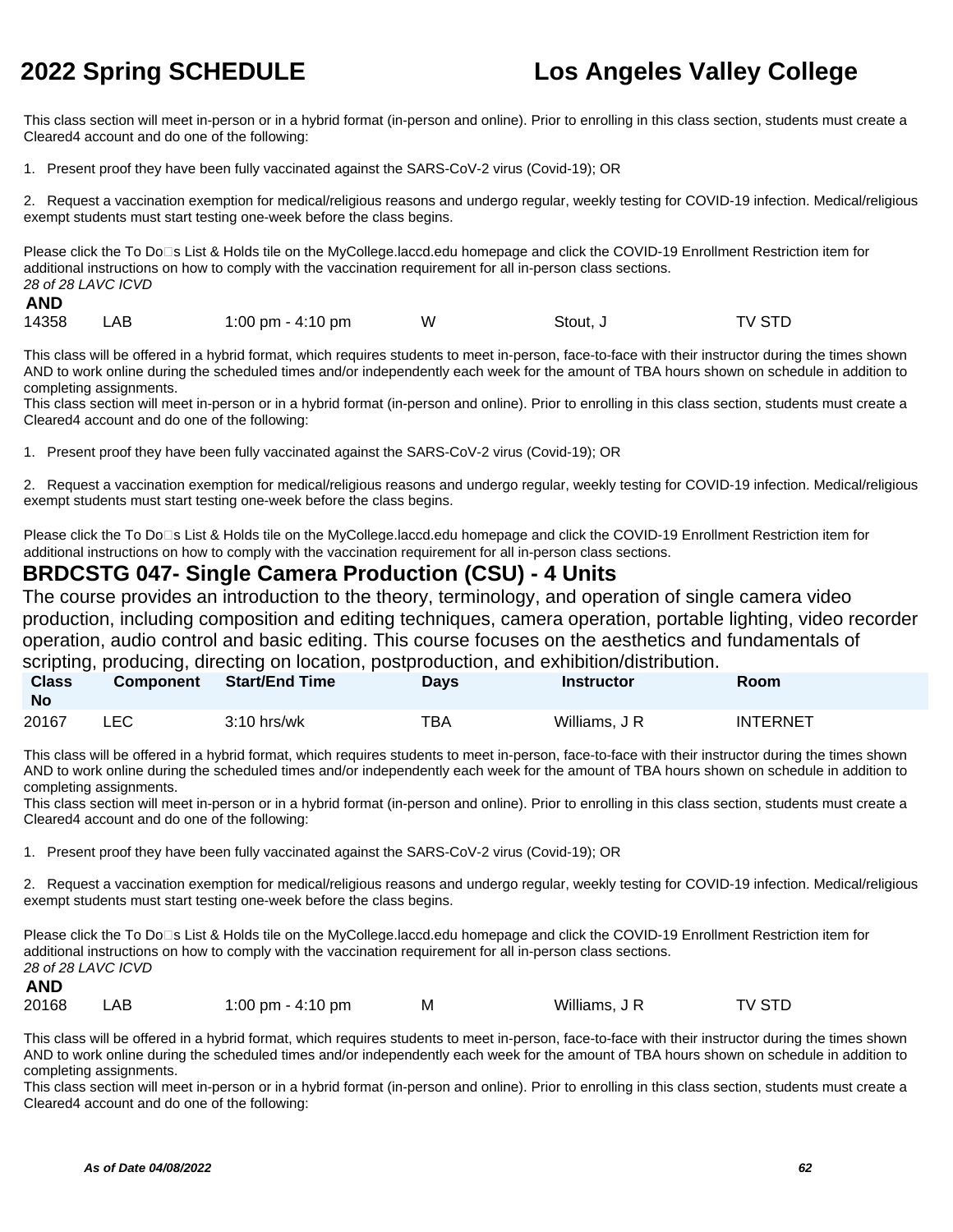This class section will meet in-person or in a hybrid format (in-person and online). Prior to enrolling in this class section, students must create a Cleared4 account and do one of the following:

1. Present proof they have been fully vaccinated against the SARS-CoV-2 virus (Covid-19); OR

2. Request a vaccination exemption for medical/religious reasons and undergo regular, weekly testing for COVID-19 infection. Medical/religious exempt students must start testing one-week before the class begins.

Please click the To Do�s List & Holds tile on the MyCollege.laccd.edu homepage and click the COVID-19 Enrollment Restriction item for additional instructions on how to comply with the vaccination requirement for all in-person class sections.
*28 of 28 LAVC ICVD*

**AND**

| | | | | | |
|---|---|---|---|---|---|
| 14358 | LAB | 1:00 pm - 4:10 pm | W | Stout, J | TV STD |

This class will be offered in a hybrid format, which requires students to meet in-person, face-to-face with their instructor during the times shown AND to work online during the scheduled times and/or independently each week for the amount of TBA hours shown on schedule in addition to completing assignments.
This class section will meet in-person or in a hybrid format (in-person and online). Prior to enrolling in this class section, students must create a Cleared4 account and do one of the following:

1. Present proof they have been fully vaccinated against the SARS-CoV-2 virus (Covid-19); OR

2. Request a vaccination exemption for medical/religious reasons and undergo regular, weekly testing for COVID-19 infection. Medical/religious exempt students must start testing one-week before the class begins.

Please click the To Do�s List & Holds tile on the MyCollege.laccd.edu homepage and click the COVID-19 Enrollment Restriction item for additional instructions on how to comply with the vaccination requirement for all in-person class sections.

## BRDCSTG 047- Single Camera Production (CSU) - 4 Units

The course provides an introduction to the theory, terminology, and operation of single camera video production, including composition and editing techniques, camera operation, portable lighting, video recorder operation, audio control and basic editing. This course focuses on the aesthetics and fundamentals of scripting, producing, directing on location, postproduction, and exhibition/distribution.

| Class No | Component | Start/End Time | Days | Instructor | Room |
|---|---|---|---|---|---|
| 20167 | LEC | 3:10 hrs/wk | TBA | Williams, J R | INTERNET |

This class will be offered in a hybrid format, which requires students to meet in-person, face-to-face with their instructor during the times shown AND to work online during the scheduled times and/or independently each week for the amount of TBA hours shown on schedule in addition to completing assignments.
This class section will meet in-person or in a hybrid format (in-person and online). Prior to enrolling in this class section, students must create a Cleared4 account and do one of the following:

1. Present proof they have been fully vaccinated against the SARS-CoV-2 virus (Covid-19); OR

2. Request a vaccination exemption for medical/religious reasons and undergo regular, weekly testing for COVID-19 infection. Medical/religious exempt students must start testing one-week before the class begins.

Please click the To Do�s List & Holds tile on the MyCollege.laccd.edu homepage and click the COVID-19 Enrollment Restriction item for additional instructions on how to comply with the vaccination requirement for all in-person class sections.
*28 of 28 LAVC ICVD*

**AND**

| | | | | | |
|---|---|---|---|---|---|
| 20168 | LAB | 1:00 pm - 4:10 pm | M | Williams, J R | TV STD |

This class will be offered in a hybrid format, which requires students to meet in-person, face-to-face with their instructor during the times shown AND to work online during the scheduled times and/or independently each week for the amount of TBA hours shown on schedule in addition to completing assignments.
This class section will meet in-person or in a hybrid format (in-person and online). Prior to enrolling in this class section, students must create a Cleared4 account and do one of the following: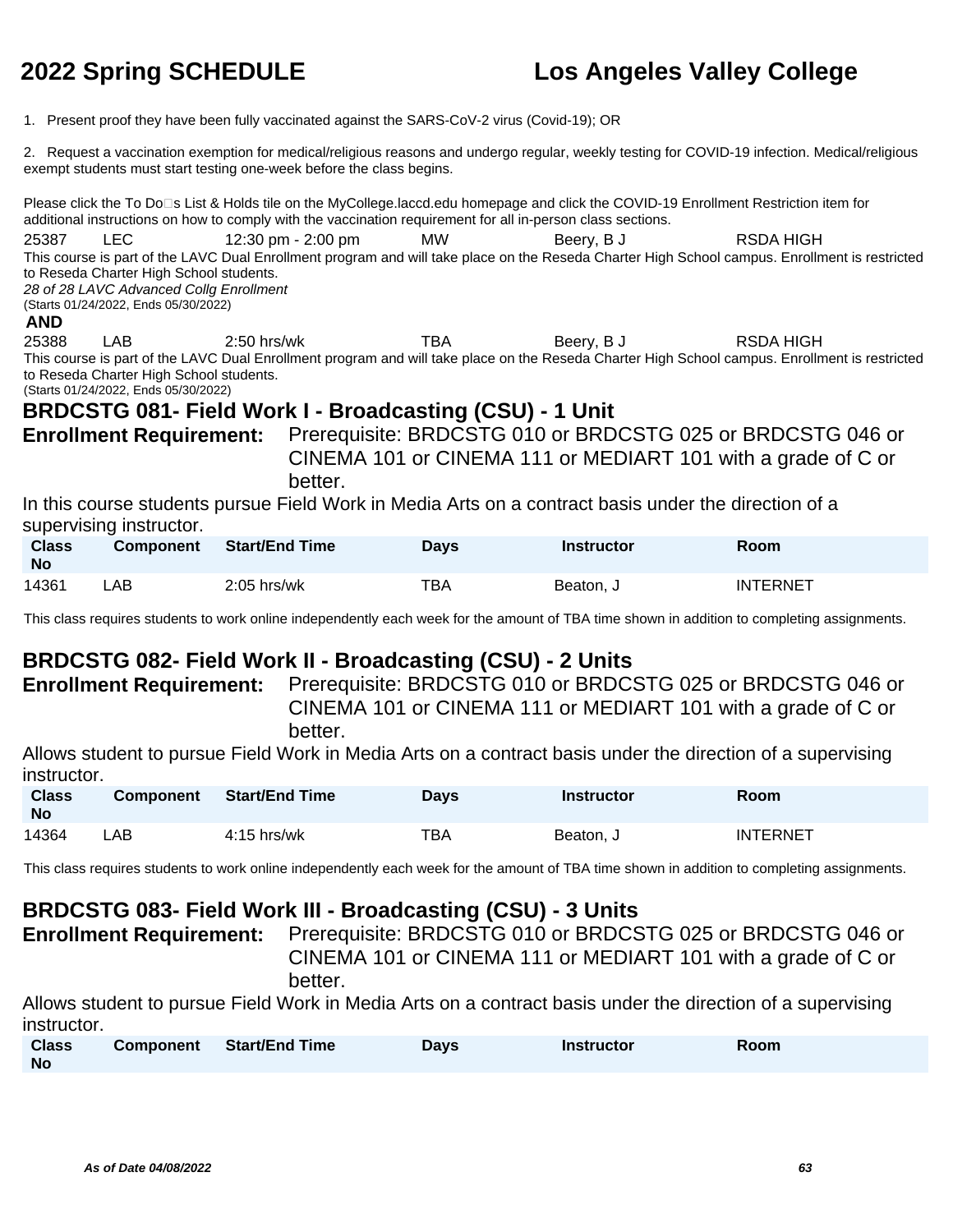1. Present proof they have been fully vaccinated against the SARS-CoV-2 virus (Covid-19); OR

2. Request a vaccination exemption for medical/religious reasons and undergo regular, weekly testing for COVID-19 infection. Medical/religious exempt students must start testing one-week before the class begins.

Please click the To Do�s List & Holds tile on the MyCollege.laccd.edu homepage and click the COVID-19 Enrollment Restriction item for additional instructions on how to comply with the vaccination requirement for all in-person class sections.

| 25387 | LEC | 12:30 pm - 2:00 pm | MW | Beery, B J | RSDA HIGH |
|---|---|---|---|---|---|

This course is part of the LAVC Dual Enrollment program and will take place on the Reseda Charter High School campus. Enrollment is restricted to Reseda Charter High School students.

*28 of 28 LAVC Advanced Collg Enrollment*

(Starts 01/24/2022, Ends 05/30/2022)

**AND**

| 25388 | LAB | 2:50 hrs/wk | TBA | Beery, B J | RSDA HIGH |
|---|---|---|---|---|---|

This course is part of the LAVC Dual Enrollment program and will take place on the Reseda Charter High School campus. Enrollment is restricted to Reseda Charter High School students.

(Starts 01/24/2022, Ends 05/30/2022)

## BRDCSTG 081- Field Work I - Broadcasting (CSU) - 1 Unit

**Enrollment Requirement:** Prerequisite: BRDCSTG 010 or BRDCSTG 025 or BRDCSTG 046 or CINEMA 101 or CINEMA 111 or MEDIART 101 with a grade of C or better.

In this course students pursue Field Work in Media Arts on a contract basis under the direction of a supervising instructor.

| Class No | Component | Start/End Time | Days | Instructor | Room |
|---|---|---|---|---|---|
| 14361 | LAB | 2:05 hrs/wk | TBA | Beaton, J | INTERNET |

This class requires students to work online independently each week for the amount of TBA time shown in addition to completing assignments.

## BRDCSTG 082- Field Work II - Broadcasting (CSU) - 2 Units

**Enrollment Requirement:** Prerequisite: BRDCSTG 010 or BRDCSTG 025 or BRDCSTG 046 or CINEMA 101 or CINEMA 111 or MEDIART 101 with a grade of C or better.

Allows student to pursue Field Work in Media Arts on a contract basis under the direction of a supervising instructor.

| Class No | Component | Start/End Time | Days | Instructor | Room |
|---|---|---|---|---|---|
| 14364 | LAB | 4:15 hrs/wk | TBA | Beaton, J | INTERNET |

This class requires students to work online independently each week for the amount of TBA time shown in addition to completing assignments.

## BRDCSTG 083- Field Work III - Broadcasting (CSU) - 3 Units

**Enrollment Requirement:** Prerequisite: BRDCSTG 010 or BRDCSTG 025 or BRDCSTG 046 or CINEMA 101 or CINEMA 111 or MEDIART 101 with a grade of C or better.

Allows student to pursue Field Work in Media Arts on a contract basis under the direction of a supervising instructor.

| Class No | Component | Start/End Time | Days | Instructor | Room |
|---|---|---|---|---|---|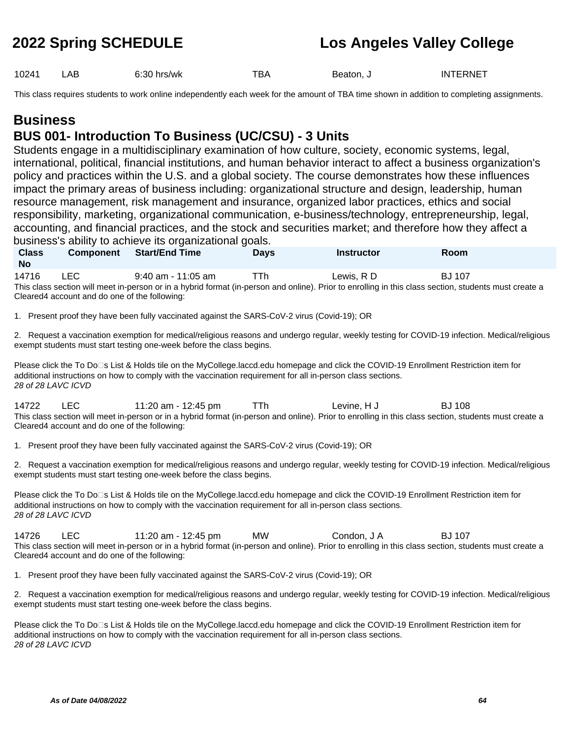| Class No | Component | Start/End Time | Days | Instructor | Room |
|---|---|---|---|---|---|
| 10241 | LAB | 6:30 hrs/wk | TBA | Beaton, J | INTERNET |

This class requires students to work online independently each week for the amount of TBA time shown in addition to completing assignments.

# Business

## BUS 001- Introduction To Business (UC/CSU) - 3 Units

Students engage in a multidisciplinary examination of how culture, society, economic systems, legal, international, political, financial institutions, and human behavior interact to affect a business organization's policy and practices within the U.S. and a global society. The course demonstrates how these influences impact the primary areas of business including: organizational structure and design, leadership, human resource management, risk management and insurance, organized labor practices, ethics and social responsibility, marketing, organizational communication, e-business/technology, entrepreneurship, legal, accounting, and financial practices, and the stock and securities market; and therefore how they affect a business's ability to achieve its organizational goals.

| Class No | Component | Start/End Time | Days | Instructor | Room |
|---|---|---|---|---|---|
| 14716 | LEC | 9:40 am - 11:05 am | TTh | Lewis, R D | BJ 107 |

This class section will meet in-person or in a hybrid format (in-person and online). Prior to enrolling in this class section, students must create a Cleared4 account and do one of the following:

1. Present proof they have been fully vaccinated against the SARS-CoV-2 virus (Covid-19); OR

2. Request a vaccination exemption for medical/religious reasons and undergo regular, weekly testing for COVID-19 infection. Medical/religious exempt students must start testing one-week before the class begins.

Please click the To Do□s List & Holds tile on the MyCollege.laccd.edu homepage and click the COVID-19 Enrollment Restriction item for additional instructions on how to comply with the vaccination requirement for all in-person class sections.
*28 of 28 LAVC ICVD*

| Class No | Component | Start/End Time | Days | Instructor | Room |
|---|---|---|---|---|---|
| 14722 | LEC | 11:20 am - 12:45 pm | TTh | Levine, H J | BJ 108 |

This class section will meet in-person or in a hybrid format (in-person and online). Prior to enrolling in this class section, students must create a Cleared4 account and do one of the following:

1. Present proof they have been fully vaccinated against the SARS-CoV-2 virus (Covid-19); OR

2. Request a vaccination exemption for medical/religious reasons and undergo regular, weekly testing for COVID-19 infection. Medical/religious exempt students must start testing one-week before the class begins.

Please click the To Do□s List & Holds tile on the MyCollege.laccd.edu homepage and click the COVID-19 Enrollment Restriction item for additional instructions on how to comply with the vaccination requirement for all in-person class sections.
*28 of 28 LAVC ICVD*

| Class No | Component | Start/End Time | Days | Instructor | Room |
|---|---|---|---|---|---|
| 14726 | LEC | 11:20 am - 12:45 pm | MW | Condon, J A | BJ 107 |

This class section will meet in-person or in a hybrid format (in-person and online). Prior to enrolling in this class section, students must create a Cleared4 account and do one of the following:

1. Present proof they have been fully vaccinated against the SARS-CoV-2 virus (Covid-19); OR

2. Request a vaccination exemption for medical/religious reasons and undergo regular, weekly testing for COVID-19 infection. Medical/religious exempt students must start testing one-week before the class begins.

Please click the To Do□s List & Holds tile on the MyCollege.laccd.edu homepage and click the COVID-19 Enrollment Restriction item for additional instructions on how to comply with the vaccination requirement for all in-person class sections.
*28 of 28 LAVC ICVD*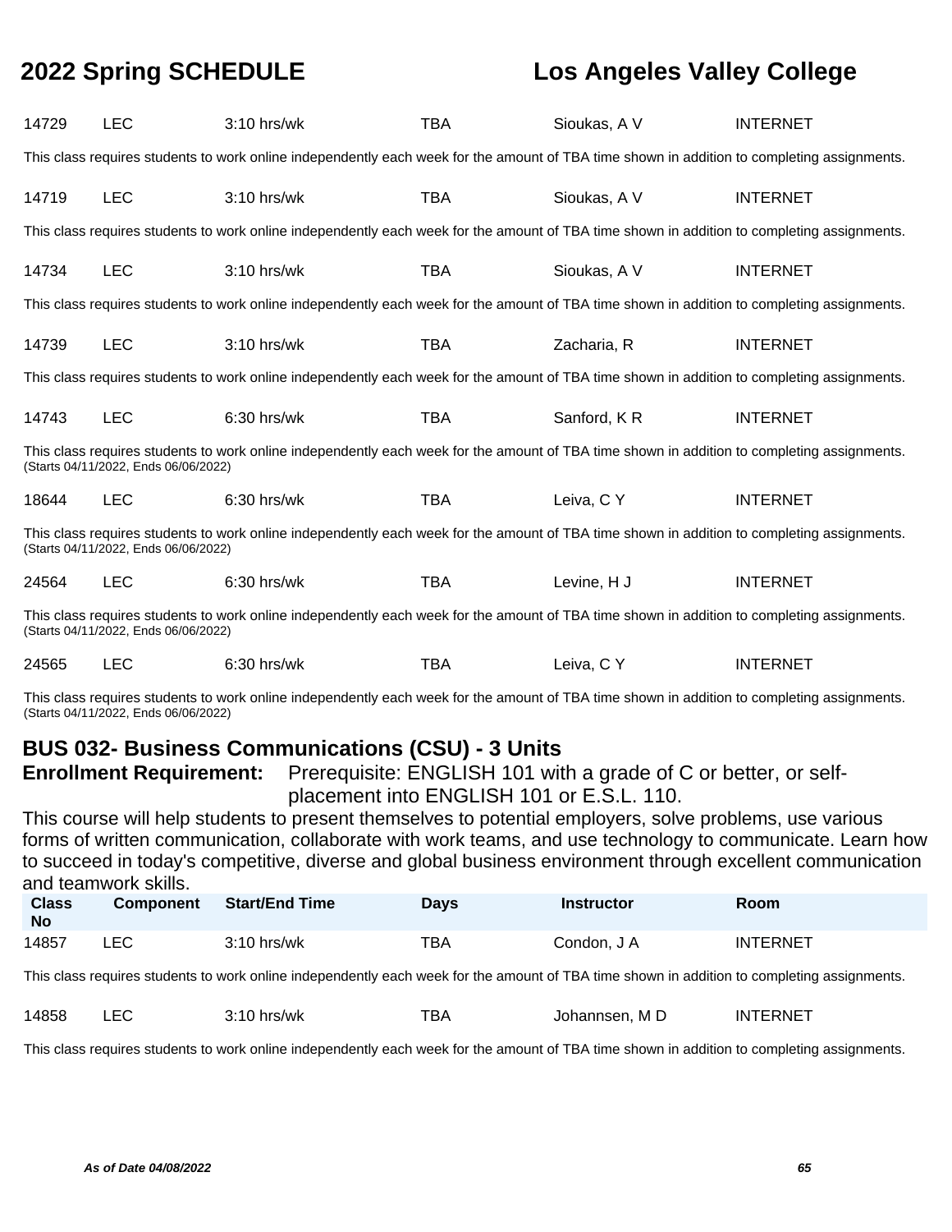| Class No | Component | Start/End Time | Days | Instructor | Room |
|---|---|---|---|---|---|
| 14729 | LEC | 3:10 hrs/wk | TBA | Sioukas, A V | INTERNET |

This class requires students to work online independently each week for the amount of TBA time shown in addition to completing assignments.

| Class No | Component | Start/End Time | Days | Instructor | Room |
|---|---|---|---|---|---|
| 14719 | LEC | 3:10 hrs/wk | TBA | Sioukas, A V | INTERNET |

This class requires students to work online independently each week for the amount of TBA time shown in addition to completing assignments.

| Class No | Component | Start/End Time | Days | Instructor | Room |
|---|---|---|---|---|---|
| 14734 | LEC | 3:10 hrs/wk | TBA | Sioukas, A V | INTERNET |

This class requires students to work online independently each week for the amount of TBA time shown in addition to completing assignments.

| Class No | Component | Start/End Time | Days | Instructor | Room |
|---|---|---|---|---|---|
| 14739 | LEC | 3:10 hrs/wk | TBA | Zacharia, R | INTERNET |

This class requires students to work online independently each week for the amount of TBA time shown in addition to completing assignments.

| Class No | Component | Start/End Time | Days | Instructor | Room |
|---|---|---|---|---|---|
| 14743 | LEC | 6:30 hrs/wk | TBA | Sanford, K R | INTERNET |

This class requires students to work online independently each week for the amount of TBA time shown in addition to completing assignments.
(Starts 04/11/2022, Ends 06/06/2022)

| Class No | Component | Start/End Time | Days | Instructor | Room |
|---|---|---|---|---|---|
| 18644 | LEC | 6:30 hrs/wk | TBA | Leiva, C Y | INTERNET |

This class requires students to work online independently each week for the amount of TBA time shown in addition to completing assignments.
(Starts 04/11/2022, Ends 06/06/2022)

| Class No | Component | Start/End Time | Days | Instructor | Room |
|---|---|---|---|---|---|
| 24564 | LEC | 6:30 hrs/wk | TBA | Levine, H J | INTERNET |

This class requires students to work online independently each week for the amount of TBA time shown in addition to completing assignments.
(Starts 04/11/2022, Ends 06/06/2022)

| Class No | Component | Start/End Time | Days | Instructor | Room |
|---|---|---|---|---|---|
| 24565 | LEC | 6:30 hrs/wk | TBA | Leiva, C Y | INTERNET |

This class requires students to work online independently each week for the amount of TBA time shown in addition to completing assignments.
(Starts 04/11/2022, Ends 06/06/2022)

## BUS 032- Business Communications (CSU) - 3 Units

**Enrollment Requirement:** Prerequisite: ENGLISH 101 with a grade of C or better, or self-placement into ENGLISH 101 or E.S.L. 110.

This course will help students to present themselves to potential employers, solve problems, use various forms of written communication, collaborate with work teams, and use technology to communicate. Learn how to succeed in today's competitive, diverse and global business environment through excellent communication and teamwork skills.

| Class No | Component | Start/End Time | Days | Instructor | Room |
|---|---|---|---|---|---|
| 14857 | LEC | 3:10 hrs/wk | TBA | Condon, J A | INTERNET |

This class requires students to work online independently each week for the amount of TBA time shown in addition to completing assignments.

| Class No | Component | Start/End Time | Days | Instructor | Room |
|---|---|---|---|---|---|
| 14858 | LEC | 3:10 hrs/wk | TBA | Johannsen, M D | INTERNET |

This class requires students to work online independently each week for the amount of TBA time shown in addition to completing assignments.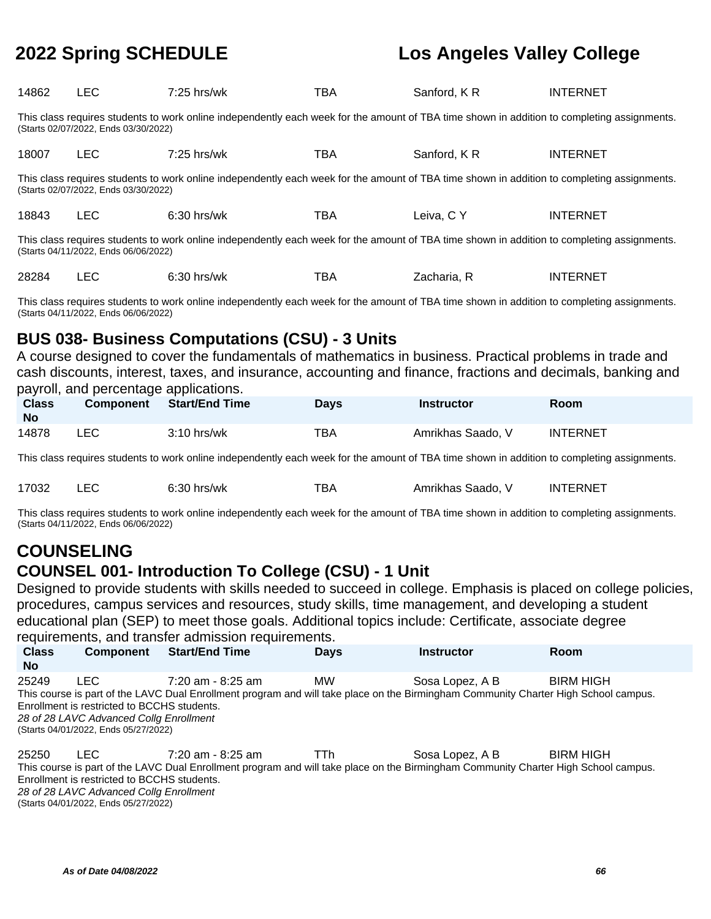| Class No | Component | Start/End Time | Days | Instructor | Room |
|---|---|---|---|---|---|
| 14862 | LEC | 7:25 hrs/wk | TBA | Sanford, K R | INTERNET |

This class requires students to work online independently each week for the amount of TBA time shown in addition to completing assignments.
(Starts 02/07/2022, Ends 03/30/2022)

| Class No | Component | Start/End Time | Days | Instructor | Room |
|---|---|---|---|---|---|
| 18007 | LEC | 7:25 hrs/wk | TBA | Sanford, K R | INTERNET |

This class requires students to work online independently each week for the amount of TBA time shown in addition to completing assignments.
(Starts 02/07/2022, Ends 03/30/2022)

| Class No | Component | Start/End Time | Days | Instructor | Room |
|---|---|---|---|---|---|
| 18843 | LEC | 6:30 hrs/wk | TBA | Leiva, C Y | INTERNET |

This class requires students to work online independently each week for the amount of TBA time shown in addition to completing assignments.
(Starts 04/11/2022, Ends 06/06/2022)

| Class No | Component | Start/End Time | Days | Instructor | Room |
|---|---|---|---|---|---|
| 28284 | LEC | 6:30 hrs/wk | TBA | Zacharia, R | INTERNET |

This class requires students to work online independently each week for the amount of TBA time shown in addition to completing assignments.
(Starts 04/11/2022, Ends 06/06/2022)

### BUS 038- Business Computations (CSU) - 3 Units

A course designed to cover the fundamentals of mathematics in business. Practical problems in trade and cash discounts, interest, taxes, and insurance, accounting and finance, fractions and decimals, banking and payroll, and percentage applications.

| Class No | Component | Start/End Time | Days | Instructor | Room |
|---|---|---|---|---|---|
| 14878 | LEC | 3:10 hrs/wk | TBA | Amrikhas Saado, V | INTERNET |

This class requires students to work online independently each week for the amount of TBA time shown in addition to completing assignments.

| Class No | Component | Start/End Time | Days | Instructor | Room |
|---|---|---|---|---|---|
| 17032 | LEC | 6:30 hrs/wk | TBA | Amrikhas Saado, V | INTERNET |

This class requires students to work online independently each week for the amount of TBA time shown in addition to completing assignments.
(Starts 04/11/2022, Ends 06/06/2022)

## COUNSELING

### COUNSEL 001- Introduction To College (CSU) - 1 Unit

Designed to provide students with skills needed to succeed in college. Emphasis is placed on college policies, procedures, campus services and resources, study skills, time management, and developing a student educational plan (SEP) to meet those goals. Additional topics include: Certificate, associate degree requirements, and transfer admission requirements.

| Class No | Component | Start/End Time | Days | Instructor | Room |
|---|---|---|---|---|---|
| 25249 | LEC | 7:20 am - 8:25 am | MW | Sosa Lopez, A B | BIRM HIGH |

This course is part of the LAVC Dual Enrollment program and will take place on the Birmingham Community Charter High School campus.
Enrollment is restricted to BCCHS students.
*28 of 28 LAVC Advanced Collg Enrollment*
(Starts 04/01/2022, Ends 05/27/2022)

| Class No | Component | Start/End Time | Days | Instructor | Room |
|---|---|---|---|---|---|
| 25250 | LEC | 7:20 am - 8:25 am | TTh | Sosa Lopez, A B | BIRM HIGH |

This course is part of the LAVC Dual Enrollment program and will take place on the Birmingham Community Charter High School campus.
Enrollment is restricted to BCCHS students.
*28 of 28 LAVC Advanced Collg Enrollment*
(Starts 04/01/2022, Ends 05/27/2022)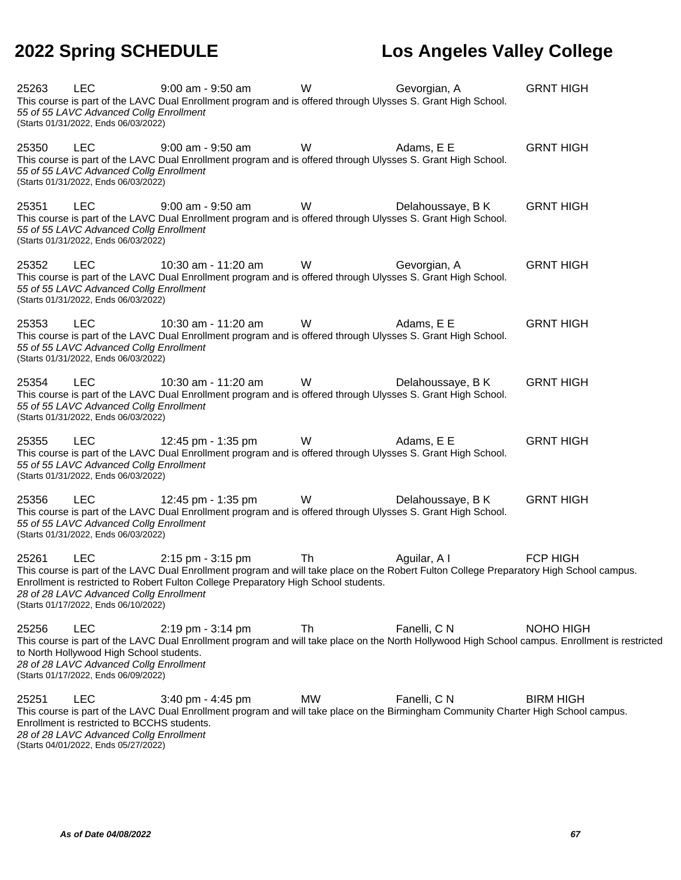25263 LEC 9:00 am - 9:50 am W Gevorgian, A GRNT HIGH
This course is part of the LAVC Dual Enrollment program and is offered through Ulysses S. Grant High School.
*55 of 55 LAVC Advanced Collg Enrollment*
(Starts 01/31/2022, Ends 06/03/2022)

25350 LEC 9:00 am - 9:50 am W Adams, E E GRNT HIGH
This course is part of the LAVC Dual Enrollment program and is offered through Ulysses S. Grant High School.
*55 of 55 LAVC Advanced Collg Enrollment*
(Starts 01/31/2022, Ends 06/03/2022)

25351 LEC 9:00 am - 9:50 am W Delahoussaye, B K GRNT HIGH
This course is part of the LAVC Dual Enrollment program and is offered through Ulysses S. Grant High School.
*55 of 55 LAVC Advanced Collg Enrollment*
(Starts 01/31/2022, Ends 06/03/2022)

25352 LEC 10:30 am - 11:20 am W Gevorgian, A GRNT HIGH
This course is part of the LAVC Dual Enrollment program and is offered through Ulysses S. Grant High School.
*55 of 55 LAVC Advanced Collg Enrollment*
(Starts 01/31/2022, Ends 06/03/2022)

25353 LEC 10:30 am - 11:20 am W Adams, E E GRNT HIGH
This course is part of the LAVC Dual Enrollment program and is offered through Ulysses S. Grant High School.
*55 of 55 LAVC Advanced Collg Enrollment*
(Starts 01/31/2022, Ends 06/03/2022)

25354 LEC 10:30 am - 11:20 am W Delahoussaye, B K GRNT HIGH
This course is part of the LAVC Dual Enrollment program and is offered through Ulysses S. Grant High School.
*55 of 55 LAVC Advanced Collg Enrollment*
(Starts 01/31/2022, Ends 06/03/2022)

25355 LEC 12:45 pm - 1:35 pm W Adams, E E GRNT HIGH
This course is part of the LAVC Dual Enrollment program and is offered through Ulysses S. Grant High School.
*55 of 55 LAVC Advanced Collg Enrollment*
(Starts 01/31/2022, Ends 06/03/2022)

25356 LEC 12:45 pm - 1:35 pm W Delahoussaye, B K GRNT HIGH
This course is part of the LAVC Dual Enrollment program and is offered through Ulysses S. Grant High School.
*55 of 55 LAVC Advanced Collg Enrollment*
(Starts 01/31/2022, Ends 06/03/2022)

25261 LEC 2:15 pm - 3:15 pm Th Aguilar, A I FCP HIGH
This course is part of the LAVC Dual Enrollment program and will take place on the Robert Fulton College Preparatory High School campus. Enrollment is restricted to Robert Fulton College Preparatory High School students.
*28 of 28 LAVC Advanced Collg Enrollment*
(Starts 01/17/2022, Ends 06/10/2022)

25256 LEC 2:19 pm - 3:14 pm Th Fanelli, C N NOHO HIGH
This course is part of the LAVC Dual Enrollment program and will take place on the North Hollywood High School campus. Enrollment is restricted to North Hollywood High School students.
*28 of 28 LAVC Advanced Collg Enrollment*
(Starts 01/17/2022, Ends 06/09/2022)

25251 LEC 3:40 pm - 4:45 pm MW Fanelli, C N BIRM HIGH
This course is part of the LAVC Dual Enrollment program and will take place on the Birmingham Community Charter High School campus. Enrollment is restricted to BCCHS students.
*28 of 28 LAVC Advanced Collg Enrollment*
(Starts 04/01/2022, Ends 05/27/2022)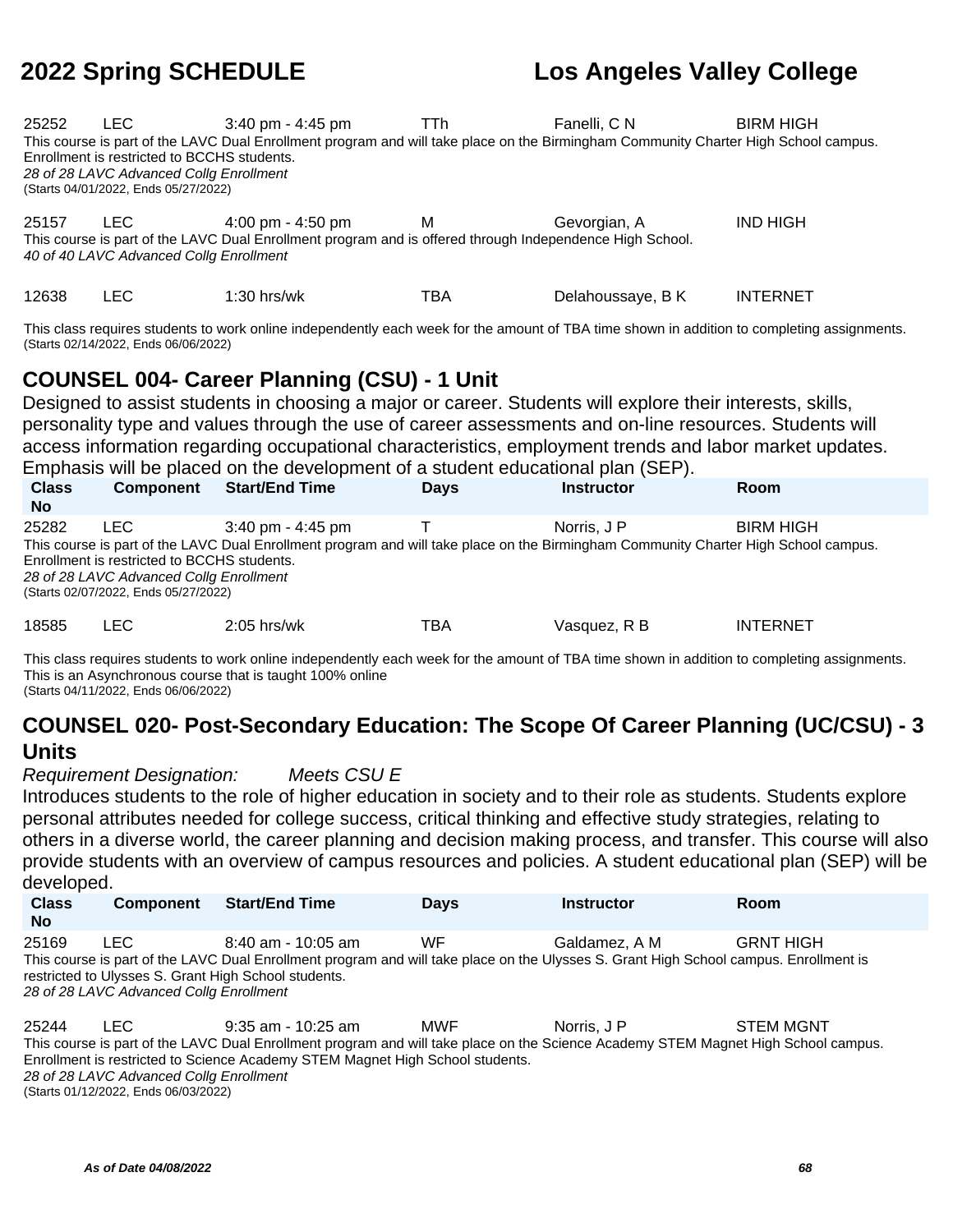| Class No | Component | Start/End Time | Days | Instructor | Room |
|---|---|---|---|---|---|
| 25252 | LEC | 3:40 pm - 4:45 pm | TTh | Fanelli, C N | BIRM HIGH |

This course is part of the LAVC Dual Enrollment program and will take place on the Birmingham Community Charter High School campus. Enrollment is restricted to BCCHS students.
*28 of 28 LAVC Advanced Collg Enrollment*
(Starts 04/01/2022, Ends 05/27/2022)

| Class No | Component | Start/End Time | Days | Instructor | Room |
|---|---|---|---|---|---|
| 25157 | LEC | 4:00 pm - 4:50 pm | M | Gevorgian, A | IND HIGH |

This course is part of the LAVC Dual Enrollment program and is offered through Independence High School.
*40 of 40 LAVC Advanced Collg Enrollment*

| Class No | Component | Start/End Time | Days | Instructor | Room |
|---|---|---|---|---|---|
| 12638 | LEC | 1:30 hrs/wk | TBA | Delahoussaye, B K | INTERNET |

This class requires students to work online independently each week for the amount of TBA time shown in addition to completing assignments.
(Starts 02/14/2022, Ends 06/06/2022)

## COUNSEL 004- Career Planning (CSU) - 1 Unit

Designed to assist students in choosing a major or career. Students will explore their interests, skills, personality type and values through the use of career assessments and on-line resources. Students will access information regarding occupational characteristics, employment trends and labor market updates. Emphasis will be placed on the development of a student educational plan (SEP).

| Class No | Component | Start/End Time | Days | Instructor | Room |
|---|---|---|---|---|---|
| 25282 | LEC | 3:40 pm - 4:45 pm | T | Norris, J P | BIRM HIGH |

This course is part of the LAVC Dual Enrollment program and will take place on the Birmingham Community Charter High School campus. Enrollment is restricted to BCCHS students.
*28 of 28 LAVC Advanced Collg Enrollment*
(Starts 02/07/2022, Ends 05/27/2022)

| Class No | Component | Start/End Time | Days | Instructor | Room |
|---|---|---|---|---|---|
| 18585 | LEC | 2:05 hrs/wk | TBA | Vasquez, R B | INTERNET |

This class requires students to work online independently each week for the amount of TBA time shown in addition to completing assignments.
This is an Asynchronous course that is taught 100% online
(Starts 04/11/2022, Ends 06/06/2022)

## COUNSEL 020- Post-Secondary Education: The Scope Of Career Planning (UC/CSU) - 3 Units

*Requirement Designation: Meets CSU E*

Introduces students to the role of higher education in society and to their role as students. Students explore personal attributes needed for college success, critical thinking and effective study strategies, relating to others in a diverse world, the career planning and decision making process, and transfer. This course will also provide students with an overview of campus resources and policies. A student educational plan (SEP) will be developed.

| Class No | Component | Start/End Time | Days | Instructor | Room |
|---|---|---|---|---|---|
| 25169 | LEC | 8:40 am - 10:05 am | WF | Galdamez, A M | GRNT HIGH |

This course is part of the LAVC Dual Enrollment program and will take place on the Ulysses S. Grant High School campus. Enrollment is restricted to Ulysses S. Grant High School students.
*28 of 28 LAVC Advanced Collg Enrollment*

| Class No | Component | Start/End Time | Days | Instructor | Room |
|---|---|---|---|---|---|
| 25244 | LEC | 9:35 am - 10:25 am | MWF | Norris, J P | STEM MGNT |

This course is part of the LAVC Dual Enrollment program and will take place on the Science Academy STEM Magnet High School campus. Enrollment is restricted to Science Academy STEM Magnet High School students.
*28 of 28 LAVC Advanced Collg Enrollment*
(Starts 01/12/2022, Ends 06/03/2022)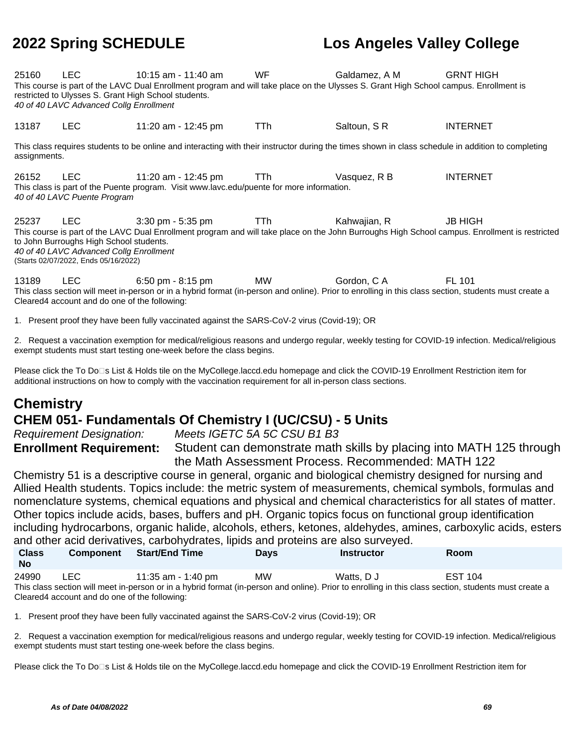| | | | | | |
|---|---|---|---|---|---|
| 25160 | LEC | 10:15 am - 11:40 am | WF | Galdamez, A M | GRNT HIGH |

This course is part of the LAVC Dual Enrollment program and will take place on the Ulysses S. Grant High School campus. Enrollment is restricted to Ulysses S. Grant High School students.
*40 of 40 LAVC Advanced Collg Enrollment*

| | | | | | |
|---|---|---|---|---|---|
| 13187 | LEC | 11:20 am - 12:45 pm | TTh | Saltoun, S R | INTERNET |

This class requires students to be online and interacting with their instructor during the times shown in class schedule in addition to completing assignments.

| | | | | | |
|---|---|---|---|---|---|
| 26152 | LEC | 11:20 am - 12:45 pm | TTh | Vasquez, R B | INTERNET |

This class is part of the Puente program. Visit www.lavc.edu/puente for more information.
*40 of 40 LAVC Puente Program*

| | | | | | |
|---|---|---|---|---|---|
| 25237 | LEC | 3:30 pm - 5:35 pm | TTh | Kahwajian, R | JB HIGH |

This course is part of the LAVC Dual Enrollment program and will take place on the John Burroughs High School campus. Enrollment is restricted to John Burroughs High School students.
*40 of 40 LAVC Advanced Collg Enrollment*
(Starts 02/07/2022, Ends 05/16/2022)

| | | | | | |
|---|---|---|---|---|---|
| 13189 | LEC | 6:50 pm - 8:15 pm | MW | Gordon, C A | FL 101 |

This class section will meet in-person or in a hybrid format (in-person and online). Prior to enrolling in this class section, students must create a Cleared4 account and do one of the following:

1. Present proof they have been fully vaccinated against the SARS-CoV-2 virus (Covid-19); OR

2. Request a vaccination exemption for medical/religious reasons and undergo regular, weekly testing for COVID-19 infection. Medical/religious exempt students must start testing one-week before the class begins.

Please click the To Do□s List & Holds tile on the MyCollege.laccd.edu homepage and click the COVID-19 Enrollment Restriction item for additional instructions on how to comply with the vaccination requirement for all in-person class sections.

## Chemistry

### CHEM 051- Fundamentals Of Chemistry I (UC/CSU) - 5 Units

*Requirement Designation:* *Meets IGETC 5A 5C CSU B1 B3*

**Enrollment Requirement:** Student can demonstrate math skills by placing into MATH 125 through the Math Assessment Process. Recommended: MATH 122

Chemistry 51 is a descriptive course in general, organic and biological chemistry designed for nursing and Allied Health students. Topics include: the metric system of measurements, chemical symbols, formulas and nomenclature systems, chemical equations and physical and chemical characteristics for all states of matter. Other topics include acids, bases, buffers and pH. Organic topics focus on functional group identification including hydrocarbons, organic halide, alcohols, ethers, ketones, aldehydes, amines, carboxylic acids, esters and other acid derivatives, carbohydrates, lipids and proteins are also surveyed.

| Class No | Component | Start/End Time | Days | Instructor | Room |
|---|---|---|---|---|---|
| 24990 | LEC | 11:35 am - 1:40 pm | MW | Watts, D J | EST 104 |

This class section will meet in-person or in a hybrid format (in-person and online). Prior to enrolling in this class section, students must create a Cleared4 account and do one of the following:

1. Present proof they have been fully vaccinated against the SARS-CoV-2 virus (Covid-19); OR

2. Request a vaccination exemption for medical/religious reasons and undergo regular, weekly testing for COVID-19 infection. Medical/religious exempt students must start testing one-week before the class begins.

Please click the To Do□s List & Holds tile on the MyCollege.laccd.edu homepage and click the COVID-19 Enrollment Restriction item for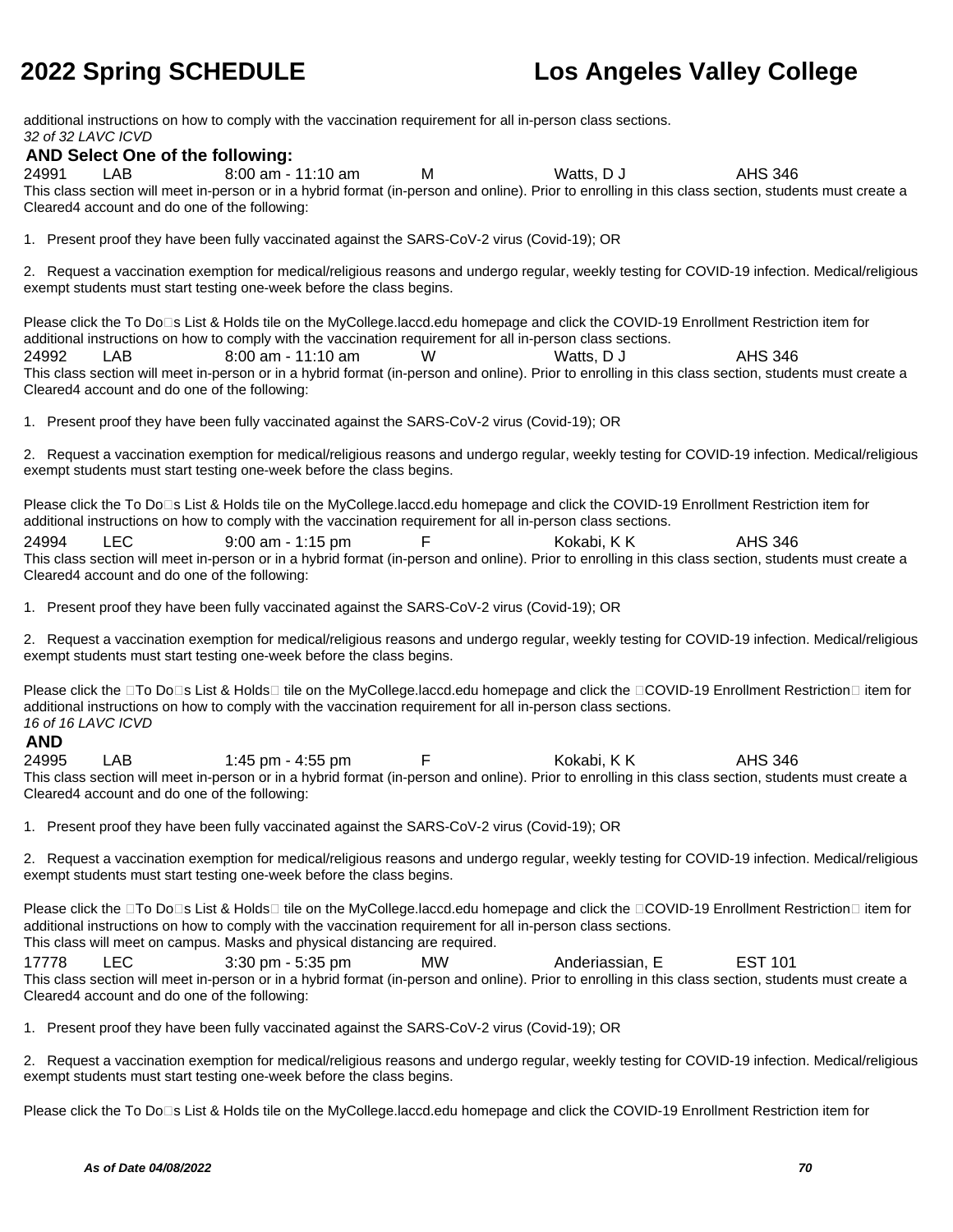additional instructions on how to comply with the vaccination requirement for all in-person class sections.
*32 of 32 LAVC ICVD*

**AND Select One of the following:**

24991 LAB 8:00 am - 11:10 am M Watts, D J AHS 346

This class section will meet in-person or in a hybrid format (in-person and online). Prior to enrolling in this class section, students must create a Cleared4 account and do one of the following:

1. Present proof they have been fully vaccinated against the SARS-CoV-2 virus (Covid-19); OR

2. Request a vaccination exemption for medical/religious reasons and undergo regular, weekly testing for COVID-19 infection. Medical/religious exempt students must start testing one-week before the class begins.

Please click the To Do�s List & Holds tile on the MyCollege.laccd.edu homepage and click the COVID-19 Enrollment Restriction item for additional instructions on how to comply with the vaccination requirement for all in-person class sections.

24992 LAB 8:00 am - 11:10 am W Watts, D J AHS 346

This class section will meet in-person or in a hybrid format (in-person and online). Prior to enrolling in this class section, students must create a Cleared4 account and do one of the following:

1. Present proof they have been fully vaccinated against the SARS-CoV-2 virus (Covid-19); OR

2. Request a vaccination exemption for medical/religious reasons and undergo regular, weekly testing for COVID-19 infection. Medical/religious exempt students must start testing one-week before the class begins.

Please click the To Do�s List & Holds tile on the MyCollege.laccd.edu homepage and click the COVID-19 Enrollment Restriction item for additional instructions on how to comply with the vaccination requirement for all in-person class sections.

24994 LEC 9:00 am - 1:15 pm F Kokabi, K K AHS 346

This class section will meet in-person or in a hybrid format (in-person and online). Prior to enrolling in this class section, students must create a Cleared4 account and do one of the following:

1. Present proof they have been fully vaccinated against the SARS-CoV-2 virus (Covid-19); OR

2. Request a vaccination exemption for medical/religious reasons and undergo regular, weekly testing for COVID-19 infection. Medical/religious exempt students must start testing one-week before the class begins.

Please click the �To Do�s List & Holds� tile on the MyCollege.laccd.edu homepage and click the �COVID-19 Enrollment Restriction� item for additional instructions on how to comply with the vaccination requirement for all in-person class sections.
*16 of 16 LAVC ICVD*

**AND**

24995 LAB 1:45 pm - 4:55 pm F Kokabi, K K AHS 346

This class section will meet in-person or in a hybrid format (in-person and online). Prior to enrolling in this class section, students must create a Cleared4 account and do one of the following:

1. Present proof they have been fully vaccinated against the SARS-CoV-2 virus (Covid-19); OR

2. Request a vaccination exemption for medical/religious reasons and undergo regular, weekly testing for COVID-19 infection. Medical/religious exempt students must start testing one-week before the class begins.

Please click the �To Do�s List & Holds� tile on the MyCollege.laccd.edu homepage and click the �COVID-19 Enrollment Restriction� item for additional instructions on how to comply with the vaccination requirement for all in-person class sections.
This class will meet on campus. Masks and physical distancing are required.

17778 LEC 3:30 pm - 5:35 pm MW Anderiassian, E EST 101

This class section will meet in-person or in a hybrid format (in-person and online). Prior to enrolling in this class section, students must create a Cleared4 account and do one of the following:

1. Present proof they have been fully vaccinated against the SARS-CoV-2 virus (Covid-19); OR

2. Request a vaccination exemption for medical/religious reasons and undergo regular, weekly testing for COVID-19 infection. Medical/religious exempt students must start testing one-week before the class begins.

Please click the To Do�s List & Holds tile on the MyCollege.laccd.edu homepage and click the COVID-19 Enrollment Restriction item for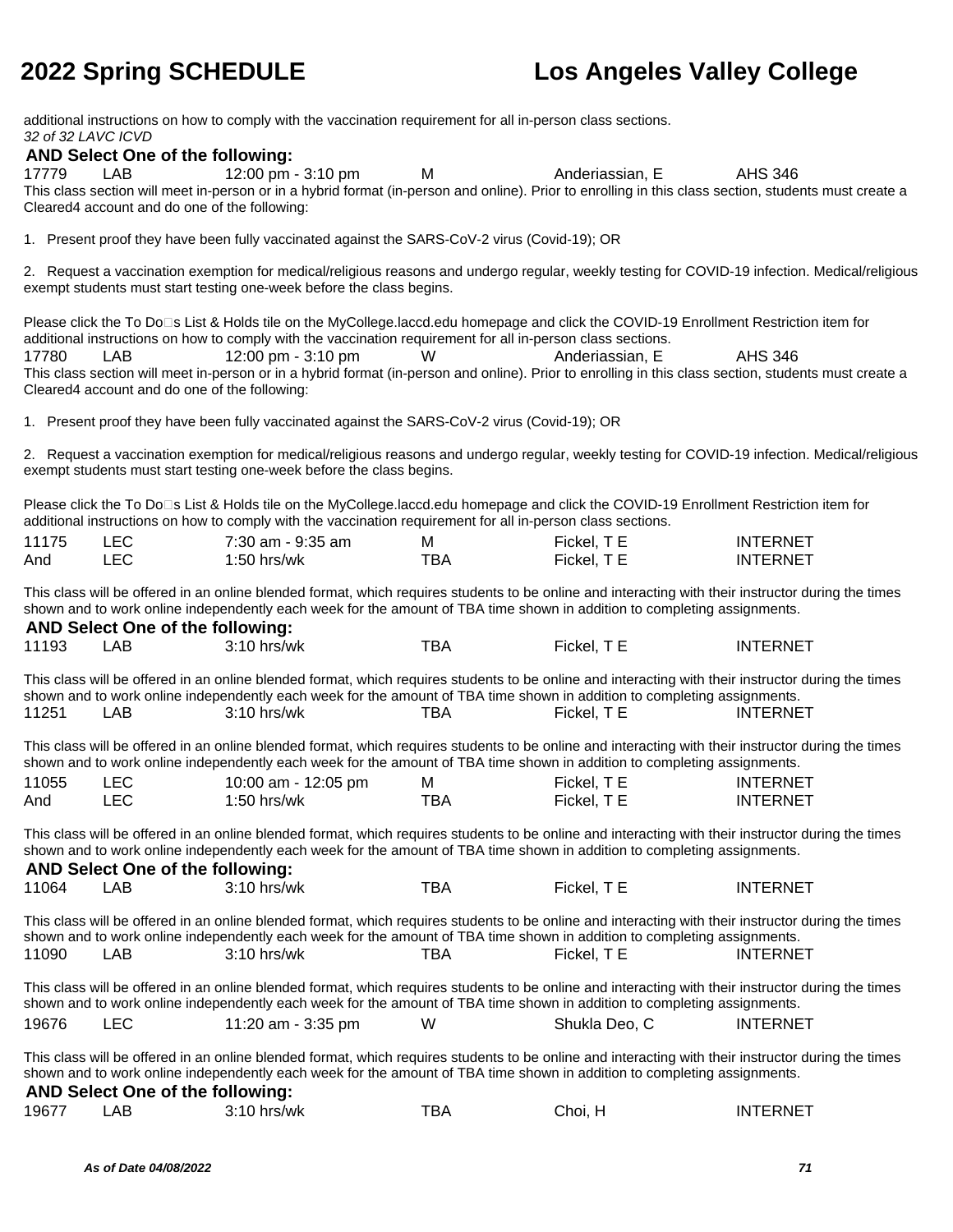additional instructions on how to comply with the vaccination requirement for all in-person class sections.
*32 of 32 LAVC ICVD*

**AND Select One of the following:**

| | | | | | |
|---|---|---|---|---|---|
| 17779 | LAB | 12:00 pm - 3:10 pm | M | Anderiassian, E | AHS 346 |

This class section will meet in-person or in a hybrid format (in-person and online). Prior to enrolling in this class section, students must create a Cleared4 account and do one of the following:

1. Present proof they have been fully vaccinated against the SARS-CoV-2 virus (Covid-19); OR

2. Request a vaccination exemption for medical/religious reasons and undergo regular, weekly testing for COVID-19 infection. Medical/religious exempt students must start testing one-week before the class begins.

Please click the To Do□s List & Holds tile on the MyCollege.laccd.edu homepage and click the COVID-19 Enrollment Restriction item for additional instructions on how to comply with the vaccination requirement for all in-person class sections.

| | | | | | |
|---|---|---|---|---|---|
| 17780 | LAB | 12:00 pm - 3:10 pm | W | Anderiassian, E | AHS 346 |

This class section will meet in-person or in a hybrid format (in-person and online). Prior to enrolling in this class section, students must create a Cleared4 account and do one of the following:

1. Present proof they have been fully vaccinated against the SARS-CoV-2 virus (Covid-19); OR

2. Request a vaccination exemption for medical/religious reasons and undergo regular, weekly testing for COVID-19 infection. Medical/religious exempt students must start testing one-week before the class begins.

Please click the To Do□s List & Holds tile on the MyCollege.laccd.edu homepage and click the COVID-19 Enrollment Restriction item for additional instructions on how to comply with the vaccination requirement for all in-person class sections.

| | | | | | |
|---|---|---|---|---|---|
| 11175 | LEC | 7:30 am - 9:35 am | M | Fickel, T E | INTERNET |
| And | LEC | 1:50 hrs/wk | TBA | Fickel, T E | INTERNET |

This class will be offered in an online blended format, which requires students to be online and interacting with their instructor during the times shown and to work online independently each week for the amount of TBA time shown in addition to completing assignments.

**AND Select One of the following:**

| | | | | | |
|---|---|---|---|---|---|
| 11193 | LAB | 3:10 hrs/wk | TBA | Fickel, T E | INTERNET |

This class will be offered in an online blended format, which requires students to be online and interacting with their instructor during the times shown and to work online independently each week for the amount of TBA time shown in addition to completing assignments.

| | | | | | |
|---|---|---|---|---|---|
| 11251 | LAB | 3:10 hrs/wk | TBA | Fickel, T E | INTERNET |

This class will be offered in an online blended format, which requires students to be online and interacting with their instructor during the times shown and to work online independently each week for the amount of TBA time shown in addition to completing assignments.

| | | | | | |
|---|---|---|---|---|---|
| 11055 | LEC | 10:00 am - 12:05 pm | M | Fickel, T E | INTERNET |
| And | LEC | 1:50 hrs/wk | TBA | Fickel, T E | INTERNET |

This class will be offered in an online blended format, which requires students to be online and interacting with their instructor during the times shown and to work online independently each week for the amount of TBA time shown in addition to completing assignments.

**AND Select One of the following:**

| | | | | | |
|---|---|---|---|---|---|
| 11064 | LAB | 3:10 hrs/wk | TBA | Fickel, T E | INTERNET |

This class will be offered in an online blended format, which requires students to be online and interacting with their instructor during the times shown and to work online independently each week for the amount of TBA time shown in addition to completing assignments.

| | | | | | |
|---|---|---|---|---|---|
| 11090 | LAB | 3:10 hrs/wk | TBA | Fickel, T E | INTERNET |

This class will be offered in an online blended format, which requires students to be online and interacting with their instructor during the times shown and to work online independently each week for the amount of TBA time shown in addition to completing assignments.

| | | | | | |
|---|---|---|---|---|---|
| 19676 | LEC | 11:20 am - 3:35 pm | W | Shukla Deo, C | INTERNET |

This class will be offered in an online blended format, which requires students to be online and interacting with their instructor during the times shown and to work online independently each week for the amount of TBA time shown in addition to completing assignments.

**AND Select One of the following:**

| | | | | | |
|---|---|---|---|---|---|
| 19677 | LAB | 3:10 hrs/wk | TBA | Choi, H | INTERNET |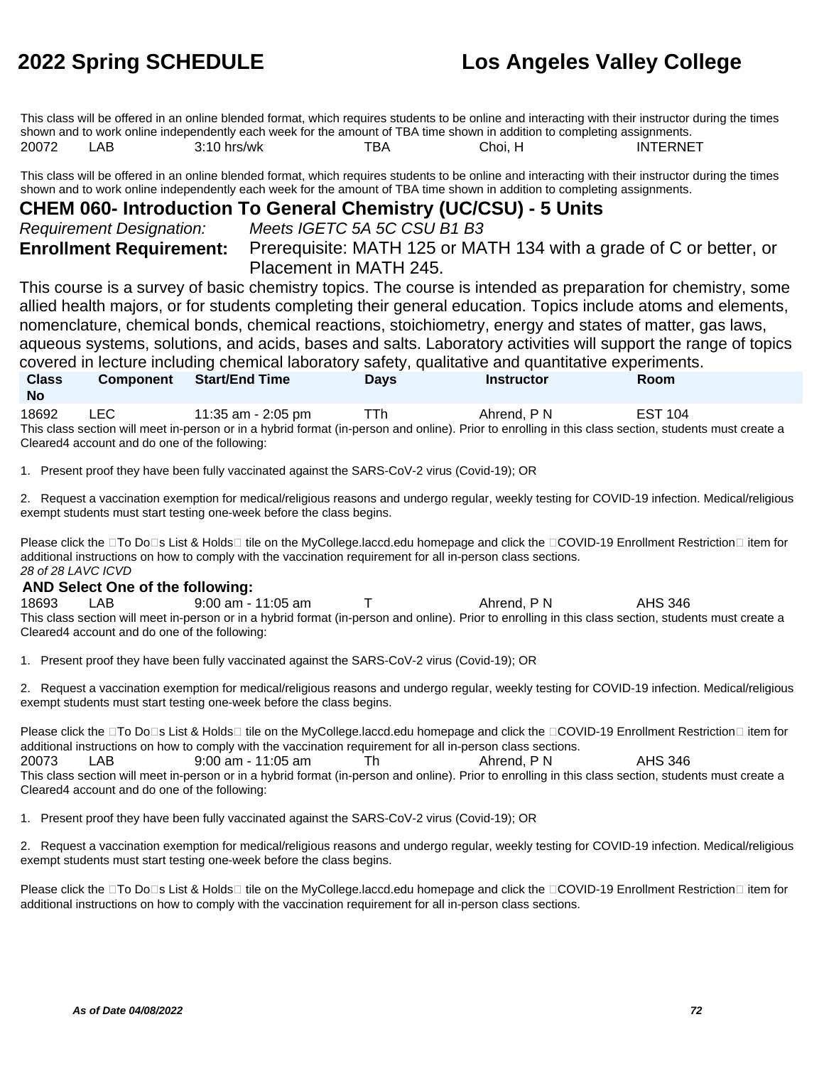This class will be offered in an online blended format, which requires students to be online and interacting with their instructor during the times shown and to work online independently each week for the amount of TBA time shown in addition to completing assignments.

| 20072 | LAB | 3:10 hrs/wk | TBA | Choi, H | INTERNET |
|---|---|---|---|---|---|

This class will be offered in an online blended format, which requires students to be online and interacting with their instructor during the times shown and to work online independently each week for the amount of TBA time shown in addition to completing assignments.

## CHEM 060- Introduction To General Chemistry (UC/CSU) - 5 Units

*Requirement Designation:* *Meets IGETC 5A 5C CSU B1 B3*

**Enrollment Requirement:** Prerequisite: MATH 125 or MATH 134 with a grade of C or better, or Placement in MATH 245.

This course is a survey of basic chemistry topics. The course is intended as preparation for chemistry, some allied health majors, or for students completing their general education. Topics include atoms and elements, nomenclature, chemical bonds, chemical reactions, stoichiometry, energy and states of matter, gas laws, aqueous systems, solutions, and acids, bases and salts. Laboratory activities will support the range of topics covered in lecture including chemical laboratory safety, qualitative and quantitative experiments.

| Class No | Component | Start/End Time | Days | Instructor | Room |
|---|---|---|---|---|---|
| 18692 | LEC | 11:35 am - 2:05 pm | TTh | Ahrend, P N | EST 104 |

This class section will meet in-person or in a hybrid format (in-person and online). Prior to enrolling in this class section, students must create a Cleared4 account and do one of the following:

1. Present proof they have been fully vaccinated against the SARS-CoV-2 virus (Covid-19); OR

2. Request a vaccination exemption for medical/religious reasons and undergo regular, weekly testing for COVID-19 infection. Medical/religious exempt students must start testing one-week before the class begins.

Please click the To Do s List & Holds tile on the MyCollege.laccd.edu homepage and click the COVID-19 Enrollment Restriction item for additional instructions on how to comply with the vaccination requirement for all in-person class sections.

*28 of 28 LAVC ICVD*

**AND Select One of the following:**

| 18693 | LAB | 9:00 am - 11:05 am | T | Ahrend, P N | AHS 346 |
|---|---|---|---|---|---|

This class section will meet in-person or in a hybrid format (in-person and online). Prior to enrolling in this class section, students must create a Cleared4 account and do one of the following:

1. Present proof they have been fully vaccinated against the SARS-CoV-2 virus (Covid-19); OR

2. Request a vaccination exemption for medical/religious reasons and undergo regular, weekly testing for COVID-19 infection. Medical/religious exempt students must start testing one-week before the class begins.

Please click the To Do s List & Holds tile on the MyCollege.laccd.edu homepage and click the COVID-19 Enrollment Restriction item for additional instructions on how to comply with the vaccination requirement for all in-person class sections.

| 20073 | LAB | 9:00 am - 11:05 am | Th | Ahrend, P N | AHS 346 |
|---|---|---|---|---|---|

This class section will meet in-person or in a hybrid format (in-person and online). Prior to enrolling in this class section, students must create a Cleared4 account and do one of the following:

1. Present proof they have been fully vaccinated against the SARS-CoV-2 virus (Covid-19); OR

2. Request a vaccination exemption for medical/religious reasons and undergo regular, weekly testing for COVID-19 infection. Medical/religious exempt students must start testing one-week before the class begins.

Please click the To Do s List & Holds tile on the MyCollege.laccd.edu homepage and click the COVID-19 Enrollment Restriction item for additional instructions on how to comply with the vaccination requirement for all in-person class sections.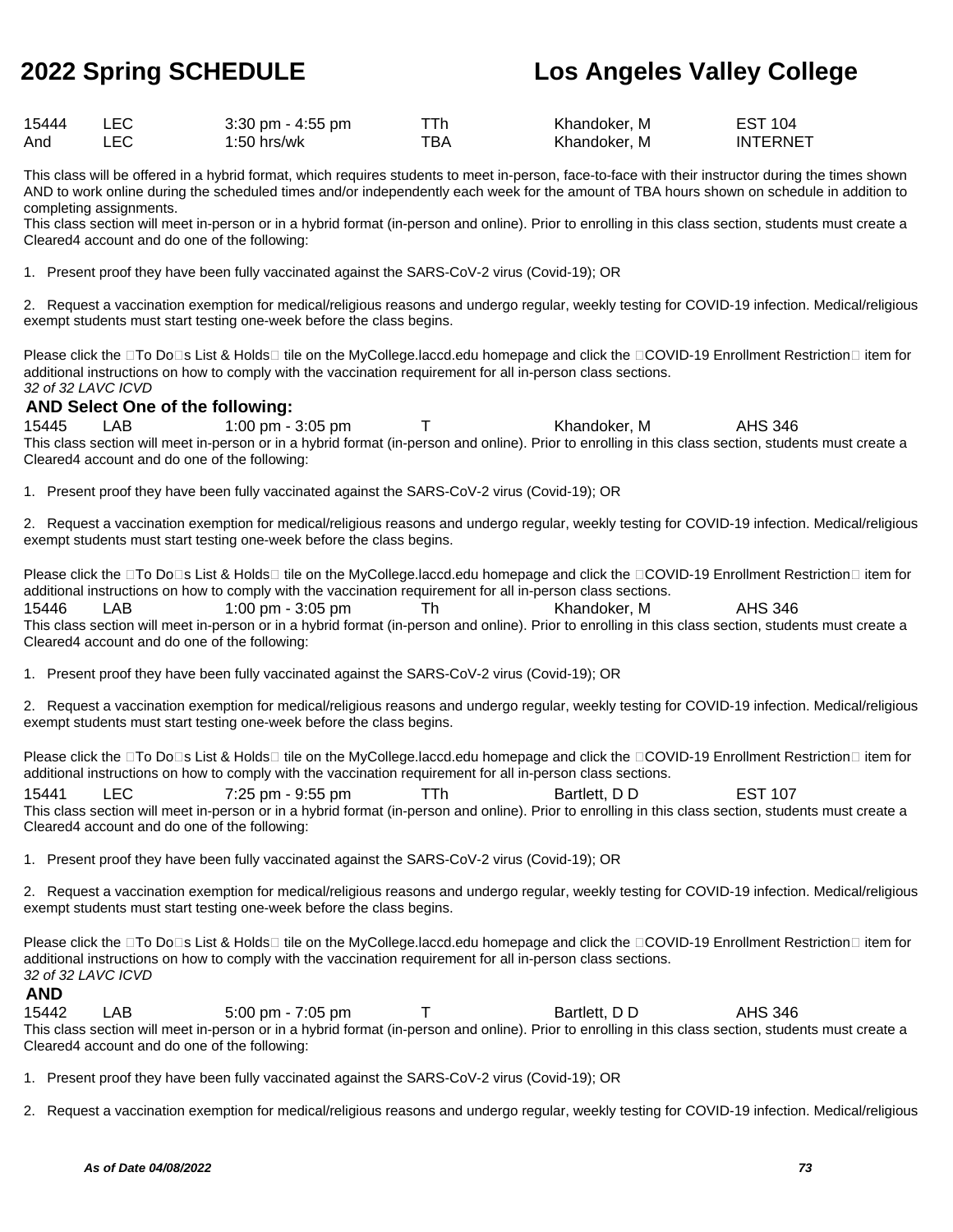| | | | | | |
|---|---|---|---|---|---|
| 15444 | LEC | 3:30 pm - 4:55 pm | TTh | Khandoker, M | EST 104 |
| And | LEC | 1:50 hrs/wk | TBA | Khandoker, M | INTERNET |

This class will be offered in a hybrid format, which requires students to meet in-person, face-to-face with their instructor during the times shown AND to work online during the scheduled times and/or independently each week for the amount of TBA hours shown on schedule in addition to completing assignments.
This class section will meet in-person or in a hybrid format (in-person and online). Prior to enrolling in this class section, students must create a Cleared4 account and do one of the following:

1. Present proof they have been fully vaccinated against the SARS-CoV-2 virus (Covid-19); OR

2. Request a vaccination exemption for medical/religious reasons and undergo regular, weekly testing for COVID-19 infection. Medical/religious exempt students must start testing one-week before the class begins.

Please click the To Do s List & Holds tile on the MyCollege.laccd.edu homepage and click the COVID-19 Enrollment Restriction item for additional instructions on how to comply with the vaccination requirement for all in-person class sections.
*32 of 32 LAVC ICVD*

**AND Select One of the following:**

| | | | | | |
|---|---|---|---|---|---|
| 15445 | LAB | 1:00 pm - 3:05 pm | T | Khandoker, M | AHS 346 |

This class section will meet in-person or in a hybrid format (in-person and online). Prior to enrolling in this class section, students must create a Cleared4 account and do one of the following:

1. Present proof they have been fully vaccinated against the SARS-CoV-2 virus (Covid-19); OR

2. Request a vaccination exemption for medical/religious reasons and undergo regular, weekly testing for COVID-19 infection. Medical/religious exempt students must start testing one-week before the class begins.

Please click the To Do s List & Holds tile on the MyCollege.laccd.edu homepage and click the COVID-19 Enrollment Restriction item for additional instructions on how to comply with the vaccination requirement for all in-person class sections.

| | | | | | |
|---|---|---|---|---|---|
| 15446 | LAB | 1:00 pm - 3:05 pm | Th | Khandoker, M | AHS 346 |

This class section will meet in-person or in a hybrid format (in-person and online). Prior to enrolling in this class section, students must create a Cleared4 account and do one of the following:

1. Present proof they have been fully vaccinated against the SARS-CoV-2 virus (Covid-19); OR

2. Request a vaccination exemption for medical/religious reasons and undergo regular, weekly testing for COVID-19 infection. Medical/religious exempt students must start testing one-week before the class begins.

Please click the To Do s List & Holds tile on the MyCollege.laccd.edu homepage and click the COVID-19 Enrollment Restriction item for additional instructions on how to comply with the vaccination requirement for all in-person class sections.

| | | | | | |
|---|---|---|---|---|---|
| 15441 | LEC | 7:25 pm - 9:55 pm | TTh | Bartlett, D D | EST 107 |

This class section will meet in-person or in a hybrid format (in-person and online). Prior to enrolling in this class section, students must create a Cleared4 account and do one of the following:

1. Present proof they have been fully vaccinated against the SARS-CoV-2 virus (Covid-19); OR

2. Request a vaccination exemption for medical/religious reasons and undergo regular, weekly testing for COVID-19 infection. Medical/religious exempt students must start testing one-week before the class begins.

Please click the To Do s List & Holds tile on the MyCollege.laccd.edu homepage and click the COVID-19 Enrollment Restriction item for additional instructions on how to comply with the vaccination requirement for all in-person class sections.
*32 of 32 LAVC ICVD*

**AND**

| | | | | | |
|---|---|---|---|---|---|
| 15442 | LAB | 5:00 pm - 7:05 pm | T | Bartlett, D D | AHS 346 |

This class section will meet in-person or in a hybrid format (in-person and online). Prior to enrolling in this class section, students must create a Cleared4 account and do one of the following:

1. Present proof they have been fully vaccinated against the SARS-CoV-2 virus (Covid-19); OR

2. Request a vaccination exemption for medical/religious reasons and undergo regular, weekly testing for COVID-19 infection. Medical/religious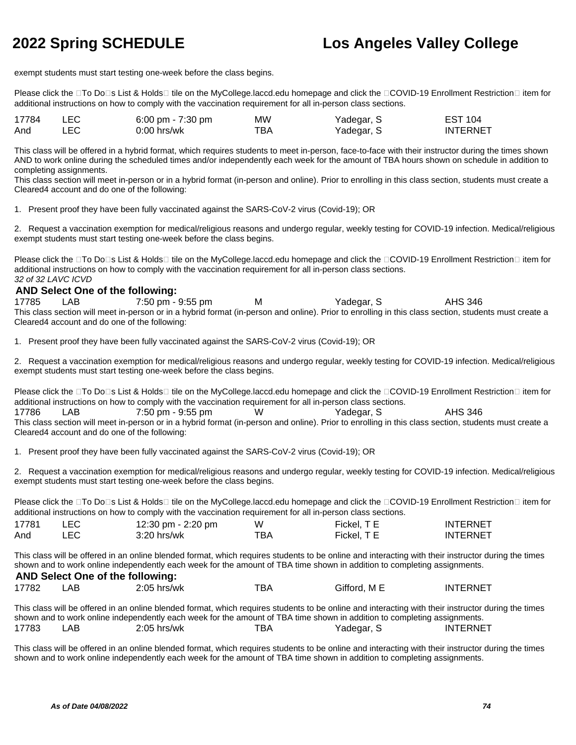exempt students must start testing one-week before the class begins.

Please click the To Dos List & Holds tile on the MyCollege.laccd.edu homepage and click the COVID-19 Enrollment Restriction item for additional instructions on how to comply with the vaccination requirement for all in-person class sections.

| | | | | | |
|---|---|---|---|---|---|
| 17784 | LEC | 6:00 pm - 7:30 pm | MW | Yadegar, S | EST 104 |
| And | LEC | 0:00 hrs/wk | TBA | Yadegar, S | INTERNET |

This class will be offered in a hybrid format, which requires students to meet in-person, face-to-face with their instructor during the times shown AND to work online during the scheduled times and/or independently each week for the amount of TBA hours shown on schedule in addition to completing assignments.
This class section will meet in-person or in a hybrid format (in-person and online). Prior to enrolling in this class section, students must create a Cleared4 account and do one of the following:

1. Present proof they have been fully vaccinated against the SARS-CoV-2 virus (Covid-19); OR

2. Request a vaccination exemption for medical/religious reasons and undergo regular, weekly testing for COVID-19 infection. Medical/religious exempt students must start testing one-week before the class begins.

Please click the To Dos List & Holds tile on the MyCollege.laccd.edu homepage and click the COVID-19 Enrollment Restriction item for additional instructions on how to comply with the vaccination requirement for all in-person class sections.
*32 of 32 LAVC ICVD*

**AND Select One of the following:**

| | | | | | |
|---|---|---|---|---|---|
| 17785 | LAB | 7:50 pm - 9:55 pm | M | Yadegar, S | AHS 346 |

This class section will meet in-person or in a hybrid format (in-person and online). Prior to enrolling in this class section, students must create a Cleared4 account and do one of the following:

1. Present proof they have been fully vaccinated against the SARS-CoV-2 virus (Covid-19); OR

2. Request a vaccination exemption for medical/religious reasons and undergo regular, weekly testing for COVID-19 infection. Medical/religious exempt students must start testing one-week before the class begins.

Please click the To Dos List & Holds tile on the MyCollege.laccd.edu homepage and click the COVID-19 Enrollment Restriction item for additional instructions on how to comply with the vaccination requirement for all in-person class sections.

| | | | | | |
|---|---|---|---|---|---|
| 17786 | LAB | 7:50 pm - 9:55 pm | W | Yadegar, S | AHS 346 |

This class section will meet in-person or in a hybrid format (in-person and online). Prior to enrolling in this class section, students must create a Cleared4 account and do one of the following:

1. Present proof they have been fully vaccinated against the SARS-CoV-2 virus (Covid-19); OR

2. Request a vaccination exemption for medical/religious reasons and undergo regular, weekly testing for COVID-19 infection. Medical/religious exempt students must start testing one-week before the class begins.

Please click the To Dos List & Holds tile on the MyCollege.laccd.edu homepage and click the COVID-19 Enrollment Restriction item for additional instructions on how to comply with the vaccination requirement for all in-person class sections.

| | | | | | |
|---|---|---|---|---|---|
| 17781 | LEC | 12:30 pm - 2:20 pm | W | Fickel, T E | INTERNET |
| And | LEC | 3:20 hrs/wk | TBA | Fickel, T E | INTERNET |

This class will be offered in an online blended format, which requires students to be online and interacting with their instructor during the times shown and to work online independently each week for the amount of TBA time shown in addition to completing assignments.

**AND Select One of the following:**

| | | | | | |
|---|---|---|---|---|---|
| 17782 | LAB | 2:05 hrs/wk | TBA | Gifford, M E | INTERNET |

This class will be offered in an online blended format, which requires students to be online and interacting with their instructor during the times shown and to work online independently each week for the amount of TBA time shown in addition to completing assignments.

| | | | | | |
|---|---|---|---|---|---|
| 17783 | LAB | 2:05 hrs/wk | TBA | Yadegar, S | INTERNET |

This class will be offered in an online blended format, which requires students to be online and interacting with their instructor during the times shown and to work online independently each week for the amount of TBA time shown in addition to completing assignments.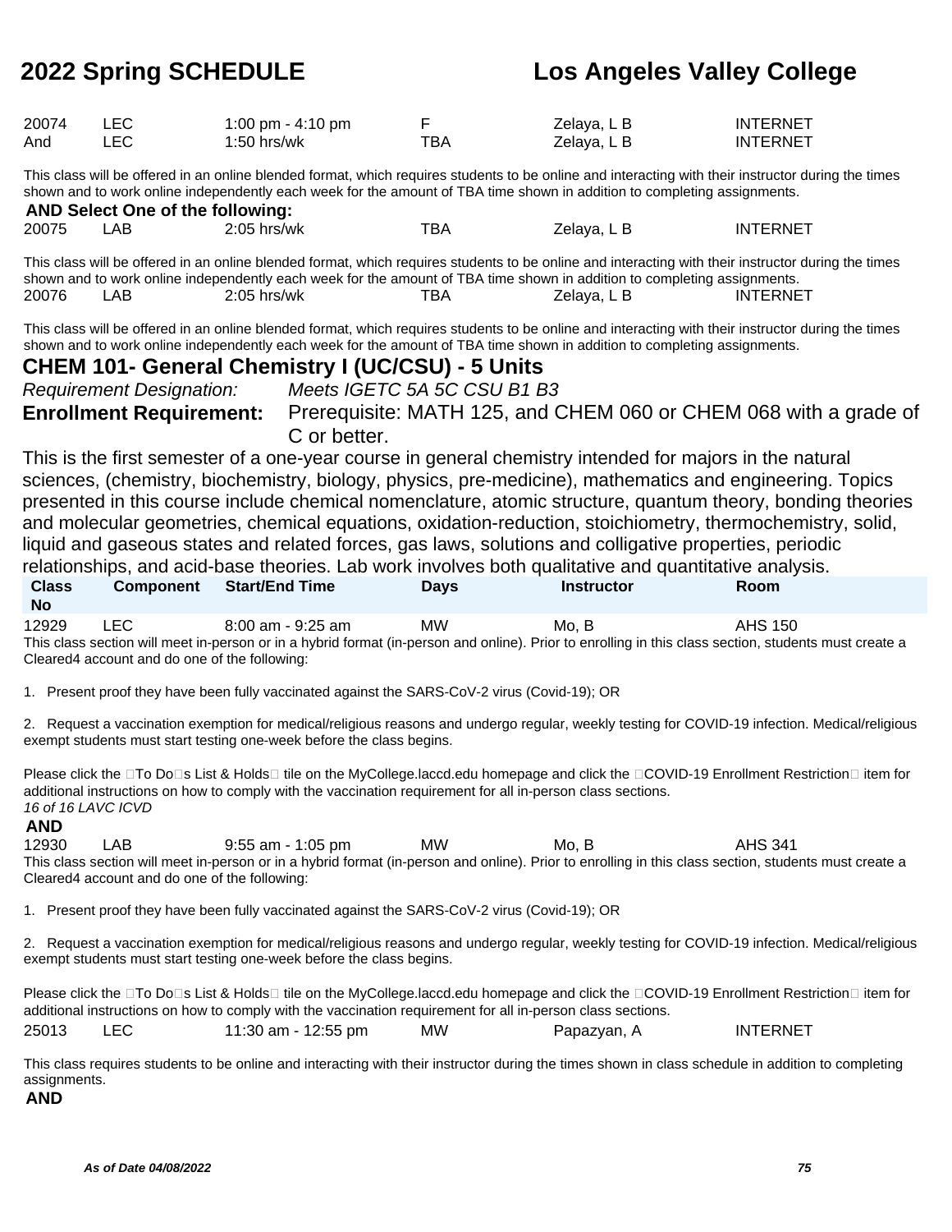| | | | | | |
|---|---|---|---|---|---|
| 20074 | LEC | 1:00 pm - 4:10 pm | F | Zelaya, L B | INTERNET |
| And | LEC | 1:50 hrs/wk | TBA | Zelaya, L B | INTERNET |

This class will be offered in an online blended format, which requires students to be online and interacting with their instructor during the times shown and to work online independently each week for the amount of TBA time shown in addition to completing assignments.

**AND Select One of the following:**

| | | | | | |
|---|---|---|---|---|---|
| 20075 | LAB | 2:05 hrs/wk | TBA | Zelaya, L B | INTERNET |

This class will be offered in an online blended format, which requires students to be online and interacting with their instructor during the times shown and to work online independently each week for the amount of TBA time shown in addition to completing assignments.

| | | | | | |
|---|---|---|---|---|---|
| 20076 | LAB | 2:05 hrs/wk | TBA | Zelaya, L B | INTERNET |

This class will be offered in an online blended format, which requires students to be online and interacting with their instructor during the times shown and to work online independently each week for the amount of TBA time shown in addition to completing assignments.

## CHEM 101- General Chemistry I (UC/CSU) - 5 Units

*Requirement Designation:* *Meets IGETC 5A 5C CSU B1 B3*

**Enrollment Requirement:** Prerequisite: MATH 125, and CHEM 060 or CHEM 068 with a grade of C or better.

This is the first semester of a one-year course in general chemistry intended for majors in the natural sciences, (chemistry, biochemistry, biology, physics, pre-medicine), mathematics and engineering. Topics presented in this course include chemical nomenclature, atomic structure, quantum theory, bonding theories and molecular geometries, chemical equations, oxidation-reduction, stoichiometry, thermochemistry, solid, liquid and gaseous states and related forces, gas laws, solutions and colligative properties, periodic relationships, and acid-base theories. Lab work involves both qualitative and quantitative analysis.

| Class No | Component | Start/End Time | Days | Instructor | Room |
|---|---|---|---|---|---|
| 12929 | LEC | 8:00 am - 9:25 am | MW | Mo, B | AHS 150 |

This class section will meet in-person or in a hybrid format (in-person and online). Prior to enrolling in this class section, students must create a Cleared4 account and do one of the following:

1. Present proof they have been fully vaccinated against the SARS-CoV-2 virus (Covid-19); OR

2. Request a vaccination exemption for medical/religious reasons and undergo regular, weekly testing for COVID-19 infection. Medical/religious exempt students must start testing one-week before the class begins.

Please click the To Dos List & Holds tile on the MyCollege.laccd.edu homepage and click the COVID-19 Enrollment Restriction item for additional instructions on how to comply with the vaccination requirement for all in-person class sections.

*16 of 16 LAVC ICVD*

**AND**

| | | | | | |
|---|---|---|---|---|---|
| 12930 | LAB | 9:55 am - 1:05 pm | MW | Mo, B | AHS 341 |

This class section will meet in-person or in a hybrid format (in-person and online). Prior to enrolling in this class section, students must create a Cleared4 account and do one of the following:

1. Present proof they have been fully vaccinated against the SARS-CoV-2 virus (Covid-19); OR

2. Request a vaccination exemption for medical/religious reasons and undergo regular, weekly testing for COVID-19 infection. Medical/religious exempt students must start testing one-week before the class begins.

Please click the To Dos List & Holds tile on the MyCollege.laccd.edu homepage and click the COVID-19 Enrollment Restriction item for additional instructions on how to comply with the vaccination requirement for all in-person class sections.

| | | | | | |
|---|---|---|---|---|---|
| 25013 | LEC | 11:30 am - 12:55 pm | MW | Papazyan, A | INTERNET |

This class requires students to be online and interacting with their instructor during the times shown in class schedule in addition to completing assignments.

**AND**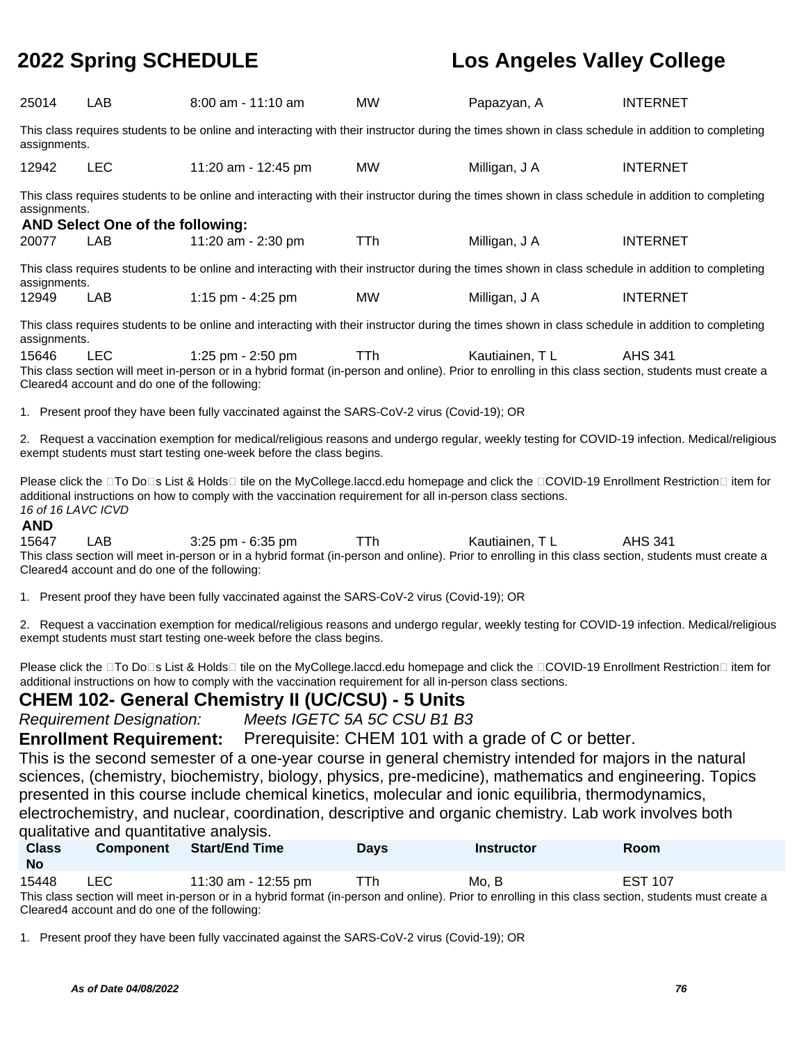| | | | | | |
|---|---|---|---|---|---|
| 25014 | LAB | 8:00 am - 11:10 am | MW | Papazyan, A | INTERNET |

This class requires students to be online and interacting with their instructor during the times shown in class schedule in addition to completing assignments.

| | | | | | |
|---|---|---|---|---|---|
| 12942 | LEC | 11:20 am - 12:45 pm | MW | Milligan, J A | INTERNET |

This class requires students to be online and interacting with their instructor during the times shown in class schedule in addition to completing assignments.

**AND Select One of the following:**

| | | | | | |
|---|---|---|---|---|---|
| 20077 | LAB | 11:20 am - 2:30 pm | TTh | Milligan, J A | INTERNET |

This class requires students to be online and interacting with their instructor during the times shown in class schedule in addition to completing assignments.

| | | | | | |
|---|---|---|---|---|---|
| 12949 | LAB | 1:15 pm - 4:25 pm | MW | Milligan, J A | INTERNET |

This class requires students to be online and interacting with their instructor during the times shown in class schedule in addition to completing assignments.

| | | | | | |
|---|---|---|---|---|---|
| 15646 | LEC | 1:25 pm - 2:50 pm | TTh | Kautiainen, T L | AHS 341 |

This class section will meet in-person or in a hybrid format (in-person and online). Prior to enrolling in this class section, students must create a Cleared4 account and do one of the following:

1. Present proof they have been fully vaccinated against the SARS-CoV-2 virus (Covid-19); OR

2. Request a vaccination exemption for medical/religious reasons and undergo regular, weekly testing for COVID-19 infection. Medical/religious exempt students must start testing one-week before the class begins.

Please click the To Dos List & Holds tile on the MyCollege.laccd.edu homepage and click the COVID-19 Enrollment Restriction item for additional instructions on how to comply with the vaccination requirement for all in-person class sections.

*16 of 16 LAVC ICVD*

**AND**

| | | | | | |
|---|---|---|---|---|---|
| 15647 | LAB | 3:25 pm - 6:35 pm | TTh | Kautiainen, T L | AHS 341 |

This class section will meet in-person or in a hybrid format (in-person and online). Prior to enrolling in this class section, students must create a Cleared4 account and do one of the following:

1. Present proof they have been fully vaccinated against the SARS-CoV-2 virus (Covid-19); OR

2. Request a vaccination exemption for medical/religious reasons and undergo regular, weekly testing for COVID-19 infection. Medical/religious exempt students must start testing one-week before the class begins.

Please click the To Dos List & Holds tile on the MyCollege.laccd.edu homepage and click the COVID-19 Enrollment Restriction item for additional instructions on how to comply with the vaccination requirement for all in-person class sections.

## CHEM 102- General Chemistry II (UC/CSU) - 5 Units

*Requirement Designation:* *Meets IGETC 5A 5C CSU B1 B3*

**Enrollment Requirement:** Prerequisite: CHEM 101 with a grade of C or better.

This is the second semester of a one-year course in general chemistry intended for majors in the natural sciences, (chemistry, biochemistry, biology, physics, pre-medicine), mathematics and engineering. Topics presented in this course include chemical kinetics, molecular and ionic equilibria, thermodynamics, electrochemistry, and nuclear, coordination, descriptive and organic chemistry. Lab work involves both qualitative and quantitative analysis.

| Class No | Component | Start/End Time | Days | Instructor | Room |
|---|---|---|---|---|---|
| 15448 | LEC | 11:30 am - 12:55 pm | TTh | Mo, B | EST 107 |

This class section will meet in-person or in a hybrid format (in-person and online). Prior to enrolling in this class section, students must create a Cleared4 account and do one of the following:

1. Present proof they have been fully vaccinated against the SARS-CoV-2 virus (Covid-19); OR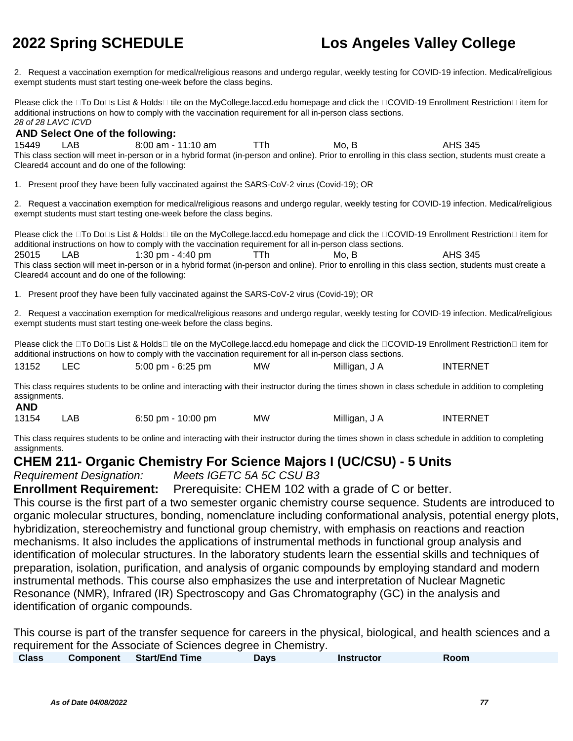2. Request a vaccination exemption for medical/religious reasons and undergo regular, weekly testing for COVID-19 infection. Medical/religious exempt students must start testing one-week before the class begins.

Please click the To Do s List & Holds tile on the MyCollege.laccd.edu homepage and click the COVID-19 Enrollment Restriction item for additional instructions on how to comply with the vaccination requirement for all in-person class sections.

*28 of 28 LAVC ICVD*

**AND Select One of the following:**

| 15449 | LAB | 8:00 am - 11:10 am | TTh | Mo, B | AHS 345 |
|---|---|---|---|---|---|

This class section will meet in-person or in a hybrid format (in-person and online). Prior to enrolling in this class section, students must create a Cleared4 account and do one of the following:

1. Present proof they have been fully vaccinated against the SARS-CoV-2 virus (Covid-19); OR

2. Request a vaccination exemption for medical/religious reasons and undergo regular, weekly testing for COVID-19 infection. Medical/religious exempt students must start testing one-week before the class begins.

Please click the To Do s List & Holds tile on the MyCollege.laccd.edu homepage and click the COVID-19 Enrollment Restriction item for additional instructions on how to comply with the vaccination requirement for all in-person class sections.

| 25015 | LAB | 1:30 pm - 4:40 pm | TTh | Mo, B | AHS 345 |
|---|---|---|---|---|---|

This class section will meet in-person or in a hybrid format (in-person and online). Prior to enrolling in this class section, students must create a Cleared4 account and do one of the following:

1. Present proof they have been fully vaccinated against the SARS-CoV-2 virus (Covid-19); OR

2. Request a vaccination exemption for medical/religious reasons and undergo regular, weekly testing for COVID-19 infection. Medical/religious exempt students must start testing one-week before the class begins.

Please click the To Do s List & Holds tile on the MyCollege.laccd.edu homepage and click the COVID-19 Enrollment Restriction item for additional instructions on how to comply with the vaccination requirement for all in-person class sections.

| 13152 | LEC | 5:00 pm - 6:25 pm | MW | Milligan, J A | INTERNET |
|---|---|---|---|---|---|

This class requires students to be online and interacting with their instructor during the times shown in class schedule in addition to completing assignments.

**AND**

| 13154 | LAB | 6:50 pm - 10:00 pm | MW | Milligan, J A | INTERNET |
|---|---|---|---|---|---|

This class requires students to be online and interacting with their instructor during the times shown in class schedule in addition to completing assignments.

## CHEM 211- Organic Chemistry For Science Majors I (UC/CSU) - 5 Units

*Requirement Designation:* *Meets IGETC 5A 5C CSU B3*

**Enrollment Requirement:** Prerequisite: CHEM 102 with a grade of C or better.

This course is the first part of a two semester organic chemistry course sequence. Students are introduced to organic molecular structures, bonding, nomenclature including conformational analysis, potential energy plots, hybridization, stereochemistry and functional group chemistry, with emphasis on reactions and reaction mechanisms. It also includes the applications of instrumental methods in functional group analysis and identification of molecular structures. In the laboratory students learn the essential skills and techniques of preparation, isolation, purification, and analysis of organic compounds by employing standard and modern instrumental methods. This course also emphasizes the use and interpretation of Nuclear Magnetic Resonance (NMR), Infrared (IR) Spectroscopy and Gas Chromatography (GC) in the analysis and identification of organic compounds.

This course is part of the transfer sequence for careers in the physical, biological, and health sciences and a requirement for the Associate of Sciences degree in Chemistry.

| Class | Component | Start/End Time | Days | Instructor | Room |
|---|---|---|---|---|---|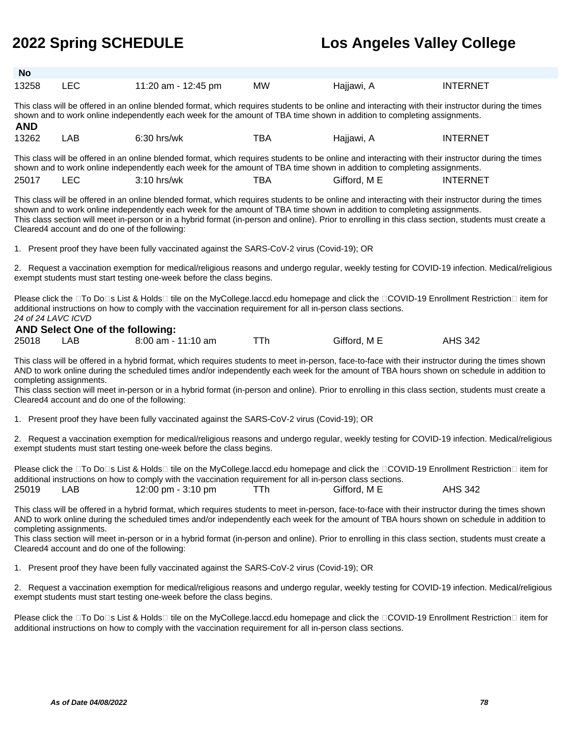**No**

| | | | | | |
|---|---|---|---|---|---|
| 13258 | LEC | 11:20 am - 12:45 pm | MW | Hajjawi, A | INTERNET |

This class will be offered in an online blended format, which requires students to be online and interacting with their instructor during the times shown and to work online independently each week for the amount of TBA time shown in addition to completing assignments.

**AND**

| | | | | | |
|---|---|---|---|---|---|
| 13262 | LAB | 6:30 hrs/wk | TBA | Hajjawi, A | INTERNET |

This class will be offered in an online blended format, which requires students to be online and interacting with their instructor during the times shown and to work online independently each week for the amount of TBA time shown in addition to completing assignments.

| | | | | | |
|---|---|---|---|---|---|
| 25017 | LEC | 3:10 hrs/wk | TBA | Gifford, M E | INTERNET |

This class will be offered in an online blended format, which requires students to be online and interacting with their instructor during the times shown and to work online independently each week for the amount of TBA time shown in addition to completing assignments.
This class section will meet in-person or in a hybrid format (in-person and online). Prior to enrolling in this class section, students must create a Cleared4 account and do one of the following:

1. Present proof they have been fully vaccinated against the SARS-CoV-2 virus (Covid-19); OR

2. Request a vaccination exemption for medical/religious reasons and undergo regular, weekly testing for COVID-19 infection. Medical/religious exempt students must start testing one-week before the class begins.

Please click the To Do s List & Holds tile on the MyCollege.laccd.edu homepage and click the COVID-19 Enrollment Restriction item for additional instructions on how to comply with the vaccination requirement for all in-person class sections.
*24 of 24 LAVC ICVD*

**AND Select One of the following:**

| | | | | | |
|---|---|---|---|---|---|
| 25018 | LAB | 8:00 am - 11:10 am | TTh | Gifford, M E | AHS 342 |

This class will be offered in a hybrid format, which requires students to meet in-person, face-to-face with their instructor during the times shown AND to work online during the scheduled times and/or independently each week for the amount of TBA hours shown on schedule in addition to completing assignments.
This class section will meet in-person or in a hybrid format (in-person and online). Prior to enrolling in this class section, students must create a Cleared4 account and do one of the following:

1. Present proof they have been fully vaccinated against the SARS-CoV-2 virus (Covid-19); OR

2. Request a vaccination exemption for medical/religious reasons and undergo regular, weekly testing for COVID-19 infection. Medical/religious exempt students must start testing one-week before the class begins.

Please click the To Do s List & Holds tile on the MyCollege.laccd.edu homepage and click the COVID-19 Enrollment Restriction item for additional instructions on how to comply with the vaccination requirement for all in-person class sections.

| | | | | | |
|---|---|---|---|---|---|
| 25019 | LAB | 12:00 pm - 3:10 pm | TTh | Gifford, M E | AHS 342 |

This class will be offered in a hybrid format, which requires students to meet in-person, face-to-face with their instructor during the times shown AND to work online during the scheduled times and/or independently each week for the amount of TBA hours shown on schedule in addition to completing assignments.
This class section will meet in-person or in a hybrid format (in-person and online). Prior to enrolling in this class section, students must create a Cleared4 account and do one of the following:

1. Present proof they have been fully vaccinated against the SARS-CoV-2 virus (Covid-19); OR

2. Request a vaccination exemption for medical/religious reasons and undergo regular, weekly testing for COVID-19 infection. Medical/religious exempt students must start testing one-week before the class begins.

Please click the To Do s List & Holds tile on the MyCollege.laccd.edu homepage and click the COVID-19 Enrollment Restriction item for additional instructions on how to comply with the vaccination requirement for all in-person class sections.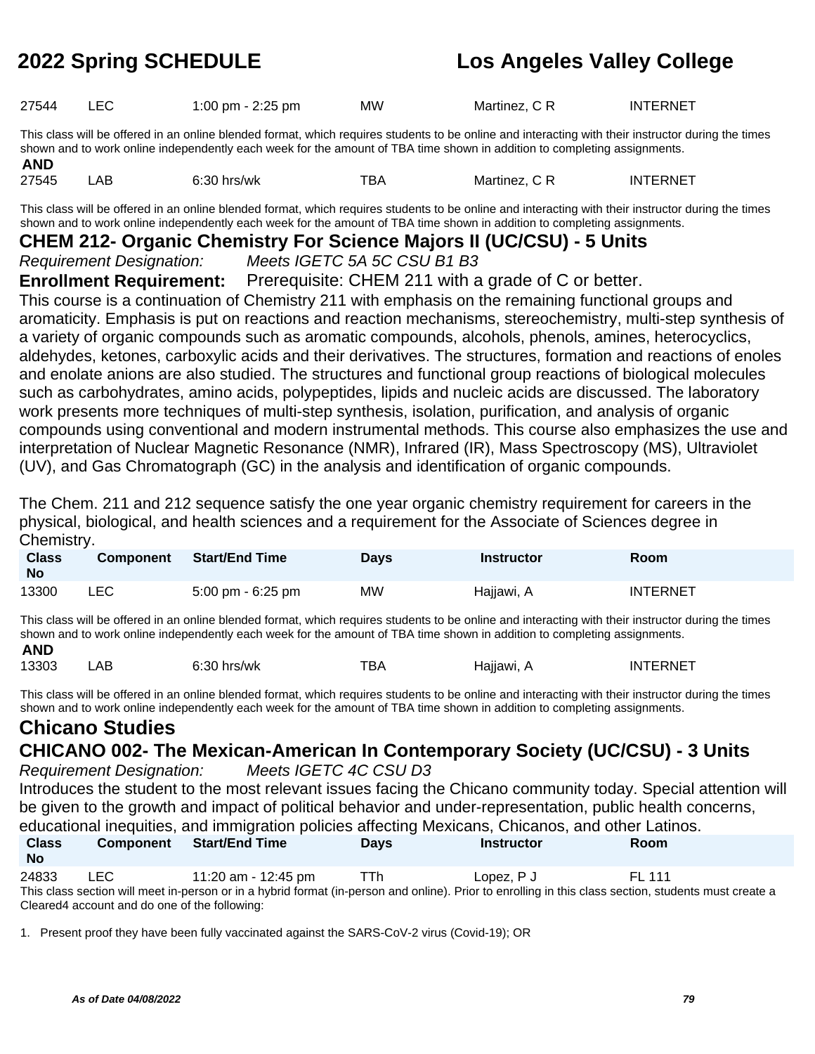| 27544 | LEC | 1:00 pm - 2:25 pm | MW | Martinez, C R | INTERNET |
|---|---|---|---|---|---|

This class will be offered in an online blended format, which requires students to be online and interacting with their instructor during the times shown and to work online independently each week for the amount of TBA time shown in addition to completing assignments.

**AND**

| 27545 | LAB | 6:30 hrs/wk | TBA | Martinez, C R | INTERNET |
|---|---|---|---|---|---|

This class will be offered in an online blended format, which requires students to be online and interacting with their instructor during the times shown and to work online independently each week for the amount of TBA time shown in addition to completing assignments.

### CHEM 212- Organic Chemistry For Science Majors II (UC/CSU) - 5 Units

*Requirement Designation:* *Meets IGETC 5A 5C CSU B1 B3*

**Enrollment Requirement:** Prerequisite: CHEM 211 with a grade of C or better.

This course is a continuation of Chemistry 211 with emphasis on the remaining functional groups and aromaticity. Emphasis is put on reactions and reaction mechanisms, stereochemistry, multi-step synthesis of a variety of organic compounds such as aromatic compounds, alcohols, phenols, amines, heterocyclics, aldehydes, ketones, carboxylic acids and their derivatives. The structures, formation and reactions of enoles and enolate anions are also studied. The structures and functional group reactions of biological molecules such as carbohydrates, amino acids, polypeptides, lipids and nucleic acids are discussed. The laboratory work presents more techniques of multi-step synthesis, isolation, purification, and analysis of organic compounds using conventional and modern instrumental methods. This course also emphasizes the use and interpretation of Nuclear Magnetic Resonance (NMR), Infrared (IR), Mass Spectroscopy (MS), Ultraviolet (UV), and Gas Chromatograph (GC) in the analysis and identification of organic compounds.

The Chem. 211 and 212 sequence satisfy the one year organic chemistry requirement for careers in the physical, biological, and health sciences and a requirement for the Associate of Sciences degree in Chemistry.

| Class No | Component | Start/End Time | Days | Instructor | Room |
|---|---|---|---|---|---|
| 13300 | LEC | 5:00 pm - 6:25 pm | MW | Hajjawi, A | INTERNET |

This class will be offered in an online blended format, which requires students to be online and interacting with their instructor during the times shown and to work online independently each week for the amount of TBA time shown in addition to completing assignments.

**AND**

| 13303 | LAB | 6:30 hrs/wk | TBA | Hajjawi, A | INTERNET |
|---|---|---|---|---|---|

This class will be offered in an online blended format, which requires students to be online and interacting with their instructor during the times shown and to work online independently each week for the amount of TBA time shown in addition to completing assignments.

## Chicano Studies

### CHICANO 002- The Mexican-American In Contemporary Society (UC/CSU) - 3 Units

*Requirement Designation:* *Meets IGETC 4C CSU D3*

Introduces the student to the most relevant issues facing the Chicano community today. Special attention will be given to the growth and impact of political behavior and under-representation, public health concerns, educational inequities, and immigration policies affecting Mexicans, Chicanos, and other Latinos.

| Class No | Component | Start/End Time | Days | Instructor | Room |
|---|---|---|---|---|---|
| 24833 | LEC | 11:20 am - 12:45 pm | TTh | Lopez, P J | FL 111 |

This class section will meet in-person or in a hybrid format (in-person and online). Prior to enrolling in this class section, students must create a Cleared4 account and do one of the following:

1. Present proof they have been fully vaccinated against the SARS-CoV-2 virus (Covid-19); OR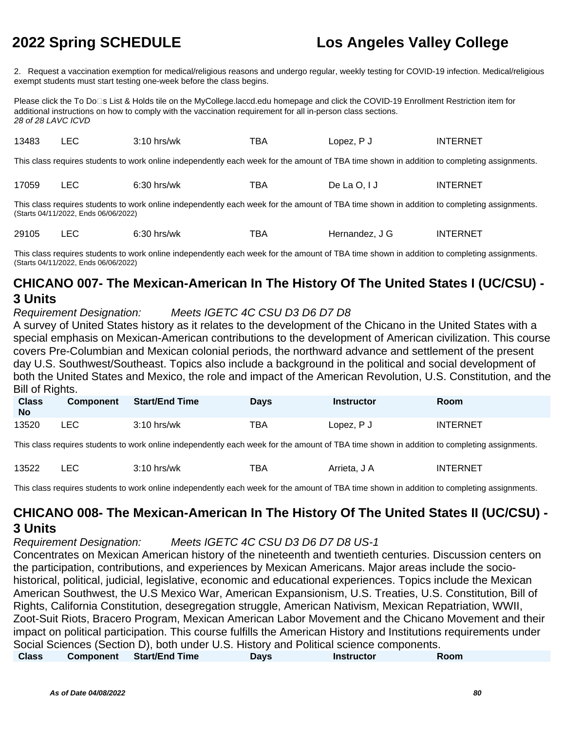2. Request a vaccination exemption for medical/religious reasons and undergo regular, weekly testing for COVID-19 infection. Medical/religious exempt students must start testing one-week before the class begins.

Please click the To Do□s List & Holds tile on the MyCollege.laccd.edu homepage and click the COVID-19 Enrollment Restriction item for additional instructions on how to comply with the vaccination requirement for all in-person class sections.
*28 of 28 LAVC ICVD*

| | | | | | |
|---|---|---|---|---|---|
| 13483 | LEC | 3:10 hrs/wk | TBA | Lopez, P J | INTERNET |

This class requires students to work online independently each week for the amount of TBA time shown in addition to completing assignments.

| | | | | | |
|---|---|---|---|---|---|
| 17059 | LEC | 6:30 hrs/wk | TBA | De La O, I J | INTERNET |

This class requires students to work online independently each week for the amount of TBA time shown in addition to completing assignments.
(Starts 04/11/2022, Ends 06/06/2022)

| | | | | | |
|---|---|---|---|---|---|
| 29105 | LEC | 6:30 hrs/wk | TBA | Hernandez, J G | INTERNET |

This class requires students to work online independently each week for the amount of TBA time shown in addition to completing assignments.
(Starts 04/11/2022, Ends 06/06/2022)

## CHICANO 007- The Mexican-American In The History Of The United States I (UC/CSU) - 3 Units

*Requirement Designation: Meets IGETC 4C CSU D3 D6 D7 D8*

A survey of United States history as it relates to the development of the Chicano in the United States with a special emphasis on Mexican-American contributions to the development of American civilization. This course covers Pre-Columbian and Mexican colonial periods, the northward advance and settlement of the present day U.S. Southwest/Southeast. Topics also include a background in the political and social development of both the United States and Mexico, the role and impact of the American Revolution, U.S. Constitution, and the Bill of Rights.

| Class No | Component | Start/End Time | Days | Instructor | Room |
|---|---|---|---|---|---|
| 13520 | LEC | 3:10 hrs/wk | TBA | Lopez, P J | INTERNET |

This class requires students to work online independently each week for the amount of TBA time shown in addition to completing assignments.

| | | | | | |
|---|---|---|---|---|---|
| 13522 | LEC | 3:10 hrs/wk | TBA | Arrieta, J A | INTERNET |

This class requires students to work online independently each week for the amount of TBA time shown in addition to completing assignments.

## CHICANO 008- The Mexican-American In The History Of The United States II (UC/CSU) - 3 Units

*Requirement Designation: Meets IGETC 4C CSU D3 D6 D7 D8 US-1*

Concentrates on Mexican American history of the nineteenth and twentieth centuries. Discussion centers on the participation, contributions, and experiences by Mexican Americans. Major areas include the socio-historical, political, judicial, legislative, economic and educational experiences. Topics include the Mexican American Southwest, the U.S Mexico War, American Expansionism, U.S. Treaties, U.S. Constitution, Bill of Rights, California Constitution, desegregation struggle, American Nativism, Mexican Repatriation, WWII, Zoot-Suit Riots, Bracero Program, Mexican American Labor Movement and the Chicano Movement and their impact on political participation. This course fulfills the American History and Institutions requirements under Social Sciences (Section D), both under U.S. History and Political science components.

| Class | Component | Start/End Time | Days | Instructor | Room |
|---|---|---|---|---|---|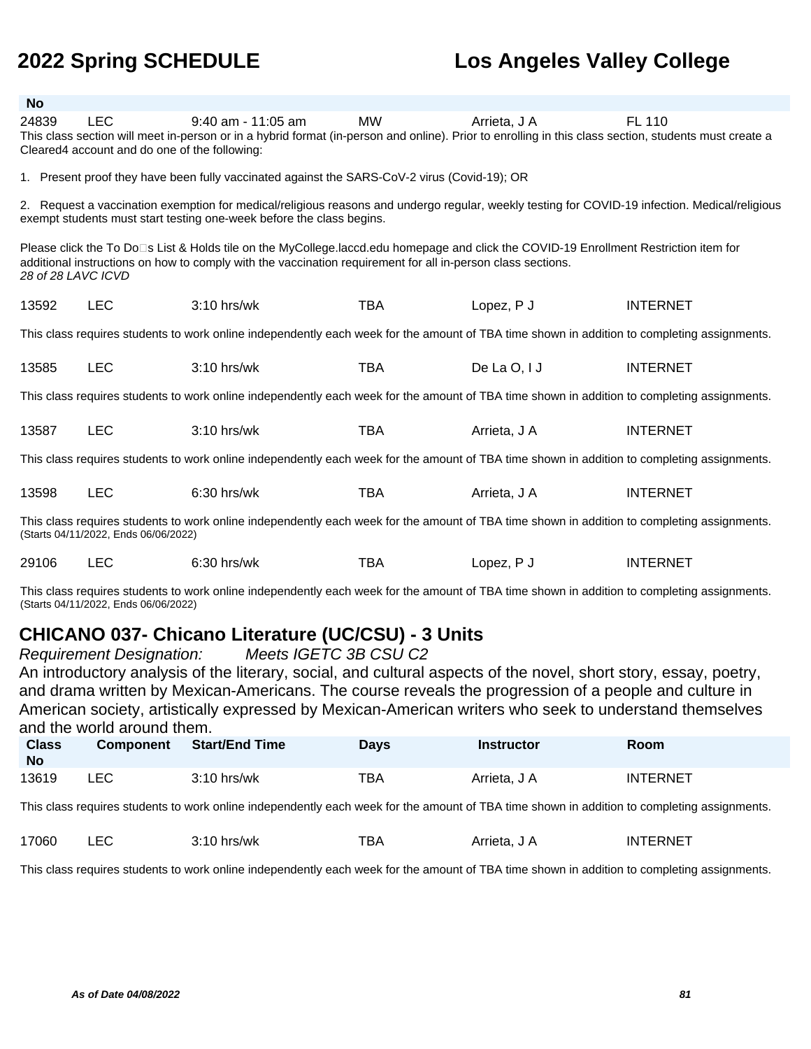| Class No | Component | Start/End Time | Days | Instructor | Room |
|---|---|---|---|---|---|
| 24839 | LEC | 9:40 am - 11:05 am | MW | Arrieta, J A | FL 110 |

This class section will meet in-person or in a hybrid format (in-person and online). Prior to enrolling in this class section, students must create a Cleared4 account and do one of the following:

1. Present proof they have been fully vaccinated against the SARS-CoV-2 virus (Covid-19); OR

2. Request a vaccination exemption for medical/religious reasons and undergo regular, weekly testing for COVID-19 infection. Medical/religious exempt students must start testing one-week before the class begins.

Please click the To Do□s List & Holds tile on the MyCollege.laccd.edu homepage and click the COVID-19 Enrollment Restriction item for additional instructions on how to comply with the vaccination requirement for all in-person class sections.
*28 of 28 LAVC ICVD*

| Class No | Component | Start/End Time | Days | Instructor | Room |
|---|---|---|---|---|---|
| 13592 | LEC | 3:10 hrs/wk | TBA | Lopez, P J | INTERNET |

This class requires students to work online independently each week for the amount of TBA time shown in addition to completing assignments.

| Class No | Component | Start/End Time | Days | Instructor | Room |
|---|---|---|---|---|---|
| 13585 | LEC | 3:10 hrs/wk | TBA | De La O, I J | INTERNET |

This class requires students to work online independently each week for the amount of TBA time shown in addition to completing assignments.

| Class No | Component | Start/End Time | Days | Instructor | Room |
|---|---|---|---|---|---|
| 13587 | LEC | 3:10 hrs/wk | TBA | Arrieta, J A | INTERNET |

This class requires students to work online independently each week for the amount of TBA time shown in addition to completing assignments.

| Class No | Component | Start/End Time | Days | Instructor | Room |
|---|---|---|---|---|---|
| 13598 | LEC | 6:30 hrs/wk | TBA | Arrieta, J A | INTERNET |

This class requires students to work online independently each week for the amount of TBA time shown in addition to completing assignments.
(Starts 04/11/2022, Ends 06/06/2022)

| Class No | Component | Start/End Time | Days | Instructor | Room |
|---|---|---|---|---|---|
| 29106 | LEC | 6:30 hrs/wk | TBA | Lopez, P J | INTERNET |

This class requires students to work online independently each week for the amount of TBA time shown in addition to completing assignments.
(Starts 04/11/2022, Ends 06/06/2022)

## CHICANO 037- Chicano Literature (UC/CSU) - 3 Units

*Requirement Designation:* *Meets IGETC 3B CSU C2*

An introductory analysis of the literary, social, and cultural aspects of the novel, short story, essay, poetry, and drama written by Mexican-Americans. The course reveals the progression of a people and culture in American society, artistically expressed by Mexican-American writers who seek to understand themselves and the world around them.

| Class No | Component | Start/End Time | Days | Instructor | Room |
|---|---|---|---|---|---|
| 13619 | LEC | 3:10 hrs/wk | TBA | Arrieta, J A | INTERNET |

This class requires students to work online independently each week for the amount of TBA time shown in addition to completing assignments.

| Class No | Component | Start/End Time | Days | Instructor | Room |
|---|---|---|---|---|---|
| 17060 | LEC | 3:10 hrs/wk | TBA | Arrieta, J A | INTERNET |

This class requires students to work online independently each week for the amount of TBA time shown in addition to completing assignments.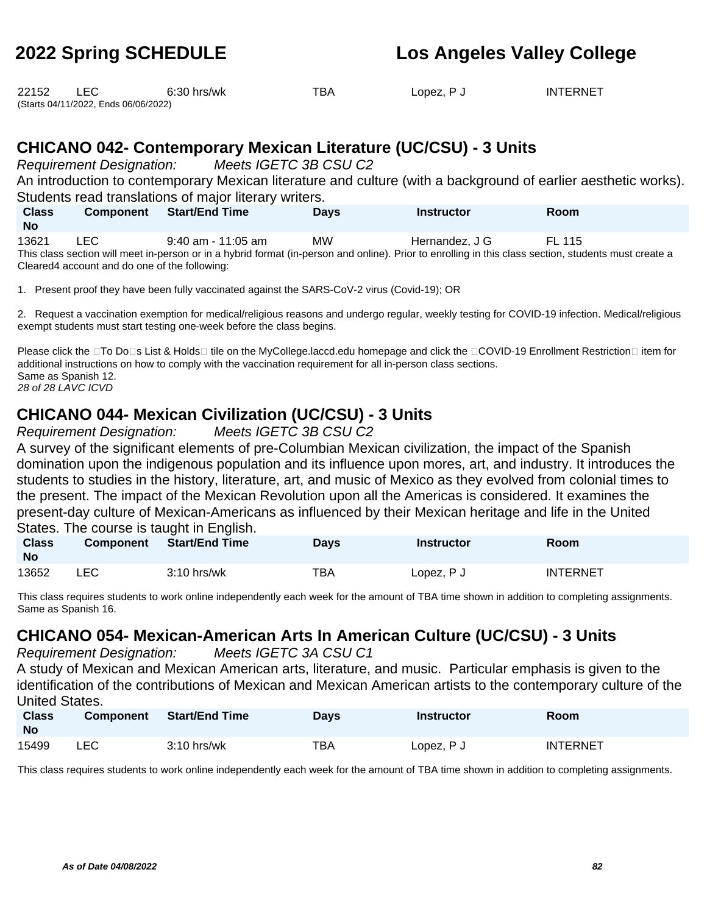| | | | | | |
|---|---|---|---|---|---|
| 22152 | LEC | 6:30 hrs/wk | TBA | Lopez, P J | INTERNET |

(Starts 04/11/2022, Ends 06/06/2022)

## CHICANO 042- Contemporary Mexican Literature (UC/CSU) - 3 Units

*Requirement Designation:* *Meets IGETC 3B CSU C2*

An introduction to contemporary Mexican literature and culture (with a background of earlier aesthetic works). Students read translations of major literary writers.

| Class No | Component | Start/End Time | Days | Instructor | Room |
|---|---|---|---|---|---|
| 13621 | LEC | 9:40 am - 11:05 am | MW | Hernandez, J G | FL 115 |

This class section will meet in-person or in a hybrid format (in-person and online). Prior to enrolling in this class section, students must create a Cleared4 account and do one of the following:

1. Present proof they have been fully vaccinated against the SARS-CoV-2 virus (Covid-19); OR

2. Request a vaccination exemption for medical/religious reasons and undergo regular, weekly testing for COVID-19 infection. Medical/religious exempt students must start testing one-week before the class begins.

Please click the To Do s List & Holds tile on the MyCollege.laccd.edu homepage and click the COVID-19 Enrollment Restriction item for additional instructions on how to comply with the vaccination requirement for all in-person class sections.
Same as Spanish 12.
*28 of 28 LAVC ICVD*

## CHICANO 044- Mexican Civilization (UC/CSU) - 3 Units

*Requirement Designation:* *Meets IGETC 3B CSU C2*

A survey of the significant elements of pre-Columbian Mexican civilization, the impact of the Spanish domination upon the indigenous population and its influence upon mores, art, and industry. It introduces the students to studies in the history, literature, art, and music of Mexico as they evolved from colonial times to the present. The impact of the Mexican Revolution upon all the Americas is considered. It examines the present-day culture of Mexican-Americans as influenced by their Mexican heritage and life in the United States. The course is taught in English.

| Class No | Component | Start/End Time | Days | Instructor | Room |
|---|---|---|---|---|---|
| 13652 | LEC | 3:10 hrs/wk | TBA | Lopez, P J | INTERNET |

This class requires students to work online independently each week for the amount of TBA time shown in addition to completing assignments.
Same as Spanish 16.

## CHICANO 054- Mexican-American Arts In American Culture (UC/CSU) - 3 Units

*Requirement Designation:* *Meets IGETC 3A CSU C1*

A study of Mexican and Mexican American arts, literature, and music. Particular emphasis is given to the identification of the contributions of Mexican and Mexican American artists to the contemporary culture of the United States.

| Class No | Component | Start/End Time | Days | Instructor | Room |
|---|---|---|---|---|---|
| 15499 | LEC | 3:10 hrs/wk | TBA | Lopez, P J | INTERNET |

This class requires students to work online independently each week for the amount of TBA time shown in addition to completing assignments.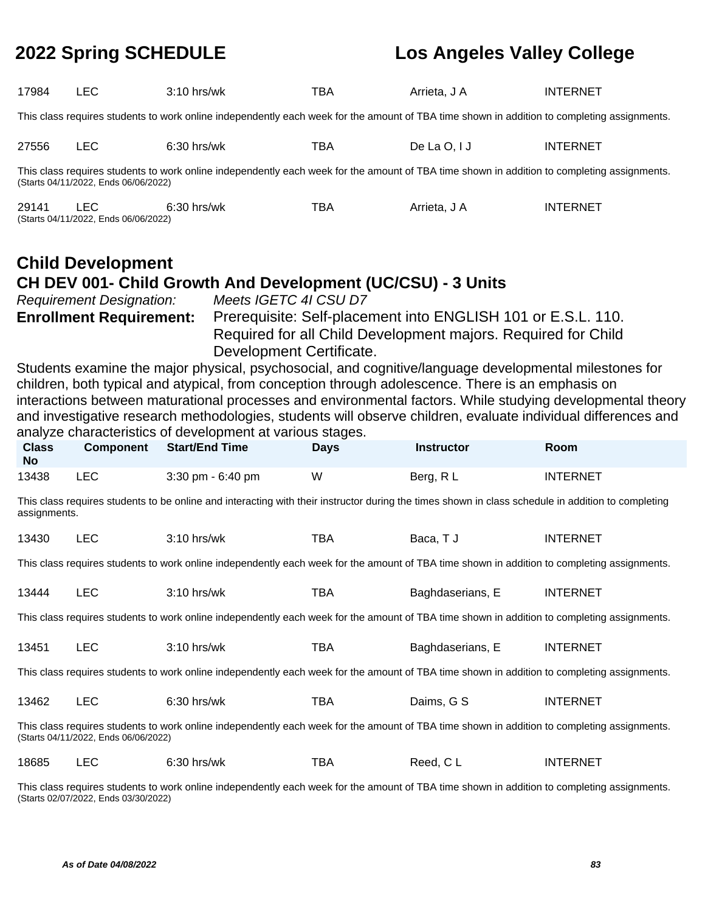| 17984 | LEC | 3:10 hrs/wk | TBA | Arrieta, J A | INTERNET |
|---|---|---|---|---|---|

This class requires students to work online independently each week for the amount of TBA time shown in addition to completing assignments.

| 27556 | LEC | 6:30 hrs/wk | TBA | De La O, I J | INTERNET |
|---|---|---|---|---|---|

This class requires students to work online independently each week for the amount of TBA time shown in addition to completing assignments.
(Starts 04/11/2022, Ends 06/06/2022)

| 29141 | LEC | 6:30 hrs/wk | TBA | Arrieta, J A | INTERNET |
|---|---|---|---|---|---|

(Starts 04/11/2022, Ends 06/06/2022)

## Child Development

### CH DEV 001- Child Growth And Development (UC/CSU) - 3 Units

*Requirement Designation:* *Meets IGETC 4I CSU D7*

**Enrollment Requirement:** Prerequisite: Self-placement into ENGLISH 101 or E.S.L. 110. Required for all Child Development majors. Required for Child Development Certificate.

Students examine the major physical, psychosocial, and cognitive/language developmental milestones for children, both typical and atypical, from conception through adolescence. There is an emphasis on interactions between maturational processes and environmental factors. While studying developmental theory and investigative research methodologies, students will observe children, evaluate individual differences and analyze characteristics of development at various stages.

| Class No | Component | Start/End Time | Days | Instructor | Room |
|---|---|---|---|---|---|
| 13438 | LEC | 3:30 pm - 6:40 pm | W | Berg, R L | INTERNET |

This class requires students to be online and interacting with their instructor during the times shown in class schedule in addition to completing assignments.

| 13430 | LEC | 3:10 hrs/wk | TBA | Baca, T J | INTERNET |
|---|---|---|---|---|---|

This class requires students to work online independently each week for the amount of TBA time shown in addition to completing assignments.

| 13444 | LEC | 3:10 hrs/wk | TBA | Baghdaserians, E | INTERNET |
|---|---|---|---|---|---|

This class requires students to work online independently each week for the amount of TBA time shown in addition to completing assignments.

| 13451 | LEC | 3:10 hrs/wk | TBA | Baghdaserians, E | INTERNET |
|---|---|---|---|---|---|

This class requires students to work online independently each week for the amount of TBA time shown in addition to completing assignments.

| 13462 | LEC | 6:30 hrs/wk | TBA | Daims, G S | INTERNET |
|---|---|---|---|---|---|

This class requires students to work online independently each week for the amount of TBA time shown in addition to completing assignments.
(Starts 04/11/2022, Ends 06/06/2022)

| 18685 | LEC | 6:30 hrs/wk | TBA | Reed, C L | INTERNET |
|---|---|---|---|---|---|

This class requires students to work online independently each week for the amount of TBA time shown in addition to completing assignments.
(Starts 02/07/2022, Ends 03/30/2022)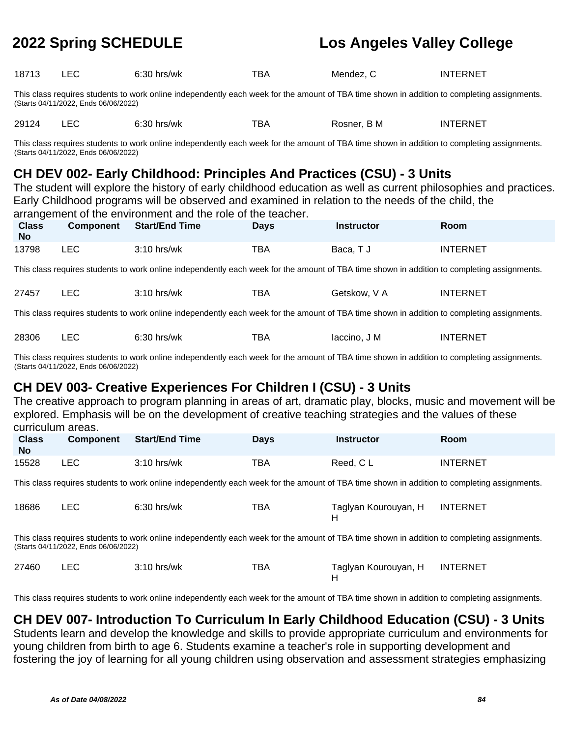| Class No | Component | Start/End Time | Days | Instructor | Room |
|---|---|---|---|---|---|
| 18713 | LEC | 6:30 hrs/wk | TBA | Mendez, C | INTERNET |

This class requires students to work online independently each week for the amount of TBA time shown in addition to completing assignments.
(Starts 04/11/2022, Ends 06/06/2022)

| Class No | Component | Start/End Time | Days | Instructor | Room |
|---|---|---|---|---|---|
| 29124 | LEC | 6:30 hrs/wk | TBA | Rosner, B M | INTERNET |

This class requires students to work online independently each week for the amount of TBA time shown in addition to completing assignments.
(Starts 04/11/2022, Ends 06/06/2022)

## CH DEV 002- Early Childhood: Principles And Practices (CSU) - 3 Units

The student will explore the history of early childhood education as well as current philosophies and practices. Early Childhood programs will be observed and examined in relation to the needs of the child, the arrangement of the environment and the role of the teacher.

| Class No | Component | Start/End Time | Days | Instructor | Room |
|---|---|---|---|---|---|
| 13798 | LEC | 3:10 hrs/wk | TBA | Baca, T J | INTERNET |

This class requires students to work online independently each week for the amount of TBA time shown in addition to completing assignments.

| Class No | Component | Start/End Time | Days | Instructor | Room |
|---|---|---|---|---|---|
| 27457 | LEC | 3:10 hrs/wk | TBA | Getskow, V A | INTERNET |

This class requires students to work online independently each week for the amount of TBA time shown in addition to completing assignments.

| Class No | Component | Start/End Time | Days | Instructor | Room |
|---|---|---|---|---|---|
| 28306 | LEC | 6:30 hrs/wk | TBA | Iaccino, J M | INTERNET |

This class requires students to work online independently each week for the amount of TBA time shown in addition to completing assignments.
(Starts 04/11/2022, Ends 06/06/2022)

## CH DEV 003- Creative Experiences For Children I (CSU) - 3 Units

The creative approach to program planning in areas of art, dramatic play, blocks, music and movement will be explored. Emphasis will be on the development of creative teaching strategies and the values of these curriculum areas.

| Class No | Component | Start/End Time | Days | Instructor | Room |
|---|---|---|---|---|---|
| 15528 | LEC | 3:10 hrs/wk | TBA | Reed, C L | INTERNET |

This class requires students to work online independently each week for the amount of TBA time shown in addition to completing assignments.

| Class No | Component | Start/End Time | Days | Instructor | Room |
|---|---|---|---|---|---|
| 18686 | LEC | 6:30 hrs/wk | TBA | Taglyan Kourouyan, H H | INTERNET |

This class requires students to work online independently each week for the amount of TBA time shown in addition to completing assignments.
(Starts 04/11/2022, Ends 06/06/2022)

| Class No | Component | Start/End Time | Days | Instructor | Room |
|---|---|---|---|---|---|
| 27460 | LEC | 3:10 hrs/wk | TBA | Taglyan Kourouyan, H H | INTERNET |

This class requires students to work online independently each week for the amount of TBA time shown in addition to completing assignments.

## CH DEV 007- Introduction To Curriculum In Early Childhood Education (CSU) - 3 Units

Students learn and develop the knowledge and skills to provide appropriate curriculum and environments for young children from birth to age 6. Students examine a teacher's role in supporting development and fostering the joy of learning for all young children using observation and assessment strategies emphasizing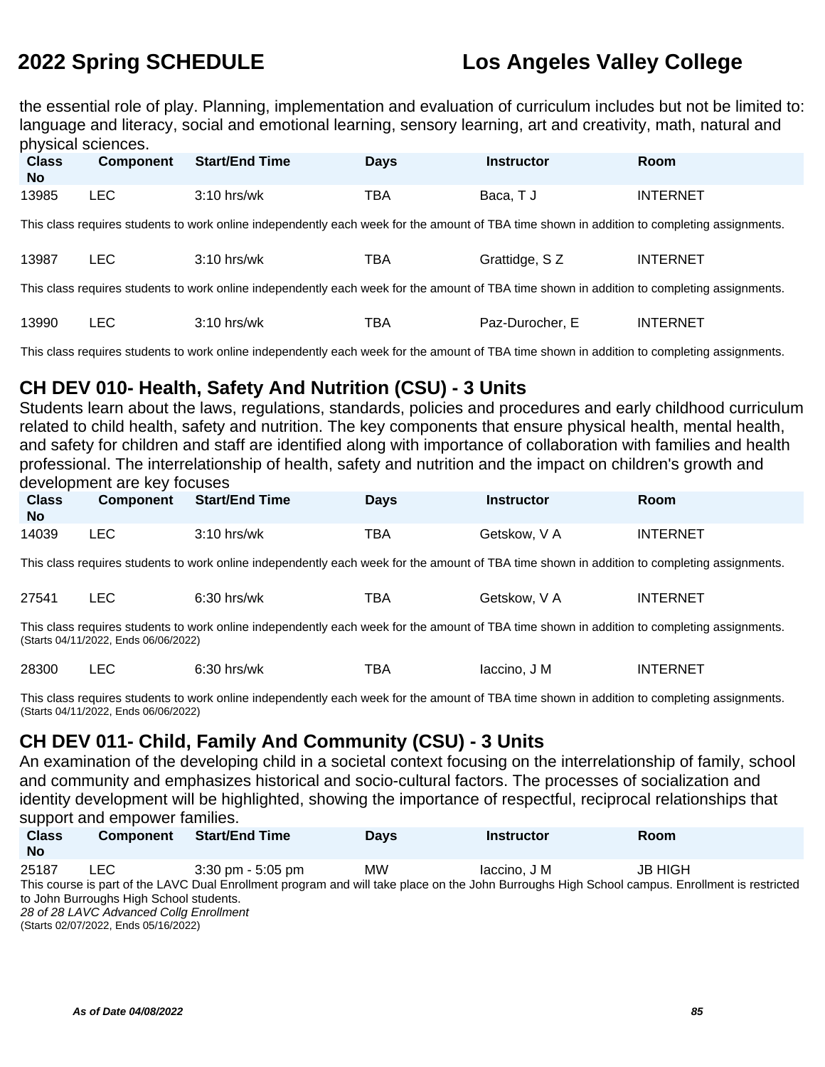the essential role of play. Planning, implementation and evaluation of curriculum includes but not be limited to: language and literacy, social and emotional learning, sensory learning, art and creativity, math, natural and physical sciences.

| Class No | Component | Start/End Time | Days | Instructor | Room |
|---|---|---|---|---|---|
| 13985 | LEC | 3:10 hrs/wk | TBA | Baca, T J | INTERNET |

This class requires students to work online independently each week for the amount of TBA time shown in addition to completing assignments.

| Class No | Component | Start/End Time | Days | Instructor | Room |
|---|---|---|---|---|---|
| 13987 | LEC | 3:10 hrs/wk | TBA | Grattidge, S Z | INTERNET |

This class requires students to work online independently each week for the amount of TBA time shown in addition to completing assignments.

| Class No | Component | Start/End Time | Days | Instructor | Room |
|---|---|---|---|---|---|
| 13990 | LEC | 3:10 hrs/wk | TBA | Paz-Durocher, E | INTERNET |

This class requires students to work online independently each week for the amount of TBA time shown in addition to completing assignments.

## CH DEV 010- Health, Safety And Nutrition (CSU) - 3 Units

Students learn about the laws, regulations, standards, policies and procedures and early childhood curriculum related to child health, safety and nutrition. The key components that ensure physical health, mental health, and safety for children and staff are identified along with importance of collaboration with families and health professional. The interrelationship of health, safety and nutrition and the impact on children's growth and development are key focuses

| Class No | Component | Start/End Time | Days | Instructor | Room |
|---|---|---|---|---|---|
| 14039 | LEC | 3:10 hrs/wk | TBA | Getskow, V A | INTERNET |

This class requires students to work online independently each week for the amount of TBA time shown in addition to completing assignments.

| Class No | Component | Start/End Time | Days | Instructor | Room |
|---|---|---|---|---|---|
| 27541 | LEC | 6:30 hrs/wk | TBA | Getskow, V A | INTERNET |

This class requires students to work online independently each week for the amount of TBA time shown in addition to completing assignments.
(Starts 04/11/2022, Ends 06/06/2022)

| Class No | Component | Start/End Time | Days | Instructor | Room |
|---|---|---|---|---|---|
| 28300 | LEC | 6:30 hrs/wk | TBA | Iaccino, J M | INTERNET |

This class requires students to work online independently each week for the amount of TBA time shown in addition to completing assignments.
(Starts 04/11/2022, Ends 06/06/2022)

## CH DEV 011- Child, Family And Community (CSU) - 3 Units

An examination of the developing child in a societal context focusing on the interrelationship of family, school and community and emphasizes historical and socio-cultural factors. The processes of socialization and identity development will be highlighted, showing the importance of respectful, reciprocal relationships that support and empower families.

| Class No | Component | Start/End Time | Days | Instructor | Room |
|---|---|---|---|---|---|
| 25187 | LEC | 3:30 pm - 5:05 pm | MW | Iaccino, J M | JB HIGH |

This course is part of the LAVC Dual Enrollment program and will take place on the John Burroughs High School campus. Enrollment is restricted to John Burroughs High School students.
*28 of 28 LAVC Advanced Collg Enrollment*
(Starts 02/07/2022, Ends 05/16/2022)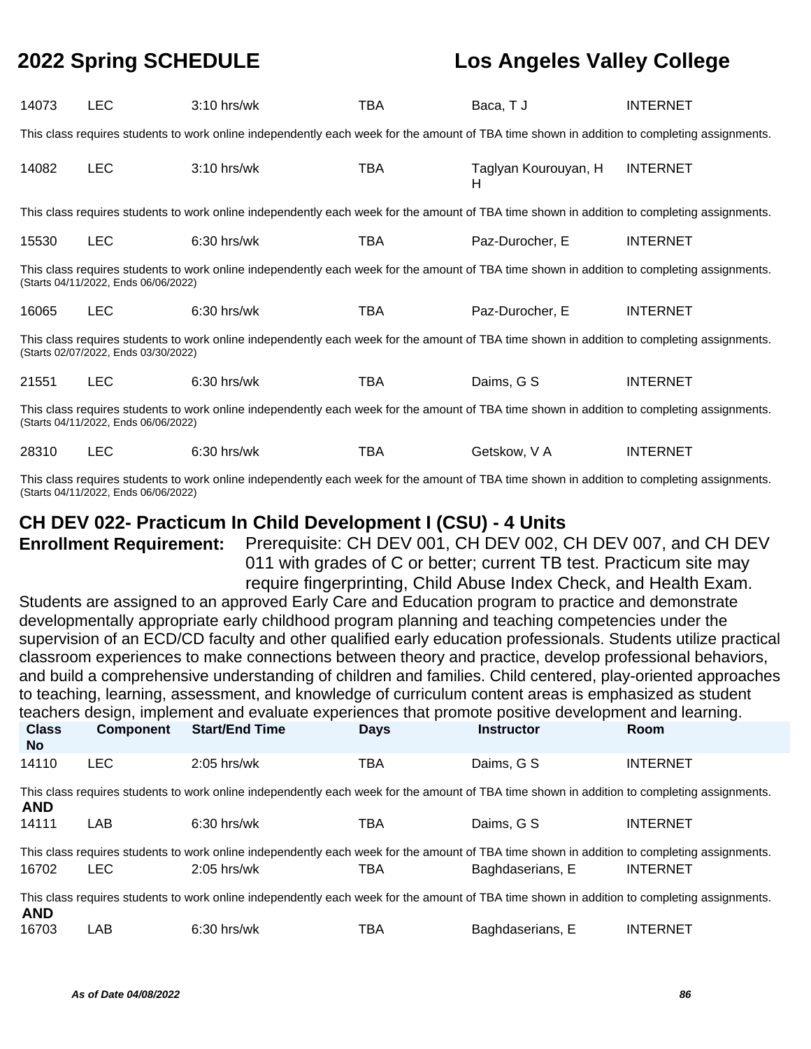| | | | | | |
|---|---|---|---|---|---|
| 14073 | LEC | 3:10 hrs/wk | TBA | Baca, T J | INTERNET |

This class requires students to work online independently each week for the amount of TBA time shown in addition to completing assignments.

| | | | | | |
|---|---|---|---|---|---|
| 14082 | LEC | 3:10 hrs/wk | TBA | Taglyan Kourouyan, H H | INTERNET |

This class requires students to work online independently each week for the amount of TBA time shown in addition to completing assignments.

| | | | | | |
|---|---|---|---|---|---|
| 15530 | LEC | 6:30 hrs/wk | TBA | Paz-Durocher, E | INTERNET |

This class requires students to work online independently each week for the amount of TBA time shown in addition to completing assignments.
(Starts 04/11/2022, Ends 06/06/2022)

| | | | | | |
|---|---|---|---|---|---|
| 16065 | LEC | 6:30 hrs/wk | TBA | Paz-Durocher, E | INTERNET |

This class requires students to work online independently each week for the amount of TBA time shown in addition to completing assignments.
(Starts 02/07/2022, Ends 03/30/2022)

| | | | | | |
|---|---|---|---|---|---|
| 21551 | LEC | 6:30 hrs/wk | TBA | Daims, G S | INTERNET |

This class requires students to work online independently each week for the amount of TBA time shown in addition to completing assignments.
(Starts 04/11/2022, Ends 06/06/2022)

| | | | | | |
|---|---|---|---|---|---|
| 28310 | LEC | 6:30 hrs/wk | TBA | Getskow, V A | INTERNET |

This class requires students to work online independently each week for the amount of TBA time shown in addition to completing assignments.
(Starts 04/11/2022, Ends 06/06/2022)

## CH DEV 022- Practicum In Child Development I (CSU) - 4 Units

**Enrollment Requirement:** Prerequisite: CH DEV 001, CH DEV 002, CH DEV 007, and CH DEV 011 with grades of C or better; current TB test. Practicum site may require fingerprinting, Child Abuse Index Check, and Health Exam.

Students are assigned to an approved Early Care and Education program to practice and demonstrate developmentally appropriate early childhood program planning and teaching competencies under the supervision of an ECD/CD faculty and other qualified early education professionals. Students utilize practical classroom experiences to make connections between theory and practice, develop professional behaviors, and build a comprehensive understanding of children and families. Child centered, play-oriented approaches to teaching, learning, assessment, and knowledge of curriculum content areas is emphasized as student teachers design, implement and evaluate experiences that promote positive development and learning.

| Class No | Component | Start/End Time | Days | Instructor | Room |
|---|---|---|---|---|---|
| 14110 | LEC | 2:05 hrs/wk | TBA | Daims, G S | INTERNET |

This class requires students to work online independently each week for the amount of TBA time shown in addition to completing assignments.

**AND**

| | | | | | |
|---|---|---|---|---|---|
| 14111 | LAB | 6:30 hrs/wk | TBA | Daims, G S | INTERNET |

This class requires students to work online independently each week for the amount of TBA time shown in addition to completing assignments.

| | | | | | |
|---|---|---|---|---|---|
| 16702 | LEC | 2:05 hrs/wk | TBA | Baghdaserians, E | INTERNET |

This class requires students to work online independently each week for the amount of TBA time shown in addition to completing assignments.

**AND**

| | | | | | |
|---|---|---|---|---|---|
| 16703 | LAB | 6:30 hrs/wk | TBA | Baghdaserians, E | INTERNET |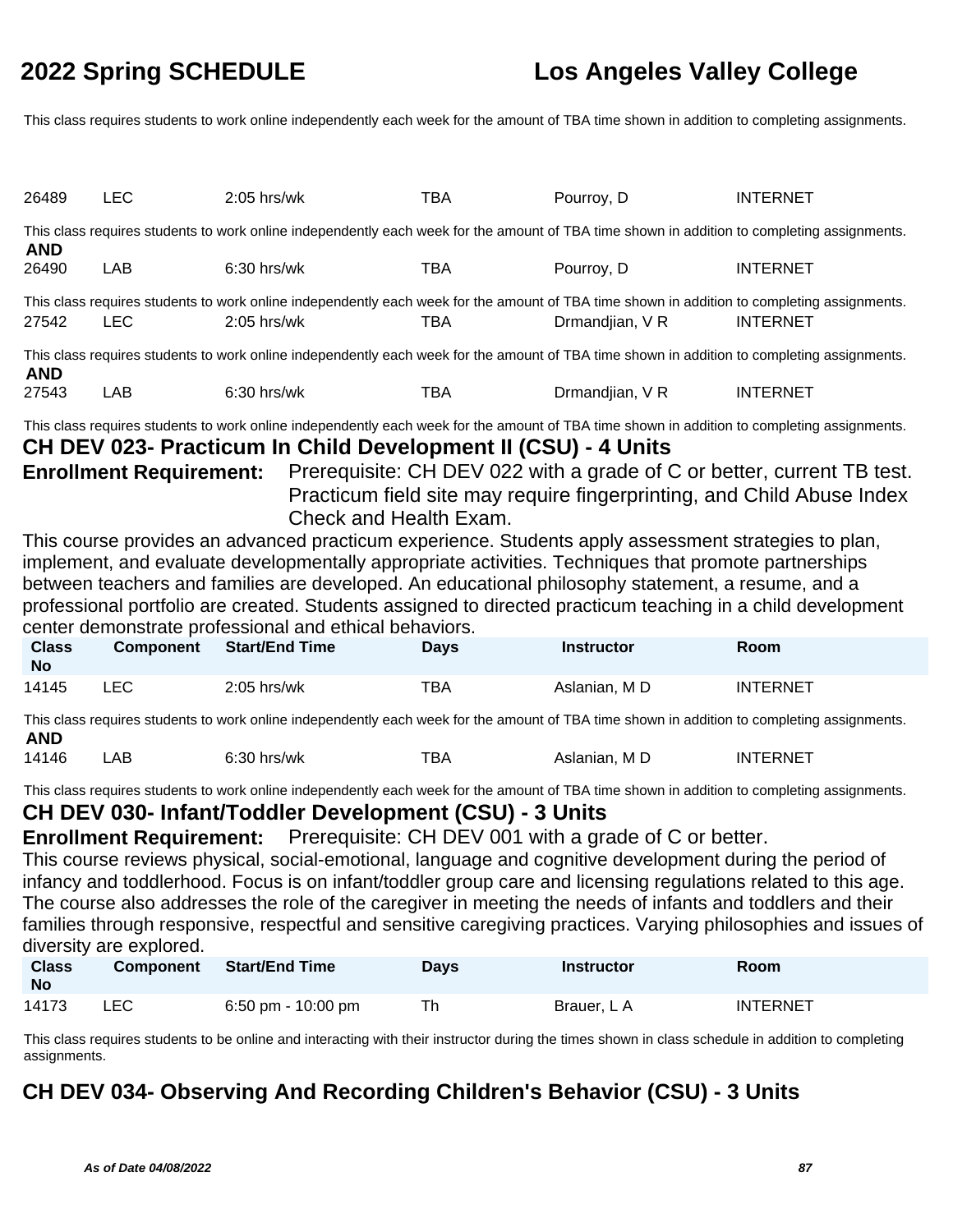This class requires students to work online independently each week for the amount of TBA time shown in addition to completing assignments.

| | | | | | |
|---|---|---|---|---|---|
| 26489 | LEC | 2:05 hrs/wk | TBA | Pourroy, D | INTERNET |

This class requires students to work online independently each week for the amount of TBA time shown in addition to completing assignments.

**AND**

| | | | | | |
|---|---|---|---|---|---|
| 26490 | LAB | 6:30 hrs/wk | TBA | Pourroy, D | INTERNET |

This class requires students to work online independently each week for the amount of TBA time shown in addition to completing assignments.

| | | | | | |
|---|---|---|---|---|---|
| 27542 | LEC | 2:05 hrs/wk | TBA | Drmandjian, V R | INTERNET |

This class requires students to work online independently each week for the amount of TBA time shown in addition to completing assignments.

**AND**

| | | | | | |
|---|---|---|---|---|---|
| 27543 | LAB | 6:30 hrs/wk | TBA | Drmandjian, V R | INTERNET |

This class requires students to work online independently each week for the amount of TBA time shown in addition to completing assignments.

## CH DEV 023- Practicum In Child Development II (CSU) - 4 Units

**Enrollment Requirement:** Prerequisite: CH DEV 022 with a grade of C or better, current TB test. Practicum field site may require fingerprinting, and Child Abuse Index Check and Health Exam.

This course provides an advanced practicum experience. Students apply assessment strategies to plan, implement, and evaluate developmentally appropriate activities. Techniques that promote partnerships between teachers and families are developed. An educational philosophy statement, a resume, and a professional portfolio are created. Students assigned to directed practicum teaching in a child development center demonstrate professional and ethical behaviors.

| Class No | Component | Start/End Time | Days | Instructor | Room |
|---|---|---|---|---|---|
| 14145 | LEC | 2:05 hrs/wk | TBA | Aslanian, M D | INTERNET |

This class requires students to work online independently each week for the amount of TBA time shown in addition to completing assignments.

**AND**

| | | | | | |
|---|---|---|---|---|---|
| 14146 | LAB | 6:30 hrs/wk | TBA | Aslanian, M D | INTERNET |

This class requires students to work online independently each week for the amount of TBA time shown in addition to completing assignments.

## CH DEV 030- Infant/Toddler Development (CSU) - 3 Units

**Enrollment Requirement:** Prerequisite: CH DEV 001 with a grade of C or better.

This course reviews physical, social-emotional, language and cognitive development during the period of infancy and toddlerhood. Focus is on infant/toddler group care and licensing regulations related to this age. The course also addresses the role of the caregiver in meeting the needs of infants and toddlers and their families through responsive, respectful and sensitive caregiving practices. Varying philosophies and issues of diversity are explored.

| Class No | Component | Start/End Time | Days | Instructor | Room |
|---|---|---|---|---|---|
| 14173 | LEC | 6:50 pm - 10:00 pm | Th | Brauer, L A | INTERNET |

This class requires students to be online and interacting with their instructor during the times shown in class schedule in addition to completing assignments.

## CH DEV 034- Observing And Recording Children's Behavior (CSU) - 3 Units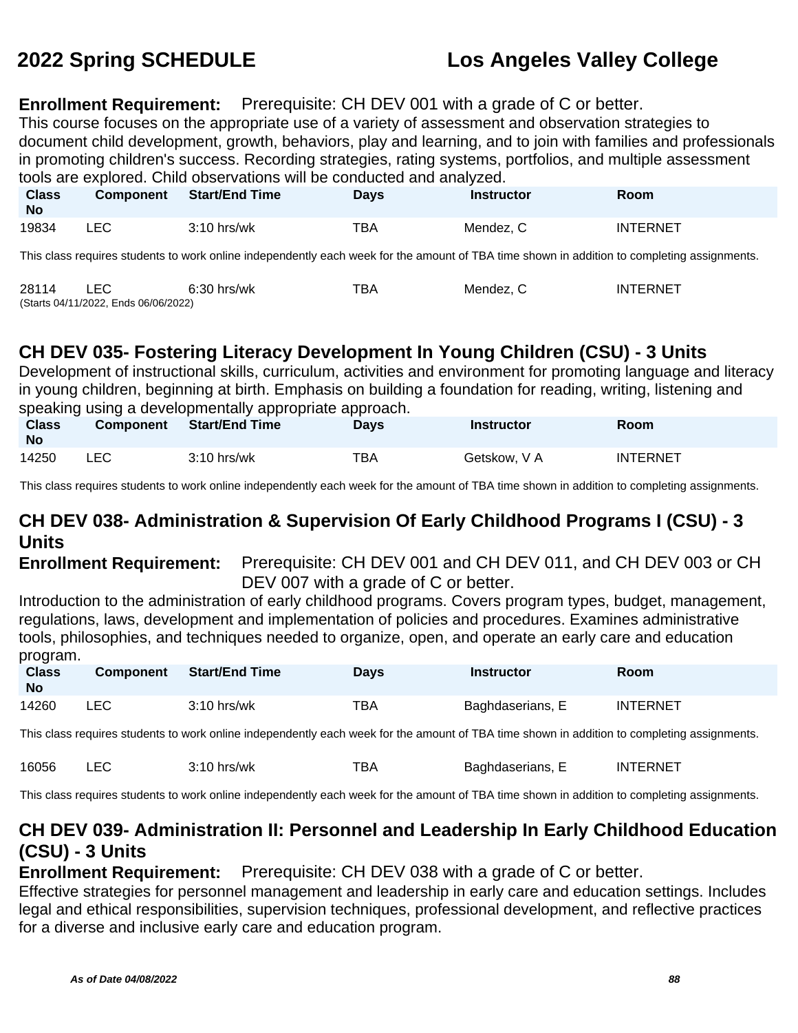**Enrollment Requirement:** Prerequisite: CH DEV 001 with a grade of C or better.

This course focuses on the appropriate use of a variety of assessment and observation strategies to document child development, growth, behaviors, play and learning, and to join with families and professionals in promoting children's success. Recording strategies, rating systems, portfolios, and multiple assessment tools are explored. Child observations will be conducted and analyzed.

| Class No | Component | Start/End Time | Days | Instructor | Room |
|---|---|---|---|---|---|
| 19834 | LEC | 3:10 hrs/wk | TBA | Mendez, C | INTERNET |

This class requires students to work online independently each week for the amount of TBA time shown in addition to completing assignments.

| Class No | Component | Start/End Time | Days | Instructor | Room |
|---|---|---|---|---|---|
| 28114 | LEC | 6:30 hrs/wk | TBA | Mendez, C | INTERNET |

(Starts 04/11/2022, Ends 06/06/2022)

## CH DEV 035- Fostering Literacy Development In Young Children (CSU) - 3 Units

Development of instructional skills, curriculum, activities and environment for promoting language and literacy in young children, beginning at birth. Emphasis on building a foundation for reading, writing, listening and speaking using a developmentally appropriate approach.

| Class No | Component | Start/End Time | Days | Instructor | Room |
|---|---|---|---|---|---|
| 14250 | LEC | 3:10 hrs/wk | TBA | Getskow, V A | INTERNET |

This class requires students to work online independently each week for the amount of TBA time shown in addition to completing assignments.

## CH DEV 038- Administration & Supervision Of Early Childhood Programs I (CSU) - 3 Units

**Enrollment Requirement:** Prerequisite: CH DEV 001 and CH DEV 011, and CH DEV 003 or CH DEV 007 with a grade of C or better.

Introduction to the administration of early childhood programs. Covers program types, budget, management, regulations, laws, development and implementation of policies and procedures. Examines administrative tools, philosophies, and techniques needed to organize, open, and operate an early care and education program.

| Class No | Component | Start/End Time | Days | Instructor | Room |
|---|---|---|---|---|---|
| 14260 | LEC | 3:10 hrs/wk | TBA | Baghdaserians, E | INTERNET |

This class requires students to work online independently each week for the amount of TBA time shown in addition to completing assignments.

| Class No | Component | Start/End Time | Days | Instructor | Room |
|---|---|---|---|---|---|
| 16056 | LEC | 3:10 hrs/wk | TBA | Baghdaserians, E | INTERNET |

This class requires students to work online independently each week for the amount of TBA time shown in addition to completing assignments.

## CH DEV 039- Administration II: Personnel and Leadership In Early Childhood Education (CSU) - 3 Units

**Enrollment Requirement:** Prerequisite: CH DEV 038 with a grade of C or better.

Effective strategies for personnel management and leadership in early care and education settings. Includes legal and ethical responsibilities, supervision techniques, professional development, and reflective practices for a diverse and inclusive early care and education program.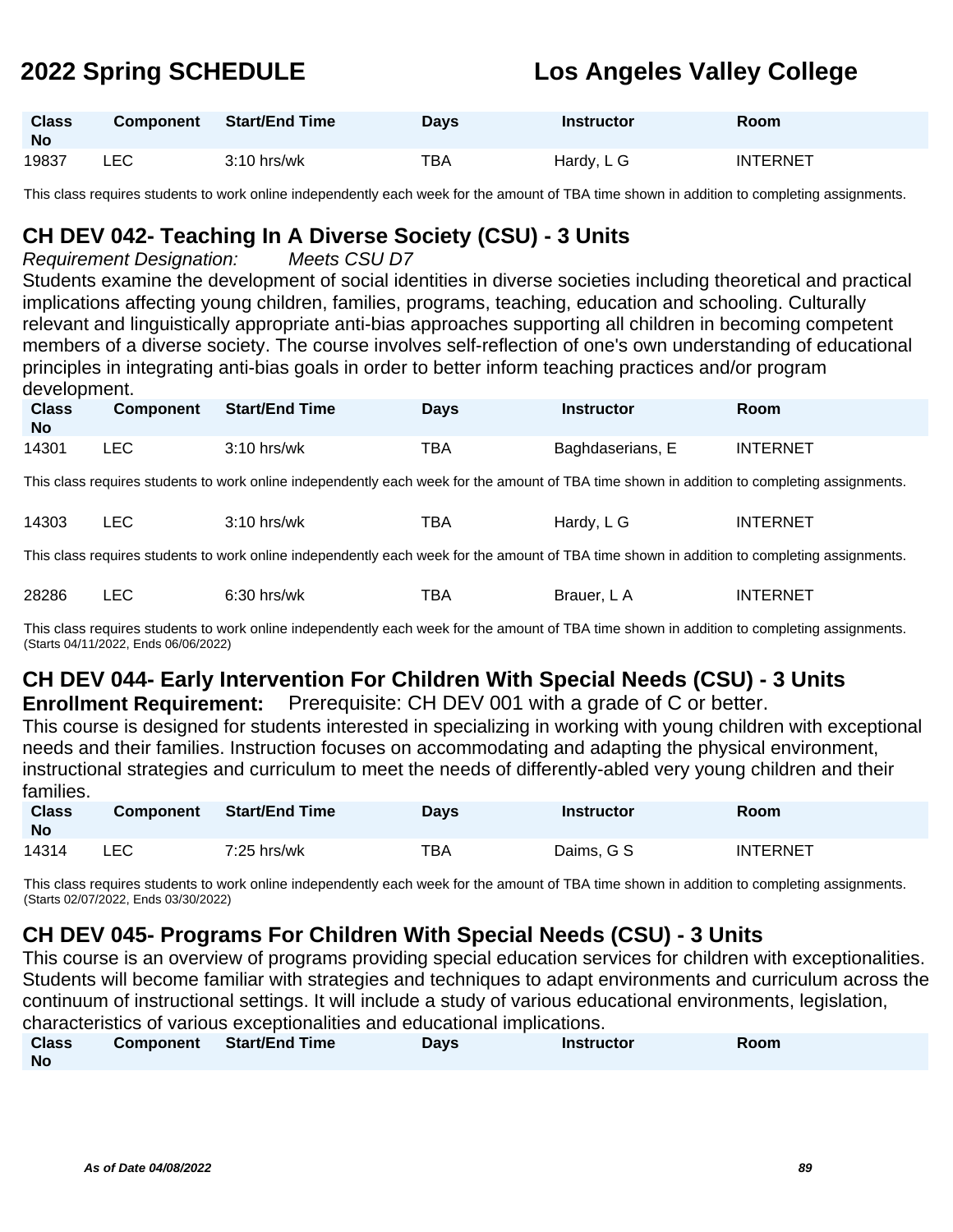| Class No | Component | Start/End Time | Days | Instructor | Room |
|---|---|---|---|---|---|
| 19837 | LEC | 3:10 hrs/wk | TBA | Hardy, L G | INTERNET |

This class requires students to work online independently each week for the amount of TBA time shown in addition to completing assignments.

## CH DEV 042- Teaching In A Diverse Society (CSU) - 3 Units

*Requirement Designation:* *Meets CSU D7*

Students examine the development of social identities in diverse societies including theoretical and practical implications affecting young children, families, programs, teaching, education and schooling. Culturally relevant and linguistically appropriate anti-bias approaches supporting all children in becoming competent members of a diverse society. The course involves self-reflection of one's own understanding of educational principles in integrating anti-bias goals in order to better inform teaching practices and/or program development.

| Class No | Component | Start/End Time | Days | Instructor | Room |
|---|---|---|---|---|---|
| 14301 | LEC | 3:10 hrs/wk | TBA | Baghdaserians, E | INTERNET |

This class requires students to work online independently each week for the amount of TBA time shown in addition to completing assignments.

| Class No | Component | Start/End Time | Days | Instructor | Room |
|---|---|---|---|---|---|
| 14303 | LEC | 3:10 hrs/wk | TBA | Hardy, L G | INTERNET |

This class requires students to work online independently each week for the amount of TBA time shown in addition to completing assignments.

| Class No | Component | Start/End Time | Days | Instructor | Room |
|---|---|---|---|---|---|
| 28286 | LEC | 6:30 hrs/wk | TBA | Brauer, L A | INTERNET |

This class requires students to work online independently each week for the amount of TBA time shown in addition to completing assignments.
(Starts 04/11/2022, Ends 06/06/2022)

## CH DEV 044- Early Intervention For Children With Special Needs (CSU) - 3 Units

**Enrollment Requirement:** Prerequisite: CH DEV 001 with a grade of C or better.

This course is designed for students interested in specializing in working with young children with exceptional needs and their families. Instruction focuses on accommodating and adapting the physical environment, instructional strategies and curriculum to meet the needs of differently-abled very young children and their families.

| Class No | Component | Start/End Time | Days | Instructor | Room |
|---|---|---|---|---|---|
| 14314 | LEC | 7:25 hrs/wk | TBA | Daims, G S | INTERNET |

This class requires students to work online independently each week for the amount of TBA time shown in addition to completing assignments.
(Starts 02/07/2022, Ends 03/30/2022)

## CH DEV 045- Programs For Children With Special Needs (CSU) - 3 Units

This course is an overview of programs providing special education services for children with exceptionalities. Students will become familiar with strategies and techniques to adapt environments and curriculum across the continuum of instructional settings. It will include a study of various educational environments, legislation, characteristics of various exceptionalities and educational implications.

| Class No | Component | Start/End Time | Days | Instructor | Room |
|---|---|---|---|---|---|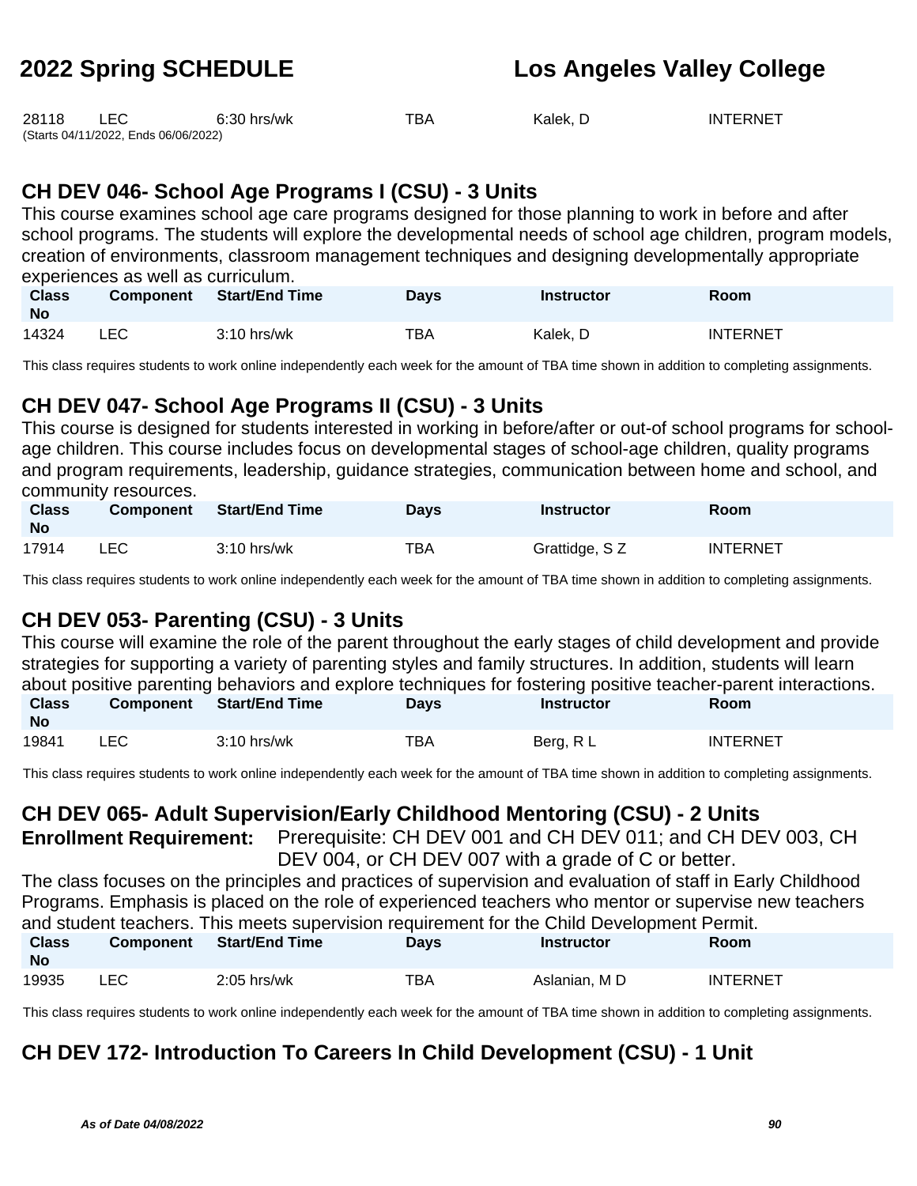| Class No | Component | Start/End Time | Days | Instructor | Room |
|---|---|---|---|---|---|
| 28118 | LEC | 6:30 hrs/wk | TBA | Kalek, D | INTERNET |

(Starts 04/11/2022, Ends 06/06/2022)

## CH DEV 046- School Age Programs I (CSU) - 3 Units

This course examines school age care programs designed for those planning to work in before and after school programs. The students will explore the developmental needs of school age children, program models, creation of environments, classroom management techniques and designing developmentally appropriate experiences as well as curriculum.

| Class No | Component | Start/End Time | Days | Instructor | Room |
|---|---|---|---|---|---|
| 14324 | LEC | 3:10 hrs/wk | TBA | Kalek, D | INTERNET |

This class requires students to work online independently each week for the amount of TBA time shown in addition to completing assignments.

## CH DEV 047- School Age Programs II (CSU) - 3 Units

This course is designed for students interested in working in before/after or out-of school programs for school-age children. This course includes focus on developmental stages of school-age children, quality programs and program requirements, leadership, guidance strategies, communication between home and school, and community resources.

| Class No | Component | Start/End Time | Days | Instructor | Room |
|---|---|---|---|---|---|
| 17914 | LEC | 3:10 hrs/wk | TBA | Grattidge, S Z | INTERNET |

This class requires students to work online independently each week for the amount of TBA time shown in addition to completing assignments.

## CH DEV 053- Parenting (CSU) - 3 Units

This course will examine the role of the parent throughout the early stages of child development and provide strategies for supporting a variety of parenting styles and family structures. In addition, students will learn about positive parenting behaviors and explore techniques for fostering positive teacher-parent interactions.

| Class No | Component | Start/End Time | Days | Instructor | Room |
|---|---|---|---|---|---|
| 19841 | LEC | 3:10 hrs/wk | TBA | Berg, R L | INTERNET |

This class requires students to work online independently each week for the amount of TBA time shown in addition to completing assignments.

## CH DEV 065- Adult Supervision/Early Childhood Mentoring (CSU) - 2 Units

**Enrollment Requirement:** Prerequisite: CH DEV 001 and CH DEV 011; and CH DEV 003, CH DEV 004, or CH DEV 007 with a grade of C or better.

The class focuses on the principles and practices of supervision and evaluation of staff in Early Childhood Programs. Emphasis is placed on the role of experienced teachers who mentor or supervise new teachers and student teachers. This meets supervision requirement for the Child Development Permit.

| Class No | Component | Start/End Time | Days | Instructor | Room |
|---|---|---|---|---|---|
| 19935 | LEC | 2:05 hrs/wk | TBA | Aslanian, M D | INTERNET |

This class requires students to work online independently each week for the amount of TBA time shown in addition to completing assignments.

## CH DEV 172- Introduction To Careers In Child Development (CSU) - 1 Unit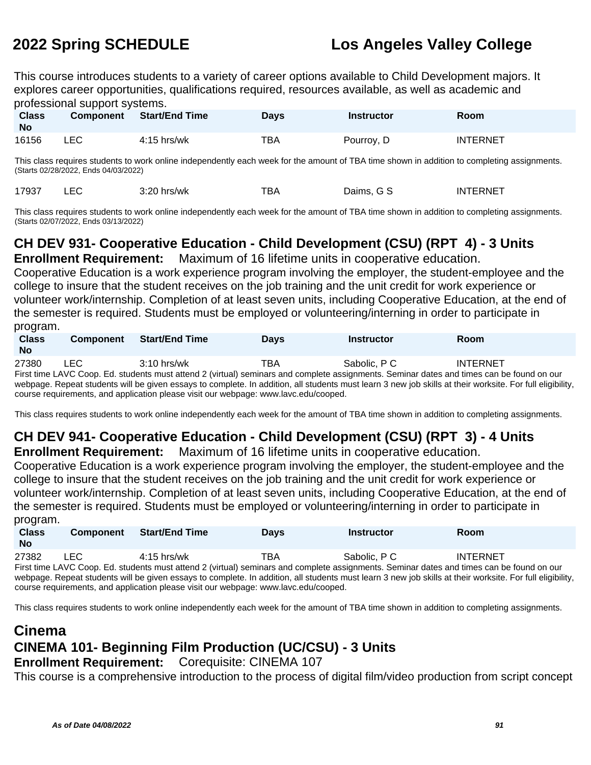This course introduces students to a variety of career options available to Child Development majors. It explores career opportunities, qualifications required, resources available, as well as academic and professional support systems.

| Class No | Component | Start/End Time | Days | Instructor | Room |
|---|---|---|---|---|---|
| 16156 | LEC | 4:15 hrs/wk | TBA | Pourroy, D | INTERNET |

This class requires students to work online independently each week for the amount of TBA time shown in addition to completing assignments. (Starts 02/28/2022, Ends 04/03/2022)

| Class No | Component | Start/End Time | Days | Instructor | Room |
|---|---|---|---|---|---|
| 17937 | LEC | 3:20 hrs/wk | TBA | Daims, G S | INTERNET |

This class requires students to work online independently each week for the amount of TBA time shown in addition to completing assignments. (Starts 02/07/2022, Ends 03/13/2022)

## CH DEV 931- Cooperative Education - Child Development (CSU) (RPT 4) - 3 Units

**Enrollment Requirement:** Maximum of 16 lifetime units in cooperative education.

Cooperative Education is a work experience program involving the employer, the student-employee and the college to insure that the student receives on the job training and the unit credit for work experience or volunteer work/internship. Completion of at least seven units, including Cooperative Education, at the end of the semester is required. Students must be employed or volunteering/interning in order to participate in program.

| Class No | Component | Start/End Time | Days | Instructor | Room |
|---|---|---|---|---|---|
| 27380 | LEC | 3:10 hrs/wk | TBA | Sabolic, P C | INTERNET |

First time LAVC Coop. Ed. students must attend 2 (virtual) seminars and complete assignments. Seminar dates and times can be found on our webpage. Repeat students will be given essays to complete. In addition, all students must learn 3 new job skills at their worksite. For full eligibility, course requirements, and application please visit our webpage: www.lavc.edu/cooped.

This class requires students to work online independently each week for the amount of TBA time shown in addition to completing assignments.

## CH DEV 941- Cooperative Education - Child Development (CSU) (RPT 3) - 4 Units

**Enrollment Requirement:** Maximum of 16 lifetime units in cooperative education.

Cooperative Education is a work experience program involving the employer, the student-employee and the college to insure that the student receives on the job training and the unit credit for work experience or volunteer work/internship. Completion of at least seven units, including Cooperative Education, at the end of the semester is required. Students must be employed or volunteering/interning in order to participate in program.

| Class No | Component | Start/End Time | Days | Instructor | Room |
|---|---|---|---|---|---|
| 27382 | LEC | 4:15 hrs/wk | TBA | Sabolic, P C | INTERNET |

First time LAVC Coop. Ed. students must attend 2 (virtual) seminars and complete assignments. Seminar dates and times can be found on our webpage. Repeat students will be given essays to complete. In addition, all students must learn 3 new job skills at their worksite. For full eligibility, course requirements, and application please visit our webpage: www.lavc.edu/cooped.

This class requires students to work online independently each week for the amount of TBA time shown in addition to completing assignments.

# Cinema

## CINEMA 101- Beginning Film Production (UC/CSU) - 3 Units

**Enrollment Requirement:** Corequisite: CINEMA 107

This course is a comprehensive introduction to the process of digital film/video production from script concept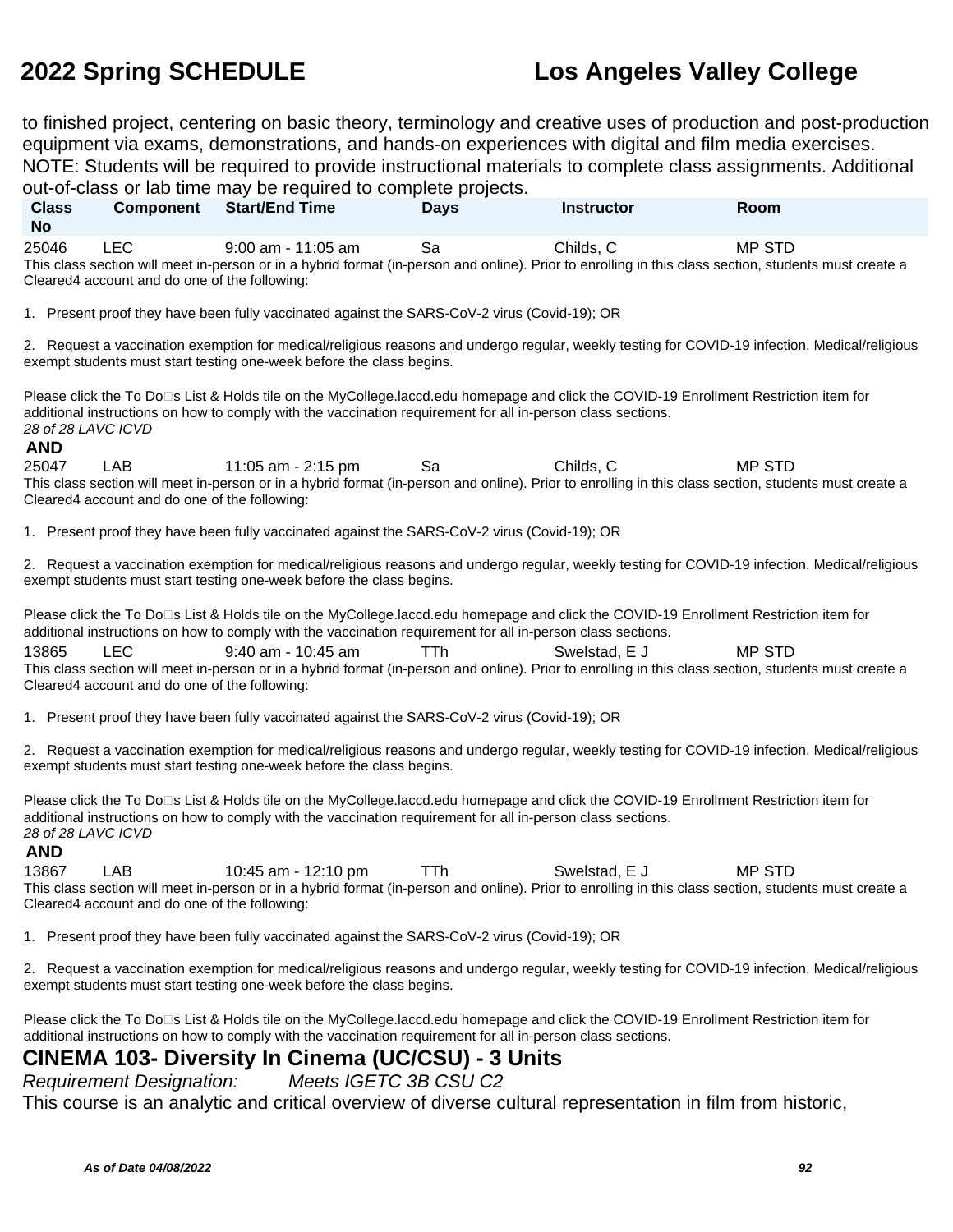to finished project, centering on basic theory, terminology and creative uses of production and post-production equipment via exams, demonstrations, and hands-on experiences with digital and film media exercises. NOTE: Students will be required to provide instructional materials to complete class assignments. Additional out-of-class or lab time may be required to complete projects.

| Class No | Component | Start/End Time | Days | Instructor | Room |
|---|---|---|---|---|---|
| 25046 | LEC | 9:00 am - 11:05 am | Sa | Childs, C | MP STD |

This class section will meet in-person or in a hybrid format (in-person and online). Prior to enrolling in this class section, students must create a Cleared4 account and do one of the following:

1. Present proof they have been fully vaccinated against the SARS-CoV-2 virus (Covid-19); OR

2. Request a vaccination exemption for medical/religious reasons and undergo regular, weekly testing for COVID-19 infection. Medical/religious exempt students must start testing one-week before the class begins.

Please click the To Do�s List & Holds tile on the MyCollege.laccd.edu homepage and click the COVID-19 Enrollment Restriction item for additional instructions on how to comply with the vaccination requirement for all in-person class sections.

*28 of 28 LAVC ICVD*

**AND**

| Class No | Component | Start/End Time | Days | Instructor | Room |
|---|---|---|---|---|---|
| 25047 | LAB | 11:05 am - 2:15 pm | Sa | Childs, C | MP STD |

This class section will meet in-person or in a hybrid format (in-person and online). Prior to enrolling in this class section, students must create a Cleared4 account and do one of the following:

1. Present proof they have been fully vaccinated against the SARS-CoV-2 virus (Covid-19); OR

2. Request a vaccination exemption for medical/religious reasons and undergo regular, weekly testing for COVID-19 infection. Medical/religious exempt students must start testing one-week before the class begins.

Please click the To Do�s List & Holds tile on the MyCollege.laccd.edu homepage and click the COVID-19 Enrollment Restriction item for additional instructions on how to comply with the vaccination requirement for all in-person class sections.

| Class No | Component | Start/End Time | Days | Instructor | Room |
|---|---|---|---|---|---|
| 13865 | LEC | 9:40 am - 10:45 am | TTh | Swelstad, E J | MP STD |

This class section will meet in-person or in a hybrid format (in-person and online). Prior to enrolling in this class section, students must create a Cleared4 account and do one of the following:

1. Present proof they have been fully vaccinated against the SARS-CoV-2 virus (Covid-19); OR

2. Request a vaccination exemption for medical/religious reasons and undergo regular, weekly testing for COVID-19 infection. Medical/religious exempt students must start testing one-week before the class begins.

Please click the To Do�s List & Holds tile on the MyCollege.laccd.edu homepage and click the COVID-19 Enrollment Restriction item for additional instructions on how to comply with the vaccination requirement for all in-person class sections.

*28 of 28 LAVC ICVD*

**AND**

| Class No | Component | Start/End Time | Days | Instructor | Room |
|---|---|---|---|---|---|
| 13867 | LAB | 10:45 am - 12:10 pm | TTh | Swelstad, E J | MP STD |

This class section will meet in-person or in a hybrid format (in-person and online). Prior to enrolling in this class section, students must create a Cleared4 account and do one of the following:

1. Present proof they have been fully vaccinated against the SARS-CoV-2 virus (Covid-19); OR

2. Request a vaccination exemption for medical/religious reasons and undergo regular, weekly testing for COVID-19 infection. Medical/religious exempt students must start testing one-week before the class begins.

Please click the To Do�s List & Holds tile on the MyCollege.laccd.edu homepage and click the COVID-19 Enrollment Restriction item for additional instructions on how to comply with the vaccination requirement for all in-person class sections.

## CINEMA 103- Diversity In Cinema (UC/CSU) - 3 Units

*Requirement Designation:* *Meets IGETC 3B CSU C2*

This course is an analytic and critical overview of diverse cultural representation in film from historic,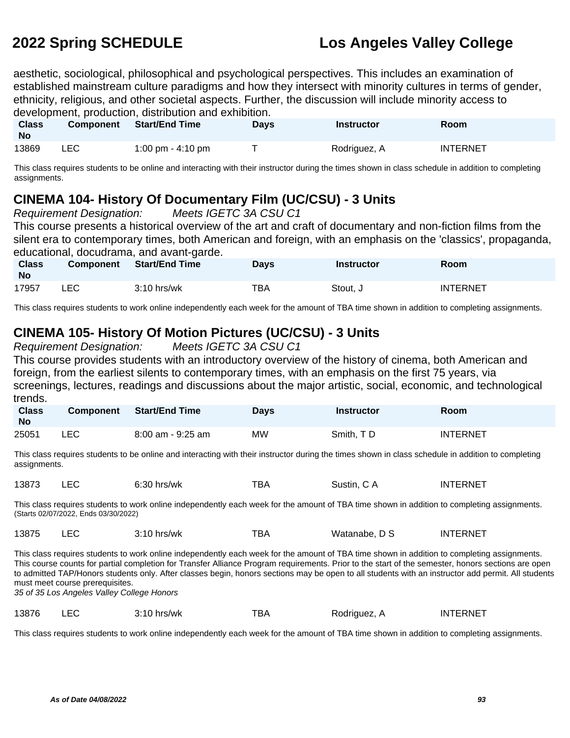aesthetic, sociological, philosophical and psychological perspectives. This includes an examination of established mainstream culture paradigms and how they intersect with minority cultures in terms of gender, ethnicity, religious, and other societal aspects. Further, the discussion will include minority access to development, production, distribution and exhibition.

| Class No | Component | Start/End Time | Days | Instructor | Room |
|---|---|---|---|---|---|
| 13869 | LEC | 1:00 pm - 4:10 pm | T | Rodriguez, A | INTERNET |

This class requires students to be online and interacting with their instructor during the times shown in class schedule in addition to completing assignments.

## CINEMA 104- History Of Documentary Film (UC/CSU) - 3 Units

*Requirement Designation: Meets IGETC 3A CSU C1*

This course presents a historical overview of the art and craft of documentary and non-fiction films from the silent era to contemporary times, both American and foreign, with an emphasis on the 'classics', propaganda, educational, docudrama, and avant-garde.

| Class No | Component | Start/End Time | Days | Instructor | Room |
|---|---|---|---|---|---|
| 17957 | LEC | 3:10 hrs/wk | TBA | Stout, J | INTERNET |

This class requires students to work online independently each week for the amount of TBA time shown in addition to completing assignments.

## CINEMA 105- History Of Motion Pictures (UC/CSU) - 3 Units

*Requirement Designation: Meets IGETC 3A CSU C1*

This course provides students with an introductory overview of the history of cinema, both American and foreign, from the earliest silents to contemporary times, with an emphasis on the first 75 years, via screenings, lectures, readings and discussions about the major artistic, social, economic, and technological trends.

| Class No | Component | Start/End Time | Days | Instructor | Room |
|---|---|---|---|---|---|
| 25051 | LEC | 8:00 am - 9:25 am | MW | Smith, T D | INTERNET |

This class requires students to be online and interacting with their instructor during the times shown in class schedule in addition to completing assignments.

| Class No | Component | Start/End Time | Days | Instructor | Room |
|---|---|---|---|---|---|
| 13873 | LEC | 6:30 hrs/wk | TBA | Sustin, C A | INTERNET |

This class requires students to work online independently each week for the amount of TBA time shown in addition to completing assignments. (Starts 02/07/2022, Ends 03/30/2022)

| Class No | Component | Start/End Time | Days | Instructor | Room |
|---|---|---|---|---|---|
| 13875 | LEC | 3:10 hrs/wk | TBA | Watanabe, D S | INTERNET |

This class requires students to work online independently each week for the amount of TBA time shown in addition to completing assignments. This course counts for partial completion for Transfer Alliance Program requirements. Prior to the start of the semester, honors sections are open to admitted TAP/Honors students only. After classes begin, honors sections may be open to all students with an instructor add permit. All students must meet course prerequisites.

*35 of 35 Los Angeles Valley College Honors*

| Class No | Component | Start/End Time | Days | Instructor | Room |
|---|---|---|---|---|---|
| 13876 | LEC | 3:10 hrs/wk | TBA | Rodriguez, A | INTERNET |

This class requires students to work online independently each week for the amount of TBA time shown in addition to completing assignments.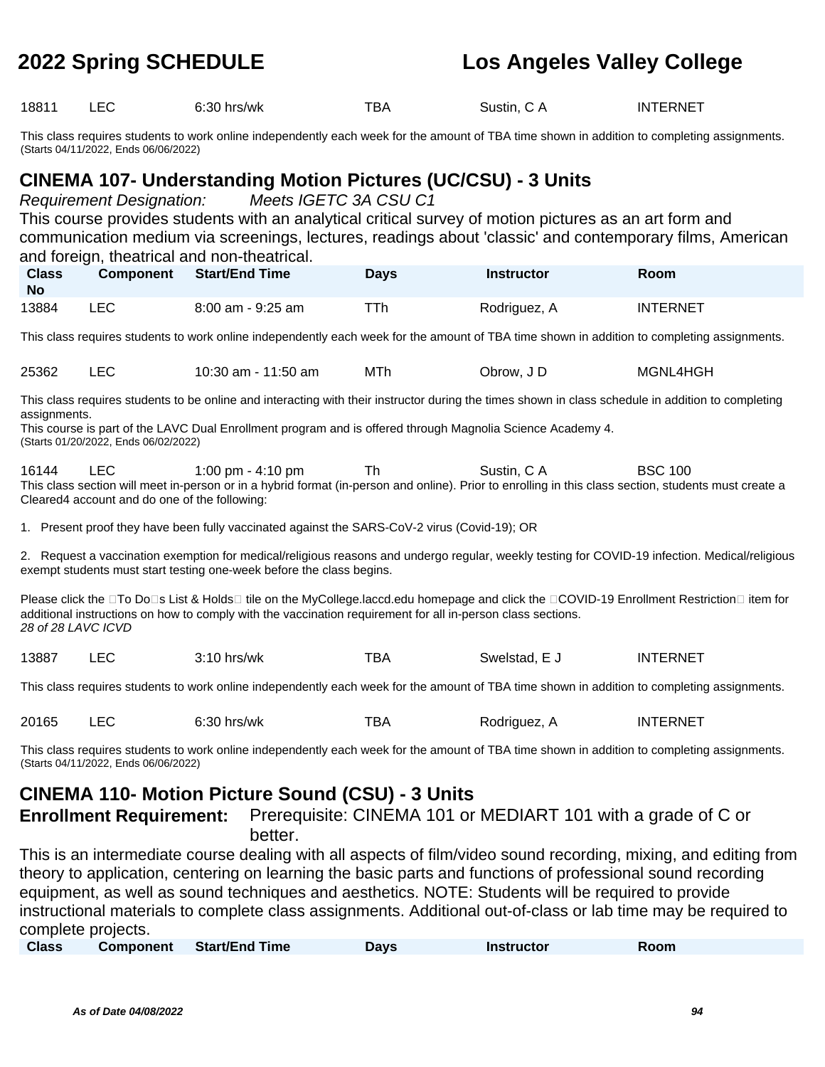| Class No | Component | Start/End Time | Days | Instructor | Room |
|---|---|---|---|---|---|
| 18811 | LEC | 6:30 hrs/wk | TBA | Sustin, C A | INTERNET |

This class requires students to work online independently each week for the amount of TBA time shown in addition to completing assignments.
(Starts 04/11/2022, Ends 06/06/2022)

## CINEMA 107- Understanding Motion Pictures (UC/CSU) - 3 Units

*Requirement Designation:* *Meets IGETC 3A CSU C1*

This course provides students with an analytical critical survey of motion pictures as an art form and communication medium via screenings, lectures, readings about 'classic' and contemporary films, American and foreign, theatrical and non-theatrical.

| Class No | Component | Start/End Time | Days | Instructor | Room |
|---|---|---|---|---|---|
| 13884 | LEC | 8:00 am - 9:25 am | TTh | Rodriguez, A | INTERNET |

This class requires students to work online independently each week for the amount of TBA time shown in addition to completing assignments.

| Class No | Component | Start/End Time | Days | Instructor | Room |
|---|---|---|---|---|---|
| 25362 | LEC | 10:30 am - 11:50 am | MTh | Obrow, J D | MGNL4HGH |

This class requires students to be online and interacting with their instructor during the times shown in class schedule in addition to completing assignments.
This course is part of the LAVC Dual Enrollment program and is offered through Magnolia Science Academy 4.
(Starts 01/20/2022, Ends 06/02/2022)

| Class No | Component | Start/End Time | Days | Instructor | Room |
|---|---|---|---|---|---|
| 16144 | LEC | 1:00 pm - 4:10 pm | Th | Sustin, C A | BSC 100 |

This class section will meet in-person or in a hybrid format (in-person and online). Prior to enrolling in this class section, students must create a Cleared4 account and do one of the following:

1. Present proof they have been fully vaccinated against the SARS-CoV-2 virus (Covid-19); OR

2. Request a vaccination exemption for medical/religious reasons and undergo regular, weekly testing for COVID-19 infection. Medical/religious exempt students must start testing one-week before the class begins.

Please click the To Do s List & Holds tile on the MyCollege.laccd.edu homepage and click the COVID-19 Enrollment Restriction item for additional instructions on how to comply with the vaccination requirement for all in-person class sections.
*28 of 28 LAVC ICVD*

| Class No | Component | Start/End Time | Days | Instructor | Room |
|---|---|---|---|---|---|
| 13887 | LEC | 3:10 hrs/wk | TBA | Swelstad, E J | INTERNET |

This class requires students to work online independently each week for the amount of TBA time shown in addition to completing assignments.

| Class No | Component | Start/End Time | Days | Instructor | Room |
|---|---|---|---|---|---|
| 20165 | LEC | 6:30 hrs/wk | TBA | Rodriguez, A | INTERNET |

This class requires students to work online independently each week for the amount of TBA time shown in addition to completing assignments.
(Starts 04/11/2022, Ends 06/06/2022)

## CINEMA 110- Motion Picture Sound (CSU) - 3 Units

**Enrollment Requirement:** Prerequisite: CINEMA 101 or MEDIART 101 with a grade of C or better.

This is an intermediate course dealing with all aspects of film/video sound recording, mixing, and editing from theory to application, centering on learning the basic parts and functions of professional sound recording equipment, as well as sound techniques and aesthetics. NOTE: Students will be required to provide instructional materials to complete class assignments. Additional out-of-class or lab time may be required to complete projects.

| Class | Component | Start/End Time | Days | Instructor | Room |
|---|---|---|---|---|---|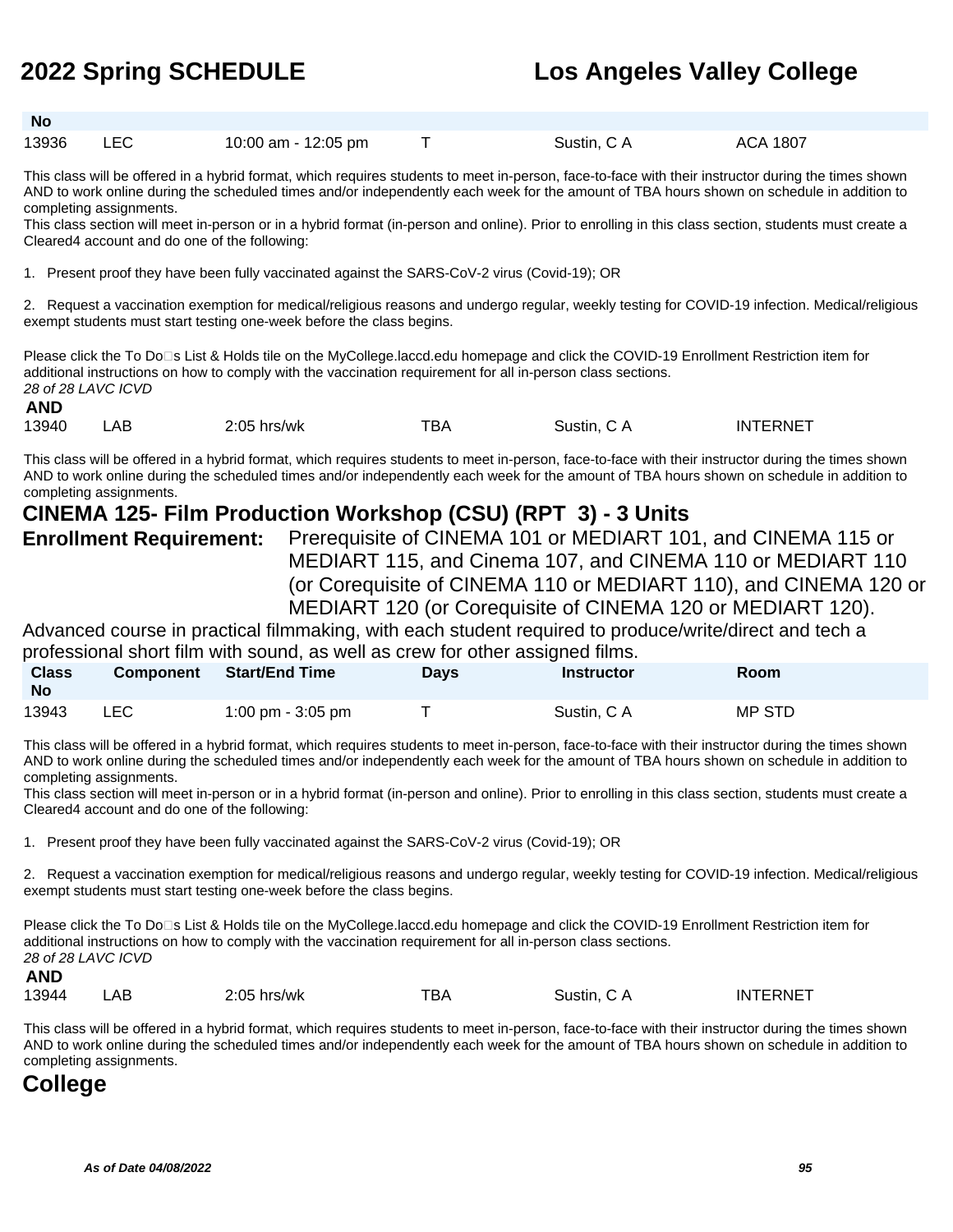| Class No | Component | Start/End Time | Days | Instructor | Room |
|---|---|---|---|---|---|
| 13936 | LEC | 10:00 am - 12:05 pm | T | Sustin, C A | ACA 1807 |

This class will be offered in a hybrid format, which requires students to meet in-person, face-to-face with their instructor during the times shown AND to work online during the scheduled times and/or independently each week for the amount of TBA hours shown on schedule in addition to completing assignments.
This class section will meet in-person or in a hybrid format (in-person and online). Prior to enrolling in this class section, students must create a Cleared4 account and do one of the following:

1. Present proof they have been fully vaccinated against the SARS-CoV-2 virus (Covid-19); OR

2. Request a vaccination exemption for medical/religious reasons and undergo regular, weekly testing for COVID-19 infection. Medical/religious exempt students must start testing one-week before the class begins.

Please click the To Do□s List & Holds tile on the MyCollege.laccd.edu homepage and click the COVID-19 Enrollment Restriction item for additional instructions on how to comply with the vaccination requirement for all in-person class sections.
*28 of 28 LAVC ICVD*

**AND**

| | | | | | |
|---|---|---|---|---|---|
| 13940 | LAB | 2:05 hrs/wk | TBA | Sustin, C A | INTERNET |

This class will be offered in a hybrid format, which requires students to meet in-person, face-to-face with their instructor during the times shown AND to work online during the scheduled times and/or independently each week for the amount of TBA hours shown on schedule in addition to completing assignments.

## CINEMA 125- Film Production Workshop (CSU) (RPT 3) - 3 Units

**Enrollment Requirement:** Prerequisite of CINEMA 101 or MEDIART 101, and CINEMA 115 or MEDIART 115, and Cinema 107, and CINEMA 110 or MEDIART 110 (or Corequisite of CINEMA 110 or MEDIART 110), and CINEMA 120 or MEDIART 120 (or Corequisite of CINEMA 120 or MEDIART 120).

Advanced course in practical filmmaking, with each student required to produce/write/direct and tech a professional short film with sound, as well as crew for other assigned films.

| Class No | Component | Start/End Time | Days | Instructor | Room |
|---|---|---|---|---|---|
| 13943 | LEC | 1:00 pm - 3:05 pm | T | Sustin, C A | MP STD |

This class will be offered in a hybrid format, which requires students to meet in-person, face-to-face with their instructor during the times shown AND to work online during the scheduled times and/or independently each week for the amount of TBA hours shown on schedule in addition to completing assignments.
This class section will meet in-person or in a hybrid format (in-person and online). Prior to enrolling in this class section, students must create a Cleared4 account and do one of the following:

1. Present proof they have been fully vaccinated against the SARS-CoV-2 virus (Covid-19); OR

2. Request a vaccination exemption for medical/religious reasons and undergo regular, weekly testing for COVID-19 infection. Medical/religious exempt students must start testing one-week before the class begins.

Please click the To Do□s List & Holds tile on the MyCollege.laccd.edu homepage and click the COVID-19 Enrollment Restriction item for additional instructions on how to comply with the vaccination requirement for all in-person class sections.
*28 of 28 LAVC ICVD*

**AND**

| | | | | | |
|---|---|---|---|---|---|
| 13944 | LAB | 2:05 hrs/wk | TBA | Sustin, C A | INTERNET |

This class will be offered in a hybrid format, which requires students to meet in-person, face-to-face with their instructor during the times shown AND to work online during the scheduled times and/or independently each week for the amount of TBA hours shown on schedule in addition to completing assignments.

## College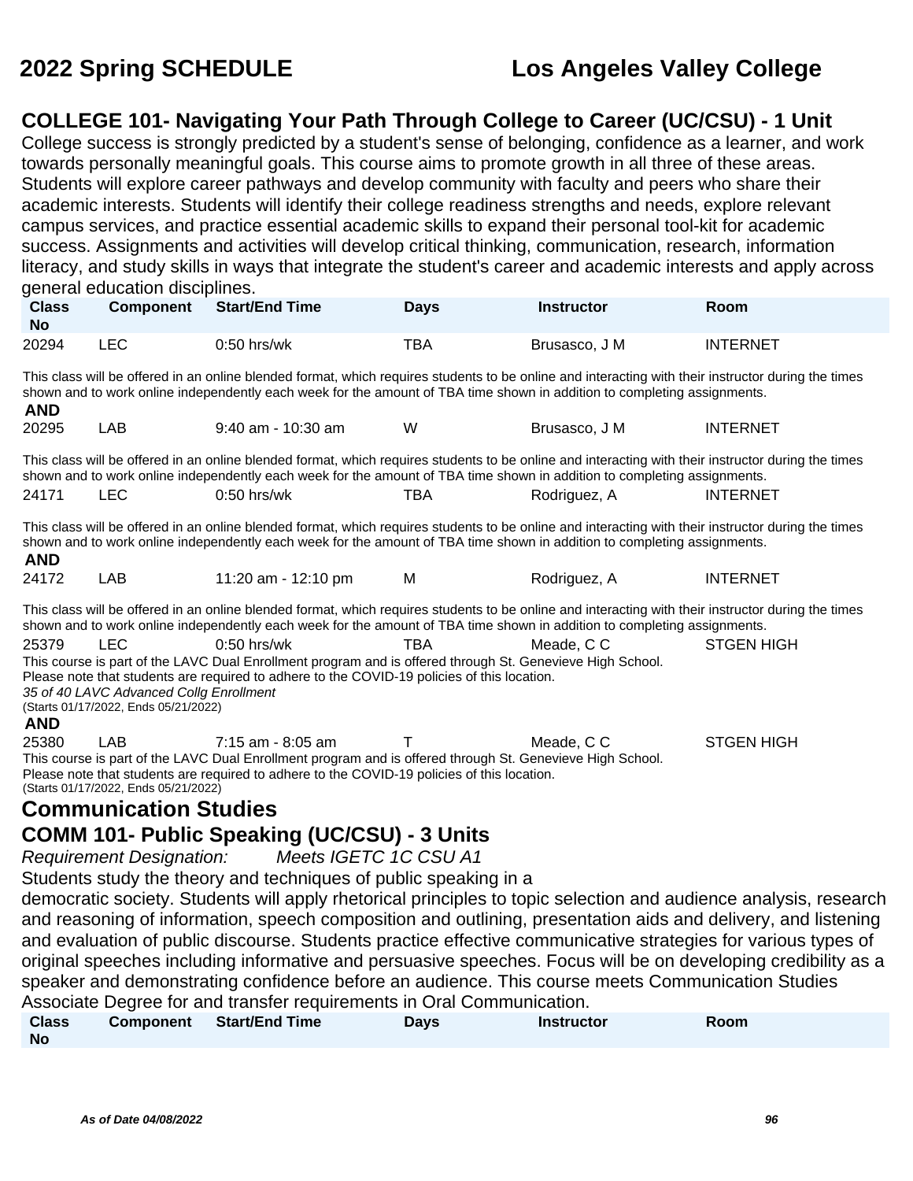## COLLEGE 101- Navigating Your Path Through College to Career (UC/CSU) - 1 Unit

College success is strongly predicted by a student's sense of belonging, confidence as a learner, and work towards personally meaningful goals. This course aims to promote growth in all three of these areas. Students will explore career pathways and develop community with faculty and peers who share their academic interests. Students will identify their college readiness strengths and needs, explore relevant campus services, and practice essential academic skills to expand their personal tool-kit for academic success. Assignments and activities will develop critical thinking, communication, research, information literacy, and study skills in ways that integrate the student's career and academic interests and apply across general education disciplines.

| Class No | Component | Start/End Time | Days | Instructor | Room |
|---|---|---|---|---|---|
| 20294 | LEC | 0:50 hrs/wk | TBA | Brusasco, J M | INTERNET |

This class will be offered in an online blended format, which requires students to be online and interacting with their instructor during the times shown and to work online independently each week for the amount of TBA time shown in addition to completing assignments.

**AND**

| Class No | Component | Start/End Time | Days | Instructor | Room |
|---|---|---|---|---|---|
| 20295 | LAB | 9:40 am - 10:30 am | W | Brusasco, J M | INTERNET |

This class will be offered in an online blended format, which requires students to be online and interacting with their instructor during the times shown and to work online independently each week for the amount of TBA time shown in addition to completing assignments.

| Class No | Component | Start/End Time | Days | Instructor | Room |
|---|---|---|---|---|---|
| 24171 | LEC | 0:50 hrs/wk | TBA | Rodriguez, A | INTERNET |

This class will be offered in an online blended format, which requires students to be online and interacting with their instructor during the times shown and to work online independently each week for the amount of TBA time shown in addition to completing assignments.

**AND**

| Class No | Component | Start/End Time | Days | Instructor | Room |
|---|---|---|---|---|---|
| 24172 | LAB | 11:20 am - 12:10 pm | M | Rodriguez, A | INTERNET |

This class will be offered in an online blended format, which requires students to be online and interacting with their instructor during the times shown and to work online independently each week for the amount of TBA time shown in addition to completing assignments.

| Class No | Component | Start/End Time | Days | Instructor | Room |
|---|---|---|---|---|---|
| 25379 | LEC | 0:50 hrs/wk | TBA | Meade, C C | STGEN HIGH |

This course is part of the LAVC Dual Enrollment program and is offered through St. Genevieve High School.
Please note that students are required to adhere to the COVID-19 policies of this location.
*35 of 40 LAVC Advanced Collg Enrollment*
(Starts 01/17/2022, Ends 05/21/2022)

**AND**

| Class No | Component | Start/End Time | Days | Instructor | Room |
|---|---|---|---|---|---|
| 25380 | LAB | 7:15 am - 8:05 am | T | Meade, C C | STGEN HIGH |

This course is part of the LAVC Dual Enrollment program and is offered through St. Genevieve High School.
Please note that students are required to adhere to the COVID-19 policies of this location.
(Starts 01/17/2022, Ends 05/21/2022)

# Communication Studies

## COMM 101- Public Speaking (UC/CSU) - 3 Units

*Requirement Designation:* *Meets IGETC 1C CSU A1*

Students study the theory and techniques of public speaking in a democratic society. Students will apply rhetorical principles to topic selection and audience analysis, research and reasoning of information, speech composition and outlining, presentation aids and delivery, and listening and evaluation of public discourse. Students practice effective communicative strategies for various types of original speeches including informative and persuasive speeches. Focus will be on developing credibility as a speaker and demonstrating confidence before an audience. This course meets Communication Studies Associate Degree for and transfer requirements in Oral Communication.

| Class No | Component | Start/End Time | Days | Instructor | Room |
|---|---|---|---|---|---|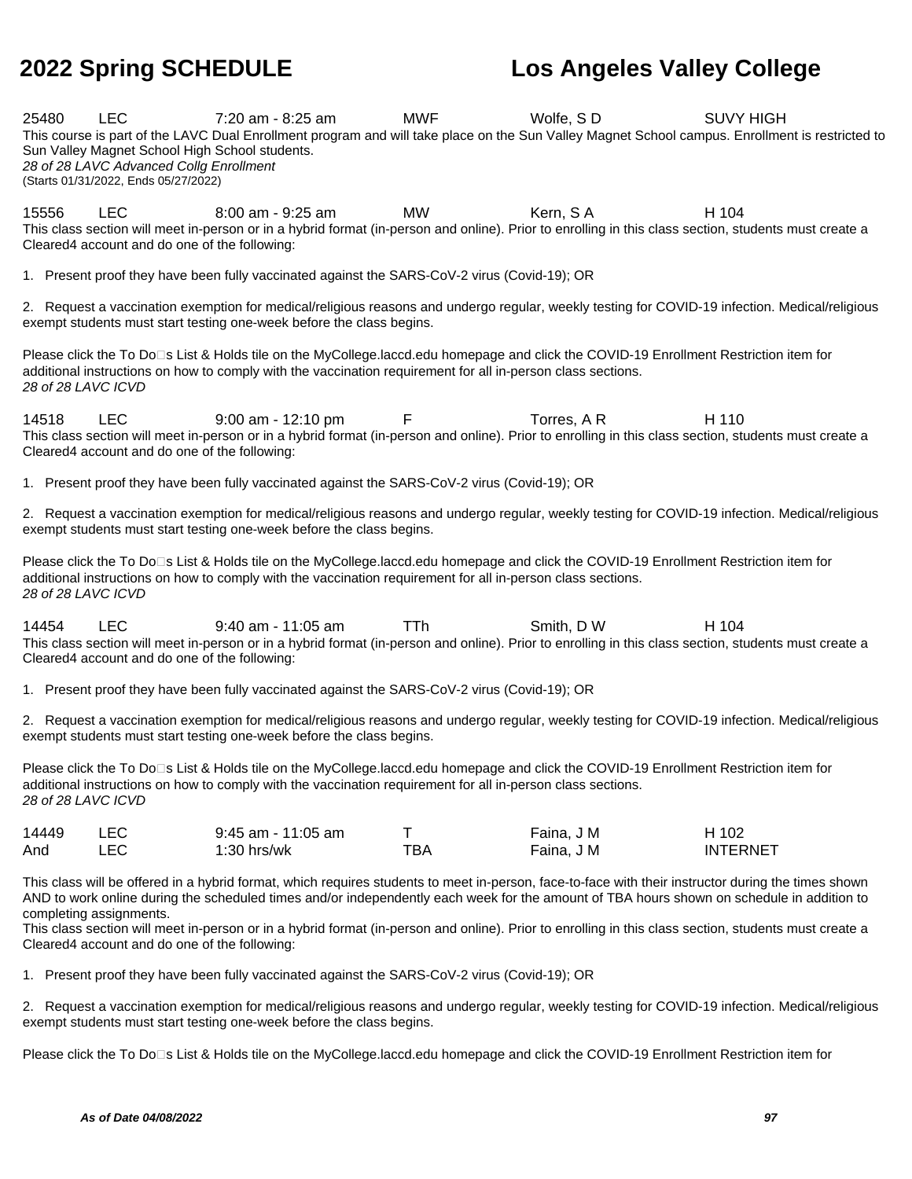| | | | | | |
|---|---|---|---|---|---|
| 25480 | LEC | 7:20 am - 8:25 am | MWF | Wolfe, S D | SUVY HIGH |

This course is part of the LAVC Dual Enrollment program and will take place on the Sun Valley Magnet School campus. Enrollment is restricted to Sun Valley Magnet School High School students.
*28 of 28 LAVC Advanced Collg Enrollment*
(Starts 01/31/2022, Ends 05/27/2022)

| | | | | | |
|---|---|---|---|---|---|
| 15556 | LEC | 8:00 am - 9:25 am | MW | Kern, S A | H 104 |

This class section will meet in-person or in a hybrid format (in-person and online). Prior to enrolling in this class section, students must create a Cleared4 account and do one of the following:

1. Present proof they have been fully vaccinated against the SARS-CoV-2 virus (Covid-19); OR

2. Request a vaccination exemption for medical/religious reasons and undergo regular, weekly testing for COVID-19 infection. Medical/religious exempt students must start testing one-week before the class begins.

Please click the To Do□s List & Holds tile on the MyCollege.laccd.edu homepage and click the COVID-19 Enrollment Restriction item for additional instructions on how to comply with the vaccination requirement for all in-person class sections.
*28 of 28 LAVC ICVD*

| | | | | | |
|---|---|---|---|---|---|
| 14518 | LEC | 9:00 am - 12:10 pm | F | Torres, A R | H 110 |

This class section will meet in-person or in a hybrid format (in-person and online). Prior to enrolling in this class section, students must create a Cleared4 account and do one of the following:

1. Present proof they have been fully vaccinated against the SARS-CoV-2 virus (Covid-19); OR

2. Request a vaccination exemption for medical/religious reasons and undergo regular, weekly testing for COVID-19 infection. Medical/religious exempt students must start testing one-week before the class begins.

Please click the To Do□s List & Holds tile on the MyCollege.laccd.edu homepage and click the COVID-19 Enrollment Restriction item for additional instructions on how to comply with the vaccination requirement for all in-person class sections.
*28 of 28 LAVC ICVD*

| | | | | | |
|---|---|---|---|---|---|
| 14454 | LEC | 9:40 am - 11:05 am | TTh | Smith, D W | H 104 |

This class section will meet in-person or in a hybrid format (in-person and online). Prior to enrolling in this class section, students must create a Cleared4 account and do one of the following:

1. Present proof they have been fully vaccinated against the SARS-CoV-2 virus (Covid-19); OR

2. Request a vaccination exemption for medical/religious reasons and undergo regular, weekly testing for COVID-19 infection. Medical/religious exempt students must start testing one-week before the class begins.

Please click the To Do□s List & Holds tile on the MyCollege.laccd.edu homepage and click the COVID-19 Enrollment Restriction item for additional instructions on how to comply with the vaccination requirement for all in-person class sections.
*28 of 28 LAVC ICVD*

| | | | | | |
|---|---|---|---|---|---|
| 14449 | LEC | 9:45 am - 11:05 am | T | Faina, J M | H 102 |
| And | LEC | 1:30 hrs/wk | TBA | Faina, J M | INTERNET |

This class will be offered in a hybrid format, which requires students to meet in-person, face-to-face with their instructor during the times shown AND to work online during the scheduled times and/or independently each week for the amount of TBA hours shown on schedule in addition to completing assignments.
This class section will meet in-person or in a hybrid format (in-person and online). Prior to enrolling in this class section, students must create a Cleared4 account and do one of the following:

1. Present proof they have been fully vaccinated against the SARS-CoV-2 virus (Covid-19); OR

2. Request a vaccination exemption for medical/religious reasons and undergo regular, weekly testing for COVID-19 infection. Medical/religious exempt students must start testing one-week before the class begins.

Please click the To Do□s List & Holds tile on the MyCollege.laccd.edu homepage and click the COVID-19 Enrollment Restriction item for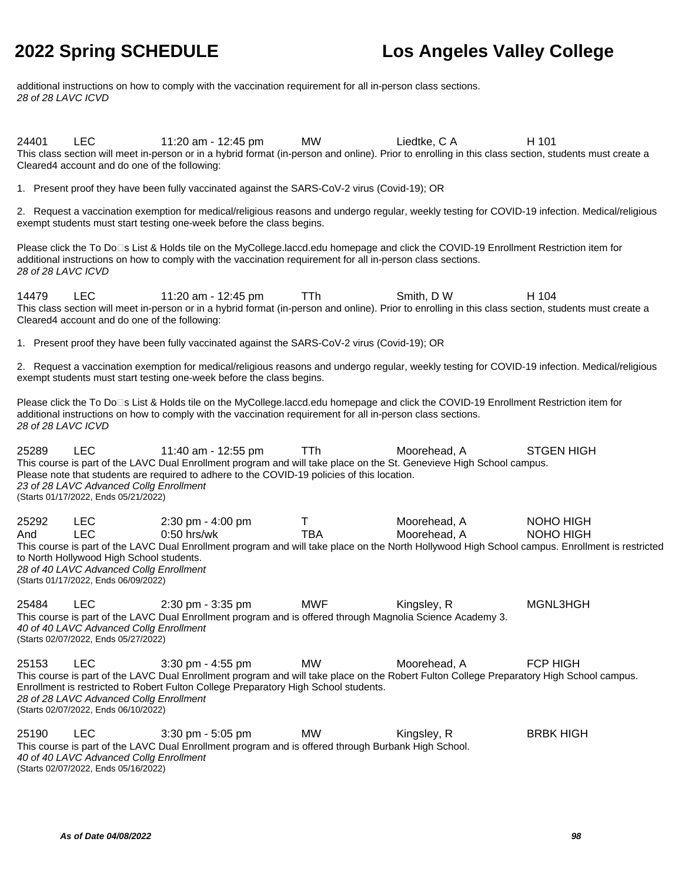additional instructions on how to comply with the vaccination requirement for all in-person class sections.
*28 of 28 LAVC ICVD*

| | | | | | |
|---|---|---|---|---|---|
| 24401 | LEC | 11:20 am - 12:45 pm | MW | Liedtke, C A | H 101 |

This class section will meet in-person or in a hybrid format (in-person and online). Prior to enrolling in this class section, students must create a Cleared4 account and do one of the following:

1. Present proof they have been fully vaccinated against the SARS-CoV-2 virus (Covid-19); OR

2. Request a vaccination exemption for medical/religious reasons and undergo regular, weekly testing for COVID-19 infection. Medical/religious exempt students must start testing one-week before the class begins.

Please click the To Do□s List & Holds tile on the MyCollege.laccd.edu homepage and click the COVID-19 Enrollment Restriction item for additional instructions on how to comply with the vaccination requirement for all in-person class sections.
*28 of 28 LAVC ICVD*

| | | | | | |
|---|---|---|---|---|---|
| 14479 | LEC | 11:20 am - 12:45 pm | TTh | Smith, D W | H 104 |

This class section will meet in-person or in a hybrid format (in-person and online). Prior to enrolling in this class section, students must create a Cleared4 account and do one of the following:

1. Present proof they have been fully vaccinated against the SARS-CoV-2 virus (Covid-19); OR

2. Request a vaccination exemption for medical/religious reasons and undergo regular, weekly testing for COVID-19 infection. Medical/religious exempt students must start testing one-week before the class begins.

Please click the To Do□s List & Holds tile on the MyCollege.laccd.edu homepage and click the COVID-19 Enrollment Restriction item for additional instructions on how to comply with the vaccination requirement for all in-person class sections.
*28 of 28 LAVC ICVD*

| | | | | | |
|---|---|---|---|---|---|
| 25289 | LEC | 11:40 am - 12:55 pm | TTh | Moorehead, A | STGEN HIGH |

This course is part of the LAVC Dual Enrollment program and will take place on the St. Genevieve High School campus.
Please note that students are required to adhere to the COVID-19 policies of this location.
*23 of 28 LAVC Advanced Collg Enrollment*
(Starts 01/17/2022, Ends 05/21/2022)

| | | | | | |
|---|---|---|---|---|---|
| 25292 | LEC | 2:30 pm - 4:00 pm | T | Moorehead, A | NOHO HIGH |
| And | LEC | 0:50 hrs/wk | TBA | Moorehead, A | NOHO HIGH |

This course is part of the LAVC Dual Enrollment program and will take place on the North Hollywood High School campus. Enrollment is restricted to North Hollywood High School students.
*28 of 40 LAVC Advanced Collg Enrollment*
(Starts 01/17/2022, Ends 06/09/2022)

| | | | | | |
|---|---|---|---|---|---|
| 25484 | LEC | 2:30 pm - 3:35 pm | MWF | Kingsley, R | MGNL3HGH |

This course is part of the LAVC Dual Enrollment program and is offered through Magnolia Science Academy 3.
*40 of 40 LAVC Advanced Collg Enrollment*
(Starts 02/07/2022, Ends 05/27/2022)

| | | | | | |
|---|---|---|---|---|---|
| 25153 | LEC | 3:30 pm - 4:55 pm | MW | Moorehead, A | FCP HIGH |

This course is part of the LAVC Dual Enrollment program and will take place on the Robert Fulton College Preparatory High School campus. Enrollment is restricted to Robert Fulton College Preparatory High School students.
*28 of 28 LAVC Advanced Collg Enrollment*
(Starts 02/07/2022, Ends 06/10/2022)

| | | | | | |
|---|---|---|---|---|---|
| 25190 | LEC | 3:30 pm - 5:05 pm | MW | Kingsley, R | BRBK HIGH |

This course is part of the LAVC Dual Enrollment program and is offered through Burbank High School.
*40 of 40 LAVC Advanced Collg Enrollment*
(Starts 02/07/2022, Ends 05/16/2022)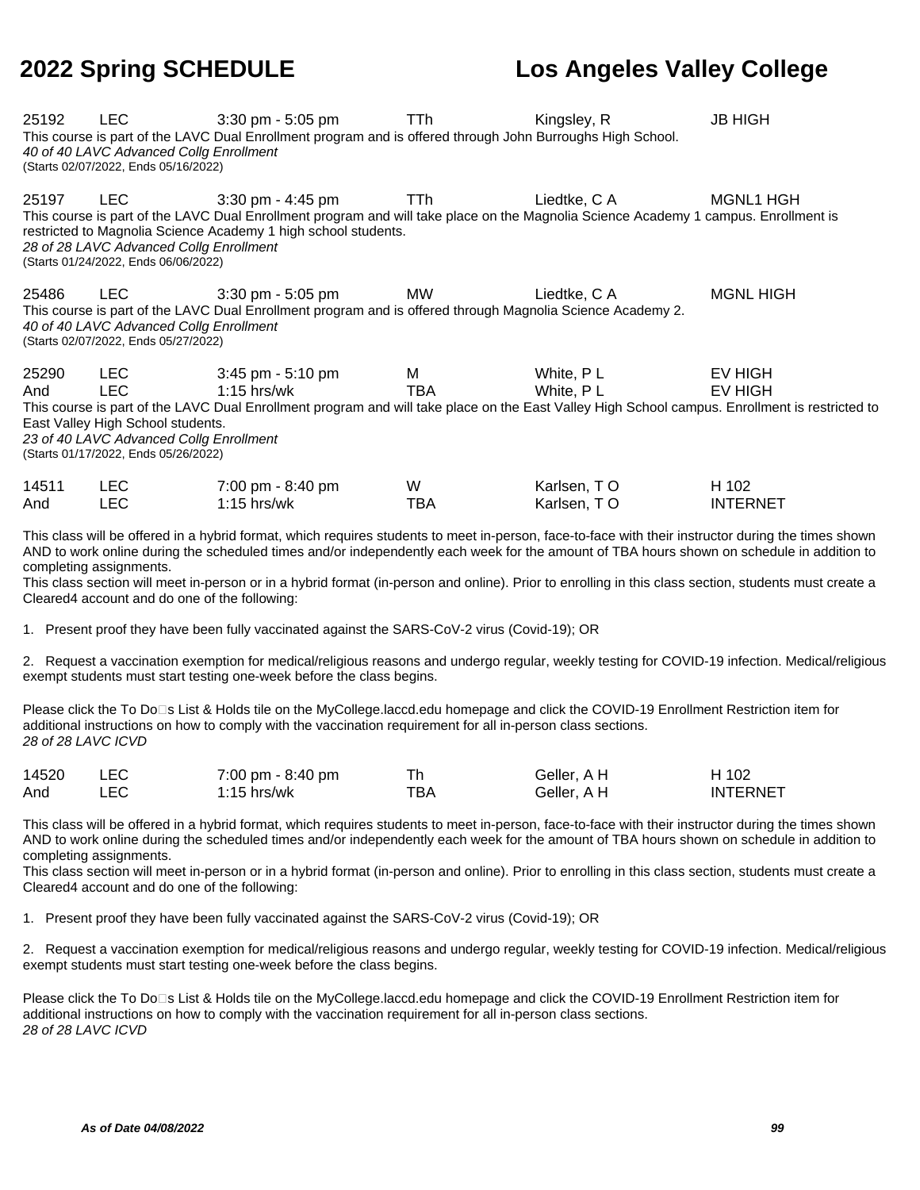| | | | | | |
|---|---|---|---|---|---|
| 25192 | LEC | 3:30 pm - 5:05 pm | TTh | Kingsley, R | JB HIGH |

This course is part of the LAVC Dual Enrollment program and is offered through John Burroughs High School.
*40 of 40 LAVC Advanced Collg Enrollment*
(Starts 02/07/2022, Ends 05/16/2022)

| | | | | | |
|---|---|---|---|---|---|
| 25197 | LEC | 3:30 pm - 4:45 pm | TTh | Liedtke, C A | MGNL1 HGH |

This course is part of the LAVC Dual Enrollment program and will take place on the Magnolia Science Academy 1 campus. Enrollment is restricted to Magnolia Science Academy 1 high school students.
*28 of 28 LAVC Advanced Collg Enrollment*
(Starts 01/24/2022, Ends 06/06/2022)

| | | | | | |
|---|---|---|---|---|---|
| 25486 | LEC | 3:30 pm - 5:05 pm | MW | Liedtke, C A | MGNL HIGH |

This course is part of the LAVC Dual Enrollment program and is offered through Magnolia Science Academy 2.
*40 of 40 LAVC Advanced Collg Enrollment*
(Starts 02/07/2022, Ends 05/27/2022)

| | | | | | |
|---|---|---|---|---|---|
| 25290 | LEC | 3:45 pm - 5:10 pm | M | White, P L | EV HIGH |
| And | LEC | 1:15 hrs/wk | TBA | White, P L | EV HIGH |

This course is part of the LAVC Dual Enrollment program and will take place on the East Valley High School campus. Enrollment is restricted to East Valley High School students.
*23 of 40 LAVC Advanced Collg Enrollment*
(Starts 01/17/2022, Ends 05/26/2022)

| | | | | | |
|---|---|---|---|---|---|
| 14511 | LEC | 7:00 pm - 8:40 pm | W | Karlsen, T O | H 102 |
| And | LEC | 1:15 hrs/wk | TBA | Karlsen, T O | INTERNET |

This class will be offered in a hybrid format, which requires students to meet in-person, face-to-face with their instructor during the times shown AND to work online during the scheduled times and/or independently each week for the amount of TBA hours shown on schedule in addition to completing assignments.
This class section will meet in-person or in a hybrid format (in-person and online). Prior to enrolling in this class section, students must create a Cleared4 account and do one of the following:

1. Present proof they have been fully vaccinated against the SARS-CoV-2 virus (Covid-19); OR

2. Request a vaccination exemption for medical/religious reasons and undergo regular, weekly testing for COVID-19 infection. Medical/religious exempt students must start testing one-week before the class begins.

Please click the To Do�s List & Holds tile on the MyCollege.laccd.edu homepage and click the COVID-19 Enrollment Restriction item for additional instructions on how to comply with the vaccination requirement for all in-person class sections.
*28 of 28 LAVC ICVD*

| | | | | | |
|---|---|---|---|---|---|
| 14520 | LEC | 7:00 pm - 8:40 pm | Th | Geller, A H | H 102 |
| And | LEC | 1:15 hrs/wk | TBA | Geller, A H | INTERNET |

This class will be offered in a hybrid format, which requires students to meet in-person, face-to-face with their instructor during the times shown AND to work online during the scheduled times and/or independently each week for the amount of TBA hours shown on schedule in addition to completing assignments.
This class section will meet in-person or in a hybrid format (in-person and online). Prior to enrolling in this class section, students must create a Cleared4 account and do one of the following:

1. Present proof they have been fully vaccinated against the SARS-CoV-2 virus (Covid-19); OR

2. Request a vaccination exemption for medical/religious reasons and undergo regular, weekly testing for COVID-19 infection. Medical/religious exempt students must start testing one-week before the class begins.

Please click the To Do�s List & Holds tile on the MyCollege.laccd.edu homepage and click the COVID-19 Enrollment Restriction item for additional instructions on how to comply with the vaccination requirement for all in-person class sections.
*28 of 28 LAVC ICVD*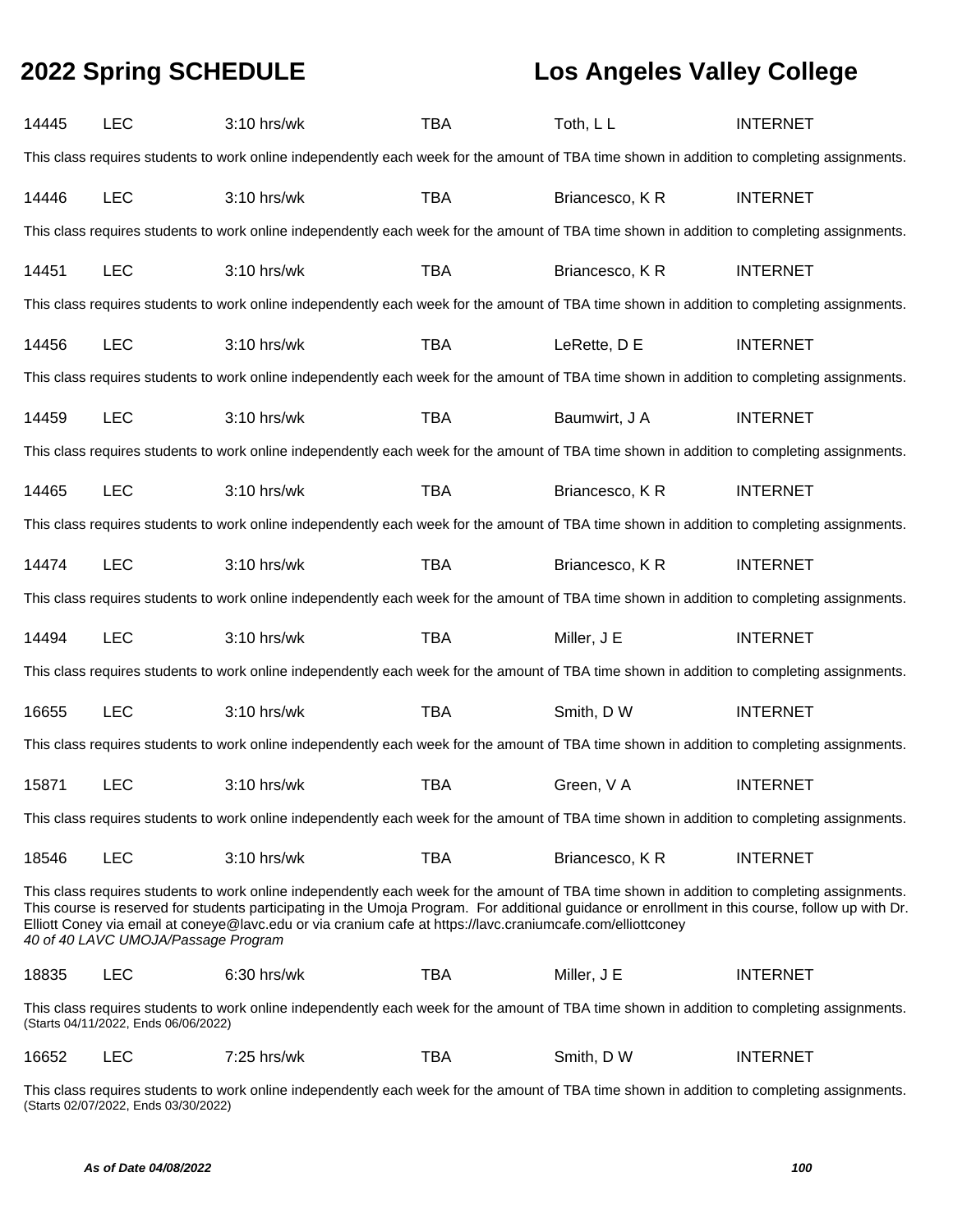| | | | | | |
|---|---|---|---|---|---|
| 14445 | LEC | 3:10 hrs/wk | TBA | Toth, L L | INTERNET |

This class requires students to work online independently each week for the amount of TBA time shown in addition to completing assignments.

| | | | | | |
|---|---|---|---|---|---|
| 14446 | LEC | 3:10 hrs/wk | TBA | Briancesco, K R | INTERNET |

This class requires students to work online independently each week for the amount of TBA time shown in addition to completing assignments.

| | | | | | |
|---|---|---|---|---|---|
| 14451 | LEC | 3:10 hrs/wk | TBA | Briancesco, K R | INTERNET |

This class requires students to work online independently each week for the amount of TBA time shown in addition to completing assignments.

| | | | | | |
|---|---|---|---|---|---|
| 14456 | LEC | 3:10 hrs/wk | TBA | LeRette, D E | INTERNET |

This class requires students to work online independently each week for the amount of TBA time shown in addition to completing assignments.

| | | | | | |
|---|---|---|---|---|---|
| 14459 | LEC | 3:10 hrs/wk | TBA | Baumwirt, J A | INTERNET |

This class requires students to work online independently each week for the amount of TBA time shown in addition to completing assignments.

| | | | | | |
|---|---|---|---|---|---|
| 14465 | LEC | 3:10 hrs/wk | TBA | Briancesco, K R | INTERNET |

This class requires students to work online independently each week for the amount of TBA time shown in addition to completing assignments.

| | | | | | |
|---|---|---|---|---|---|
| 14474 | LEC | 3:10 hrs/wk | TBA | Briancesco, K R | INTERNET |

This class requires students to work online independently each week for the amount of TBA time shown in addition to completing assignments.

| | | | | | |
|---|---|---|---|---|---|
| 14494 | LEC | 3:10 hrs/wk | TBA | Miller, J E | INTERNET |

This class requires students to work online independently each week for the amount of TBA time shown in addition to completing assignments.

| | | | | | |
|---|---|---|---|---|---|
| 16655 | LEC | 3:10 hrs/wk | TBA | Smith, D W | INTERNET |

This class requires students to work online independently each week for the amount of TBA time shown in addition to completing assignments.

| | | | | | |
|---|---|---|---|---|---|
| 15871 | LEC | 3:10 hrs/wk | TBA | Green, V A | INTERNET |

This class requires students to work online independently each week for the amount of TBA time shown in addition to completing assignments.

| | | | | | |
|---|---|---|---|---|---|
| 18546 | LEC | 3:10 hrs/wk | TBA | Briancesco, K R | INTERNET |

This class requires students to work online independently each week for the amount of TBA time shown in addition to completing assignments. This course is reserved for students participating in the Umoja Program. For additional guidance or enrollment in this course, follow up with Dr. Elliott Coney via email at coneye@lavc.edu or via cranium cafe at https://lavc.craniumcafe.com/elliottconey

*40 of 40 LAVC UMOJA/Passage Program*

| | | | | | |
|---|---|---|---|---|---|
| 18835 | LEC | 6:30 hrs/wk | TBA | Miller, J E | INTERNET |

This class requires students to work online independently each week for the amount of TBA time shown in addition to completing assignments.
(Starts 04/11/2022, Ends 06/06/2022)

| | | | | | |
|---|---|---|---|---|---|
| 16652 | LEC | 7:25 hrs/wk | TBA | Smith, D W | INTERNET |

This class requires students to work online independently each week for the amount of TBA time shown in addition to completing assignments.
(Starts 02/07/2022, Ends 03/30/2022)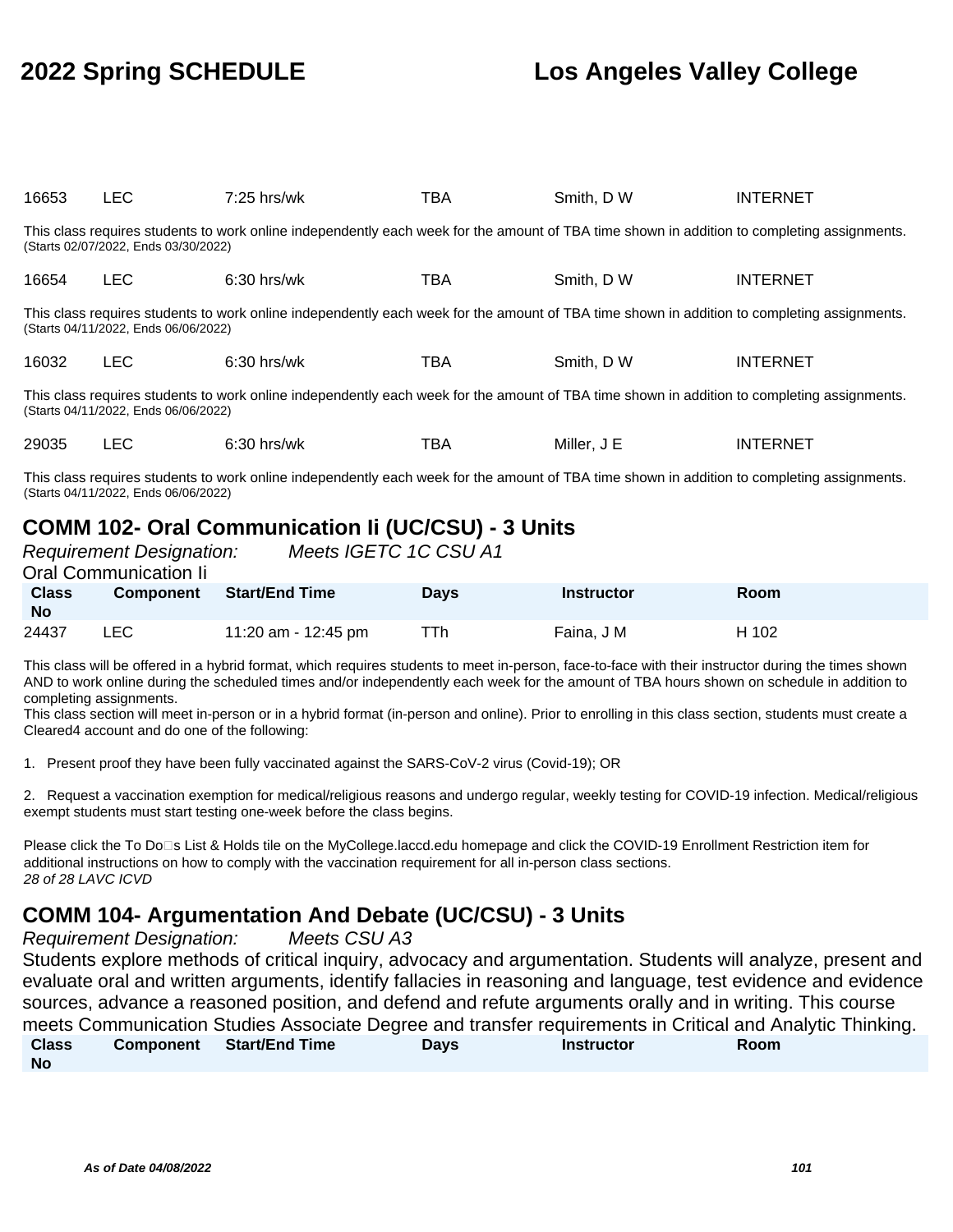| Class No | Component | Start/End Time | Days | Instructor | Room |
| --- | --- | --- | --- | --- | --- |
| 16653 | LEC | 7:25 hrs/wk | TBA | Smith, D W | INTERNET |

This class requires students to work online independently each week for the amount of TBA time shown in addition to completing assignments. (Starts 02/07/2022, Ends 03/30/2022)

| Class No | Component | Start/End Time | Days | Instructor | Room |
| --- | --- | --- | --- | --- | --- |
| 16654 | LEC | 6:30 hrs/wk | TBA | Smith, D W | INTERNET |

This class requires students to work online independently each week for the amount of TBA time shown in addition to completing assignments. (Starts 04/11/2022, Ends 06/06/2022)

| Class No | Component | Start/End Time | Days | Instructor | Room |
| --- | --- | --- | --- | --- | --- |
| 16032 | LEC | 6:30 hrs/wk | TBA | Smith, D W | INTERNET |

This class requires students to work online independently each week for the amount of TBA time shown in addition to completing assignments. (Starts 04/11/2022, Ends 06/06/2022)

| Class No | Component | Start/End Time | Days | Instructor | Room |
| --- | --- | --- | --- | --- | --- |
| 29035 | LEC | 6:30 hrs/wk | TBA | Miller, J E | INTERNET |

This class requires students to work online independently each week for the amount of TBA time shown in addition to completing assignments. (Starts 04/11/2022, Ends 06/06/2022)

## COMM 102- Oral Communication Ii (UC/CSU) - 3 Units

*Requirement Designation:* *Meets IGETC 1C CSU A1*

Oral Communication Ii

| Class No | Component | Start/End Time | Days | Instructor | Room |
| --- | --- | --- | --- | --- | --- |
| 24437 | LEC | 11:20 am - 12:45 pm | TTh | Faina, J M | H 102 |

This class will be offered in a hybrid format, which requires students to meet in-person, face-to-face with their instructor during the times shown AND to work online during the scheduled times and/or independently each week for the amount of TBA hours shown on schedule in addition to completing assignments.
This class section will meet in-person or in a hybrid format (in-person and online). Prior to enrolling in this class section, students must create a Cleared4 account and do one of the following:

1. Present proof they have been fully vaccinated against the SARS-CoV-2 virus (Covid-19); OR

2. Request a vaccination exemption for medical/religious reasons and undergo regular, weekly testing for COVID-19 infection. Medical/religious exempt students must start testing one-week before the class begins.

Please click the To Do�s List & Holds tile on the MyCollege.laccd.edu homepage and click the COVID-19 Enrollment Restriction item for additional instructions on how to comply with the vaccination requirement for all in-person class sections.
*28 of 28 LAVC ICVD*

## COMM 104- Argumentation And Debate (UC/CSU) - 3 Units

*Requirement Designation:* *Meets CSU A3*

Students explore methods of critical inquiry, advocacy and argumentation. Students will analyze, present and evaluate oral and written arguments, identify fallacies in reasoning and language, test evidence and evidence sources, advance a reasoned position, and defend and refute arguments orally and in writing. This course meets Communication Studies Associate Degree and transfer requirements in Critical and Analytic Thinking.

| Class No | Component | Start/End Time | Days | Instructor | Room |
| --- | --- | --- | --- | --- | --- |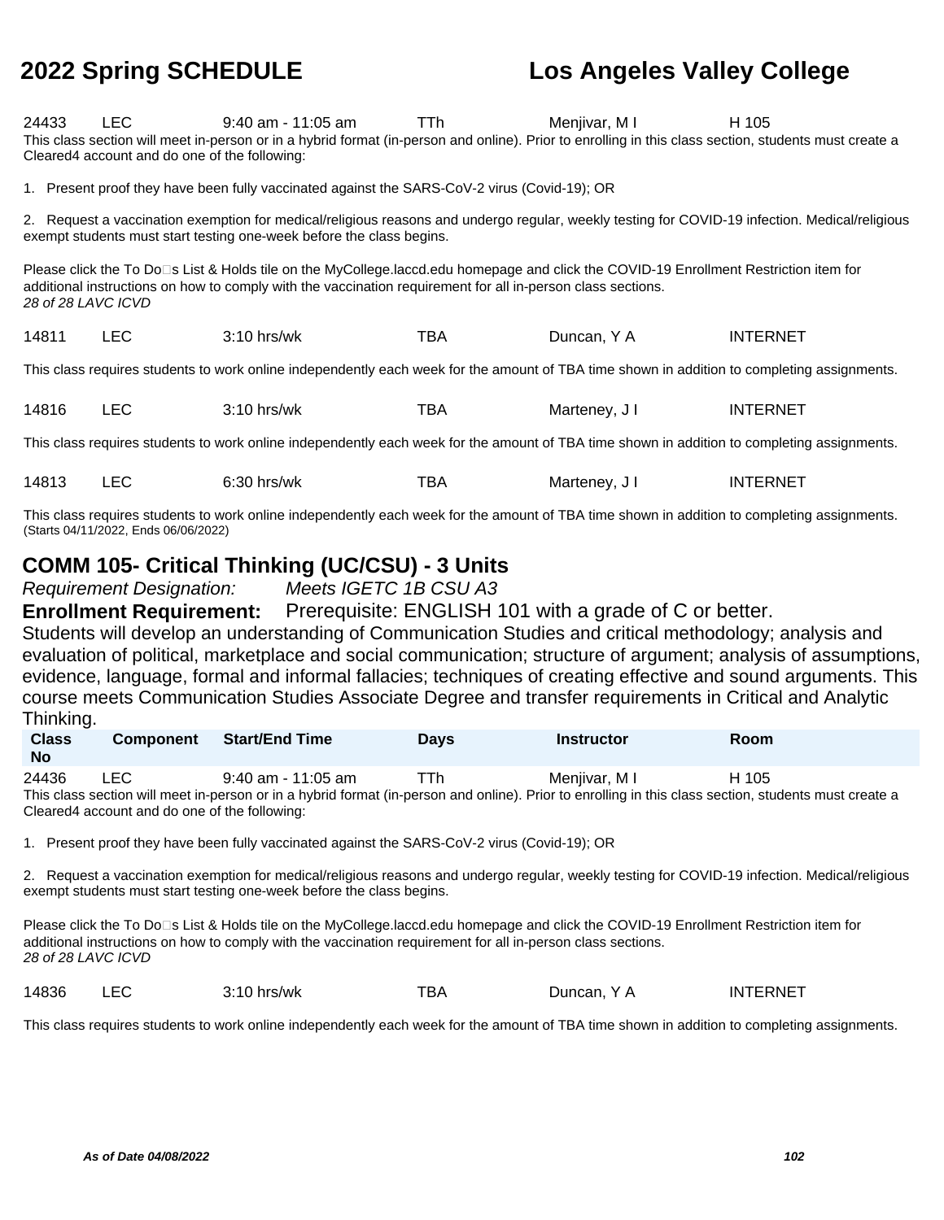| | | | | | |
|---|---|---|---|---|---|
| 24433 | LEC | 9:40 am - 11:05 am | TTh | Menjivar, M I | H 105 |

This class section will meet in-person or in a hybrid format (in-person and online). Prior to enrolling in this class section, students must create a Cleared4 account and do one of the following:

1. Present proof they have been fully vaccinated against the SARS-CoV-2 virus (Covid-19); OR

2. Request a vaccination exemption for medical/religious reasons and undergo regular, weekly testing for COVID-19 infection. Medical/religious exempt students must start testing one-week before the class begins.

Please click the To Do□s List & Holds tile on the MyCollege.laccd.edu homepage and click the COVID-19 Enrollment Restriction item for additional instructions on how to comply with the vaccination requirement for all in-person class sections.
*28 of 28 LAVC ICVD*

| | | | | | |
|---|---|---|---|---|---|
| 14811 | LEC | 3:10 hrs/wk | TBA | Duncan, Y A | INTERNET |

This class requires students to work online independently each week for the amount of TBA time shown in addition to completing assignments.

| | | | | | |
|---|---|---|---|---|---|
| 14816 | LEC | 3:10 hrs/wk | TBA | Marteney, J I | INTERNET |

This class requires students to work online independently each week for the amount of TBA time shown in addition to completing assignments.

| | | | | | |
|---|---|---|---|---|---|
| 14813 | LEC | 6:30 hrs/wk | TBA | Marteney, J I | INTERNET |

This class requires students to work online independently each week for the amount of TBA time shown in addition to completing assignments.
(Starts 04/11/2022, Ends 06/06/2022)

## COMM 105- Critical Thinking (UC/CSU) - 3 Units

*Requirement Designation:* *Meets IGETC 1B CSU A3*

**Enrollment Requirement:** Prerequisite: ENGLISH 101 with a grade of C or better.

Students will develop an understanding of Communication Studies and critical methodology; analysis and evaluation of political, marketplace and social communication; structure of argument; analysis of assumptions, evidence, language, formal and informal fallacies; techniques of creating effective and sound arguments. This course meets Communication Studies Associate Degree and transfer requirements in Critical and Analytic Thinking.

| Class No | Component | Start/End Time | Days | Instructor | Room |
|---|---|---|---|---|---|
| 24436 | LEC | 9:40 am - 11:05 am | TTh | Menjivar, M I | H 105 |

This class section will meet in-person or in a hybrid format (in-person and online). Prior to enrolling in this class section, students must create a Cleared4 account and do one of the following:

1. Present proof they have been fully vaccinated against the SARS-CoV-2 virus (Covid-19); OR

2. Request a vaccination exemption for medical/religious reasons and undergo regular, weekly testing for COVID-19 infection. Medical/religious exempt students must start testing one-week before the class begins.

Please click the To Do□s List & Holds tile on the MyCollege.laccd.edu homepage and click the COVID-19 Enrollment Restriction item for additional instructions on how to comply with the vaccination requirement for all in-person class sections.
*28 of 28 LAVC ICVD*

| | | | | | |
|---|---|---|---|---|---|
| 14836 | LEC | 3:10 hrs/wk | TBA | Duncan, Y A | INTERNET |

This class requires students to work online independently each week for the amount of TBA time shown in addition to completing assignments.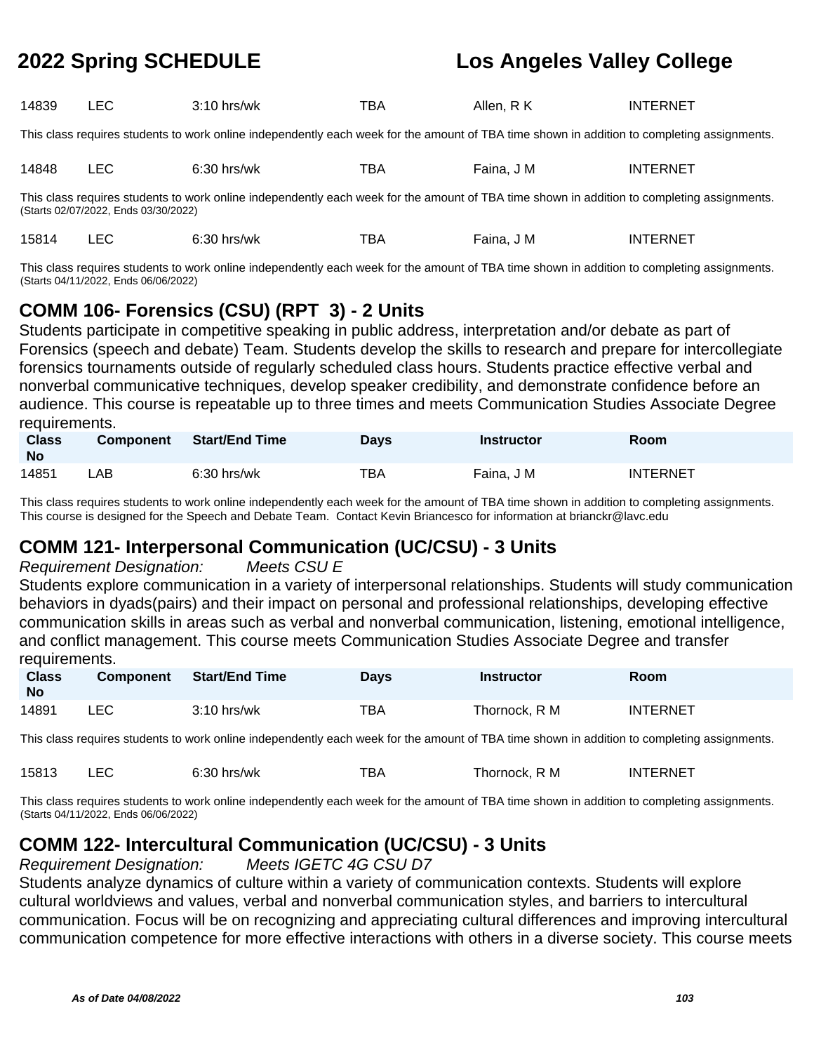| Class No | Component | Start/End Time | Days | Instructor | Room |
|---|---|---|---|---|---|
| 14839 | LEC | 3:10 hrs/wk | TBA | Allen, R K | INTERNET |

This class requires students to work online independently each week for the amount of TBA time shown in addition to completing assignments.

| Class No | Component | Start/End Time | Days | Instructor | Room |
|---|---|---|---|---|---|
| 14848 | LEC | 6:30 hrs/wk | TBA | Faina, J M | INTERNET |

This class requires students to work online independently each week for the amount of TBA time shown in addition to completing assignments.
(Starts 02/07/2022, Ends 03/30/2022)

| Class No | Component | Start/End Time | Days | Instructor | Room |
|---|---|---|---|---|---|
| 15814 | LEC | 6:30 hrs/wk | TBA | Faina, J M | INTERNET |

This class requires students to work online independently each week for the amount of TBA time shown in addition to completing assignments.
(Starts 04/11/2022, Ends 06/06/2022)

## COMM 106- Forensics (CSU) (RPT 3) - 2 Units

Students participate in competitive speaking in public address, interpretation and/or debate as part of Forensics (speech and debate) Team. Students develop the skills to research and prepare for intercollegiate forensics tournaments outside of regularly scheduled class hours. Students practice effective verbal and nonverbal communicative techniques, develop speaker credibility, and demonstrate confidence before an audience. This course is repeatable up to three times and meets Communication Studies Associate Degree requirements.

| Class No | Component | Start/End Time | Days | Instructor | Room |
|---|---|---|---|---|---|
| 14851 | LAB | 6:30 hrs/wk | TBA | Faina, J M | INTERNET |

This class requires students to work online independently each week for the amount of TBA time shown in addition to completing assignments.
This course is designed for the Speech and Debate Team. Contact Kevin Briancesco for information at brianckr@lavc.edu

## COMM 121- Interpersonal Communication (UC/CSU) - 3 Units

*Requirement Designation: Meets CSU E*

Students explore communication in a variety of interpersonal relationships. Students will study communication behaviors in dyads(pairs) and their impact on personal and professional relationships, developing effective communication skills in areas such as verbal and nonverbal communication, listening, emotional intelligence, and conflict management. This course meets Communication Studies Associate Degree and transfer requirements.

| Class No | Component | Start/End Time | Days | Instructor | Room |
|---|---|---|---|---|---|
| 14891 | LEC | 3:10 hrs/wk | TBA | Thornock, R M | INTERNET |

This class requires students to work online independently each week for the amount of TBA time shown in addition to completing assignments.

| Class No | Component | Start/End Time | Days | Instructor | Room |
|---|---|---|---|---|---|
| 15813 | LEC | 6:30 hrs/wk | TBA | Thornock, R M | INTERNET |

This class requires students to work online independently each week for the amount of TBA time shown in addition to completing assignments.
(Starts 04/11/2022, Ends 06/06/2022)

## COMM 122- Intercultural Communication (UC/CSU) - 3 Units

*Requirement Designation: Meets IGETC 4G CSU D7*

Students analyze dynamics of culture within a variety of communication contexts. Students will explore cultural worldviews and values, verbal and nonverbal communication styles, and barriers to intercultural communication. Focus will be on recognizing and appreciating cultural differences and improving intercultural communication competence for more effective interactions with others in a diverse society. This course meets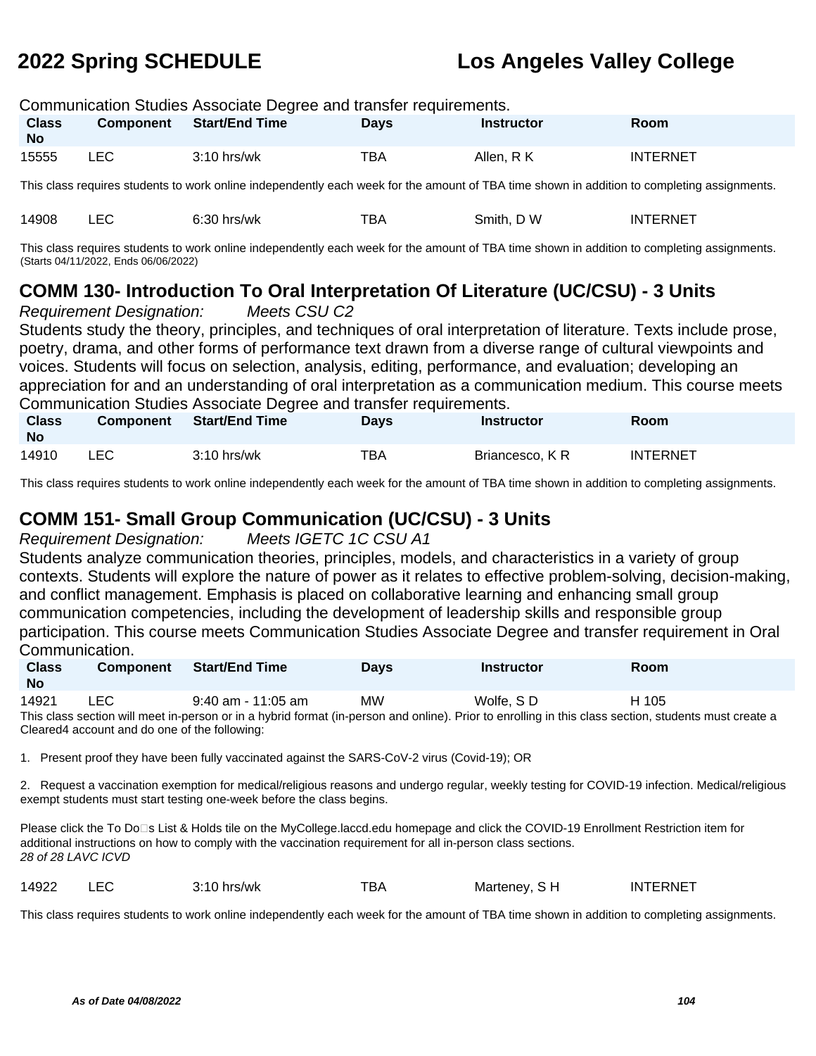Communication Studies Associate Degree and transfer requirements.

| Class No | Component | Start/End Time | Days | Instructor | Room |
|---|---|---|---|---|---|
| 15555 | LEC | 3:10 hrs/wk | TBA | Allen, R K | INTERNET |

This class requires students to work online independently each week for the amount of TBA time shown in addition to completing assignments.

| Class No | Component | Start/End Time | Days | Instructor | Room |
|---|---|---|---|---|---|
| 14908 | LEC | 6:30 hrs/wk | TBA | Smith, D W | INTERNET |

This class requires students to work online independently each week for the amount of TBA time shown in addition to completing assignments.
(Starts 04/11/2022, Ends 06/06/2022)

## COMM 130- Introduction To Oral Interpretation Of Literature (UC/CSU) - 3 Units

*Requirement Designation:* *Meets CSU C2*

Students study the theory, principles, and techniques of oral interpretation of literature. Texts include prose, poetry, drama, and other forms of performance text drawn from a diverse range of cultural viewpoints and voices. Students will focus on selection, analysis, editing, performance, and evaluation; developing an appreciation for and an understanding of oral interpretation as a communication medium. This course meets Communication Studies Associate Degree and transfer requirements.

| Class No | Component | Start/End Time | Days | Instructor | Room |
|---|---|---|---|---|---|
| 14910 | LEC | 3:10 hrs/wk | TBA | Briancesco, K R | INTERNET |

This class requires students to work online independently each week for the amount of TBA time shown in addition to completing assignments.

## COMM 151- Small Group Communication (UC/CSU) - 3 Units

*Requirement Designation:* *Meets IGETC 1C CSU A1*

Students analyze communication theories, principles, models, and characteristics in a variety of group contexts. Students will explore the nature of power as it relates to effective problem-solving, decision-making, and conflict management. Emphasis is placed on collaborative learning and enhancing small group communication competencies, including the development of leadership skills and responsible group participation. This course meets Communication Studies Associate Degree and transfer requirement in Oral Communication.

| Class No | Component | Start/End Time | Days | Instructor | Room |
|---|---|---|---|---|---|
| 14921 | LEC | 9:40 am - 11:05 am | MW | Wolfe, S D | H 105 |

This class section will meet in-person or in a hybrid format (in-person and online). Prior to enrolling in this class section, students must create a Cleared4 account and do one of the following:

1. Present proof they have been fully vaccinated against the SARS-CoV-2 virus (Covid-19); OR

2. Request a vaccination exemption for medical/religious reasons and undergo regular, weekly testing for COVID-19 infection. Medical/religious exempt students must start testing one-week before the class begins.

Please click the To Do□s List & Holds tile on the MyCollege.laccd.edu homepage and click the COVID-19 Enrollment Restriction item for additional instructions on how to comply with the vaccination requirement for all in-person class sections.
*28 of 28 LAVC ICVD*

| Class No | Component | Start/End Time | Days | Instructor | Room |
|---|---|---|---|---|---|
| 14922 | LEC | 3:10 hrs/wk | TBA | Marteney, S H | INTERNET |

This class requires students to work online independently each week for the amount of TBA time shown in addition to completing assignments.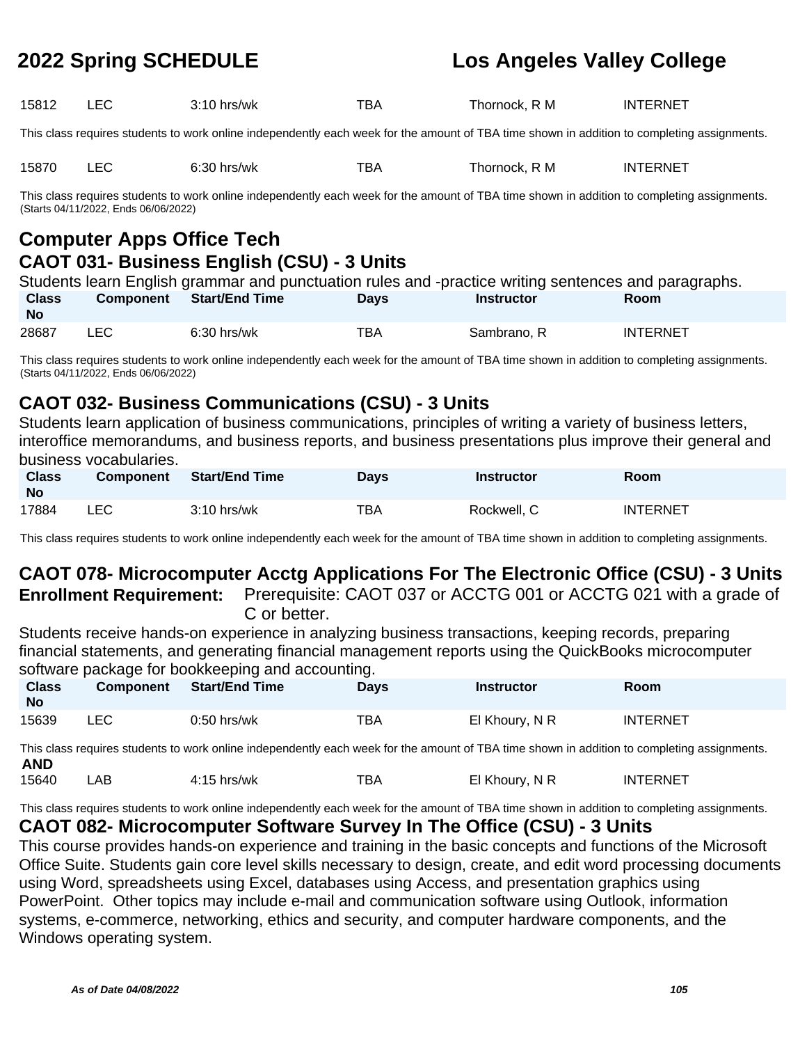| 15812 | LEC | 3:10 hrs/wk | TBA | Thornock, R M | INTERNET |
|---|---|---|---|---|---|

This class requires students to work online independently each week for the amount of TBA time shown in addition to completing assignments.

| 15870 | LEC | 6:30 hrs/wk | TBA | Thornock, R M | INTERNET |
|---|---|---|---|---|---|

This class requires students to work online independently each week for the amount of TBA time shown in addition to completing assignments.
(Starts 04/11/2022, Ends 06/06/2022)

## Computer Apps Office Tech

### CAOT 031- Business English (CSU) - 3 Units

Students learn English grammar and punctuation rules and -practice writing sentences and paragraphs.

| Class No | Component | Start/End Time | Days | Instructor | Room |
|---|---|---|---|---|---|
| 28687 | LEC | 6:30 hrs/wk | TBA | Sambrano, R | INTERNET |

This class requires students to work online independently each week for the amount of TBA time shown in addition to completing assignments.
(Starts 04/11/2022, Ends 06/06/2022)

### CAOT 032- Business Communications (CSU) - 3 Units

Students learn application of business communications, principles of writing a variety of business letters, interoffice memorandums, and business reports, and business presentations plus improve their general and business vocabularies.

| Class No | Component | Start/End Time | Days | Instructor | Room |
|---|---|---|---|---|---|
| 17884 | LEC | 3:10 hrs/wk | TBA | Rockwell, C | INTERNET |

This class requires students to work online independently each week for the amount of TBA time shown in addition to completing assignments.

### CAOT 078- Microcomputer Acctg Applications For The Electronic Office (CSU) - 3 Units

**Enrollment Requirement:** Prerequisite: CAOT 037 or ACCTG 001 or ACCTG 021 with a grade of C or better.

Students receive hands-on experience in analyzing business transactions, keeping records, preparing financial statements, and generating financial management reports using the QuickBooks microcomputer software package for bookkeeping and accounting.

| Class No | Component | Start/End Time | Days | Instructor | Room |
|---|---|---|---|---|---|
| 15639 | LEC | 0:50 hrs/wk | TBA | El Khoury, N R | INTERNET |

This class requires students to work online independently each week for the amount of TBA time shown in addition to completing assignments.

**AND**

| 15640 | LAB | 4:15 hrs/wk | TBA | El Khoury, N R | INTERNET |
|---|---|---|---|---|---|

This class requires students to work online independently each week for the amount of TBA time shown in addition to completing assignments.

### CAOT 082- Microcomputer Software Survey In The Office (CSU) - 3 Units

This course provides hands-on experience and training in the basic concepts and functions of the Microsoft Office Suite. Students gain core level skills necessary to design, create, and edit word processing documents using Word, spreadsheets using Excel, databases using Access, and presentation graphics using PowerPoint. Other topics may include e-mail and communication software using Outlook, information systems, e-commerce, networking, ethics and security, and computer hardware components, and the Windows operating system.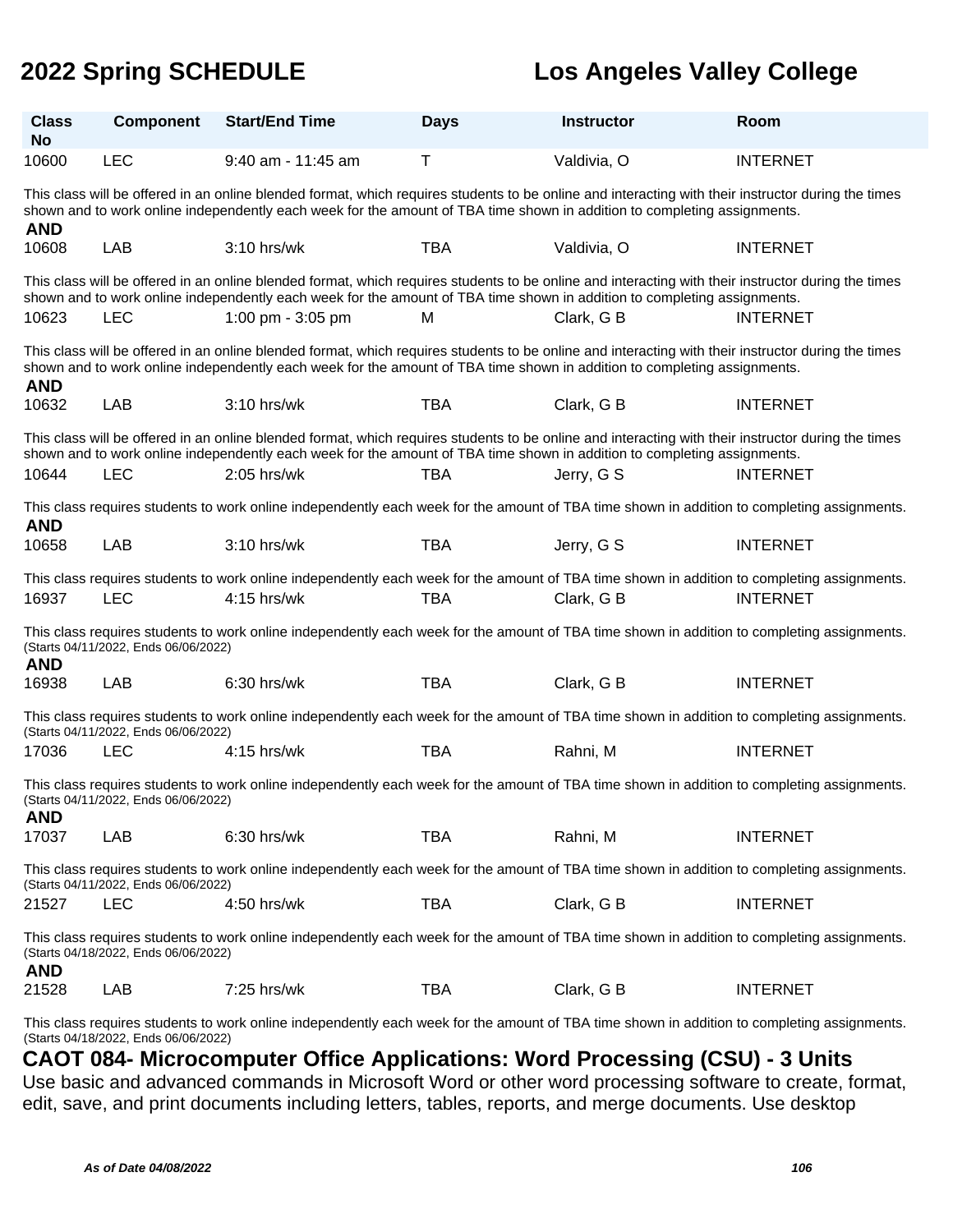| Class No | Component | Start/End Time | Days | Instructor | Room |
|---|---|---|---|---|---|
| 10600 | LEC | 9:40 am - 11:45 am | T | Valdivia, O | INTERNET |

This class will be offered in an online blended format, which requires students to be online and interacting with their instructor during the times shown and to work online independently each week for the amount of TBA time shown in addition to completing assignments.

**AND**

| Class No | Component | Start/End Time | Days | Instructor | Room |
|---|---|---|---|---|---|
| 10608 | LAB | 3:10 hrs/wk | TBA | Valdivia, O | INTERNET |

This class will be offered in an online blended format, which requires students to be online and interacting with their instructor during the times shown and to work online independently each week for the amount of TBA time shown in addition to completing assignments.

| Class No | Component | Start/End Time | Days | Instructor | Room |
|---|---|---|---|---|---|
| 10623 | LEC | 1:00 pm - 3:05 pm | M | Clark, G B | INTERNET |

This class will be offered in an online blended format, which requires students to be online and interacting with their instructor during the times shown and to work online independently each week for the amount of TBA time shown in addition to completing assignments.

**AND**

| Class No | Component | Start/End Time | Days | Instructor | Room |
|---|---|---|---|---|---|
| 10632 | LAB | 3:10 hrs/wk | TBA | Clark, G B | INTERNET |

This class will be offered in an online blended format, which requires students to be online and interacting with their instructor during the times shown and to work online independently each week for the amount of TBA time shown in addition to completing assignments.

| Class No | Component | Start/End Time | Days | Instructor | Room |
|---|---|---|---|---|---|
| 10644 | LEC | 2:05 hrs/wk | TBA | Jerry, G S | INTERNET |

This class requires students to work online independently each week for the amount of TBA time shown in addition to completing assignments.

**AND**

| Class No | Component | Start/End Time | Days | Instructor | Room |
|---|---|---|---|---|---|
| 10658 | LAB | 3:10 hrs/wk | TBA | Jerry, G S | INTERNET |

This class requires students to work online independently each week for the amount of TBA time shown in addition to completing assignments.

| Class No | Component | Start/End Time | Days | Instructor | Room |
|---|---|---|---|---|---|
| 16937 | LEC | 4:15 hrs/wk | TBA | Clark, G B | INTERNET |

This class requires students to work online independently each week for the amount of TBA time shown in addition to completing assignments.
(Starts 04/11/2022, Ends 06/06/2022)

**AND**

| Class No | Component | Start/End Time | Days | Instructor | Room |
|---|---|---|---|---|---|
| 16938 | LAB | 6:30 hrs/wk | TBA | Clark, G B | INTERNET |

This class requires students to work online independently each week for the amount of TBA time shown in addition to completing assignments.
(Starts 04/11/2022, Ends 06/06/2022)

| Class No | Component | Start/End Time | Days | Instructor | Room |
|---|---|---|---|---|---|
| 17036 | LEC | 4:15 hrs/wk | TBA | Rahni, M | INTERNET |

This class requires students to work online independently each week for the amount of TBA time shown in addition to completing assignments.
(Starts 04/11/2022, Ends 06/06/2022)

**AND**

| Class No | Component | Start/End Time | Days | Instructor | Room |
|---|---|---|---|---|---|
| 17037 | LAB | 6:30 hrs/wk | TBA | Rahni, M | INTERNET |

This class requires students to work online independently each week for the amount of TBA time shown in addition to completing assignments.
(Starts 04/11/2022, Ends 06/06/2022)

| Class No | Component | Start/End Time | Days | Instructor | Room |
|---|---|---|---|---|---|
| 21527 | LEC | 4:50 hrs/wk | TBA | Clark, G B | INTERNET |

This class requires students to work online independently each week for the amount of TBA time shown in addition to completing assignments.
(Starts 04/18/2022, Ends 06/06/2022)

**AND**

| Class No | Component | Start/End Time | Days | Instructor | Room |
|---|---|---|---|---|---|
| 21528 | LAB | 7:25 hrs/wk | TBA | Clark, G B | INTERNET |

This class requires students to work online independently each week for the amount of TBA time shown in addition to completing assignments.
(Starts 04/18/2022, Ends 06/06/2022)

## CAOT 084- Microcomputer Office Applications: Word Processing (CSU) - 3 Units

Use basic and advanced commands in Microsoft Word or other word processing software to create, format, edit, save, and print documents including letters, tables, reports, and merge documents. Use desktop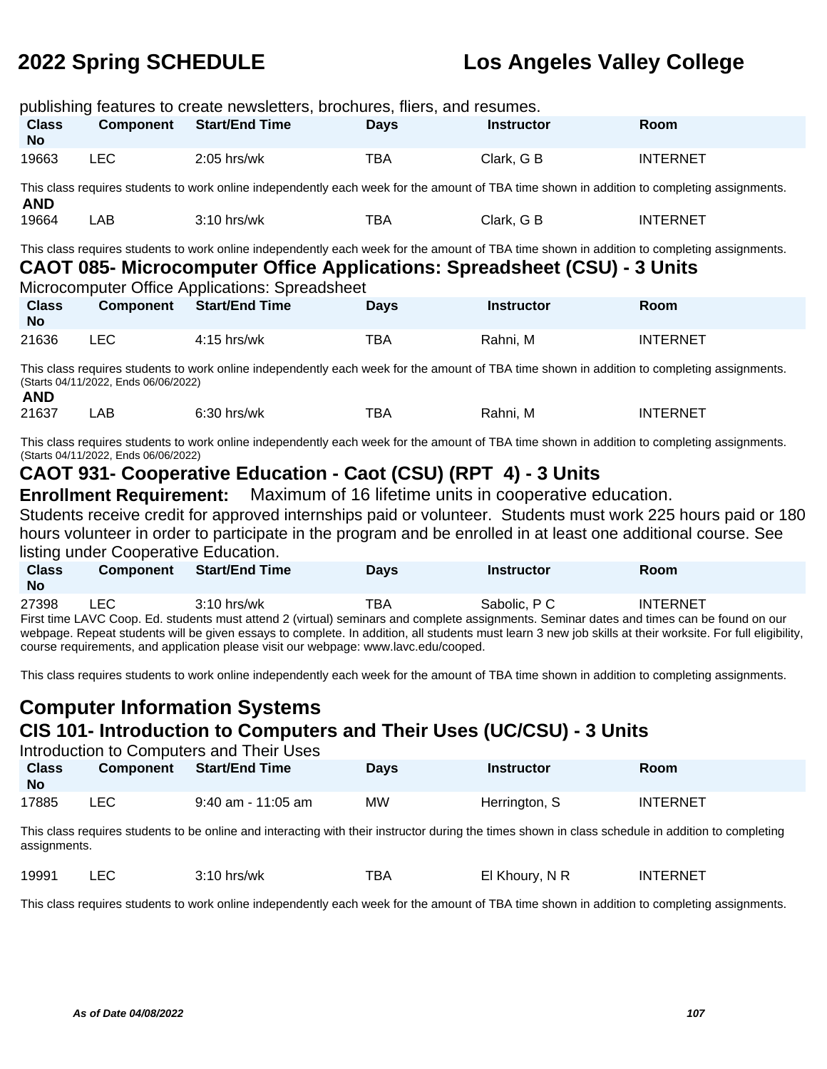publishing features to create newsletters, brochures, fliers, and resumes.

| Class No | Component | Start/End Time | Days | Instructor | Room |
|---|---|---|---|---|---|
| 19663 | LEC | 2:05 hrs/wk | TBA | Clark, G B | INTERNET |

This class requires students to work online independently each week for the amount of TBA time shown in addition to completing assignments.

**AND**

| Class No | Component | Start/End Time | Days | Instructor | Room |
|---|---|---|---|---|---|
| 19664 | LAB | 3:10 hrs/wk | TBA | Clark, G B | INTERNET |

This class requires students to work online independently each week for the amount of TBA time shown in addition to completing assignments.

### CAOT 085- Microcomputer Office Applications: Spreadsheet (CSU) - 3 Units

Microcomputer Office Applications: Spreadsheet

| Class No | Component | Start/End Time | Days | Instructor | Room |
|---|---|---|---|---|---|
| 21636 | LEC | 4:15 hrs/wk | TBA | Rahni, M | INTERNET |

This class requires students to work online independently each week for the amount of TBA time shown in addition to completing assignments.
(Starts 04/11/2022, Ends 06/06/2022)

**AND**

| Class No | Component | Start/End Time | Days | Instructor | Room |
|---|---|---|---|---|---|
| 21637 | LAB | 6:30 hrs/wk | TBA | Rahni, M | INTERNET |

This class requires students to work online independently each week for the amount of TBA time shown in addition to completing assignments.
(Starts 04/11/2022, Ends 06/06/2022)

### CAOT 931- Cooperative Education - Caot (CSU) (RPT 4) - 3 Units

**Enrollment Requirement:** Maximum of 16 lifetime units in cooperative education.

Students receive credit for approved internships paid or volunteer. Students must work 225 hours paid or 180 hours volunteer in order to participate in the program and be enrolled in at least one additional course. See listing under Cooperative Education.

| Class No | Component | Start/End Time | Days | Instructor | Room |
|---|---|---|---|---|---|
| 27398 | LEC | 3:10 hrs/wk | TBA | Sabolic, P C | INTERNET |

First time LAVC Coop. Ed. students must attend 2 (virtual) seminars and complete assignments. Seminar dates and times can be found on our webpage. Repeat students will be given essays to complete. In addition, all students must learn 3 new job skills at their worksite. For full eligibility, course requirements, and application please visit our webpage: www.lavc.edu/cooped.

This class requires students to work online independently each week for the amount of TBA time shown in addition to completing assignments.

## Computer Information Systems

### CIS 101- Introduction to Computers and Their Uses (UC/CSU) - 3 Units

Introduction to Computers and Their Uses

| Class No | Component | Start/End Time | Days | Instructor | Room |
|---|---|---|---|---|---|
| 17885 | LEC | 9:40 am - 11:05 am | MW | Herrington, S | INTERNET |

This class requires students to be online and interacting with their instructor during the times shown in class schedule in addition to completing assignments.

| Class No | Component | Start/End Time | Days | Instructor | Room |
|---|---|---|---|---|---|
| 19991 | LEC | 3:10 hrs/wk | TBA | El Khoury, N R | INTERNET |

This class requires students to work online independently each week for the amount of TBA time shown in addition to completing assignments.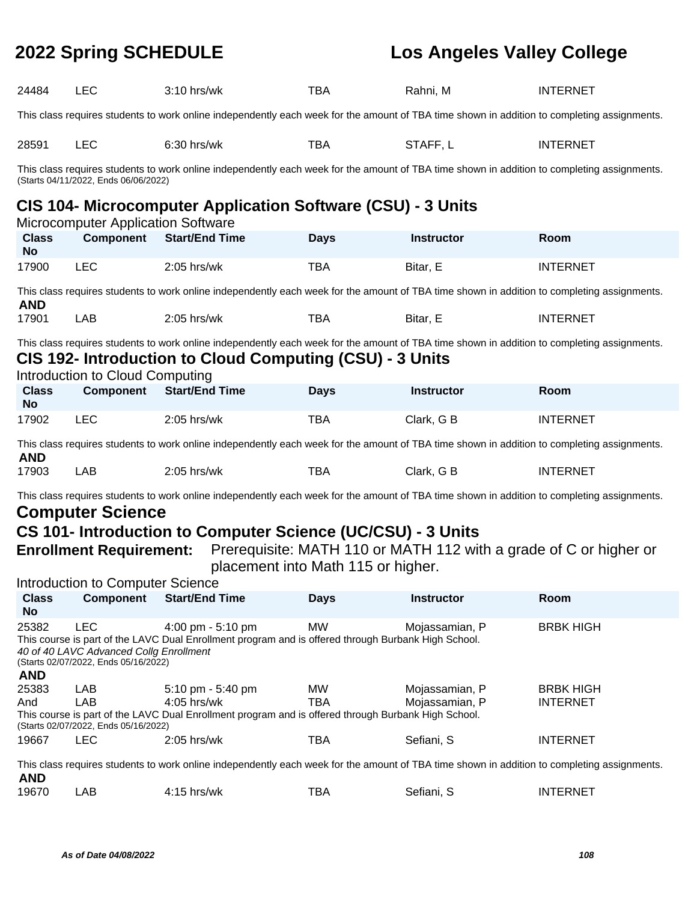| | | | | | |
|---|---|---|---|---|---|
| 24484 | LEC | 3:10 hrs/wk | TBA | Rahni, M | INTERNET |

This class requires students to work online independently each week for the amount of TBA time shown in addition to completing assignments.

| | | | | | |
|---|---|---|---|---|---|
| 28591 | LEC | 6:30 hrs/wk | TBA | STAFF, L | INTERNET |

This class requires students to work online independently each week for the amount of TBA time shown in addition to completing assignments.
(Starts 04/11/2022, Ends 06/06/2022)

## CIS 104- Microcomputer Application Software (CSU) - 3 Units

Microcomputer Application Software

| Class No | Component | Start/End Time | Days | Instructor | Room |
|---|---|---|---|---|---|
| 17900 | LEC | 2:05 hrs/wk | TBA | Bitar, E | INTERNET |

This class requires students to work online independently each week for the amount of TBA time shown in addition to completing assignments.

**AND**

| | | | | | |
|---|---|---|---|---|---|
| 17901 | LAB | 2:05 hrs/wk | TBA | Bitar, E | INTERNET |

This class requires students to work online independently each week for the amount of TBA time shown in addition to completing assignments.

## CIS 192- Introduction to Cloud Computing (CSU) - 3 Units

Introduction to Cloud Computing

| Class No | Component | Start/End Time | Days | Instructor | Room |
|---|---|---|---|---|---|
| 17902 | LEC | 2:05 hrs/wk | TBA | Clark, G B | INTERNET |

This class requires students to work online independently each week for the amount of TBA time shown in addition to completing assignments.

**AND**

| | | | | | |
|---|---|---|---|---|---|
| 17903 | LAB | 2:05 hrs/wk | TBA | Clark, G B | INTERNET |

This class requires students to work online independently each week for the amount of TBA time shown in addition to completing assignments.

# Computer Science

## CS 101- Introduction to Computer Science (UC/CSU) - 3 Units

**Enrollment Requirement:** Prerequisite: MATH 110 or MATH 112 with a grade of C or higher or placement into Math 115 or higher.

Introduction to Computer Science

| Class No | Component | Start/End Time | Days | Instructor | Room |
|---|---|---|---|---|---|
| 25382 | LEC | 4:00 pm - 5:10 pm | MW | Mojassamian, P | BRBK HIGH |

This course is part of the LAVC Dual Enrollment program and is offered through Burbank High School.
*40 of 40 LAVC Advanced Collg Enrollment*
(Starts 02/07/2022, Ends 05/16/2022)

**AND**

| | | | | | |
|---|---|---|---|---|---|
| 25383 | LAB | 5:10 pm - 5:40 pm | MW | Mojassamian, P | BRBK HIGH |
| And | LAB | 4:05 hrs/wk | TBA | Mojassamian, P | INTERNET |

This course is part of the LAVC Dual Enrollment program and is offered through Burbank High School.
(Starts 02/07/2022, Ends 05/16/2022)

| | | | | | |
|---|---|---|---|---|---|
| 19667 | LEC | 2:05 hrs/wk | TBA | Sefiani, S | INTERNET |

This class requires students to work online independently each week for the amount of TBA time shown in addition to completing assignments.

**AND**

| | | | | | |
|---|---|---|---|---|---|
| 19670 | LAB | 4:15 hrs/wk | TBA | Sefiani, S | INTERNET |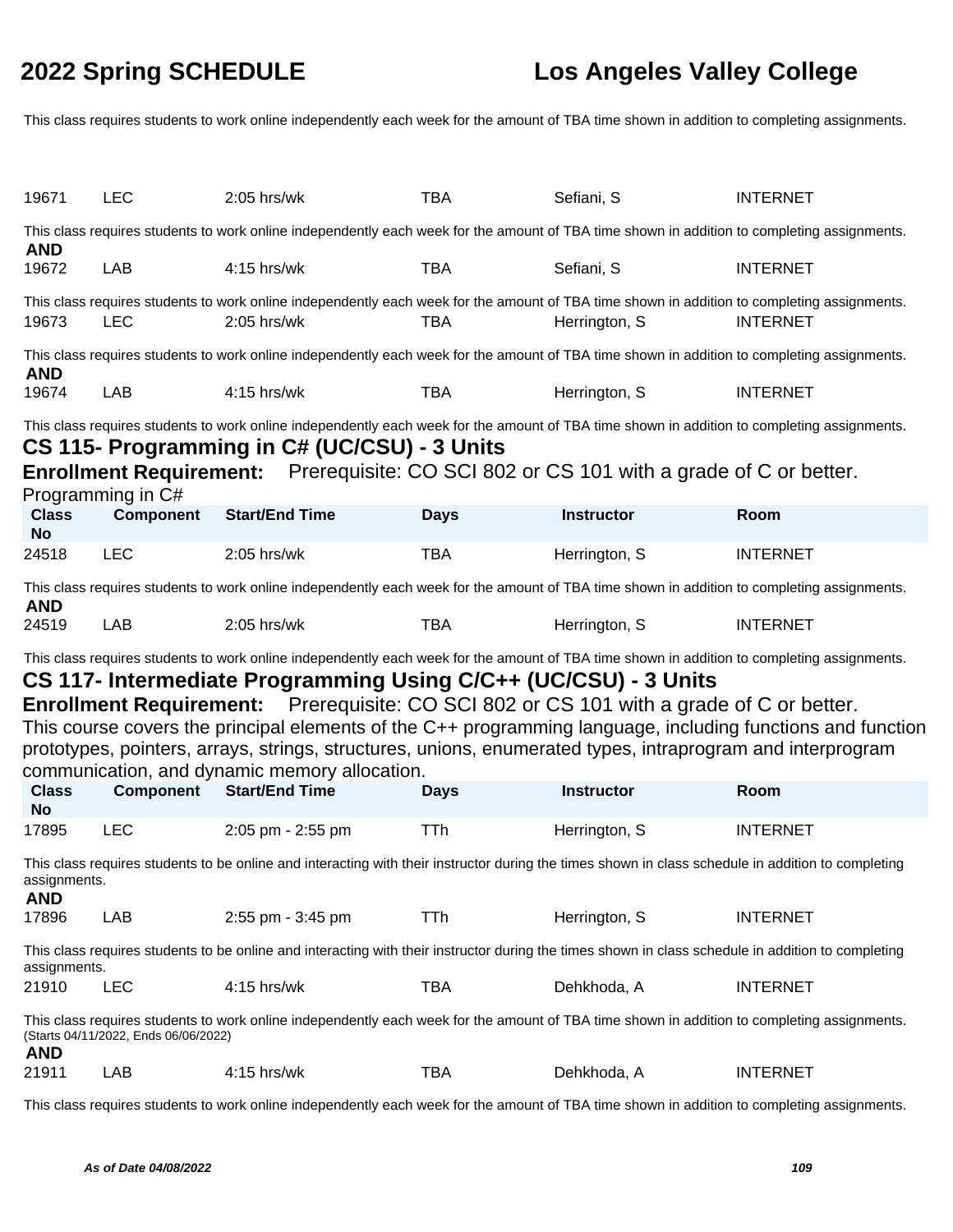This class requires students to work online independently each week for the amount of TBA time shown in addition to completing assignments.

| Class No | Component | Start/End Time | Days | Instructor | Room |
|---|---|---|---|---|---|
| 19671 | LEC | 2:05 hrs/wk | TBA | Sefiani, S | INTERNET |

This class requires students to work online independently each week for the amount of TBA time shown in addition to completing assignments.

**AND**

| Class No | Component | Start/End Time | Days | Instructor | Room |
|---|---|---|---|---|---|
| 19672 | LAB | 4:15 hrs/wk | TBA | Sefiani, S | INTERNET |

This class requires students to work online independently each week for the amount of TBA time shown in addition to completing assignments.

| Class No | Component | Start/End Time | Days | Instructor | Room |
|---|---|---|---|---|---|
| 19673 | LEC | 2:05 hrs/wk | TBA | Herrington, S | INTERNET |

This class requires students to work online independently each week for the amount of TBA time shown in addition to completing assignments.

**AND**

| Class No | Component | Start/End Time | Days | Instructor | Room |
|---|---|---|---|---|---|
| 19674 | LAB | 4:15 hrs/wk | TBA | Herrington, S | INTERNET |

This class requires students to work online independently each week for the amount of TBA time shown in addition to completing assignments.

## CS 115- Programming in C# (UC/CSU) - 3 Units

**Enrollment Requirement:** Prerequisite: CO SCI 802 or CS 101 with a grade of C or better.

Programming in C#

| Class No | Component | Start/End Time | Days | Instructor | Room |
|---|---|---|---|---|---|
| 24518 | LEC | 2:05 hrs/wk | TBA | Herrington, S | INTERNET |

This class requires students to work online independently each week for the amount of TBA time shown in addition to completing assignments.

**AND**

| Class No | Component | Start/End Time | Days | Instructor | Room |
|---|---|---|---|---|---|
| 24519 | LAB | 2:05 hrs/wk | TBA | Herrington, S | INTERNET |

This class requires students to work online independently each week for the amount of TBA time shown in addition to completing assignments.

## CS 117- Intermediate Programming Using C/C++ (UC/CSU) - 3 Units

**Enrollment Requirement:** Prerequisite: CO SCI 802 or CS 101 with a grade of C or better.

This course covers the principal elements of the C++ programming language, including functions and function prototypes, pointers, arrays, strings, structures, unions, enumerated types, intraprogram and interprogram communication, and dynamic memory allocation.

| Class No | Component | Start/End Time | Days | Instructor | Room |
|---|---|---|---|---|---|
| 17895 | LEC | 2:05 pm - 2:55 pm | TTh | Herrington, S | INTERNET |

This class requires students to be online and interacting with their instructor during the times shown in class schedule in addition to completing assignments.

**AND**

| Class No | Component | Start/End Time | Days | Instructor | Room |
|---|---|---|---|---|---|
| 17896 | LAB | 2:55 pm - 3:45 pm | TTh | Herrington, S | INTERNET |

This class requires students to be online and interacting with their instructor during the times shown in class schedule in addition to completing assignments.

| Class No | Component | Start/End Time | Days | Instructor | Room |
|---|---|---|---|---|---|
| 21910 | LEC | 4:15 hrs/wk | TBA | Dehkhoda, A | INTERNET |

This class requires students to work online independently each week for the amount of TBA time shown in addition to completing assignments.
(Starts 04/11/2022, Ends 06/06/2022)

**AND**

| Class No | Component | Start/End Time | Days | Instructor | Room |
|---|---|---|---|---|---|
| 21911 | LAB | 4:15 hrs/wk | TBA | Dehkhoda, A | INTERNET |

This class requires students to work online independently each week for the amount of TBA time shown in addition to completing assignments.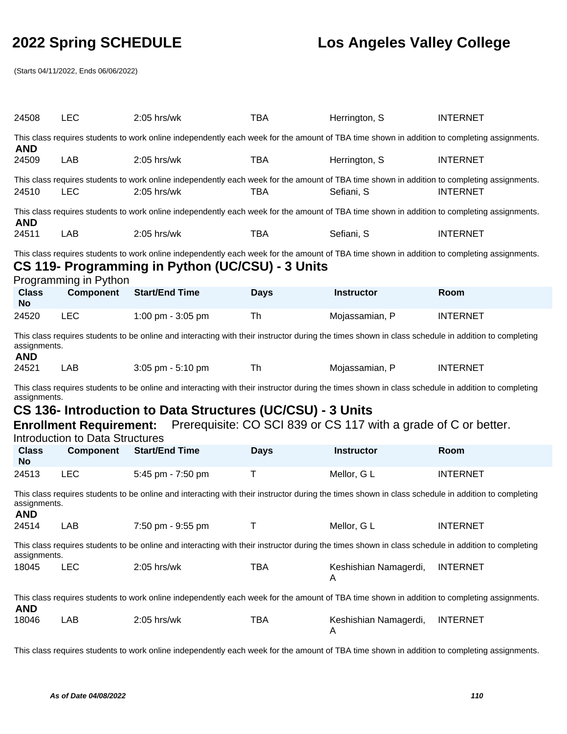# 2022 Spring SCHEDULE — Los Angeles Valley College

(Starts 04/11/2022, Ends 06/06/2022)

| Class No | Component | Start/End Time | Days | Instructor | Room |
|---|---|---|---|---|---|
| 24508 | LEC | 2:05 hrs/wk | TBA | Herrington, S | INTERNET |

This class requires students to work online independently each week for the amount of TBA time shown in addition to completing assignments.

**AND**

| Class No | Component | Start/End Time | Days | Instructor | Room |
|---|---|---|---|---|---|
| 24509 | LAB | 2:05 hrs/wk | TBA | Herrington, S | INTERNET |

This class requires students to work online independently each week for the amount of TBA time shown in addition to completing assignments.

| Class No | Component | Start/End Time | Days | Instructor | Room |
|---|---|---|---|---|---|
| 24510 | LEC | 2:05 hrs/wk | TBA | Sefiani, S | INTERNET |

This class requires students to work online independently each week for the amount of TBA time shown in addition to completing assignments.

**AND**

| Class No | Component | Start/End Time | Days | Instructor | Room |
|---|---|---|---|---|---|
| 24511 | LAB | 2:05 hrs/wk | TBA | Sefiani, S | INTERNET |

This class requires students to work online independently each week for the amount of TBA time shown in addition to completing assignments.

## CS 119- Programming in Python (UC/CSU) - 3 Units

Programming in Python

| Class No | Component | Start/End Time | Days | Instructor | Room |
|---|---|---|---|---|---|
| 24520 | LEC | 1:00 pm - 3:05 pm | Th | Mojassamian, P | INTERNET |

This class requires students to be online and interacting with their instructor during the times shown in class schedule in addition to completing assignments.

**AND**

| Class No | Component | Start/End Time | Days | Instructor | Room |
|---|---|---|---|---|---|
| 24521 | LAB | 3:05 pm - 5:10 pm | Th | Mojassamian, P | INTERNET |

This class requires students to be online and interacting with their instructor during the times shown in class schedule in addition to completing assignments.

## CS 136- Introduction to Data Structures (UC/CSU) - 3 Units

**Enrollment Requirement:** Prerequisite: CO SCI 839 or CS 117 with a grade of C or better.

Introduction to Data Structures

| Class No | Component | Start/End Time | Days | Instructor | Room |
|---|---|---|---|---|---|
| 24513 | LEC | 5:45 pm - 7:50 pm | T | Mellor, G L | INTERNET |

This class requires students to be online and interacting with their instructor during the times shown in class schedule in addition to completing assignments.

**AND**

| Class No | Component | Start/End Time | Days | Instructor | Room |
|---|---|---|---|---|---|
| 24514 | LAB | 7:50 pm - 9:55 pm | T | Mellor, G L | INTERNET |

This class requires students to be online and interacting with their instructor during the times shown in class schedule in addition to completing assignments.

| Class No | Component | Start/End Time | Days | Instructor | Room |
|---|---|---|---|---|---|
| 18045 | LEC | 2:05 hrs/wk | TBA | Keshishian Namagerdi, A | INTERNET |

This class requires students to work online independently each week for the amount of TBA time shown in addition to completing assignments.

**AND**

| Class No | Component | Start/End Time | Days | Instructor | Room |
|---|---|---|---|---|---|
| 18046 | LAB | 2:05 hrs/wk | TBA | Keshishian Namagerdi, A | INTERNET |

This class requires students to work online independently each week for the amount of TBA time shown in addition to completing assignments.

*As of Date 04/08/2022*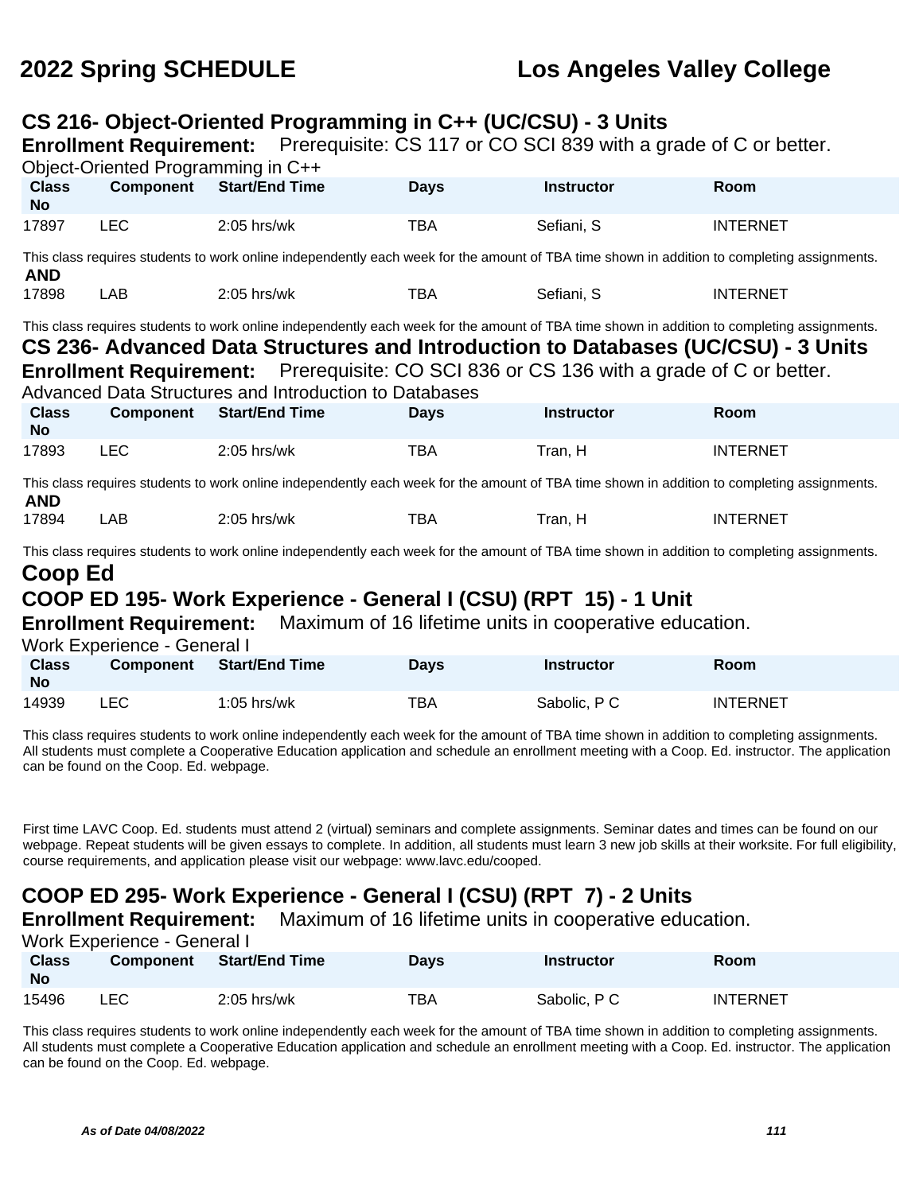## CS 216- Object-Oriented Programming in C++ (UC/CSU) - 3 Units

**Enrollment Requirement:** Prerequisite: CS 117 or CO SCI 839 with a grade of C or better.

Object-Oriented Programming in C++

| Class No | Component | Start/End Time | Days | Instructor | Room |
|---|---|---|---|---|---|
| 17897 | LEC | 2:05 hrs/wk | TBA | Sefiani, S | INTERNET |

This class requires students to work online independently each week for the amount of TBA time shown in addition to completing assignments.

**AND**

| Class No | Component | Start/End Time | Days | Instructor | Room |
|---|---|---|---|---|---|
| 17898 | LAB | 2:05 hrs/wk | TBA | Sefiani, S | INTERNET |

This class requires students to work online independently each week for the amount of TBA time shown in addition to completing assignments.

## CS 236- Advanced Data Structures and Introduction to Databases (UC/CSU) - 3 Units

**Enrollment Requirement:** Prerequisite: CO SCI 836 or CS 136 with a grade of C or better.

Advanced Data Structures and Introduction to Databases

| Class No | Component | Start/End Time | Days | Instructor | Room |
|---|---|---|---|---|---|
| 17893 | LEC | 2:05 hrs/wk | TBA | Tran, H | INTERNET |

This class requires students to work online independently each week for the amount of TBA time shown in addition to completing assignments.

**AND**

| Class No | Component | Start/End Time | Days | Instructor | Room |
|---|---|---|---|---|---|
| 17894 | LAB | 2:05 hrs/wk | TBA | Tran, H | INTERNET |

This class requires students to work online independently each week for the amount of TBA time shown in addition to completing assignments.

# Coop Ed

## COOP ED 195- Work Experience - General I (CSU) (RPT 15) - 1 Unit

**Enrollment Requirement:** Maximum of 16 lifetime units in cooperative education.

Work Experience - General I

| Class No | Component | Start/End Time | Days | Instructor | Room |
|---|---|---|---|---|---|
| 14939 | LEC | 1:05 hrs/wk | TBA | Sabolic, P C | INTERNET |

This class requires students to work online independently each week for the amount of TBA time shown in addition to completing assignments. All students must complete a Cooperative Education application and schedule an enrollment meeting with a Coop. Ed. instructor. The application can be found on the Coop. Ed. webpage.

First time LAVC Coop. Ed. students must attend 2 (virtual) seminars and complete assignments. Seminar dates and times can be found on our webpage. Repeat students will be given essays to complete. In addition, all students must learn 3 new job skills at their worksite. For full eligibility, course requirements, and application please visit our webpage: www.lavc.edu/cooped.

## COOP ED 295- Work Experience - General I (CSU) (RPT 7) - 2 Units

**Enrollment Requirement:** Maximum of 16 lifetime units in cooperative education.

Work Experience - General I

| Class No | Component | Start/End Time | Days | Instructor | Room |
|---|---|---|---|---|---|
| 15496 | LEC | 2:05 hrs/wk | TBA | Sabolic, P C | INTERNET |

This class requires students to work online independently each week for the amount of TBA time shown in addition to completing assignments. All students must complete a Cooperative Education application and schedule an enrollment meeting with a Coop. Ed. instructor. The application can be found on the Coop. Ed. webpage.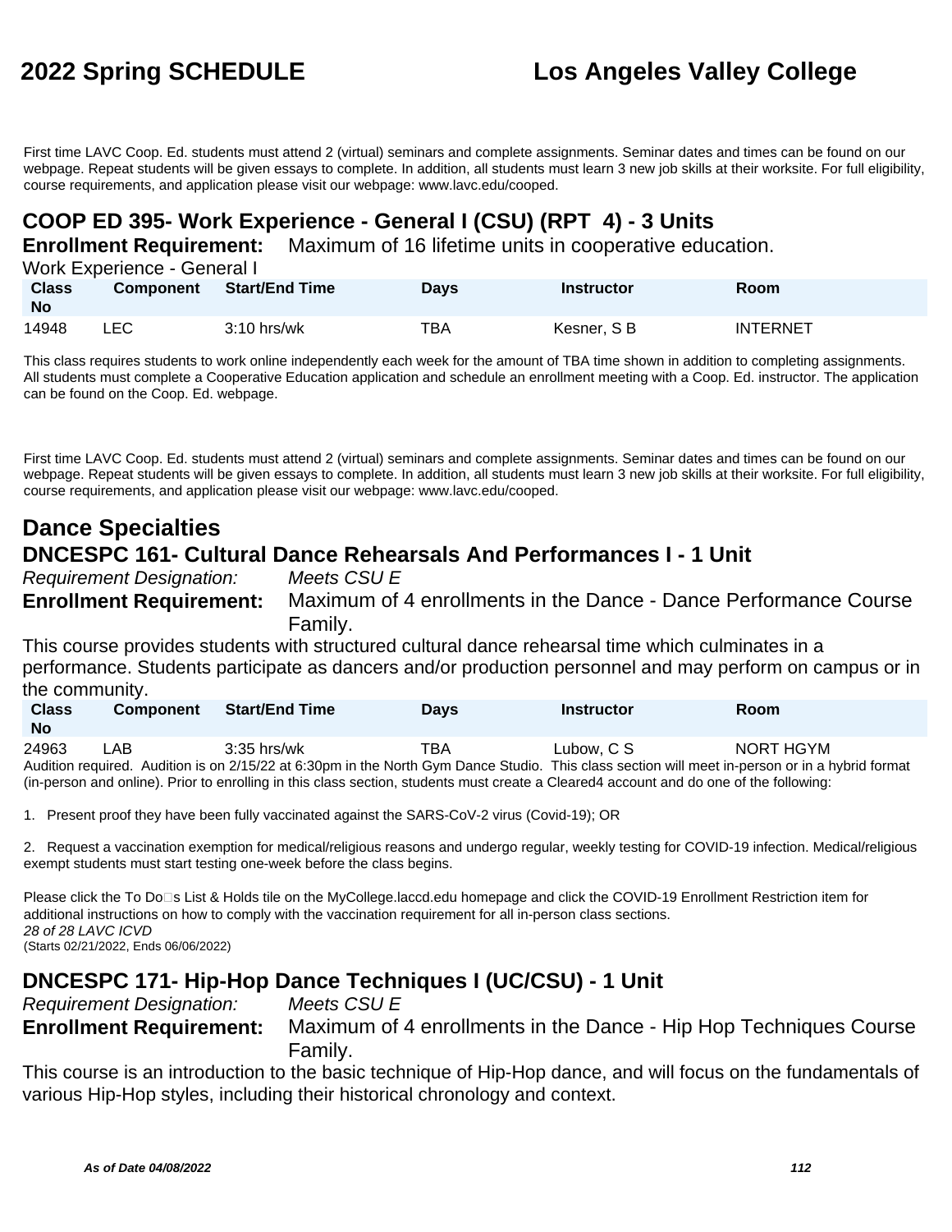First time LAVC Coop. Ed. students must attend 2 (virtual) seminars and complete assignments. Seminar dates and times can be found on our webpage. Repeat students will be given essays to complete. In addition, all students must learn 3 new job skills at their worksite. For full eligibility, course requirements, and application please visit our webpage: www.lavc.edu/cooped.

## COOP ED 395- Work Experience - General I (CSU) (RPT 4) - 3 Units

**Enrollment Requirement:** Maximum of 16 lifetime units in cooperative education.

Work Experience - General I

| Class No | Component | Start/End Time | Days | Instructor | Room |
|---|---|---|---|---|---|
| 14948 | LEC | 3:10 hrs/wk | TBA | Kesner, S B | INTERNET |

This class requires students to work online independently each week for the amount of TBA time shown in addition to completing assignments. All students must complete a Cooperative Education application and schedule an enrollment meeting with a Coop. Ed. instructor. The application can be found on the Coop. Ed. webpage.

First time LAVC Coop. Ed. students must attend 2 (virtual) seminars and complete assignments. Seminar dates and times can be found on our webpage. Repeat students will be given essays to complete. In addition, all students must learn 3 new job skills at their worksite. For full eligibility, course requirements, and application please visit our webpage: www.lavc.edu/cooped.

# Dance Specialties

## DNCESPC 161- Cultural Dance Rehearsals And Performances I - 1 Unit

*Requirement Designation:* *Meets CSU E*

**Enrollment Requirement:** Maximum of 4 enrollments in the Dance - Dance Performance Course Family.

This course provides students with structured cultural dance rehearsal time which culminates in a performance. Students participate as dancers and/or production personnel and may perform on campus or in the community.

| Class No | Component | Start/End Time | Days | Instructor | Room |
|---|---|---|---|---|---|
| 24963 | LAB | 3:35 hrs/wk | TBA | Lubow, C S | NORT HGYM |

Audition required. Audition is on 2/15/22 at 6:30pm in the North Gym Dance Studio. This class section will meet in-person or in a hybrid format (in-person and online). Prior to enrolling in this class section, students must create a Cleared4 account and do one of the following:

1. Present proof they have been fully vaccinated against the SARS-CoV-2 virus (Covid-19); OR

2. Request a vaccination exemption for medical/religious reasons and undergo regular, weekly testing for COVID-19 infection. Medical/religious exempt students must start testing one-week before the class begins.

Please click the To Do�s List & Holds tile on the MyCollege.laccd.edu homepage and click the COVID-19 Enrollment Restriction item for additional instructions on how to comply with the vaccination requirement for all in-person class sections.

*28 of 28 LAVC ICVD*

(Starts 02/21/2022, Ends 06/06/2022)

## DNCESPC 171- Hip-Hop Dance Techniques I (UC/CSU) - 1 Unit

*Requirement Designation:* *Meets CSU E*

**Enrollment Requirement:** Maximum of 4 enrollments in the Dance - Hip Hop Techniques Course Family.

This course is an introduction to the basic technique of Hip-Hop dance, and will focus on the fundamentals of various Hip-Hop styles, including their historical chronology and context.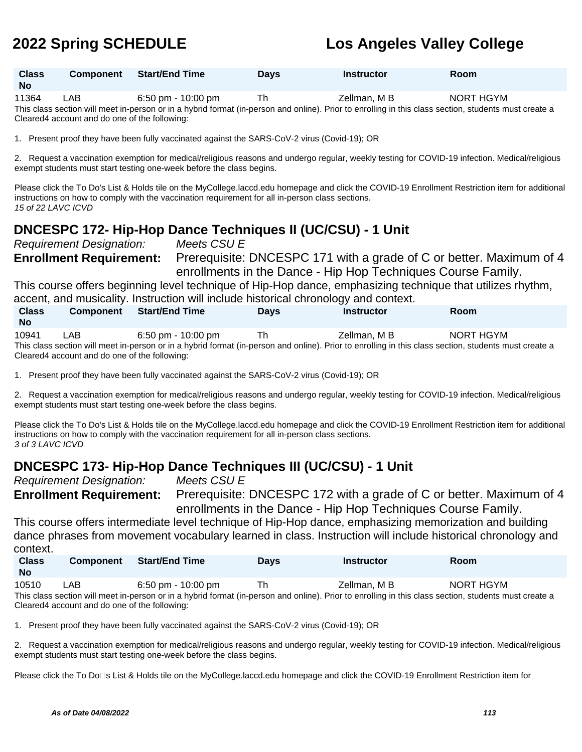| Class No | Component | Start/End Time | Days | Instructor | Room |
|---|---|---|---|---|---|
| 11364 | LAB | 6:50 pm - 10:00 pm | Th | Zellman, M B | NORT HGYM |

This class section will meet in-person or in a hybrid format (in-person and online). Prior to enrolling in this class section, students must create a Cleared4 account and do one of the following:

1. Present proof they have been fully vaccinated against the SARS-CoV-2 virus (Covid-19); OR

2. Request a vaccination exemption for medical/religious reasons and undergo regular, weekly testing for COVID-19 infection. Medical/religious exempt students must start testing one-week before the class begins.

Please click the To Do's List & Holds tile on the MyCollege.laccd.edu homepage and click the COVID-19 Enrollment Restriction item for additional instructions on how to comply with the vaccination requirement for all in-person class sections.
*15 of 22 LAVC ICVD*

## DNCESPC 172- Hip-Hop Dance Techniques II (UC/CSU) - 1 Unit

*Requirement Designation:* *Meets CSU E*

**Enrollment Requirement:** Prerequisite: DNCESPC 171 with a grade of C or better. Maximum of 4 enrollments in the Dance - Hip Hop Techniques Course Family.

This course offers beginning level technique of Hip-Hop dance, emphasizing technique that utilizes rhythm, accent, and musicality. Instruction will include historical chronology and context.

| Class No | Component | Start/End Time | Days | Instructor | Room |
|---|---|---|---|---|---|
| 10941 | LAB | 6:50 pm - 10:00 pm | Th | Zellman, M B | NORT HGYM |

This class section will meet in-person or in a hybrid format (in-person and online). Prior to enrolling in this class section, students must create a Cleared4 account and do one of the following:

1. Present proof they have been fully vaccinated against the SARS-CoV-2 virus (Covid-19); OR

2. Request a vaccination exemption for medical/religious reasons and undergo regular, weekly testing for COVID-19 infection. Medical/religious exempt students must start testing one-week before the class begins.

Please click the To Do's List & Holds tile on the MyCollege.laccd.edu homepage and click the COVID-19 Enrollment Restriction item for additional instructions on how to comply with the vaccination requirement for all in-person class sections.
*3 of 3 LAVC ICVD*

## DNCESPC 173- Hip-Hop Dance Techniques III (UC/CSU) - 1 Unit

*Requirement Designation:* *Meets CSU E*

**Enrollment Requirement:** Prerequisite: DNCESPC 172 with a grade of C or better. Maximum of 4 enrollments in the Dance - Hip Hop Techniques Course Family.

This course offers intermediate level technique of Hip-Hop dance, emphasizing memorization and building dance phrases from movement vocabulary learned in class. Instruction will include historical chronology and context.

| Class No | Component | Start/End Time | Days | Instructor | Room |
|---|---|---|---|---|---|
| 10510 | LAB | 6:50 pm - 10:00 pm | Th | Zellman, M B | NORT HGYM |

This class section will meet in-person or in a hybrid format (in-person and online). Prior to enrolling in this class section, students must create a Cleared4 account and do one of the following:

1. Present proof they have been fully vaccinated against the SARS-CoV-2 virus (Covid-19); OR

2. Request a vaccination exemption for medical/religious reasons and undergo regular, weekly testing for COVID-19 infection. Medical/religious exempt students must start testing one-week before the class begins.

Please click the To Do□s List & Holds tile on the MyCollege.laccd.edu homepage and click the COVID-19 Enrollment Restriction item for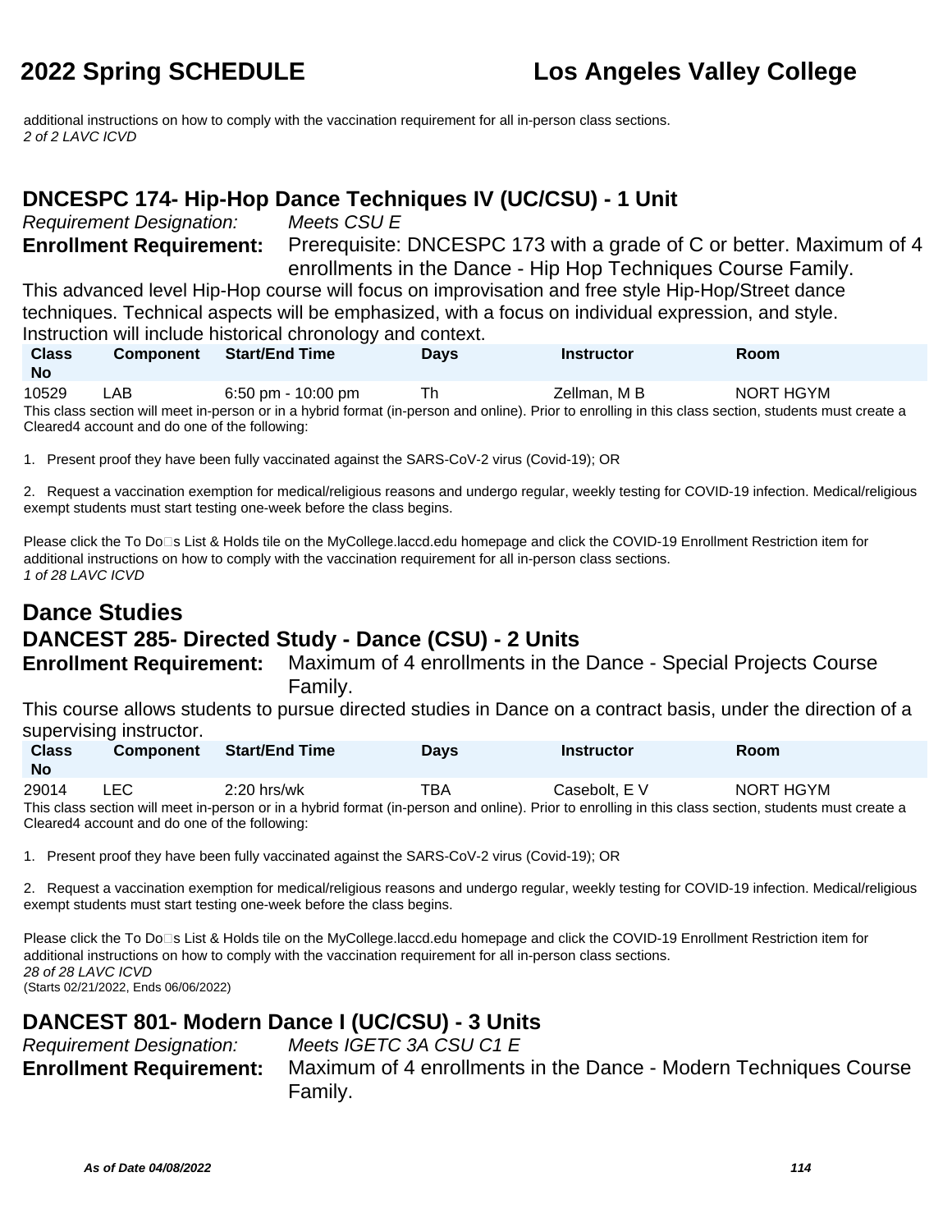additional instructions on how to comply with the vaccination requirement for all in-person class sections.
*2 of 2 LAVC ICVD*

## DNCESPC 174- Hip-Hop Dance Techniques IV (UC/CSU) - 1 Unit

*Requirement Designation:* *Meets CSU E*

**Enrollment Requirement:** Prerequisite: DNCESPC 173 with a grade of C or better. Maximum of 4 enrollments in the Dance - Hip Hop Techniques Course Family.

This advanced level Hip-Hop course will focus on improvisation and free style Hip-Hop/Street dance techniques. Technical aspects will be emphasized, with a focus on individual expression, and style. Instruction will include historical chronology and context.

| Class No | Component | Start/End Time | Days | Instructor | Room |
|---|---|---|---|---|---|
| 10529 | LAB | 6:50 pm - 10:00 pm | Th | Zellman, M B | NORT HGYM |

This class section will meet in-person or in a hybrid format (in-person and online). Prior to enrolling in this class section, students must create a Cleared4 account and do one of the following:

1. Present proof they have been fully vaccinated against the SARS-CoV-2 virus (Covid-19); OR

2. Request a vaccination exemption for medical/religious reasons and undergo regular, weekly testing for COVID-19 infection. Medical/religious exempt students must start testing one-week before the class begins.

Please click the To Do□s List & Holds tile on the MyCollege.laccd.edu homepage and click the COVID-19 Enrollment Restriction item for additional instructions on how to comply with the vaccination requirement for all in-person class sections.
*1 of 28 LAVC ICVD*

# Dance Studies

## DANCEST 285- Directed Study - Dance (CSU) - 2 Units

**Enrollment Requirement:** Maximum of 4 enrollments in the Dance - Special Projects Course Family.

This course allows students to pursue directed studies in Dance on a contract basis, under the direction of a supervising instructor.

| Class No | Component | Start/End Time | Days | Instructor | Room |
|---|---|---|---|---|---|
| 29014 | LEC | 2:20 hrs/wk | TBA | Casebolt, E V | NORT HGYM |

This class section will meet in-person or in a hybrid format (in-person and online). Prior to enrolling in this class section, students must create a Cleared4 account and do one of the following:

1. Present proof they have been fully vaccinated against the SARS-CoV-2 virus (Covid-19); OR

2. Request a vaccination exemption for medical/religious reasons and undergo regular, weekly testing for COVID-19 infection. Medical/religious exempt students must start testing one-week before the class begins.

Please click the To Do□s List & Holds tile on the MyCollege.laccd.edu homepage and click the COVID-19 Enrollment Restriction item for additional instructions on how to comply with the vaccination requirement for all in-person class sections.
*28 of 28 LAVC ICVD*
(Starts 02/21/2022, Ends 06/06/2022)

## DANCEST 801- Modern Dance I (UC/CSU) - 3 Units

*Requirement Designation:* *Meets IGETC 3A CSU C1 E*

**Enrollment Requirement:** Maximum of 4 enrollments in the Dance - Modern Techniques Course Family.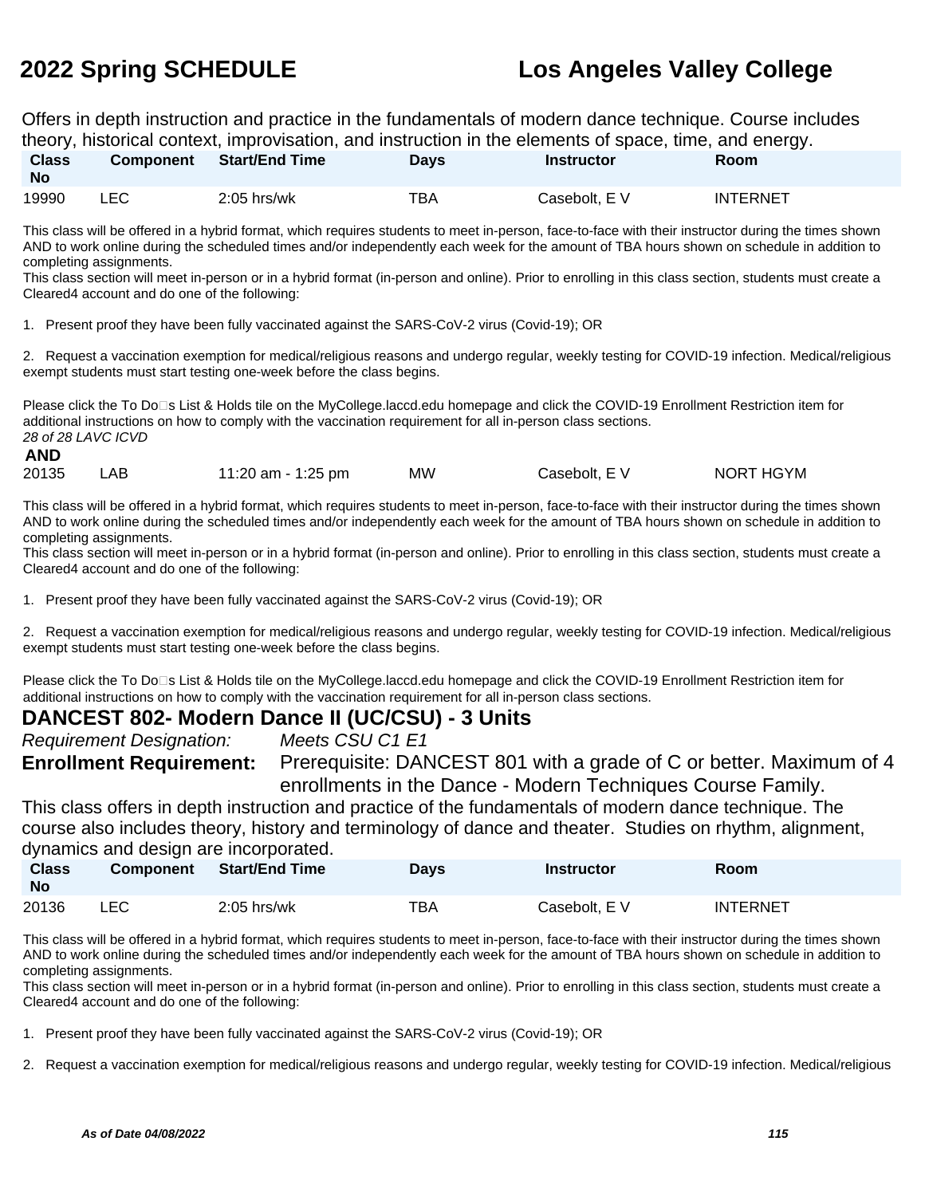Offers in depth instruction and practice in the fundamentals of modern dance technique. Course includes theory, historical context, improvisation, and instruction in the elements of space, time, and energy.

| Class No | Component | Start/End Time | Days | Instructor | Room |
| --- | --- | --- | --- | --- | --- |
| 19990 | LEC | 2:05 hrs/wk | TBA | Casebolt, E V | INTERNET |

This class will be offered in a hybrid format, which requires students to meet in-person, face-to-face with their instructor during the times shown AND to work online during the scheduled times and/or independently each week for the amount of TBA hours shown on schedule in addition to completing assignments.
This class section will meet in-person or in a hybrid format (in-person and online). Prior to enrolling in this class section, students must create a Cleared4 account and do one of the following:

1. Present proof they have been fully vaccinated against the SARS-CoV-2 virus (Covid-19); OR

2. Request a vaccination exemption for medical/religious reasons and undergo regular, weekly testing for COVID-19 infection. Medical/religious exempt students must start testing one-week before the class begins.

Please click the To Do□s List & Holds tile on the MyCollege.laccd.edu homepage and click the COVID-19 Enrollment Restriction item for additional instructions on how to comply with the vaccination requirement for all in-person class sections.
*28 of 28 LAVC ICVD*

**AND**

| Class No | Component | Start/End Time | Days | Instructor | Room |
| --- | --- | --- | --- | --- | --- |
| 20135 | LAB | 11:20 am - 1:25 pm | MW | Casebolt, E V | NORT HGYM |

This class will be offered in a hybrid format, which requires students to meet in-person, face-to-face with their instructor during the times shown AND to work online during the scheduled times and/or independently each week for the amount of TBA hours shown on schedule in addition to completing assignments.
This class section will meet in-person or in a hybrid format (in-person and online). Prior to enrolling in this class section, students must create a Cleared4 account and do one of the following:

1. Present proof they have been fully vaccinated against the SARS-CoV-2 virus (Covid-19); OR

2. Request a vaccination exemption for medical/religious reasons and undergo regular, weekly testing for COVID-19 infection. Medical/religious exempt students must start testing one-week before the class begins.

Please click the To Do□s List & Holds tile on the MyCollege.laccd.edu homepage and click the COVID-19 Enrollment Restriction item for additional instructions on how to comply with the vaccination requirement for all in-person class sections.

## DANCEST 802- Modern Dance II (UC/CSU) - 3 Units

*Requirement Designation:* *Meets CSU C1 E1*

**Enrollment Requirement:** Prerequisite: DANCEST 801 with a grade of C or better. Maximum of 4 enrollments in the Dance - Modern Techniques Course Family.

This class offers in depth instruction and practice of the fundamentals of modern dance technique. The course also includes theory, history and terminology of dance and theater. Studies on rhythm, alignment, dynamics and design are incorporated.

| Class No | Component | Start/End Time | Days | Instructor | Room |
| --- | --- | --- | --- | --- | --- |
| 20136 | LEC | 2:05 hrs/wk | TBA | Casebolt, E V | INTERNET |

This class will be offered in a hybrid format, which requires students to meet in-person, face-to-face with their instructor during the times shown AND to work online during the scheduled times and/or independently each week for the amount of TBA hours shown on schedule in addition to completing assignments.
This class section will meet in-person or in a hybrid format (in-person and online). Prior to enrolling in this class section, students must create a Cleared4 account and do one of the following:

1. Present proof they have been fully vaccinated against the SARS-CoV-2 virus (Covid-19); OR

2. Request a vaccination exemption for medical/religious reasons and undergo regular, weekly testing for COVID-19 infection. Medical/religious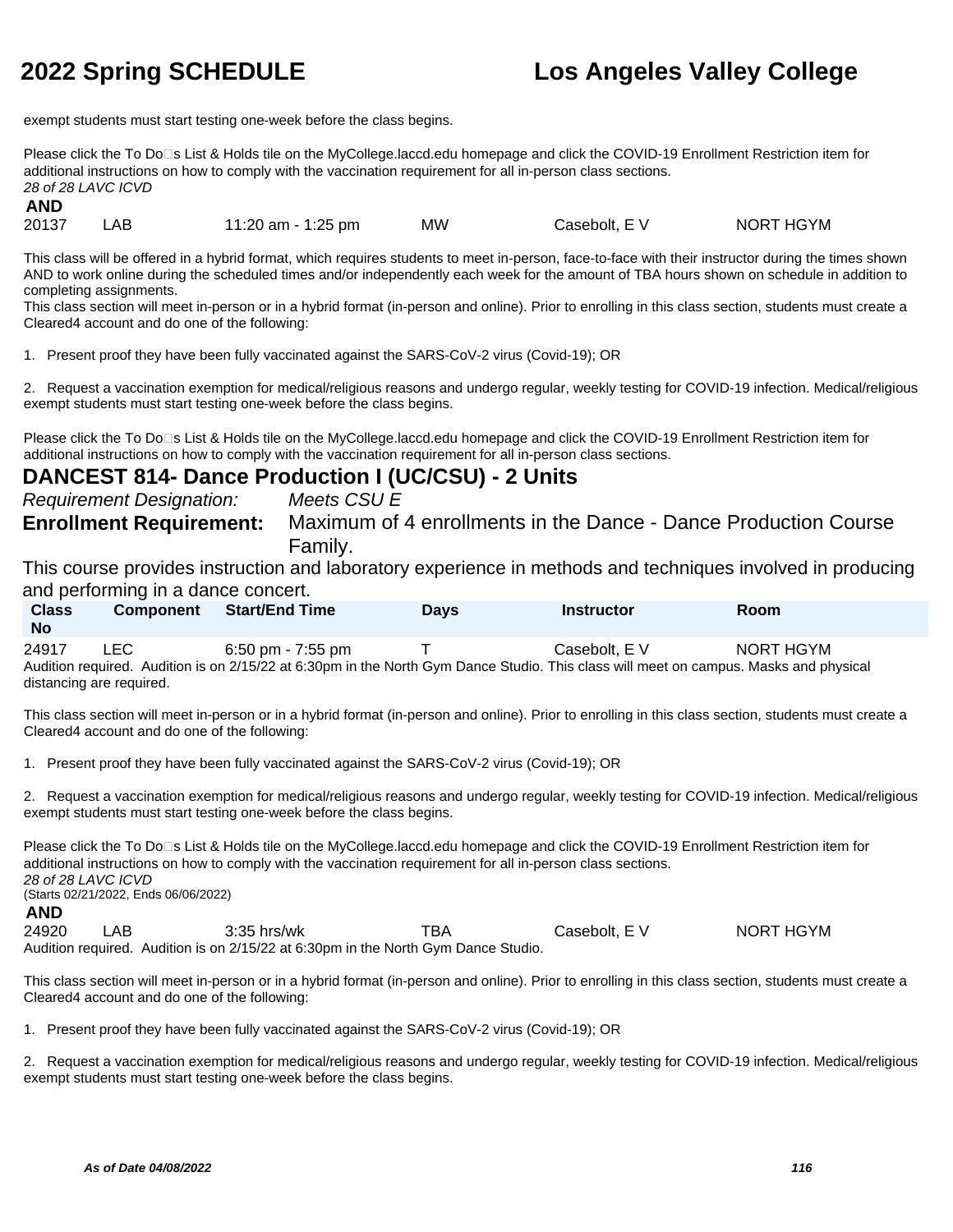exempt students must start testing one-week before the class begins.

Please click the To Do□s List & Holds tile on the MyCollege.laccd.edu homepage and click the COVID-19 Enrollment Restriction item for additional instructions on how to comply with the vaccination requirement for all in-person class sections.
*28 of 28 LAVC ICVD*

**AND**

| | | | | | |
|---|---|---|---|---|---|
| 20137 | LAB | 11:20 am - 1:25 pm | MW | Casebolt, E V | NORT HGYM |

This class will be offered in a hybrid format, which requires students to meet in-person, face-to-face with their instructor during the times shown AND to work online during the scheduled times and/or independently each week for the amount of TBA hours shown on schedule in addition to completing assignments.
This class section will meet in-person or in a hybrid format (in-person and online). Prior to enrolling in this class section, students must create a Cleared4 account and do one of the following:

1. Present proof they have been fully vaccinated against the SARS-CoV-2 virus (Covid-19); OR

2. Request a vaccination exemption for medical/religious reasons and undergo regular, weekly testing for COVID-19 infection. Medical/religious exempt students must start testing one-week before the class begins.

Please click the To Do□s List & Holds tile on the MyCollege.laccd.edu homepage and click the COVID-19 Enrollment Restriction item for additional instructions on how to comply with the vaccination requirement for all in-person class sections.

## DANCEST 814- Dance Production I (UC/CSU) - 2 Units

*Requirement Designation:* *Meets CSU E*

**Enrollment Requirement:** Maximum of 4 enrollments in the Dance - Dance Production Course Family.

This course provides instruction and laboratory experience in methods and techniques involved in producing and performing in a dance concert.

| Class No | Component | Start/End Time | Days | Instructor | Room |
|---|---|---|---|---|---|
| 24917 | LEC | 6:50 pm - 7:55 pm | T | Casebolt, E V | NORT HGYM |

Audition required. Audition is on 2/15/22 at 6:30pm in the North Gym Dance Studio. This class will meet on campus. Masks and physical distancing are required.

This class section will meet in-person or in a hybrid format (in-person and online). Prior to enrolling in this class section, students must create a Cleared4 account and do one of the following:

1. Present proof they have been fully vaccinated against the SARS-CoV-2 virus (Covid-19); OR

2. Request a vaccination exemption for medical/religious reasons and undergo regular, weekly testing for COVID-19 infection. Medical/religious exempt students must start testing one-week before the class begins.

Please click the To Do□s List & Holds tile on the MyCollege.laccd.edu homepage and click the COVID-19 Enrollment Restriction item for additional instructions on how to comply with the vaccination requirement for all in-person class sections.
*28 of 28 LAVC ICVD*
(Starts 02/21/2022, Ends 06/06/2022)

**AND**

| | | | | | |
|---|---|---|---|---|---|
| 24920 | LAB | 3:35 hrs/wk | TBA | Casebolt, E V | NORT HGYM |

Audition required. Audition is on 2/15/22 at 6:30pm in the North Gym Dance Studio.

This class section will meet in-person or in a hybrid format (in-person and online). Prior to enrolling in this class section, students must create a Cleared4 account and do one of the following:

1. Present proof they have been fully vaccinated against the SARS-CoV-2 virus (Covid-19); OR

2. Request a vaccination exemption for medical/religious reasons and undergo regular, weekly testing for COVID-19 infection. Medical/religious exempt students must start testing one-week before the class begins.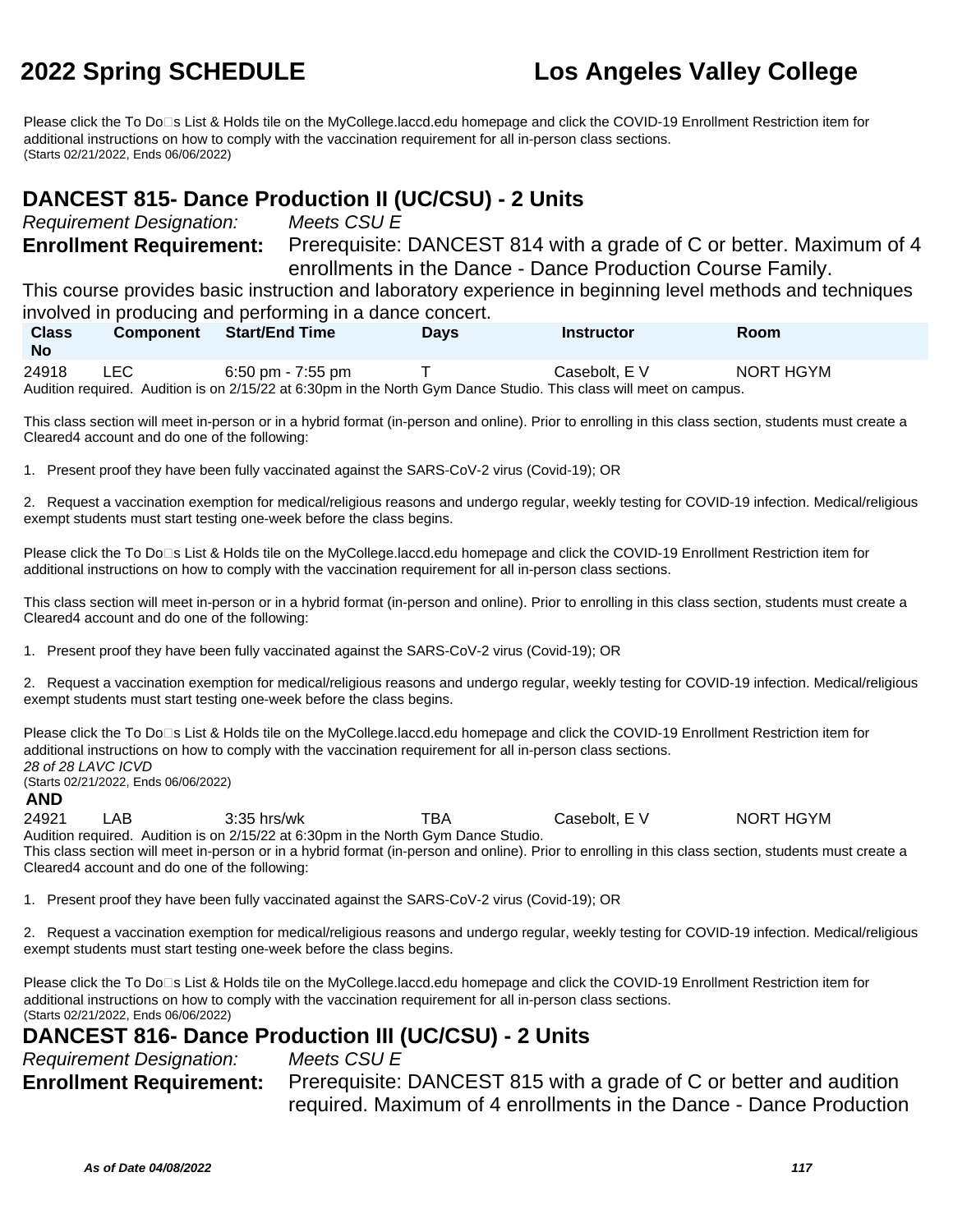Please click the To Do□s List & Holds tile on the MyCollege.laccd.edu homepage and click the COVID-19 Enrollment Restriction item for additional instructions on how to comply with the vaccination requirement for all in-person class sections.
(Starts 02/21/2022, Ends 06/06/2022)

## DANCEST 815- Dance Production II (UC/CSU) - 2 Units

*Requirement Designation:* *Meets CSU E*

**Enrollment Requirement:** Prerequisite: DANCEST 814 with a grade of C or better. Maximum of 4 enrollments in the Dance - Dance Production Course Family.

This course provides basic instruction and laboratory experience in beginning level methods and techniques involved in producing and performing in a dance concert.

| Class No | Component | Start/End Time | Days | Instructor | Room |
|---|---|---|---|---|---|
| 24918 | LEC | 6:50 pm - 7:55 pm | T | Casebolt, E V | NORT HGYM |

Audition required. Audition is on 2/15/22 at 6:30pm in the North Gym Dance Studio. This class will meet on campus.

This class section will meet in-person or in a hybrid format (in-person and online). Prior to enrolling in this class section, students must create a Cleared4 account and do one of the following:

1. Present proof they have been fully vaccinated against the SARS-CoV-2 virus (Covid-19); OR

2. Request a vaccination exemption for medical/religious reasons and undergo regular, weekly testing for COVID-19 infection. Medical/religious exempt students must start testing one-week before the class begins.

Please click the To Do□s List & Holds tile on the MyCollege.laccd.edu homepage and click the COVID-19 Enrollment Restriction item for additional instructions on how to comply with the vaccination requirement for all in-person class sections.

This class section will meet in-person or in a hybrid format (in-person and online). Prior to enrolling in this class section, students must create a Cleared4 account and do one of the following:

1. Present proof they have been fully vaccinated against the SARS-CoV-2 virus (Covid-19); OR

2. Request a vaccination exemption for medical/religious reasons and undergo regular, weekly testing for COVID-19 infection. Medical/religious exempt students must start testing one-week before the class begins.

Please click the To Do□s List & Holds tile on the MyCollege.laccd.edu homepage and click the COVID-19 Enrollment Restriction item for additional instructions on how to comply with the vaccination requirement for all in-person class sections.
*28 of 28 LAVC ICVD*
(Starts 02/21/2022, Ends 06/06/2022)

**AND**

| Class No | Component | Start/End Time | Days | Instructor | Room |
|---|---|---|---|---|---|
| 24921 | LAB | 3:35 hrs/wk | TBA | Casebolt, E V | NORT HGYM |

Audition required. Audition is on 2/15/22 at 6:30pm in the North Gym Dance Studio.
This class section will meet in-person or in a hybrid format (in-person and online). Prior to enrolling in this class section, students must create a Cleared4 account and do one of the following:

1. Present proof they have been fully vaccinated against the SARS-CoV-2 virus (Covid-19); OR

2. Request a vaccination exemption for medical/religious reasons and undergo regular, weekly testing for COVID-19 infection. Medical/religious exempt students must start testing one-week before the class begins.

Please click the To Do□s List & Holds tile on the MyCollege.laccd.edu homepage and click the COVID-19 Enrollment Restriction item for additional instructions on how to comply with the vaccination requirement for all in-person class sections.
(Starts 02/21/2022, Ends 06/06/2022)

## DANCEST 816- Dance Production III (UC/CSU) - 2 Units

*Requirement Designation:* *Meets CSU E*

**Enrollment Requirement:** Prerequisite: DANCEST 815 with a grade of C or better and audition required. Maximum of 4 enrollments in the Dance - Dance Production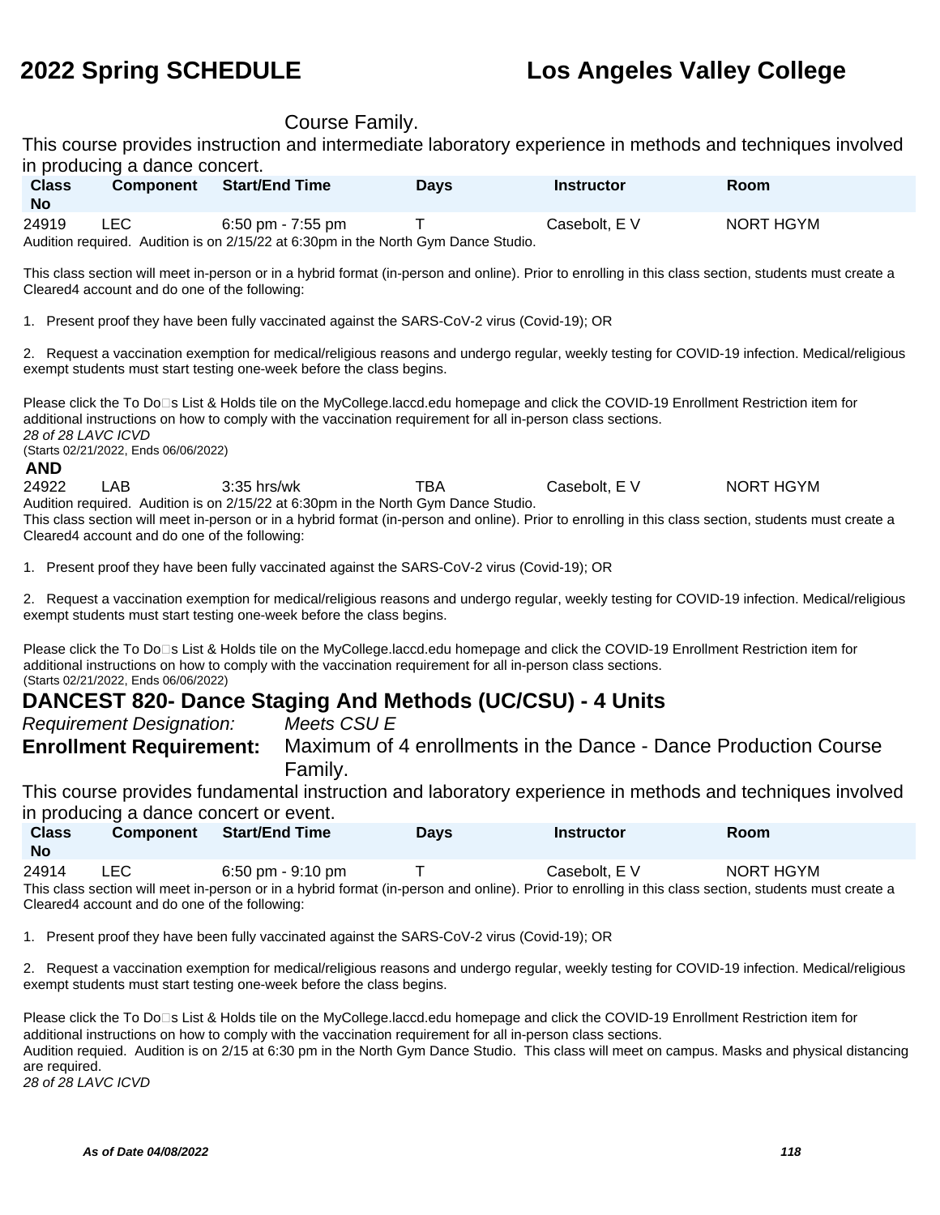Course Family.

This course provides instruction and intermediate laboratory experience in methods and techniques involved in producing a dance concert.

| Class No | Component | Start/End Time | Days | Instructor | Room |
|---|---|---|---|---|---|
| 24919 | LEC | 6:50 pm - 7:55 pm | T | Casebolt, E V | NORT HGYM |

Audition required. Audition is on 2/15/22 at 6:30pm in the North Gym Dance Studio.

This class section will meet in-person or in a hybrid format (in-person and online). Prior to enrolling in this class section, students must create a Cleared4 account and do one of the following:

1. Present proof they have been fully vaccinated against the SARS-CoV-2 virus (Covid-19); OR

2. Request a vaccination exemption for medical/religious reasons and undergo regular, weekly testing for COVID-19 infection. Medical/religious exempt students must start testing one-week before the class begins.

Please click the To Do□s List & Holds tile on the MyCollege.laccd.edu homepage and click the COVID-19 Enrollment Restriction item for additional instructions on how to comply with the vaccination requirement for all in-person class sections.

*28 of 28 LAVC ICVD*

(Starts 02/21/2022, Ends 06/06/2022)

**AND**

| Class No | Component | Start/End Time | Days | Instructor | Room |
|---|---|---|---|---|---|
| 24922 | LAB | 3:35 hrs/wk | TBA | Casebolt, E V | NORT HGYM |

Audition required. Audition is on 2/15/22 at 6:30pm in the North Gym Dance Studio.

This class section will meet in-person or in a hybrid format (in-person and online). Prior to enrolling in this class section, students must create a Cleared4 account and do one of the following:

1. Present proof they have been fully vaccinated against the SARS-CoV-2 virus (Covid-19); OR

2. Request a vaccination exemption for medical/religious reasons and undergo regular, weekly testing for COVID-19 infection. Medical/religious exempt students must start testing one-week before the class begins.

Please click the To Do□s List & Holds tile on the MyCollege.laccd.edu homepage and click the COVID-19 Enrollment Restriction item for additional instructions on how to comply with the vaccination requirement for all in-person class sections.

(Starts 02/21/2022, Ends 06/06/2022)

## DANCEST 820- Dance Staging And Methods (UC/CSU) - 4 Units

*Requirement Designation:* *Meets CSU E*

**Enrollment Requirement:** Maximum of 4 enrollments in the Dance - Dance Production Course Family.

This course provides fundamental instruction and laboratory experience in methods and techniques involved in producing a dance concert or event.

| Class No | Component | Start/End Time | Days | Instructor | Room |
|---|---|---|---|---|---|
| 24914 | LEC | 6:50 pm - 9:10 pm | T | Casebolt, E V | NORT HGYM |

This class section will meet in-person or in a hybrid format (in-person and online). Prior to enrolling in this class section, students must create a Cleared4 account and do one of the following:

1. Present proof they have been fully vaccinated against the SARS-CoV-2 virus (Covid-19); OR

2. Request a vaccination exemption for medical/religious reasons and undergo regular, weekly testing for COVID-19 infection. Medical/religious exempt students must start testing one-week before the class begins.

Please click the To Do□s List & Holds tile on the MyCollege.laccd.edu homepage and click the COVID-19 Enrollment Restriction item for additional instructions on how to comply with the vaccination requirement for all in-person class sections.

Audition requied. Audition is on 2/15 at 6:30 pm in the North Gym Dance Studio. This class will meet on campus. Masks and physical distancing are required.

*28 of 28 LAVC ICVD*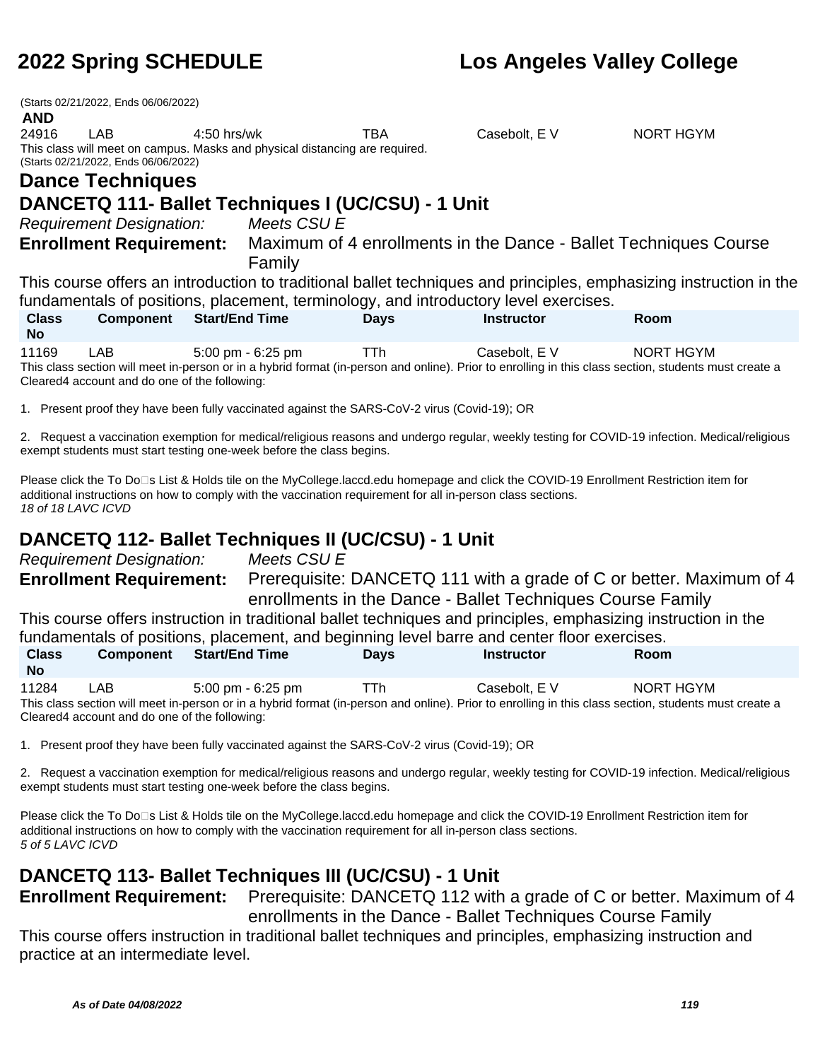(Starts 02/21/2022, Ends 06/06/2022)

**AND**

| | | | | | |
|---|---|---|---|---|---|
| 24916 | LAB | 4:50 hrs/wk | TBA | Casebolt, E V | NORT HGYM |

This class will meet on campus. Masks and physical distancing are required.
(Starts 02/21/2022, Ends 06/06/2022)

## Dance Techniques

### DANCETQ 111- Ballet Techniques I (UC/CSU) - 1 Unit

*Requirement Designation:* *Meets CSU E*

**Enrollment Requirement:** Maximum of 4 enrollments in the Dance - Ballet Techniques Course Family

This course offers an introduction to traditional ballet techniques and principles, emphasizing instruction in the fundamentals of positions, placement, terminology, and introductory level exercises.

| Class No | Component | Start/End Time | Days | Instructor | Room |
|---|---|---|---|---|---|
| 11169 | LAB | 5:00 pm - 6:25 pm | TTh | Casebolt, E V | NORT HGYM |

This class section will meet in-person or in a hybrid format (in-person and online). Prior to enrolling in this class section, students must create a Cleared4 account and do one of the following:

1. Present proof they have been fully vaccinated against the SARS-CoV-2 virus (Covid-19); OR

2. Request a vaccination exemption for medical/religious reasons and undergo regular, weekly testing for COVID-19 infection. Medical/religious exempt students must start testing one-week before the class begins.

Please click the To Do□s List & Holds tile on the MyCollege.laccd.edu homepage and click the COVID-19 Enrollment Restriction item for additional instructions on how to comply with the vaccination requirement for all in-person class sections.
*18 of 18 LAVC ICVD*

### DANCETQ 112- Ballet Techniques II (UC/CSU) - 1 Unit

*Requirement Designation:* *Meets CSU E*

**Enrollment Requirement:** Prerequisite: DANCETQ 111 with a grade of C or better. Maximum of 4 enrollments in the Dance - Ballet Techniques Course Family

This course offers instruction in traditional ballet techniques and principles, emphasizing instruction in the fundamentals of positions, placement, and beginning level barre and center floor exercises.

| Class No | Component | Start/End Time | Days | Instructor | Room |
|---|---|---|---|---|---|
| 11284 | LAB | 5:00 pm - 6:25 pm | TTh | Casebolt, E V | NORT HGYM |

This class section will meet in-person or in a hybrid format (in-person and online). Prior to enrolling in this class section, students must create a Cleared4 account and do one of the following:

1. Present proof they have been fully vaccinated against the SARS-CoV-2 virus (Covid-19); OR

2. Request a vaccination exemption for medical/religious reasons and undergo regular, weekly testing for COVID-19 infection. Medical/religious exempt students must start testing one-week before the class begins.

Please click the To Do□s List & Holds tile on the MyCollege.laccd.edu homepage and click the COVID-19 Enrollment Restriction item for additional instructions on how to comply with the vaccination requirement for all in-person class sections.
*5 of 5 LAVC ICVD*

### DANCETQ 113- Ballet Techniques III (UC/CSU) - 1 Unit

**Enrollment Requirement:** Prerequisite: DANCETQ 112 with a grade of C or better. Maximum of 4 enrollments in the Dance - Ballet Techniques Course Family

This course offers instruction in traditional ballet techniques and principles, emphasizing instruction and practice at an intermediate level.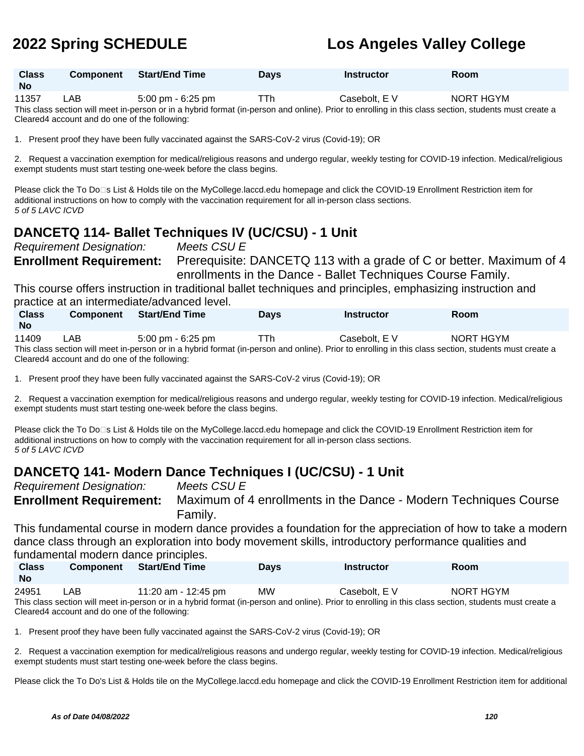| Class No | Component | Start/End Time | Days | Instructor | Room |
|---|---|---|---|---|---|
| 11357 | LAB | 5:00 pm - 6:25 pm | TTh | Casebolt, E V | NORT HGYM |

This class section will meet in-person or in a hybrid format (in-person and online). Prior to enrolling in this class section, students must create a Cleared4 account and do one of the following:

1. Present proof they have been fully vaccinated against the SARS-CoV-2 virus (Covid-19); OR

2. Request a vaccination exemption for medical/religious reasons and undergo regular, weekly testing for COVID-19 infection. Medical/religious exempt students must start testing one-week before the class begins.

Please click the To Do□s List & Holds tile on the MyCollege.laccd.edu homepage and click the COVID-19 Enrollment Restriction item for additional instructions on how to comply with the vaccination requirement for all in-person class sections.
*5 of 5 LAVC ICVD*

## DANCETQ 114- Ballet Techniques IV (UC/CSU) - 1 Unit

*Requirement Designation:* *Meets CSU E*

**Enrollment Requirement:** Prerequisite: DANCETQ 113 with a grade of C or better. Maximum of 4 enrollments in the Dance - Ballet Techniques Course Family.

This course offers instruction in traditional ballet techniques and principles, emphasizing instruction and practice at an intermediate/advanced level.

| Class No | Component | Start/End Time | Days | Instructor | Room |
|---|---|---|---|---|---|
| 11409 | LAB | 5:00 pm - 6:25 pm | TTh | Casebolt, E V | NORT HGYM |

This class section will meet in-person or in a hybrid format (in-person and online). Prior to enrolling in this class section, students must create a Cleared4 account and do one of the following:

1. Present proof they have been fully vaccinated against the SARS-CoV-2 virus (Covid-19); OR

2. Request a vaccination exemption for medical/religious reasons and undergo regular, weekly testing for COVID-19 infection. Medical/religious exempt students must start testing one-week before the class begins.

Please click the To Do□s List & Holds tile on the MyCollege.laccd.edu homepage and click the COVID-19 Enrollment Restriction item for additional instructions on how to comply with the vaccination requirement for all in-person class sections.
*5 of 5 LAVC ICVD*

## DANCETQ 141- Modern Dance Techniques I (UC/CSU) - 1 Unit

*Requirement Designation:* *Meets CSU E*

**Enrollment Requirement:** Maximum of 4 enrollments in the Dance - Modern Techniques Course Family.

This fundamental course in modern dance provides a foundation for the appreciation of how to take a modern dance class through an exploration into body movement skills, introductory performance qualities and fundamental modern dance principles.

| Class No | Component | Start/End Time | Days | Instructor | Room |
|---|---|---|---|---|---|
| 24951 | LAB | 11:20 am - 12:45 pm | MW | Casebolt, E V | NORT HGYM |

This class section will meet in-person or in a hybrid format (in-person and online). Prior to enrolling in this class section, students must create a Cleared4 account and do one of the following:

1. Present proof they have been fully vaccinated against the SARS-CoV-2 virus (Covid-19); OR

2. Request a vaccination exemption for medical/religious reasons and undergo regular, weekly testing for COVID-19 infection. Medical/religious exempt students must start testing one-week before the class begins.

Please click the To Do's List & Holds tile on the MyCollege.laccd.edu homepage and click the COVID-19 Enrollment Restriction item for additional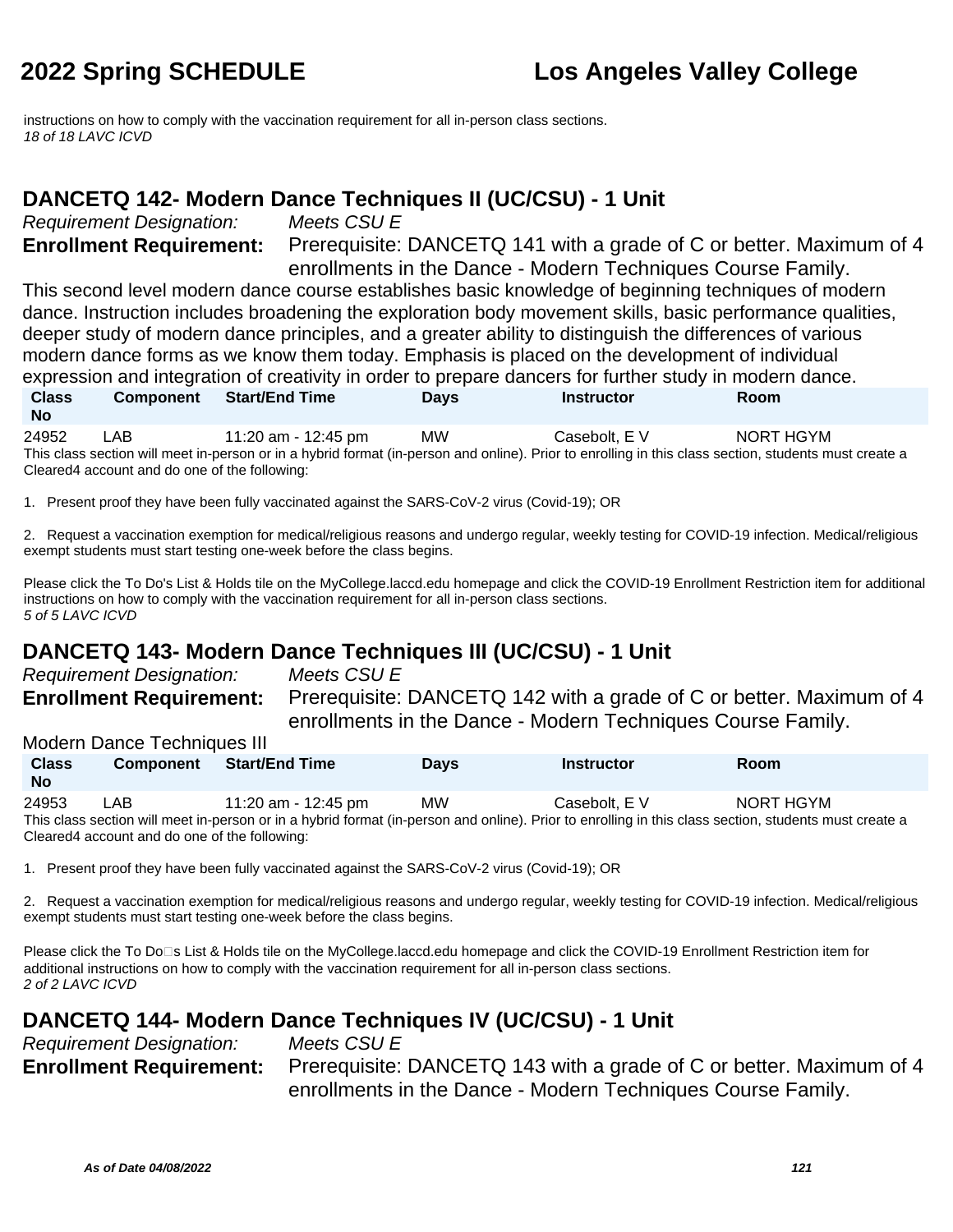instructions on how to comply with the vaccination requirement for all in-person class sections.
*18 of 18 LAVC ICVD*

## DANCETQ 142- Modern Dance Techniques II (UC/CSU) - 1 Unit

*Requirement Designation:* *Meets CSU E*

**Enrollment Requirement:** Prerequisite: DANCETQ 141 with a grade of C or better. Maximum of 4 enrollments in the Dance - Modern Techniques Course Family.

This second level modern dance course establishes basic knowledge of beginning techniques of modern dance. Instruction includes broadening the exploration body movement skills, basic performance qualities, deeper study of modern dance principles, and a greater ability to distinguish the differences of various modern dance forms as we know them today. Emphasis is placed on the development of individual expression and integration of creativity in order to prepare dancers for further study in modern dance.

| Class No | Component | Start/End Time | Days | Instructor | Room |
|---|---|---|---|---|---|
| 24952 | LAB | 11:20 am - 12:45 pm | MW | Casebolt, E V | NORT HGYM |

This class section will meet in-person or in a hybrid format (in-person and online). Prior to enrolling in this class section, students must create a Cleared4 account and do one of the following:

1. Present proof they have been fully vaccinated against the SARS-CoV-2 virus (Covid-19); OR

2. Request a vaccination exemption for medical/religious reasons and undergo regular, weekly testing for COVID-19 infection. Medical/religious exempt students must start testing one-week before the class begins.

Please click the To Do's List & Holds tile on the MyCollege.laccd.edu homepage and click the COVID-19 Enrollment Restriction item for additional instructions on how to comply with the vaccination requirement for all in-person class sections.
*5 of 5 LAVC ICVD*

## DANCETQ 143- Modern Dance Techniques III (UC/CSU) - 1 Unit

*Requirement Designation:* *Meets CSU E*

**Enrollment Requirement:** Prerequisite: DANCETQ 142 with a grade of C or better. Maximum of 4 enrollments in the Dance - Modern Techniques Course Family.

Modern Dance Techniques III

| Class No | Component | Start/End Time | Days | Instructor | Room |
|---|---|---|---|---|---|
| 24953 | LAB | 11:20 am - 12:45 pm | MW | Casebolt, E V | NORT HGYM |

This class section will meet in-person or in a hybrid format (in-person and online). Prior to enrolling in this class section, students must create a Cleared4 account and do one of the following:

1. Present proof they have been fully vaccinated against the SARS-CoV-2 virus (Covid-19); OR

2. Request a vaccination exemption for medical/religious reasons and undergo regular, weekly testing for COVID-19 infection. Medical/religious exempt students must start testing one-week before the class begins.

Please click the To Do�s List & Holds tile on the MyCollege.laccd.edu homepage and click the COVID-19 Enrollment Restriction item for additional instructions on how to comply with the vaccination requirement for all in-person class sections.
*2 of 2 LAVC ICVD*

## DANCETQ 144- Modern Dance Techniques IV (UC/CSU) - 1 Unit

*Requirement Designation:* *Meets CSU E*

**Enrollment Requirement:** Prerequisite: DANCETQ 143 with a grade of C or better. Maximum of 4 enrollments in the Dance - Modern Techniques Course Family.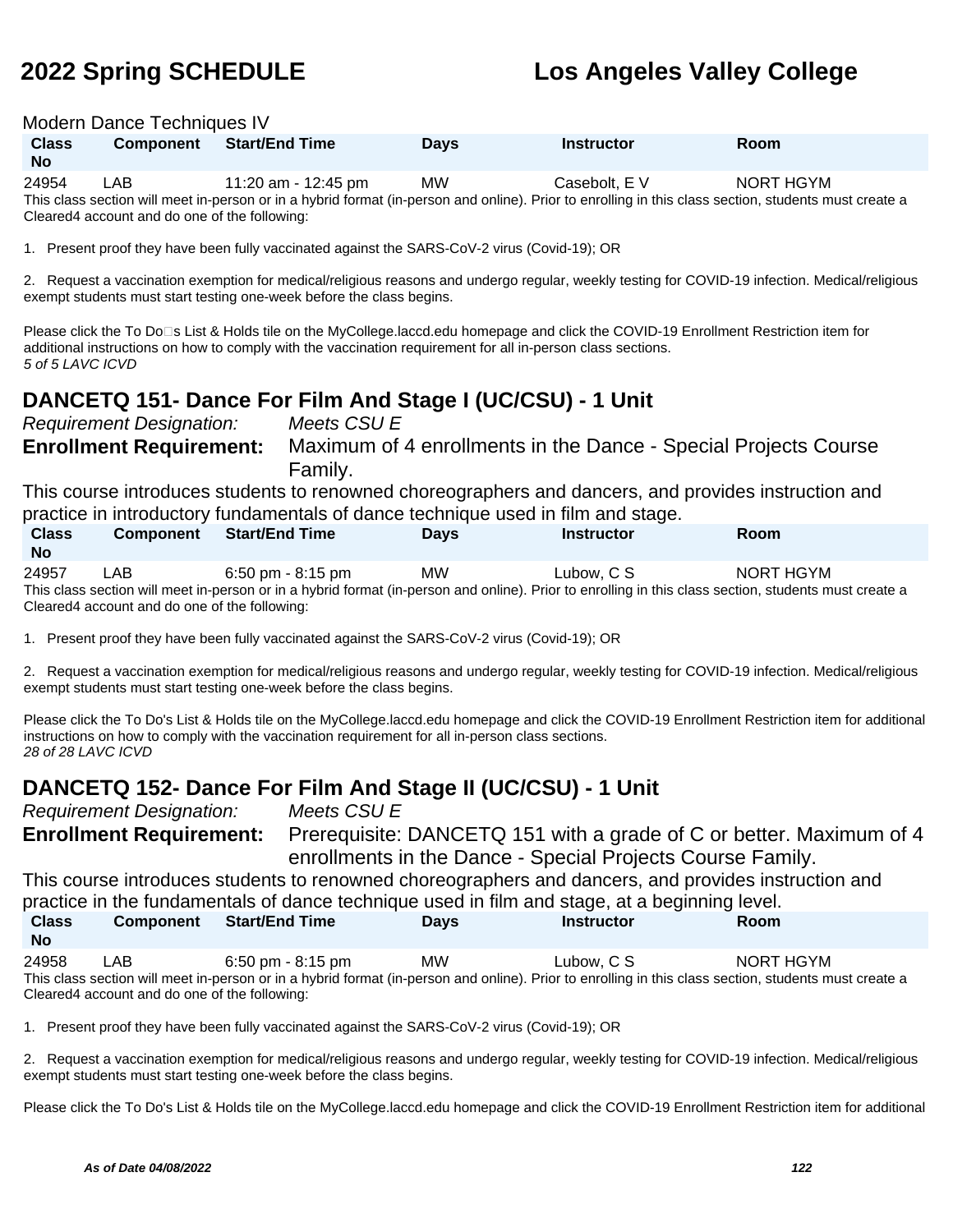Modern Dance Techniques IV

| Class No | Component | Start/End Time | Days | Instructor | Room |
|---|---|---|---|---|---|
| 24954 | LAB | 11:20 am - 12:45 pm | MW | Casebolt, E V | NORT HGYM |

This class section will meet in-person or in a hybrid format (in-person and online). Prior to enrolling in this class section, students must create a Cleared4 account and do one of the following:

1. Present proof they have been fully vaccinated against the SARS-CoV-2 virus (Covid-19); OR

2. Request a vaccination exemption for medical/religious reasons and undergo regular, weekly testing for COVID-19 infection. Medical/religious exempt students must start testing one-week before the class begins.

Please click the To Do�s List & Holds tile on the MyCollege.laccd.edu homepage and click the COVID-19 Enrollment Restriction item for additional instructions on how to comply with the vaccination requirement for all in-person class sections.

*5 of 5 LAVC ICVD*

## DANCETQ 151- Dance For Film And Stage I (UC/CSU) - 1 Unit

*Requirement Designation:* *Meets CSU E*

**Enrollment Requirement:** Maximum of 4 enrollments in the Dance - Special Projects Course Family.

This course introduces students to renowned choreographers and dancers, and provides instruction and practice in introductory fundamentals of dance technique used in film and stage.

| Class No | Component | Start/End Time | Days | Instructor | Room |
|---|---|---|---|---|---|
| 24957 | LAB | 6:50 pm - 8:15 pm | MW | Lubow, C S | NORT HGYM |

This class section will meet in-person or in a hybrid format (in-person and online). Prior to enrolling in this class section, students must create a Cleared4 account and do one of the following:

1. Present proof they have been fully vaccinated against the SARS-CoV-2 virus (Covid-19); OR

2. Request a vaccination exemption for medical/religious reasons and undergo regular, weekly testing for COVID-19 infection. Medical/religious exempt students must start testing one-week before the class begins.

Please click the To Do's List & Holds tile on the MyCollege.laccd.edu homepage and click the COVID-19 Enrollment Restriction item for additional instructions on how to comply with the vaccination requirement for all in-person class sections.

*28 of 28 LAVC ICVD*

## DANCETQ 152- Dance For Film And Stage II (UC/CSU) - 1 Unit

*Requirement Designation:* *Meets CSU E*

**Enrollment Requirement:** Prerequisite: DANCETQ 151 with a grade of C or better. Maximum of 4 enrollments in the Dance - Special Projects Course Family.

This course introduces students to renowned choreographers and dancers, and provides instruction and practice in the fundamentals of dance technique used in film and stage, at a beginning level.

| Class No | Component | Start/End Time | Days | Instructor | Room |
|---|---|---|---|---|---|
| 24958 | LAB | 6:50 pm - 8:15 pm | MW | Lubow, C S | NORT HGYM |

This class section will meet in-person or in a hybrid format (in-person and online). Prior to enrolling in this class section, students must create a Cleared4 account and do one of the following:

1. Present proof they have been fully vaccinated against the SARS-CoV-2 virus (Covid-19); OR

2. Request a vaccination exemption for medical/religious reasons and undergo regular, weekly testing for COVID-19 infection. Medical/religious exempt students must start testing one-week before the class begins.

Please click the To Do's List & Holds tile on the MyCollege.laccd.edu homepage and click the COVID-19 Enrollment Restriction item for additional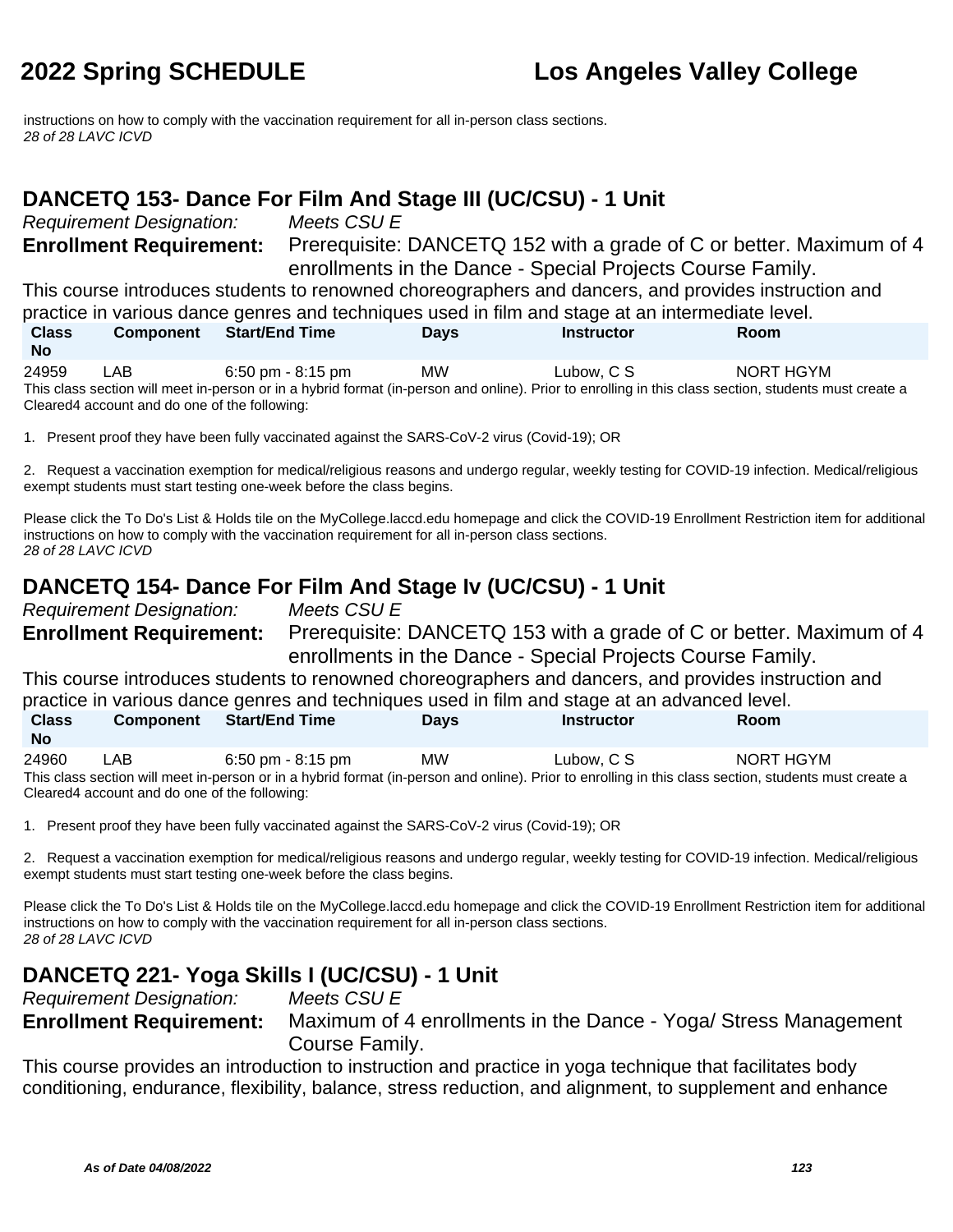instructions on how to comply with the vaccination requirement for all in-person class sections.
*28 of 28 LAVC ICVD*

## DANCETQ 153- Dance For Film And Stage III (UC/CSU) - 1 Unit

*Requirement Designation:* *Meets CSU E*

**Enrollment Requirement:** Prerequisite: DANCETQ 152 with a grade of C or better. Maximum of 4 enrollments in the Dance - Special Projects Course Family.

This course introduces students to renowned choreographers and dancers, and provides instruction and practice in various dance genres and techniques used in film and stage at an intermediate level.

| Class No | Component | Start/End Time | Days | Instructor | Room |
|---|---|---|---|---|---|
| 24959 | LAB | 6:50 pm - 8:15 pm | MW | Lubow, C S | NORT HGYM |

This class section will meet in-person or in a hybrid format (in-person and online). Prior to enrolling in this class section, students must create a Cleared4 account and do one of the following:

1. Present proof they have been fully vaccinated against the SARS-CoV-2 virus (Covid-19); OR

2. Request a vaccination exemption for medical/religious reasons and undergo regular, weekly testing for COVID-19 infection. Medical/religious exempt students must start testing one-week before the class begins.

Please click the To Do's List & Holds tile on the MyCollege.laccd.edu homepage and click the COVID-19 Enrollment Restriction item for additional instructions on how to comply with the vaccination requirement for all in-person class sections.
*28 of 28 LAVC ICVD*

## DANCETQ 154- Dance For Film And Stage Iv (UC/CSU) - 1 Unit

*Requirement Designation:* *Meets CSU E*

**Enrollment Requirement:** Prerequisite: DANCETQ 153 with a grade of C or better. Maximum of 4 enrollments in the Dance - Special Projects Course Family.

This course introduces students to renowned choreographers and dancers, and provides instruction and practice in various dance genres and techniques used in film and stage at an advanced level.

| Class No | Component | Start/End Time | Days | Instructor | Room |
|---|---|---|---|---|---|
| 24960 | LAB | 6:50 pm - 8:15 pm | MW | Lubow, C S | NORT HGYM |

This class section will meet in-person or in a hybrid format (in-person and online). Prior to enrolling in this class section, students must create a Cleared4 account and do one of the following:

1. Present proof they have been fully vaccinated against the SARS-CoV-2 virus (Covid-19); OR

2. Request a vaccination exemption for medical/religious reasons and undergo regular, weekly testing for COVID-19 infection. Medical/religious exempt students must start testing one-week before the class begins.

Please click the To Do's List & Holds tile on the MyCollege.laccd.edu homepage and click the COVID-19 Enrollment Restriction item for additional instructions on how to comply with the vaccination requirement for all in-person class sections.
*28 of 28 LAVC ICVD*

## DANCETQ 221- Yoga Skills I (UC/CSU) - 1 Unit

*Requirement Designation:* *Meets CSU E*

**Enrollment Requirement:** Maximum of 4 enrollments in the Dance - Yoga/ Stress Management Course Family.

This course provides an introduction to instruction and practice in yoga technique that facilitates body conditioning, endurance, flexibility, balance, stress reduction, and alignment, to supplement and enhance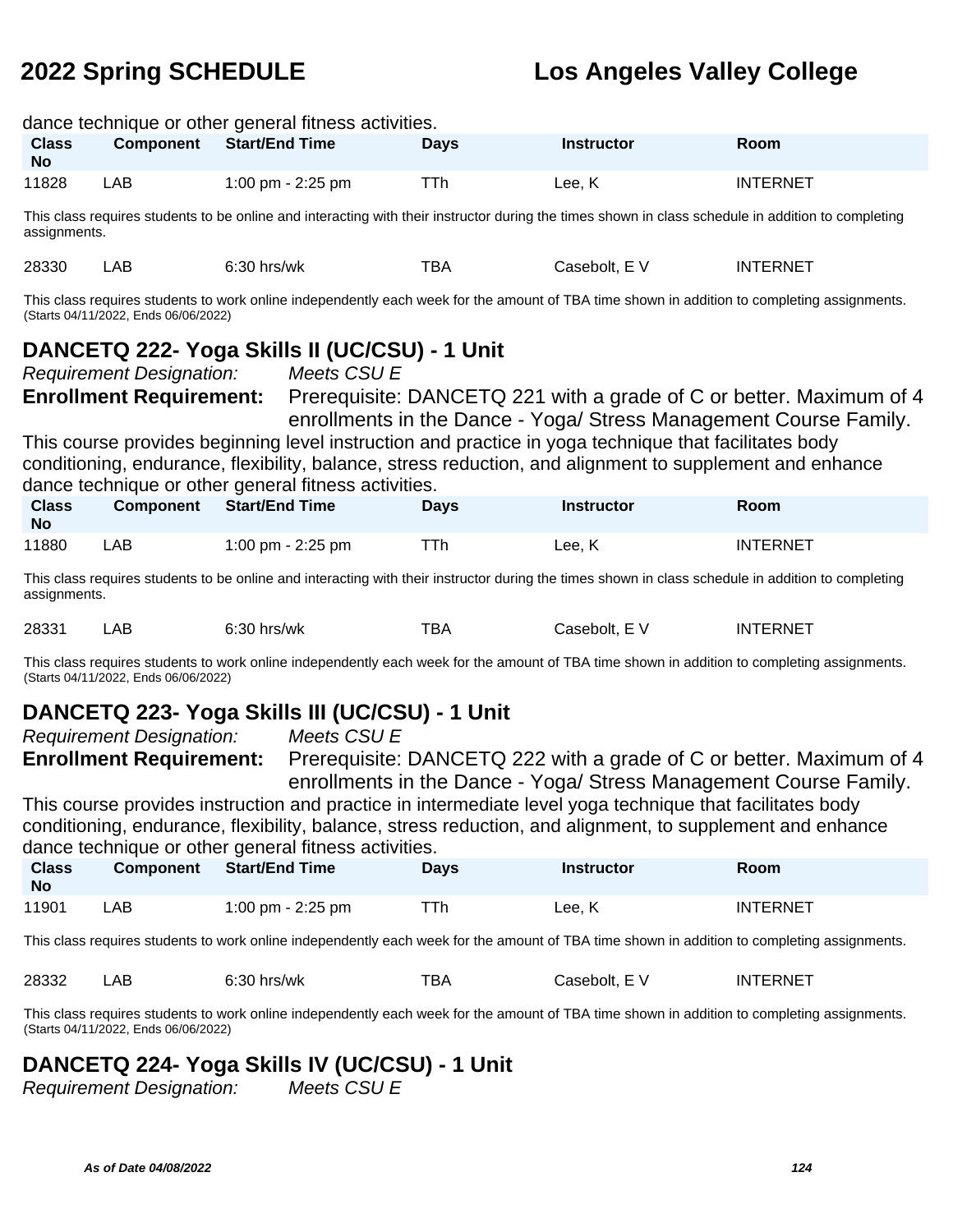dance technique or other general fitness activities.

| Class No | Component | Start/End Time | Days | Instructor | Room |
|---|---|---|---|---|---|
| 11828 | LAB | 1:00 pm - 2:25 pm | TTh | Lee, K | INTERNET |

This class requires students to be online and interacting with their instructor during the times shown in class schedule in addition to completing assignments.

| Class No | Component | Start/End Time | Days | Instructor | Room |
|---|---|---|---|---|---|
| 28330 | LAB | 6:30 hrs/wk | TBA | Casebolt, E V | INTERNET |

This class requires students to work online independently each week for the amount of TBA time shown in addition to completing assignments. (Starts 04/11/2022, Ends 06/06/2022)

## DANCETQ 222- Yoga Skills II (UC/CSU) - 1 Unit

*Requirement Designation:* *Meets CSU E*

**Enrollment Requirement:** Prerequisite: DANCETQ 221 with a grade of C or better. Maximum of 4 enrollments in the Dance - Yoga/ Stress Management Course Family.

This course provides beginning level instruction and practice in yoga technique that facilitates body conditioning, endurance, flexibility, balance, stress reduction, and alignment to supplement and enhance dance technique or other general fitness activities.

| Class No | Component | Start/End Time | Days | Instructor | Room |
|---|---|---|---|---|---|
| 11880 | LAB | 1:00 pm - 2:25 pm | TTh | Lee, K | INTERNET |

This class requires students to be online and interacting with their instructor during the times shown in class schedule in addition to completing assignments.

| Class No | Component | Start/End Time | Days | Instructor | Room |
|---|---|---|---|---|---|
| 28331 | LAB | 6:30 hrs/wk | TBA | Casebolt, E V | INTERNET |

This class requires students to work online independently each week for the amount of TBA time shown in addition to completing assignments. (Starts 04/11/2022, Ends 06/06/2022)

## DANCETQ 223- Yoga Skills III (UC/CSU) - 1 Unit

*Requirement Designation:* *Meets CSU E*

**Enrollment Requirement:** Prerequisite: DANCETQ 222 with a grade of C or better. Maximum of 4 enrollments in the Dance - Yoga/ Stress Management Course Family.

This course provides instruction and practice in intermediate level yoga technique that facilitates body conditioning, endurance, flexibility, balance, stress reduction, and alignment, to supplement and enhance dance technique or other general fitness activities.

| Class No | Component | Start/End Time | Days | Instructor | Room |
|---|---|---|---|---|---|
| 11901 | LAB | 1:00 pm - 2:25 pm | TTh | Lee, K | INTERNET |

This class requires students to work online independently each week for the amount of TBA time shown in addition to completing assignments.

| Class No | Component | Start/End Time | Days | Instructor | Room |
|---|---|---|---|---|---|
| 28332 | LAB | 6:30 hrs/wk | TBA | Casebolt, E V | INTERNET |

This class requires students to work online independently each week for the amount of TBA time shown in addition to completing assignments. (Starts 04/11/2022, Ends 06/06/2022)

## DANCETQ 224- Yoga Skills IV (UC/CSU) - 1 Unit

*Requirement Designation:* *Meets CSU E*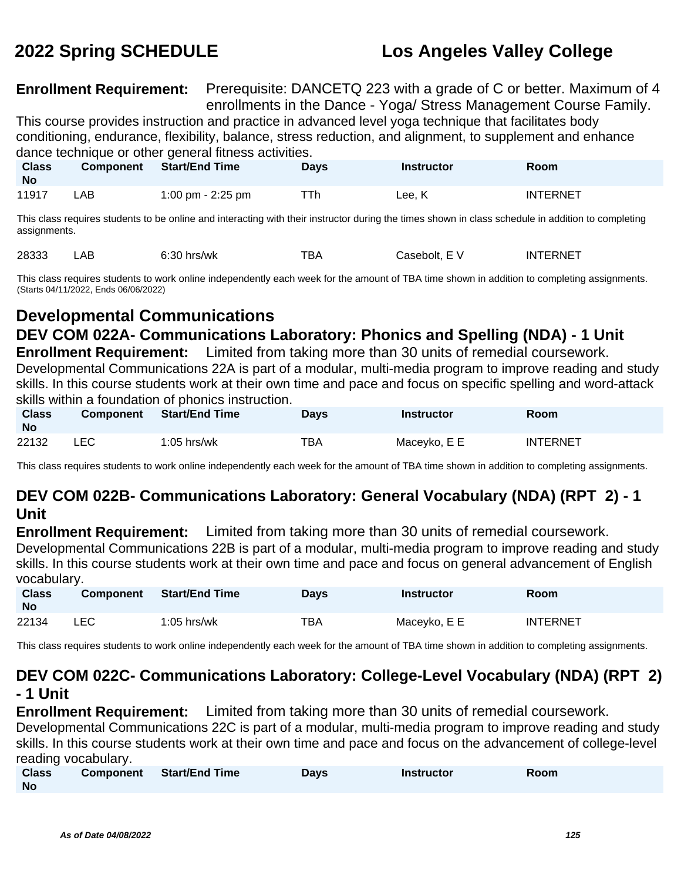**Enrollment Requirement:** Prerequisite: DANCETQ 223 with a grade of C or better. Maximum of 4 enrollments in the Dance - Yoga/ Stress Management Course Family.

This course provides instruction and practice in advanced level yoga technique that facilitates body conditioning, endurance, flexibility, balance, stress reduction, and alignment, to supplement and enhance dance technique or other general fitness activities.

| Class No | Component | Start/End Time | Days | Instructor | Room |
|---|---|---|---|---|---|
| 11917 | LAB | 1:00 pm - 2:25 pm | TTh | Lee, K | INTERNET |

This class requires students to be online and interacting with their instructor during the times shown in class schedule in addition to completing assignments.

| Class No | Component | Start/End Time | Days | Instructor | Room |
|---|---|---|---|---|---|
| 28333 | LAB | 6:30 hrs/wk | TBA | Casebolt, E V | INTERNET |

This class requires students to work online independently each week for the amount of TBA time shown in addition to completing assignments. (Starts 04/11/2022, Ends 06/06/2022)

## Developmental Communications

### DEV COM 022A- Communications Laboratory: Phonics and Spelling (NDA) - 1 Unit

**Enrollment Requirement:** Limited from taking more than 30 units of remedial coursework.

Developmental Communications 22A is part of a modular, multi-media program to improve reading and study skills. In this course students work at their own time and pace and focus on specific spelling and word-attack skills within a foundation of phonics instruction.

| Class No | Component | Start/End Time | Days | Instructor | Room |
|---|---|---|---|---|---|
| 22132 | LEC | 1:05 hrs/wk | TBA | Maceyko, E E | INTERNET |

This class requires students to work online independently each week for the amount of TBA time shown in addition to completing assignments.

### DEV COM 022B- Communications Laboratory: General Vocabulary (NDA) (RPT 2) - 1 Unit

**Enrollment Requirement:** Limited from taking more than 30 units of remedial coursework.

Developmental Communications 22B is part of a modular, multi-media program to improve reading and study skills. In this course students work at their own time and pace and focus on general advancement of English vocabulary.

| Class No | Component | Start/End Time | Days | Instructor | Room |
|---|---|---|---|---|---|
| 22134 | LEC | 1:05 hrs/wk | TBA | Maceyko, E E | INTERNET |

This class requires students to work online independently each week for the amount of TBA time shown in addition to completing assignments.

### DEV COM 022C- Communications Laboratory: College-Level Vocabulary (NDA) (RPT 2) - 1 Unit

**Enrollment Requirement:** Limited from taking more than 30 units of remedial coursework.

Developmental Communications 22C is part of a modular, multi-media program to improve reading and study skills. In this course students work at their own time and pace and focus on the advancement of college-level reading vocabulary.

| Class No | Component | Start/End Time | Days | Instructor | Room |
|---|---|---|---|---|---|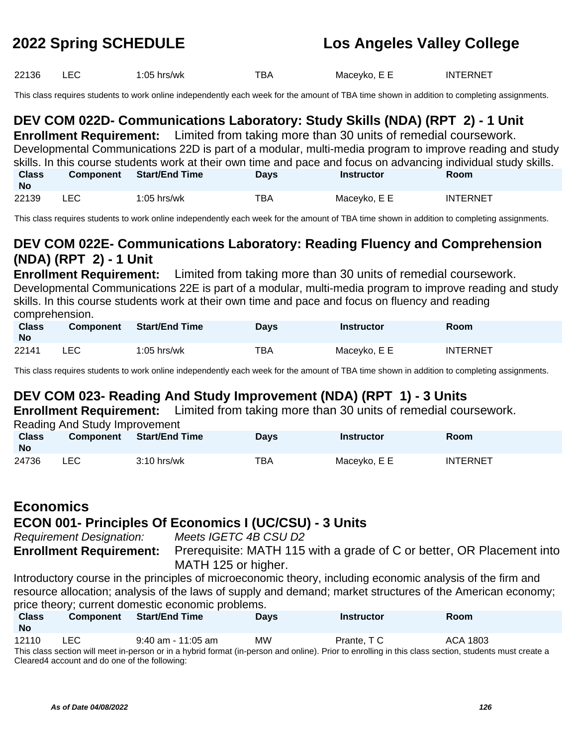| Class No | Component | Start/End Time | Days | Instructor | Room |
|---|---|---|---|---|---|
| 22136 | LEC | 1:05 hrs/wk | TBA | Maceyko, E E | INTERNET |

This class requires students to work online independently each week for the amount of TBA time shown in addition to completing assignments.

### DEV COM 022D- Communications Laboratory: Study Skills (NDA) (RPT 2) - 1 Unit

**Enrollment Requirement:** Limited from taking more than 30 units of remedial coursework.

Developmental Communications 22D is part of a modular, multi-media program to improve reading and study skills. In this course students work at their own time and pace and focus on advancing individual study skills.

| Class No | Component | Start/End Time | Days | Instructor | Room |
|---|---|---|---|---|---|
| 22139 | LEC | 1:05 hrs/wk | TBA | Maceyko, E E | INTERNET |

This class requires students to work online independently each week for the amount of TBA time shown in addition to completing assignments.

### DEV COM 022E- Communications Laboratory: Reading Fluency and Comprehension (NDA) (RPT 2) - 1 Unit

**Enrollment Requirement:** Limited from taking more than 30 units of remedial coursework.

Developmental Communications 22E is part of a modular, multi-media program to improve reading and study skills. In this course students work at their own time and pace and focus on fluency and reading comprehension.

| Class No | Component | Start/End Time | Days | Instructor | Room |
|---|---|---|---|---|---|
| 22141 | LEC | 1:05 hrs/wk | TBA | Maceyko, E E | INTERNET |

This class requires students to work online independently each week for the amount of TBA time shown in addition to completing assignments.

### DEV COM 023- Reading And Study Improvement (NDA) (RPT 1) - 3 Units

**Enrollment Requirement:** Limited from taking more than 30 units of remedial coursework.

Reading And Study Improvement

| Class No | Component | Start/End Time | Days | Instructor | Room |
|---|---|---|---|---|---|
| 24736 | LEC | 3:10 hrs/wk | TBA | Maceyko, E E | INTERNET |

## Economics

### ECON 001- Principles Of Economics I (UC/CSU) - 3 Units

*Requirement Designation:* *Meets IGETC 4B CSU D2*

**Enrollment Requirement:** Prerequisite: MATH 115 with a grade of C or better, OR Placement into MATH 125 or higher.

Introductory course in the principles of microeconomic theory, including economic analysis of the firm and resource allocation; analysis of the laws of supply and demand; market structures of the American economy; price theory; current domestic economic problems.

| Class No | Component | Start/End Time | Days | Instructor | Room |
|---|---|---|---|---|---|
| 12110 | LEC | 9:40 am - 11:05 am | MW | Prante, T C | ACA 1803 |

This class section will meet in-person or in a hybrid format (in-person and online). Prior to enrolling in this class section, students must create a Cleared4 account and do one of the following: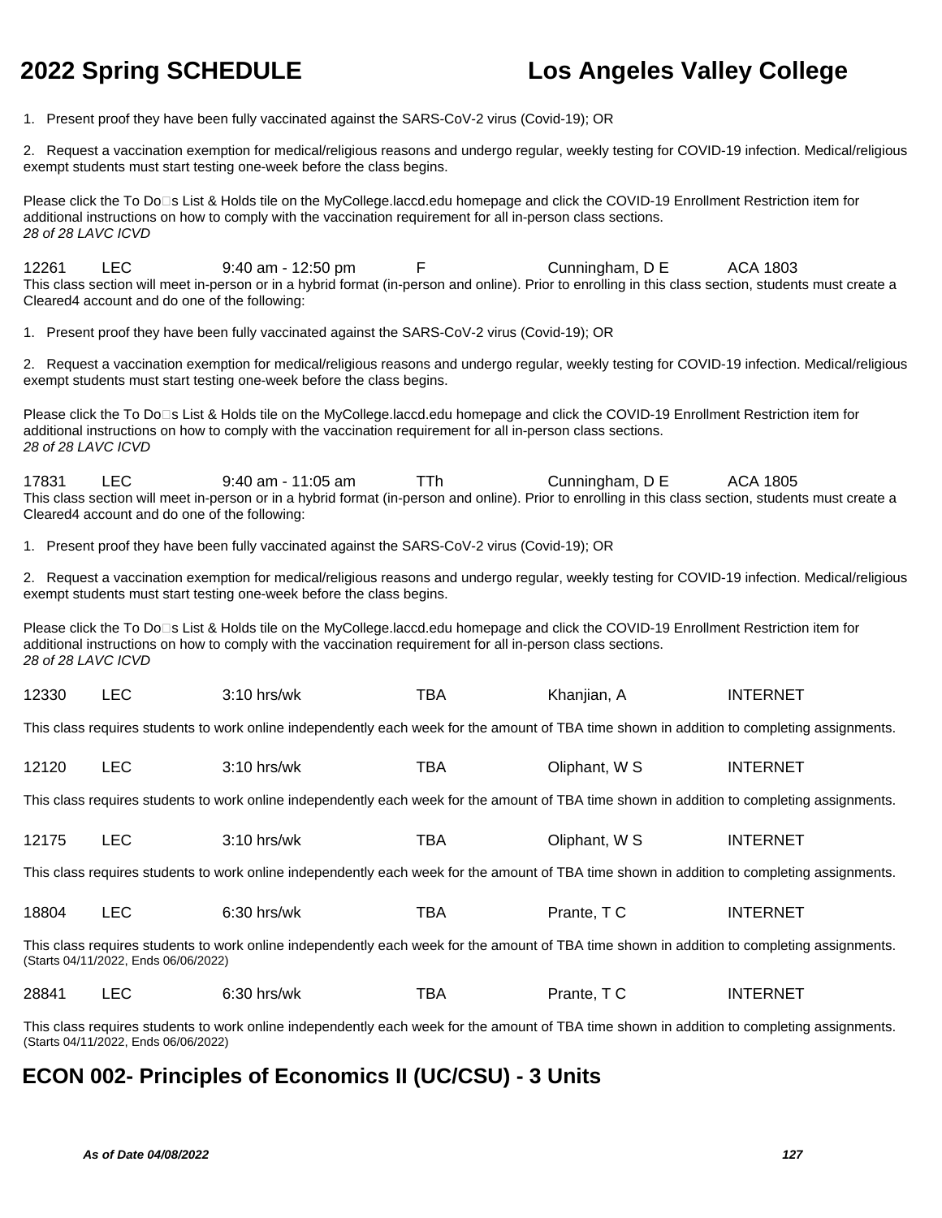1. Present proof they have been fully vaccinated against the SARS-CoV-2 virus (Covid-19); OR

2. Request a vaccination exemption for medical/religious reasons and undergo regular, weekly testing for COVID-19 infection. Medical/religious exempt students must start testing one-week before the class begins.

Please click the To Do□s List & Holds tile on the MyCollege.laccd.edu homepage and click the COVID-19 Enrollment Restriction item for additional instructions on how to comply with the vaccination requirement for all in-person class sections.
*28 of 28 LAVC ICVD*

12261 LEC 9:40 am - 12:50 pm F Cunningham, D E ACA 1803

This class section will meet in-person or in a hybrid format (in-person and online). Prior to enrolling in this class section, students must create a Cleared4 account and do one of the following:

1. Present proof they have been fully vaccinated against the SARS-CoV-2 virus (Covid-19); OR

2. Request a vaccination exemption for medical/religious reasons and undergo regular, weekly testing for COVID-19 infection. Medical/religious exempt students must start testing one-week before the class begins.

Please click the To Do□s List & Holds tile on the MyCollege.laccd.edu homepage and click the COVID-19 Enrollment Restriction item for additional instructions on how to comply with the vaccination requirement for all in-person class sections.
*28 of 28 LAVC ICVD*

17831 LEC 9:40 am - 11:05 am TTh Cunningham, D E ACA 1805

This class section will meet in-person or in a hybrid format (in-person and online). Prior to enrolling in this class section, students must create a Cleared4 account and do one of the following:

1. Present proof they have been fully vaccinated against the SARS-CoV-2 virus (Covid-19); OR

2. Request a vaccination exemption for medical/religious reasons and undergo regular, weekly testing for COVID-19 infection. Medical/religious exempt students must start testing one-week before the class begins.

Please click the To Do□s List & Holds tile on the MyCollege.laccd.edu homepage and click the COVID-19 Enrollment Restriction item for additional instructions on how to comply with the vaccination requirement for all in-person class sections.
*28 of 28 LAVC ICVD*

12330 LEC 3:10 hrs/wk TBA Khanjian, A INTERNET

This class requires students to work online independently each week for the amount of TBA time shown in addition to completing assignments.

12120 LEC 3:10 hrs/wk TBA Oliphant, W S INTERNET

This class requires students to work online independently each week for the amount of TBA time shown in addition to completing assignments.

12175 LEC 3:10 hrs/wk TBA Oliphant, W S INTERNET

This class requires students to work online independently each week for the amount of TBA time shown in addition to completing assignments.

18804 LEC 6:30 hrs/wk TBA Prante, T C INTERNET

This class requires students to work online independently each week for the amount of TBA time shown in addition to completing assignments.
(Starts 04/11/2022, Ends 06/06/2022)

28841 LEC 6:30 hrs/wk TBA Prante, T C INTERNET

This class requires students to work online independently each week for the amount of TBA time shown in addition to completing assignments.
(Starts 04/11/2022, Ends 06/06/2022)

## ECON 002- Principles of Economics II (UC/CSU) - 3 Units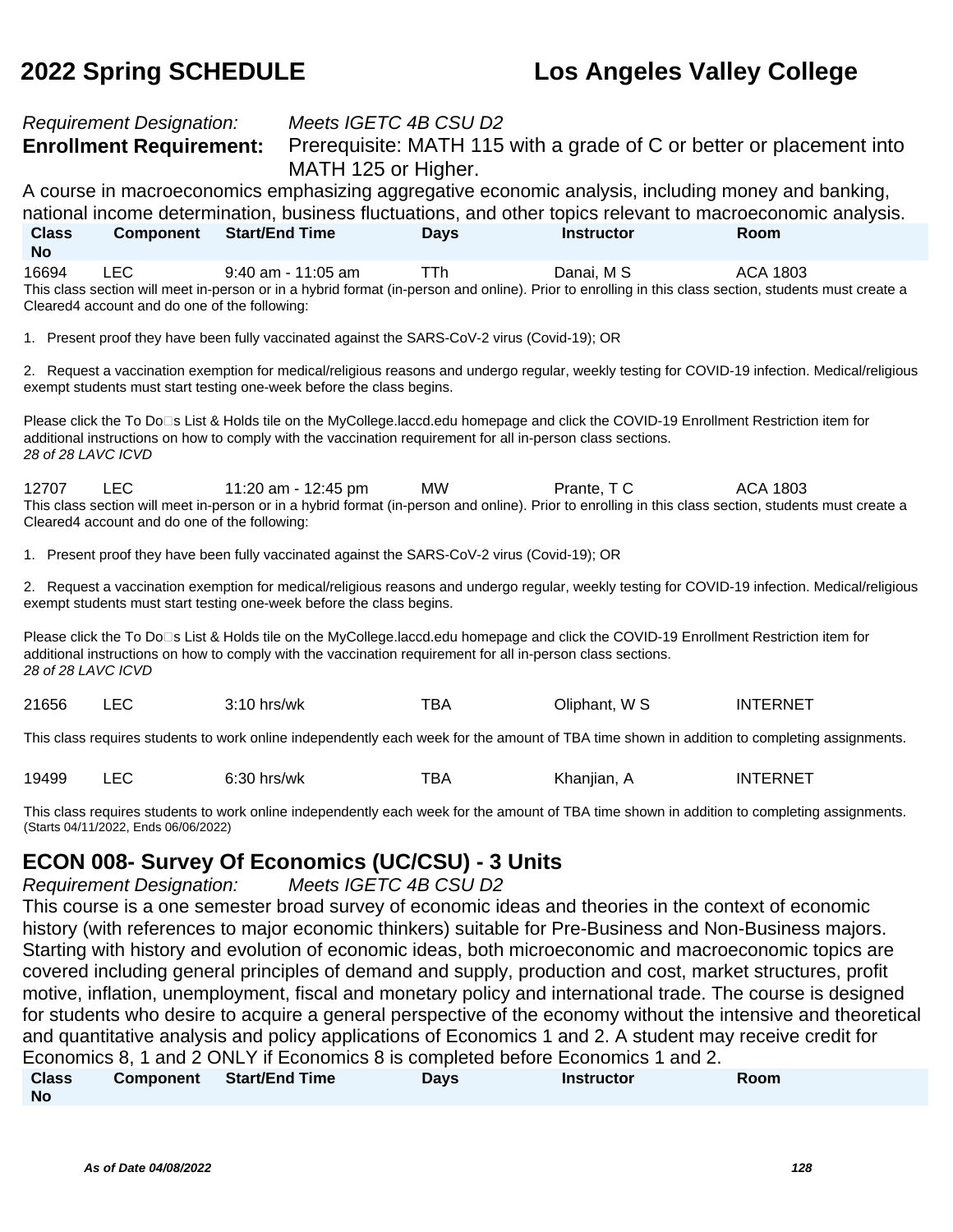*Requirement Designation:* *Meets IGETC 4B CSU D2*

**Enrollment Requirement:** Prerequisite: MATH 115 with a grade of C or better or placement into MATH 125 or Higher.

A course in macroeconomics emphasizing aggregative economic analysis, including money and banking, national income determination, business fluctuations, and other topics relevant to macroeconomic analysis.

| Class No | Component | Start/End Time | Days | Instructor | Room |
|---|---|---|---|---|---|
| 16694 | LEC | 9:40 am - 11:05 am | TTh | Danai, M S | ACA 1803 |

This class section will meet in-person or in a hybrid format (in-person and online). Prior to enrolling in this class section, students must create a Cleared4 account and do one of the following:

1. Present proof they have been fully vaccinated against the SARS-CoV-2 virus (Covid-19); OR

2. Request a vaccination exemption for medical/religious reasons and undergo regular, weekly testing for COVID-19 infection. Medical/religious exempt students must start testing one-week before the class begins.

Please click the To Do□s List & Holds tile on the MyCollege.laccd.edu homepage and click the COVID-19 Enrollment Restriction item for additional instructions on how to comply with the vaccination requirement for all in-person class sections.
*28 of 28 LAVC ICVD*

| Class No | Component | Start/End Time | Days | Instructor | Room |
|---|---|---|---|---|---|
| 12707 | LEC | 11:20 am - 12:45 pm | MW | Prante, T C | ACA 1803 |

This class section will meet in-person or in a hybrid format (in-person and online). Prior to enrolling in this class section, students must create a Cleared4 account and do one of the following:

1. Present proof they have been fully vaccinated against the SARS-CoV-2 virus (Covid-19); OR

2. Request a vaccination exemption for medical/religious reasons and undergo regular, weekly testing for COVID-19 infection. Medical/religious exempt students must start testing one-week before the class begins.

Please click the To Do□s List & Holds tile on the MyCollege.laccd.edu homepage and click the COVID-19 Enrollment Restriction item for additional instructions on how to comply with the vaccination requirement for all in-person class sections.
*28 of 28 LAVC ICVD*

| Class No | Component | Start/End Time | Days | Instructor | Room |
|---|---|---|---|---|---|
| 21656 | LEC | 3:10 hrs/wk | TBA | Oliphant, W S | INTERNET |

This class requires students to work online independently each week for the amount of TBA time shown in addition to completing assignments.

| Class No | Component | Start/End Time | Days | Instructor | Room |
|---|---|---|---|---|---|
| 19499 | LEC | 6:30 hrs/wk | TBA | Khanjian, A | INTERNET |

This class requires students to work online independently each week for the amount of TBA time shown in addition to completing assignments.
(Starts 04/11/2022, Ends 06/06/2022)

## ECON 008- Survey Of Economics (UC/CSU) - 3 Units

*Requirement Designation:* *Meets IGETC 4B CSU D2*

This course is a one semester broad survey of economic ideas and theories in the context of economic history (with references to major economic thinkers) suitable for Pre-Business and Non-Business majors. Starting with history and evolution of economic ideas, both microeconomic and macroeconomic topics are covered including general principles of demand and supply, production and cost, market structures, profit motive, inflation, unemployment, fiscal and monetary policy and international trade. The course is designed for students who desire to acquire a general perspective of the economy without the intensive and theoretical and quantitative analysis and policy applications of Economics 1 and 2. A student may receive credit for Economics 8, 1 and 2 ONLY if Economics 8 is completed before Economics 1 and 2.

| Class No | Component | Start/End Time | Days | Instructor | Room |
|---|---|---|---|---|---|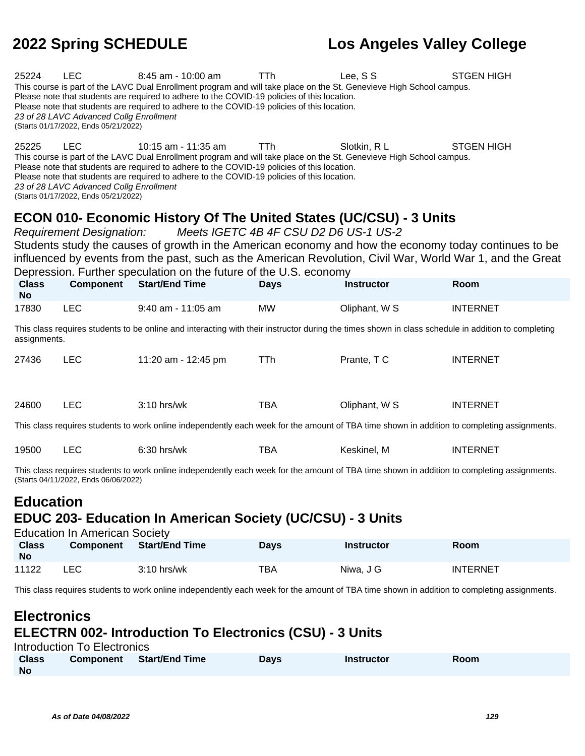| Class No | Component | Start/End Time | Days | Instructor | Room |
|---|---|---|---|---|---|
| 25224 | LEC | 8:45 am - 10:00 am | TTh | Lee, S S | STGEN HIGH |

This course is part of the LAVC Dual Enrollment program and will take place on the St. Genevieve High School campus.
Please note that students are required to adhere to the COVID-19 policies of this location.
Please note that students are required to adhere to the COVID-19 policies of this location.
*23 of 28 LAVC Advanced Collg Enrollment*
(Starts 01/17/2022, Ends 05/21/2022)

| Class No | Component | Start/End Time | Days | Instructor | Room |
|---|---|---|---|---|---|
| 25225 | LEC | 10:15 am - 11:35 am | TTh | Slotkin, R L | STGEN HIGH |

This course is part of the LAVC Dual Enrollment program and will take place on the St. Genevieve High School campus.
Please note that students are required to adhere to the COVID-19 policies of this location.
Please note that students are required to adhere to the COVID-19 policies of this location.
*23 of 28 LAVC Advanced Collg Enrollment*
(Starts 01/17/2022, Ends 05/21/2022)

## ECON 010- Economic History Of The United States (UC/CSU) - 3 Units

*Requirement Designation: Meets IGETC 4B 4F CSU D2 D6 US-1 US-2*

Students study the causes of growth in the American economy and how the economy today continues to be influenced by events from the past, such as the American Revolution, Civil War, World War 1, and the Great Depression. Further speculation on the future of the U.S. economy

| Class No | Component | Start/End Time | Days | Instructor | Room |
|---|---|---|---|---|---|
| 17830 | LEC | 9:40 am - 11:05 am | MW | Oliphant, W S | INTERNET |

This class requires students to be online and interacting with their instructor during the times shown in class schedule in addition to completing assignments.

| Class No | Component | Start/End Time | Days | Instructor | Room |
|---|---|---|---|---|---|
| 27436 | LEC | 11:20 am - 12:45 pm | TTh | Prante, T C | INTERNET |
| 24600 | LEC | 3:10 hrs/wk | TBA | Oliphant, W S | INTERNET |

This class requires students to work online independently each week for the amount of TBA time shown in addition to completing assignments.

| Class No | Component | Start/End Time | Days | Instructor | Room |
|---|---|---|---|---|---|
| 19500 | LEC | 6:30 hrs/wk | TBA | Keskinel, M | INTERNET |

This class requires students to work online independently each week for the amount of TBA time shown in addition to completing assignments.
(Starts 04/11/2022, Ends 06/06/2022)

# Education

## EDUC 203- Education In American Society (UC/CSU) - 3 Units

Education In American Society

| Class No | Component | Start/End Time | Days | Instructor | Room |
|---|---|---|---|---|---|
| 11122 | LEC | 3:10 hrs/wk | TBA | Niwa, J G | INTERNET |

This class requires students to work online independently each week for the amount of TBA time shown in addition to completing assignments.

# Electronics

## ELECTRN 002- Introduction To Electronics (CSU) - 3 Units

Introduction To Electronics

| Class No | Component | Start/End Time | Days | Instructor | Room |
|---|---|---|---|---|---|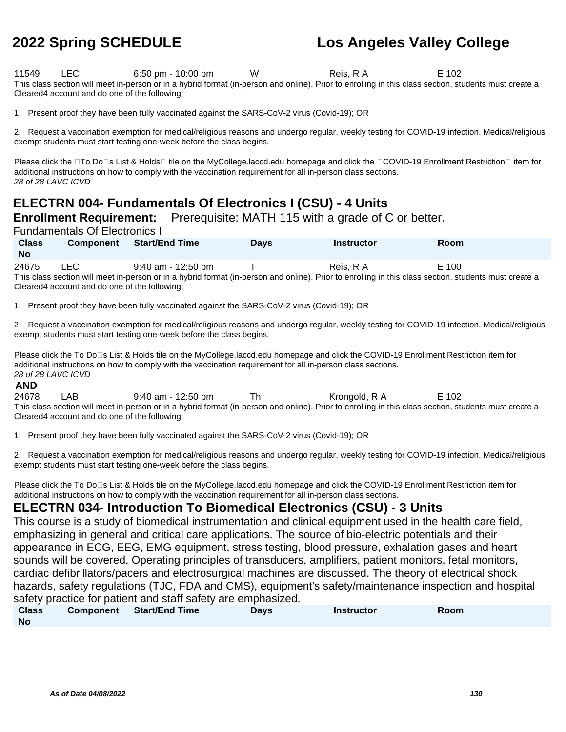| Class No | Component | Start/End Time | Days | Instructor | Room |
|---|---|---|---|---|---|
| 11549 | LEC | 6:50 pm - 10:00 pm | W | Reis, R A | E 102 |

This class section will meet in-person or in a hybrid format (in-person and online). Prior to enrolling in this class section, students must create a Cleared4 account and do one of the following:

1. Present proof they have been fully vaccinated against the SARS-CoV-2 virus (Covid-19); OR

2. Request a vaccination exemption for medical/religious reasons and undergo regular, weekly testing for COVID-19 infection. Medical/religious exempt students must start testing one-week before the class begins.

Please click the To Do s List & Holds tile on the MyCollege.laccd.edu homepage and click the COVID-19 Enrollment Restriction item for additional instructions on how to comply with the vaccination requirement for all in-person class sections.

*28 of 28 LAVC ICVD*

## ELECTRN 004- Fundamentals Of Electronics I (CSU) - 4 Units

**Enrollment Requirement:** Prerequisite: MATH 115 with a grade of C or better.

Fundamentals Of Electronics I

| Class No | Component | Start/End Time | Days | Instructor | Room |
|---|---|---|---|---|---|
| 24675 | LEC | 9:40 am - 12:50 pm | T | Reis, R A | E 100 |

This class section will meet in-person or in a hybrid format (in-person and online). Prior to enrolling in this class section, students must create a Cleared4 account and do one of the following:

1. Present proof they have been fully vaccinated against the SARS-CoV-2 virus (Covid-19); OR

2. Request a vaccination exemption for medical/religious reasons and undergo regular, weekly testing for COVID-19 infection. Medical/religious exempt students must start testing one-week before the class begins.

Please click the To Do s List & Holds tile on the MyCollege.laccd.edu homepage and click the COVID-19 Enrollment Restriction item for additional instructions on how to comply with the vaccination requirement for all in-person class sections.

*28 of 28 LAVC ICVD*

**AND**

| Class No | Component | Start/End Time | Days | Instructor | Room |
|---|---|---|---|---|---|
| 24678 | LAB | 9:40 am - 12:50 pm | Th | Krongold, R A | E 102 |

This class section will meet in-person or in a hybrid format (in-person and online). Prior to enrolling in this class section, students must create a Cleared4 account and do one of the following:

1. Present proof they have been fully vaccinated against the SARS-CoV-2 virus (Covid-19); OR

2. Request a vaccination exemption for medical/religious reasons and undergo regular, weekly testing for COVID-19 infection. Medical/religious exempt students must start testing one-week before the class begins.

Please click the To Do s List & Holds tile on the MyCollege.laccd.edu homepage and click the COVID-19 Enrollment Restriction item for additional instructions on how to comply with the vaccination requirement for all in-person class sections.

## ELECTRN 034- Introduction To Biomedical Electronics (CSU) - 3 Units

This course is a study of biomedical instrumentation and clinical equipment used in the health care field, emphasizing in general and critical care applications. The source of bio-electric potentials and their appearance in ECG, EEG, EMG equipment, stress testing, blood pressure, exhalation gases and heart sounds will be covered. Operating principles of transducers, amplifiers, patient monitors, fetal monitors, cardiac defibrillators/pacers and electrosurgical machines are discussed. The theory of electrical shock hazards, safety regulations (TJC, FDA and CMS), equipment's safety/maintenance inspection and hospital safety practice for patient and staff safety are emphasized.

| Class No | Component | Start/End Time | Days | Instructor | Room |
|---|---|---|---|---|---|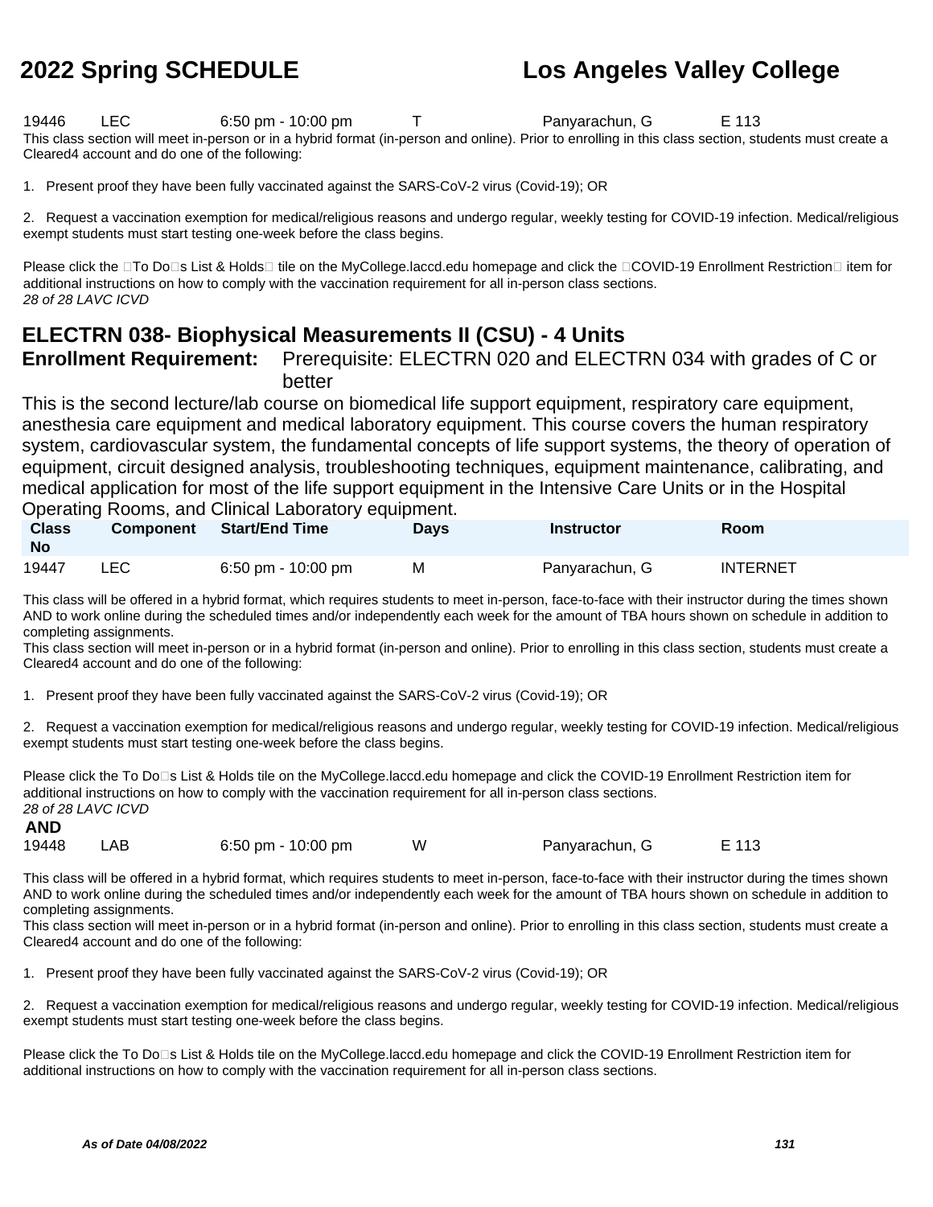| | | | | | |
|---|---|---|---|---|---|
| 19446 | LEC | 6:50 pm - 10:00 pm | T | Panyarachun, G | E 113 |

This class section will meet in-person or in a hybrid format (in-person and online). Prior to enrolling in this class section, students must create a Cleared4 account and do one of the following:

1. Present proof they have been fully vaccinated against the SARS-CoV-2 virus (Covid-19); OR

2. Request a vaccination exemption for medical/religious reasons and undergo regular, weekly testing for COVID-19 infection. Medical/religious exempt students must start testing one-week before the class begins.

Please click the To Do s List & Holds tile on the MyCollege.laccd.edu homepage and click the COVID-19 Enrollment Restriction item for additional instructions on how to comply with the vaccination requirement for all in-person class sections.
*28 of 28 LAVC ICVD*

## ELECTRN 038- Biophysical Measurements II (CSU) - 4 Units

**Enrollment Requirement:** Prerequisite: ELECTRN 020 and ELECTRN 034 with grades of C or better

This is the second lecture/lab course on biomedical life support equipment, respiratory care equipment, anesthesia care equipment and medical laboratory equipment. This course covers the human respiratory system, cardiovascular system, the fundamental concepts of life support systems, the theory of operation of equipment, circuit designed analysis, troubleshooting techniques, equipment maintenance, calibrating, and medical application for most of the life support equipment in the Intensive Care Units or in the Hospital Operating Rooms, and Clinical Laboratory equipment.

| Class No | Component | Start/End Time | Days | Instructor | Room |
|---|---|---|---|---|---|
| 19447 | LEC | 6:50 pm - 10:00 pm | M | Panyarachun, G | INTERNET |

This class will be offered in a hybrid format, which requires students to meet in-person, face-to-face with their instructor during the times shown AND to work online during the scheduled times and/or independently each week for the amount of TBA hours shown on schedule in addition to completing assignments.
This class section will meet in-person or in a hybrid format (in-person and online). Prior to enrolling in this class section, students must create a Cleared4 account and do one of the following:

1. Present proof they have been fully vaccinated against the SARS-CoV-2 virus (Covid-19); OR

2. Request a vaccination exemption for medical/religious reasons and undergo regular, weekly testing for COVID-19 infection. Medical/religious exempt students must start testing one-week before the class begins.

Please click the To Do s List & Holds tile on the MyCollege.laccd.edu homepage and click the COVID-19 Enrollment Restriction item for additional instructions on how to comply with the vaccination requirement for all in-person class sections.
*28 of 28 LAVC ICVD*

**AND**

| | | | | | |
|---|---|---|---|---|---|
| 19448 | LAB | 6:50 pm - 10:00 pm | W | Panyarachun, G | E 113 |

This class will be offered in a hybrid format, which requires students to meet in-person, face-to-face with their instructor during the times shown AND to work online during the scheduled times and/or independently each week for the amount of TBA hours shown on schedule in addition to completing assignments.
This class section will meet in-person or in a hybrid format (in-person and online). Prior to enrolling in this class section, students must create a Cleared4 account and do one of the following:

1. Present proof they have been fully vaccinated against the SARS-CoV-2 virus (Covid-19); OR

2. Request a vaccination exemption for medical/religious reasons and undergo regular, weekly testing for COVID-19 infection. Medical/religious exempt students must start testing one-week before the class begins.

Please click the To Do s List & Holds tile on the MyCollege.laccd.edu homepage and click the COVID-19 Enrollment Restriction item for additional instructions on how to comply with the vaccination requirement for all in-person class sections.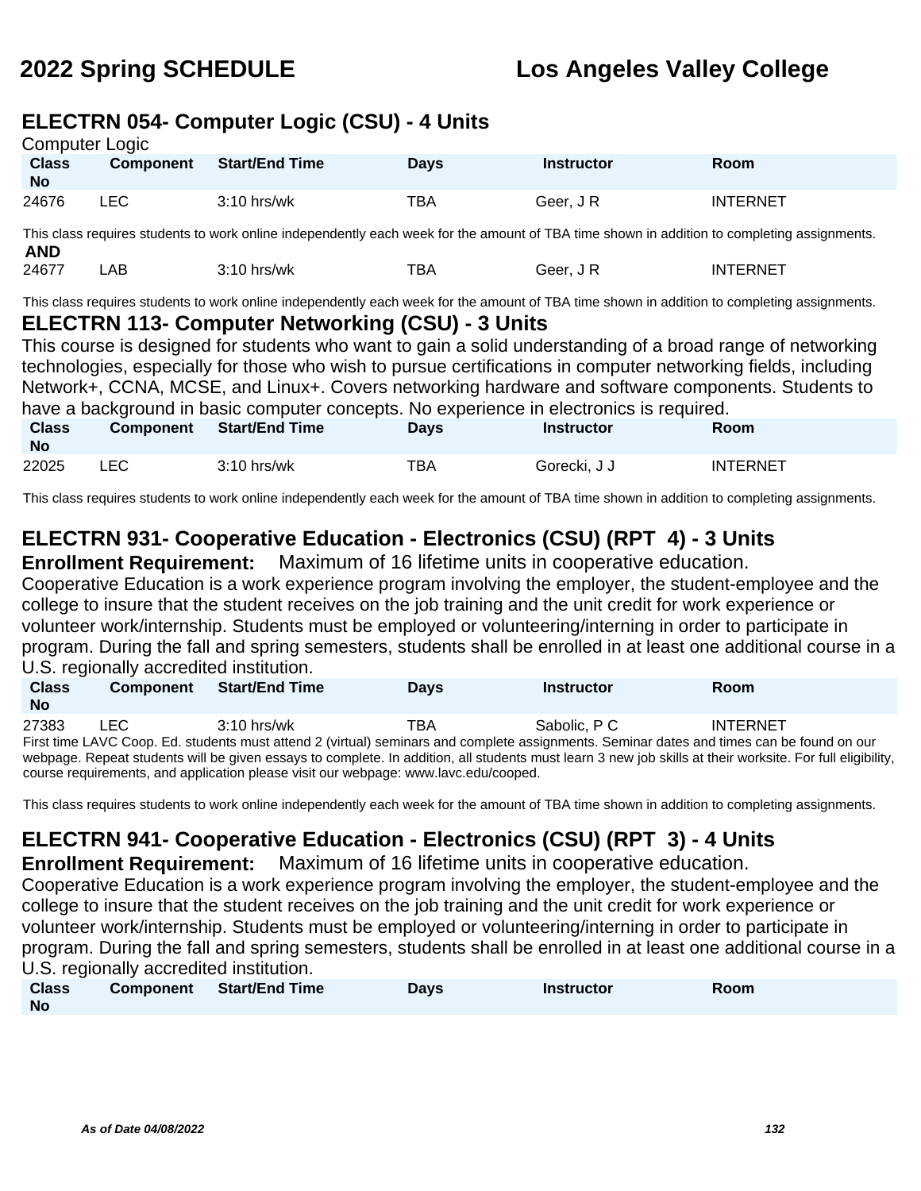## ELECTRN 054- Computer Logic (CSU) - 4 Units

Computer Logic

| Class No | Component | Start/End Time | Days | Instructor | Room |
|---|---|---|---|---|---|
| 24676 | LEC | 3:10 hrs/wk | TBA | Geer, J R | INTERNET |

This class requires students to work online independently each week for the amount of TBA time shown in addition to completing assignments.

**AND**

| Class No | Component | Start/End Time | Days | Instructor | Room |
|---|---|---|---|---|---|
| 24677 | LAB | 3:10 hrs/wk | TBA | Geer, J R | INTERNET |

This class requires students to work online independently each week for the amount of TBA time shown in addition to completing assignments.

## ELECTRN 113- Computer Networking (CSU) - 3 Units

This course is designed for students who want to gain a solid understanding of a broad range of networking technologies, especially for those who wish to pursue certifications in computer networking fields, including Network+, CCNA, MCSE, and Linux+. Covers networking hardware and software components. Students to have a background in basic computer concepts. No experience in electronics is required.

| Class No | Component | Start/End Time | Days | Instructor | Room |
|---|---|---|---|---|---|
| 22025 | LEC | 3:10 hrs/wk | TBA | Gorecki, J J | INTERNET |

This class requires students to work online independently each week for the amount of TBA time shown in addition to completing assignments.

## ELECTRN 931- Cooperative Education - Electronics (CSU) (RPT 4) - 3 Units

**Enrollment Requirement:** Maximum of 16 lifetime units in cooperative education.

Cooperative Education is a work experience program involving the employer, the student-employee and the college to insure that the student receives on the job training and the unit credit for work experience or volunteer work/internship. Students must be employed or volunteering/interning in order to participate in program. During the fall and spring semesters, students shall be enrolled in at least one additional course in a U.S. regionally accredited institution.

| Class No | Component | Start/End Time | Days | Instructor | Room |
|---|---|---|---|---|---|
| 27383 | LEC | 3:10 hrs/wk | TBA | Sabolic, P C | INTERNET |

First time LAVC Coop. Ed. students must attend 2 (virtual) seminars and complete assignments. Seminar dates and times can be found on our webpage. Repeat students will be given essays to complete. In addition, all students must learn 3 new job skills at their worksite. For full eligibility, course requirements, and application please visit our webpage: www.lavc.edu/cooped.

This class requires students to work online independently each week for the amount of TBA time shown in addition to completing assignments.

## ELECTRN 941- Cooperative Education - Electronics (CSU) (RPT 3) - 4 Units

**Enrollment Requirement:** Maximum of 16 lifetime units in cooperative education.

Cooperative Education is a work experience program involving the employer, the student-employee and the college to insure that the student receives on the job training and the unit credit for work experience or volunteer work/internship. Students must be employed or volunteering/interning in order to participate in program. During the fall and spring semesters, students shall be enrolled in at least one additional course in a U.S. regionally accredited institution.

| Class No | Component | Start/End Time | Days | Instructor | Room |
|---|---|---|---|---|---|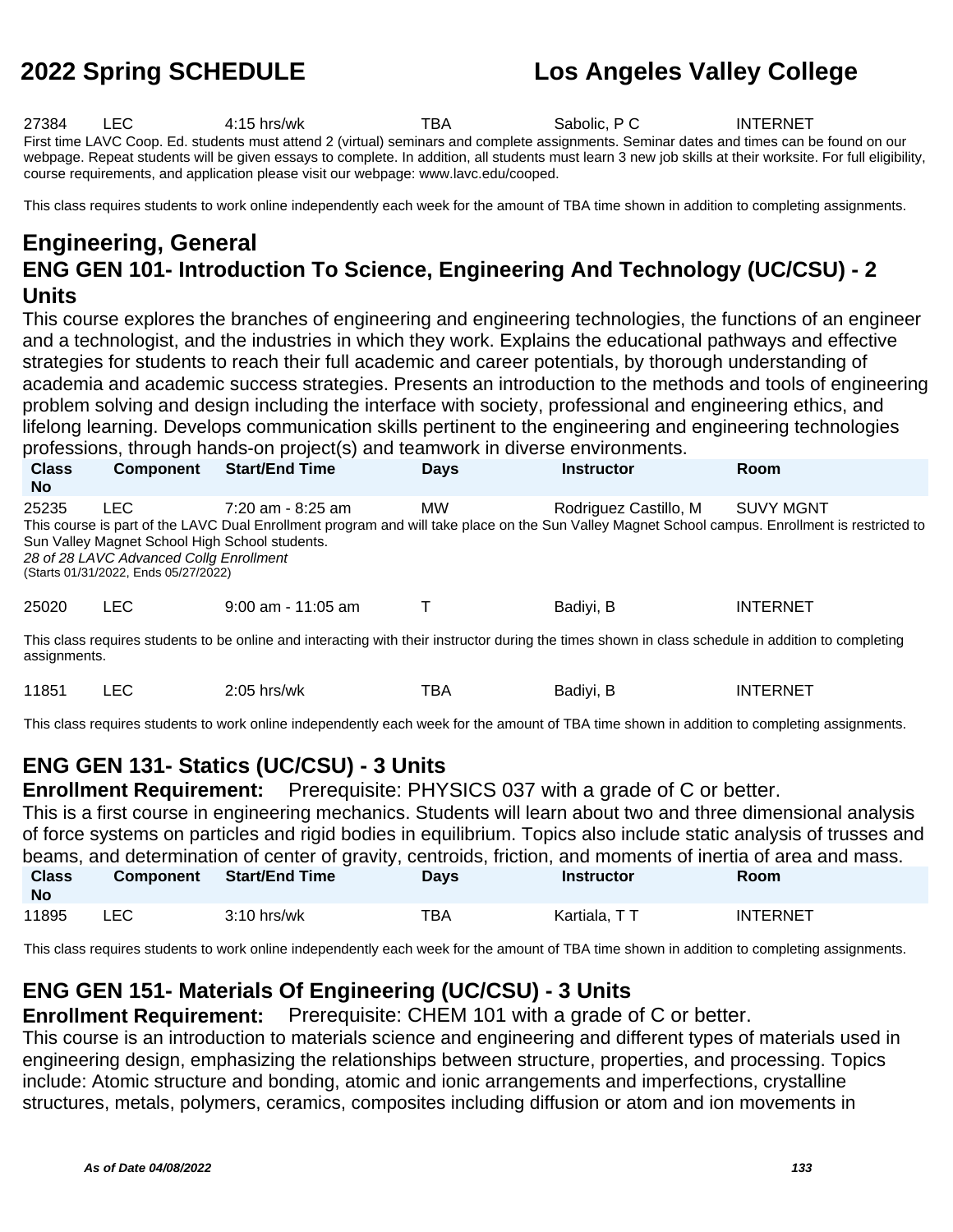| 27384 | LEC | 4:15 hrs/wk | TBA | Sabolic, P C | INTERNET |
|---|---|---|---|---|---|

First time LAVC Coop. Ed. students must attend 2 (virtual) seminars and complete assignments. Seminar dates and times can be found on our webpage. Repeat students will be given essays to complete. In addition, all students must learn 3 new job skills at their worksite. For full eligibility, course requirements, and application please visit our webpage: www.lavc.edu/cooped.

This class requires students to work online independently each week for the amount of TBA time shown in addition to completing assignments.

## Engineering, General

### ENG GEN 101- Introduction To Science, Engineering And Technology (UC/CSU) - 2 Units

This course explores the branches of engineering and engineering technologies, the functions of an engineer and a technologist, and the industries in which they work. Explains the educational pathways and effective strategies for students to reach their full academic and career potentials, by thorough understanding of academia and academic success strategies. Presents an introduction to the methods and tools of engineering problem solving and design including the interface with society, professional and engineering ethics, and lifelong learning. Develops communication skills pertinent to the engineering and engineering technologies professions, through hands-on project(s) and teamwork in diverse environments.

| Class No | Component | Start/End Time | Days | Instructor | Room |
|---|---|---|---|---|---|
| 25235 | LEC | 7:20 am - 8:25 am | MW | Rodriguez Castillo, M | SUVY MGNT |

This course is part of the LAVC Dual Enrollment program and will take place on the Sun Valley Magnet School campus. Enrollment is restricted to Sun Valley Magnet School High School students.
*28 of 28 LAVC Advanced Collg Enrollment*
(Starts 01/31/2022, Ends 05/27/2022)

| 25020 | LEC | 9:00 am - 11:05 am | T | Badiyi, B | INTERNET |
|---|---|---|---|---|---|

This class requires students to be online and interacting with their instructor during the times shown in class schedule in addition to completing assignments.

| 11851 | LEC | 2:05 hrs/wk | TBA | Badiyi, B | INTERNET |
|---|---|---|---|---|---|

This class requires students to work online independently each week for the amount of TBA time shown in addition to completing assignments.

### ENG GEN 131- Statics (UC/CSU) - 3 Units

**Enrollment Requirement:** Prerequisite: PHYSICS 037 with a grade of C or better.

This is a first course in engineering mechanics. Students will learn about two and three dimensional analysis of force systems on particles and rigid bodies in equilibrium. Topics also include static analysis of trusses and beams, and determination of center of gravity, centroids, friction, and moments of inertia of area and mass.

| Class No | Component | Start/End Time | Days | Instructor | Room |
|---|---|---|---|---|---|
| 11895 | LEC | 3:10 hrs/wk | TBA | Kartiala, T T | INTERNET |

This class requires students to work online independently each week for the amount of TBA time shown in addition to completing assignments.

### ENG GEN 151- Materials Of Engineering (UC/CSU) - 3 Units

**Enrollment Requirement:** Prerequisite: CHEM 101 with a grade of C or better.

This course is an introduction to materials science and engineering and different types of materials used in engineering design, emphasizing the relationships between structure, properties, and processing. Topics include: Atomic structure and bonding, atomic and ionic arrangements and imperfections, crystalline structures, metals, polymers, ceramics, composites including diffusion or atom and ion movements in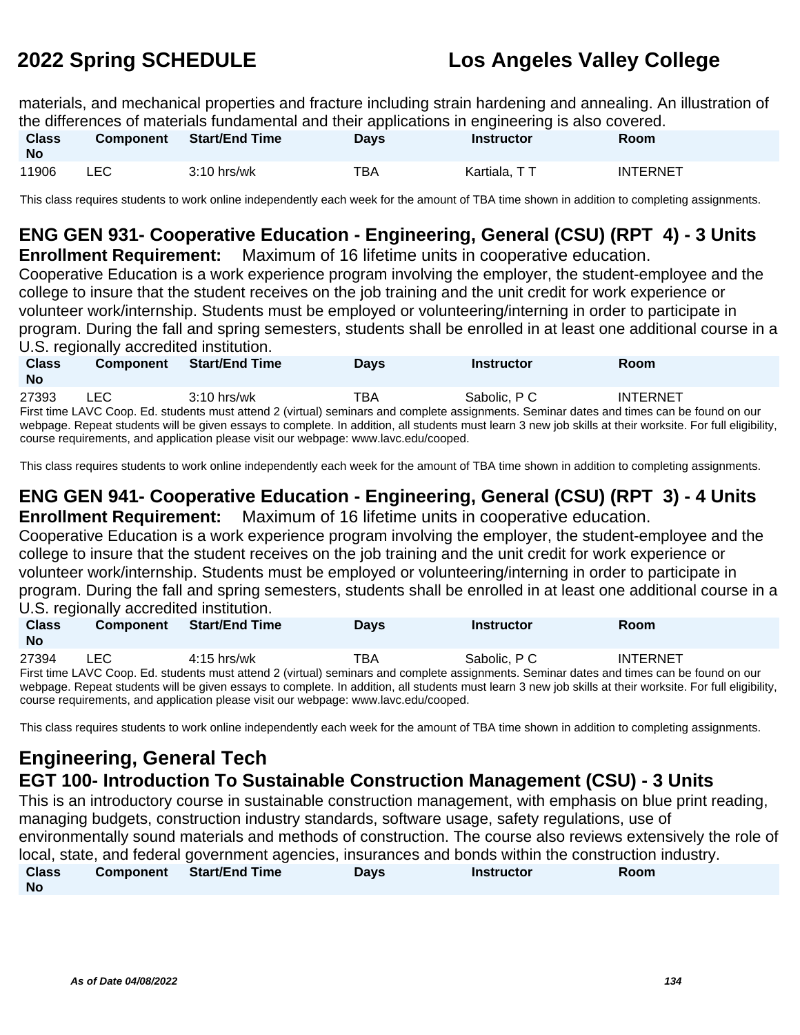materials, and mechanical properties and fracture including strain hardening and annealing. An illustration of the differences of materials fundamental and their applications in engineering is also covered.

| Class No | Component | Start/End Time | Days | Instructor | Room |
| --- | --- | --- | --- | --- | --- |
| 11906 | LEC | 3:10 hrs/wk | TBA | Kartiala, T T | INTERNET |

This class requires students to work online independently each week for the amount of TBA time shown in addition to completing assignments.

## ENG GEN 931- Cooperative Education - Engineering, General (CSU) (RPT 4) - 3 Units

**Enrollment Requirement:** Maximum of 16 lifetime units in cooperative education.

Cooperative Education is a work experience program involving the employer, the student-employee and the college to insure that the student receives on the job training and the unit credit for work experience or volunteer work/internship. Students must be employed or volunteering/interning in order to participate in program. During the fall and spring semesters, students shall be enrolled in at least one additional course in a U.S. regionally accredited institution.

| Class No | Component | Start/End Time | Days | Instructor | Room |
| --- | --- | --- | --- | --- | --- |
| 27393 | LEC | 3:10 hrs/wk | TBA | Sabolic, P C | INTERNET |

First time LAVC Coop. Ed. students must attend 2 (virtual) seminars and complete assignments. Seminar dates and times can be found on our webpage. Repeat students will be given essays to complete. In addition, all students must learn 3 new job skills at their worksite. For full eligibility, course requirements, and application please visit our webpage: www.lavc.edu/cooped.

This class requires students to work online independently each week for the amount of TBA time shown in addition to completing assignments.

## ENG GEN 941- Cooperative Education - Engineering, General (CSU) (RPT 3) - 4 Units

**Enrollment Requirement:** Maximum of 16 lifetime units in cooperative education.

Cooperative Education is a work experience program involving the employer, the student-employee and the college to insure that the student receives on the job training and the unit credit for work experience or volunteer work/internship. Students must be employed or volunteering/interning in order to participate in program. During the fall and spring semesters, students shall be enrolled in at least one additional course in a U.S. regionally accredited institution.

| Class No | Component | Start/End Time | Days | Instructor | Room |
| --- | --- | --- | --- | --- | --- |
| 27394 | LEC | 4:15 hrs/wk | TBA | Sabolic, P C | INTERNET |

First time LAVC Coop. Ed. students must attend 2 (virtual) seminars and complete assignments. Seminar dates and times can be found on our webpage. Repeat students will be given essays to complete. In addition, all students must learn 3 new job skills at their worksite. For full eligibility, course requirements, and application please visit our webpage: www.lavc.edu/cooped.

This class requires students to work online independently each week for the amount of TBA time shown in addition to completing assignments.

# Engineering, General Tech

## EGT 100- Introduction To Sustainable Construction Management (CSU) - 3 Units

This is an introductory course in sustainable construction management, with emphasis on blue print reading, managing budgets, construction industry standards, software usage, safety regulations, use of environmentally sound materials and methods of construction. The course also reviews extensively the role of local, state, and federal government agencies, insurances and bonds within the construction industry.

| Class No | Component | Start/End Time | Days | Instructor | Room |
| --- | --- | --- | --- | --- | --- |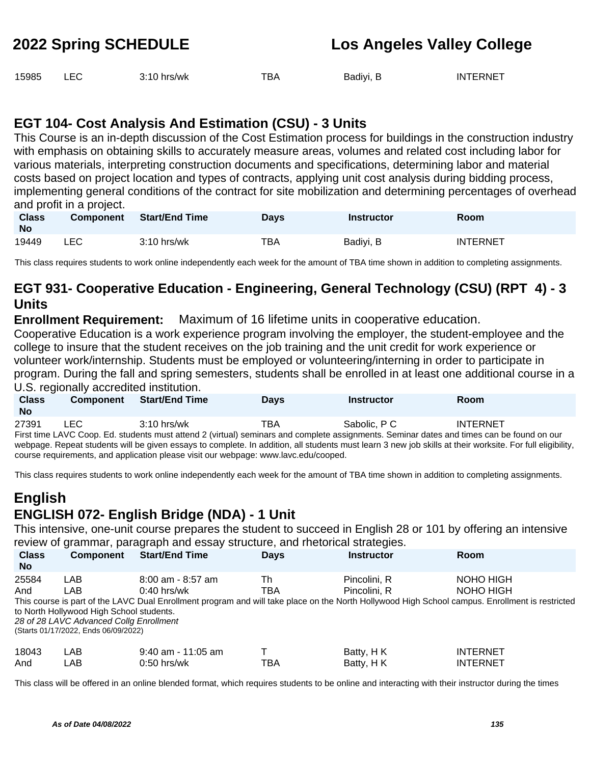| Class No | Component | Start/End Time | Days | Instructor | Room |
|---|---|---|---|---|---|
| 15985 | LEC | 3:10 hrs/wk | TBA | Badiyi, B | INTERNET |

## EGT 104- Cost Analysis And Estimation (CSU) - 3 Units

This Course is an in-depth discussion of the Cost Estimation process for buildings in the construction industry with emphasis on obtaining skills to accurately measure areas, volumes and related cost including labor for various materials, interpreting construction documents and specifications, determining labor and material costs based on project location and types of contracts, applying unit cost analysis during bidding process, implementing general conditions of the contract for site mobilization and determining percentages of overhead and profit in a project.

| Class No | Component | Start/End Time | Days | Instructor | Room |
|---|---|---|---|---|---|
| 19449 | LEC | 3:10 hrs/wk | TBA | Badiyi, B | INTERNET |

This class requires students to work online independently each week for the amount of TBA time shown in addition to completing assignments.

## EGT 931- Cooperative Education - Engineering, General Technology (CSU) (RPT 4) - 3 Units

**Enrollment Requirement:** Maximum of 16 lifetime units in cooperative education.

Cooperative Education is a work experience program involving the employer, the student-employee and the college to insure that the student receives on the job training and the unit credit for work experience or volunteer work/internship. Students must be employed or volunteering/interning in order to participate in program. During the fall and spring semesters, students shall be enrolled in at least one additional course in a U.S. regionally accredited institution.

| Class No | Component | Start/End Time | Days | Instructor | Room |
|---|---|---|---|---|---|
| 27391 | LEC | 3:10 hrs/wk | TBA | Sabolic, P C | INTERNET |

First time LAVC Coop. Ed. students must attend 2 (virtual) seminars and complete assignments. Seminar dates and times can be found on our webpage. Repeat students will be given essays to complete. In addition, all students must learn 3 new job skills at their worksite. For full eligibility, course requirements, and application please visit our webpage: www.lavc.edu/cooped.

This class requires students to work online independently each week for the amount of TBA time shown in addition to completing assignments.

# English

## ENGLISH 072- English Bridge (NDA) - 1 Unit

This intensive, one-unit course prepares the student to succeed in English 28 or 101 by offering an intensive review of grammar, paragraph and essay structure, and rhetorical strategies.

| Class No | Component | Start/End Time | Days | Instructor | Room |
|---|---|---|---|---|---|
| 25584 | LAB | 8:00 am - 8:57 am | Th | Pincolini, R | NOHO HIGH |
| And | LAB | 0:40 hrs/wk | TBA | Pincolini, R | NOHO HIGH |

This course is part of the LAVC Dual Enrollment program and will take place on the North Hollywood High School campus. Enrollment is restricted to North Hollywood High School students.

*28 of 28 LAVC Advanced Collg Enrollment*

(Starts 01/17/2022, Ends 06/09/2022)

| Class No | Component | Start/End Time | Days | Instructor | Room |
|---|---|---|---|---|---|
| 18043 | LAB | 9:40 am - 11:05 am | T | Batty, H K | INTERNET |
| And | LAB | 0:50 hrs/wk | TBA | Batty, H K | INTERNET |

This class will be offered in an online blended format, which requires students to be online and interacting with their instructor during the times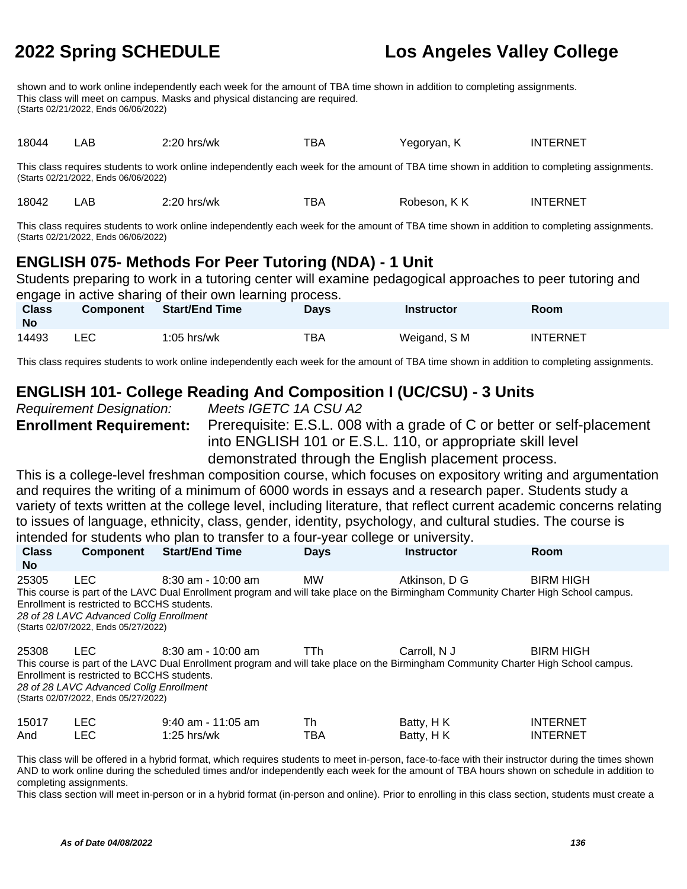shown and to work online independently each week for the amount of TBA time shown in addition to completing assignments.
This class will meet on campus. Masks and physical distancing are required.
(Starts 02/21/2022, Ends 06/06/2022)

| | | | | | |
|---|---|---|---|---|---|
| 18044 | LAB | 2:20 hrs/wk | TBA | Yegoryan, K | INTERNET |

This class requires students to work online independently each week for the amount of TBA time shown in addition to completing assignments.
(Starts 02/21/2022, Ends 06/06/2022)

| | | | | | |
|---|---|---|---|---|---|
| 18042 | LAB | 2:20 hrs/wk | TBA | Robeson, K K | INTERNET |

This class requires students to work online independently each week for the amount of TBA time shown in addition to completing assignments.
(Starts 02/21/2022, Ends 06/06/2022)

## ENGLISH 075- Methods For Peer Tutoring (NDA) - 1 Unit

Students preparing to work in a tutoring center will examine pedagogical approaches to peer tutoring and engage in active sharing of their own learning process.

| Class No | Component | Start/End Time | Days | Instructor | Room |
|---|---|---|---|---|---|
| 14493 | LEC | 1:05 hrs/wk | TBA | Weigand, S M | INTERNET |

This class requires students to work online independently each week for the amount of TBA time shown in addition to completing assignments.

## ENGLISH 101- College Reading And Composition I (UC/CSU) - 3 Units

*Requirement Designation:* *Meets IGETC 1A CSU A2*

**Enrollment Requirement:** Prerequisite: E.S.L. 008 with a grade of C or better or self-placement into ENGLISH 101 or E.S.L. 110, or appropriate skill level demonstrated through the English placement process.

This is a college-level freshman composition course, which focuses on expository writing and argumentation and requires the writing of a minimum of 6000 words in essays and a research paper. Students study a variety of texts written at the college level, including literature, that reflect current academic concerns relating to issues of language, ethnicity, class, gender, identity, psychology, and cultural studies. The course is intended for students who plan to transfer to a four-year college or university.

| Class No | Component | Start/End Time | Days | Instructor | Room |
|---|---|---|---|---|---|
| 25305 | LEC | 8:30 am - 10:00 am | MW | Atkinson, D G | BIRM HIGH |

This course is part of the LAVC Dual Enrollment program and will take place on the Birmingham Community Charter High School campus. Enrollment is restricted to BCCHS students.
*28 of 28 LAVC Advanced Collg Enrollment*
(Starts 02/07/2022, Ends 05/27/2022)

| | | | | | |
|---|---|---|---|---|---|
| 25308 | LEC | 8:30 am - 10:00 am | TTh | Carroll, N J | BIRM HIGH |

This course is part of the LAVC Dual Enrollment program and will take place on the Birmingham Community Charter High School campus. Enrollment is restricted to BCCHS students.
*28 of 28 LAVC Advanced Collg Enrollment*
(Starts 02/07/2022, Ends 05/27/2022)

| | | | | | |
|---|---|---|---|---|---|
| 15017 | LEC | 9:40 am - 11:05 am | Th | Batty, H K | INTERNET |
| And | LEC | 1:25 hrs/wk | TBA | Batty, H K | INTERNET |

This class will be offered in a hybrid format, which requires students to meet in-person, face-to-face with their instructor during the times shown AND to work online during the scheduled times and/or independently each week for the amount of TBA hours shown on schedule in addition to completing assignments.
This class section will meet in-person or in a hybrid format (in-person and online). Prior to enrolling in this class section, students must create a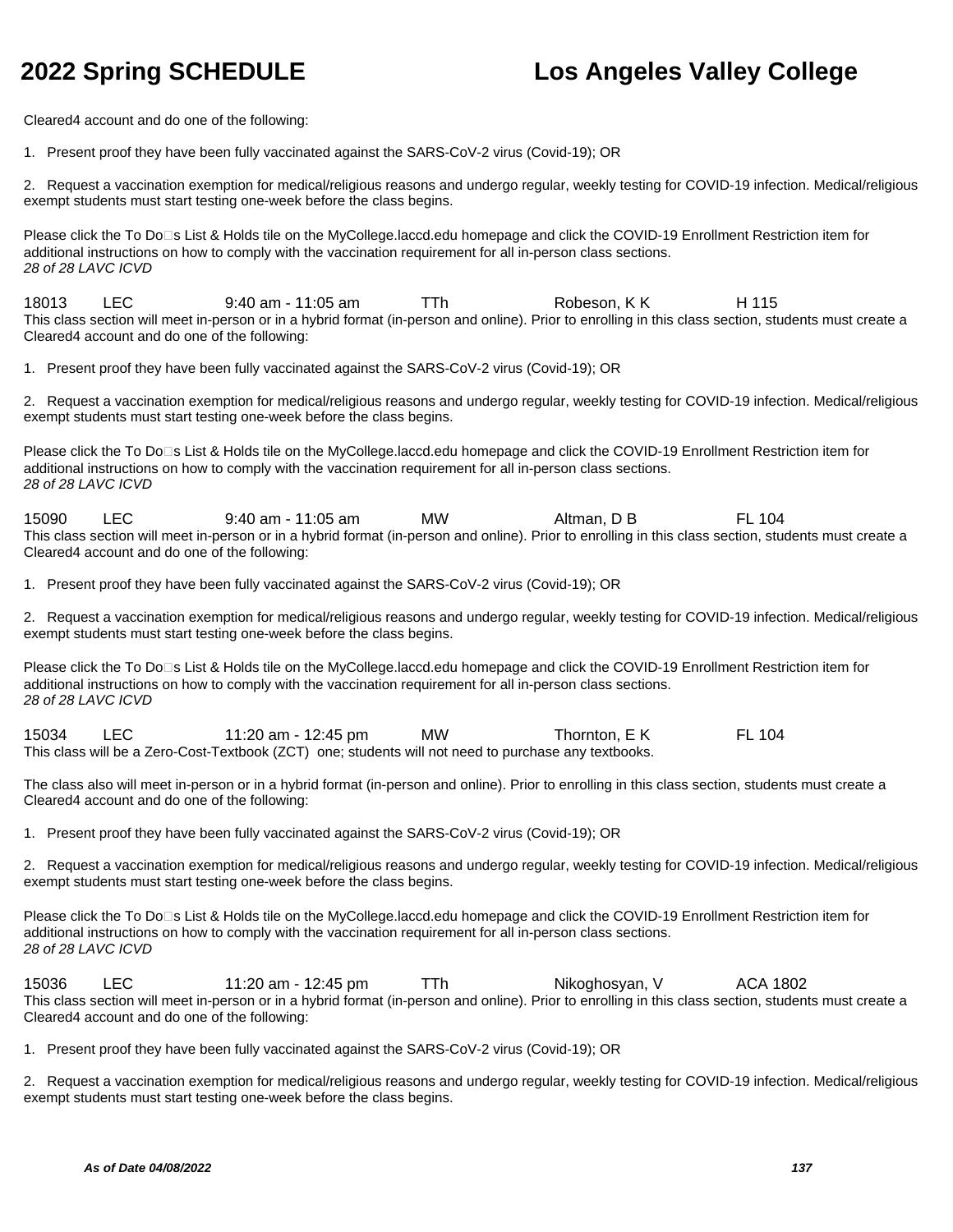Cleared4 account and do one of the following:

1. Present proof they have been fully vaccinated against the SARS-CoV-2 virus (Covid-19); OR

2. Request a vaccination exemption for medical/religious reasons and undergo regular, weekly testing for COVID-19 infection. Medical/religious exempt students must start testing one-week before the class begins.

Please click the To Do□s List & Holds tile on the MyCollege.laccd.edu homepage and click the COVID-19 Enrollment Restriction item for additional instructions on how to comply with the vaccination requirement for all in-person class sections.
*28 of 28 LAVC ICVD*

18013 LEC 9:40 am - 11:05 am TTh Robeson, K K H 115
This class section will meet in-person or in a hybrid format (in-person and online). Prior to enrolling in this class section, students must create a Cleared4 account and do one of the following:

1. Present proof they have been fully vaccinated against the SARS-CoV-2 virus (Covid-19); OR

2. Request a vaccination exemption for medical/religious reasons and undergo regular, weekly testing for COVID-19 infection. Medical/religious exempt students must start testing one-week before the class begins.

Please click the To Do□s List & Holds tile on the MyCollege.laccd.edu homepage and click the COVID-19 Enrollment Restriction item for additional instructions on how to comply with the vaccination requirement for all in-person class sections.
*28 of 28 LAVC ICVD*

15090 LEC 9:40 am - 11:05 am MW Altman, D B FL 104
This class section will meet in-person or in a hybrid format (in-person and online). Prior to enrolling in this class section, students must create a Cleared4 account and do one of the following:

1. Present proof they have been fully vaccinated against the SARS-CoV-2 virus (Covid-19); OR

2. Request a vaccination exemption for medical/religious reasons and undergo regular, weekly testing for COVID-19 infection. Medical/religious exempt students must start testing one-week before the class begins.

Please click the To Do□s List & Holds tile on the MyCollege.laccd.edu homepage and click the COVID-19 Enrollment Restriction item for additional instructions on how to comply with the vaccination requirement for all in-person class sections.
*28 of 28 LAVC ICVD*

15034 LEC 11:20 am - 12:45 pm MW Thornton, E K FL 104
This class will be a Zero-Cost-Textbook (ZCT) one; students will not need to purchase any textbooks.

The class also will meet in-person or in a hybrid format (in-person and online). Prior to enrolling in this class section, students must create a Cleared4 account and do one of the following:

1. Present proof they have been fully vaccinated against the SARS-CoV-2 virus (Covid-19); OR

2. Request a vaccination exemption for medical/religious reasons and undergo regular, weekly testing for COVID-19 infection. Medical/religious exempt students must start testing one-week before the class begins.

Please click the To Do□s List & Holds tile on the MyCollege.laccd.edu homepage and click the COVID-19 Enrollment Restriction item for additional instructions on how to comply with the vaccination requirement for all in-person class sections.
*28 of 28 LAVC ICVD*

15036 LEC 11:20 am - 12:45 pm TTh Nikoghosyan, V ACA 1802
This class section will meet in-person or in a hybrid format (in-person and online). Prior to enrolling in this class section, students must create a Cleared4 account and do one of the following:

1. Present proof they have been fully vaccinated against the SARS-CoV-2 virus (Covid-19); OR

2. Request a vaccination exemption for medical/religious reasons and undergo regular, weekly testing for COVID-19 infection. Medical/religious exempt students must start testing one-week before the class begins.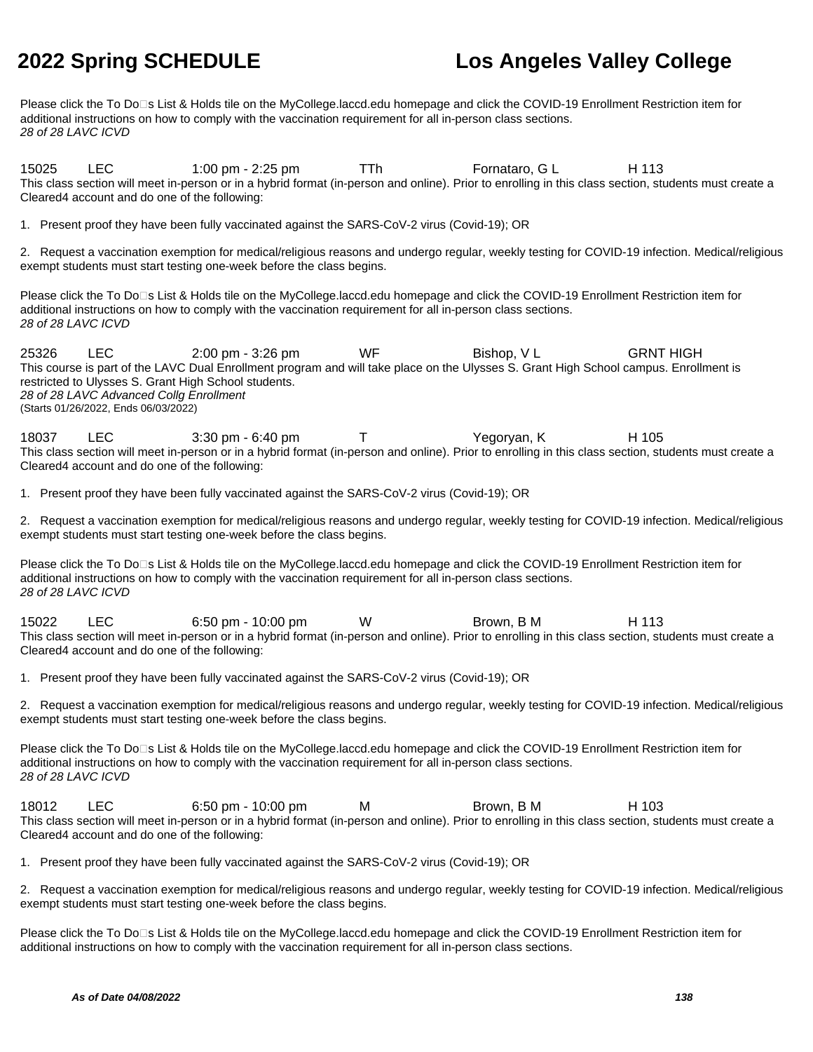Please click the To Do□s List & Holds tile on the MyCollege.laccd.edu homepage and click the COVID-19 Enrollment Restriction item for additional instructions on how to comply with the vaccination requirement for all in-person class sections.
*28 of 28 LAVC ICVD*

15025 LEC 1:00 pm - 2:25 pm TTh Fornataro, G L H 113
This class section will meet in-person or in a hybrid format (in-person and online). Prior to enrolling in this class section, students must create a Cleared4 account and do one of the following:

1. Present proof they have been fully vaccinated against the SARS-CoV-2 virus (Covid-19); OR

2. Request a vaccination exemption for medical/religious reasons and undergo regular, weekly testing for COVID-19 infection. Medical/religious exempt students must start testing one-week before the class begins.

Please click the To Do□s List & Holds tile on the MyCollege.laccd.edu homepage and click the COVID-19 Enrollment Restriction item for additional instructions on how to comply with the vaccination requirement for all in-person class sections.
*28 of 28 LAVC ICVD*

25326 LEC 2:00 pm - 3:26 pm WF Bishop, V L GRNT HIGH
This course is part of the LAVC Dual Enrollment program and will take place on the Ulysses S. Grant High School campus. Enrollment is restricted to Ulysses S. Grant High School students.
*28 of 28 LAVC Advanced Collg Enrollment*
(Starts 01/26/2022, Ends 06/03/2022)

18037 LEC 3:30 pm - 6:40 pm T Yegoryan, K H 105
This class section will meet in-person or in a hybrid format (in-person and online). Prior to enrolling in this class section, students must create a Cleared4 account and do one of the following:

1. Present proof they have been fully vaccinated against the SARS-CoV-2 virus (Covid-19); OR

2. Request a vaccination exemption for medical/religious reasons and undergo regular, weekly testing for COVID-19 infection. Medical/religious exempt students must start testing one-week before the class begins.

Please click the To Do□s List & Holds tile on the MyCollege.laccd.edu homepage and click the COVID-19 Enrollment Restriction item for additional instructions on how to comply with the vaccination requirement for all in-person class sections.
*28 of 28 LAVC ICVD*

15022 LEC 6:50 pm - 10:00 pm W Brown, B M H 113
This class section will meet in-person or in a hybrid format (in-person and online). Prior to enrolling in this class section, students must create a Cleared4 account and do one of the following:

1. Present proof they have been fully vaccinated against the SARS-CoV-2 virus (Covid-19); OR

2. Request a vaccination exemption for medical/religious reasons and undergo regular, weekly testing for COVID-19 infection. Medical/religious exempt students must start testing one-week before the class begins.

Please click the To Do□s List & Holds tile on the MyCollege.laccd.edu homepage and click the COVID-19 Enrollment Restriction item for additional instructions on how to comply with the vaccination requirement for all in-person class sections.
*28 of 28 LAVC ICVD*

18012 LEC 6:50 pm - 10:00 pm M Brown, B M H 103
This class section will meet in-person or in a hybrid format (in-person and online). Prior to enrolling in this class section, students must create a Cleared4 account and do one of the following:

1. Present proof they have been fully vaccinated against the SARS-CoV-2 virus (Covid-19); OR

2. Request a vaccination exemption for medical/religious reasons and undergo regular, weekly testing for COVID-19 infection. Medical/religious exempt students must start testing one-week before the class begins.

Please click the To Do□s List & Holds tile on the MyCollege.laccd.edu homepage and click the COVID-19 Enrollment Restriction item for additional instructions on how to comply with the vaccination requirement for all in-person class sections.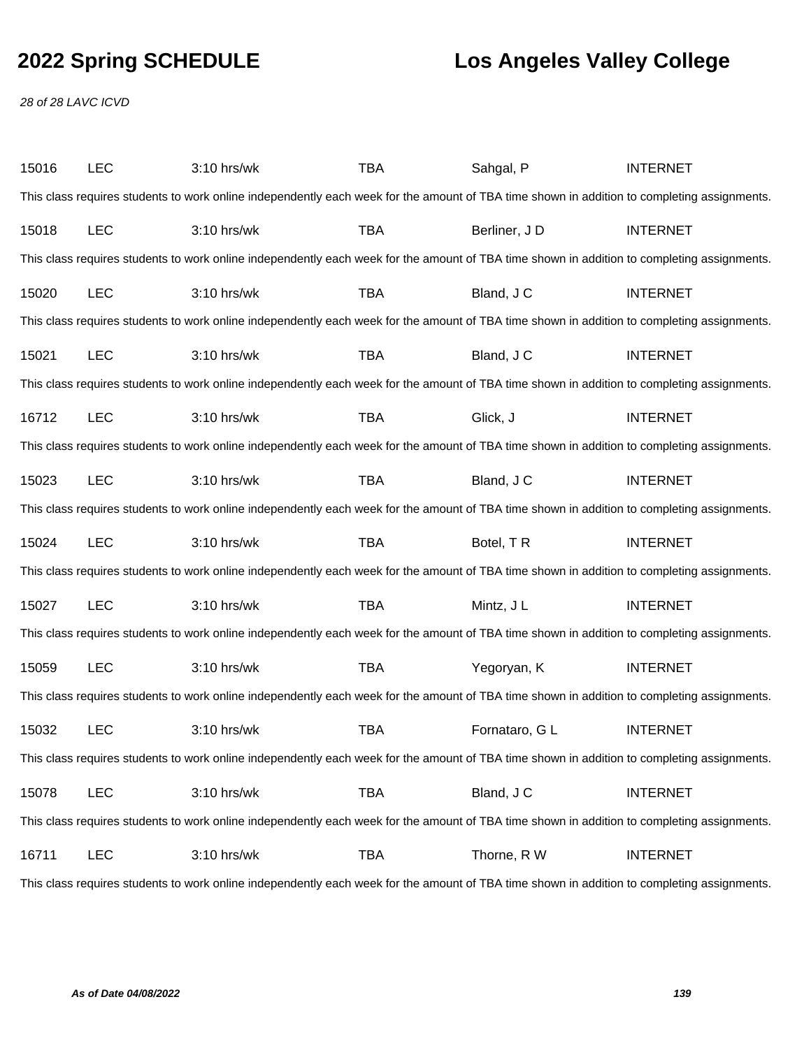28 of 28 LAVC ICVD

15016 LEC 3:10 hrs/wk TBA Sahgal, P INTERNET

This class requires students to work online independently each week for the amount of TBA time shown in addition to completing assignments.

15018 LEC 3:10 hrs/wk TBA Berliner, J D INTERNET

This class requires students to work online independently each week for the amount of TBA time shown in addition to completing assignments.

15020 LEC 3:10 hrs/wk TBA Bland, J C INTERNET

This class requires students to work online independently each week for the amount of TBA time shown in addition to completing assignments.

15021 LEC 3:10 hrs/wk TBA Bland, J C INTERNET

This class requires students to work online independently each week for the amount of TBA time shown in addition to completing assignments.

16712 LEC 3:10 hrs/wk TBA Glick, J INTERNET

This class requires students to work online independently each week for the amount of TBA time shown in addition to completing assignments.

15023 LEC 3:10 hrs/wk TBA Bland, J C INTERNET

This class requires students to work online independently each week for the amount of TBA time shown in addition to completing assignments.

15024 LEC 3:10 hrs/wk TBA Botel, T R INTERNET

This class requires students to work online independently each week for the amount of TBA time shown in addition to completing assignments.

15027 LEC 3:10 hrs/wk TBA Mintz, J L INTERNET

This class requires students to work online independently each week for the amount of TBA time shown in addition to completing assignments.

15059 LEC 3:10 hrs/wk TBA Yegoryan, K INTERNET

This class requires students to work online independently each week for the amount of TBA time shown in addition to completing assignments.

15032 LEC 3:10 hrs/wk TBA Fornataro, G L INTERNET

This class requires students to work online independently each week for the amount of TBA time shown in addition to completing assignments.

15078 LEC 3:10 hrs/wk TBA Bland, J C INTERNET

This class requires students to work online independently each week for the amount of TBA time shown in addition to completing assignments.

16711 LEC 3:10 hrs/wk TBA Thorne, R W INTERNET

This class requires students to work online independently each week for the amount of TBA time shown in addition to completing assignments.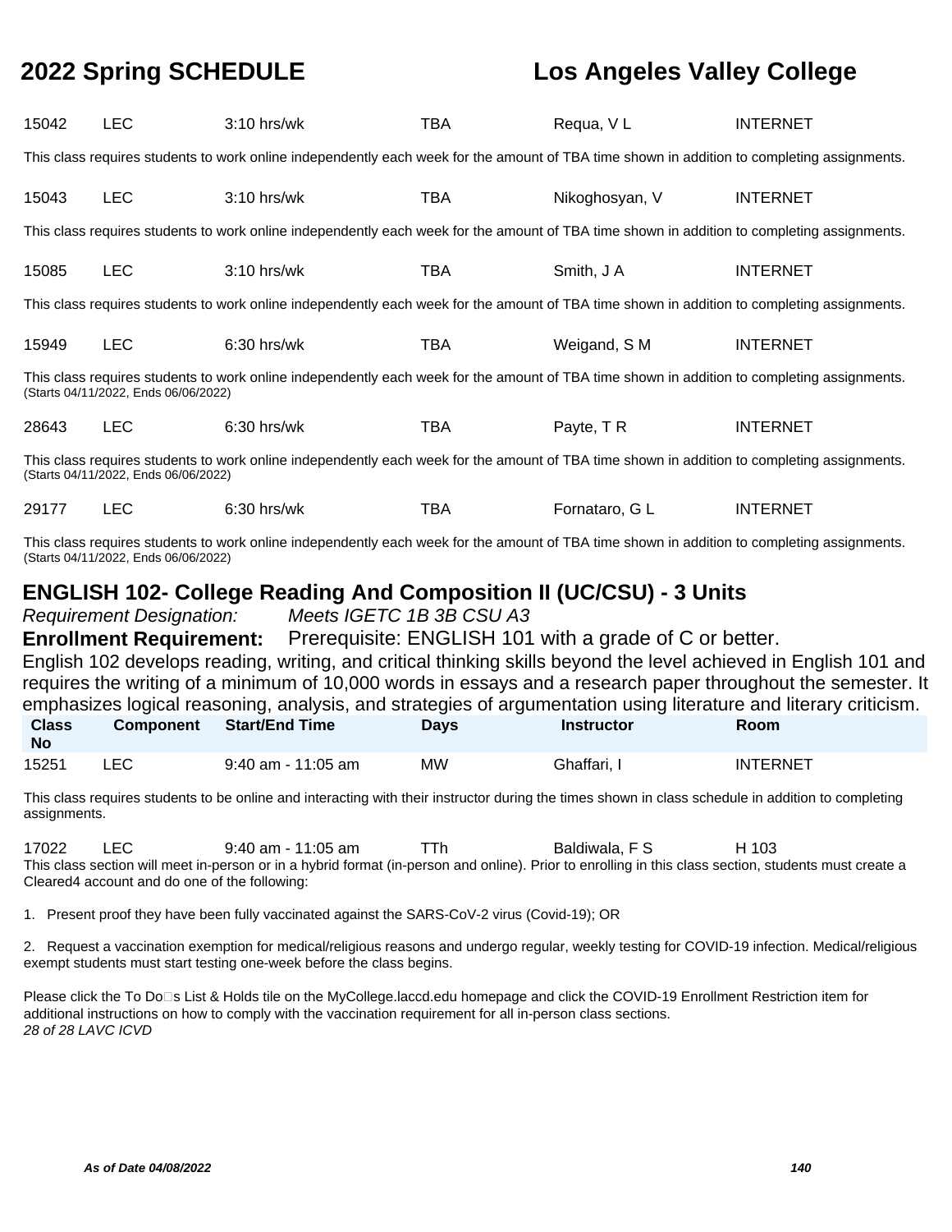| | | | | | |
|---|---|---|---|---|---|
| 15042 | LEC | 3:10 hrs/wk | TBA | Requa, V L | INTERNET |

This class requires students to work online independently each week for the amount of TBA time shown in addition to completing assignments.

| | | | | | |
|---|---|---|---|---|---|
| 15043 | LEC | 3:10 hrs/wk | TBA | Nikoghosyan, V | INTERNET |

This class requires students to work online independently each week for the amount of TBA time shown in addition to completing assignments.

| | | | | | |
|---|---|---|---|---|---|
| 15085 | LEC | 3:10 hrs/wk | TBA | Smith, J A | INTERNET |

This class requires students to work online independently each week for the amount of TBA time shown in addition to completing assignments.

| | | | | | |
|---|---|---|---|---|---|
| 15949 | LEC | 6:30 hrs/wk | TBA | Weigand, S M | INTERNET |

This class requires students to work online independently each week for the amount of TBA time shown in addition to completing assignments.
(Starts 04/11/2022, Ends 06/06/2022)

| | | | | | |
|---|---|---|---|---|---|
| 28643 | LEC | 6:30 hrs/wk | TBA | Payte, T R | INTERNET |

This class requires students to work online independently each week for the amount of TBA time shown in addition to completing assignments.
(Starts 04/11/2022, Ends 06/06/2022)

| | | | | | |
|---|---|---|---|---|---|
| 29177 | LEC | 6:30 hrs/wk | TBA | Fornataro, G L | INTERNET |

This class requires students to work online independently each week for the amount of TBA time shown in addition to completing assignments.
(Starts 04/11/2022, Ends 06/06/2022)

## ENGLISH 102- College Reading And Composition II (UC/CSU) - 3 Units

*Requirement Designation:* *Meets IGETC 1B 3B CSU A3*

**Enrollment Requirement:** Prerequisite: ENGLISH 101 with a grade of C or better.

English 102 develops reading, writing, and critical thinking skills beyond the level achieved in English 101 and requires the writing of a minimum of 10,000 words in essays and a research paper throughout the semester. It emphasizes logical reasoning, analysis, and strategies of argumentation using literature and literary criticism.

| Class No | Component | Start/End Time | Days | Instructor | Room |
|---|---|---|---|---|---|
| 15251 | LEC | 9:40 am - 11:05 am | MW | Ghaffari, I | INTERNET |

This class requires students to be online and interacting with their instructor during the times shown in class schedule in addition to completing assignments.

| | | | | | |
|---|---|---|---|---|---|
| 17022 | LEC | 9:40 am - 11:05 am | TTh | Baldiwala, F S | H 103 |

This class section will meet in-person or in a hybrid format (in-person and online). Prior to enrolling in this class section, students must create a Cleared4 account and do one of the following:

1. Present proof they have been fully vaccinated against the SARS-CoV-2 virus (Covid-19); OR

2. Request a vaccination exemption for medical/religious reasons and undergo regular, weekly testing for COVID-19 infection. Medical/religious exempt students must start testing one-week before the class begins.

Please click the To Do□s List & Holds tile on the MyCollege.laccd.edu homepage and click the COVID-19 Enrollment Restriction item for additional instructions on how to comply with the vaccination requirement for all in-person class sections.
*28 of 28 LAVC ICVD*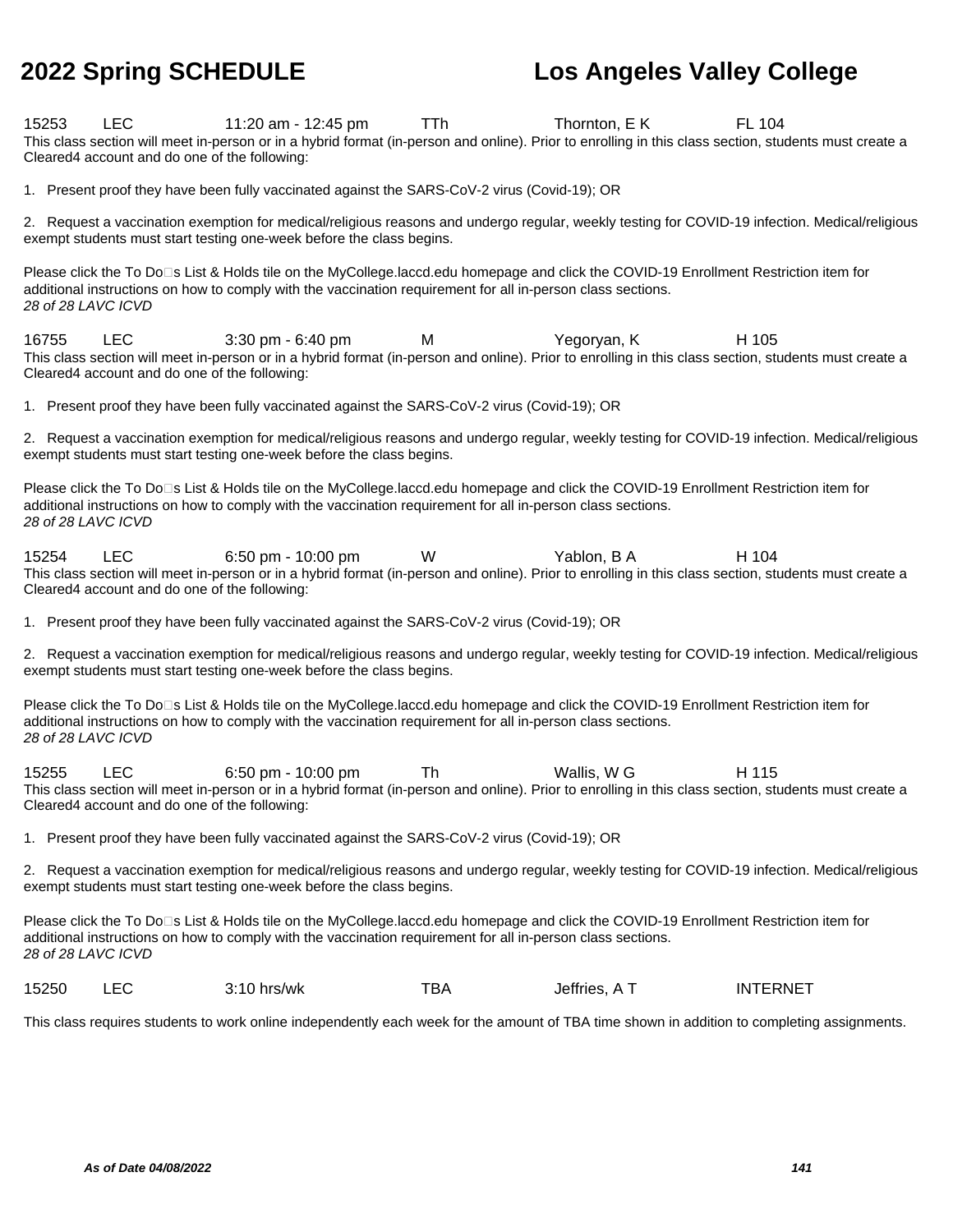15253 LEC 11:20 am - 12:45 pm TTh Thornton, E K FL 104

This class section will meet in-person or in a hybrid format (in-person and online). Prior to enrolling in this class section, students must create a Cleared4 account and do one of the following:

1. Present proof they have been fully vaccinated against the SARS-CoV-2 virus (Covid-19); OR

2. Request a vaccination exemption for medical/religious reasons and undergo regular, weekly testing for COVID-19 infection. Medical/religious exempt students must start testing one-week before the class begins.

Please click the To Do□s List & Holds tile on the MyCollege.laccd.edu homepage and click the COVID-19 Enrollment Restriction item for additional instructions on how to comply with the vaccination requirement for all in-person class sections.
*28 of 28 LAVC ICVD*

16755 LEC 3:30 pm - 6:40 pm M Yegoryan, K H 105

This class section will meet in-person or in a hybrid format (in-person and online). Prior to enrolling in this class section, students must create a Cleared4 account and do one of the following:

1. Present proof they have been fully vaccinated against the SARS-CoV-2 virus (Covid-19); OR

2. Request a vaccination exemption for medical/religious reasons and undergo regular, weekly testing for COVID-19 infection. Medical/religious exempt students must start testing one-week before the class begins.

Please click the To Do□s List & Holds tile on the MyCollege.laccd.edu homepage and click the COVID-19 Enrollment Restriction item for additional instructions on how to comply with the vaccination requirement for all in-person class sections.
*28 of 28 LAVC ICVD*

15254 LEC 6:50 pm - 10:00 pm W Yablon, B A H 104

This class section will meet in-person or in a hybrid format (in-person and online). Prior to enrolling in this class section, students must create a Cleared4 account and do one of the following:

1. Present proof they have been fully vaccinated against the SARS-CoV-2 virus (Covid-19); OR

2. Request a vaccination exemption for medical/religious reasons and undergo regular, weekly testing for COVID-19 infection. Medical/religious exempt students must start testing one-week before the class begins.

Please click the To Do□s List & Holds tile on the MyCollege.laccd.edu homepage and click the COVID-19 Enrollment Restriction item for additional instructions on how to comply with the vaccination requirement for all in-person class sections.
*28 of 28 LAVC ICVD*

15255 LEC 6:50 pm - 10:00 pm Th Wallis, W G H 115

This class section will meet in-person or in a hybrid format (in-person and online). Prior to enrolling in this class section, students must create a Cleared4 account and do one of the following:

1. Present proof they have been fully vaccinated against the SARS-CoV-2 virus (Covid-19); OR

2. Request a vaccination exemption for medical/religious reasons and undergo regular, weekly testing for COVID-19 infection. Medical/religious exempt students must start testing one-week before the class begins.

Please click the To Do□s List & Holds tile on the MyCollege.laccd.edu homepage and click the COVID-19 Enrollment Restriction item for additional instructions on how to comply with the vaccination requirement for all in-person class sections.
*28 of 28 LAVC ICVD*

15250 LEC 3:10 hrs/wk TBA Jeffries, A T INTERNET

This class requires students to work online independently each week for the amount of TBA time shown in addition to completing assignments.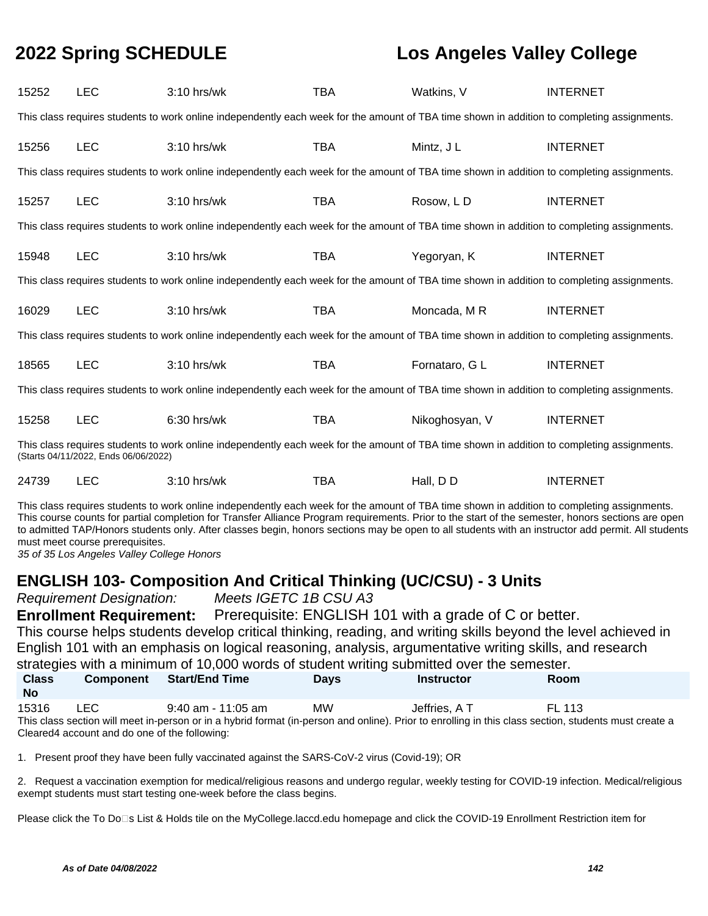| Class No | Component | Start/End Time | Days | Instructor | Room |
|---|---|---|---|---|---|
| 15252 | LEC | 3:10 hrs/wk | TBA | Watkins, V | INTERNET |

This class requires students to work online independently each week for the amount of TBA time shown in addition to completing assignments.

| Class No | Component | Start/End Time | Days | Instructor | Room |
|---|---|---|---|---|---|
| 15256 | LEC | 3:10 hrs/wk | TBA | Mintz, J L | INTERNET |

This class requires students to work online independently each week for the amount of TBA time shown in addition to completing assignments.

| Class No | Component | Start/End Time | Days | Instructor | Room |
|---|---|---|---|---|---|
| 15257 | LEC | 3:10 hrs/wk | TBA | Rosow, L D | INTERNET |

This class requires students to work online independently each week for the amount of TBA time shown in addition to completing assignments.

| Class No | Component | Start/End Time | Days | Instructor | Room |
|---|---|---|---|---|---|
| 15948 | LEC | 3:10 hrs/wk | TBA | Yegoryan, K | INTERNET |

This class requires students to work online independently each week for the amount of TBA time shown in addition to completing assignments.

| Class No | Component | Start/End Time | Days | Instructor | Room |
|---|---|---|---|---|---|
| 16029 | LEC | 3:10 hrs/wk | TBA | Moncada, M R | INTERNET |

This class requires students to work online independently each week for the amount of TBA time shown in addition to completing assignments.

| Class No | Component | Start/End Time | Days | Instructor | Room |
|---|---|---|---|---|---|
| 18565 | LEC | 3:10 hrs/wk | TBA | Fornataro, G L | INTERNET |

This class requires students to work online independently each week for the amount of TBA time shown in addition to completing assignments.

| Class No | Component | Start/End Time | Days | Instructor | Room |
|---|---|---|---|---|---|
| 15258 | LEC | 6:30 hrs/wk | TBA | Nikoghosyan, V | INTERNET |

This class requires students to work online independently each week for the amount of TBA time shown in addition to completing assignments.
(Starts 04/11/2022, Ends 06/06/2022)

| Class No | Component | Start/End Time | Days | Instructor | Room |
|---|---|---|---|---|---|
| 24739 | LEC | 3:10 hrs/wk | TBA | Hall, D D | INTERNET |

This class requires students to work online independently each week for the amount of TBA time shown in addition to completing assignments.
This course counts for partial completion for Transfer Alliance Program requirements. Prior to the start of the semester, honors sections are open to admitted TAP/Honors students only. After classes begin, honors sections may be open to all students with an instructor add permit. All students must meet course prerequisites.
*35 of 35 Los Angeles Valley College Honors*

## ENGLISH 103- Composition And Critical Thinking (UC/CSU) - 3 Units

*Requirement Designation:* *Meets IGETC 1B CSU A3*

**Enrollment Requirement:** Prerequisite: ENGLISH 101 with a grade of C or better.

This course helps students develop critical thinking, reading, and writing skills beyond the level achieved in English 101 with an emphasis on logical reasoning, analysis, argumentative writing skills, and research strategies with a minimum of 10,000 words of student writing submitted over the semester.

| Class No | Component | Start/End Time | Days | Instructor | Room |
|---|---|---|---|---|---|
| 15316 | LEC | 9:40 am - 11:05 am | MW | Jeffries, A T | FL 113 |

This class section will meet in-person or in a hybrid format (in-person and online). Prior to enrolling in this class section, students must create a Cleared4 account and do one of the following:

1. Present proof they have been fully vaccinated against the SARS-CoV-2 virus (Covid-19); OR

2. Request a vaccination exemption for medical/religious reasons and undergo regular, weekly testing for COVID-19 infection. Medical/religious exempt students must start testing one-week before the class begins.

Please click the To Do□s List & Holds tile on the MyCollege.laccd.edu homepage and click the COVID-19 Enrollment Restriction item for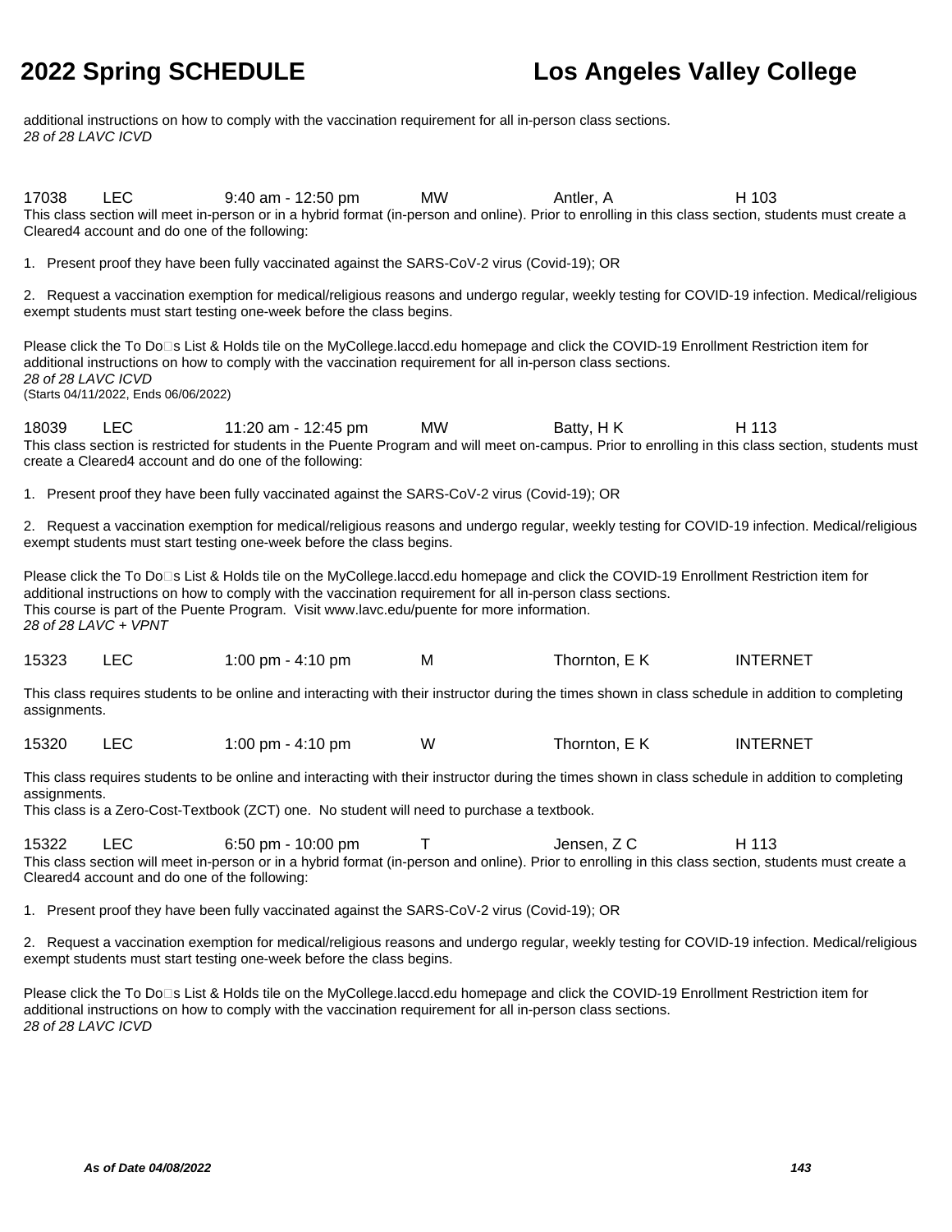additional instructions on how to comply with the vaccination requirement for all in-person class sections.
*28 of 28 LAVC ICVD*

| | | | | | |
|---|---|---|---|---|---|
| 17038 | LEC | 9:40 am - 12:50 pm | MW | Antler, A | H 103 |

This class section will meet in-person or in a hybrid format (in-person and online). Prior to enrolling in this class section, students must create a Cleared4 account and do one of the following:

1. Present proof they have been fully vaccinated against the SARS-CoV-2 virus (Covid-19); OR

2. Request a vaccination exemption for medical/religious reasons and undergo regular, weekly testing for COVID-19 infection. Medical/religious exempt students must start testing one-week before the class begins.

Please click the To Do□s List & Holds tile on the MyCollege.laccd.edu homepage and click the COVID-19 Enrollment Restriction item for additional instructions on how to comply with the vaccination requirement for all in-person class sections.
*28 of 28 LAVC ICVD*
(Starts 04/11/2022, Ends 06/06/2022)

| | | | | | |
|---|---|---|---|---|---|
| 18039 | LEC | 11:20 am - 12:45 pm | MW | Batty, H K | H 113 |

This class section is restricted for students in the Puente Program and will meet on-campus. Prior to enrolling in this class section, students must create a Cleared4 account and do one of the following:

1. Present proof they have been fully vaccinated against the SARS-CoV-2 virus (Covid-19); OR

2. Request a vaccination exemption for medical/religious reasons and undergo regular, weekly testing for COVID-19 infection. Medical/religious exempt students must start testing one-week before the class begins.

Please click the To Do□s List & Holds tile on the MyCollege.laccd.edu homepage and click the COVID-19 Enrollment Restriction item for additional instructions on how to comply with the vaccination requirement for all in-person class sections.
This course is part of the Puente Program. Visit www.lavc.edu/puente for more information.
*28 of 28 LAVC + VPNT*

| | | | | | |
|---|---|---|---|---|---|
| 15323 | LEC | 1:00 pm - 4:10 pm | M | Thornton, E K | INTERNET |

This class requires students to be online and interacting with their instructor during the times shown in class schedule in addition to completing assignments.

| | | | | | |
|---|---|---|---|---|---|
| 15320 | LEC | 1:00 pm - 4:10 pm | W | Thornton, E K | INTERNET |

This class requires students to be online and interacting with their instructor during the times shown in class schedule in addition to completing assignments.
This class is a Zero-Cost-Textbook (ZCT) one. No student will need to purchase a textbook.

| | | | | | |
|---|---|---|---|---|---|
| 15322 | LEC | 6:50 pm - 10:00 pm | T | Jensen, Z C | H 113 |

This class section will meet in-person or in a hybrid format (in-person and online). Prior to enrolling in this class section, students must create a Cleared4 account and do one of the following:

1. Present proof they have been fully vaccinated against the SARS-CoV-2 virus (Covid-19); OR

2. Request a vaccination exemption for medical/religious reasons and undergo regular, weekly testing for COVID-19 infection. Medical/religious exempt students must start testing one-week before the class begins.

Please click the To Do□s List & Holds tile on the MyCollege.laccd.edu homepage and click the COVID-19 Enrollment Restriction item for additional instructions on how to comply with the vaccination requirement for all in-person class sections.
*28 of 28 LAVC ICVD*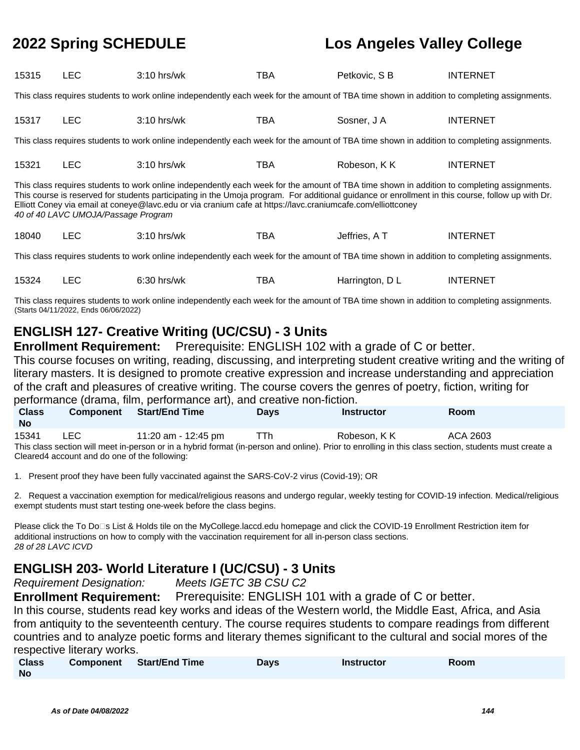| | | | | | |
|---|---|---|---|---|---|
| 15315 | LEC | 3:10 hrs/wk | TBA | Petkovic, S B | INTERNET |

This class requires students to work online independently each week for the amount of TBA time shown in addition to completing assignments.

| | | | | | |
|---|---|---|---|---|---|
| 15317 | LEC | 3:10 hrs/wk | TBA | Sosner, J A | INTERNET |

This class requires students to work online independently each week for the amount of TBA time shown in addition to completing assignments.

| | | | | | |
|---|---|---|---|---|---|
| 15321 | LEC | 3:10 hrs/wk | TBA | Robeson, K K | INTERNET |

This class requires students to work online independently each week for the amount of TBA time shown in addition to completing assignments. This course is reserved for students participating in the Umoja program. For additional guidance or enrollment in this course, follow up with Dr. Elliott Coney via email at coneye@lavc.edu or via cranium cafe at https://lavc.craniumcafe.com/elliottconey
*40 of 40 LAVC UMOJA/Passage Program*

| | | | | | |
|---|---|---|---|---|---|
| 18040 | LEC | 3:10 hrs/wk | TBA | Jeffries, A T | INTERNET |

This class requires students to work online independently each week for the amount of TBA time shown in addition to completing assignments.

| | | | | | |
|---|---|---|---|---|---|
| 15324 | LEC | 6:30 hrs/wk | TBA | Harrington, D L | INTERNET |

This class requires students to work online independently each week for the amount of TBA time shown in addition to completing assignments.
(Starts 04/11/2022, Ends 06/06/2022)

## ENGLISH 127- Creative Writing (UC/CSU) - 3 Units

**Enrollment Requirement:** Prerequisite: ENGLISH 102 with a grade of C or better.

This course focuses on writing, reading, discussing, and interpreting student creative writing and the writing of literary masters. It is designed to promote creative expression and increase understanding and appreciation of the craft and pleasures of creative writing. The course covers the genres of poetry, fiction, writing for performance (drama, film, performance art), and creative non-fiction.

| Class No | Component | Start/End Time | Days | Instructor | Room |
|---|---|---|---|---|---|
| 15341 | LEC | 11:20 am - 12:45 pm | TTh | Robeson, K K | ACA 2603 |

This class section will meet in-person or in a hybrid format (in-person and online). Prior to enrolling in this class section, students must create a Cleared4 account and do one of the following:

1. Present proof they have been fully vaccinated against the SARS-CoV-2 virus (Covid-19); OR

2. Request a vaccination exemption for medical/religious reasons and undergo regular, weekly testing for COVID-19 infection. Medical/religious exempt students must start testing one-week before the class begins.

Please click the To Do□s List & Holds tile on the MyCollege.laccd.edu homepage and click the COVID-19 Enrollment Restriction item for additional instructions on how to comply with the vaccination requirement for all in-person class sections.
*28 of 28 LAVC ICVD*

## ENGLISH 203- World Literature I (UC/CSU) - 3 Units

*Requirement Designation:* *Meets IGETC 3B CSU C2*

**Enrollment Requirement:** Prerequisite: ENGLISH 101 with a grade of C or better.

In this course, students read key works and ideas of the Western world, the Middle East, Africa, and Asia from antiquity to the seventeenth century. The course requires students to compare readings from different countries and to analyze poetic forms and literary themes significant to the cultural and social mores of the respective literary works.

| Class No | Component | Start/End Time | Days | Instructor | Room |
|---|---|---|---|---|---|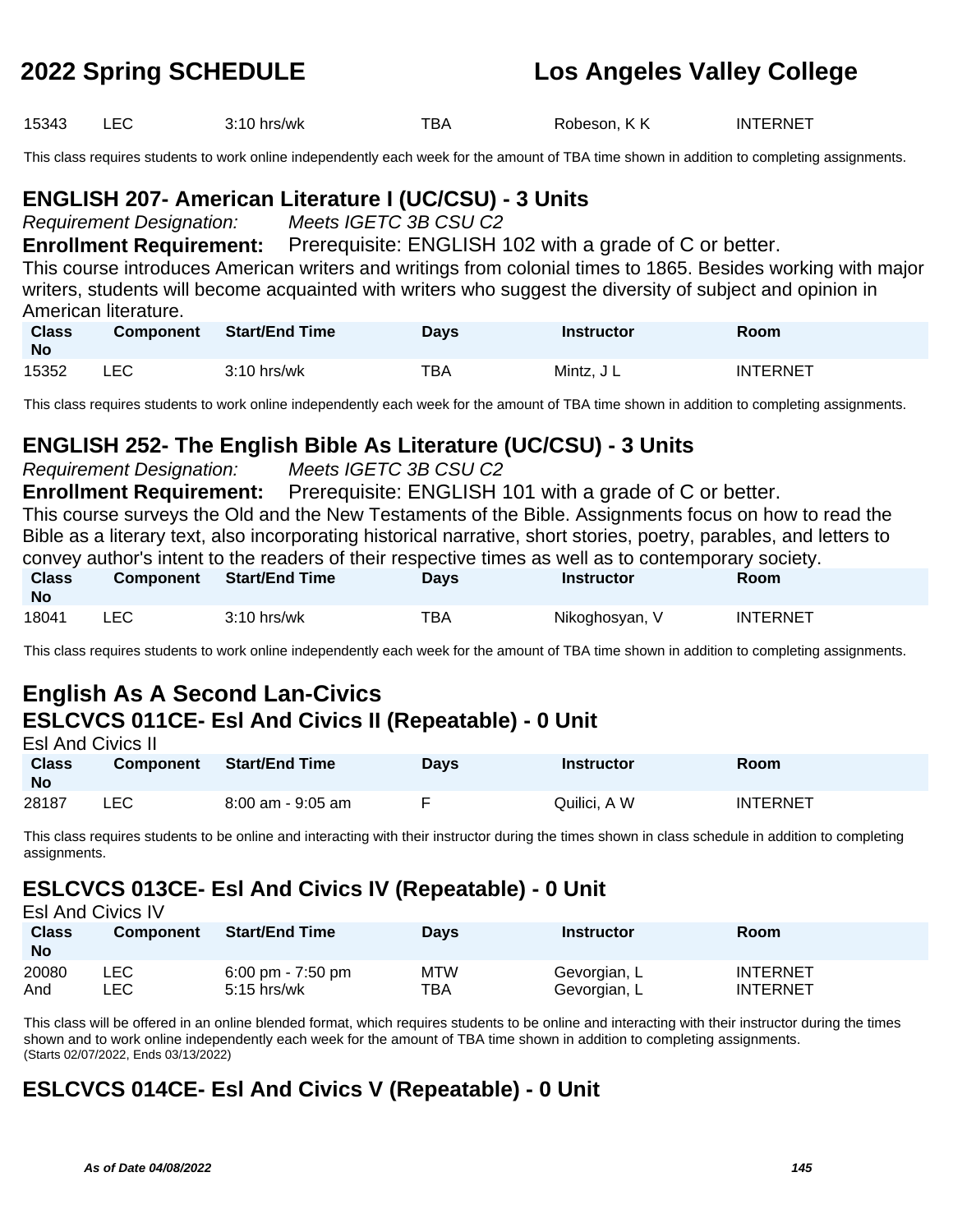| Class No | Component | Start/End Time | Days | Instructor | Room |
|---|---|---|---|---|---|
| 15343 | LEC | 3:10 hrs/wk | TBA | Robeson, K K | INTERNET |

This class requires students to work online independently each week for the amount of TBA time shown in addition to completing assignments.

## ENGLISH 207- American Literature I (UC/CSU) - 3 Units

*Requirement Designation:* *Meets IGETC 3B CSU C2*

**Enrollment Requirement:** Prerequisite: ENGLISH 102 with a grade of C or better.

This course introduces American writers and writings from colonial times to 1865. Besides working with major writers, students will become acquainted with writers who suggest the diversity of subject and opinion in American literature.

| Class No | Component | Start/End Time | Days | Instructor | Room |
|---|---|---|---|---|---|
| 15352 | LEC | 3:10 hrs/wk | TBA | Mintz, J L | INTERNET |

This class requires students to work online independently each week for the amount of TBA time shown in addition to completing assignments.

## ENGLISH 252- The English Bible As Literature (UC/CSU) - 3 Units

*Requirement Designation:* *Meets IGETC 3B CSU C2*

**Enrollment Requirement:** Prerequisite: ENGLISH 101 with a grade of C or better.

This course surveys the Old and the New Testaments of the Bible. Assignments focus on how to read the Bible as a literary text, also incorporating historical narrative, short stories, poetry, parables, and letters to convey author's intent to the readers of their respective times as well as to contemporary society.

| Class No | Component | Start/End Time | Days | Instructor | Room |
|---|---|---|---|---|---|
| 18041 | LEC | 3:10 hrs/wk | TBA | Nikoghosyan, V | INTERNET |

This class requires students to work online independently each week for the amount of TBA time shown in addition to completing assignments.

# English As A Second Lan-Civics

## ESLCVCS 011CE- Esl And Civics II (Repeatable) - 0 Unit

Esl And Civics II

| Class No | Component | Start/End Time | Days | Instructor | Room |
|---|---|---|---|---|---|
| 28187 | LEC | 8:00 am - 9:05 am | F | Quilici, A W | INTERNET |

This class requires students to be online and interacting with their instructor during the times shown in class schedule in addition to completing assignments.

## ESLCVCS 013CE- Esl And Civics IV (Repeatable) - 0 Unit

Esl And Civics IV

| Class No | Component | Start/End Time | Days | Instructor | Room |
|---|---|---|---|---|---|
| 20080 | LEC | 6:00 pm - 7:50 pm | MTW | Gevorgian, L | INTERNET |
| And | LEC | 5:15 hrs/wk | TBA | Gevorgian, L | INTERNET |

This class will be offered in an online blended format, which requires students to be online and interacting with their instructor during the times shown and to work online independently each week for the amount of TBA time shown in addition to completing assignments.
(Starts 02/07/2022, Ends 03/13/2022)

## ESLCVCS 014CE- Esl And Civics V (Repeatable) - 0 Unit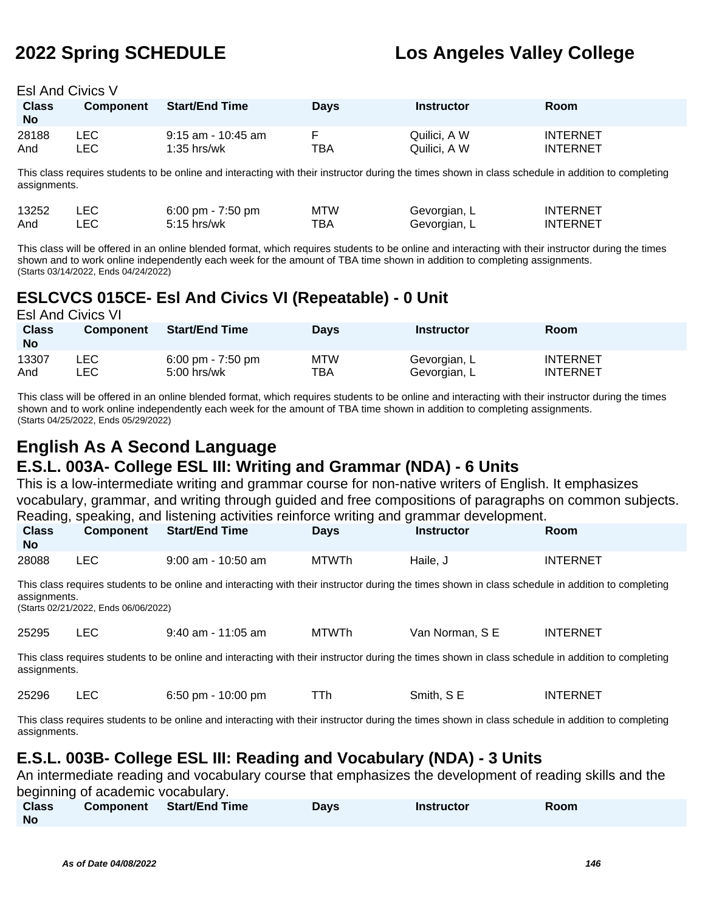Esl And Civics V

| Class No | Component | Start/End Time | Days | Instructor | Room |
|---|---|---|---|---|---|
| 28188 | LEC | 9:15 am - 10:45 am | F | Quilici, A W | INTERNET |
| And | LEC | 1:35 hrs/wk | TBA | Quilici, A W | INTERNET |

This class requires students to be online and interacting with their instructor during the times shown in class schedule in addition to completing assignments.

| Class No | Component | Start/End Time | Days | Instructor | Room |
|---|---|---|---|---|---|
| 13252 | LEC | 6:00 pm - 7:50 pm | MTW | Gevorgian, L | INTERNET |
| And | LEC | 5:15 hrs/wk | TBA | Gevorgian, L | INTERNET |

This class will be offered in an online blended format, which requires students to be online and interacting with their instructor during the times shown and to work online independently each week for the amount of TBA time shown in addition to completing assignments.
(Starts 03/14/2022, Ends 04/24/2022)

## ESLCVCS 015CE- Esl And Civics VI (Repeatable) - 0 Unit

Esl And Civics VI

| Class No | Component | Start/End Time | Days | Instructor | Room |
|---|---|---|---|---|---|
| 13307 | LEC | 6:00 pm - 7:50 pm | MTW | Gevorgian, L | INTERNET |
| And | LEC | 5:00 hrs/wk | TBA | Gevorgian, L | INTERNET |

This class will be offered in an online blended format, which requires students to be online and interacting with their instructor during the times shown and to work online independently each week for the amount of TBA time shown in addition to completing assignments.
(Starts 04/25/2022, Ends 05/29/2022)

# English As A Second Language

## E.S.L. 003A- College ESL III: Writing and Grammar (NDA) - 6 Units

This is a low-intermediate writing and grammar course for non-native writers of English. It emphasizes vocabulary, grammar, and writing through guided and free compositions of paragraphs on common subjects. Reading, speaking, and listening activities reinforce writing and grammar development.

| Class No | Component | Start/End Time | Days | Instructor | Room |
|---|---|---|---|---|---|
| 28088 | LEC | 9:00 am - 10:50 am | MTWTh | Haile, J | INTERNET |

This class requires students to be online and interacting with their instructor during the times shown in class schedule in addition to completing assignments.
(Starts 02/21/2022, Ends 06/06/2022)

| Class No | Component | Start/End Time | Days | Instructor | Room |
|---|---|---|---|---|---|
| 25295 | LEC | 9:40 am - 11:05 am | MTWTh | Van Norman, S E | INTERNET |

This class requires students to be online and interacting with their instructor during the times shown in class schedule in addition to completing assignments.

| Class No | Component | Start/End Time | Days | Instructor | Room |
|---|---|---|---|---|---|
| 25296 | LEC | 6:50 pm - 10:00 pm | TTh | Smith, S E | INTERNET |

This class requires students to be online and interacting with their instructor during the times shown in class schedule in addition to completing assignments.

## E.S.L. 003B- College ESL III: Reading and Vocabulary (NDA) - 3 Units

An intermediate reading and vocabulary course that emphasizes the development of reading skills and the beginning of academic vocabulary.

| Class No | Component | Start/End Time | Days | Instructor | Room |
|---|---|---|---|---|---|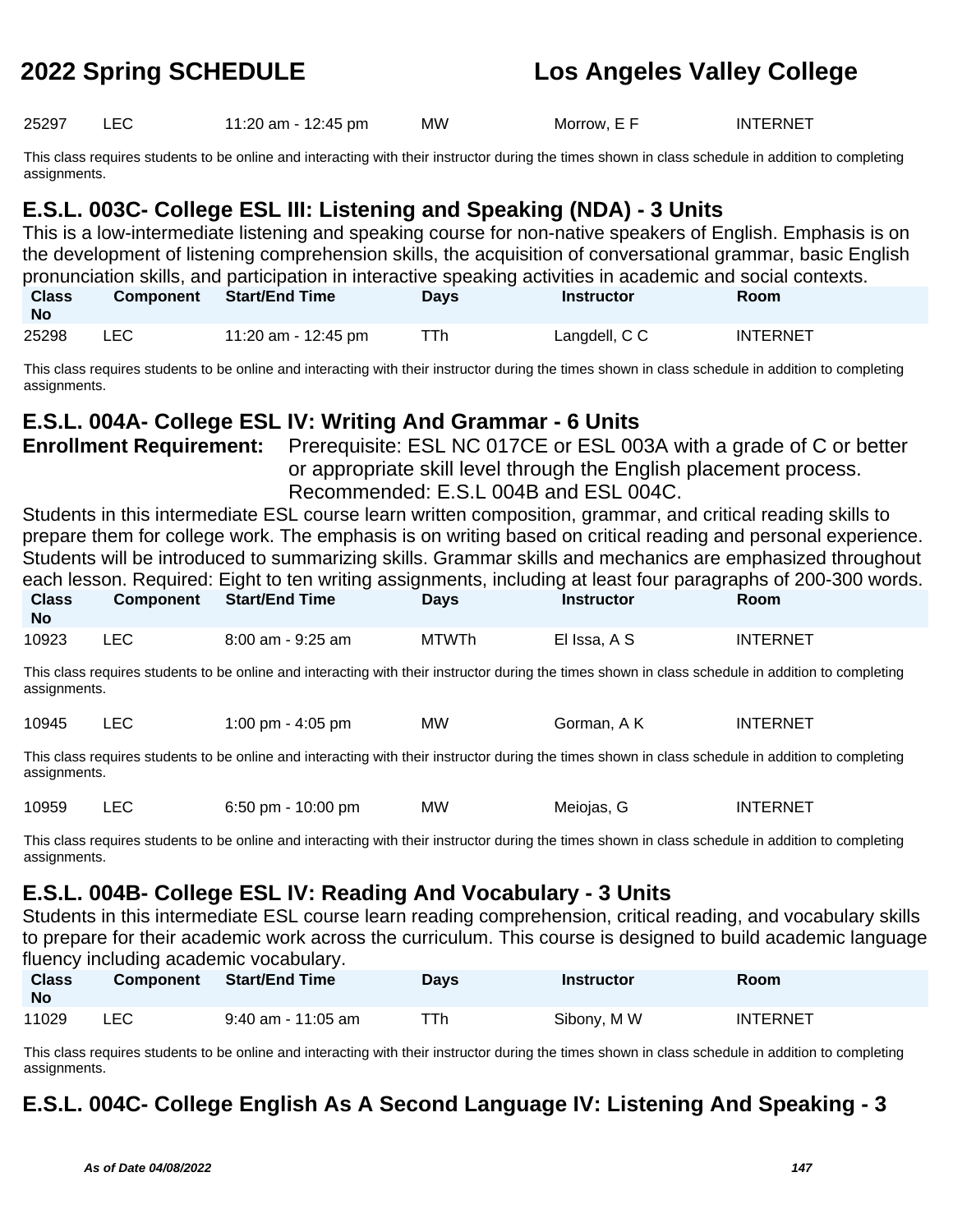| Class No | Component | Start/End Time | Days | Instructor | Room |
|---|---|---|---|---|---|
| 25297 | LEC | 11:20 am - 12:45 pm | MW | Morrow, E F | INTERNET |

This class requires students to be online and interacting with their instructor during the times shown in class schedule in addition to completing assignments.

## E.S.L. 003C- College ESL III: Listening and Speaking (NDA) - 3 Units

This is a low-intermediate listening and speaking course for non-native speakers of English. Emphasis is on the development of listening comprehension skills, the acquisition of conversational grammar, basic English pronunciation skills, and participation in interactive speaking activities in academic and social contexts.

| Class No | Component | Start/End Time | Days | Instructor | Room |
|---|---|---|---|---|---|
| 25298 | LEC | 11:20 am - 12:45 pm | TTh | Langdell, C C | INTERNET |

This class requires students to be online and interacting with their instructor during the times shown in class schedule in addition to completing assignments.

## E.S.L. 004A- College ESL IV: Writing And Grammar - 6 Units

**Enrollment Requirement:** Prerequisite: ESL NC 017CE or ESL 003A with a grade of C or better or appropriate skill level through the English placement process. Recommended: E.S.L 004B and ESL 004C.

Students in this intermediate ESL course learn written composition, grammar, and critical reading skills to prepare them for college work. The emphasis is on writing based on critical reading and personal experience. Students will be introduced to summarizing skills. Grammar skills and mechanics are emphasized throughout each lesson. Required: Eight to ten writing assignments, including at least four paragraphs of 200-300 words.

| Class No | Component | Start/End Time | Days | Instructor | Room |
|---|---|---|---|---|---|
| 10923 | LEC | 8:00 am - 9:25 am | MTWTh | El Issa, A S | INTERNET |

This class requires students to be online and interacting with their instructor during the times shown in class schedule in addition to completing assignments.

| Class No | Component | Start/End Time | Days | Instructor | Room |
|---|---|---|---|---|---|
| 10945 | LEC | 1:00 pm - 4:05 pm | MW | Gorman, A K | INTERNET |

This class requires students to be online and interacting with their instructor during the times shown in class schedule in addition to completing assignments.

| Class No | Component | Start/End Time | Days | Instructor | Room |
|---|---|---|---|---|---|
| 10959 | LEC | 6:50 pm - 10:00 pm | MW | Meiojas, G | INTERNET |

This class requires students to be online and interacting with their instructor during the times shown in class schedule in addition to completing assignments.

## E.S.L. 004B- College ESL IV: Reading And Vocabulary - 3 Units

Students in this intermediate ESL course learn reading comprehension, critical reading, and vocabulary skills to prepare for their academic work across the curriculum. This course is designed to build academic language fluency including academic vocabulary.

| Class No | Component | Start/End Time | Days | Instructor | Room |
|---|---|---|---|---|---|
| 11029 | LEC | 9:40 am - 11:05 am | TTh | Sibony, M W | INTERNET |

This class requires students to be online and interacting with their instructor during the times shown in class schedule in addition to completing assignments.

## E.S.L. 004C- College English As A Second Language IV: Listening And Speaking - 3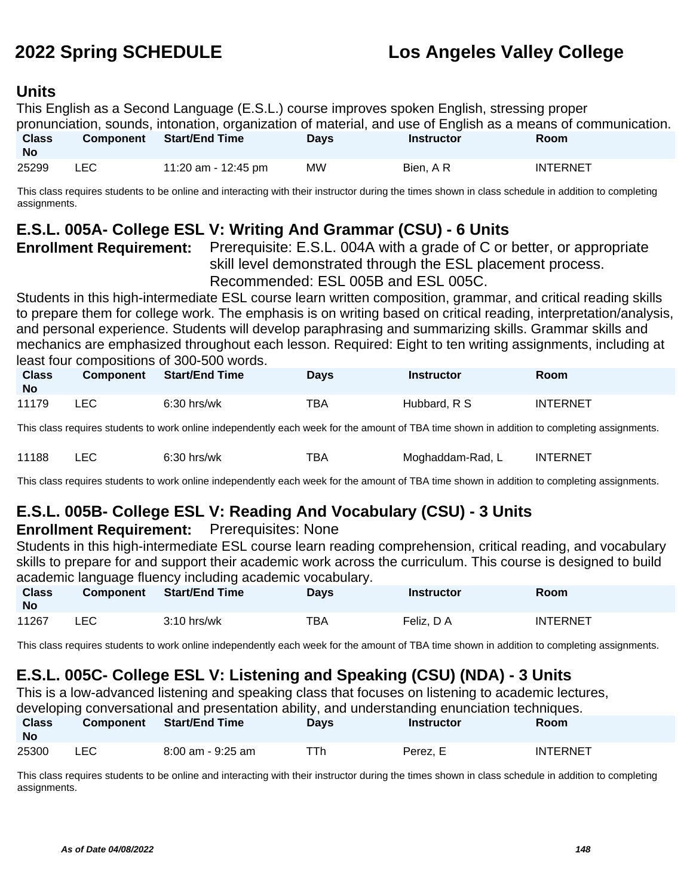## Units

This English as a Second Language (E.S.L.) course improves spoken English, stressing proper pronunciation, sounds, intonation, organization of material, and use of English as a means of communication.

| Class No | Component | Start/End Time | Days | Instructor | Room |
|---|---|---|---|---|---|
| 25299 | LEC | 11:20 am - 12:45 pm | MW | Bien, A R | INTERNET |

This class requires students to be online and interacting with their instructor during the times shown in class schedule in addition to completing assignments.

## E.S.L. 005A- College ESL V: Writing And Grammar (CSU) - 6 Units

**Enrollment Requirement:** Prerequisite: E.S.L. 004A with a grade of C or better, or appropriate skill level demonstrated through the ESL placement process. Recommended: ESL 005B and ESL 005C.

Students in this high-intermediate ESL course learn written composition, grammar, and critical reading skills to prepare them for college work. The emphasis is on writing based on critical reading, interpretation/analysis, and personal experience. Students will develop paraphrasing and summarizing skills. Grammar skills and mechanics are emphasized throughout each lesson. Required: Eight to ten writing assignments, including at least four compositions of 300-500 words.

| Class No | Component | Start/End Time | Days | Instructor | Room |
|---|---|---|---|---|---|
| 11179 | LEC | 6:30 hrs/wk | TBA | Hubbard, R S | INTERNET |

This class requires students to work online independently each week for the amount of TBA time shown in addition to completing assignments.

| Class No | Component | Start/End Time | Days | Instructor | Room |
|---|---|---|---|---|---|
| 11188 | LEC | 6:30 hrs/wk | TBA | Moghaddam-Rad, L | INTERNET |

This class requires students to work online independently each week for the amount of TBA time shown in addition to completing assignments.

## E.S.L. 005B- College ESL V: Reading And Vocabulary (CSU) - 3 Units

**Enrollment Requirement:** Prerequisites: None

Students in this high-intermediate ESL course learn reading comprehension, critical reading, and vocabulary skills to prepare for and support their academic work across the curriculum. This course is designed to build academic language fluency including academic vocabulary.

| Class No | Component | Start/End Time | Days | Instructor | Room |
|---|---|---|---|---|---|
| 11267 | LEC | 3:10 hrs/wk | TBA | Feliz, D A | INTERNET |

This class requires students to work online independently each week for the amount of TBA time shown in addition to completing assignments.

## E.S.L. 005C- College ESL V: Listening and Speaking (CSU) (NDA) - 3 Units

This is a low-advanced listening and speaking class that focuses on listening to academic lectures, developing conversational and presentation ability, and understanding enunciation techniques.

| Class No | Component | Start/End Time | Days | Instructor | Room |
|---|---|---|---|---|---|
| 25300 | LEC | 8:00 am - 9:25 am | TTh | Perez, E | INTERNET |

This class requires students to be online and interacting with their instructor during the times shown in class schedule in addition to completing assignments.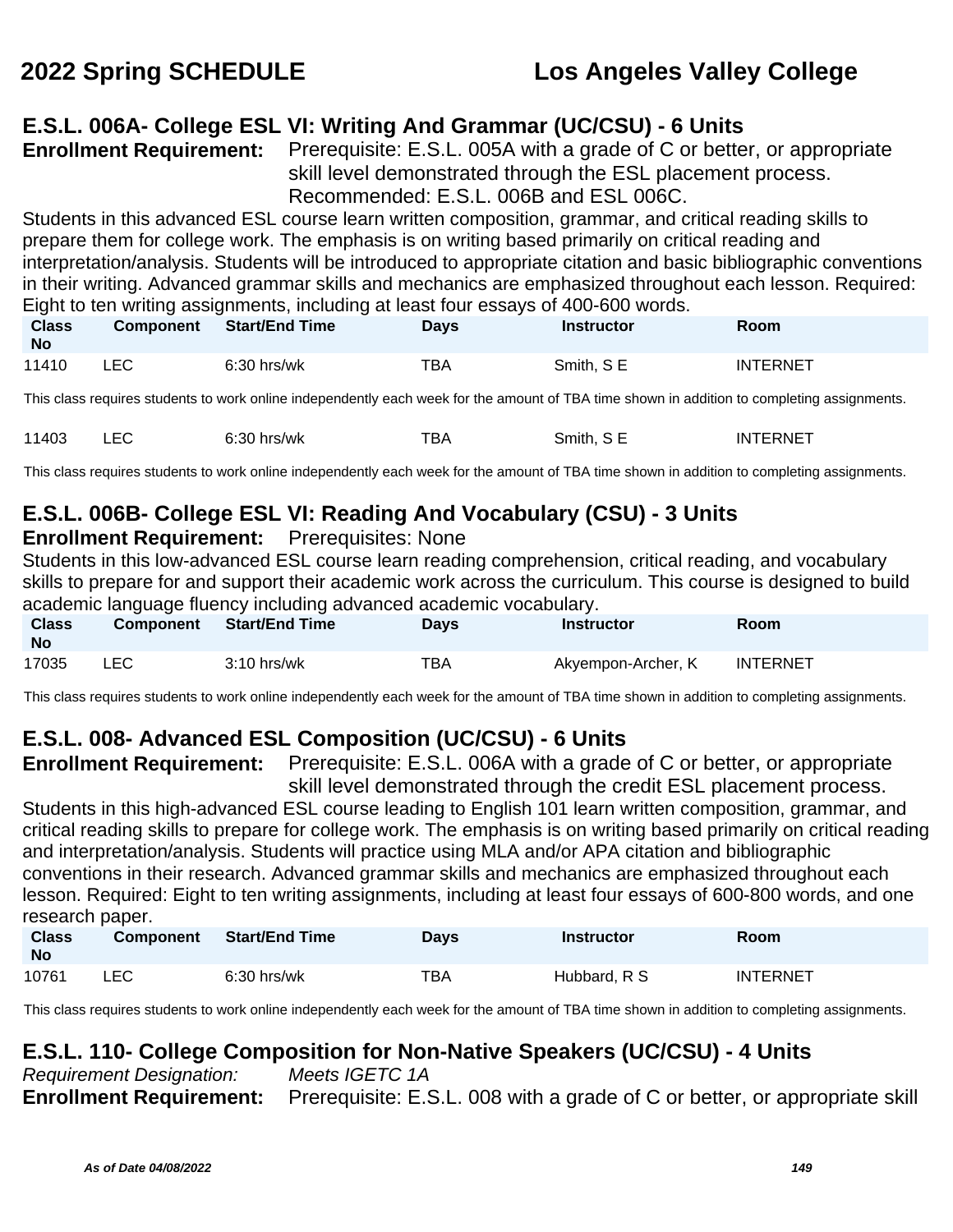## E.S.L. 006A- College ESL VI: Writing And Grammar (UC/CSU) - 6 Units

**Enrollment Requirement:** Prerequisite: E.S.L. 005A with a grade of C or better, or appropriate skill level demonstrated through the ESL placement process. Recommended: E.S.L. 006B and ESL 006C.

Students in this advanced ESL course learn written composition, grammar, and critical reading skills to prepare them for college work. The emphasis is on writing based primarily on critical reading and interpretation/analysis. Students will be introduced to appropriate citation and basic bibliographic conventions in their writing. Advanced grammar skills and mechanics are emphasized throughout each lesson. Required: Eight to ten writing assignments, including at least four essays of 400-600 words.

| Class No | Component | Start/End Time | Days | Instructor | Room |
|---|---|---|---|---|---|
| 11410 | LEC | 6:30 hrs/wk | TBA | Smith, S E | INTERNET |

This class requires students to work online independently each week for the amount of TBA time shown in addition to completing assignments.

| Class No | Component | Start/End Time | Days | Instructor | Room |
|---|---|---|---|---|---|
| 11403 | LEC | 6:30 hrs/wk | TBA | Smith, S E | INTERNET |

This class requires students to work online independently each week for the amount of TBA time shown in addition to completing assignments.

## E.S.L. 006B- College ESL VI: Reading And Vocabulary (CSU) - 3 Units

**Enrollment Requirement:** Prerequisites: None

Students in this low-advanced ESL course learn reading comprehension, critical reading, and vocabulary skills to prepare for and support their academic work across the curriculum. This course is designed to build academic language fluency including advanced academic vocabulary.

| Class No | Component | Start/End Time | Days | Instructor | Room |
|---|---|---|---|---|---|
| 17035 | LEC | 3:10 hrs/wk | TBA | Akyempon-Archer, K | INTERNET |

This class requires students to work online independently each week for the amount of TBA time shown in addition to completing assignments.

## E.S.L. 008- Advanced ESL Composition (UC/CSU) - 6 Units

**Enrollment Requirement:** Prerequisite: E.S.L. 006A with a grade of C or better, or appropriate skill level demonstrated through the credit ESL placement process.

Students in this high-advanced ESL course leading to English 101 learn written composition, grammar, and critical reading skills to prepare for college work. The emphasis is on writing based primarily on critical reading and interpretation/analysis. Students will practice using MLA and/or APA citation and bibliographic conventions in their research. Advanced grammar skills and mechanics are emphasized throughout each lesson. Required: Eight to ten writing assignments, including at least four essays of 600-800 words, and one research paper.

| Class No | Component | Start/End Time | Days | Instructor | Room |
|---|---|---|---|---|---|
| 10761 | LEC | 6:30 hrs/wk | TBA | Hubbard, R S | INTERNET |

This class requires students to work online independently each week for the amount of TBA time shown in addition to completing assignments.

## E.S.L. 110- College Composition for Non-Native Speakers (UC/CSU) - 4 Units

*Requirement Designation:* *Meets IGETC 1A*

**Enrollment Requirement:** Prerequisite: E.S.L. 008 with a grade of C or better, or appropriate skill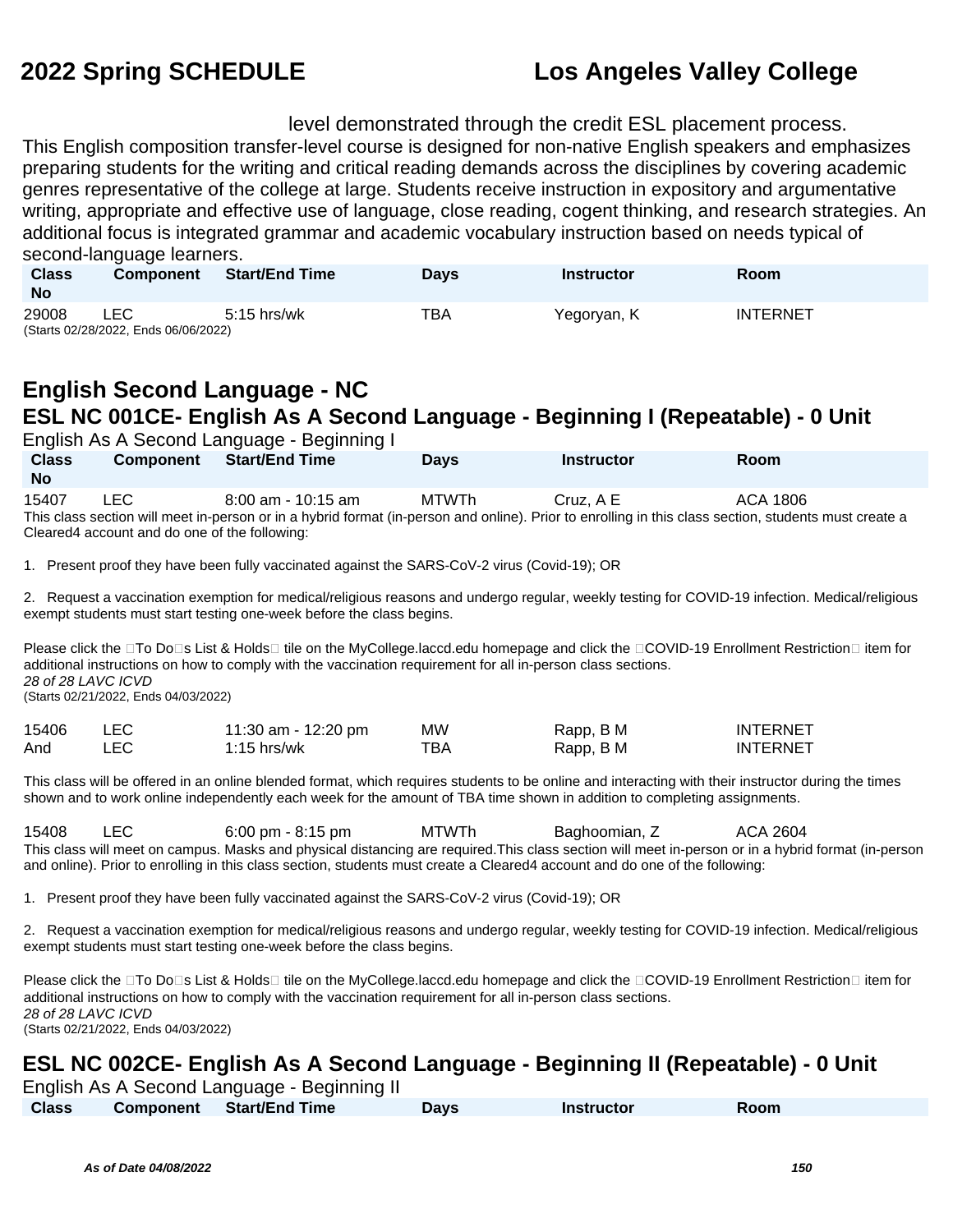level demonstrated through the credit ESL placement process.

This English composition transfer-level course is designed for non-native English speakers and emphasizes preparing students for the writing and critical reading demands across the disciplines by covering academic genres representative of the college at large. Students receive instruction in expository and argumentative writing, appropriate and effective use of language, close reading, cogent thinking, and research strategies. An additional focus is integrated grammar and academic vocabulary instruction based on needs typical of second-language learners.

| Class No | Component | Start/End Time | Days | Instructor | Room |
|---|---|---|---|---|---|
| 29008 | LEC | 5:15 hrs/wk | TBA | Yegoryan, K | INTERNET |

(Starts 02/28/2022, Ends 06/06/2022)

## English Second Language - NC

### ESL NC 001CE- English As A Second Language - Beginning I (Repeatable) - 0 Unit

English As A Second Language - Beginning I

| Class No | Component | Start/End Time | Days | Instructor | Room |
|---|---|---|---|---|---|
| 15407 | LEC | 8:00 am - 10:15 am | MTWTh | Cruz, A E | ACA 1806 |

This class section will meet in-person or in a hybrid format (in-person and online). Prior to enrolling in this class section, students must create a Cleared4 account and do one of the following:

1. Present proof they have been fully vaccinated against the SARS-CoV-2 virus (Covid-19); OR

2. Request a vaccination exemption for medical/religious reasons and undergo regular, weekly testing for COVID-19 infection. Medical/religious exempt students must start testing one-week before the class begins.

Please click the To Do s List & Holds tile on the MyCollege.laccd.edu homepage and click the COVID-19 Enrollment Restriction item for additional instructions on how to comply with the vaccination requirement for all in-person class sections.
*28 of 28 LAVC ICVD*
(Starts 02/21/2022, Ends 04/03/2022)

| Class No | Component | Start/End Time | Days | Instructor | Room |
|---|---|---|---|---|---|
| 15406 | LEC | 11:30 am - 12:20 pm | MW | Rapp, B M | INTERNET |
| And | LEC | 1:15 hrs/wk | TBA | Rapp, B M | INTERNET |

This class will be offered in an online blended format, which requires students to be online and interacting with their instructor during the times shown and to work online independently each week for the amount of TBA time shown in addition to completing assignments.

| Class No | Component | Start/End Time | Days | Instructor | Room |
|---|---|---|---|---|---|
| 15408 | LEC | 6:00 pm - 8:15 pm | MTWTh | Baghoomian, Z | ACA 2604 |

This class will meet on campus. Masks and physical distancing are required.This class section will meet in-person or in a hybrid format (in-person and online). Prior to enrolling in this class section, students must create a Cleared4 account and do one of the following:

1. Present proof they have been fully vaccinated against the SARS-CoV-2 virus (Covid-19); OR

2. Request a vaccination exemption for medical/religious reasons and undergo regular, weekly testing for COVID-19 infection. Medical/religious exempt students must start testing one-week before the class begins.

Please click the To Do s List & Holds tile on the MyCollege.laccd.edu homepage and click the COVID-19 Enrollment Restriction item for additional instructions on how to comply with the vaccination requirement for all in-person class sections.
*28 of 28 LAVC ICVD*
(Starts 02/21/2022, Ends 04/03/2022)

### ESL NC 002CE- English As A Second Language - Beginning II (Repeatable) - 0 Unit

English As A Second Language - Beginning II

| Class | Component | Start/End Time | Days | Instructor | Room |
|---|---|---|---|---|---|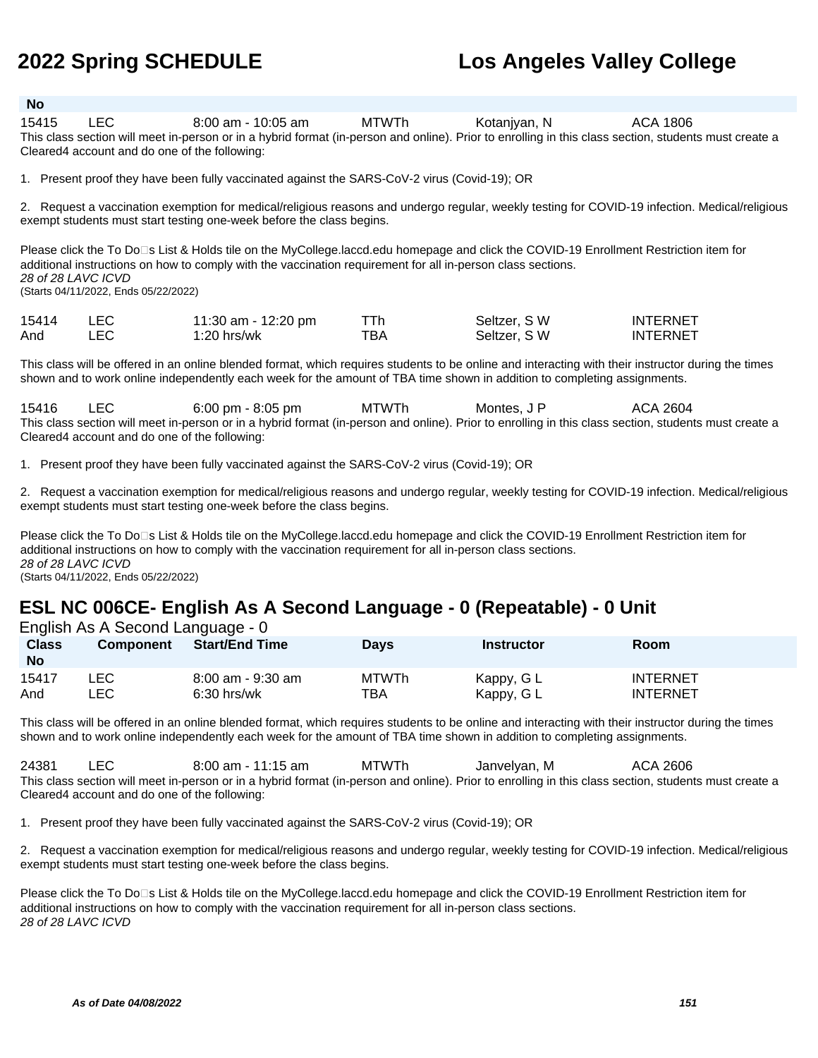| Class No | Component | Start/End Time | Days | Instructor | Room |
|---|---|---|---|---|---|
| 15415 | LEC | 8:00 am - 10:05 am | MTWTh | Kotanjyan, N | ACA 1806 |

This class section will meet in-person or in a hybrid format (in-person and online). Prior to enrolling in this class section, students must create a Cleared4 account and do one of the following:

1. Present proof they have been fully vaccinated against the SARS-CoV-2 virus (Covid-19); OR

2. Request a vaccination exemption for medical/religious reasons and undergo regular, weekly testing for COVID-19 infection. Medical/religious exempt students must start testing one-week before the class begins.

Please click the To Do�s List & Holds tile on the MyCollege.laccd.edu homepage and click the COVID-19 Enrollment Restriction item for additional instructions on how to comply with the vaccination requirement for all in-person class sections.
*28 of 28 LAVC ICVD*
(Starts 04/11/2022, Ends 05/22/2022)

| Class No | Component | Start/End Time | Days | Instructor | Room |
|---|---|---|---|---|---|
| 15414 | LEC | 11:30 am - 12:20 pm | TTh | Seltzer, S W | INTERNET |
| And | LEC | 1:20 hrs/wk | TBA | Seltzer, S W | INTERNET |

This class will be offered in an online blended format, which requires students to be online and interacting with their instructor during the times shown and to work online independently each week for the amount of TBA time shown in addition to completing assignments.

| Class No | Component | Start/End Time | Days | Instructor | Room |
|---|---|---|---|---|---|
| 15416 | LEC | 6:00 pm - 8:05 pm | MTWTh | Montes, J P | ACA 2604 |

This class section will meet in-person or in a hybrid format (in-person and online). Prior to enrolling in this class section, students must create a Cleared4 account and do one of the following:

1. Present proof they have been fully vaccinated against the SARS-CoV-2 virus (Covid-19); OR

2. Request a vaccination exemption for medical/religious reasons and undergo regular, weekly testing for COVID-19 infection. Medical/religious exempt students must start testing one-week before the class begins.

Please click the To Do�s List & Holds tile on the MyCollege.laccd.edu homepage and click the COVID-19 Enrollment Restriction item for additional instructions on how to comply with the vaccination requirement for all in-person class sections.
*28 of 28 LAVC ICVD*
(Starts 04/11/2022, Ends 05/22/2022)

## ESL NC 006CE- English As A Second Language - 0 (Repeatable) - 0 Unit

English As A Second Language - 0

| Class No | Component | Start/End Time | Days | Instructor | Room |
|---|---|---|---|---|---|
| 15417 | LEC | 8:00 am - 9:30 am | MTWTh | Kappy, G L | INTERNET |
| And | LEC | 6:30 hrs/wk | TBA | Kappy, G L | INTERNET |

This class will be offered in an online blended format, which requires students to be online and interacting with their instructor during the times shown and to work online independently each week for the amount of TBA time shown in addition to completing assignments.

| Class No | Component | Start/End Time | Days | Instructor | Room |
|---|---|---|---|---|---|
| 24381 | LEC | 8:00 am - 11:15 am | MTWTh | Janvelyan, M | ACA 2606 |

This class section will meet in-person or in a hybrid format (in-person and online). Prior to enrolling in this class section, students must create a Cleared4 account and do one of the following:

1. Present proof they have been fully vaccinated against the SARS-CoV-2 virus (Covid-19); OR

2. Request a vaccination exemption for medical/religious reasons and undergo regular, weekly testing for COVID-19 infection. Medical/religious exempt students must start testing one-week before the class begins.

Please click the To Do�s List & Holds tile on the MyCollege.laccd.edu homepage and click the COVID-19 Enrollment Restriction item for additional instructions on how to comply with the vaccination requirement for all in-person class sections.
*28 of 28 LAVC ICVD*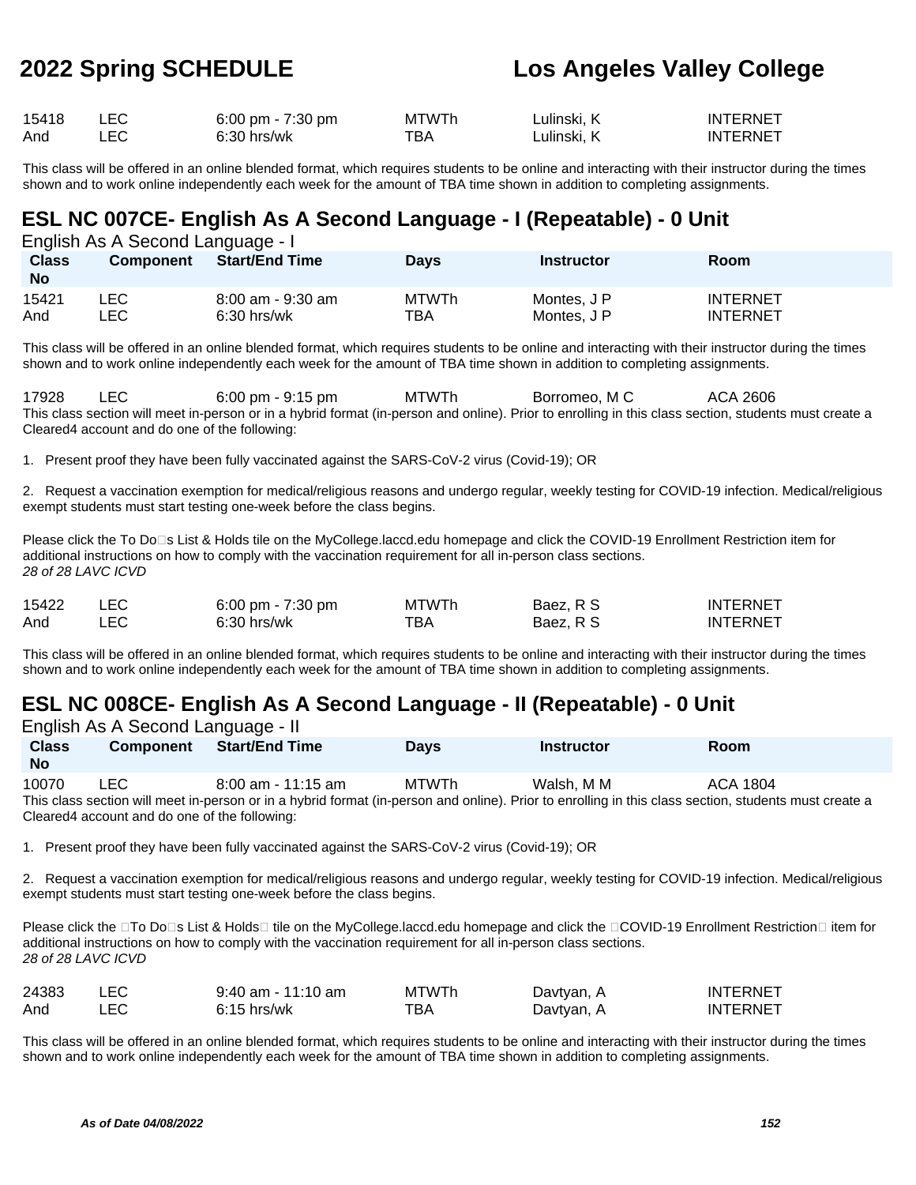| | | | | | |
|---|---|---|---|---|---|
| 15418 | LEC | 6:00 pm - 7:30 pm | MTWTh | Lulinski, K | INTERNET |
| And | LEC | 6:30 hrs/wk | TBA | Lulinski, K | INTERNET |

This class will be offered in an online blended format, which requires students to be online and interacting with their instructor during the times shown and to work online independently each week for the amount of TBA time shown in addition to completing assignments.

## ESL NC 007CE- English As A Second Language - I (Repeatable) - 0 Unit

English As A Second Language - I

| Class No | Component | Start/End Time | Days | Instructor | Room |
|---|---|---|---|---|---|
| 15421 | LEC | 8:00 am - 9:30 am | MTWTh | Montes, J P | INTERNET |
| And | LEC | 6:30 hrs/wk | TBA | Montes, J P | INTERNET |

This class will be offered in an online blended format, which requires students to be online and interacting with their instructor during the times shown and to work online independently each week for the amount of TBA time shown in addition to completing assignments.

| | | | | | |
|---|---|---|---|---|---|
| 17928 | LEC | 6:00 pm - 9:15 pm | MTWTh | Borromeo, M C | ACA 2606 |

This class section will meet in-person or in a hybrid format (in-person and online). Prior to enrolling in this class section, students must create a Cleared4 account and do one of the following:

1. Present proof they have been fully vaccinated against the SARS-CoV-2 virus (Covid-19); OR

2. Request a vaccination exemption for medical/religious reasons and undergo regular, weekly testing for COVID-19 infection. Medical/religious exempt students must start testing one-week before the class begins.

Please click the To Do�s List & Holds tile on the MyCollege.laccd.edu homepage and click the COVID-19 Enrollment Restriction item for additional instructions on how to comply with the vaccination requirement for all in-person class sections.
*28 of 28 LAVC ICVD*

| | | | | | |
|---|---|---|---|---|---|
| 15422 | LEC | 6:00 pm - 7:30 pm | MTWTh | Baez, R S | INTERNET |
| And | LEC | 6:30 hrs/wk | TBA | Baez, R S | INTERNET |

This class will be offered in an online blended format, which requires students to be online and interacting with their instructor during the times shown and to work online independently each week for the amount of TBA time shown in addition to completing assignments.

## ESL NC 008CE- English As A Second Language - II (Repeatable) - 0 Unit

English As A Second Language - II

| Class No | Component | Start/End Time | Days | Instructor | Room |
|---|---|---|---|---|---|
| 10070 | LEC | 8:00 am - 11:15 am | MTWTh | Walsh, M M | ACA 1804 |

This class section will meet in-person or in a hybrid format (in-person and online). Prior to enrolling in this class section, students must create a Cleared4 account and do one of the following:

1. Present proof they have been fully vaccinated against the SARS-CoV-2 virus (Covid-19); OR

2. Request a vaccination exemption for medical/religious reasons and undergo regular, weekly testing for COVID-19 infection. Medical/religious exempt students must start testing one-week before the class begins.

Please click the �To Do�s List & Holds� tile on the MyCollege.laccd.edu homepage and click the �COVID-19 Enrollment Restriction� item for additional instructions on how to comply with the vaccination requirement for all in-person class sections.
*28 of 28 LAVC ICVD*

| | | | | | |
|---|---|---|---|---|---|
| 24383 | LEC | 9:40 am - 11:10 am | MTWTh | Davtyan, A | INTERNET |
| And | LEC | 6:15 hrs/wk | TBA | Davtyan, A | INTERNET |

This class will be offered in an online blended format, which requires students to be online and interacting with their instructor during the times shown and to work online independently each week for the amount of TBA time shown in addition to completing assignments.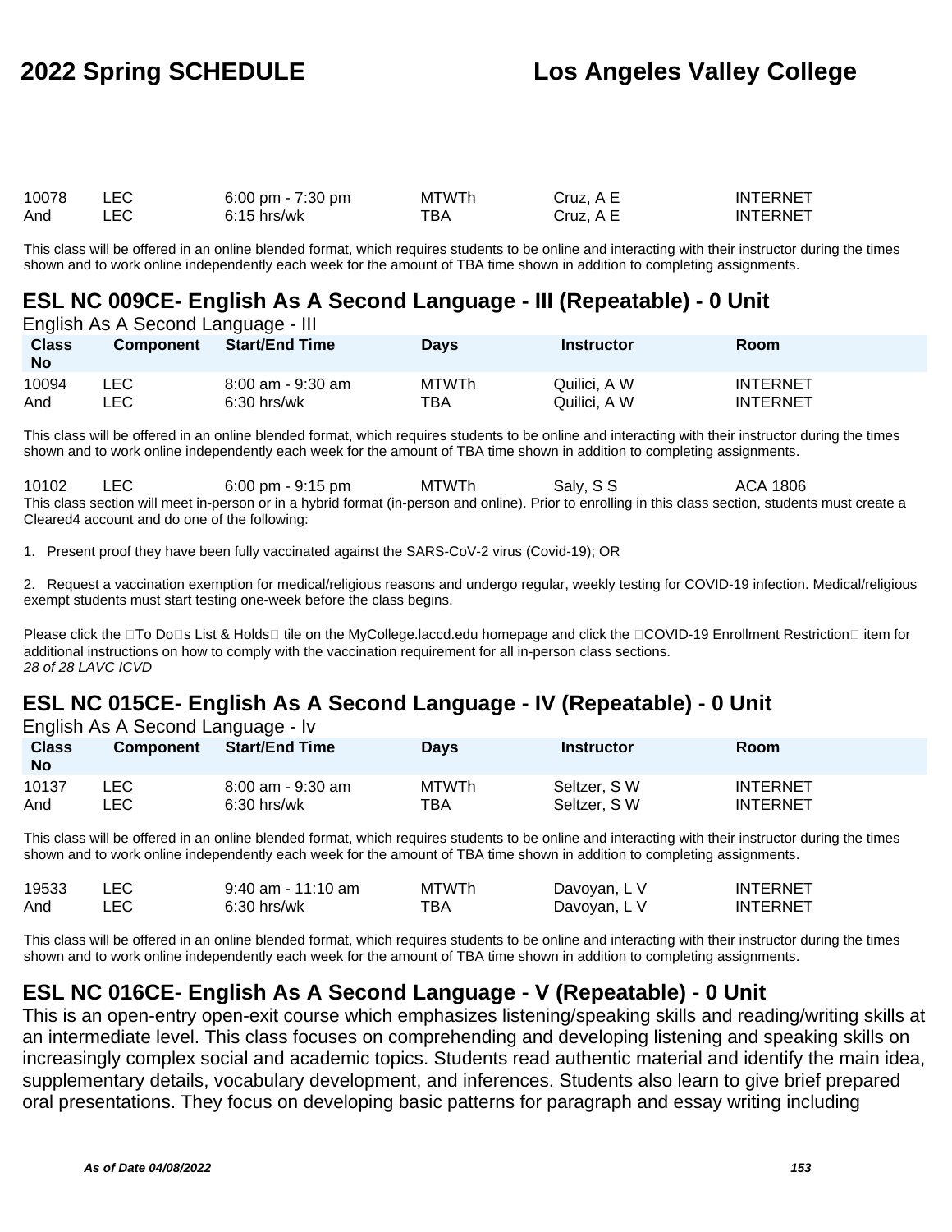| Class No | Component | Start/End Time | Days | Instructor | Room |
|---|---|---|---|---|---|
| 10078 | LEC | 6:00 pm - 7:30 pm | MTWTh | Cruz, A E | INTERNET |
| And | LEC | 6:15 hrs/wk | TBA | Cruz, A E | INTERNET |

This class will be offered in an online blended format, which requires students to be online and interacting with their instructor during the times shown and to work online independently each week for the amount of TBA time shown in addition to completing assignments.

## ESL NC 009CE- English As A Second Language - III (Repeatable) - 0 Unit

English As A Second Language - III

| Class No | Component | Start/End Time | Days | Instructor | Room |
|---|---|---|---|---|---|
| 10094 | LEC | 8:00 am - 9:30 am | MTWTh | Quilici, A W | INTERNET |
| And | LEC | 6:30 hrs/wk | TBA | Quilici, A W | INTERNET |

This class will be offered in an online blended format, which requires students to be online and interacting with their instructor during the times shown and to work online independently each week for the amount of TBA time shown in addition to completing assignments.

| Class No | Component | Start/End Time | Days | Instructor | Room |
|---|---|---|---|---|---|
| 10102 | LEC | 6:00 pm - 9:15 pm | MTWTh | Saly, S S | ACA 1806 |

This class section will meet in-person or in a hybrid format (in-person and online). Prior to enrolling in this class section, students must create a Cleared4 account and do one of the following:

1. Present proof they have been fully vaccinated against the SARS-CoV-2 virus (Covid-19); OR

2. Request a vaccination exemption for medical/religious reasons and undergo regular, weekly testing for COVID-19 infection. Medical/religious exempt students must start testing one-week before the class begins.

Please click the To Do s List & Holds tile on the MyCollege.laccd.edu homepage and click the COVID-19 Enrollment Restriction item for additional instructions on how to comply with the vaccination requirement for all in-person class sections.
*28 of 28 LAVC ICVD*

## ESL NC 015CE- English As A Second Language - IV (Repeatable) - 0 Unit

English As A Second Language - Iv

| Class No | Component | Start/End Time | Days | Instructor | Room |
|---|---|---|---|---|---|
| 10137 | LEC | 8:00 am - 9:30 am | MTWTh | Seltzer, S W | INTERNET |
| And | LEC | 6:30 hrs/wk | TBA | Seltzer, S W | INTERNET |

This class will be offered in an online blended format, which requires students to be online and interacting with their instructor during the times shown and to work online independently each week for the amount of TBA time shown in addition to completing assignments.

| Class No | Component | Start/End Time | Days | Instructor | Room |
|---|---|---|---|---|---|
| 19533 | LEC | 9:40 am - 11:10 am | MTWTh | Davoyan, L V | INTERNET |
| And | LEC | 6:30 hrs/wk | TBA | Davoyan, L V | INTERNET |

This class will be offered in an online blended format, which requires students to be online and interacting with their instructor during the times shown and to work online independently each week for the amount of TBA time shown in addition to completing assignments.

## ESL NC 016CE- English As A Second Language - V (Repeatable) - 0 Unit

This is an open-entry open-exit course which emphasizes listening/speaking skills and reading/writing skills at an intermediate level. This class focuses on comprehending and developing listening and speaking skills on increasingly complex social and academic topics. Students read authentic material and identify the main idea, supplementary details, vocabulary development, and inferences. Students also learn to give brief prepared oral presentations. They focus on developing basic patterns for paragraph and essay writing including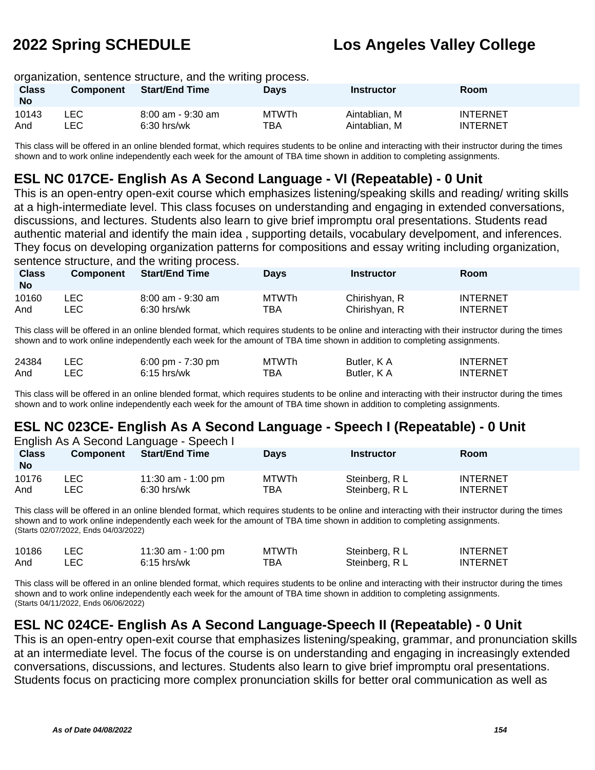organization, sentence structure, and the writing process.

| Class No | Component | Start/End Time | Days | Instructor | Room |
|---|---|---|---|---|---|
| 10143 | LEC | 8:00 am - 9:30 am | MTWTh | Aintablian, M | INTERNET |
| And | LEC | 6:30 hrs/wk | TBA | Aintablian, M | INTERNET |

This class will be offered in an online blended format, which requires students to be online and interacting with their instructor during the times shown and to work online independently each week for the amount of TBA time shown in addition to completing assignments.

## ESL NC 017CE- English As A Second Language - VI (Repeatable) - 0 Unit

This is an open-entry open-exit course which emphasizes listening/speaking skills and reading/ writing skills at a high-intermediate level. This class focuses on understanding and engaging in extended conversations, discussions, and lectures. Students also learn to give brief impromptu oral presentations. Students read authentic material and identify the main idea , supporting details, vocabulary develpoment, and inferences. They focus on developing organization patterns for compositions and essay writing including organization, sentence structure, and the writing process.

| Class No | Component | Start/End Time | Days | Instructor | Room |
|---|---|---|---|---|---|
| 10160 | LEC | 8:00 am - 9:30 am | MTWTh | Chirishyan, R | INTERNET |
| And | LEC | 6:30 hrs/wk | TBA | Chirishyan, R | INTERNET |

This class will be offered in an online blended format, which requires students to be online and interacting with their instructor during the times shown and to work online independently each week for the amount of TBA time shown in addition to completing assignments.

| Class No | Component | Start/End Time | Days | Instructor | Room |
|---|---|---|---|---|---|
| 24384 | LEC | 6:00 pm - 7:30 pm | MTWTh | Butler, K A | INTERNET |
| And | LEC | 6:15 hrs/wk | TBA | Butler, K A | INTERNET |

This class will be offered in an online blended format, which requires students to be online and interacting with their instructor during the times shown and to work online independently each week for the amount of TBA time shown in addition to completing assignments.

## ESL NC 023CE- English As A Second Language - Speech I (Repeatable) - 0 Unit

English As A Second Language - Speech I

| Class No | Component | Start/End Time | Days | Instructor | Room |
|---|---|---|---|---|---|
| 10176 | LEC | 11:30 am - 1:00 pm | MTWTh | Steinberg, R L | INTERNET |
| And | LEC | 6:30 hrs/wk | TBA | Steinberg, R L | INTERNET |

This class will be offered in an online blended format, which requires students to be online and interacting with their instructor during the times shown and to work online independently each week for the amount of TBA time shown in addition to completing assignments.
(Starts 02/07/2022, Ends 04/03/2022)

| Class No | Component | Start/End Time | Days | Instructor | Room |
|---|---|---|---|---|---|
| 10186 | LEC | 11:30 am - 1:00 pm | MTWTh | Steinberg, R L | INTERNET |
| And | LEC | 6:15 hrs/wk | TBA | Steinberg, R L | INTERNET |

This class will be offered in an online blended format, which requires students to be online and interacting with their instructor during the times shown and to work online independently each week for the amount of TBA time shown in addition to completing assignments.
(Starts 04/11/2022, Ends 06/06/2022)

## ESL NC 024CE- English As A Second Language-Speech II (Repeatable) - 0 Unit

This is an open-entry open-exit course that emphasizes listening/speaking, grammar, and pronunciation skills at an intermediate level. The focus of the course is on understanding and engaging in increasingly extended conversations, discussions, and lectures. Students also learn to give brief impromptu oral presentations. Students focus on practicing more complex pronunciation skills for better oral communication as well as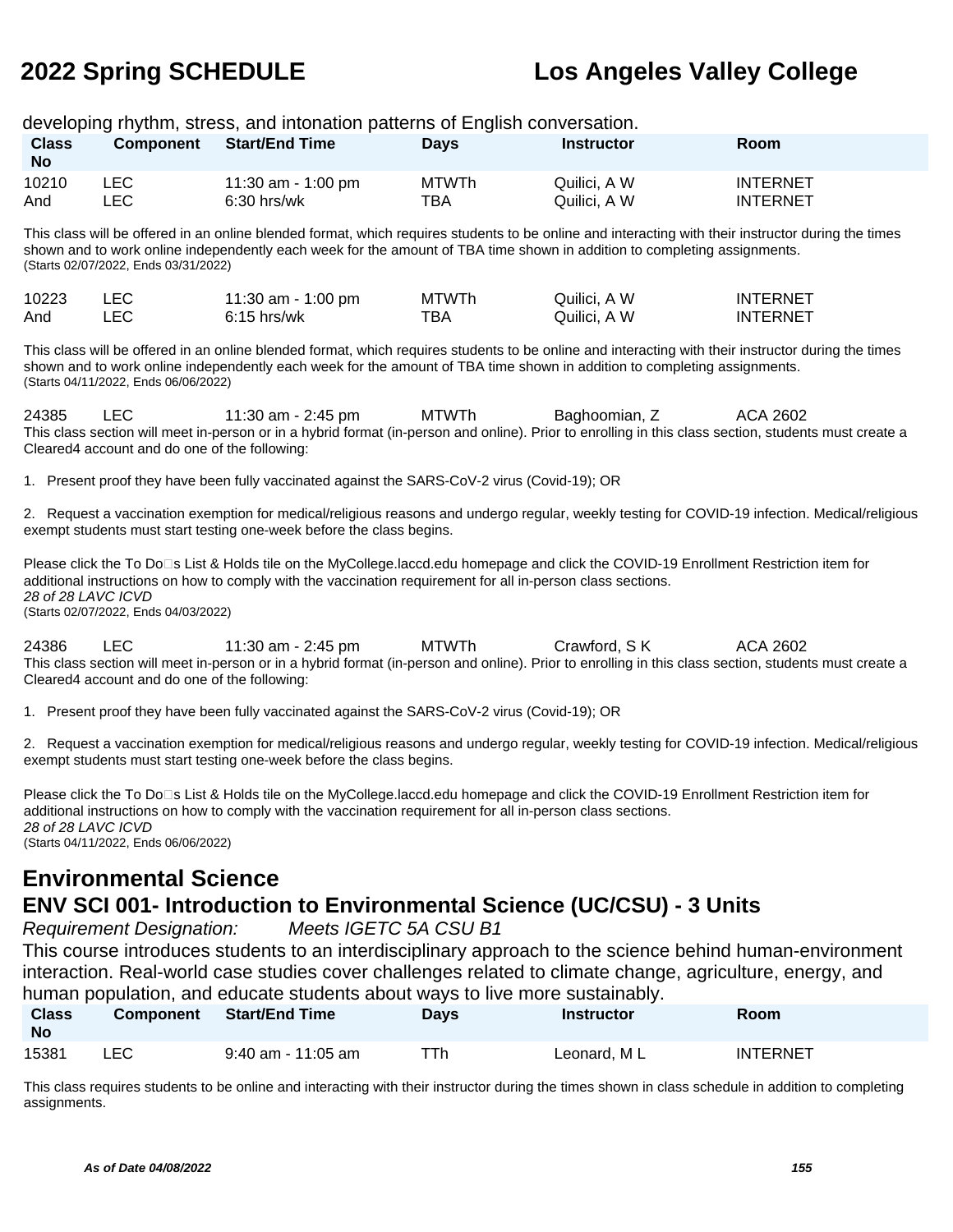developing rhythm, stress, and intonation patterns of English conversation.

| Class No | Component | Start/End Time | Days | Instructor | Room |
|---|---|---|---|---|---|
| 10210 | LEC | 11:30 am - 1:00 pm | MTWTh | Quilici, A W | INTERNET |
| And | LEC | 6:30 hrs/wk | TBA | Quilici, A W | INTERNET |

This class will be offered in an online blended format, which requires students to be online and interacting with their instructor during the times shown and to work online independently each week for the amount of TBA time shown in addition to completing assignments.
(Starts 02/07/2022, Ends 03/31/2022)

| Class No | Component | Start/End Time | Days | Instructor | Room |
|---|---|---|---|---|---|
| 10223 | LEC | 11:30 am - 1:00 pm | MTWTh | Quilici, A W | INTERNET |
| And | LEC | 6:15 hrs/wk | TBA | Quilici, A W | INTERNET |

This class will be offered in an online blended format, which requires students to be online and interacting with their instructor during the times shown and to work online independently each week for the amount of TBA time shown in addition to completing assignments.
(Starts 04/11/2022, Ends 06/06/2022)

| Class No | Component | Start/End Time | Days | Instructor | Room |
|---|---|---|---|---|---|
| 24385 | LEC | 11:30 am - 2:45 pm | MTWTh | Baghoomian, Z | ACA 2602 |

This class section will meet in-person or in a hybrid format (in-person and online). Prior to enrolling in this class section, students must create a Cleared4 account and do one of the following:

1. Present proof they have been fully vaccinated against the SARS-CoV-2 virus (Covid-19); OR

2. Request a vaccination exemption for medical/religious reasons and undergo regular, weekly testing for COVID-19 infection. Medical/religious exempt students must start testing one-week before the class begins.

Please click the To Do�s List & Holds tile on the MyCollege.laccd.edu homepage and click the COVID-19 Enrollment Restriction item for additional instructions on how to comply with the vaccination requirement for all in-person class sections.
*28 of 28 LAVC ICVD*
(Starts 02/07/2022, Ends 04/03/2022)

| Class No | Component | Start/End Time | Days | Instructor | Room |
|---|---|---|---|---|---|
| 24386 | LEC | 11:30 am - 2:45 pm | MTWTh | Crawford, S K | ACA 2602 |

This class section will meet in-person or in a hybrid format (in-person and online). Prior to enrolling in this class section, students must create a Cleared4 account and do one of the following:

1. Present proof they have been fully vaccinated against the SARS-CoV-2 virus (Covid-19); OR

2. Request a vaccination exemption for medical/religious reasons and undergo regular, weekly testing for COVID-19 infection. Medical/religious exempt students must start testing one-week before the class begins.

Please click the To Do�s List & Holds tile on the MyCollege.laccd.edu homepage and click the COVID-19 Enrollment Restriction item for additional instructions on how to comply with the vaccination requirement for all in-person class sections.
*28 of 28 LAVC ICVD*
(Starts 04/11/2022, Ends 06/06/2022)

## Environmental Science

### ENV SCI 001- Introduction to Environmental Science (UC/CSU) - 3 Units

*Requirement Designation: Meets IGETC 5A CSU B1*

This course introduces students to an interdisciplinary approach to the science behind human-environment interaction. Real-world case studies cover challenges related to climate change, agriculture, energy, and human population, and educate students about ways to live more sustainably.

| Class No | Component | Start/End Time | Days | Instructor | Room |
|---|---|---|---|---|---|
| 15381 | LEC | 9:40 am - 11:05 am | TTh | Leonard, M L | INTERNET |

This class requires students to be online and interacting with their instructor during the times shown in class schedule in addition to completing assignments.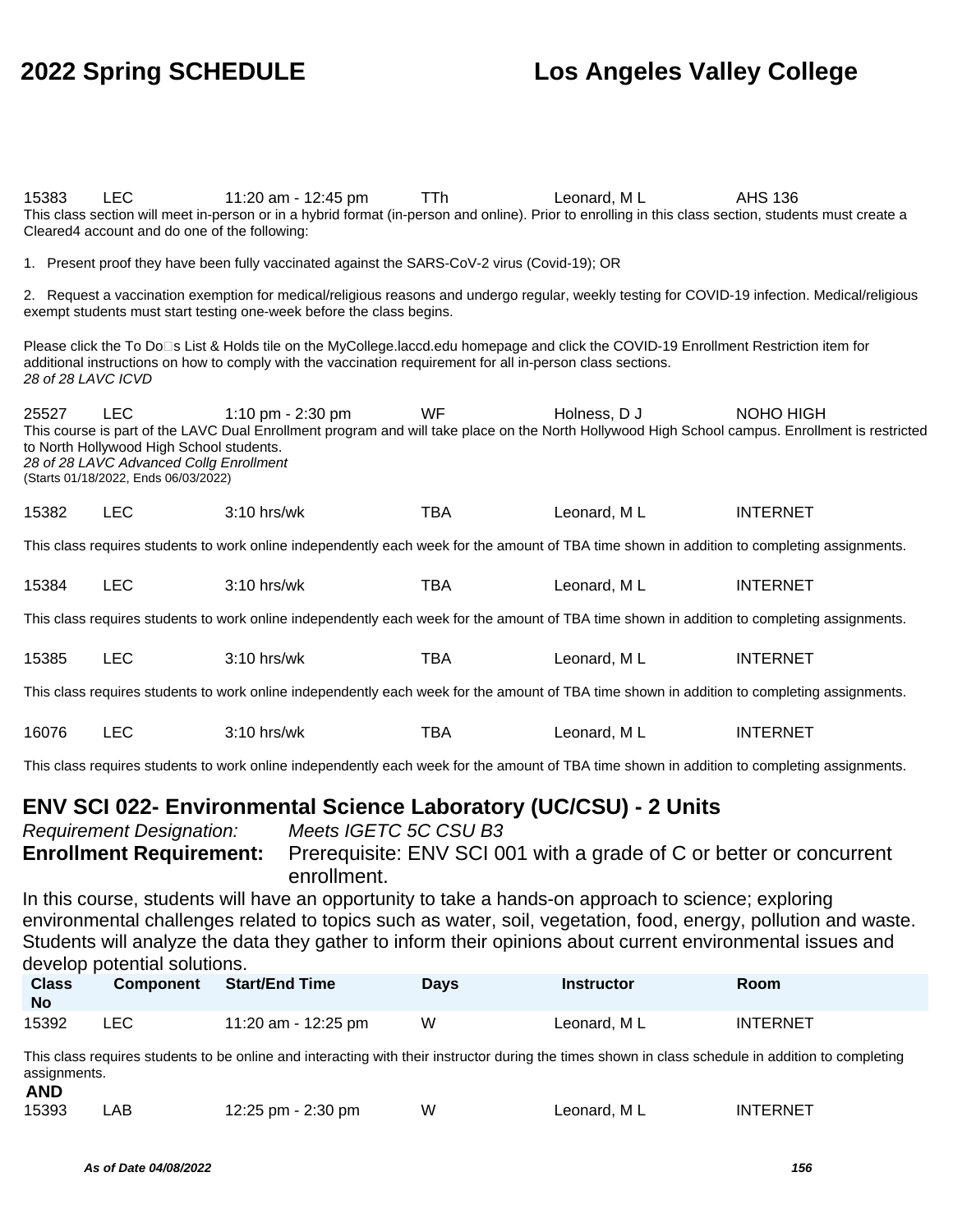| Class No | Component | Start/End Time | Days | Instructor | Room |
|---|---|---|---|---|---|
| 15383 | LEC | 11:20 am - 12:45 pm | TTh | Leonard, M L | AHS 136 |

This class section will meet in-person or in a hybrid format (in-person and online). Prior to enrolling in this class section, students must create a Cleared4 account and do one of the following:

1. Present proof they have been fully vaccinated against the SARS-CoV-2 virus (Covid-19); OR

2. Request a vaccination exemption for medical/religious reasons and undergo regular, weekly testing for COVID-19 infection. Medical/religious exempt students must start testing one-week before the class begins.

Please click the To Do□s List & Holds tile on the MyCollege.laccd.edu homepage and click the COVID-19 Enrollment Restriction item for additional instructions on how to comply with the vaccination requirement for all in-person class sections.

*28 of 28 LAVC ICVD*

| Class No | Component | Start/End Time | Days | Instructor | Room |
|---|---|---|---|---|---|
| 25527 | LEC | 1:10 pm - 2:30 pm | WF | Holness, D J | NOHO HIGH |

This course is part of the LAVC Dual Enrollment program and will take place on the North Hollywood High School campus. Enrollment is restricted to North Hollywood High School students.

*28 of 28 LAVC Advanced Collg Enrollment*

(Starts 01/18/2022, Ends 06/03/2022)

| Class No | Component | Start/End Time | Days | Instructor | Room |
|---|---|---|---|---|---|
| 15382 | LEC | 3:10 hrs/wk | TBA | Leonard, M L | INTERNET |

This class requires students to work online independently each week for the amount of TBA time shown in addition to completing assignments.

| Class No | Component | Start/End Time | Days | Instructor | Room |
|---|---|---|---|---|---|
| 15384 | LEC | 3:10 hrs/wk | TBA | Leonard, M L | INTERNET |

This class requires students to work online independently each week for the amount of TBA time shown in addition to completing assignments.

| Class No | Component | Start/End Time | Days | Instructor | Room |
|---|---|---|---|---|---|
| 15385 | LEC | 3:10 hrs/wk | TBA | Leonard, M L | INTERNET |

This class requires students to work online independently each week for the amount of TBA time shown in addition to completing assignments.

| Class No | Component | Start/End Time | Days | Instructor | Room |
|---|---|---|---|---|---|
| 16076 | LEC | 3:10 hrs/wk | TBA | Leonard, M L | INTERNET |

This class requires students to work online independently each week for the amount of TBA time shown in addition to completing assignments.

## ENV SCI 022- Environmental Science Laboratory (UC/CSU) - 2 Units

*Requirement Designation:* *Meets IGETC 5C CSU B3*

**Enrollment Requirement:** Prerequisite: ENV SCI 001 with a grade of C or better or concurrent enrollment.

In this course, students will have an opportunity to take a hands-on approach to science; exploring environmental challenges related to topics such as water, soil, vegetation, food, energy, pollution and waste. Students will analyze the data they gather to inform their opinions about current environmental issues and develop potential solutions.

| Class No | Component | Start/End Time | Days | Instructor | Room |
|---|---|---|---|---|---|
| 15392 | LEC | 11:20 am - 12:25 pm | W | Leonard, M L | INTERNET |

This class requires students to be online and interacting with their instructor during the times shown in class schedule in addition to completing assignments.

**AND**

| Class No | Component | Start/End Time | Days | Instructor | Room |
|---|---|---|---|---|---|
| 15393 | LAB | 12:25 pm - 2:30 pm | W | Leonard, M L | INTERNET |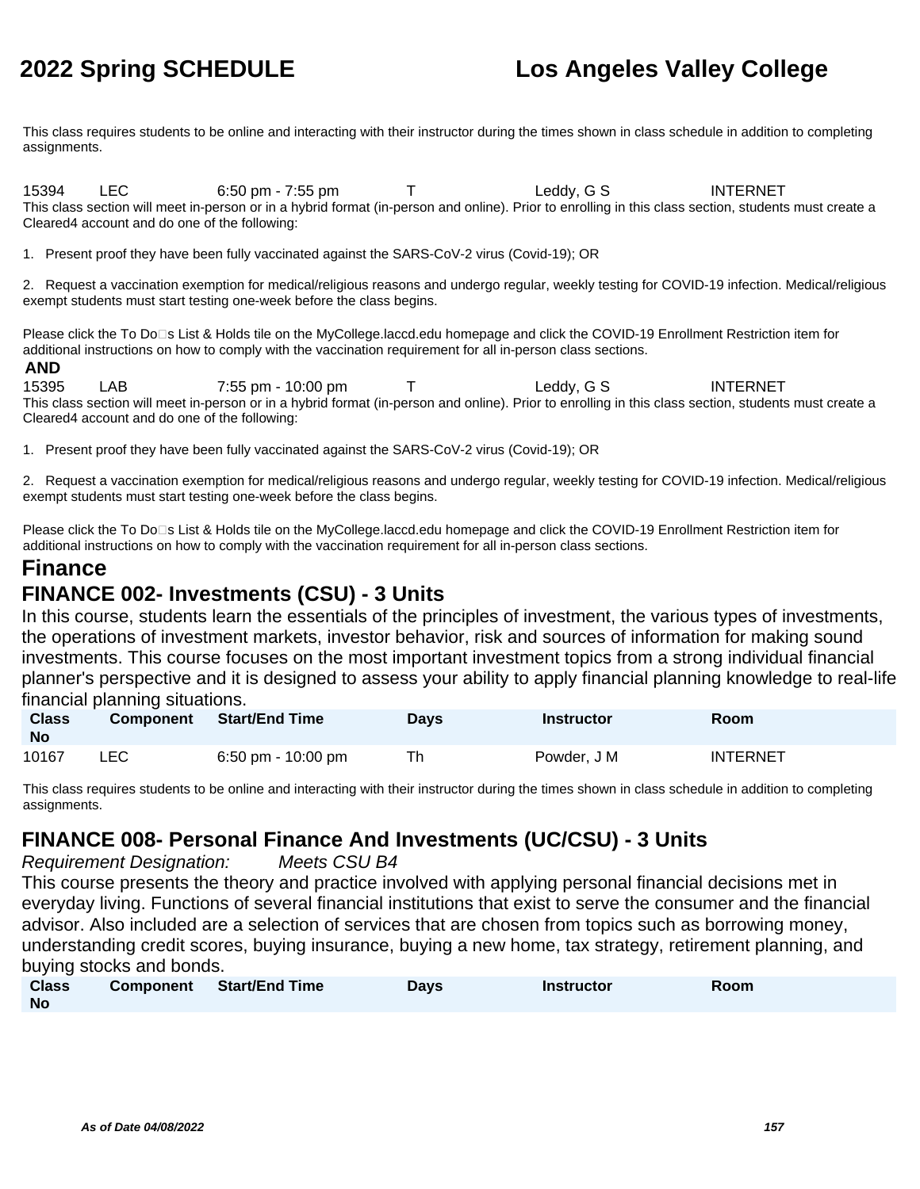This class requires students to be online and interacting with their instructor during the times shown in class schedule in addition to completing assignments.

| | | | | | |
|---|---|---|---|---|---|
| 15394 | LEC | 6:50 pm - 7:55 pm | T | Leddy, G S | INTERNET |

This class section will meet in-person or in a hybrid format (in-person and online). Prior to enrolling in this class section, students must create a Cleared4 account and do one of the following:

1. Present proof they have been fully vaccinated against the SARS-CoV-2 virus (Covid-19); OR

2. Request a vaccination exemption for medical/religious reasons and undergo regular, weekly testing for COVID-19 infection. Medical/religious exempt students must start testing one-week before the class begins.

Please click the To Do□s List & Holds tile on the MyCollege.laccd.edu homepage and click the COVID-19 Enrollment Restriction item for additional instructions on how to comply with the vaccination requirement for all in-person class sections.

**AND**

| | | | | | |
|---|---|---|---|---|---|
| 15395 | LAB | 7:55 pm - 10:00 pm | T | Leddy, G S | INTERNET |

This class section will meet in-person or in a hybrid format (in-person and online). Prior to enrolling in this class section, students must create a Cleared4 account and do one of the following:

1. Present proof they have been fully vaccinated against the SARS-CoV-2 virus (Covid-19); OR

2. Request a vaccination exemption for medical/religious reasons and undergo regular, weekly testing for COVID-19 infection. Medical/religious exempt students must start testing one-week before the class begins.

Please click the To Do□s List & Holds tile on the MyCollege.laccd.edu homepage and click the COVID-19 Enrollment Restriction item for additional instructions on how to comply with the vaccination requirement for all in-person class sections.

# Finance

## FINANCE 002- Investments (CSU) - 3 Units

In this course, students learn the essentials of the principles of investment, the various types of investments, the operations of investment markets, investor behavior, risk and sources of information for making sound investments. This course focuses on the most important investment topics from a strong individual financial planner's perspective and it is designed to assess your ability to apply financial planning knowledge to real-life financial planning situations.

| Class No | Component | Start/End Time | Days | Instructor | Room |
|---|---|---|---|---|---|
| 10167 | LEC | 6:50 pm - 10:00 pm | Th | Powder, J M | INTERNET |

This class requires students to be online and interacting with their instructor during the times shown in class schedule in addition to completing assignments.

## FINANCE 008- Personal Finance And Investments (UC/CSU) - 3 Units

*Requirement Designation:* *Meets CSU B4*

This course presents the theory and practice involved with applying personal financial decisions met in everyday living. Functions of several financial institutions that exist to serve the consumer and the financial advisor. Also included are a selection of services that are chosen from topics such as borrowing money, understanding credit scores, buying insurance, buying a new home, tax strategy, retirement planning, and buying stocks and bonds.

| Class No | Component | Start/End Time | Days | Instructor | Room |
|---|---|---|---|---|---|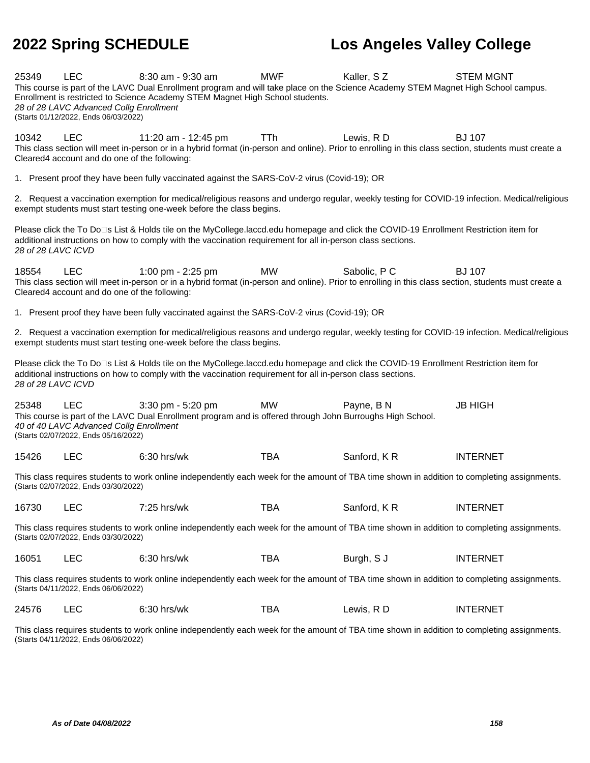25349 LEC 8:30 am - 9:30 am MWF Kaller, S Z STEM MGNT

This course is part of the LAVC Dual Enrollment program and will take place on the Science Academy STEM Magnet High School campus. Enrollment is restricted to Science Academy STEM Magnet High School students.

*28 of 28 LAVC Advanced Collg Enrollment*

(Starts 01/12/2022, Ends 06/03/2022)

10342 LEC 11:20 am - 12:45 pm TTh Lewis, R D BJ 107

This class section will meet in-person or in a hybrid format (in-person and online). Prior to enrolling in this class section, students must create a Cleared4 account and do one of the following:

1. Present proof they have been fully vaccinated against the SARS-CoV-2 virus (Covid-19); OR

2. Request a vaccination exemption for medical/religious reasons and undergo regular, weekly testing for COVID-19 infection. Medical/religious exempt students must start testing one-week before the class begins.

Please click the To Do□s List & Holds tile on the MyCollege.laccd.edu homepage and click the COVID-19 Enrollment Restriction item for additional instructions on how to comply with the vaccination requirement for all in-person class sections.

*28 of 28 LAVC ICVD*

18554 LEC 1:00 pm - 2:25 pm MW Sabolic, P C BJ 107

This class section will meet in-person or in a hybrid format (in-person and online). Prior to enrolling in this class section, students must create a Cleared4 account and do one of the following:

1. Present proof they have been fully vaccinated against the SARS-CoV-2 virus (Covid-19); OR

2. Request a vaccination exemption for medical/religious reasons and undergo regular, weekly testing for COVID-19 infection. Medical/religious exempt students must start testing one-week before the class begins.

Please click the To Do□s List & Holds tile on the MyCollege.laccd.edu homepage and click the COVID-19 Enrollment Restriction item for additional instructions on how to comply with the vaccination requirement for all in-person class sections.

*28 of 28 LAVC ICVD*

25348 LEC 3:30 pm - 5:20 pm MW Payne, B N JB HIGH

This course is part of the LAVC Dual Enrollment program and is offered through John Burroughs High School.

*40 of 40 LAVC Advanced Collg Enrollment*

(Starts 02/07/2022, Ends 05/16/2022)

15426 LEC 6:30 hrs/wk TBA Sanford, K R INTERNET

This class requires students to work online independently each week for the amount of TBA time shown in addition to completing assignments.

(Starts 02/07/2022, Ends 03/30/2022)

16730 LEC 7:25 hrs/wk TBA Sanford, K R INTERNET

This class requires students to work online independently each week for the amount of TBA time shown in addition to completing assignments.

(Starts 02/07/2022, Ends 03/30/2022)

16051 LEC 6:30 hrs/wk TBA Burgh, S J INTERNET

This class requires students to work online independently each week for the amount of TBA time shown in addition to completing assignments.

(Starts 04/11/2022, Ends 06/06/2022)

24576 LEC 6:30 hrs/wk TBA Lewis, R D INTERNET

This class requires students to work online independently each week for the amount of TBA time shown in addition to completing assignments.

(Starts 04/11/2022, Ends 06/06/2022)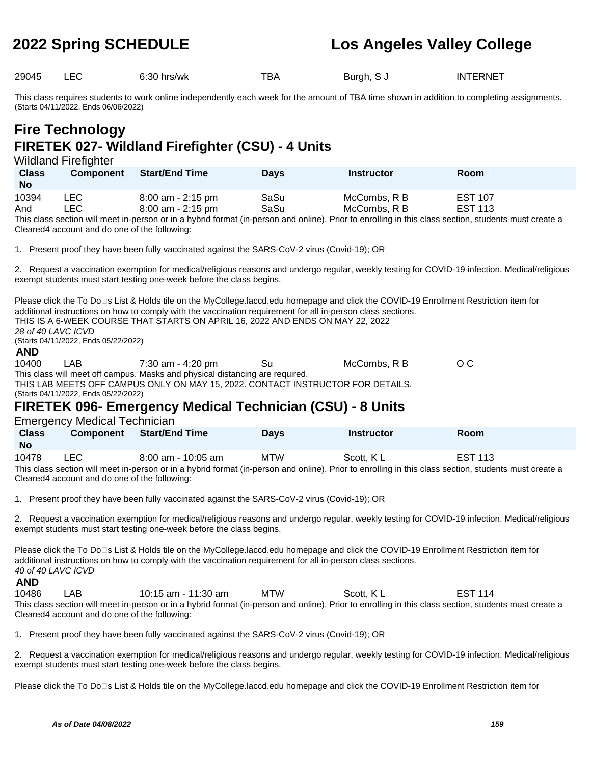| | | | | | |
|---|---|---|---|---|---|
| 29045 | LEC | 6:30 hrs/wk | TBA | Burgh, S J | INTERNET |

This class requires students to work online independently each week for the amount of TBA time shown in addition to completing assignments.
(Starts 04/11/2022, Ends 06/06/2022)

# Fire Technology

## FIRETEK 027- Wildland Firefighter (CSU) - 4 Units

Wildland Firefighter

| Class No | Component | Start/End Time | Days | Instructor | Room |
|---|---|---|---|---|---|
| 10394 | LEC | 8:00 am - 2:15 pm | SaSu | McCombs, R B | EST 107 |
| And | LEC | 8:00 am - 2:15 pm | SaSu | McCombs, R B | EST 113 |

This class section will meet in-person or in a hybrid format (in-person and online). Prior to enrolling in this class section, students must create a Cleared4 account and do one of the following:

1. Present proof they have been fully vaccinated against the SARS-CoV-2 virus (Covid-19); OR

2. Request a vaccination exemption for medical/religious reasons and undergo regular, weekly testing for COVID-19 infection. Medical/religious exempt students must start testing one-week before the class begins.

Please click the To Do□s List & Holds tile on the MyCollege.laccd.edu homepage and click the COVID-19 Enrollment Restriction item for additional instructions on how to comply with the vaccination requirement for all in-person class sections.
THIS IS A 6-WEEK COURSE THAT STARTS ON APRIL 16, 2022 AND ENDS ON MAY 22, 2022
*28 of 40 LAVC ICVD*
(Starts 04/11/2022, Ends 05/22/2022)

**AND**

| | | | | | |
|---|---|---|---|---|---|
| 10400 | LAB | 7:30 am - 4:20 pm | Su | McCombs, R B | O C |

This class will meet off campus. Masks and physical distancing are required.
THIS LAB MEETS OFF CAMPUS ONLY ON MAY 15, 2022. CONTACT INSTRUCTOR FOR DETAILS.
(Starts 04/11/2022, Ends 05/22/2022)

## FIRETEK 096- Emergency Medical Technician (CSU) - 8 Units

Emergency Medical Technician

| Class No | Component | Start/End Time | Days | Instructor | Room |
|---|---|---|---|---|---|
| 10478 | LEC | 8:00 am - 10:05 am | MTW | Scott, K L | EST 113 |

This class section will meet in-person or in a hybrid format (in-person and online). Prior to enrolling in this class section, students must create a Cleared4 account and do one of the following:

1. Present proof they have been fully vaccinated against the SARS-CoV-2 virus (Covid-19); OR

2. Request a vaccination exemption for medical/religious reasons and undergo regular, weekly testing for COVID-19 infection. Medical/religious exempt students must start testing one-week before the class begins.

Please click the To Do□s List & Holds tile on the MyCollege.laccd.edu homepage and click the COVID-19 Enrollment Restriction item for additional instructions on how to comply with the vaccination requirement for all in-person class sections.
*40 of 40 LAVC ICVD*

**AND**

| | | | | | |
|---|---|---|---|---|---|
| 10486 | LAB | 10:15 am - 11:30 am | MTW | Scott, K L | EST 114 |

This class section will meet in-person or in a hybrid format (in-person and online). Prior to enrolling in this class section, students must create a Cleared4 account and do one of the following:

1. Present proof they have been fully vaccinated against the SARS-CoV-2 virus (Covid-19); OR

2. Request a vaccination exemption for medical/religious reasons and undergo regular, weekly testing for COVID-19 infection. Medical/religious exempt students must start testing one-week before the class begins.

Please click the To Do□s List & Holds tile on the MyCollege.laccd.edu homepage and click the COVID-19 Enrollment Restriction item for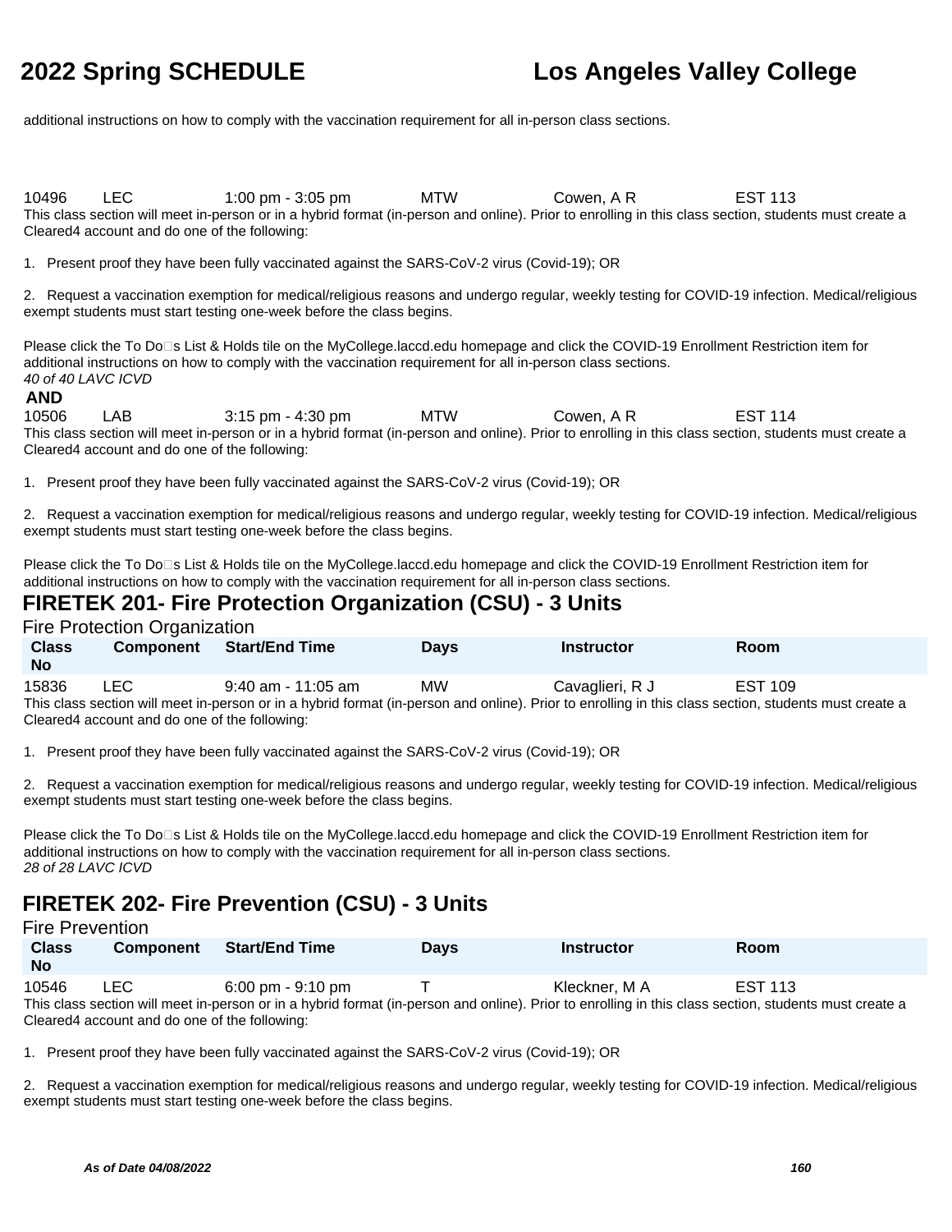additional instructions on how to comply with the vaccination requirement for all in-person class sections.

| Class No | Component | Start/End Time | Days | Instructor | Room |
|---|---|---|---|---|---|
| 10496 | LEC | 1:00 pm - 3:05 pm | MTW | Cowen, A R | EST 113 |

This class section will meet in-person or in a hybrid format (in-person and online). Prior to enrolling in this class section, students must create a Cleared4 account and do one of the following:

1. Present proof they have been fully vaccinated against the SARS-CoV-2 virus (Covid-19); OR

2. Request a vaccination exemption for medical/religious reasons and undergo regular, weekly testing for COVID-19 infection. Medical/religious exempt students must start testing one-week before the class begins.

Please click the To Do□s List & Holds tile on the MyCollege.laccd.edu homepage and click the COVID-19 Enrollment Restriction item for additional instructions on how to comply with the vaccination requirement for all in-person class sections.

*40 of 40 LAVC ICVD*

**AND**

| Class No | Component | Start/End Time | Days | Instructor | Room |
|---|---|---|---|---|---|
| 10506 | LAB | 3:15 pm - 4:30 pm | MTW | Cowen, A R | EST 114 |

This class section will meet in-person or in a hybrid format (in-person and online). Prior to enrolling in this class section, students must create a Cleared4 account and do one of the following:

1. Present proof they have been fully vaccinated against the SARS-CoV-2 virus (Covid-19); OR

2. Request a vaccination exemption for medical/religious reasons and undergo regular, weekly testing for COVID-19 infection. Medical/religious exempt students must start testing one-week before the class begins.

Please click the To Do□s List & Holds tile on the MyCollege.laccd.edu homepage and click the COVID-19 Enrollment Restriction item for additional instructions on how to comply with the vaccination requirement for all in-person class sections.

## FIRETEK 201- Fire Protection Organization (CSU) - 3 Units

Fire Protection Organization

| Class No | Component | Start/End Time | Days | Instructor | Room |
|---|---|---|---|---|---|
| 15836 | LEC | 9:40 am - 11:05 am | MW | Cavaglieri, R J | EST 109 |

This class section will meet in-person or in a hybrid format (in-person and online). Prior to enrolling in this class section, students must create a Cleared4 account and do one of the following:

1. Present proof they have been fully vaccinated against the SARS-CoV-2 virus (Covid-19); OR

2. Request a vaccination exemption for medical/religious reasons and undergo regular, weekly testing for COVID-19 infection. Medical/religious exempt students must start testing one-week before the class begins.

Please click the To Do□s List & Holds tile on the MyCollege.laccd.edu homepage and click the COVID-19 Enrollment Restriction item for additional instructions on how to comply with the vaccination requirement for all in-person class sections.

*28 of 28 LAVC ICVD*

## FIRETEK 202- Fire Prevention (CSU) - 3 Units

Fire Prevention

| Class No | Component | Start/End Time | Days | Instructor | Room |
|---|---|---|---|---|---|
| 10546 | LEC | 6:00 pm - 9:10 pm | T | Kleckner, M A | EST 113 |

This class section will meet in-person or in a hybrid format (in-person and online). Prior to enrolling in this class section, students must create a Cleared4 account and do one of the following:

1. Present proof they have been fully vaccinated against the SARS-CoV-2 virus (Covid-19); OR

2. Request a vaccination exemption for medical/religious reasons and undergo regular, weekly testing for COVID-19 infection. Medical/religious exempt students must start testing one-week before the class begins.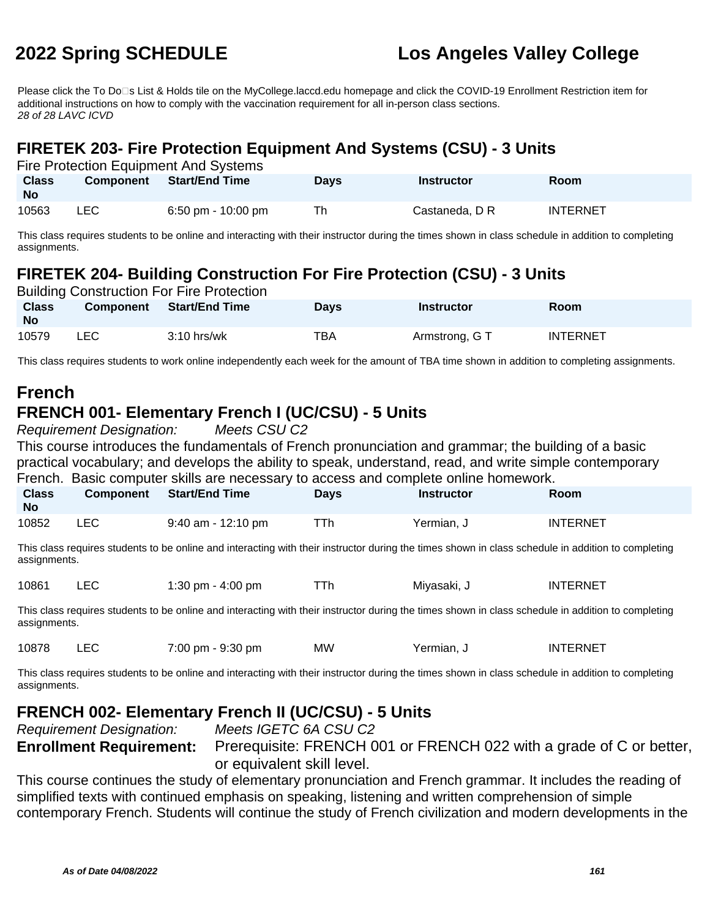Please click the To Do□s List & Holds tile on the MyCollege.laccd.edu homepage and click the COVID-19 Enrollment Restriction item for additional instructions on how to comply with the vaccination requirement for all in-person class sections.
*28 of 28 LAVC ICVD*

## FIRETEK 203- Fire Protection Equipment And Systems (CSU) - 3 Units

Fire Protection Equipment And Systems

| Class No | Component | Start/End Time | Days | Instructor | Room |
|---|---|---|---|---|---|
| 10563 | LEC | 6:50 pm - 10:00 pm | Th | Castaneda, D R | INTERNET |

This class requires students to be online and interacting with their instructor during the times shown in class schedule in addition to completing assignments.

## FIRETEK 204- Building Construction For Fire Protection (CSU) - 3 Units

Building Construction For Fire Protection

| Class No | Component | Start/End Time | Days | Instructor | Room |
|---|---|---|---|---|---|
| 10579 | LEC | 3:10 hrs/wk | TBA | Armstrong, G T | INTERNET |

This class requires students to work online independently each week for the amount of TBA time shown in addition to completing assignments.

# French

## FRENCH 001- Elementary French I (UC/CSU) - 5 Units

*Requirement Designation:* *Meets CSU C2*

This course introduces the fundamentals of French pronunciation and grammar; the building of a basic practical vocabulary; and develops the ability to speak, understand, read, and write simple contemporary French. Basic computer skills are necessary to access and complete online homework.

| Class No | Component | Start/End Time | Days | Instructor | Room |
|---|---|---|---|---|---|
| 10852 | LEC | 9:40 am - 12:10 pm | TTh | Yermian, J | INTERNET |

This class requires students to be online and interacting with their instructor during the times shown in class schedule in addition to completing assignments.

| Class No | Component | Start/End Time | Days | Instructor | Room |
|---|---|---|---|---|---|
| 10861 | LEC | 1:30 pm - 4:00 pm | TTh | Miyasaki, J | INTERNET |

This class requires students to be online and interacting with their instructor during the times shown in class schedule in addition to completing assignments.

| Class No | Component | Start/End Time | Days | Instructor | Room |
|---|---|---|---|---|---|
| 10878 | LEC | 7:00 pm - 9:30 pm | MW | Yermian, J | INTERNET |

This class requires students to be online and interacting with their instructor during the times shown in class schedule in addition to completing assignments.

## FRENCH 002- Elementary French II (UC/CSU) - 5 Units

*Requirement Designation:* *Meets IGETC 6A CSU C2*

**Enrollment Requirement:** Prerequisite: FRENCH 001 or FRENCH 022 with a grade of C or better, or equivalent skill level.

This course continues the study of elementary pronunciation and French grammar. It includes the reading of simplified texts with continued emphasis on speaking, listening and written comprehension of simple contemporary French. Students will continue the study of French civilization and modern developments in the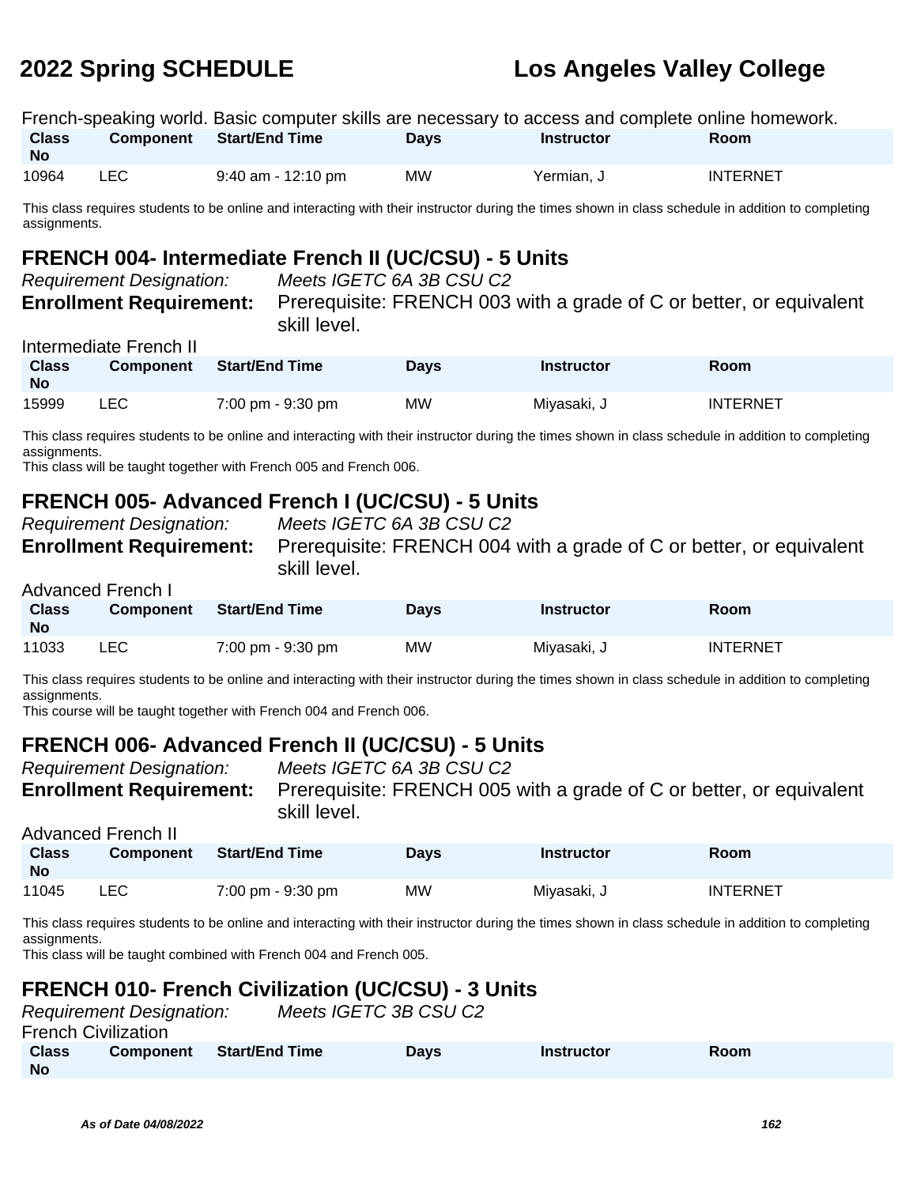French-speaking world. Basic computer skills are necessary to access and complete online homework.

| Class No | Component | Start/End Time | Days | Instructor | Room |
|---|---|---|---|---|---|
| 10964 | LEC | 9:40 am - 12:10 pm | MW | Yermian, J | INTERNET |

This class requires students to be online and interacting with their instructor during the times shown in class schedule in addition to completing assignments.

## FRENCH 004- Intermediate French II (UC/CSU) - 5 Units

*Requirement Designation:* *Meets IGETC 6A 3B CSU C2*

**Enrollment Requirement:** Prerequisite: FRENCH 003 with a grade of C or better, or equivalent skill level.

Intermediate French II

| Class No | Component | Start/End Time | Days | Instructor | Room |
|---|---|---|---|---|---|
| 15999 | LEC | 7:00 pm - 9:30 pm | MW | Miyasaki, J | INTERNET |

This class requires students to be online and interacting with their instructor during the times shown in class schedule in addition to completing assignments.
This class will be taught together with French 005 and French 006.

## FRENCH 005- Advanced French I (UC/CSU) - 5 Units

*Requirement Designation:* *Meets IGETC 6A 3B CSU C2*

**Enrollment Requirement:** Prerequisite: FRENCH 004 with a grade of C or better, or equivalent skill level.

Advanced French I

| Class No | Component | Start/End Time | Days | Instructor | Room |
|---|---|---|---|---|---|
| 11033 | LEC | 7:00 pm - 9:30 pm | MW | Miyasaki, J | INTERNET |

This class requires students to be online and interacting with their instructor during the times shown in class schedule in addition to completing assignments.
This course will be taught together with French 004 and French 006.

## FRENCH 006- Advanced French II (UC/CSU) - 5 Units

*Requirement Designation:* *Meets IGETC 6A 3B CSU C2*

**Enrollment Requirement:** Prerequisite: FRENCH 005 with a grade of C or better, or equivalent skill level.

Advanced French II

| Class No | Component | Start/End Time | Days | Instructor | Room |
|---|---|---|---|---|---|
| 11045 | LEC | 7:00 pm - 9:30 pm | MW | Miyasaki, J | INTERNET |

This class requires students to be online and interacting with their instructor during the times shown in class schedule in addition to completing assignments.
This class will be taught combined with French 004 and French 005.

## FRENCH 010- French Civilization (UC/CSU) - 3 Units

*Requirement Designation:* *Meets IGETC 3B CSU C2*

French Civilization

| Class No | Component | Start/End Time | Days | Instructor | Room |
|---|---|---|---|---|---|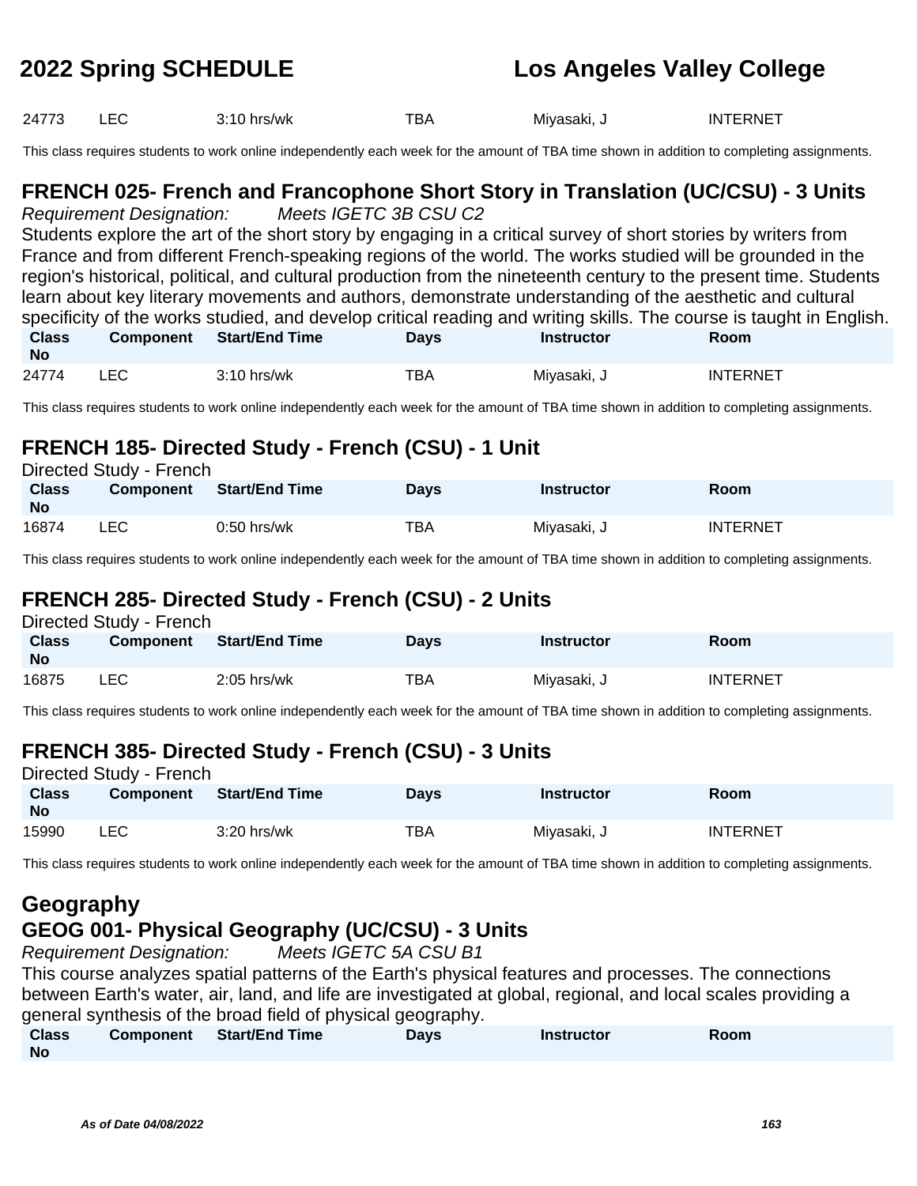| 24773 | LEC | 3:10 hrs/wk | TBA | Miyasaki, J | INTERNET |
|---|---|---|---|---|---|

This class requires students to work online independently each week for the amount of TBA time shown in addition to completing assignments.

## FRENCH 025- French and Francophone Short Story in Translation (UC/CSU) - 3 Units

*Requirement Designation:* *Meets IGETC 3B CSU C2*

Students explore the art of the short story by engaging in a critical survey of short stories by writers from France and from different French-speaking regions of the world. The works studied will be grounded in the region's historical, political, and cultural production from the nineteenth century to the present time. Students learn about key literary movements and authors, demonstrate understanding of the aesthetic and cultural specificity of the works studied, and develop critical reading and writing skills. The course is taught in English.

| Class No | Component | Start/End Time | Days | Instructor | Room |
|---|---|---|---|---|---|
| 24774 | LEC | 3:10 hrs/wk | TBA | Miyasaki, J | INTERNET |

This class requires students to work online independently each week for the amount of TBA time shown in addition to completing assignments.

## FRENCH 185- Directed Study - French (CSU) - 1 Unit

Directed Study - French

| Class No | Component | Start/End Time | Days | Instructor | Room |
|---|---|---|---|---|---|
| 16874 | LEC | 0:50 hrs/wk | TBA | Miyasaki, J | INTERNET |

This class requires students to work online independently each week for the amount of TBA time shown in addition to completing assignments.

## FRENCH 285- Directed Study - French (CSU) - 2 Units

Directed Study - French

| Class No | Component | Start/End Time | Days | Instructor | Room |
|---|---|---|---|---|---|
| 16875 | LEC | 2:05 hrs/wk | TBA | Miyasaki, J | INTERNET |

This class requires students to work online independently each week for the amount of TBA time shown in addition to completing assignments.

## FRENCH 385- Directed Study - French (CSU) - 3 Units

Directed Study - French

| Class No | Component | Start/End Time | Days | Instructor | Room |
|---|---|---|---|---|---|
| 15990 | LEC | 3:20 hrs/wk | TBA | Miyasaki, J | INTERNET |

This class requires students to work online independently each week for the amount of TBA time shown in addition to completing assignments.

# Geography

## GEOG 001- Physical Geography (UC/CSU) - 3 Units

*Requirement Designation:* *Meets IGETC 5A CSU B1*

This course analyzes spatial patterns of the Earth's physical features and processes. The connections between Earth's water, air, land, and life are investigated at global, regional, and local scales providing a general synthesis of the broad field of physical geography.

| Class No | Component | Start/End Time | Days | Instructor | Room |
|---|---|---|---|---|---|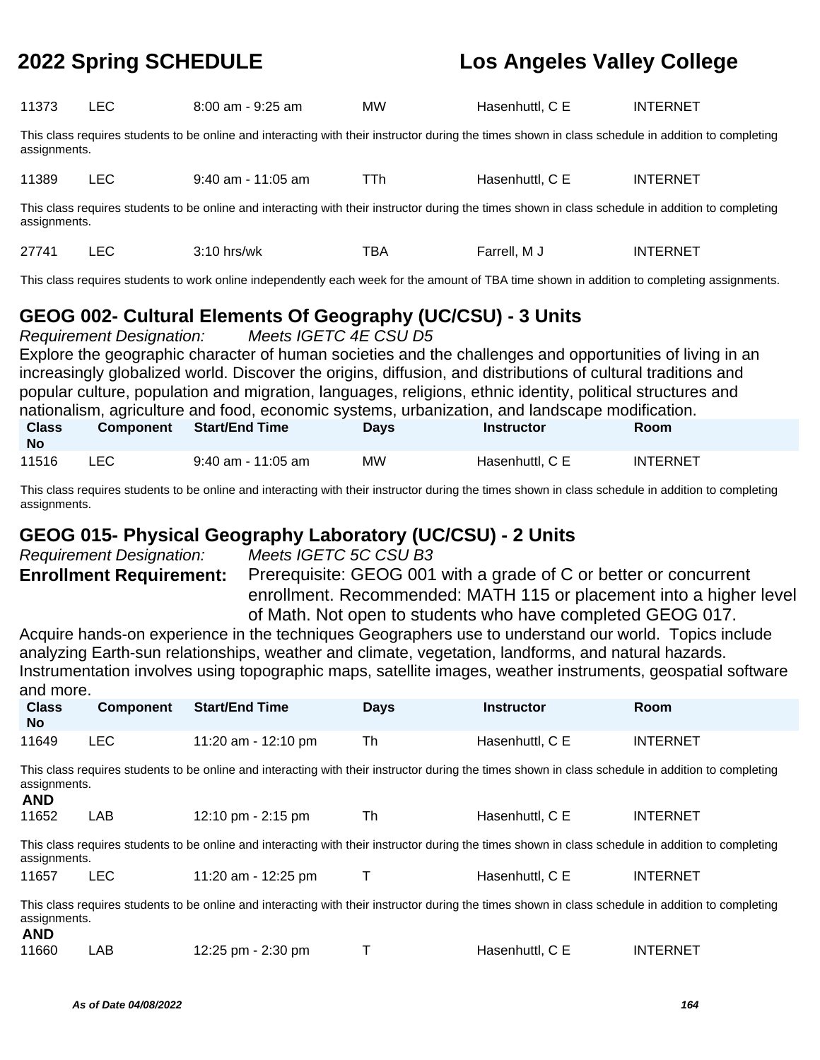| Class No | Component | Start/End Time | Days | Instructor | Room |
|---|---|---|---|---|---|
| 11373 | LEC | 8:00 am - 9:25 am | MW | Hasenhuttl, C E | INTERNET |

This class requires students to be online and interacting with their instructor during the times shown in class schedule in addition to completing assignments.

| Class No | Component | Start/End Time | Days | Instructor | Room |
|---|---|---|---|---|---|
| 11389 | LEC | 9:40 am - 11:05 am | TTh | Hasenhuttl, C E | INTERNET |

This class requires students to be online and interacting with their instructor during the times shown in class schedule in addition to completing assignments.

| Class No | Component | Start/End Time | Days | Instructor | Room |
|---|---|---|---|---|---|
| 27741 | LEC | 3:10 hrs/wk | TBA | Farrell, M J | INTERNET |

This class requires students to work online independently each week for the amount of TBA time shown in addition to completing assignments.

## GEOG 002- Cultural Elements Of Geography (UC/CSU) - 3 Units

*Requirement Designation:* *Meets IGETC 4E CSU D5*

Explore the geographic character of human societies and the challenges and opportunities of living in an increasingly globalized world. Discover the origins, diffusion, and distributions of cultural traditions and popular culture, population and migration, languages, religions, ethnic identity, political structures and nationalism, agriculture and food, economic systems, urbanization, and landscape modification.

| Class No | Component | Start/End Time | Days | Instructor | Room |
|---|---|---|---|---|---|
| 11516 | LEC | 9:40 am - 11:05 am | MW | Hasenhuttl, C E | INTERNET |

This class requires students to be online and interacting with their instructor during the times shown in class schedule in addition to completing assignments.

## GEOG 015- Physical Geography Laboratory (UC/CSU) - 2 Units

*Requirement Designation:* *Meets IGETC 5C CSU B3*

**Enrollment Requirement:** Prerequisite: GEOG 001 with a grade of C or better or concurrent enrollment. Recommended: MATH 115 or placement into a higher level of Math. Not open to students who have completed GEOG 017.

Acquire hands-on experience in the techniques Geographers use to understand our world. Topics include analyzing Earth-sun relationships, weather and climate, vegetation, landforms, and natural hazards. Instrumentation involves using topographic maps, satellite images, weather instruments, geospatial software and more.

| Class No | Component | Start/End Time | Days | Instructor | Room |
|---|---|---|---|---|---|
| 11649 | LEC | 11:20 am - 12:10 pm | Th | Hasenhuttl, C E | INTERNET |

This class requires students to be online and interacting with their instructor during the times shown in class schedule in addition to completing assignments.

**AND**

| Class No | Component | Start/End Time | Days | Instructor | Room |
|---|---|---|---|---|---|
| 11652 | LAB | 12:10 pm - 2:15 pm | Th | Hasenhuttl, C E | INTERNET |

This class requires students to be online and interacting with their instructor during the times shown in class schedule in addition to completing assignments.

| Class No | Component | Start/End Time | Days | Instructor | Room |
|---|---|---|---|---|---|
| 11657 | LEC | 11:20 am - 12:25 pm | T | Hasenhuttl, C E | INTERNET |

This class requires students to be online and interacting with their instructor during the times shown in class schedule in addition to completing assignments.

**AND**

| Class No | Component | Start/End Time | Days | Instructor | Room |
|---|---|---|---|---|---|
| 11660 | LAB | 12:25 pm - 2:30 pm | T | Hasenhuttl, C E | INTERNET |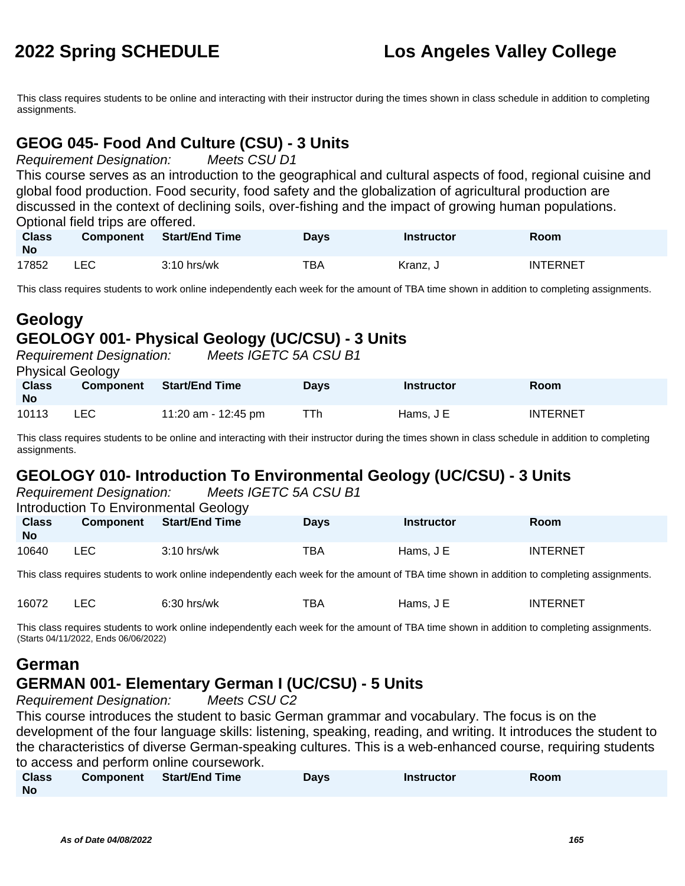This class requires students to be online and interacting with their instructor during the times shown in class schedule in addition to completing assignments.

### GEOG 045- Food And Culture (CSU) - 3 Units

*Requirement Designation:* *Meets CSU D1*

This course serves as an introduction to the geographical and cultural aspects of food, regional cuisine and global food production. Food security, food safety and the globalization of agricultural production are discussed in the context of declining soils, over-fishing and the impact of growing human populations. Optional field trips are offered.

| Class No | Component | Start/End Time | Days | Instructor | Room |
|---|---|---|---|---|---|
| 17852 | LEC | 3:10 hrs/wk | TBA | Kranz, J | INTERNET |

This class requires students to work online independently each week for the amount of TBA time shown in addition to completing assignments.

## Geology

### GEOLOGY 001- Physical Geology (UC/CSU) - 3 Units

*Requirement Designation:* *Meets IGETC 5A CSU B1*

Physical Geology

| Class No | Component | Start/End Time | Days | Instructor | Room |
|---|---|---|---|---|---|
| 10113 | LEC | 11:20 am - 12:45 pm | TTh | Hams, J E | INTERNET |

This class requires students to be online and interacting with their instructor during the times shown in class schedule in addition to completing assignments.

### GEOLOGY 010- Introduction To Environmental Geology (UC/CSU) - 3 Units

*Requirement Designation:* *Meets IGETC 5A CSU B1*

Introduction To Environmental Geology

| Class No | Component | Start/End Time | Days | Instructor | Room |
|---|---|---|---|---|---|
| 10640 | LEC | 3:10 hrs/wk | TBA | Hams, J E | INTERNET |

This class requires students to work online independently each week for the amount of TBA time shown in addition to completing assignments.

| Class No | Component | Start/End Time | Days | Instructor | Room |
|---|---|---|---|---|---|
| 16072 | LEC | 6:30 hrs/wk | TBA | Hams, J E | INTERNET |

This class requires students to work online independently each week for the amount of TBA time shown in addition to completing assignments.
(Starts 04/11/2022, Ends 06/06/2022)

## German

### GERMAN 001- Elementary German I (UC/CSU) - 5 Units

*Requirement Designation:* *Meets CSU C2*

This course introduces the student to basic German grammar and vocabulary. The focus is on the development of the four language skills: listening, speaking, reading, and writing. It introduces the student to the characteristics of diverse German-speaking cultures. This is a web-enhanced course, requiring students to access and perform online coursework.

| Class No | Component | Start/End Time | Days | Instructor | Room |
|---|---|---|---|---|---|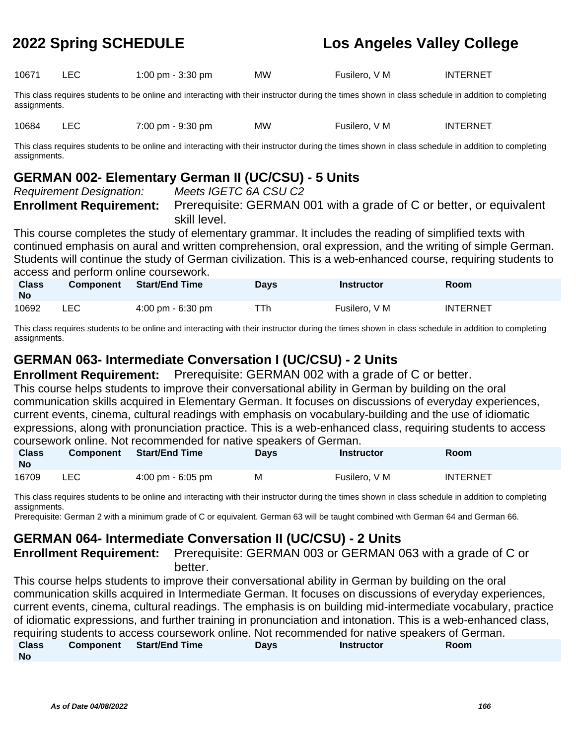| Class No | Component | Start/End Time | Days | Instructor | Room |
|---|---|---|---|---|---|
| 10671 | LEC | 1:00 pm - 3:30 pm | MW | Fusilero, V M | INTERNET |

This class requires students to be online and interacting with their instructor during the times shown in class schedule in addition to completing assignments.

| Class No | Component | Start/End Time | Days | Instructor | Room |
|---|---|---|---|---|---|
| 10684 | LEC | 7:00 pm - 9:30 pm | MW | Fusilero, V M | INTERNET |

This class requires students to be online and interacting with their instructor during the times shown in class schedule in addition to completing assignments.

## GERMAN 002- Elementary German II (UC/CSU) - 5 Units

*Requirement Designation:* *Meets IGETC 6A CSU C2*

**Enrollment Requirement:** Prerequisite: GERMAN 001 with a grade of C or better, or equivalent skill level.

This course completes the study of elementary grammar. It includes the reading of simplified texts with continued emphasis on aural and written comprehension, oral expression, and the writing of simple German. Students will continue the study of German civilization. This is a web-enhanced course, requiring students to access and perform online coursework.

| Class No | Component | Start/End Time | Days | Instructor | Room |
|---|---|---|---|---|---|
| 10692 | LEC | 4:00 pm - 6:30 pm | TTh | Fusilero, V M | INTERNET |

This class requires students to be online and interacting with their instructor during the times shown in class schedule in addition to completing assignments.

## GERMAN 063- Intermediate Conversation I (UC/CSU) - 2 Units

**Enrollment Requirement:** Prerequisite: GERMAN 002 with a grade of C or better.

This course helps students to improve their conversational ability in German by building on the oral communication skills acquired in Elementary German. It focuses on discussions of everyday experiences, current events, cinema, cultural readings with emphasis on vocabulary-building and the use of idiomatic expressions, along with pronunciation practice. This is a web-enhanced class, requiring students to access coursework online. Not recommended for native speakers of German.

| Class No | Component | Start/End Time | Days | Instructor | Room |
|---|---|---|---|---|---|
| 16709 | LEC | 4:00 pm - 6:05 pm | M | Fusilero, V M | INTERNET |

This class requires students to be online and interacting with their instructor during the times shown in class schedule in addition to completing assignments.

Prerequisite: German 2 with a minimum grade of C or equivalent. German 63 will be taught combined with German 64 and German 66.

## GERMAN 064- Intermediate Conversation II (UC/CSU) - 2 Units

**Enrollment Requirement:** Prerequisite: GERMAN 003 or GERMAN 063 with a grade of C or better.

This course helps students to improve their conversational ability in German by building on the oral communication skills acquired in Intermediate German. It focuses on discussions of everyday experiences, current events, cinema, cultural readings. The emphasis is on building mid-intermediate vocabulary, practice of idiomatic expressions, and further training in pronunciation and intonation. This is a web-enhanced class, requiring students to access coursework online. Not recommended for native speakers of German.

| Class No | Component | Start/End Time | Days | Instructor | Room |
|---|---|---|---|---|---|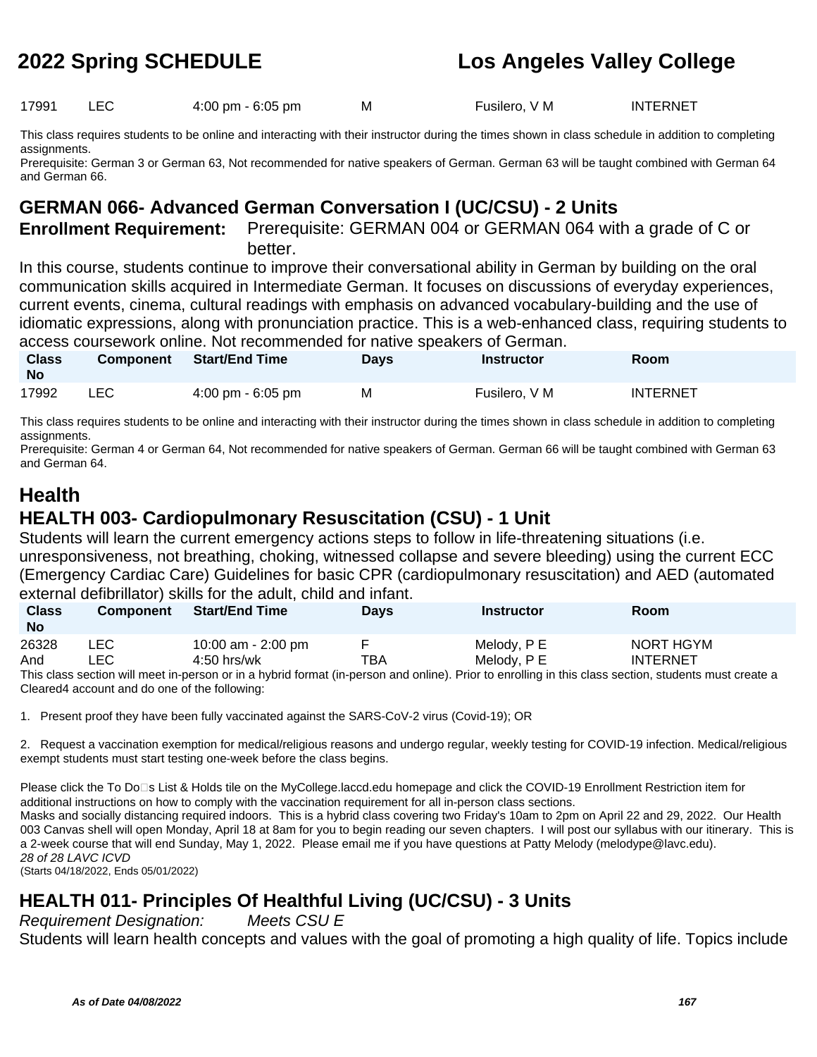| Class No | Component | Start/End Time | Days | Instructor | Room |
|---|---|---|---|---|---|
| 17991 | LEC | 4:00 pm - 6:05 pm | M | Fusilero, V M | INTERNET |

This class requires students to be online and interacting with their instructor during the times shown in class schedule in addition to completing assignments.
Prerequisite: German 3 or German 63, Not recommended for native speakers of German. German 63 will be taught combined with German 64 and German 66.

## GERMAN 066- Advanced German Conversation I (UC/CSU) - 2 Units

**Enrollment Requirement:** Prerequisite: GERMAN 004 or GERMAN 064 with a grade of C or better.

In this course, students continue to improve their conversational ability in German by building on the oral communication skills acquired in Intermediate German. It focuses on discussions of everyday experiences, current events, cinema, cultural readings with emphasis on advanced vocabulary-building and the use of idiomatic expressions, along with pronunciation practice. This is a web-enhanced class, requiring students to access coursework online. Not recommended for native speakers of German.

| Class No | Component | Start/End Time | Days | Instructor | Room |
|---|---|---|---|---|---|
| 17992 | LEC | 4:00 pm - 6:05 pm | M | Fusilero, V M | INTERNET |

This class requires students to be online and interacting with their instructor during the times shown in class schedule in addition to completing assignments.
Prerequisite: German 4 or German 64, Not recommended for native speakers of German. German 66 will be taught combined with German 63 and German 64.

# Health

## HEALTH 003- Cardiopulmonary Resuscitation (CSU) - 1 Unit

Students will learn the current emergency actions steps to follow in life-threatening situations (i.e. unresponsiveness, not breathing, choking, witnessed collapse and severe bleeding) using the current ECC (Emergency Cardiac Care) Guidelines for basic CPR (cardiopulmonary resuscitation) and AED (automated external defibrillator) skills for the adult, child and infant.

| Class No | Component | Start/End Time | Days | Instructor | Room |
|---|---|---|---|---|---|
| 26328 | LEC | 10:00 am - 2:00 pm | F | Melody, P E | NORT HGYM |
| And | LEC | 4:50 hrs/wk | TBA | Melody, P E | INTERNET |

This class section will meet in-person or in a hybrid format (in-person and online). Prior to enrolling in this class section, students must create a Cleared4 account and do one of the following:

1. Present proof they have been fully vaccinated against the SARS-CoV-2 virus (Covid-19); OR

2. Request a vaccination exemption for medical/religious reasons and undergo regular, weekly testing for COVID-19 infection. Medical/religious exempt students must start testing one-week before the class begins.

Please click the To Do s List & Holds tile on the MyCollege.laccd.edu homepage and click the COVID-19 Enrollment Restriction item for additional instructions on how to comply with the vaccination requirement for all in-person class sections.
Masks and socially distancing required indoors. This is a hybrid class covering two Friday's 10am to 2pm on April 22 and 29, 2022. Our Health 003 Canvas shell will open Monday, April 18 at 8am for you to begin reading our seven chapters. I will post our syllabus with our itinerary. This is a 2-week course that will end Sunday, May 1, 2022. Please email me if you have questions at Patty Melody (melodype@lavc.edu).
*28 of 28 LAVC ICVD*
(Starts 04/18/2022, Ends 05/01/2022)

## HEALTH 011- Principles Of Healthful Living (UC/CSU) - 3 Units

*Requirement Designation: Meets CSU E*

Students will learn health concepts and values with the goal of promoting a high quality of life. Topics include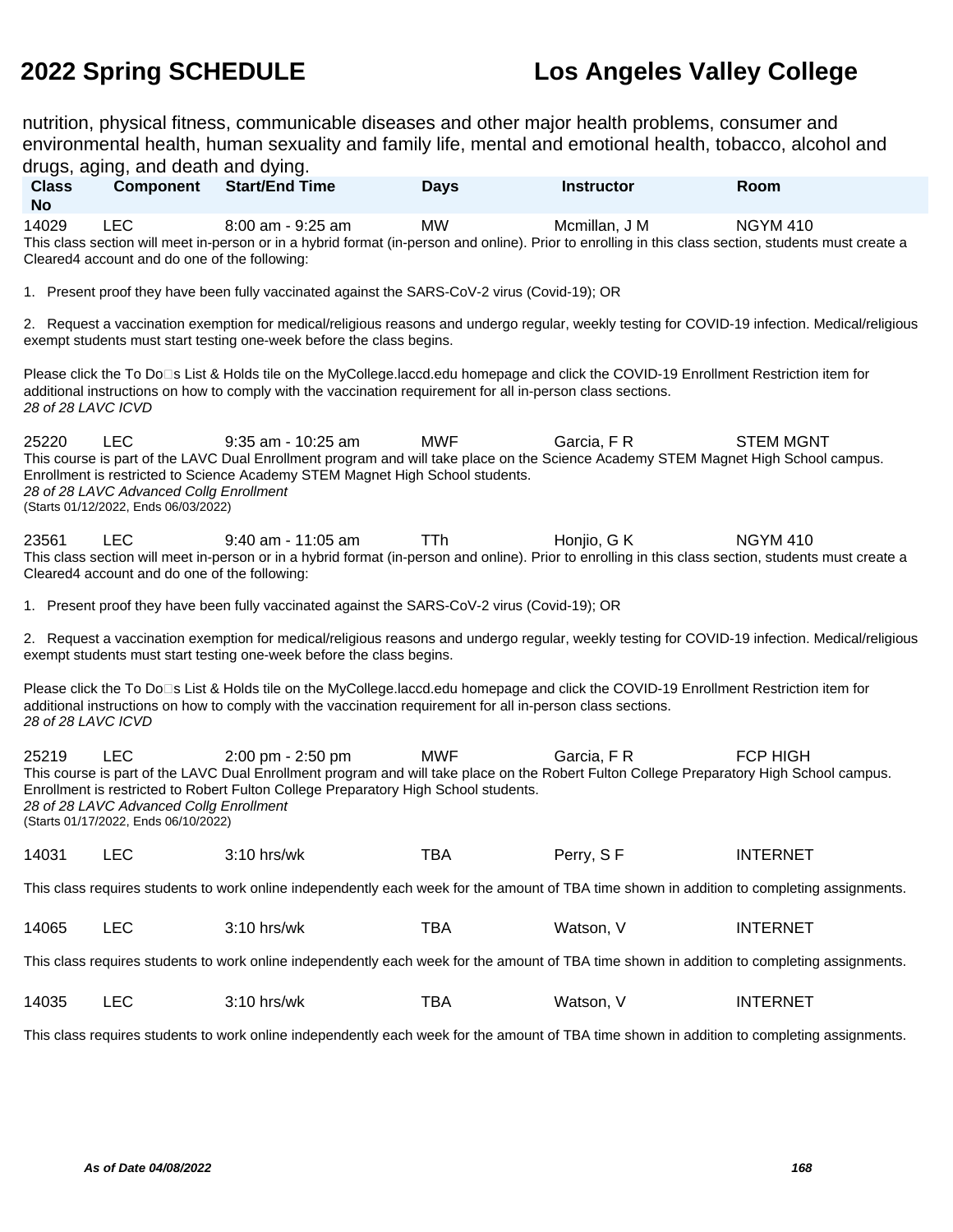nutrition, physical fitness, communicable diseases and other major health problems, consumer and environmental health, human sexuality and family life, mental and emotional health, tobacco, alcohol and drugs, aging, and death and dying.

| Class No | Component | Start/End Time | Days | Instructor | Room |
|---|---|---|---|---|---|
| 14029 | LEC | 8:00 am - 9:25 am | MW | Mcmillan, J M | NGYM 410 |

This class section will meet in-person or in a hybrid format (in-person and online). Prior to enrolling in this class section, students must create a Cleared4 account and do one of the following:

1. Present proof they have been fully vaccinated against the SARS-CoV-2 virus (Covid-19); OR

2. Request a vaccination exemption for medical/religious reasons and undergo regular, weekly testing for COVID-19 infection. Medical/religious exempt students must start testing one-week before the class begins.

Please click the To Do□s List & Holds tile on the MyCollege.laccd.edu homepage and click the COVID-19 Enrollment Restriction item for additional instructions on how to comply with the vaccination requirement for all in-person class sections.
*28 of 28 LAVC ICVD*

| Class No | Component | Start/End Time | Days | Instructor | Room |
|---|---|---|---|---|---|
| 25220 | LEC | 9:35 am - 10:25 am | MWF | Garcia, F R | STEM MGNT |

This course is part of the LAVC Dual Enrollment program and will take place on the Science Academy STEM Magnet High School campus. Enrollment is restricted to Science Academy STEM Magnet High School students.
*28 of 28 LAVC Advanced Collg Enrollment*
(Starts 01/12/2022, Ends 06/03/2022)

| Class No | Component | Start/End Time | Days | Instructor | Room |
|---|---|---|---|---|---|
| 23561 | LEC | 9:40 am - 11:05 am | TTh | Honjio, G K | NGYM 410 |

This class section will meet in-person or in a hybrid format (in-person and online). Prior to enrolling in this class section, students must create a Cleared4 account and do one of the following:

1. Present proof they have been fully vaccinated against the SARS-CoV-2 virus (Covid-19); OR

2. Request a vaccination exemption for medical/religious reasons and undergo regular, weekly testing for COVID-19 infection. Medical/religious exempt students must start testing one-week before the class begins.

Please click the To Do□s List & Holds tile on the MyCollege.laccd.edu homepage and click the COVID-19 Enrollment Restriction item for additional instructions on how to comply with the vaccination requirement for all in-person class sections.
*28 of 28 LAVC ICVD*

| Class No | Component | Start/End Time | Days | Instructor | Room |
|---|---|---|---|---|---|
| 25219 | LEC | 2:00 pm - 2:50 pm | MWF | Garcia, F R | FCP HIGH |

This course is part of the LAVC Dual Enrollment program and will take place on the Robert Fulton College Preparatory High School campus. Enrollment is restricted to Robert Fulton College Preparatory High School students.
*28 of 28 LAVC Advanced Collg Enrollment*
(Starts 01/17/2022, Ends 06/10/2022)

| Class No | Component | Start/End Time | Days | Instructor | Room |
|---|---|---|---|---|---|
| 14031 | LEC | 3:10 hrs/wk | TBA | Perry, S F | INTERNET |

This class requires students to work online independently each week for the amount of TBA time shown in addition to completing assignments.

| Class No | Component | Start/End Time | Days | Instructor | Room |
|---|---|---|---|---|---|
| 14065 | LEC | 3:10 hrs/wk | TBA | Watson, V | INTERNET |

This class requires students to work online independently each week for the amount of TBA time shown in addition to completing assignments.

| Class No | Component | Start/End Time | Days | Instructor | Room |
|---|---|---|---|---|---|
| 14035 | LEC | 3:10 hrs/wk | TBA | Watson, V | INTERNET |

This class requires students to work online independently each week for the amount of TBA time shown in addition to completing assignments.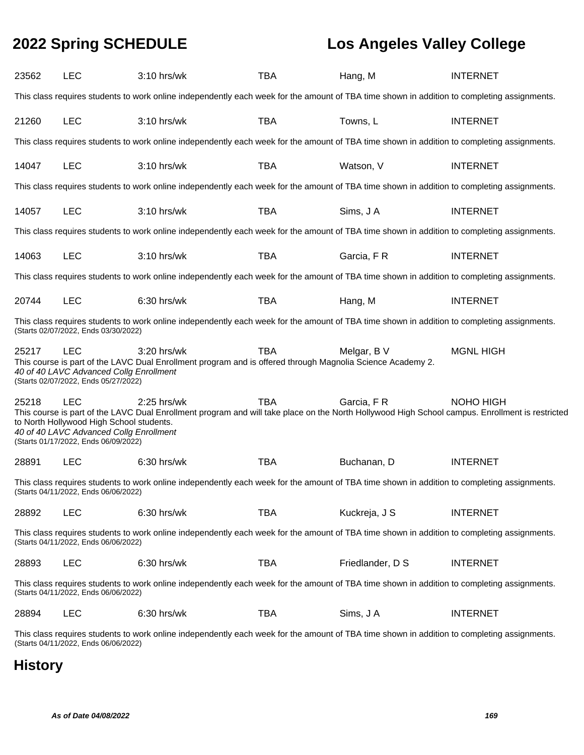23562 LEC 3:10 hrs/wk TBA Hang, M INTERNET

This class requires students to work online independently each week for the amount of TBA time shown in addition to completing assignments.

21260 LEC 3:10 hrs/wk TBA Towns, L INTERNET

This class requires students to work online independently each week for the amount of TBA time shown in addition to completing assignments.

14047 LEC 3:10 hrs/wk TBA Watson, V INTERNET

This class requires students to work online independently each week for the amount of TBA time shown in addition to completing assignments.

14057 LEC 3:10 hrs/wk TBA Sims, J A INTERNET

This class requires students to work online independently each week for the amount of TBA time shown in addition to completing assignments.

14063 LEC 3:10 hrs/wk TBA Garcia, F R INTERNET

This class requires students to work online independently each week for the amount of TBA time shown in addition to completing assignments.

20744 LEC 6:30 hrs/wk TBA Hang, M INTERNET

This class requires students to work online independently each week for the amount of TBA time shown in addition to completing assignments.
(Starts 02/07/2022, Ends 03/30/2022)

25217 LEC 3:20 hrs/wk TBA Melgar, B V MGNL HIGH
This course is part of the LAVC Dual Enrollment program and is offered through Magnolia Science Academy 2.
*40 of 40 LAVC Advanced Collg Enrollment*
(Starts 02/07/2022, Ends 05/27/2022)

25218 LEC 2:25 hrs/wk TBA Garcia, F R NOHO HIGH
This course is part of the LAVC Dual Enrollment program and will take place on the North Hollywood High School campus. Enrollment is restricted to North Hollywood High School students.
*40 of 40 LAVC Advanced Collg Enrollment*
(Starts 01/17/2022, Ends 06/09/2022)

28891 LEC 6:30 hrs/wk TBA Buchanan, D INTERNET

This class requires students to work online independently each week for the amount of TBA time shown in addition to completing assignments.
(Starts 04/11/2022, Ends 06/06/2022)

28892 LEC 6:30 hrs/wk TBA Kuckreja, J S INTERNET

This class requires students to work online independently each week for the amount of TBA time shown in addition to completing assignments.
(Starts 04/11/2022, Ends 06/06/2022)

28893 LEC 6:30 hrs/wk TBA Friedlander, D S INTERNET

This class requires students to work online independently each week for the amount of TBA time shown in addition to completing assignments.
(Starts 04/11/2022, Ends 06/06/2022)

28894 LEC 6:30 hrs/wk TBA Sims, J A INTERNET

This class requires students to work online independently each week for the amount of TBA time shown in addition to completing assignments.
(Starts 04/11/2022, Ends 06/06/2022)

## History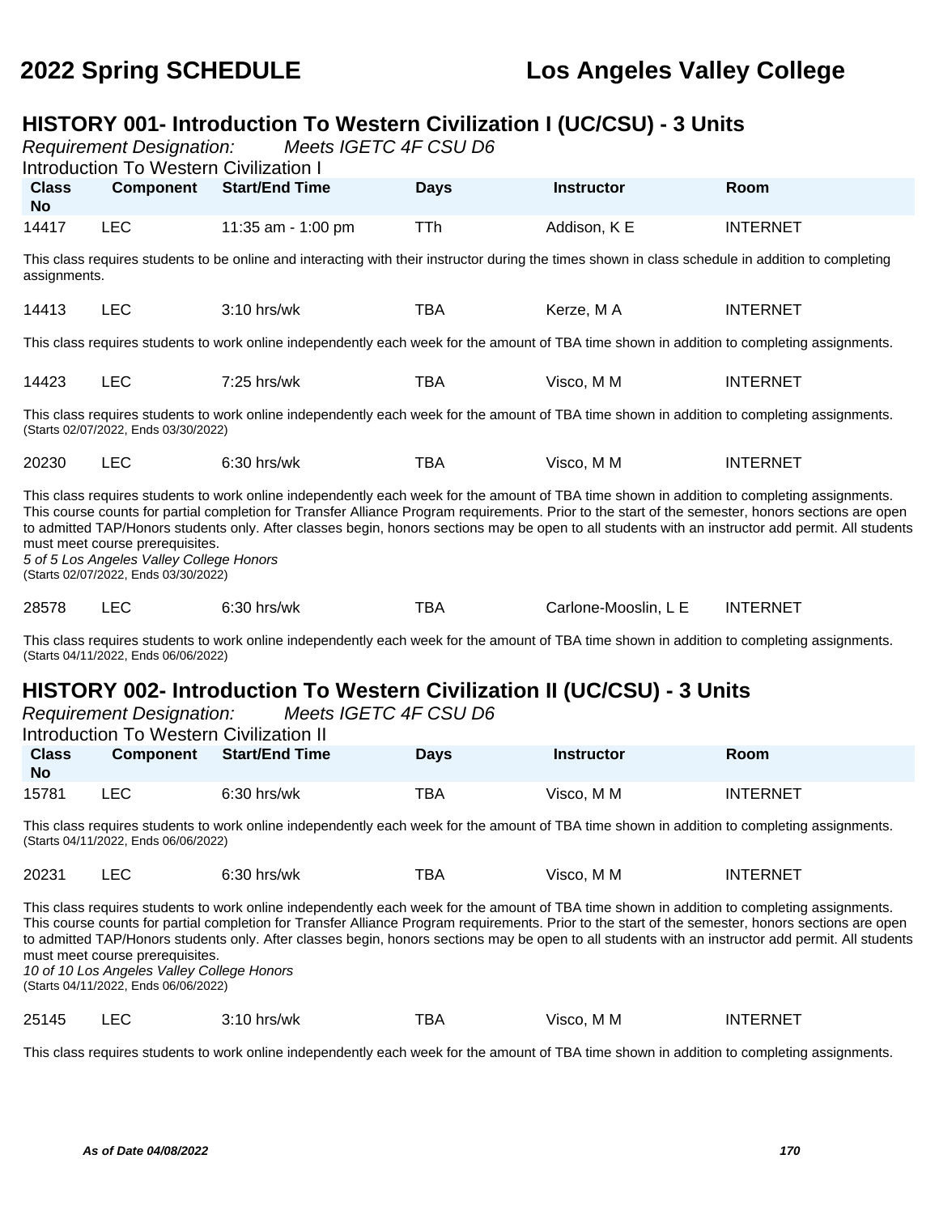## HISTORY 001- Introduction To Western Civilization I (UC/CSU) - 3 Units

*Requirement Designation:* *Meets IGETC 4F CSU D6*

Introduction To Western Civilization I

| Class No | Component | Start/End Time | Days | Instructor | Room |
|---|---|---|---|---|---|
| 14417 | LEC | 11:35 am - 1:00 pm | TTh | Addison, K E | INTERNET |

This class requires students to be online and interacting with their instructor during the times shown in class schedule in addition to completing assignments.

| Class No | Component | Start/End Time | Days | Instructor | Room |
|---|---|---|---|---|---|
| 14413 | LEC | 3:10 hrs/wk | TBA | Kerze, M A | INTERNET |

This class requires students to work online independently each week for the amount of TBA time shown in addition to completing assignments.

| Class No | Component | Start/End Time | Days | Instructor | Room |
|---|---|---|---|---|---|
| 14423 | LEC | 7:25 hrs/wk | TBA | Visco, M M | INTERNET |

This class requires students to work online independently each week for the amount of TBA time shown in addition to completing assignments.
(Starts 02/07/2022, Ends 03/30/2022)

| Class No | Component | Start/End Time | Days | Instructor | Room |
|---|---|---|---|---|---|
| 20230 | LEC | 6:30 hrs/wk | TBA | Visco, M M | INTERNET |

This class requires students to work online independently each week for the amount of TBA time shown in addition to completing assignments. This course counts for partial completion for Transfer Alliance Program requirements. Prior to the start of the semester, honors sections are open to admitted TAP/Honors students only. After classes begin, honors sections may be open to all students with an instructor add permit. All students must meet course prerequisites.
*5 of 5 Los Angeles Valley College Honors*
(Starts 02/07/2022, Ends 03/30/2022)

| Class No | Component | Start/End Time | Days | Instructor | Room |
|---|---|---|---|---|---|
| 28578 | LEC | 6:30 hrs/wk | TBA | Carlone-Mooslin, L E | INTERNET |

This class requires students to work online independently each week for the amount of TBA time shown in addition to completing assignments.
(Starts 04/11/2022, Ends 06/06/2022)

## HISTORY 002- Introduction To Western Civilization II (UC/CSU) - 3 Units

*Requirement Designation:* *Meets IGETC 4F CSU D6*

Introduction To Western Civilization II

| Class No | Component | Start/End Time | Days | Instructor | Room |
|---|---|---|---|---|---|
| 15781 | LEC | 6:30 hrs/wk | TBA | Visco, M M | INTERNET |

This class requires students to work online independently each week for the amount of TBA time shown in addition to completing assignments.
(Starts 04/11/2022, Ends 06/06/2022)

| Class No | Component | Start/End Time | Days | Instructor | Room |
|---|---|---|---|---|---|
| 20231 | LEC | 6:30 hrs/wk | TBA | Visco, M M | INTERNET |

This class requires students to work online independently each week for the amount of TBA time shown in addition to completing assignments. This course counts for partial completion for Transfer Alliance Program requirements. Prior to the start of the semester, honors sections are open to admitted TAP/Honors students only. After classes begin, honors sections may be open to all students with an instructor add permit. All students must meet course prerequisites.
*10 of 10 Los Angeles Valley College Honors*
(Starts 04/11/2022, Ends 06/06/2022)

| Class No | Component | Start/End Time | Days | Instructor | Room |
|---|---|---|---|---|---|
| 25145 | LEC | 3:10 hrs/wk | TBA | Visco, M M | INTERNET |

This class requires students to work online independently each week for the amount of TBA time shown in addition to completing assignments.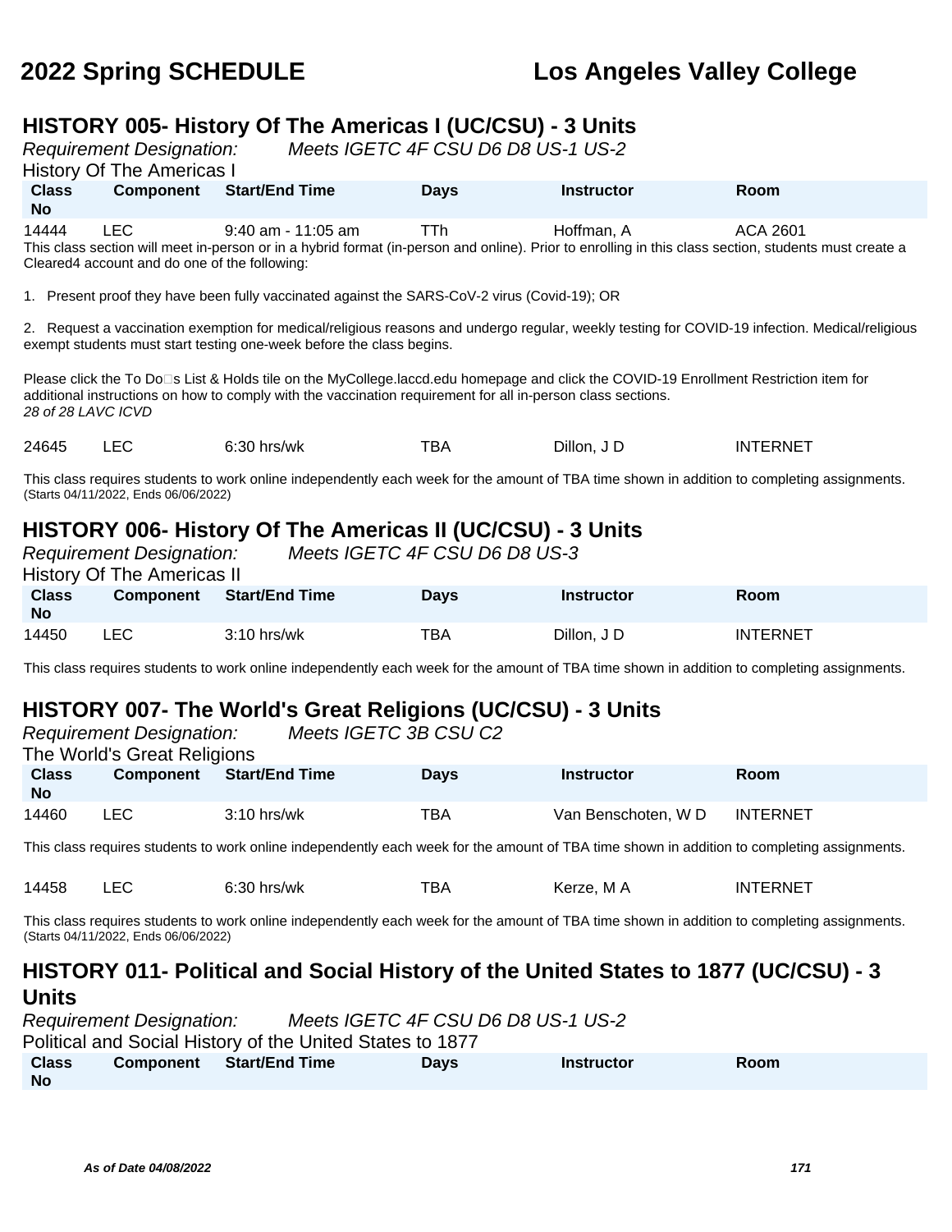# 2022 Spring SCHEDULE Los Angeles Valley College

## HISTORY 005- History Of The Americas I (UC/CSU) - 3 Units

*Requirement Designation:* *Meets IGETC 4F CSU D6 D8 US-1 US-2*

History Of The Americas I

| Class No | Component | Start/End Time | Days | Instructor | Room |
|---|---|---|---|---|---|
| 14444 | LEC | 9:40 am - 11:05 am | TTh | Hoffman, A | ACA 2601 |

This class section will meet in-person or in a hybrid format (in-person and online). Prior to enrolling in this class section, students must create a Cleared4 account and do one of the following:

1. Present proof they have been fully vaccinated against the SARS-CoV-2 virus (Covid-19); OR

2. Request a vaccination exemption for medical/religious reasons and undergo regular, weekly testing for COVID-19 infection. Medical/religious exempt students must start testing one-week before the class begins.

Please click the To Do�s List & Holds tile on the MyCollege.laccd.edu homepage and click the COVID-19 Enrollment Restriction item for additional instructions on how to comply with the vaccination requirement for all in-person class sections.
*28 of 28 LAVC ICVD*

| Class No | Component | Start/End Time | Days | Instructor | Room |
|---|---|---|---|---|---|
| 24645 | LEC | 6:30 hrs/wk | TBA | Dillon, J D | INTERNET |

This class requires students to work online independently each week for the amount of TBA time shown in addition to completing assignments.
(Starts 04/11/2022, Ends 06/06/2022)

## HISTORY 006- History Of The Americas II (UC/CSU) - 3 Units

*Requirement Designation:* *Meets IGETC 4F CSU D6 D8 US-3*

History Of The Americas II

| Class No | Component | Start/End Time | Days | Instructor | Room |
|---|---|---|---|---|---|
| 14450 | LEC | 3:10 hrs/wk | TBA | Dillon, J D | INTERNET |

This class requires students to work online independently each week for the amount of TBA time shown in addition to completing assignments.

## HISTORY 007- The World's Great Religions (UC/CSU) - 3 Units

*Requirement Designation:* *Meets IGETC 3B CSU C2*

The World's Great Religions

| Class No | Component | Start/End Time | Days | Instructor | Room |
|---|---|---|---|---|---|
| 14460 | LEC | 3:10 hrs/wk | TBA | Van Benschoten, W D | INTERNET |

This class requires students to work online independently each week for the amount of TBA time shown in addition to completing assignments.

| Class No | Component | Start/End Time | Days | Instructor | Room |
|---|---|---|---|---|---|
| 14458 | LEC | 6:30 hrs/wk | TBA | Kerze, M A | INTERNET |

This class requires students to work online independently each week for the amount of TBA time shown in addition to completing assignments.
(Starts 04/11/2022, Ends 06/06/2022)

## HISTORY 011- Political and Social History of the United States to 1877 (UC/CSU) - 3 Units

*Requirement Designation:* *Meets IGETC 4F CSU D6 D8 US-1 US-2*

Political and Social History of the United States to 1877

| Class No | Component | Start/End Time | Days | Instructor | Room |
|---|---|---|---|---|---|

*As of Date 04/08/2022*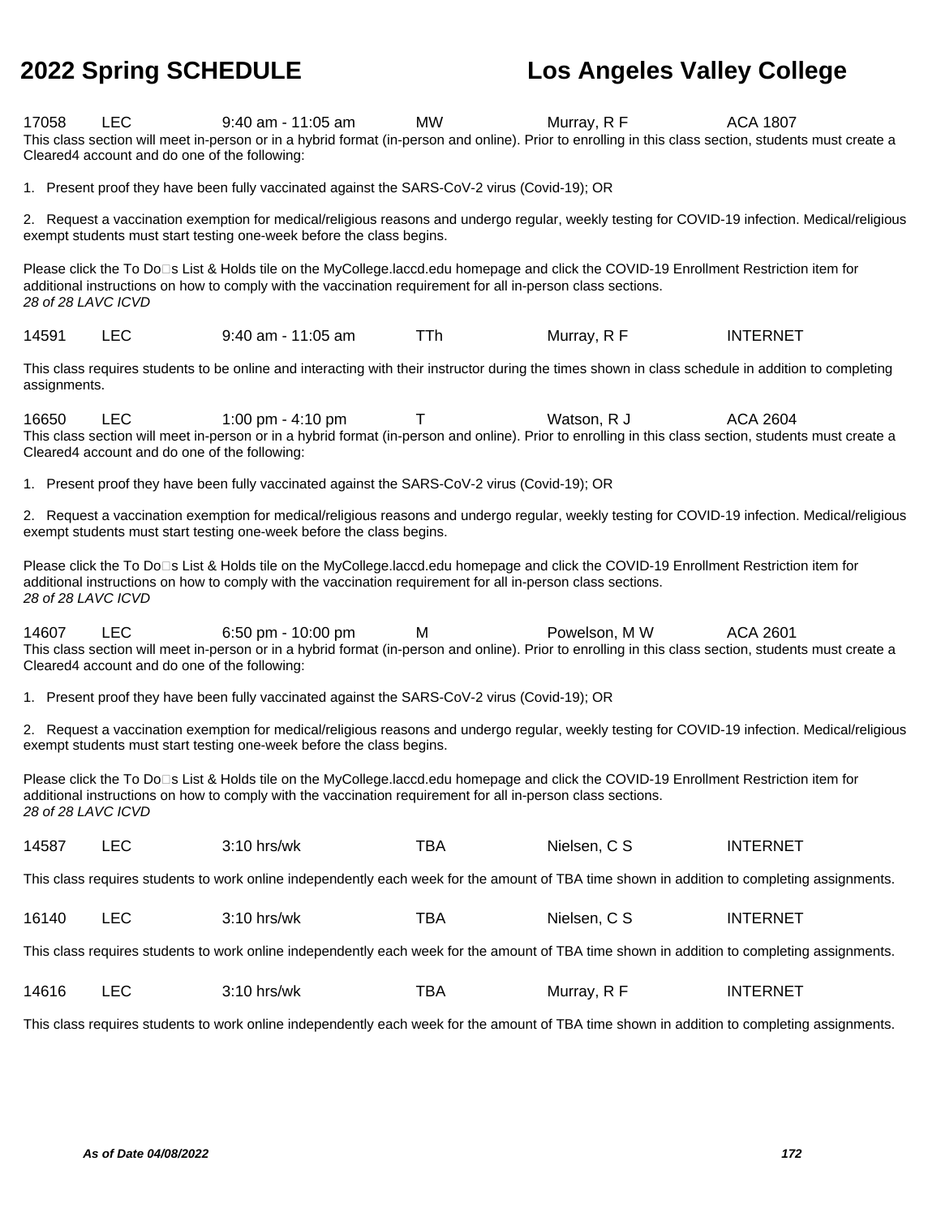17058 LEC 9:40 am - 11:05 am MW Murray, R F ACA 1807

This class section will meet in-person or in a hybrid format (in-person and online). Prior to enrolling in this class section, students must create a Cleared4 account and do one of the following:

1. Present proof they have been fully vaccinated against the SARS-CoV-2 virus (Covid-19); OR

2. Request a vaccination exemption for medical/religious reasons and undergo regular, weekly testing for COVID-19 infection. Medical/religious exempt students must start testing one-week before the class begins.

Please click the To Do�s List & Holds tile on the MyCollege.laccd.edu homepage and click the COVID-19 Enrollment Restriction item for additional instructions on how to comply with the vaccination requirement for all in-person class sections.

*28 of 28 LAVC ICVD*

14591 LEC 9:40 am - 11:05 am TTh Murray, R F INTERNET

This class requires students to be online and interacting with their instructor during the times shown in class schedule in addition to completing assignments.

16650 LEC 1:00 pm - 4:10 pm T Watson, R J ACA 2604

This class section will meet in-person or in a hybrid format (in-person and online). Prior to enrolling in this class section, students must create a Cleared4 account and do one of the following:

1. Present proof they have been fully vaccinated against the SARS-CoV-2 virus (Covid-19); OR

2. Request a vaccination exemption for medical/religious reasons and undergo regular, weekly testing for COVID-19 infection. Medical/religious exempt students must start testing one-week before the class begins.

Please click the To Do�s List & Holds tile on the MyCollege.laccd.edu homepage and click the COVID-19 Enrollment Restriction item for additional instructions on how to comply with the vaccination requirement for all in-person class sections.

*28 of 28 LAVC ICVD*

14607 LEC 6:50 pm - 10:00 pm M Powelson, M W ACA 2601

This class section will meet in-person or in a hybrid format (in-person and online). Prior to enrolling in this class section, students must create a Cleared4 account and do one of the following:

1. Present proof they have been fully vaccinated against the SARS-CoV-2 virus (Covid-19); OR

2. Request a vaccination exemption for medical/religious reasons and undergo regular, weekly testing for COVID-19 infection. Medical/religious exempt students must start testing one-week before the class begins.

Please click the To Do�s List & Holds tile on the MyCollege.laccd.edu homepage and click the COVID-19 Enrollment Restriction item for additional instructions on how to comply with the vaccination requirement for all in-person class sections.

*28 of 28 LAVC ICVD*

14587 LEC 3:10 hrs/wk TBA Nielsen, C S INTERNET

This class requires students to work online independently each week for the amount of TBA time shown in addition to completing assignments.

16140 LEC 3:10 hrs/wk TBA Nielsen, C S INTERNET

This class requires students to work online independently each week for the amount of TBA time shown in addition to completing assignments.

14616 LEC 3:10 hrs/wk TBA Murray, R F INTERNET

This class requires students to work online independently each week for the amount of TBA time shown in addition to completing assignments.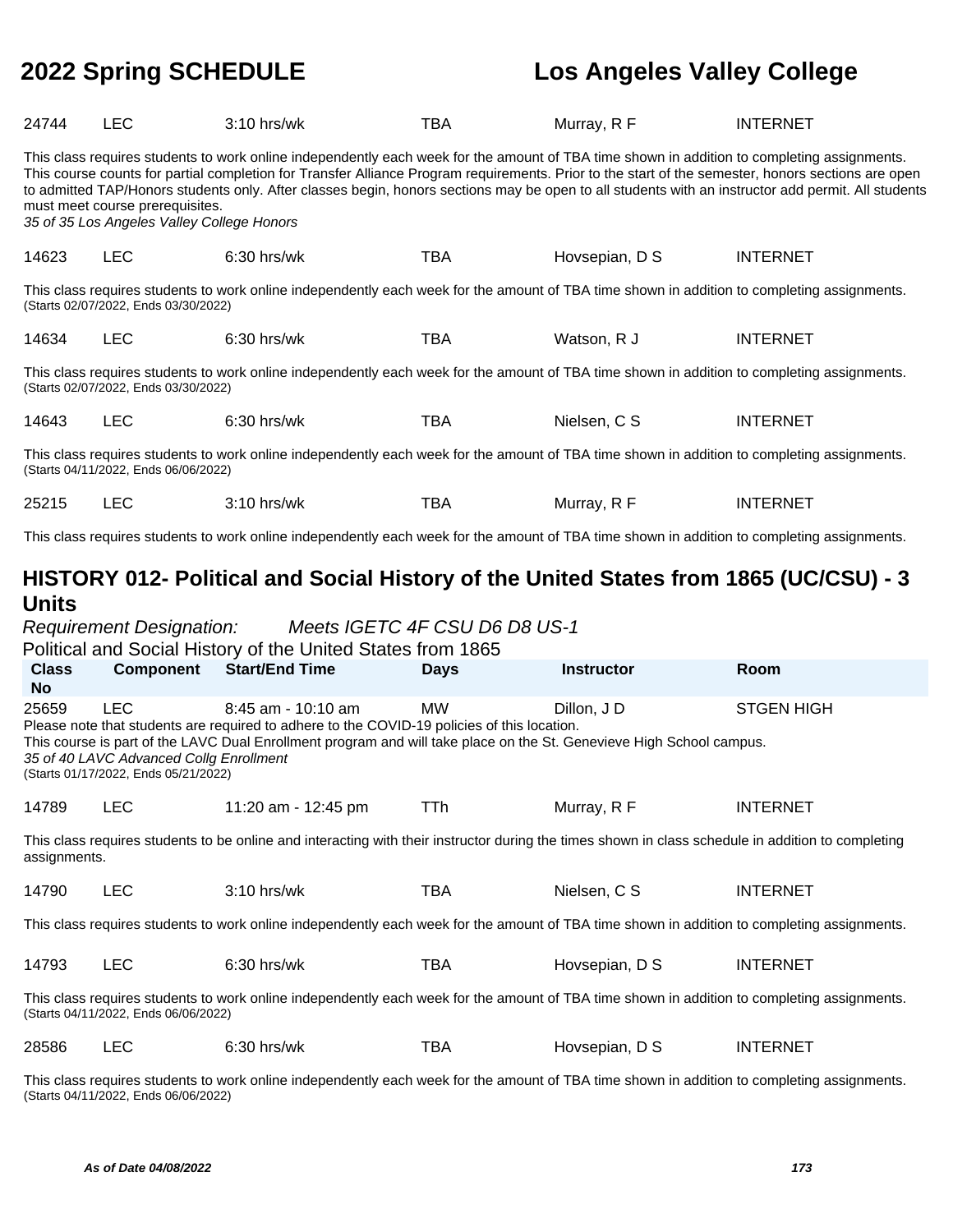| | | | | | |
|---|---|---|---|---|---|
| 24744 | LEC | 3:10 hrs/wk | TBA | Murray, R F | INTERNET |

This class requires students to work online independently each week for the amount of TBA time shown in addition to completing assignments. This course counts for partial completion for Transfer Alliance Program requirements. Prior to the start of the semester, honors sections are open to admitted TAP/Honors students only. After classes begin, honors sections may be open to all students with an instructor add permit. All students must meet course prerequisites.
*35 of 35 Los Angeles Valley College Honors*

| | | | | | |
|---|---|---|---|---|---|
| 14623 | LEC | 6:30 hrs/wk | TBA | Hovsepian, D S | INTERNET |

This class requires students to work online independently each week for the amount of TBA time shown in addition to completing assignments.
(Starts 02/07/2022, Ends 03/30/2022)

| | | | | | |
|---|---|---|---|---|---|
| 14634 | LEC | 6:30 hrs/wk | TBA | Watson, R J | INTERNET |

This class requires students to work online independently each week for the amount of TBA time shown in addition to completing assignments.
(Starts 02/07/2022, Ends 03/30/2022)

| | | | | | |
|---|---|---|---|---|---|
| 14643 | LEC | 6:30 hrs/wk | TBA | Nielsen, C S | INTERNET |

This class requires students to work online independently each week for the amount of TBA time shown in addition to completing assignments.
(Starts 04/11/2022, Ends 06/06/2022)

| | | | | | |
|---|---|---|---|---|---|
| 25215 | LEC | 3:10 hrs/wk | TBA | Murray, R F | INTERNET |

This class requires students to work online independently each week for the amount of TBA time shown in addition to completing assignments.

## HISTORY 012- Political and Social History of the United States from 1865 (UC/CSU) - 3 Units

*Requirement Designation:* *Meets IGETC 4F CSU D6 D8 US-1*

Political and Social History of the United States from 1865

| Class No | Component | Start/End Time | Days | Instructor | Room |
|---|---|---|---|---|---|
| 25659 | LEC | 8:45 am - 10:10 am | MW | Dillon, J D | STGEN HIGH |

Please note that students are required to adhere to the COVID-19 policies of this location.
This course is part of the LAVC Dual Enrollment program and will take place on the St. Genevieve High School campus.
*35 of 40 LAVC Advanced Collg Enrollment*
(Starts 01/17/2022, Ends 05/21/2022)

| | | | | | |
|---|---|---|---|---|---|
| 14789 | LEC | 11:20 am - 12:45 pm | TTh | Murray, R F | INTERNET |

This class requires students to be online and interacting with their instructor during the times shown in class schedule in addition to completing assignments.

| | | | | | |
|---|---|---|---|---|---|
| 14790 | LEC | 3:10 hrs/wk | TBA | Nielsen, C S | INTERNET |

This class requires students to work online independently each week for the amount of TBA time shown in addition to completing assignments.

| | | | | | |
|---|---|---|---|---|---|
| 14793 | LEC | 6:30 hrs/wk | TBA | Hovsepian, D S | INTERNET |

This class requires students to work online independently each week for the amount of TBA time shown in addition to completing assignments.
(Starts 04/11/2022, Ends 06/06/2022)

| | | | | | |
|---|---|---|---|---|---|
| 28586 | LEC | 6:30 hrs/wk | TBA | Hovsepian, D S | INTERNET |

This class requires students to work online independently each week for the amount of TBA time shown in addition to completing assignments.
(Starts 04/11/2022, Ends 06/06/2022)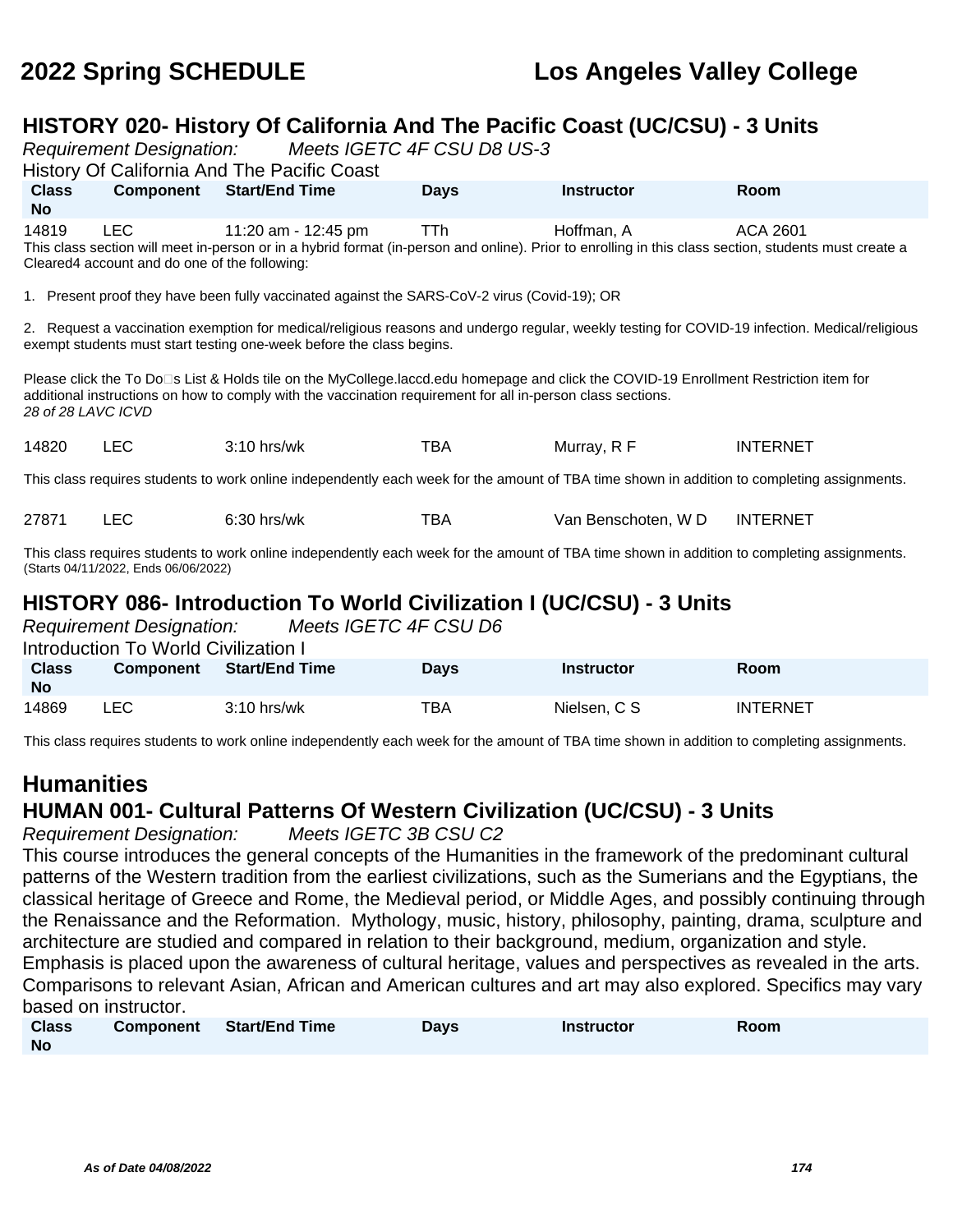## HISTORY 020- History Of California And The Pacific Coast (UC/CSU) - 3 Units

*Requirement Designation:* *Meets IGETC 4F CSU D8 US-3*

History Of California And The Pacific Coast

| Class No | Component | Start/End Time | Days | Instructor | Room |
|---|---|---|---|---|---|
| 14819 | LEC | 11:20 am - 12:45 pm | TTh | Hoffman, A | ACA 2601 |

This class section will meet in-person or in a hybrid format (in-person and online). Prior to enrolling in this class section, students must create a Cleared4 account and do one of the following:

1. Present proof they have been fully vaccinated against the SARS-CoV-2 virus (Covid-19); OR

2. Request a vaccination exemption for medical/religious reasons and undergo regular, weekly testing for COVID-19 infection. Medical/religious exempt students must start testing one-week before the class begins.

Please click the To Do□s List & Holds tile on the MyCollege.laccd.edu homepage and click the COVID-19 Enrollment Restriction item for additional instructions on how to comply with the vaccination requirement for all in-person class sections.
*28 of 28 LAVC ICVD*

| Class No | Component | Start/End Time | Days | Instructor | Room |
|---|---|---|---|---|---|
| 14820 | LEC | 3:10 hrs/wk | TBA | Murray, R F | INTERNET |

This class requires students to work online independently each week for the amount of TBA time shown in addition to completing assignments.

| Class No | Component | Start/End Time | Days | Instructor | Room |
|---|---|---|---|---|---|
| 27871 | LEC | 6:30 hrs/wk | TBA | Van Benschoten, W D | INTERNET |

This class requires students to work online independently each week for the amount of TBA time shown in addition to completing assignments.
(Starts 04/11/2022, Ends 06/06/2022)

## HISTORY 086- Introduction To World Civilization I (UC/CSU) - 3 Units

*Requirement Designation:* *Meets IGETC 4F CSU D6*

Introduction To World Civilization I

| Class No | Component | Start/End Time | Days | Instructor | Room |
|---|---|---|---|---|---|
| 14869 | LEC | 3:10 hrs/wk | TBA | Nielsen, C S | INTERNET |

This class requires students to work online independently each week for the amount of TBA time shown in addition to completing assignments.

# Humanities

## HUMAN 001- Cultural Patterns Of Western Civilization (UC/CSU) - 3 Units

*Requirement Designation:* *Meets IGETC 3B CSU C2*

This course introduces the general concepts of the Humanities in the framework of the predominant cultural patterns of the Western tradition from the earliest civilizations, such as the Sumerians and the Egyptians, the classical heritage of Greece and Rome, the Medieval period, or Middle Ages, and possibly continuing through the Renaissance and the Reformation. Mythology, music, history, philosophy, painting, drama, sculpture and architecture are studied and compared in relation to their background, medium, organization and style. Emphasis is placed upon the awareness of cultural heritage, values and perspectives as revealed in the arts. Comparisons to relevant Asian, African and American cultures and art may also explored. Specifics may vary based on instructor.

| Class No | Component | Start/End Time | Days | Instructor | Room |
|---|---|---|---|---|---|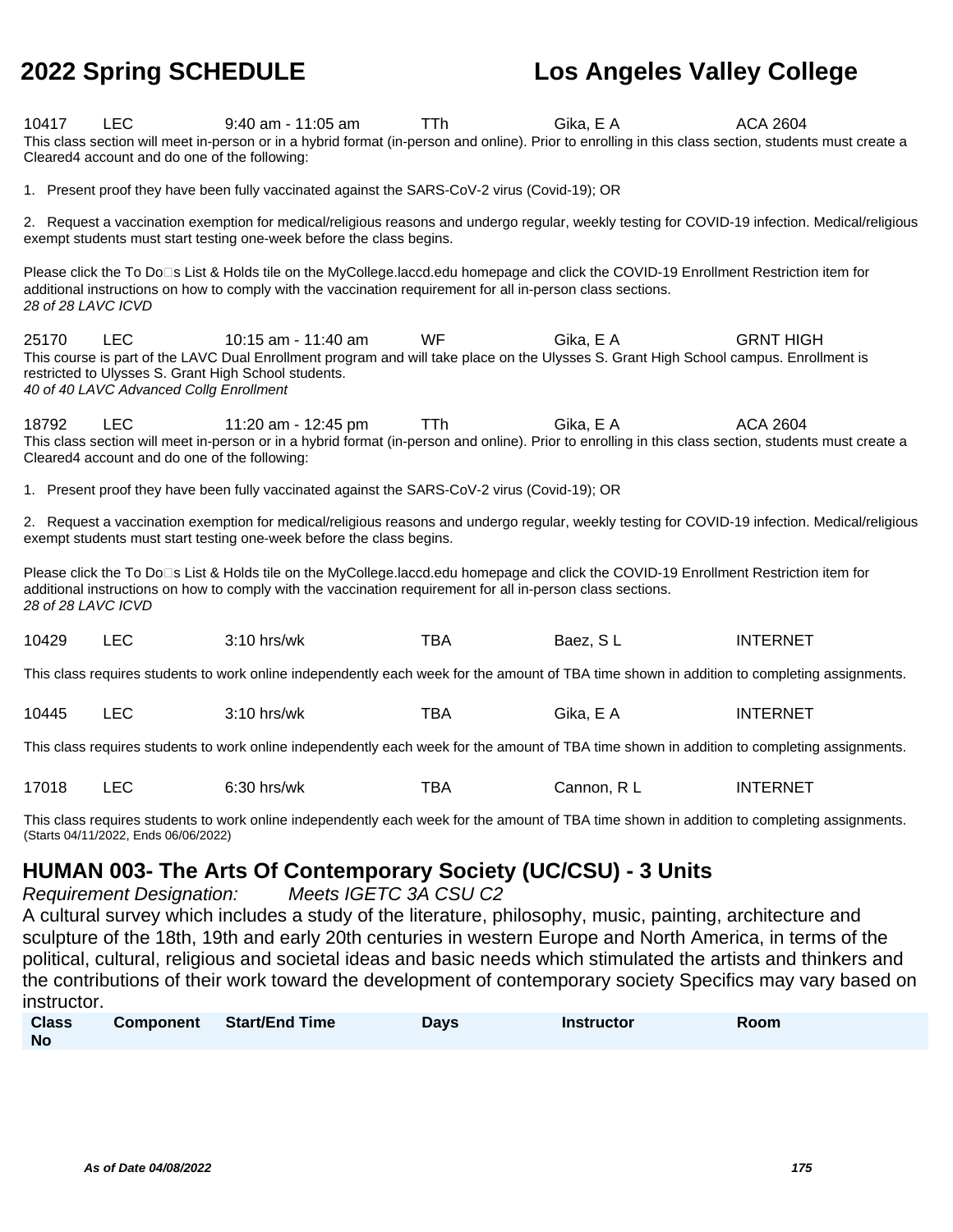| | | | | | |
|---|---|---|---|---|---|
| 10417 | LEC | 9:40 am - 11:05 am | TTh | Gika, E A | ACA 2604 |

This class section will meet in-person or in a hybrid format (in-person and online). Prior to enrolling in this class section, students must create a Cleared4 account and do one of the following:

1. Present proof they have been fully vaccinated against the SARS-CoV-2 virus (Covid-19); OR

2. Request a vaccination exemption for medical/religious reasons and undergo regular, weekly testing for COVID-19 infection. Medical/religious exempt students must start testing one-week before the class begins.

Please click the To Do□s List & Holds tile on the MyCollege.laccd.edu homepage and click the COVID-19 Enrollment Restriction item for additional instructions on how to comply with the vaccination requirement for all in-person class sections.
*28 of 28 LAVC ICVD*

| | | | | | |
|---|---|---|---|---|---|
| 25170 | LEC | 10:15 am - 11:40 am | WF | Gika, E A | GRNT HIGH |

This course is part of the LAVC Dual Enrollment program and will take place on the Ulysses S. Grant High School campus. Enrollment is restricted to Ulysses S. Grant High School students.
*40 of 40 LAVC Advanced Collg Enrollment*

| | | | | | |
|---|---|---|---|---|---|
| 18792 | LEC | 11:20 am - 12:45 pm | TTh | Gika, E A | ACA 2604 |

This class section will meet in-person or in a hybrid format (in-person and online). Prior to enrolling in this class section, students must create a Cleared4 account and do one of the following:

1. Present proof they have been fully vaccinated against the SARS-CoV-2 virus (Covid-19); OR

2. Request a vaccination exemption for medical/religious reasons and undergo regular, weekly testing for COVID-19 infection. Medical/religious exempt students must start testing one-week before the class begins.

Please click the To Do□s List & Holds tile on the MyCollege.laccd.edu homepage and click the COVID-19 Enrollment Restriction item for additional instructions on how to comply with the vaccination requirement for all in-person class sections.
*28 of 28 LAVC ICVD*

| | | | | | |
|---|---|---|---|---|---|
| 10429 | LEC | 3:10 hrs/wk | TBA | Baez, S L | INTERNET |

This class requires students to work online independently each week for the amount of TBA time shown in addition to completing assignments.

| | | | | | |
|---|---|---|---|---|---|
| 10445 | LEC | 3:10 hrs/wk | TBA | Gika, E A | INTERNET |

This class requires students to work online independently each week for the amount of TBA time shown in addition to completing assignments.

| | | | | | |
|---|---|---|---|---|---|
| 17018 | LEC | 6:30 hrs/wk | TBA | Cannon, R L | INTERNET |

This class requires students to work online independently each week for the amount of TBA time shown in addition to completing assignments.
(Starts 04/11/2022, Ends 06/06/2022)

## HUMAN 003- The Arts Of Contemporary Society (UC/CSU) - 3 Units

*Requirement Designation:* *Meets IGETC 3A CSU C2*

A cultural survey which includes a study of the literature, philosophy, music, painting, architecture and sculpture of the 18th, 19th and early 20th centuries in western Europe and North America, in terms of the political, cultural, religious and societal ideas and basic needs which stimulated the artists and thinkers and the contributions of their work toward the development of contemporary society Specifics may vary based on instructor.

| Class No | Component | Start/End Time | Days | Instructor | Room |
|---|---|---|---|---|---|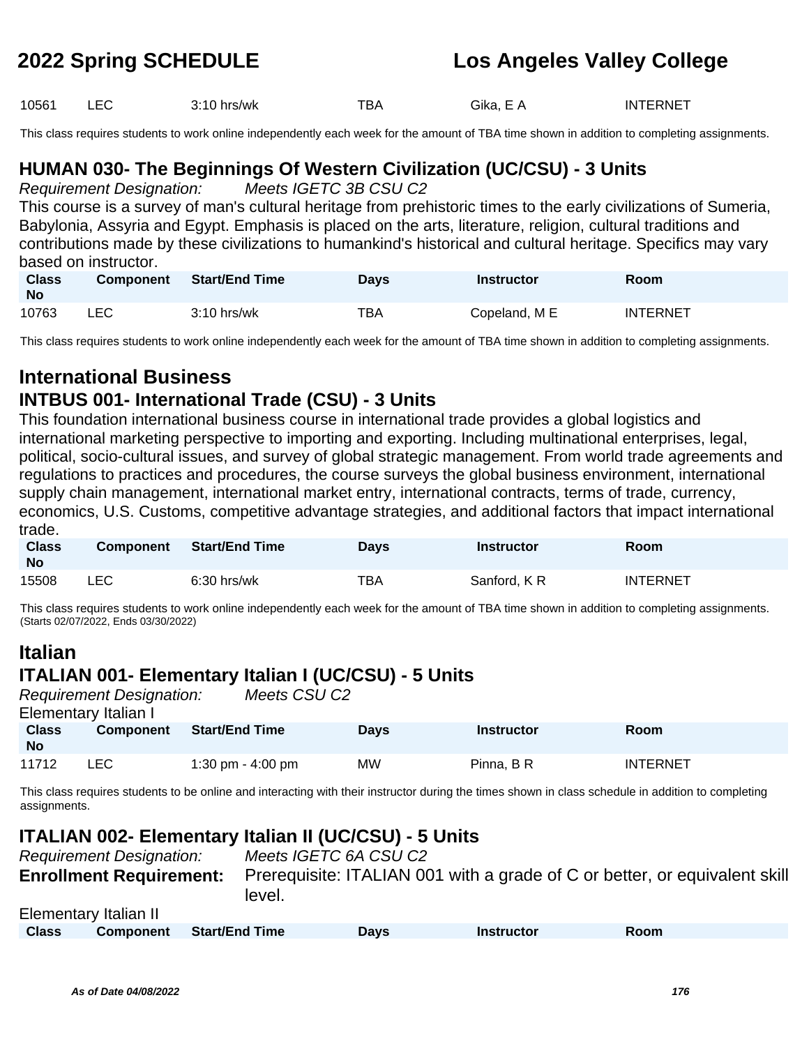| Class No | Component | Start/End Time | Days | Instructor | Room |
|---|---|---|---|---|---|
| 10561 | LEC | 3:10 hrs/wk | TBA | Gika, E A | INTERNET |

This class requires students to work online independently each week for the amount of TBA time shown in addition to completing assignments.

### HUMAN 030- The Beginnings Of Western Civilization (UC/CSU) - 3 Units

*Requirement Designation:* *Meets IGETC 3B CSU C2*

This course is a survey of man's cultural heritage from prehistoric times to the early civilizations of Sumeria, Babylonia, Assyria and Egypt. Emphasis is placed on the arts, literature, religion, cultural traditions and contributions made by these civilizations to humankind's historical and cultural heritage. Specifics may vary based on instructor.

| Class No | Component | Start/End Time | Days | Instructor | Room |
|---|---|---|---|---|---|
| 10763 | LEC | 3:10 hrs/wk | TBA | Copeland, M E | INTERNET |

This class requires students to work online independently each week for the amount of TBA time shown in addition to completing assignments.

## International Business

### INTBUS 001- International Trade (CSU) - 3 Units

This foundation international business course in international trade provides a global logistics and international marketing perspective to importing and exporting. Including multinational enterprises, legal, political, socio-cultural issues, and survey of global strategic management. From world trade agreements and regulations to practices and procedures, the course surveys the global business environment, international supply chain management, international market entry, international contracts, terms of trade, currency, economics, U.S. Customs, competitive advantage strategies, and additional factors that impact international trade.

| Class No | Component | Start/End Time | Days | Instructor | Room |
|---|---|---|---|---|---|
| 15508 | LEC | 6:30 hrs/wk | TBA | Sanford, K R | INTERNET |

This class requires students to work online independently each week for the amount of TBA time shown in addition to completing assignments. (Starts 02/07/2022, Ends 03/30/2022)

## Italian

### ITALIAN 001- Elementary Italian I (UC/CSU) - 5 Units

*Requirement Designation:* *Meets CSU C2*

Elementary Italian I

| Class No | Component | Start/End Time | Days | Instructor | Room |
|---|---|---|---|---|---|
| 11712 | LEC | 1:30 pm - 4:00 pm | MW | Pinna, B R | INTERNET |

This class requires students to be online and interacting with their instructor during the times shown in class schedule in addition to completing assignments.

### ITALIAN 002- Elementary Italian II (UC/CSU) - 5 Units

*Requirement Designation:* *Meets IGETC 6A CSU C2*

**Enrollment Requirement:** Prerequisite: ITALIAN 001 with a grade of C or better, or equivalent skill level.

Elementary Italian II

| Class | Component | Start/End Time | Days | Instructor | Room |
|---|---|---|---|---|---|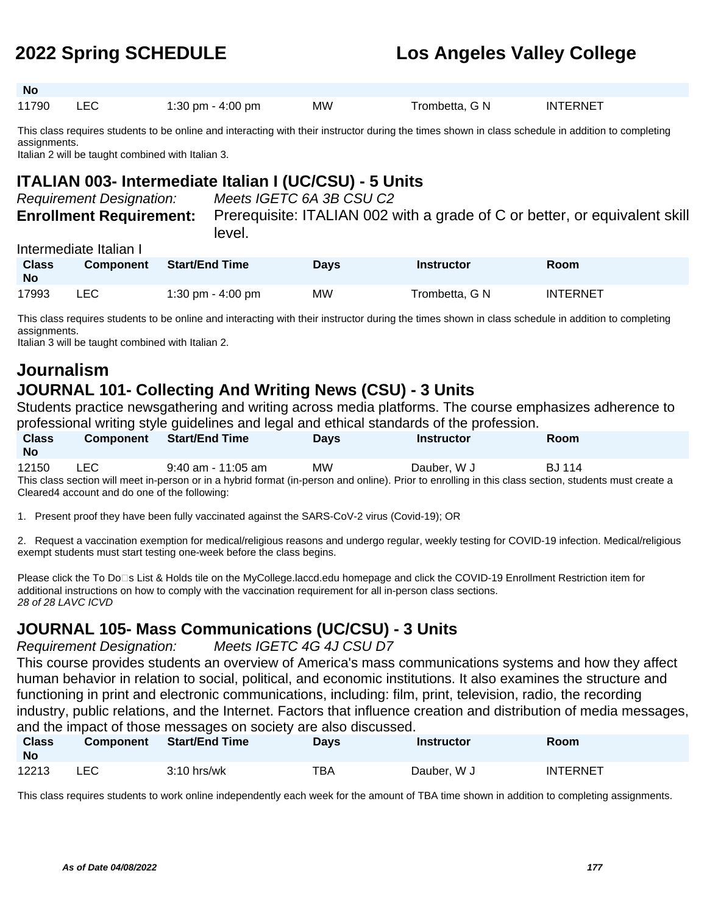| Class No | Component | Start/End Time | Days | Instructor | Room |
|---|---|---|---|---|---|
| 11790 | LEC | 1:30 pm - 4:00 pm | MW | Trombetta, G N | INTERNET |

This class requires students to be online and interacting with their instructor during the times shown in class schedule in addition to completing assignments.
Italian 2 will be taught combined with Italian 3.

### ITALIAN 003- Intermediate Italian I (UC/CSU) - 5 Units

*Requirement Designation:* *Meets IGETC 6A 3B CSU C2*
**Enrollment Requirement:** Prerequisite: ITALIAN 002 with a grade of C or better, or equivalent skill level.

Intermediate Italian I

| Class No | Component | Start/End Time | Days | Instructor | Room |
|---|---|---|---|---|---|
| 17993 | LEC | 1:30 pm - 4:00 pm | MW | Trombetta, G N | INTERNET |

This class requires students to be online and interacting with their instructor during the times shown in class schedule in addition to completing assignments.
Italian 3 will be taught combined with Italian 2.

## Journalism

### JOURNAL 101- Collecting And Writing News (CSU) - 3 Units

Students practice newsgathering and writing across media platforms. The course emphasizes adherence to professional writing style guidelines and legal and ethical standards of the profession.

| Class No | Component | Start/End Time | Days | Instructor | Room |
|---|---|---|---|---|---|
| 12150 | LEC | 9:40 am - 11:05 am | MW | Dauber, W J | BJ 114 |

This class section will meet in-person or in a hybrid format (in-person and online). Prior to enrolling in this class section, students must create a Cleared4 account and do one of the following:

1. Present proof they have been fully vaccinated against the SARS-CoV-2 virus (Covid-19); OR

2. Request a vaccination exemption for medical/religious reasons and undergo regular, weekly testing for COVID-19 infection. Medical/religious exempt students must start testing one-week before the class begins.

Please click the To Do□s List & Holds tile on the MyCollege.laccd.edu homepage and click the COVID-19 Enrollment Restriction item for additional instructions on how to comply with the vaccination requirement for all in-person class sections.
*28 of 28 LAVC ICVD*

### JOURNAL 105- Mass Communications (UC/CSU) - 3 Units

*Requirement Designation:* *Meets IGETC 4G 4J CSU D7*

This course provides students an overview of America's mass communications systems and how they affect human behavior in relation to social, political, and economic institutions. It also examines the structure and functioning in print and electronic communications, including: film, print, television, radio, the recording industry, public relations, and the Internet. Factors that influence creation and distribution of media messages, and the impact of those messages on society are also discussed.

| Class No | Component | Start/End Time | Days | Instructor | Room |
|---|---|---|---|---|---|
| 12213 | LEC | 3:10 hrs/wk | TBA | Dauber, W J | INTERNET |

This class requires students to work online independently each week for the amount of TBA time shown in addition to completing assignments.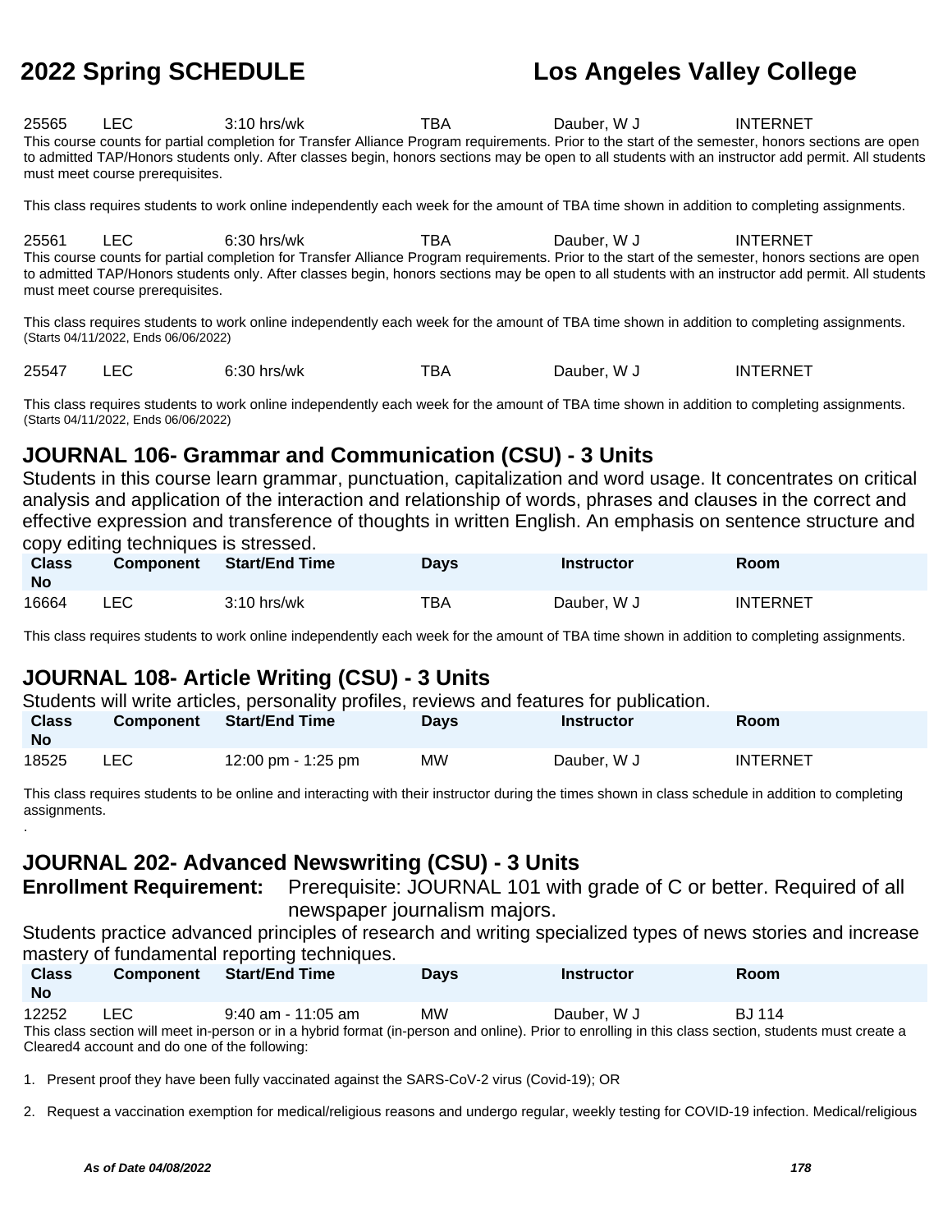| Class No | Component | Start/End Time | Days | Instructor | Room |
|---|---|---|---|---|---|
| 25565 | LEC | 3:10 hrs/wk | TBA | Dauber, W J | INTERNET |

This course counts for partial completion for Transfer Alliance Program requirements. Prior to the start of the semester, honors sections are open to admitted TAP/Honors students only. After classes begin, honors sections may be open to all students with an instructor add permit. All students must meet course prerequisites.

This class requires students to work online independently each week for the amount of TBA time shown in addition to completing assignments.

| Class No | Component | Start/End Time | Days | Instructor | Room |
|---|---|---|---|---|---|
| 25561 | LEC | 6:30 hrs/wk | TBA | Dauber, W J | INTERNET |

This course counts for partial completion for Transfer Alliance Program requirements. Prior to the start of the semester, honors sections are open to admitted TAP/Honors students only. After classes begin, honors sections may be open to all students with an instructor add permit. All students must meet course prerequisites.

This class requires students to work online independently each week for the amount of TBA time shown in addition to completing assignments.
(Starts 04/11/2022, Ends 06/06/2022)

| Class No | Component | Start/End Time | Days | Instructor | Room |
|---|---|---|---|---|---|
| 25547 | LEC | 6:30 hrs/wk | TBA | Dauber, W J | INTERNET |

This class requires students to work online independently each week for the amount of TBA time shown in addition to completing assignments.
(Starts 04/11/2022, Ends 06/06/2022)

## JOURNAL 106- Grammar and Communication (CSU) - 3 Units

Students in this course learn grammar, punctuation, capitalization and word usage. It concentrates on critical analysis and application of the interaction and relationship of words, phrases and clauses in the correct and effective expression and transference of thoughts in written English. An emphasis on sentence structure and copy editing techniques is stressed.

| Class No | Component | Start/End Time | Days | Instructor | Room |
|---|---|---|---|---|---|
| 16664 | LEC | 3:10 hrs/wk | TBA | Dauber, W J | INTERNET |

This class requires students to work online independently each week for the amount of TBA time shown in addition to completing assignments.

## JOURNAL 108- Article Writing (CSU) - 3 Units

Students will write articles, personality profiles, reviews and features for publication.

| Class No | Component | Start/End Time | Days | Instructor | Room |
|---|---|---|---|---|---|
| 18525 | LEC | 12:00 pm - 1:25 pm | MW | Dauber, W J | INTERNET |

This class requires students to be online and interacting with their instructor during the times shown in class schedule in addition to completing assignments.
.

## JOURNAL 202- Advanced Newswriting (CSU) - 3 Units

**Enrollment Requirement:** Prerequisite: JOURNAL 101 with grade of C or better. Required of all newspaper journalism majors.

Students practice advanced principles of research and writing specialized types of news stories and increase mastery of fundamental reporting techniques.

| Class No | Component | Start/End Time | Days | Instructor | Room |
|---|---|---|---|---|---|
| 12252 | LEC | 9:40 am - 11:05 am | MW | Dauber, W J | BJ 114 |

This class section will meet in-person or in a hybrid format (in-person and online). Prior to enrolling in this class section, students must create a Cleared4 account and do one of the following:

1. Present proof they have been fully vaccinated against the SARS-CoV-2 virus (Covid-19); OR

2. Request a vaccination exemption for medical/religious reasons and undergo regular, weekly testing for COVID-19 infection. Medical/religious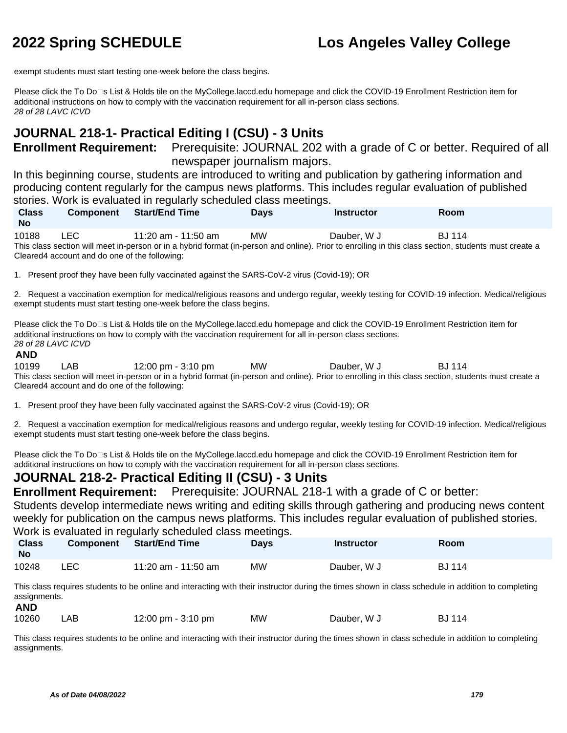exempt students must start testing one-week before the class begins.

Please click the To Do□s List & Holds tile on the MyCollege.laccd.edu homepage and click the COVID-19 Enrollment Restriction item for additional instructions on how to comply with the vaccination requirement for all in-person class sections.
*28 of 28 LAVC ICVD*

## JOURNAL 218-1- Practical Editing I (CSU) - 3 Units

**Enrollment Requirement:** Prerequisite: JOURNAL 202 with a grade of C or better. Required of all newspaper journalism majors.

In this beginning course, students are introduced to writing and publication by gathering information and producing content regularly for the campus news platforms. This includes regular evaluation of published stories. Work is evaluated in regularly scheduled class meetings.

| Class No | Component | Start/End Time | Days | Instructor | Room |
|---|---|---|---|---|---|
| 10188 | LEC | 11:20 am - 11:50 am | MW | Dauber, W J | BJ 114 |

This class section will meet in-person or in a hybrid format (in-person and online). Prior to enrolling in this class section, students must create a Cleared4 account and do one of the following:

1. Present proof they have been fully vaccinated against the SARS-CoV-2 virus (Covid-19); OR

2. Request a vaccination exemption for medical/religious reasons and undergo regular, weekly testing for COVID-19 infection. Medical/religious exempt students must start testing one-week before the class begins.

Please click the To Do□s List & Holds tile on the MyCollege.laccd.edu homepage and click the COVID-19 Enrollment Restriction item for additional instructions on how to comply with the vaccination requirement for all in-person class sections.
*28 of 28 LAVC ICVD*

**AND**

| Class No | Component | Start/End Time | Days | Instructor | Room |
|---|---|---|---|---|---|
| 10199 | LAB | 12:00 pm - 3:10 pm | MW | Dauber, W J | BJ 114 |

This class section will meet in-person or in a hybrid format (in-person and online). Prior to enrolling in this class section, students must create a Cleared4 account and do one of the following:

1. Present proof they have been fully vaccinated against the SARS-CoV-2 virus (Covid-19); OR

2. Request a vaccination exemption for medical/religious reasons and undergo regular, weekly testing for COVID-19 infection. Medical/religious exempt students must start testing one-week before the class begins.

Please click the To Do□s List & Holds tile on the MyCollege.laccd.edu homepage and click the COVID-19 Enrollment Restriction item for additional instructions on how to comply with the vaccination requirement for all in-person class sections.

## JOURNAL 218-2- Practical Editing II (CSU) - 3 Units

**Enrollment Requirement:** Prerequisite: JOURNAL 218-1 with a grade of C or better:

Students develop intermediate news writing and editing skills through gathering and producing news content weekly for publication on the campus news platforms. This includes regular evaluation of published stories. Work is evaluated in regularly scheduled class meetings.

| Class No | Component | Start/End Time | Days | Instructor | Room |
|---|---|---|---|---|---|
| 10248 | LEC | 11:20 am - 11:50 am | MW | Dauber, W J | BJ 114 |

This class requires students to be online and interacting with their instructor during the times shown in class schedule in addition to completing assignments.

**AND**

| Class No | Component | Start/End Time | Days | Instructor | Room |
|---|---|---|---|---|---|
| 10260 | LAB | 12:00 pm - 3:10 pm | MW | Dauber, W J | BJ 114 |

This class requires students to be online and interacting with their instructor during the times shown in class schedule in addition to completing assignments.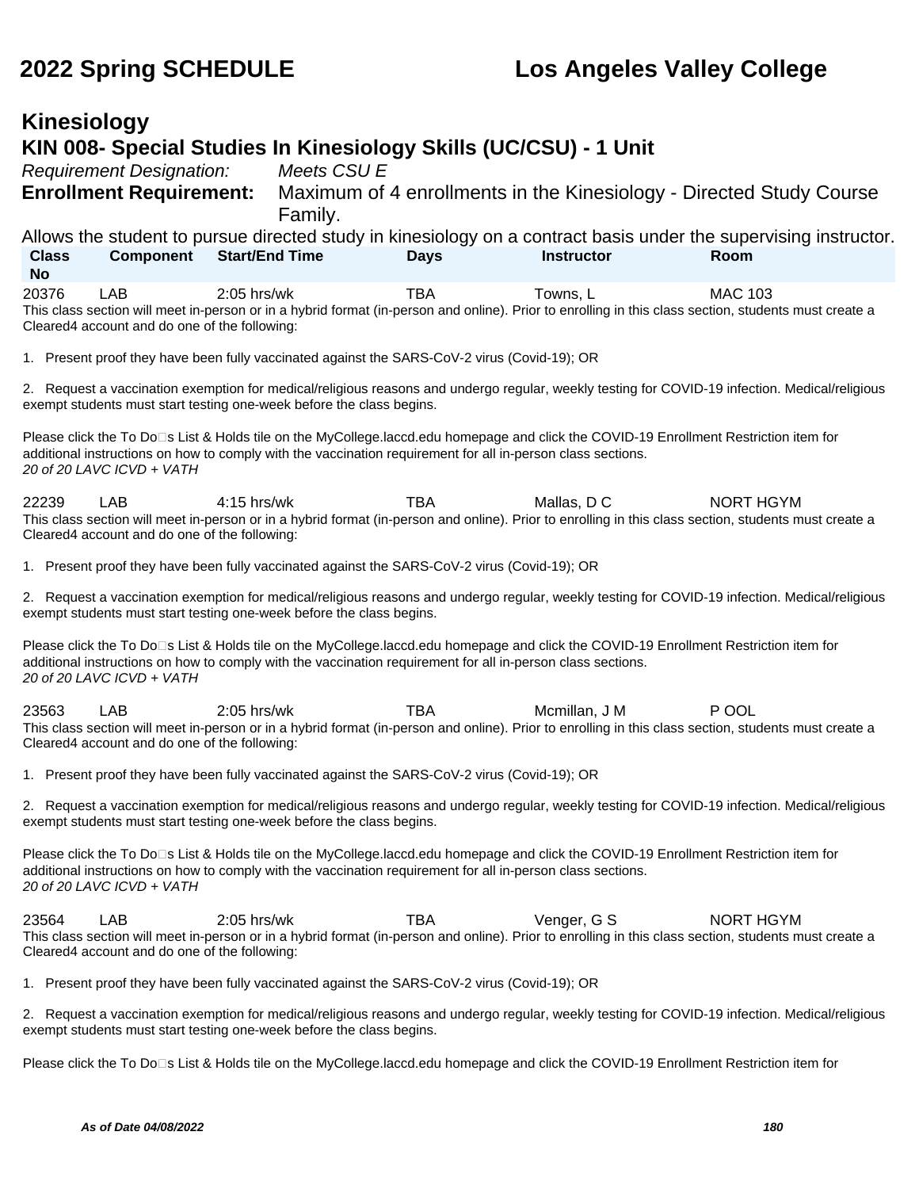# 2022 Spring SCHEDULE — Los Angeles Valley College

## Kinesiology

### KIN 008- Special Studies In Kinesiology Skills (UC/CSU) - 1 Unit

*Requirement Designation:* *Meets CSU E*

**Enrollment Requirement:** Maximum of 4 enrollments in the Kinesiology - Directed Study Course Family.

Allows the student to pursue directed study in kinesiology on a contract basis under the supervising instructor.

| Class No | Component | Start/End Time | Days | Instructor | Room |
|---|---|---|---|---|---|
| 20376 | LAB | 2:05 hrs/wk | TBA | Towns, L | MAC 103 |

This class section will meet in-person or in a hybrid format (in-person and online). Prior to enrolling in this class section, students must create a Cleared4 account and do one of the following:

1. Present proof they have been fully vaccinated against the SARS-CoV-2 virus (Covid-19); OR

2. Request a vaccination exemption for medical/religious reasons and undergo regular, weekly testing for COVID-19 infection. Medical/religious exempt students must start testing one-week before the class begins.

Please click the To Do□s List & Holds tile on the MyCollege.laccd.edu homepage and click the COVID-19 Enrollment Restriction item for additional instructions on how to comply with the vaccination requirement for all in-person class sections.
*20 of 20 LAVC ICVD + VATH*

| Class No | Component | Start/End Time | Days | Instructor | Room |
|---|---|---|---|---|---|
| 22239 | LAB | 4:15 hrs/wk | TBA | Mallas, D C | NORT HGYM |

This class section will meet in-person or in a hybrid format (in-person and online). Prior to enrolling in this class section, students must create a Cleared4 account and do one of the following:

1. Present proof they have been fully vaccinated against the SARS-CoV-2 virus (Covid-19); OR

2. Request a vaccination exemption for medical/religious reasons and undergo regular, weekly testing for COVID-19 infection. Medical/religious exempt students must start testing one-week before the class begins.

Please click the To Do□s List & Holds tile on the MyCollege.laccd.edu homepage and click the COVID-19 Enrollment Restriction item for additional instructions on how to comply with the vaccination requirement for all in-person class sections.
*20 of 20 LAVC ICVD + VATH*

| Class No | Component | Start/End Time | Days | Instructor | Room |
|---|---|---|---|---|---|
| 23563 | LAB | 2:05 hrs/wk | TBA | Mcmillan, J M | P OOL |

This class section will meet in-person or in a hybrid format (in-person and online). Prior to enrolling in this class section, students must create a Cleared4 account and do one of the following:

1. Present proof they have been fully vaccinated against the SARS-CoV-2 virus (Covid-19); OR

2. Request a vaccination exemption for medical/religious reasons and undergo regular, weekly testing for COVID-19 infection. Medical/religious exempt students must start testing one-week before the class begins.

Please click the To Do□s List & Holds tile on the MyCollege.laccd.edu homepage and click the COVID-19 Enrollment Restriction item for additional instructions on how to comply with the vaccination requirement for all in-person class sections.
*20 of 20 LAVC ICVD + VATH*

| Class No | Component | Start/End Time | Days | Instructor | Room |
|---|---|---|---|---|---|
| 23564 | LAB | 2:05 hrs/wk | TBA | Venger, G S | NORT HGYM |

This class section will meet in-person or in a hybrid format (in-person and online). Prior to enrolling in this class section, students must create a Cleared4 account and do one of the following:

1. Present proof they have been fully vaccinated against the SARS-CoV-2 virus (Covid-19); OR

2. Request a vaccination exemption for medical/religious reasons and undergo regular, weekly testing for COVID-19 infection. Medical/religious exempt students must start testing one-week before the class begins.

Please click the To Do□s List & Holds tile on the MyCollege.laccd.edu homepage and click the COVID-19 Enrollment Restriction item for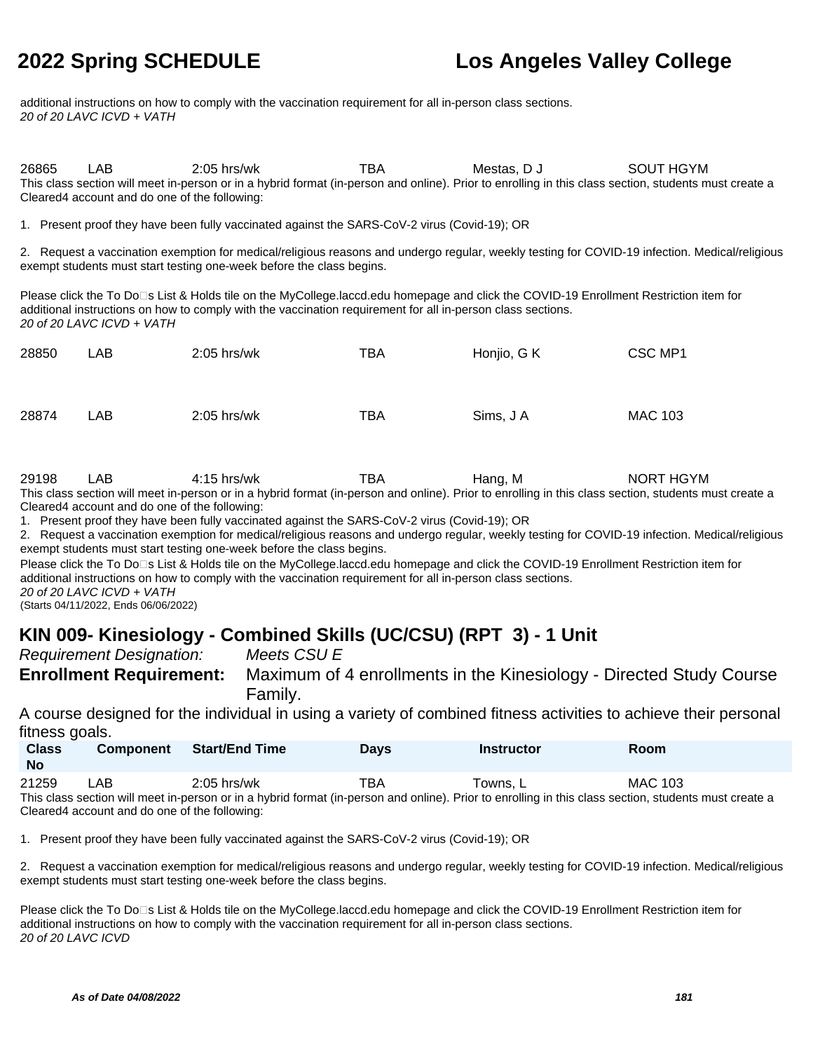additional instructions on how to comply with the vaccination requirement for all in-person class sections.
*20 of 20 LAVC ICVD + VATH*

| 26865 | LAB | 2:05 hrs/wk | TBA | Mestas, D J | SOUT HGYM |
|---|---|---|---|---|---|

This class section will meet in-person or in a hybrid format (in-person and online). Prior to enrolling in this class section, students must create a Cleared4 account and do one of the following:

1. Present proof they have been fully vaccinated against the SARS-CoV-2 virus (Covid-19); OR

2. Request a vaccination exemption for medical/religious reasons and undergo regular, weekly testing for COVID-19 infection. Medical/religious exempt students must start testing one-week before the class begins.

Please click the To Do□s List & Holds tile on the MyCollege.laccd.edu homepage and click the COVID-19 Enrollment Restriction item for additional instructions on how to comply with the vaccination requirement for all in-person class sections.
*20 of 20 LAVC ICVD + VATH*

| 28850 | LAB | 2:05 hrs/wk | TBA | Honjio, G K | CSC MP1 |
|---|---|---|---|---|---|

| 28874 | LAB | 2:05 hrs/wk | TBA | Sims, J A | MAC 103 |
|---|---|---|---|---|---|

| 29198 | LAB | 4:15 hrs/wk | TBA | Hang, M | NORT HGYM |
|---|---|---|---|---|---|

This class section will meet in-person or in a hybrid format (in-person and online). Prior to enrolling in this class section, students must create a Cleared4 account and do one of the following:
1. Present proof they have been fully vaccinated against the SARS-CoV-2 virus (Covid-19); OR
2. Request a vaccination exemption for medical/religious reasons and undergo regular, weekly testing for COVID-19 infection. Medical/religious exempt students must start testing one-week before the class begins.
Please click the To Do□s List & Holds tile on the MyCollege.laccd.edu homepage and click the COVID-19 Enrollment Restriction item for additional instructions on how to comply with the vaccination requirement for all in-person class sections.
*20 of 20 LAVC ICVD + VATH*
(Starts 04/11/2022, Ends 06/06/2022)

## KIN 009- Kinesiology - Combined Skills (UC/CSU) (RPT 3) - 1 Unit

*Requirement Designation:* *Meets CSU E*
**Enrollment Requirement:** Maximum of 4 enrollments in the Kinesiology - Directed Study Course Family.

A course designed for the individual in using a variety of combined fitness activities to achieve their personal fitness goals.

| Class No | Component | Start/End Time | Days | Instructor | Room |
|---|---|---|---|---|---|
| 21259 | LAB | 2:05 hrs/wk | TBA | Towns, L | MAC 103 |

This class section will meet in-person or in a hybrid format (in-person and online). Prior to enrolling in this class section, students must create a Cleared4 account and do one of the following:

1. Present proof they have been fully vaccinated against the SARS-CoV-2 virus (Covid-19); OR

2. Request a vaccination exemption for medical/religious reasons and undergo regular, weekly testing for COVID-19 infection. Medical/religious exempt students must start testing one-week before the class begins.

Please click the To Do□s List & Holds tile on the MyCollege.laccd.edu homepage and click the COVID-19 Enrollment Restriction item for additional instructions on how to comply with the vaccination requirement for all in-person class sections.
*20 of 20 LAVC ICVD*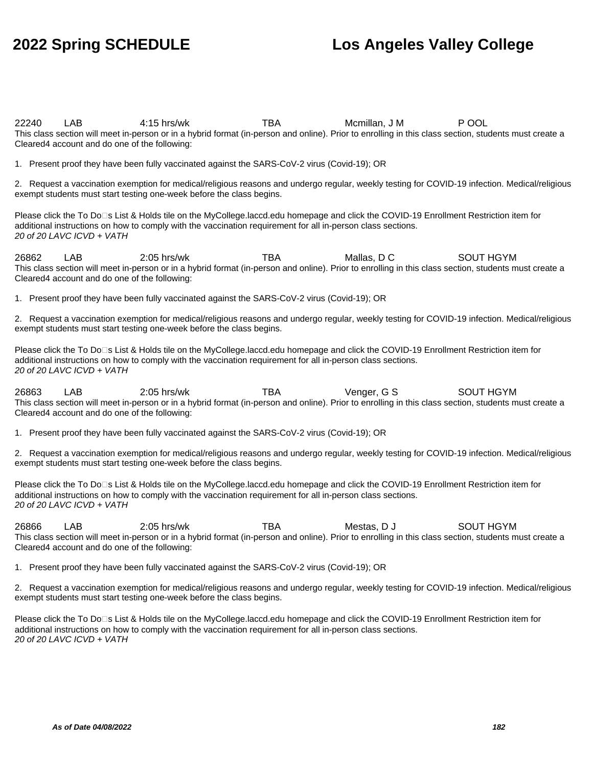22240 LAB 4:15 hrs/wk TBA Mcmillan, J M P OOL

This class section will meet in-person or in a hybrid format (in-person and online). Prior to enrolling in this class section, students must create a Cleared4 account and do one of the following:

1. Present proof they have been fully vaccinated against the SARS-CoV-2 virus (Covid-19); OR

2. Request a vaccination exemption for medical/religious reasons and undergo regular, weekly testing for COVID-19 infection. Medical/religious exempt students must start testing one-week before the class begins.

Please click the To Do□s List & Holds tile on the MyCollege.laccd.edu homepage and click the COVID-19 Enrollment Restriction item for additional instructions on how to comply with the vaccination requirement for all in-person class sections.

*20 of 20 LAVC ICVD + VATH*

26862 LAB 2:05 hrs/wk TBA Mallas, D C SOUT HGYM

This class section will meet in-person or in a hybrid format (in-person and online). Prior to enrolling in this class section, students must create a Cleared4 account and do one of the following:

1. Present proof they have been fully vaccinated against the SARS-CoV-2 virus (Covid-19); OR

2. Request a vaccination exemption for medical/religious reasons and undergo regular, weekly testing for COVID-19 infection. Medical/religious exempt students must start testing one-week before the class begins.

Please click the To Do□s List & Holds tile on the MyCollege.laccd.edu homepage and click the COVID-19 Enrollment Restriction item for additional instructions on how to comply with the vaccination requirement for all in-person class sections.

*20 of 20 LAVC ICVD + VATH*

26863 LAB 2:05 hrs/wk TBA Venger, G S SOUT HGYM

This class section will meet in-person or in a hybrid format (in-person and online). Prior to enrolling in this class section, students must create a Cleared4 account and do one of the following:

1. Present proof they have been fully vaccinated against the SARS-CoV-2 virus (Covid-19); OR

2. Request a vaccination exemption for medical/religious reasons and undergo regular, weekly testing for COVID-19 infection. Medical/religious exempt students must start testing one-week before the class begins.

Please click the To Do□s List & Holds tile on the MyCollege.laccd.edu homepage and click the COVID-19 Enrollment Restriction item for additional instructions on how to comply with the vaccination requirement for all in-person class sections.

*20 of 20 LAVC ICVD + VATH*

26866 LAB 2:05 hrs/wk TBA Mestas, D J SOUT HGYM

This class section will meet in-person or in a hybrid format (in-person and online). Prior to enrolling in this class section, students must create a Cleared4 account and do one of the following:

1. Present proof they have been fully vaccinated against the SARS-CoV-2 virus (Covid-19); OR

2. Request a vaccination exemption for medical/religious reasons and undergo regular, weekly testing for COVID-19 infection. Medical/religious exempt students must start testing one-week before the class begins.

Please click the To Do□s List & Holds tile on the MyCollege.laccd.edu homepage and click the COVID-19 Enrollment Restriction item for additional instructions on how to comply with the vaccination requirement for all in-person class sections.

*20 of 20 LAVC ICVD + VATH*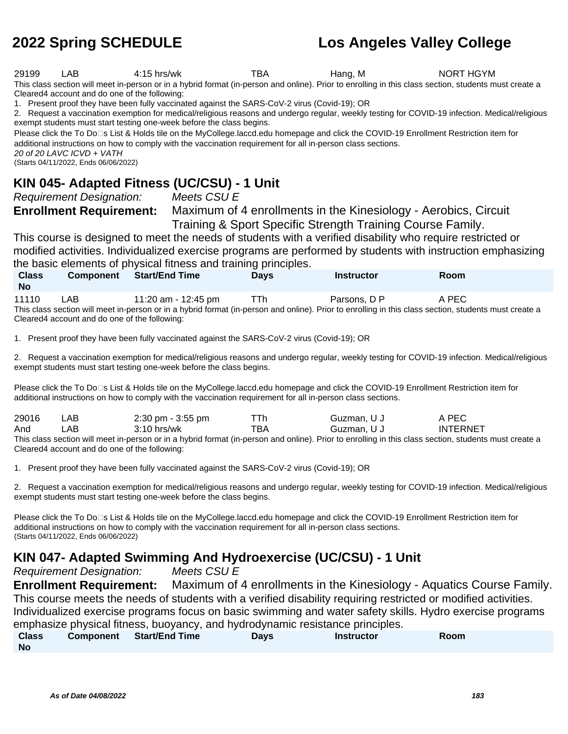| | | | | | |
|---|---|---|---|---|---|
| 29199 | LAB | 4:15 hrs/wk | TBA | Hang, M | NORT HGYM |

This class section will meet in-person or in a hybrid format (in-person and online). Prior to enrolling in this class section, students must create a Cleared4 account and do one of the following:

1. Present proof they have been fully vaccinated against the SARS-CoV-2 virus (Covid-19); OR
2. Request a vaccination exemption for medical/religious reasons and undergo regular, weekly testing for COVID-19 infection. Medical/religious exempt students must start testing one-week before the class begins.

Please click the To Do□s List & Holds tile on the MyCollege.laccd.edu homepage and click the COVID-19 Enrollment Restriction item for additional instructions on how to comply with the vaccination requirement for all in-person class sections.

*20 of 20 LAVC ICVD + VATH*

(Starts 04/11/2022, Ends 06/06/2022)

## KIN 045- Adapted Fitness (UC/CSU) - 1 Unit

*Requirement Designation:* *Meets CSU E*

**Enrollment Requirement:** Maximum of 4 enrollments in the Kinesiology - Aerobics, Circuit Training & Sport Specific Strength Training Course Family.

This course is designed to meet the needs of students with a verified disability who require restricted or modified activities. Individualized exercise programs are performed by students with instruction emphasizing the basic elements of physical fitness and training principles.

| Class No | Component | Start/End Time | Days | Instructor | Room |
|---|---|---|---|---|---|
| 11110 | LAB | 11:20 am - 12:45 pm | TTh | Parsons, D P | A PEC |

This class section will meet in-person or in a hybrid format (in-person and online). Prior to enrolling in this class section, students must create a Cleared4 account and do one of the following:

1. Present proof they have been fully vaccinated against the SARS-CoV-2 virus (Covid-19); OR

2. Request a vaccination exemption for medical/religious reasons and undergo regular, weekly testing for COVID-19 infection. Medical/religious exempt students must start testing one-week before the class begins.

Please click the To Do□s List & Holds tile on the MyCollege.laccd.edu homepage and click the COVID-19 Enrollment Restriction item for additional instructions on how to comply with the vaccination requirement for all in-person class sections.

| | | | | | |
|---|---|---|---|---|---|
| 29016 | LAB | 2:30 pm - 3:55 pm | TTh | Guzman, U J | A PEC |
| And | LAB | 3:10 hrs/wk | TBA | Guzman, U J | INTERNET |

This class section will meet in-person or in a hybrid format (in-person and online). Prior to enrolling in this class section, students must create a Cleared4 account and do one of the following:

1. Present proof they have been fully vaccinated against the SARS-CoV-2 virus (Covid-19); OR

2. Request a vaccination exemption for medical/religious reasons and undergo regular, weekly testing for COVID-19 infection. Medical/religious exempt students must start testing one-week before the class begins.

Please click the To Do□s List & Holds tile on the MyCollege.laccd.edu homepage and click the COVID-19 Enrollment Restriction item for additional instructions on how to comply with the vaccination requirement for all in-person class sections.

(Starts 04/11/2022, Ends 06/06/2022)

## KIN 047- Adapted Swimming And Hydroexercise (UC/CSU) - 1 Unit

*Requirement Designation:* *Meets CSU E*

**Enrollment Requirement:** Maximum of 4 enrollments in the Kinesiology - Aquatics Course Family.

This course meets the needs of students with a verified disability requiring restricted or modified activities. Individualized exercise programs focus on basic swimming and water safety skills. Hydro exercise programs emphasize physical fitness, buoyancy, and hydrodynamic resistance principles.

| Class No | Component | Start/End Time | Days | Instructor | Room |
|---|---|---|---|---|---|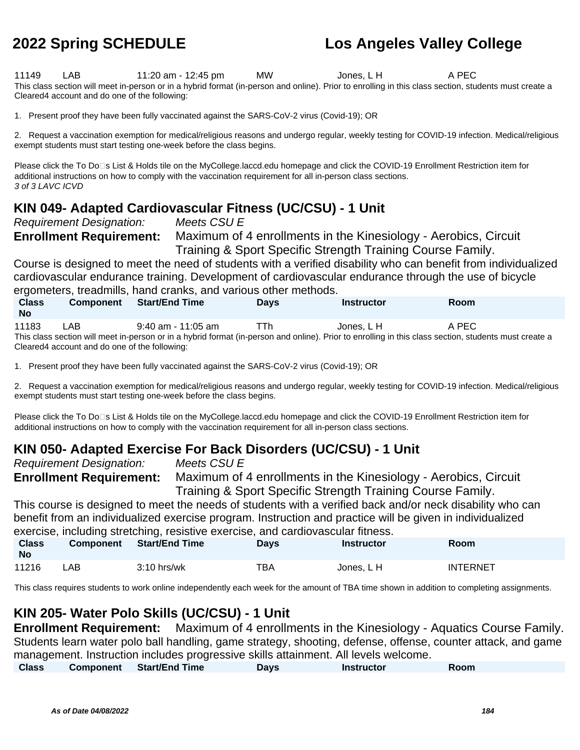| Class No | Component | Start/End Time | Days | Instructor | Room |
|---|---|---|---|---|---|
| 11149 | LAB | 11:20 am - 12:45 pm | MW | Jones, L H | A PEC |

This class section will meet in-person or in a hybrid format (in-person and online). Prior to enrolling in this class section, students must create a Cleared4 account and do one of the following:

1. Present proof they have been fully vaccinated against the SARS-CoV-2 virus (Covid-19); OR

2. Request a vaccination exemption for medical/religious reasons and undergo regular, weekly testing for COVID-19 infection. Medical/religious exempt students must start testing one-week before the class begins.

Please click the To Do□s List & Holds tile on the MyCollege.laccd.edu homepage and click the COVID-19 Enrollment Restriction item for additional instructions on how to comply with the vaccination requirement for all in-person class sections.
*3 of 3 LAVC ICVD*

## KIN 049- Adapted Cardiovascular Fitness (UC/CSU) - 1 Unit

*Requirement Designation:* *Meets CSU E*

**Enrollment Requirement:** Maximum of 4 enrollments in the Kinesiology - Aerobics, Circuit Training & Sport Specific Strength Training Course Family.

Course is designed to meet the need of students with a verified disability who can benefit from individualized cardiovascular endurance training. Development of cardiovascular endurance through the use of bicycle ergometers, treadmills, hand cranks, and various other methods.

| Class No | Component | Start/End Time | Days | Instructor | Room |
|---|---|---|---|---|---|
| 11183 | LAB | 9:40 am - 11:05 am | TTh | Jones, L H | A PEC |

This class section will meet in-person or in a hybrid format (in-person and online). Prior to enrolling in this class section, students must create a Cleared4 account and do one of the following:

1. Present proof they have been fully vaccinated against the SARS-CoV-2 virus (Covid-19); OR

2. Request a vaccination exemption for medical/religious reasons and undergo regular, weekly testing for COVID-19 infection. Medical/religious exempt students must start testing one-week before the class begins.

Please click the To Do□s List & Holds tile on the MyCollege.laccd.edu homepage and click the COVID-19 Enrollment Restriction item for additional instructions on how to comply with the vaccination requirement for all in-person class sections.

## KIN 050- Adapted Exercise For Back Disorders (UC/CSU) - 1 Unit

*Requirement Designation:* *Meets CSU E*

**Enrollment Requirement:** Maximum of 4 enrollments in the Kinesiology - Aerobics, Circuit Training & Sport Specific Strength Training Course Family.

This course is designed to meet the needs of students with a verified back and/or neck disability who can benefit from an individualized exercise program. Instruction and practice will be given in individualized exercise, including stretching, resistive exercise, and cardiovascular fitness.

| Class No | Component | Start/End Time | Days | Instructor | Room |
|---|---|---|---|---|---|
| 11216 | LAB | 3:10 hrs/wk | TBA | Jones, L H | INTERNET |

This class requires students to work online independently each week for the amount of TBA time shown in addition to completing assignments.

## KIN 205- Water Polo Skills (UC/CSU) - 1 Unit

**Enrollment Requirement:** Maximum of 4 enrollments in the Kinesiology - Aquatics Course Family.

Students learn water polo ball handling, game strategy, shooting, defense, offense, counter attack, and game management. Instruction includes progressive skills attainment. All levels welcome.

| Class | Component | Start/End Time | Days | Instructor | Room |
|---|---|---|---|---|---|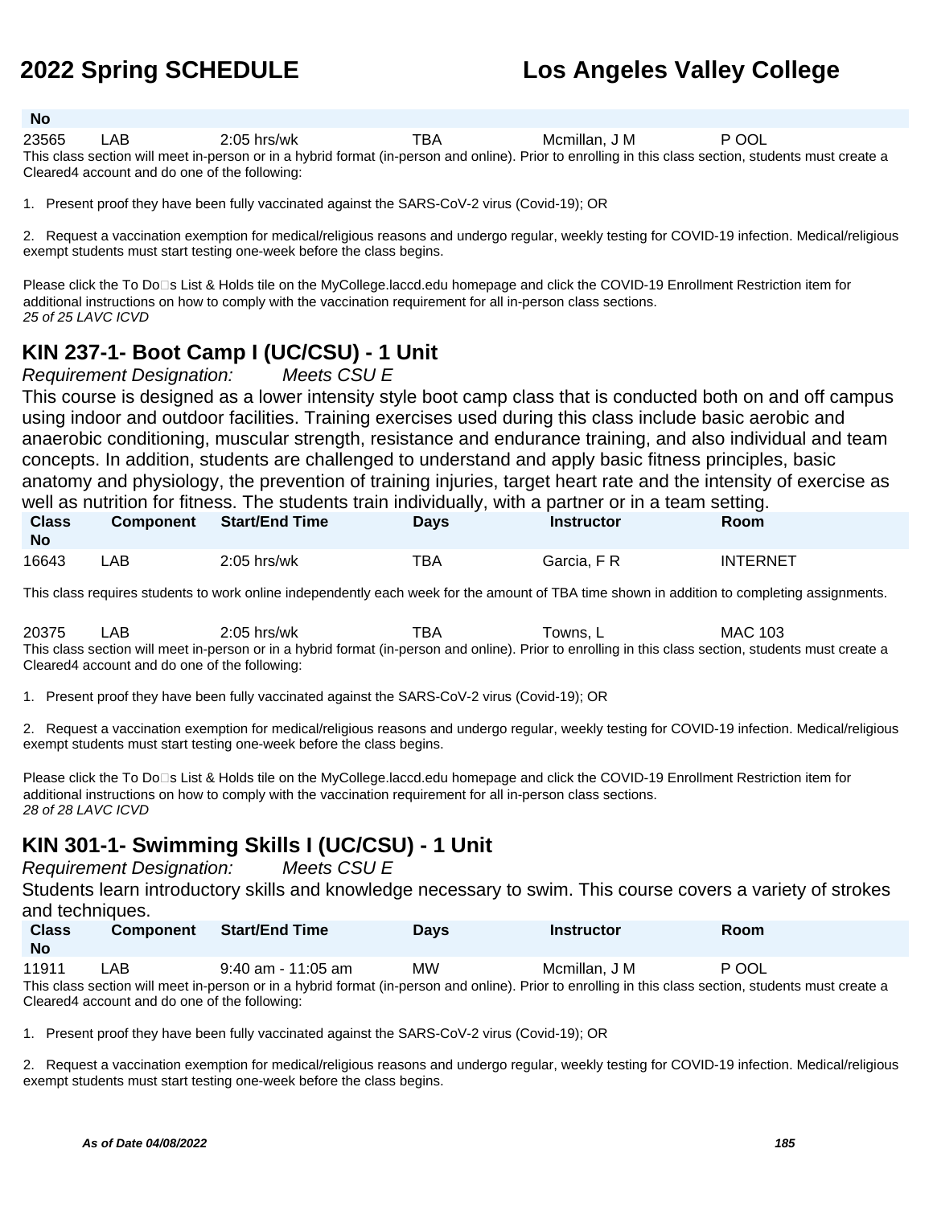| Class No | Component | Start/End Time | Days | Instructor | Room |
|---|---|---|---|---|---|
| 23565 | LAB | 2:05 hrs/wk | TBA | Mcmillan, J M | P OOL |

This class section will meet in-person or in a hybrid format (in-person and online). Prior to enrolling in this class section, students must create a Cleared4 account and do one of the following:

1. Present proof they have been fully vaccinated against the SARS-CoV-2 virus (Covid-19); OR

2. Request a vaccination exemption for medical/religious reasons and undergo regular, weekly testing for COVID-19 infection. Medical/religious exempt students must start testing one-week before the class begins.

Please click the To Do□s List & Holds tile on the MyCollege.laccd.edu homepage and click the COVID-19 Enrollment Restriction item for additional instructions on how to comply with the vaccination requirement for all in-person class sections.

*25 of 25 LAVC ICVD*

## KIN 237-1- Boot Camp I (UC/CSU) - 1 Unit

*Requirement Designation: Meets CSU E*

This course is designed as a lower intensity style boot camp class that is conducted both on and off campus using indoor and outdoor facilities. Training exercises used during this class include basic aerobic and anaerobic conditioning, muscular strength, resistance and endurance training, and also individual and team concepts. In addition, students are challenged to understand and apply basic fitness principles, basic anatomy and physiology, the prevention of training injuries, target heart rate and the intensity of exercise as well as nutrition for fitness. The students train individually, with a partner or in a team setting.

| Class No | Component | Start/End Time | Days | Instructor | Room |
|---|---|---|---|---|---|
| 16643 | LAB | 2:05 hrs/wk | TBA | Garcia, F R | INTERNET |

This class requires students to work online independently each week for the amount of TBA time shown in addition to completing assignments.

| Class No | Component | Start/End Time | Days | Instructor | Room |
|---|---|---|---|---|---|
| 20375 | LAB | 2:05 hrs/wk | TBA | Towns, L | MAC 103 |

This class section will meet in-person or in a hybrid format (in-person and online). Prior to enrolling in this class section, students must create a Cleared4 account and do one of the following:

1. Present proof they have been fully vaccinated against the SARS-CoV-2 virus (Covid-19); OR

2. Request a vaccination exemption for medical/religious reasons and undergo regular, weekly testing for COVID-19 infection. Medical/religious exempt students must start testing one-week before the class begins.

Please click the To Do□s List & Holds tile on the MyCollege.laccd.edu homepage and click the COVID-19 Enrollment Restriction item for additional instructions on how to comply with the vaccination requirement for all in-person class sections.

*28 of 28 LAVC ICVD*

## KIN 301-1- Swimming Skills I (UC/CSU) - 1 Unit

*Requirement Designation: Meets CSU E*

Students learn introductory skills and knowledge necessary to swim. This course covers a variety of strokes and techniques.

| Class No | Component | Start/End Time | Days | Instructor | Room |
|---|---|---|---|---|---|
| 11911 | LAB | 9:40 am - 11:05 am | MW | Mcmillan, J M | P OOL |

This class section will meet in-person or in a hybrid format (in-person and online). Prior to enrolling in this class section, students must create a Cleared4 account and do one of the following:

1. Present proof they have been fully vaccinated against the SARS-CoV-2 virus (Covid-19); OR

2. Request a vaccination exemption for medical/religious reasons and undergo regular, weekly testing for COVID-19 infection. Medical/religious exempt students must start testing one-week before the class begins.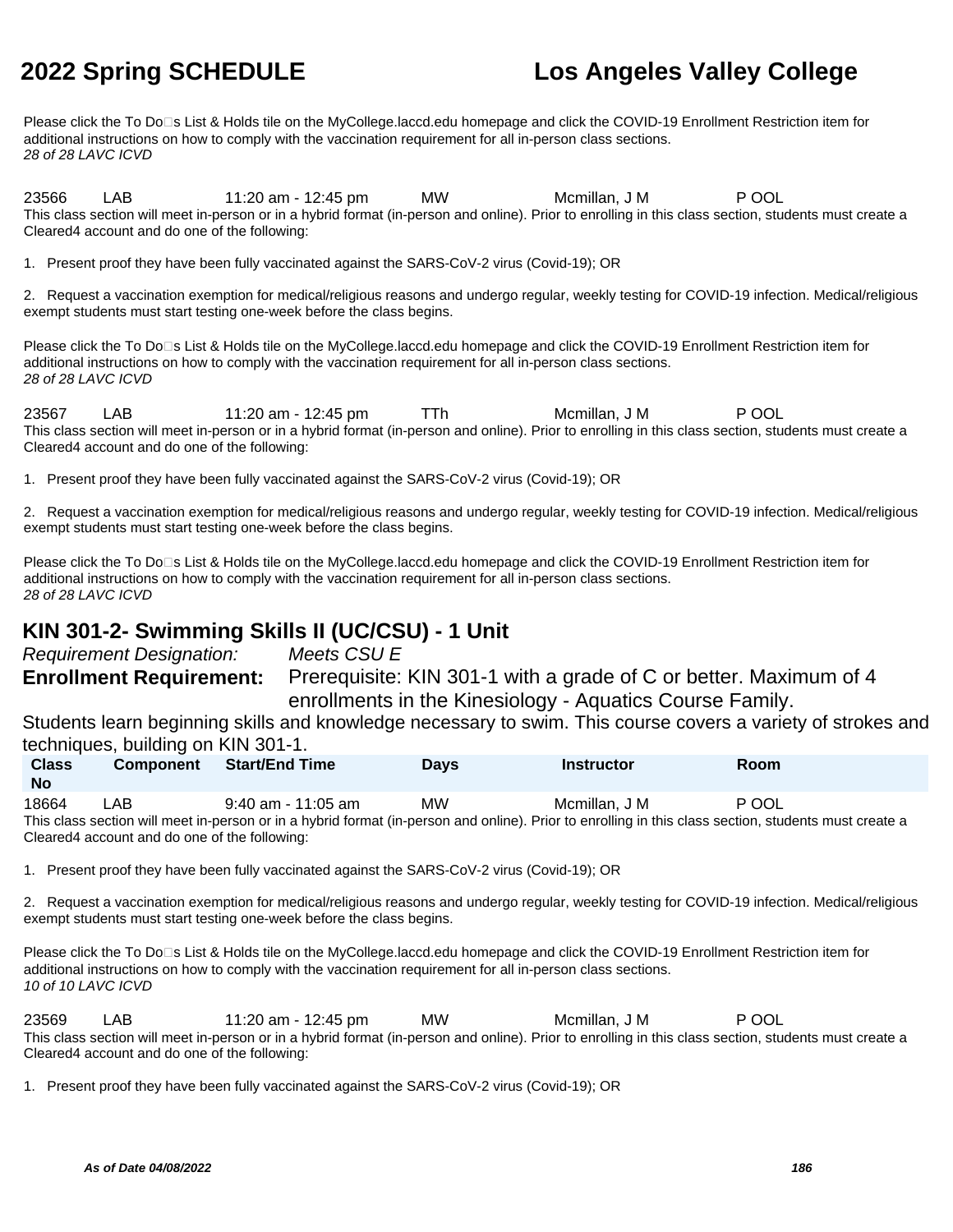Please click the To Do□s List & Holds tile on the MyCollege.laccd.edu homepage and click the COVID-19 Enrollment Restriction item for additional instructions on how to comply with the vaccination requirement for all in-person class sections.
*28 of 28 LAVC ICVD*

| | | | | | |
|---|---|---|---|---|---|
| 23566 | LAB | 11:20 am - 12:45 pm | MW | Mcmillan, J M | P OOL |

This class section will meet in-person or in a hybrid format (in-person and online). Prior to enrolling in this class section, students must create a Cleared4 account and do one of the following:

1. Present proof they have been fully vaccinated against the SARS-CoV-2 virus (Covid-19); OR

2. Request a vaccination exemption for medical/religious reasons and undergo regular, weekly testing for COVID-19 infection. Medical/religious exempt students must start testing one-week before the class begins.

Please click the To Do□s List & Holds tile on the MyCollege.laccd.edu homepage and click the COVID-19 Enrollment Restriction item for additional instructions on how to comply with the vaccination requirement for all in-person class sections.
*28 of 28 LAVC ICVD*

| | | | | | |
|---|---|---|---|---|---|
| 23567 | LAB | 11:20 am - 12:45 pm | TTh | Mcmillan, J M | P OOL |

This class section will meet in-person or in a hybrid format (in-person and online). Prior to enrolling in this class section, students must create a Cleared4 account and do one of the following:

1. Present proof they have been fully vaccinated against the SARS-CoV-2 virus (Covid-19); OR

2. Request a vaccination exemption for medical/religious reasons and undergo regular, weekly testing for COVID-19 infection. Medical/religious exempt students must start testing one-week before the class begins.

Please click the To Do□s List & Holds tile on the MyCollege.laccd.edu homepage and click the COVID-19 Enrollment Restriction item for additional instructions on how to comply with the vaccination requirement for all in-person class sections.
*28 of 28 LAVC ICVD*

## KIN 301-2- Swimming Skills II (UC/CSU) - 1 Unit

*Requirement Designation:* *Meets CSU E*

**Enrollment Requirement:** Prerequisite: KIN 301-1 with a grade of C or better. Maximum of 4 enrollments in the Kinesiology - Aquatics Course Family.

Students learn beginning skills and knowledge necessary to swim. This course covers a variety of strokes and techniques, building on KIN 301-1.

| Class No | Component | Start/End Time | Days | Instructor | Room |
|---|---|---|---|---|---|
| 18664 | LAB | 9:40 am - 11:05 am | MW | Mcmillan, J M | P OOL |

This class section will meet in-person or in a hybrid format (in-person and online). Prior to enrolling in this class section, students must create a Cleared4 account and do one of the following:

1. Present proof they have been fully vaccinated against the SARS-CoV-2 virus (Covid-19); OR

2. Request a vaccination exemption for medical/religious reasons and undergo regular, weekly testing for COVID-19 infection. Medical/religious exempt students must start testing one-week before the class begins.

Please click the To Do□s List & Holds tile on the MyCollege.laccd.edu homepage and click the COVID-19 Enrollment Restriction item for additional instructions on how to comply with the vaccination requirement for all in-person class sections.
*10 of 10 LAVC ICVD*

| | | | | | |
|---|---|---|---|---|---|
| 23569 | LAB | 11:20 am - 12:45 pm | MW | Mcmillan, J M | P OOL |

This class section will meet in-person or in a hybrid format (in-person and online). Prior to enrolling in this class section, students must create a Cleared4 account and do one of the following:

1. Present proof they have been fully vaccinated against the SARS-CoV-2 virus (Covid-19); OR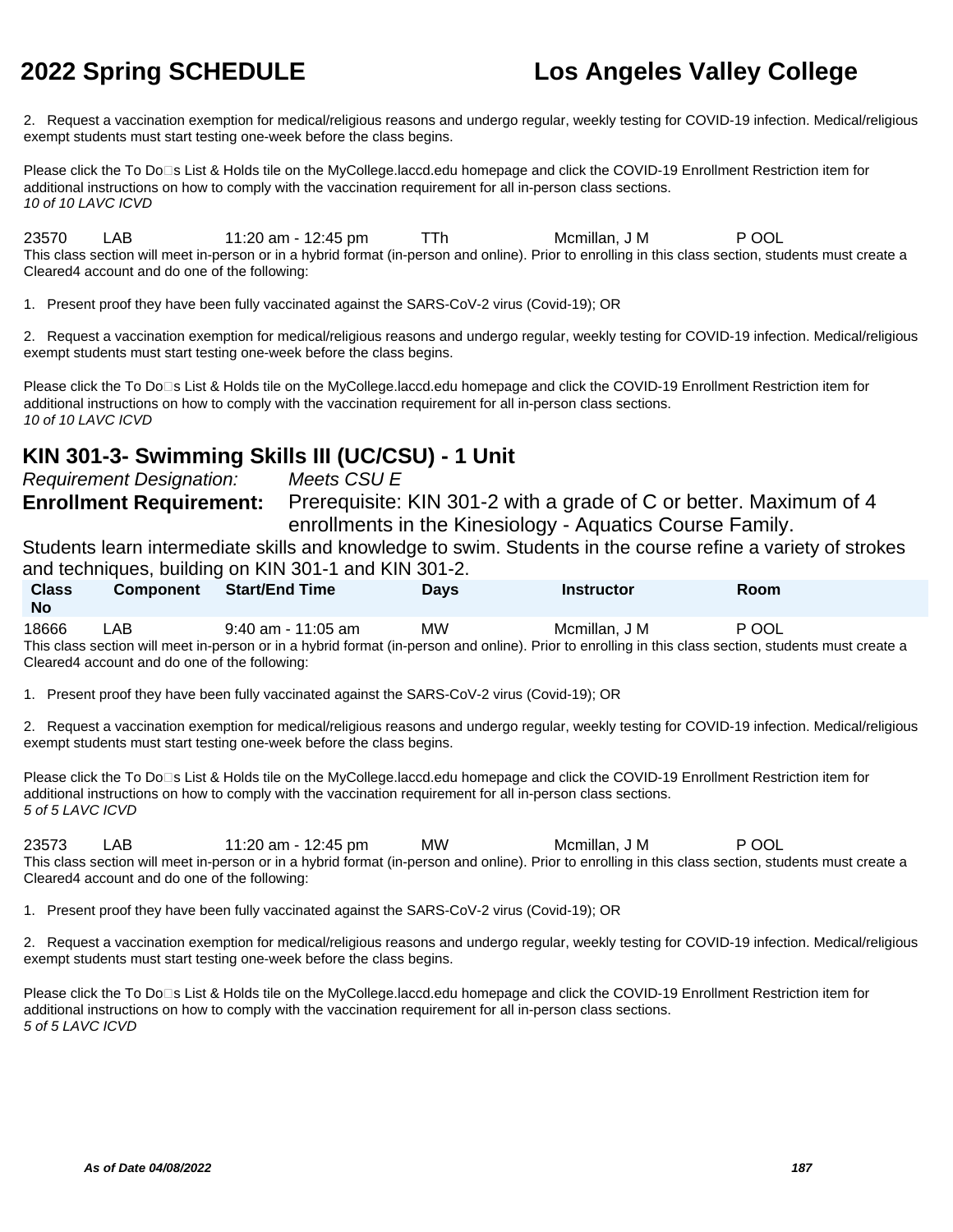2. Request a vaccination exemption for medical/religious reasons and undergo regular, weekly testing for COVID-19 infection. Medical/religious exempt students must start testing one-week before the class begins.

Please click the To Do�s List & Holds tile on the MyCollege.laccd.edu homepage and click the COVID-19 Enrollment Restriction item for additional instructions on how to comply with the vaccination requirement for all in-person class sections.
*10 of 10 LAVC ICVD*

| 23570 | LAB | 11:20 am - 12:45 pm | TTh | Mcmillan, J M | P OOL |
|---|---|---|---|---|---|

This class section will meet in-person or in a hybrid format (in-person and online). Prior to enrolling in this class section, students must create a Cleared4 account and do one of the following:

1. Present proof they have been fully vaccinated against the SARS-CoV-2 virus (Covid-19); OR

2. Request a vaccination exemption for medical/religious reasons and undergo regular, weekly testing for COVID-19 infection. Medical/religious exempt students must start testing one-week before the class begins.

Please click the To Do�s List & Holds tile on the MyCollege.laccd.edu homepage and click the COVID-19 Enrollment Restriction item for additional instructions on how to comply with the vaccination requirement for all in-person class sections.
*10 of 10 LAVC ICVD*

## KIN 301-3- Swimming Skills III (UC/CSU) - 1 Unit

*Requirement Designation:* *Meets CSU E*

**Enrollment Requirement:** Prerequisite: KIN 301-2 with a grade of C or better. Maximum of 4 enrollments in the Kinesiology - Aquatics Course Family.

Students learn intermediate skills and knowledge to swim. Students in the course refine a variety of strokes and techniques, building on KIN 301-1 and KIN 301-2.

| Class No | Component | Start/End Time | Days | Instructor | Room |
|---|---|---|---|---|---|
| 18666 | LAB | 9:40 am - 11:05 am | MW | Mcmillan, J M | P OOL |

This class section will meet in-person or in a hybrid format (in-person and online). Prior to enrolling in this class section, students must create a Cleared4 account and do one of the following:

1. Present proof they have been fully vaccinated against the SARS-CoV-2 virus (Covid-19); OR

2. Request a vaccination exemption for medical/religious reasons and undergo regular, weekly testing for COVID-19 infection. Medical/religious exempt students must start testing one-week before the class begins.

Please click the To Do�s List & Holds tile on the MyCollege.laccd.edu homepage and click the COVID-19 Enrollment Restriction item for additional instructions on how to comply with the vaccination requirement for all in-person class sections.
*5 of 5 LAVC ICVD*

| 23573 | LAB | 11:20 am - 12:45 pm | MW | Mcmillan, J M | P OOL |
|---|---|---|---|---|---|

This class section will meet in-person or in a hybrid format (in-person and online). Prior to enrolling in this class section, students must create a Cleared4 account and do one of the following:

1. Present proof they have been fully vaccinated against the SARS-CoV-2 virus (Covid-19); OR

2. Request a vaccination exemption for medical/religious reasons and undergo regular, weekly testing for COVID-19 infection. Medical/religious exempt students must start testing one-week before the class begins.

Please click the To Do�s List & Holds tile on the MyCollege.laccd.edu homepage and click the COVID-19 Enrollment Restriction item for additional instructions on how to comply with the vaccination requirement for all in-person class sections.
*5 of 5 LAVC ICVD*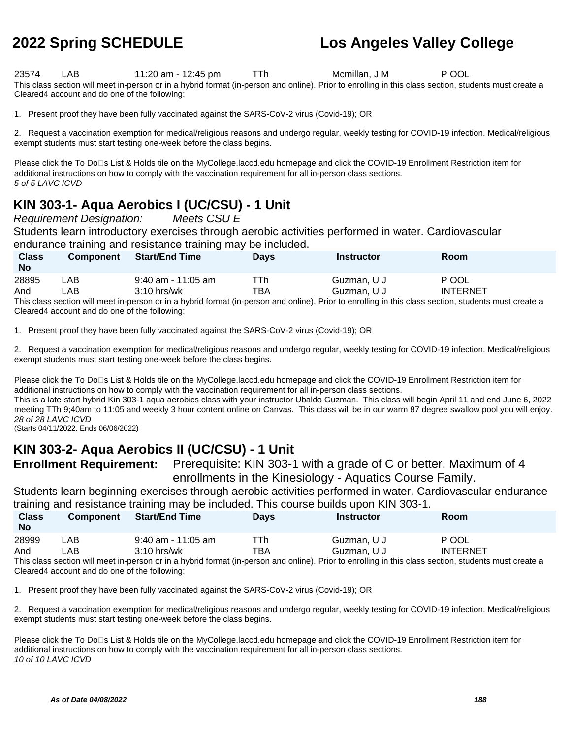| Class No | Component | Start/End Time | Days | Instructor | Room |
|---|---|---|---|---|---|
| 23574 | LAB | 11:20 am - 12:45 pm | TTh | Mcmillan, J M | P OOL |

This class section will meet in-person or in a hybrid format (in-person and online). Prior to enrolling in this class section, students must create a Cleared4 account and do one of the following:

1. Present proof they have been fully vaccinated against the SARS-CoV-2 virus (Covid-19); OR

2. Request a vaccination exemption for medical/religious reasons and undergo regular, weekly testing for COVID-19 infection. Medical/religious exempt students must start testing one-week before the class begins.

Please click the To Do□s List & Holds tile on the MyCollege.laccd.edu homepage and click the COVID-19 Enrollment Restriction item for additional instructions on how to comply with the vaccination requirement for all in-person class sections.
*5 of 5 LAVC ICVD*

## KIN 303-1- Aqua Aerobics I (UC/CSU) - 1 Unit

*Requirement Designation:* *Meets CSU E*

Students learn introductory exercises through aerobic activities performed in water. Cardiovascular endurance training and resistance training may be included.

| Class No | Component | Start/End Time | Days | Instructor | Room |
|---|---|---|---|---|---|
| 28895 | LAB | 9:40 am - 11:05 am | TTh | Guzman, U J | P OOL |
| And | LAB | 3:10 hrs/wk | TBA | Guzman, U J | INTERNET |

This class section will meet in-person or in a hybrid format (in-person and online). Prior to enrolling in this class section, students must create a Cleared4 account and do one of the following:

1. Present proof they have been fully vaccinated against the SARS-CoV-2 virus (Covid-19); OR

2. Request a vaccination exemption for medical/religious reasons and undergo regular, weekly testing for COVID-19 infection. Medical/religious exempt students must start testing one-week before the class begins.

Please click the To Do□s List & Holds tile on the MyCollege.laccd.edu homepage and click the COVID-19 Enrollment Restriction item for additional instructions on how to comply with the vaccination requirement for all in-person class sections.
This is a late-start hybrid Kin 303-1 aqua aerobics class with your instructor Ubaldo Guzman. This class will begin April 11 and end June 6, 2022 meeting TTh 9;40am to 11:05 and weekly 3 hour content online on Canvas. This class will be in our warm 87 degree swallow pool you will enjoy.
*28 of 28 LAVC ICVD*
(Starts 04/11/2022, Ends 06/06/2022)

## KIN 303-2- Aqua Aerobics II (UC/CSU) - 1 Unit

**Enrollment Requirement:** Prerequisite: KIN 303-1 with a grade of C or better. Maximum of 4 enrollments in the Kinesiology - Aquatics Course Family.

Students learn beginning exercises through aerobic activities performed in water. Cardiovascular endurance training and resistance training may be included. This course builds upon KIN 303-1.

| Class No | Component | Start/End Time | Days | Instructor | Room |
|---|---|---|---|---|---|
| 28999 | LAB | 9:40 am - 11:05 am | TTh | Guzman, U J | P OOL |
| And | LAB | 3:10 hrs/wk | TBA | Guzman, U J | INTERNET |

This class section will meet in-person or in a hybrid format (in-person and online). Prior to enrolling in this class section, students must create a Cleared4 account and do one of the following:

1. Present proof they have been fully vaccinated against the SARS-CoV-2 virus (Covid-19); OR

2. Request a vaccination exemption for medical/religious reasons and undergo regular, weekly testing for COVID-19 infection. Medical/religious exempt students must start testing one-week before the class begins.

Please click the To Do□s List & Holds tile on the MyCollege.laccd.edu homepage and click the COVID-19 Enrollment Restriction item for additional instructions on how to comply with the vaccination requirement for all in-person class sections.
*10 of 10 LAVC ICVD*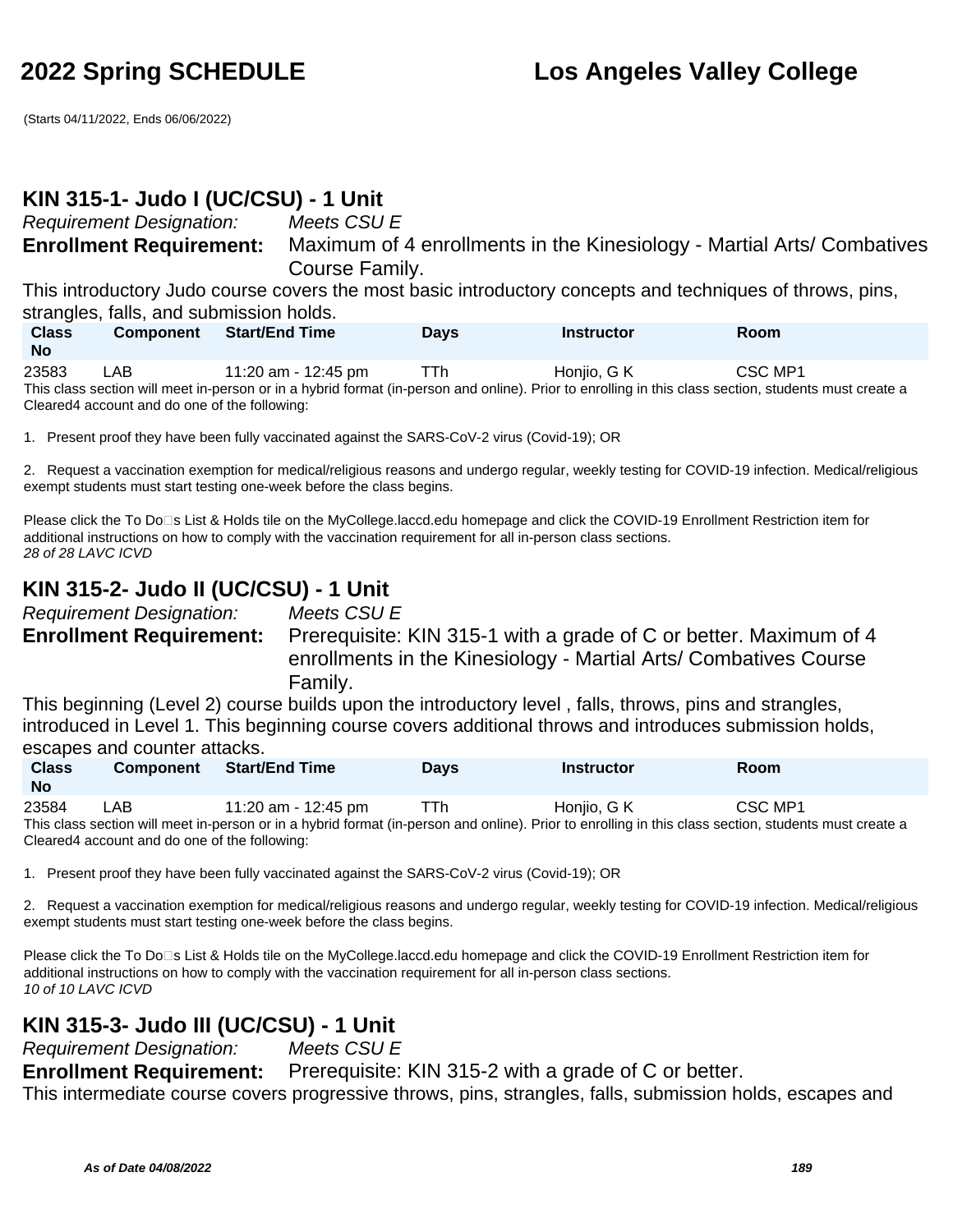# 2022 Spring SCHEDULE — Los Angeles Valley College

(Starts 04/11/2022, Ends 06/06/2022)

## KIN 315-1- Judo I (UC/CSU) - 1 Unit

*Requirement Designation:* *Meets CSU E*

**Enrollment Requirement:** Maximum of 4 enrollments in the Kinesiology - Martial Arts/ Combatives Course Family.

This introductory Judo course covers the most basic introductory concepts and techniques of throws, pins, strangles, falls, and submission holds.

| Class No | Component | Start/End Time | Days | Instructor | Room |
|---|---|---|---|---|---|
| 23583 | LAB | 11:20 am - 12:45 pm | TTh | Honjio, G K | CSC MP1 |

This class section will meet in-person or in a hybrid format (in-person and online). Prior to enrolling in this class section, students must create a Cleared4 account and do one of the following:

1. Present proof they have been fully vaccinated against the SARS-CoV-2 virus (Covid-19); OR

2. Request a vaccination exemption for medical/religious reasons and undergo regular, weekly testing for COVID-19 infection. Medical/religious exempt students must start testing one-week before the class begins.

Please click the To Do□s List & Holds tile on the MyCollege.laccd.edu homepage and click the COVID-19 Enrollment Restriction item for additional instructions on how to comply with the vaccination requirement for all in-person class sections.

*28 of 28 LAVC ICVD*

## KIN 315-2- Judo II (UC/CSU) - 1 Unit

*Requirement Designation:* *Meets CSU E*

**Enrollment Requirement:** Prerequisite: KIN 315-1 with a grade of C or better. Maximum of 4 enrollments in the Kinesiology - Martial Arts/ Combatives Course Family.

This beginning (Level 2) course builds upon the introductory level , falls, throws, pins and strangles, introduced in Level 1. This beginning course covers additional throws and introduces submission holds, escapes and counter attacks.

| Class No | Component | Start/End Time | Days | Instructor | Room |
|---|---|---|---|---|---|
| 23584 | LAB | 11:20 am - 12:45 pm | TTh | Honjio, G K | CSC MP1 |

This class section will meet in-person or in a hybrid format (in-person and online). Prior to enrolling in this class section, students must create a Cleared4 account and do one of the following:

1. Present proof they have been fully vaccinated against the SARS-CoV-2 virus (Covid-19); OR

2. Request a vaccination exemption for medical/religious reasons and undergo regular, weekly testing for COVID-19 infection. Medical/religious exempt students must start testing one-week before the class begins.

Please click the To Do□s List & Holds tile on the MyCollege.laccd.edu homepage and click the COVID-19 Enrollment Restriction item for additional instructions on how to comply with the vaccination requirement for all in-person class sections.

*10 of 10 LAVC ICVD*

## KIN 315-3- Judo III (UC/CSU) - 1 Unit

*Requirement Designation:* *Meets CSU E*

**Enrollment Requirement:** Prerequisite: KIN 315-2 with a grade of C or better.

This intermediate course covers progressive throws, pins, strangles, falls, submission holds, escapes and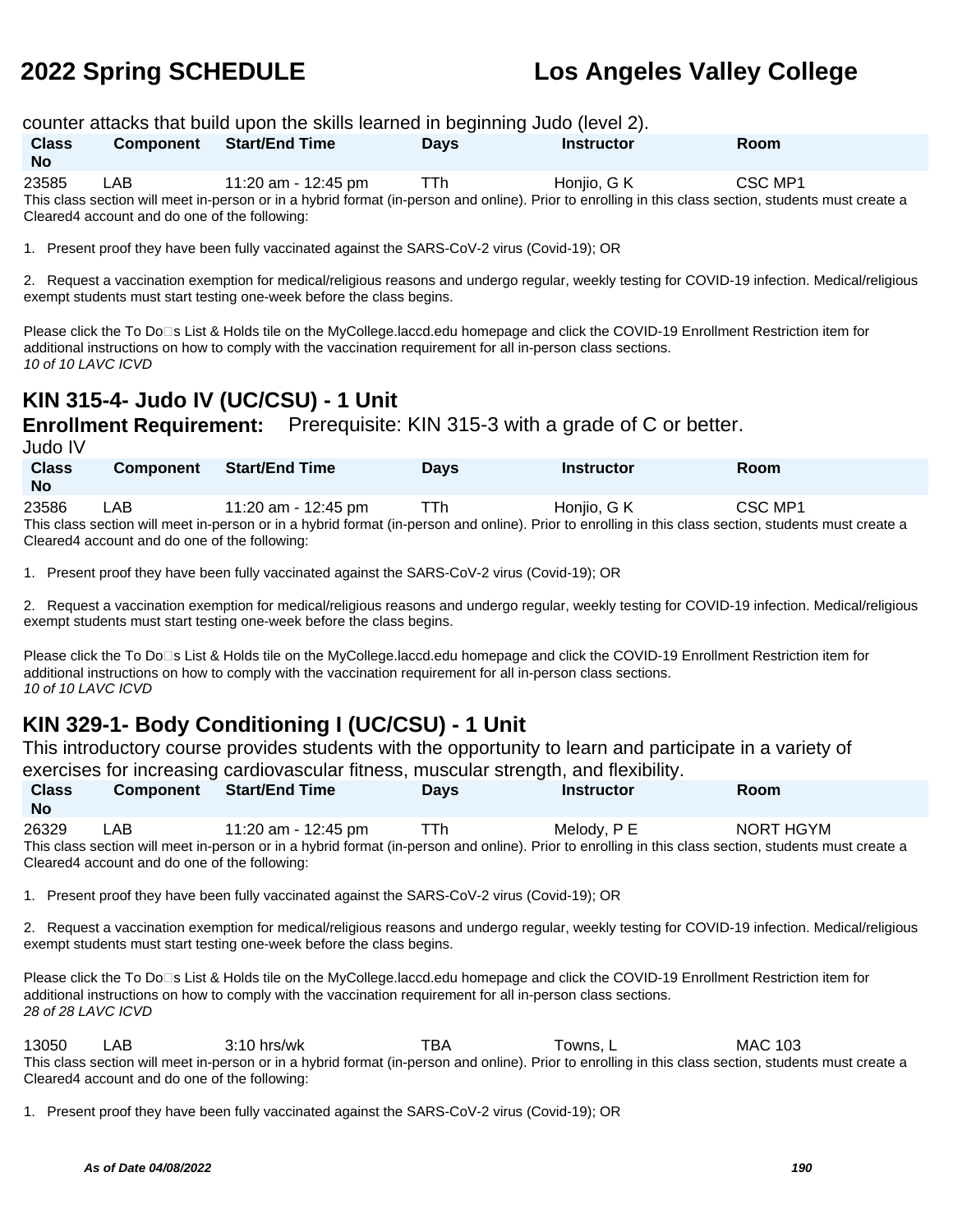counter attacks that build upon the skills learned in beginning Judo (level 2).

| Class No | Component | Start/End Time | Days | Instructor | Room |
|---|---|---|---|---|---|
| 23585 | LAB | 11:20 am - 12:45 pm | TTh | Honjio, G K | CSC MP1 |

This class section will meet in-person or in a hybrid format (in-person and online). Prior to enrolling in this class section, students must create a Cleared4 account and do one of the following:

1. Present proof they have been fully vaccinated against the SARS-CoV-2 virus (Covid-19); OR

2. Request a vaccination exemption for medical/religious reasons and undergo regular, weekly testing for COVID-19 infection. Medical/religious exempt students must start testing one-week before the class begins.

Please click the To Do�s List & Holds tile on the MyCollege.laccd.edu homepage and click the COVID-19 Enrollment Restriction item for additional instructions on how to comply with the vaccination requirement for all in-person class sections.
*10 of 10 LAVC ICVD*

## KIN 315-4- Judo IV (UC/CSU) - 1 Unit

**Enrollment Requirement:** Prerequisite: KIN 315-3 with a grade of C or better.

Judo IV

| Class No | Component | Start/End Time | Days | Instructor | Room |
|---|---|---|---|---|---|
| 23586 | LAB | 11:20 am - 12:45 pm | TTh | Honjio, G K | CSC MP1 |

This class section will meet in-person or in a hybrid format (in-person and online). Prior to enrolling in this class section, students must create a Cleared4 account and do one of the following:

1. Present proof they have been fully vaccinated against the SARS-CoV-2 virus (Covid-19); OR

2. Request a vaccination exemption for medical/religious reasons and undergo regular, weekly testing for COVID-19 infection. Medical/religious exempt students must start testing one-week before the class begins.

Please click the To Do�s List & Holds tile on the MyCollege.laccd.edu homepage and click the COVID-19 Enrollment Restriction item for additional instructions on how to comply with the vaccination requirement for all in-person class sections.
*10 of 10 LAVC ICVD*

## KIN 329-1- Body Conditioning I (UC/CSU) - 1 Unit

This introductory course provides students with the opportunity to learn and participate in a variety of exercises for increasing cardiovascular fitness, muscular strength, and flexibility.

| Class No | Component | Start/End Time | Days | Instructor | Room |
|---|---|---|---|---|---|
| 26329 | LAB | 11:20 am - 12:45 pm | TTh | Melody, P E | NORT HGYM |

This class section will meet in-person or in a hybrid format (in-person and online). Prior to enrolling in this class section, students must create a Cleared4 account and do one of the following:

1. Present proof they have been fully vaccinated against the SARS-CoV-2 virus (Covid-19); OR

2. Request a vaccination exemption for medical/religious reasons and undergo regular, weekly testing for COVID-19 infection. Medical/religious exempt students must start testing one-week before the class begins.

Please click the To Do�s List & Holds tile on the MyCollege.laccd.edu homepage and click the COVID-19 Enrollment Restriction item for additional instructions on how to comply with the vaccination requirement for all in-person class sections.
*28 of 28 LAVC ICVD*

| Class No | Component | Start/End Time | Days | Instructor | Room |
|---|---|---|---|---|---|
| 13050 | LAB | 3:10 hrs/wk | TBA | Towns, L | MAC 103 |

This class section will meet in-person or in a hybrid format (in-person and online). Prior to enrolling in this class section, students must create a Cleared4 account and do one of the following:

1. Present proof they have been fully vaccinated against the SARS-CoV-2 virus (Covid-19); OR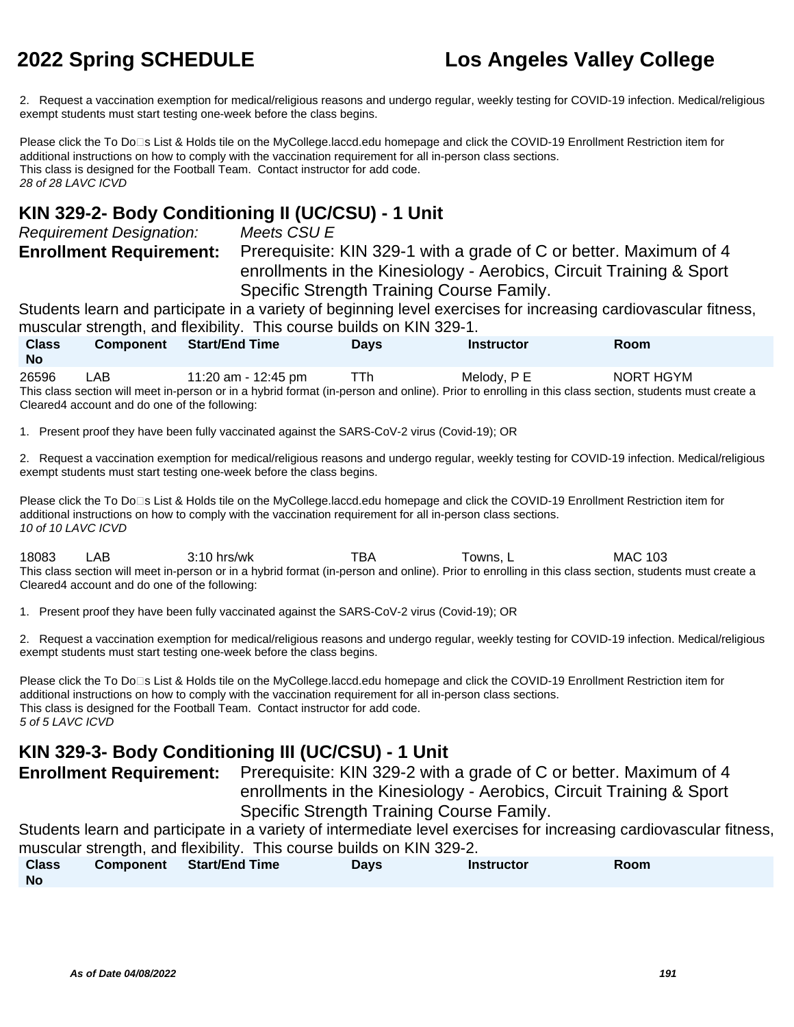2. Request a vaccination exemption for medical/religious reasons and undergo regular, weekly testing for COVID-19 infection. Medical/religious exempt students must start testing one-week before the class begins.

Please click the To Do□s List & Holds tile on the MyCollege.laccd.edu homepage and click the COVID-19 Enrollment Restriction item for additional instructions on how to comply with the vaccination requirement for all in-person class sections.
This class is designed for the Football Team. Contact instructor for add code.
*28 of 28 LAVC ICVD*

## KIN 329-2- Body Conditioning II (UC/CSU) - 1 Unit

*Requirement Designation:* *Meets CSU E*

**Enrollment Requirement:** Prerequisite: KIN 329-1 with a grade of C or better. Maximum of 4 enrollments in the Kinesiology - Aerobics, Circuit Training & Sport Specific Strength Training Course Family.

Students learn and participate in a variety of beginning level exercises for increasing cardiovascular fitness, muscular strength, and flexibility. This course builds on KIN 329-1.

| Class No | Component | Start/End Time | Days | Instructor | Room |
|---|---|---|---|---|---|
| 26596 | LAB | 11:20 am - 12:45 pm | TTh | Melody, P E | NORT HGYM |

This class section will meet in-person or in a hybrid format (in-person and online). Prior to enrolling in this class section, students must create a Cleared4 account and do one of the following:

1. Present proof they have been fully vaccinated against the SARS-CoV-2 virus (Covid-19); OR

2. Request a vaccination exemption for medical/religious reasons and undergo regular, weekly testing for COVID-19 infection. Medical/religious exempt students must start testing one-week before the class begins.

Please click the To Do□s List & Holds tile on the MyCollege.laccd.edu homepage and click the COVID-19 Enrollment Restriction item for additional instructions on how to comply with the vaccination requirement for all in-person class sections.
*10 of 10 LAVC ICVD*

| Class No | Component | Start/End Time | Days | Instructor | Room |
|---|---|---|---|---|---|
| 18083 | LAB | 3:10 hrs/wk | TBA | Towns, L | MAC 103 |

This class section will meet in-person or in a hybrid format (in-person and online). Prior to enrolling in this class section, students must create a Cleared4 account and do one of the following:

1. Present proof they have been fully vaccinated against the SARS-CoV-2 virus (Covid-19); OR

2. Request a vaccination exemption for medical/religious reasons and undergo regular, weekly testing for COVID-19 infection. Medical/religious exempt students must start testing one-week before the class begins.

Please click the To Do□s List & Holds tile on the MyCollege.laccd.edu homepage and click the COVID-19 Enrollment Restriction item for additional instructions on how to comply with the vaccination requirement for all in-person class sections.
This class is designed for the Football Team. Contact instructor for add code.
*5 of 5 LAVC ICVD*

## KIN 329-3- Body Conditioning III (UC/CSU) - 1 Unit

**Enrollment Requirement:** Prerequisite: KIN 329-2 with a grade of C or better. Maximum of 4 enrollments in the Kinesiology - Aerobics, Circuit Training & Sport Specific Strength Training Course Family.

Students learn and participate in a variety of intermediate level exercises for increasing cardiovascular fitness, muscular strength, and flexibility. This course builds on KIN 329-2.

| Class No | Component | Start/End Time | Days | Instructor | Room |
|---|---|---|---|---|---|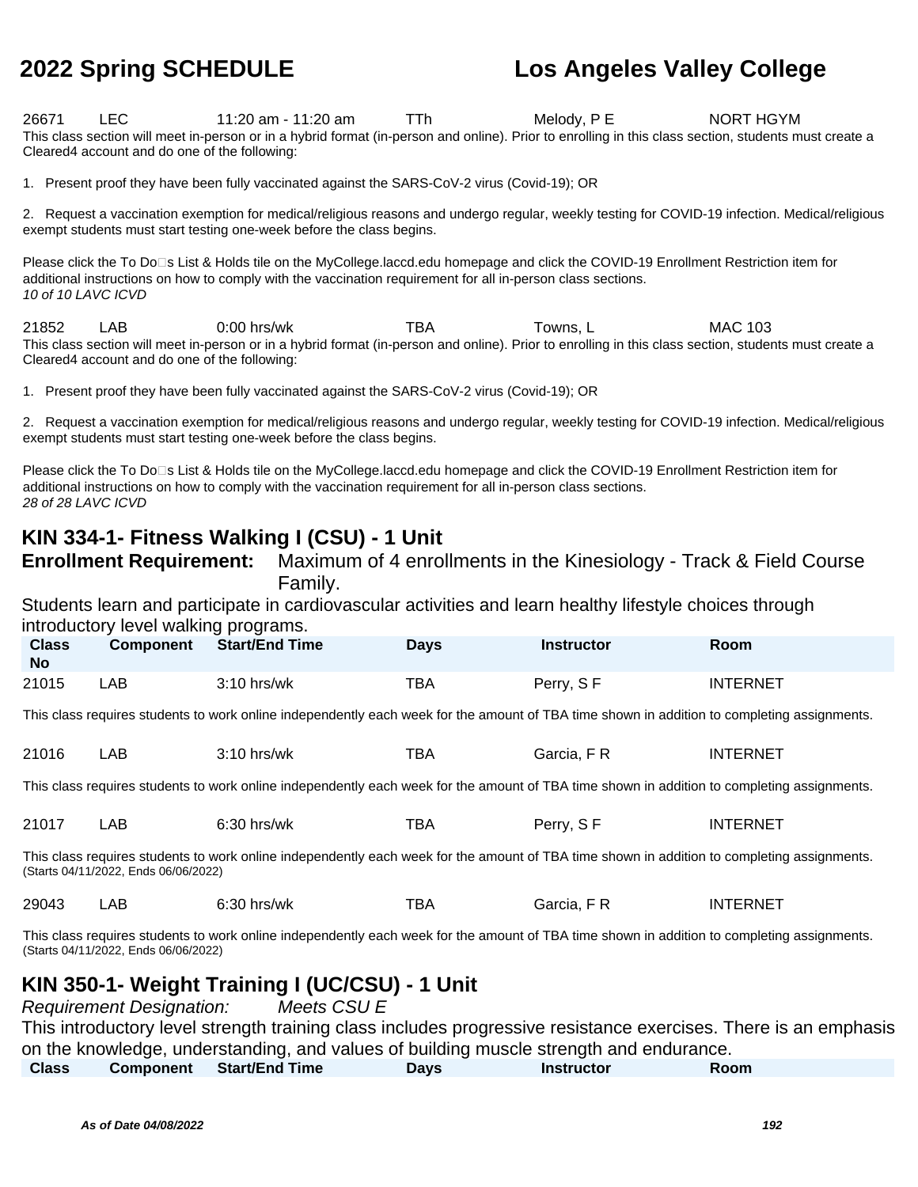| Class No | Component | Start/End Time | Days | Instructor | Room |
|---|---|---|---|---|---|
| 26671 | LEC | 11:20 am - 11:20 am | TTh | Melody, P E | NORT HGYM |

This class section will meet in-person or in a hybrid format (in-person and online). Prior to enrolling in this class section, students must create a Cleared4 account and do one of the following:

1. Present proof they have been fully vaccinated against the SARS-CoV-2 virus (Covid-19); OR

2. Request a vaccination exemption for medical/religious reasons and undergo regular, weekly testing for COVID-19 infection. Medical/religious exempt students must start testing one-week before the class begins.

Please click the To Do□s List & Holds tile on the MyCollege.laccd.edu homepage and click the COVID-19 Enrollment Restriction item for additional instructions on how to comply with the vaccination requirement for all in-person class sections.
*10 of 10 LAVC ICVD*

| Class No | Component | Start/End Time | Days | Instructor | Room |
|---|---|---|---|---|---|
| 21852 | LAB | 0:00 hrs/wk | TBA | Towns, L | MAC 103 |

This class section will meet in-person or in a hybrid format (in-person and online). Prior to enrolling in this class section, students must create a Cleared4 account and do one of the following:

1. Present proof they have been fully vaccinated against the SARS-CoV-2 virus (Covid-19); OR

2. Request a vaccination exemption for medical/religious reasons and undergo regular, weekly testing for COVID-19 infection. Medical/religious exempt students must start testing one-week before the class begins.

Please click the To Do□s List & Holds tile on the MyCollege.laccd.edu homepage and click the COVID-19 Enrollment Restriction item for additional instructions on how to comply with the vaccination requirement for all in-person class sections.
*28 of 28 LAVC ICVD*

## KIN 334-1- Fitness Walking I (CSU) - 1 Unit

**Enrollment Requirement:** Maximum of 4 enrollments in the Kinesiology - Track & Field Course Family.

Students learn and participate in cardiovascular activities and learn healthy lifestyle choices through introductory level walking programs.

| Class No | Component | Start/End Time | Days | Instructor | Room |
|---|---|---|---|---|---|
| 21015 | LAB | 3:10 hrs/wk | TBA | Perry, S F | INTERNET |

This class requires students to work online independently each week for the amount of TBA time shown in addition to completing assignments.

| Class No | Component | Start/End Time | Days | Instructor | Room |
|---|---|---|---|---|---|
| 21016 | LAB | 3:10 hrs/wk | TBA | Garcia, F R | INTERNET |

This class requires students to work online independently each week for the amount of TBA time shown in addition to completing assignments.

| Class No | Component | Start/End Time | Days | Instructor | Room |
|---|---|---|---|---|---|
| 21017 | LAB | 6:30 hrs/wk | TBA | Perry, S F | INTERNET |

This class requires students to work online independently each week for the amount of TBA time shown in addition to completing assignments.
(Starts 04/11/2022, Ends 06/06/2022)

| Class No | Component | Start/End Time | Days | Instructor | Room |
|---|---|---|---|---|---|
| 29043 | LAB | 6:30 hrs/wk | TBA | Garcia, F R | INTERNET |

This class requires students to work online independently each week for the amount of TBA time shown in addition to completing assignments.
(Starts 04/11/2022, Ends 06/06/2022)

## KIN 350-1- Weight Training I (UC/CSU) - 1 Unit

*Requirement Designation:* *Meets CSU E*

This introductory level strength training class includes progressive resistance exercises. There is an emphasis on the knowledge, understanding, and values of building muscle strength and endurance.

| Class | Component | Start/End Time | Days | Instructor | Room |
|---|---|---|---|---|---|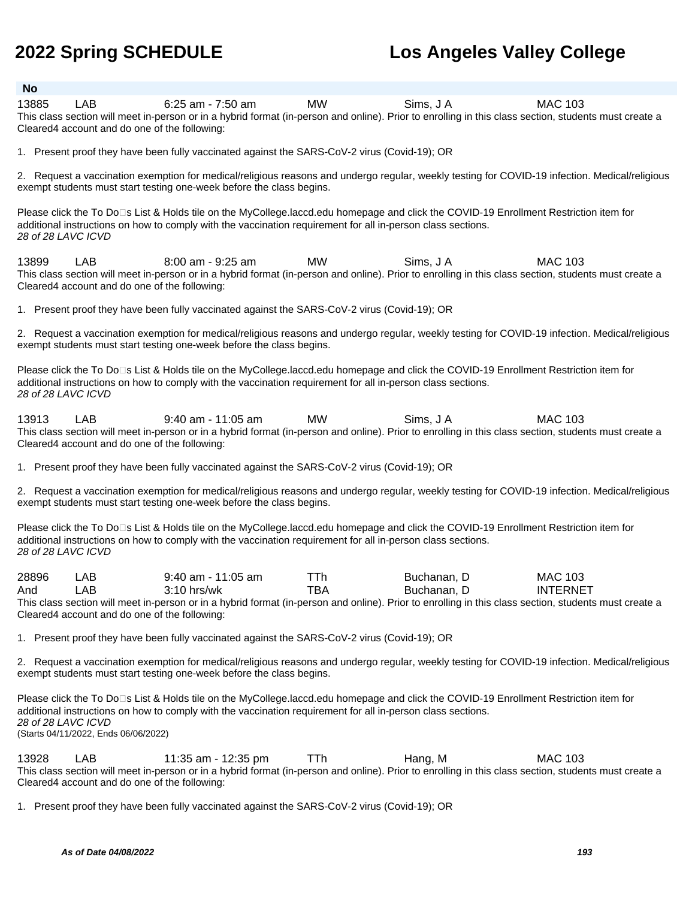**No**

| | | | | | |
|---|---|---|---|---|---|
| 13885 | LAB | 6:25 am - 7:50 am | MW | Sims, J A | MAC 103 |

This class section will meet in-person or in a hybrid format (in-person and online). Prior to enrolling in this class section, students must create a Cleared4 account and do one of the following:

1. Present proof they have been fully vaccinated against the SARS-CoV-2 virus (Covid-19); OR

2. Request a vaccination exemption for medical/religious reasons and undergo regular, weekly testing for COVID-19 infection. Medical/religious exempt students must start testing one-week before the class begins.

Please click the To Do□s List & Holds tile on the MyCollege.laccd.edu homepage and click the COVID-19 Enrollment Restriction item for additional instructions on how to comply with the vaccination requirement for all in-person class sections.
*28 of 28 LAVC ICVD*

| | | | | | |
|---|---|---|---|---|---|
| 13899 | LAB | 8:00 am - 9:25 am | MW | Sims, J A | MAC 103 |

This class section will meet in-person or in a hybrid format (in-person and online). Prior to enrolling in this class section, students must create a Cleared4 account and do one of the following:

1. Present proof they have been fully vaccinated against the SARS-CoV-2 virus (Covid-19); OR

2. Request a vaccination exemption for medical/religious reasons and undergo regular, weekly testing for COVID-19 infection. Medical/religious exempt students must start testing one-week before the class begins.

Please click the To Do□s List & Holds tile on the MyCollege.laccd.edu homepage and click the COVID-19 Enrollment Restriction item for additional instructions on how to comply with the vaccination requirement for all in-person class sections.
*28 of 28 LAVC ICVD*

| | | | | | |
|---|---|---|---|---|---|
| 13913 | LAB | 9:40 am - 11:05 am | MW | Sims, J A | MAC 103 |

This class section will meet in-person or in a hybrid format (in-person and online). Prior to enrolling in this class section, students must create a Cleared4 account and do one of the following:

1. Present proof they have been fully vaccinated against the SARS-CoV-2 virus (Covid-19); OR

2. Request a vaccination exemption for medical/religious reasons and undergo regular, weekly testing for COVID-19 infection. Medical/religious exempt students must start testing one-week before the class begins.

Please click the To Do□s List & Holds tile on the MyCollege.laccd.edu homepage and click the COVID-19 Enrollment Restriction item for additional instructions on how to comply with the vaccination requirement for all in-person class sections.
*28 of 28 LAVC ICVD*

| | | | | | |
|---|---|---|---|---|---|
| 28896 | LAB | 9:40 am - 11:05 am | TTh | Buchanan, D | MAC 103 |
| And | LAB | 3:10 hrs/wk | TBA | Buchanan, D | INTERNET |

This class section will meet in-person or in a hybrid format (in-person and online). Prior to enrolling in this class section, students must create a Cleared4 account and do one of the following:

1. Present proof they have been fully vaccinated against the SARS-CoV-2 virus (Covid-19); OR

2. Request a vaccination exemption for medical/religious reasons and undergo regular, weekly testing for COVID-19 infection. Medical/religious exempt students must start testing one-week before the class begins.

Please click the To Do□s List & Holds tile on the MyCollege.laccd.edu homepage and click the COVID-19 Enrollment Restriction item for additional instructions on how to comply with the vaccination requirement for all in-person class sections.
*28 of 28 LAVC ICVD*
(Starts 04/11/2022, Ends 06/06/2022)

| | | | | | |
|---|---|---|---|---|---|
| 13928 | LAB | 11:35 am - 12:35 pm | TTh | Hang, M | MAC 103 |

This class section will meet in-person or in a hybrid format (in-person and online). Prior to enrolling in this class section, students must create a Cleared4 account and do one of the following:

1. Present proof they have been fully vaccinated against the SARS-CoV-2 virus (Covid-19); OR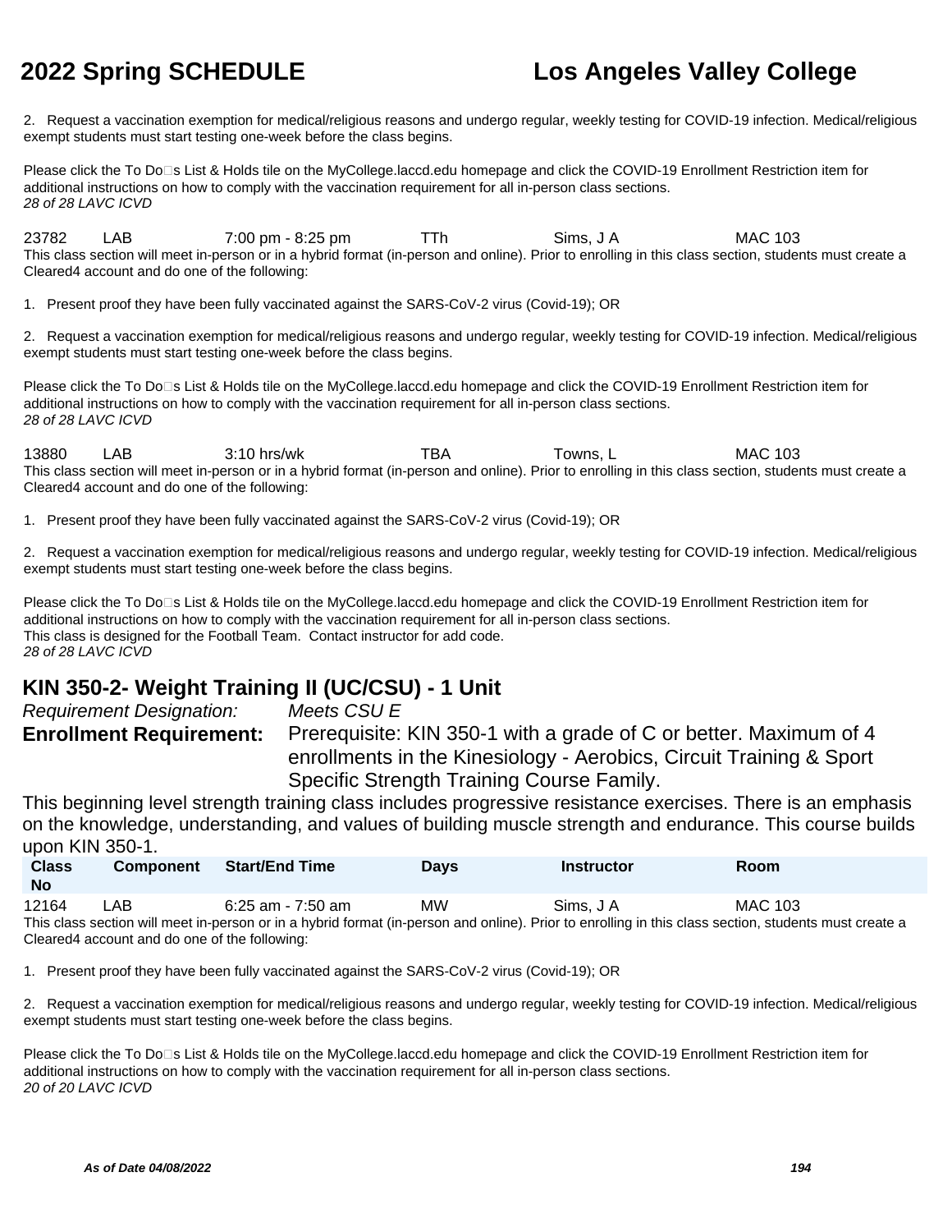2. Request a vaccination exemption for medical/religious reasons and undergo regular, weekly testing for COVID-19 infection. Medical/religious exempt students must start testing one-week before the class begins.

Please click the To Do□s List & Holds tile on the MyCollege.laccd.edu homepage and click the COVID-19 Enrollment Restriction item for additional instructions on how to comply with the vaccination requirement for all in-person class sections.
*28 of 28 LAVC ICVD*

| Class No | Component | Start/End Time | Days | Instructor | Room |
|---|---|---|---|---|---|
| 23782 | LAB | 7:00 pm - 8:25 pm | TTh | Sims, J A | MAC 103 |

This class section will meet in-person or in a hybrid format (in-person and online). Prior to enrolling in this class section, students must create a Cleared4 account and do one of the following:

1. Present proof they have been fully vaccinated against the SARS-CoV-2 virus (Covid-19); OR

2. Request a vaccination exemption for medical/religious reasons and undergo regular, weekly testing for COVID-19 infection. Medical/religious exempt students must start testing one-week before the class begins.

Please click the To Do□s List & Holds tile on the MyCollege.laccd.edu homepage and click the COVID-19 Enrollment Restriction item for additional instructions on how to comply with the vaccination requirement for all in-person class sections.
*28 of 28 LAVC ICVD*

| Class No | Component | Start/End Time | Days | Instructor | Room |
|---|---|---|---|---|---|
| 13880 | LAB | 3:10 hrs/wk | TBA | Towns, L | MAC 103 |

This class section will meet in-person or in a hybrid format (in-person and online). Prior to enrolling in this class section, students must create a Cleared4 account and do one of the following:

1. Present proof they have been fully vaccinated against the SARS-CoV-2 virus (Covid-19); OR

2. Request a vaccination exemption for medical/religious reasons and undergo regular, weekly testing for COVID-19 infection. Medical/religious exempt students must start testing one-week before the class begins.

Please click the To Do□s List & Holds tile on the MyCollege.laccd.edu homepage and click the COVID-19 Enrollment Restriction item for additional instructions on how to comply with the vaccination requirement for all in-person class sections.
This class is designed for the Football Team. Contact instructor for add code.
*28 of 28 LAVC ICVD*

## KIN 350-2- Weight Training II (UC/CSU) - 1 Unit

*Requirement Designation:* *Meets CSU E*

**Enrollment Requirement:** Prerequisite: KIN 350-1 with a grade of C or better. Maximum of 4 enrollments in the Kinesiology - Aerobics, Circuit Training & Sport Specific Strength Training Course Family.

This beginning level strength training class includes progressive resistance exercises. There is an emphasis on the knowledge, understanding, and values of building muscle strength and endurance. This course builds upon KIN 350-1.

| Class No | Component | Start/End Time | Days | Instructor | Room |
|---|---|---|---|---|---|
| 12164 | LAB | 6:25 am - 7:50 am | MW | Sims, J A | MAC 103 |

This class section will meet in-person or in a hybrid format (in-person and online). Prior to enrolling in this class section, students must create a Cleared4 account and do one of the following:

1. Present proof they have been fully vaccinated against the SARS-CoV-2 virus (Covid-19); OR

2. Request a vaccination exemption for medical/religious reasons and undergo regular, weekly testing for COVID-19 infection. Medical/religious exempt students must start testing one-week before the class begins.

Please click the To Do□s List & Holds tile on the MyCollege.laccd.edu homepage and click the COVID-19 Enrollment Restriction item for additional instructions on how to comply with the vaccination requirement for all in-person class sections.
*20 of 20 LAVC ICVD*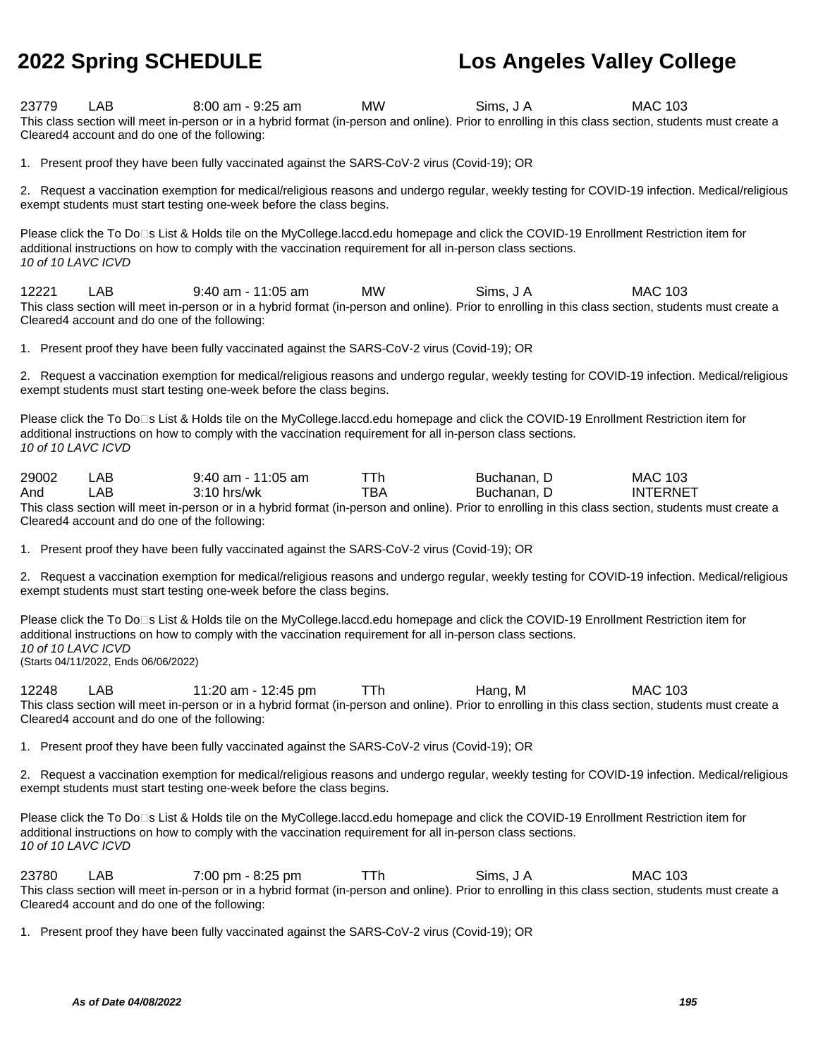23779 LAB 8:00 am - 9:25 am MW Sims, J A MAC 103

This class section will meet in-person or in a hybrid format (in-person and online). Prior to enrolling in this class section, students must create a Cleared4 account and do one of the following:

1. Present proof they have been fully vaccinated against the SARS-CoV-2 virus (Covid-19); OR

2. Request a vaccination exemption for medical/religious reasons and undergo regular, weekly testing for COVID-19 infection. Medical/religious exempt students must start testing one-week before the class begins.

Please click the To Do□s List & Holds tile on the MyCollege.laccd.edu homepage and click the COVID-19 Enrollment Restriction item for additional instructions on how to comply with the vaccination requirement for all in-person class sections.
*10 of 10 LAVC ICVD*

12221 LAB 9:40 am - 11:05 am MW Sims, J A MAC 103

This class section will meet in-person or in a hybrid format (in-person and online). Prior to enrolling in this class section, students must create a Cleared4 account and do one of the following:

1. Present proof they have been fully vaccinated against the SARS-CoV-2 virus (Covid-19); OR

2. Request a vaccination exemption for medical/religious reasons and undergo regular, weekly testing for COVID-19 infection. Medical/religious exempt students must start testing one-week before the class begins.

Please click the To Do□s List & Holds tile on the MyCollege.laccd.edu homepage and click the COVID-19 Enrollment Restriction item for additional instructions on how to comply with the vaccination requirement for all in-person class sections.
*10 of 10 LAVC ICVD*

29002 LAB 9:40 am - 11:05 am TTh Buchanan, D MAC 103
And LAB 3:10 hrs/wk TBA Buchanan, D INTERNET

This class section will meet in-person or in a hybrid format (in-person and online). Prior to enrolling in this class section, students must create a Cleared4 account and do one of the following:

1. Present proof they have been fully vaccinated against the SARS-CoV-2 virus (Covid-19); OR

2. Request a vaccination exemption for medical/religious reasons and undergo regular, weekly testing for COVID-19 infection. Medical/religious exempt students must start testing one-week before the class begins.

Please click the To Do□s List & Holds tile on the MyCollege.laccd.edu homepage and click the COVID-19 Enrollment Restriction item for additional instructions on how to comply with the vaccination requirement for all in-person class sections.
*10 of 10 LAVC ICVD*
(Starts 04/11/2022, Ends 06/06/2022)

12248 LAB 11:20 am - 12:45 pm TTh Hang, M MAC 103

This class section will meet in-person or in a hybrid format (in-person and online). Prior to enrolling in this class section, students must create a Cleared4 account and do one of the following:

1. Present proof they have been fully vaccinated against the SARS-CoV-2 virus (Covid-19); OR

2. Request a vaccination exemption for medical/religious reasons and undergo regular, weekly testing for COVID-19 infection. Medical/religious exempt students must start testing one-week before the class begins.

Please click the To Do□s List & Holds tile on the MyCollege.laccd.edu homepage and click the COVID-19 Enrollment Restriction item for additional instructions on how to comply with the vaccination requirement for all in-person class sections.
*10 of 10 LAVC ICVD*

23780 LAB 7:00 pm - 8:25 pm TTh Sims, J A MAC 103

This class section will meet in-person or in a hybrid format (in-person and online). Prior to enrolling in this class section, students must create a Cleared4 account and do one of the following:

1. Present proof they have been fully vaccinated against the SARS-CoV-2 virus (Covid-19); OR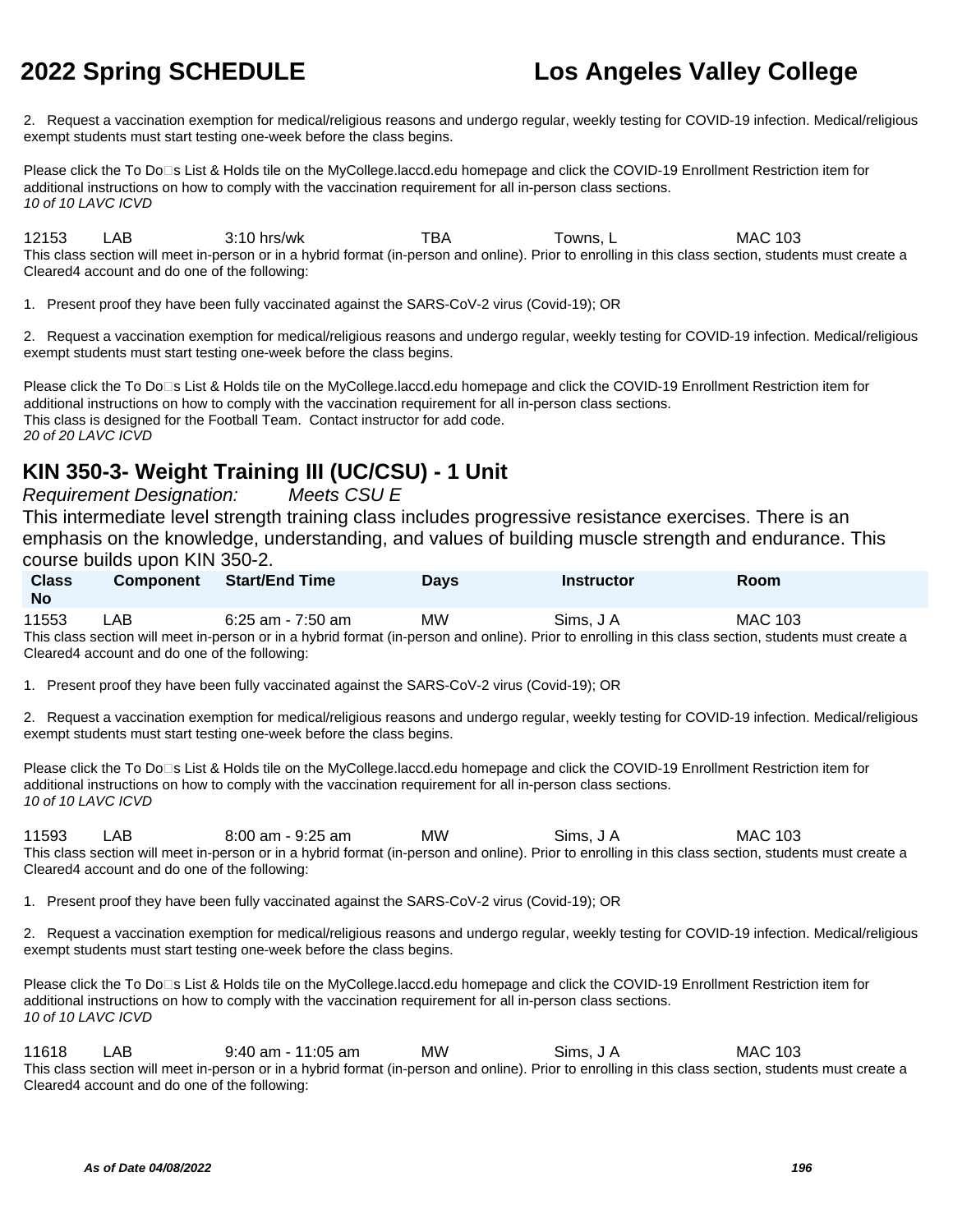2. Request a vaccination exemption for medical/religious reasons and undergo regular, weekly testing for COVID-19 infection. Medical/religious exempt students must start testing one-week before the class begins.

Please click the To Do□s List & Holds tile on the MyCollege.laccd.edu homepage and click the COVID-19 Enrollment Restriction item for additional instructions on how to comply with the vaccination requirement for all in-person class sections.
*10 of 10 LAVC ICVD*

| 12153 | LAB | 3:10 hrs/wk | TBA | Towns, L | MAC 103 |
|---|---|---|---|---|---|

This class section will meet in-person or in a hybrid format (in-person and online). Prior to enrolling in this class section, students must create a Cleared4 account and do one of the following:

1. Present proof they have been fully vaccinated against the SARS-CoV-2 virus (Covid-19); OR

2. Request a vaccination exemption for medical/religious reasons and undergo regular, weekly testing for COVID-19 infection. Medical/religious exempt students must start testing one-week before the class begins.

Please click the To Do□s List & Holds tile on the MyCollege.laccd.edu homepage and click the COVID-19 Enrollment Restriction item for additional instructions on how to comply with the vaccination requirement for all in-person class sections.
This class is designed for the Football Team. Contact instructor for add code.
*20 of 20 LAVC ICVD*

## KIN 350-3- Weight Training III (UC/CSU) - 1 Unit

*Requirement Designation: Meets CSU E*

This intermediate level strength training class includes progressive resistance exercises. There is an emphasis on the knowledge, understanding, and values of building muscle strength and endurance. This course builds upon KIN 350-2.

| Class No | Component | Start/End Time | Days | Instructor | Room |
|---|---|---|---|---|---|
| 11553 | LAB | 6:25 am - 7:50 am | MW | Sims, J A | MAC 103 |

This class section will meet in-person or in a hybrid format (in-person and online). Prior to enrolling in this class section, students must create a Cleared4 account and do one of the following:

1. Present proof they have been fully vaccinated against the SARS-CoV-2 virus (Covid-19); OR

2. Request a vaccination exemption for medical/religious reasons and undergo regular, weekly testing for COVID-19 infection. Medical/religious exempt students must start testing one-week before the class begins.

Please click the To Do□s List & Holds tile on the MyCollege.laccd.edu homepage and click the COVID-19 Enrollment Restriction item for additional instructions on how to comply with the vaccination requirement for all in-person class sections.
*10 of 10 LAVC ICVD*

| 11593 | LAB | 8:00 am - 9:25 am | MW | Sims, J A | MAC 103 |
|---|---|---|---|---|---|

This class section will meet in-person or in a hybrid format (in-person and online). Prior to enrolling in this class section, students must create a Cleared4 account and do one of the following:

1. Present proof they have been fully vaccinated against the SARS-CoV-2 virus (Covid-19); OR

2. Request a vaccination exemption for medical/religious reasons and undergo regular, weekly testing for COVID-19 infection. Medical/religious exempt students must start testing one-week before the class begins.

Please click the To Do□s List & Holds tile on the MyCollege.laccd.edu homepage and click the COVID-19 Enrollment Restriction item for additional instructions on how to comply with the vaccination requirement for all in-person class sections.
*10 of 10 LAVC ICVD*

| 11618 | LAB | 9:40 am - 11:05 am | MW | Sims, J A | MAC 103 |
|---|---|---|---|---|---|

This class section will meet in-person or in a hybrid format (in-person and online). Prior to enrolling in this class section, students must create a Cleared4 account and do one of the following: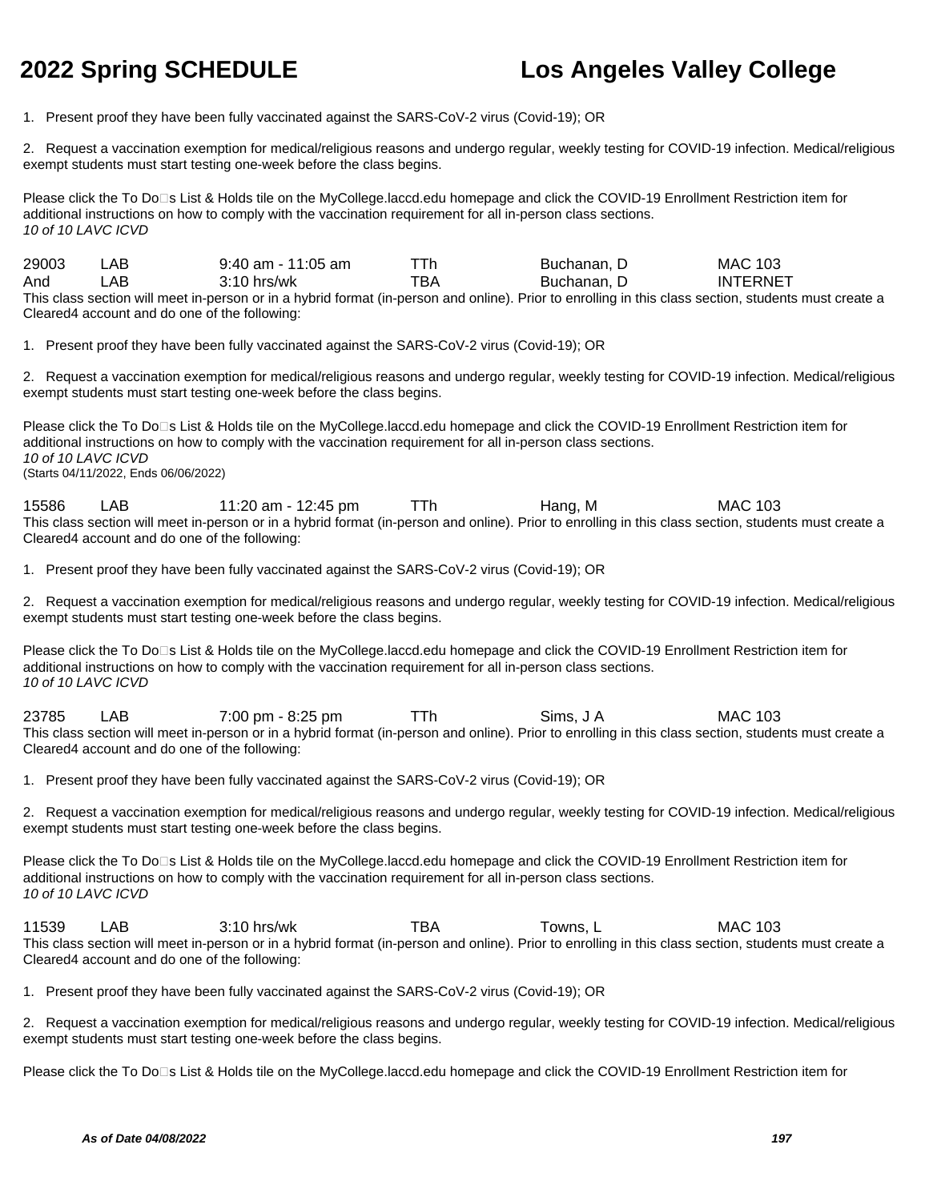1. Present proof they have been fully vaccinated against the SARS-CoV-2 virus (Covid-19); OR

2. Request a vaccination exemption for medical/religious reasons and undergo regular, weekly testing for COVID-19 infection. Medical/religious exempt students must start testing one-week before the class begins.

Please click the To Do□s List & Holds tile on the MyCollege.laccd.edu homepage and click the COVID-19 Enrollment Restriction item for additional instructions on how to comply with the vaccination requirement for all in-person class sections.
*10 of 10 LAVC ICVD*

| | | | | | |
|---|---|---|---|---|---|
| 29003 | LAB | 9:40 am - 11:05 am | TTh | Buchanan, D | MAC 103 |
| And | LAB | 3:10 hrs/wk | TBA | Buchanan, D | INTERNET |

This class section will meet in-person or in a hybrid format (in-person and online). Prior to enrolling in this class section, students must create a Cleared4 account and do one of the following:

1. Present proof they have been fully vaccinated against the SARS-CoV-2 virus (Covid-19); OR

2. Request a vaccination exemption for medical/religious reasons and undergo regular, weekly testing for COVID-19 infection. Medical/religious exempt students must start testing one-week before the class begins.

Please click the To Do□s List & Holds tile on the MyCollege.laccd.edu homepage and click the COVID-19 Enrollment Restriction item for additional instructions on how to comply with the vaccination requirement for all in-person class sections.
*10 of 10 LAVC ICVD*
(Starts 04/11/2022, Ends 06/06/2022)

| | | | | | |
|---|---|---|---|---|---|
| 15586 | LAB | 11:20 am - 12:45 pm | TTh | Hang, M | MAC 103 |

This class section will meet in-person or in a hybrid format (in-person and online). Prior to enrolling in this class section, students must create a Cleared4 account and do one of the following:

1. Present proof they have been fully vaccinated against the SARS-CoV-2 virus (Covid-19); OR

2. Request a vaccination exemption for medical/religious reasons and undergo regular, weekly testing for COVID-19 infection. Medical/religious exempt students must start testing one-week before the class begins.

Please click the To Do□s List & Holds tile on the MyCollege.laccd.edu homepage and click the COVID-19 Enrollment Restriction item for additional instructions on how to comply with the vaccination requirement for all in-person class sections.
*10 of 10 LAVC ICVD*

| | | | | | |
|---|---|---|---|---|---|
| 23785 | LAB | 7:00 pm - 8:25 pm | TTh | Sims, J A | MAC 103 |

This class section will meet in-person or in a hybrid format (in-person and online). Prior to enrolling in this class section, students must create a Cleared4 account and do one of the following:

1. Present proof they have been fully vaccinated against the SARS-CoV-2 virus (Covid-19); OR

2. Request a vaccination exemption for medical/religious reasons and undergo regular, weekly testing for COVID-19 infection. Medical/religious exempt students must start testing one-week before the class begins.

Please click the To Do□s List & Holds tile on the MyCollege.laccd.edu homepage and click the COVID-19 Enrollment Restriction item for additional instructions on how to comply with the vaccination requirement for all in-person class sections.
*10 of 10 LAVC ICVD*

| | | | | | |
|---|---|---|---|---|---|
| 11539 | LAB | 3:10 hrs/wk | TBA | Towns, L | MAC 103 |

This class section will meet in-person or in a hybrid format (in-person and online). Prior to enrolling in this class section, students must create a Cleared4 account and do one of the following:

1. Present proof they have been fully vaccinated against the SARS-CoV-2 virus (Covid-19); OR

2. Request a vaccination exemption for medical/religious reasons and undergo regular, weekly testing for COVID-19 infection. Medical/religious exempt students must start testing one-week before the class begins.

Please click the To Do□s List & Holds tile on the MyCollege.laccd.edu homepage and click the COVID-19 Enrollment Restriction item for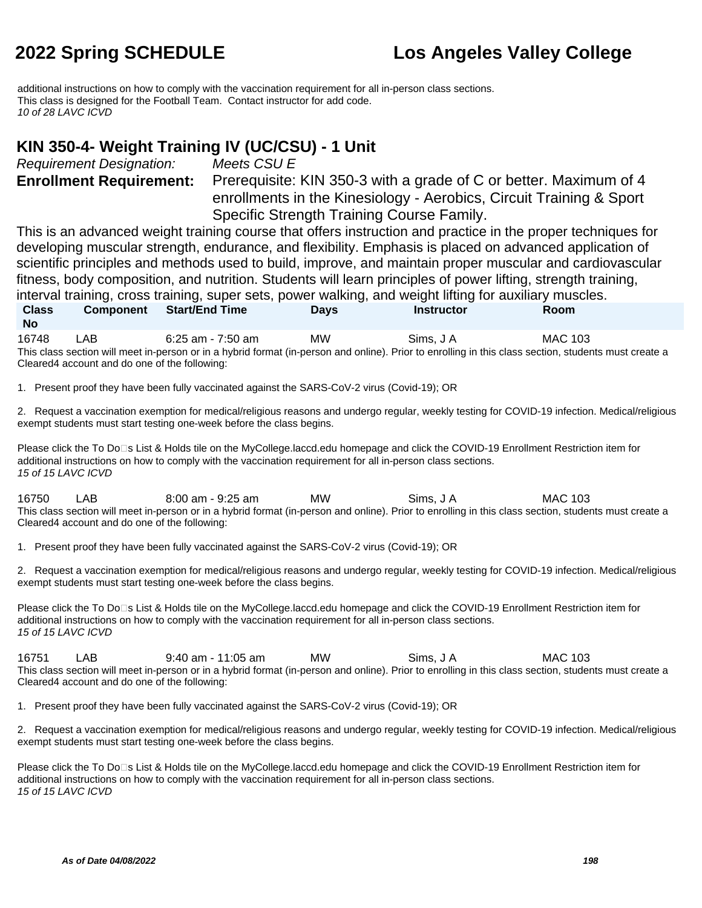additional instructions on how to comply with the vaccination requirement for all in-person class sections.
This class is designed for the Football Team. Contact instructor for add code.
*10 of 28 LAVC ICVD*

## KIN 350-4- Weight Training IV (UC/CSU) - 1 Unit

*Requirement Designation:* *Meets CSU E*

**Enrollment Requirement:** Prerequisite: KIN 350-3 with a grade of C or better. Maximum of 4 enrollments in the Kinesiology - Aerobics, Circuit Training & Sport Specific Strength Training Course Family.

This is an advanced weight training course that offers instruction and practice in the proper techniques for developing muscular strength, endurance, and flexibility. Emphasis is placed on advanced application of scientific principles and methods used to build, improve, and maintain proper muscular and cardiovascular fitness, body composition, and nutrition. Students will learn principles of power lifting, strength training, interval training, cross training, super sets, power walking, and weight lifting for auxiliary muscles.

| Class No | Component | Start/End Time | Days | Instructor | Room |
|---|---|---|---|---|---|
| 16748 | LAB | 6:25 am - 7:50 am | MW | Sims, J A | MAC 103 |

This class section will meet in-person or in a hybrid format (in-person and online). Prior to enrolling in this class section, students must create a Cleared4 account and do one of the following:

1. Present proof they have been fully vaccinated against the SARS-CoV-2 virus (Covid-19); OR

2. Request a vaccination exemption for medical/religious reasons and undergo regular, weekly testing for COVID-19 infection. Medical/religious exempt students must start testing one-week before the class begins.

Please click the To Do□s List & Holds tile on the MyCollege.laccd.edu homepage and click the COVID-19 Enrollment Restriction item for additional instructions on how to comply with the vaccination requirement for all in-person class sections.
*15 of 15 LAVC ICVD*

| Class No | Component | Start/End Time | Days | Instructor | Room |
|---|---|---|---|---|---|
| 16750 | LAB | 8:00 am - 9:25 am | MW | Sims, J A | MAC 103 |

This class section will meet in-person or in a hybrid format (in-person and online). Prior to enrolling in this class section, students must create a Cleared4 account and do one of the following:

1. Present proof they have been fully vaccinated against the SARS-CoV-2 virus (Covid-19); OR

2. Request a vaccination exemption for medical/religious reasons and undergo regular, weekly testing for COVID-19 infection. Medical/religious exempt students must start testing one-week before the class begins.

Please click the To Do□s List & Holds tile on the MyCollege.laccd.edu homepage and click the COVID-19 Enrollment Restriction item for additional instructions on how to comply with the vaccination requirement for all in-person class sections.
*15 of 15 LAVC ICVD*

| Class No | Component | Start/End Time | Days | Instructor | Room |
|---|---|---|---|---|---|
| 16751 | LAB | 9:40 am - 11:05 am | MW | Sims, J A | MAC 103 |

This class section will meet in-person or in a hybrid format (in-person and online). Prior to enrolling in this class section, students must create a Cleared4 account and do one of the following:

1. Present proof they have been fully vaccinated against the SARS-CoV-2 virus (Covid-19); OR

2. Request a vaccination exemption for medical/religious reasons and undergo regular, weekly testing for COVID-19 infection. Medical/religious exempt students must start testing one-week before the class begins.

Please click the To Do□s List & Holds tile on the MyCollege.laccd.edu homepage and click the COVID-19 Enrollment Restriction item for additional instructions on how to comply with the vaccination requirement for all in-person class sections.
*15 of 15 LAVC ICVD*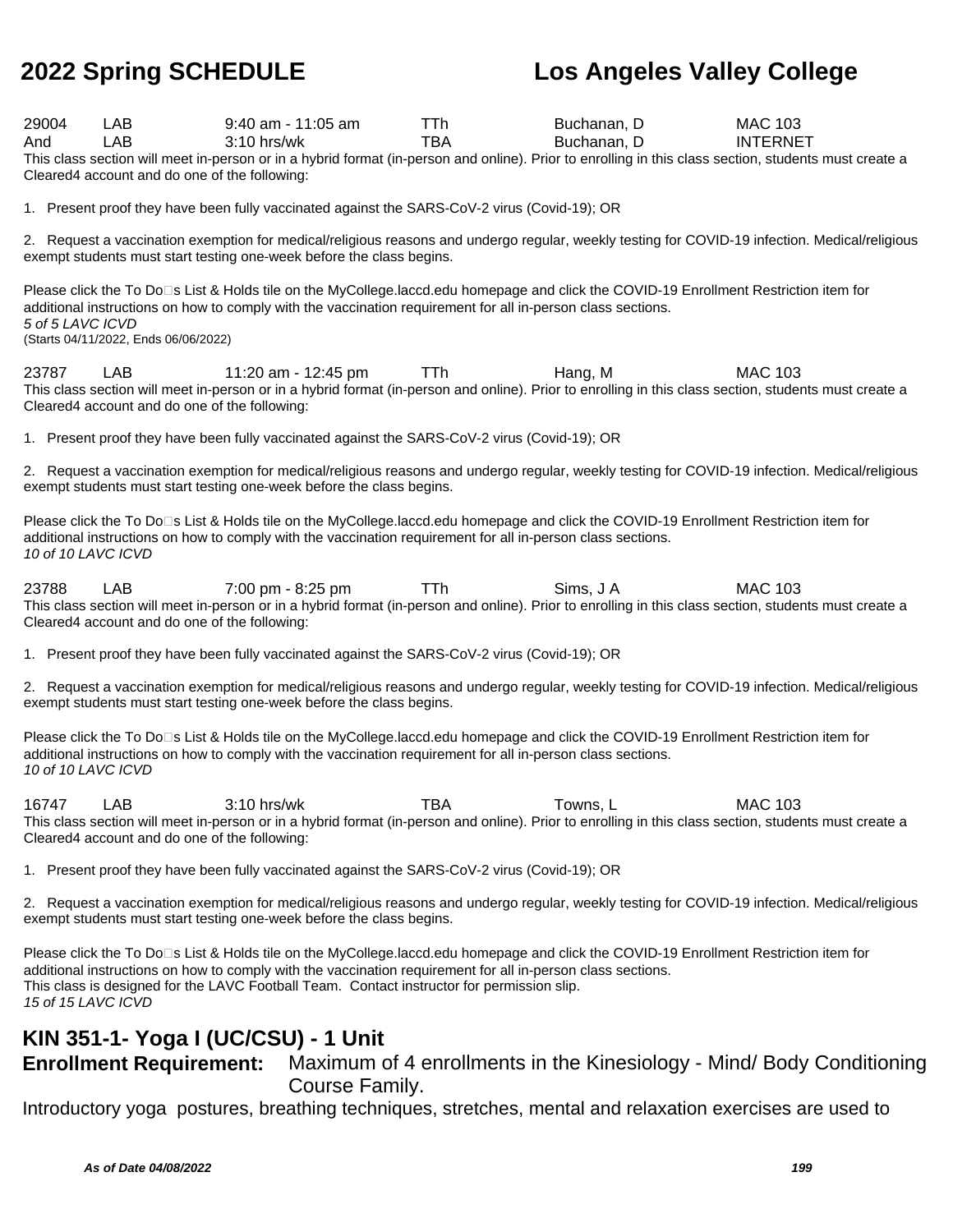| | | | | | |
|---|---|---|---|---|---|
| 29004 | LAB | 9:40 am - 11:05 am | TTh | Buchanan, D | MAC 103 |
| And | LAB | 3:10 hrs/wk | TBA | Buchanan, D | INTERNET |

This class section will meet in-person or in a hybrid format (in-person and online). Prior to enrolling in this class section, students must create a Cleared4 account and do one of the following:

1. Present proof they have been fully vaccinated against the SARS-CoV-2 virus (Covid-19); OR

2. Request a vaccination exemption for medical/religious reasons and undergo regular, weekly testing for COVID-19 infection. Medical/religious exempt students must start testing one-week before the class begins.

Please click the To Do□s List & Holds tile on the MyCollege.laccd.edu homepage and click the COVID-19 Enrollment Restriction item for additional instructions on how to comply with the vaccination requirement for all in-person class sections.
*5 of 5 LAVC ICVD*
(Starts 04/11/2022, Ends 06/06/2022)

| | | | | | |
|---|---|---|---|---|---|
| 23787 | LAB | 11:20 am - 12:45 pm | TTh | Hang, M | MAC 103 |

This class section will meet in-person or in a hybrid format (in-person and online). Prior to enrolling in this class section, students must create a Cleared4 account and do one of the following:

1. Present proof they have been fully vaccinated against the SARS-CoV-2 virus (Covid-19); OR

2. Request a vaccination exemption for medical/religious reasons and undergo regular, weekly testing for COVID-19 infection. Medical/religious exempt students must start testing one-week before the class begins.

Please click the To Do□s List & Holds tile on the MyCollege.laccd.edu homepage and click the COVID-19 Enrollment Restriction item for additional instructions on how to comply with the vaccination requirement for all in-person class sections.
*10 of 10 LAVC ICVD*

| | | | | | |
|---|---|---|---|---|---|
| 23788 | LAB | 7:00 pm - 8:25 pm | TTh | Sims, J A | MAC 103 |

This class section will meet in-person or in a hybrid format (in-person and online). Prior to enrolling in this class section, students must create a Cleared4 account and do one of the following:

1. Present proof they have been fully vaccinated against the SARS-CoV-2 virus (Covid-19); OR

2. Request a vaccination exemption for medical/religious reasons and undergo regular, weekly testing for COVID-19 infection. Medical/religious exempt students must start testing one-week before the class begins.

Please click the To Do□s List & Holds tile on the MyCollege.laccd.edu homepage and click the COVID-19 Enrollment Restriction item for additional instructions on how to comply with the vaccination requirement for all in-person class sections.
*10 of 10 LAVC ICVD*

| | | | | | |
|---|---|---|---|---|---|
| 16747 | LAB | 3:10 hrs/wk | TBA | Towns, L | MAC 103 |

This class section will meet in-person or in a hybrid format (in-person and online). Prior to enrolling in this class section, students must create a Cleared4 account and do one of the following:

1. Present proof they have been fully vaccinated against the SARS-CoV-2 virus (Covid-19); OR

2. Request a vaccination exemption for medical/religious reasons and undergo regular, weekly testing for COVID-19 infection. Medical/religious exempt students must start testing one-week before the class begins.

Please click the To Do□s List & Holds tile on the MyCollege.laccd.edu homepage and click the COVID-19 Enrollment Restriction item for additional instructions on how to comply with the vaccination requirement for all in-person class sections.
This class is designed for the LAVC Football Team. Contact instructor for permission slip.
*15 of 15 LAVC ICVD*

## KIN 351-1- Yoga I (UC/CSU) - 1 Unit

**Enrollment Requirement:** Maximum of 4 enrollments in the Kinesiology - Mind/ Body Conditioning Course Family.

Introductory yoga postures, breathing techniques, stretches, mental and relaxation exercises are used to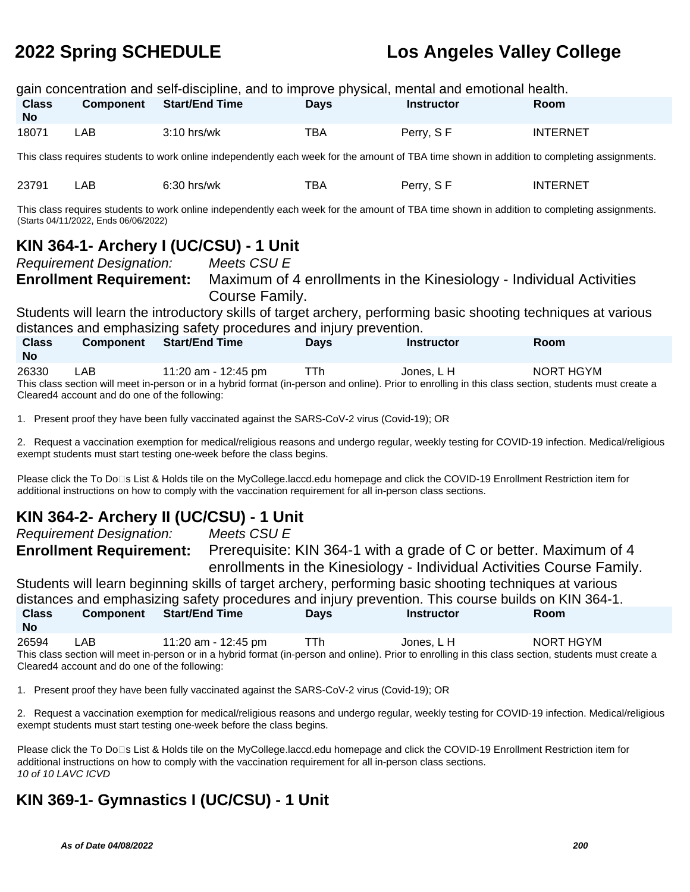gain concentration and self-discipline, and to improve physical, mental and emotional health.

| Class No | Component | Start/End Time | Days | Instructor | Room |
|---|---|---|---|---|---|
| 18071 | LAB | 3:10 hrs/wk | TBA | Perry, S F | INTERNET |

This class requires students to work online independently each week for the amount of TBA time shown in addition to completing assignments.

| Class No | Component | Start/End Time | Days | Instructor | Room |
|---|---|---|---|---|---|
| 23791 | LAB | 6:30 hrs/wk | TBA | Perry, S F | INTERNET |

This class requires students to work online independently each week for the amount of TBA time shown in addition to completing assignments.
(Starts 04/11/2022, Ends 06/06/2022)

## KIN 364-1- Archery I (UC/CSU) - 1 Unit

*Requirement Designation:* *Meets CSU E*

**Enrollment Requirement:** Maximum of 4 enrollments in the Kinesiology - Individual Activities Course Family.

Students will learn the introductory skills of target archery, performing basic shooting techniques at various distances and emphasizing safety procedures and injury prevention.

| Class No | Component | Start/End Time | Days | Instructor | Room |
|---|---|---|---|---|---|
| 26330 | LAB | 11:20 am - 12:45 pm | TTh | Jones, L H | NORT HGYM |

This class section will meet in-person or in a hybrid format (in-person and online). Prior to enrolling in this class section, students must create a Cleared4 account and do one of the following:

1. Present proof they have been fully vaccinated against the SARS-CoV-2 virus (Covid-19); OR

2. Request a vaccination exemption for medical/religious reasons and undergo regular, weekly testing for COVID-19 infection. Medical/religious exempt students must start testing one-week before the class begins.

Please click the To Do□s List & Holds tile on the MyCollege.laccd.edu homepage and click the COVID-19 Enrollment Restriction item for additional instructions on how to comply with the vaccination requirement for all in-person class sections.

## KIN 364-2- Archery II (UC/CSU) - 1 Unit

*Requirement Designation:* *Meets CSU E*

**Enrollment Requirement:** Prerequisite: KIN 364-1 with a grade of C or better. Maximum of 4 enrollments in the Kinesiology - Individual Activities Course Family.

Students will learn beginning skills of target archery, performing basic shooting techniques at various distances and emphasizing safety procedures and injury prevention. This course builds on KIN 364-1.

| Class No | Component | Start/End Time | Days | Instructor | Room |
|---|---|---|---|---|---|
| 26594 | LAB | 11:20 am - 12:45 pm | TTh | Jones, L H | NORT HGYM |

This class section will meet in-person or in a hybrid format (in-person and online). Prior to enrolling in this class section, students must create a Cleared4 account and do one of the following:

1. Present proof they have been fully vaccinated against the SARS-CoV-2 virus (Covid-19); OR

2. Request a vaccination exemption for medical/religious reasons and undergo regular, weekly testing for COVID-19 infection. Medical/religious exempt students must start testing one-week before the class begins.

Please click the To Do□s List & Holds tile on the MyCollege.laccd.edu homepage and click the COVID-19 Enrollment Restriction item for additional instructions on how to comply with the vaccination requirement for all in-person class sections.
*10 of 10 LAVC ICVD*

## KIN 369-1- Gymnastics I (UC/CSU) - 1 Unit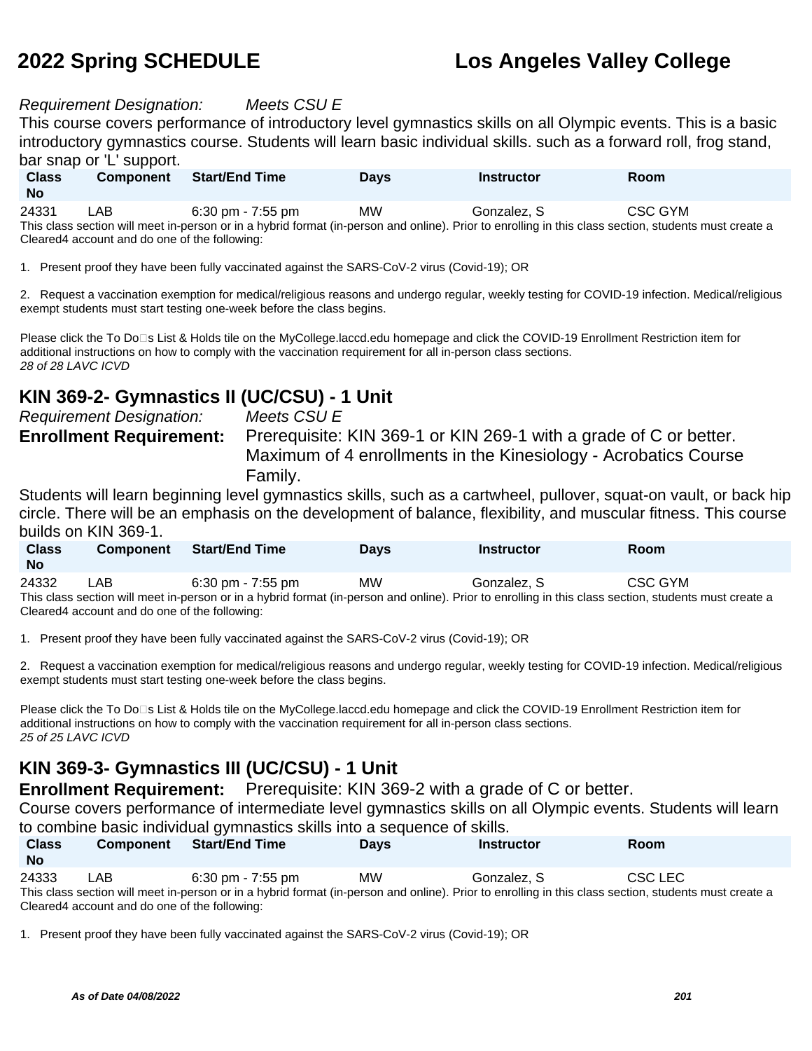*Requirement Designation:* *Meets CSU E*

This course covers performance of introductory level gymnastics skills on all Olympic events. This is a basic introductory gymnastics course. Students will learn basic individual skills. such as a forward roll, frog stand, bar snap or 'L' support.

| Class No | Component | Start/End Time | Days | Instructor | Room |
|---|---|---|---|---|---|
| 24331 | LAB | 6:30 pm - 7:55 pm | MW | Gonzalez, S | CSC GYM |

This class section will meet in-person or in a hybrid format (in-person and online). Prior to enrolling in this class section, students must create a Cleared4 account and do one of the following:

1. Present proof they have been fully vaccinated against the SARS-CoV-2 virus (Covid-19); OR

2. Request a vaccination exemption for medical/religious reasons and undergo regular, weekly testing for COVID-19 infection. Medical/religious exempt students must start testing one-week before the class begins.

Please click the To Do□s List & Holds tile on the MyCollege.laccd.edu homepage and click the COVID-19 Enrollment Restriction item for additional instructions on how to comply with the vaccination requirement for all in-person class sections.

*28 of 28 LAVC ICVD*

## KIN 369-2- Gymnastics II (UC/CSU) - 1 Unit

*Requirement Designation:* *Meets CSU E*

**Enrollment Requirement:** Prerequisite: KIN 369-1 or KIN 269-1 with a grade of C or better. Maximum of 4 enrollments in the Kinesiology - Acrobatics Course Family.

Students will learn beginning level gymnastics skills, such as a cartwheel, pullover, squat-on vault, or back hip circle. There will be an emphasis on the development of balance, flexibility, and muscular fitness. This course builds on KIN 369-1.

| Class No | Component | Start/End Time | Days | Instructor | Room |
|---|---|---|---|---|---|
| 24332 | LAB | 6:30 pm - 7:55 pm | MW | Gonzalez, S | CSC GYM |

This class section will meet in-person or in a hybrid format (in-person and online). Prior to enrolling in this class section, students must create a Cleared4 account and do one of the following:

1. Present proof they have been fully vaccinated against the SARS-CoV-2 virus (Covid-19); OR

2. Request a vaccination exemption for medical/religious reasons and undergo regular, weekly testing for COVID-19 infection. Medical/religious exempt students must start testing one-week before the class begins.

Please click the To Do□s List & Holds tile on the MyCollege.laccd.edu homepage and click the COVID-19 Enrollment Restriction item for additional instructions on how to comply with the vaccination requirement for all in-person class sections.

*25 of 25 LAVC ICVD*

## KIN 369-3- Gymnastics III (UC/CSU) - 1 Unit

**Enrollment Requirement:** Prerequisite: KIN 369-2 with a grade of C or better.

Course covers performance of intermediate level gymnastics skills on all Olympic events. Students will learn to combine basic individual gymnastics skills into a sequence of skills.

| Class No | Component | Start/End Time | Days | Instructor | Room |
|---|---|---|---|---|---|
| 24333 | LAB | 6:30 pm - 7:55 pm | MW | Gonzalez, S | CSC LEC |

This class section will meet in-person or in a hybrid format (in-person and online). Prior to enrolling in this class section, students must create a Cleared4 account and do one of the following:

1. Present proof they have been fully vaccinated against the SARS-CoV-2 virus (Covid-19); OR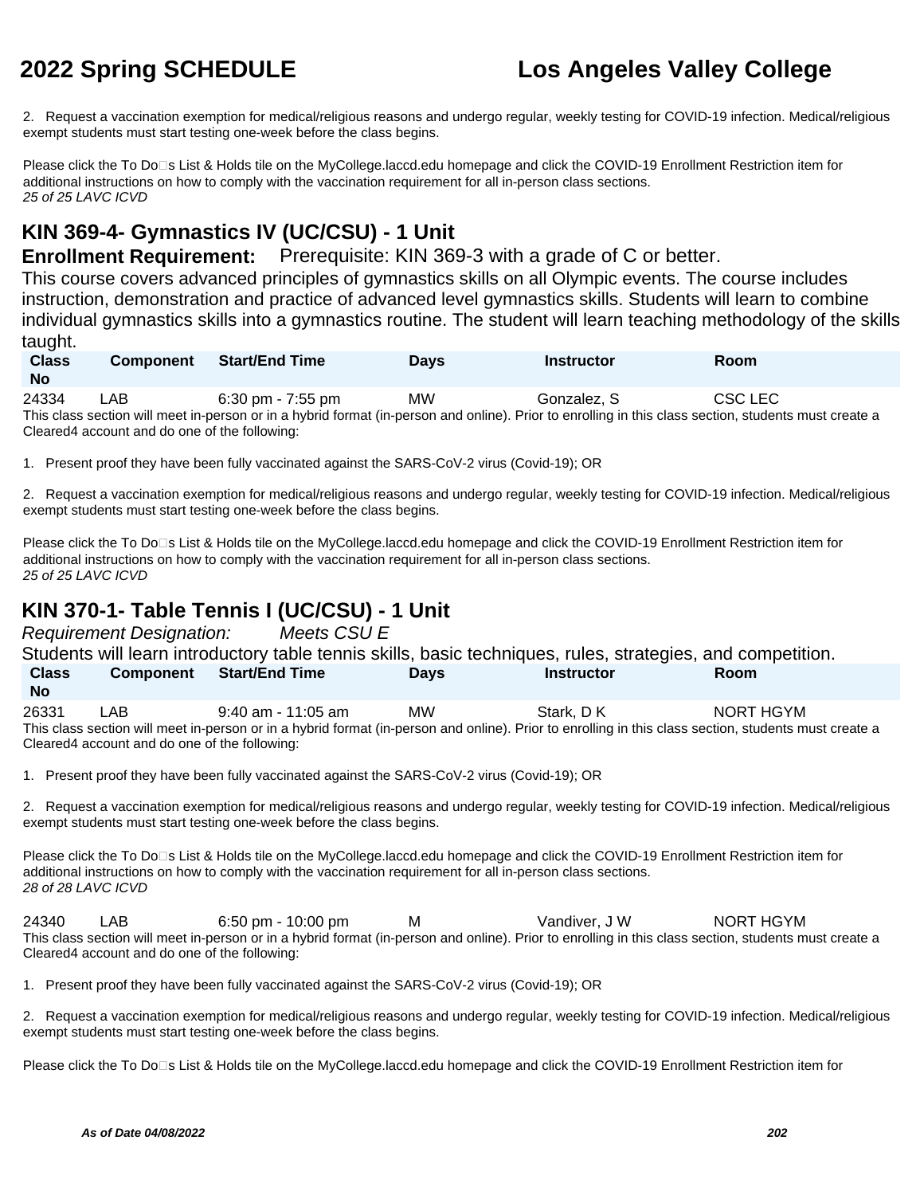2. Request a vaccination exemption for medical/religious reasons and undergo regular, weekly testing for COVID-19 infection. Medical/religious exempt students must start testing one-week before the class begins.

Please click the To Do□s List & Holds tile on the MyCollege.laccd.edu homepage and click the COVID-19 Enrollment Restriction item for additional instructions on how to comply with the vaccination requirement for all in-person class sections.
*25 of 25 LAVC ICVD*

## KIN 369-4- Gymnastics IV (UC/CSU) - 1 Unit

**Enrollment Requirement:** Prerequisite: KIN 369-3 with a grade of C or better.

This course covers advanced principles of gymnastics skills on all Olympic events. The course includes instruction, demonstration and practice of advanced level gymnastics skills. Students will learn to combine individual gymnastics skills into a gymnastics routine. The student will learn teaching methodology of the skills taught.

| Class No | Component | Start/End Time | Days | Instructor | Room |
|---|---|---|---|---|---|
| 24334 | LAB | 6:30 pm - 7:55 pm | MW | Gonzalez, S | CSC LEC |

This class section will meet in-person or in a hybrid format (in-person and online). Prior to enrolling in this class section, students must create a Cleared4 account and do one of the following:

1. Present proof they have been fully vaccinated against the SARS-CoV-2 virus (Covid-19); OR

2. Request a vaccination exemption for medical/religious reasons and undergo regular, weekly testing for COVID-19 infection. Medical/religious exempt students must start testing one-week before the class begins.

Please click the To Do□s List & Holds tile on the MyCollege.laccd.edu homepage and click the COVID-19 Enrollment Restriction item for additional instructions on how to comply with the vaccination requirement for all in-person class sections.
*25 of 25 LAVC ICVD*

## KIN 370-1- Table Tennis I (UC/CSU) - 1 Unit

*Requirement Designation:* *Meets CSU E*

Students will learn introductory table tennis skills, basic techniques, rules, strategies, and competition.

| Class No | Component | Start/End Time | Days | Instructor | Room |
|---|---|---|---|---|---|
| 26331 | LAB | 9:40 am - 11:05 am | MW | Stark, D K | NORT HGYM |

This class section will meet in-person or in a hybrid format (in-person and online). Prior to enrolling in this class section, students must create a Cleared4 account and do one of the following:

1. Present proof they have been fully vaccinated against the SARS-CoV-2 virus (Covid-19); OR

2. Request a vaccination exemption for medical/religious reasons and undergo regular, weekly testing for COVID-19 infection. Medical/religious exempt students must start testing one-week before the class begins.

Please click the To Do□s List & Holds tile on the MyCollege.laccd.edu homepage and click the COVID-19 Enrollment Restriction item for additional instructions on how to comply with the vaccination requirement for all in-person class sections.
*28 of 28 LAVC ICVD*

| Class No | Component | Start/End Time | Days | Instructor | Room |
|---|---|---|---|---|---|
| 24340 | LAB | 6:50 pm - 10:00 pm | M | Vandiver, J W | NORT HGYM |

This class section will meet in-person or in a hybrid format (in-person and online). Prior to enrolling in this class section, students must create a Cleared4 account and do one of the following:

1. Present proof they have been fully vaccinated against the SARS-CoV-2 virus (Covid-19); OR

2. Request a vaccination exemption for medical/religious reasons and undergo regular, weekly testing for COVID-19 infection. Medical/religious exempt students must start testing one-week before the class begins.

Please click the To Do□s List & Holds tile on the MyCollege.laccd.edu homepage and click the COVID-19 Enrollment Restriction item for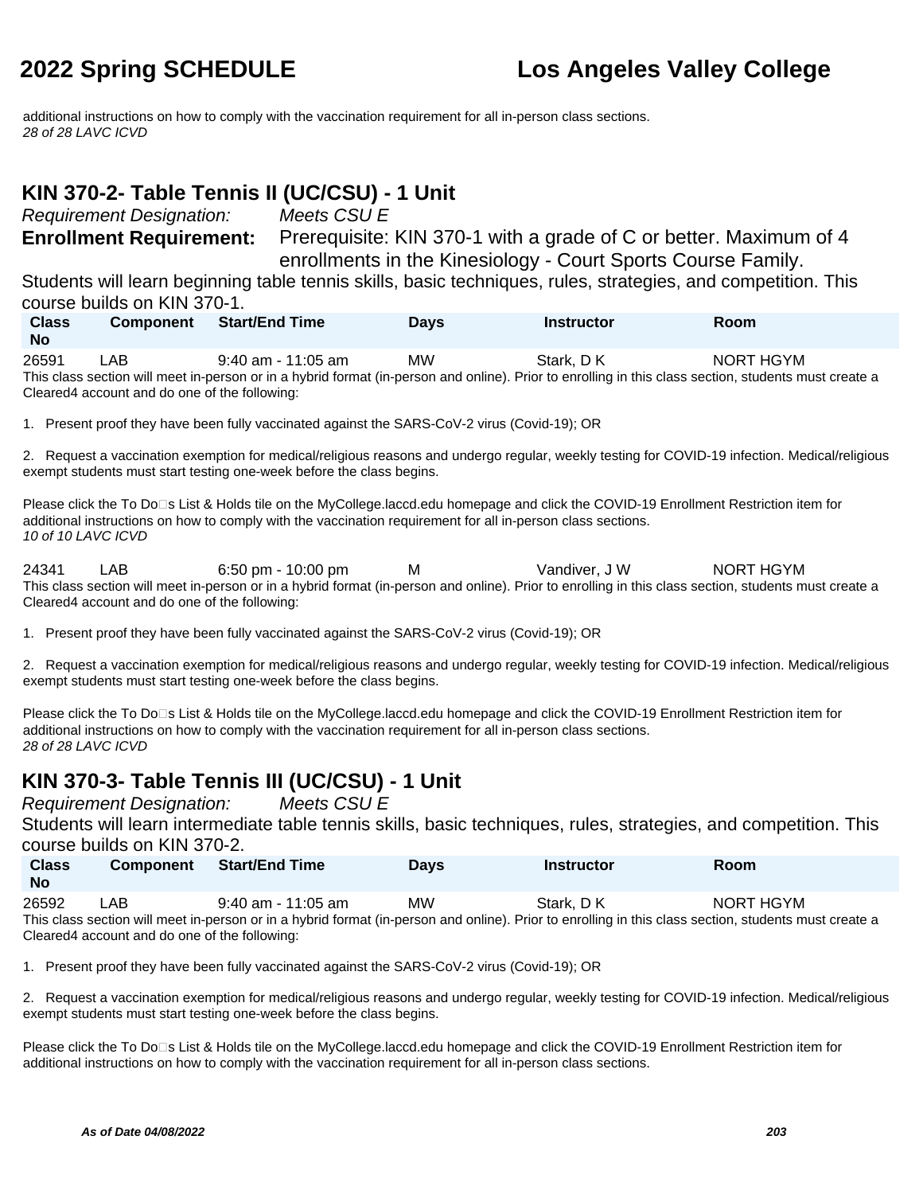additional instructions on how to comply with the vaccination requirement for all in-person class sections.
*28 of 28 LAVC ICVD*

## KIN 370-2- Table Tennis II (UC/CSU) - 1 Unit

*Requirement Designation:* *Meets CSU E*

**Enrollment Requirement:** Prerequisite: KIN 370-1 with a grade of C or better. Maximum of 4 enrollments in the Kinesiology - Court Sports Course Family.

Students will learn beginning table tennis skills, basic techniques, rules, strategies, and competition. This course builds on KIN 370-1.

| Class No | Component | Start/End Time | Days | Instructor | Room |
|---|---|---|---|---|---|
| 26591 | LAB | 9:40 am - 11:05 am | MW | Stark, D K | NORT HGYM |

This class section will meet in-person or in a hybrid format (in-person and online). Prior to enrolling in this class section, students must create a Cleared4 account and do one of the following:

1. Present proof they have been fully vaccinated against the SARS-CoV-2 virus (Covid-19); OR

2. Request a vaccination exemption for medical/religious reasons and undergo regular, weekly testing for COVID-19 infection. Medical/religious exempt students must start testing one-week before the class begins.

Please click the To Do□s List & Holds tile on the MyCollege.laccd.edu homepage and click the COVID-19 Enrollment Restriction item for additional instructions on how to comply with the vaccination requirement for all in-person class sections.
*10 of 10 LAVC ICVD*

| Class No | Component | Start/End Time | Days | Instructor | Room |
|---|---|---|---|---|---|
| 24341 | LAB | 6:50 pm - 10:00 pm | M | Vandiver, J W | NORT HGYM |

This class section will meet in-person or in a hybrid format (in-person and online). Prior to enrolling in this class section, students must create a Cleared4 account and do one of the following:

1. Present proof they have been fully vaccinated against the SARS-CoV-2 virus (Covid-19); OR

2. Request a vaccination exemption for medical/religious reasons and undergo regular, weekly testing for COVID-19 infection. Medical/religious exempt students must start testing one-week before the class begins.

Please click the To Do□s List & Holds tile on the MyCollege.laccd.edu homepage and click the COVID-19 Enrollment Restriction item for additional instructions on how to comply with the vaccination requirement for all in-person class sections.
*28 of 28 LAVC ICVD*

## KIN 370-3- Table Tennis III (UC/CSU) - 1 Unit

*Requirement Designation:* *Meets CSU E*

Students will learn intermediate table tennis skills, basic techniques, rules, strategies, and competition. This course builds on KIN 370-2.

| Class No | Component | Start/End Time | Days | Instructor | Room |
|---|---|---|---|---|---|
| 26592 | LAB | 9:40 am - 11:05 am | MW | Stark, D K | NORT HGYM |

This class section will meet in-person or in a hybrid format (in-person and online). Prior to enrolling in this class section, students must create a Cleared4 account and do one of the following:

1. Present proof they have been fully vaccinated against the SARS-CoV-2 virus (Covid-19); OR

2. Request a vaccination exemption for medical/religious reasons and undergo regular, weekly testing for COVID-19 infection. Medical/religious exempt students must start testing one-week before the class begins.

Please click the To Do□s List & Holds tile on the MyCollege.laccd.edu homepage and click the COVID-19 Enrollment Restriction item for additional instructions on how to comply with the vaccination requirement for all in-person class sections.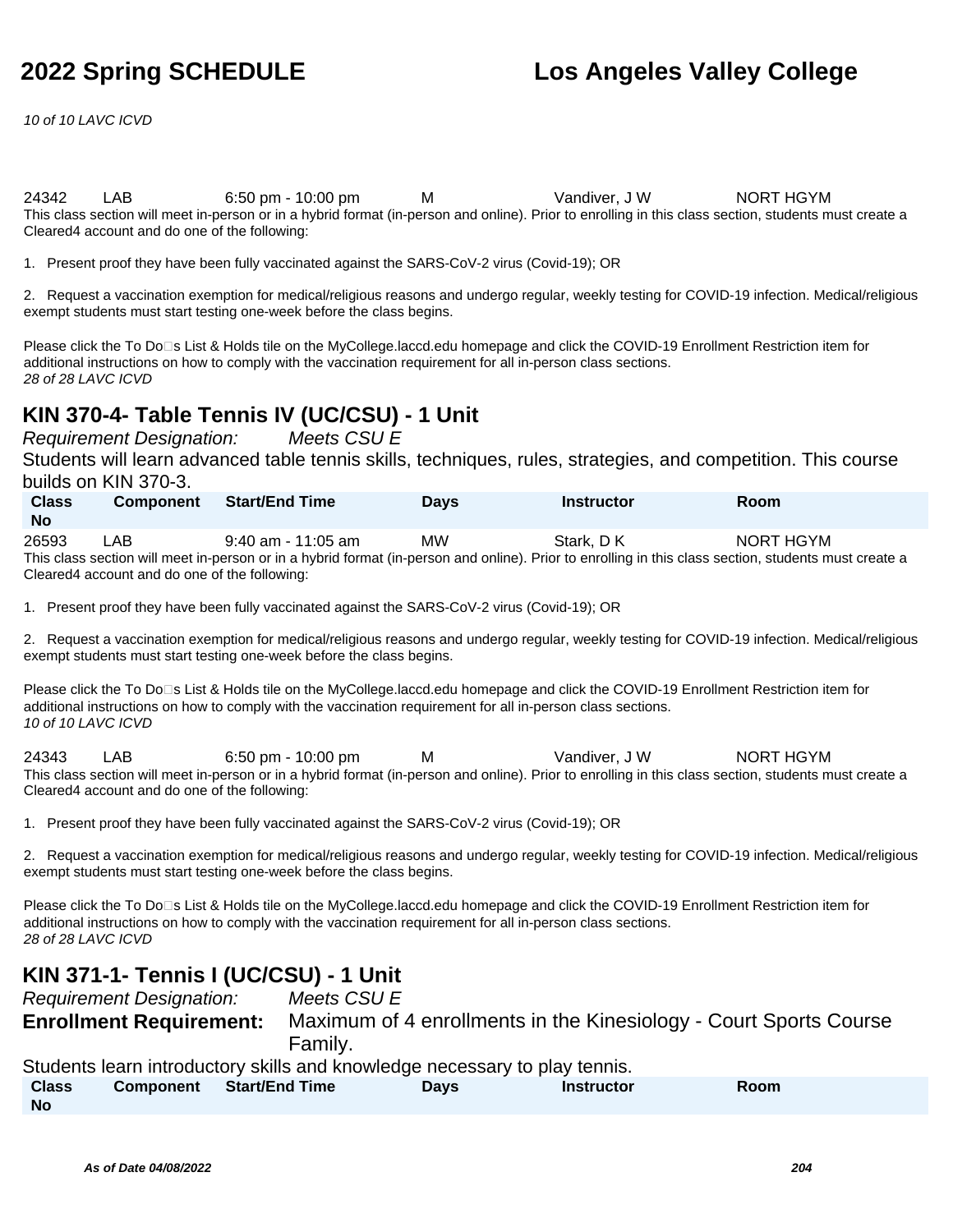10 of 10 LAVC ICVD

| Class No | Component | Start/End Time | Days | Instructor | Room |
|---|---|---|---|---|---|
| 24342 | LAB | 6:50 pm - 10:00 pm | M | Vandiver, J W | NORT HGYM |

This class section will meet in-person or in a hybrid format (in-person and online). Prior to enrolling in this class section, students must create a Cleared4 account and do one of the following:

1. Present proof they have been fully vaccinated against the SARS-CoV-2 virus (Covid-19); OR

2. Request a vaccination exemption for medical/religious reasons and undergo regular, weekly testing for COVID-19 infection. Medical/religious exempt students must start testing one-week before the class begins.

Please click the To Do□s List & Holds tile on the MyCollege.laccd.edu homepage and click the COVID-19 Enrollment Restriction item for additional instructions on how to comply with the vaccination requirement for all in-person class sections.

*28 of 28 LAVC ICVD*

## KIN 370-4- Table Tennis IV (UC/CSU) - 1 Unit

*Requirement Designation:* *Meets CSU E*

Students will learn advanced table tennis skills, techniques, rules, strategies, and competition. This course builds on KIN 370-3.

| Class No | Component | Start/End Time | Days | Instructor | Room |
|---|---|---|---|---|---|
| 26593 | LAB | 9:40 am - 11:05 am | MW | Stark, D K | NORT HGYM |

This class section will meet in-person or in a hybrid format (in-person and online). Prior to enrolling in this class section, students must create a Cleared4 account and do one of the following:

1. Present proof they have been fully vaccinated against the SARS-CoV-2 virus (Covid-19); OR

2. Request a vaccination exemption for medical/religious reasons and undergo regular, weekly testing for COVID-19 infection. Medical/religious exempt students must start testing one-week before the class begins.

Please click the To Do□s List & Holds tile on the MyCollege.laccd.edu homepage and click the COVID-19 Enrollment Restriction item for additional instructions on how to comply with the vaccination requirement for all in-person class sections.

*10 of 10 LAVC ICVD*

| Class No | Component | Start/End Time | Days | Instructor | Room |
|---|---|---|---|---|---|
| 24343 | LAB | 6:50 pm - 10:00 pm | M | Vandiver, J W | NORT HGYM |

This class section will meet in-person or in a hybrid format (in-person and online). Prior to enrolling in this class section, students must create a Cleared4 account and do one of the following:

1. Present proof they have been fully vaccinated against the SARS-CoV-2 virus (Covid-19); OR

2. Request a vaccination exemption for medical/religious reasons and undergo regular, weekly testing for COVID-19 infection. Medical/religious exempt students must start testing one-week before the class begins.

Please click the To Do□s List & Holds tile on the MyCollege.laccd.edu homepage and click the COVID-19 Enrollment Restriction item for additional instructions on how to comply with the vaccination requirement for all in-person class sections.

*28 of 28 LAVC ICVD*

## KIN 371-1- Tennis I (UC/CSU) - 1 Unit

*Requirement Designation:* *Meets CSU E*

**Enrollment Requirement:** Maximum of 4 enrollments in the Kinesiology - Court Sports Course Family.

Students learn introductory skills and knowledge necessary to play tennis.

| Class No | Component | Start/End Time | Days | Instructor | Room |
|---|---|---|---|---|---|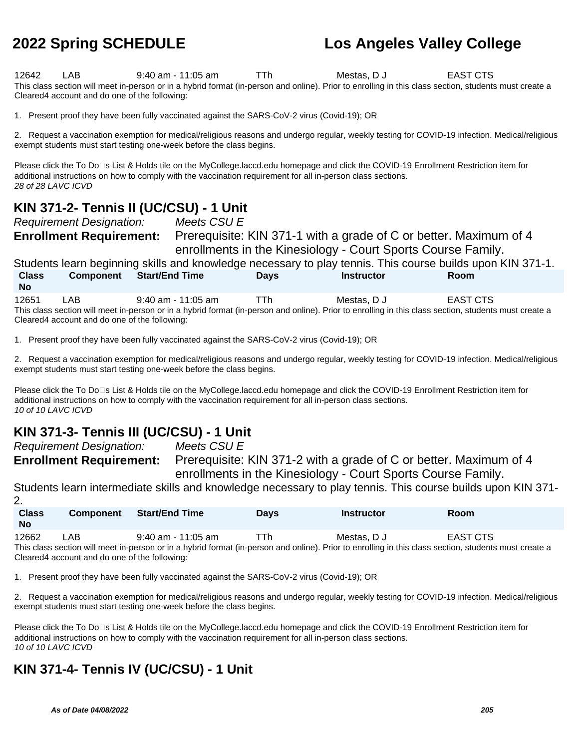| Class No | Component | Start/End Time | Days | Instructor | Room |
|---|---|---|---|---|---|
| 12642 | LAB | 9:40 am - 11:05 am | TTh | Mestas, D J | EAST CTS |

This class section will meet in-person or in a hybrid format (in-person and online). Prior to enrolling in this class section, students must create a Cleared4 account and do one of the following:

1. Present proof they have been fully vaccinated against the SARS-CoV-2 virus (Covid-19); OR

2. Request a vaccination exemption for medical/religious reasons and undergo regular, weekly testing for COVID-19 infection. Medical/religious exempt students must start testing one-week before the class begins.

Please click the To Do□s List & Holds tile on the MyCollege.laccd.edu homepage and click the COVID-19 Enrollment Restriction item for additional instructions on how to comply with the vaccination requirement for all in-person class sections.
*28 of 28 LAVC ICVD*

## KIN 371-2- Tennis II (UC/CSU) - 1 Unit

*Requirement Designation:* *Meets CSU E*

**Enrollment Requirement:** Prerequisite: KIN 371-1 with a grade of C or better. Maximum of 4 enrollments in the Kinesiology - Court Sports Course Family.

Students learn beginning skills and knowledge necessary to play tennis. This course builds upon KIN 371-1.

| Class No | Component | Start/End Time | Days | Instructor | Room |
|---|---|---|---|---|---|
| 12651 | LAB | 9:40 am - 11:05 am | TTh | Mestas, D J | EAST CTS |

This class section will meet in-person or in a hybrid format (in-person and online). Prior to enrolling in this class section, students must create a Cleared4 account and do one of the following:

1. Present proof they have been fully vaccinated against the SARS-CoV-2 virus (Covid-19); OR

2. Request a vaccination exemption for medical/religious reasons and undergo regular, weekly testing for COVID-19 infection. Medical/religious exempt students must start testing one-week before the class begins.

Please click the To Do□s List & Holds tile on the MyCollege.laccd.edu homepage and click the COVID-19 Enrollment Restriction item for additional instructions on how to comply with the vaccination requirement for all in-person class sections.
*10 of 10 LAVC ICVD*

## KIN 371-3- Tennis III (UC/CSU) - 1 Unit

*Requirement Designation:* *Meets CSU E*

**Enrollment Requirement:** Prerequisite: KIN 371-2 with a grade of C or better. Maximum of 4 enrollments in the Kinesiology - Court Sports Course Family.

Students learn intermediate skills and knowledge necessary to play tennis. This course builds upon KIN 371-2.

| Class No | Component | Start/End Time | Days | Instructor | Room |
|---|---|---|---|---|---|
| 12662 | LAB | 9:40 am - 11:05 am | TTh | Mestas, D J | EAST CTS |

This class section will meet in-person or in a hybrid format (in-person and online). Prior to enrolling in this class section, students must create a Cleared4 account and do one of the following:

1. Present proof they have been fully vaccinated against the SARS-CoV-2 virus (Covid-19); OR

2. Request a vaccination exemption for medical/religious reasons and undergo regular, weekly testing for COVID-19 infection. Medical/religious exempt students must start testing one-week before the class begins.

Please click the To Do□s List & Holds tile on the MyCollege.laccd.edu homepage and click the COVID-19 Enrollment Restriction item for additional instructions on how to comply with the vaccination requirement for all in-person class sections.
*10 of 10 LAVC ICVD*

## KIN 371-4- Tennis IV (UC/CSU) - 1 Unit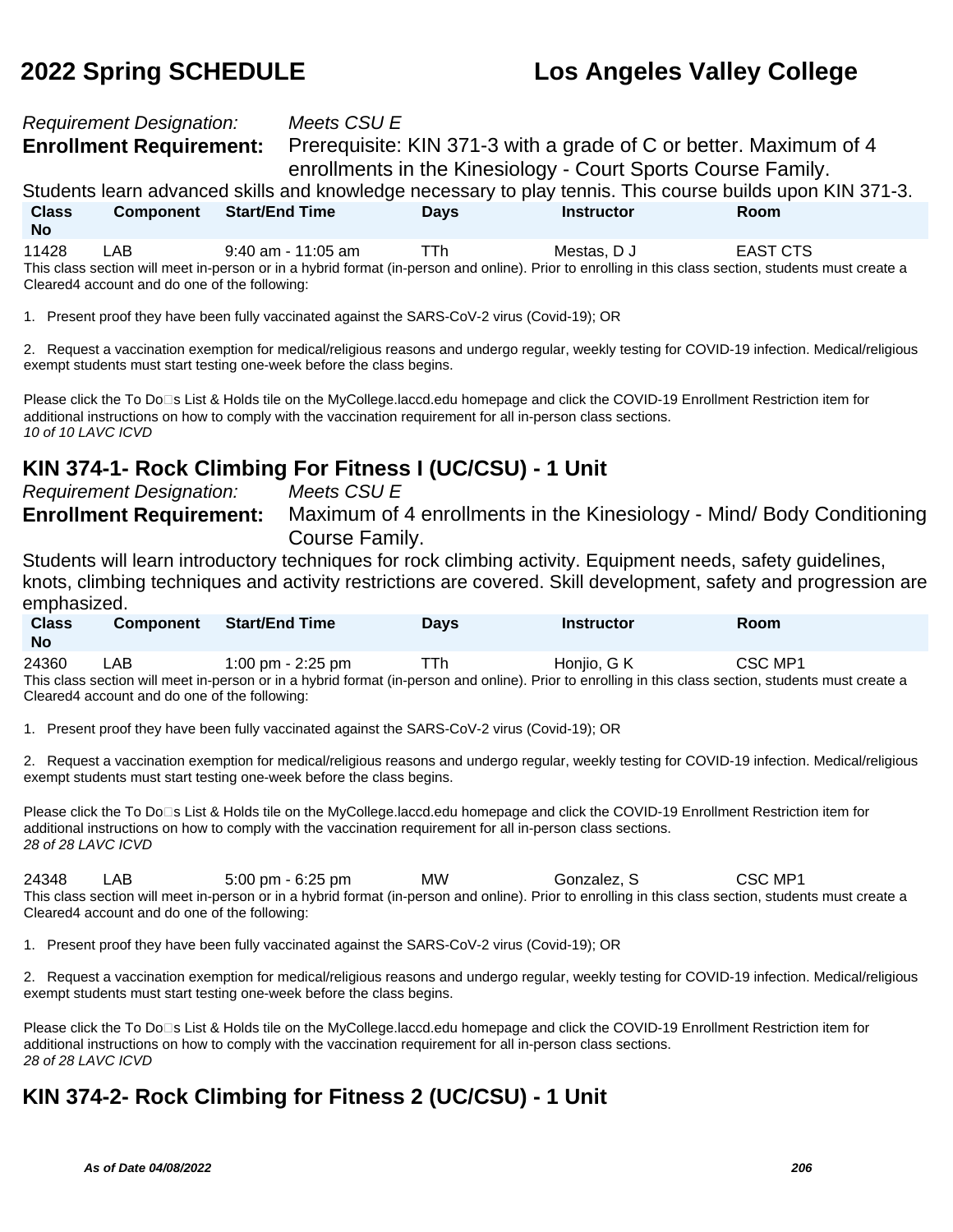*Requirement Designation:* *Meets CSU E*

**Enrollment Requirement:** Prerequisite: KIN 371-3 with a grade of C or better. Maximum of 4 enrollments in the Kinesiology - Court Sports Course Family.

Students learn advanced skills and knowledge necessary to play tennis. This course builds upon KIN 371-3.

| Class No | Component | Start/End Time | Days | Instructor | Room |
|---|---|---|---|---|---|
| 11428 | LAB | 9:40 am - 11:05 am | TTh | Mestas, D J | EAST CTS |

This class section will meet in-person or in a hybrid format (in-person and online). Prior to enrolling in this class section, students must create a Cleared4 account and do one of the following:

1. Present proof they have been fully vaccinated against the SARS-CoV-2 virus (Covid-19); OR

2. Request a vaccination exemption for medical/religious reasons and undergo regular, weekly testing for COVID-19 infection. Medical/religious exempt students must start testing one-week before the class begins.

Please click the To Do□s List & Holds tile on the MyCollege.laccd.edu homepage and click the COVID-19 Enrollment Restriction item for additional instructions on how to comply with the vaccination requirement for all in-person class sections.
*10 of 10 LAVC ICVD*

## KIN 374-1- Rock Climbing For Fitness I (UC/CSU) - 1 Unit

*Requirement Designation:* *Meets CSU E*

**Enrollment Requirement:** Maximum of 4 enrollments in the Kinesiology - Mind/ Body Conditioning Course Family.

Students will learn introductory techniques for rock climbing activity. Equipment needs, safety guidelines, knots, climbing techniques and activity restrictions are covered. Skill development, safety and progression are emphasized.

| Class No | Component | Start/End Time | Days | Instructor | Room |
|---|---|---|---|---|---|
| 24360 | LAB | 1:00 pm - 2:25 pm | TTh | Honjio, G K | CSC MP1 |

This class section will meet in-person or in a hybrid format (in-person and online). Prior to enrolling in this class section, students must create a Cleared4 account and do one of the following:

1. Present proof they have been fully vaccinated against the SARS-CoV-2 virus (Covid-19); OR

2. Request a vaccination exemption for medical/religious reasons and undergo regular, weekly testing for COVID-19 infection. Medical/religious exempt students must start testing one-week before the class begins.

Please click the To Do□s List & Holds tile on the MyCollege.laccd.edu homepage and click the COVID-19 Enrollment Restriction item for additional instructions on how to comply with the vaccination requirement for all in-person class sections.
*28 of 28 LAVC ICVD*

| Class No | Component | Start/End Time | Days | Instructor | Room |
|---|---|---|---|---|---|
| 24348 | LAB | 5:00 pm - 6:25 pm | MW | Gonzalez, S | CSC MP1 |

This class section will meet in-person or in a hybrid format (in-person and online). Prior to enrolling in this class section, students must create a Cleared4 account and do one of the following:

1. Present proof they have been fully vaccinated against the SARS-CoV-2 virus (Covid-19); OR

2. Request a vaccination exemption for medical/religious reasons and undergo regular, weekly testing for COVID-19 infection. Medical/religious exempt students must start testing one-week before the class begins.

Please click the To Do□s List & Holds tile on the MyCollege.laccd.edu homepage and click the COVID-19 Enrollment Restriction item for additional instructions on how to comply with the vaccination requirement for all in-person class sections.
*28 of 28 LAVC ICVD*

## KIN 374-2- Rock Climbing for Fitness 2 (UC/CSU) - 1 Unit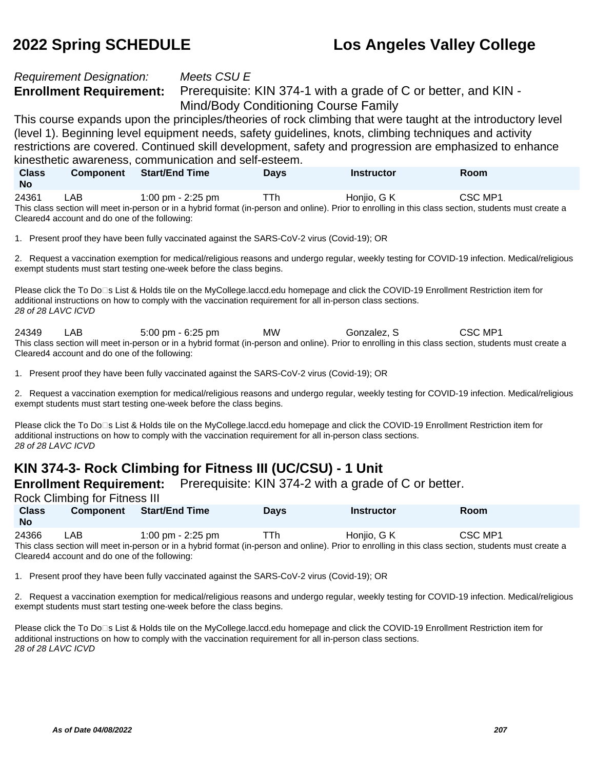*Requirement Designation:* *Meets CSU E*

**Enrollment Requirement:** Prerequisite: KIN 374-1 with a grade of C or better, and KIN - Mind/Body Conditioning Course Family

This course expands upon the principles/theories of rock climbing that were taught at the introductory level (level 1). Beginning level equipment needs, safety guidelines, knots, climbing techniques and activity restrictions are covered. Continued skill development, safety and progression are emphasized to enhance kinesthetic awareness, communication and self-esteem.

| Class No | Component | Start/End Time | Days | Instructor | Room |
|---|---|---|---|---|---|
| 24361 | LAB | 1:00 pm - 2:25 pm | TTh | Honjio, G K | CSC MP1 |

This class section will meet in-person or in a hybrid format (in-person and online). Prior to enrolling in this class section, students must create a Cleared4 account and do one of the following:

1. Present proof they have been fully vaccinated against the SARS-CoV-2 virus (Covid-19); OR

2. Request a vaccination exemption for medical/religious reasons and undergo regular, weekly testing for COVID-19 infection. Medical/religious exempt students must start testing one-week before the class begins.

Please click the To Do□s List & Holds tile on the MyCollege.laccd.edu homepage and click the COVID-19 Enrollment Restriction item for additional instructions on how to comply with the vaccination requirement for all in-person class sections.
*28 of 28 LAVC ICVD*

| Class No | Component | Start/End Time | Days | Instructor | Room |
|---|---|---|---|---|---|
| 24349 | LAB | 5:00 pm - 6:25 pm | MW | Gonzalez, S | CSC MP1 |

This class section will meet in-person or in a hybrid format (in-person and online). Prior to enrolling in this class section, students must create a Cleared4 account and do one of the following:

1. Present proof they have been fully vaccinated against the SARS-CoV-2 virus (Covid-19); OR

2. Request a vaccination exemption for medical/religious reasons and undergo regular, weekly testing for COVID-19 infection. Medical/religious exempt students must start testing one-week before the class begins.

Please click the To Do□s List & Holds tile on the MyCollege.laccd.edu homepage and click the COVID-19 Enrollment Restriction item for additional instructions on how to comply with the vaccination requirement for all in-person class sections.
*28 of 28 LAVC ICVD*

## KIN 374-3- Rock Climbing for Fitness III (UC/CSU) - 1 Unit

**Enrollment Requirement:** Prerequisite: KIN 374-2 with a grade of C or better.

Rock Climbing for Fitness III

| Class No | Component | Start/End Time | Days | Instructor | Room |
|---|---|---|---|---|---|
| 24366 | LAB | 1:00 pm - 2:25 pm | TTh | Honjio, G K | CSC MP1 |

This class section will meet in-person or in a hybrid format (in-person and online). Prior to enrolling in this class section, students must create a Cleared4 account and do one of the following:

1. Present proof they have been fully vaccinated against the SARS-CoV-2 virus (Covid-19); OR

2. Request a vaccination exemption for medical/religious reasons and undergo regular, weekly testing for COVID-19 infection. Medical/religious exempt students must start testing one-week before the class begins.

Please click the To Do□s List & Holds tile on the MyCollege.laccd.edu homepage and click the COVID-19 Enrollment Restriction item for additional instructions on how to comply with the vaccination requirement for all in-person class sections.
*28 of 28 LAVC ICVD*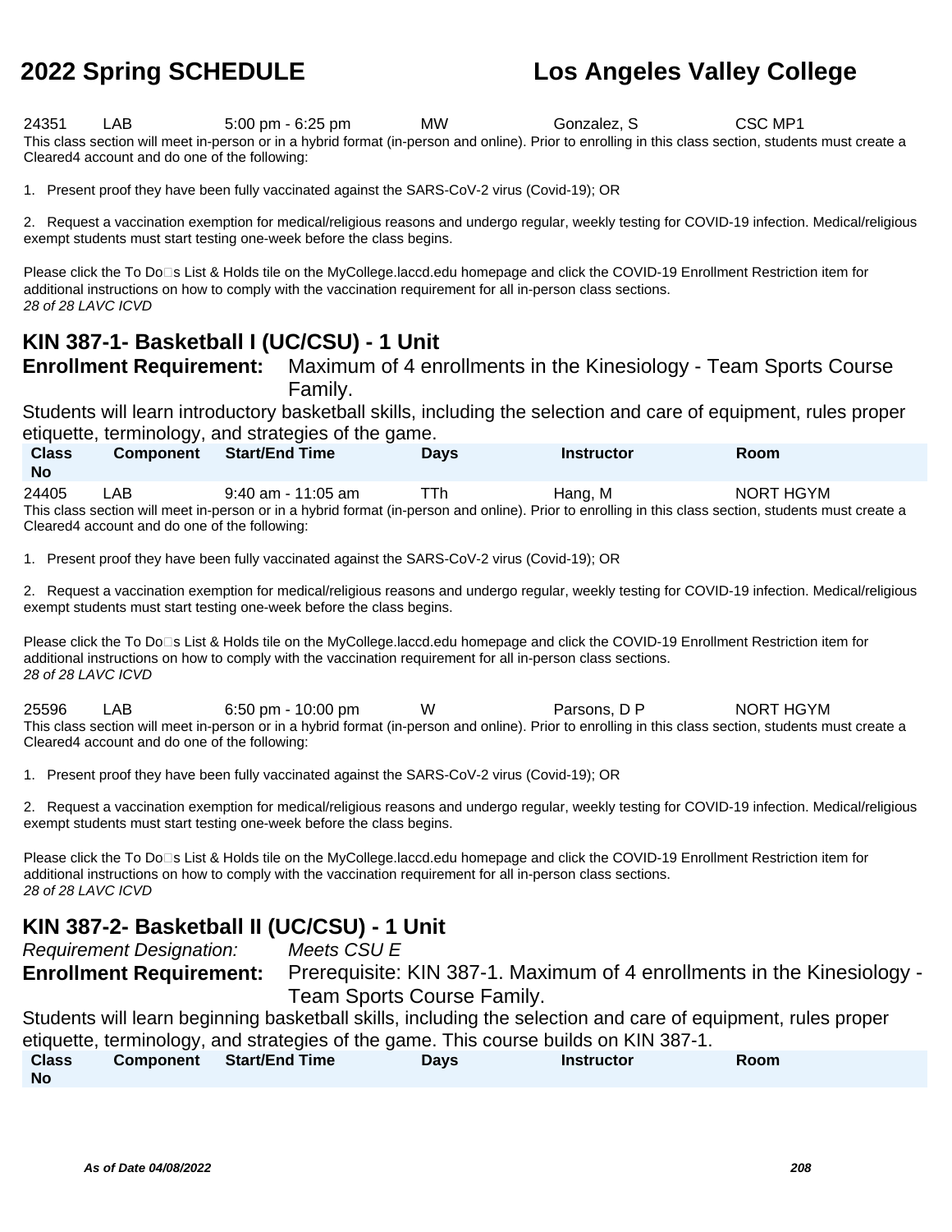| Class No | Component | Start/End Time | Days | Instructor | Room |
|---|---|---|---|---|---|
| 24351 | LAB | 5:00 pm - 6:25 pm | MW | Gonzalez, S | CSC MP1 |

This class section will meet in-person or in a hybrid format (in-person and online). Prior to enrolling in this class section, students must create a Cleared4 account and do one of the following:

1. Present proof they have been fully vaccinated against the SARS-CoV-2 virus (Covid-19); OR

2. Request a vaccination exemption for medical/religious reasons and undergo regular, weekly testing for COVID-19 infection. Medical/religious exempt students must start testing one-week before the class begins.

Please click the To Do□s List & Holds tile on the MyCollege.laccd.edu homepage and click the COVID-19 Enrollment Restriction item for additional instructions on how to comply with the vaccination requirement for all in-person class sections.

*28 of 28 LAVC ICVD*

## KIN 387-1- Basketball I (UC/CSU) - 1 Unit

**Enrollment Requirement:** Maximum of 4 enrollments in the Kinesiology - Team Sports Course Family.

Students will learn introductory basketball skills, including the selection and care of equipment, rules proper etiquette, terminology, and strategies of the game.

| Class No | Component | Start/End Time | Days | Instructor | Room |
|---|---|---|---|---|---|
| 24405 | LAB | 9:40 am - 11:05 am | TTh | Hang, M | NORT HGYM |

This class section will meet in-person or in a hybrid format (in-person and online). Prior to enrolling in this class section, students must create a Cleared4 account and do one of the following:

1. Present proof they have been fully vaccinated against the SARS-CoV-2 virus (Covid-19); OR

2. Request a vaccination exemption for medical/religious reasons and undergo regular, weekly testing for COVID-19 infection. Medical/religious exempt students must start testing one-week before the class begins.

Please click the To Do□s List & Holds tile on the MyCollege.laccd.edu homepage and click the COVID-19 Enrollment Restriction item for additional instructions on how to comply with the vaccination requirement for all in-person class sections.

*28 of 28 LAVC ICVD*

| Class No | Component | Start/End Time | Days | Instructor | Room |
|---|---|---|---|---|---|
| 25596 | LAB | 6:50 pm - 10:00 pm | W | Parsons, D P | NORT HGYM |

This class section will meet in-person or in a hybrid format (in-person and online). Prior to enrolling in this class section, students must create a Cleared4 account and do one of the following:

1. Present proof they have been fully vaccinated against the SARS-CoV-2 virus (Covid-19); OR

2. Request a vaccination exemption for medical/religious reasons and undergo regular, weekly testing for COVID-19 infection. Medical/religious exempt students must start testing one-week before the class begins.

Please click the To Do□s List & Holds tile on the MyCollege.laccd.edu homepage and click the COVID-19 Enrollment Restriction item for additional instructions on how to comply with the vaccination requirement for all in-person class sections.

*28 of 28 LAVC ICVD*

## KIN 387-2- Basketball II (UC/CSU) - 1 Unit

*Requirement Designation:* *Meets CSU E*

**Enrollment Requirement:** Prerequisite: KIN 387-1. Maximum of 4 enrollments in the Kinesiology - Team Sports Course Family.

Students will learn beginning basketball skills, including the selection and care of equipment, rules proper etiquette, terminology, and strategies of the game. This course builds on KIN 387-1.

| Class No | Component | Start/End Time | Days | Instructor | Room |
|---|---|---|---|---|---|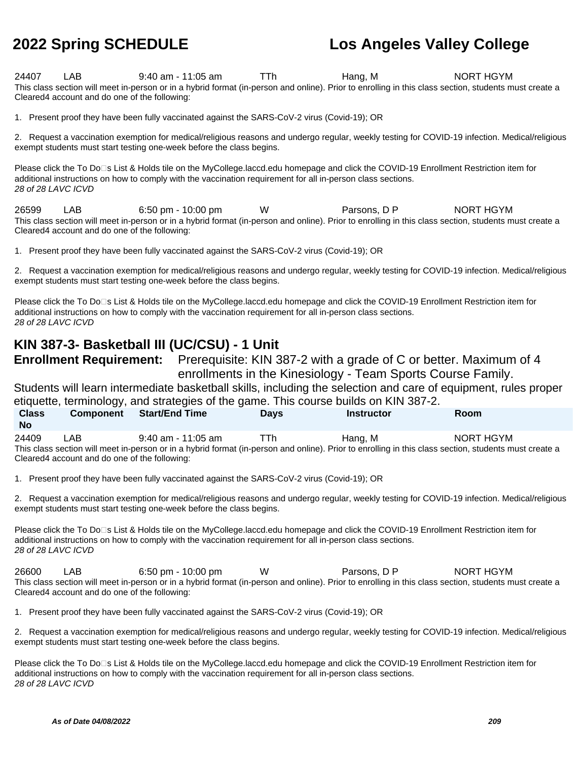| Class No | Component | Start/End Time | Days | Instructor | Room |
|---|---|---|---|---|---|
| 24407 | LAB | 9:40 am - 11:05 am | TTh | Hang, M | NORT HGYM |

This class section will meet in-person or in a hybrid format (in-person and online). Prior to enrolling in this class section, students must create a Cleared4 account and do one of the following:

1. Present proof they have been fully vaccinated against the SARS-CoV-2 virus (Covid-19); OR

2. Request a vaccination exemption for medical/religious reasons and undergo regular, weekly testing for COVID-19 infection. Medical/religious exempt students must start testing one-week before the class begins.

Please click the To Do□s List & Holds tile on the MyCollege.laccd.edu homepage and click the COVID-19 Enrollment Restriction item for additional instructions on how to comply with the vaccination requirement for all in-person class sections.
*28 of 28 LAVC ICVD*

| Class No | Component | Start/End Time | Days | Instructor | Room |
|---|---|---|---|---|---|
| 26599 | LAB | 6:50 pm - 10:00 pm | W | Parsons, D P | NORT HGYM |

This class section will meet in-person or in a hybrid format (in-person and online). Prior to enrolling in this class section, students must create a Cleared4 account and do one of the following:

1. Present proof they have been fully vaccinated against the SARS-CoV-2 virus (Covid-19); OR

2. Request a vaccination exemption for medical/religious reasons and undergo regular, weekly testing for COVID-19 infection. Medical/religious exempt students must start testing one-week before the class begins.

Please click the To Do□s List & Holds tile on the MyCollege.laccd.edu homepage and click the COVID-19 Enrollment Restriction item for additional instructions on how to comply with the vaccination requirement for all in-person class sections.
*28 of 28 LAVC ICVD*

## KIN 387-3- Basketball III (UC/CSU) - 1 Unit

**Enrollment Requirement:** Prerequisite: KIN 387-2 with a grade of C or better. Maximum of 4 enrollments in the Kinesiology - Team Sports Course Family.

Students will learn intermediate basketball skills, including the selection and care of equipment, rules proper etiquette, terminology, and strategies of the game. This course builds on KIN 387-2.

| Class No | Component | Start/End Time | Days | Instructor | Room |
|---|---|---|---|---|---|
| 24409 | LAB | 9:40 am - 11:05 am | TTh | Hang, M | NORT HGYM |

This class section will meet in-person or in a hybrid format (in-person and online). Prior to enrolling in this class section, students must create a Cleared4 account and do one of the following:

1. Present proof they have been fully vaccinated against the SARS-CoV-2 virus (Covid-19); OR

2. Request a vaccination exemption for medical/religious reasons and undergo regular, weekly testing for COVID-19 infection. Medical/religious exempt students must start testing one-week before the class begins.

Please click the To Do□s List & Holds tile on the MyCollege.laccd.edu homepage and click the COVID-19 Enrollment Restriction item for additional instructions on how to comply with the vaccination requirement for all in-person class sections.
*28 of 28 LAVC ICVD*

| Class No | Component | Start/End Time | Days | Instructor | Room |
|---|---|---|---|---|---|
| 26600 | LAB | 6:50 pm - 10:00 pm | W | Parsons, D P | NORT HGYM |

This class section will meet in-person or in a hybrid format (in-person and online). Prior to enrolling in this class section, students must create a Cleared4 account and do one of the following:

1. Present proof they have been fully vaccinated against the SARS-CoV-2 virus (Covid-19); OR

2. Request a vaccination exemption for medical/religious reasons and undergo regular, weekly testing for COVID-19 infection. Medical/religious exempt students must start testing one-week before the class begins.

Please click the To Do□s List & Holds tile on the MyCollege.laccd.edu homepage and click the COVID-19 Enrollment Restriction item for additional instructions on how to comply with the vaccination requirement for all in-person class sections.
*28 of 28 LAVC ICVD*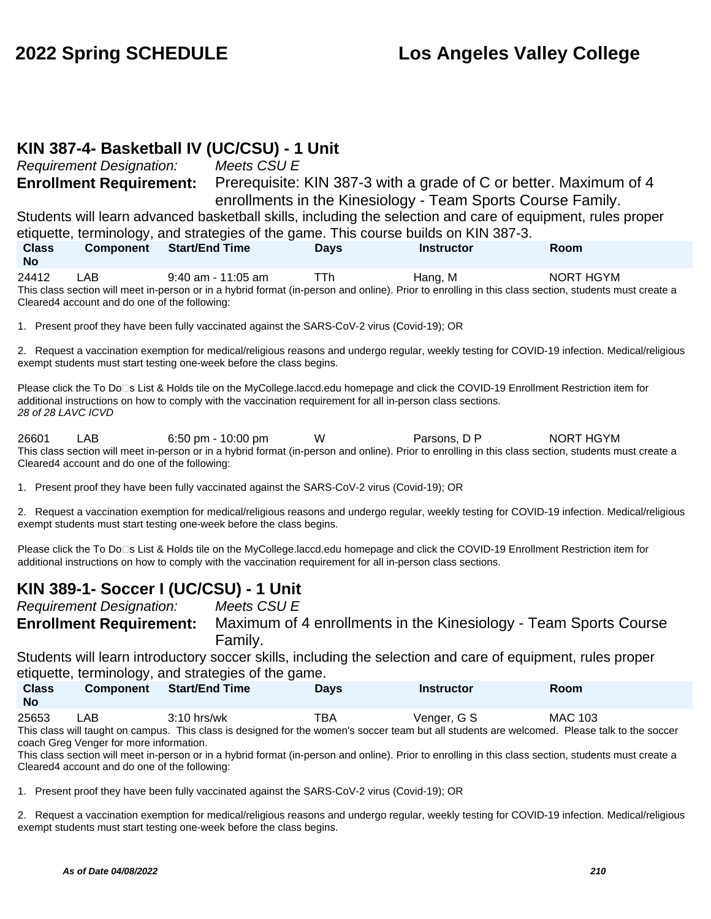## KIN 387-4- Basketball IV (UC/CSU) - 1 Unit

*Requirement Designation:* *Meets CSU E*

**Enrollment Requirement:** Prerequisite: KIN 387-3 with a grade of C or better. Maximum of 4 enrollments in the Kinesiology - Team Sports Course Family.

Students will learn advanced basketball skills, including the selection and care of equipment, rules proper etiquette, terminology, and strategies of the game. This course builds on KIN 387-3.

| Class No | Component | Start/End Time | Days | Instructor | Room |
|---|---|---|---|---|---|
| 24412 | LAB | 9:40 am - 11:05 am | TTh | Hang, M | NORT HGYM |

This class section will meet in-person or in a hybrid format (in-person and online). Prior to enrolling in this class section, students must create a Cleared4 account and do one of the following:

1. Present proof they have been fully vaccinated against the SARS-CoV-2 virus (Covid-19); OR

2. Request a vaccination exemption for medical/religious reasons and undergo regular, weekly testing for COVID-19 infection. Medical/religious exempt students must start testing one-week before the class begins.

Please click the To Do�s List & Holds tile on the MyCollege.laccd.edu homepage and click the COVID-19 Enrollment Restriction item for additional instructions on how to comply with the vaccination requirement for all in-person class sections.
*28 of 28 LAVC ICVD*

| Class No | Component | Start/End Time | Days | Instructor | Room |
|---|---|---|---|---|---|
| 26601 | LAB | 6:50 pm - 10:00 pm | W | Parsons, D P | NORT HGYM |

This class section will meet in-person or in a hybrid format (in-person and online). Prior to enrolling in this class section, students must create a Cleared4 account and do one of the following:

1. Present proof they have been fully vaccinated against the SARS-CoV-2 virus (Covid-19); OR

2. Request a vaccination exemption for medical/religious reasons and undergo regular, weekly testing for COVID-19 infection. Medical/religious exempt students must start testing one-week before the class begins.

Please click the To Do�s List & Holds tile on the MyCollege.laccd.edu homepage and click the COVID-19 Enrollment Restriction item for additional instructions on how to comply with the vaccination requirement for all in-person class sections.

## KIN 389-1- Soccer I (UC/CSU) - 1 Unit

*Requirement Designation:* *Meets CSU E*

**Enrollment Requirement:** Maximum of 4 enrollments in the Kinesiology - Team Sports Course Family.

Students will learn introductory soccer skills, including the selection and care of equipment, rules proper etiquette, terminology, and strategies of the game.

| Class No | Component | Start/End Time | Days | Instructor | Room |
|---|---|---|---|---|---|
| 25653 | LAB | 3:10 hrs/wk | TBA | Venger, G S | MAC 103 |

This class will taught on campus. This class is designed for the women's soccer team but all students are welcomed. Please talk to the soccer coach Greg Venger for more information.
This class section will meet in-person or in a hybrid format (in-person and online). Prior to enrolling in this class section, students must create a Cleared4 account and do one of the following:

1. Present proof they have been fully vaccinated against the SARS-CoV-2 virus (Covid-19); OR

2. Request a vaccination exemption for medical/religious reasons and undergo regular, weekly testing for COVID-19 infection. Medical/religious exempt students must start testing one-week before the class begins.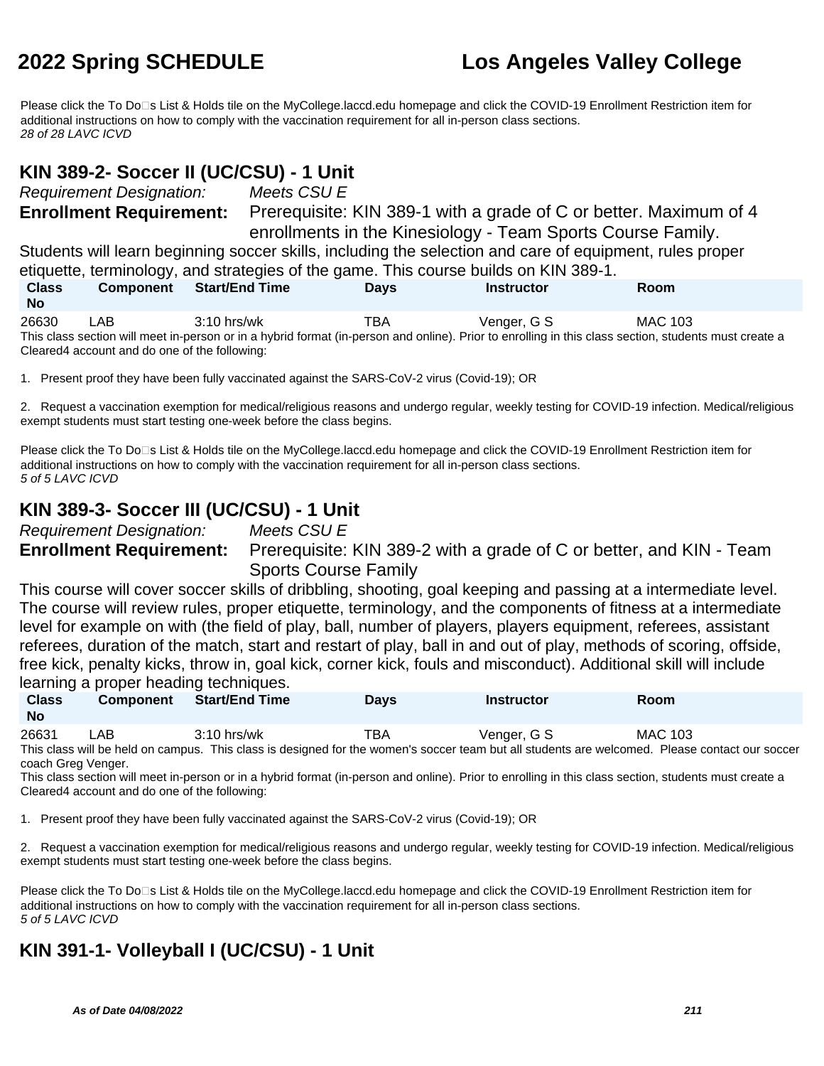Please click the To Do□s List & Holds tile on the MyCollege.laccd.edu homepage and click the COVID-19 Enrollment Restriction item for additional instructions on how to comply with the vaccination requirement for all in-person class sections.
*28 of 28 LAVC ICVD*

## KIN 389-2- Soccer II (UC/CSU) - 1 Unit

*Requirement Designation:* *Meets CSU E*

**Enrollment Requirement:** Prerequisite: KIN 389-1 with a grade of C or better. Maximum of 4 enrollments in the Kinesiology - Team Sports Course Family.

Students will learn beginning soccer skills, including the selection and care of equipment, rules proper etiquette, terminology, and strategies of the game. This course builds on KIN 389-1.

| Class No | Component | Start/End Time | Days | Instructor | Room |
|---|---|---|---|---|---|
| 26630 | LAB | 3:10 hrs/wk | TBA | Venger, G S | MAC 103 |

This class section will meet in-person or in a hybrid format (in-person and online). Prior to enrolling in this class section, students must create a Cleared4 account and do one of the following:

1. Present proof they have been fully vaccinated against the SARS-CoV-2 virus (Covid-19); OR

2. Request a vaccination exemption for medical/religious reasons and undergo regular, weekly testing for COVID-19 infection. Medical/religious exempt students must start testing one-week before the class begins.

Please click the To Do□s List & Holds tile on the MyCollege.laccd.edu homepage and click the COVID-19 Enrollment Restriction item for additional instructions on how to comply with the vaccination requirement for all in-person class sections.
*5 of 5 LAVC ICVD*

## KIN 389-3- Soccer III (UC/CSU) - 1 Unit

*Requirement Designation:* *Meets CSU E*

**Enrollment Requirement:** Prerequisite: KIN 389-2 with a grade of C or better, and KIN - Team Sports Course Family

This course will cover soccer skills of dribbling, shooting, goal keeping and passing at a intermediate level. The course will review rules, proper etiquette, terminology, and the components of fitness at a intermediate level for example on with (the field of play, ball, number of players, players equipment, referees, assistant referees, duration of the match, start and restart of play, ball in and out of play, methods of scoring, offside, free kick, penalty kicks, throw in, goal kick, corner kick, fouls and misconduct). Additional skill will include learning a proper heading techniques.

| Class No | Component | Start/End Time | Days | Instructor | Room |
|---|---|---|---|---|---|
| 26631 | LAB | 3:10 hrs/wk | TBA | Venger, G S | MAC 103 |

This class will be held on campus. This class is designed for the women's soccer team but all students are welcomed. Please contact our soccer coach Greg Venger.

This class section will meet in-person or in a hybrid format (in-person and online). Prior to enrolling in this class section, students must create a Cleared4 account and do one of the following:

1. Present proof they have been fully vaccinated against the SARS-CoV-2 virus (Covid-19); OR

2. Request a vaccination exemption for medical/religious reasons and undergo regular, weekly testing for COVID-19 infection. Medical/religious exempt students must start testing one-week before the class begins.

Please click the To Do□s List & Holds tile on the MyCollege.laccd.edu homepage and click the COVID-19 Enrollment Restriction item for additional instructions on how to comply with the vaccination requirement for all in-person class sections.
*5 of 5 LAVC ICVD*

## KIN 391-1- Volleyball I (UC/CSU) - 1 Unit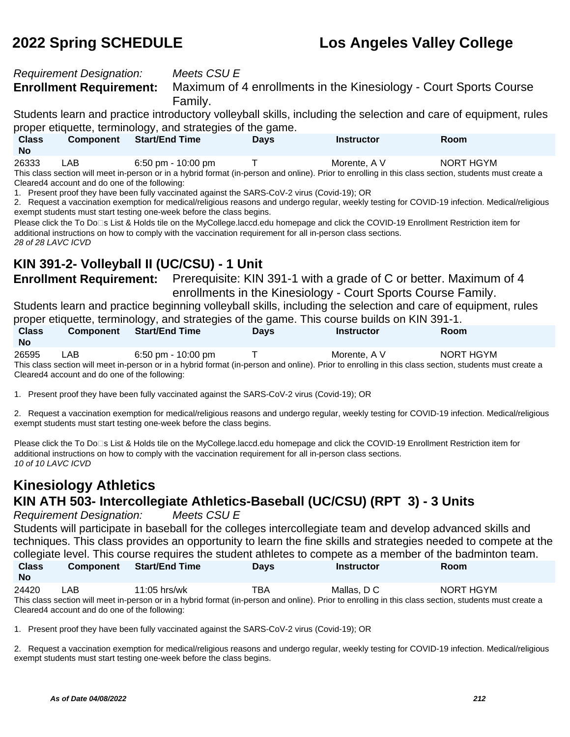*Requirement Designation:* *Meets CSU E*

**Enrollment Requirement:** Maximum of 4 enrollments in the Kinesiology - Court Sports Course Family.

Students learn and practice introductory volleyball skills, including the selection and care of equipment, rules proper etiquette, terminology, and strategies of the game.

| Class No | Component | Start/End Time | Days | Instructor | Room |
|---|---|---|---|---|---|
| 26333 | LAB | 6:50 pm - 10:00 pm | T | Morente, A V | NORT HGYM |

This class section will meet in-person or in a hybrid format (in-person and online). Prior to enrolling in this class section, students must create a Cleared4 account and do one of the following:

1. Present proof they have been fully vaccinated against the SARS-CoV-2 virus (Covid-19); OR
2. Request a vaccination exemption for medical/religious reasons and undergo regular, weekly testing for COVID-19 infection. Medical/religious exempt students must start testing one-week before the class begins.

Please click the To Do□s List & Holds tile on the MyCollege.laccd.edu homepage and click the COVID-19 Enrollment Restriction item for additional instructions on how to comply with the vaccination requirement for all in-person class sections.

*28 of 28 LAVC ICVD*

## KIN 391-2- Volleyball II (UC/CSU) - 1 Unit

**Enrollment Requirement:** Prerequisite: KIN 391-1 with a grade of C or better. Maximum of 4 enrollments in the Kinesiology - Court Sports Course Family.

Students learn and practice beginning volleyball skills, including the selection and care of equipment, rules proper etiquette, terminology, and strategies of the game. This course builds on KIN 391-1.

| Class No | Component | Start/End Time | Days | Instructor | Room |
|---|---|---|---|---|---|
| 26595 | LAB | 6:50 pm - 10:00 pm | T | Morente, A V | NORT HGYM |

This class section will meet in-person or in a hybrid format (in-person and online). Prior to enrolling in this class section, students must create a Cleared4 account and do one of the following:

1. Present proof they have been fully vaccinated against the SARS-CoV-2 virus (Covid-19); OR

2. Request a vaccination exemption for medical/religious reasons and undergo regular, weekly testing for COVID-19 infection. Medical/religious exempt students must start testing one-week before the class begins.

Please click the To Do□s List & Holds tile on the MyCollege.laccd.edu homepage and click the COVID-19 Enrollment Restriction item for additional instructions on how to comply with the vaccination requirement for all in-person class sections.

*10 of 10 LAVC ICVD*

# Kinesiology Athletics

## KIN ATH 503- Intercollegiate Athletics-Baseball (UC/CSU) (RPT 3) - 3 Units

*Requirement Designation:* *Meets CSU E*

Students will participate in baseball for the colleges intercollegiate team and develop advanced skills and techniques. This class provides an opportunity to learn the fine skills and strategies needed to compete at the collegiate level. This course requires the student athletes to compete as a member of the badminton team.

| Class No | Component | Start/End Time | Days | Instructor | Room |
|---|---|---|---|---|---|
| 24420 | LAB | 11:05 hrs/wk | TBA | Mallas, D C | NORT HGYM |

This class section will meet in-person or in a hybrid format (in-person and online). Prior to enrolling in this class section, students must create a Cleared4 account and do one of the following:

1. Present proof they have been fully vaccinated against the SARS-CoV-2 virus (Covid-19); OR

2. Request a vaccination exemption for medical/religious reasons and undergo regular, weekly testing for COVID-19 infection. Medical/religious exempt students must start testing one-week before the class begins.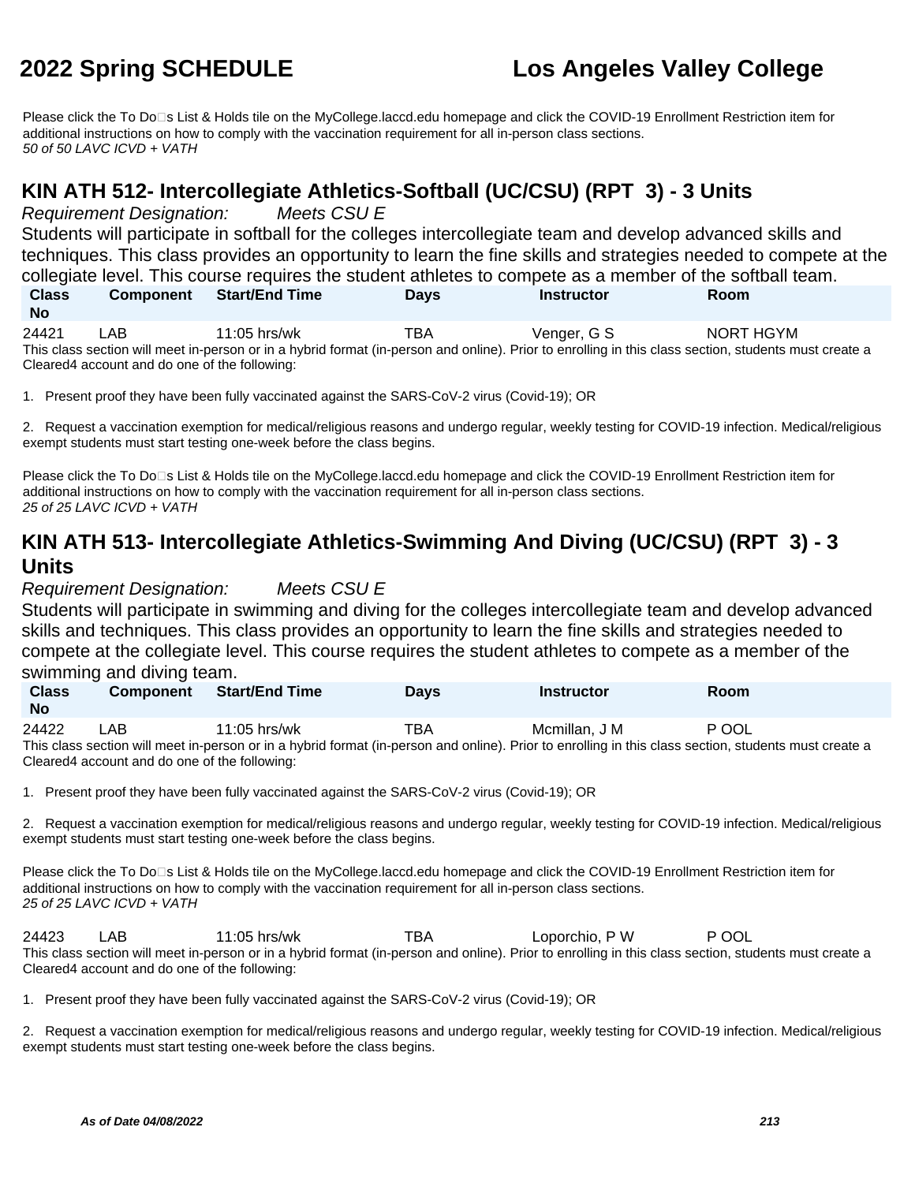Please click the To Do□s List & Holds tile on the MyCollege.laccd.edu homepage and click the COVID-19 Enrollment Restriction item for additional instructions on how to comply with the vaccination requirement for all in-person class sections.
*50 of 50 LAVC ICVD + VATH*

## KIN ATH 512- Intercollegiate Athletics-Softball (UC/CSU) (RPT 3) - 3 Units

*Requirement Designation:* *Meets CSU E*

Students will participate in softball for the colleges intercollegiate team and develop advanced skills and techniques. This class provides an opportunity to learn the fine skills and strategies needed to compete at the collegiate level. This course requires the student athletes to compete as a member of the softball team.

| Class No | Component | Start/End Time | Days | Instructor | Room |
|---|---|---|---|---|---|
| 24421 | LAB | 11:05 hrs/wk | TBA | Venger, G S | NORT HGYM |

This class section will meet in-person or in a hybrid format (in-person and online). Prior to enrolling in this class section, students must create a Cleared4 account and do one of the following:

1. Present proof they have been fully vaccinated against the SARS-CoV-2 virus (Covid-19); OR

2. Request a vaccination exemption for medical/religious reasons and undergo regular, weekly testing for COVID-19 infection. Medical/religious exempt students must start testing one-week before the class begins.

Please click the To Do□s List & Holds tile on the MyCollege.laccd.edu homepage and click the COVID-19 Enrollment Restriction item for additional instructions on how to comply with the vaccination requirement for all in-person class sections.
*25 of 25 LAVC ICVD + VATH*

## KIN ATH 513- Intercollegiate Athletics-Swimming And Diving (UC/CSU) (RPT 3) - 3 Units

*Requirement Designation:* *Meets CSU E*

Students will participate in swimming and diving for the colleges intercollegiate team and develop advanced skills and techniques. This class provides an opportunity to learn the fine skills and strategies needed to compete at the collegiate level. This course requires the student athletes to compete as a member of the swimming and diving team.

| Class No | Component | Start/End Time | Days | Instructor | Room |
|---|---|---|---|---|---|
| 24422 | LAB | 11:05 hrs/wk | TBA | Mcmillan, J M | P OOL |

This class section will meet in-person or in a hybrid format (in-person and online). Prior to enrolling in this class section, students must create a Cleared4 account and do one of the following:

1. Present proof they have been fully vaccinated against the SARS-CoV-2 virus (Covid-19); OR

2. Request a vaccination exemption for medical/religious reasons and undergo regular, weekly testing for COVID-19 infection. Medical/religious exempt students must start testing one-week before the class begins.

Please click the To Do□s List & Holds tile on the MyCollege.laccd.edu homepage and click the COVID-19 Enrollment Restriction item for additional instructions on how to comply with the vaccination requirement for all in-person class sections.
*25 of 25 LAVC ICVD + VATH*

| Class No | Component | Start/End Time | Days | Instructor | Room |
|---|---|---|---|---|---|
| 24423 | LAB | 11:05 hrs/wk | TBA | Loporchio, P W | P OOL |

This class section will meet in-person or in a hybrid format (in-person and online). Prior to enrolling in this class section, students must create a Cleared4 account and do one of the following:

1. Present proof they have been fully vaccinated against the SARS-CoV-2 virus (Covid-19); OR

2. Request a vaccination exemption for medical/religious reasons and undergo regular, weekly testing for COVID-19 infection. Medical/religious exempt students must start testing one-week before the class begins.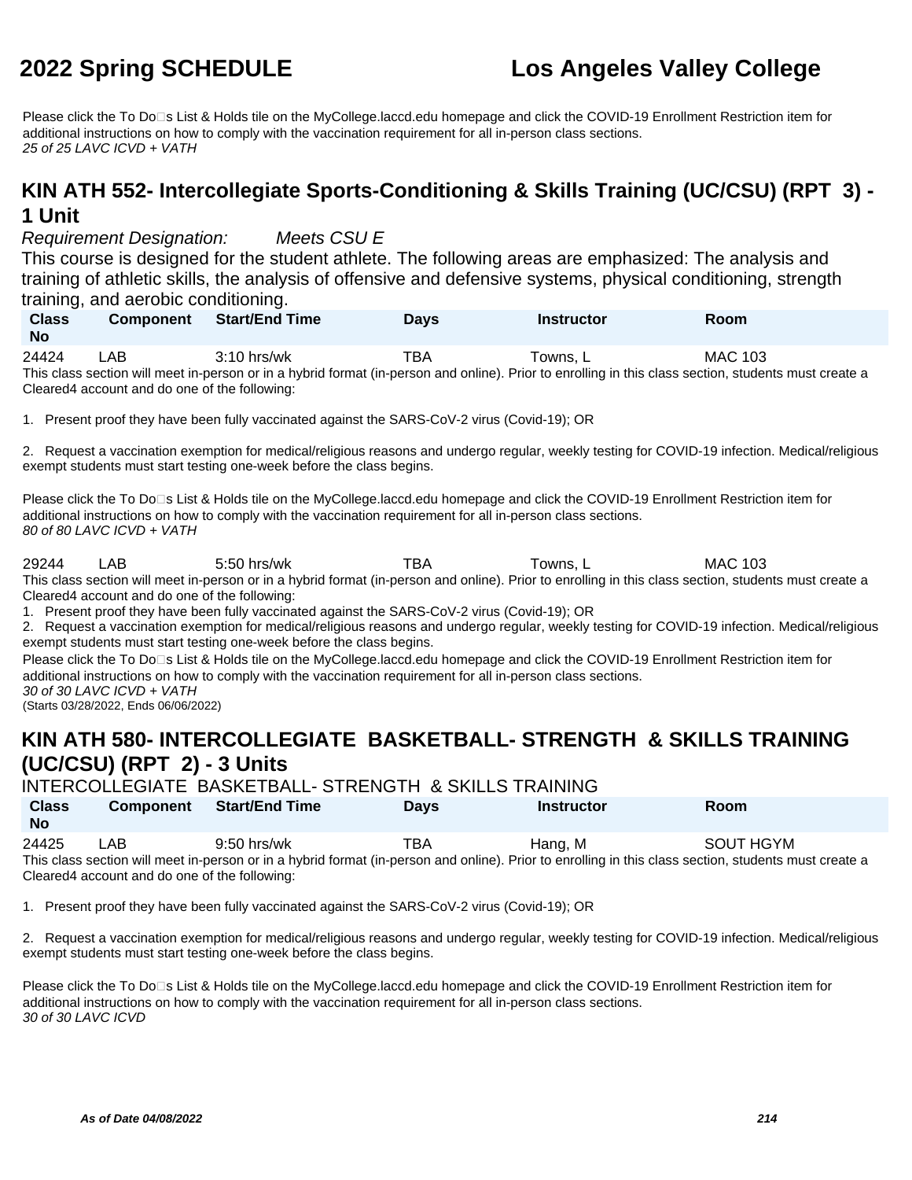Please click the To Do□s List & Holds tile on the MyCollege.laccd.edu homepage and click the COVID-19 Enrollment Restriction item for additional instructions on how to comply with the vaccination requirement for all in-person class sections.
*25 of 25 LAVC ICVD + VATH*

## KIN ATH 552- Intercollegiate Sports-Conditioning & Skills Training (UC/CSU) (RPT 3) - 1 Unit

*Requirement Designation: Meets CSU E*

This course is designed for the student athlete. The following areas are emphasized: The analysis and training of athletic skills, the analysis of offensive and defensive systems, physical conditioning, strength training, and aerobic conditioning.

| Class No | Component | Start/End Time | Days | Instructor | Room |
|---|---|---|---|---|---|
| 24424 | LAB | 3:10 hrs/wk | TBA | Towns, L | MAC 103 |

This class section will meet in-person or in a hybrid format (in-person and online). Prior to enrolling in this class section, students must create a Cleared4 account and do one of the following:

1. Present proof they have been fully vaccinated against the SARS-CoV-2 virus (Covid-19); OR

2. Request a vaccination exemption for medical/religious reasons and undergo regular, weekly testing for COVID-19 infection. Medical/religious exempt students must start testing one-week before the class begins.

Please click the To Do□s List & Holds tile on the MyCollege.laccd.edu homepage and click the COVID-19 Enrollment Restriction item for additional instructions on how to comply with the vaccination requirement for all in-person class sections.
*80 of 80 LAVC ICVD + VATH*

| Class No | Component | Start/End Time | Days | Instructor | Room |
|---|---|---|---|---|---|
| 29244 | LAB | 5:50 hrs/wk | TBA | Towns, L | MAC 103 |

This class section will meet in-person or in a hybrid format (in-person and online). Prior to enrolling in this class section, students must create a Cleared4 account and do one of the following:
1. Present proof they have been fully vaccinated against the SARS-CoV-2 virus (Covid-19); OR
2. Request a vaccination exemption for medical/religious reasons and undergo regular, weekly testing for COVID-19 infection. Medical/religious exempt students must start testing one-week before the class begins.

Please click the To Do□s List & Holds tile on the MyCollege.laccd.edu homepage and click the COVID-19 Enrollment Restriction item for additional instructions on how to comply with the vaccination requirement for all in-person class sections.
*30 of 30 LAVC ICVD + VATH*
(Starts 03/28/2022, Ends 06/06/2022)

## KIN ATH 580- INTERCOLLEGIATE BASKETBALL- STRENGTH & SKILLS TRAINING (UC/CSU) (RPT 2) - 3 Units

INTERCOLLEGIATE BASKETBALL- STRENGTH & SKILLS TRAINING

| Class No | Component | Start/End Time | Days | Instructor | Room |
|---|---|---|---|---|---|
| 24425 | LAB | 9:50 hrs/wk | TBA | Hang, M | SOUT HGYM |

This class section will meet in-person or in a hybrid format (in-person and online). Prior to enrolling in this class section, students must create a Cleared4 account and do one of the following:

1. Present proof they have been fully vaccinated against the SARS-CoV-2 virus (Covid-19); OR

2. Request a vaccination exemption for medical/religious reasons and undergo regular, weekly testing for COVID-19 infection. Medical/religious exempt students must start testing one-week before the class begins.

Please click the To Do□s List & Holds tile on the MyCollege.laccd.edu homepage and click the COVID-19 Enrollment Restriction item for additional instructions on how to comply with the vaccination requirement for all in-person class sections.
*30 of 30 LAVC ICVD*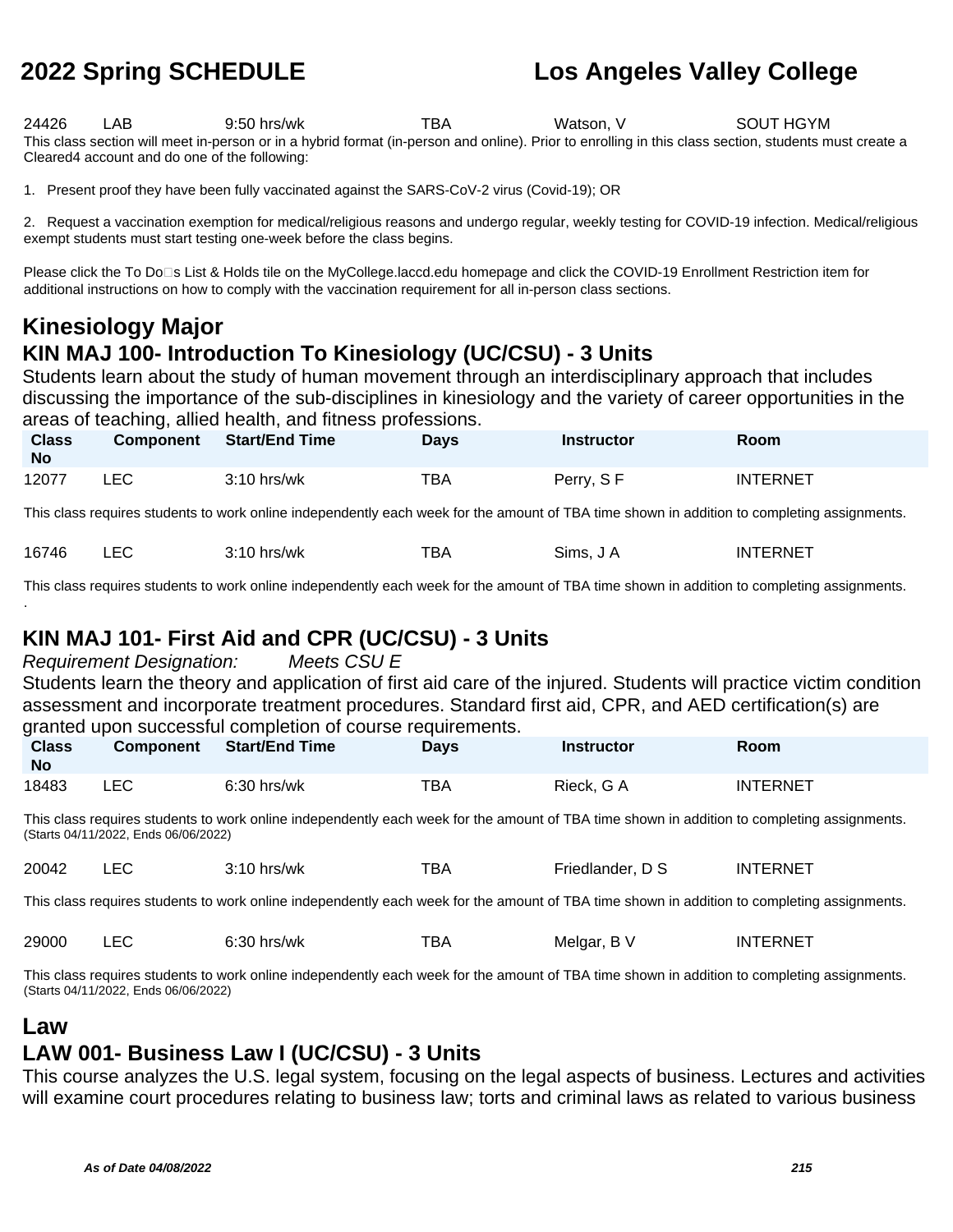| 24426 | LAB | 9:50 hrs/wk | TBA | Watson, V | SOUT HGYM |
|---|---|---|---|---|---|

This class section will meet in-person or in a hybrid format (in-person and online). Prior to enrolling in this class section, students must create a Cleared4 account and do one of the following:

1. Present proof they have been fully vaccinated against the SARS-CoV-2 virus (Covid-19); OR

2. Request a vaccination exemption for medical/religious reasons and undergo regular, weekly testing for COVID-19 infection. Medical/religious exempt students must start testing one-week before the class begins.

Please click the To Do�s List & Holds tile on the MyCollege.laccd.edu homepage and click the COVID-19 Enrollment Restriction item for additional instructions on how to comply with the vaccination requirement for all in-person class sections.

## Kinesiology Major

### KIN MAJ 100- Introduction To Kinesiology (UC/CSU) - 3 Units

Students learn about the study of human movement through an interdisciplinary approach that includes discussing the importance of the sub-disciplines in kinesiology and the variety of career opportunities in the areas of teaching, allied health, and fitness professions.

| Class No | Component | Start/End Time | Days | Instructor | Room |
|---|---|---|---|---|---|
| 12077 | LEC | 3:10 hrs/wk | TBA | Perry, S F | INTERNET |

This class requires students to work online independently each week for the amount of TBA time shown in addition to completing assignments.

| 16746 | LEC | 3:10 hrs/wk | TBA | Sims, J A | INTERNET |
|---|---|---|---|---|---|

This class requires students to work online independently each week for the amount of TBA time shown in addition to completing assignments.
.

### KIN MAJ 101- First Aid and CPR (UC/CSU) - 3 Units

*Requirement Designation: Meets CSU E*

Students learn the theory and application of first aid care of the injured. Students will practice victim condition assessment and incorporate treatment procedures. Standard first aid, CPR, and AED certification(s) are granted upon successful completion of course requirements.

| Class No | Component | Start/End Time | Days | Instructor | Room |
|---|---|---|---|---|---|
| 18483 | LEC | 6:30 hrs/wk | TBA | Rieck, G A | INTERNET |

This class requires students to work online independently each week for the amount of TBA time shown in addition to completing assignments.
(Starts 04/11/2022, Ends 06/06/2022)

| 20042 | LEC | 3:10 hrs/wk | TBA | Friedlander, D S | INTERNET |
|---|---|---|---|---|---|

This class requires students to work online independently each week for the amount of TBA time shown in addition to completing assignments.

| 29000 | LEC | 6:30 hrs/wk | TBA | Melgar, B V | INTERNET |
|---|---|---|---|---|---|

This class requires students to work online independently each week for the amount of TBA time shown in addition to completing assignments.
(Starts 04/11/2022, Ends 06/06/2022)

## Law

### LAW 001- Business Law I (UC/CSU) - 3 Units

This course analyzes the U.S. legal system, focusing on the legal aspects of business. Lectures and activities will examine court procedures relating to business law; torts and criminal laws as related to various business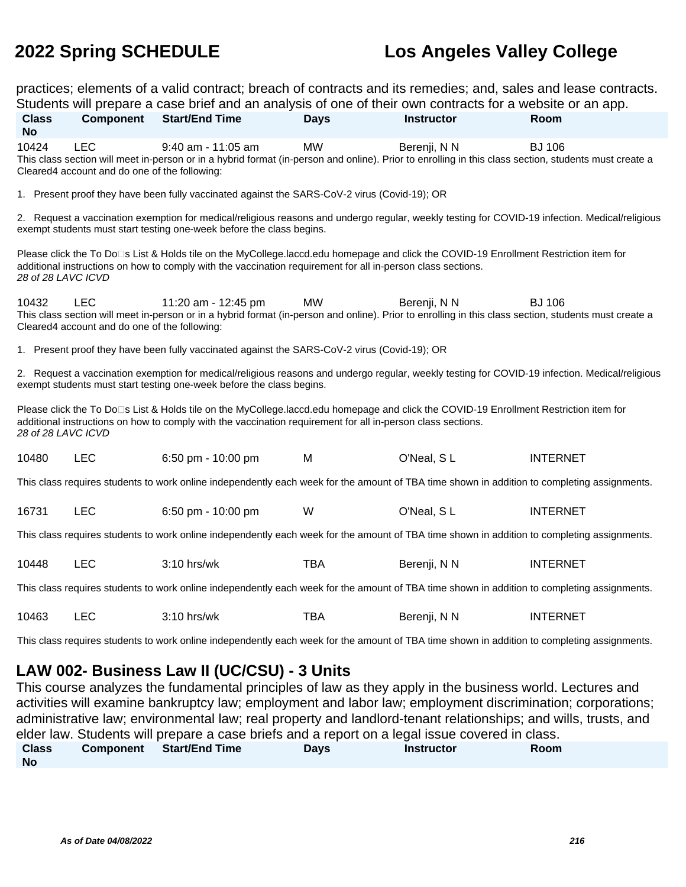practices; elements of a valid contract; breach of contracts and its remedies; and, sales and lease contracts. Students will prepare a case brief and an analysis of one of their own contracts for a website or an app.

| Class No | Component | Start/End Time | Days | Instructor | Room |
|---|---|---|---|---|---|
| 10424 | LEC | 9:40 am - 11:05 am | MW | Berenji, N N | BJ 106 |

This class section will meet in-person or in a hybrid format (in-person and online). Prior to enrolling in this class section, students must create a Cleared4 account and do one of the following:

1. Present proof they have been fully vaccinated against the SARS-CoV-2 virus (Covid-19); OR

2. Request a vaccination exemption for medical/religious reasons and undergo regular, weekly testing for COVID-19 infection. Medical/religious exempt students must start testing one-week before the class begins.

Please click the To Do□s List & Holds tile on the MyCollege.laccd.edu homepage and click the COVID-19 Enrollment Restriction item for additional instructions on how to comply with the vaccination requirement for all in-person class sections.
*28 of 28 LAVC ICVD*

| Class No | Component | Start/End Time | Days | Instructor | Room |
|---|---|---|---|---|---|
| 10432 | LEC | 11:20 am - 12:45 pm | MW | Berenji, N N | BJ 106 |

This class section will meet in-person or in a hybrid format (in-person and online). Prior to enrolling in this class section, students must create a Cleared4 account and do one of the following:

1. Present proof they have been fully vaccinated against the SARS-CoV-2 virus (Covid-19); OR

2. Request a vaccination exemption for medical/religious reasons and undergo regular, weekly testing for COVID-19 infection. Medical/religious exempt students must start testing one-week before the class begins.

Please click the To Do□s List & Holds tile on the MyCollege.laccd.edu homepage and click the COVID-19 Enrollment Restriction item for additional instructions on how to comply with the vaccination requirement for all in-person class sections.
*28 of 28 LAVC ICVD*

| Class No | Component | Start/End Time | Days | Instructor | Room |
|---|---|---|---|---|---|
| 10480 | LEC | 6:50 pm - 10:00 pm | M | O'Neal, S L | INTERNET |

This class requires students to work online independently each week for the amount of TBA time shown in addition to completing assignments.

| Class No | Component | Start/End Time | Days | Instructor | Room |
|---|---|---|---|---|---|
| 16731 | LEC | 6:50 pm - 10:00 pm | W | O'Neal, S L | INTERNET |

This class requires students to work online independently each week for the amount of TBA time shown in addition to completing assignments.

| Class No | Component | Start/End Time | Days | Instructor | Room |
|---|---|---|---|---|---|
| 10448 | LEC | 3:10 hrs/wk | TBA | Berenji, N N | INTERNET |

This class requires students to work online independently each week for the amount of TBA time shown in addition to completing assignments.

| Class No | Component | Start/End Time | Days | Instructor | Room |
|---|---|---|---|---|---|
| 10463 | LEC | 3:10 hrs/wk | TBA | Berenji, N N | INTERNET |

This class requires students to work online independently each week for the amount of TBA time shown in addition to completing assignments.

## LAW 002- Business Law II (UC/CSU) - 3 Units

This course analyzes the fundamental principles of law as they apply in the business world. Lectures and activities will examine bankruptcy law; employment and labor law; employment discrimination; corporations; administrative law; environmental law; real property and landlord-tenant relationships; and wills, trusts, and elder law. Students will prepare a case briefs and a report on a legal issue covered in class.

| Class No | Component | Start/End Time | Days | Instructor | Room |
|---|---|---|---|---|---|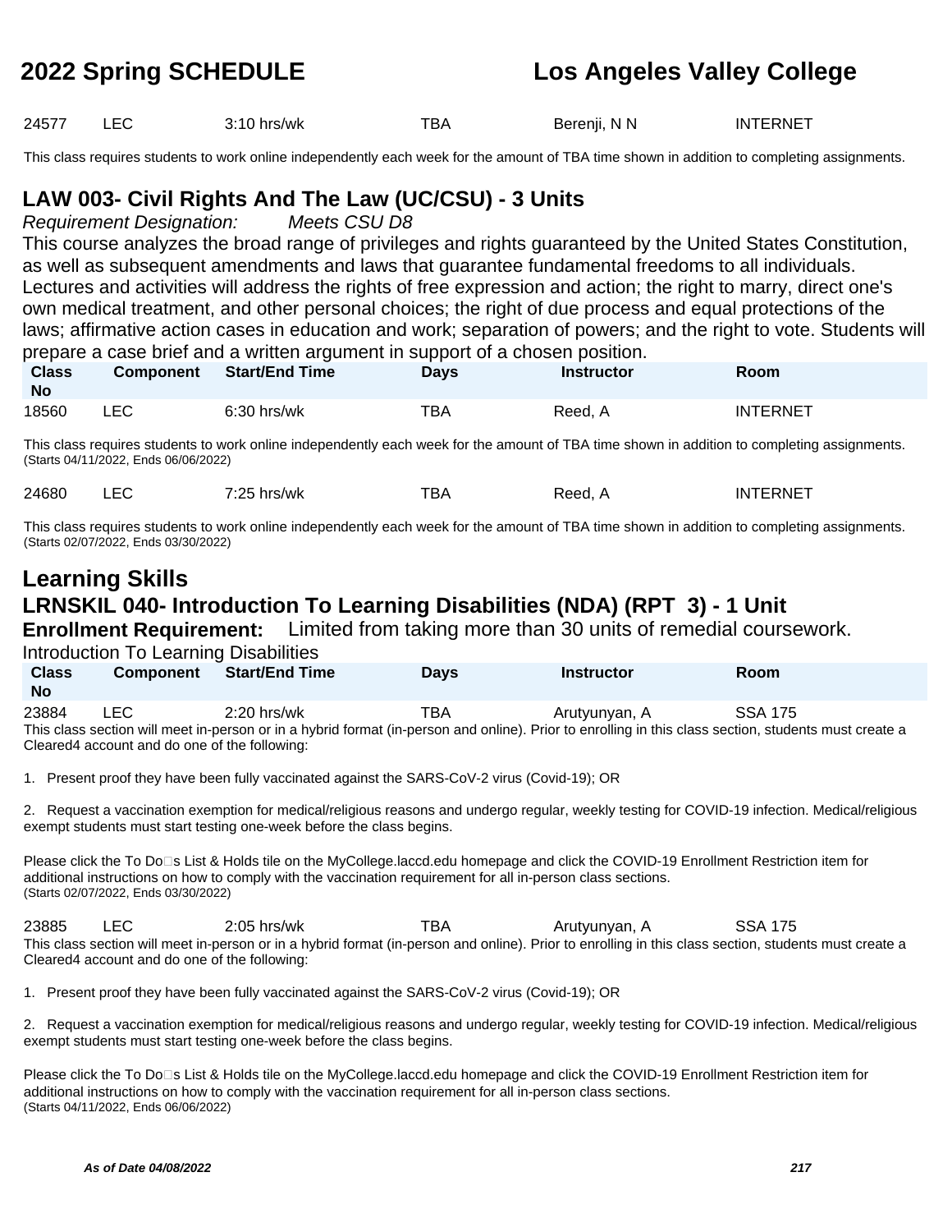| Class No | Component | Start/End Time | Days | Instructor | Room |
|---|---|---|---|---|---|
| 24577 | LEC | 3:10 hrs/wk | TBA | Berenji, N N | INTERNET |

This class requires students to work online independently each week for the amount of TBA time shown in addition to completing assignments.

## LAW 003- Civil Rights And The Law (UC/CSU) - 3 Units

*Requirement Designation: Meets CSU D8*

This course analyzes the broad range of privileges and rights guaranteed by the United States Constitution, as well as subsequent amendments and laws that guarantee fundamental freedoms to all individuals. Lectures and activities will address the rights of free expression and action; the right to marry, direct one's own medical treatment, and other personal choices; the right of due process and equal protections of the laws; affirmative action cases in education and work; separation of powers; and the right to vote. Students will prepare a case brief and a written argument in support of a chosen position.

| Class No | Component | Start/End Time | Days | Instructor | Room |
|---|---|---|---|---|---|
| 18560 | LEC | 6:30 hrs/wk | TBA | Reed, A | INTERNET |

This class requires students to work online independently each week for the amount of TBA time shown in addition to completing assignments.
(Starts 04/11/2022, Ends 06/06/2022)

| Class No | Component | Start/End Time | Days | Instructor | Room |
|---|---|---|---|---|---|
| 24680 | LEC | 7:25 hrs/wk | TBA | Reed, A | INTERNET |

This class requires students to work online independently each week for the amount of TBA time shown in addition to completing assignments.
(Starts 02/07/2022, Ends 03/30/2022)

# Learning Skills

## LRNSKIL 040- Introduction To Learning Disabilities (NDA) (RPT 3) - 1 Unit

**Enrollment Requirement:** Limited from taking more than 30 units of remedial coursework.

Introduction To Learning Disabilities

| Class No | Component | Start/End Time | Days | Instructor | Room |
|---|---|---|---|---|---|
| 23884 | LEC | 2:20 hrs/wk | TBA | Arutyunyan, A | SSA 175 |

This class section will meet in-person or in a hybrid format (in-person and online). Prior to enrolling in this class section, students must create a Cleared4 account and do one of the following:

1. Present proof they have been fully vaccinated against the SARS-CoV-2 virus (Covid-19); OR

2. Request a vaccination exemption for medical/religious reasons and undergo regular, weekly testing for COVID-19 infection. Medical/religious exempt students must start testing one-week before the class begins.

Please click the To Do�s List & Holds tile on the MyCollege.laccd.edu homepage and click the COVID-19 Enrollment Restriction item for additional instructions on how to comply with the vaccination requirement for all in-person class sections.
(Starts 02/07/2022, Ends 03/30/2022)

| Class No | Component | Start/End Time | Days | Instructor | Room |
|---|---|---|---|---|---|
| 23885 | LEC | 2:05 hrs/wk | TBA | Arutyunyan, A | SSA 175 |

This class section will meet in-person or in a hybrid format (in-person and online). Prior to enrolling in this class section, students must create a Cleared4 account and do one of the following:

1. Present proof they have been fully vaccinated against the SARS-CoV-2 virus (Covid-19); OR

2. Request a vaccination exemption for medical/religious reasons and undergo regular, weekly testing for COVID-19 infection. Medical/religious exempt students must start testing one-week before the class begins.

Please click the To Do�s List & Holds tile on the MyCollege.laccd.edu homepage and click the COVID-19 Enrollment Restriction item for additional instructions on how to comply with the vaccination requirement for all in-person class sections.
(Starts 04/11/2022, Ends 06/06/2022)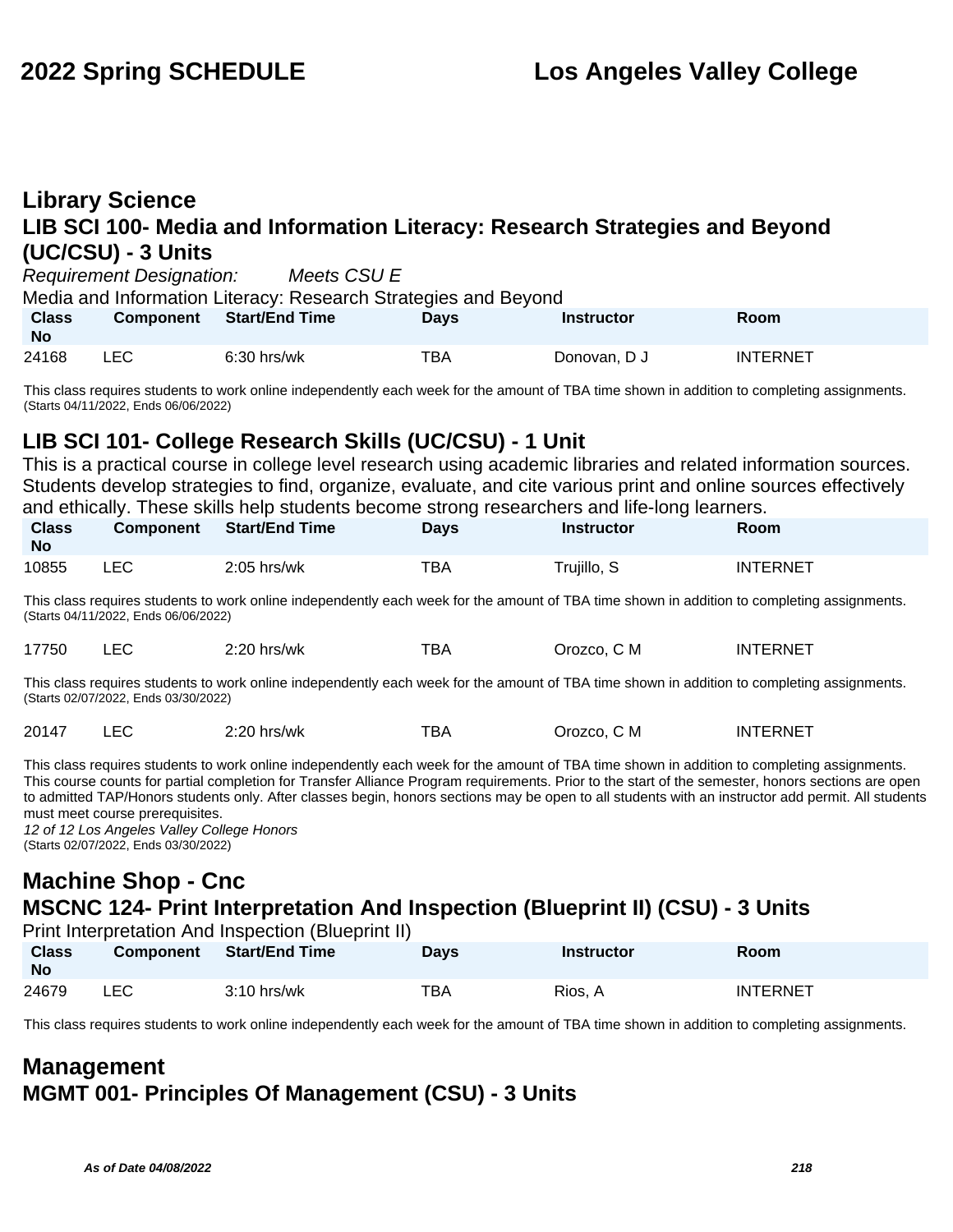## Library Science

### LIB SCI 100- Media and Information Literacy: Research Strategies and Beyond (UC/CSU) - 3 Units

*Requirement Designation:* *Meets CSU E*

Media and Information Literacy: Research Strategies and Beyond

| Class No | Component | Start/End Time | Days | Instructor | Room |
|---|---|---|---|---|---|
| 24168 | LEC | 6:30 hrs/wk | TBA | Donovan, D J | INTERNET |

This class requires students to work online independently each week for the amount of TBA time shown in addition to completing assignments.
(Starts 04/11/2022, Ends 06/06/2022)

### LIB SCI 101- College Research Skills (UC/CSU) - 1 Unit

This is a practical course in college level research using academic libraries and related information sources. Students develop strategies to find, organize, evaluate, and cite various print and online sources effectively and ethically. These skills help students become strong researchers and life-long learners.

| Class No | Component | Start/End Time | Days | Instructor | Room |
|---|---|---|---|---|---|
| 10855 | LEC | 2:05 hrs/wk | TBA | Trujillo, S | INTERNET |

This class requires students to work online independently each week for the amount of TBA time shown in addition to completing assignments.
(Starts 04/11/2022, Ends 06/06/2022)

| Class No | Component | Start/End Time | Days | Instructor | Room |
|---|---|---|---|---|---|
| 17750 | LEC | 2:20 hrs/wk | TBA | Orozco, C M | INTERNET |

This class requires students to work online independently each week for the amount of TBA time shown in addition to completing assignments.
(Starts 02/07/2022, Ends 03/30/2022)

| Class No | Component | Start/End Time | Days | Instructor | Room |
|---|---|---|---|---|---|
| 20147 | LEC | 2:20 hrs/wk | TBA | Orozco, C M | INTERNET |

This class requires students to work online independently each week for the amount of TBA time shown in addition to completing assignments. This course counts for partial completion for Transfer Alliance Program requirements. Prior to the start of the semester, honors sections are open to admitted TAP/Honors students only. After classes begin, honors sections may be open to all students with an instructor add permit. All students must meet course prerequisites.
*12 of 12 Los Angeles Valley College Honors*
(Starts 02/07/2022, Ends 03/30/2022)

## Machine Shop - Cnc

### MSCNC 124- Print Interpretation And Inspection (Blueprint II) (CSU) - 3 Units

Print Interpretation And Inspection (Blueprint II)

| Class No | Component | Start/End Time | Days | Instructor | Room |
|---|---|---|---|---|---|
| 24679 | LEC | 3:10 hrs/wk | TBA | Rios, A | INTERNET |

This class requires students to work online independently each week for the amount of TBA time shown in addition to completing assignments.

## Management

### MGMT 001- Principles Of Management (CSU) - 3 Units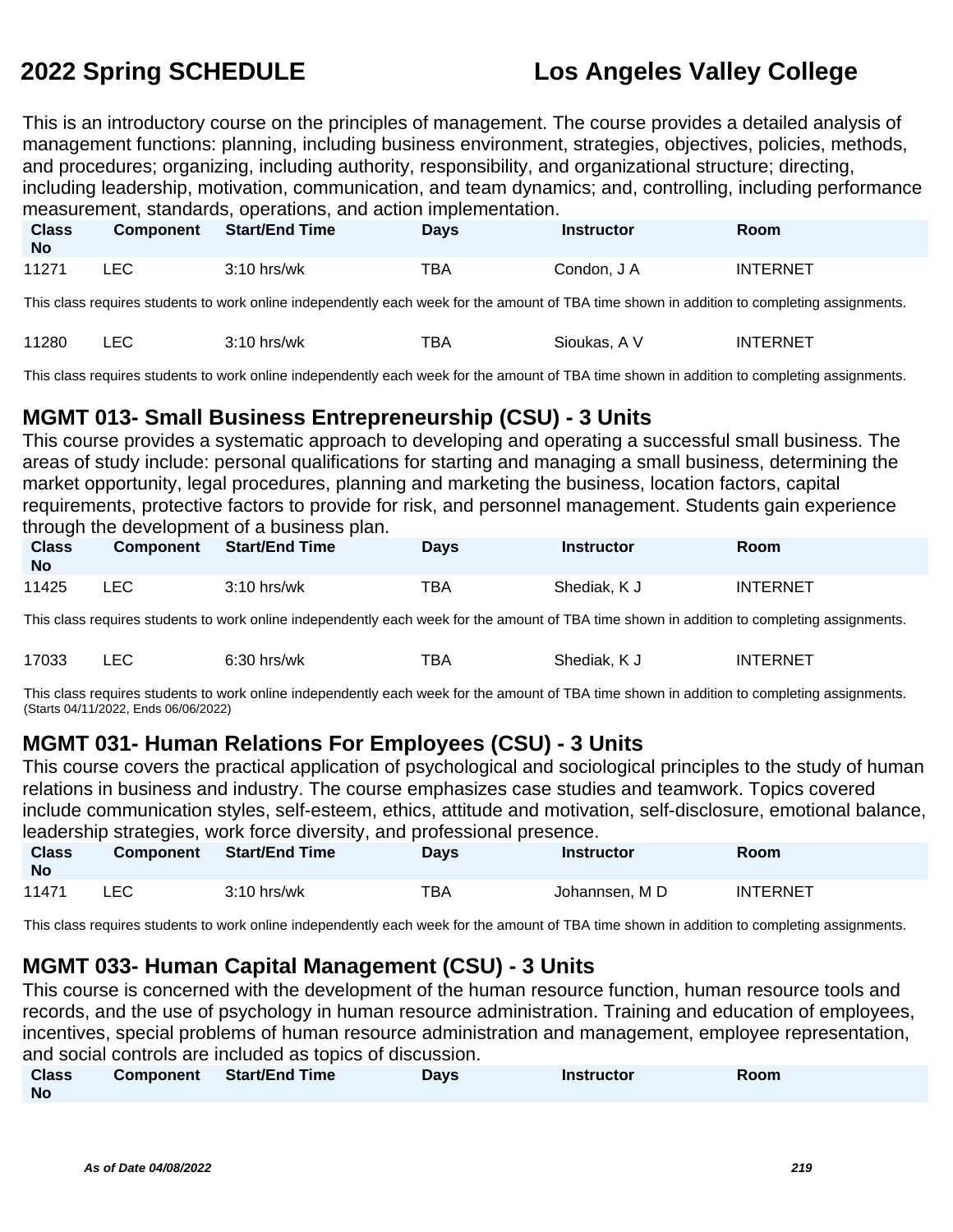This is an introductory course on the principles of management. The course provides a detailed analysis of management functions: planning, including business environment, strategies, objectives, policies, methods, and procedures; organizing, including authority, responsibility, and organizational structure; directing, including leadership, motivation, communication, and team dynamics; and, controlling, including performance measurement, standards, operations, and action implementation.

| Class No | Component | Start/End Time | Days | Instructor | Room |
|---|---|---|---|---|---|
| 11271 | LEC | 3:10 hrs/wk | TBA | Condon, J A | INTERNET |

This class requires students to work online independently each week for the amount of TBA time shown in addition to completing assignments.

| Class No | Component | Start/End Time | Days | Instructor | Room |
|---|---|---|---|---|---|
| 11280 | LEC | 3:10 hrs/wk | TBA | Sioukas, A V | INTERNET |

This class requires students to work online independently each week for the amount of TBA time shown in addition to completing assignments.

## MGMT 013- Small Business Entrepreneurship (CSU) - 3 Units

This course provides a systematic approach to developing and operating a successful small business. The areas of study include: personal qualifications for starting and managing a small business, determining the market opportunity, legal procedures, planning and marketing the business, location factors, capital requirements, protective factors to provide for risk, and personnel management. Students gain experience through the development of a business plan.

| Class No | Component | Start/End Time | Days | Instructor | Room |
|---|---|---|---|---|---|
| 11425 | LEC | 3:10 hrs/wk | TBA | Shediak, K J | INTERNET |

This class requires students to work online independently each week for the amount of TBA time shown in addition to completing assignments.

| Class No | Component | Start/End Time | Days | Instructor | Room |
|---|---|---|---|---|---|
| 17033 | LEC | 6:30 hrs/wk | TBA | Shediak, K J | INTERNET |

This class requires students to work online independently each week for the amount of TBA time shown in addition to completing assignments.
(Starts 04/11/2022, Ends 06/06/2022)

## MGMT 031- Human Relations For Employees (CSU) - 3 Units

This course covers the practical application of psychological and sociological principles to the study of human relations in business and industry. The course emphasizes case studies and teamwork. Topics covered include communication styles, self-esteem, ethics, attitude and motivation, self-disclosure, emotional balance, leadership strategies, work force diversity, and professional presence.

| Class No | Component | Start/End Time | Days | Instructor | Room |
|---|---|---|---|---|---|
| 11471 | LEC | 3:10 hrs/wk | TBA | Johannsen, M D | INTERNET |

This class requires students to work online independently each week for the amount of TBA time shown in addition to completing assignments.

## MGMT 033- Human Capital Management (CSU) - 3 Units

This course is concerned with the development of the human resource function, human resource tools and records, and the use of psychology in human resource administration. Training and education of employees, incentives, special problems of human resource administration and management, employee representation, and social controls are included as topics of discussion.

| Class No | Component | Start/End Time | Days | Instructor | Room |
|---|---|---|---|---|---|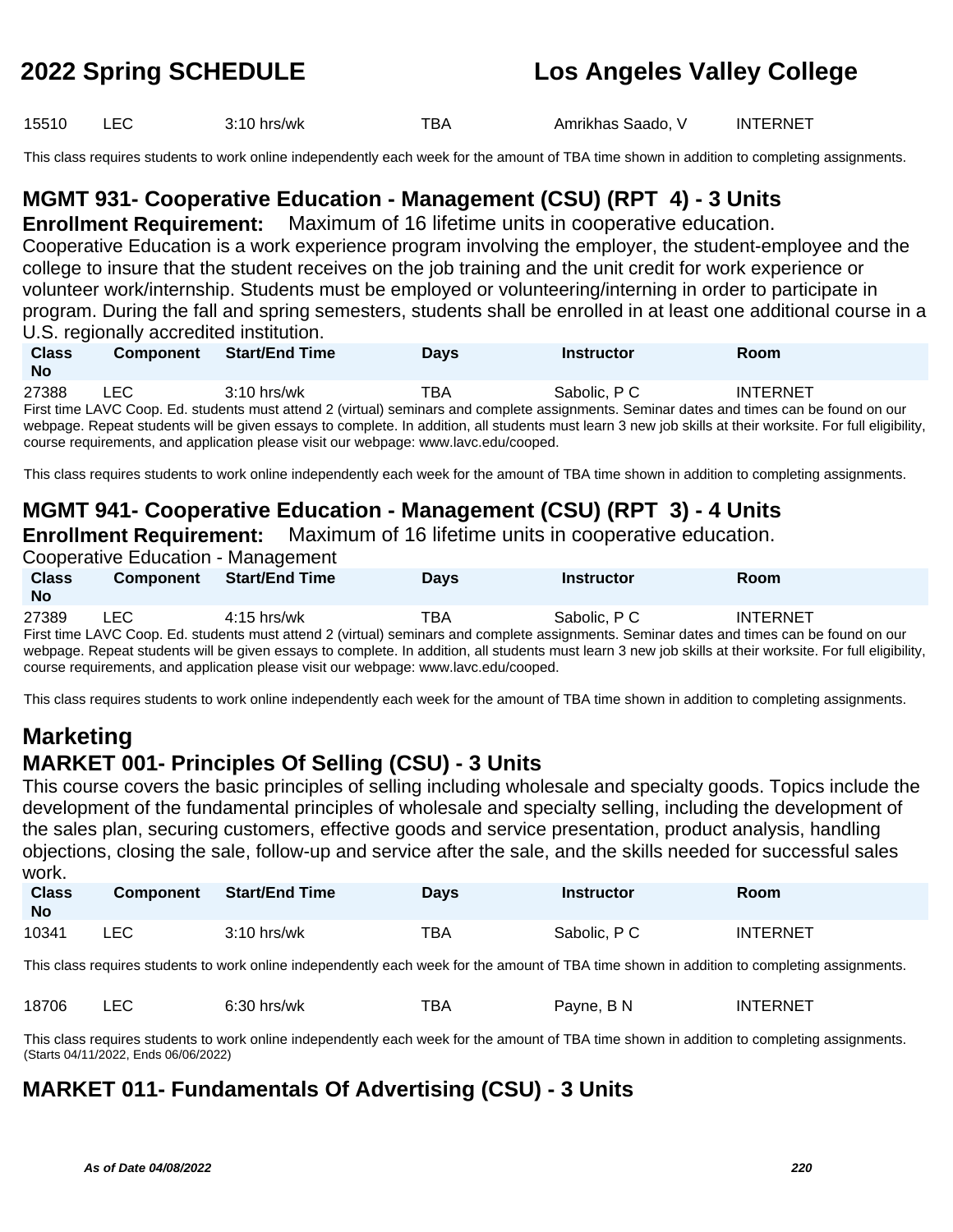| Class No | Component | Start/End Time | Days | Instructor | Room |
| --- | --- | --- | --- | --- | --- |
| 15510 | LEC | 3:10 hrs/wk | TBA | Amrikhas Saado, V | INTERNET |

This class requires students to work online independently each week for the amount of TBA time shown in addition to completing assignments.

### MGMT 931- Cooperative Education - Management (CSU) (RPT 4) - 3 Units

**Enrollment Requirement:** Maximum of 16 lifetime units in cooperative education.

Cooperative Education is a work experience program involving the employer, the student-employee and the college to insure that the student receives on the job training and the unit credit for work experience or volunteer work/internship. Students must be employed or volunteering/interning in order to participate in program. During the fall and spring semesters, students shall be enrolled in at least one additional course in a U.S. regionally accredited institution.

| Class No | Component | Start/End Time | Days | Instructor | Room |
| --- | --- | --- | --- | --- | --- |
| 27388 | LEC | 3:10 hrs/wk | TBA | Sabolic, P C | INTERNET |

First time LAVC Coop. Ed. students must attend 2 (virtual) seminars and complete assignments. Seminar dates and times can be found on our webpage. Repeat students will be given essays to complete. In addition, all students must learn 3 new job skills at their worksite. For full eligibility, course requirements, and application please visit our webpage: www.lavc.edu/cooped.

This class requires students to work online independently each week for the amount of TBA time shown in addition to completing assignments.

### MGMT 941- Cooperative Education - Management (CSU) (RPT 3) - 4 Units

**Enrollment Requirement:** Maximum of 16 lifetime units in cooperative education.

Cooperative Education - Management

| Class No | Component | Start/End Time | Days | Instructor | Room |
| --- | --- | --- | --- | --- | --- |
| 27389 | LEC | 4:15 hrs/wk | TBA | Sabolic, P C | INTERNET |

First time LAVC Coop. Ed. students must attend 2 (virtual) seminars and complete assignments. Seminar dates and times can be found on our webpage. Repeat students will be given essays to complete. In addition, all students must learn 3 new job skills at their worksite. For full eligibility, course requirements, and application please visit our webpage: www.lavc.edu/cooped.

This class requires students to work online independently each week for the amount of TBA time shown in addition to completing assignments.

## Marketing

### MARKET 001- Principles Of Selling (CSU) - 3 Units

This course covers the basic principles of selling including wholesale and specialty goods. Topics include the development of the fundamental principles of wholesale and specialty selling, including the development of the sales plan, securing customers, effective goods and service presentation, product analysis, handling objections, closing the sale, follow-up and service after the sale, and the skills needed for successful sales work.

| Class No | Component | Start/End Time | Days | Instructor | Room |
| --- | --- | --- | --- | --- | --- |
| 10341 | LEC | 3:10 hrs/wk | TBA | Sabolic, P C | INTERNET |

This class requires students to work online independently each week for the amount of TBA time shown in addition to completing assignments.

| Class No | Component | Start/End Time | Days | Instructor | Room |
| --- | --- | --- | --- | --- | --- |
| 18706 | LEC | 6:30 hrs/wk | TBA | Payne, B N | INTERNET |

This class requires students to work online independently each week for the amount of TBA time shown in addition to completing assignments. (Starts 04/11/2022, Ends 06/06/2022)

### MARKET 011- Fundamentals Of Advertising (CSU) - 3 Units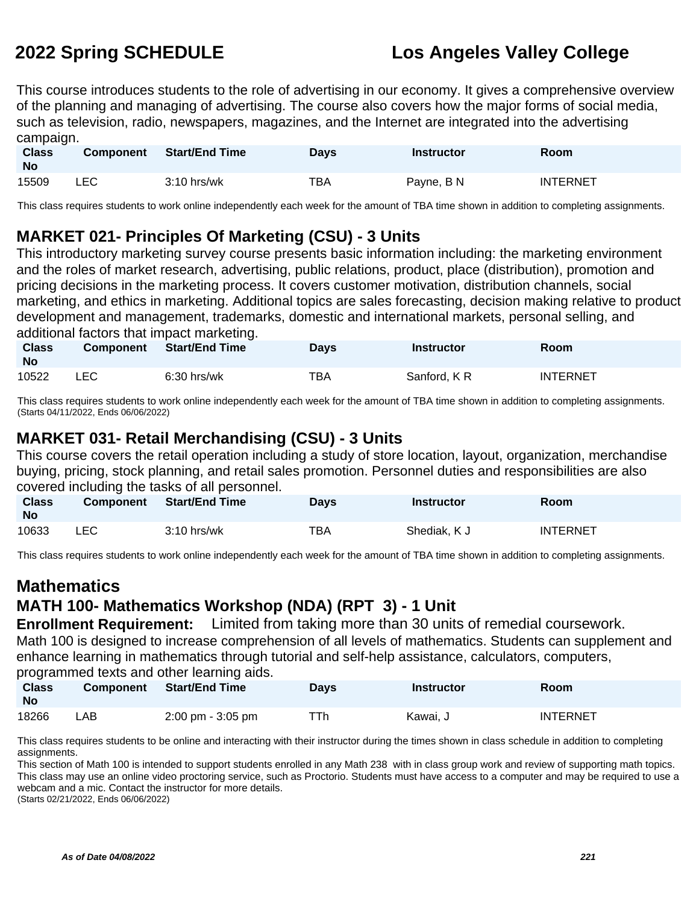This course introduces students to the role of advertising in our economy. It gives a comprehensive overview of the planning and managing of advertising. The course also covers how the major forms of social media, such as television, radio, newspapers, magazines, and the Internet are integrated into the advertising campaign.

| Class No | Component | Start/End Time | Days | Instructor | Room |
|---|---|---|---|---|---|
| 15509 | LEC | 3:10 hrs/wk | TBA | Payne, B N | INTERNET |

This class requires students to work online independently each week for the amount of TBA time shown in addition to completing assignments.

## MARKET 021- Principles Of Marketing (CSU) - 3 Units

This introductory marketing survey course presents basic information including: the marketing environment and the roles of market research, advertising, public relations, product, place (distribution), promotion and pricing decisions in the marketing process. It covers customer motivation, distribution channels, social marketing, and ethics in marketing. Additional topics are sales forecasting, decision making relative to product development and management, trademarks, domestic and international markets, personal selling, and additional factors that impact marketing.

| Class No | Component | Start/End Time | Days | Instructor | Room |
|---|---|---|---|---|---|
| 10522 | LEC | 6:30 hrs/wk | TBA | Sanford, K R | INTERNET |

This class requires students to work online independently each week for the amount of TBA time shown in addition to completing assignments.
(Starts 04/11/2022, Ends 06/06/2022)

## MARKET 031- Retail Merchandising (CSU) - 3 Units

This course covers the retail operation including a study of store location, layout, organization, merchandise buying, pricing, stock planning, and retail sales promotion. Personnel duties and responsibilities are also covered including the tasks of all personnel.

| Class No | Component | Start/End Time | Days | Instructor | Room |
|---|---|---|---|---|---|
| 10633 | LEC | 3:10 hrs/wk | TBA | Shediak, K J | INTERNET |

This class requires students to work online independently each week for the amount of TBA time shown in addition to completing assignments.

# Mathematics

## MATH 100- Mathematics Workshop (NDA) (RPT 3) - 1 Unit

**Enrollment Requirement:** Limited from taking more than 30 units of remedial coursework.

Math 100 is designed to increase comprehension of all levels of mathematics. Students can supplement and enhance learning in mathematics through tutorial and self-help assistance, calculators, computers, programmed texts and other learning aids.

| Class No | Component | Start/End Time | Days | Instructor | Room |
|---|---|---|---|---|---|
| 18266 | LAB | 2:00 pm - 3:05 pm | TTh | Kawai, J | INTERNET |

This class requires students to be online and interacting with their instructor during the times shown in class schedule in addition to completing assignments.
This section of Math 100 is intended to support students enrolled in any Math 238 with in class group work and review of supporting math topics.
This class may use an online video proctoring service, such as Proctorio. Students must have access to a computer and may be required to use a webcam and a mic. Contact the instructor for more details.
(Starts 02/21/2022, Ends 06/06/2022)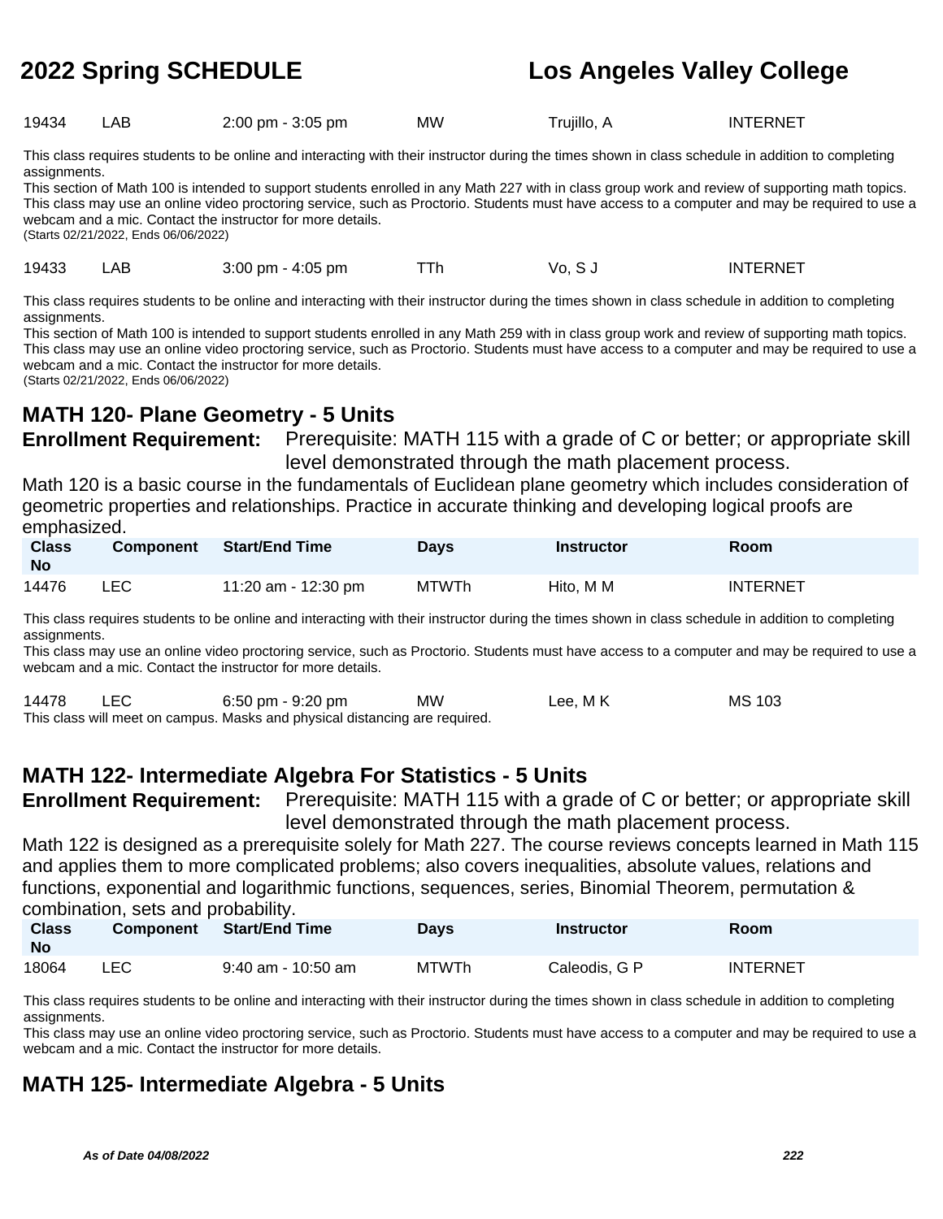| Class No | Component | Start/End Time | Days | Instructor | Room |
|---|---|---|---|---|---|
| 19434 | LAB | 2:00 pm - 3:05 pm | MW | Trujillo, A | INTERNET |

This class requires students to be online and interacting with their instructor during the times shown in class schedule in addition to completing assignments.
This section of Math 100 is intended to support students enrolled in any Math 227 with in class group work and review of supporting math topics.
This class may use an online video proctoring service, such as Proctorio. Students must have access to a computer and may be required to use a webcam and a mic. Contact the instructor for more details.
(Starts 02/21/2022, Ends 06/06/2022)

| Class No | Component | Start/End Time | Days | Instructor | Room |
|---|---|---|---|---|---|
| 19433 | LAB | 3:00 pm - 4:05 pm | TTh | Vo, S J | INTERNET |

This class requires students to be online and interacting with their instructor during the times shown in class schedule in addition to completing assignments.
This section of Math 100 is intended to support students enrolled in any Math 259 with in class group work and review of supporting math topics.
This class may use an online video proctoring service, such as Proctorio. Students must have access to a computer and may be required to use a webcam and a mic. Contact the instructor for more details.
(Starts 02/21/2022, Ends 06/06/2022)

## MATH 120- Plane Geometry - 5 Units

**Enrollment Requirement:** Prerequisite: MATH 115 with a grade of C or better; or appropriate skill level demonstrated through the math placement process.

Math 120 is a basic course in the fundamentals of Euclidean plane geometry which includes consideration of geometric properties and relationships. Practice in accurate thinking and developing logical proofs are emphasized.

| Class No | Component | Start/End Time | Days | Instructor | Room |
|---|---|---|---|---|---|
| 14476 | LEC | 11:20 am - 12:30 pm | MTWTh | Hito, M M | INTERNET |

This class requires students to be online and interacting with their instructor during the times shown in class schedule in addition to completing assignments.
This class may use an online video proctoring service, such as Proctorio. Students must have access to a computer and may be required to use a webcam and a mic. Contact the instructor for more details.

| Class No | Component | Start/End Time | Days | Instructor | Room |
|---|---|---|---|---|---|
| 14478 | LEC | 6:50 pm - 9:20 pm | MW | Lee, M K | MS 103 |

This class will meet on campus. Masks and physical distancing are required.

## MATH 122- Intermediate Algebra For Statistics - 5 Units

**Enrollment Requirement:** Prerequisite: MATH 115 with a grade of C or better; or appropriate skill level demonstrated through the math placement process.

Math 122 is designed as a prerequisite solely for Math 227. The course reviews concepts learned in Math 115 and applies them to more complicated problems; also covers inequalities, absolute values, relations and functions, exponential and logarithmic functions, sequences, series, Binomial Theorem, permutation & combination, sets and probability.

| Class No | Component | Start/End Time | Days | Instructor | Room |
|---|---|---|---|---|---|
| 18064 | LEC | 9:40 am - 10:50 am | MTWTh | Caleodis, G P | INTERNET |

This class requires students to be online and interacting with their instructor during the times shown in class schedule in addition to completing assignments.
This class may use an online video proctoring service, such as Proctorio. Students must have access to a computer and may be required to use a webcam and a mic. Contact the instructor for more details.

## MATH 125- Intermediate Algebra - 5 Units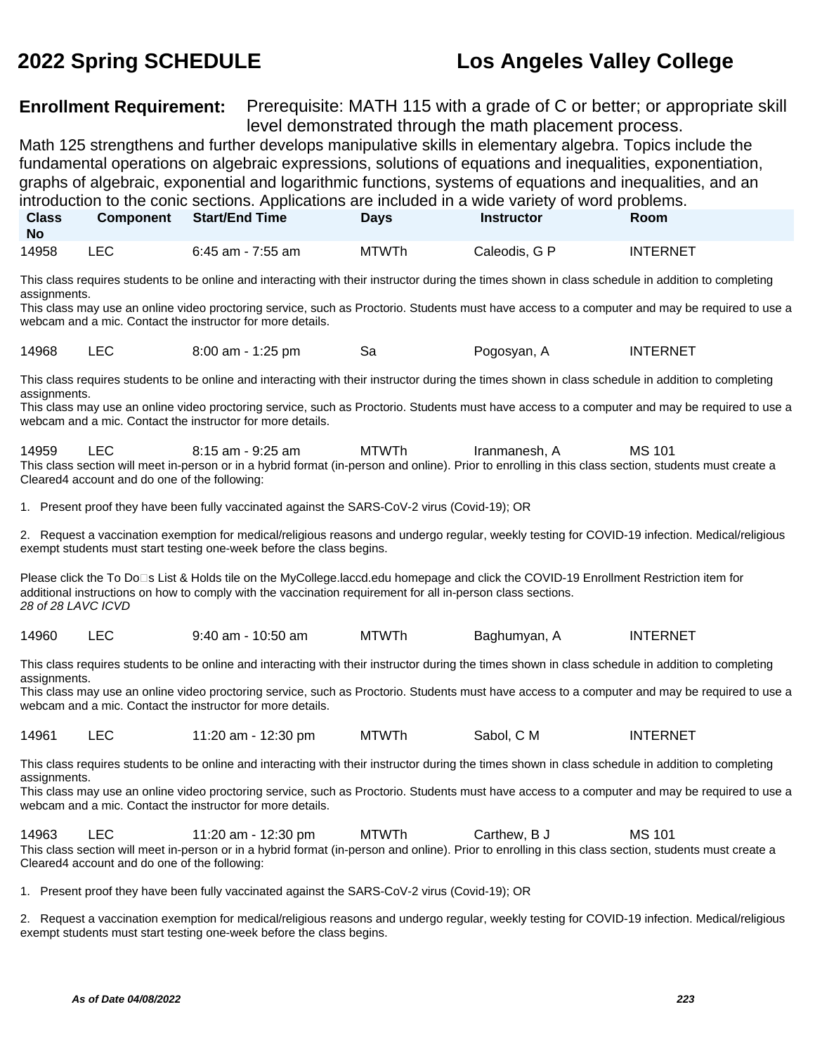**Enrollment Requirement:** Prerequisite: MATH 115 with a grade of C or better; or appropriate skill level demonstrated through the math placement process.

Math 125 strengthens and further develops manipulative skills in elementary algebra. Topics include the fundamental operations on algebraic expressions, solutions of equations and inequalities, exponentiation, graphs of algebraic, exponential and logarithmic functions, systems of equations and inequalities, and an introduction to the conic sections. Applications are included in a wide variety of word problems.

| Class No | Component | Start/End Time | Days | Instructor | Room |
|---|---|---|---|---|---|
| 14958 | LEC | 6:45 am - 7:55 am | MTWTh | Caleodis, G P | INTERNET |

This class requires students to be online and interacting with their instructor during the times shown in class schedule in addition to completing assignments.
This class may use an online video proctoring service, such as Proctorio. Students must have access to a computer and may be required to use a webcam and a mic. Contact the instructor for more details.

| Class No | Component | Start/End Time | Days | Instructor | Room |
|---|---|---|---|---|---|
| 14968 | LEC | 8:00 am - 1:25 pm | Sa | Pogosyan, A | INTERNET |

This class requires students to be online and interacting with their instructor during the times shown in class schedule in addition to completing assignments.
This class may use an online video proctoring service, such as Proctorio. Students must have access to a computer and may be required to use a webcam and a mic. Contact the instructor for more details.

| Class No | Component | Start/End Time | Days | Instructor | Room |
|---|---|---|---|---|---|
| 14959 | LEC | 8:15 am - 9:25 am | MTWTh | Iranmanesh, A | MS 101 |

This class section will meet in-person or in a hybrid format (in-person and online). Prior to enrolling in this class section, students must create a Cleared4 account and do one of the following:

1. Present proof they have been fully vaccinated against the SARS-CoV-2 virus (Covid-19); OR

2. Request a vaccination exemption for medical/religious reasons and undergo regular, weekly testing for COVID-19 infection. Medical/religious exempt students must start testing one-week before the class begins.

Please click the To Do□s List & Holds tile on the MyCollege.laccd.edu homepage and click the COVID-19 Enrollment Restriction item for additional instructions on how to comply with the vaccination requirement for all in-person class sections.
*28 of 28 LAVC ICVD*

| Class No | Component | Start/End Time | Days | Instructor | Room |
|---|---|---|---|---|---|
| 14960 | LEC | 9:40 am - 10:50 am | MTWTh | Baghumyan, A | INTERNET |

This class requires students to be online and interacting with their instructor during the times shown in class schedule in addition to completing assignments.
This class may use an online video proctoring service, such as Proctorio. Students must have access to a computer and may be required to use a webcam and a mic. Contact the instructor for more details.

| Class No | Component | Start/End Time | Days | Instructor | Room |
|---|---|---|---|---|---|
| 14961 | LEC | 11:20 am - 12:30 pm | MTWTh | Sabol, C M | INTERNET |

This class requires students to be online and interacting with their instructor during the times shown in class schedule in addition to completing assignments.
This class may use an online video proctoring service, such as Proctorio. Students must have access to a computer and may be required to use a webcam and a mic. Contact the instructor for more details.

| Class No | Component | Start/End Time | Days | Instructor | Room |
|---|---|---|---|---|---|
| 14963 | LEC | 11:20 am - 12:30 pm | MTWTh | Carthew, B J | MS 101 |

This class section will meet in-person or in a hybrid format (in-person and online). Prior to enrolling in this class section, students must create a Cleared4 account and do one of the following:

1. Present proof they have been fully vaccinated against the SARS-CoV-2 virus (Covid-19); OR

2. Request a vaccination exemption for medical/religious reasons and undergo regular, weekly testing for COVID-19 infection. Medical/religious exempt students must start testing one-week before the class begins.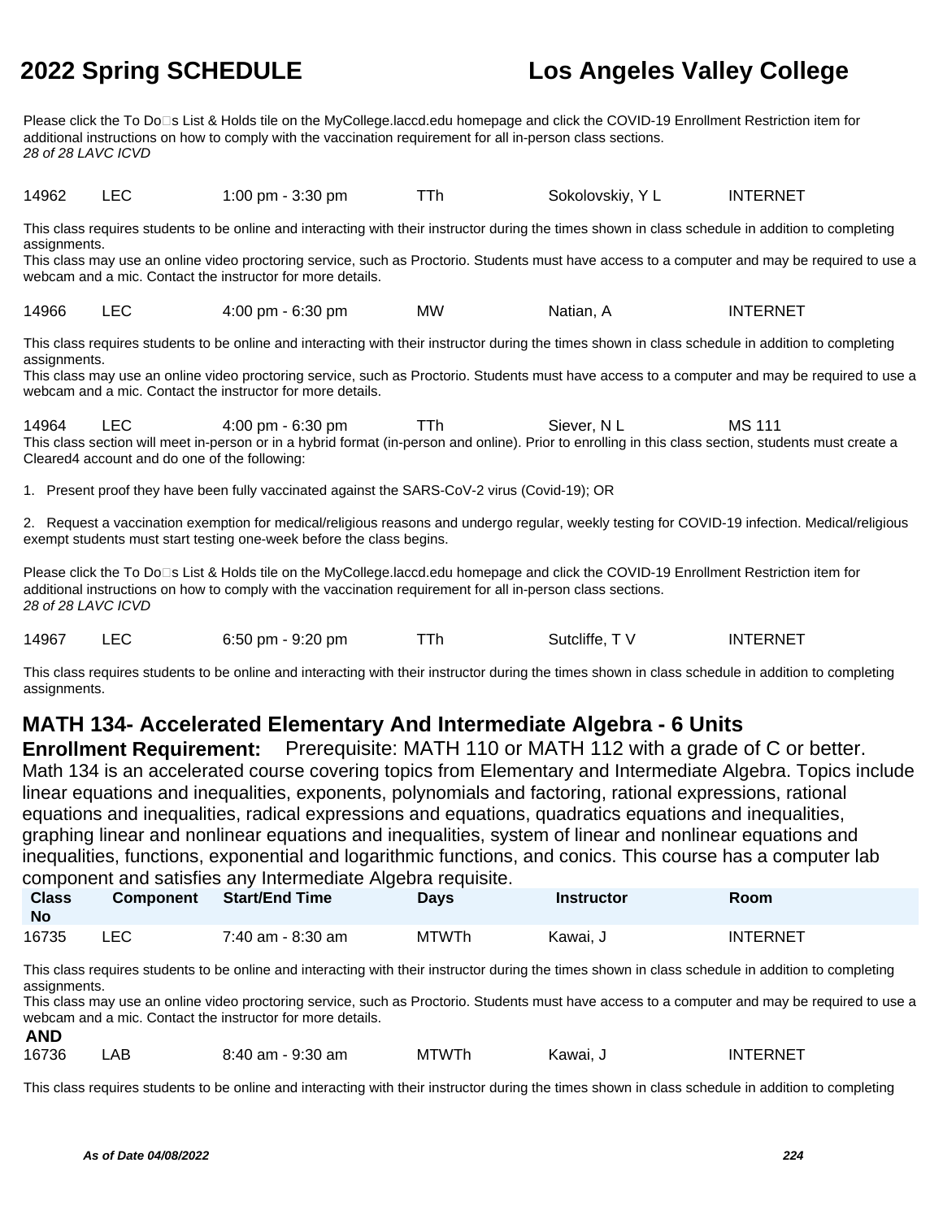Please click the To Do□s List & Holds tile on the MyCollege.laccd.edu homepage and click the COVID-19 Enrollment Restriction item for additional instructions on how to comply with the vaccination requirement for all in-person class sections.
*28 of 28 LAVC ICVD*

| | | | | | |
|---|---|---|---|---|---|
| 14962 | LEC | 1:00 pm - 3:30 pm | TTh | Sokolovskiy, Y L | INTERNET |

This class requires students to be online and interacting with their instructor during the times shown in class schedule in addition to completing assignments.
This class may use an online video proctoring service, such as Proctorio. Students must have access to a computer and may be required to use a webcam and a mic. Contact the instructor for more details.

| | | | | | |
|---|---|---|---|---|---|
| 14966 | LEC | 4:00 pm - 6:30 pm | MW | Natian, A | INTERNET |

This class requires students to be online and interacting with their instructor during the times shown in class schedule in addition to completing assignments.
This class may use an online video proctoring service, such as Proctorio. Students must have access to a computer and may be required to use a webcam and a mic. Contact the instructor for more details.

| | | | | | |
|---|---|---|---|---|---|
| 14964 | LEC | 4:00 pm - 6:30 pm | TTh | Siever, N L | MS 111 |

This class section will meet in-person or in a hybrid format (in-person and online). Prior to enrolling in this class section, students must create a Cleared4 account and do one of the following:

1. Present proof they have been fully vaccinated against the SARS-CoV-2 virus (Covid-19); OR

2. Request a vaccination exemption for medical/religious reasons and undergo regular, weekly testing for COVID-19 infection. Medical/religious exempt students must start testing one-week before the class begins.

Please click the To Do□s List & Holds tile on the MyCollege.laccd.edu homepage and click the COVID-19 Enrollment Restriction item for additional instructions on how to comply with the vaccination requirement for all in-person class sections.
*28 of 28 LAVC ICVD*

| | | | | | |
|---|---|---|---|---|---|
| 14967 | LEC | 6:50 pm - 9:20 pm | TTh | Sutcliffe, T V | INTERNET |

This class requires students to be online and interacting with their instructor during the times shown in class schedule in addition to completing assignments.

## MATH 134- Accelerated Elementary And Intermediate Algebra - 6 Units

**Enrollment Requirement:** Prerequisite: MATH 110 or MATH 112 with a grade of C or better.
Math 134 is an accelerated course covering topics from Elementary and Intermediate Algebra. Topics include linear equations and inequalities, exponents, polynomials and factoring, rational expressions, rational equations and inequalities, radical expressions and equations, quadratics equations and inequalities, graphing linear and nonlinear equations and inequalities, system of linear and nonlinear equations and inequalities, functions, exponential and logarithmic functions, and conics. This course has a computer lab component and satisfies any Intermediate Algebra requisite.

| Class No | Component | Start/End Time | Days | Instructor | Room |
|---|---|---|---|---|---|
| 16735 | LEC | 7:40 am - 8:30 am | MTWTh | Kawai, J | INTERNET |

This class requires students to be online and interacting with their instructor during the times shown in class schedule in addition to completing assignments.
This class may use an online video proctoring service, such as Proctorio. Students must have access to a computer and may be required to use a webcam and a mic. Contact the instructor for more details.

**AND**

| | | | | | |
|---|---|---|---|---|---|
| 16736 | LAB | 8:40 am - 9:30 am | MTWTh | Kawai, J | INTERNET |

This class requires students to be online and interacting with their instructor during the times shown in class schedule in addition to completing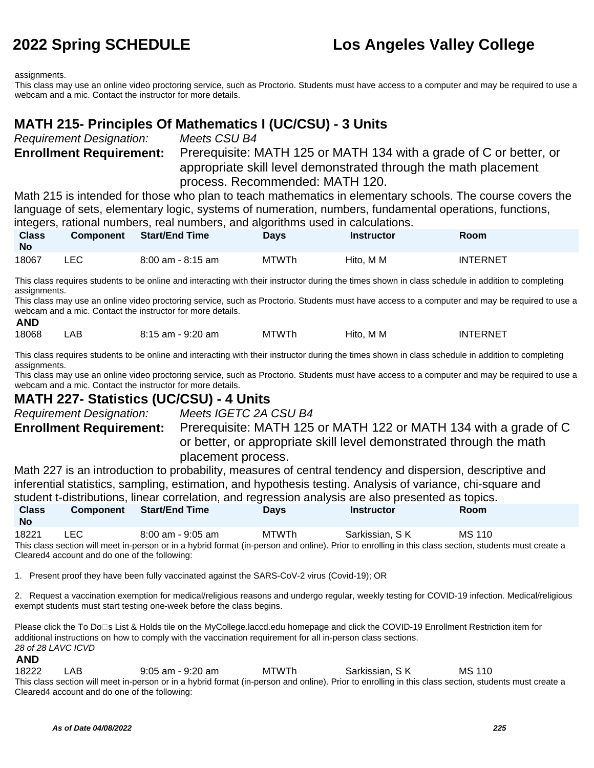assignments.
This class may use an online video proctoring service, such as Proctorio. Students must have access to a computer and may be required to use a webcam and a mic. Contact the instructor for more details.

## MATH 215- Principles Of Mathematics I (UC/CSU) - 3 Units

*Requirement Designation:* *Meets CSU B4*

**Enrollment Requirement:** Prerequisite: MATH 125 or MATH 134 with a grade of C or better, or appropriate skill level demonstrated through the math placement process. Recommended: MATH 120.

Math 215 is intended for those who plan to teach mathematics in elementary schools. The course covers the language of sets, elementary logic, systems of numeration, numbers, fundamental operations, functions, integers, rational numbers, real numbers, and algorithms used in calculations.

| Class No | Component | Start/End Time | Days | Instructor | Room |
|---|---|---|---|---|---|
| 18067 | LEC | 8:00 am - 8:15 am | MTWTh | Hito, M M | INTERNET |

This class requires students to be online and interacting with their instructor during the times shown in class schedule in addition to completing assignments.
This class may use an online video proctoring service, such as Proctorio. Students must have access to a computer and may be required to use a webcam and a mic. Contact the instructor for more details.

**AND**

| Class No | Component | Start/End Time | Days | Instructor | Room |
|---|---|---|---|---|---|
| 18068 | LAB | 8:15 am - 9:20 am | MTWTh | Hito, M M | INTERNET |

This class requires students to be online and interacting with their instructor during the times shown in class schedule in addition to completing assignments.
This class may use an online video proctoring service, such as Proctorio. Students must have access to a computer and may be required to use a webcam and a mic. Contact the instructor for more details.

## MATH 227- Statistics (UC/CSU) - 4 Units

*Requirement Designation:* *Meets IGETC 2A CSU B4*

**Enrollment Requirement:** Prerequisite: MATH 125 or MATH 122 or MATH 134 with a grade of C or better, or appropriate skill level demonstrated through the math placement process.

Math 227 is an introduction to probability, measures of central tendency and dispersion, descriptive and inferential statistics, sampling, estimation, and hypothesis testing. Analysis of variance, chi-square and student t-distributions, linear correlation, and regression analysis are also presented as topics.

| Class No | Component | Start/End Time | Days | Instructor | Room |
|---|---|---|---|---|---|
| 18221 | LEC | 8:00 am - 9:05 am | MTWTh | Sarkissian, S K | MS 110 |

This class section will meet in-person or in a hybrid format (in-person and online). Prior to enrolling in this class section, students must create a Cleared4 account and do one of the following:

1. Present proof they have been fully vaccinated against the SARS-CoV-2 virus (Covid-19); OR

2. Request a vaccination exemption for medical/religious reasons and undergo regular, weekly testing for COVID-19 infection. Medical/religious exempt students must start testing one-week before the class begins.

Please click the To Do□s List & Holds tile on the MyCollege.laccd.edu homepage and click the COVID-19 Enrollment Restriction item for additional instructions on how to comply with the vaccination requirement for all in-person class sections.
*28 of 28 LAVC ICVD*

**AND**

| Class No | Component | Start/End Time | Days | Instructor | Room |
|---|---|---|---|---|---|
| 18222 | LAB | 9:05 am - 9:20 am | MTWTh | Sarkissian, S K | MS 110 |

This class section will meet in-person or in a hybrid format (in-person and online). Prior to enrolling in this class section, students must create a Cleared4 account and do one of the following: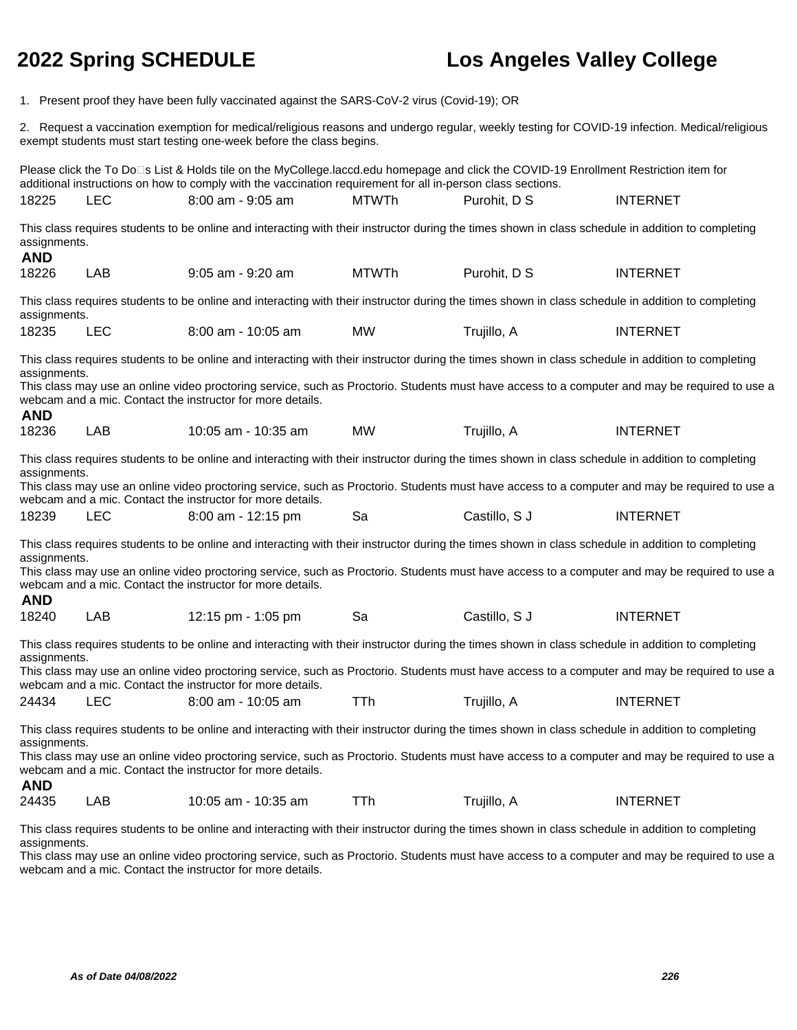1. Present proof they have been fully vaccinated against the SARS-CoV-2 virus (Covid-19); OR

2. Request a vaccination exemption for medical/religious reasons and undergo regular, weekly testing for COVID-19 infection. Medical/religious exempt students must start testing one-week before the class begins.

Please click the To Do□s List & Holds tile on the MyCollege.laccd.edu homepage and click the COVID-19 Enrollment Restriction item for additional instructions on how to comply with the vaccination requirement for all in-person class sections.

| | | | | | |
|---|---|---|---|---|---|
| 18225 | LEC | 8:00 am - 9:05 am | MTWTh | Purohit, D S | INTERNET |

This class requires students to be online and interacting with their instructor during the times shown in class schedule in addition to completing assignments.

**AND**

| | | | | | |
|---|---|---|---|---|---|
| 18226 | LAB | 9:05 am - 9:20 am | MTWTh | Purohit, D S | INTERNET |

This class requires students to be online and interacting with their instructor during the times shown in class schedule in addition to completing assignments.

| | | | | | |
|---|---|---|---|---|---|
| 18235 | LEC | 8:00 am - 10:05 am | MW | Trujillo, A | INTERNET |

This class requires students to be online and interacting with their instructor during the times shown in class schedule in addition to completing assignments.
This class may use an online video proctoring service, such as Proctorio. Students must have access to a computer and may be required to use a webcam and a mic. Contact the instructor for more details.

**AND**

| | | | | | |
|---|---|---|---|---|---|
| 18236 | LAB | 10:05 am - 10:35 am | MW | Trujillo, A | INTERNET |

This class requires students to be online and interacting with their instructor during the times shown in class schedule in addition to completing assignments.
This class may use an online video proctoring service, such as Proctorio. Students must have access to a computer and may be required to use a webcam and a mic. Contact the instructor for more details.

| | | | | | |
|---|---|---|---|---|---|
| 18239 | LEC | 8:00 am - 12:15 pm | Sa | Castillo, S J | INTERNET |

This class requires students to be online and interacting with their instructor during the times shown in class schedule in addition to completing assignments.
This class may use an online video proctoring service, such as Proctorio. Students must have access to a computer and may be required to use a webcam and a mic. Contact the instructor for more details.

**AND**

| | | | | | |
|---|---|---|---|---|---|
| 18240 | LAB | 12:15 pm - 1:05 pm | Sa | Castillo, S J | INTERNET |

This class requires students to be online and interacting with their instructor during the times shown in class schedule in addition to completing assignments.
This class may use an online video proctoring service, such as Proctorio. Students must have access to a computer and may be required to use a webcam and a mic. Contact the instructor for more details.

| | | | | | |
|---|---|---|---|---|---|
| 24434 | LEC | 8:00 am - 10:05 am | TTh | Trujillo, A | INTERNET |

This class requires students to be online and interacting with their instructor during the times shown in class schedule in addition to completing assignments.
This class may use an online video proctoring service, such as Proctorio. Students must have access to a computer and may be required to use a webcam and a mic. Contact the instructor for more details.

**AND**

| | | | | | |
|---|---|---|---|---|---|
| 24435 | LAB | 10:05 am - 10:35 am | TTh | Trujillo, A | INTERNET |

This class requires students to be online and interacting with their instructor during the times shown in class schedule in addition to completing assignments.
This class may use an online video proctoring service, such as Proctorio. Students must have access to a computer and may be required to use a webcam and a mic. Contact the instructor for more details.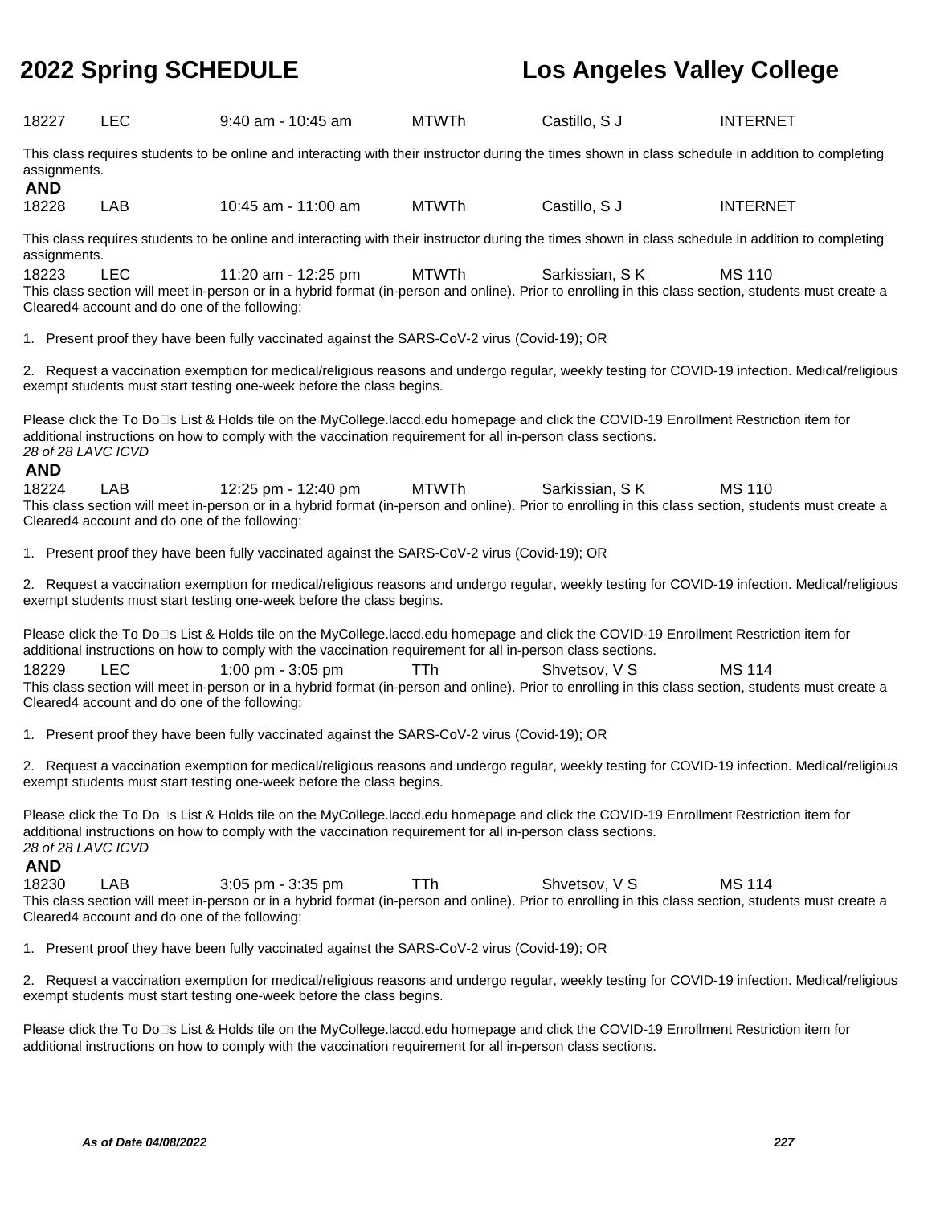18227 LEC 9:40 am - 10:45 am MTWTh Castillo, S J INTERNET

This class requires students to be online and interacting with their instructor during the times shown in class schedule in addition to completing assignments.

**AND**

18228 LAB 10:45 am - 11:00 am MTWTh Castillo, S J INTERNET

This class requires students to be online and interacting with their instructor during the times shown in class schedule in addition to completing assignments.

18223 LEC 11:20 am - 12:25 pm MTWTh Sarkissian, S K MS 110

This class section will meet in-person or in a hybrid format (in-person and online). Prior to enrolling in this class section, students must create a Cleared4 account and do one of the following:

1. Present proof they have been fully vaccinated against the SARS-CoV-2 virus (Covid-19); OR

2. Request a vaccination exemption for medical/religious reasons and undergo regular, weekly testing for COVID-19 infection. Medical/religious exempt students must start testing one-week before the class begins.

Please click the To Do□s List & Holds tile on the MyCollege.laccd.edu homepage and click the COVID-19 Enrollment Restriction item for additional instructions on how to comply with the vaccination requirement for all in-person class sections.

*28 of 28 LAVC ICVD*

**AND**

18224 LAB 12:25 pm - 12:40 pm MTWTh Sarkissian, S K MS 110

This class section will meet in-person or in a hybrid format (in-person and online). Prior to enrolling in this class section, students must create a Cleared4 account and do one of the following:

1. Present proof they have been fully vaccinated against the SARS-CoV-2 virus (Covid-19); OR

2. Request a vaccination exemption for medical/religious reasons and undergo regular, weekly testing for COVID-19 infection. Medical/religious exempt students must start testing one-week before the class begins.

Please click the To Do□s List & Holds tile on the MyCollege.laccd.edu homepage and click the COVID-19 Enrollment Restriction item for additional instructions on how to comply with the vaccination requirement for all in-person class sections.

18229 LEC 1:00 pm - 3:05 pm TTh Shvetsov, V S MS 114

This class section will meet in-person or in a hybrid format (in-person and online). Prior to enrolling in this class section, students must create a Cleared4 account and do one of the following:

1. Present proof they have been fully vaccinated against the SARS-CoV-2 virus (Covid-19); OR

2. Request a vaccination exemption for medical/religious reasons and undergo regular, weekly testing for COVID-19 infection. Medical/religious exempt students must start testing one-week before the class begins.

Please click the To Do□s List & Holds tile on the MyCollege.laccd.edu homepage and click the COVID-19 Enrollment Restriction item for additional instructions on how to comply with the vaccination requirement for all in-person class sections.

*28 of 28 LAVC ICVD*

**AND**

18230 LAB 3:05 pm - 3:35 pm TTh Shvetsov, V S MS 114

This class section will meet in-person or in a hybrid format (in-person and online). Prior to enrolling in this class section, students must create a Cleared4 account and do one of the following:

1. Present proof they have been fully vaccinated against the SARS-CoV-2 virus (Covid-19); OR

2. Request a vaccination exemption for medical/religious reasons and undergo regular, weekly testing for COVID-19 infection. Medical/religious exempt students must start testing one-week before the class begins.

Please click the To Do□s List & Holds tile on the MyCollege.laccd.edu homepage and click the COVID-19 Enrollment Restriction item for additional instructions on how to comply with the vaccination requirement for all in-person class sections.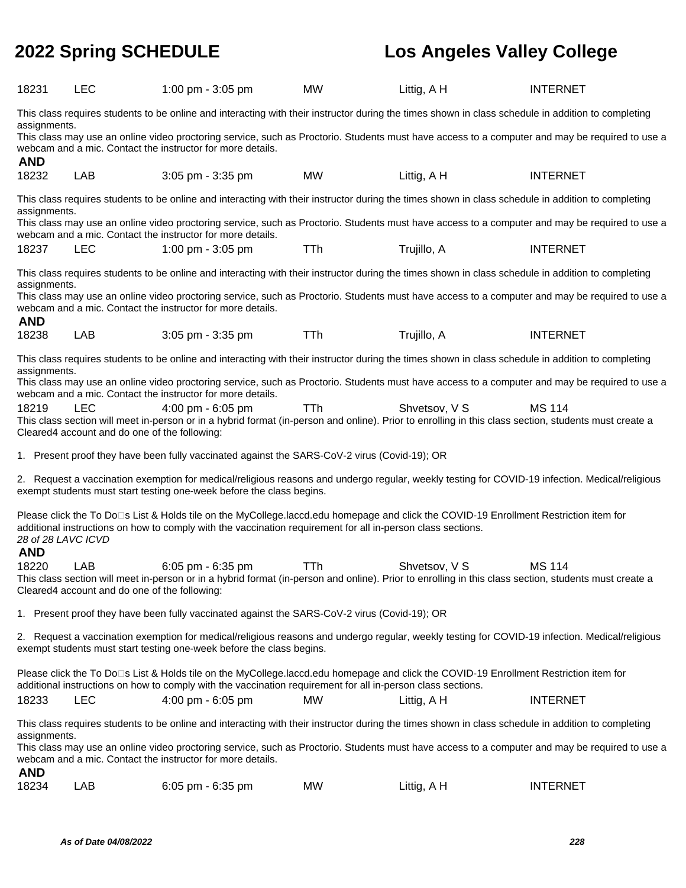| | | | | | |
|---|---|---|---|---|---|
| 18231 | LEC | 1:00 pm - 3:05 pm | MW | Littig, A H | INTERNET |

This class requires students to be online and interacting with their instructor during the times shown in class schedule in addition to completing assignments.
This class may use an online video proctoring service, such as Proctorio. Students must have access to a computer and may be required to use a webcam and a mic. Contact the instructor for more details.

**AND**

| | | | | | |
|---|---|---|---|---|---|
| 18232 | LAB | 3:05 pm - 3:35 pm | MW | Littig, A H | INTERNET |

This class requires students to be online and interacting with their instructor during the times shown in class schedule in addition to completing assignments.
This class may use an online video proctoring service, such as Proctorio. Students must have access to a computer and may be required to use a webcam and a mic. Contact the instructor for more details.

| | | | | | |
|---|---|---|---|---|---|
| 18237 | LEC | 1:00 pm - 3:05 pm | TTh | Trujillo, A | INTERNET |

This class requires students to be online and interacting with their instructor during the times shown in class schedule in addition to completing assignments.
This class may use an online video proctoring service, such as Proctorio. Students must have access to a computer and may be required to use a webcam and a mic. Contact the instructor for more details.

**AND**

| | | | | | |
|---|---|---|---|---|---|
| 18238 | LAB | 3:05 pm - 3:35 pm | TTh | Trujillo, A | INTERNET |

This class requires students to be online and interacting with their instructor during the times shown in class schedule in addition to completing assignments.
This class may use an online video proctoring service, such as Proctorio. Students must have access to a computer and may be required to use a webcam and a mic. Contact the instructor for more details.

| | | | | | |
|---|---|---|---|---|---|
| 18219 | LEC | 4:00 pm - 6:05 pm | TTh | Shvetsov, V S | MS 114 |

This class section will meet in-person or in a hybrid format (in-person and online). Prior to enrolling in this class section, students must create a Cleared4 account and do one of the following:

1. Present proof they have been fully vaccinated against the SARS-CoV-2 virus (Covid-19); OR

2. Request a vaccination exemption for medical/religious reasons and undergo regular, weekly testing for COVID-19 infection. Medical/religious exempt students must start testing one-week before the class begins.

Please click the To Do□s List & Holds tile on the MyCollege.laccd.edu homepage and click the COVID-19 Enrollment Restriction item for additional instructions on how to comply with the vaccination requirement for all in-person class sections.

*28 of 28 LAVC ICVD*

**AND**

| | | | | | |
|---|---|---|---|---|---|
| 18220 | LAB | 6:05 pm - 6:35 pm | TTh | Shvetsov, V S | MS 114 |

This class section will meet in-person or in a hybrid format (in-person and online). Prior to enrolling in this class section, students must create a Cleared4 account and do one of the following:

1. Present proof they have been fully vaccinated against the SARS-CoV-2 virus (Covid-19); OR

2. Request a vaccination exemption for medical/religious reasons and undergo regular, weekly testing for COVID-19 infection. Medical/religious exempt students must start testing one-week before the class begins.

Please click the To Do□s List & Holds tile on the MyCollege.laccd.edu homepage and click the COVID-19 Enrollment Restriction item for additional instructions on how to comply with the vaccination requirement for all in-person class sections.

| | | | | | |
|---|---|---|---|---|---|
| 18233 | LEC | 4:00 pm - 6:05 pm | MW | Littig, A H | INTERNET |

This class requires students to be online and interacting with their instructor during the times shown in class schedule in addition to completing assignments.
This class may use an online video proctoring service, such as Proctorio. Students must have access to a computer and may be required to use a webcam and a mic. Contact the instructor for more details.

**AND**

| | | | | | |
|---|---|---|---|---|---|
| 18234 | LAB | 6:05 pm - 6:35 pm | MW | Littig, A H | INTERNET |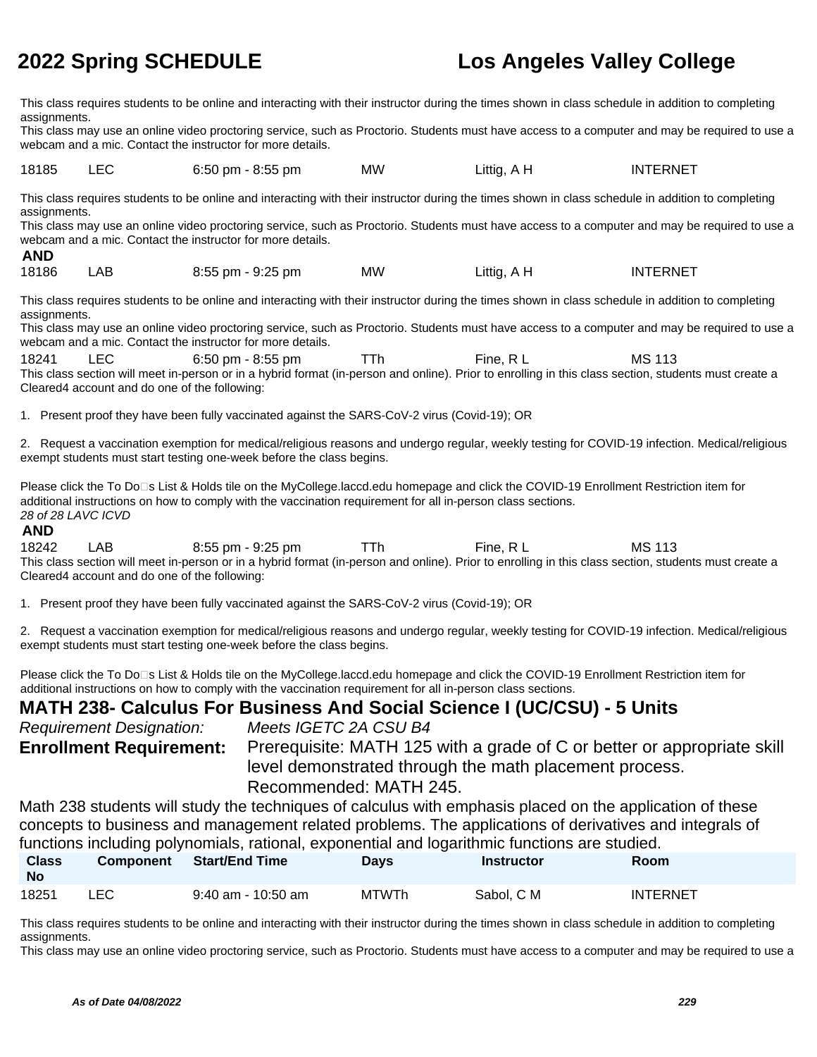This class requires students to be online and interacting with their instructor during the times shown in class schedule in addition to completing assignments.
This class may use an online video proctoring service, such as Proctorio. Students must have access to a computer and may be required to use a webcam and a mic. Contact the instructor for more details.

| 18185 | LEC | 6:50 pm - 8:55 pm | MW | Littig, A H | INTERNET |
|---|---|---|---|---|---|

This class requires students to be online and interacting with their instructor during the times shown in class schedule in addition to completing assignments.
This class may use an online video proctoring service, such as Proctorio. Students must have access to a computer and may be required to use a webcam and a mic. Contact the instructor for more details.

**AND**

| 18186 | LAB | 8:55 pm - 9:25 pm | MW | Littig, A H | INTERNET |
|---|---|---|---|---|---|

This class requires students to be online and interacting with their instructor during the times shown in class schedule in addition to completing assignments.
This class may use an online video proctoring service, such as Proctorio. Students must have access to a computer and may be required to use a webcam and a mic. Contact the instructor for more details.

| 18241 | LEC | 6:50 pm - 8:55 pm | TTh | Fine, R L | MS 113 |
|---|---|---|---|---|---|

This class section will meet in-person or in a hybrid format (in-person and online). Prior to enrolling in this class section, students must create a Cleared4 account and do one of the following:

1. Present proof they have been fully vaccinated against the SARS-CoV-2 virus (Covid-19); OR

2. Request a vaccination exemption for medical/religious reasons and undergo regular, weekly testing for COVID-19 infection. Medical/religious exempt students must start testing one-week before the class begins.

Please click the To Do□s List & Holds tile on the MyCollege.laccd.edu homepage and click the COVID-19 Enrollment Restriction item for additional instructions on how to comply with the vaccination requirement for all in-person class sections.
*28 of 28 LAVC ICVD*

**AND**

| 18242 | LAB | 8:55 pm - 9:25 pm | TTh | Fine, R L | MS 113 |
|---|---|---|---|---|---|

This class section will meet in-person or in a hybrid format (in-person and online). Prior to enrolling in this class section, students must create a Cleared4 account and do one of the following:

1. Present proof they have been fully vaccinated against the SARS-CoV-2 virus (Covid-19); OR

2. Request a vaccination exemption for medical/religious reasons and undergo regular, weekly testing for COVID-19 infection. Medical/religious exempt students must start testing one-week before the class begins.

Please click the To Do□s List & Holds tile on the MyCollege.laccd.edu homepage and click the COVID-19 Enrollment Restriction item for additional instructions on how to comply with the vaccination requirement for all in-person class sections.

## MATH 238- Calculus For Business And Social Science I (UC/CSU) - 5 Units

*Requirement Designation:* *Meets IGETC 2A CSU B4*

**Enrollment Requirement:** Prerequisite: MATH 125 with a grade of C or better or appropriate skill level demonstrated through the math placement process.
Recommended: MATH 245.

Math 238 students will study the techniques of calculus with emphasis placed on the application of these concepts to business and management related problems. The applications of derivatives and integrals of functions including polynomials, rational, exponential and logarithmic functions are studied.

| Class No | Component | Start/End Time | Days | Instructor | Room |
|---|---|---|---|---|---|
| 18251 | LEC | 9:40 am - 10:50 am | MTWTh | Sabol, C M | INTERNET |

This class requires students to be online and interacting with their instructor during the times shown in class schedule in addition to completing assignments.
This class may use an online video proctoring service, such as Proctorio. Students must have access to a computer and may be required to use a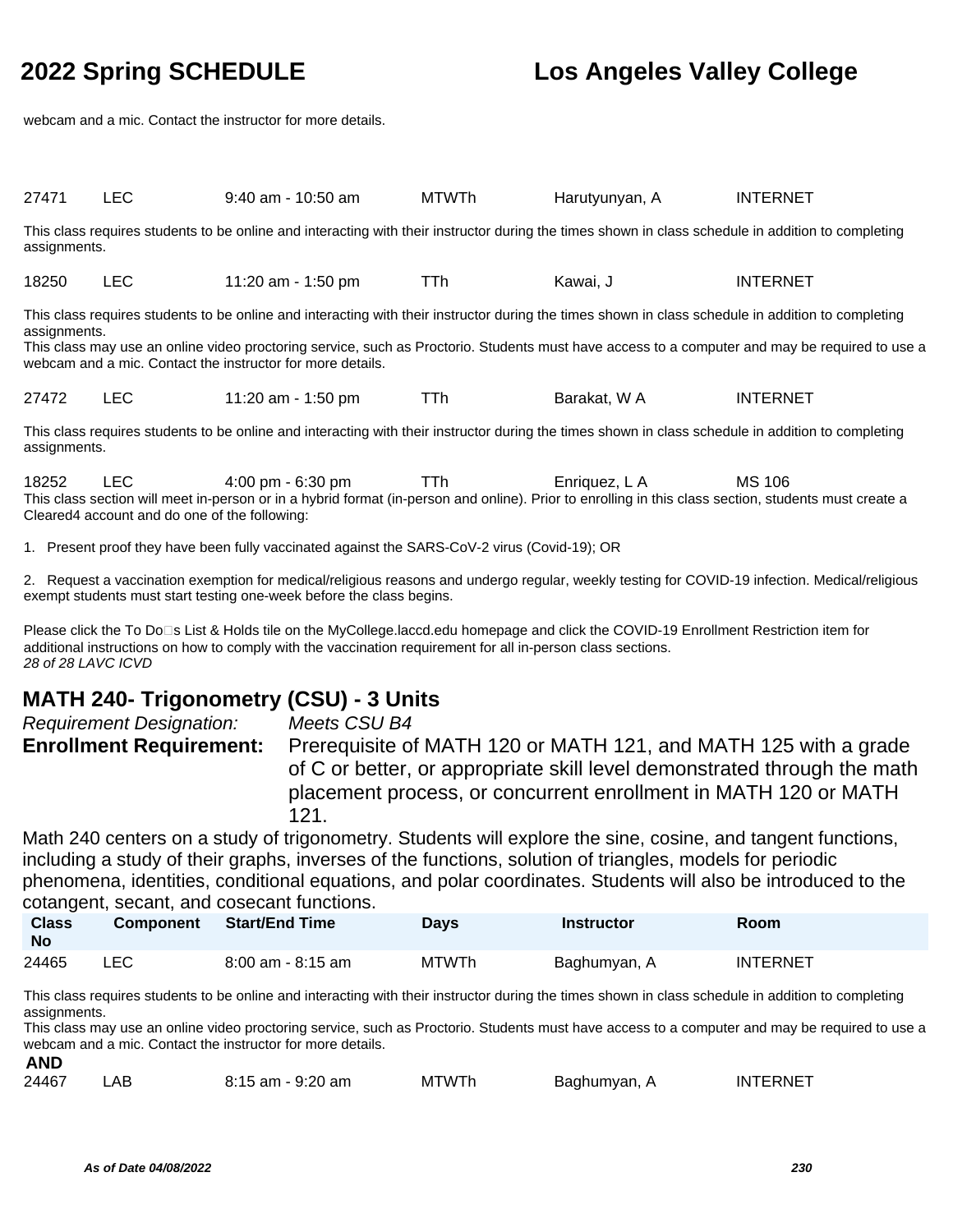webcam and a mic. Contact the instructor for more details.

| | | | | | |
|---|---|---|---|---|---|
| 27471 | LEC | 9:40 am - 10:50 am | MTWTh | Harutyunyan, A | INTERNET |

This class requires students to be online and interacting with their instructor during the times shown in class schedule in addition to completing assignments.

| | | | | | |
|---|---|---|---|---|---|
| 18250 | LEC | 11:20 am - 1:50 pm | TTh | Kawai, J | INTERNET |

This class requires students to be online and interacting with their instructor during the times shown in class schedule in addition to completing assignments.
This class may use an online video proctoring service, such as Proctorio. Students must have access to a computer and may be required to use a webcam and a mic. Contact the instructor for more details.

| | | | | | |
|---|---|---|---|---|---|
| 27472 | LEC | 11:20 am - 1:50 pm | TTh | Barakat, W A | INTERNET |

This class requires students to be online and interacting with their instructor during the times shown in class schedule in addition to completing assignments.

| | | | | | |
|---|---|---|---|---|---|
| 18252 | LEC | 4:00 pm - 6:30 pm | TTh | Enriquez, L A | MS 106 |

This class section will meet in-person or in a hybrid format (in-person and online). Prior to enrolling in this class section, students must create a Cleared4 account and do one of the following:

1. Present proof they have been fully vaccinated against the SARS-CoV-2 virus (Covid-19); OR

2. Request a vaccination exemption for medical/religious reasons and undergo regular, weekly testing for COVID-19 infection. Medical/religious exempt students must start testing one-week before the class begins.

Please click the To Do□s List & Holds tile on the MyCollege.laccd.edu homepage and click the COVID-19 Enrollment Restriction item for additional instructions on how to comply with the vaccination requirement for all in-person class sections.
*28 of 28 LAVC ICVD*

## MATH 240- Trigonometry (CSU) - 3 Units

*Requirement Designation:* *Meets CSU B4*

**Enrollment Requirement:** Prerequisite of MATH 120 or MATH 121, and MATH 125 with a grade of C or better, or appropriate skill level demonstrated through the math placement process, or concurrent enrollment in MATH 120 or MATH 121.

Math 240 centers on a study of trigonometry. Students will explore the sine, cosine, and tangent functions, including a study of their graphs, inverses of the functions, solution of triangles, models for periodic phenomena, identities, conditional equations, and polar coordinates. Students will also be introduced to the cotangent, secant, and cosecant functions.

| Class No | Component | Start/End Time | Days | Instructor | Room |
|---|---|---|---|---|---|
| 24465 | LEC | 8:00 am - 8:15 am | MTWTh | Baghumyan, A | INTERNET |

This class requires students to be online and interacting with their instructor during the times shown in class schedule in addition to completing assignments.
This class may use an online video proctoring service, such as Proctorio. Students must have access to a computer and may be required to use a webcam and a mic. Contact the instructor for more details.

**AND**

| | | | | | |
|---|---|---|---|---|---|
| 24467 | LAB | 8:15 am - 9:20 am | MTWTh | Baghumyan, A | INTERNET |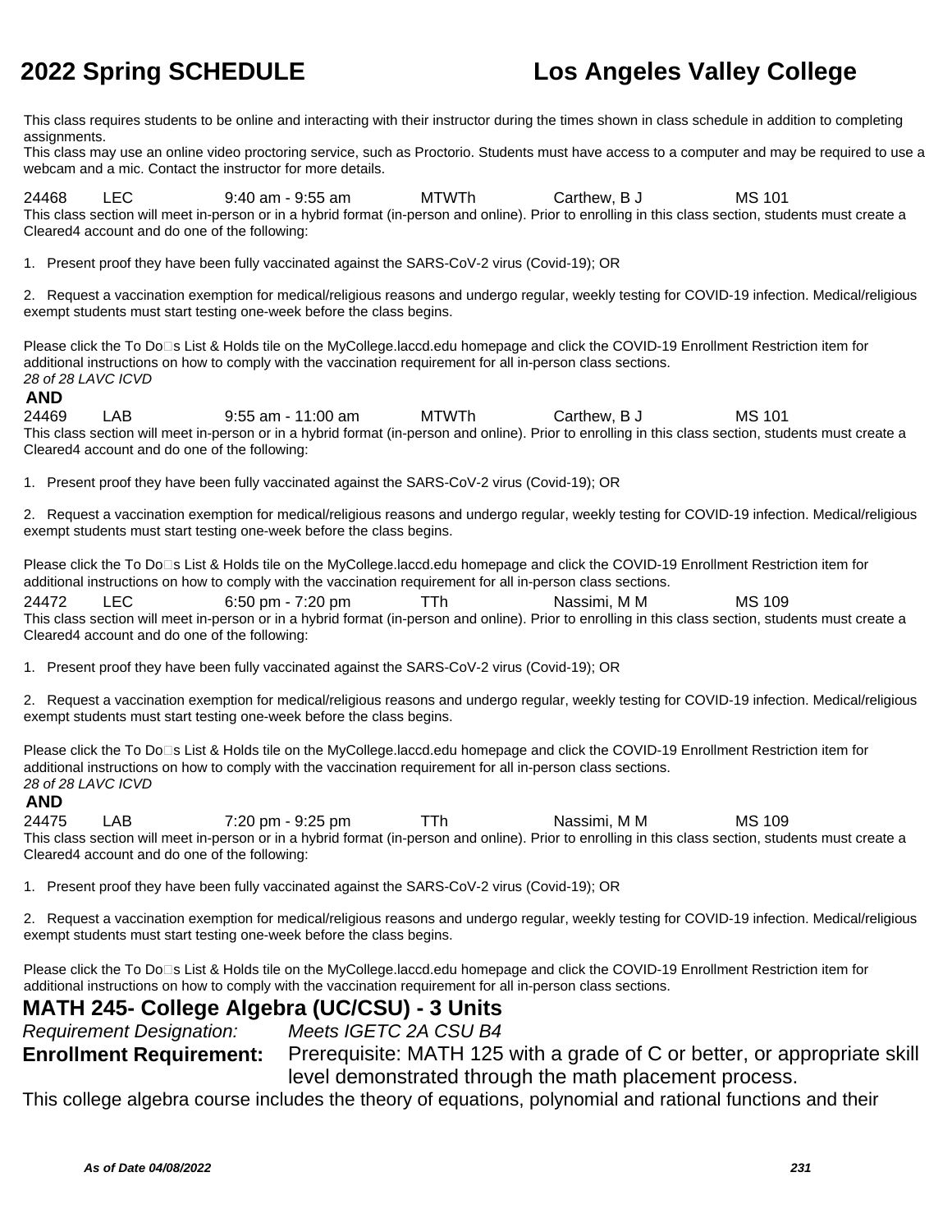This class requires students to be online and interacting with their instructor during the times shown in class schedule in addition to completing assignments.
This class may use an online video proctoring service, such as Proctorio. Students must have access to a computer and may be required to use a webcam and a mic. Contact the instructor for more details.

24468 LEC 9:40 am - 9:55 am MTWTh Carthew, B J MS 101
This class section will meet in-person or in a hybrid format (in-person and online). Prior to enrolling in this class section, students must create a Cleared4 account and do one of the following:

1. Present proof they have been fully vaccinated against the SARS-CoV-2 virus (Covid-19); OR

2. Request a vaccination exemption for medical/religious reasons and undergo regular, weekly testing for COVID-19 infection. Medical/religious exempt students must start testing one-week before the class begins.

Please click the To Do�s List & Holds tile on the MyCollege.laccd.edu homepage and click the COVID-19 Enrollment Restriction item for additional instructions on how to comply with the vaccination requirement for all in-person class sections.
*28 of 28 LAVC ICVD*

**AND**

24469 LAB 9:55 am - 11:00 am MTWTh Carthew, B J MS 101
This class section will meet in-person or in a hybrid format (in-person and online). Prior to enrolling in this class section, students must create a Cleared4 account and do one of the following:

1. Present proof they have been fully vaccinated against the SARS-CoV-2 virus (Covid-19); OR

2. Request a vaccination exemption for medical/religious reasons and undergo regular, weekly testing for COVID-19 infection. Medical/religious exempt students must start testing one-week before the class begins.

Please click the To Do�s List & Holds tile on the MyCollege.laccd.edu homepage and click the COVID-19 Enrollment Restriction item for additional instructions on how to comply with the vaccination requirement for all in-person class sections.

24472 LEC 6:50 pm - 7:20 pm TTh Nassimi, M M MS 109
This class section will meet in-person or in a hybrid format (in-person and online). Prior to enrolling in this class section, students must create a Cleared4 account and do one of the following:

1. Present proof they have been fully vaccinated against the SARS-CoV-2 virus (Covid-19); OR

2. Request a vaccination exemption for medical/religious reasons and undergo regular, weekly testing for COVID-19 infection. Medical/religious exempt students must start testing one-week before the class begins.

Please click the To Do�s List & Holds tile on the MyCollege.laccd.edu homepage and click the COVID-19 Enrollment Restriction item for additional instructions on how to comply with the vaccination requirement for all in-person class sections.
*28 of 28 LAVC ICVD*

**AND**

24475 LAB 7:20 pm - 9:25 pm TTh Nassimi, M M MS 109
This class section will meet in-person or in a hybrid format (in-person and online). Prior to enrolling in this class section, students must create a Cleared4 account and do one of the following:

1. Present proof they have been fully vaccinated against the SARS-CoV-2 virus (Covid-19); OR

2. Request a vaccination exemption for medical/religious reasons and undergo regular, weekly testing for COVID-19 infection. Medical/religious exempt students must start testing one-week before the class begins.

Please click the To Do�s List & Holds tile on the MyCollege.laccd.edu homepage and click the COVID-19 Enrollment Restriction item for additional instructions on how to comply with the vaccination requirement for all in-person class sections.

## MATH 245- College Algebra (UC/CSU) - 3 Units

*Requirement Designation:* *Meets IGETC 2A CSU B4*

**Enrollment Requirement:** Prerequisite: MATH 125 with a grade of C or better, or appropriate skill level demonstrated through the math placement process.

This college algebra course includes the theory of equations, polynomial and rational functions and their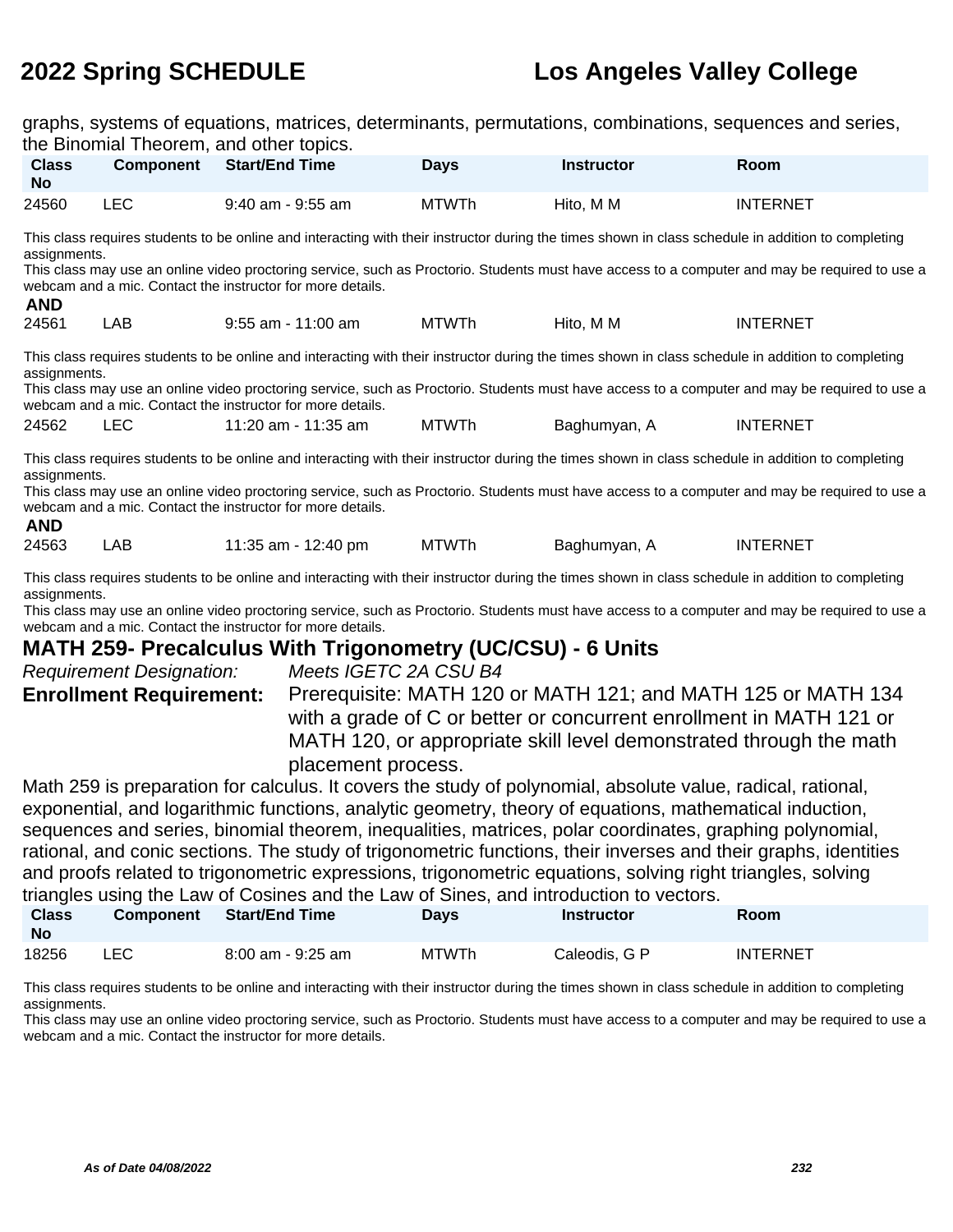graphs, systems of equations, matrices, determinants, permutations, combinations, sequences and series, the Binomial Theorem, and other topics.

| Class No | Component | Start/End Time | Days | Instructor | Room |
|---|---|---|---|---|---|
| 24560 | LEC | 9:40 am - 9:55 am | MTWTh | Hito, M M | INTERNET |

This class requires students to be online and interacting with their instructor during the times shown in class schedule in addition to completing assignments.
This class may use an online video proctoring service, such as Proctorio. Students must have access to a computer and may be required to use a webcam and a mic. Contact the instructor for more details.

**AND**

| Class No | Component | Start/End Time | Days | Instructor | Room |
|---|---|---|---|---|---|
| 24561 | LAB | 9:55 am - 11:00 am | MTWTh | Hito, M M | INTERNET |

This class requires students to be online and interacting with their instructor during the times shown in class schedule in addition to completing assignments.
This class may use an online video proctoring service, such as Proctorio. Students must have access to a computer and may be required to use a webcam and a mic. Contact the instructor for more details.

| Class No | Component | Start/End Time | Days | Instructor | Room |
|---|---|---|---|---|---|
| 24562 | LEC | 11:20 am - 11:35 am | MTWTh | Baghumyan, A | INTERNET |

This class requires students to be online and interacting with their instructor during the times shown in class schedule in addition to completing assignments.
This class may use an online video proctoring service, such as Proctorio. Students must have access to a computer and may be required to use a webcam and a mic. Contact the instructor for more details.

**AND**

| Class No | Component | Start/End Time | Days | Instructor | Room |
|---|---|---|---|---|---|
| 24563 | LAB | 11:35 am - 12:40 pm | MTWTh | Baghumyan, A | INTERNET |

This class requires students to be online and interacting with their instructor during the times shown in class schedule in addition to completing assignments.
This class may use an online video proctoring service, such as Proctorio. Students must have access to a computer and may be required to use a webcam and a mic. Contact the instructor for more details.

## MATH 259- Precalculus With Trigonometry (UC/CSU) - 6 Units

*Requirement Designation:* *Meets IGETC 2A CSU B4*

**Enrollment Requirement:** Prerequisite: MATH 120 or MATH 121; and MATH 125 or MATH 134 with a grade of C or better or concurrent enrollment in MATH 121 or MATH 120, or appropriate skill level demonstrated through the math placement process.

Math 259 is preparation for calculus. It covers the study of polynomial, absolute value, radical, rational, exponential, and logarithmic functions, analytic geometry, theory of equations, mathematical induction, sequences and series, binomial theorem, inequalities, matrices, polar coordinates, graphing polynomial, rational, and conic sections. The study of trigonometric functions, their inverses and their graphs, identities and proofs related to trigonometric expressions, trigonometric equations, solving right triangles, solving triangles using the Law of Cosines and the Law of Sines, and introduction to vectors.

| Class No | Component | Start/End Time | Days | Instructor | Room |
|---|---|---|---|---|---|
| 18256 | LEC | 8:00 am - 9:25 am | MTWTh | Caleodis, G P | INTERNET |

This class requires students to be online and interacting with their instructor during the times shown in class schedule in addition to completing assignments.
This class may use an online video proctoring service, such as Proctorio. Students must have access to a computer and may be required to use a webcam and a mic. Contact the instructor for more details.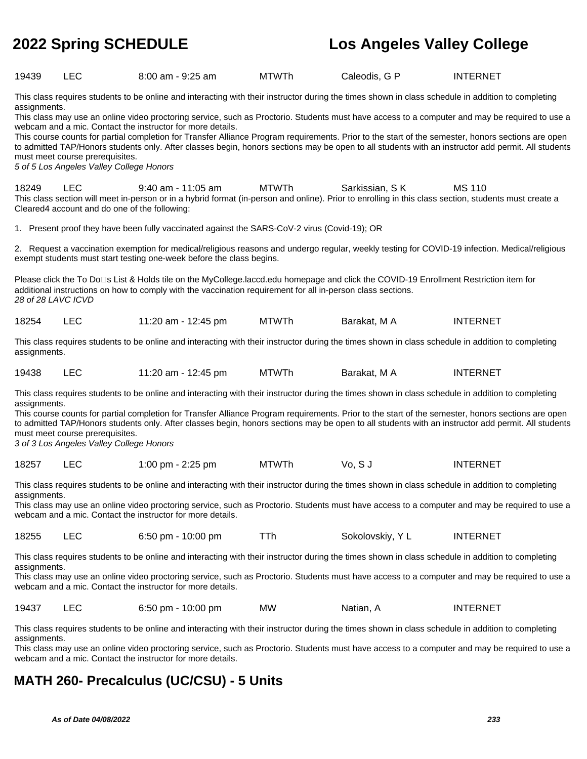| | | | | | |
|---|---|---|---|---|---|
| 19439 | LEC | 8:00 am - 9:25 am | MTWTh | Caleodis, G P | INTERNET |

This class requires students to be online and interacting with their instructor during the times shown in class schedule in addition to completing assignments.
This class may use an online video proctoring service, such as Proctorio. Students must have access to a computer and may be required to use a webcam and a mic. Contact the instructor for more details.
This course counts for partial completion for Transfer Alliance Program requirements. Prior to the start of the semester, honors sections are open to admitted TAP/Honors students only. After classes begin, honors sections may be open to all students with an instructor add permit. All students must meet course prerequisites.
*5 of 5 Los Angeles Valley College Honors*

| | | | | | |
|---|---|---|---|---|---|
| 18249 | LEC | 9:40 am - 11:05 am | MTWTh | Sarkissian, S K | MS 110 |

This class section will meet in-person or in a hybrid format (in-person and online). Prior to enrolling in this class section, students must create a Cleared4 account and do one of the following:

1. Present proof they have been fully vaccinated against the SARS-CoV-2 virus (Covid-19); OR

2. Request a vaccination exemption for medical/religious reasons and undergo regular, weekly testing for COVID-19 infection. Medical/religious exempt students must start testing one-week before the class begins.

Please click the To Do's List & Holds tile on the MyCollege.laccd.edu homepage and click the COVID-19 Enrollment Restriction item for additional instructions on how to comply with the vaccination requirement for all in-person class sections.
*28 of 28 LAVC ICVD*

| | | | | | |
|---|---|---|---|---|---|
| 18254 | LEC | 11:20 am - 12:45 pm | MTWTh | Barakat, M A | INTERNET |

This class requires students to be online and interacting with their instructor during the times shown in class schedule in addition to completing assignments.

| | | | | | |
|---|---|---|---|---|---|
| 19438 | LEC | 11:20 am - 12:45 pm | MTWTh | Barakat, M A | INTERNET |

This class requires students to be online and interacting with their instructor during the times shown in class schedule in addition to completing assignments.
This course counts for partial completion for Transfer Alliance Program requirements. Prior to the start of the semester, honors sections are open to admitted TAP/Honors students only. After classes begin, honors sections may be open to all students with an instructor add permit. All students must meet course prerequisites.
*3 of 3 Los Angeles Valley College Honors*

| | | | | | |
|---|---|---|---|---|---|
| 18257 | LEC | 1:00 pm - 2:25 pm | MTWTh | Vo, S J | INTERNET |

This class requires students to be online and interacting with their instructor during the times shown in class schedule in addition to completing assignments.
This class may use an online video proctoring service, such as Proctorio. Students must have access to a computer and may be required to use a webcam and a mic. Contact the instructor for more details.

| | | | | | |
|---|---|---|---|---|---|
| 18255 | LEC | 6:50 pm - 10:00 pm | TTh | Sokolovskiy, Y L | INTERNET |

This class requires students to be online and interacting with their instructor during the times shown in class schedule in addition to completing assignments.
This class may use an online video proctoring service, such as Proctorio. Students must have access to a computer and may be required to use a webcam and a mic. Contact the instructor for more details.

| | | | | | |
|---|---|---|---|---|---|
| 19437 | LEC | 6:50 pm - 10:00 pm | MW | Natian, A | INTERNET |

This class requires students to be online and interacting with their instructor during the times shown in class schedule in addition to completing assignments.
This class may use an online video proctoring service, such as Proctorio. Students must have access to a computer and may be required to use a webcam and a mic. Contact the instructor for more details.

## MATH 260- Precalculus (UC/CSU) - 5 Units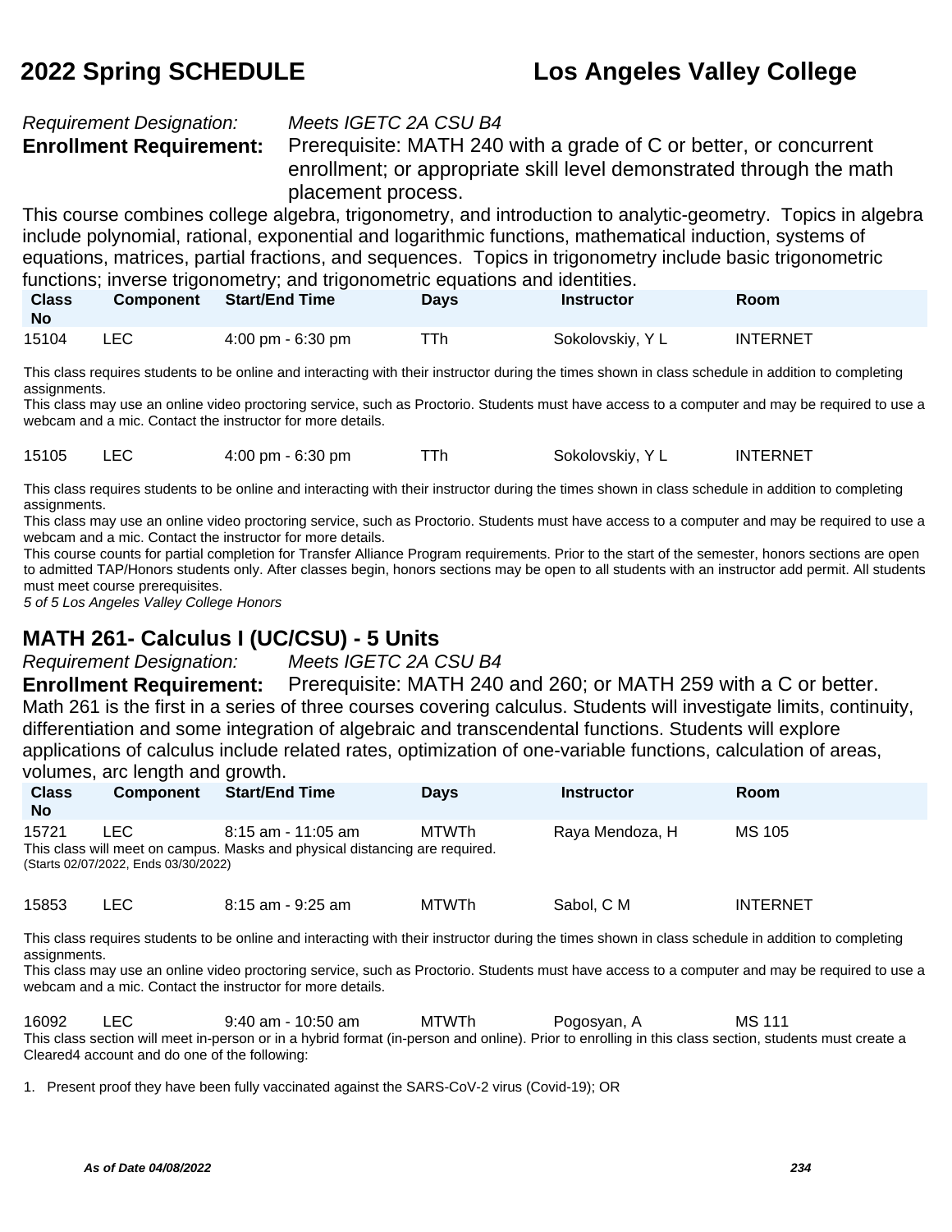*Requirement Designation:* *Meets IGETC 2A CSU B4*

**Enrollment Requirement:** Prerequisite: MATH 240 with a grade of C or better, or concurrent enrollment; or appropriate skill level demonstrated through the math placement process.

This course combines college algebra, trigonometry, and introduction to analytic-geometry. Topics in algebra include polynomial, rational, exponential and logarithmic functions, mathematical induction, systems of equations, matrices, partial fractions, and sequences. Topics in trigonometry include basic trigonometric functions; inverse trigonometry; and trigonometric equations and identities.

| Class No | Component | Start/End Time | Days | Instructor | Room |
|---|---|---|---|---|---|
| 15104 | LEC | 4:00 pm - 6:30 pm | TTh | Sokolovskiy, Y L | INTERNET |

This class requires students to be online and interacting with their instructor during the times shown in class schedule in addition to completing assignments.
This class may use an online video proctoring service, such as Proctorio. Students must have access to a computer and may be required to use a webcam and a mic. Contact the instructor for more details.

| Class No | Component | Start/End Time | Days | Instructor | Room |
|---|---|---|---|---|---|
| 15105 | LEC | 4:00 pm - 6:30 pm | TTh | Sokolovskiy, Y L | INTERNET |

This class requires students to be online and interacting with their instructor during the times shown in class schedule in addition to completing assignments.
This class may use an online video proctoring service, such as Proctorio. Students must have access to a computer and may be required to use a webcam and a mic. Contact the instructor for more details.
This course counts for partial completion for Transfer Alliance Program requirements. Prior to the start of the semester, honors sections are open to admitted TAP/Honors students only. After classes begin, honors sections may be open to all students with an instructor add permit. All students must meet course prerequisites.
*5 of 5 Los Angeles Valley College Honors*

## MATH 261- Calculus I (UC/CSU) - 5 Units

*Requirement Designation:* *Meets IGETC 2A CSU B4*

**Enrollment Requirement:** Prerequisite: MATH 240 and 260; or MATH 259 with a C or better.

Math 261 is the first in a series of three courses covering calculus. Students will investigate limits, continuity, differentiation and some integration of algebraic and transcendental functions. Students will explore applications of calculus include related rates, optimization of one-variable functions, calculation of areas, volumes, arc length and growth.

| Class No | Component | Start/End Time | Days | Instructor | Room |
|---|---|---|---|---|---|
| 15721 | LEC | 8:15 am - 11:05 am | MTWTh | Raya Mendoza, H | MS 105 |

This class will meet on campus. Masks and physical distancing are required.
(Starts 02/07/2022, Ends 03/30/2022)

| Class No | Component | Start/End Time | Days | Instructor | Room |
|---|---|---|---|---|---|
| 15853 | LEC | 8:15 am - 9:25 am | MTWTh | Sabol, C M | INTERNET |

This class requires students to be online and interacting with their instructor during the times shown in class schedule in addition to completing assignments.
This class may use an online video proctoring service, such as Proctorio. Students must have access to a computer and may be required to use a webcam and a mic. Contact the instructor for more details.

| Class No | Component | Start/End Time | Days | Instructor | Room |
|---|---|---|---|---|---|
| 16092 | LEC | 9:40 am - 10:50 am | MTWTh | Pogosyan, A | MS 111 |

This class section will meet in-person or in a hybrid format (in-person and online). Prior to enrolling in this class section, students must create a Cleared4 account and do one of the following:

1. Present proof they have been fully vaccinated against the SARS-CoV-2 virus (Covid-19); OR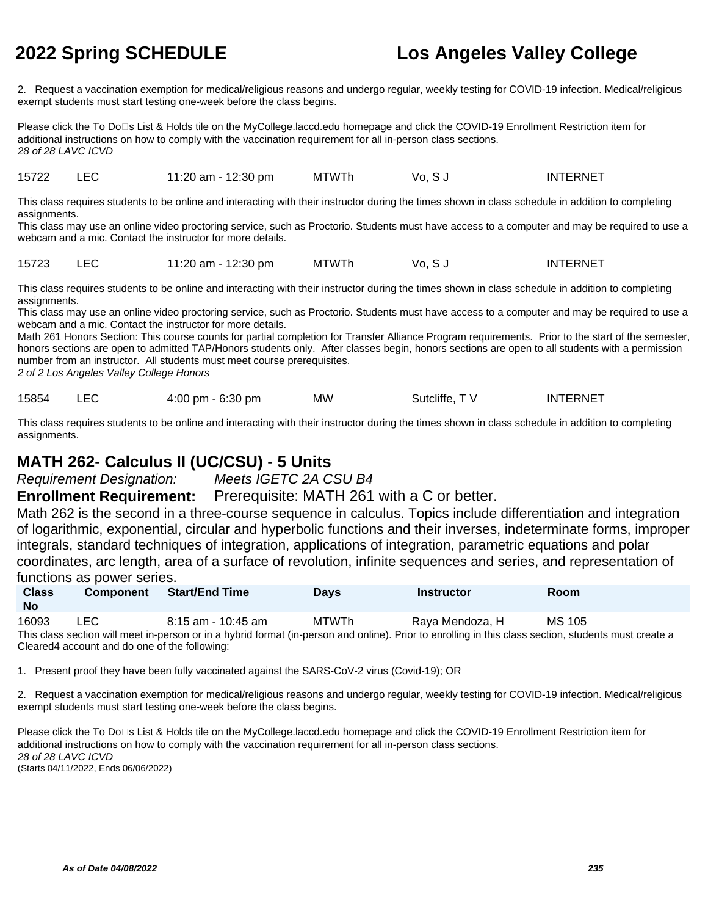2. Request a vaccination exemption for medical/religious reasons and undergo regular, weekly testing for COVID-19 infection. Medical/religious exempt students must start testing one-week before the class begins.

Please click the To Do�s List & Holds tile on the MyCollege.laccd.edu homepage and click the COVID-19 Enrollment Restriction item for additional instructions on how to comply with the vaccination requirement for all in-person class sections.
*28 of 28 LAVC ICVD*

| 15722 | LEC | 11:20 am - 12:30 pm | MTWTh | Vo, S J | INTERNET |
|---|---|---|---|---|---|

This class requires students to be online and interacting with their instructor during the times shown in class schedule in addition to completing assignments.
This class may use an online video proctoring service, such as Proctorio. Students must have access to a computer and may be required to use a webcam and a mic. Contact the instructor for more details.

| 15723 | LEC | 11:20 am - 12:30 pm | MTWTh | Vo, S J | INTERNET |
|---|---|---|---|---|---|

This class requires students to be online and interacting with their instructor during the times shown in class schedule in addition to completing assignments.
This class may use an online video proctoring service, such as Proctorio. Students must have access to a computer and may be required to use a webcam and a mic. Contact the instructor for more details.
Math 261 Honors Section: This course counts for partial completion for Transfer Alliance Program requirements. Prior to the start of the semester, honors sections are open to admitted TAP/Honors students only. After classes begin, honors sections are open to all students with a permission number from an instructor. All students must meet course prerequisites.
*2 of 2 Los Angeles Valley College Honors*

| 15854 | LEC | 4:00 pm - 6:30 pm | MW | Sutcliffe, T V | INTERNET |
|---|---|---|---|---|---|

This class requires students to be online and interacting with their instructor during the times shown in class schedule in addition to completing assignments.

## MATH 262- Calculus II (UC/CSU) - 5 Units

*Requirement Designation:* *Meets IGETC 2A CSU B4*

**Enrollment Requirement:** Prerequisite: MATH 261 with a C or better.

Math 262 is the second in a three-course sequence in calculus. Topics include differentiation and integration of logarithmic, exponential, circular and hyperbolic functions and their inverses, indeterminate forms, improper integrals, standard techniques of integration, applications of integration, parametric equations and polar coordinates, arc length, area of a surface of revolution, infinite sequences and series, and representation of functions as power series.

| Class No | Component | Start/End Time | Days | Instructor | Room |
|---|---|---|---|---|---|
| 16093 | LEC | 8:15 am - 10:45 am | MTWTh | Raya Mendoza, H | MS 105 |

This class section will meet in-person or in a hybrid format (in-person and online). Prior to enrolling in this class section, students must create a Cleared4 account and do one of the following:

1. Present proof they have been fully vaccinated against the SARS-CoV-2 virus (Covid-19); OR

2. Request a vaccination exemption for medical/religious reasons and undergo regular, weekly testing for COVID-19 infection. Medical/religious exempt students must start testing one-week before the class begins.

Please click the To Do�s List & Holds tile on the MyCollege.laccd.edu homepage and click the COVID-19 Enrollment Restriction item for additional instructions on how to comply with the vaccination requirement for all in-person class sections.
*28 of 28 LAVC ICVD*
(Starts 04/11/2022, Ends 06/06/2022)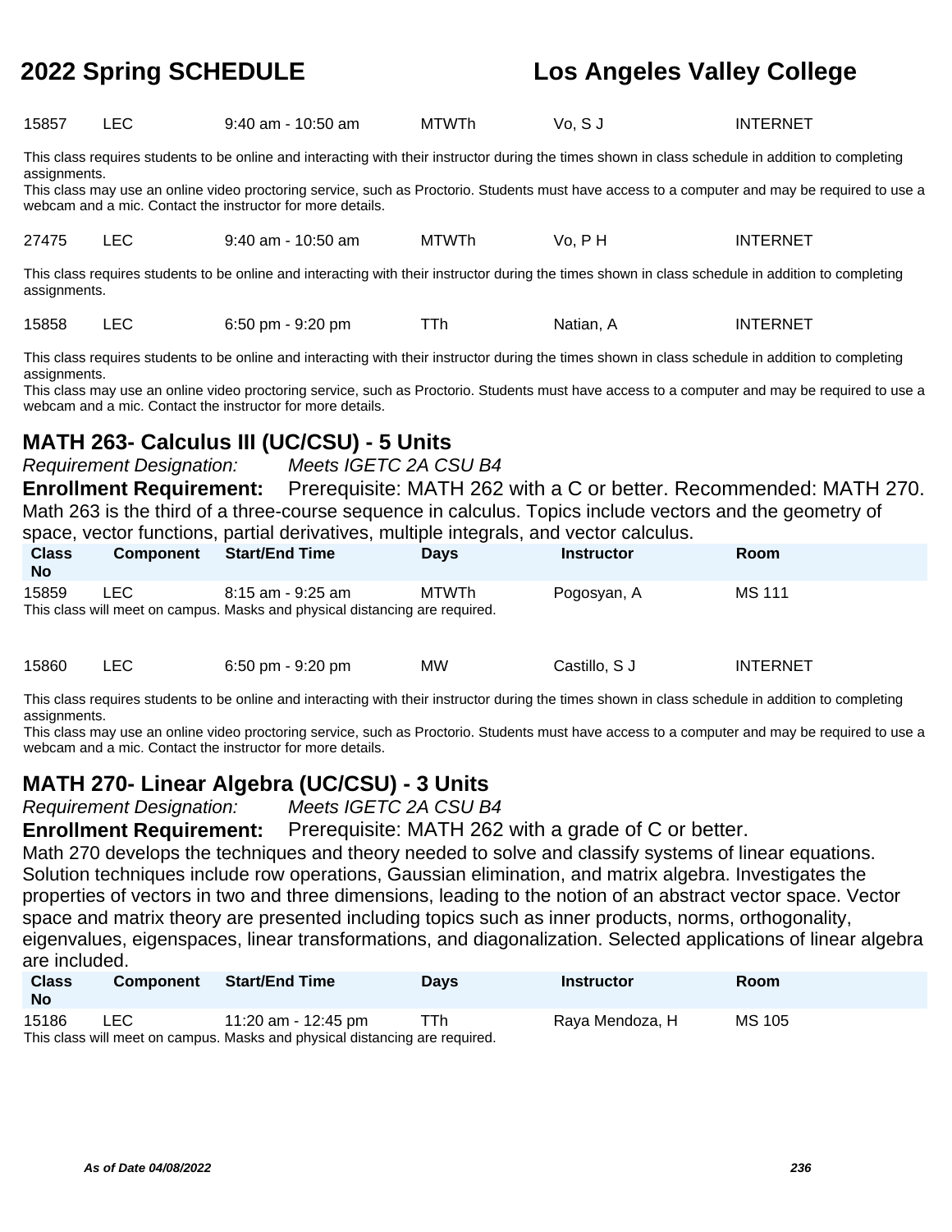| Class No | Component | Start/End Time | Days | Instructor | Room |
|---|---|---|---|---|---|
| 15857 | LEC | 9:40 am - 10:50 am | MTWTh | Vo, S J | INTERNET |

This class requires students to be online and interacting with their instructor during the times shown in class schedule in addition to completing assignments.
This class may use an online video proctoring service, such as Proctorio. Students must have access to a computer and may be required to use a webcam and a mic. Contact the instructor for more details.

| Class No | Component | Start/End Time | Days | Instructor | Room |
|---|---|---|---|---|---|
| 27475 | LEC | 9:40 am - 10:50 am | MTWTh | Vo, P H | INTERNET |

This class requires students to be online and interacting with their instructor during the times shown in class schedule in addition to completing assignments.

| Class No | Component | Start/End Time | Days | Instructor | Room |
|---|---|---|---|---|---|
| 15858 | LEC | 6:50 pm - 9:20 pm | TTh | Natian, A | INTERNET |

This class requires students to be online and interacting with their instructor during the times shown in class schedule in addition to completing assignments.
This class may use an online video proctoring service, such as Proctorio. Students must have access to a computer and may be required to use a webcam and a mic. Contact the instructor for more details.

## MATH 263- Calculus III (UC/CSU) - 5 Units

*Requirement Designation:* *Meets IGETC 2A CSU B4*

**Enrollment Requirement:** Prerequisite: MATH 262 with a C or better. Recommended: MATH 270.

Math 263 is the third of a three-course sequence in calculus. Topics include vectors and the geometry of space, vector functions, partial derivatives, multiple integrals, and vector calculus.

| Class No | Component | Start/End Time | Days | Instructor | Room |
|---|---|---|---|---|---|
| 15859 | LEC | 8:15 am - 9:25 am | MTWTh | Pogosyan, A | MS 111 |

This class will meet on campus. Masks and physical distancing are required.

| Class No | Component | Start/End Time | Days | Instructor | Room |
|---|---|---|---|---|---|
| 15860 | LEC | 6:50 pm - 9:20 pm | MW | Castillo, S J | INTERNET |

This class requires students to be online and interacting with their instructor during the times shown in class schedule in addition to completing assignments.
This class may use an online video proctoring service, such as Proctorio. Students must have access to a computer and may be required to use a webcam and a mic. Contact the instructor for more details.

## MATH 270- Linear Algebra (UC/CSU) - 3 Units

*Requirement Designation:* *Meets IGETC 2A CSU B4*

**Enrollment Requirement:** Prerequisite: MATH 262 with a grade of C or better.

Math 270 develops the techniques and theory needed to solve and classify systems of linear equations. Solution techniques include row operations, Gaussian elimination, and matrix algebra. Investigates the properties of vectors in two and three dimensions, leading to the notion of an abstract vector space. Vector space and matrix theory are presented including topics such as inner products, norms, orthogonality, eigenvalues, eigenspaces, linear transformations, and diagonalization. Selected applications of linear algebra are included.

| Class No | Component | Start/End Time | Days | Instructor | Room |
|---|---|---|---|---|---|
| 15186 | LEC | 11:20 am - 12:45 pm | TTh | Raya Mendoza, H | MS 105 |

This class will meet on campus. Masks and physical distancing are required.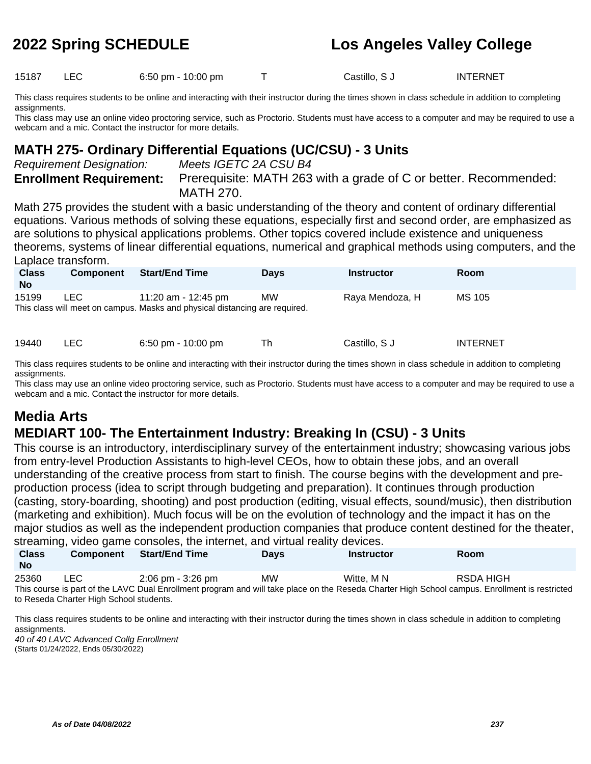| 15187 | LEC | 6:50 pm - 10:00 pm | T | Castillo, S J | INTERNET |
|---|---|---|---|---|---|

This class requires students to be online and interacting with their instructor during the times shown in class schedule in addition to completing assignments.
This class may use an online video proctoring service, such as Proctorio. Students must have access to a computer and may be required to use a webcam and a mic. Contact the instructor for more details.

### MATH 275- Ordinary Differential Equations (UC/CSU) - 3 Units

*Requirement Designation:* *Meets IGETC 2A CSU B4*

**Enrollment Requirement:** Prerequisite: MATH 263 with a grade of C or better. Recommended: MATH 270.

Math 275 provides the student with a basic understanding of the theory and content of ordinary differential equations. Various methods of solving these equations, especially first and second order, are emphasized as are solutions to physical applications problems. Other topics covered include existence and uniqueness theorems, systems of linear differential equations, numerical and graphical methods using computers, and the Laplace transform.

| Class No | Component | Start/End Time | Days | Instructor | Room |
|---|---|---|---|---|---|
| 15199 | LEC | 11:20 am - 12:45 pm | MW | Raya Mendoza, H | MS 105 |

This class will meet on campus. Masks and physical distancing are required.

| 19440 | LEC | 6:50 pm - 10:00 pm | Th | Castillo, S J | INTERNET |
|---|---|---|---|---|---|

This class requires students to be online and interacting with their instructor during the times shown in class schedule in addition to completing assignments.
This class may use an online video proctoring service, such as Proctorio. Students must have access to a computer and may be required to use a webcam and a mic. Contact the instructor for more details.

## Media Arts

### MEDIART 100- The Entertainment Industry: Breaking In (CSU) - 3 Units

This course is an introductory, interdisciplinary survey of the entertainment industry; showcasing various jobs from entry-level Production Assistants to high-level CEOs, how to obtain these jobs, and an overall understanding of the creative process from start to finish. The course begins with the development and pre-production process (idea to script through budgeting and preparation). It continues through production (casting, story-boarding, shooting) and post production (editing, visual effects, sound/music), then distribution (marketing and exhibition). Much focus will be on the evolution of technology and the impact it has on the major studios as well as the independent production companies that produce content destined for the theater, streaming, video game consoles, the internet, and virtual reality devices.

| Class No | Component | Start/End Time | Days | Instructor | Room |
|---|---|---|---|---|---|
| 25360 | LEC | 2:06 pm - 3:26 pm | MW | Witte, M N | RSDA HIGH |

This course is part of the LAVC Dual Enrollment program and will take place on the Reseda Charter High School campus. Enrollment is restricted to Reseda Charter High School students.

This class requires students to be online and interacting with their instructor during the times shown in class schedule in addition to completing assignments.
*40 of 40 LAVC Advanced Collg Enrollment*
(Starts 01/24/2022, Ends 05/30/2022)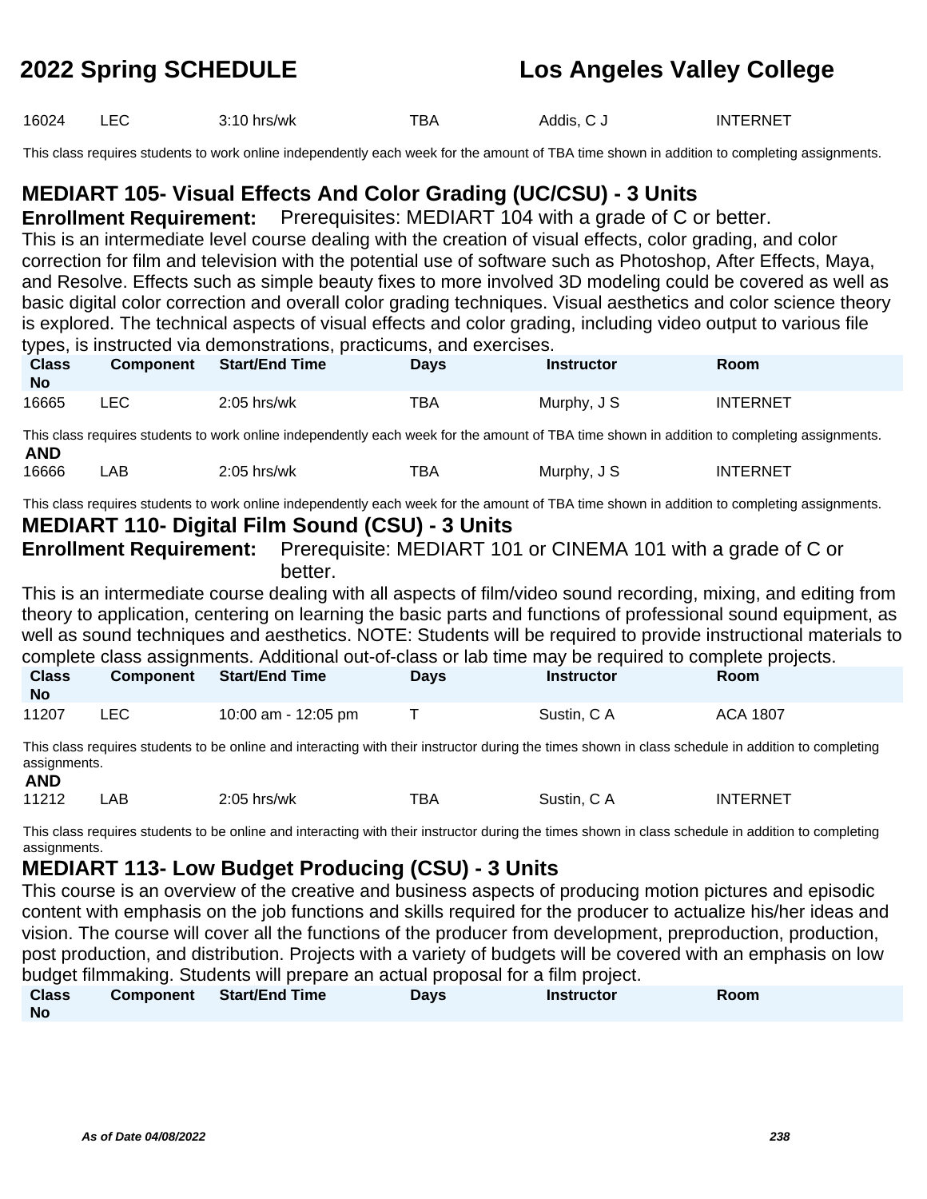| 16024 | LEC | 3:10 hrs/wk | TBA | Addis, C J | INTERNET |
|---|---|---|---|---|---|

This class requires students to work online independently each week for the amount of TBA time shown in addition to completing assignments.

## MEDIART 105- Visual Effects And Color Grading (UC/CSU) - 3 Units

**Enrollment Requirement:** Prerequisites: MEDIART 104 with a grade of C or better.

This is an intermediate level course dealing with the creation of visual effects, color grading, and color correction for film and television with the potential use of software such as Photoshop, After Effects, Maya, and Resolve. Effects such as simple beauty fixes to more involved 3D modeling could be covered as well as basic digital color correction and overall color grading techniques. Visual aesthetics and color science theory is explored. The technical aspects of visual effects and color grading, including video output to various file types, is instructed via demonstrations, practicums, and exercises.

| Class No | Component | Start/End Time | Days | Instructor | Room |
|---|---|---|---|---|---|
| 16665 | LEC | 2:05 hrs/wk | TBA | Murphy, J S | INTERNET |

This class requires students to work online independently each week for the amount of TBA time shown in addition to completing assignments.

**AND**

| 16666 | LAB | 2:05 hrs/wk | TBA | Murphy, J S | INTERNET |
|---|---|---|---|---|---|

This class requires students to work online independently each week for the amount of TBA time shown in addition to completing assignments.

## MEDIART 110- Digital Film Sound (CSU) - 3 Units

**Enrollment Requirement:** Prerequisite: MEDIART 101 or CINEMA 101 with a grade of C or better.

This is an intermediate course dealing with all aspects of film/video sound recording, mixing, and editing from theory to application, centering on learning the basic parts and functions of professional sound equipment, as well as sound techniques and aesthetics. NOTE: Students will be required to provide instructional materials to complete class assignments. Additional out-of-class or lab time may be required to complete projects.

| Class No | Component | Start/End Time | Days | Instructor | Room |
|---|---|---|---|---|---|
| 11207 | LEC | 10:00 am - 12:05 pm | T | Sustin, C A | ACA 1807 |

This class requires students to be online and interacting with their instructor during the times shown in class schedule in addition to completing assignments.

**AND**

| 11212 | LAB | 2:05 hrs/wk | TBA | Sustin, C A | INTERNET |
|---|---|---|---|---|---|

This class requires students to be online and interacting with their instructor during the times shown in class schedule in addition to completing assignments.

## MEDIART 113- Low Budget Producing (CSU) - 3 Units

This course is an overview of the creative and business aspects of producing motion pictures and episodic content with emphasis on the job functions and skills required for the producer to actualize his/her ideas and vision. The course will cover all the functions of the producer from development, preproduction, production, post production, and distribution. Projects with a variety of budgets will be covered with an emphasis on low budget filmmaking. Students will prepare an actual proposal for a film project.

| Class No | Component | Start/End Time | Days | Instructor | Room |
|---|---|---|---|---|---|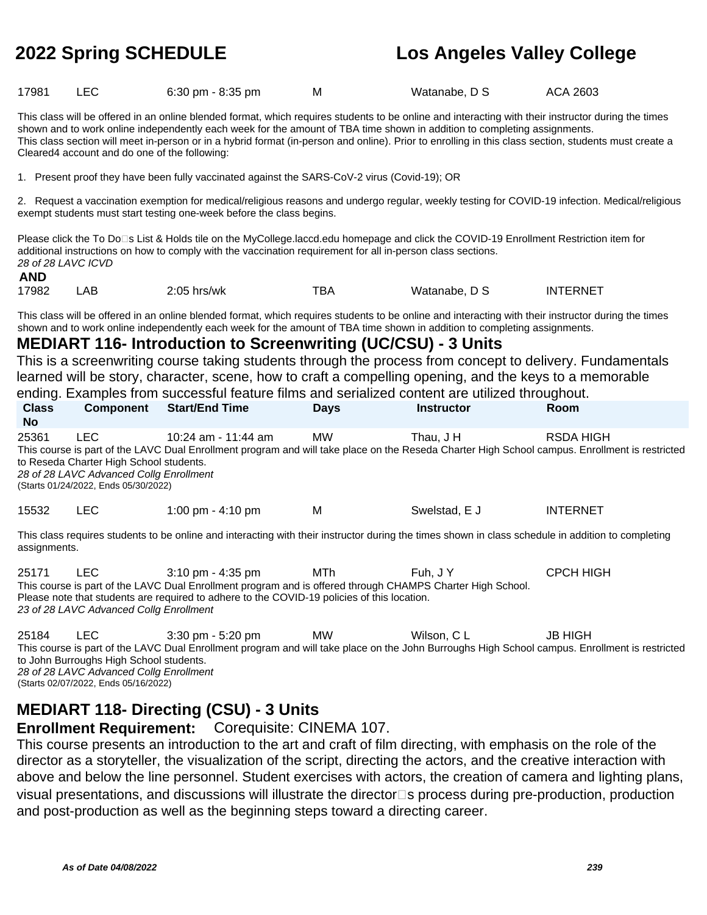| | | | | | |
|---|---|---|---|---|---|
| 17981 | LEC | 6:30 pm - 8:35 pm | M | Watanabe, D S | ACA 2603 |

This class will be offered in an online blended format, which requires students to be online and interacting with their instructor during the times shown and to work online independently each week for the amount of TBA time shown in addition to completing assignments.
This class section will meet in-person or in a hybrid format (in-person and online). Prior to enrolling in this class section, students must create a Cleared4 account and do one of the following:

1. Present proof they have been fully vaccinated against the SARS-CoV-2 virus (Covid-19); OR

2. Request a vaccination exemption for medical/religious reasons and undergo regular, weekly testing for COVID-19 infection. Medical/religious exempt students must start testing one-week before the class begins.

Please click the To Do□s List & Holds tile on the MyCollege.laccd.edu homepage and click the COVID-19 Enrollment Restriction item for additional instructions on how to comply with the vaccination requirement for all in-person class sections.
*28 of 28 LAVC ICVD*

**AND**

| | | | | | |
|---|---|---|---|---|---|
| 17982 | LAB | 2:05 hrs/wk | TBA | Watanabe, D S | INTERNET |

This class will be offered in an online blended format, which requires students to be online and interacting with their instructor during the times shown and to work online independently each week for the amount of TBA time shown in addition to completing assignments.

## MEDIART 116- Introduction to Screenwriting (UC/CSU) - 3 Units

This is a screenwriting course taking students through the process from concept to delivery. Fundamentals learned will be story, character, scene, how to craft a compelling opening, and the keys to a memorable ending. Examples from successful feature films and serialized content are utilized throughout.

| Class No | Component | Start/End Time | Days | Instructor | Room |
|---|---|---|---|---|---|
| 25361 | LEC | 10:24 am - 11:44 am | MW | Thau, J H | RSDA HIGH |

This course is part of the LAVC Dual Enrollment program and will take place on the Reseda Charter High School campus. Enrollment is restricted to Reseda Charter High School students.
*28 of 28 LAVC Advanced Collg Enrollment*
(Starts 01/24/2022, Ends 05/30/2022)

| | | | | | |
|---|---|---|---|---|---|
| 15532 | LEC | 1:00 pm - 4:10 pm | M | Swelstad, E J | INTERNET |

This class requires students to be online and interacting with their instructor during the times shown in class schedule in addition to completing assignments.

| | | | | | |
|---|---|---|---|---|---|
| 25171 | LEC | 3:10 pm - 4:35 pm | MTh | Fuh, J Y | CPCH HIGH |

This course is part of the LAVC Dual Enrollment program and is offered through CHAMPS Charter High School.
Please note that students are required to adhere to the COVID-19 policies of this location.
*23 of 28 LAVC Advanced Collg Enrollment*

| | | | | | |
|---|---|---|---|---|---|
| 25184 | LEC | 3:30 pm - 5:20 pm | MW | Wilson, C L | JB HIGH |

This course is part of the LAVC Dual Enrollment program and will take place on the John Burroughs High School campus. Enrollment is restricted to John Burroughs High School students.
*28 of 28 LAVC Advanced Collg Enrollment*
(Starts 02/07/2022, Ends 05/16/2022)

## MEDIART 118- Directing (CSU) - 3 Units

**Enrollment Requirement:** Corequisite: CINEMA 107.

This course presents an introduction to the art and craft of film directing, with emphasis on the role of the director as a storyteller, the visualization of the script, directing the actors, and the creative interaction with above and below the line personnel. Student exercises with actors, the creation of camera and lighting plans, visual presentations, and discussions will illustrate the director□s process during pre-production, production and post-production as well as the beginning steps toward a directing career.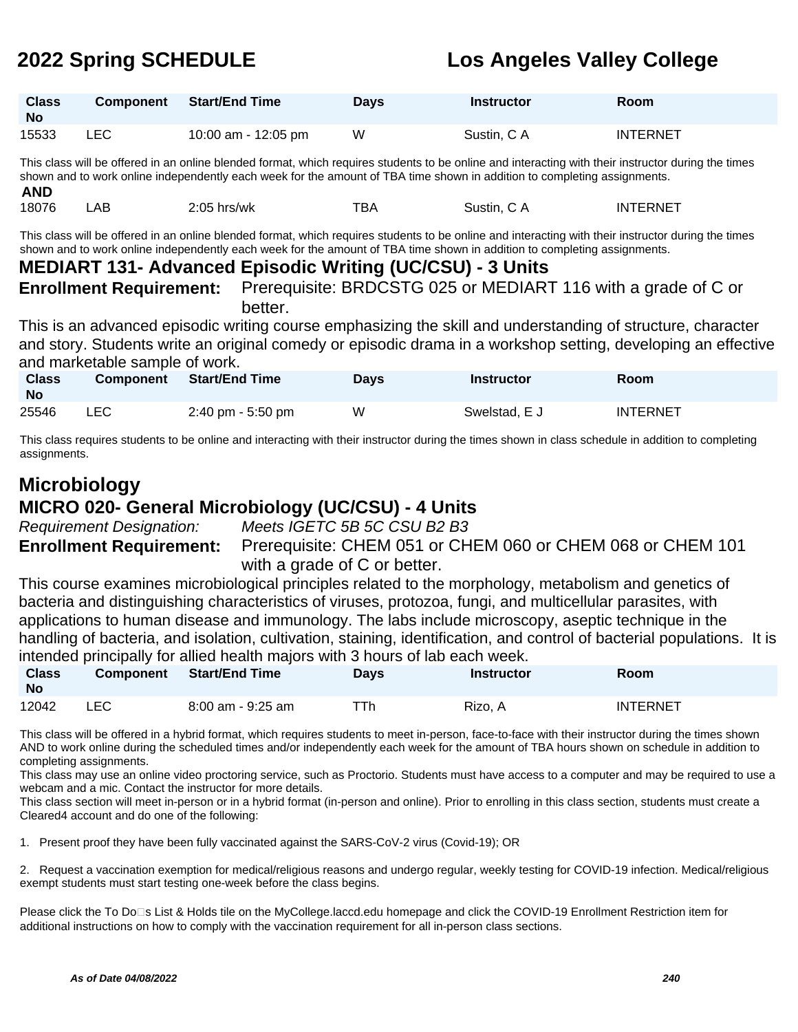| Class No | Component | Start/End Time | Days | Instructor | Room |
|---|---|---|---|---|---|
| 15533 | LEC | 10:00 am - 12:05 pm | W | Sustin, C A | INTERNET |

This class will be offered in an online blended format, which requires students to be online and interacting with their instructor during the times shown and to work online independently each week for the amount of TBA time shown in addition to completing assignments.

**AND**

| Class No | Component | Start/End Time | Days | Instructor | Room |
|---|---|---|---|---|---|
| 18076 | LAB | 2:05 hrs/wk | TBA | Sustin, C A | INTERNET |

This class will be offered in an online blended format, which requires students to be online and interacting with their instructor during the times shown and to work online independently each week for the amount of TBA time shown in addition to completing assignments.

### MEDIART 131- Advanced Episodic Writing (UC/CSU) - 3 Units

**Enrollment Requirement:** Prerequisite: BRDCSTG 025 or MEDIART 116 with a grade of C or better.

This is an advanced episodic writing course emphasizing the skill and understanding of structure, character and story. Students write an original comedy or episodic drama in a workshop setting, developing an effective and marketable sample of work.

| Class No | Component | Start/End Time | Days | Instructor | Room |
|---|---|---|---|---|---|
| 25546 | LEC | 2:40 pm - 5:50 pm | W | Swelstad, E J | INTERNET |

This class requires students to be online and interacting with their instructor during the times shown in class schedule in addition to completing assignments.

## Microbiology

### MICRO 020- General Microbiology (UC/CSU) - 4 Units

*Requirement Designation:* *Meets IGETC 5B 5C CSU B2 B3*

**Enrollment Requirement:** Prerequisite: CHEM 051 or CHEM 060 or CHEM 068 or CHEM 101 with a grade of C or better.

This course examines microbiological principles related to the morphology, metabolism and genetics of bacteria and distinguishing characteristics of viruses, protozoa, fungi, and multicellular parasites, with applications to human disease and immunology. The labs include microscopy, aseptic technique in the handling of bacteria, and isolation, cultivation, staining, identification, and control of bacterial populations. It is intended principally for allied health majors with 3 hours of lab each week.

| Class No | Component | Start/End Time | Days | Instructor | Room |
|---|---|---|---|---|---|
| 12042 | LEC | 8:00 am - 9:25 am | TTh | Rizo, A | INTERNET |

This class will be offered in a hybrid format, which requires students to meet in-person, face-to-face with their instructor during the times shown AND to work online during the scheduled times and/or independently each week for the amount of TBA hours shown on schedule in addition to completing assignments.
This class may use an online video proctoring service, such as Proctorio. Students must have access to a computer and may be required to use a webcam and a mic. Contact the instructor for more details.
This class section will meet in-person or in a hybrid format (in-person and online). Prior to enrolling in this class section, students must create a Cleared4 account and do one of the following:

1. Present proof they have been fully vaccinated against the SARS-CoV-2 virus (Covid-19); OR

2. Request a vaccination exemption for medical/religious reasons and undergo regular, weekly testing for COVID-19 infection. Medical/religious exempt students must start testing one-week before the class begins.

Please click the To Do□s List & Holds tile on the MyCollege.laccd.edu homepage and click the COVID-19 Enrollment Restriction item for additional instructions on how to comply with the vaccination requirement for all in-person class sections.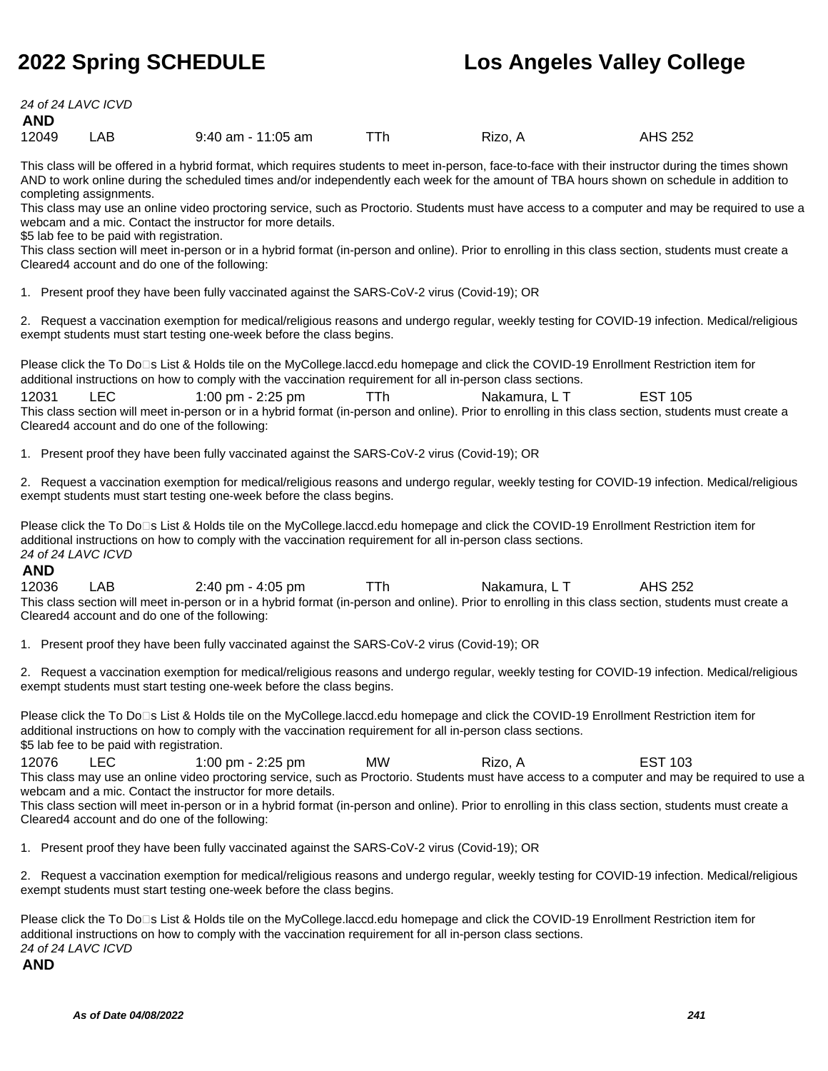*24 of 24 LAVC ICVD*

**AND**

| 12049 | LAB | 9:40 am - 11:05 am | TTh | Rizo, A | AHS 252 |
|---|---|---|---|---|---|

This class will be offered in a hybrid format, which requires students to meet in-person, face-to-face with their instructor during the times shown AND to work online during the scheduled times and/or independently each week for the amount of TBA hours shown on schedule in addition to completing assignments.
This class may use an online video proctoring service, such as Proctorio. Students must have access to a computer and may be required to use a webcam and a mic. Contact the instructor for more details.
$5 lab fee to be paid with registration.
This class section will meet in-person or in a hybrid format (in-person and online). Prior to enrolling in this class section, students must create a Cleared4 account and do one of the following:

1. Present proof they have been fully vaccinated against the SARS-CoV-2 virus (Covid-19); OR

2. Request a vaccination exemption for medical/religious reasons and undergo regular, weekly testing for COVID-19 infection. Medical/religious exempt students must start testing one-week before the class begins.

Please click the To Do□s List & Holds tile on the MyCollege.laccd.edu homepage and click the COVID-19 Enrollment Restriction item for additional instructions on how to comply with the vaccination requirement for all in-person class sections.

| 12031 | LEC | 1:00 pm - 2:25 pm | TTh | Nakamura, L T | EST 105 |
|---|---|---|---|---|---|

This class section will meet in-person or in a hybrid format (in-person and online). Prior to enrolling in this class section, students must create a Cleared4 account and do one of the following:

1. Present proof they have been fully vaccinated against the SARS-CoV-2 virus (Covid-19); OR

2. Request a vaccination exemption for medical/religious reasons and undergo regular, weekly testing for COVID-19 infection. Medical/religious exempt students must start testing one-week before the class begins.

Please click the To Do□s List & Holds tile on the MyCollege.laccd.edu homepage and click the COVID-19 Enrollment Restriction item for additional instructions on how to comply with the vaccination requirement for all in-person class sections.
*24 of 24 LAVC ICVD*

**AND**

| 12036 | LAB | 2:40 pm - 4:05 pm | TTh | Nakamura, L T | AHS 252 |
|---|---|---|---|---|---|

This class section will meet in-person or in a hybrid format (in-person and online). Prior to enrolling in this class section, students must create a Cleared4 account and do one of the following:

1. Present proof they have been fully vaccinated against the SARS-CoV-2 virus (Covid-19); OR

2. Request a vaccination exemption for medical/religious reasons and undergo regular, weekly testing for COVID-19 infection. Medical/religious exempt students must start testing one-week before the class begins.

Please click the To Do□s List & Holds tile on the MyCollege.laccd.edu homepage and click the COVID-19 Enrollment Restriction item for additional instructions on how to comply with the vaccination requirement for all in-person class sections.
$5 lab fee to be paid with registration.

| 12076 | LEC | 1:00 pm - 2:25 pm | MW | Rizo, A | EST 103 |
|---|---|---|---|---|---|

This class may use an online video proctoring service, such as Proctorio. Students must have access to a computer and may be required to use a webcam and a mic. Contact the instructor for more details.
This class section will meet in-person or in a hybrid format (in-person and online). Prior to enrolling in this class section, students must create a Cleared4 account and do one of the following:

1. Present proof they have been fully vaccinated against the SARS-CoV-2 virus (Covid-19); OR

2. Request a vaccination exemption for medical/religious reasons and undergo regular, weekly testing for COVID-19 infection. Medical/religious exempt students must start testing one-week before the class begins.

Please click the To Do□s List & Holds tile on the MyCollege.laccd.edu homepage and click the COVID-19 Enrollment Restriction item for additional instructions on how to comply with the vaccination requirement for all in-person class sections.
*24 of 24 LAVC ICVD*

**AND**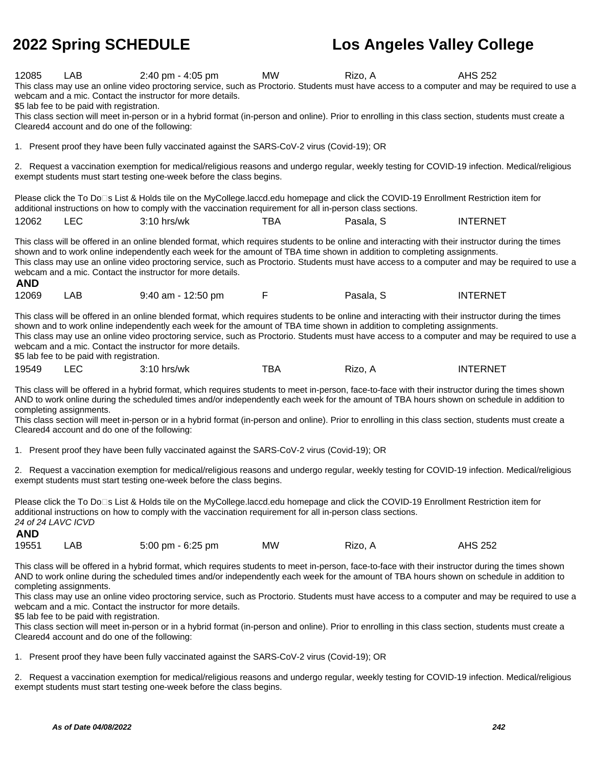12085 LAB 2:40 pm - 4:05 pm MW Rizo, A AHS 252

This class may use an online video proctoring service, such as Proctorio. Students must have access to a computer and may be required to use a webcam and a mic. Contact the instructor for more details.
$5 lab fee to be paid with registration.
This class section will meet in-person or in a hybrid format (in-person and online). Prior to enrolling in this class section, students must create a Cleared4 account and do one of the following:

1. Present proof they have been fully vaccinated against the SARS-CoV-2 virus (Covid-19); OR

2. Request a vaccination exemption for medical/religious reasons and undergo regular, weekly testing for COVID-19 infection. Medical/religious exempt students must start testing one-week before the class begins.

Please click the To Do□s List & Holds tile on the MyCollege.laccd.edu homepage and click the COVID-19 Enrollment Restriction item for additional instructions on how to comply with the vaccination requirement for all in-person class sections.

12062 LEC 3:10 hrs/wk TBA Pasala, S INTERNET

This class will be offered in an online blended format, which requires students to be online and interacting with their instructor during the times shown and to work online independently each week for the amount of TBA time shown in addition to completing assignments.
This class may use an online video proctoring service, such as Proctorio. Students must have access to a computer and may be required to use a webcam and a mic. Contact the instructor for more details.

**AND**

12069 LAB 9:40 am - 12:50 pm F Pasala, S INTERNET

This class will be offered in an online blended format, which requires students to be online and interacting with their instructor during the times shown and to work online independently each week for the amount of TBA time shown in addition to completing assignments.
This class may use an online video proctoring service, such as Proctorio. Students must have access to a computer and may be required to use a webcam and a mic. Contact the instructor for more details.
$5 lab fee to be paid with registration.

19549 LEC 3:10 hrs/wk TBA Rizo, A INTERNET

This class will be offered in a hybrid format, which requires students to meet in-person, face-to-face with their instructor during the times shown AND to work online during the scheduled times and/or independently each week for the amount of TBA hours shown on schedule in addition to completing assignments.
This class section will meet in-person or in a hybrid format (in-person and online). Prior to enrolling in this class section, students must create a Cleared4 account and do one of the following:

1. Present proof they have been fully vaccinated against the SARS-CoV-2 virus (Covid-19); OR

2. Request a vaccination exemption for medical/religious reasons and undergo regular, weekly testing for COVID-19 infection. Medical/religious exempt students must start testing one-week before the class begins.

Please click the To Do□s List & Holds tile on the MyCollege.laccd.edu homepage and click the COVID-19 Enrollment Restriction item for additional instructions on how to comply with the vaccination requirement for all in-person class sections.
*24 of 24 LAVC ICVD*

**AND**

19551 LAB 5:00 pm - 6:25 pm MW Rizo, A AHS 252

This class will be offered in a hybrid format, which requires students to meet in-person, face-to-face with their instructor during the times shown AND to work online during the scheduled times and/or independently each week for the amount of TBA hours shown on schedule in addition to completing assignments.
This class may use an online video proctoring service, such as Proctorio. Students must have access to a computer and may be required to use a webcam and a mic. Contact the instructor for more details.
$5 lab fee to be paid with registration.
This class section will meet in-person or in a hybrid format (in-person and online). Prior to enrolling in this class section, students must create a Cleared4 account and do one of the following:

1. Present proof they have been fully vaccinated against the SARS-CoV-2 virus (Covid-19); OR

2. Request a vaccination exemption for medical/religious reasons and undergo regular, weekly testing for COVID-19 infection. Medical/religious exempt students must start testing one-week before the class begins.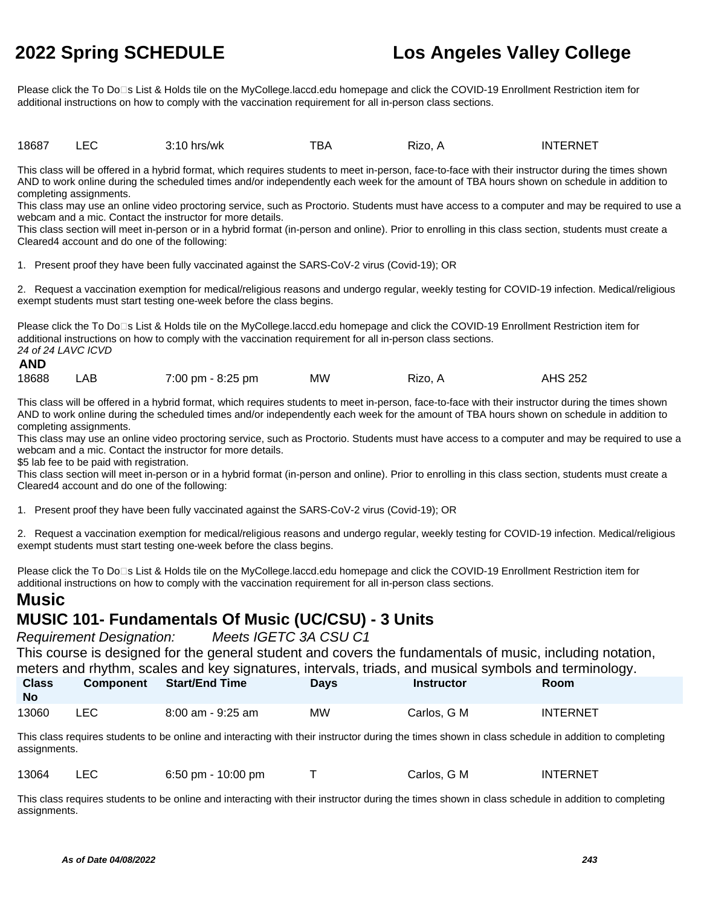Please click the To Do□s List & Holds tile on the MyCollege.laccd.edu homepage and click the COVID-19 Enrollment Restriction item for additional instructions on how to comply with the vaccination requirement for all in-person class sections.

| | | | | | |
|---|---|---|---|---|---|
| 18687 | LEC | 3:10 hrs/wk | TBA | Rizo, A | INTERNET |

This class will be offered in a hybrid format, which requires students to meet in-person, face-to-face with their instructor during the times shown AND to work online during the scheduled times and/or independently each week for the amount of TBA hours shown on schedule in addition to completing assignments.
This class may use an online video proctoring service, such as Proctorio. Students must have access to a computer and may be required to use a webcam and a mic. Contact the instructor for more details.
This class section will meet in-person or in a hybrid format (in-person and online). Prior to enrolling in this class section, students must create a Cleared4 account and do one of the following:

1. Present proof they have been fully vaccinated against the SARS-CoV-2 virus (Covid-19); OR

2. Request a vaccination exemption for medical/religious reasons and undergo regular, weekly testing for COVID-19 infection. Medical/religious exempt students must start testing one-week before the class begins.

Please click the To Do□s List & Holds tile on the MyCollege.laccd.edu homepage and click the COVID-19 Enrollment Restriction item for additional instructions on how to comply with the vaccination requirement for all in-person class sections.
*24 of 24 LAVC ICVD*

**AND**

| | | | | | |
|---|---|---|---|---|---|
| 18688 | LAB | 7:00 pm - 8:25 pm | MW | Rizo, A | AHS 252 |

This class will be offered in a hybrid format, which requires students to meet in-person, face-to-face with their instructor during the times shown AND to work online during the scheduled times and/or independently each week for the amount of TBA hours shown on schedule in addition to completing assignments.
This class may use an online video proctoring service, such as Proctorio. Students must have access to a computer and may be required to use a webcam and a mic. Contact the instructor for more details.
$5 lab fee to be paid with registration.
This class section will meet in-person or in a hybrid format (in-person and online). Prior to enrolling in this class section, students must create a Cleared4 account and do one of the following:

1. Present proof they have been fully vaccinated against the SARS-CoV-2 virus (Covid-19); OR

2. Request a vaccination exemption for medical/religious reasons and undergo regular, weekly testing for COVID-19 infection. Medical/religious exempt students must start testing one-week before the class begins.

Please click the To Do□s List & Holds tile on the MyCollege.laccd.edu homepage and click the COVID-19 Enrollment Restriction item for additional instructions on how to comply with the vaccination requirement for all in-person class sections.

# Music

## MUSIC 101- Fundamentals Of Music (UC/CSU) - 3 Units

*Requirement Designation: Meets IGETC 3A CSU C1*

This course is designed for the general student and covers the fundamentals of music, including notation, meters and rhythm, scales and key signatures, intervals, triads, and musical symbols and terminology.

| Class No | Component | Start/End Time | Days | Instructor | Room |
|---|---|---|---|---|---|
| 13060 | LEC | 8:00 am - 9:25 am | MW | Carlos, G M | INTERNET |

This class requires students to be online and interacting with their instructor during the times shown in class schedule in addition to completing assignments.

| | | | | | |
|---|---|---|---|---|---|
| 13064 | LEC | 6:50 pm - 10:00 pm | T | Carlos, G M | INTERNET |

This class requires students to be online and interacting with their instructor during the times shown in class schedule in addition to completing assignments.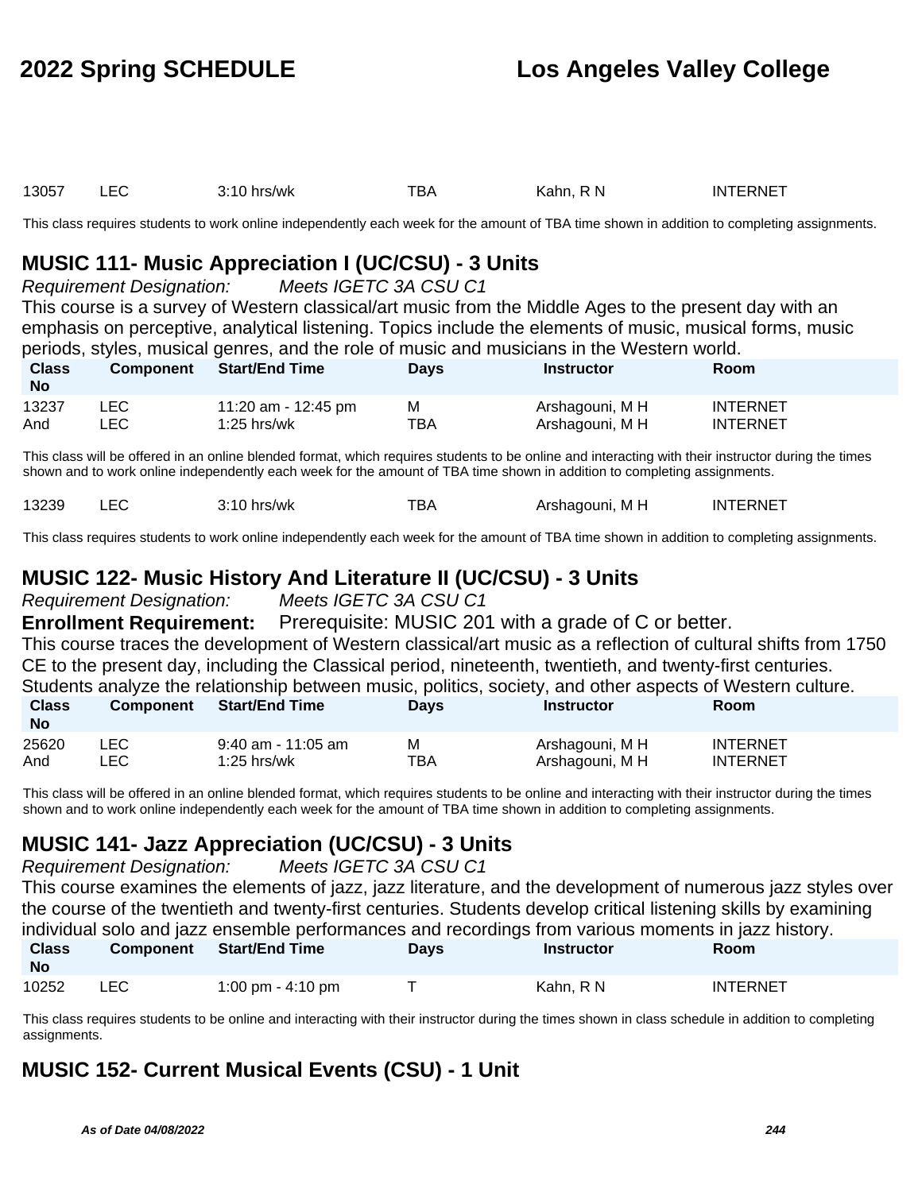| Class No | Component | Start/End Time | Days | Instructor | Room |
|---|---|---|---|---|---|
| 13057 | LEC | 3:10 hrs/wk | TBA | Kahn, R N | INTERNET |

This class requires students to work online independently each week for the amount of TBA time shown in addition to completing assignments.

## MUSIC 111- Music Appreciation I (UC/CSU) - 3 Units

*Requirement Designation:* *Meets IGETC 3A CSU C1*

This course is a survey of Western classical/art music from the Middle Ages to the present day with an emphasis on perceptive, analytical listening. Topics include the elements of music, musical forms, music periods, styles, musical genres, and the role of music and musicians in the Western world.

| Class No | Component | Start/End Time | Days | Instructor | Room |
|---|---|---|---|---|---|
| 13237 | LEC | 11:20 am - 12:45 pm | M | Arshagouni, M H | INTERNET |
| And | LEC | 1:25 hrs/wk | TBA | Arshagouni, M H | INTERNET |

This class will be offered in an online blended format, which requires students to be online and interacting with their instructor during the times shown and to work online independently each week for the amount of TBA time shown in addition to completing assignments.

| Class No | Component | Start/End Time | Days | Instructor | Room |
|---|---|---|---|---|---|
| 13239 | LEC | 3:10 hrs/wk | TBA | Arshagouni, M H | INTERNET |

This class requires students to work online independently each week for the amount of TBA time shown in addition to completing assignments.

## MUSIC 122- Music History And Literature II (UC/CSU) - 3 Units

*Requirement Designation:* *Meets IGETC 3A CSU C1*

**Enrollment Requirement:** Prerequisite: MUSIC 201 with a grade of C or better.

This course traces the development of Western classical/art music as a reflection of cultural shifts from 1750 CE to the present day, including the Classical period, nineteenth, twentieth, and twenty-first centuries. Students analyze the relationship between music, politics, society, and other aspects of Western culture.

| Class No | Component | Start/End Time | Days | Instructor | Room |
|---|---|---|---|---|---|
| 25620 | LEC | 9:40 am - 11:05 am | M | Arshagouni, M H | INTERNET |
| And | LEC | 1:25 hrs/wk | TBA | Arshagouni, M H | INTERNET |

This class will be offered in an online blended format, which requires students to be online and interacting with their instructor during the times shown and to work online independently each week for the amount of TBA time shown in addition to completing assignments.

## MUSIC 141- Jazz Appreciation (UC/CSU) - 3 Units

*Requirement Designation:* *Meets IGETC 3A CSU C1*

This course examines the elements of jazz, jazz literature, and the development of numerous jazz styles over the course of the twentieth and twenty-first centuries. Students develop critical listening skills by examining individual solo and jazz ensemble performances and recordings from various moments in jazz history.

| Class No | Component | Start/End Time | Days | Instructor | Room |
|---|---|---|---|---|---|
| 10252 | LEC | 1:00 pm - 4:10 pm | T | Kahn, R N | INTERNET |

This class requires students to be online and interacting with their instructor during the times shown in class schedule in addition to completing assignments.

## MUSIC 152- Current Musical Events (CSU) - 1 Unit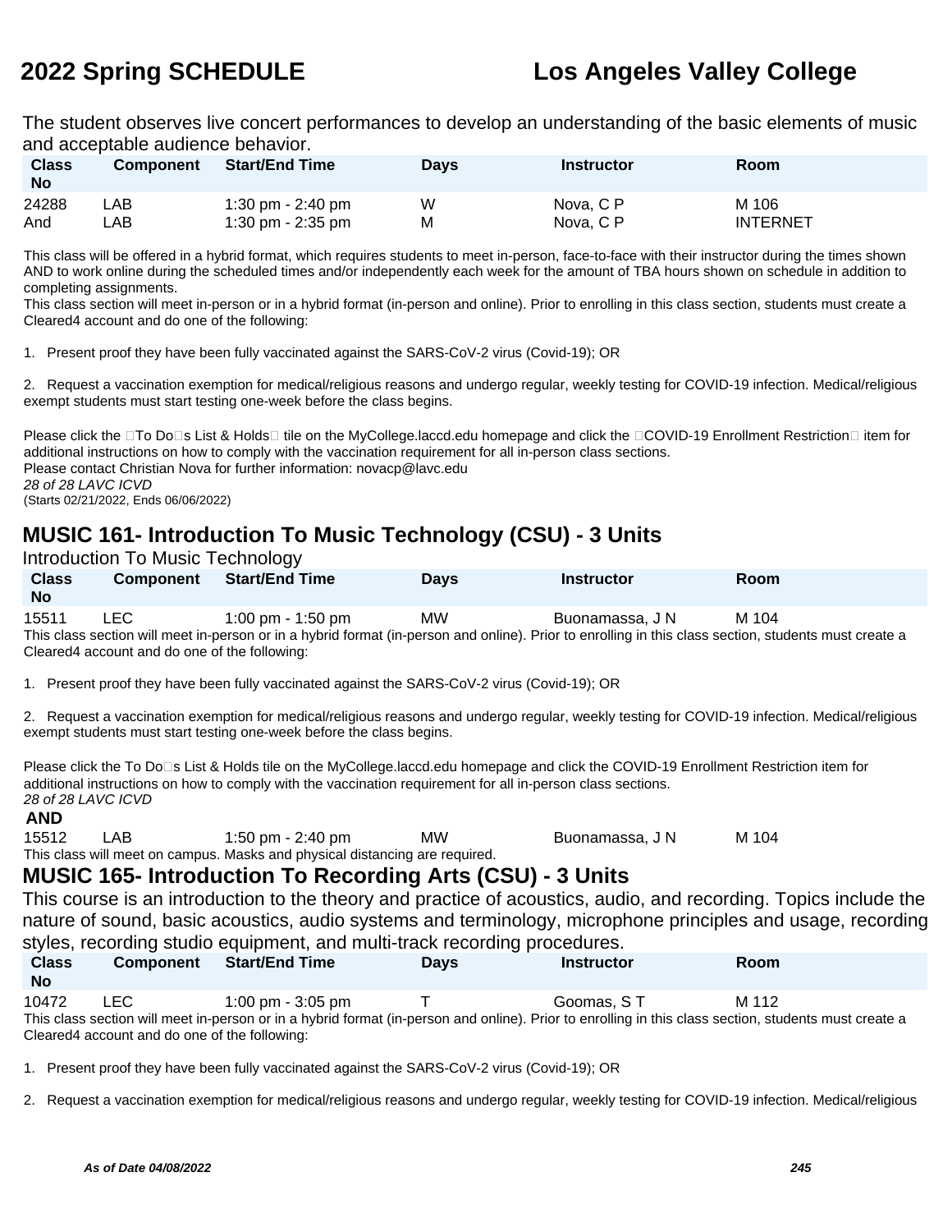The student observes live concert performances to develop an understanding of the basic elements of music and acceptable audience behavior.

| Class No | Component | Start/End Time | Days | Instructor | Room |
|---|---|---|---|---|---|
| 24288 | LAB | 1:30 pm - 2:40 pm | W | Nova, C P | M 106 |
| And | LAB | 1:30 pm - 2:35 pm | M | Nova, C P | INTERNET |

This class will be offered in a hybrid format, which requires students to meet in-person, face-to-face with their instructor during the times shown AND to work online during the scheduled times and/or independently each week for the amount of TBA hours shown on schedule in addition to completing assignments.
This class section will meet in-person or in a hybrid format (in-person and online). Prior to enrolling in this class section, students must create a Cleared4 account and do one of the following:

1. Present proof they have been fully vaccinated against the SARS-CoV-2 virus (Covid-19); OR

2. Request a vaccination exemption for medical/religious reasons and undergo regular, weekly testing for COVID-19 infection. Medical/religious exempt students must start testing one-week before the class begins.

Please click the To Do s List & Holds tile on the MyCollege.laccd.edu homepage and click the COVID-19 Enrollment Restriction item for additional instructions on how to comply with the vaccination requirement for all in-person class sections.
Please contact Christian Nova for further information: novacp@lavc.edu
*28 of 28 LAVC ICVD*
(Starts 02/21/2022, Ends 06/06/2022)

## MUSIC 161- Introduction To Music Technology (CSU) - 3 Units

Introduction To Music Technology

| Class No | Component | Start/End Time | Days | Instructor | Room |
|---|---|---|---|---|---|
| 15511 | LEC | 1:00 pm - 1:50 pm | MW | Buonamassa, J N | M 104 |

This class section will meet in-person or in a hybrid format (in-person and online). Prior to enrolling in this class section, students must create a Cleared4 account and do one of the following:

1. Present proof they have been fully vaccinated against the SARS-CoV-2 virus (Covid-19); OR

2. Request a vaccination exemption for medical/religious reasons and undergo regular, weekly testing for COVID-19 infection. Medical/religious exempt students must start testing one-week before the class begins.

Please click the To Do s List & Holds tile on the MyCollege.laccd.edu homepage and click the COVID-19 Enrollment Restriction item for additional instructions on how to comply with the vaccination requirement for all in-person class sections.
*28 of 28 LAVC ICVD*

**AND**

| Class No | Component | Start/End Time | Days | Instructor | Room |
|---|---|---|---|---|---|
| 15512 | LAB | 1:50 pm - 2:40 pm | MW | Buonamassa, J N | M 104 |

This class will meet on campus. Masks and physical distancing are required.

## MUSIC 165- Introduction To Recording Arts (CSU) - 3 Units

This course is an introduction to the theory and practice of acoustics, audio, and recording. Topics include the nature of sound, basic acoustics, audio systems and terminology, microphone principles and usage, recording styles, recording studio equipment, and multi-track recording procedures.

| Class No | Component | Start/End Time | Days | Instructor | Room |
|---|---|---|---|---|---|
| 10472 | LEC | 1:00 pm - 3:05 pm | T | Goomas, S T | M 112 |

This class section will meet in-person or in a hybrid format (in-person and online). Prior to enrolling in this class section, students must create a Cleared4 account and do one of the following:

1. Present proof they have been fully vaccinated against the SARS-CoV-2 virus (Covid-19); OR

2. Request a vaccination exemption for medical/religious reasons and undergo regular, weekly testing for COVID-19 infection. Medical/religious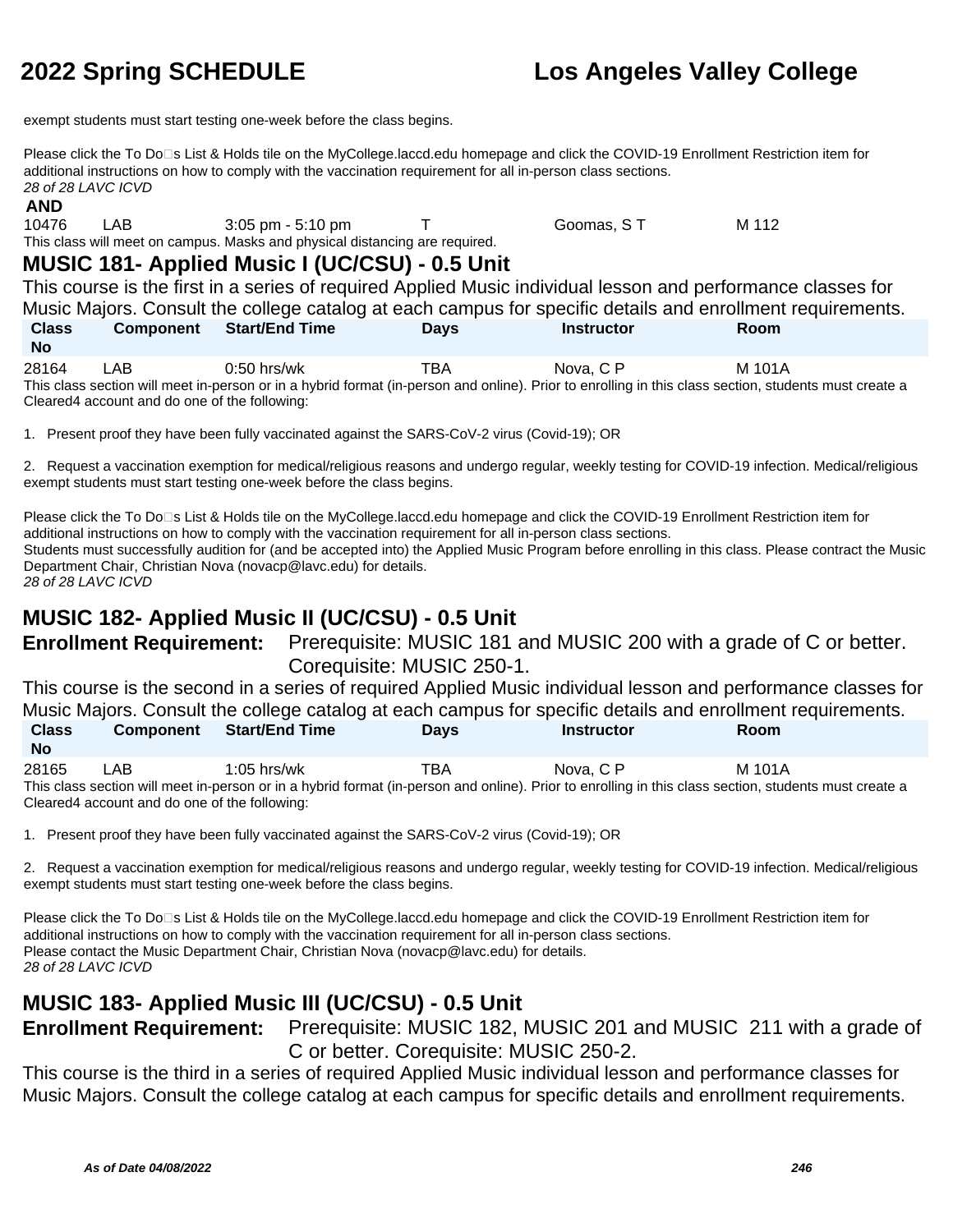exempt students must start testing one-week before the class begins.

Please click the To Do□s List & Holds tile on the MyCollege.laccd.edu homepage and click the COVID-19 Enrollment Restriction item for additional instructions on how to comply with the vaccination requirement for all in-person class sections.
*28 of 28 LAVC ICVD*

**AND**

| 10476 | LAB | 3:05 pm - 5:10 pm | T | Goomas, S T | M 112 |
|---|---|---|---|---|---|

This class will meet on campus. Masks and physical distancing are required.

## MUSIC 181- Applied Music I (UC/CSU) - 0.5 Unit

This course is the first in a series of required Applied Music individual lesson and performance classes for Music Majors. Consult the college catalog at each campus for specific details and enrollment requirements.

| Class No | Component | Start/End Time | Days | Instructor | Room |
|---|---|---|---|---|---|
| 28164 | LAB | 0:50 hrs/wk | TBA | Nova, C P | M 101A |

This class section will meet in-person or in a hybrid format (in-person and online). Prior to enrolling in this class section, students must create a Cleared4 account and do one of the following:

1. Present proof they have been fully vaccinated against the SARS-CoV-2 virus (Covid-19); OR

2. Request a vaccination exemption for medical/religious reasons and undergo regular, weekly testing for COVID-19 infection. Medical/religious exempt students must start testing one-week before the class begins.

Please click the To Do□s List & Holds tile on the MyCollege.laccd.edu homepage and click the COVID-19 Enrollment Restriction item for additional instructions on how to comply with the vaccination requirement for all in-person class sections.
Students must successfully audition for (and be accepted into) the Applied Music Program before enrolling in this class. Please contract the Music Department Chair, Christian Nova (novacp@lavc.edu) for details.
*28 of 28 LAVC ICVD*

## MUSIC 182- Applied Music II (UC/CSU) - 0.5 Unit

**Enrollment Requirement:** Prerequisite: MUSIC 181 and MUSIC 200 with a grade of C or better. Corequisite: MUSIC 250-1.

This course is the second in a series of required Applied Music individual lesson and performance classes for Music Majors. Consult the college catalog at each campus for specific details and enrollment requirements.

| Class No | Component | Start/End Time | Days | Instructor | Room |
|---|---|---|---|---|---|
| 28165 | LAB | 1:05 hrs/wk | TBA | Nova, C P | M 101A |

This class section will meet in-person or in a hybrid format (in-person and online). Prior to enrolling in this class section, students must create a Cleared4 account and do one of the following:

1. Present proof they have been fully vaccinated against the SARS-CoV-2 virus (Covid-19); OR

2. Request a vaccination exemption for medical/religious reasons and undergo regular, weekly testing for COVID-19 infection. Medical/religious exempt students must start testing one-week before the class begins.

Please click the To Do□s List & Holds tile on the MyCollege.laccd.edu homepage and click the COVID-19 Enrollment Restriction item for additional instructions on how to comply with the vaccination requirement for all in-person class sections.
Please contact the Music Department Chair, Christian Nova (novacp@lavc.edu) for details.
*28 of 28 LAVC ICVD*

## MUSIC 183- Applied Music III (UC/CSU) - 0.5 Unit

**Enrollment Requirement:** Prerequisite: MUSIC 182, MUSIC 201 and MUSIC 211 with a grade of C or better. Corequisite: MUSIC 250-2.

This course is the third in a series of required Applied Music individual lesson and performance classes for Music Majors. Consult the college catalog at each campus for specific details and enrollment requirements.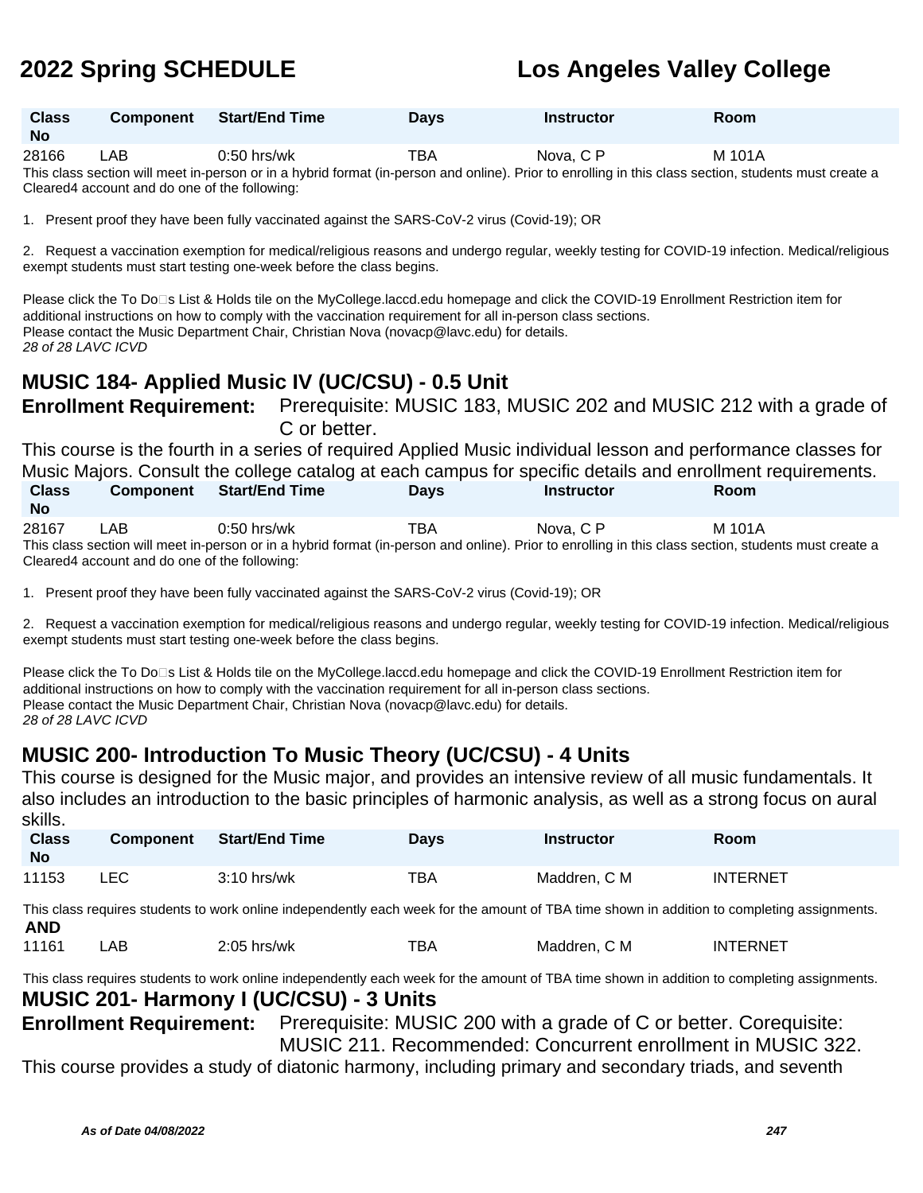| Class No | Component | Start/End Time | Days | Instructor | Room |
|---|---|---|---|---|---|
| 28166 | LAB | 0:50 hrs/wk | TBA | Nova, C P | M 101A |

This class section will meet in-person or in a hybrid format (in-person and online). Prior to enrolling in this class section, students must create a Cleared4 account and do one of the following:

1. Present proof they have been fully vaccinated against the SARS-CoV-2 virus (Covid-19); OR

2. Request a vaccination exemption for medical/religious reasons and undergo regular, weekly testing for COVID-19 infection. Medical/religious exempt students must start testing one-week before the class begins.

Please click the To Do□s List & Holds tile on the MyCollege.laccd.edu homepage and click the COVID-19 Enrollment Restriction item for additional instructions on how to comply with the vaccination requirement for all in-person class sections.
Please contact the Music Department Chair, Christian Nova (novacp@lavc.edu) for details.
*28 of 28 LAVC ICVD*

## MUSIC 184- Applied Music IV (UC/CSU) - 0.5 Unit

**Enrollment Requirement:** Prerequisite: MUSIC 183, MUSIC 202 and MUSIC 212 with a grade of C or better.

This course is the fourth in a series of required Applied Music individual lesson and performance classes for Music Majors. Consult the college catalog at each campus for specific details and enrollment requirements.

| Class No | Component | Start/End Time | Days | Instructor | Room |
|---|---|---|---|---|---|
| 28167 | LAB | 0:50 hrs/wk | TBA | Nova, C P | M 101A |

This class section will meet in-person or in a hybrid format (in-person and online). Prior to enrolling in this class section, students must create a Cleared4 account and do one of the following:

1. Present proof they have been fully vaccinated against the SARS-CoV-2 virus (Covid-19); OR

2. Request a vaccination exemption for medical/religious reasons and undergo regular, weekly testing for COVID-19 infection. Medical/religious exempt students must start testing one-week before the class begins.

Please click the To Do□s List & Holds tile on the MyCollege.laccd.edu homepage and click the COVID-19 Enrollment Restriction item for additional instructions on how to comply with the vaccination requirement for all in-person class sections.
Please contact the Music Department Chair, Christian Nova (novacp@lavc.edu) for details.
*28 of 28 LAVC ICVD*

## MUSIC 200- Introduction To Music Theory (UC/CSU) - 4 Units

This course is designed for the Music major, and provides an intensive review of all music fundamentals. It also includes an introduction to the basic principles of harmonic analysis, as well as a strong focus on aural skills.

| Class No | Component | Start/End Time | Days | Instructor | Room |
|---|---|---|---|---|---|
| 11153 | LEC | 3:10 hrs/wk | TBA | Maddren, C M | INTERNET |

This class requires students to work online independently each week for the amount of TBA time shown in addition to completing assignments.

**AND**

| Class No | Component | Start/End Time | Days | Instructor | Room |
|---|---|---|---|---|---|
| 11161 | LAB | 2:05 hrs/wk | TBA | Maddren, C M | INTERNET |

This class requires students to work online independently each week for the amount of TBA time shown in addition to completing assignments.

## MUSIC 201- Harmony I (UC/CSU) - 3 Units

**Enrollment Requirement:** Prerequisite: MUSIC 200 with a grade of C or better. Corequisite: MUSIC 211. Recommended: Concurrent enrollment in MUSIC 322.

This course provides a study of diatonic harmony, including primary and secondary triads, and seventh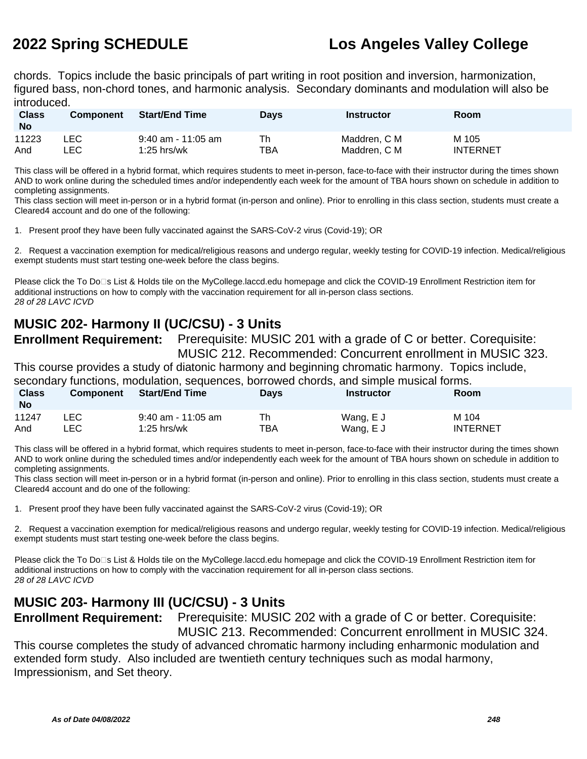chords. Topics include the basic principals of part writing in root position and inversion, harmonization, figured bass, non-chord tones, and harmonic analysis. Secondary dominants and modulation will also be introduced.

| Class No | Component | Start/End Time | Days | Instructor | Room |
|---|---|---|---|---|---|
| 11223 | LEC | 9:40 am - 11:05 am | Th | Maddren, C M | M 105 |
| And | LEC | 1:25 hrs/wk | TBA | Maddren, C M | INTERNET |

This class will be offered in a hybrid format, which requires students to meet in-person, face-to-face with their instructor during the times shown AND to work online during the scheduled times and/or independently each week for the amount of TBA hours shown on schedule in addition to completing assignments.
This class section will meet in-person or in a hybrid format (in-person and online). Prior to enrolling in this class section, students must create a Cleared4 account and do one of the following:

1. Present proof they have been fully vaccinated against the SARS-CoV-2 virus (Covid-19); OR

2. Request a vaccination exemption for medical/religious reasons and undergo regular, weekly testing for COVID-19 infection. Medical/religious exempt students must start testing one-week before the class begins.

Please click the To Do�s List & Holds tile on the MyCollege.laccd.edu homepage and click the COVID-19 Enrollment Restriction item for additional instructions on how to comply with the vaccination requirement for all in-person class sections.
*28 of 28 LAVC ICVD*

## MUSIC 202- Harmony II (UC/CSU) - 3 Units

**Enrollment Requirement:** Prerequisite: MUSIC 201 with a grade of C or better. Corequisite: MUSIC 212. Recommended: Concurrent enrollment in MUSIC 323.

This course provides a study of diatonic harmony and beginning chromatic harmony. Topics include, secondary functions, modulation, sequences, borrowed chords, and simple musical forms.

| Class No | Component | Start/End Time | Days | Instructor | Room |
|---|---|---|---|---|---|
| 11247 | LEC | 9:40 am - 11:05 am | Th | Wang, E J | M 104 |
| And | LEC | 1:25 hrs/wk | TBA | Wang, E J | INTERNET |

This class will be offered in a hybrid format, which requires students to meet in-person, face-to-face with their instructor during the times shown AND to work online during the scheduled times and/or independently each week for the amount of TBA hours shown on schedule in addition to completing assignments.
This class section will meet in-person or in a hybrid format (in-person and online). Prior to enrolling in this class section, students must create a Cleared4 account and do one of the following:

1. Present proof they have been fully vaccinated against the SARS-CoV-2 virus (Covid-19); OR

2. Request a vaccination exemption for medical/religious reasons and undergo regular, weekly testing for COVID-19 infection. Medical/religious exempt students must start testing one-week before the class begins.

Please click the To Do�s List & Holds tile on the MyCollege.laccd.edu homepage and click the COVID-19 Enrollment Restriction item for additional instructions on how to comply with the vaccination requirement for all in-person class sections.
*28 of 28 LAVC ICVD*

## MUSIC 203- Harmony III (UC/CSU) - 3 Units

**Enrollment Requirement:** Prerequisite: MUSIC 202 with a grade of C or better. Corequisite: MUSIC 213. Recommended: Concurrent enrollment in MUSIC 324.

This course completes the study of advanced chromatic harmony including enharmonic modulation and extended form study. Also included are twentieth century techniques such as modal harmony, Impressionism, and Set theory.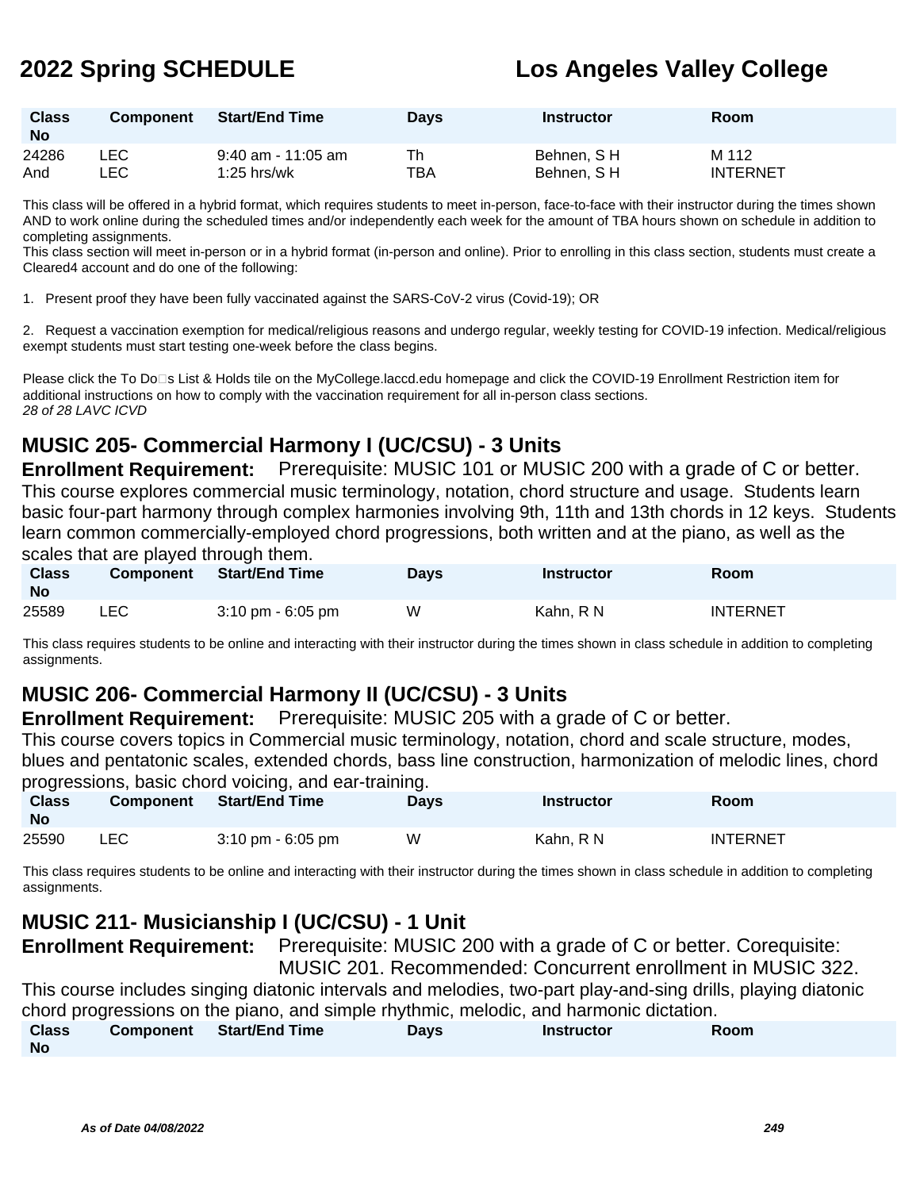| Class No | Component | Start/End Time | Days | Instructor | Room |
|---|---|---|---|---|---|
| 24286 | LEC | 9:40 am - 11:05 am | Th | Behnen, S H | M 112 |
| And | LEC | 1:25 hrs/wk | TBA | Behnen, S H | INTERNET |

This class will be offered in a hybrid format, which requires students to meet in-person, face-to-face with their instructor during the times shown AND to work online during the scheduled times and/or independently each week for the amount of TBA hours shown on schedule in addition to completing assignments.
This class section will meet in-person or in a hybrid format (in-person and online). Prior to enrolling in this class section, students must create a Cleared4 account and do one of the following:

1. Present proof they have been fully vaccinated against the SARS-CoV-2 virus (Covid-19); OR

2. Request a vaccination exemption for medical/religious reasons and undergo regular, weekly testing for COVID-19 infection. Medical/religious exempt students must start testing one-week before the class begins.

Please click the To Do□s List & Holds tile on the MyCollege.laccd.edu homepage and click the COVID-19 Enrollment Restriction item for additional instructions on how to comply with the vaccination requirement for all in-person class sections.
*28 of 28 LAVC ICVD*

## MUSIC 205- Commercial Harmony I (UC/CSU) - 3 Units

**Enrollment Requirement:** Prerequisite: MUSIC 101 or MUSIC 200 with a grade of C or better.

This course explores commercial music terminology, notation, chord structure and usage. Students learn basic four-part harmony through complex harmonies involving 9th, 11th and 13th chords in 12 keys. Students learn common commercially-employed chord progressions, both written and at the piano, as well as the scales that are played through them.

| Class No | Component | Start/End Time | Days | Instructor | Room |
|---|---|---|---|---|---|
| 25589 | LEC | 3:10 pm - 6:05 pm | W | Kahn, R N | INTERNET |

This class requires students to be online and interacting with their instructor during the times shown in class schedule in addition to completing assignments.

## MUSIC 206- Commercial Harmony II (UC/CSU) - 3 Units

**Enrollment Requirement:** Prerequisite: MUSIC 205 with a grade of C or better.

This course covers topics in Commercial music terminology, notation, chord and scale structure, modes, blues and pentatonic scales, extended chords, bass line construction, harmonization of melodic lines, chord progressions, basic chord voicing, and ear-training.

| Class No | Component | Start/End Time | Days | Instructor | Room |
|---|---|---|---|---|---|
| 25590 | LEC | 3:10 pm - 6:05 pm | W | Kahn, R N | INTERNET |

This class requires students to be online and interacting with their instructor during the times shown in class schedule in addition to completing assignments.

## MUSIC 211- Musicianship I (UC/CSU) - 1 Unit

**Enrollment Requirement:** Prerequisite: MUSIC 200 with a grade of C or better. Corequisite: MUSIC 201. Recommended: Concurrent enrollment in MUSIC 322.

This course includes singing diatonic intervals and melodies, two-part play-and-sing drills, playing diatonic chord progressions on the piano, and simple rhythmic, melodic, and harmonic dictation.

| Class No | Component | Start/End Time | Days | Instructor | Room |
|---|---|---|---|---|---|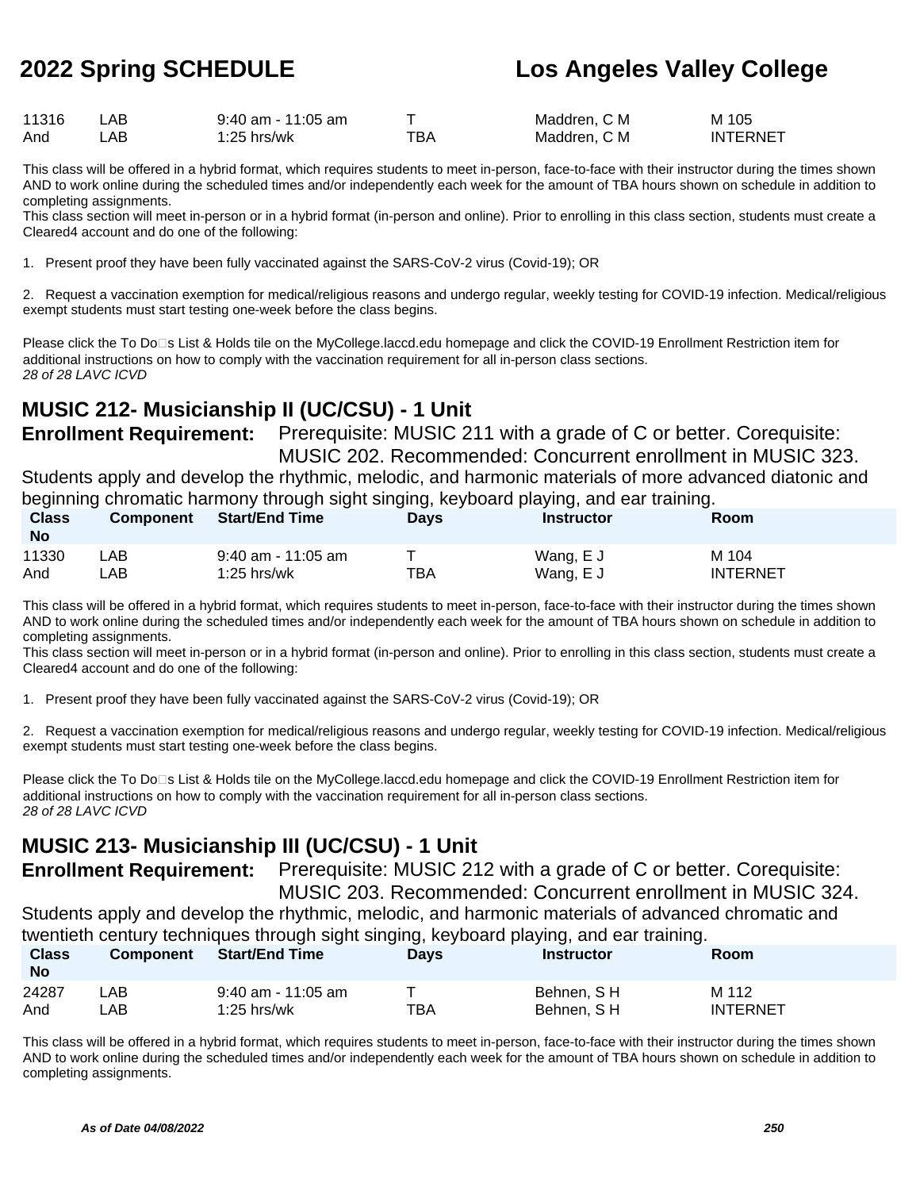| Class No | Component | Start/End Time | Days | Instructor | Room |
|---|---|---|---|---|---|
| 11316 | LAB | 9:40 am - 11:05 am | T | Maddren, C M | M 105 |
| And | LAB | 1:25 hrs/wk | TBA | Maddren, C M | INTERNET |

This class will be offered in a hybrid format, which requires students to meet in-person, face-to-face with their instructor during the times shown AND to work online during the scheduled times and/or independently each week for the amount of TBA hours shown on schedule in addition to completing assignments.
This class section will meet in-person or in a hybrid format (in-person and online). Prior to enrolling in this class section, students must create a Cleared4 account and do one of the following:

1. Present proof they have been fully vaccinated against the SARS-CoV-2 virus (Covid-19); OR

2. Request a vaccination exemption for medical/religious reasons and undergo regular, weekly testing for COVID-19 infection. Medical/religious exempt students must start testing one-week before the class begins.

Please click the To Do�s List & Holds tile on the MyCollege.laccd.edu homepage and click the COVID-19 Enrollment Restriction item for additional instructions on how to comply with the vaccination requirement for all in-person class sections.
*28 of 28 LAVC ICVD*

## MUSIC 212- Musicianship II (UC/CSU) - 1 Unit

**Enrollment Requirement:** Prerequisite: MUSIC 211 with a grade of C or better. Corequisite: MUSIC 202. Recommended: Concurrent enrollment in MUSIC 323.

Students apply and develop the rhythmic, melodic, and harmonic materials of more advanced diatonic and beginning chromatic harmony through sight singing, keyboard playing, and ear training.

| Class No | Component | Start/End Time | Days | Instructor | Room |
|---|---|---|---|---|---|
| 11330 | LAB | 9:40 am - 11:05 am | T | Wang, E J | M 104 |
| And | LAB | 1:25 hrs/wk | TBA | Wang, E J | INTERNET |

This class will be offered in a hybrid format, which requires students to meet in-person, face-to-face with their instructor during the times shown AND to work online during the scheduled times and/or independently each week for the amount of TBA hours shown on schedule in addition to completing assignments.
This class section will meet in-person or in a hybrid format (in-person and online). Prior to enrolling in this class section, students must create a Cleared4 account and do one of the following:

1. Present proof they have been fully vaccinated against the SARS-CoV-2 virus (Covid-19); OR

2. Request a vaccination exemption for medical/religious reasons and undergo regular, weekly testing for COVID-19 infection. Medical/religious exempt students must start testing one-week before the class begins.

Please click the To Do�s List & Holds tile on the MyCollege.laccd.edu homepage and click the COVID-19 Enrollment Restriction item for additional instructions on how to comply with the vaccination requirement for all in-person class sections.
*28 of 28 LAVC ICVD*

## MUSIC 213- Musicianship III (UC/CSU) - 1 Unit

**Enrollment Requirement:** Prerequisite: MUSIC 212 with a grade of C or better. Corequisite: MUSIC 203. Recommended: Concurrent enrollment in MUSIC 324.

Students apply and develop the rhythmic, melodic, and harmonic materials of advanced chromatic and twentieth century techniques through sight singing, keyboard playing, and ear training.

| Class No | Component | Start/End Time | Days | Instructor | Room |
|---|---|---|---|---|---|
| 24287 | LAB | 9:40 am - 11:05 am | T | Behnen, S H | M 112 |
| And | LAB | 1:25 hrs/wk | TBA | Behnen, S H | INTERNET |

This class will be offered in a hybrid format, which requires students to meet in-person, face-to-face with their instructor during the times shown AND to work online during the scheduled times and/or independently each week for the amount of TBA hours shown on schedule in addition to completing assignments.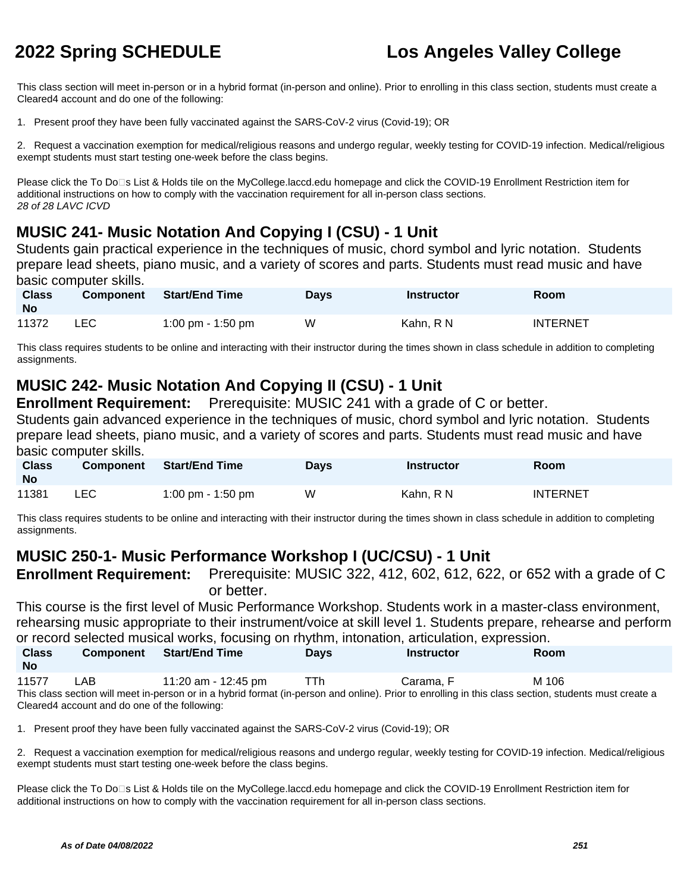This class section will meet in-person or in a hybrid format (in-person and online). Prior to enrolling in this class section, students must create a Cleared4 account and do one of the following:

1. Present proof they have been fully vaccinated against the SARS-CoV-2 virus (Covid-19); OR

2. Request a vaccination exemption for medical/religious reasons and undergo regular, weekly testing for COVID-19 infection. Medical/religious exempt students must start testing one-week before the class begins.

Please click the To Do�s List & Holds tile on the MyCollege.laccd.edu homepage and click the COVID-19 Enrollment Restriction item for additional instructions on how to comply with the vaccination requirement for all in-person class sections.
*28 of 28 LAVC ICVD*

## MUSIC 241- Music Notation And Copying I (CSU) - 1 Unit

Students gain practical experience in the techniques of music, chord symbol and lyric notation. Students prepare lead sheets, piano music, and a variety of scores and parts. Students must read music and have basic computer skills.

| Class No | Component | Start/End Time | Days | Instructor | Room |
|---|---|---|---|---|---|
| 11372 | LEC | 1:00 pm - 1:50 pm | W | Kahn, R N | INTERNET |

This class requires students to be online and interacting with their instructor during the times shown in class schedule in addition to completing assignments.

## MUSIC 242- Music Notation And Copying II (CSU) - 1 Unit

**Enrollment Requirement:** Prerequisite: MUSIC 241 with a grade of C or better.

Students gain advanced experience in the techniques of music, chord symbol and lyric notation. Students prepare lead sheets, piano music, and a variety of scores and parts. Students must read music and have basic computer skills.

| Class No | Component | Start/End Time | Days | Instructor | Room |
|---|---|---|---|---|---|
| 11381 | LEC | 1:00 pm - 1:50 pm | W | Kahn, R N | INTERNET |

This class requires students to be online and interacting with their instructor during the times shown in class schedule in addition to completing assignments.

## MUSIC 250-1- Music Performance Workshop I (UC/CSU) - 1 Unit

**Enrollment Requirement:** Prerequisite: MUSIC 322, 412, 602, 612, 622, or 652 with a grade of C or better.

This course is the first level of Music Performance Workshop. Students work in a master-class environment, rehearsing music appropriate to their instrument/voice at skill level 1. Students prepare, rehearse and perform or record selected musical works, focusing on rhythm, intonation, articulation, expression.

| Class No | Component | Start/End Time | Days | Instructor | Room |
|---|---|---|---|---|---|
| 11577 | LAB | 11:20 am - 12:45 pm | TTh | Carama, F | M 106 |

This class section will meet in-person or in a hybrid format (in-person and online). Prior to enrolling in this class section, students must create a Cleared4 account and do one of the following:

1. Present proof they have been fully vaccinated against the SARS-CoV-2 virus (Covid-19); OR

2. Request a vaccination exemption for medical/religious reasons and undergo regular, weekly testing for COVID-19 infection. Medical/religious exempt students must start testing one-week before the class begins.

Please click the To Do�s List & Holds tile on the MyCollege.laccd.edu homepage and click the COVID-19 Enrollment Restriction item for additional instructions on how to comply with the vaccination requirement for all in-person class sections.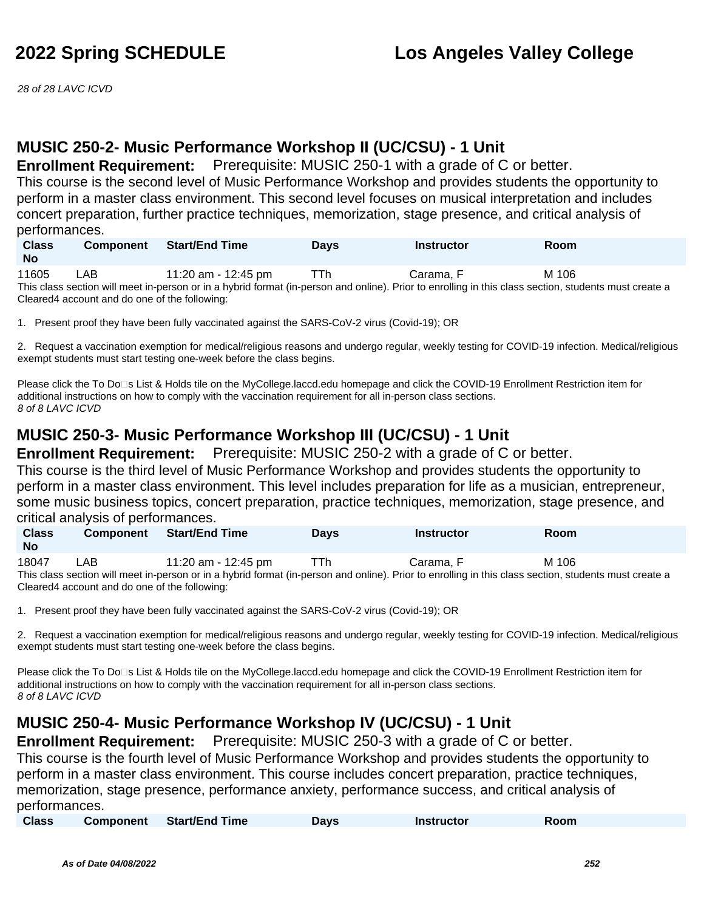# 2022 Spring SCHEDULE — Los Angeles Valley College

28 of 28 LAVC ICVD

## MUSIC 250-2- Music Performance Workshop II (UC/CSU) - 1 Unit

**Enrollment Requirement:** Prerequisite: MUSIC 250-1 with a grade of C or better.

This course is the second level of Music Performance Workshop and provides students the opportunity to perform in a master class environment. This second level focuses on musical interpretation and includes concert preparation, further practice techniques, memorization, stage presence, and critical analysis of performances.

| Class No | Component | Start/End Time | Days | Instructor | Room |
|---|---|---|---|---|---|
| 11605 | LAB | 11:20 am - 12:45 pm | TTh | Carama, F | M 106 |

This class section will meet in-person or in a hybrid format (in-person and online). Prior to enrolling in this class section, students must create a Cleared4 account and do one of the following:

1. Present proof they have been fully vaccinated against the SARS-CoV-2 virus (Covid-19); OR

2. Request a vaccination exemption for medical/religious reasons and undergo regular, weekly testing for COVID-19 infection. Medical/religious exempt students must start testing one-week before the class begins.

Please click the To Do□s List & Holds tile on the MyCollege.laccd.edu homepage and click the COVID-19 Enrollment Restriction item for additional instructions on how to comply with the vaccination requirement for all in-person class sections.

8 of 8 LAVC ICVD

## MUSIC 250-3- Music Performance Workshop III (UC/CSU) - 1 Unit

**Enrollment Requirement:** Prerequisite: MUSIC 250-2 with a grade of C or better.

This course is the third level of Music Performance Workshop and provides students the opportunity to perform in a master class environment. This level includes preparation for life as a musician, entrepreneur, some music business topics, concert preparation, practice techniques, memorization, stage presence, and critical analysis of performances.

| Class No | Component | Start/End Time | Days | Instructor | Room |
|---|---|---|---|---|---|
| 18047 | LAB | 11:20 am - 12:45 pm | TTh | Carama, F | M 106 |

This class section will meet in-person or in a hybrid format (in-person and online). Prior to enrolling in this class section, students must create a Cleared4 account and do one of the following:

1. Present proof they have been fully vaccinated against the SARS-CoV-2 virus (Covid-19); OR

2. Request a vaccination exemption for medical/religious reasons and undergo regular, weekly testing for COVID-19 infection. Medical/religious exempt students must start testing one-week before the class begins.

Please click the To Do□s List & Holds tile on the MyCollege.laccd.edu homepage and click the COVID-19 Enrollment Restriction item for additional instructions on how to comply with the vaccination requirement for all in-person class sections.

8 of 8 LAVC ICVD

## MUSIC 250-4- Music Performance Workshop IV (UC/CSU) - 1 Unit

**Enrollment Requirement:** Prerequisite: MUSIC 250-3 with a grade of C or better.

This course is the fourth level of Music Performance Workshop and provides students the opportunity to perform in a master class environment. This course includes concert preparation, practice techniques, memorization, stage presence, performance anxiety, performance success, and critical analysis of performances.

| Class | Component | Start/End Time | Days | Instructor | Room |
|---|---|---|---|---|---|

As of Date 04/08/2022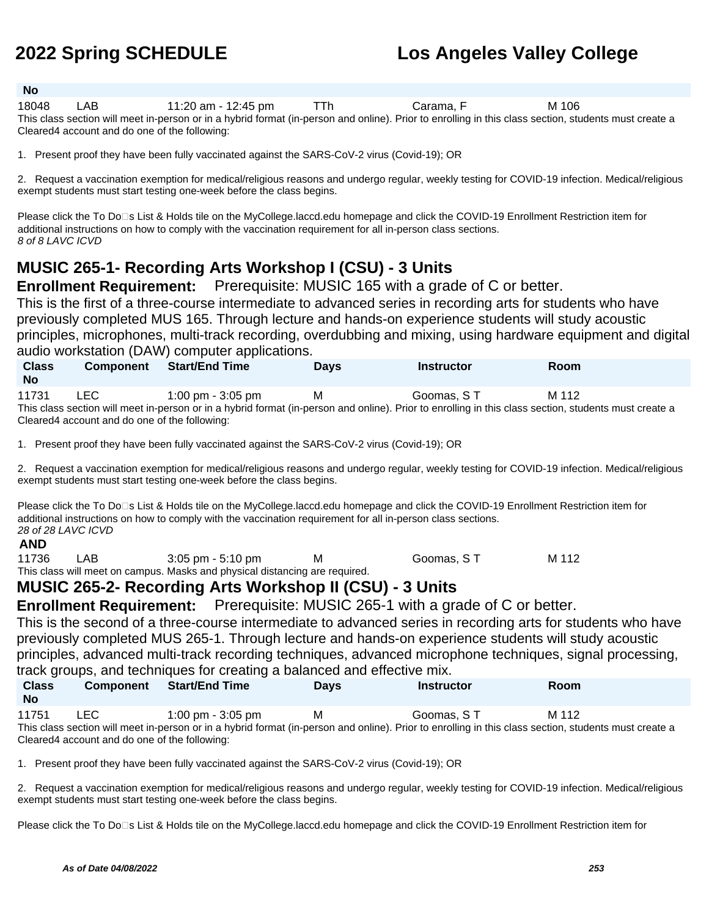| Class No | Component | Start/End Time | Days | Instructor | Room |
|---|---|---|---|---|---|
| 18048 | LAB | 11:20 am - 12:45 pm | TTh | Carama, F | M 106 |

This class section will meet in-person or in a hybrid format (in-person and online). Prior to enrolling in this class section, students must create a Cleared4 account and do one of the following:

1. Present proof they have been fully vaccinated against the SARS-CoV-2 virus (Covid-19); OR

2. Request a vaccination exemption for medical/religious reasons and undergo regular, weekly testing for COVID-19 infection. Medical/religious exempt students must start testing one-week before the class begins.

Please click the To Do□s List & Holds tile on the MyCollege.laccd.edu homepage and click the COVID-19 Enrollment Restriction item for additional instructions on how to comply with the vaccination requirement for all in-person class sections.
*8 of 8 LAVC ICVD*

## MUSIC 265-1- Recording Arts Workshop I (CSU) - 3 Units

**Enrollment Requirement:** Prerequisite: MUSIC 165 with a grade of C or better.

This is the first of a three-course intermediate to advanced series in recording arts for students who have previously completed MUS 165. Through lecture and hands-on experience students will study acoustic principles, microphones, multi-track recording, overdubbing and mixing, using hardware equipment and digital audio workstation (DAW) computer applications.

| Class No | Component | Start/End Time | Days | Instructor | Room |
|---|---|---|---|---|---|
| 11731 | LEC | 1:00 pm - 3:05 pm | M | Goomas, S T | M 112 |

This class section will meet in-person or in a hybrid format (in-person and online). Prior to enrolling in this class section, students must create a Cleared4 account and do one of the following:

1. Present proof they have been fully vaccinated against the SARS-CoV-2 virus (Covid-19); OR

2. Request a vaccination exemption for medical/religious reasons and undergo regular, weekly testing for COVID-19 infection. Medical/religious exempt students must start testing one-week before the class begins.

Please click the To Do□s List & Holds tile on the MyCollege.laccd.edu homepage and click the COVID-19 Enrollment Restriction item for additional instructions on how to comply with the vaccination requirement for all in-person class sections.
*28 of 28 LAVC ICVD*

**AND**

| Class No | Component | Start/End Time | Days | Instructor | Room |
|---|---|---|---|---|---|
| 11736 | LAB | 3:05 pm - 5:10 pm | M | Goomas, S T | M 112 |

This class will meet on campus. Masks and physical distancing are required.

## MUSIC 265-2- Recording Arts Workshop II (CSU) - 3 Units

**Enrollment Requirement:** Prerequisite: MUSIC 265-1 with a grade of C or better.

This is the second of a three-course intermediate to advanced series in recording arts for students who have previously completed MUS 265-1. Through lecture and hands-on experience students will study acoustic principles, advanced multi-track recording techniques, advanced microphone techniques, signal processing, track groups, and techniques for creating a balanced and effective mix.

| Class No | Component | Start/End Time | Days | Instructor | Room |
|---|---|---|---|---|---|
| 11751 | LEC | 1:00 pm - 3:05 pm | M | Goomas, S T | M 112 |

This class section will meet in-person or in a hybrid format (in-person and online). Prior to enrolling in this class section, students must create a Cleared4 account and do one of the following:

1. Present proof they have been fully vaccinated against the SARS-CoV-2 virus (Covid-19); OR

2. Request a vaccination exemption for medical/religious reasons and undergo regular, weekly testing for COVID-19 infection. Medical/religious exempt students must start testing one-week before the class begins.

Please click the To Do□s List & Holds tile on the MyCollege.laccd.edu homepage and click the COVID-19 Enrollment Restriction item for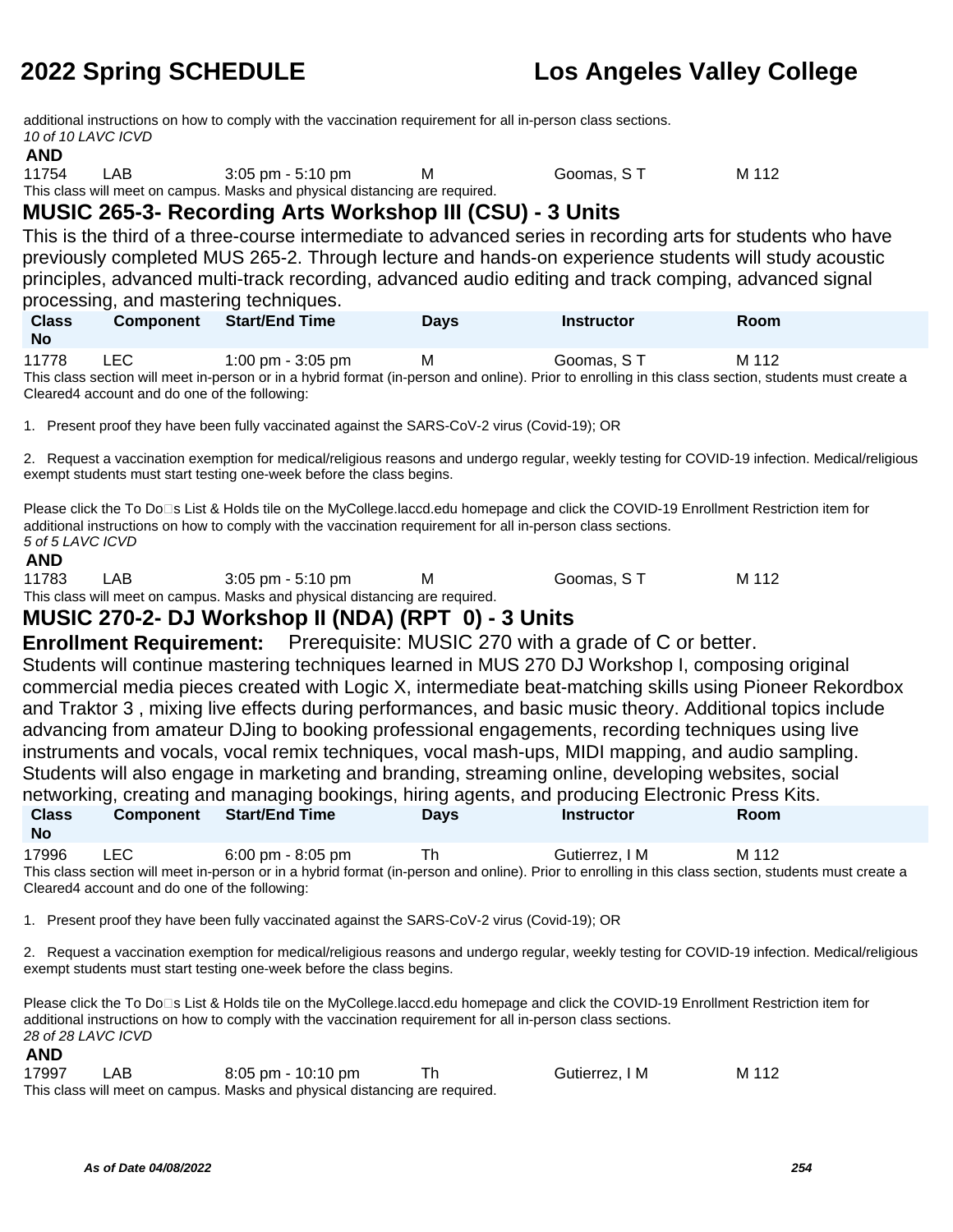additional instructions on how to comply with the vaccination requirement for all in-person class sections.
*10 of 10 LAVC ICVD*

**AND**

| | | | | | |
|---|---|---|---|---|---|
| 11754 | LAB | 3:05 pm - 5:10 pm | M | Goomas, S T | M 112 |

This class will meet on campus. Masks and physical distancing are required.

## MUSIC 265-3- Recording Arts Workshop III (CSU) - 3 Units

This is the third of a three-course intermediate to advanced series in recording arts for students who have previously completed MUS 265-2. Through lecture and hands-on experience students will study acoustic principles, advanced multi-track recording, advanced audio editing and track comping, advanced signal processing, and mastering techniques.

| Class No | Component | Start/End Time | Days | Instructor | Room |
|---|---|---|---|---|---|
| 11778 | LEC | 1:00 pm - 3:05 pm | M | Goomas, S T | M 112 |

This class section will meet in-person or in a hybrid format (in-person and online). Prior to enrolling in this class section, students must create a Cleared4 account and do one of the following:

1. Present proof they have been fully vaccinated against the SARS-CoV-2 virus (Covid-19); OR

2. Request a vaccination exemption for medical/religious reasons and undergo regular, weekly testing for COVID-19 infection. Medical/religious exempt students must start testing one-week before the class begins.

Please click the To Do□s List & Holds tile on the MyCollege.laccd.edu homepage and click the COVID-19 Enrollment Restriction item for additional instructions on how to comply with the vaccination requirement for all in-person class sections.
*5 of 5 LAVC ICVD*

**AND**

| | | | | | |
|---|---|---|---|---|---|
| 11783 | LAB | 3:05 pm - 5:10 pm | M | Goomas, S T | M 112 |

This class will meet on campus. Masks and physical distancing are required.

## MUSIC 270-2- DJ Workshop II (NDA) (RPT 0) - 3 Units

**Enrollment Requirement:** Prerequisite: MUSIC 270 with a grade of C or better.

Students will continue mastering techniques learned in MUS 270 DJ Workshop I, composing original commercial media pieces created with Logic X, intermediate beat-matching skills using Pioneer Rekordbox and Traktor 3 , mixing live effects during performances, and basic music theory. Additional topics include advancing from amateur DJing to booking professional engagements, recording techniques using live instruments and vocals, vocal remix techniques, vocal mash-ups, MIDI mapping, and audio sampling. Students will also engage in marketing and branding, streaming online, developing websites, social networking, creating and managing bookings, hiring agents, and producing Electronic Press Kits.

| Class No | Component | Start/End Time | Days | Instructor | Room |
|---|---|---|---|---|---|
| 17996 | LEC | 6:00 pm - 8:05 pm | Th | Gutierrez, I M | M 112 |

This class section will meet in-person or in a hybrid format (in-person and online). Prior to enrolling in this class section, students must create a Cleared4 account and do one of the following:

1. Present proof they have been fully vaccinated against the SARS-CoV-2 virus (Covid-19); OR

2. Request a vaccination exemption for medical/religious reasons and undergo regular, weekly testing for COVID-19 infection. Medical/religious exempt students must start testing one-week before the class begins.

Please click the To Do□s List & Holds tile on the MyCollege.laccd.edu homepage and click the COVID-19 Enrollment Restriction item for additional instructions on how to comply with the vaccination requirement for all in-person class sections.
*28 of 28 LAVC ICVD*

**AND**

| | | | | | |
|---|---|---|---|---|---|
| 17997 | LAB | 8:05 pm - 10:10 pm | Th | Gutierrez, I M | M 112 |

This class will meet on campus. Masks and physical distancing are required.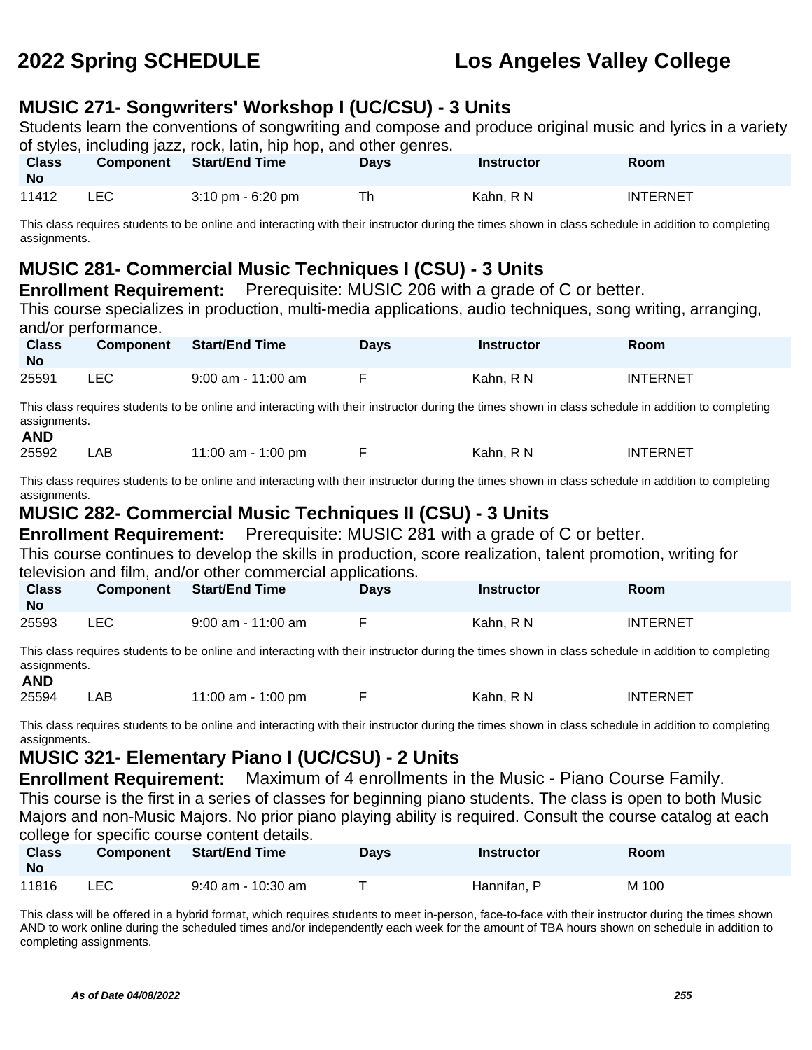## MUSIC 271- Songwriters' Workshop I (UC/CSU) - 3 Units

Students learn the conventions of songwriting and compose and produce original music and lyrics in a variety of styles, including jazz, rock, latin, hip hop, and other genres.

| Class No | Component | Start/End Time | Days | Instructor | Room |
|---|---|---|---|---|---|
| 11412 | LEC | 3:10 pm - 6:20 pm | Th | Kahn, R N | INTERNET |

This class requires students to be online and interacting with their instructor during the times shown in class schedule in addition to completing assignments.

## MUSIC 281- Commercial Music Techniques I (CSU) - 3 Units

**Enrollment Requirement:** Prerequisite: MUSIC 206 with a grade of C or better.

This course specializes in production, multi-media applications, audio techniques, song writing, arranging, and/or performance.

| Class No | Component | Start/End Time | Days | Instructor | Room |
|---|---|---|---|---|---|
| 25591 | LEC | 9:00 am - 11:00 am | F | Kahn, R N | INTERNET |

This class requires students to be online and interacting with their instructor during the times shown in class schedule in addition to completing assignments.

**AND**

| Class No | Component | Start/End Time | Days | Instructor | Room |
|---|---|---|---|---|---|
| 25592 | LAB | 11:00 am - 1:00 pm | F | Kahn, R N | INTERNET |

This class requires students to be online and interacting with their instructor during the times shown in class schedule in addition to completing assignments.

## MUSIC 282- Commercial Music Techniques II (CSU) - 3 Units

**Enrollment Requirement:** Prerequisite: MUSIC 281 with a grade of C or better.

This course continues to develop the skills in production, score realization, talent promotion, writing for television and film, and/or other commercial applications.

| Class No | Component | Start/End Time | Days | Instructor | Room |
|---|---|---|---|---|---|
| 25593 | LEC | 9:00 am - 11:00 am | F | Kahn, R N | INTERNET |

This class requires students to be online and interacting with their instructor during the times shown in class schedule in addition to completing assignments.

**AND**

| Class No | Component | Start/End Time | Days | Instructor | Room |
|---|---|---|---|---|---|
| 25594 | LAB | 11:00 am - 1:00 pm | F | Kahn, R N | INTERNET |

This class requires students to be online and interacting with their instructor during the times shown in class schedule in addition to completing assignments.

## MUSIC 321- Elementary Piano I (UC/CSU) - 2 Units

**Enrollment Requirement:** Maximum of 4 enrollments in the Music - Piano Course Family.

This course is the first in a series of classes for beginning piano students. The class is open to both Music Majors and non-Music Majors. No prior piano playing ability is required. Consult the course catalog at each college for specific course content details.

| Class No | Component | Start/End Time | Days | Instructor | Room |
|---|---|---|---|---|---|
| 11816 | LEC | 9:40 am - 10:30 am | T | Hannifan, P | M 100 |

This class will be offered in a hybrid format, which requires students to meet in-person, face-to-face with their instructor during the times shown AND to work online during the scheduled times and/or independently each week for the amount of TBA hours shown on schedule in addition to completing assignments.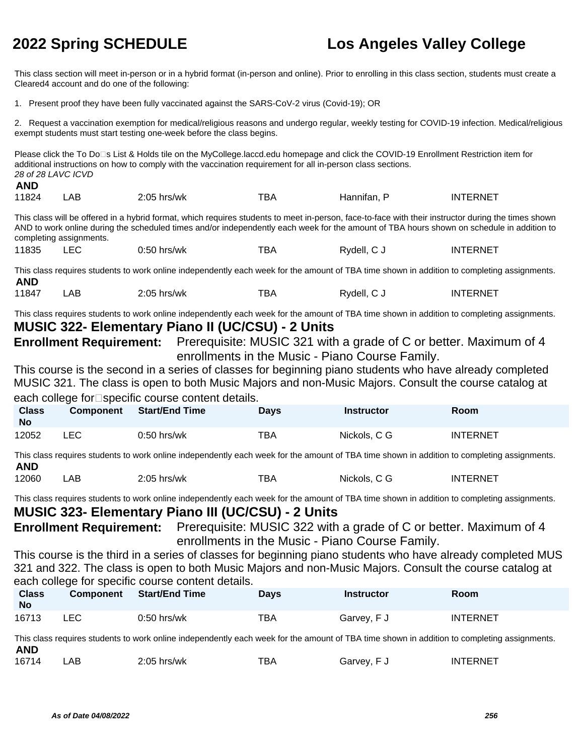This class section will meet in-person or in a hybrid format (in-person and online). Prior to enrolling in this class section, students must create a Cleared4 account and do one of the following:

1. Present proof they have been fully vaccinated against the SARS-CoV-2 virus (Covid-19); OR

2. Request a vaccination exemption for medical/religious reasons and undergo regular, weekly testing for COVID-19 infection. Medical/religious exempt students must start testing one-week before the class begins.

Please click the To Do�s List & Holds tile on the MyCollege.laccd.edu homepage and click the COVID-19 Enrollment Restriction item for additional instructions on how to comply with the vaccination requirement for all in-person class sections.
*28 of 28 LAVC ICVD*

**AND**

| Class No | Component | Start/End Time | Days | Instructor | Room |
|---|---|---|---|---|---|
| 11824 | LAB | 2:05 hrs/wk | TBA | Hannifan, P | INTERNET |

This class will be offered in a hybrid format, which requires students to meet in-person, face-to-face with their instructor during the times shown AND to work online during the scheduled times and/or independently each week for the amount of TBA hours shown on schedule in addition to completing assignments.

| Class No | Component | Start/End Time | Days | Instructor | Room |
|---|---|---|---|---|---|
| 11835 | LEC | 0:50 hrs/wk | TBA | Rydell, C J | INTERNET |

This class requires students to work online independently each week for the amount of TBA time shown in addition to completing assignments.

**AND**

| Class No | Component | Start/End Time | Days | Instructor | Room |
|---|---|---|---|---|---|
| 11847 | LAB | 2:05 hrs/wk | TBA | Rydell, C J | INTERNET |

This class requires students to work online independently each week for the amount of TBA time shown in addition to completing assignments.

## MUSIC 322- Elementary Piano II (UC/CSU) - 2 Units

**Enrollment Requirement:** Prerequisite: MUSIC 321 with a grade of C or better. Maximum of 4 enrollments in the Music - Piano Course Family.

This course is the second in a series of classes for beginning piano students who have already completed MUSIC 321. The class is open to both Music Majors and non-Music Majors. Consult the course catalog at each college for�specific course content details.

| Class No | Component | Start/End Time | Days | Instructor | Room |
|---|---|---|---|---|---|
| 12052 | LEC | 0:50 hrs/wk | TBA | Nickols, C G | INTERNET |

This class requires students to work online independently each week for the amount of TBA time shown in addition to completing assignments.

**AND**

| Class No | Component | Start/End Time | Days | Instructor | Room |
|---|---|---|---|---|---|
| 12060 | LAB | 2:05 hrs/wk | TBA | Nickols, C G | INTERNET |

This class requires students to work online independently each week for the amount of TBA time shown in addition to completing assignments.

## MUSIC 323- Elementary Piano III (UC/CSU) - 2 Units

**Enrollment Requirement:** Prerequisite: MUSIC 322 with a grade of C or better. Maximum of 4 enrollments in the Music - Piano Course Family.

This course is the third in a series of classes for beginning piano students who have already completed MUS 321 and 322. The class is open to both Music Majors and non-Music Majors. Consult the course catalog at each college for specific course content details.

| Class No | Component | Start/End Time | Days | Instructor | Room |
|---|---|---|---|---|---|
| 16713 | LEC | 0:50 hrs/wk | TBA | Garvey, F J | INTERNET |

This class requires students to work online independently each week for the amount of TBA time shown in addition to completing assignments.

**AND**

| Class No | Component | Start/End Time | Days | Instructor | Room |
|---|---|---|---|---|---|
| 16714 | LAB | 2:05 hrs/wk | TBA | Garvey, F J | INTERNET |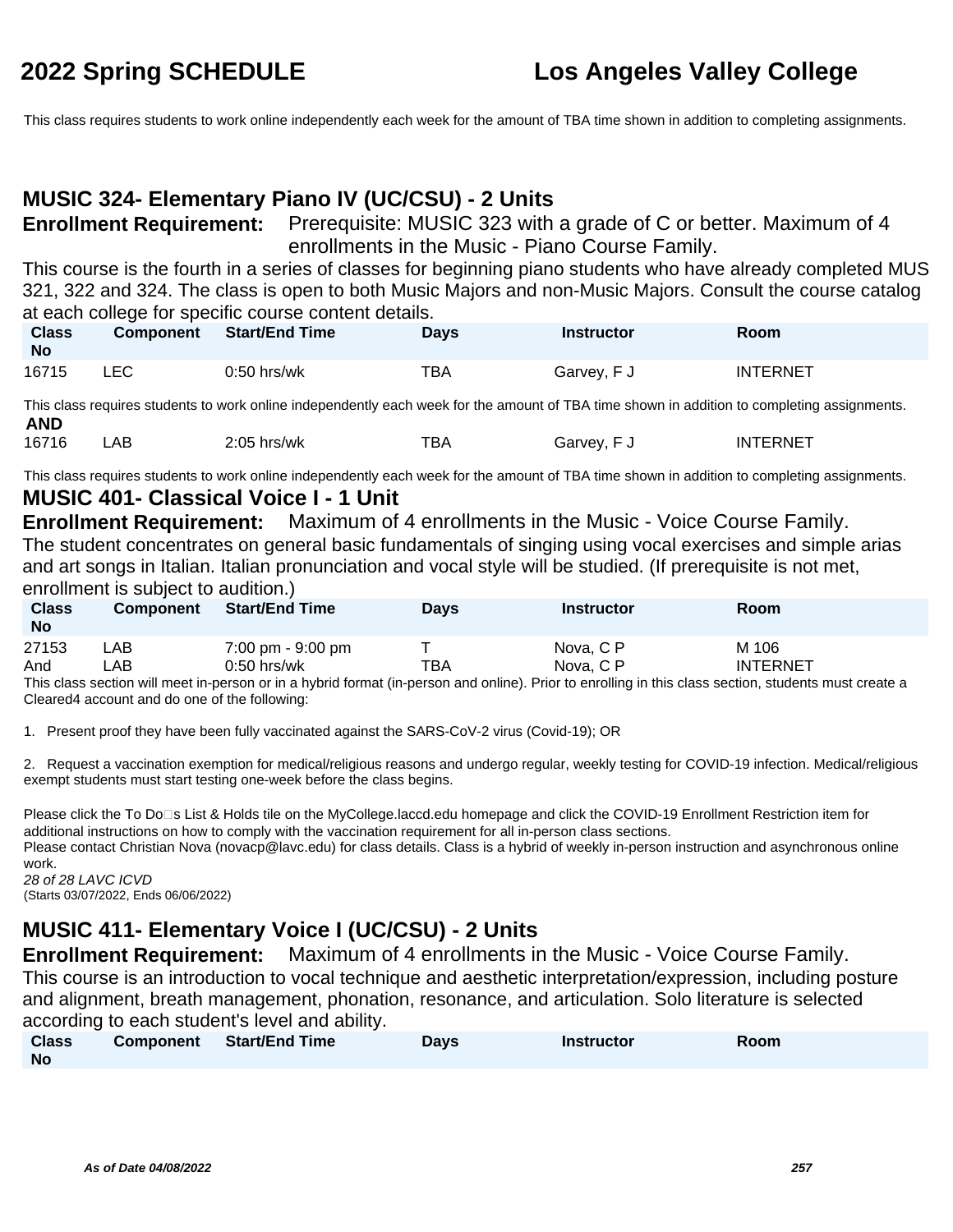This class requires students to work online independently each week for the amount of TBA time shown in addition to completing assignments.

## MUSIC 324- Elementary Piano IV (UC/CSU) - 2 Units

**Enrollment Requirement:** Prerequisite: MUSIC 323 with a grade of C or better. Maximum of 4 enrollments in the Music - Piano Course Family.

This course is the fourth in a series of classes for beginning piano students who have already completed MUS 321, 322 and 324. The class is open to both Music Majors and non-Music Majors. Consult the course catalog at each college for specific course content details.

| Class No | Component | Start/End Time | Days | Instructor | Room |
|---|---|---|---|---|---|
| 16715 | LEC | 0:50 hrs/wk | TBA | Garvey, F J | INTERNET |

This class requires students to work online independently each week for the amount of TBA time shown in addition to completing assignments.

**AND**

| Class No | Component | Start/End Time | Days | Instructor | Room |
|---|---|---|---|---|---|
| 16716 | LAB | 2:05 hrs/wk | TBA | Garvey, F J | INTERNET |

This class requires students to work online independently each week for the amount of TBA time shown in addition to completing assignments.

## MUSIC 401- Classical Voice I - 1 Unit

**Enrollment Requirement:** Maximum of 4 enrollments in the Music - Voice Course Family.

The student concentrates on general basic fundamentals of singing using vocal exercises and simple arias and art songs in Italian. Italian pronunciation and vocal style will be studied. (If prerequisite is not met, enrollment is subject to audition.)

| Class No | Component | Start/End Time | Days | Instructor | Room |
|---|---|---|---|---|---|
| 27153 | LAB | 7:00 pm - 9:00 pm | T | Nova, C P | M 106 |
| And | LAB | 0:50 hrs/wk | TBA | Nova, C P | INTERNET |

This class section will meet in-person or in a hybrid format (in-person and online). Prior to enrolling in this class section, students must create a Cleared4 account and do one of the following:

1. Present proof they have been fully vaccinated against the SARS-CoV-2 virus (Covid-19); OR

2. Request a vaccination exemption for medical/religious reasons and undergo regular, weekly testing for COVID-19 infection. Medical/religious exempt students must start testing one-week before the class begins.

Please click the To Do□s List & Holds tile on the MyCollege.laccd.edu homepage and click the COVID-19 Enrollment Restriction item for additional instructions on how to comply with the vaccination requirement for all in-person class sections.
Please contact Christian Nova (novacp@lavc.edu) for class details. Class is a hybrid of weekly in-person instruction and asynchronous online work.

*28 of 28 LAVC ICVD*
(Starts 03/07/2022, Ends 06/06/2022)

## MUSIC 411- Elementary Voice I (UC/CSU) - 2 Units

**Enrollment Requirement:** Maximum of 4 enrollments in the Music - Voice Course Family.

This course is an introduction to vocal technique and aesthetic interpretation/expression, including posture and alignment, breath management, phonation, resonance, and articulation. Solo literature is selected according to each student's level and ability.

| Class No | Component | Start/End Time | Days | Instructor | Room |
|---|---|---|---|---|---|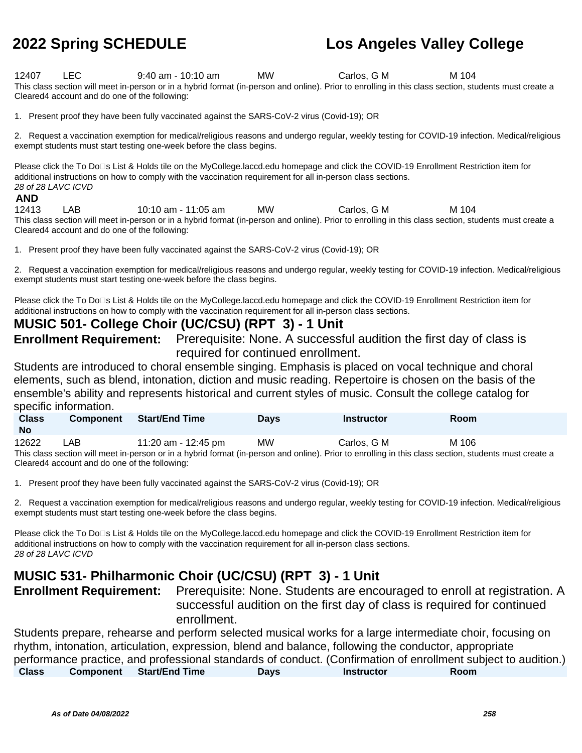| Class No | Component | Start/End Time | Days | Instructor | Room |
|---|---|---|---|---|---|
| 12407 | LEC | 9:40 am - 10:10 am | MW | Carlos, G M | M 104 |

This class section will meet in-person or in a hybrid format (in-person and online). Prior to enrolling in this class section, students must create a Cleared4 account and do one of the following:

1. Present proof they have been fully vaccinated against the SARS-CoV-2 virus (Covid-19); OR

2. Request a vaccination exemption for medical/religious reasons and undergo regular, weekly testing for COVID-19 infection. Medical/religious exempt students must start testing one-week before the class begins.

Please click the To Do□s List & Holds tile on the MyCollege.laccd.edu homepage and click the COVID-19 Enrollment Restriction item for additional instructions on how to comply with the vaccination requirement for all in-person class sections.

*28 of 28 LAVC ICVD*

**AND**

| Class No | Component | Start/End Time | Days | Instructor | Room |
|---|---|---|---|---|---|
| 12413 | LAB | 10:10 am - 11:05 am | MW | Carlos, G M | M 104 |

This class section will meet in-person or in a hybrid format (in-person and online). Prior to enrolling in this class section, students must create a Cleared4 account and do one of the following:

1. Present proof they have been fully vaccinated against the SARS-CoV-2 virus (Covid-19); OR

2. Request a vaccination exemption for medical/religious reasons and undergo regular, weekly testing for COVID-19 infection. Medical/religious exempt students must start testing one-week before the class begins.

Please click the To Do□s List & Holds tile on the MyCollege.laccd.edu homepage and click the COVID-19 Enrollment Restriction item for additional instructions on how to comply with the vaccination requirement for all in-person class sections.

## MUSIC 501- College Choir (UC/CSU) (RPT 3) - 1 Unit

**Enrollment Requirement:** Prerequisite: None. A successful audition the first day of class is required for continued enrollment.

Students are introduced to choral ensemble singing. Emphasis is placed on vocal technique and choral elements, such as blend, intonation, diction and music reading. Repertoire is chosen on the basis of the ensemble's ability and represents historical and current styles of music. Consult the college catalog for specific information.

| Class No | Component | Start/End Time | Days | Instructor | Room |
|---|---|---|---|---|---|
| 12622 | LAB | 11:20 am - 12:45 pm | MW | Carlos, G M | M 106 |

This class section will meet in-person or in a hybrid format (in-person and online). Prior to enrolling in this class section, students must create a Cleared4 account and do one of the following:

1. Present proof they have been fully vaccinated against the SARS-CoV-2 virus (Covid-19); OR

2. Request a vaccination exemption for medical/religious reasons and undergo regular, weekly testing for COVID-19 infection. Medical/religious exempt students must start testing one-week before the class begins.

Please click the To Do□s List & Holds tile on the MyCollege.laccd.edu homepage and click the COVID-19 Enrollment Restriction item for additional instructions on how to comply with the vaccination requirement for all in-person class sections.

*28 of 28 LAVC ICVD*

## MUSIC 531- Philharmonic Choir (UC/CSU) (RPT 3) - 1 Unit

**Enrollment Requirement:** Prerequisite: None. Students are encouraged to enroll at registration. A successful audition on the first day of class is required for continued enrollment.

Students prepare, rehearse and perform selected musical works for a large intermediate choir, focusing on rhythm, intonation, articulation, expression, blend and balance, following the conductor, appropriate performance practice, and professional standards of conduct. (Confirmation of enrollment subject to audition.)

| Class | Component | Start/End Time | Days | Instructor | Room |
|---|---|---|---|---|---|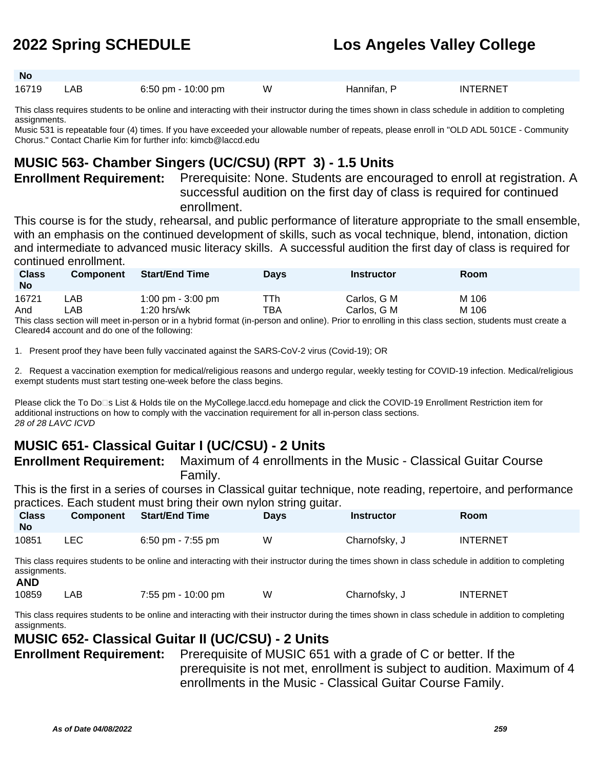| Class No | Component | Start/End Time | Days | Instructor | Room |
|---|---|---|---|---|---|
| 16719 | LAB | 6:50 pm - 10:00 pm | W | Hannifan, P | INTERNET |

This class requires students to be online and interacting with their instructor during the times shown in class schedule in addition to completing assignments.
Music 531 is repeatable four (4) times. If you have exceeded your allowable number of repeats, please enroll in "OLD ADL 501CE - Community Chorus." Contact Charlie Kim for further info: kimcb@laccd.edu

## MUSIC 563- Chamber Singers (UC/CSU) (RPT 3) - 1.5 Units

**Enrollment Requirement:** Prerequisite: None. Students are encouraged to enroll at registration. A successful audition on the first day of class is required for continued enrollment.

This course is for the study, rehearsal, and public performance of literature appropriate to the small ensemble, with an emphasis on the continued development of skills, such as vocal technique, blend, intonation, diction and intermediate to advanced music literacy skills. A successful audition the first day of class is required for continued enrollment.

| Class No | Component | Start/End Time | Days | Instructor | Room |
|---|---|---|---|---|---|
| 16721 | LAB | 1:00 pm - 3:00 pm | TTh | Carlos, G M | M 106 |
| And | LAB | 1:20 hrs/wk | TBA | Carlos, G M | M 106 |

This class section will meet in-person or in a hybrid format (in-person and online). Prior to enrolling in this class section, students must create a Cleared4 account and do one of the following:

1. Present proof they have been fully vaccinated against the SARS-CoV-2 virus (Covid-19); OR

2. Request a vaccination exemption for medical/religious reasons and undergo regular, weekly testing for COVID-19 infection. Medical/religious exempt students must start testing one-week before the class begins.

Please click the To Do□s List & Holds tile on the MyCollege.laccd.edu homepage and click the COVID-19 Enrollment Restriction item for additional instructions on how to comply with the vaccination requirement for all in-person class sections.
*28 of 28 LAVC ICVD*

## MUSIC 651- Classical Guitar I (UC/CSU) - 2 Units

**Enrollment Requirement:** Maximum of 4 enrollments in the Music - Classical Guitar Course Family.

This is the first in a series of courses in Classical guitar technique, note reading, repertoire, and performance practices. Each student must bring their own nylon string guitar.

| Class No | Component | Start/End Time | Days | Instructor | Room |
|---|---|---|---|---|---|
| 10851 | LEC | 6:50 pm - 7:55 pm | W | Charnofsky, J | INTERNET |

This class requires students to be online and interacting with their instructor during the times shown in class schedule in addition to completing assignments.

**AND**

| Class No | Component | Start/End Time | Days | Instructor | Room |
|---|---|---|---|---|---|
| 10859 | LAB | 7:55 pm - 10:00 pm | W | Charnofsky, J | INTERNET |

This class requires students to be online and interacting with their instructor during the times shown in class schedule in addition to completing assignments.

## MUSIC 652- Classical Guitar II (UC/CSU) - 2 Units

**Enrollment Requirement:** Prerequisite of MUSIC 651 with a grade of C or better. If the prerequisite is not met, enrollment is subject to audition. Maximum of 4 enrollments in the Music - Classical Guitar Course Family.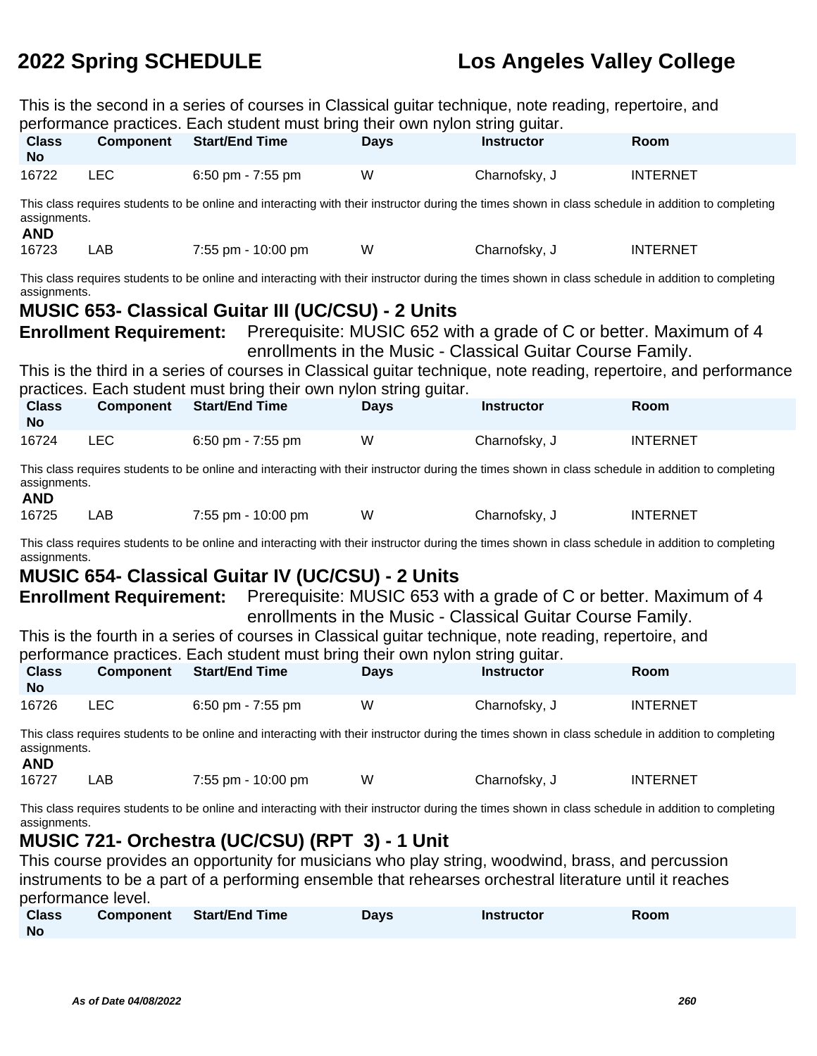This is the second in a series of courses in Classical guitar technique, note reading, repertoire, and performance practices. Each student must bring their own nylon string guitar.

| Class No | Component | Start/End Time | Days | Instructor | Room |
|---|---|---|---|---|---|
| 16722 | LEC | 6:50 pm - 7:55 pm | W | Charnofsky, J | INTERNET |

This class requires students to be online and interacting with their instructor during the times shown in class schedule in addition to completing assignments.

**AND**

| Class No | Component | Start/End Time | Days | Instructor | Room |
|---|---|---|---|---|---|
| 16723 | LAB | 7:55 pm - 10:00 pm | W | Charnofsky, J | INTERNET |

This class requires students to be online and interacting with their instructor during the times shown in class schedule in addition to completing assignments.

## MUSIC 653- Classical Guitar III (UC/CSU) - 2 Units

**Enrollment Requirement:** Prerequisite: MUSIC 652 with a grade of C or better. Maximum of 4 enrollments in the Music - Classical Guitar Course Family.

This is the third in a series of courses in Classical guitar technique, note reading, repertoire, and performance practices. Each student must bring their own nylon string guitar.

| Class No | Component | Start/End Time | Days | Instructor | Room |
|---|---|---|---|---|---|
| 16724 | LEC | 6:50 pm - 7:55 pm | W | Charnofsky, J | INTERNET |

This class requires students to be online and interacting with their instructor during the times shown in class schedule in addition to completing assignments.

**AND**

| Class No | Component | Start/End Time | Days | Instructor | Room |
|---|---|---|---|---|---|
| 16725 | LAB | 7:55 pm - 10:00 pm | W | Charnofsky, J | INTERNET |

This class requires students to be online and interacting with their instructor during the times shown in class schedule in addition to completing assignments.

## MUSIC 654- Classical Guitar IV (UC/CSU) - 2 Units

**Enrollment Requirement:** Prerequisite: MUSIC 653 with a grade of C or better. Maximum of 4 enrollments in the Music - Classical Guitar Course Family.

This is the fourth in a series of courses in Classical guitar technique, note reading, repertoire, and performance practices. Each student must bring their own nylon string guitar.

| Class No | Component | Start/End Time | Days | Instructor | Room |
|---|---|---|---|---|---|
| 16726 | LEC | 6:50 pm - 7:55 pm | W | Charnofsky, J | INTERNET |

This class requires students to be online and interacting with their instructor during the times shown in class schedule in addition to completing assignments.

**AND**

| Class No | Component | Start/End Time | Days | Instructor | Room |
|---|---|---|---|---|---|
| 16727 | LAB | 7:55 pm - 10:00 pm | W | Charnofsky, J | INTERNET |

This class requires students to be online and interacting with their instructor during the times shown in class schedule in addition to completing assignments.

## MUSIC 721- Orchestra (UC/CSU) (RPT 3) - 1 Unit

This course provides an opportunity for musicians who play string, woodwind, brass, and percussion instruments to be a part of a performing ensemble that rehearses orchestral literature until it reaches performance level.

| Class No | Component | Start/End Time | Days | Instructor | Room |
|---|---|---|---|---|---|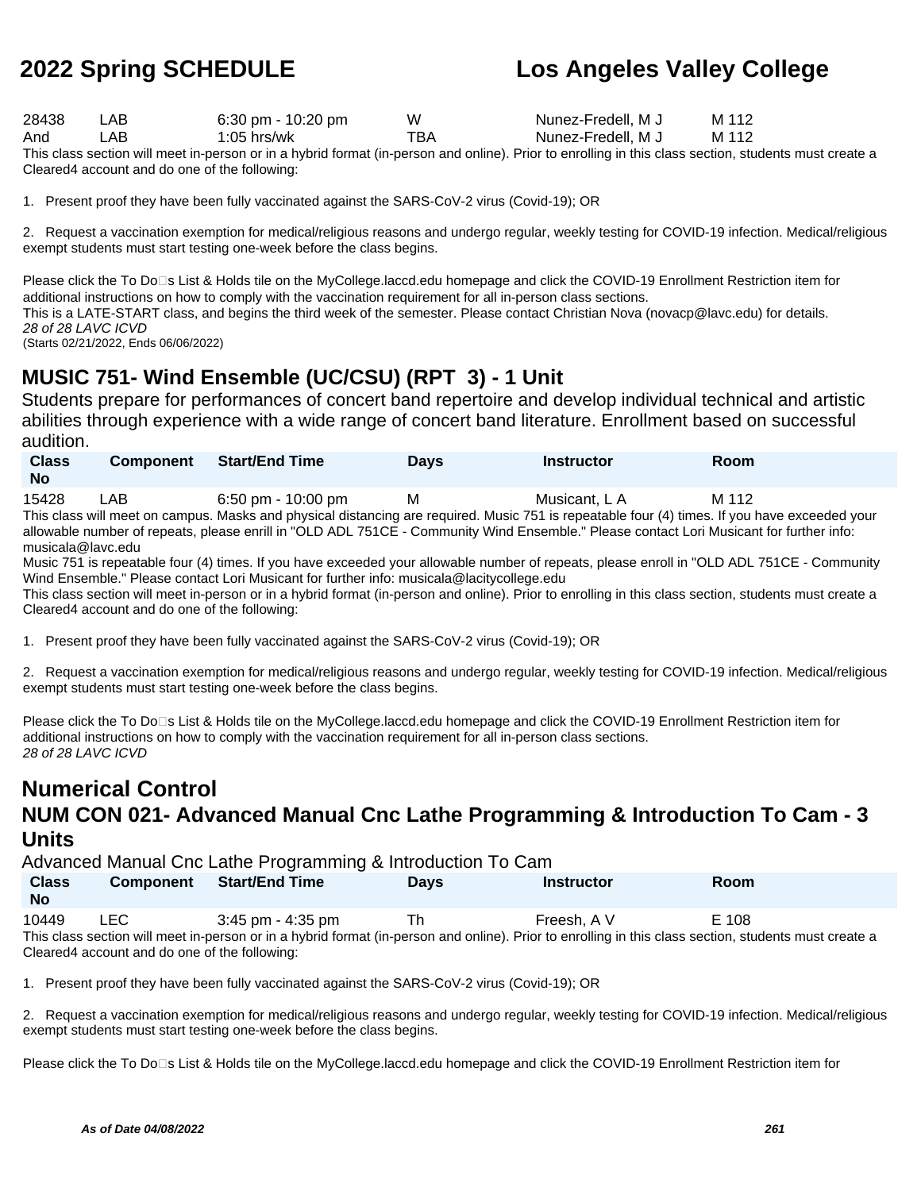| Class No | Component | Start/End Time | Days | Instructor | Room |
|---|---|---|---|---|---|
| 28438 | LAB | 6:30 pm - 10:20 pm | W | Nunez-Fredell, M J | M 112 |
| And | LAB | 1:05 hrs/wk | TBA | Nunez-Fredell, M J | M 112 |

This class section will meet in-person or in a hybrid format (in-person and online). Prior to enrolling in this class section, students must create a Cleared4 account and do one of the following:

1. Present proof they have been fully vaccinated against the SARS-CoV-2 virus (Covid-19); OR

2. Request a vaccination exemption for medical/religious reasons and undergo regular, weekly testing for COVID-19 infection. Medical/religious exempt students must start testing one-week before the class begins.

Please click the To Do□s List & Holds tile on the MyCollege.laccd.edu homepage and click the COVID-19 Enrollment Restriction item for additional instructions on how to comply with the vaccination requirement for all in-person class sections.
This is a LATE-START class, and begins the third week of the semester. Please contact Christian Nova (novacp@lavc.edu) for details.
*28 of 28 LAVC ICVD*
(Starts 02/21/2022, Ends 06/06/2022)

## MUSIC 751- Wind Ensemble (UC/CSU) (RPT 3) - 1 Unit

Students prepare for performances of concert band repertoire and develop individual technical and artistic abilities through experience with a wide range of concert band literature. Enrollment based on successful audition.

| Class No | Component | Start/End Time | Days | Instructor | Room |
|---|---|---|---|---|---|
| 15428 | LAB | 6:50 pm - 10:00 pm | M | Musicant, L A | M 112 |

This class will meet on campus. Masks and physical distancing are required. Music 751 is repeatable four (4) times. If you have exceeded your allowable number of repeats, please enrill in "OLD ADL 751CE - Community Wind Ensemble." Please contact Lori Musicant for further info: musicala@lavc.edu
Music 751 is repeatable four (4) times. If you have exceeded your allowable number of repeats, please enroll in "OLD ADL 751CE - Community Wind Ensemble." Please contact Lori Musicant for further info: musicala@lacitycollege.edu
This class section will meet in-person or in a hybrid format (in-person and online). Prior to enrolling in this class section, students must create a Cleared4 account and do one of the following:

1. Present proof they have been fully vaccinated against the SARS-CoV-2 virus (Covid-19); OR

2. Request a vaccination exemption for medical/religious reasons and undergo regular, weekly testing for COVID-19 infection. Medical/religious exempt students must start testing one-week before the class begins.

Please click the To Do□s List & Holds tile on the MyCollege.laccd.edu homepage and click the COVID-19 Enrollment Restriction item for additional instructions on how to comply with the vaccination requirement for all in-person class sections.
*28 of 28 LAVC ICVD*

# Numerical Control

## NUM CON 021- Advanced Manual Cnc Lathe Programming & Introduction To Cam - 3 Units

Advanced Manual Cnc Lathe Programming & Introduction To Cam

| Class No | Component | Start/End Time | Days | Instructor | Room |
|---|---|---|---|---|---|
| 10449 | LEC | 3:45 pm - 4:35 pm | Th | Freesh, A V | E 108 |

This class section will meet in-person or in a hybrid format (in-person and online). Prior to enrolling in this class section, students must create a Cleared4 account and do one of the following:

1. Present proof they have been fully vaccinated against the SARS-CoV-2 virus (Covid-19); OR

2. Request a vaccination exemption for medical/religious reasons and undergo regular, weekly testing for COVID-19 infection. Medical/religious exempt students must start testing one-week before the class begins.

Please click the To Do□s List & Holds tile on the MyCollege.laccd.edu homepage and click the COVID-19 Enrollment Restriction item for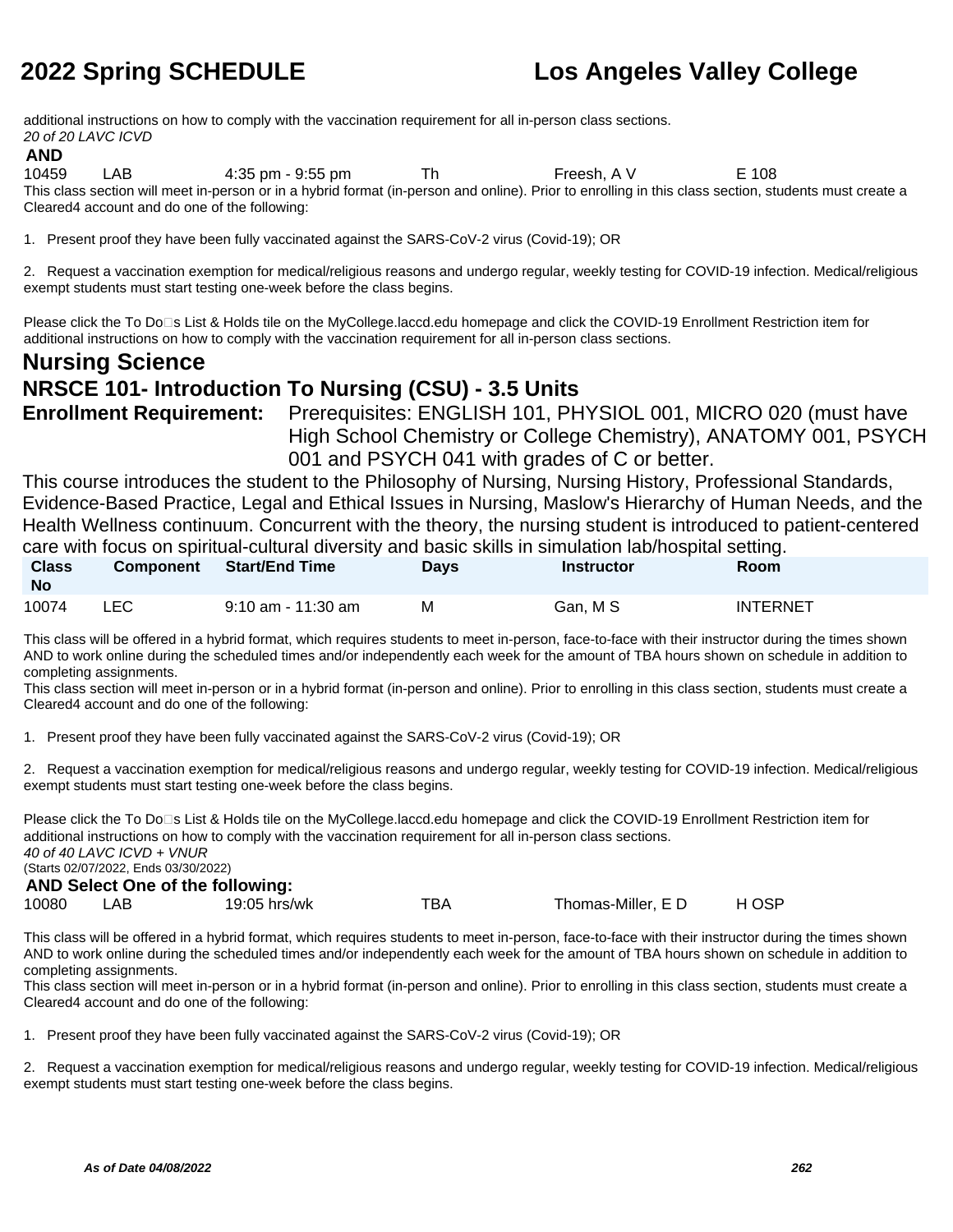additional instructions on how to comply with the vaccination requirement for all in-person class sections.
*20 of 20 LAVC ICVD*

**AND**

| | | | | | |
|---|---|---|---|---|---|
| 10459 | LAB | 4:35 pm - 9:55 pm | Th | Freesh, A V | E 108 |

This class section will meet in-person or in a hybrid format (in-person and online). Prior to enrolling in this class section, students must create a Cleared4 account and do one of the following:

1. Present proof they have been fully vaccinated against the SARS-CoV-2 virus (Covid-19); OR

2. Request a vaccination exemption for medical/religious reasons and undergo regular, weekly testing for COVID-19 infection. Medical/religious exempt students must start testing one-week before the class begins.

Please click the To Do□s List & Holds tile on the MyCollege.laccd.edu homepage and click the COVID-19 Enrollment Restriction item for additional instructions on how to comply with the vaccination requirement for all in-person class sections.

## Nursing Science

### NRSCE 101- Introduction To Nursing (CSU) - 3.5 Units

**Enrollment Requirement:** Prerequisites: ENGLISH 101, PHYSIOL 001, MICRO 020 (must have High School Chemistry or College Chemistry), ANATOMY 001, PSYCH 001 and PSYCH 041 with grades of C or better.

This course introduces the student to the Philosophy of Nursing, Nursing History, Professional Standards, Evidence-Based Practice, Legal and Ethical Issues in Nursing, Maslow's Hierarchy of Human Needs, and the Health Wellness continuum. Concurrent with the theory, the nursing student is introduced to patient-centered care with focus on spiritual-cultural diversity and basic skills in simulation lab/hospital setting.

| Class No | Component | Start/End Time | Days | Instructor | Room |
|---|---|---|---|---|---|
| 10074 | LEC | 9:10 am - 11:30 am | M | Gan, M S | INTERNET |

This class will be offered in a hybrid format, which requires students to meet in-person, face-to-face with their instructor during the times shown AND to work online during the scheduled times and/or independently each week for the amount of TBA hours shown on schedule in addition to completing assignments.
This class section will meet in-person or in a hybrid format (in-person and online). Prior to enrolling in this class section, students must create a Cleared4 account and do one of the following:

1. Present proof they have been fully vaccinated against the SARS-CoV-2 virus (Covid-19); OR

2. Request a vaccination exemption for medical/religious reasons and undergo regular, weekly testing for COVID-19 infection. Medical/religious exempt students must start testing one-week before the class begins.

Please click the To Do□s List & Holds tile on the MyCollege.laccd.edu homepage and click the COVID-19 Enrollment Restriction item for additional instructions on how to comply with the vaccination requirement for all in-person class sections.
*40 of 40 LAVC ICVD + VNUR*
(Starts 02/07/2022, Ends 03/30/2022)

**AND Select One of the following:**

| | | | | | |
|---|---|---|---|---|---|
| 10080 | LAB | 19:05 hrs/wk | TBA | Thomas-Miller, E D | H OSP |

This class will be offered in a hybrid format, which requires students to meet in-person, face-to-face with their instructor during the times shown AND to work online during the scheduled times and/or independently each week for the amount of TBA hours shown on schedule in addition to completing assignments.
This class section will meet in-person or in a hybrid format (in-person and online). Prior to enrolling in this class section, students must create a Cleared4 account and do one of the following:

1. Present proof they have been fully vaccinated against the SARS-CoV-2 virus (Covid-19); OR

2. Request a vaccination exemption for medical/religious reasons and undergo regular, weekly testing for COVID-19 infection. Medical/religious exempt students must start testing one-week before the class begins.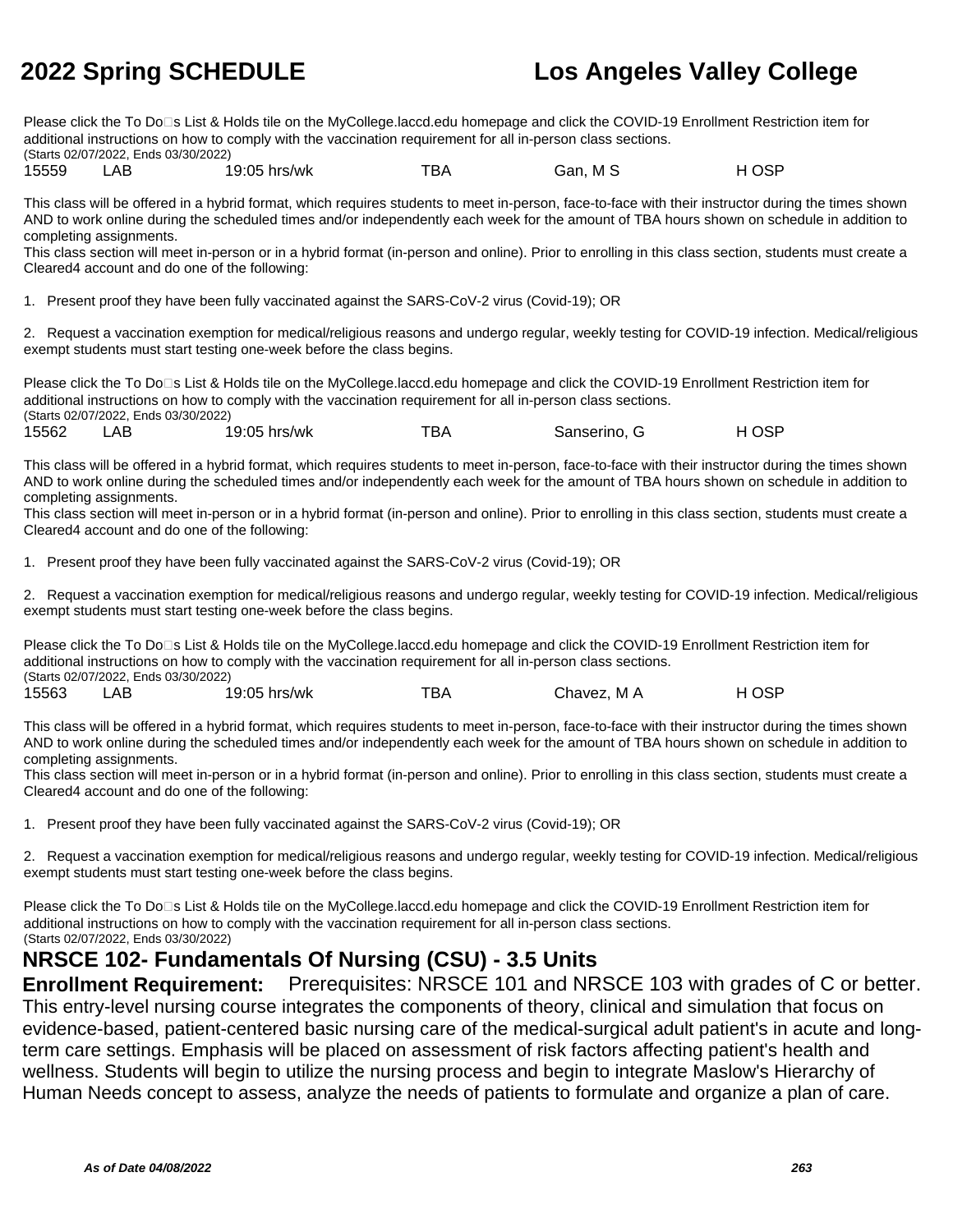Please click the To Do□s List & Holds tile on the MyCollege.laccd.edu homepage and click the COVID-19 Enrollment Restriction item for additional instructions on how to comply with the vaccination requirement for all in-person class sections.
(Starts 02/07/2022, Ends 03/30/2022)

| 15559 | LAB | 19:05 hrs/wk | TBA | Gan, M S | H OSP |
|---|---|---|---|---|---|

This class will be offered in a hybrid format, which requires students to meet in-person, face-to-face with their instructor during the times shown AND to work online during the scheduled times and/or independently each week for the amount of TBA hours shown on schedule in addition to completing assignments.
This class section will meet in-person or in a hybrid format (in-person and online). Prior to enrolling in this class section, students must create a Cleared4 account and do one of the following:

1. Present proof they have been fully vaccinated against the SARS-CoV-2 virus (Covid-19); OR

2. Request a vaccination exemption for medical/religious reasons and undergo regular, weekly testing for COVID-19 infection. Medical/religious exempt students must start testing one-week before the class begins.

Please click the To Do□s List & Holds tile on the MyCollege.laccd.edu homepage and click the COVID-19 Enrollment Restriction item for additional instructions on how to comply with the vaccination requirement for all in-person class sections.
(Starts 02/07/2022, Ends 03/30/2022)

| 15562 | LAB | 19:05 hrs/wk | TBA | Sanserino, G | H OSP |
|---|---|---|---|---|---|

This class will be offered in a hybrid format, which requires students to meet in-person, face-to-face with their instructor during the times shown AND to work online during the scheduled times and/or independently each week for the amount of TBA hours shown on schedule in addition to completing assignments.
This class section will meet in-person or in a hybrid format (in-person and online). Prior to enrolling in this class section, students must create a Cleared4 account and do one of the following:

1. Present proof they have been fully vaccinated against the SARS-CoV-2 virus (Covid-19); OR

2. Request a vaccination exemption for medical/religious reasons and undergo regular, weekly testing for COVID-19 infection. Medical/religious exempt students must start testing one-week before the class begins.

Please click the To Do□s List & Holds tile on the MyCollege.laccd.edu homepage and click the COVID-19 Enrollment Restriction item for additional instructions on how to comply with the vaccination requirement for all in-person class sections.
(Starts 02/07/2022, Ends 03/30/2022)

| 15563 | LAB | 19:05 hrs/wk | TBA | Chavez, M A | H OSP |
|---|---|---|---|---|---|

This class will be offered in a hybrid format, which requires students to meet in-person, face-to-face with their instructor during the times shown AND to work online during the scheduled times and/or independently each week for the amount of TBA hours shown on schedule in addition to completing assignments.
This class section will meet in-person or in a hybrid format (in-person and online). Prior to enrolling in this class section, students must create a Cleared4 account and do one of the following:

1. Present proof they have been fully vaccinated against the SARS-CoV-2 virus (Covid-19); OR

2. Request a vaccination exemption for medical/religious reasons and undergo regular, weekly testing for COVID-19 infection. Medical/religious exempt students must start testing one-week before the class begins.

Please click the To Do□s List & Holds tile on the MyCollege.laccd.edu homepage and click the COVID-19 Enrollment Restriction item for additional instructions on how to comply with the vaccination requirement for all in-person class sections.
(Starts 02/07/2022, Ends 03/30/2022)

## NRSCE 102- Fundamentals Of Nursing (CSU) - 3.5 Units

**Enrollment Requirement:** Prerequisites: NRSCE 101 and NRSCE 103 with grades of C or better.
This entry-level nursing course integrates the components of theory, clinical and simulation that focus on evidence-based, patient-centered basic nursing care of the medical-surgical adult patient's in acute and long-term care settings. Emphasis will be placed on assessment of risk factors affecting patient's health and wellness. Students will begin to utilize the nursing process and begin to integrate Maslow's Hierarchy of Human Needs concept to assess, analyze the needs of patients to formulate and organize a plan of care.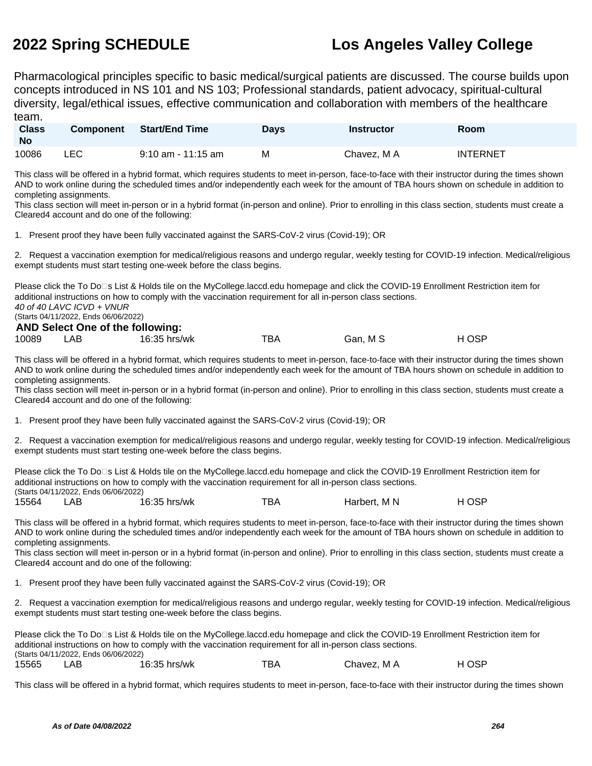Pharmacological principles specific to basic medical/surgical patients are discussed. The course builds upon concepts introduced in NS 101 and NS 103; Professional standards, patient advocacy, spiritual-cultural diversity, legal/ethical issues, effective communication and collaboration with members of the healthcare team.

| Class No | Component | Start/End Time | Days | Instructor | Room |
|---|---|---|---|---|---|
| 10086 | LEC | 9:10 am - 11:15 am | M | Chavez, M A | INTERNET |

This class will be offered in a hybrid format, which requires students to meet in-person, face-to-face with their instructor during the times shown AND to work online during the scheduled times and/or independently each week for the amount of TBA hours shown on schedule in addition to completing assignments.
This class section will meet in-person or in a hybrid format (in-person and online). Prior to enrolling in this class section, students must create a Cleared4 account and do one of the following:

1. Present proof they have been fully vaccinated against the SARS-CoV-2 virus (Covid-19); OR

2. Request a vaccination exemption for medical/religious reasons and undergo regular, weekly testing for COVID-19 infection. Medical/religious exempt students must start testing one-week before the class begins.

Please click the To Do□s List & Holds tile on the MyCollege.laccd.edu homepage and click the COVID-19 Enrollment Restriction item for additional instructions on how to comply with the vaccination requirement for all in-person class sections.
*40 of 40 LAVC ICVD + VNUR*
(Starts 04/11/2022, Ends 06/06/2022)

**AND Select One of the following:**

| Class No | Component | Start/End Time | Days | Instructor | Room |
|---|---|---|---|---|---|
| 10089 | LAB | 16:35 hrs/wk | TBA | Gan, M S | H OSP |

This class will be offered in a hybrid format, which requires students to meet in-person, face-to-face with their instructor during the times shown AND to work online during the scheduled times and/or independently each week for the amount of TBA hours shown on schedule in addition to completing assignments.
This class section will meet in-person or in a hybrid format (in-person and online). Prior to enrolling in this class section, students must create a Cleared4 account and do one of the following:

1. Present proof they have been fully vaccinated against the SARS-CoV-2 virus (Covid-19); OR

2. Request a vaccination exemption for medical/religious reasons and undergo regular, weekly testing for COVID-19 infection. Medical/religious exempt students must start testing one-week before the class begins.

Please click the To Do□s List & Holds tile on the MyCollege.laccd.edu homepage and click the COVID-19 Enrollment Restriction item for additional instructions on how to comply with the vaccination requirement for all in-person class sections.
(Starts 04/11/2022, Ends 06/06/2022)

| Class No | Component | Start/End Time | Days | Instructor | Room |
|---|---|---|---|---|---|
| 15564 | LAB | 16:35 hrs/wk | TBA | Harbert, M N | H OSP |

This class will be offered in a hybrid format, which requires students to meet in-person, face-to-face with their instructor during the times shown AND to work online during the scheduled times and/or independently each week for the amount of TBA hours shown on schedule in addition to completing assignments.
This class section will meet in-person or in a hybrid format (in-person and online). Prior to enrolling in this class section, students must create a Cleared4 account and do one of the following:

1. Present proof they have been fully vaccinated against the SARS-CoV-2 virus (Covid-19); OR

2. Request a vaccination exemption for medical/religious reasons and undergo regular, weekly testing for COVID-19 infection. Medical/religious exempt students must start testing one-week before the class begins.

Please click the To Do□s List & Holds tile on the MyCollege.laccd.edu homepage and click the COVID-19 Enrollment Restriction item for additional instructions on how to comply with the vaccination requirement for all in-person class sections.
(Starts 04/11/2022, Ends 06/06/2022)

| Class No | Component | Start/End Time | Days | Instructor | Room |
|---|---|---|---|---|---|
| 15565 | LAB | 16:35 hrs/wk | TBA | Chavez, M A | H OSP |

This class will be offered in a hybrid format, which requires students to meet in-person, face-to-face with their instructor during the times shown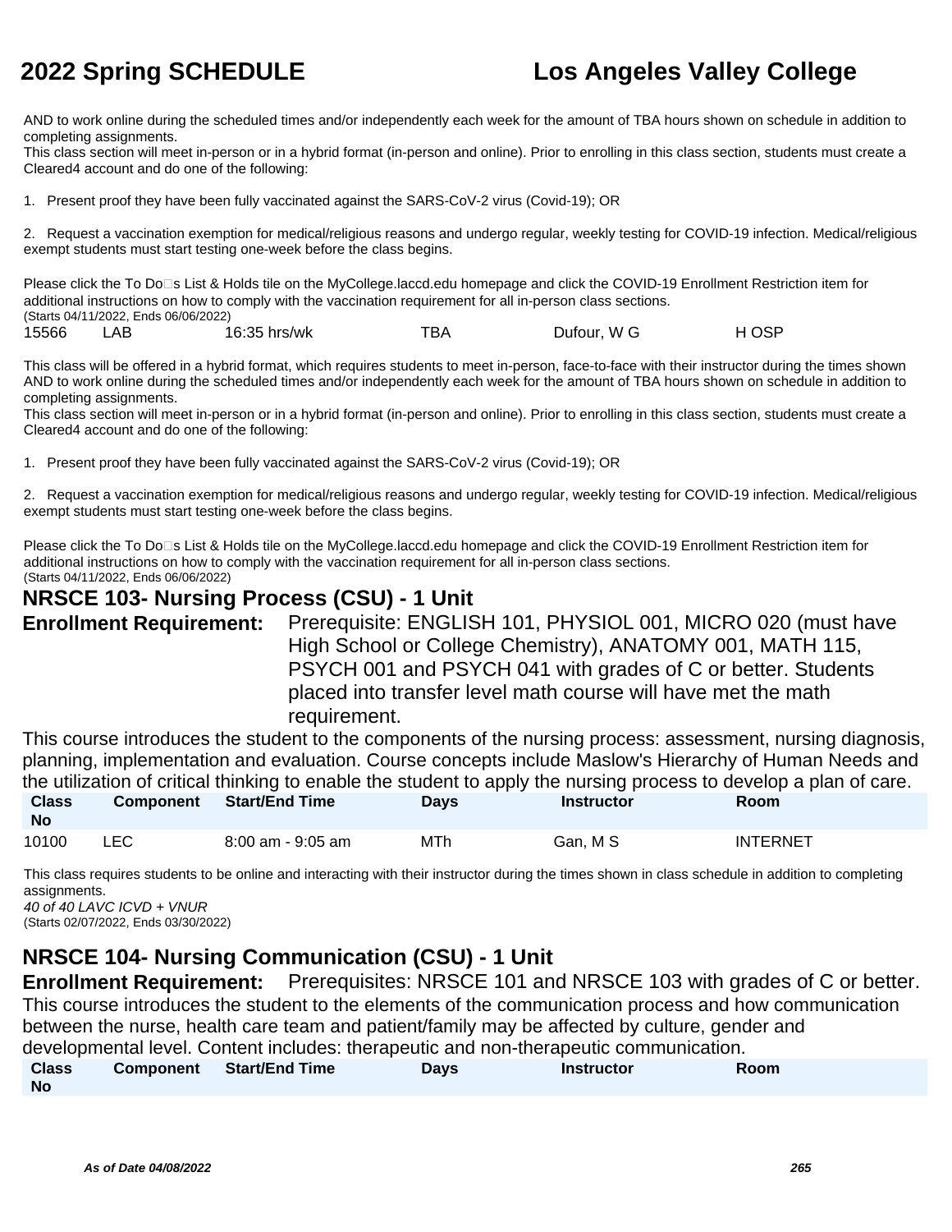AND to work online during the scheduled times and/or independently each week for the amount of TBA hours shown on schedule in addition to completing assignments.
This class section will meet in-person or in a hybrid format (in-person and online). Prior to enrolling in this class section, students must create a Cleared4 account and do one of the following:

1. Present proof they have been fully vaccinated against the SARS-CoV-2 virus (Covid-19); OR

2. Request a vaccination exemption for medical/religious reasons and undergo regular, weekly testing for COVID-19 infection. Medical/religious exempt students must start testing one-week before the class begins.

Please click the To Do□s List & Holds tile on the MyCollege.laccd.edu homepage and click the COVID-19 Enrollment Restriction item for additional instructions on how to comply with the vaccination requirement for all in-person class sections.
(Starts 04/11/2022, Ends 06/06/2022)

| | | | | | |
|---|---|---|---|---|---|
| 15566 | LAB | 16:35 hrs/wk | TBA | Dufour, W G | H OSP |

This class will be offered in a hybrid format, which requires students to meet in-person, face-to-face with their instructor during the times shown AND to work online during the scheduled times and/or independently each week for the amount of TBA hours shown on schedule in addition to completing assignments.
This class section will meet in-person or in a hybrid format (in-person and online). Prior to enrolling in this class section, students must create a Cleared4 account and do one of the following:

1. Present proof they have been fully vaccinated against the SARS-CoV-2 virus (Covid-19); OR

2. Request a vaccination exemption for medical/religious reasons and undergo regular, weekly testing for COVID-19 infection. Medical/religious exempt students must start testing one-week before the class begins.

Please click the To Do□s List & Holds tile on the MyCollege.laccd.edu homepage and click the COVID-19 Enrollment Restriction item for additional instructions on how to comply with the vaccination requirement for all in-person class sections.
(Starts 04/11/2022, Ends 06/06/2022)

## NRSCE 103- Nursing Process (CSU) - 1 Unit

**Enrollment Requirement:** Prerequisite: ENGLISH 101, PHYSIOL 001, MICRO 020 (must have High School or College Chemistry), ANATOMY 001, MATH 115, PSYCH 001 and PSYCH 041 with grades of C or better. Students placed into transfer level math course will have met the math requirement.

This course introduces the student to the components of the nursing process: assessment, nursing diagnosis, planning, implementation and evaluation. Course concepts include Maslow's Hierarchy of Human Needs and the utilization of critical thinking to enable the student to apply the nursing process to develop a plan of care.

| Class No | Component | Start/End Time | Days | Instructor | Room |
|---|---|---|---|---|---|
| 10100 | LEC | 8:00 am - 9:05 am | MTh | Gan, M S | INTERNET |

This class requires students to be online and interacting with their instructor during the times shown in class schedule in addition to completing assignments.
*40 of 40 LAVC ICVD + VNUR*
(Starts 02/07/2022, Ends 03/30/2022)

## NRSCE 104- Nursing Communication (CSU) - 1 Unit

**Enrollment Requirement:** Prerequisites: NRSCE 101 and NRSCE 103 with grades of C or better.

This course introduces the student to the elements of the communication process and how communication between the nurse, health care team and patient/family may be affected by culture, gender and developmental level. Content includes: therapeutic and non-therapeutic communication.

| Class No | Component | Start/End Time | Days | Instructor | Room |
|---|---|---|---|---|---|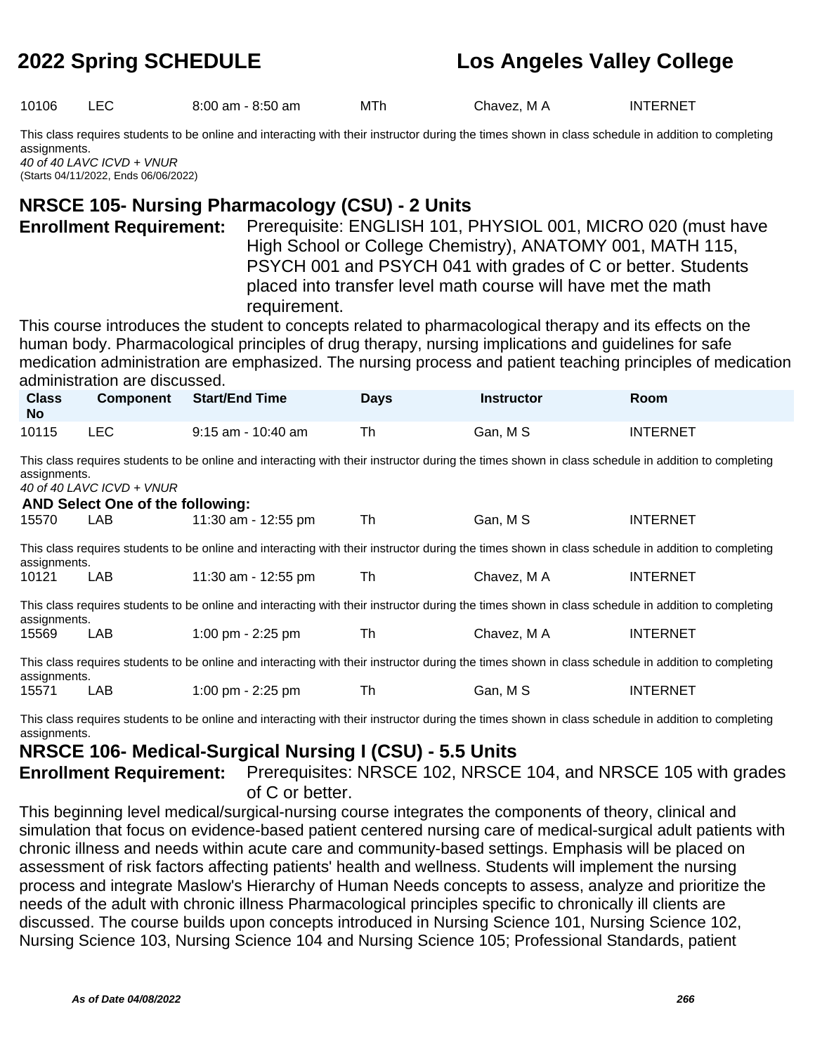| Class No | Component | Start/End Time | Days | Instructor | Room |
|---|---|---|---|---|---|
| 10106 | LEC | 8:00 am - 8:50 am | MTh | Chavez, M A | INTERNET |

This class requires students to be online and interacting with their instructor during the times shown in class schedule in addition to completing assignments.
*40 of 40 LAVC ICVD + VNUR*
(Starts 04/11/2022, Ends 06/06/2022)

## NRSCE 105- Nursing Pharmacology (CSU) - 2 Units

**Enrollment Requirement:** Prerequisite: ENGLISH 101, PHYSIOL 001, MICRO 020 (must have High School or College Chemistry), ANATOMY 001, MATH 115, PSYCH 001 and PSYCH 041 with grades of C or better. Students placed into transfer level math course will have met the math requirement.

This course introduces the student to concepts related to pharmacological therapy and its effects on the human body. Pharmacological principles of drug therapy, nursing implications and guidelines for safe medication administration are emphasized. The nursing process and patient teaching principles of medication administration are discussed.

| Class No | Component | Start/End Time | Days | Instructor | Room |
|---|---|---|---|---|---|
| 10115 | LEC | 9:15 am - 10:40 am | Th | Gan, M S | INTERNET |

This class requires students to be online and interacting with their instructor during the times shown in class schedule in addition to completing assignments.
*40 of 40 LAVC ICVD + VNUR*

**AND Select One of the following:**

| Class No | Component | Start/End Time | Days | Instructor | Room |
|---|---|---|---|---|---|
| 15570 | LAB | 11:30 am - 12:55 pm | Th | Gan, M S | INTERNET |

This class requires students to be online and interacting with their instructor during the times shown in class schedule in addition to completing assignments.

| Class No | Component | Start/End Time | Days | Instructor | Room |
|---|---|---|---|---|---|
| 10121 | LAB | 11:30 am - 12:55 pm | Th | Chavez, M A | INTERNET |

This class requires students to be online and interacting with their instructor during the times shown in class schedule in addition to completing assignments.

| Class No | Component | Start/End Time | Days | Instructor | Room |
|---|---|---|---|---|---|
| 15569 | LAB | 1:00 pm - 2:25 pm | Th | Chavez, M A | INTERNET |

This class requires students to be online and interacting with their instructor during the times shown in class schedule in addition to completing assignments.

| Class No | Component | Start/End Time | Days | Instructor | Room |
|---|---|---|---|---|---|
| 15571 | LAB | 1:00 pm - 2:25 pm | Th | Gan, M S | INTERNET |

This class requires students to be online and interacting with their instructor during the times shown in class schedule in addition to completing assignments.

## NRSCE 106- Medical-Surgical Nursing I (CSU) - 5.5 Units

**Enrollment Requirement:** Prerequisites: NRSCE 102, NRSCE 104, and NRSCE 105 with grades of C or better.

This beginning level medical/surgical-nursing course integrates the components of theory, clinical and simulation that focus on evidence-based patient centered nursing care of medical-surgical adult patients with chronic illness and needs within acute care and community-based settings. Emphasis will be placed on assessment of risk factors affecting patients' health and wellness. Students will implement the nursing process and integrate Maslow's Hierarchy of Human Needs concepts to assess, analyze and prioritize the needs of the adult with chronic illness Pharmacological principles specific to chronically ill clients are discussed. The course builds upon concepts introduced in Nursing Science 101, Nursing Science 102, Nursing Science 103, Nursing Science 104 and Nursing Science 105; Professional Standards, patient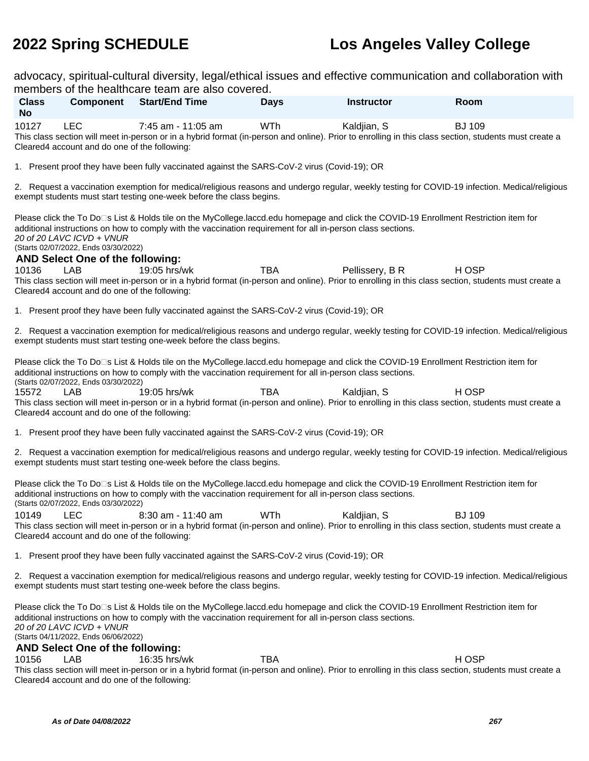advocacy, spiritual-cultural diversity, legal/ethical issues and effective communication and collaboration with members of the healthcare team are also covered.

| Class No | Component | Start/End Time | Days | Instructor | Room |
|---|---|---|---|---|---|
| 10127 | LEC | 7:45 am - 11:05 am | WTh | Kaldjian, S | BJ 109 |

This class section will meet in-person or in a hybrid format (in-person and online). Prior to enrolling in this class section, students must create a Cleared4 account and do one of the following:

1. Present proof they have been fully vaccinated against the SARS-CoV-2 virus (Covid-19); OR

2. Request a vaccination exemption for medical/religious reasons and undergo regular, weekly testing for COVID-19 infection. Medical/religious exempt students must start testing one-week before the class begins.

Please click the To Do□s List & Holds tile on the MyCollege.laccd.edu homepage and click the COVID-19 Enrollment Restriction item for additional instructions on how to comply with the vaccination requirement for all in-person class sections.

*20 of 20 LAVC ICVD + VNUR*

(Starts 02/07/2022, Ends 03/30/2022)

**AND Select One of the following:**

| Class No | Component | Start/End Time | Days | Instructor | Room |
|---|---|---|---|---|---|
| 10136 | LAB | 19:05 hrs/wk | TBA | Pellissery, B R | H OSP |

This class section will meet in-person or in a hybrid format (in-person and online). Prior to enrolling in this class section, students must create a Cleared4 account and do one of the following:

1. Present proof they have been fully vaccinated against the SARS-CoV-2 virus (Covid-19); OR

2. Request a vaccination exemption for medical/religious reasons and undergo regular, weekly testing for COVID-19 infection. Medical/religious exempt students must start testing one-week before the class begins.

Please click the To Do□s List & Holds tile on the MyCollege.laccd.edu homepage and click the COVID-19 Enrollment Restriction item for additional instructions on how to comply with the vaccination requirement for all in-person class sections.

(Starts 02/07/2022, Ends 03/30/2022)

| Class No | Component | Start/End Time | Days | Instructor | Room |
|---|---|---|---|---|---|
| 15572 | LAB | 19:05 hrs/wk | TBA | Kaldjian, S | H OSP |

This class section will meet in-person or in a hybrid format (in-person and online). Prior to enrolling in this class section, students must create a Cleared4 account and do one of the following:

1. Present proof they have been fully vaccinated against the SARS-CoV-2 virus (Covid-19); OR

2. Request a vaccination exemption for medical/religious reasons and undergo regular, weekly testing for COVID-19 infection. Medical/religious exempt students must start testing one-week before the class begins.

Please click the To Do□s List & Holds tile on the MyCollege.laccd.edu homepage and click the COVID-19 Enrollment Restriction item for additional instructions on how to comply with the vaccination requirement for all in-person class sections.

(Starts 02/07/2022, Ends 03/30/2022)

| Class No | Component | Start/End Time | Days | Instructor | Room |
|---|---|---|---|---|---|
| 10149 | LEC | 8:30 am - 11:40 am | WTh | Kaldjian, S | BJ 109 |

This class section will meet in-person or in a hybrid format (in-person and online). Prior to enrolling in this class section, students must create a Cleared4 account and do one of the following:

1. Present proof they have been fully vaccinated against the SARS-CoV-2 virus (Covid-19); OR

2. Request a vaccination exemption for medical/religious reasons and undergo regular, weekly testing for COVID-19 infection. Medical/religious exempt students must start testing one-week before the class begins.

Please click the To Do□s List & Holds tile on the MyCollege.laccd.edu homepage and click the COVID-19 Enrollment Restriction item for additional instructions on how to comply with the vaccination requirement for all in-person class sections.

*20 of 20 LAVC ICVD + VNUR*

(Starts 04/11/2022, Ends 06/06/2022)

**AND Select One of the following:**

| Class No | Component | Start/End Time | Days | Instructor | Room |
|---|---|---|---|---|---|
| 10156 | LAB | 16:35 hrs/wk | TBA | | H OSP |

This class section will meet in-person or in a hybrid format (in-person and online). Prior to enrolling in this class section, students must create a Cleared4 account and do one of the following: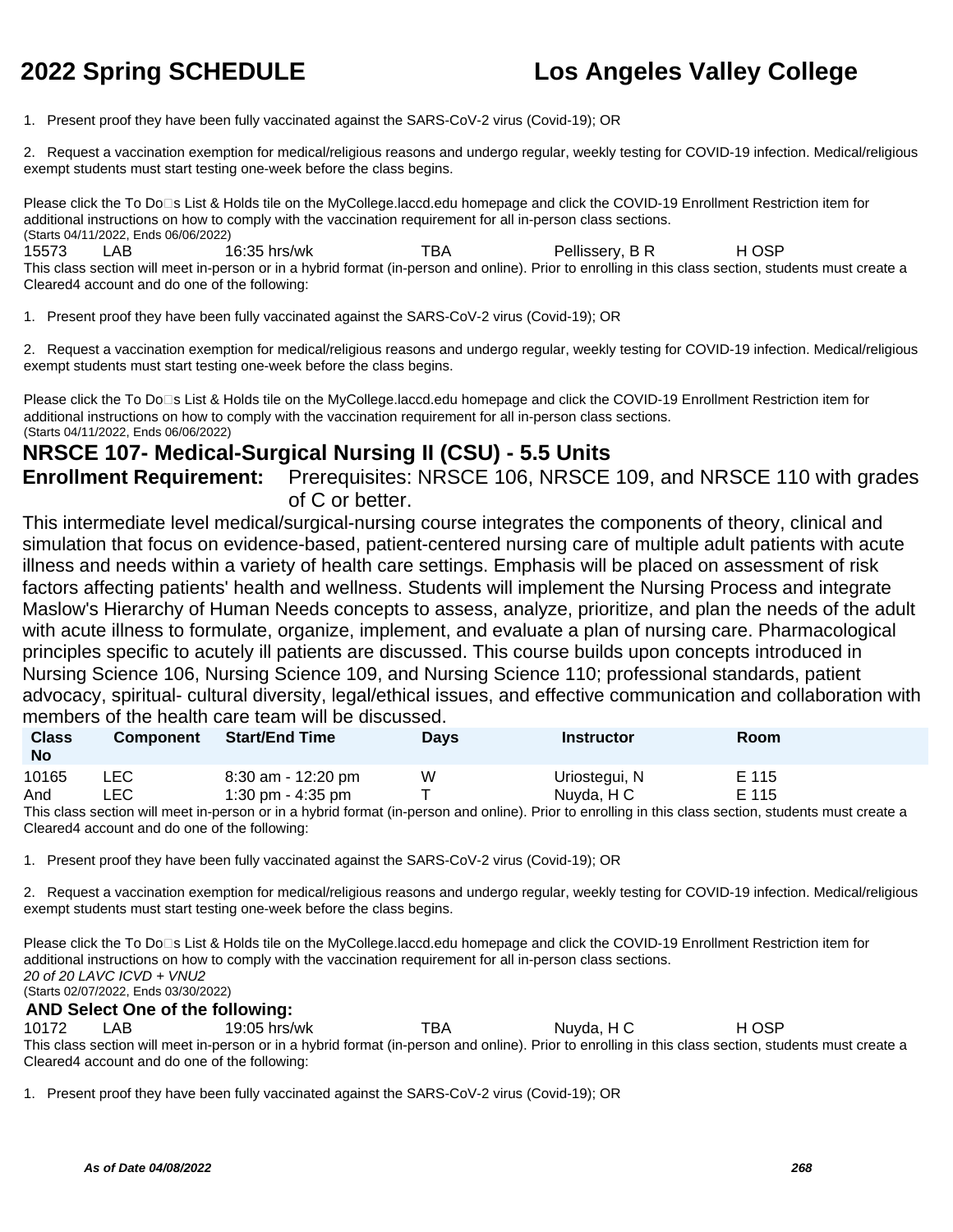1. Present proof they have been fully vaccinated against the SARS-CoV-2 virus (Covid-19); OR

2. Request a vaccination exemption for medical/religious reasons and undergo regular, weekly testing for COVID-19 infection. Medical/religious exempt students must start testing one-week before the class begins.

Please click the To Do□s List & Holds tile on the MyCollege.laccd.edu homepage and click the COVID-19 Enrollment Restriction item for additional instructions on how to comply with the vaccination requirement for all in-person class sections.
(Starts 04/11/2022, Ends 06/06/2022)

| 15573 | LAB | 16:35 hrs/wk | TBA | Pellissery, B R | H OSP |
|---|---|---|---|---|---|

This class section will meet in-person or in a hybrid format (in-person and online). Prior to enrolling in this class section, students must create a Cleared4 account and do one of the following:

1. Present proof they have been fully vaccinated against the SARS-CoV-2 virus (Covid-19); OR

2. Request a vaccination exemption for medical/religious reasons and undergo regular, weekly testing for COVID-19 infection. Medical/religious exempt students must start testing one-week before the class begins.

Please click the To Do□s List & Holds tile on the MyCollege.laccd.edu homepage and click the COVID-19 Enrollment Restriction item for additional instructions on how to comply with the vaccination requirement for all in-person class sections.
(Starts 04/11/2022, Ends 06/06/2022)

## NRSCE 107- Medical-Surgical Nursing II (CSU) - 5.5 Units

**Enrollment Requirement:** Prerequisites: NRSCE 106, NRSCE 109, and NRSCE 110 with grades of C or better.

This intermediate level medical/surgical-nursing course integrates the components of theory, clinical and simulation that focus on evidence-based, patient-centered nursing care of multiple adult patients with acute illness and needs within a variety of health care settings. Emphasis will be placed on assessment of risk factors affecting patients' health and wellness. Students will implement the Nursing Process and integrate Maslow's Hierarchy of Human Needs concepts to assess, analyze, prioritize, and plan the needs of the adult with acute illness to formulate, organize, implement, and evaluate a plan of nursing care. Pharmacological principles specific to acutely ill patients are discussed. This course builds upon concepts introduced in Nursing Science 106, Nursing Science 109, and Nursing Science 110; professional standards, patient advocacy, spiritual- cultural diversity, legal/ethical issues, and effective communication and collaboration with members of the health care team will be discussed.

| Class No | Component | Start/End Time | Days | Instructor | Room |
|---|---|---|---|---|---|
| 10165 | LEC | 8:30 am - 12:20 pm | W | Uriostegui, N | E 115 |
| And | LEC | 1:30 pm - 4:35 pm | T | Nuyda, H C | E 115 |

This class section will meet in-person or in a hybrid format (in-person and online). Prior to enrolling in this class section, students must create a Cleared4 account and do one of the following:

1. Present proof they have been fully vaccinated against the SARS-CoV-2 virus (Covid-19); OR

2. Request a vaccination exemption for medical/religious reasons and undergo regular, weekly testing for COVID-19 infection. Medical/religious exempt students must start testing one-week before the class begins.

Please click the To Do□s List & Holds tile on the MyCollege.laccd.edu homepage and click the COVID-19 Enrollment Restriction item for additional instructions on how to comply with the vaccination requirement for all in-person class sections.
*20 of 20 LAVC ICVD + VNU2*
(Starts 02/07/2022, Ends 03/30/2022)

**AND Select One of the following:**

| 10172 | LAB | 19:05 hrs/wk | TBA | Nuyda, H C | H OSP |
|---|---|---|---|---|---|

This class section will meet in-person or in a hybrid format (in-person and online). Prior to enrolling in this class section, students must create a Cleared4 account and do one of the following:

1. Present proof they have been fully vaccinated against the SARS-CoV-2 virus (Covid-19); OR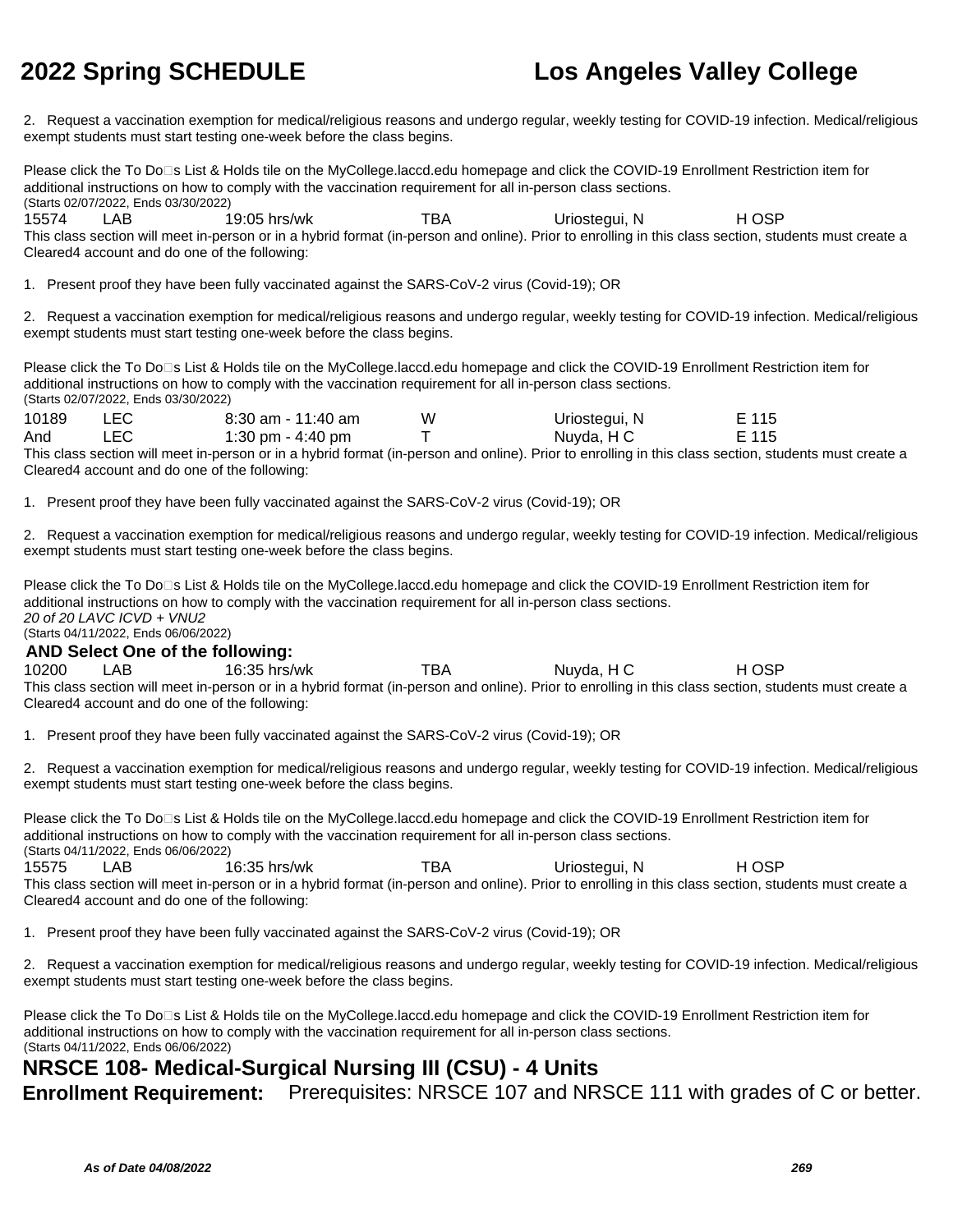2. Request a vaccination exemption for medical/religious reasons and undergo regular, weekly testing for COVID-19 infection. Medical/religious exempt students must start testing one-week before the class begins.

Please click the To Do□s List & Holds tile on the MyCollege.laccd.edu homepage and click the COVID-19 Enrollment Restriction item for additional instructions on how to comply with the vaccination requirement for all in-person class sections.
(Starts 02/07/2022, Ends 03/30/2022)

| | | | | | |
|---|---|---|---|---|---|
| 15574 | LAB | 19:05 hrs/wk | TBA | Uriostegui, N | H OSP |

This class section will meet in-person or in a hybrid format (in-person and online). Prior to enrolling in this class section, students must create a Cleared4 account and do one of the following:

1. Present proof they have been fully vaccinated against the SARS-CoV-2 virus (Covid-19); OR

2. Request a vaccination exemption for medical/religious reasons and undergo regular, weekly testing for COVID-19 infection. Medical/religious exempt students must start testing one-week before the class begins.

Please click the To Do□s List & Holds tile on the MyCollege.laccd.edu homepage and click the COVID-19 Enrollment Restriction item for additional instructions on how to comply with the vaccination requirement for all in-person class sections.
(Starts 02/07/2022, Ends 03/30/2022)

| | | | | | |
|---|---|---|---|---|---|
| 10189 | LEC | 8:30 am - 11:40 am | W | Uriostegui, N | E 115 |
| And | LEC | 1:30 pm - 4:40 pm | T | Nuyda, H C | E 115 |

This class section will meet in-person or in a hybrid format (in-person and online). Prior to enrolling in this class section, students must create a Cleared4 account and do one of the following:

1. Present proof they have been fully vaccinated against the SARS-CoV-2 virus (Covid-19); OR

2. Request a vaccination exemption for medical/religious reasons and undergo regular, weekly testing for COVID-19 infection. Medical/religious exempt students must start testing one-week before the class begins.

Please click the To Do□s List & Holds tile on the MyCollege.laccd.edu homepage and click the COVID-19 Enrollment Restriction item for additional instructions on how to comply with the vaccination requirement for all in-person class sections.
*20 of 20 LAVC ICVD + VNU2*
(Starts 04/11/2022, Ends 06/06/2022)

**AND Select One of the following:**

| | | | | | |
|---|---|---|---|---|---|
| 10200 | LAB | 16:35 hrs/wk | TBA | Nuyda, H C | H OSP |

This class section will meet in-person or in a hybrid format (in-person and online). Prior to enrolling in this class section, students must create a Cleared4 account and do one of the following:

1. Present proof they have been fully vaccinated against the SARS-CoV-2 virus (Covid-19); OR

2. Request a vaccination exemption for medical/religious reasons and undergo regular, weekly testing for COVID-19 infection. Medical/religious exempt students must start testing one-week before the class begins.

Please click the To Do□s List & Holds tile on the MyCollege.laccd.edu homepage and click the COVID-19 Enrollment Restriction item for additional instructions on how to comply with the vaccination requirement for all in-person class sections.
(Starts 04/11/2022, Ends 06/06/2022)

| | | | | | |
|---|---|---|---|---|---|
| 15575 | LAB | 16:35 hrs/wk | TBA | Uriostegui, N | H OSP |

This class section will meet in-person or in a hybrid format (in-person and online). Prior to enrolling in this class section, students must create a Cleared4 account and do one of the following:

1. Present proof they have been fully vaccinated against the SARS-CoV-2 virus (Covid-19); OR

2. Request a vaccination exemption for medical/religious reasons and undergo regular, weekly testing for COVID-19 infection. Medical/religious exempt students must start testing one-week before the class begins.

Please click the To Do□s List & Holds tile on the MyCollege.laccd.edu homepage and click the COVID-19 Enrollment Restriction item for additional instructions on how to comply with the vaccination requirement for all in-person class sections.
(Starts 04/11/2022, Ends 06/06/2022)

## NRSCE 108- Medical-Surgical Nursing III (CSU) - 4 Units

**Enrollment Requirement:** Prerequisites: NRSCE 107 and NRSCE 111 with grades of C or better.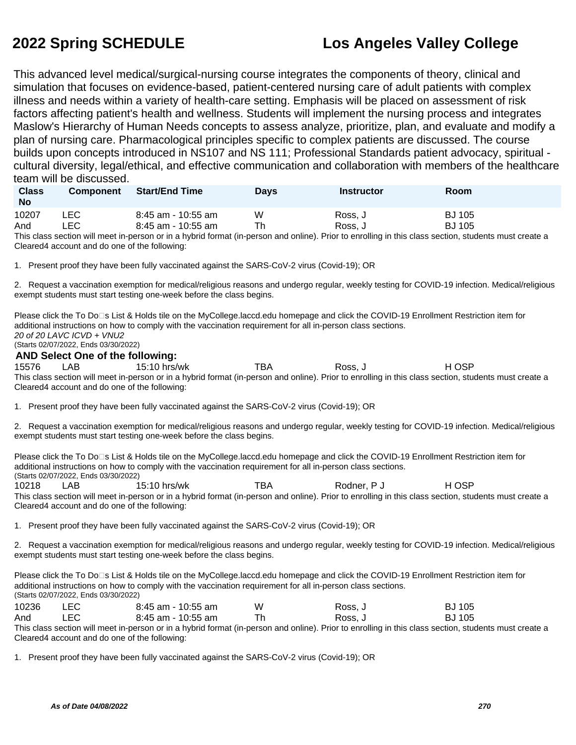# 2022 Spring SCHEDULE — Los Angeles Valley College

This advanced level medical/surgical-nursing course integrates the components of theory, clinical and simulation that focuses on evidence-based, patient-centered nursing care of adult patients with complex illness and needs within a variety of health-care setting. Emphasis will be placed on assessment of risk factors affecting patient's health and wellness. Students will implement the nursing process and integrates Maslow's Hierarchy of Human Needs concepts to assess analyze, prioritize, plan, and evaluate and modify a plan of nursing care. Pharmacological principles specific to complex patients are discussed. The course builds upon concepts introduced in NS107 and NS 111; Professional Standards patient advocacy, spiritual - cultural diversity, legal/ethical, and effective communication and collaboration with members of the healthcare team will be discussed.

| Class No | Component | Start/End Time | Days | Instructor | Room |
|---|---|---|---|---|---|
| 10207 | LEC | 8:45 am - 10:55 am | W | Ross, J | BJ 105 |
| And | LEC | 8:45 am - 10:55 am | Th | Ross, J | BJ 105 |

This class section will meet in-person or in a hybrid format (in-person and online). Prior to enrolling in this class section, students must create a Cleared4 account and do one of the following:

1. Present proof they have been fully vaccinated against the SARS-CoV-2 virus (Covid-19); OR

2. Request a vaccination exemption for medical/religious reasons and undergo regular, weekly testing for COVID-19 infection. Medical/religious exempt students must start testing one-week before the class begins.

Please click the To Do□s List & Holds tile on the MyCollege.laccd.edu homepage and click the COVID-19 Enrollment Restriction item for additional instructions on how to comply with the vaccination requirement for all in-person class sections.

*20 of 20 LAVC ICVD + VNU2*

(Starts 02/07/2022, Ends 03/30/2022)

**AND Select One of the following:**

| Class No | Component | Start/End Time | Days | Instructor | Room |
|---|---|---|---|---|---|
| 15576 | LAB | 15:10 hrs/wk | TBA | Ross, J | H OSP |

This class section will meet in-person or in a hybrid format (in-person and online). Prior to enrolling in this class section, students must create a Cleared4 account and do one of the following:

1. Present proof they have been fully vaccinated against the SARS-CoV-2 virus (Covid-19); OR

2. Request a vaccination exemption for medical/religious reasons and undergo regular, weekly testing for COVID-19 infection. Medical/religious exempt students must start testing one-week before the class begins.

Please click the To Do□s List & Holds tile on the MyCollege.laccd.edu homepage and click the COVID-19 Enrollment Restriction item for additional instructions on how to comply with the vaccination requirement for all in-person class sections.

(Starts 02/07/2022, Ends 03/30/2022)

| Class No | Component | Start/End Time | Days | Instructor | Room |
|---|---|---|---|---|---|
| 10218 | LAB | 15:10 hrs/wk | TBA | Rodner, P J | H OSP |

This class section will meet in-person or in a hybrid format (in-person and online). Prior to enrolling in this class section, students must create a Cleared4 account and do one of the following:

1. Present proof they have been fully vaccinated against the SARS-CoV-2 virus (Covid-19); OR

2. Request a vaccination exemption for medical/religious reasons and undergo regular, weekly testing for COVID-19 infection. Medical/religious exempt students must start testing one-week before the class begins.

Please click the To Do□s List & Holds tile on the MyCollege.laccd.edu homepage and click the COVID-19 Enrollment Restriction item for additional instructions on how to comply with the vaccination requirement for all in-person class sections.

(Starts 02/07/2022, Ends 03/30/2022)

| Class No | Component | Start/End Time | Days | Instructor | Room |
|---|---|---|---|---|---|
| 10236 | LEC | 8:45 am - 10:55 am | W | Ross, J | BJ 105 |
| And | LEC | 8:45 am - 10:55 am | Th | Ross, J | BJ 105 |

This class section will meet in-person or in a hybrid format (in-person and online). Prior to enrolling in this class section, students must create a Cleared4 account and do one of the following:

1. Present proof they have been fully vaccinated against the SARS-CoV-2 virus (Covid-19); OR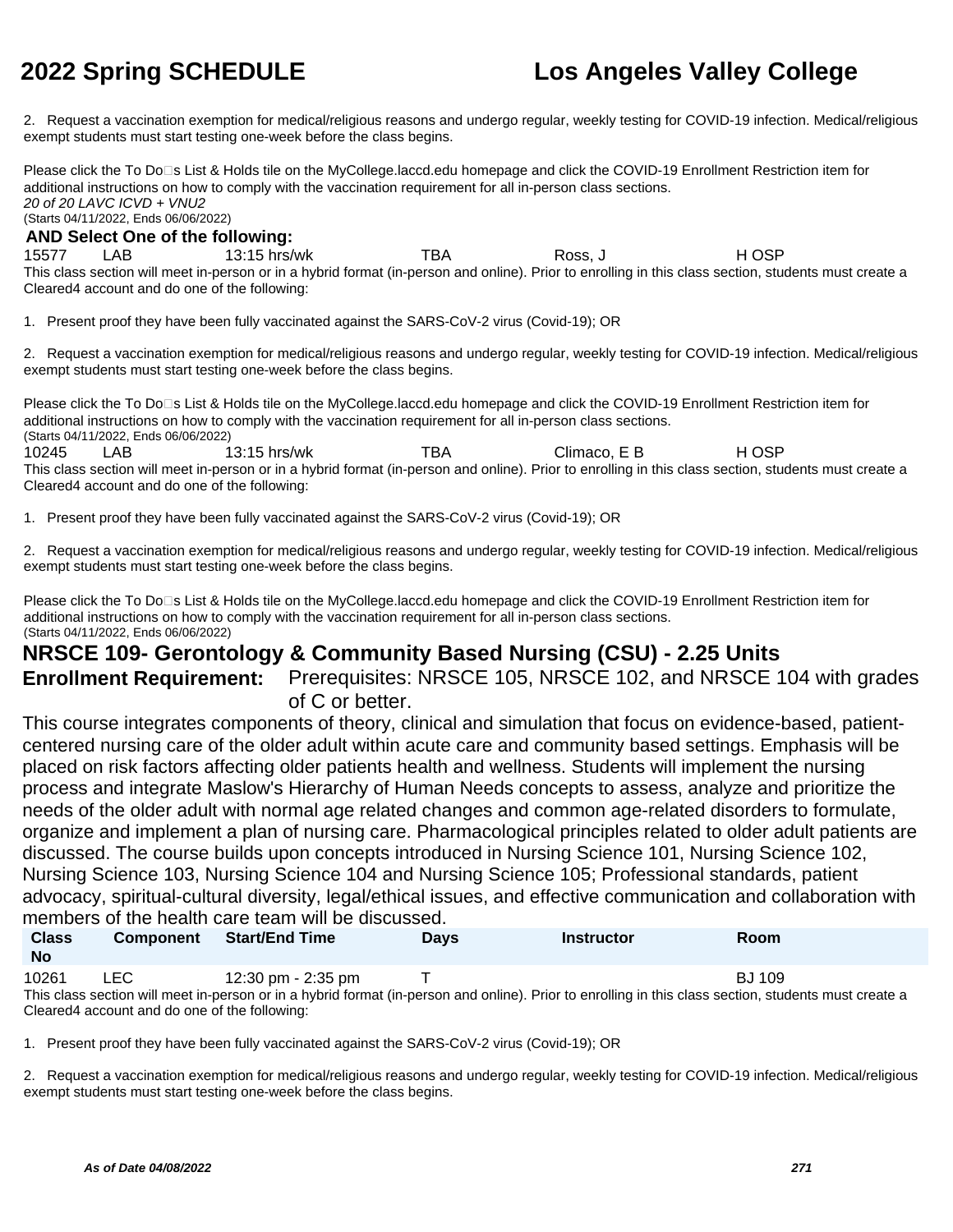2. Request a vaccination exemption for medical/religious reasons and undergo regular, weekly testing for COVID-19 infection. Medical/religious exempt students must start testing one-week before the class begins.

Please click the To Do□s List & Holds tile on the MyCollege.laccd.edu homepage and click the COVID-19 Enrollment Restriction item for additional instructions on how to comply with the vaccination requirement for all in-person class sections.
*20 of 20 LAVC ICVD + VNU2*
(Starts 04/11/2022, Ends 06/06/2022)

**AND Select One of the following:**

| | | | | | |
|---|---|---|---|---|---|
| 15577 | LAB | 13:15 hrs/wk | TBA | Ross, J | H OSP |

This class section will meet in-person or in a hybrid format (in-person and online). Prior to enrolling in this class section, students must create a Cleared4 account and do one of the following:

1. Present proof they have been fully vaccinated against the SARS-CoV-2 virus (Covid-19); OR

2. Request a vaccination exemption for medical/religious reasons and undergo regular, weekly testing for COVID-19 infection. Medical/religious exempt students must start testing one-week before the class begins.

Please click the To Do□s List & Holds tile on the MyCollege.laccd.edu homepage and click the COVID-19 Enrollment Restriction item for additional instructions on how to comply with the vaccination requirement for all in-person class sections.
(Starts 04/11/2022, Ends 06/06/2022)

| | | | | | |
|---|---|---|---|---|---|
| 10245 | LAB | 13:15 hrs/wk | TBA | Climaco, E B | H OSP |

This class section will meet in-person or in a hybrid format (in-person and online). Prior to enrolling in this class section, students must create a Cleared4 account and do one of the following:

1. Present proof they have been fully vaccinated against the SARS-CoV-2 virus (Covid-19); OR

2. Request a vaccination exemption for medical/religious reasons and undergo regular, weekly testing for COVID-19 infection. Medical/religious exempt students must start testing one-week before the class begins.

Please click the To Do□s List & Holds tile on the MyCollege.laccd.edu homepage and click the COVID-19 Enrollment Restriction item for additional instructions on how to comply with the vaccination requirement for all in-person class sections.
(Starts 04/11/2022, Ends 06/06/2022)

## NRSCE 109- Gerontology & Community Based Nursing (CSU) - 2.25 Units

**Enrollment Requirement:** Prerequisites: NRSCE 105, NRSCE 102, and NRSCE 104 with grades of C or better.

This course integrates components of theory, clinical and simulation that focus on evidence-based, patient-centered nursing care of the older adult within acute care and community based settings. Emphasis will be placed on risk factors affecting older patients health and wellness. Students will implement the nursing process and integrate Maslow's Hierarchy of Human Needs concepts to assess, analyze and prioritize the needs of the older adult with normal age related changes and common age-related disorders to formulate, organize and implement a plan of nursing care. Pharmacological principles related to older adult patients are discussed. The course builds upon concepts introduced in Nursing Science 101, Nursing Science 102, Nursing Science 103, Nursing Science 104 and Nursing Science 105; Professional standards, patient advocacy, spiritual-cultural diversity, legal/ethical issues, and effective communication and collaboration with members of the health care team will be discussed.

| Class No | Component | Start/End Time | Days | Instructor | Room |
|---|---|---|---|---|---|
| 10261 | LEC | 12:30 pm - 2:35 pm | T | | BJ 109 |

This class section will meet in-person or in a hybrid format (in-person and online). Prior to enrolling in this class section, students must create a Cleared4 account and do one of the following:

1. Present proof they have been fully vaccinated against the SARS-CoV-2 virus (Covid-19); OR

2. Request a vaccination exemption for medical/religious reasons and undergo regular, weekly testing for COVID-19 infection. Medical/religious exempt students must start testing one-week before the class begins.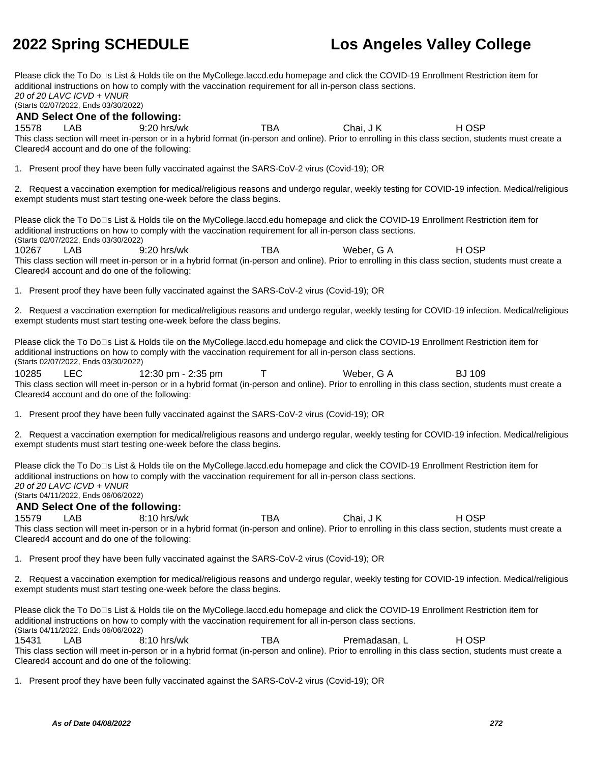Please click the To Do□s List & Holds tile on the MyCollege.laccd.edu homepage and click the COVID-19 Enrollment Restriction item for additional instructions on how to comply with the vaccination requirement for all in-person class sections.
*20 of 20 LAVC ICVD + VNUR*
(Starts 02/07/2022, Ends 03/30/2022)

**AND Select One of the following:**

15578 LAB 9:20 hrs/wk TBA Chai, J K H OSP

This class section will meet in-person or in a hybrid format (in-person and online). Prior to enrolling in this class section, students must create a Cleared4 account and do one of the following:

1. Present proof they have been fully vaccinated against the SARS-CoV-2 virus (Covid-19); OR

2. Request a vaccination exemption for medical/religious reasons and undergo regular, weekly testing for COVID-19 infection. Medical/religious exempt students must start testing one-week before the class begins.

Please click the To Do□s List & Holds tile on the MyCollege.laccd.edu homepage and click the COVID-19 Enrollment Restriction item for additional instructions on how to comply with the vaccination requirement for all in-person class sections.
(Starts 02/07/2022, Ends 03/30/2022)

10267 LAB 9:20 hrs/wk TBA Weber, G A H OSP

This class section will meet in-person or in a hybrid format (in-person and online). Prior to enrolling in this class section, students must create a Cleared4 account and do one of the following:

1. Present proof they have been fully vaccinated against the SARS-CoV-2 virus (Covid-19); OR

2. Request a vaccination exemption for medical/religious reasons and undergo regular, weekly testing for COVID-19 infection. Medical/religious exempt students must start testing one-week before the class begins.

Please click the To Do□s List & Holds tile on the MyCollege.laccd.edu homepage and click the COVID-19 Enrollment Restriction item for additional instructions on how to comply with the vaccination requirement for all in-person class sections.
(Starts 02/07/2022, Ends 03/30/2022)

10285 LEC 12:30 pm - 2:35 pm T Weber, G A BJ 109

This class section will meet in-person or in a hybrid format (in-person and online). Prior to enrolling in this class section, students must create a Cleared4 account and do one of the following:

1. Present proof they have been fully vaccinated against the SARS-CoV-2 virus (Covid-19); OR

2. Request a vaccination exemption for medical/religious reasons and undergo regular, weekly testing for COVID-19 infection. Medical/religious exempt students must start testing one-week before the class begins.

Please click the To Do□s List & Holds tile on the MyCollege.laccd.edu homepage and click the COVID-19 Enrollment Restriction item for additional instructions on how to comply with the vaccination requirement for all in-person class sections.
*20 of 20 LAVC ICVD + VNUR*
(Starts 04/11/2022, Ends 06/06/2022)

**AND Select One of the following:**

15579 LAB 8:10 hrs/wk TBA Chai, J K H OSP

This class section will meet in-person or in a hybrid format (in-person and online). Prior to enrolling in this class section, students must create a Cleared4 account and do one of the following:

1. Present proof they have been fully vaccinated against the SARS-CoV-2 virus (Covid-19); OR

2. Request a vaccination exemption for medical/religious reasons and undergo regular, weekly testing for COVID-19 infection. Medical/religious exempt students must start testing one-week before the class begins.

Please click the To Do□s List & Holds tile on the MyCollege.laccd.edu homepage and click the COVID-19 Enrollment Restriction item for additional instructions on how to comply with the vaccination requirement for all in-person class sections.
(Starts 04/11/2022, Ends 06/06/2022)

15431 LAB 8:10 hrs/wk TBA Premadasan, L H OSP

This class section will meet in-person or in a hybrid format (in-person and online). Prior to enrolling in this class section, students must create a Cleared4 account and do one of the following:

1. Present proof they have been fully vaccinated against the SARS-CoV-2 virus (Covid-19); OR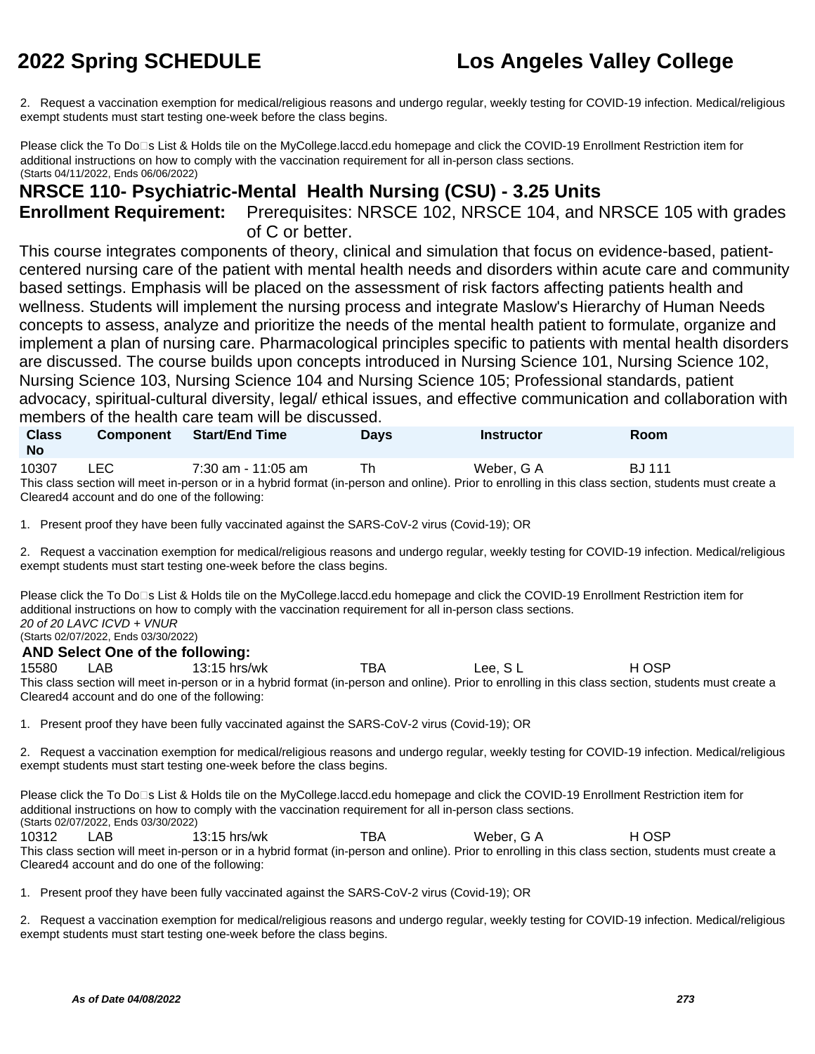2. Request a vaccination exemption for medical/religious reasons and undergo regular, weekly testing for COVID-19 infection. Medical/religious exempt students must start testing one-week before the class begins.

Please click the To Do□s List & Holds tile on the MyCollege.laccd.edu homepage and click the COVID-19 Enrollment Restriction item for additional instructions on how to comply with the vaccination requirement for all in-person class sections.
(Starts 04/11/2022, Ends 06/06/2022)

## NRSCE 110- Psychiatric-Mental Health Nursing (CSU) - 3.25 Units

**Enrollment Requirement:** Prerequisites: NRSCE 102, NRSCE 104, and NRSCE 105 with grades of C or better.

This course integrates components of theory, clinical and simulation that focus on evidence-based, patient-centered nursing care of the patient with mental health needs and disorders within acute care and community based settings. Emphasis will be placed on the assessment of risk factors affecting patients health and wellness. Students will implement the nursing process and integrate Maslow's Hierarchy of Human Needs concepts to assess, analyze and prioritize the needs of the mental health patient to formulate, organize and implement a plan of nursing care. Pharmacological principles specific to patients with mental health disorders are discussed. The course builds upon concepts introduced in Nursing Science 101, Nursing Science 102, Nursing Science 103, Nursing Science 104 and Nursing Science 105; Professional standards, patient advocacy, spiritual-cultural diversity, legal/ ethical issues, and effective communication and collaboration with members of the health care team will be discussed.

| Class No | Component | Start/End Time | Days | Instructor | Room |
|---|---|---|---|---|---|
| 10307 | LEC | 7:30 am - 11:05 am | Th | Weber, G A | BJ 111 |

This class section will meet in-person or in a hybrid format (in-person and online). Prior to enrolling in this class section, students must create a Cleared4 account and do one of the following:

1. Present proof they have been fully vaccinated against the SARS-CoV-2 virus (Covid-19); OR

2. Request a vaccination exemption for medical/religious reasons and undergo regular, weekly testing for COVID-19 infection. Medical/religious exempt students must start testing one-week before the class begins.

Please click the To Do□s List & Holds tile on the MyCollege.laccd.edu homepage and click the COVID-19 Enrollment Restriction item for additional instructions on how to comply with the vaccination requirement for all in-person class sections.
*20 of 20 LAVC ICVD + VNUR*
(Starts 02/07/2022, Ends 03/30/2022)

**AND Select One of the following:**

| Class No | Component | Start/End Time | Days | Instructor | Room |
|---|---|---|---|---|---|
| 15580 | LAB | 13:15 hrs/wk | TBA | Lee, S L | H OSP |

This class section will meet in-person or in a hybrid format (in-person and online). Prior to enrolling in this class section, students must create a Cleared4 account and do one of the following:

1. Present proof they have been fully vaccinated against the SARS-CoV-2 virus (Covid-19); OR

2. Request a vaccination exemption for medical/religious reasons and undergo regular, weekly testing for COVID-19 infection. Medical/religious exempt students must start testing one-week before the class begins.

Please click the To Do□s List & Holds tile on the MyCollege.laccd.edu homepage and click the COVID-19 Enrollment Restriction item for additional instructions on how to comply with the vaccination requirement for all in-person class sections.
(Starts 02/07/2022, Ends 03/30/2022)

| Class No | Component | Start/End Time | Days | Instructor | Room |
|---|---|---|---|---|---|
| 10312 | LAB | 13:15 hrs/wk | TBA | Weber, G A | H OSP |

This class section will meet in-person or in a hybrid format (in-person and online). Prior to enrolling in this class section, students must create a Cleared4 account and do one of the following:

1. Present proof they have been fully vaccinated against the SARS-CoV-2 virus (Covid-19); OR

2. Request a vaccination exemption for medical/religious reasons and undergo regular, weekly testing for COVID-19 infection. Medical/religious exempt students must start testing one-week before the class begins.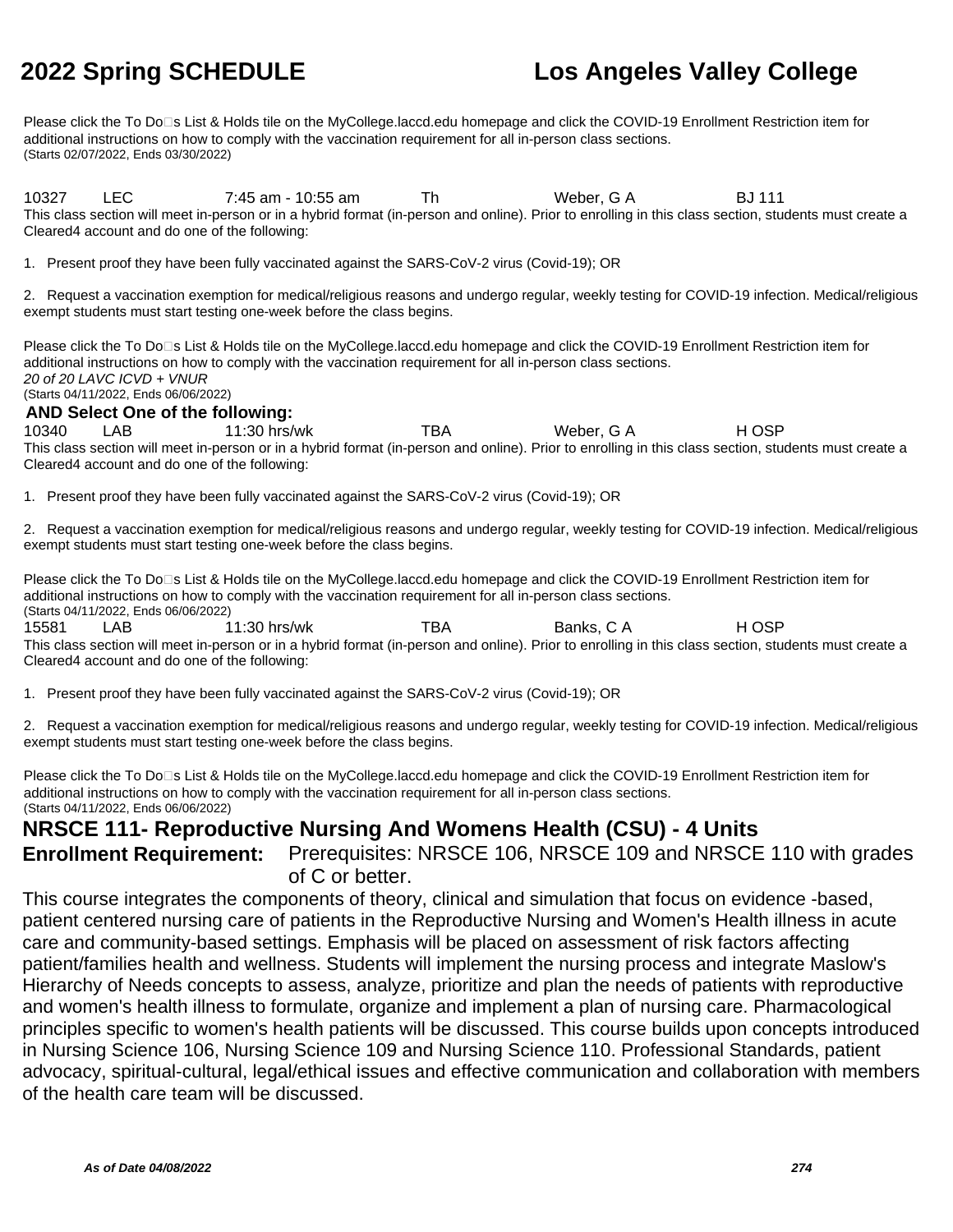Please click the To Do□s List & Holds tile on the MyCollege.laccd.edu homepage and click the COVID-19 Enrollment Restriction item for additional instructions on how to comply with the vaccination requirement for all in-person class sections.
(Starts 02/07/2022, Ends 03/30/2022)

10327 LEC 7:45 am - 10:55 am Th Weber, G A BJ 111

This class section will meet in-person or in a hybrid format (in-person and online). Prior to enrolling in this class section, students must create a Cleared4 account and do one of the following:

1. Present proof they have been fully vaccinated against the SARS-CoV-2 virus (Covid-19); OR

2. Request a vaccination exemption for medical/religious reasons and undergo regular, weekly testing for COVID-19 infection. Medical/religious exempt students must start testing one-week before the class begins.

Please click the To Do□s List & Holds tile on the MyCollege.laccd.edu homepage and click the COVID-19 Enrollment Restriction item for additional instructions on how to comply with the vaccination requirement for all in-person class sections.
*20 of 20 LAVC ICVD + VNUR*
(Starts 04/11/2022, Ends 06/06/2022)

**AND Select One of the following:**

10340 LAB 11:30 hrs/wk TBA Weber, G A H OSP

This class section will meet in-person or in a hybrid format (in-person and online). Prior to enrolling in this class section, students must create a Cleared4 account and do one of the following:

1. Present proof they have been fully vaccinated against the SARS-CoV-2 virus (Covid-19); OR

2. Request a vaccination exemption for medical/religious reasons and undergo regular, weekly testing for COVID-19 infection. Medical/religious exempt students must start testing one-week before the class begins.

Please click the To Do□s List & Holds tile on the MyCollege.laccd.edu homepage and click the COVID-19 Enrollment Restriction item for additional instructions on how to comply with the vaccination requirement for all in-person class sections.
(Starts 04/11/2022, Ends 06/06/2022)

15581 LAB 11:30 hrs/wk TBA Banks, C A H OSP

This class section will meet in-person or in a hybrid format (in-person and online). Prior to enrolling in this class section, students must create a Cleared4 account and do one of the following:

1. Present proof they have been fully vaccinated against the SARS-CoV-2 virus (Covid-19); OR

2. Request a vaccination exemption for medical/religious reasons and undergo regular, weekly testing for COVID-19 infection. Medical/religious exempt students must start testing one-week before the class begins.

Please click the To Do□s List & Holds tile on the MyCollege.laccd.edu homepage and click the COVID-19 Enrollment Restriction item for additional instructions on how to comply with the vaccination requirement for all in-person class sections.
(Starts 04/11/2022, Ends 06/06/2022)

## NRSCE 111- Reproductive Nursing And Womens Health (CSU) - 4 Units

**Enrollment Requirement:** Prerequisites: NRSCE 106, NRSCE 109 and NRSCE 110 with grades of C or better.

This course integrates the components of theory, clinical and simulation that focus on evidence -based, patient centered nursing care of patients in the Reproductive Nursing and Women's Health illness in acute care and community-based settings. Emphasis will be placed on assessment of risk factors affecting patient/families health and wellness. Students will implement the nursing process and integrate Maslow's Hierarchy of Needs concepts to assess, analyze, prioritize and plan the needs of patients with reproductive and women's health illness to formulate, organize and implement a plan of nursing care. Pharmacological principles specific to women's health patients will be discussed. This course builds upon concepts introduced in Nursing Science 106, Nursing Science 109 and Nursing Science 110. Professional Standards, patient advocacy, spiritual-cultural, legal/ethical issues and effective communication and collaboration with members of the health care team will be discussed.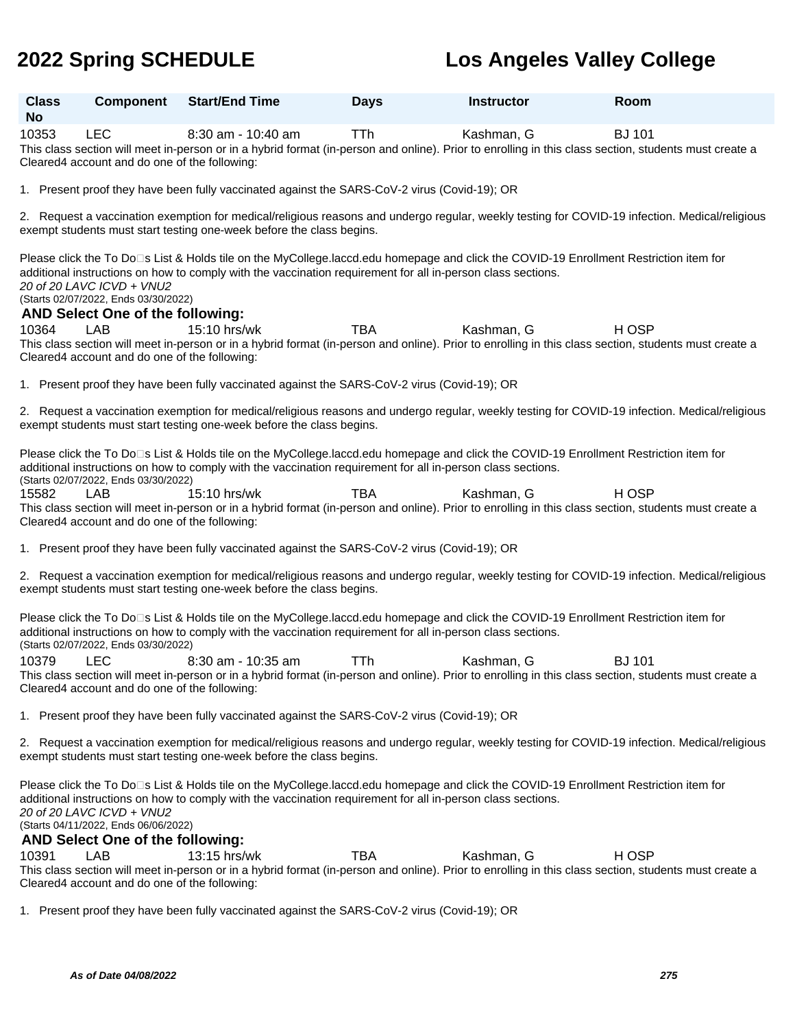| Class No | Component | Start/End Time | Days | Instructor | Room |
|---|---|---|---|---|---|
| 10353 | LEC | 8:30 am - 10:40 am | TTh | Kashman, G | BJ 101 |

This class section will meet in-person or in a hybrid format (in-person and online). Prior to enrolling in this class section, students must create a Cleared4 account and do one of the following:

1. Present proof they have been fully vaccinated against the SARS-CoV-2 virus (Covid-19); OR

2. Request a vaccination exemption for medical/religious reasons and undergo regular, weekly testing for COVID-19 infection. Medical/religious exempt students must start testing one-week before the class begins.

Please click the To Do�s List & Holds tile on the MyCollege.laccd.edu homepage and click the COVID-19 Enrollment Restriction item for additional instructions on how to comply with the vaccination requirement for all in-person class sections.

*20 of 20 LAVC ICVD + VNU2*

(Starts 02/07/2022, Ends 03/30/2022)

**AND Select One of the following:**

| Class No | Component | Start/End Time | Days | Instructor | Room |
|---|---|---|---|---|---|
| 10364 | LAB | 15:10 hrs/wk | TBA | Kashman, G | H OSP |

This class section will meet in-person or in a hybrid format (in-person and online). Prior to enrolling in this class section, students must create a Cleared4 account and do one of the following:

1. Present proof they have been fully vaccinated against the SARS-CoV-2 virus (Covid-19); OR

2. Request a vaccination exemption for medical/religious reasons and undergo regular, weekly testing for COVID-19 infection. Medical/religious exempt students must start testing one-week before the class begins.

Please click the To Do�s List & Holds tile on the MyCollege.laccd.edu homepage and click the COVID-19 Enrollment Restriction item for additional instructions on how to comply with the vaccination requirement for all in-person class sections.

(Starts 02/07/2022, Ends 03/30/2022)

| Class No | Component | Start/End Time | Days | Instructor | Room |
|---|---|---|---|---|---|
| 15582 | LAB | 15:10 hrs/wk | TBA | Kashman, G | H OSP |

This class section will meet in-person or in a hybrid format (in-person and online). Prior to enrolling in this class section, students must create a Cleared4 account and do one of the following:

1. Present proof they have been fully vaccinated against the SARS-CoV-2 virus (Covid-19); OR

2. Request a vaccination exemption for medical/religious reasons and undergo regular, weekly testing for COVID-19 infection. Medical/religious exempt students must start testing one-week before the class begins.

Please click the To Do�s List & Holds tile on the MyCollege.laccd.edu homepage and click the COVID-19 Enrollment Restriction item for additional instructions on how to comply with the vaccination requirement for all in-person class sections.

(Starts 02/07/2022, Ends 03/30/2022)

| Class No | Component | Start/End Time | Days | Instructor | Room |
|---|---|---|---|---|---|
| 10379 | LEC | 8:30 am - 10:35 am | TTh | Kashman, G | BJ 101 |

This class section will meet in-person or in a hybrid format (in-person and online). Prior to enrolling in this class section, students must create a Cleared4 account and do one of the following:

1. Present proof they have been fully vaccinated against the SARS-CoV-2 virus (Covid-19); OR

2. Request a vaccination exemption for medical/religious reasons and undergo regular, weekly testing for COVID-19 infection. Medical/religious exempt students must start testing one-week before the class begins.

Please click the To Do�s List & Holds tile on the MyCollege.laccd.edu homepage and click the COVID-19 Enrollment Restriction item for additional instructions on how to comply with the vaccination requirement for all in-person class sections.

*20 of 20 LAVC ICVD + VNU2*

(Starts 04/11/2022, Ends 06/06/2022)

**AND Select One of the following:**

| Class No | Component | Start/End Time | Days | Instructor | Room |
|---|---|---|---|---|---|
| 10391 | LAB | 13:15 hrs/wk | TBA | Kashman, G | H OSP |

This class section will meet in-person or in a hybrid format (in-person and online). Prior to enrolling in this class section, students must create a Cleared4 account and do one of the following:

1. Present proof they have been fully vaccinated against the SARS-CoV-2 virus (Covid-19); OR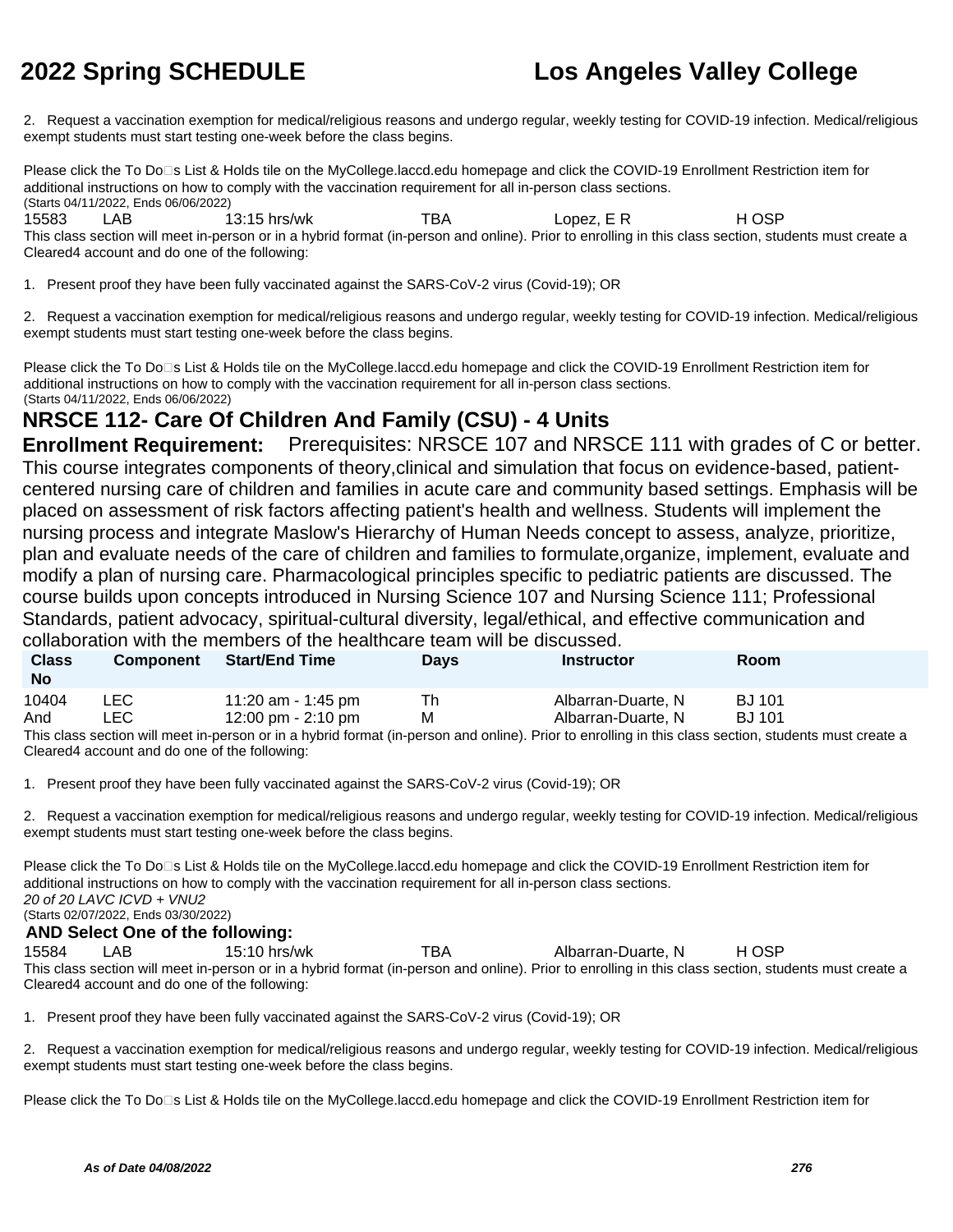2. Request a vaccination exemption for medical/religious reasons and undergo regular, weekly testing for COVID-19 infection. Medical/religious exempt students must start testing one-week before the class begins.

Please click the To Do□s List & Holds tile on the MyCollege.laccd.edu homepage and click the COVID-19 Enrollment Restriction item for additional instructions on how to comply with the vaccination requirement for all in-person class sections.
(Starts 04/11/2022, Ends 06/06/2022)

| | | | | | |
|---|---|---|---|---|---|
| 15583 | LAB | 13:15 hrs/wk | TBA | Lopez, E R | H OSP |

This class section will meet in-person or in a hybrid format (in-person and online). Prior to enrolling in this class section, students must create a Cleared4 account and do one of the following:

1. Present proof they have been fully vaccinated against the SARS-CoV-2 virus (Covid-19); OR

2. Request a vaccination exemption for medical/religious reasons and undergo regular, weekly testing for COVID-19 infection. Medical/religious exempt students must start testing one-week before the class begins.

Please click the To Do□s List & Holds tile on the MyCollege.laccd.edu homepage and click the COVID-19 Enrollment Restriction item for additional instructions on how to comply with the vaccination requirement for all in-person class sections.
(Starts 04/11/2022, Ends 06/06/2022)

## NRSCE 112- Care Of Children And Family (CSU) - 4 Units

**Enrollment Requirement:** Prerequisites: NRSCE 107 and NRSCE 111 with grades of C or better. This course integrates components of theory,clinical and simulation that focus on evidence-based, patient-centered nursing care of children and families in acute care and community based settings. Emphasis will be placed on assessment of risk factors affecting patient's health and wellness. Students will implement the nursing process and integrate Maslow's Hierarchy of Human Needs concept to assess, analyze, prioritize, plan and evaluate needs of the care of children and families to formulate,organize, implement, evaluate and modify a plan of nursing care. Pharmacological principles specific to pediatric patients are discussed. The course builds upon concepts introduced in Nursing Science 107 and Nursing Science 111; Professional Standards, patient advocacy, spiritual-cultural diversity, legal/ethical, and effective communication and collaboration with the members of the healthcare team will be discussed.

| Class No | Component | Start/End Time | Days | Instructor | Room |
|---|---|---|---|---|---|
| 10404 | LEC | 11:20 am - 1:45 pm | Th | Albarran-Duarte, N | BJ 101 |
| And | LEC | 12:00 pm - 2:10 pm | M | Albarran-Duarte, N | BJ 101 |

This class section will meet in-person or in a hybrid format (in-person and online). Prior to enrolling in this class section, students must create a Cleared4 account and do one of the following:

1. Present proof they have been fully vaccinated against the SARS-CoV-2 virus (Covid-19); OR

2. Request a vaccination exemption for medical/religious reasons and undergo regular, weekly testing for COVID-19 infection. Medical/religious exempt students must start testing one-week before the class begins.

Please click the To Do□s List & Holds tile on the MyCollege.laccd.edu homepage and click the COVID-19 Enrollment Restriction item for additional instructions on how to comply with the vaccination requirement for all in-person class sections.
*20 of 20 LAVC ICVD + VNU2*
(Starts 02/07/2022, Ends 03/30/2022)

**AND Select One of the following:**

| | | | | | |
|---|---|---|---|---|---|
| 15584 | LAB | 15:10 hrs/wk | TBA | Albarran-Duarte, N | H OSP |

This class section will meet in-person or in a hybrid format (in-person and online). Prior to enrolling in this class section, students must create a Cleared4 account and do one of the following:

1. Present proof they have been fully vaccinated against the SARS-CoV-2 virus (Covid-19); OR

2. Request a vaccination exemption for medical/religious reasons and undergo regular, weekly testing for COVID-19 infection. Medical/religious exempt students must start testing one-week before the class begins.

Please click the To Do□s List & Holds tile on the MyCollege.laccd.edu homepage and click the COVID-19 Enrollment Restriction item for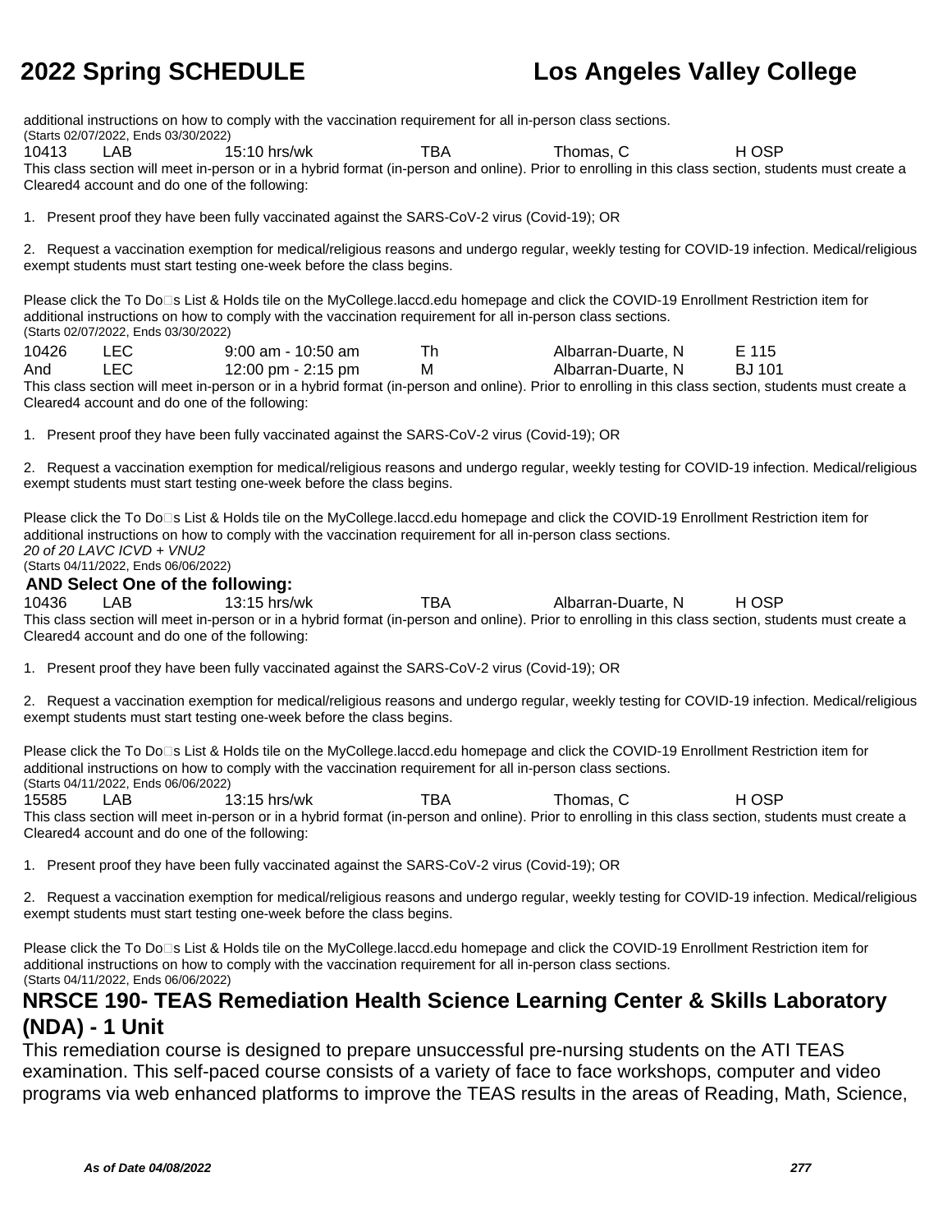additional instructions on how to comply with the vaccination requirement for all in-person class sections.
(Starts 02/07/2022, Ends 03/30/2022)

| | | | | | |
|---|---|---|---|---|---|
| 10413 | LAB | 15:10 hrs/wk | TBA | Thomas, C | H OSP |

This class section will meet in-person or in a hybrid format (in-person and online). Prior to enrolling in this class section, students must create a Cleared4 account and do one of the following:

1. Present proof they have been fully vaccinated against the SARS-CoV-2 virus (Covid-19); OR

2. Request a vaccination exemption for medical/religious reasons and undergo regular, weekly testing for COVID-19 infection. Medical/religious exempt students must start testing one-week before the class begins.

Please click the To Do□s List & Holds tile on the MyCollege.laccd.edu homepage and click the COVID-19 Enrollment Restriction item for additional instructions on how to comply with the vaccination requirement for all in-person class sections.
(Starts 02/07/2022, Ends 03/30/2022)

| | | | | | |
|---|---|---|---|---|---|
| 10426 | LEC | 9:00 am - 10:50 am | Th | Albarran-Duarte, N | E 115 |
| And | LEC | 12:00 pm - 2:15 pm | M | Albarran-Duarte, N | BJ 101 |

This class section will meet in-person or in a hybrid format (in-person and online). Prior to enrolling in this class section, students must create a Cleared4 account and do one of the following:

1. Present proof they have been fully vaccinated against the SARS-CoV-2 virus (Covid-19); OR

2. Request a vaccination exemption for medical/religious reasons and undergo regular, weekly testing for COVID-19 infection. Medical/religious exempt students must start testing one-week before the class begins.

Please click the To Do□s List & Holds tile on the MyCollege.laccd.edu homepage and click the COVID-19 Enrollment Restriction item for additional instructions on how to comply with the vaccination requirement for all in-person class sections.
*20 of 20 LAVC ICVD + VNU2*
(Starts 04/11/2022, Ends 06/06/2022)

**AND Select One of the following:**

| | | | | | |
|---|---|---|---|---|---|
| 10436 | LAB | 13:15 hrs/wk | TBA | Albarran-Duarte, N | H OSP |

This class section will meet in-person or in a hybrid format (in-person and online). Prior to enrolling in this class section, students must create a Cleared4 account and do one of the following:

1. Present proof they have been fully vaccinated against the SARS-CoV-2 virus (Covid-19); OR

2. Request a vaccination exemption for medical/religious reasons and undergo regular, weekly testing for COVID-19 infection. Medical/religious exempt students must start testing one-week before the class begins.

Please click the To Do□s List & Holds tile on the MyCollege.laccd.edu homepage and click the COVID-19 Enrollment Restriction item for additional instructions on how to comply with the vaccination requirement for all in-person class sections.
(Starts 04/11/2022, Ends 06/06/2022)

| | | | | | |
|---|---|---|---|---|---|
| 15585 | LAB | 13:15 hrs/wk | TBA | Thomas, C | H OSP |

This class section will meet in-person or in a hybrid format (in-person and online). Prior to enrolling in this class section, students must create a Cleared4 account and do one of the following:

1. Present proof they have been fully vaccinated against the SARS-CoV-2 virus (Covid-19); OR

2. Request a vaccination exemption for medical/religious reasons and undergo regular, weekly testing for COVID-19 infection. Medical/religious exempt students must start testing one-week before the class begins.

Please click the To Do□s List & Holds tile on the MyCollege.laccd.edu homepage and click the COVID-19 Enrollment Restriction item for additional instructions on how to comply with the vaccination requirement for all in-person class sections.
(Starts 04/11/2022, Ends 06/06/2022)

## NRSCE 190- TEAS Remediation Health Science Learning Center & Skills Laboratory (NDA) - 1 Unit

This remediation course is designed to prepare unsuccessful pre-nursing students on the ATI TEAS examination. This self-paced course consists of a variety of face to face workshops, computer and video programs via web enhanced platforms to improve the TEAS results in the areas of Reading, Math, Science,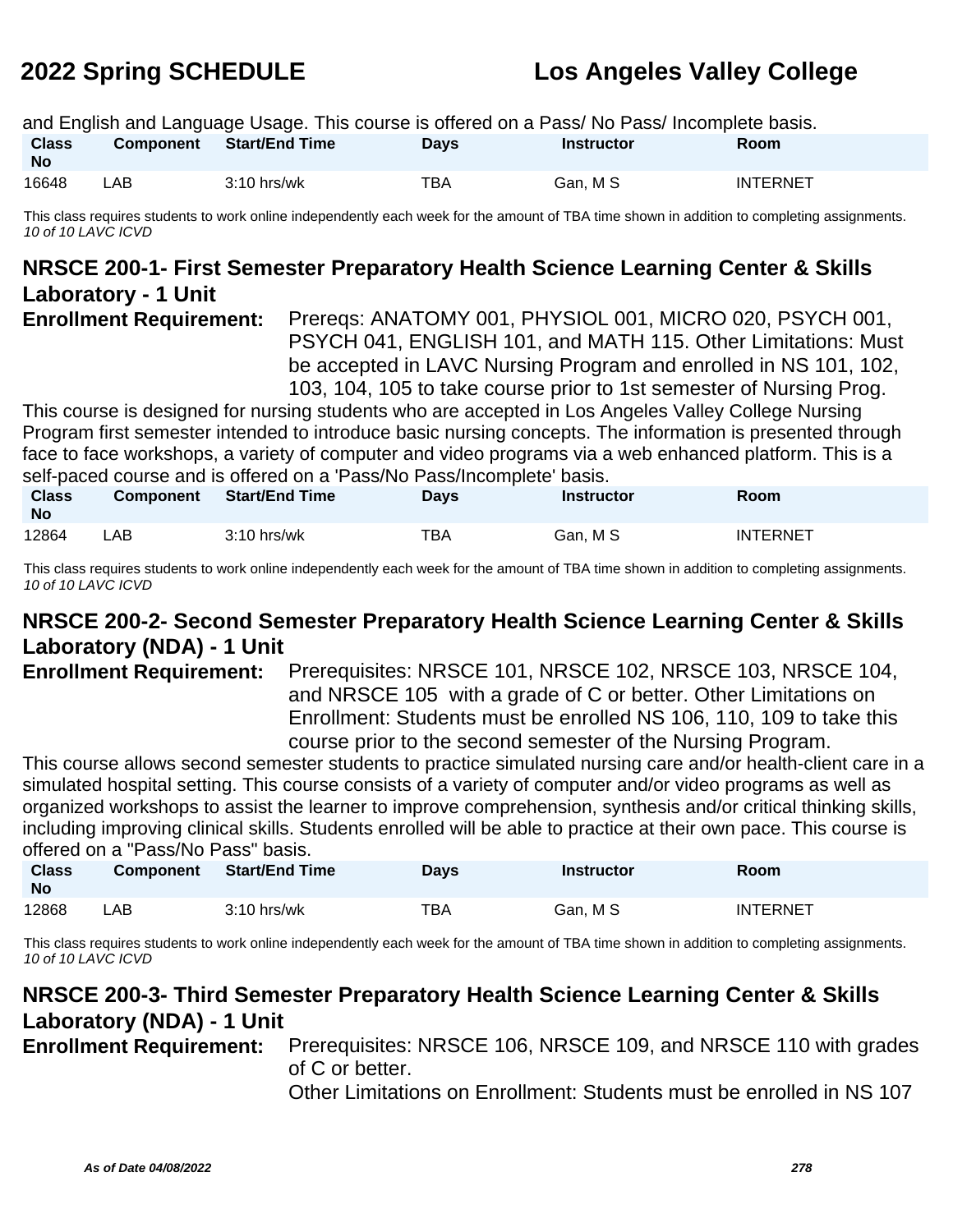and English and Language Usage. This course is offered on a Pass/ No Pass/ Incomplete basis.

| Class No | Component | Start/End Time | Days | Instructor | Room |
|---|---|---|---|---|---|
| 16648 | LAB | 3:10 hrs/wk | TBA | Gan, M S | INTERNET |

This class requires students to work online independently each week for the amount of TBA time shown in addition to completing assignments.
*10 of 10 LAVC ICVD*

## NRSCE 200-1- First Semester Preparatory Health Science Learning Center & Skills Laboratory - 1 Unit

**Enrollment Requirement:** Prereqs: ANATOMY 001, PHYSIOL 001, MICRO 020, PSYCH 001, PSYCH 041, ENGLISH 101, and MATH 115. Other Limitations: Must be accepted in LAVC Nursing Program and enrolled in NS 101, 102, 103, 104, 105 to take course prior to 1st semester of Nursing Prog.

This course is designed for nursing students who are accepted in Los Angeles Valley College Nursing Program first semester intended to introduce basic nursing concepts. The information is presented through face to face workshops, a variety of computer and video programs via a web enhanced platform. This is a self-paced course and is offered on a 'Pass/No Pass/Incomplete' basis.

| Class No | Component | Start/End Time | Days | Instructor | Room |
|---|---|---|---|---|---|
| 12864 | LAB | 3:10 hrs/wk | TBA | Gan, M S | INTERNET |

This class requires students to work online independently each week for the amount of TBA time shown in addition to completing assignments.
*10 of 10 LAVC ICVD*

## NRSCE 200-2- Second Semester Preparatory Health Science Learning Center & Skills Laboratory (NDA) - 1 Unit

**Enrollment Requirement:** Prerequisites: NRSCE 101, NRSCE 102, NRSCE 103, NRSCE 104, and NRSCE 105 with a grade of C or better. Other Limitations on Enrollment: Students must be enrolled NS 106, 110, 109 to take this course prior to the second semester of the Nursing Program.

This course allows second semester students to practice simulated nursing care and/or health-client care in a simulated hospital setting. This course consists of a variety of computer and/or video programs as well as organized workshops to assist the learner to improve comprehension, synthesis and/or critical thinking skills, including improving clinical skills. Students enrolled will be able to practice at their own pace. This course is offered on a "Pass/No Pass" basis.

| Class No | Component | Start/End Time | Days | Instructor | Room |
|---|---|---|---|---|---|
| 12868 | LAB | 3:10 hrs/wk | TBA | Gan, M S | INTERNET |

This class requires students to work online independently each week for the amount of TBA time shown in addition to completing assignments.
*10 of 10 LAVC ICVD*

## NRSCE 200-3- Third Semester Preparatory Health Science Learning Center & Skills Laboratory (NDA) - 1 Unit

**Enrollment Requirement:** Prerequisites: NRSCE 106, NRSCE 109, and NRSCE 110 with grades of C or better.
Other Limitations on Enrollment: Students must be enrolled in NS 107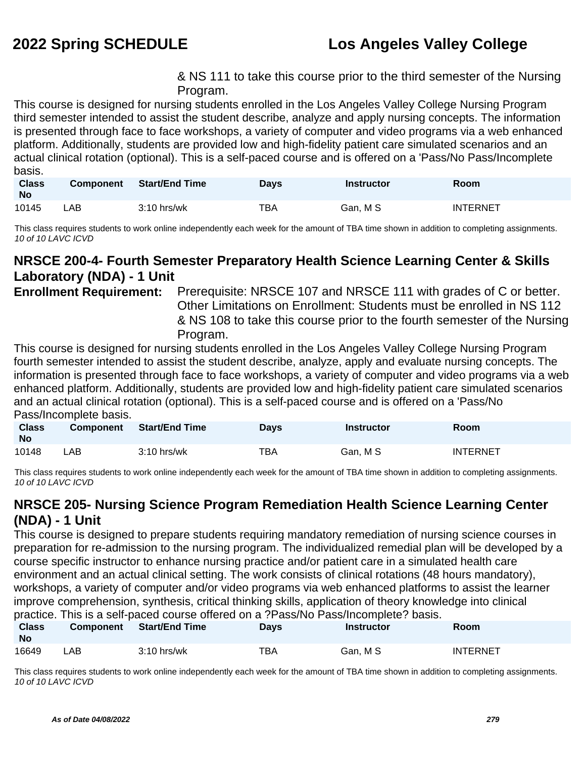& NS 111 to take this course prior to the third semester of the Nursing Program.

This course is designed for nursing students enrolled in the Los Angeles Valley College Nursing Program third semester intended to assist the student describe, analyze and apply nursing concepts. The information is presented through face to face workshops, a variety of computer and video programs via a web enhanced platform. Additionally, students are provided low and high-fidelity patient care simulated scenarios and an actual clinical rotation (optional). This is a self-paced course and is offered on a 'Pass/No Pass/Incomplete basis.

| Class No | Component | Start/End Time | Days | Instructor | Room |
|---|---|---|---|---|---|
| 10145 | LAB | 3:10 hrs/wk | TBA | Gan, M S | INTERNET |

This class requires students to work online independently each week for the amount of TBA time shown in addition to completing assignments.
*10 of 10 LAVC ICVD*

## NRSCE 200-4- Fourth Semester Preparatory Health Science Learning Center & Skills Laboratory (NDA) - 1 Unit

**Enrollment Requirement:** Prerequisite: NRSCE 107 and NRSCE 111 with grades of C or better. Other Limitations on Enrollment: Students must be enrolled in NS 112 & NS 108 to take this course prior to the fourth semester of the Nursing Program.

This course is designed for nursing students enrolled in the Los Angeles Valley College Nursing Program fourth semester intended to assist the student describe, analyze, apply and evaluate nursing concepts. The information is presented through face to face workshops, a variety of computer and video programs via a web enhanced platform. Additionally, students are provided low and high-fidelity patient care simulated scenarios and an actual clinical rotation (optional). This is a self-paced course and is offered on a 'Pass/No Pass/Incomplete basis.

| Class No | Component | Start/End Time | Days | Instructor | Room |
|---|---|---|---|---|---|
| 10148 | LAB | 3:10 hrs/wk | TBA | Gan, M S | INTERNET |

This class requires students to work online independently each week for the amount of TBA time shown in addition to completing assignments.
*10 of 10 LAVC ICVD*

## NRSCE 205- Nursing Science Program Remediation Health Science Learning Center (NDA) - 1 Unit

This course is designed to prepare students requiring mandatory remediation of nursing science courses in preparation for re-admission to the nursing program. The individualized remedial plan will be developed by a course specific instructor to enhance nursing practice and/or patient care in a simulated health care environment and an actual clinical setting. The work consists of clinical rotations (48 hours mandatory), workshops, a variety of computer and/or video programs via web enhanced platforms to assist the learner improve comprehension, synthesis, critical thinking skills, application of theory knowledge into clinical practice. This is a self-paced course offered on a ?Pass/No Pass/Incomplete? basis.

| Class No | Component | Start/End Time | Days | Instructor | Room |
|---|---|---|---|---|---|
| 16649 | LAB | 3:10 hrs/wk | TBA | Gan, M S | INTERNET |

This class requires students to work online independently each week for the amount of TBA time shown in addition to completing assignments.
*10 of 10 LAVC ICVD*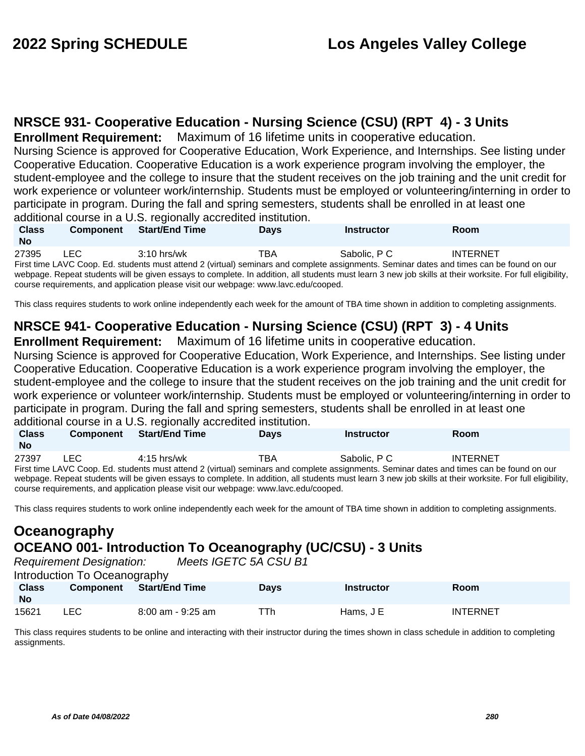## NRSCE 931- Cooperative Education - Nursing Science (CSU) (RPT 4) - 3 Units

**Enrollment Requirement:** Maximum of 16 lifetime units in cooperative education.

Nursing Science is approved for Cooperative Education, Work Experience, and Internships. See listing under Cooperative Education. Cooperative Education is a work experience program involving the employer, the student-employee and the college to insure that the student receives on the job training and the unit credit for work experience or volunteer work/internship. Students must be employed or volunteering/interning in order to participate in program. During the fall and spring semesters, students shall be enrolled in at least one additional course in a U.S. regionally accredited institution.

| Class No | Component | Start/End Time | Days | Instructor | Room |
|---|---|---|---|---|---|
| 27395 | LEC | 3:10 hrs/wk | TBA | Sabolic, P C | INTERNET |

First time LAVC Coop. Ed. students must attend 2 (virtual) seminars and complete assignments. Seminar dates and times can be found on our webpage. Repeat students will be given essays to complete. In addition, all students must learn 3 new job skills at their worksite. For full eligibility, course requirements, and application please visit our webpage: www.lavc.edu/cooped.

This class requires students to work online independently each week for the amount of TBA time shown in addition to completing assignments.

## NRSCE 941- Cooperative Education - Nursing Science (CSU) (RPT 3) - 4 Units

**Enrollment Requirement:** Maximum of 16 lifetime units in cooperative education.

Nursing Science is approved for Cooperative Education, Work Experience, and Internships. See listing under Cooperative Education. Cooperative Education is a work experience program involving the employer, the student-employee and the college to insure that the student receives on the job training and the unit credit for work experience or volunteer work/internship. Students must be employed or volunteering/interning in order to participate in program. During the fall and spring semesters, students shall be enrolled in at least one additional course in a U.S. regionally accredited institution.

| Class No | Component | Start/End Time | Days | Instructor | Room |
|---|---|---|---|---|---|
| 27397 | LEC | 4:15 hrs/wk | TBA | Sabolic, P C | INTERNET |

First time LAVC Coop. Ed. students must attend 2 (virtual) seminars and complete assignments. Seminar dates and times can be found on our webpage. Repeat students will be given essays to complete. In addition, all students must learn 3 new job skills at their worksite. For full eligibility, course requirements, and application please visit our webpage: www.lavc.edu/cooped.

This class requires students to work online independently each week for the amount of TBA time shown in addition to completing assignments.

# Oceanography

## OCEANO 001- Introduction To Oceanography (UC/CSU) - 3 Units

*Requirement Designation:* *Meets IGETC 5A CSU B1*

Introduction To Oceanography

| Class No | Component | Start/End Time | Days | Instructor | Room |
|---|---|---|---|---|---|
| 15621 | LEC | 8:00 am - 9:25 am | TTh | Hams, J E | INTERNET |

This class requires students to be online and interacting with their instructor during the times shown in class schedule in addition to completing assignments.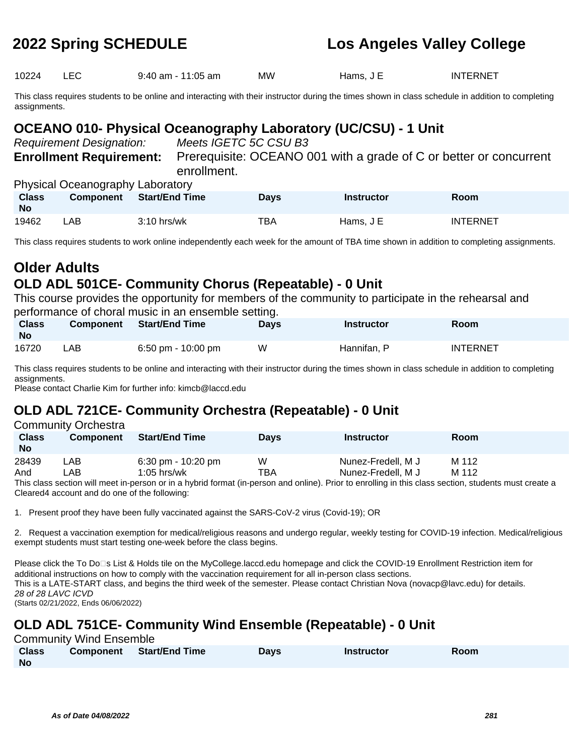| Class No | Component | Start/End Time | Days | Instructor | Room |
|---|---|---|---|---|---|
| 10224 | LEC | 9:40 am - 11:05 am | MW | Hams, J E | INTERNET |

This class requires students to be online and interacting with their instructor during the times shown in class schedule in addition to completing assignments.

## OCEANO 010- Physical Oceanography Laboratory (UC/CSU) - 1 Unit

*Requirement Designation:* *Meets IGETC 5C CSU B3*

**Enrollment Requirement:** Prerequisite: OCEANO 001 with a grade of C or better or concurrent enrollment.

Physical Oceanography Laboratory

| Class No | Component | Start/End Time | Days | Instructor | Room |
|---|---|---|---|---|---|
| 19462 | LAB | 3:10 hrs/wk | TBA | Hams, J E | INTERNET |

This class requires students to work online independently each week for the amount of TBA time shown in addition to completing assignments.

# Older Adults

## OLD ADL 501CE- Community Chorus (Repeatable) - 0 Unit

This course provides the opportunity for members of the community to participate in the rehearsal and performance of choral music in an ensemble setting.

| Class No | Component | Start/End Time | Days | Instructor | Room |
|---|---|---|---|---|---|
| 16720 | LAB | 6:50 pm - 10:00 pm | W | Hannifan, P | INTERNET |

This class requires students to be online and interacting with their instructor during the times shown in class schedule in addition to completing assignments.
Please contact Charlie Kim for further info: kimcb@laccd.edu

## OLD ADL 721CE- Community Orchestra (Repeatable) - 0 Unit

Community Orchestra

| Class No | Component | Start/End Time | Days | Instructor | Room |
|---|---|---|---|---|---|
| 28439 | LAB | 6:30 pm - 10:20 pm | W | Nunez-Fredell, M J | M 112 |
| And | LAB | 1:05 hrs/wk | TBA | Nunez-Fredell, M J | M 112 |

This class section will meet in-person or in a hybrid format (in-person and online). Prior to enrolling in this class section, students must create a Cleared4 account and do one of the following:

1. Present proof they have been fully vaccinated against the SARS-CoV-2 virus (Covid-19); OR

2. Request a vaccination exemption for medical/religious reasons and undergo regular, weekly testing for COVID-19 infection. Medical/religious exempt students must start testing one-week before the class begins.

Please click the To Do□s List & Holds tile on the MyCollege.laccd.edu homepage and click the COVID-19 Enrollment Restriction item for additional instructions on how to comply with the vaccination requirement for all in-person class sections.
This is a LATE-START class, and begins the third week of the semester. Please contact Christian Nova (novacp@lavc.edu) for details.
*28 of 28 LAVC ICVD*
(Starts 02/21/2022, Ends 06/06/2022)

## OLD ADL 751CE- Community Wind Ensemble (Repeatable) - 0 Unit

Community Wind Ensemble

| Class No | Component | Start/End Time | Days | Instructor | Room |
|---|---|---|---|---|---|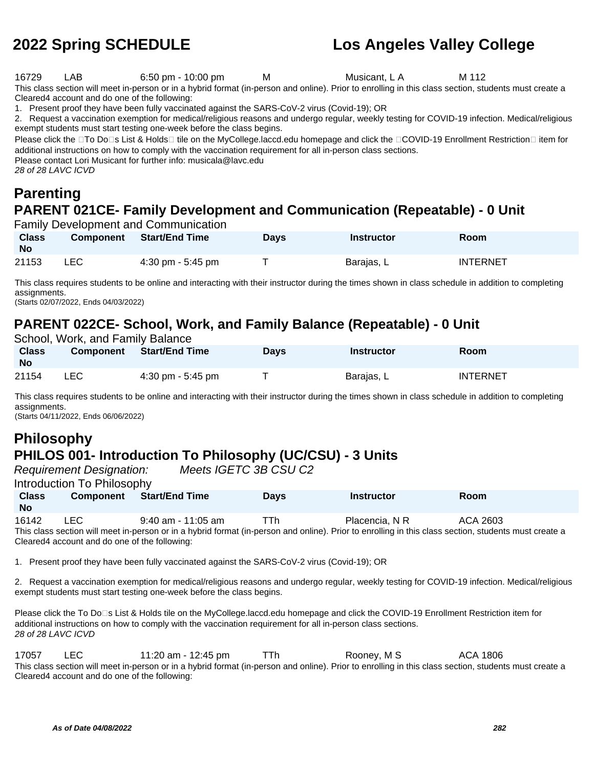| Class No | Component | Start/End Time | Days | Instructor | Room |
|---|---|---|---|---|---|
| 16729 | LAB | 6:50 pm - 10:00 pm | M | Musicant, L A | M 112 |

This class section will meet in-person or in a hybrid format (in-person and online). Prior to enrolling in this class section, students must create a Cleared4 account and do one of the following:

1. Present proof they have been fully vaccinated against the SARS-CoV-2 virus (Covid-19); OR
2. Request a vaccination exemption for medical/religious reasons and undergo regular, weekly testing for COVID-19 infection. Medical/religious exempt students must start testing one-week before the class begins.

Please click the To Do s List & Holds tile on the MyCollege.laccd.edu homepage and click the COVID-19 Enrollment Restriction item for additional instructions on how to comply with the vaccination requirement for all in-person class sections.
Please contact Lori Musicant for further info: musicala@lavc.edu
*28 of 28 LAVC ICVD*

# Parenting

## PARENT 021CE- Family Development and Communication (Repeatable) - 0 Unit

Family Development and Communication

| Class No | Component | Start/End Time | Days | Instructor | Room |
|---|---|---|---|---|---|
| 21153 | LEC | 4:30 pm - 5:45 pm | T | Barajas, L | INTERNET |

This class requires students to be online and interacting with their instructor during the times shown in class schedule in addition to completing assignments.
(Starts 02/07/2022, Ends 04/03/2022)

## PARENT 022CE- School, Work, and Family Balance (Repeatable) - 0 Unit

School, Work, and Family Balance

| Class No | Component | Start/End Time | Days | Instructor | Room |
|---|---|---|---|---|---|
| 21154 | LEC | 4:30 pm - 5:45 pm | T | Barajas, L | INTERNET |

This class requires students to be online and interacting with their instructor during the times shown in class schedule in addition to completing assignments.
(Starts 04/11/2022, Ends 06/06/2022)

# Philosophy

## PHILOS 001- Introduction To Philosophy (UC/CSU) - 3 Units

*Requirement Designation: Meets IGETC 3B CSU C2*

Introduction To Philosophy

| Class No | Component | Start/End Time | Days | Instructor | Room |
|---|---|---|---|---|---|
| 16142 | LEC | 9:40 am - 11:05 am | TTh | Placencia, N R | ACA 2603 |

This class section will meet in-person or in a hybrid format (in-person and online). Prior to enrolling in this class section, students must create a Cleared4 account and do one of the following:

1. Present proof they have been fully vaccinated against the SARS-CoV-2 virus (Covid-19); OR

2. Request a vaccination exemption for medical/religious reasons and undergo regular, weekly testing for COVID-19 infection. Medical/religious exempt students must start testing one-week before the class begins.

Please click the To Do s List & Holds tile on the MyCollege.laccd.edu homepage and click the COVID-19 Enrollment Restriction item for additional instructions on how to comply with the vaccination requirement for all in-person class sections.
*28 of 28 LAVC ICVD*

| Class No | Component | Start/End Time | Days | Instructor | Room |
|---|---|---|---|---|---|
| 17057 | LEC | 11:20 am - 12:45 pm | TTh | Rooney, M S | ACA 1806 |

This class section will meet in-person or in a hybrid format (in-person and online). Prior to enrolling in this class section, students must create a Cleared4 account and do one of the following: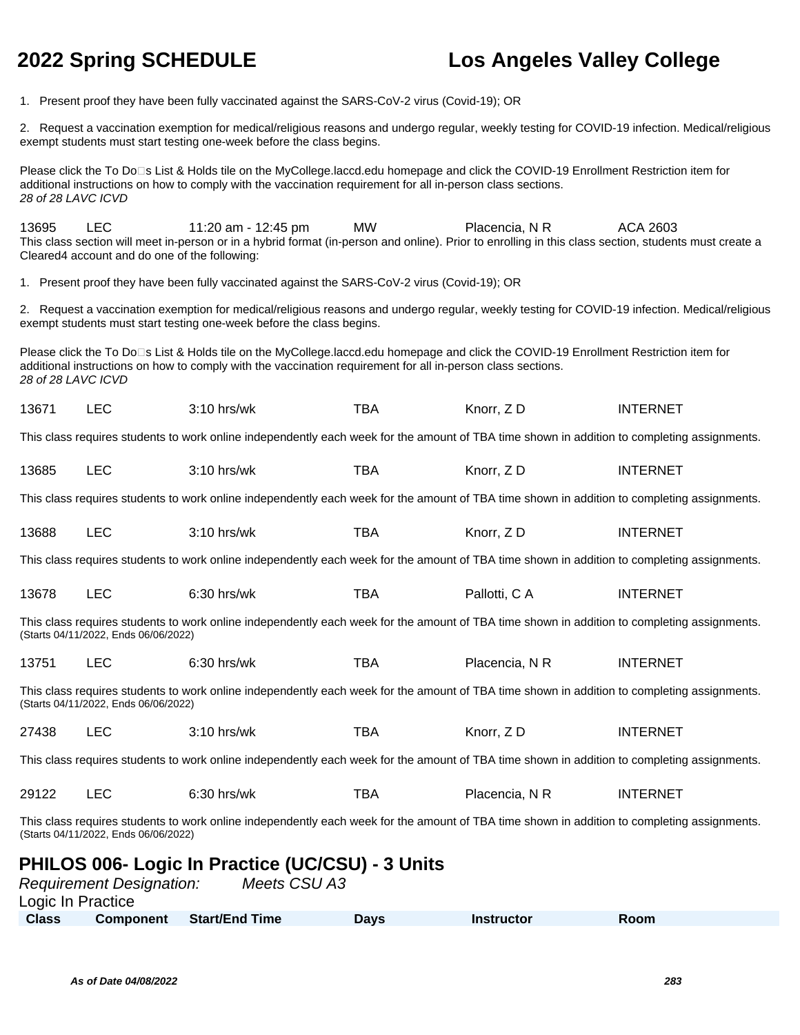1. Present proof they have been fully vaccinated against the SARS-CoV-2 virus (Covid-19); OR

2. Request a vaccination exemption for medical/religious reasons and undergo regular, weekly testing for COVID-19 infection. Medical/religious exempt students must start testing one-week before the class begins.

Please click the To Do□s List & Holds tile on the MyCollege.laccd.edu homepage and click the COVID-19 Enrollment Restriction item for additional instructions on how to comply with the vaccination requirement for all in-person class sections.
*28 of 28 LAVC ICVD*

| 13695 | LEC | 11:20 am - 12:45 pm | MW | Placencia, N R | ACA 2603 |
|---|---|---|---|---|---|

This class section will meet in-person or in a hybrid format (in-person and online). Prior to enrolling in this class section, students must create a Cleared4 account and do one of the following:

1. Present proof they have been fully vaccinated against the SARS-CoV-2 virus (Covid-19); OR

2. Request a vaccination exemption for medical/religious reasons and undergo regular, weekly testing for COVID-19 infection. Medical/religious exempt students must start testing one-week before the class begins.

Please click the To Do□s List & Holds tile on the MyCollege.laccd.edu homepage and click the COVID-19 Enrollment Restriction item for additional instructions on how to comply with the vaccination requirement for all in-person class sections.
*28 of 28 LAVC ICVD*

| 13671 | LEC | 3:10 hrs/wk | TBA | Knorr, Z D | INTERNET |
|---|---|---|---|---|---|

This class requires students to work online independently each week for the amount of TBA time shown in addition to completing assignments.

| 13685 | LEC | 3:10 hrs/wk | TBA | Knorr, Z D | INTERNET |
|---|---|---|---|---|---|

This class requires students to work online independently each week for the amount of TBA time shown in addition to completing assignments.

| 13688 | LEC | 3:10 hrs/wk | TBA | Knorr, Z D | INTERNET |
|---|---|---|---|---|---|

This class requires students to work online independently each week for the amount of TBA time shown in addition to completing assignments.

| 13678 | LEC | 6:30 hrs/wk | TBA | Pallotti, C A | INTERNET |
|---|---|---|---|---|---|

This class requires students to work online independently each week for the amount of TBA time shown in addition to completing assignments.
(Starts 04/11/2022, Ends 06/06/2022)

| 13751 | LEC | 6:30 hrs/wk | TBA | Placencia, N R | INTERNET |
|---|---|---|---|---|---|

This class requires students to work online independently each week for the amount of TBA time shown in addition to completing assignments.
(Starts 04/11/2022, Ends 06/06/2022)

| 27438 | LEC | 3:10 hrs/wk | TBA | Knorr, Z D | INTERNET |
|---|---|---|---|---|---|

This class requires students to work online independently each week for the amount of TBA time shown in addition to completing assignments.

| 29122 | LEC | 6:30 hrs/wk | TBA | Placencia, N R | INTERNET |
|---|---|---|---|---|---|

This class requires students to work online independently each week for the amount of TBA time shown in addition to completing assignments.
(Starts 04/11/2022, Ends 06/06/2022)

## PHILOS 006- Logic In Practice (UC/CSU) - 3 Units

*Requirement Designation:* *Meets CSU A3*

Logic In Practice

| Class | Component | Start/End Time | Days | Instructor | Room |
|---|---|---|---|---|---|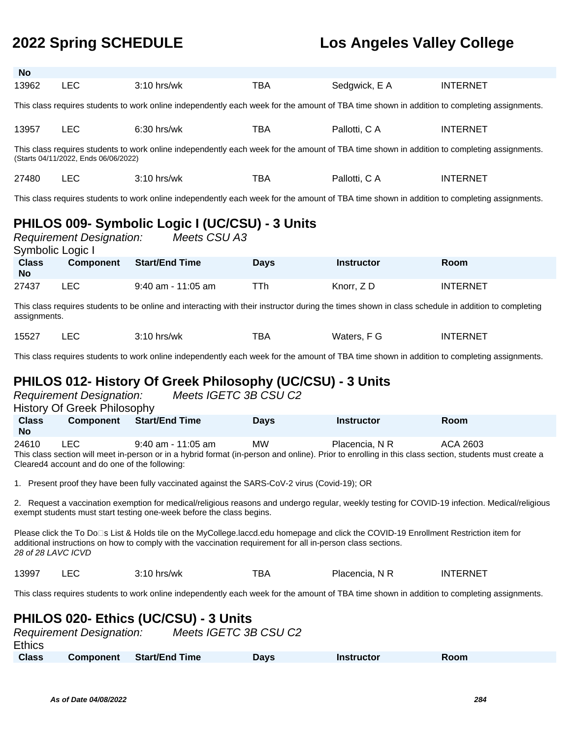| Class No | Component | Start/End Time | Days | Instructor | Room |
|---|---|---|---|---|---|
| 13962 | LEC | 3:10 hrs/wk | TBA | Sedgwick, E A | INTERNET |

This class requires students to work online independently each week for the amount of TBA time shown in addition to completing assignments.

| Class No | Component | Start/End Time | Days | Instructor | Room |
|---|---|---|---|---|---|
| 13957 | LEC | 6:30 hrs/wk | TBA | Pallotti, C A | INTERNET |

This class requires students to work online independently each week for the amount of TBA time shown in addition to completing assignments.
(Starts 04/11/2022, Ends 06/06/2022)

| Class No | Component | Start/End Time | Days | Instructor | Room |
|---|---|---|---|---|---|
| 27480 | LEC | 3:10 hrs/wk | TBA | Pallotti, C A | INTERNET |

This class requires students to work online independently each week for the amount of TBA time shown in addition to completing assignments.

## PHILOS 009- Symbolic Logic I (UC/CSU) - 3 Units

*Requirement Designation: Meets CSU A3*

Symbolic Logic I

| Class No | Component | Start/End Time | Days | Instructor | Room |
|---|---|---|---|---|---|
| 27437 | LEC | 9:40 am - 11:05 am | TTh | Knorr, Z D | INTERNET |

This class requires students to be online and interacting with their instructor during the times shown in class schedule in addition to completing assignments.

| Class No | Component | Start/End Time | Days | Instructor | Room |
|---|---|---|---|---|---|
| 15527 | LEC | 3:10 hrs/wk | TBA | Waters, F G | INTERNET |

This class requires students to work online independently each week for the amount of TBA time shown in addition to completing assignments.

## PHILOS 012- History Of Greek Philosophy (UC/CSU) - 3 Units

*Requirement Designation: Meets IGETC 3B CSU C2*

History Of Greek Philosophy

| Class No | Component | Start/End Time | Days | Instructor | Room |
|---|---|---|---|---|---|
| 24610 | LEC | 9:40 am - 11:05 am | MW | Placencia, N R | ACA 2603 |

This class section will meet in-person or in a hybrid format (in-person and online). Prior to enrolling in this class section, students must create a Cleared4 account and do one of the following:

1. Present proof they have been fully vaccinated against the SARS-CoV-2 virus (Covid-19); OR

2. Request a vaccination exemption for medical/religious reasons and undergo regular, weekly testing for COVID-19 infection. Medical/religious exempt students must start testing one-week before the class begins.

Please click the To Do□s List & Holds tile on the MyCollege.laccd.edu homepage and click the COVID-19 Enrollment Restriction item for additional instructions on how to comply with the vaccination requirement for all in-person class sections.
*28 of 28 LAVC ICVD*

| Class No | Component | Start/End Time | Days | Instructor | Room |
|---|---|---|---|---|---|
| 13997 | LEC | 3:10 hrs/wk | TBA | Placencia, N R | INTERNET |

This class requires students to work online independently each week for the amount of TBA time shown in addition to completing assignments.

## PHILOS 020- Ethics (UC/CSU) - 3 Units

*Requirement Designation: Meets IGETC 3B CSU C2*

Ethics

| Class | Component | Start/End Time | Days | Instructor | Room |
|---|---|---|---|---|---|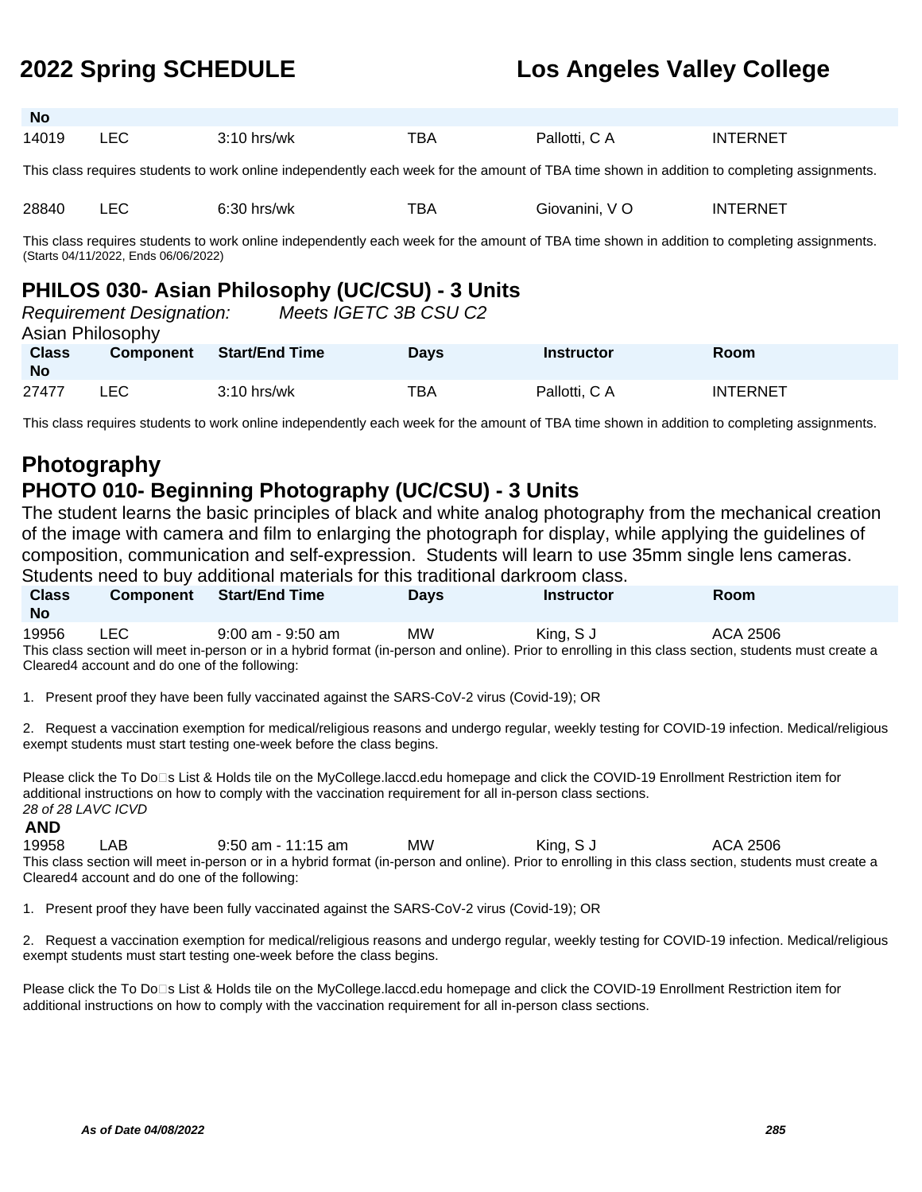| Class No | Component | Start/End Time | Days | Instructor | Room |
|---|---|---|---|---|---|
| 14019 | LEC | 3:10 hrs/wk | TBA | Pallotti, C A | INTERNET |

This class requires students to work online independently each week for the amount of TBA time shown in addition to completing assignments.

| Class No | Component | Start/End Time | Days | Instructor | Room |
|---|---|---|---|---|---|
| 28840 | LEC | 6:30 hrs/wk | TBA | Giovanini, V O | INTERNET |

This class requires students to work online independently each week for the amount of TBA time shown in addition to completing assignments. (Starts 04/11/2022, Ends 06/06/2022)

## PHILOS 030- Asian Philosophy (UC/CSU) - 3 Units

*Requirement Designation:* *Meets IGETC 3B CSU C2*

Asian Philosophy

| Class No | Component | Start/End Time | Days | Instructor | Room |
|---|---|---|---|---|---|
| 27477 | LEC | 3:10 hrs/wk | TBA | Pallotti, C A | INTERNET |

This class requires students to work online independently each week for the amount of TBA time shown in addition to completing assignments.

# Photography

## PHOTO 010- Beginning Photography (UC/CSU) - 3 Units

The student learns the basic principles of black and white analog photography from the mechanical creation of the image with camera and film to enlarging the photograph for display, while applying the guidelines of composition, communication and self-expression. Students will learn to use 35mm single lens cameras. Students need to buy additional materials for this traditional darkroom class.

| Class No | Component | Start/End Time | Days | Instructor | Room |
|---|---|---|---|---|---|
| 19956 | LEC | 9:00 am - 9:50 am | MW | King, S J | ACA 2506 |

This class section will meet in-person or in a hybrid format (in-person and online). Prior to enrolling in this class section, students must create a Cleared4 account and do one of the following:

1. Present proof they have been fully vaccinated against the SARS-CoV-2 virus (Covid-19); OR

2. Request a vaccination exemption for medical/religious reasons and undergo regular, weekly testing for COVID-19 infection. Medical/religious exempt students must start testing one-week before the class begins.

Please click the To Do□s List & Holds tile on the MyCollege.laccd.edu homepage and click the COVID-19 Enrollment Restriction item for additional instructions on how to comply with the vaccination requirement for all in-person class sections.
*28 of 28 LAVC ICVD*

**AND**

| Class No | Component | Start/End Time | Days | Instructor | Room |
|---|---|---|---|---|---|
| 19958 | LAB | 9:50 am - 11:15 am | MW | King, S J | ACA 2506 |

This class section will meet in-person or in a hybrid format (in-person and online). Prior to enrolling in this class section, students must create a Cleared4 account and do one of the following:

1. Present proof they have been fully vaccinated against the SARS-CoV-2 virus (Covid-19); OR

2. Request a vaccination exemption for medical/religious reasons and undergo regular, weekly testing for COVID-19 infection. Medical/religious exempt students must start testing one-week before the class begins.

Please click the To Do□s List & Holds tile on the MyCollege.laccd.edu homepage and click the COVID-19 Enrollment Restriction item for additional instructions on how to comply with the vaccination requirement for all in-person class sections.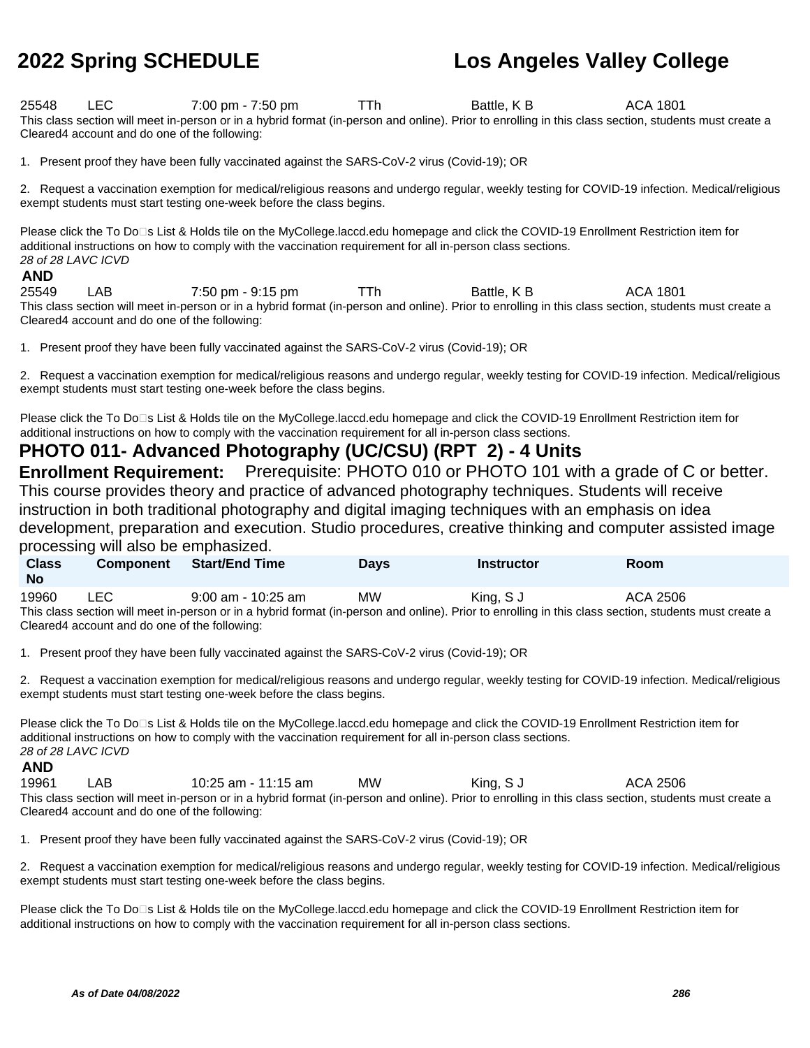| Class No | Component | Start/End Time | Days | Instructor | Room |
|---|---|---|---|---|---|
| 25548 | LEC | 7:00 pm - 7:50 pm | TTh | Battle, K B | ACA 1801 |

This class section will meet in-person or in a hybrid format (in-person and online). Prior to enrolling in this class section, students must create a Cleared4 account and do one of the following:

1. Present proof they have been fully vaccinated against the SARS-CoV-2 virus (Covid-19); OR

2. Request a vaccination exemption for medical/religious reasons and undergo regular, weekly testing for COVID-19 infection. Medical/religious exempt students must start testing one-week before the class begins.

Please click the To Do□s List & Holds tile on the MyCollege.laccd.edu homepage and click the COVID-19 Enrollment Restriction item for additional instructions on how to comply with the vaccination requirement for all in-person class sections.

*28 of 28 LAVC ICVD*

**AND**

| Class No | Component | Start/End Time | Days | Instructor | Room |
|---|---|---|---|---|---|
| 25549 | LAB | 7:50 pm - 9:15 pm | TTh | Battle, K B | ACA 1801 |

This class section will meet in-person or in a hybrid format (in-person and online). Prior to enrolling in this class section, students must create a Cleared4 account and do one of the following:

1. Present proof they have been fully vaccinated against the SARS-CoV-2 virus (Covid-19); OR

2. Request a vaccination exemption for medical/religious reasons and undergo regular, weekly testing for COVID-19 infection. Medical/religious exempt students must start testing one-week before the class begins.

Please click the To Do□s List & Holds tile on the MyCollege.laccd.edu homepage and click the COVID-19 Enrollment Restriction item for additional instructions on how to comply with the vaccination requirement for all in-person class sections.

## PHOTO 011- Advanced Photography (UC/CSU) (RPT 2) - 4 Units

**Enrollment Requirement:** Prerequisite: PHOTO 010 or PHOTO 101 with a grade of C or better.

This course provides theory and practice of advanced photography techniques. Students will receive instruction in both traditional photography and digital imaging techniques with an emphasis on idea development, preparation and execution. Studio procedures, creative thinking and computer assisted image processing will also be emphasized.

| Class No | Component | Start/End Time | Days | Instructor | Room |
|---|---|---|---|---|---|
| 19960 | LEC | 9:00 am - 10:25 am | MW | King, S J | ACA 2506 |

This class section will meet in-person or in a hybrid format (in-person and online). Prior to enrolling in this class section, students must create a Cleared4 account and do one of the following:

1. Present proof they have been fully vaccinated against the SARS-CoV-2 virus (Covid-19); OR

2. Request a vaccination exemption for medical/religious reasons and undergo regular, weekly testing for COVID-19 infection. Medical/religious exempt students must start testing one-week before the class begins.

Please click the To Do□s List & Holds tile on the MyCollege.laccd.edu homepage and click the COVID-19 Enrollment Restriction item for additional instructions on how to comply with the vaccination requirement for all in-person class sections.

*28 of 28 LAVC ICVD*

**AND**

| Class No | Component | Start/End Time | Days | Instructor | Room |
|---|---|---|---|---|---|
| 19961 | LAB | 10:25 am - 11:15 am | MW | King, S J | ACA 2506 |

This class section will meet in-person or in a hybrid format (in-person and online). Prior to enrolling in this class section, students must create a Cleared4 account and do one of the following:

1. Present proof they have been fully vaccinated against the SARS-CoV-2 virus (Covid-19); OR

2. Request a vaccination exemption for medical/religious reasons and undergo regular, weekly testing for COVID-19 infection. Medical/religious exempt students must start testing one-week before the class begins.

Please click the To Do□s List & Holds tile on the MyCollege.laccd.edu homepage and click the COVID-19 Enrollment Restriction item for additional instructions on how to comply with the vaccination requirement for all in-person class sections.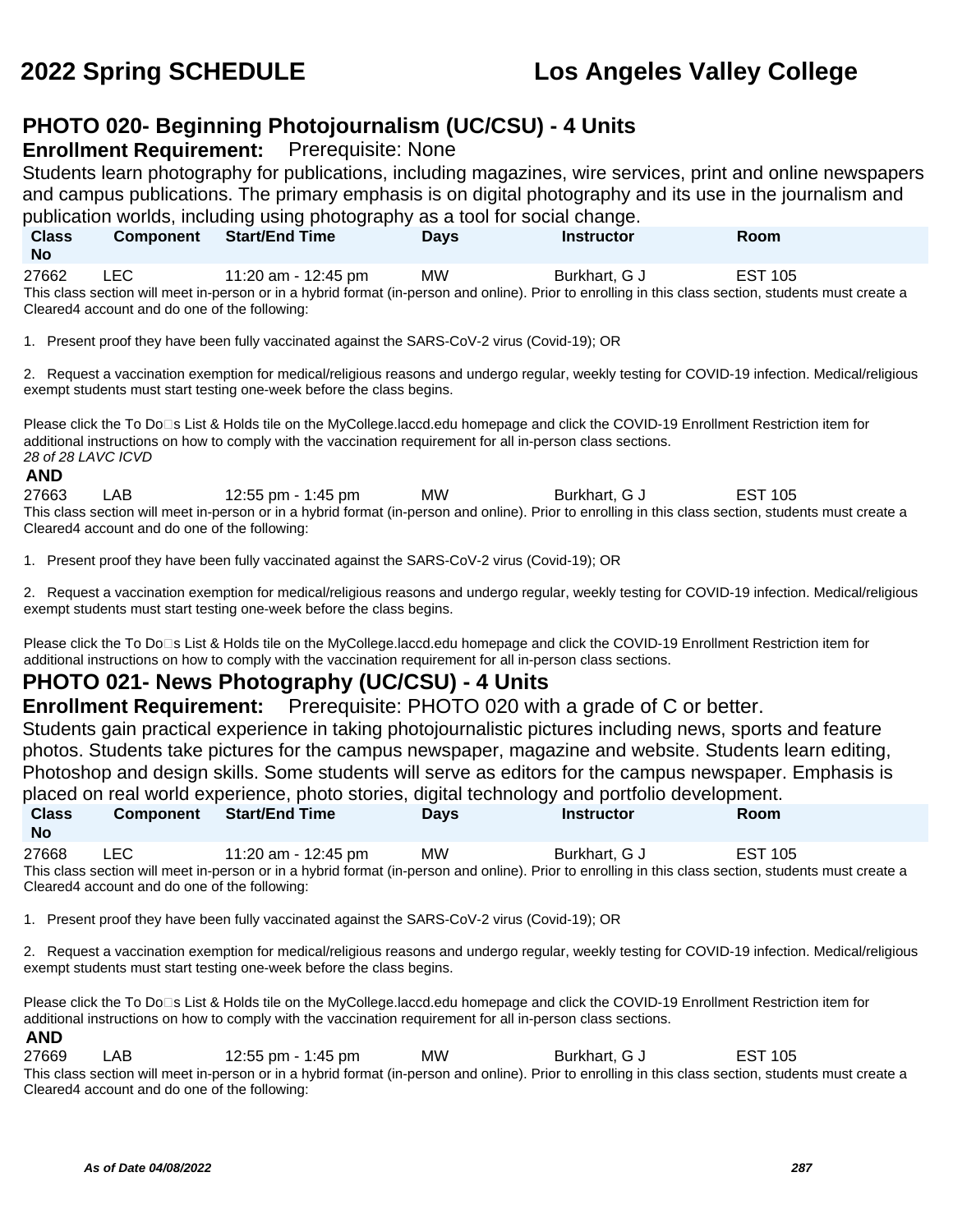# PHOTO 020- Beginning Photojournalism (UC/CSU) - 4 Units

**Enrollment Requirement:** Prerequisite: None

Students learn photography for publications, including magazines, wire services, print and online newspapers and campus publications. The primary emphasis is on digital photography and its use in the journalism and publication worlds, including using photography as a tool for social change.

| Class No | Component | Start/End Time | Days | Instructor | Room |
|---|---|---|---|---|---|
| 27662 | LEC | 11:20 am - 12:45 pm | MW | Burkhart, G J | EST 105 |

This class section will meet in-person or in a hybrid format (in-person and online). Prior to enrolling in this class section, students must create a Cleared4 account and do one of the following:

1. Present proof they have been fully vaccinated against the SARS-CoV-2 virus (Covid-19); OR

2. Request a vaccination exemption for medical/religious reasons and undergo regular, weekly testing for COVID-19 infection. Medical/religious exempt students must start testing one-week before the class begins.

Please click the To Do□s List & Holds tile on the MyCollege.laccd.edu homepage and click the COVID-19 Enrollment Restriction item for additional instructions on how to comply with the vaccination requirement for all in-person class sections.

*28 of 28 LAVC ICVD*

**AND**

| Class No | Component | Start/End Time | Days | Instructor | Room |
|---|---|---|---|---|---|
| 27663 | LAB | 12:55 pm - 1:45 pm | MW | Burkhart, G J | EST 105 |

This class section will meet in-person or in a hybrid format (in-person and online). Prior to enrolling in this class section, students must create a Cleared4 account and do one of the following:

1. Present proof they have been fully vaccinated against the SARS-CoV-2 virus (Covid-19); OR

2. Request a vaccination exemption for medical/religious reasons and undergo regular, weekly testing for COVID-19 infection. Medical/religious exempt students must start testing one-week before the class begins.

Please click the To Do□s List & Holds tile on the MyCollege.laccd.edu homepage and click the COVID-19 Enrollment Restriction item for additional instructions on how to comply with the vaccination requirement for all in-person class sections.

# PHOTO 021- News Photography (UC/CSU) - 4 Units

**Enrollment Requirement:** Prerequisite: PHOTO 020 with a grade of C or better.

Students gain practical experience in taking photojournalistic pictures including news, sports and feature photos. Students take pictures for the campus newspaper, magazine and website. Students learn editing, Photoshop and design skills. Some students will serve as editors for the campus newspaper. Emphasis is placed on real world experience, photo stories, digital technology and portfolio development.

| Class No | Component | Start/End Time | Days | Instructor | Room |
|---|---|---|---|---|---|
| 27668 | LEC | 11:20 am - 12:45 pm | MW | Burkhart, G J | EST 105 |

This class section will meet in-person or in a hybrid format (in-person and online). Prior to enrolling in this class section, students must create a Cleared4 account and do one of the following:

1. Present proof they have been fully vaccinated against the SARS-CoV-2 virus (Covid-19); OR

2. Request a vaccination exemption for medical/religious reasons and undergo regular, weekly testing for COVID-19 infection. Medical/religious exempt students must start testing one-week before the class begins.

Please click the To Do□s List & Holds tile on the MyCollege.laccd.edu homepage and click the COVID-19 Enrollment Restriction item for additional instructions on how to comply with the vaccination requirement for all in-person class sections.

**AND**

| Class No | Component | Start/End Time | Days | Instructor | Room |
|---|---|---|---|---|---|
| 27669 | LAB | 12:55 pm - 1:45 pm | MW | Burkhart, G J | EST 105 |

This class section will meet in-person or in a hybrid format (in-person and online). Prior to enrolling in this class section, students must create a Cleared4 account and do one of the following: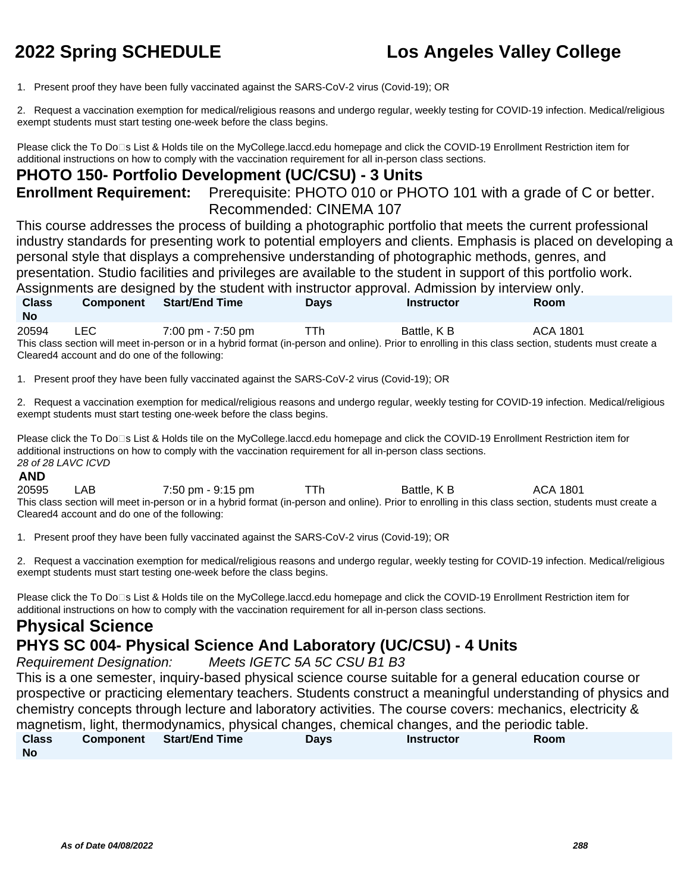1. Present proof they have been fully vaccinated against the SARS-CoV-2 virus (Covid-19); OR

2. Request a vaccination exemption for medical/religious reasons and undergo regular, weekly testing for COVID-19 infection. Medical/religious exempt students must start testing one-week before the class begins.

Please click the To Do�s List & Holds tile on the MyCollege.laccd.edu homepage and click the COVID-19 Enrollment Restriction item for additional instructions on how to comply with the vaccination requirement for all in-person class sections.

## PHOTO 150- Portfolio Development (UC/CSU) - 3 Units

**Enrollment Requirement:** Prerequisite: PHOTO 010 or PHOTO 101 with a grade of C or better. Recommended: CINEMA 107

This course addresses the process of building a photographic portfolio that meets the current professional industry standards for presenting work to potential employers and clients. Emphasis is placed on developing a personal style that displays a comprehensive understanding of photographic methods, genres, and presentation. Studio facilities and privileges are available to the student in support of this portfolio work. Assignments are designed by the student with instructor approval. Admission by interview only.

| Class No | Component | Start/End Time | Days | Instructor | Room |
|---|---|---|---|---|---|
| 20594 | LEC | 7:00 pm - 7:50 pm | TTh | Battle, K B | ACA 1801 |

This class section will meet in-person or in a hybrid format (in-person and online). Prior to enrolling in this class section, students must create a Cleared4 account and do one of the following:

1. Present proof they have been fully vaccinated against the SARS-CoV-2 virus (Covid-19); OR

2. Request a vaccination exemption for medical/religious reasons and undergo regular, weekly testing for COVID-19 infection. Medical/religious exempt students must start testing one-week before the class begins.

Please click the To Do�s List & Holds tile on the MyCollege.laccd.edu homepage and click the COVID-19 Enrollment Restriction item for additional instructions on how to comply with the vaccination requirement for all in-person class sections.

*28 of 28 LAVC ICVD*

**AND**

| Class No | Component | Start/End Time | Days | Instructor | Room |
|---|---|---|---|---|---|
| 20595 | LAB | 7:50 pm - 9:15 pm | TTh | Battle, K B | ACA 1801 |

This class section will meet in-person or in a hybrid format (in-person and online). Prior to enrolling in this class section, students must create a Cleared4 account and do one of the following:

1. Present proof they have been fully vaccinated against the SARS-CoV-2 virus (Covid-19); OR

2. Request a vaccination exemption for medical/religious reasons and undergo regular, weekly testing for COVID-19 infection. Medical/religious exempt students must start testing one-week before the class begins.

Please click the To Do�s List & Holds tile on the MyCollege.laccd.edu homepage and click the COVID-19 Enrollment Restriction item for additional instructions on how to comply with the vaccination requirement for all in-person class sections.

# Physical Science

## PHYS SC 004- Physical Science And Laboratory (UC/CSU) - 4 Units

*Requirement Designation:* *Meets IGETC 5A 5C CSU B1 B3*

This is a one semester, inquiry-based physical science course suitable for a general education course or prospective or practicing elementary teachers. Students construct a meaningful understanding of physics and chemistry concepts through lecture and laboratory activities. The course covers: mechanics, electricity & magnetism, light, thermodynamics, physical changes, chemical changes, and the periodic table.

| Class No | Component | Start/End Time | Days | Instructor | Room |
|---|---|---|---|---|---|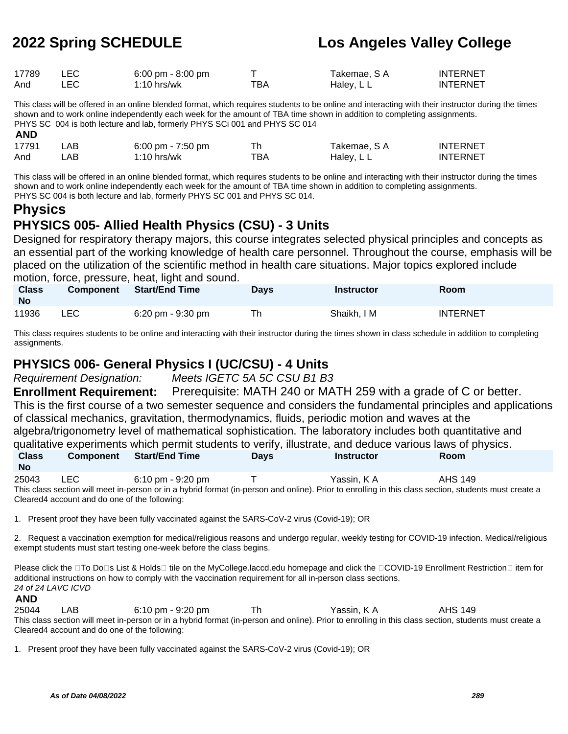| | | | | | |
|---|---|---|---|---|---|
| 17789 | LEC | 6:00 pm - 8:00 pm | T | Takemae, S A | INTERNET |
| And | LEC | 1:10 hrs/wk | TBA | Haley, L L | INTERNET |

This class will be offered in an online blended format, which requires students to be online and interacting with their instructor during the times shown and to work online independently each week for the amount of TBA time shown in addition to completing assignments.
PHYS SC 004 is both lecture and lab, formerly PHYS SCi 001 and PHYS SC 014

**AND**

| | | | | | |
|---|---|---|---|---|---|
| 17791 | LAB | 6:00 pm - 7:50 pm | Th | Takemae, S A | INTERNET |
| And | LAB | 1:10 hrs/wk | TBA | Haley, L L | INTERNET |

This class will be offered in an online blended format, which requires students to be online and interacting with their instructor during the times shown and to work online independently each week for the amount of TBA time shown in addition to completing assignments.
PHYS SC 004 is both lecture and lab, formerly PHYS SC 001 and PHYS SC 014.

# Physics

## PHYSICS 005- Allied Health Physics (CSU) - 3 Units

Designed for respiratory therapy majors, this course integrates selected physical principles and concepts as an essential part of the working knowledge of health care personnel. Throughout the course, emphasis will be placed on the utilization of the scientific method in health care situations. Major topics explored include motion, force, pressure, heat, light and sound.

| Class No | Component | Start/End Time | Days | Instructor | Room |
|---|---|---|---|---|---|
| 11936 | LEC | 6:20 pm - 9:30 pm | Th | Shaikh, I M | INTERNET |

This class requires students to be online and interacting with their instructor during the times shown in class schedule in addition to completing assignments.

## PHYSICS 006- General Physics I (UC/CSU) - 4 Units

*Requirement Designation:* *Meets IGETC 5A 5C CSU B1 B3*

**Enrollment Requirement:** Prerequisite: MATH 240 or MATH 259 with a grade of C or better.

This is the first course of a two semester sequence and considers the fundamental principles and applications of classical mechanics, gravitation, thermodynamics, fluids, periodic motion and waves at the algebra/trigonometry level of mathematical sophistication. The laboratory includes both quantitative and qualitative experiments which permit students to verify, illustrate, and deduce various laws of physics.

| Class No | Component | Start/End Time | Days | Instructor | Room |
|---|---|---|---|---|---|
| 25043 | LEC | 6:10 pm - 9:20 pm | T | Yassin, K A | AHS 149 |

This class section will meet in-person or in a hybrid format (in-person and online). Prior to enrolling in this class section, students must create a Cleared4 account and do one of the following:

1. Present proof they have been fully vaccinated against the SARS-CoV-2 virus (Covid-19); OR

2. Request a vaccination exemption for medical/religious reasons and undergo regular, weekly testing for COVID-19 infection. Medical/religious exempt students must start testing one-week before the class begins.

Please click the To Do s List & Holds tile on the MyCollege.laccd.edu homepage and click the COVID-19 Enrollment Restriction item for additional instructions on how to comply with the vaccination requirement for all in-person class sections.
*24 of 24 LAVC ICVD*

**AND**

| | | | | | |
|---|---|---|---|---|---|
| 25044 | LAB | 6:10 pm - 9:20 pm | Th | Yassin, K A | AHS 149 |

This class section will meet in-person or in a hybrid format (in-person and online). Prior to enrolling in this class section, students must create a Cleared4 account and do one of the following:

1. Present proof they have been fully vaccinated against the SARS-CoV-2 virus (Covid-19); OR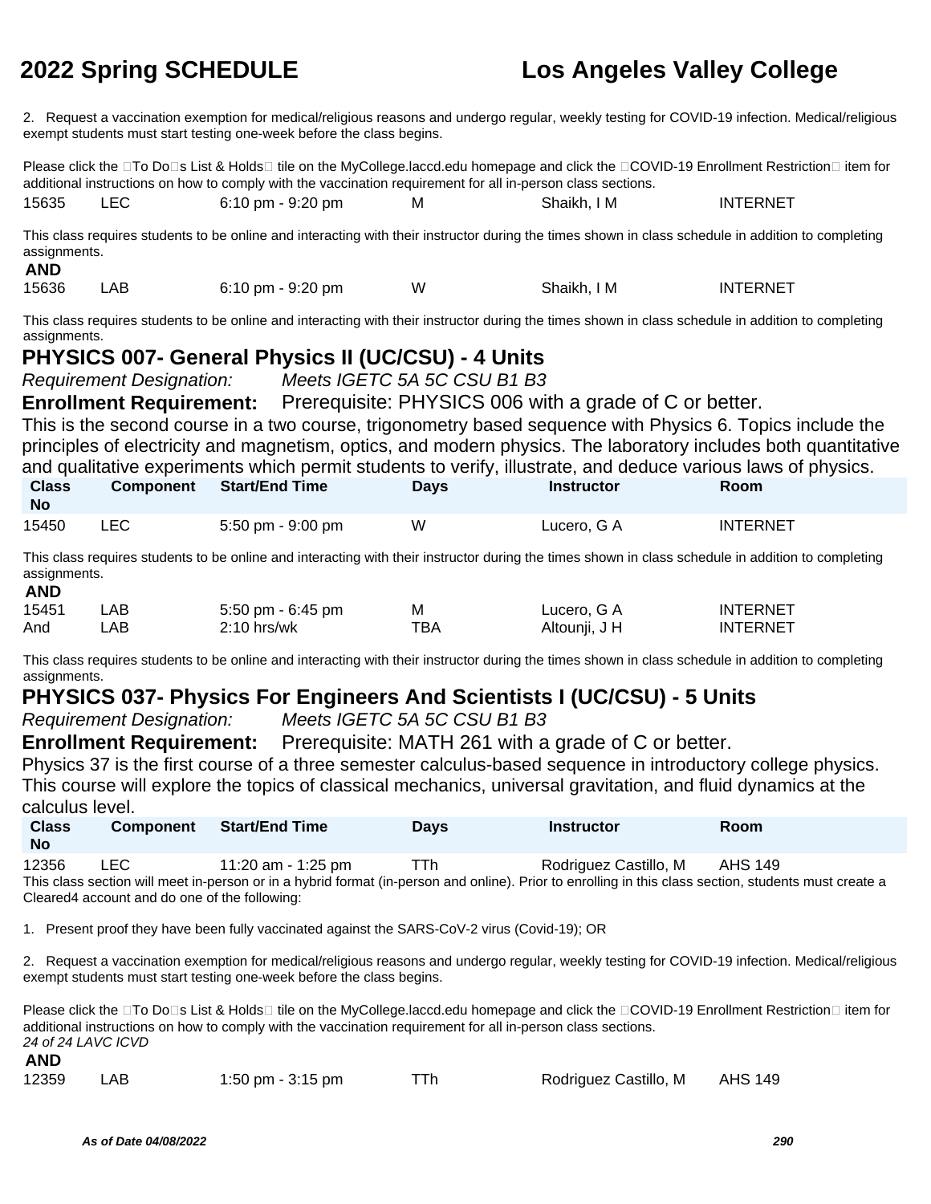2. Request a vaccination exemption for medical/religious reasons and undergo regular, weekly testing for COVID-19 infection. Medical/religious exempt students must start testing one-week before the class begins.

Please click the To Do s List & Holds tile on the MyCollege.laccd.edu homepage and click the COVID-19 Enrollment Restriction item for additional instructions on how to comply with the vaccination requirement for all in-person class sections.

| | | | | | |
|---|---|---|---|---|---|
| 15635 | LEC | 6:10 pm - 9:20 pm | M | Shaikh, I M | INTERNET |

This class requires students to be online and interacting with their instructor during the times shown in class schedule in addition to completing assignments.

**AND**

| | | | | | |
|---|---|---|---|---|---|
| 15636 | LAB | 6:10 pm - 9:20 pm | W | Shaikh, I M | INTERNET |

This class requires students to be online and interacting with their instructor during the times shown in class schedule in addition to completing assignments.

## PHYSICS 007- General Physics II (UC/CSU) - 4 Units

*Requirement Designation:* *Meets IGETC 5A 5C CSU B1 B3*

**Enrollment Requirement:** Prerequisite: PHYSICS 006 with a grade of C or better.

This is the second course in a two course, trigonometry based sequence with Physics 6. Topics include the principles of electricity and magnetism, optics, and modern physics. The laboratory includes both quantitative and qualitative experiments which permit students to verify, illustrate, and deduce various laws of physics.

| Class No | Component | Start/End Time | Days | Instructor | Room |
|---|---|---|---|---|---|
| 15450 | LEC | 5:50 pm - 9:00 pm | W | Lucero, G A | INTERNET |

This class requires students to be online and interacting with their instructor during the times shown in class schedule in addition to completing assignments.

**AND**

| | | | | | |
|---|---|---|---|---|---|
| 15451 | LAB | 5:50 pm - 6:45 pm | M | Lucero, G A | INTERNET |
| And | LAB | 2:10 hrs/wk | TBA | Altounji, J H | INTERNET |

This class requires students to be online and interacting with their instructor during the times shown in class schedule in addition to completing assignments.

## PHYSICS 037- Physics For Engineers And Scientists I (UC/CSU) - 5 Units

*Requirement Designation:* *Meets IGETC 5A 5C CSU B1 B3*

**Enrollment Requirement:** Prerequisite: MATH 261 with a grade of C or better.

Physics 37 is the first course of a three semester calculus-based sequence in introductory college physics. This course will explore the topics of classical mechanics, universal gravitation, and fluid dynamics at the calculus level.

| Class No | Component | Start/End Time | Days | Instructor | Room |
|---|---|---|---|---|---|
| 12356 | LEC | 11:20 am - 1:25 pm | TTh | Rodriguez Castillo, M | AHS 149 |

This class section will meet in-person or in a hybrid format (in-person and online). Prior to enrolling in this class section, students must create a Cleared4 account and do one of the following:

1. Present proof they have been fully vaccinated against the SARS-CoV-2 virus (Covid-19); OR

2. Request a vaccination exemption for medical/religious reasons and undergo regular, weekly testing for COVID-19 infection. Medical/religious exempt students must start testing one-week before the class begins.

Please click the To Do s List & Holds tile on the MyCollege.laccd.edu homepage and click the COVID-19 Enrollment Restriction item for additional instructions on how to comply with the vaccination requirement for all in-person class sections.

*24 of 24 LAVC ICVD*

**AND**

| | | | | | |
|---|---|---|---|---|---|
| 12359 | LAB | 1:50 pm - 3:15 pm | TTh | Rodriguez Castillo, M | AHS 149 |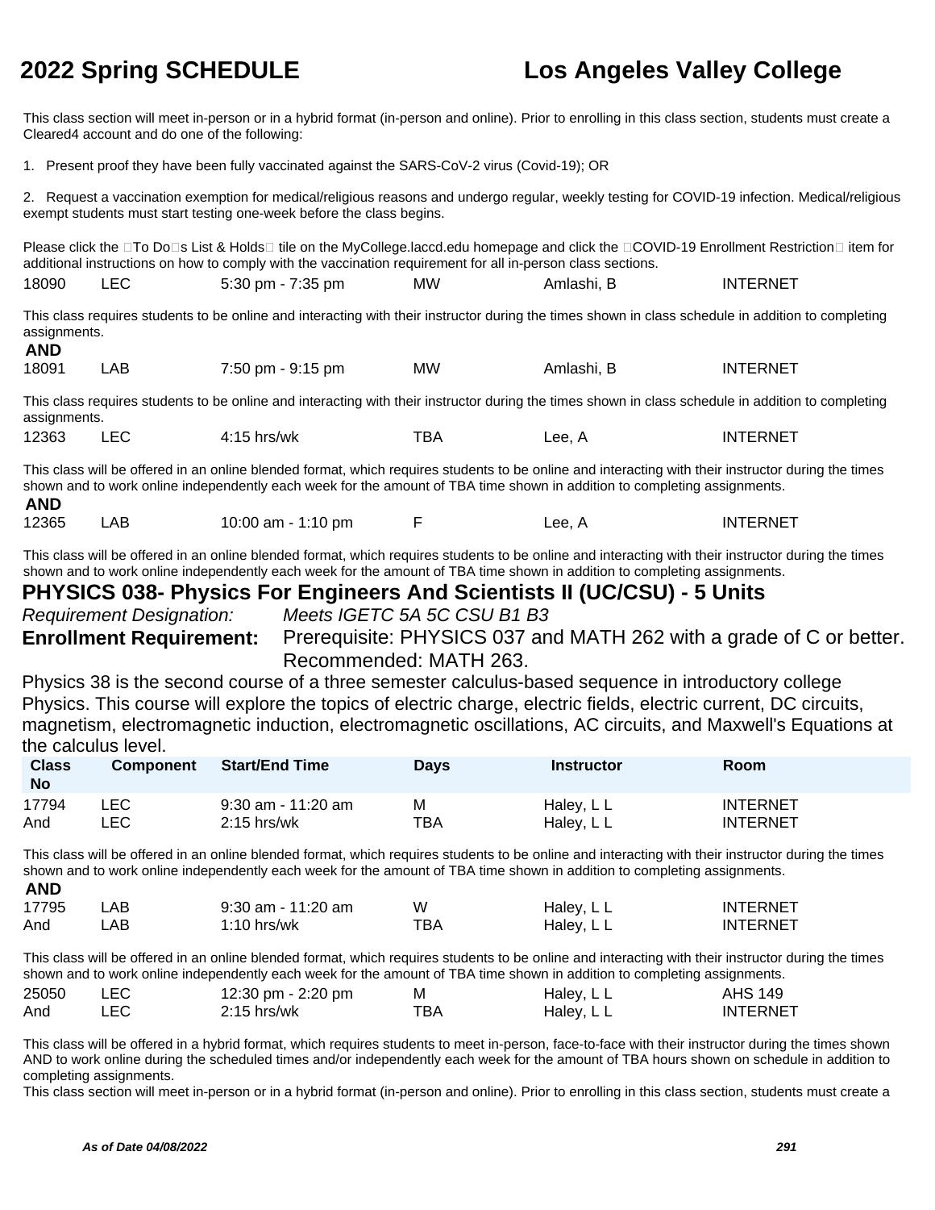This class section will meet in-person or in a hybrid format (in-person and online). Prior to enrolling in this class section, students must create a Cleared4 account and do one of the following:

1. Present proof they have been fully vaccinated against the SARS-CoV-2 virus (Covid-19); OR

2. Request a vaccination exemption for medical/religious reasons and undergo regular, weekly testing for COVID-19 infection. Medical/religious exempt students must start testing one-week before the class begins.

Please click the To Do s List & Holds tile on the MyCollege.laccd.edu homepage and click the COVID-19 Enrollment Restriction item for additional instructions on how to comply with the vaccination requirement for all in-person class sections.

| | | | | | |
|---|---|---|---|---|---|
| 18090 | LEC | 5:30 pm - 7:35 pm | MW | Amlashi, B | INTERNET |

This class requires students to be online and interacting with their instructor during the times shown in class schedule in addition to completing assignments.

**AND**

| | | | | | |
|---|---|---|---|---|---|
| 18091 | LAB | 7:50 pm - 9:15 pm | MW | Amlashi, B | INTERNET |

This class requires students to be online and interacting with their instructor during the times shown in class schedule in addition to completing assignments.

| | | | | | |
|---|---|---|---|---|---|
| 12363 | LEC | 4:15 hrs/wk | TBA | Lee, A | INTERNET |

This class will be offered in an online blended format, which requires students to be online and interacting with their instructor during the times shown and to work online independently each week for the amount of TBA time shown in addition to completing assignments.

**AND**

| | | | | | |
|---|---|---|---|---|---|
| 12365 | LAB | 10:00 am - 1:10 pm | F | Lee, A | INTERNET |

This class will be offered in an online blended format, which requires students to be online and interacting with their instructor during the times shown and to work online independently each week for the amount of TBA time shown in addition to completing assignments.

## PHYSICS 038- Physics For Engineers And Scientists II (UC/CSU) - 5 Units

*Requirement Designation:* *Meets IGETC 5A 5C CSU B1 B3*

**Enrollment Requirement:** Prerequisite: PHYSICS 037 and MATH 262 with a grade of C or better. Recommended: MATH 263.

Physics 38 is the second course of a three semester calculus-based sequence in introductory college Physics. This course will explore the topics of electric charge, electric fields, electric current, DC circuits, magnetism, electromagnetic induction, electromagnetic oscillations, AC circuits, and Maxwell's Equations at the calculus level.

| Class No | Component | Start/End Time | Days | Instructor | Room |
|---|---|---|---|---|---|
| 17794 | LEC | 9:30 am - 11:20 am | M | Haley, L L | INTERNET |
| And | LEC | 2:15 hrs/wk | TBA | Haley, L L | INTERNET |

This class will be offered in an online blended format, which requires students to be online and interacting with their instructor during the times shown and to work online independently each week for the amount of TBA time shown in addition to completing assignments.

**AND**

| | | | | | |
|---|---|---|---|---|---|
| 17795 | LAB | 9:30 am - 11:20 am | W | Haley, L L | INTERNET |
| And | LAB | 1:10 hrs/wk | TBA | Haley, L L | INTERNET |

This class will be offered in an online blended format, which requires students to be online and interacting with their instructor during the times shown and to work online independently each week for the amount of TBA time shown in addition to completing assignments.

| | | | | | |
|---|---|---|---|---|---|
| 25050 | LEC | 12:30 pm - 2:20 pm | M | Haley, L L | AHS 149 |
| And | LEC | 2:15 hrs/wk | TBA | Haley, L L | INTERNET |

This class will be offered in a hybrid format, which requires students to meet in-person, face-to-face with their instructor during the times shown AND to work online during the scheduled times and/or independently each week for the amount of TBA hours shown on schedule in addition to completing assignments.

This class section will meet in-person or in a hybrid format (in-person and online). Prior to enrolling in this class section, students must create a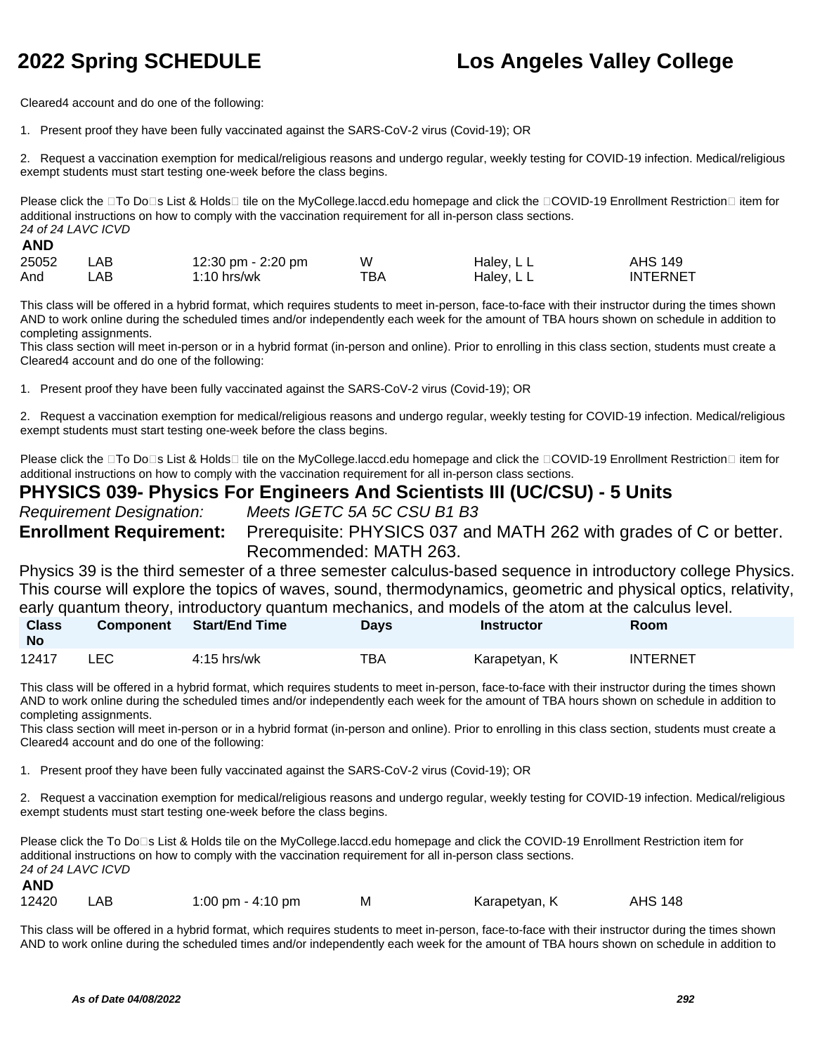Cleared4 account and do one of the following:

1. Present proof they have been fully vaccinated against the SARS-CoV-2 virus (Covid-19); OR

2. Request a vaccination exemption for medical/religious reasons and undergo regular, weekly testing for COVID-19 infection. Medical/religious exempt students must start testing one-week before the class begins.

Please click the To Do s List & Holds tile on the MyCollege.laccd.edu homepage and click the COVID-19 Enrollment Restriction item for additional instructions on how to comply with the vaccination requirement for all in-person class sections.
*24 of 24 LAVC ICVD*

**AND**

| | | | | | |
|---|---|---|---|---|---|
| 25052 | LAB | 12:30 pm - 2:20 pm | W | Haley, L L | AHS 149 |
| And | LAB | 1:10 hrs/wk | TBA | Haley, L L | INTERNET |

This class will be offered in a hybrid format, which requires students to meet in-person, face-to-face with their instructor during the times shown AND to work online during the scheduled times and/or independently each week for the amount of TBA hours shown on schedule in addition to completing assignments.
This class section will meet in-person or in a hybrid format (in-person and online). Prior to enrolling in this class section, students must create a Cleared4 account and do one of the following:

1. Present proof they have been fully vaccinated against the SARS-CoV-2 virus (Covid-19); OR

2. Request a vaccination exemption for medical/religious reasons and undergo regular, weekly testing for COVID-19 infection. Medical/religious exempt students must start testing one-week before the class begins.

Please click the To Do s List & Holds tile on the MyCollege.laccd.edu homepage and click the COVID-19 Enrollment Restriction item for additional instructions on how to comply with the vaccination requirement for all in-person class sections.

## PHYSICS 039- Physics For Engineers And Scientists III (UC/CSU) - 5 Units

*Requirement Designation:* *Meets IGETC 5A 5C CSU B1 B3*

**Enrollment Requirement:** Prerequisite: PHYSICS 037 and MATH 262 with grades of C or better. Recommended: MATH 263.

Physics 39 is the third semester of a three semester calculus-based sequence in introductory college Physics. This course will explore the topics of waves, sound, thermodynamics, geometric and physical optics, relativity, early quantum theory, introductory quantum mechanics, and models of the atom at the calculus level.

| Class No | Component | Start/End Time | Days | Instructor | Room |
|---|---|---|---|---|---|
| 12417 | LEC | 4:15 hrs/wk | TBA | Karapetyan, K | INTERNET |

This class will be offered in a hybrid format, which requires students to meet in-person, face-to-face with their instructor during the times shown AND to work online during the scheduled times and/or independently each week for the amount of TBA hours shown on schedule in addition to completing assignments.
This class section will meet in-person or in a hybrid format (in-person and online). Prior to enrolling in this class section, students must create a Cleared4 account and do one of the following:

1. Present proof they have been fully vaccinated against the SARS-CoV-2 virus (Covid-19); OR

2. Request a vaccination exemption for medical/religious reasons and undergo regular, weekly testing for COVID-19 infection. Medical/religious exempt students must start testing one-week before the class begins.

Please click the To Do s List & Holds tile on the MyCollege.laccd.edu homepage and click the COVID-19 Enrollment Restriction item for additional instructions on how to comply with the vaccination requirement for all in-person class sections.
*24 of 24 LAVC ICVD*

**AND**

| | | | | | |
|---|---|---|---|---|---|
| 12420 | LAB | 1:00 pm - 4:10 pm | M | Karapetyan, K | AHS 148 |

This class will be offered in a hybrid format, which requires students to meet in-person, face-to-face with their instructor during the times shown AND to work online during the scheduled times and/or independently each week for the amount of TBA hours shown on schedule in addition to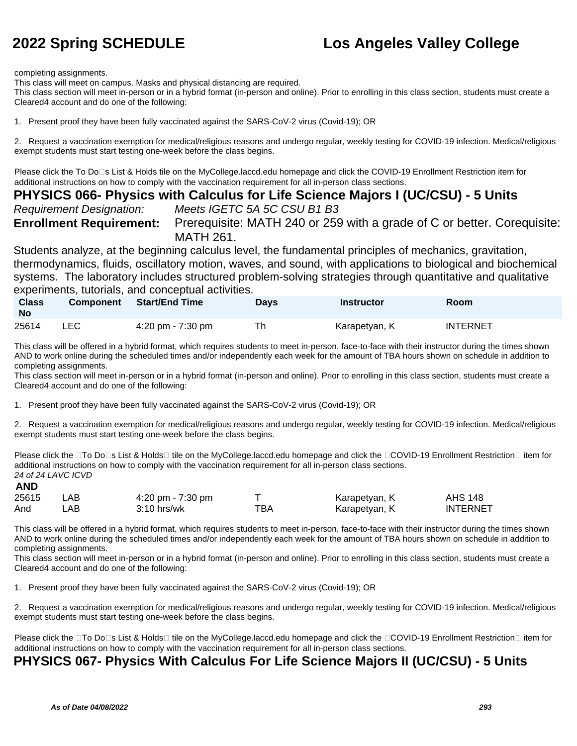completing assignments.
This class will meet on campus. Masks and physical distancing are required.
This class section will meet in-person or in a hybrid format (in-person and online). Prior to enrolling in this class section, students must create a Cleared4 account and do one of the following:

1. Present proof they have been fully vaccinated against the SARS-CoV-2 virus (Covid-19); OR

2. Request a vaccination exemption for medical/religious reasons and undergo regular, weekly testing for COVID-19 infection. Medical/religious exempt students must start testing one-week before the class begins.

Please click the To Do�s List & Holds tile on the MyCollege.laccd.edu homepage and click the COVID-19 Enrollment Restriction item for additional instructions on how to comply with the vaccination requirement for all in-person class sections.

## PHYSICS 066- Physics with Calculus for Life Science Majors I (UC/CSU) - 5 Units

*Requirement Designation:* *Meets IGETC 5A 5C CSU B1 B3*

**Enrollment Requirement:** Prerequisite: MATH 240 or 259 with a grade of C or better. Corequisite: MATH 261.

Students analyze, at the beginning calculus level, the fundamental principles of mechanics, gravitation, thermodynamics, fluids, oscillatory motion, waves, and sound, with applications to biological and biochemical systems. The laboratory includes structured problem-solving strategies through quantitative and qualitative experiments, tutorials, and conceptual activities.

| Class No | Component | Start/End Time | Days | Instructor | Room |
|---|---|---|---|---|---|
| 25614 | LEC | 4:20 pm - 7:30 pm | Th | Karapetyan, K | INTERNET |

This class will be offered in a hybrid format, which requires students to meet in-person, face-to-face with their instructor during the times shown AND to work online during the scheduled times and/or independently each week for the amount of TBA hours shown on schedule in addition to completing assignments.
This class section will meet in-person or in a hybrid format (in-person and online). Prior to enrolling in this class section, students must create a Cleared4 account and do one of the following:

1. Present proof they have been fully vaccinated against the SARS-CoV-2 virus (Covid-19); OR

2. Request a vaccination exemption for medical/religious reasons and undergo regular, weekly testing for COVID-19 infection. Medical/religious exempt students must start testing one-week before the class begins.

Please click the �To Do�s List & Holds� tile on the MyCollege.laccd.edu homepage and click the �COVID-19 Enrollment Restriction� item for additional instructions on how to comply with the vaccination requirement for all in-person class sections.

**AND**

| Class No | Component | Start/End Time | Days | Instructor | Room |
|---|---|---|---|---|---|
| 25615 | LAB | 4:20 pm - 7:30 pm | T | Karapetyan, K | AHS 148 |
| And | LAB | 3:10 hrs/wk | TBA | Karapetyan, K | INTERNET |

This class will be offered in a hybrid format, which requires students to meet in-person, face-to-face with their instructor during the times shown AND to work online during the scheduled times and/or independently each week for the amount of TBA hours shown on schedule in addition to completing assignments.
This class section will meet in-person or in a hybrid format (in-person and online). Prior to enrolling in this class section, students must create a Cleared4 account and do one of the following:

1. Present proof they have been fully vaccinated against the SARS-CoV-2 virus (Covid-19); OR

2. Request a vaccination exemption for medical/religious reasons and undergo regular, weekly testing for COVID-19 infection. Medical/religious exempt students must start testing one-week before the class begins.

Please click the �To Do�s List & Holds� tile on the MyCollege.laccd.edu homepage and click the �COVID-19 Enrollment Restriction� item for additional instructions on how to comply with the vaccination requirement for all in-person class sections.

## PHYSICS 067- Physics With Calculus For Life Science Majors II (UC/CSU) - 5 Units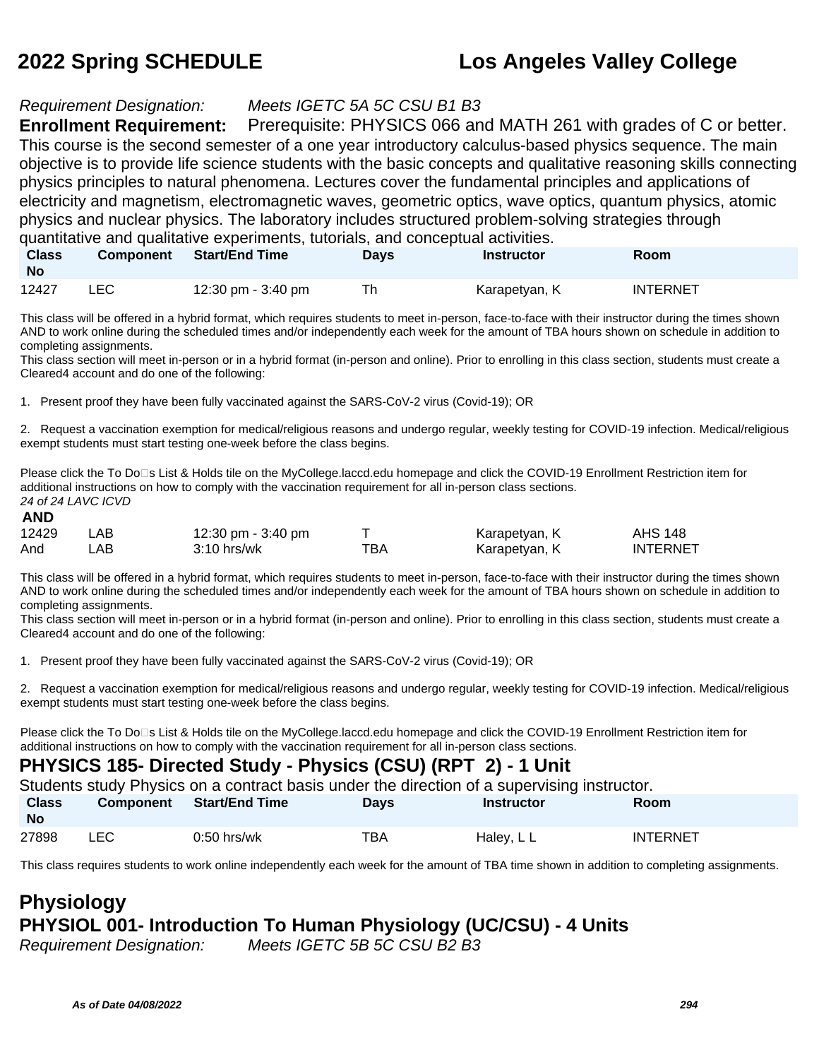*Requirement Designation:* *Meets IGETC 5A 5C CSU B1 B3*

**Enrollment Requirement:** Prerequisite: PHYSICS 066 and MATH 261 with grades of C or better.

This course is the second semester of a one year introductory calculus-based physics sequence. The main objective is to provide life science students with the basic concepts and qualitative reasoning skills connecting physics principles to natural phenomena. Lectures cover the fundamental principles and applications of electricity and magnetism, electromagnetic waves, geometric optics, wave optics, quantum physics, atomic physics and nuclear physics. The laboratory includes structured problem-solving strategies through quantitative and qualitative experiments, tutorials, and conceptual activities.

| Class No | Component | Start/End Time | Days | Instructor | Room |
|---|---|---|---|---|---|
| 12427 | LEC | 12:30 pm - 3:40 pm | Th | Karapetyan, K | INTERNET |

This class will be offered in a hybrid format, which requires students to meet in-person, face-to-face with their instructor during the times shown AND to work online during the scheduled times and/or independently each week for the amount of TBA hours shown on schedule in addition to completing assignments.
This class section will meet in-person or in a hybrid format (in-person and online). Prior to enrolling in this class section, students must create a Cleared4 account and do one of the following:

1. Present proof they have been fully vaccinated against the SARS-CoV-2 virus (Covid-19); OR

2. Request a vaccination exemption for medical/religious reasons and undergo regular, weekly testing for COVID-19 infection. Medical/religious exempt students must start testing one-week before the class begins.

Please click the To Do□s List & Holds tile on the MyCollege.laccd.edu homepage and click the COVID-19 Enrollment Restriction item for additional instructions on how to comply with the vaccination requirement for all in-person class sections.
*24 of 24 LAVC ICVD*

**AND**

| Class No | Component | Start/End Time | Days | Instructor | Room |
|---|---|---|---|---|---|
| 12429 | LAB | 12:30 pm - 3:40 pm | T | Karapetyan, K | AHS 148 |
| And | LAB | 3:10 hrs/wk | TBA | Karapetyan, K | INTERNET |

This class will be offered in a hybrid format, which requires students to meet in-person, face-to-face with their instructor during the times shown AND to work online during the scheduled times and/or independently each week for the amount of TBA hours shown on schedule in addition to completing assignments.
This class section will meet in-person or in a hybrid format (in-person and online). Prior to enrolling in this class section, students must create a Cleared4 account and do one of the following:

1. Present proof they have been fully vaccinated against the SARS-CoV-2 virus (Covid-19); OR

2. Request a vaccination exemption for medical/religious reasons and undergo regular, weekly testing for COVID-19 infection. Medical/religious exempt students must start testing one-week before the class begins.

Please click the To Do□s List & Holds tile on the MyCollege.laccd.edu homepage and click the COVID-19 Enrollment Restriction item for additional instructions on how to comply with the vaccination requirement for all in-person class sections.

### PHYSICS 185- Directed Study - Physics (CSU) (RPT 2) - 1 Unit

Students study Physics on a contract basis under the direction of a supervising instructor.

| Class No | Component | Start/End Time | Days | Instructor | Room |
|---|---|---|---|---|---|
| 27898 | LEC | 0:50 hrs/wk | TBA | Haley, L L | INTERNET |

This class requires students to work online independently each week for the amount of TBA time shown in addition to completing assignments.

## Physiology

### PHYSIOL 001- Introduction To Human Physiology (UC/CSU) - 4 Units

*Requirement Designation:* *Meets IGETC 5B 5C CSU B2 B3*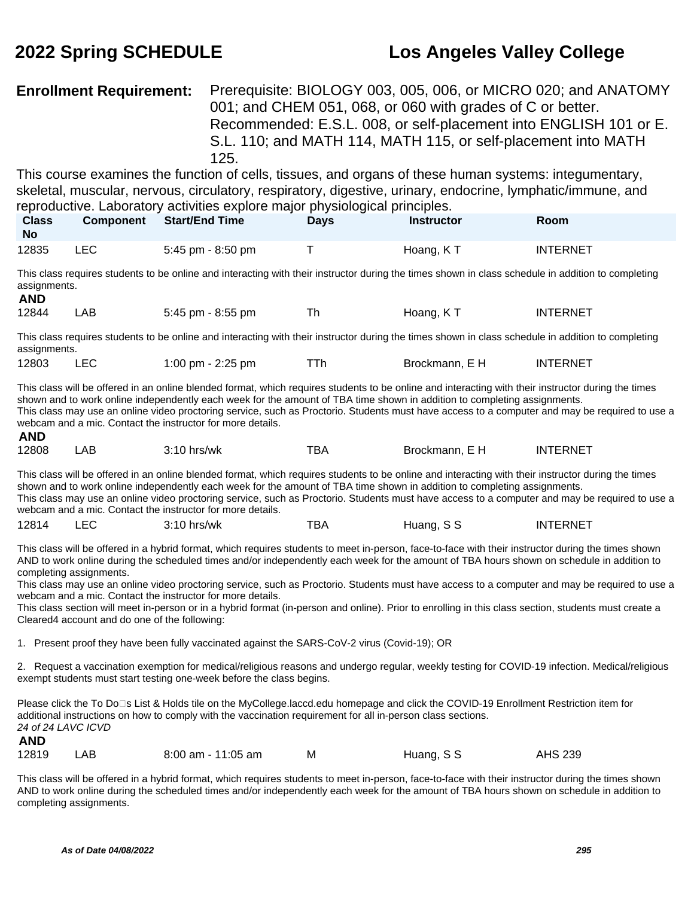**Enrollment Requirement:** Prerequisite: BIOLOGY 003, 005, 006, or MICRO 020; and ANATOMY 001; and CHEM 051, 068, or 060 with grades of C or better. Recommended: E.S.L. 008, or self-placement into ENGLISH 101 or E.S.L. 110; and MATH 114, MATH 115, or self-placement into MATH 125.

This course examines the function of cells, tissues, and organs of these human systems: integumentary, skeletal, muscular, nervous, circulatory, respiratory, digestive, urinary, endocrine, lymphatic/immune, and reproductive. Laboratory activities explore major physiological principles.

| Class No | Component | Start/End Time | Days | Instructor | Room |
|---|---|---|---|---|---|
| 12835 | LEC | 5:45 pm - 8:50 pm | T | Hoang, K T | INTERNET |

This class requires students to be online and interacting with their instructor during the times shown in class schedule in addition to completing assignments.

**AND**

| Class No | Component | Start/End Time | Days | Instructor | Room |
|---|---|---|---|---|---|
| 12844 | LAB | 5:45 pm - 8:55 pm | Th | Hoang, K T | INTERNET |

This class requires students to be online and interacting with their instructor during the times shown in class schedule in addition to completing assignments.

| Class No | Component | Start/End Time | Days | Instructor | Room |
|---|---|---|---|---|---|
| 12803 | LEC | 1:00 pm - 2:25 pm | TTh | Brockmann, E H | INTERNET |

This class will be offered in an online blended format, which requires students to be online and interacting with their instructor during the times shown and to work online independently each week for the amount of TBA time shown in addition to completing assignments.
This class may use an online video proctoring service, such as Proctorio. Students must have access to a computer and may be required to use a webcam and a mic. Contact the instructor for more details.

**AND**

| Class No | Component | Start/End Time | Days | Instructor | Room |
|---|---|---|---|---|---|
| 12808 | LAB | 3:10 hrs/wk | TBA | Brockmann, E H | INTERNET |

This class will be offered in an online blended format, which requires students to be online and interacting with their instructor during the times shown and to work online independently each week for the amount of TBA time shown in addition to completing assignments.
This class may use an online video proctoring service, such as Proctorio. Students must have access to a computer and may be required to use a webcam and a mic. Contact the instructor for more details.

| Class No | Component | Start/End Time | Days | Instructor | Room |
|---|---|---|---|---|---|
| 12814 | LEC | 3:10 hrs/wk | TBA | Huang, S S | INTERNET |

This class will be offered in a hybrid format, which requires students to meet in-person, face-to-face with their instructor during the times shown AND to work online during the scheduled times and/or independently each week for the amount of TBA hours shown on schedule in addition to completing assignments.
This class may use an online video proctoring service, such as Proctorio. Students must have access to a computer and may be required to use a webcam and a mic. Contact the instructor for more details.
This class section will meet in-person or in a hybrid format (in-person and online). Prior to enrolling in this class section, students must create a Cleared4 account and do one of the following:

1. Present proof they have been fully vaccinated against the SARS-CoV-2 virus (Covid-19); OR

2. Request a vaccination exemption for medical/religious reasons and undergo regular, weekly testing for COVID-19 infection. Medical/religious exempt students must start testing one-week before the class begins.

Please click the To Do□s List & Holds tile on the MyCollege.laccd.edu homepage and click the COVID-19 Enrollment Restriction item for additional instructions on how to comply with the vaccination requirement for all in-person class sections.
*24 of 24 LAVC ICVD*

**AND**

| Class No | Component | Start/End Time | Days | Instructor | Room |
|---|---|---|---|---|---|
| 12819 | LAB | 8:00 am - 11:05 am | M | Huang, S S | AHS 239 |

This class will be offered in a hybrid format, which requires students to meet in-person, face-to-face with their instructor during the times shown AND to work online during the scheduled times and/or independently each week for the amount of TBA hours shown on schedule in addition to completing assignments.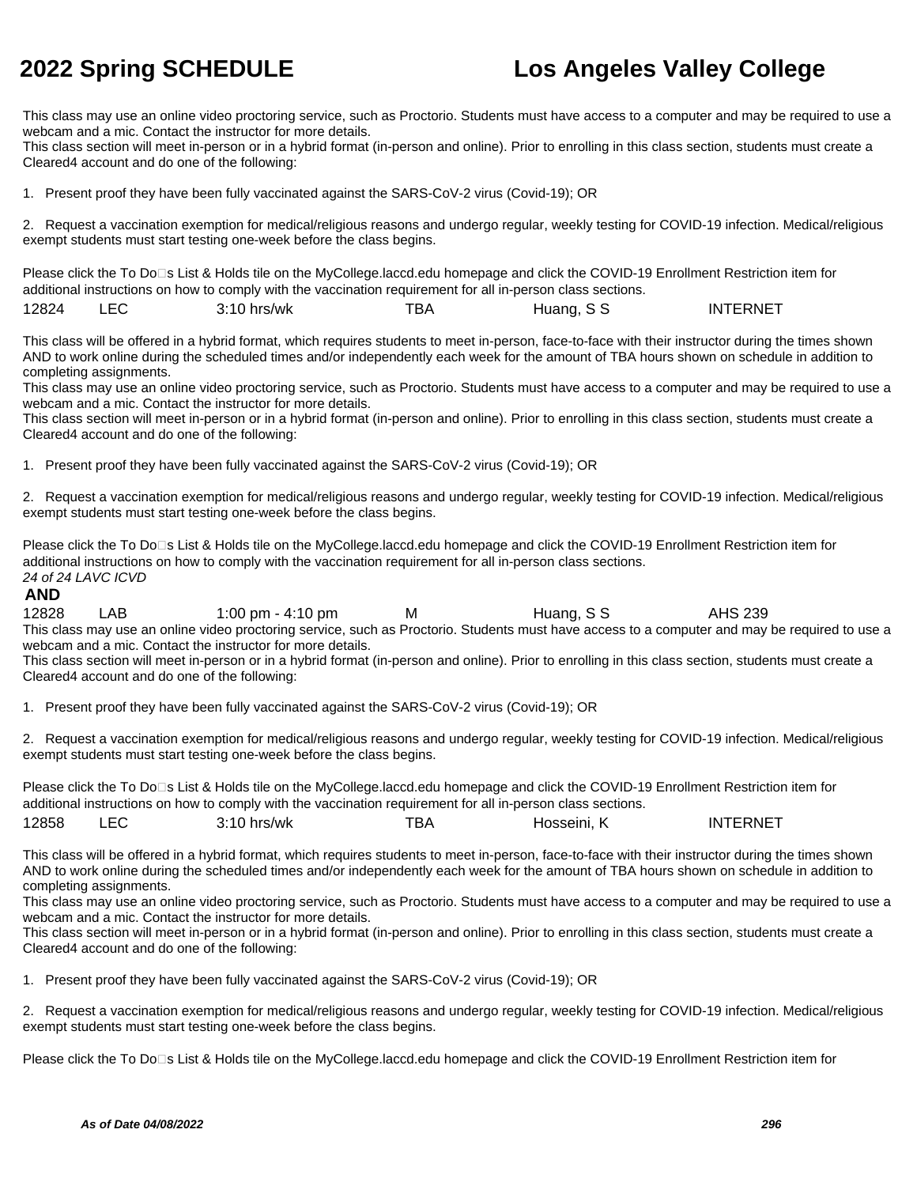This class may use an online video proctoring service, such as Proctorio. Students must have access to a computer and may be required to use a webcam and a mic. Contact the instructor for more details.
This class section will meet in-person or in a hybrid format (in-person and online). Prior to enrolling in this class section, students must create a Cleared4 account and do one of the following:

1. Present proof they have been fully vaccinated against the SARS-CoV-2 virus (Covid-19); OR

2. Request a vaccination exemption for medical/religious reasons and undergo regular, weekly testing for COVID-19 infection. Medical/religious exempt students must start testing one-week before the class begins.

Please click the To Do□s List & Holds tile on the MyCollege.laccd.edu homepage and click the COVID-19 Enrollment Restriction item for additional instructions on how to comply with the vaccination requirement for all in-person class sections.

| 12824 | LEC | 3:10 hrs/wk | TBA | Huang, S S | INTERNET |
|---|---|---|---|---|---|

This class will be offered in a hybrid format, which requires students to meet in-person, face-to-face with their instructor during the times shown AND to work online during the scheduled times and/or independently each week for the amount of TBA hours shown on schedule in addition to completing assignments.
This class may use an online video proctoring service, such as Proctorio. Students must have access to a computer and may be required to use a webcam and a mic. Contact the instructor for more details.
This class section will meet in-person or in a hybrid format (in-person and online). Prior to enrolling in this class section, students must create a Cleared4 account and do one of the following:

1. Present proof they have been fully vaccinated against the SARS-CoV-2 virus (Covid-19); OR

2. Request a vaccination exemption for medical/religious reasons and undergo regular, weekly testing for COVID-19 infection. Medical/religious exempt students must start testing one-week before the class begins.

Please click the To Do□s List & Holds tile on the MyCollege.laccd.edu homepage and click the COVID-19 Enrollment Restriction item for additional instructions on how to comply with the vaccination requirement for all in-person class sections.
*24 of 24 LAVC ICVD*

**AND**

| 12828 | LAB | 1:00 pm - 4:10 pm | M | Huang, S S | AHS 239 |
|---|---|---|---|---|---|

This class may use an online video proctoring service, such as Proctorio. Students must have access to a computer and may be required to use a webcam and a mic. Contact the instructor for more details.
This class section will meet in-person or in a hybrid format (in-person and online). Prior to enrolling in this class section, students must create a Cleared4 account and do one of the following:

1. Present proof they have been fully vaccinated against the SARS-CoV-2 virus (Covid-19); OR

2. Request a vaccination exemption for medical/religious reasons and undergo regular, weekly testing for COVID-19 infection. Medical/religious exempt students must start testing one-week before the class begins.

Please click the To Do□s List & Holds tile on the MyCollege.laccd.edu homepage and click the COVID-19 Enrollment Restriction item for additional instructions on how to comply with the vaccination requirement for all in-person class sections.

| 12858 | LEC | 3:10 hrs/wk | TBA | Hosseini, K | INTERNET |
|---|---|---|---|---|---|

This class will be offered in a hybrid format, which requires students to meet in-person, face-to-face with their instructor during the times shown AND to work online during the scheduled times and/or independently each week for the amount of TBA hours shown on schedule in addition to completing assignments.
This class may use an online video proctoring service, such as Proctorio. Students must have access to a computer and may be required to use a webcam and a mic. Contact the instructor for more details.
This class section will meet in-person or in a hybrid format (in-person and online). Prior to enrolling in this class section, students must create a Cleared4 account and do one of the following:

1. Present proof they have been fully vaccinated against the SARS-CoV-2 virus (Covid-19); OR

2. Request a vaccination exemption for medical/religious reasons and undergo regular, weekly testing for COVID-19 infection. Medical/religious exempt students must start testing one-week before the class begins.

Please click the To Do□s List & Holds tile on the MyCollege.laccd.edu homepage and click the COVID-19 Enrollment Restriction item for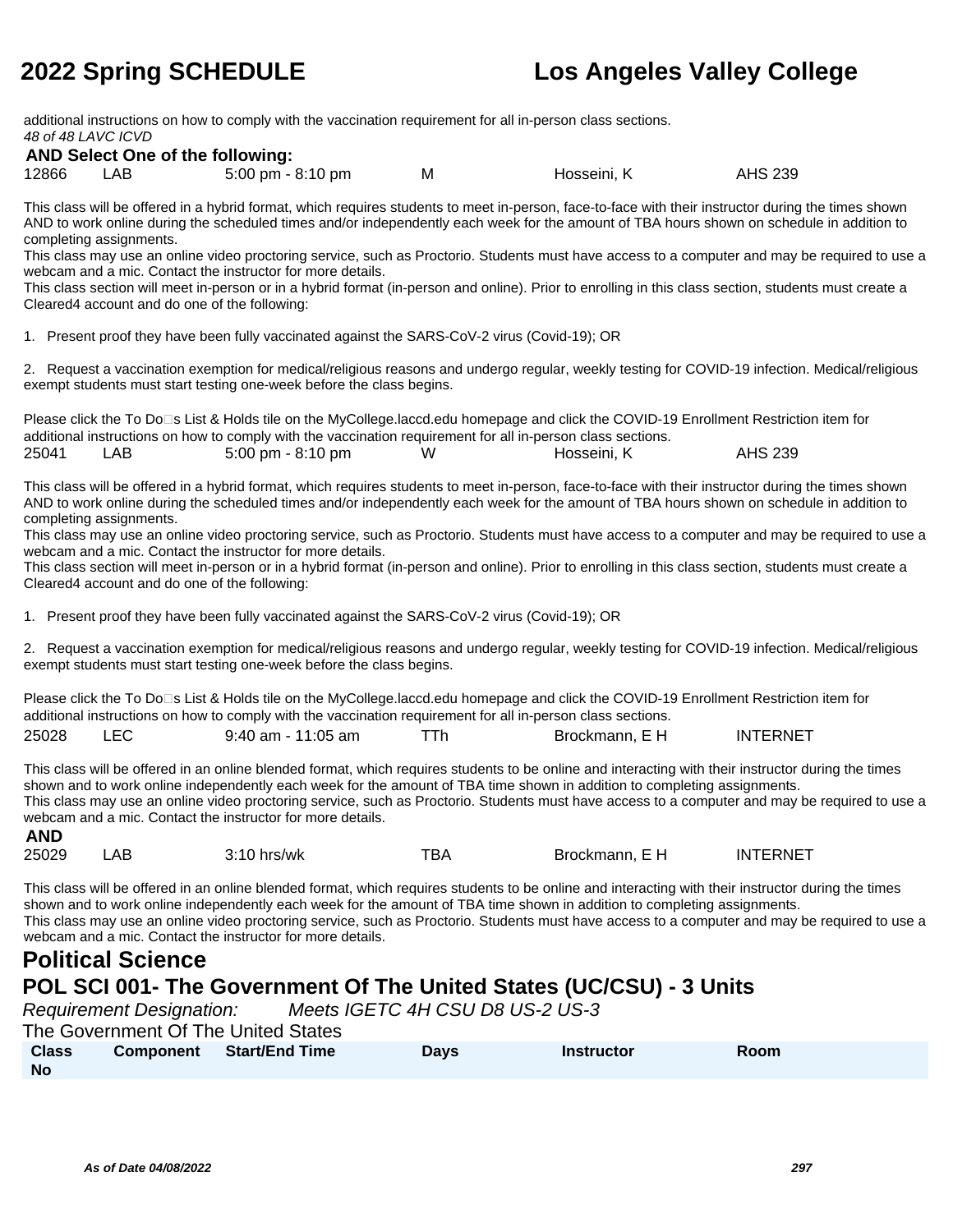additional instructions on how to comply with the vaccination requirement for all in-person class sections.
*48 of 48 LAVC ICVD*

**AND Select One of the following:**

| | | | | | |
|---|---|---|---|---|---|
| 12866 | LAB | 5:00 pm - 8:10 pm | M | Hosseini, K | AHS 239 |

This class will be offered in a hybrid format, which requires students to meet in-person, face-to-face with their instructor during the times shown AND to work online during the scheduled times and/or independently each week for the amount of TBA hours shown on schedule in addition to completing assignments.
This class may use an online video proctoring service, such as Proctorio. Students must have access to a computer and may be required to use a webcam and a mic. Contact the instructor for more details.
This class section will meet in-person or in a hybrid format (in-person and online). Prior to enrolling in this class section, students must create a Cleared4 account and do one of the following:

1. Present proof they have been fully vaccinated against the SARS-CoV-2 virus (Covid-19); OR

2. Request a vaccination exemption for medical/religious reasons and undergo regular, weekly testing for COVID-19 infection. Medical/religious exempt students must start testing one-week before the class begins.

Please click the To Do□s List & Holds tile on the MyCollege.laccd.edu homepage and click the COVID-19 Enrollment Restriction item for additional instructions on how to comply with the vaccination requirement for all in-person class sections.

| | | | | | |
|---|---|---|---|---|---|
| 25041 | LAB | 5:00 pm - 8:10 pm | W | Hosseini, K | AHS 239 |

This class will be offered in a hybrid format, which requires students to meet in-person, face-to-face with their instructor during the times shown AND to work online during the scheduled times and/or independently each week for the amount of TBA hours shown on schedule in addition to completing assignments.
This class may use an online video proctoring service, such as Proctorio. Students must have access to a computer and may be required to use a webcam and a mic. Contact the instructor for more details.
This class section will meet in-person or in a hybrid format (in-person and online). Prior to enrolling in this class section, students must create a Cleared4 account and do one of the following:

1. Present proof they have been fully vaccinated against the SARS-CoV-2 virus (Covid-19); OR

2. Request a vaccination exemption for medical/religious reasons and undergo regular, weekly testing for COVID-19 infection. Medical/religious exempt students must start testing one-week before the class begins.

Please click the To Do□s List & Holds tile on the MyCollege.laccd.edu homepage and click the COVID-19 Enrollment Restriction item for additional instructions on how to comply with the vaccination requirement for all in-person class sections.

| | | | | | |
|---|---|---|---|---|---|
| 25028 | LEC | 9:40 am - 11:05 am | TTh | Brockmann, E H | INTERNET |

This class will be offered in an online blended format, which requires students to be online and interacting with their instructor during the times shown and to work online independently each week for the amount of TBA time shown in addition to completing assignments.
This class may use an online video proctoring service, such as Proctorio. Students must have access to a computer and may be required to use a webcam and a mic. Contact the instructor for more details.

**AND**

| | | | | | |
|---|---|---|---|---|---|
| 25029 | LAB | 3:10 hrs/wk | TBA | Brockmann, E H | INTERNET |

This class will be offered in an online blended format, which requires students to be online and interacting with their instructor during the times shown and to work online independently each week for the amount of TBA time shown in addition to completing assignments.
This class may use an online video proctoring service, such as Proctorio. Students must have access to a computer and may be required to use a webcam and a mic. Contact the instructor for more details.

# Political Science

## POL SCI 001- The Government Of The United States (UC/CSU) - 3 Units

*Requirement Designation:* *Meets IGETC 4H CSU D8 US-2 US-3*

The Government Of The United States

| Class No | Component | Start/End Time | Days | Instructor | Room |
|---|---|---|---|---|---|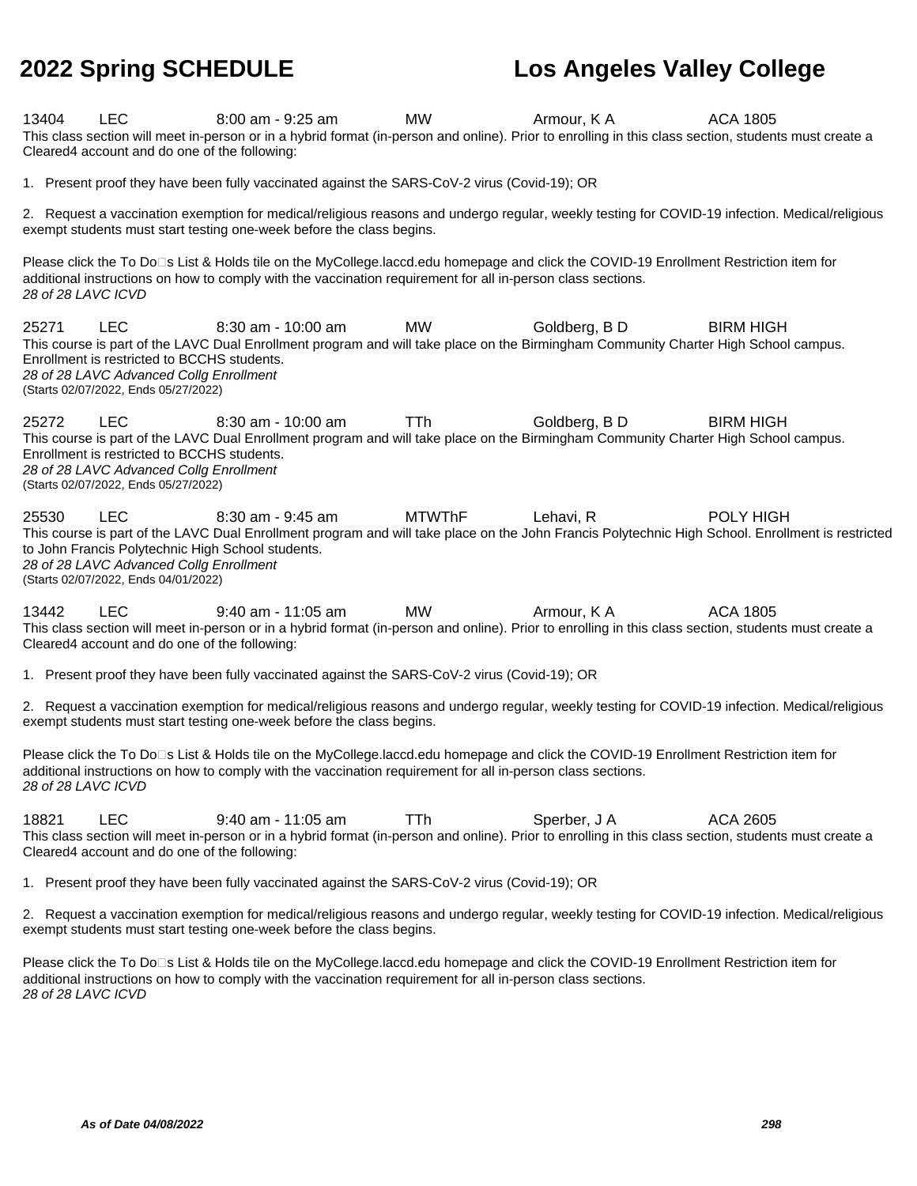13404 LEC 8:00 am - 9:25 am MW Armour, K A ACA 1805

This class section will meet in-person or in a hybrid format (in-person and online). Prior to enrolling in this class section, students must create a Cleared4 account and do one of the following:

1. Present proof they have been fully vaccinated against the SARS-CoV-2 virus (Covid-19); OR

2. Request a vaccination exemption for medical/religious reasons and undergo regular, weekly testing for COVID-19 infection. Medical/religious exempt students must start testing one-week before the class begins.

Please click the To Do s List & Holds tile on the MyCollege.laccd.edu homepage and click the COVID-19 Enrollment Restriction item for additional instructions on how to comply with the vaccination requirement for all in-person class sections.
*28 of 28 LAVC ICVD*

25271 LEC 8:30 am - 10:00 am MW Goldberg, B D BIRM HIGH

This course is part of the LAVC Dual Enrollment program and will take place on the Birmingham Community Charter High School campus. Enrollment is restricted to BCCHS students.
*28 of 28 LAVC Advanced Collg Enrollment*
(Starts 02/07/2022, Ends 05/27/2022)

25272 LEC 8:30 am - 10:00 am TTh Goldberg, B D BIRM HIGH

This course is part of the LAVC Dual Enrollment program and will take place on the Birmingham Community Charter High School campus. Enrollment is restricted to BCCHS students.
*28 of 28 LAVC Advanced Collg Enrollment*
(Starts 02/07/2022, Ends 05/27/2022)

25530 LEC 8:30 am - 9:45 am MTWThF Lehavi, R POLY HIGH

This course is part of the LAVC Dual Enrollment program and will take place on the John Francis Polytechnic High School. Enrollment is restricted to John Francis Polytechnic High School students.
*28 of 28 LAVC Advanced Collg Enrollment*
(Starts 02/07/2022, Ends 04/01/2022)

13442 LEC 9:40 am - 11:05 am MW Armour, K A ACA 1805

This class section will meet in-person or in a hybrid format (in-person and online). Prior to enrolling in this class section, students must create a Cleared4 account and do one of the following:

1. Present proof they have been fully vaccinated against the SARS-CoV-2 virus (Covid-19); OR

2. Request a vaccination exemption for medical/religious reasons and undergo regular, weekly testing for COVID-19 infection. Medical/religious exempt students must start testing one-week before the class begins.

Please click the To Do s List & Holds tile on the MyCollege.laccd.edu homepage and click the COVID-19 Enrollment Restriction item for additional instructions on how to comply with the vaccination requirement for all in-person class sections.
*28 of 28 LAVC ICVD*

18821 LEC 9:40 am - 11:05 am TTh Sperber, J A ACA 2605

This class section will meet in-person or in a hybrid format (in-person and online). Prior to enrolling in this class section, students must create a Cleared4 account and do one of the following:

1. Present proof they have been fully vaccinated against the SARS-CoV-2 virus (Covid-19); OR

2. Request a vaccination exemption for medical/religious reasons and undergo regular, weekly testing for COVID-19 infection. Medical/religious exempt students must start testing one-week before the class begins.

Please click the To Do s List & Holds tile on the MyCollege.laccd.edu homepage and click the COVID-19 Enrollment Restriction item for additional instructions on how to comply with the vaccination requirement for all in-person class sections.
*28 of 28 LAVC ICVD*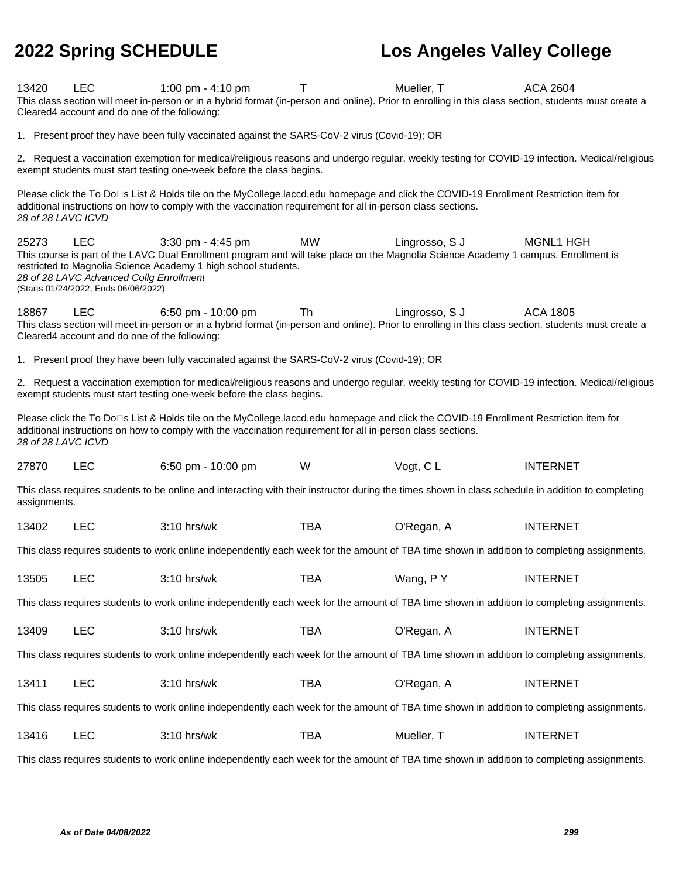13420 LEC 1:00 pm - 4:10 pm T Mueller, T ACA 2604

This class section will meet in-person or in a hybrid format (in-person and online). Prior to enrolling in this class section, students must create a Cleared4 account and do one of the following:

1. Present proof they have been fully vaccinated against the SARS-CoV-2 virus (Covid-19); OR

2. Request a vaccination exemption for medical/religious reasons and undergo regular, weekly testing for COVID-19 infection. Medical/religious exempt students must start testing one-week before the class begins.

Please click the To Do□s List & Holds tile on the MyCollege.laccd.edu homepage and click the COVID-19 Enrollment Restriction item for additional instructions on how to comply with the vaccination requirement for all in-person class sections.

*28 of 28 LAVC ICVD*

25273 LEC 3:30 pm - 4:45 pm MW Lingrosso, S J MGNL1 HGH

This course is part of the LAVC Dual Enrollment program and will take place on the Magnolia Science Academy 1 campus. Enrollment is restricted to Magnolia Science Academy 1 high school students.

*28 of 28 LAVC Advanced Collg Enrollment*

(Starts 01/24/2022, Ends 06/06/2022)

18867 LEC 6:50 pm - 10:00 pm Th Lingrosso, S J ACA 1805

This class section will meet in-person or in a hybrid format (in-person and online). Prior to enrolling in this class section, students must create a Cleared4 account and do one of the following:

1. Present proof they have been fully vaccinated against the SARS-CoV-2 virus (Covid-19); OR

2. Request a vaccination exemption for medical/religious reasons and undergo regular, weekly testing for COVID-19 infection. Medical/religious exempt students must start testing one-week before the class begins.

Please click the To Do□s List & Holds tile on the MyCollege.laccd.edu homepage and click the COVID-19 Enrollment Restriction item for additional instructions on how to comply with the vaccination requirement for all in-person class sections.

*28 of 28 LAVC ICVD*

27870 LEC 6:50 pm - 10:00 pm W Vogt, C L INTERNET

This class requires students to be online and interacting with their instructor during the times shown in class schedule in addition to completing assignments.

13402 LEC 3:10 hrs/wk TBA O'Regan, A INTERNET

This class requires students to work online independently each week for the amount of TBA time shown in addition to completing assignments.

13505 LEC 3:10 hrs/wk TBA Wang, P Y INTERNET

This class requires students to work online independently each week for the amount of TBA time shown in addition to completing assignments.

13409 LEC 3:10 hrs/wk TBA O'Regan, A INTERNET

This class requires students to work online independently each week for the amount of TBA time shown in addition to completing assignments.

13411 LEC 3:10 hrs/wk TBA O'Regan, A INTERNET

This class requires students to work online independently each week for the amount of TBA time shown in addition to completing assignments.

13416 LEC 3:10 hrs/wk TBA Mueller, T INTERNET

This class requires students to work online independently each week for the amount of TBA time shown in addition to completing assignments.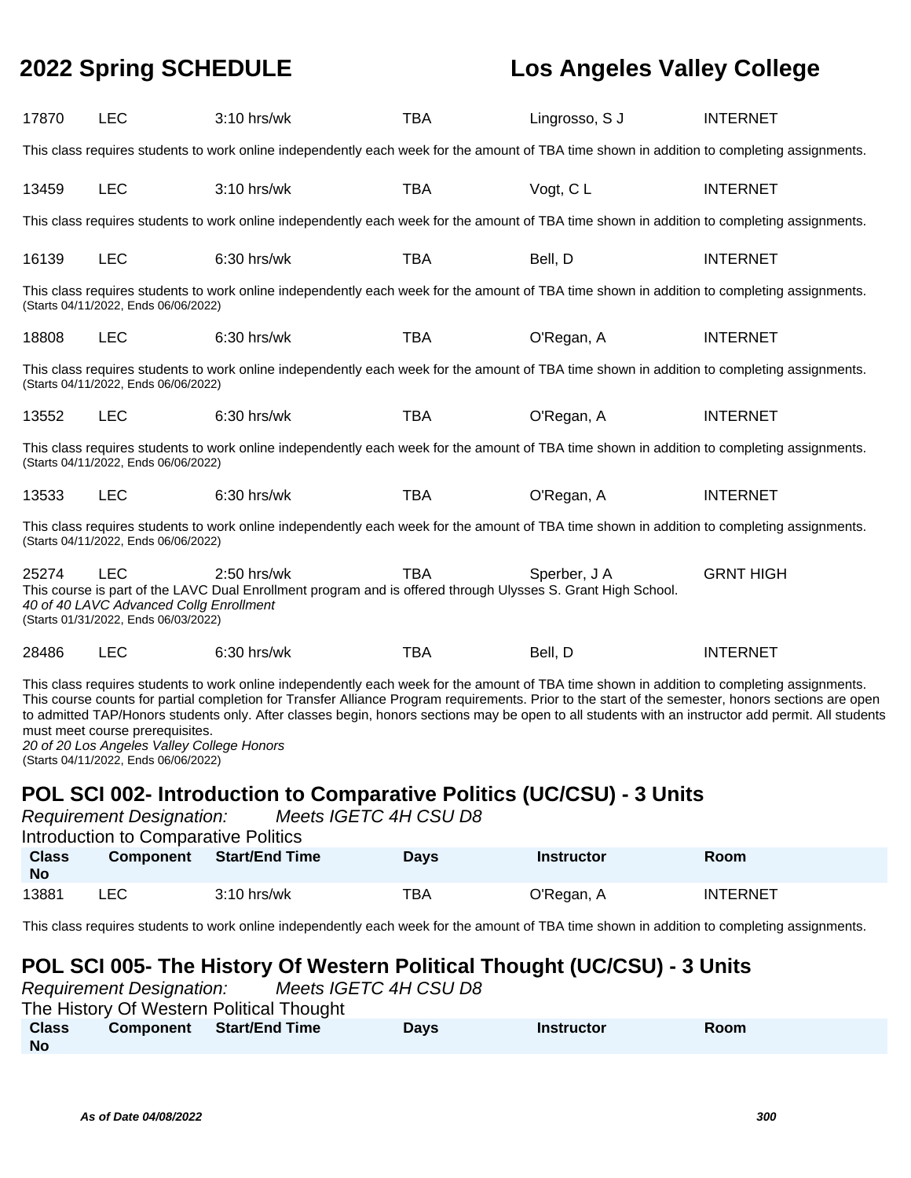| Class No | Component | Start/End Time | Days | Instructor | Room |
|---|---|---|---|---|---|
| 17870 | LEC | 3:10 hrs/wk | TBA | Lingrosso, S J | INTERNET |

This class requires students to work online independently each week for the amount of TBA time shown in addition to completing assignments.

| Class No | Component | Start/End Time | Days | Instructor | Room |
|---|---|---|---|---|---|
| 13459 | LEC | 3:10 hrs/wk | TBA | Vogt, C L | INTERNET |

This class requires students to work online independently each week for the amount of TBA time shown in addition to completing assignments.

| Class No | Component | Start/End Time | Days | Instructor | Room |
|---|---|---|---|---|---|
| 16139 | LEC | 6:30 hrs/wk | TBA | Bell, D | INTERNET |

This class requires students to work online independently each week for the amount of TBA time shown in addition to completing assignments.
(Starts 04/11/2022, Ends 06/06/2022)

| Class No | Component | Start/End Time | Days | Instructor | Room |
|---|---|---|---|---|---|
| 18808 | LEC | 6:30 hrs/wk | TBA | O'Regan, A | INTERNET |

This class requires students to work online independently each week for the amount of TBA time shown in addition to completing assignments.
(Starts 04/11/2022, Ends 06/06/2022)

| Class No | Component | Start/End Time | Days | Instructor | Room |
|---|---|---|---|---|---|
| 13552 | LEC | 6:30 hrs/wk | TBA | O'Regan, A | INTERNET |

This class requires students to work online independently each week for the amount of TBA time shown in addition to completing assignments.
(Starts 04/11/2022, Ends 06/06/2022)

| Class No | Component | Start/End Time | Days | Instructor | Room |
|---|---|---|---|---|---|
| 13533 | LEC | 6:30 hrs/wk | TBA | O'Regan, A | INTERNET |

This class requires students to work online independently each week for the amount of TBA time shown in addition to completing assignments.
(Starts 04/11/2022, Ends 06/06/2022)

| Class No | Component | Start/End Time | Days | Instructor | Room |
|---|---|---|---|---|---|
| 25274 | LEC | 2:50 hrs/wk | TBA | Sperber, J A | GRNT HIGH |

This course is part of the LAVC Dual Enrollment program and is offered through Ulysses S. Grant High School.
*40 of 40 LAVC Advanced Collg Enrollment*
(Starts 01/31/2022, Ends 06/03/2022)

| Class No | Component | Start/End Time | Days | Instructor | Room |
|---|---|---|---|---|---|
| 28486 | LEC | 6:30 hrs/wk | TBA | Bell, D | INTERNET |

This class requires students to work online independently each week for the amount of TBA time shown in addition to completing assignments. This course counts for partial completion for Transfer Alliance Program requirements. Prior to the start of the semester, honors sections are open to admitted TAP/Honors students only. After classes begin, honors sections may be open to all students with an instructor add permit. All students must meet course prerequisites.
*20 of 20 Los Angeles Valley College Honors*
(Starts 04/11/2022, Ends 06/06/2022)

## POL SCI 002- Introduction to Comparative Politics (UC/CSU) - 3 Units

*Requirement Designation:* *Meets IGETC 4H CSU D8*

Introduction to Comparative Politics

| Class No | Component | Start/End Time | Days | Instructor | Room |
|---|---|---|---|---|---|
| 13881 | LEC | 3:10 hrs/wk | TBA | O'Regan, A | INTERNET |

This class requires students to work online independently each week for the amount of TBA time shown in addition to completing assignments.

## POL SCI 005- The History Of Western Political Thought (UC/CSU) - 3 Units

*Requirement Designation:* *Meets IGETC 4H CSU D8*

The History Of Western Political Thought

| Class No | Component | Start/End Time | Days | Instructor | Room |
|---|---|---|---|---|---|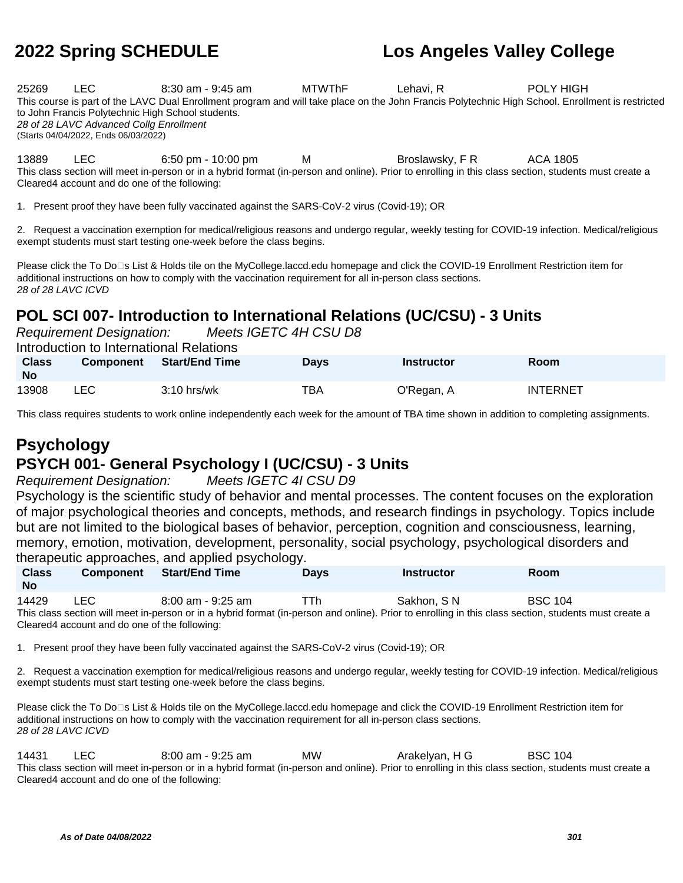| Class No | Component | Start/End Time | Days | Instructor | Room |
|---|---|---|---|---|---|
| 25269 | LEC | 8:30 am - 9:45 am | MTWThF | Lehavi, R | POLY HIGH |

This course is part of the LAVC Dual Enrollment program and will take place on the John Francis Polytechnic High School. Enrollment is restricted to John Francis Polytechnic High School students.
*28 of 28 LAVC Advanced Collg Enrollment*
(Starts 04/04/2022, Ends 06/03/2022)

| Class No | Component | Start/End Time | Days | Instructor | Room |
|---|---|---|---|---|---|
| 13889 | LEC | 6:50 pm - 10:00 pm | M | Broslawsky, F R | ACA 1805 |

This class section will meet in-person or in a hybrid format (in-person and online). Prior to enrolling in this class section, students must create a Cleared4 account and do one of the following:

1. Present proof they have been fully vaccinated against the SARS-CoV-2 virus (Covid-19); OR

2. Request a vaccination exemption for medical/religious reasons and undergo regular, weekly testing for COVID-19 infection. Medical/religious exempt students must start testing one-week before the class begins.

Please click the To Do□s List & Holds tile on the MyCollege.laccd.edu homepage and click the COVID-19 Enrollment Restriction item for additional instructions on how to comply with the vaccination requirement for all in-person class sections.
*28 of 28 LAVC ICVD*

## POL SCI 007- Introduction to International Relations (UC/CSU) - 3 Units

*Requirement Designation:* *Meets IGETC 4H CSU D8*

Introduction to International Relations

| Class No | Component | Start/End Time | Days | Instructor | Room |
|---|---|---|---|---|---|
| 13908 | LEC | 3:10 hrs/wk | TBA | O'Regan, A | INTERNET |

This class requires students to work online independently each week for the amount of TBA time shown in addition to completing assignments.

# Psychology

## PSYCH 001- General Psychology I (UC/CSU) - 3 Units

*Requirement Designation:* *Meets IGETC 4I CSU D9*

Psychology is the scientific study of behavior and mental processes. The content focuses on the exploration of major psychological theories and concepts, methods, and research findings in psychology. Topics include but are not limited to the biological bases of behavior, perception, cognition and consciousness, learning, memory, emotion, motivation, development, personality, social psychology, psychological disorders and therapeutic approaches, and applied psychology.

| Class No | Component | Start/End Time | Days | Instructor | Room |
|---|---|---|---|---|---|
| 14429 | LEC | 8:00 am - 9:25 am | TTh | Sakhon, S N | BSC 104 |

This class section will meet in-person or in a hybrid format (in-person and online). Prior to enrolling in this class section, students must create a Cleared4 account and do one of the following:

1. Present proof they have been fully vaccinated against the SARS-CoV-2 virus (Covid-19); OR

2. Request a vaccination exemption for medical/religious reasons and undergo regular, weekly testing for COVID-19 infection. Medical/religious exempt students must start testing one-week before the class begins.

Please click the To Do□s List & Holds tile on the MyCollege.laccd.edu homepage and click the COVID-19 Enrollment Restriction item for additional instructions on how to comply with the vaccination requirement for all in-person class sections.
*28 of 28 LAVC ICVD*

| Class No | Component | Start/End Time | Days | Instructor | Room |
|---|---|---|---|---|---|
| 14431 | LEC | 8:00 am - 9:25 am | MW | Arakelyan, H G | BSC 104 |

This class section will meet in-person or in a hybrid format (in-person and online). Prior to enrolling in this class section, students must create a Cleared4 account and do one of the following: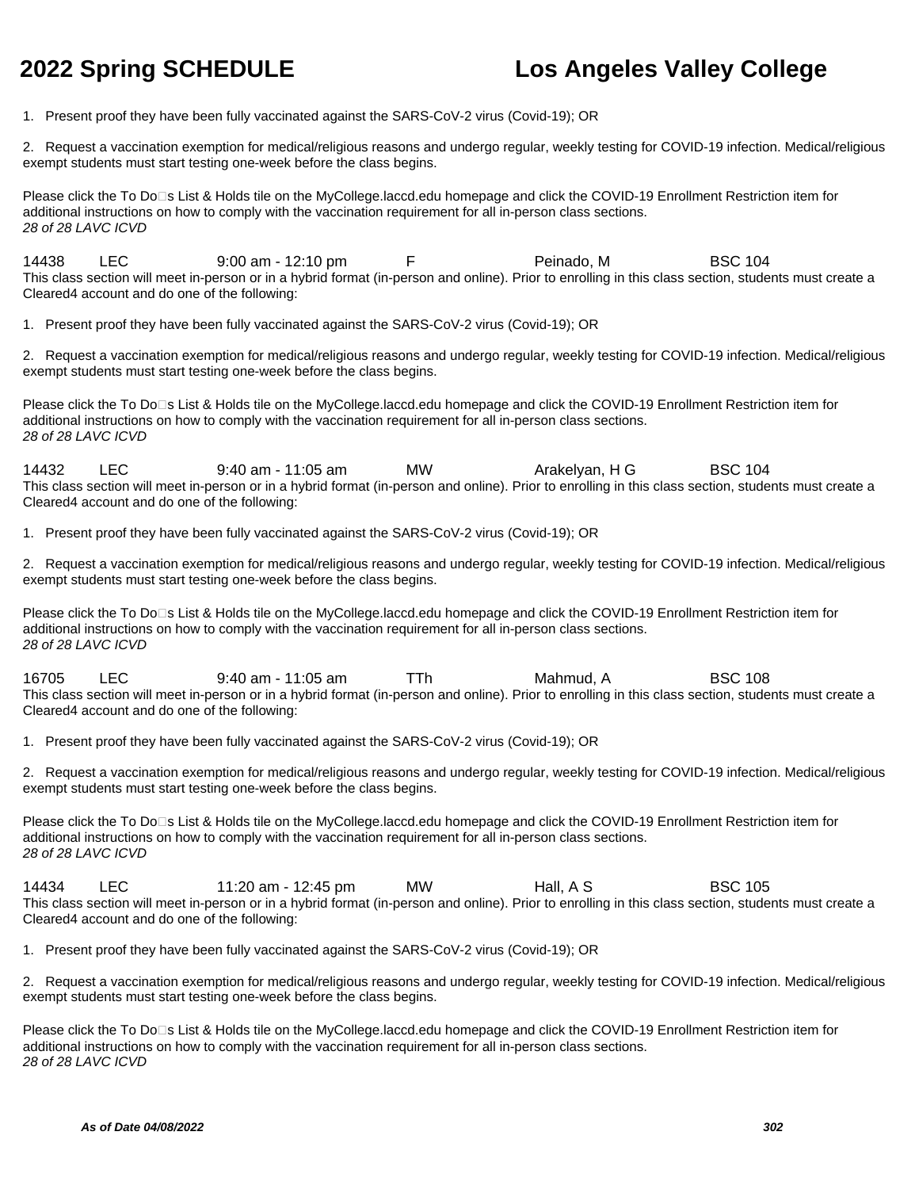1. Present proof they have been fully vaccinated against the SARS-CoV-2 virus (Covid-19); OR

2. Request a vaccination exemption for medical/religious reasons and undergo regular, weekly testing for COVID-19 infection. Medical/religious exempt students must start testing one-week before the class begins.

Please click the To Do□s List & Holds tile on the MyCollege.laccd.edu homepage and click the COVID-19 Enrollment Restriction item for additional instructions on how to comply with the vaccination requirement for all in-person class sections.
*28 of 28 LAVC ICVD*

| 14438 | LEC | 9:00 am - 12:10 pm | F | Peinado, M | BSC 104 |
|---|---|---|---|---|---|

This class section will meet in-person or in a hybrid format (in-person and online). Prior to enrolling in this class section, students must create a Cleared4 account and do one of the following:

1. Present proof they have been fully vaccinated against the SARS-CoV-2 virus (Covid-19); OR

2. Request a vaccination exemption for medical/religious reasons and undergo regular, weekly testing for COVID-19 infection. Medical/religious exempt students must start testing one-week before the class begins.

Please click the To Do□s List & Holds tile on the MyCollege.laccd.edu homepage and click the COVID-19 Enrollment Restriction item for additional instructions on how to comply with the vaccination requirement for all in-person class sections.
*28 of 28 LAVC ICVD*

| 14432 | LEC | 9:40 am - 11:05 am | MW | Arakelyan, H G | BSC 104 |
|---|---|---|---|---|---|

This class section will meet in-person or in a hybrid format (in-person and online). Prior to enrolling in this class section, students must create a Cleared4 account and do one of the following:

1. Present proof they have been fully vaccinated against the SARS-CoV-2 virus (Covid-19); OR

2. Request a vaccination exemption for medical/religious reasons and undergo regular, weekly testing for COVID-19 infection. Medical/religious exempt students must start testing one-week before the class begins.

Please click the To Do□s List & Holds tile on the MyCollege.laccd.edu homepage and click the COVID-19 Enrollment Restriction item for additional instructions on how to comply with the vaccination requirement for all in-person class sections.
*28 of 28 LAVC ICVD*

| 16705 | LEC | 9:40 am - 11:05 am | TTh | Mahmud, A | BSC 108 |
|---|---|---|---|---|---|

This class section will meet in-person or in a hybrid format (in-person and online). Prior to enrolling in this class section, students must create a Cleared4 account and do one of the following:

1. Present proof they have been fully vaccinated against the SARS-CoV-2 virus (Covid-19); OR

2. Request a vaccination exemption for medical/religious reasons and undergo regular, weekly testing for COVID-19 infection. Medical/religious exempt students must start testing one-week before the class begins.

Please click the To Do□s List & Holds tile on the MyCollege.laccd.edu homepage and click the COVID-19 Enrollment Restriction item for additional instructions on how to comply with the vaccination requirement for all in-person class sections.
*28 of 28 LAVC ICVD*

| 14434 | LEC | 11:20 am - 12:45 pm | MW | Hall, A S | BSC 105 |
|---|---|---|---|---|---|

This class section will meet in-person or in a hybrid format (in-person and online). Prior to enrolling in this class section, students must create a Cleared4 account and do one of the following:

1. Present proof they have been fully vaccinated against the SARS-CoV-2 virus (Covid-19); OR

2. Request a vaccination exemption for medical/religious reasons and undergo regular, weekly testing for COVID-19 infection. Medical/religious exempt students must start testing one-week before the class begins.

Please click the To Do□s List & Holds tile on the MyCollege.laccd.edu homepage and click the COVID-19 Enrollment Restriction item for additional instructions on how to comply with the vaccination requirement for all in-person class sections.
*28 of 28 LAVC ICVD*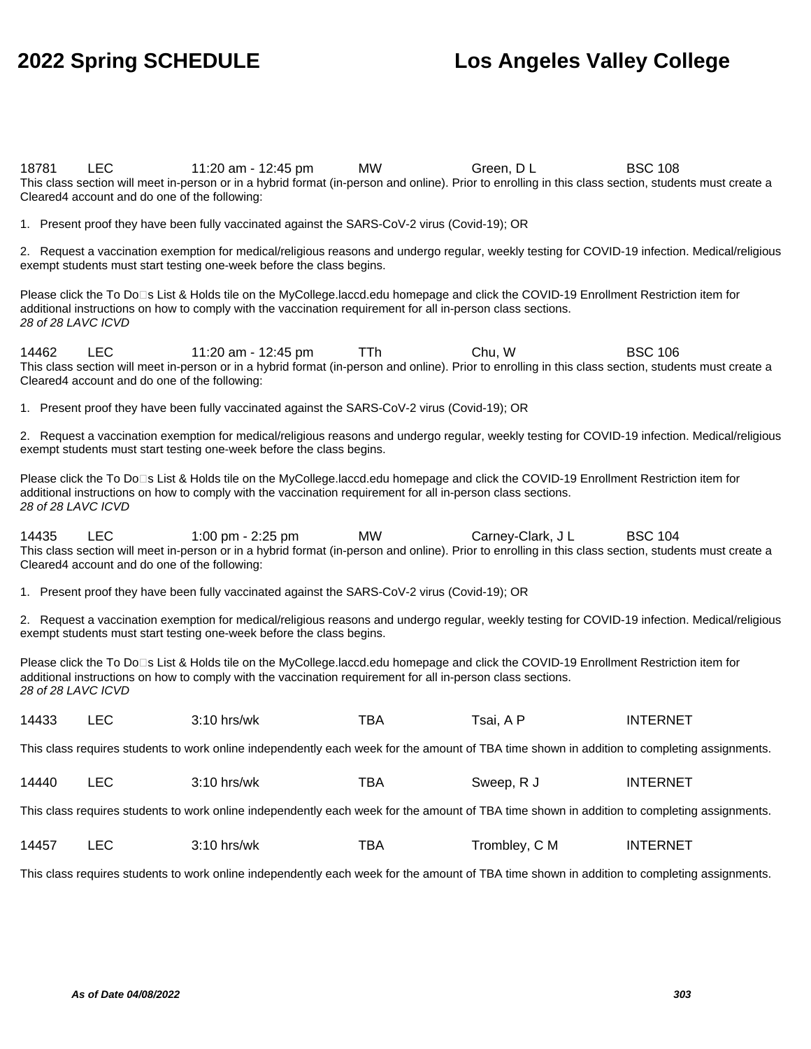18781 LEC 11:20 am - 12:45 pm MW Green, D L BSC 108

This class section will meet in-person or in a hybrid format (in-person and online). Prior to enrolling in this class section, students must create a Cleared4 account and do one of the following:

1. Present proof they have been fully vaccinated against the SARS-CoV-2 virus (Covid-19); OR

2. Request a vaccination exemption for medical/religious reasons and undergo regular, weekly testing for COVID-19 infection. Medical/religious exempt students must start testing one-week before the class begins.

Please click the To Do□s List & Holds tile on the MyCollege.laccd.edu homepage and click the COVID-19 Enrollment Restriction item for additional instructions on how to comply with the vaccination requirement for all in-person class sections.

*28 of 28 LAVC ICVD*

14462 LEC 11:20 am - 12:45 pm TTh Chu, W BSC 106

This class section will meet in-person or in a hybrid format (in-person and online). Prior to enrolling in this class section, students must create a Cleared4 account and do one of the following:

1. Present proof they have been fully vaccinated against the SARS-CoV-2 virus (Covid-19); OR

2. Request a vaccination exemption for medical/religious reasons and undergo regular, weekly testing for COVID-19 infection. Medical/religious exempt students must start testing one-week before the class begins.

Please click the To Do□s List & Holds tile on the MyCollege.laccd.edu homepage and click the COVID-19 Enrollment Restriction item for additional instructions on how to comply with the vaccination requirement for all in-person class sections.

*28 of 28 LAVC ICVD*

14435 LEC 1:00 pm - 2:25 pm MW Carney-Clark, J L BSC 104

This class section will meet in-person or in a hybrid format (in-person and online). Prior to enrolling in this class section, students must create a Cleared4 account and do one of the following:

1. Present proof they have been fully vaccinated against the SARS-CoV-2 virus (Covid-19); OR

2. Request a vaccination exemption for medical/religious reasons and undergo regular, weekly testing for COVID-19 infection. Medical/religious exempt students must start testing one-week before the class begins.

Please click the To Do□s List & Holds tile on the MyCollege.laccd.edu homepage and click the COVID-19 Enrollment Restriction item for additional instructions on how to comply with the vaccination requirement for all in-person class sections.

*28 of 28 LAVC ICVD*

14433 LEC 3:10 hrs/wk TBA Tsai, A P INTERNET

This class requires students to work online independently each week for the amount of TBA time shown in addition to completing assignments.

14440 LEC 3:10 hrs/wk TBA Sweep, R J INTERNET

This class requires students to work online independently each week for the amount of TBA time shown in addition to completing assignments.

14457 LEC 3:10 hrs/wk TBA Trombley, C M INTERNET

This class requires students to work online independently each week for the amount of TBA time shown in addition to completing assignments.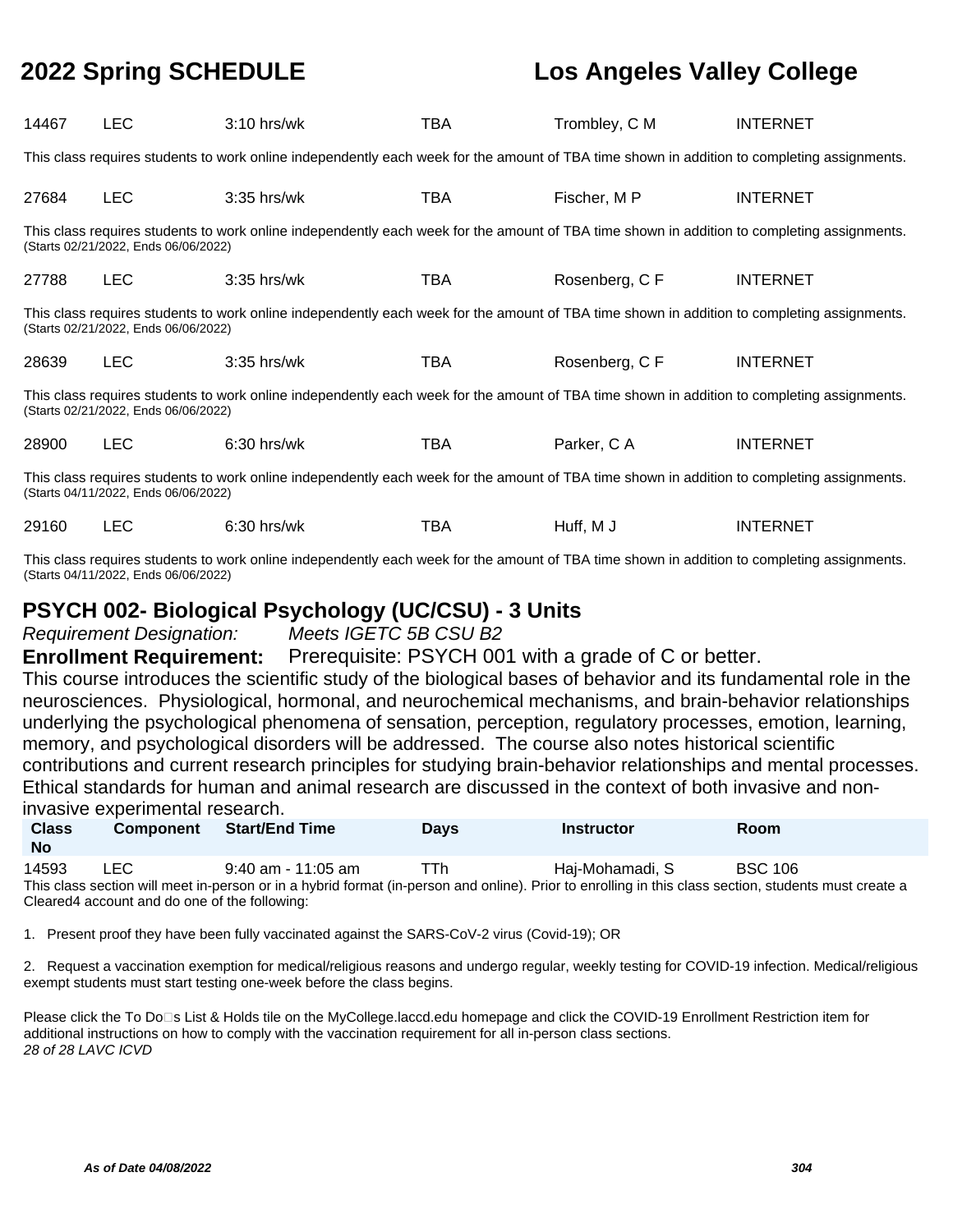| Class No | Component | Start/End Time | Days | Instructor | Room |
|---|---|---|---|---|---|
| 14467 | LEC | 3:10 hrs/wk | TBA | Trombley, C M | INTERNET |

This class requires students to work online independently each week for the amount of TBA time shown in addition to completing assignments.

| Class No | Component | Start/End Time | Days | Instructor | Room |
|---|---|---|---|---|---|
| 27684 | LEC | 3:35 hrs/wk | TBA | Fischer, M P | INTERNET |

This class requires students to work online independently each week for the amount of TBA time shown in addition to completing assignments. (Starts 02/21/2022, Ends 06/06/2022)

| Class No | Component | Start/End Time | Days | Instructor | Room |
|---|---|---|---|---|---|
| 27788 | LEC | 3:35 hrs/wk | TBA | Rosenberg, C F | INTERNET |

This class requires students to work online independently each week for the amount of TBA time shown in addition to completing assignments. (Starts 02/21/2022, Ends 06/06/2022)

| Class No | Component | Start/End Time | Days | Instructor | Room |
|---|---|---|---|---|---|
| 28639 | LEC | 3:35 hrs/wk | TBA | Rosenberg, C F | INTERNET |

This class requires students to work online independently each week for the amount of TBA time shown in addition to completing assignments. (Starts 02/21/2022, Ends 06/06/2022)

| Class No | Component | Start/End Time | Days | Instructor | Room |
|---|---|---|---|---|---|
| 28900 | LEC | 6:30 hrs/wk | TBA | Parker, C A | INTERNET |

This class requires students to work online independently each week for the amount of TBA time shown in addition to completing assignments. (Starts 04/11/2022, Ends 06/06/2022)

| Class No | Component | Start/End Time | Days | Instructor | Room |
|---|---|---|---|---|---|
| 29160 | LEC | 6:30 hrs/wk | TBA | Huff, M J | INTERNET |

This class requires students to work online independently each week for the amount of TBA time shown in addition to completing assignments. (Starts 04/11/2022, Ends 06/06/2022)

## PSYCH 002- Biological Psychology (UC/CSU) - 3 Units

*Requirement Designation:* *Meets IGETC 5B CSU B2*

**Enrollment Requirement:** Prerequisite: PSYCH 001 with a grade of C or better.

This course introduces the scientific study of the biological bases of behavior and its fundamental role in the neurosciences. Physiological, hormonal, and neurochemical mechanisms, and brain-behavior relationships underlying the psychological phenomena of sensation, perception, regulatory processes, emotion, learning, memory, and psychological disorders will be addressed. The course also notes historical scientific contributions and current research principles for studying brain-behavior relationships and mental processes. Ethical standards for human and animal research are discussed in the context of both invasive and non-invasive experimental research.

| Class No | Component | Start/End Time | Days | Instructor | Room |
|---|---|---|---|---|---|
| 14593 | LEC | 9:40 am - 11:05 am | TTh | Haj-Mohamadi, S | BSC 106 |

This class section will meet in-person or in a hybrid format (in-person and online). Prior to enrolling in this class section, students must create a Cleared4 account and do one of the following:

1. Present proof they have been fully vaccinated against the SARS-CoV-2 virus (Covid-19); OR

2. Request a vaccination exemption for medical/religious reasons and undergo regular, weekly testing for COVID-19 infection. Medical/religious exempt students must start testing one-week before the class begins.

Please click the To Do□s List & Holds tile on the MyCollege.laccd.edu homepage and click the COVID-19 Enrollment Restriction item for additional instructions on how to comply with the vaccination requirement for all in-person class sections.

*28 of 28 LAVC ICVD*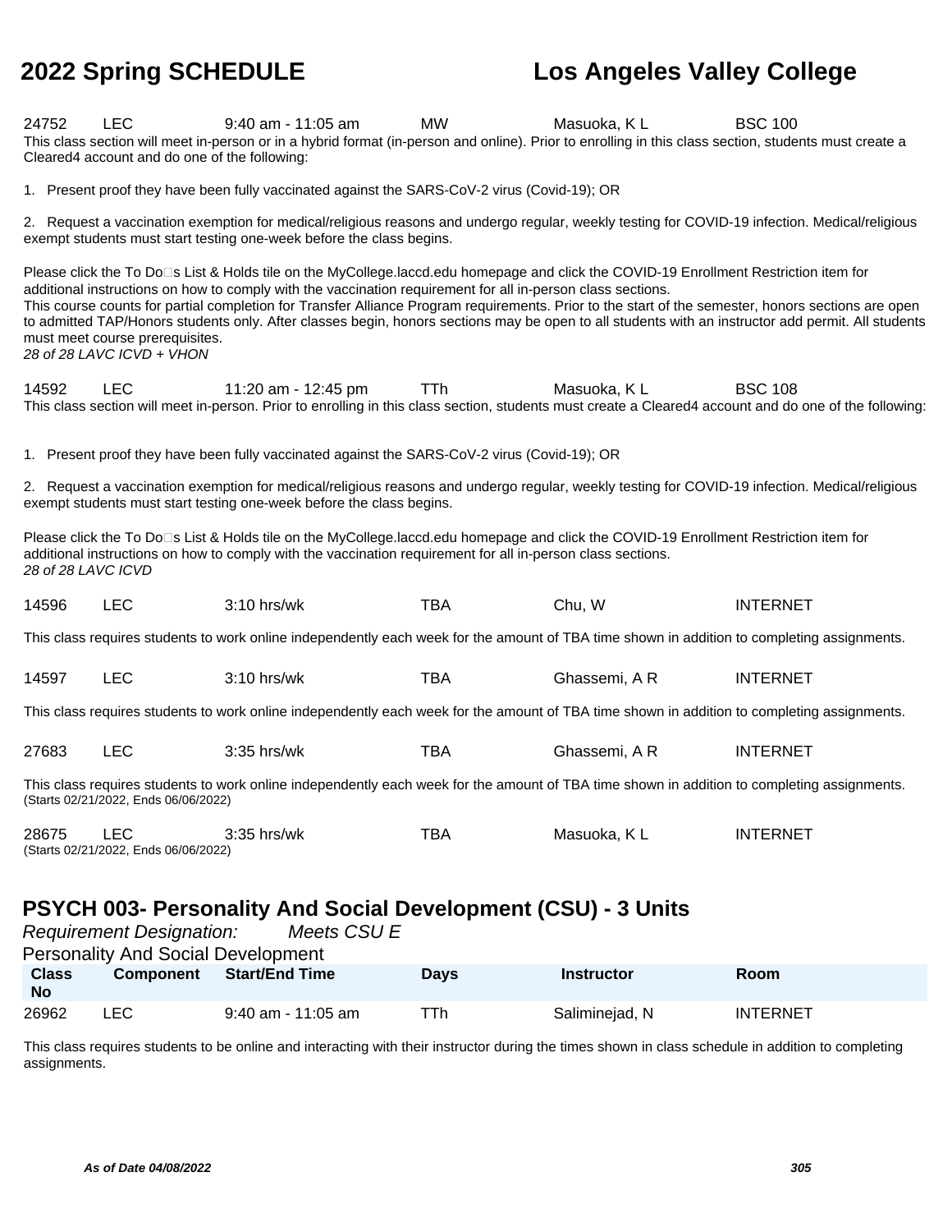| | | | | | |
|---|---|---|---|---|---|
| 24752 | LEC | 9:40 am - 11:05 am | MW | Masuoka, K L | BSC 100 |

This class section will meet in-person or in a hybrid format (in-person and online). Prior to enrolling in this class section, students must create a Cleared4 account and do one of the following:

1. Present proof they have been fully vaccinated against the SARS-CoV-2 virus (Covid-19); OR

2. Request a vaccination exemption for medical/religious reasons and undergo regular, weekly testing for COVID-19 infection. Medical/religious exempt students must start testing one-week before the class begins.

Please click the To Do□s List & Holds tile on the MyCollege.laccd.edu homepage and click the COVID-19 Enrollment Restriction item for additional instructions on how to comply with the vaccination requirement for all in-person class sections.
This course counts for partial completion for Transfer Alliance Program requirements. Prior to the start of the semester, honors sections are open to admitted TAP/Honors students only. After classes begin, honors sections may be open to all students with an instructor add permit. All students must meet course prerequisites.
*28 of 28 LAVC ICVD + VHON*

| | | | | | |
|---|---|---|---|---|---|
| 14592 | LEC | 11:20 am - 12:45 pm | TTh | Masuoka, K L | BSC 108 |

This class section will meet in-person. Prior to enrolling in this class section, students must create a Cleared4 account and do one of the following:

1. Present proof they have been fully vaccinated against the SARS-CoV-2 virus (Covid-19); OR

2. Request a vaccination exemption for medical/religious reasons and undergo regular, weekly testing for COVID-19 infection. Medical/religious exempt students must start testing one-week before the class begins.

Please click the To Do□s List & Holds tile on the MyCollege.laccd.edu homepage and click the COVID-19 Enrollment Restriction item for additional instructions on how to comply with the vaccination requirement for all in-person class sections.
*28 of 28 LAVC ICVD*

| | | | | | |
|---|---|---|---|---|---|
| 14596 | LEC | 3:10 hrs/wk | TBA | Chu, W | INTERNET |

This class requires students to work online independently each week for the amount of TBA time shown in addition to completing assignments.

| | | | | | |
|---|---|---|---|---|---|
| 14597 | LEC | 3:10 hrs/wk | TBA | Ghassemi, A R | INTERNET |

This class requires students to work online independently each week for the amount of TBA time shown in addition to completing assignments.

| | | | | | |
|---|---|---|---|---|---|
| 27683 | LEC | 3:35 hrs/wk | TBA | Ghassemi, A R | INTERNET |

This class requires students to work online independently each week for the amount of TBA time shown in addition to completing assignments.
(Starts 02/21/2022, Ends 06/06/2022)

| | | | | | |
|---|---|---|---|---|---|
| 28675 | LEC | 3:35 hrs/wk | TBA | Masuoka, K L | INTERNET |

(Starts 02/21/2022, Ends 06/06/2022)

## PSYCH 003- Personality And Social Development (CSU) - 3 Units

*Requirement Designation:* *Meets CSU E*

Personality And Social Development

| Class No | Component | Start/End Time | Days | Instructor | Room |
|---|---|---|---|---|---|
| 26962 | LEC | 9:40 am - 11:05 am | TTh | Saliminejad, N | INTERNET |

This class requires students to be online and interacting with their instructor during the times shown in class schedule in addition to completing assignments.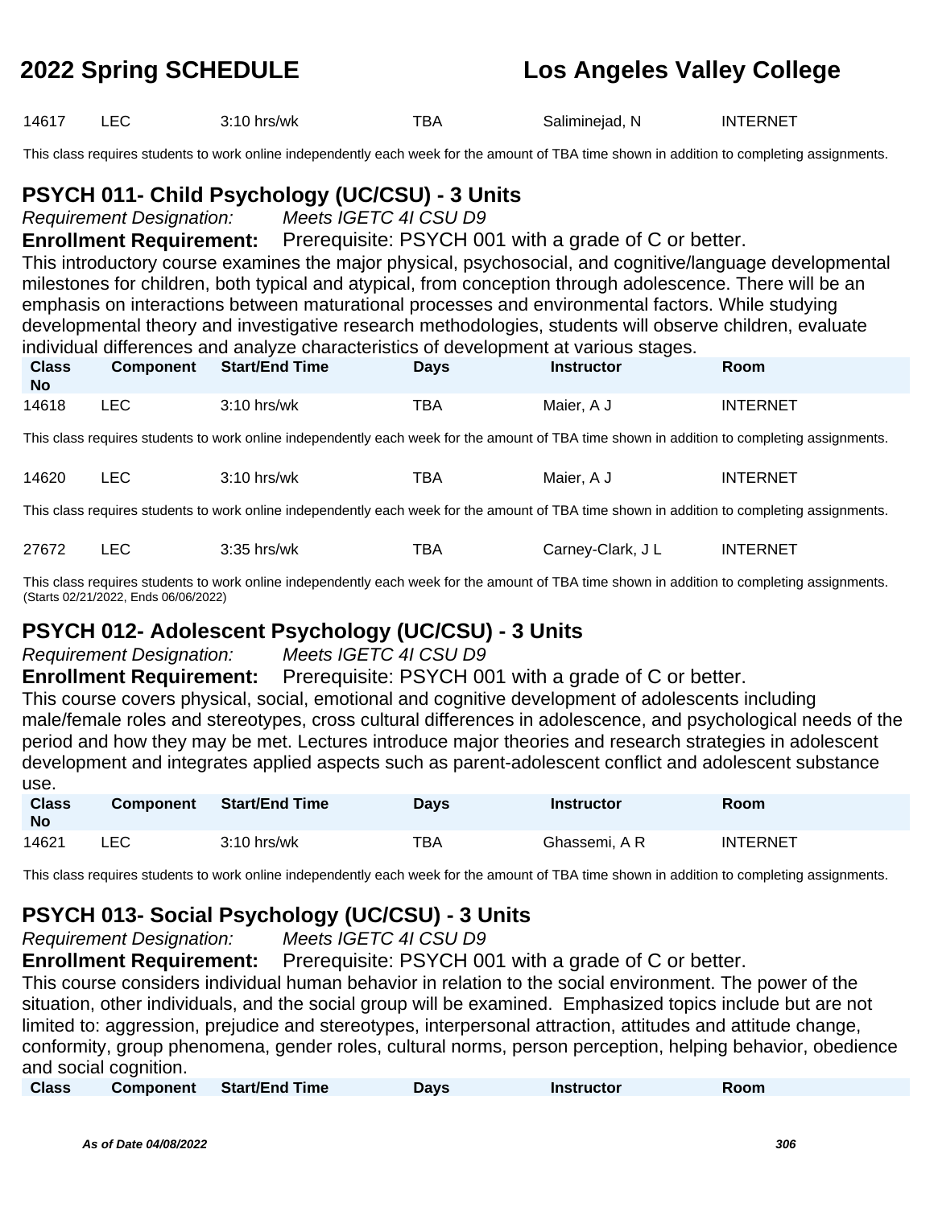| | | | | | |
|---|---|---|---|---|---|
| 14617 | LEC | 3:10 hrs/wk | TBA | Saliminejad, N | INTERNET |

This class requires students to work online independently each week for the amount of TBA time shown in addition to completing assignments.

## PSYCH 011- Child Psychology (UC/CSU) - 3 Units

*Requirement Designation:* *Meets IGETC 4I CSU D9*

**Enrollment Requirement:** Prerequisite: PSYCH 001 with a grade of C or better.

This introductory course examines the major physical, psychosocial, and cognitive/language developmental milestones for children, both typical and atypical, from conception through adolescence. There will be an emphasis on interactions between maturational processes and environmental factors. While studying developmental theory and investigative research methodologies, students will observe children, evaluate individual differences and analyze characteristics of development at various stages.

| Class No | Component | Start/End Time | Days | Instructor | Room |
|---|---|---|---|---|---|
| 14618 | LEC | 3:10 hrs/wk | TBA | Maier, A J | INTERNET |

This class requires students to work online independently each week for the amount of TBA time shown in addition to completing assignments.

| | | | | | |
|---|---|---|---|---|---|
| 14620 | LEC | 3:10 hrs/wk | TBA | Maier, A J | INTERNET |

This class requires students to work online independently each week for the amount of TBA time shown in addition to completing assignments.

| | | | | | |
|---|---|---|---|---|---|
| 27672 | LEC | 3:35 hrs/wk | TBA | Carney-Clark, J L | INTERNET |

This class requires students to work online independently each week for the amount of TBA time shown in addition to completing assignments.
(Starts 02/21/2022, Ends 06/06/2022)

## PSYCH 012- Adolescent Psychology (UC/CSU) - 3 Units

*Requirement Designation:* *Meets IGETC 4I CSU D9*

**Enrollment Requirement:** Prerequisite: PSYCH 001 with a grade of C or better.

This course covers physical, social, emotional and cognitive development of adolescents including male/female roles and stereotypes, cross cultural differences in adolescence, and psychological needs of the period and how they may be met. Lectures introduce major theories and research strategies in adolescent development and integrates applied aspects such as parent-adolescent conflict and adolescent substance use.

| Class No | Component | Start/End Time | Days | Instructor | Room |
|---|---|---|---|---|---|
| 14621 | LEC | 3:10 hrs/wk | TBA | Ghassemi, A R | INTERNET |

This class requires students to work online independently each week for the amount of TBA time shown in addition to completing assignments.

## PSYCH 013- Social Psychology (UC/CSU) - 3 Units

*Requirement Designation:* *Meets IGETC 4I CSU D9*

**Enrollment Requirement:** Prerequisite: PSYCH 001 with a grade of C or better.

This course considers individual human behavior in relation to the social environment. The power of the situation, other individuals, and the social group will be examined. Emphasized topics include but are not limited to: aggression, prejudice and stereotypes, interpersonal attraction, attitudes and attitude change, conformity, group phenomena, gender roles, cultural norms, person perception, helping behavior, obedience and social cognition.

| Class | Component | Start/End Time | Days | Instructor | Room |
|---|---|---|---|---|---|

As of Date 04/08/2022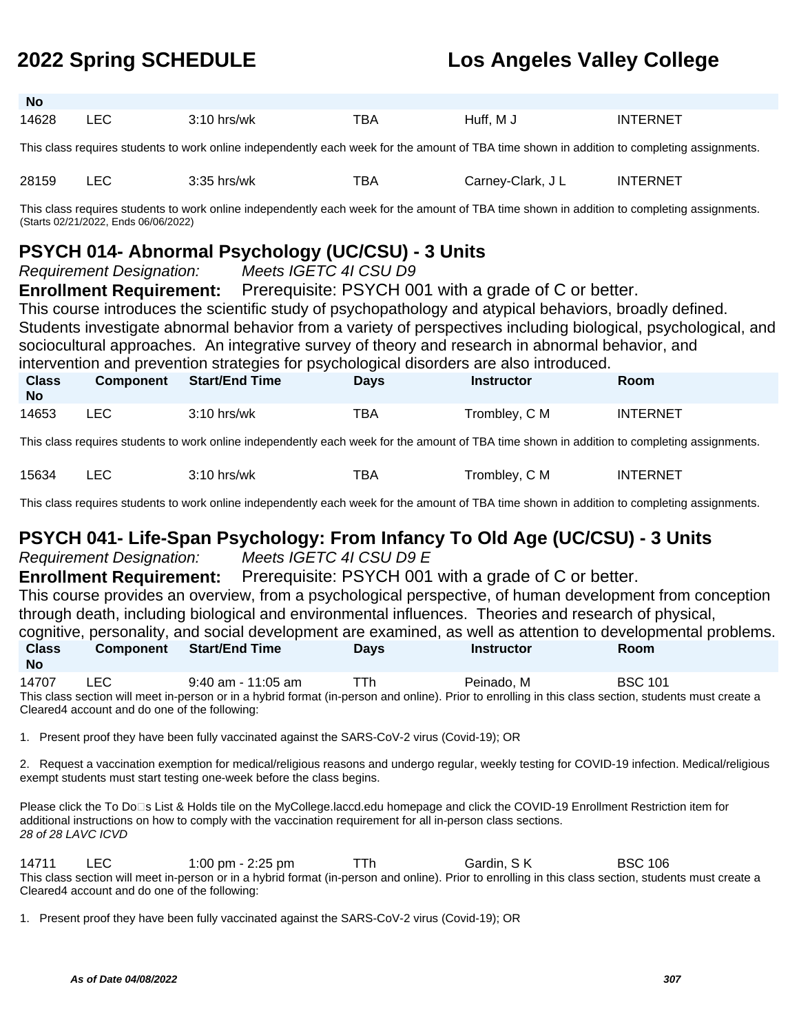| Class No | Component | Start/End Time | Days | Instructor | Room |
|---|---|---|---|---|---|
| 14628 | LEC | 3:10 hrs/wk | TBA | Huff, M J | INTERNET |

This class requires students to work online independently each week for the amount of TBA time shown in addition to completing assignments.

| Class No | Component | Start/End Time | Days | Instructor | Room |
|---|---|---|---|---|---|
| 28159 | LEC | 3:35 hrs/wk | TBA | Carney-Clark, J L | INTERNET |

This class requires students to work online independently each week for the amount of TBA time shown in addition to completing assignments. (Starts 02/21/2022, Ends 06/06/2022)

## PSYCH 014- Abnormal Psychology (UC/CSU) - 3 Units

*Requirement Designation:* *Meets IGETC 4I CSU D9*

**Enrollment Requirement:** Prerequisite: PSYCH 001 with a grade of C or better.

This course introduces the scientific study of psychopathology and atypical behaviors, broadly defined. Students investigate abnormal behavior from a variety of perspectives including biological, psychological, and sociocultural approaches. An integrative survey of theory and research in abnormal behavior, and intervention and prevention strategies for psychological disorders are also introduced.

| Class No | Component | Start/End Time | Days | Instructor | Room |
|---|---|---|---|---|---|
| 14653 | LEC | 3:10 hrs/wk | TBA | Trombley, C M | INTERNET |

This class requires students to work online independently each week for the amount of TBA time shown in addition to completing assignments.

| Class No | Component | Start/End Time | Days | Instructor | Room |
|---|---|---|---|---|---|
| 15634 | LEC | 3:10 hrs/wk | TBA | Trombley, C M | INTERNET |

This class requires students to work online independently each week for the amount of TBA time shown in addition to completing assignments.

## PSYCH 041- Life-Span Psychology: From Infancy To Old Age (UC/CSU) - 3 Units

*Requirement Designation:* *Meets IGETC 4I CSU D9 E*

**Enrollment Requirement:** Prerequisite: PSYCH 001 with a grade of C or better.

This course provides an overview, from a psychological perspective, of human development from conception through death, including biological and environmental influences. Theories and research of physical, cognitive, personality, and social development are examined, as well as attention to developmental problems.

| Class No | Component | Start/End Time | Days | Instructor | Room |
|---|---|---|---|---|---|
| 14707 | LEC | 9:40 am - 11:05 am | TTh | Peinado, M | BSC 101 |

This class section will meet in-person or in a hybrid format (in-person and online). Prior to enrolling in this class section, students must create a Cleared4 account and do one of the following:

1. Present proof they have been fully vaccinated against the SARS-CoV-2 virus (Covid-19); OR

2. Request a vaccination exemption for medical/religious reasons and undergo regular, weekly testing for COVID-19 infection. Medical/religious exempt students must start testing one-week before the class begins.

Please click the To Do□s List & Holds tile on the MyCollege.laccd.edu homepage and click the COVID-19 Enrollment Restriction item for additional instructions on how to comply with the vaccination requirement for all in-person class sections.
*28 of 28 LAVC ICVD*

| Class No | Component | Start/End Time | Days | Instructor | Room |
|---|---|---|---|---|---|
| 14711 | LEC | 1:00 pm - 2:25 pm | TTh | Gardin, S K | BSC 106 |

This class section will meet in-person or in a hybrid format (in-person and online). Prior to enrolling in this class section, students must create a Cleared4 account and do one of the following:

1. Present proof they have been fully vaccinated against the SARS-CoV-2 virus (Covid-19); OR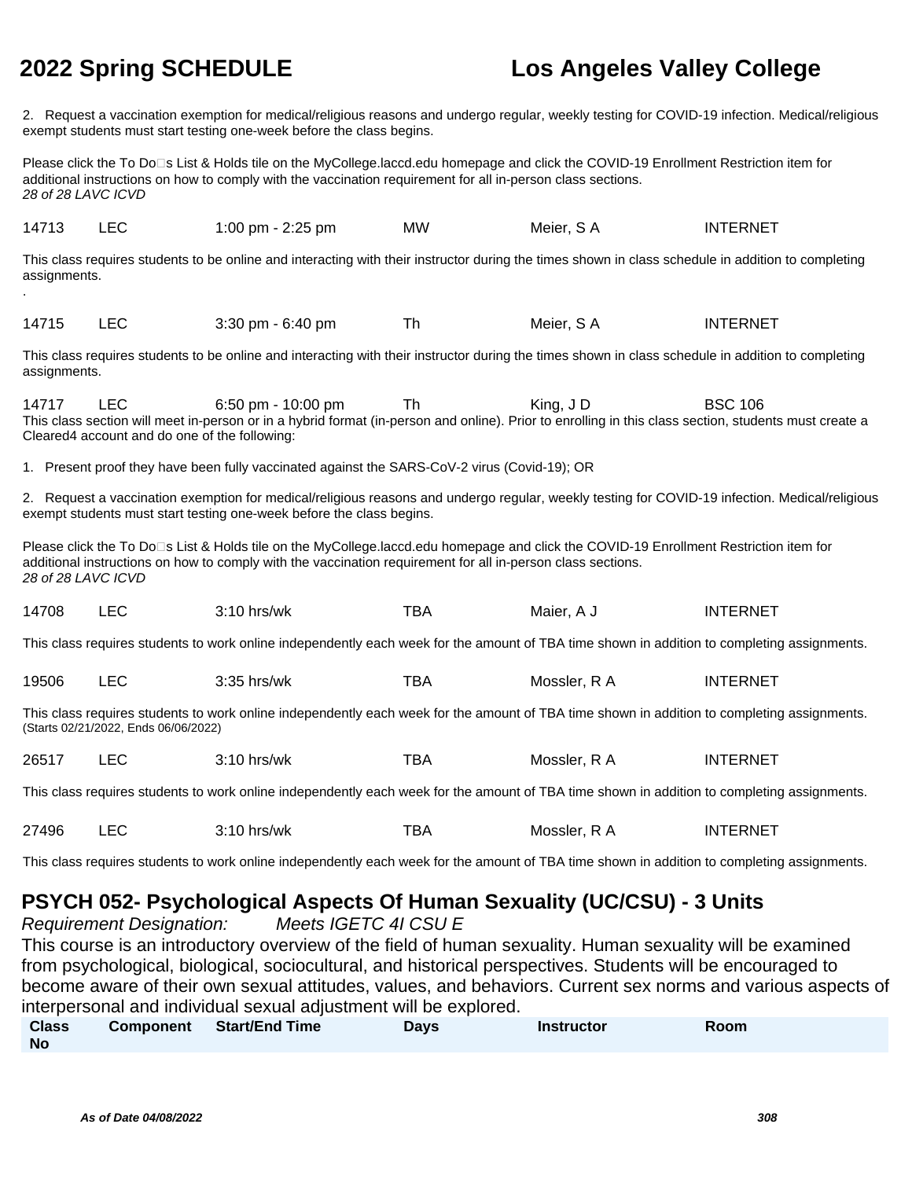2. Request a vaccination exemption for medical/religious reasons and undergo regular, weekly testing for COVID-19 infection. Medical/religious exempt students must start testing one-week before the class begins.

Please click the To Do□s List & Holds tile on the MyCollege.laccd.edu homepage and click the COVID-19 Enrollment Restriction item for additional instructions on how to comply with the vaccination requirement for all in-person class sections.
*28 of 28 LAVC ICVD*

| 14713 | LEC | 1:00 pm - 2:25 pm | MW | Meier, S A | INTERNET |
|---|---|---|---|---|---|

This class requires students to be online and interacting with their instructor during the times shown in class schedule in addition to completing assignments.
.

| 14715 | LEC | 3:30 pm - 6:40 pm | Th | Meier, S A | INTERNET |
|---|---|---|---|---|---|

This class requires students to be online and interacting with their instructor during the times shown in class schedule in addition to completing assignments.

| 14717 | LEC | 6:50 pm - 10:00 pm | Th | King, J D | BSC 106 |
|---|---|---|---|---|---|

This class section will meet in-person or in a hybrid format (in-person and online). Prior to enrolling in this class section, students must create a Cleared4 account and do one of the following:

1. Present proof they have been fully vaccinated against the SARS-CoV-2 virus (Covid-19); OR

2. Request a vaccination exemption for medical/religious reasons and undergo regular, weekly testing for COVID-19 infection. Medical/religious exempt students must start testing one-week before the class begins.

Please click the To Do□s List & Holds tile on the MyCollege.laccd.edu homepage and click the COVID-19 Enrollment Restriction item for additional instructions on how to comply with the vaccination requirement for all in-person class sections.
*28 of 28 LAVC ICVD*

| 14708 | LEC | 3:10 hrs/wk | TBA | Maier, A J | INTERNET |
|---|---|---|---|---|---|

This class requires students to work online independently each week for the amount of TBA time shown in addition to completing assignments.

| 19506 | LEC | 3:35 hrs/wk | TBA | Mossler, R A | INTERNET |
|---|---|---|---|---|---|

This class requires students to work online independently each week for the amount of TBA time shown in addition to completing assignments.
(Starts 02/21/2022, Ends 06/06/2022)

| 26517 | LEC | 3:10 hrs/wk | TBA | Mossler, R A | INTERNET |
|---|---|---|---|---|---|

This class requires students to work online independently each week for the amount of TBA time shown in addition to completing assignments.

| 27496 | LEC | 3:10 hrs/wk | TBA | Mossler, R A | INTERNET |
|---|---|---|---|---|---|

This class requires students to work online independently each week for the amount of TBA time shown in addition to completing assignments.

## PSYCH 052- Psychological Aspects Of Human Sexuality (UC/CSU) - 3 Units

*Requirement Designation:* *Meets IGETC 4I CSU E*

This course is an introductory overview of the field of human sexuality. Human sexuality will be examined from psychological, biological, sociocultural, and historical perspectives. Students will be encouraged to become aware of their own sexual attitudes, values, and behaviors. Current sex norms and various aspects of interpersonal and individual sexual adjustment will be explored.

| Class No | Component | Start/End Time | Days | Instructor | Room |
|---|---|---|---|---|---|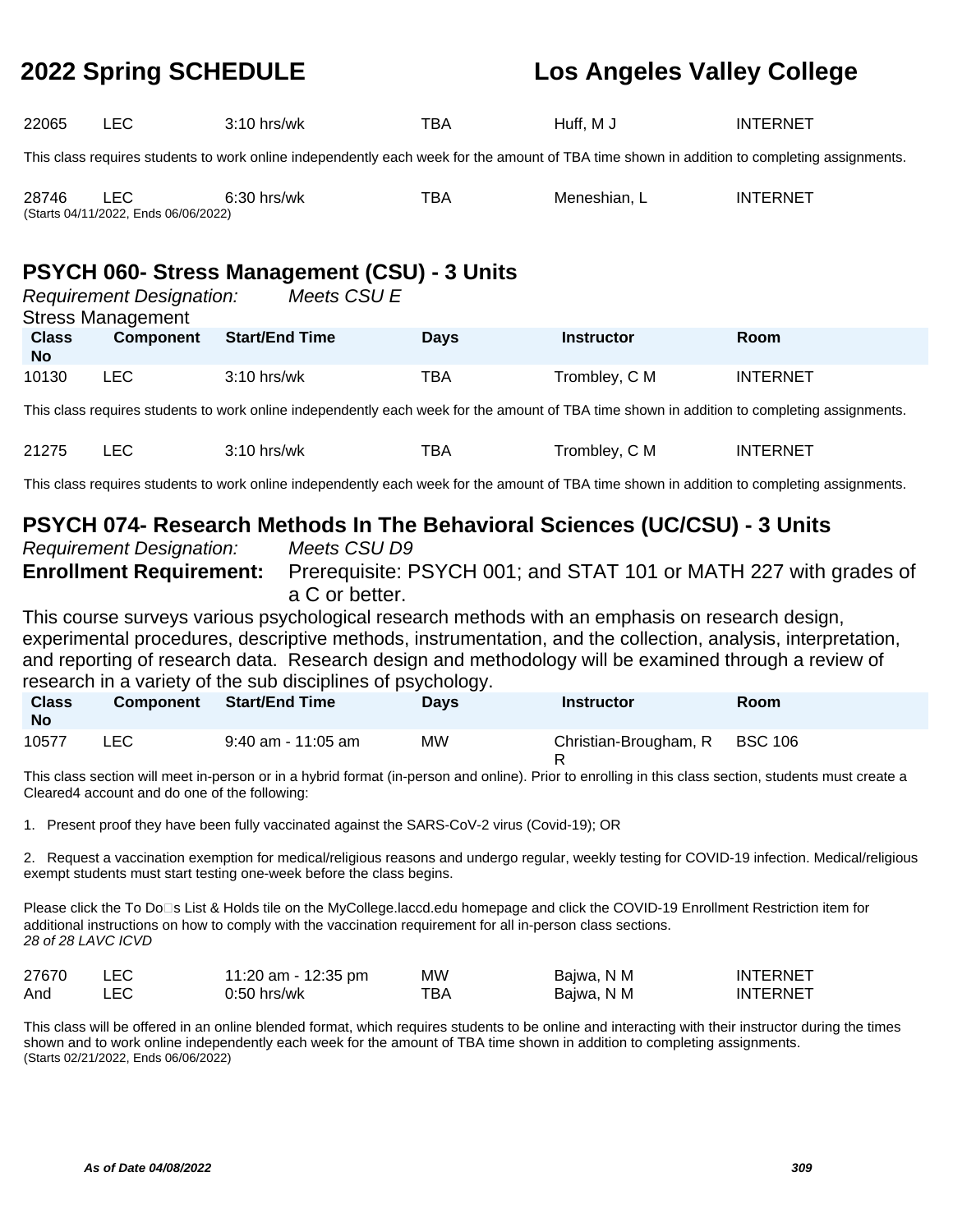| Class No | Component | Start/End Time | Days | Instructor | Room |
|---|---|---|---|---|---|
| 22065 | LEC | 3:10 hrs/wk | TBA | Huff, M J | INTERNET |

This class requires students to work online independently each week for the amount of TBA time shown in addition to completing assignments.

| Class No | Component | Start/End Time | Days | Instructor | Room |
|---|---|---|---|---|---|
| 28746 | LEC | 6:30 hrs/wk | TBA | Meneshian, L | INTERNET |

(Starts 04/11/2022, Ends 06/06/2022)

## PSYCH 060- Stress Management (CSU) - 3 Units

*Requirement Designation:* *Meets CSU E*

Stress Management

| Class No | Component | Start/End Time | Days | Instructor | Room |
|---|---|---|---|---|---|
| 10130 | LEC | 3:10 hrs/wk | TBA | Trombley, C M | INTERNET |

This class requires students to work online independently each week for the amount of TBA time shown in addition to completing assignments.

| Class No | Component | Start/End Time | Days | Instructor | Room |
|---|---|---|---|---|---|
| 21275 | LEC | 3:10 hrs/wk | TBA | Trombley, C M | INTERNET |

This class requires students to work online independently each week for the amount of TBA time shown in addition to completing assignments.

## PSYCH 074- Research Methods In The Behavioral Sciences (UC/CSU) - 3 Units

*Requirement Designation:* *Meets CSU D9*

**Enrollment Requirement:** Prerequisite: PSYCH 001; and STAT 101 or MATH 227 with grades of a C or better.

This course surveys various psychological research methods with an emphasis on research design, experimental procedures, descriptive methods, instrumentation, and the collection, analysis, interpretation, and reporting of research data. Research design and methodology will be examined through a review of research in a variety of the sub disciplines of psychology.

| Class No | Component | Start/End Time | Days | Instructor | Room |
|---|---|---|---|---|---|
| 10577 | LEC | 9:40 am - 11:05 am | MW | Christian-Brougham, R R | BSC 106 |

This class section will meet in-person or in a hybrid format (in-person and online). Prior to enrolling in this class section, students must create a Cleared4 account and do one of the following:

1. Present proof they have been fully vaccinated against the SARS-CoV-2 virus (Covid-19); OR

2. Request a vaccination exemption for medical/religious reasons and undergo regular, weekly testing for COVID-19 infection. Medical/religious exempt students must start testing one-week before the class begins.

Please click the To Do□s List & Holds tile on the MyCollege.laccd.edu homepage and click the COVID-19 Enrollment Restriction item for additional instructions on how to comply with the vaccination requirement for all in-person class sections.

*28 of 28 LAVC ICVD*

| Class No | Component | Start/End Time | Days | Instructor | Room |
|---|---|---|---|---|---|
| 27670 | LEC | 11:20 am - 12:35 pm | MW | Bajwa, N M | INTERNET |
| And | LEC | 0:50 hrs/wk | TBA | Bajwa, N M | INTERNET |

This class will be offered in an online blended format, which requires students to be online and interacting with their instructor during the times shown and to work online independently each week for the amount of TBA time shown in addition to completing assignments.

(Starts 02/21/2022, Ends 06/06/2022)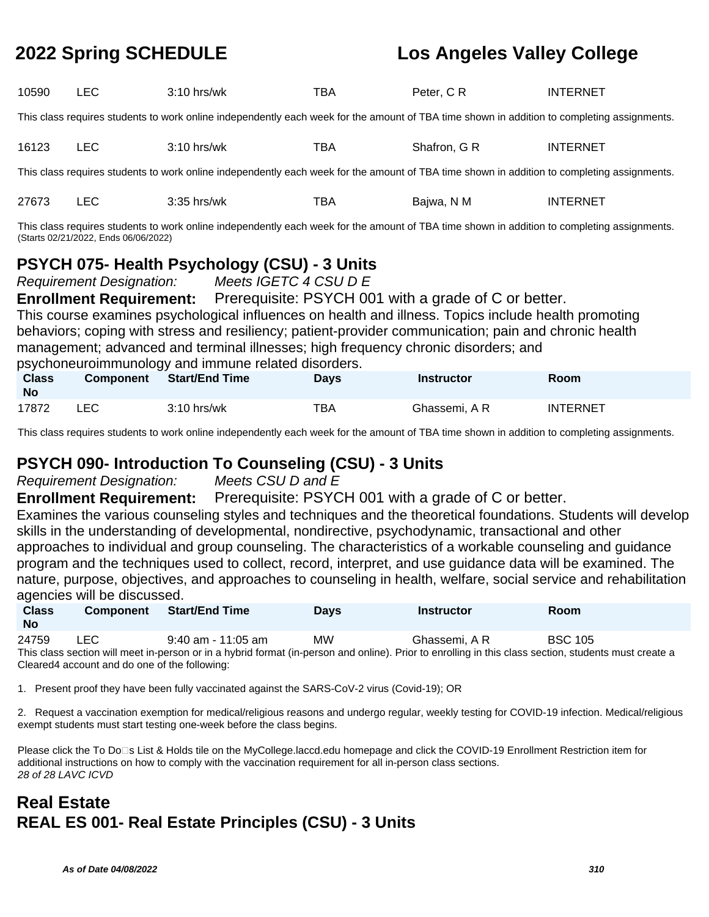| Class No | Component | Start/End Time | Days | Instructor | Room |
| --- | --- | --- | --- | --- | --- |
| 10590 | LEC | 3:10 hrs/wk | TBA | Peter, C R | INTERNET |

This class requires students to work online independently each week for the amount of TBA time shown in addition to completing assignments.

| Class No | Component | Start/End Time | Days | Instructor | Room |
| --- | --- | --- | --- | --- | --- |
| 16123 | LEC | 3:10 hrs/wk | TBA | Shafron, G R | INTERNET |

This class requires students to work online independently each week for the amount of TBA time shown in addition to completing assignments.

| Class No | Component | Start/End Time | Days | Instructor | Room |
| --- | --- | --- | --- | --- | --- |
| 27673 | LEC | 3:35 hrs/wk | TBA | Bajwa, N M | INTERNET |

This class requires students to work online independently each week for the amount of TBA time shown in addition to completing assignments.
(Starts 02/21/2022, Ends 06/06/2022)

## PSYCH 075- Health Psychology (CSU) - 3 Units

*Requirement Designation:* *Meets IGETC 4 CSU D E*

**Enrollment Requirement:** Prerequisite: PSYCH 001 with a grade of C or better.

This course examines psychological influences on health and illness. Topics include health promoting behaviors; coping with stress and resiliency; patient-provider communication; pain and chronic health management; advanced and terminal illnesses; high frequency chronic disorders; and psychoneuroimmunology and immune related disorders.

| Class No | Component | Start/End Time | Days | Instructor | Room |
| --- | --- | --- | --- | --- | --- |
| 17872 | LEC | 3:10 hrs/wk | TBA | Ghassemi, A R | INTERNET |

This class requires students to work online independently each week for the amount of TBA time shown in addition to completing assignments.

## PSYCH 090- Introduction To Counseling (CSU) - 3 Units

*Requirement Designation:* *Meets CSU D and E*

**Enrollment Requirement:** Prerequisite: PSYCH 001 with a grade of C or better.

Examines the various counseling styles and techniques and the theoretical foundations. Students will develop skills in the understanding of developmental, nondirective, psychodynamic, transactional and other approaches to individual and group counseling. The characteristics of a workable counseling and guidance program and the techniques used to collect, record, interpret, and use guidance data will be examined. The nature, purpose, objectives, and approaches to counseling in health, welfare, social service and rehabilitation agencies will be discussed.

| Class No | Component | Start/End Time | Days | Instructor | Room |
| --- | --- | --- | --- | --- | --- |
| 24759 | LEC | 9:40 am - 11:05 am | MW | Ghassemi, A R | BSC 105 |

This class section will meet in-person or in a hybrid format (in-person and online). Prior to enrolling in this class section, students must create a Cleared4 account and do one of the following:

1. Present proof they have been fully vaccinated against the SARS-CoV-2 virus (Covid-19); OR

2. Request a vaccination exemption for medical/religious reasons and undergo regular, weekly testing for COVID-19 infection. Medical/religious exempt students must start testing one-week before the class begins.

Please click the To Do□s List & Holds tile on the MyCollege.laccd.edu homepage and click the COVID-19 Enrollment Restriction item for additional instructions on how to comply with the vaccination requirement for all in-person class sections.
*28 of 28 LAVC ICVD*

# Real Estate

## REAL ES 001- Real Estate Principles (CSU) - 3 Units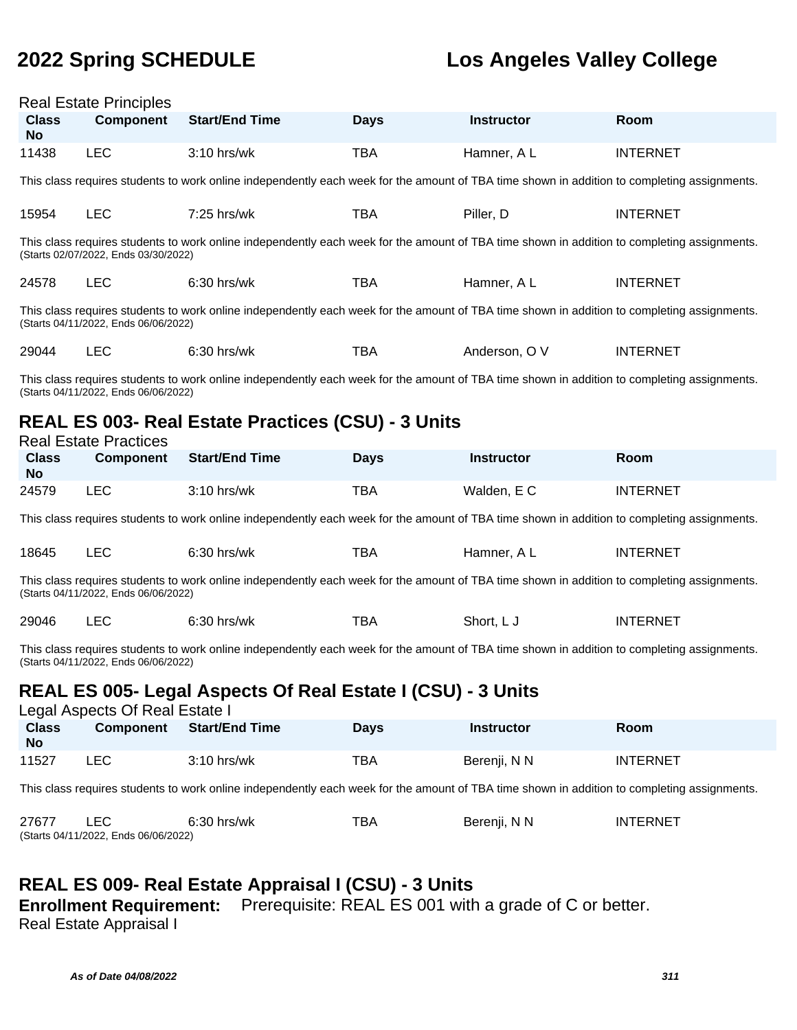Real Estate Principles

| Class No | Component | Start/End Time | Days | Instructor | Room |
|---|---|---|---|---|---|
| 11438 | LEC | 3:10 hrs/wk | TBA | Hamner, A L | INTERNET |

This class requires students to work online independently each week for the amount of TBA time shown in addition to completing assignments.

| Class No | Component | Start/End Time | Days | Instructor | Room |
|---|---|---|---|---|---|
| 15954 | LEC | 7:25 hrs/wk | TBA | Piller, D | INTERNET |

This class requires students to work online independently each week for the amount of TBA time shown in addition to completing assignments.
(Starts 02/07/2022, Ends 03/30/2022)

| Class No | Component | Start/End Time | Days | Instructor | Room |
|---|---|---|---|---|---|
| 24578 | LEC | 6:30 hrs/wk | TBA | Hamner, A L | INTERNET |

This class requires students to work online independently each week for the amount of TBA time shown in addition to completing assignments.
(Starts 04/11/2022, Ends 06/06/2022)

| Class No | Component | Start/End Time | Days | Instructor | Room |
|---|---|---|---|---|---|
| 29044 | LEC | 6:30 hrs/wk | TBA | Anderson, O V | INTERNET |

This class requires students to work online independently each week for the amount of TBA time shown in addition to completing assignments.
(Starts 04/11/2022, Ends 06/06/2022)

## REAL ES 003- Real Estate Practices (CSU) - 3 Units

Real Estate Practices

| Class No | Component | Start/End Time | Days | Instructor | Room |
|---|---|---|---|---|---|
| 24579 | LEC | 3:10 hrs/wk | TBA | Walden, E C | INTERNET |

This class requires students to work online independently each week for the amount of TBA time shown in addition to completing assignments.

| Class No | Component | Start/End Time | Days | Instructor | Room |
|---|---|---|---|---|---|
| 18645 | LEC | 6:30 hrs/wk | TBA | Hamner, A L | INTERNET |

This class requires students to work online independently each week for the amount of TBA time shown in addition to completing assignments.
(Starts 04/11/2022, Ends 06/06/2022)

| Class No | Component | Start/End Time | Days | Instructor | Room |
|---|---|---|---|---|---|
| 29046 | LEC | 6:30 hrs/wk | TBA | Short, L J | INTERNET |

This class requires students to work online independently each week for the amount of TBA time shown in addition to completing assignments.
(Starts 04/11/2022, Ends 06/06/2022)

## REAL ES 005- Legal Aspects Of Real Estate I (CSU) - 3 Units

Legal Aspects Of Real Estate I

| Class No | Component | Start/End Time | Days | Instructor | Room |
|---|---|---|---|---|---|
| 11527 | LEC | 3:10 hrs/wk | TBA | Berenji, N N | INTERNET |

This class requires students to work online independently each week for the amount of TBA time shown in addition to completing assignments.

| Class No | Component | Start/End Time | Days | Instructor | Room |
|---|---|---|---|---|---|
| 27677 | LEC | 6:30 hrs/wk | TBA | Berenji, N N | INTERNET |

(Starts 04/11/2022, Ends 06/06/2022)

## REAL ES 009- Real Estate Appraisal I (CSU) - 3 Units

**Enrollment Requirement:** Prerequisite: REAL ES 001 with a grade of C or better.

Real Estate Appraisal I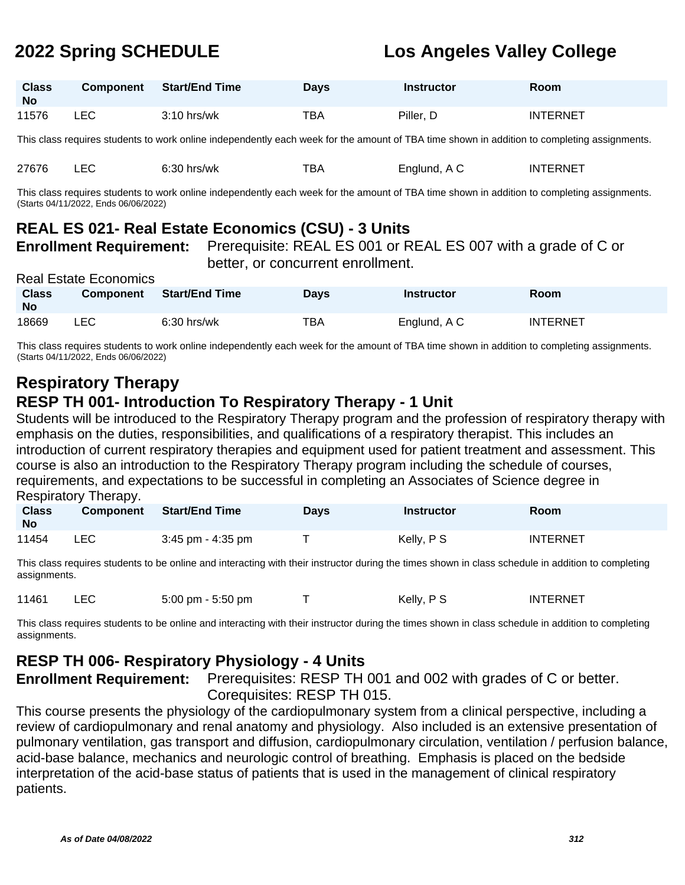| Class No | Component | Start/End Time | Days | Instructor | Room |
|---|---|---|---|---|---|
| 11576 | LEC | 3:10 hrs/wk | TBA | Piller, D | INTERNET |

This class requires students to work online independently each week for the amount of TBA time shown in addition to completing assignments.

| Class No | Component | Start/End Time | Days | Instructor | Room |
|---|---|---|---|---|---|
| 27676 | LEC | 6:30 hrs/wk | TBA | Englund, A C | INTERNET |

This class requires students to work online independently each week for the amount of TBA time shown in addition to completing assignments.
(Starts 04/11/2022, Ends 06/06/2022)

### REAL ES 021- Real Estate Economics (CSU) - 3 Units

**Enrollment Requirement:** Prerequisite: REAL ES 001 or REAL ES 007 with a grade of C or better, or concurrent enrollment.

Real Estate Economics

| Class No | Component | Start/End Time | Days | Instructor | Room |
|---|---|---|---|---|---|
| 18669 | LEC | 6:30 hrs/wk | TBA | Englund, A C | INTERNET |

This class requires students to work online independently each week for the amount of TBA time shown in addition to completing assignments.
(Starts 04/11/2022, Ends 06/06/2022)

## Respiratory Therapy

### RESP TH 001- Introduction To Respiratory Therapy - 1 Unit

Students will be introduced to the Respiratory Therapy program and the profession of respiratory therapy with emphasis on the duties, responsibilities, and qualifications of a respiratory therapist. This includes an introduction of current respiratory therapies and equipment used for patient treatment and assessment. This course is also an introduction to the Respiratory Therapy program including the schedule of courses, requirements, and expectations to be successful in completing an Associates of Science degree in Respiratory Therapy.

| Class No | Component | Start/End Time | Days | Instructor | Room |
|---|---|---|---|---|---|
| 11454 | LEC | 3:45 pm - 4:35 pm | T | Kelly, P S | INTERNET |

This class requires students to be online and interacting with their instructor during the times shown in class schedule in addition to completing assignments.

| Class No | Component | Start/End Time | Days | Instructor | Room |
|---|---|---|---|---|---|
| 11461 | LEC | 5:00 pm - 5:50 pm | T | Kelly, P S | INTERNET |

This class requires students to be online and interacting with their instructor during the times shown in class schedule in addition to completing assignments.

### RESP TH 006- Respiratory Physiology - 4 Units

**Enrollment Requirement:** Prerequisites: RESP TH 001 and 002 with grades of C or better. Corequisites: RESP TH 015.

This course presents the physiology of the cardiopulmonary system from a clinical perspective, including a review of cardiopulmonary and renal anatomy and physiology. Also included is an extensive presentation of pulmonary ventilation, gas transport and diffusion, cardiopulmonary circulation, ventilation / perfusion balance, acid-base balance, mechanics and neurologic control of breathing. Emphasis is placed on the bedside interpretation of the acid-base status of patients that is used in the management of clinical respiratory patients.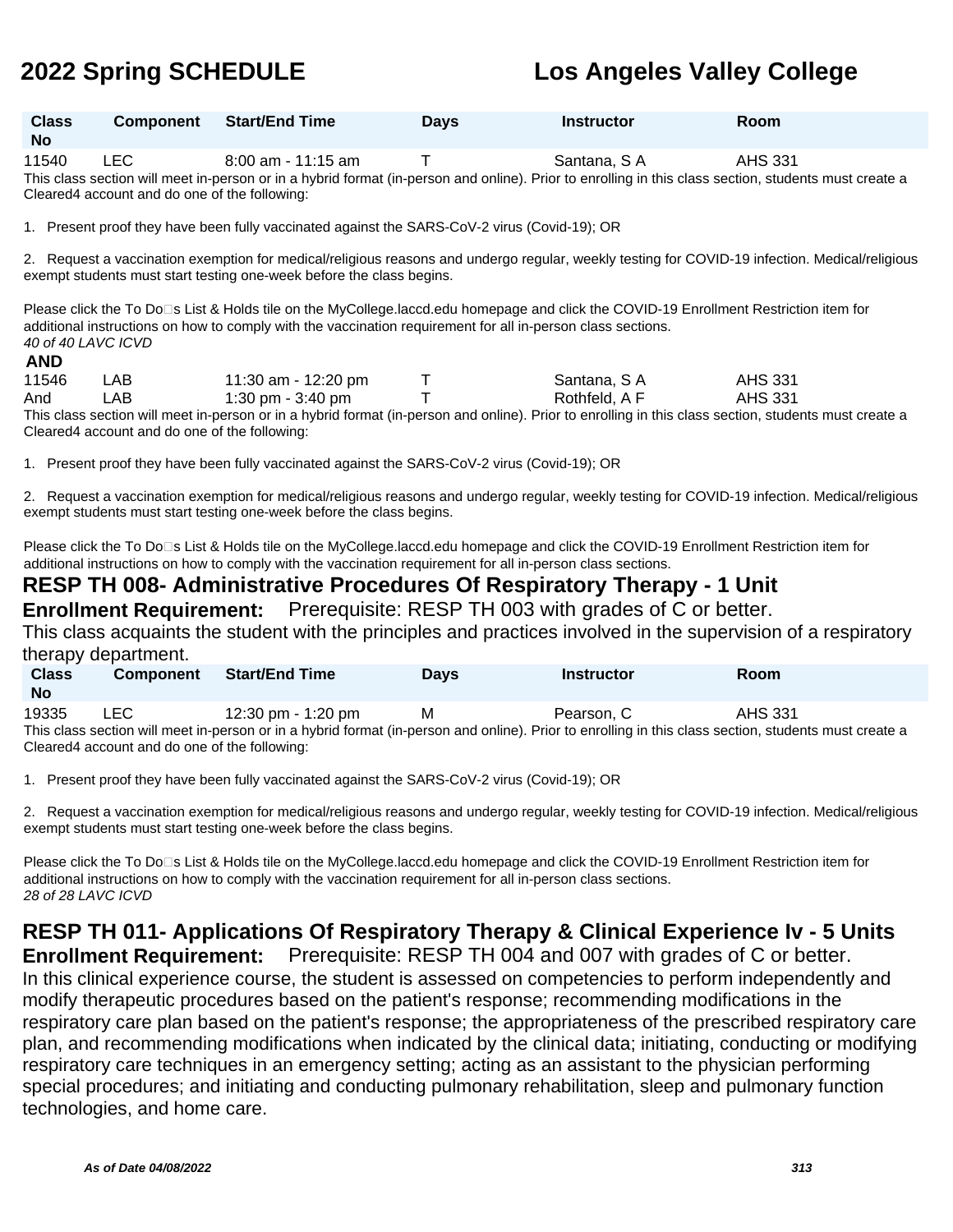| Class No | Component | Start/End Time | Days | Instructor | Room |
|---|---|---|---|---|---|
| 11540 | LEC | 8:00 am - 11:15 am | T | Santana, S A | AHS 331 |

This class section will meet in-person or in a hybrid format (in-person and online). Prior to enrolling in this class section, students must create a Cleared4 account and do one of the following:

1. Present proof they have been fully vaccinated against the SARS-CoV-2 virus (Covid-19); OR

2. Request a vaccination exemption for medical/religious reasons and undergo regular, weekly testing for COVID-19 infection. Medical/religious exempt students must start testing one-week before the class begins.

Please click the To Do□s List & Holds tile on the MyCollege.laccd.edu homepage and click the COVID-19 Enrollment Restriction item for additional instructions on how to comply with the vaccination requirement for all in-person class sections.

*40 of 40 LAVC ICVD*

**AND**

| Class No | Component | Start/End Time | Days | Instructor | Room |
|---|---|---|---|---|---|
| 11546 | LAB | 11:30 am - 12:20 pm | T | Santana, S A | AHS 331 |
| And | LAB | 1:30 pm - 3:40 pm | T | Rothfeld, A F | AHS 331 |

This class section will meet in-person or in a hybrid format (in-person and online). Prior to enrolling in this class section, students must create a Cleared4 account and do one of the following:

1. Present proof they have been fully vaccinated against the SARS-CoV-2 virus (Covid-19); OR

2. Request a vaccination exemption for medical/religious reasons and undergo regular, weekly testing for COVID-19 infection. Medical/religious exempt students must start testing one-week before the class begins.

Please click the To Do□s List & Holds tile on the MyCollege.laccd.edu homepage and click the COVID-19 Enrollment Restriction item for additional instructions on how to comply with the vaccination requirement for all in-person class sections.

## RESP TH 008- Administrative Procedures Of Respiratory Therapy - 1 Unit

**Enrollment Requirement:** Prerequisite: RESP TH 003 with grades of C or better.

This class acquaints the student with the principles and practices involved in the supervision of a respiratory therapy department.

| Class No | Component | Start/End Time | Days | Instructor | Room |
|---|---|---|---|---|---|
| 19335 | LEC | 12:30 pm - 1:20 pm | M | Pearson, C | AHS 331 |

This class section will meet in-person or in a hybrid format (in-person and online). Prior to enrolling in this class section, students must create a Cleared4 account and do one of the following:

1. Present proof they have been fully vaccinated against the SARS-CoV-2 virus (Covid-19); OR

2. Request a vaccination exemption for medical/religious reasons and undergo regular, weekly testing for COVID-19 infection. Medical/religious exempt students must start testing one-week before the class begins.

Please click the To Do□s List & Holds tile on the MyCollege.laccd.edu homepage and click the COVID-19 Enrollment Restriction item for additional instructions on how to comply with the vaccination requirement for all in-person class sections.

*28 of 28 LAVC ICVD*

## RESP TH 011- Applications Of Respiratory Therapy & Clinical Experience Iv - 5 Units

**Enrollment Requirement:** Prerequisite: RESP TH 004 and 007 with grades of C or better.

In this clinical experience course, the student is assessed on competencies to perform independently and modify therapeutic procedures based on the patient's response; recommending modifications in the respiratory care plan based on the patient's response; the appropriateness of the prescribed respiratory care plan, and recommending modifications when indicated by the clinical data; initiating, conducting or modifying respiratory care techniques in an emergency setting; acting as an assistant to the physician performing special procedures; and initiating and conducting pulmonary rehabilitation, sleep and pulmonary function technologies, and home care.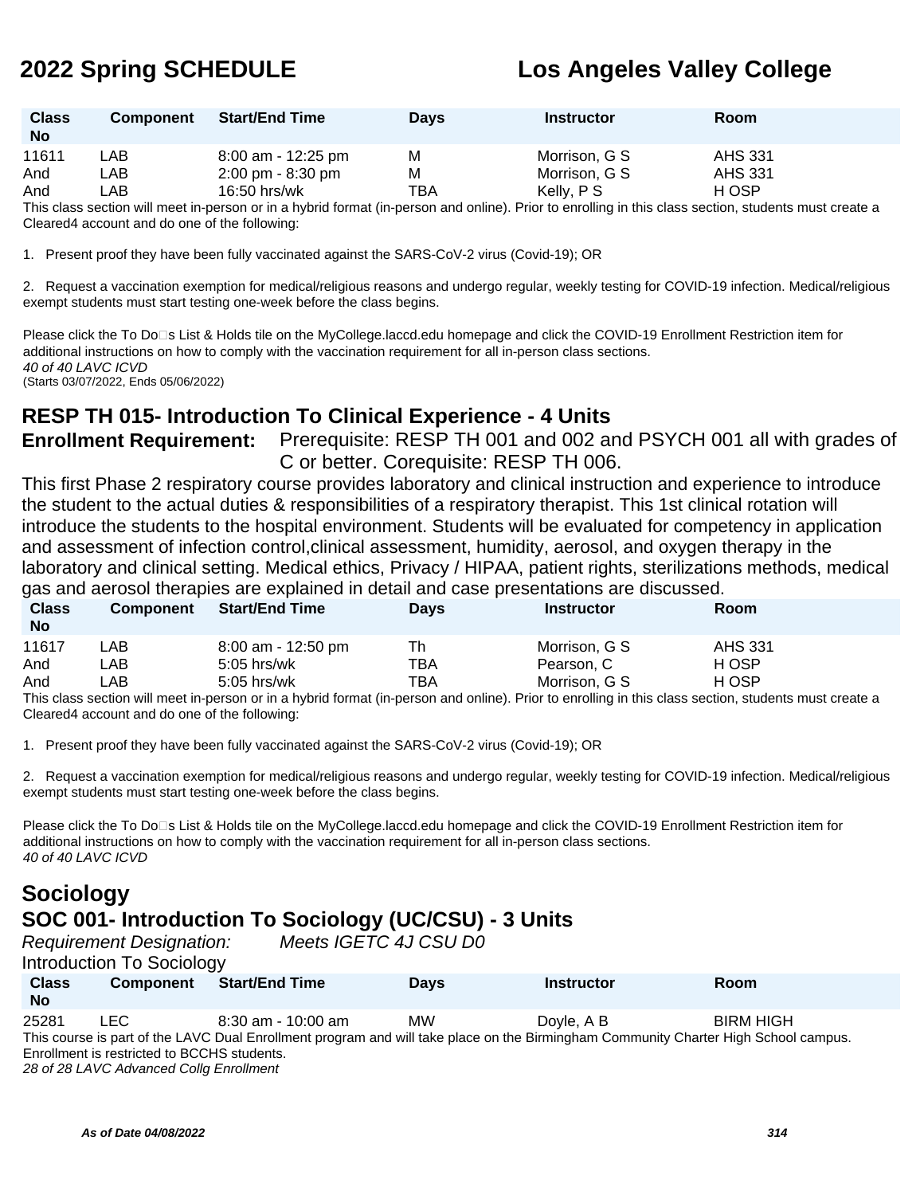| Class No | Component | Start/End Time | Days | Instructor | Room |
|---|---|---|---|---|---|
| 11611 | LAB | 8:00 am - 12:25 pm | M | Morrison, G S | AHS 331 |
| And | LAB | 2:00 pm - 8:30 pm | M | Morrison, G S | AHS 331 |
| And | LAB | 16:50 hrs/wk | TBA | Kelly, P S | H OSP |

This class section will meet in-person or in a hybrid format (in-person and online). Prior to enrolling in this class section, students must create a Cleared4 account and do one of the following:

1. Present proof they have been fully vaccinated against the SARS-CoV-2 virus (Covid-19); OR

2. Request a vaccination exemption for medical/religious reasons and undergo regular, weekly testing for COVID-19 infection. Medical/religious exempt students must start testing one-week before the class begins.

Please click the To Do□s List & Holds tile on the MyCollege.laccd.edu homepage and click the COVID-19 Enrollment Restriction item for additional instructions on how to comply with the vaccination requirement for all in-person class sections.
*40 of 40 LAVC ICVD*
(Starts 03/07/2022, Ends 05/06/2022)

## RESP TH 015- Introduction To Clinical Experience - 4 Units

**Enrollment Requirement:** Prerequisite: RESP TH 001 and 002 and PSYCH 001 all with grades of C or better. Corequisite: RESP TH 006.

This first Phase 2 respiratory course provides laboratory and clinical instruction and experience to introduce the student to the actual duties & responsibilities of a respiratory therapist. This 1st clinical rotation will introduce the students to the hospital environment. Students will be evaluated for competency in application and assessment of infection control,clinical assessment, humidity, aerosol, and oxygen therapy in the laboratory and clinical setting. Medical ethics, Privacy / HIPAA, patient rights, sterilizations methods, medical gas and aerosol therapies are explained in detail and case presentations are discussed.

| Class No | Component | Start/End Time | Days | Instructor | Room |
|---|---|---|---|---|---|
| 11617 | LAB | 8:00 am - 12:50 pm | Th | Morrison, G S | AHS 331 |
| And | LAB | 5:05 hrs/wk | TBA | Pearson, C | H OSP |
| And | LAB | 5:05 hrs/wk | TBA | Morrison, G S | H OSP |

This class section will meet in-person or in a hybrid format (in-person and online). Prior to enrolling in this class section, students must create a Cleared4 account and do one of the following:

1. Present proof they have been fully vaccinated against the SARS-CoV-2 virus (Covid-19); OR

2. Request a vaccination exemption for medical/religious reasons and undergo regular, weekly testing for COVID-19 infection. Medical/religious exempt students must start testing one-week before the class begins.

Please click the To Do□s List & Holds tile on the MyCollege.laccd.edu homepage and click the COVID-19 Enrollment Restriction item for additional instructions on how to comply with the vaccination requirement for all in-person class sections.
*40 of 40 LAVC ICVD*

# Sociology

## SOC 001- Introduction To Sociology (UC/CSU) - 3 Units

*Requirement Designation:* *Meets IGETC 4J CSU D0*

Introduction To Sociology

| Class No | Component | Start/End Time | Days | Instructor | Room |
|---|---|---|---|---|---|
| 25281 | LEC | 8:30 am - 10:00 am | MW | Doyle, A B | BIRM HIGH |

This course is part of the LAVC Dual Enrollment program and will take place on the Birmingham Community Charter High School campus. Enrollment is restricted to BCCHS students.
*28 of 28 LAVC Advanced Collg Enrollment*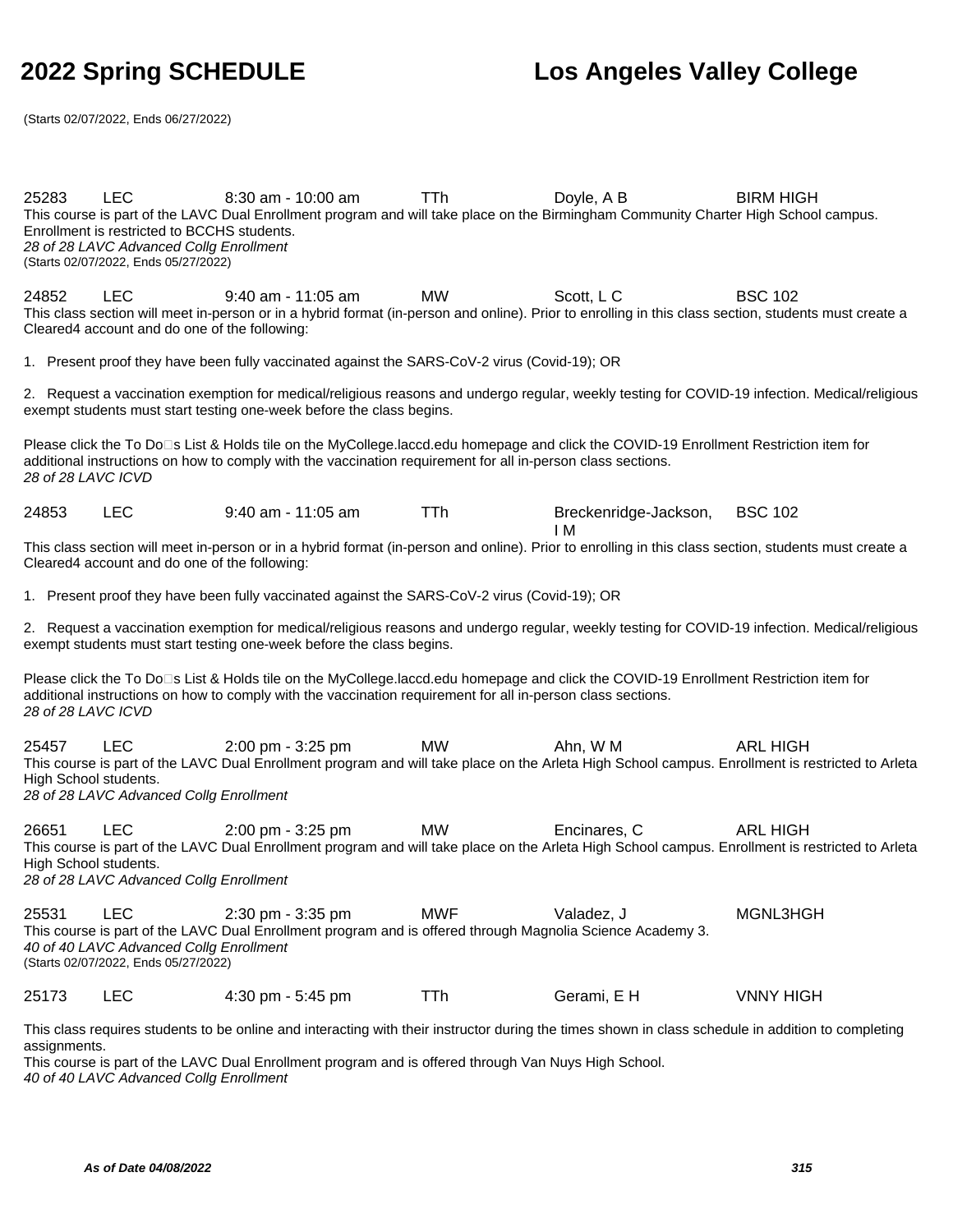# 2022 Spring SCHEDULE

# Los Angeles Valley College

(Starts 02/07/2022, Ends 06/27/2022)

25283 LEC 8:30 am - 10:00 am TTh Doyle, A B BIRM HIGH

This course is part of the LAVC Dual Enrollment program and will take place on the Birmingham Community Charter High School campus. Enrollment is restricted to BCCHS students.

*28 of 28 LAVC Advanced Collg Enrollment*

(Starts 02/07/2022, Ends 05/27/2022)

24852 LEC 9:40 am - 11:05 am MW Scott, L C BSC 102

This class section will meet in-person or in a hybrid format (in-person and online). Prior to enrolling in this class section, students must create a Cleared4 account and do one of the following:

1. Present proof they have been fully vaccinated against the SARS-CoV-2 virus (Covid-19); OR

2. Request a vaccination exemption for medical/religious reasons and undergo regular, weekly testing for COVID-19 infection. Medical/religious exempt students must start testing one-week before the class begins.

Please click the To Do□s List & Holds tile on the MyCollege.laccd.edu homepage and click the COVID-19 Enrollment Restriction item for additional instructions on how to comply with the vaccination requirement for all in-person class sections.

*28 of 28 LAVC ICVD*

24853 LEC 9:40 am - 11:05 am TTh Breckenridge-Jackson, I M BSC 102

This class section will meet in-person or in a hybrid format (in-person and online). Prior to enrolling in this class section, students must create a Cleared4 account and do one of the following:

1. Present proof they have been fully vaccinated against the SARS-CoV-2 virus (Covid-19); OR

2. Request a vaccination exemption for medical/religious reasons and undergo regular, weekly testing for COVID-19 infection. Medical/religious exempt students must start testing one-week before the class begins.

Please click the To Do□s List & Holds tile on the MyCollege.laccd.edu homepage and click the COVID-19 Enrollment Restriction item for additional instructions on how to comply with the vaccination requirement for all in-person class sections.

*28 of 28 LAVC ICVD*

25457 LEC 2:00 pm - 3:25 pm MW Ahn, W M ARL HIGH

This course is part of the LAVC Dual Enrollment program and will take place on the Arleta High School campus. Enrollment is restricted to Arleta High School students.

*28 of 28 LAVC Advanced Collg Enrollment*

26651 LEC 2:00 pm - 3:25 pm MW Encinares, C ARL HIGH

This course is part of the LAVC Dual Enrollment program and will take place on the Arleta High School campus. Enrollment is restricted to Arleta High School students.

*28 of 28 LAVC Advanced Collg Enrollment*

25531 LEC 2:30 pm - 3:35 pm MWF Valadez, J MGNL3HGH

This course is part of the LAVC Dual Enrollment program and is offered through Magnolia Science Academy 3.

*40 of 40 LAVC Advanced Collg Enrollment*

(Starts 02/07/2022, Ends 05/27/2022)

25173 LEC 4:30 pm - 5:45 pm TTh Gerami, E H VNNY HIGH

This class requires students to be online and interacting with their instructor during the times shown in class schedule in addition to completing assignments.

This course is part of the LAVC Dual Enrollment program and is offered through Van Nuys High School.

*40 of 40 LAVC Advanced Collg Enrollment*

*As of Date 04/08/2022*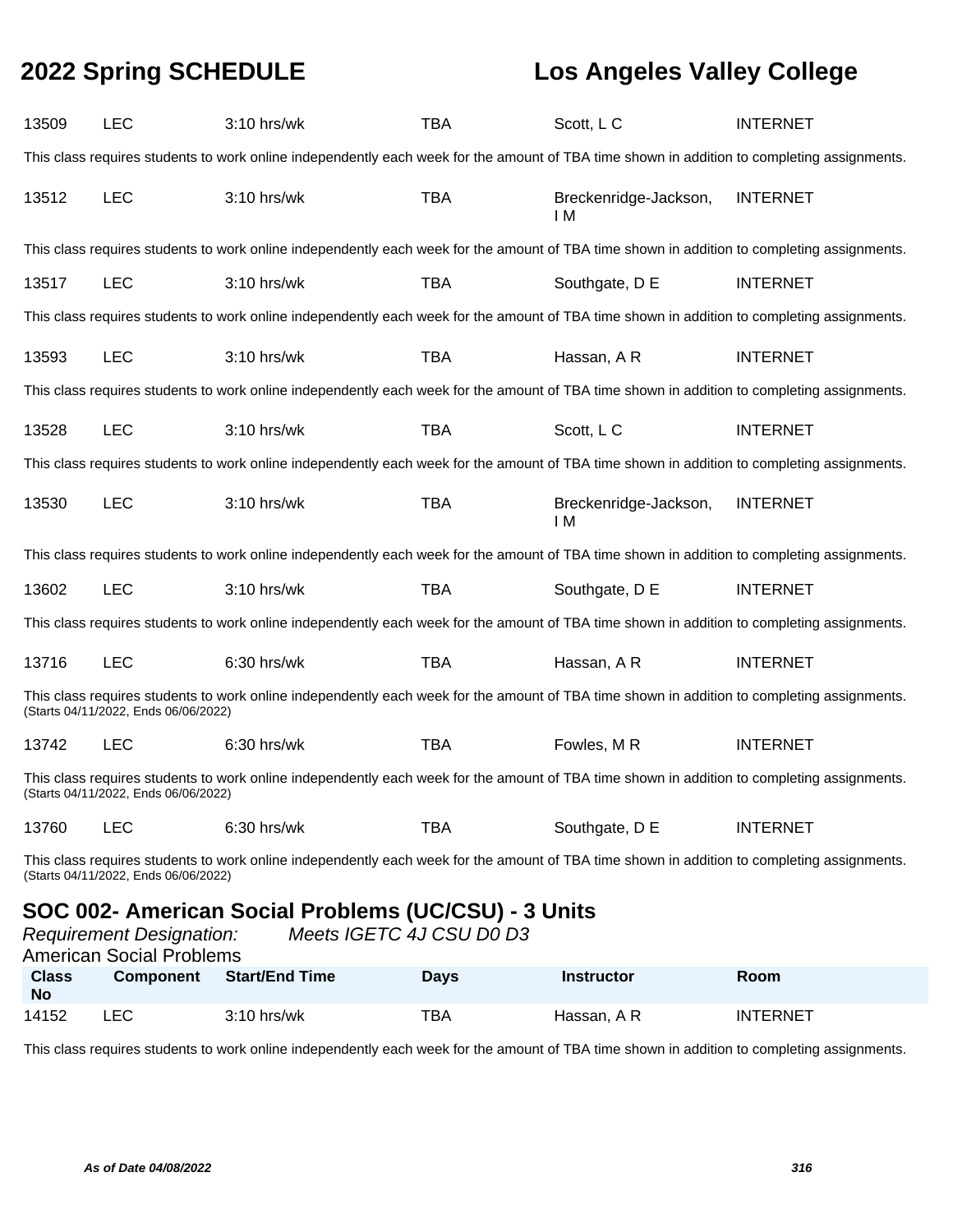| Class No | Component | Start/End Time | Days | Instructor | Room |
|---|---|---|---|---|---|
| 13509 | LEC | 3:10 hrs/wk | TBA | Scott, L C | INTERNET |

This class requires students to work online independently each week for the amount of TBA time shown in addition to completing assignments.

| Class No | Component | Start/End Time | Days | Instructor | Room |
|---|---|---|---|---|---|
| 13512 | LEC | 3:10 hrs/wk | TBA | Breckenridge-Jackson, I M | INTERNET |

This class requires students to work online independently each week for the amount of TBA time shown in addition to completing assignments.

| Class No | Component | Start/End Time | Days | Instructor | Room |
|---|---|---|---|---|---|
| 13517 | LEC | 3:10 hrs/wk | TBA | Southgate, D E | INTERNET |

This class requires students to work online independently each week for the amount of TBA time shown in addition to completing assignments.

| Class No | Component | Start/End Time | Days | Instructor | Room |
|---|---|---|---|---|---|
| 13593 | LEC | 3:10 hrs/wk | TBA | Hassan, A R | INTERNET |

This class requires students to work online independently each week for the amount of TBA time shown in addition to completing assignments.

| Class No | Component | Start/End Time | Days | Instructor | Room |
|---|---|---|---|---|---|
| 13528 | LEC | 3:10 hrs/wk | TBA | Scott, L C | INTERNET |

This class requires students to work online independently each week for the amount of TBA time shown in addition to completing assignments.

| Class No | Component | Start/End Time | Days | Instructor | Room |
|---|---|---|---|---|---|
| 13530 | LEC | 3:10 hrs/wk | TBA | Breckenridge-Jackson, I M | INTERNET |

This class requires students to work online independently each week for the amount of TBA time shown in addition to completing assignments.

| Class No | Component | Start/End Time | Days | Instructor | Room |
|---|---|---|---|---|---|
| 13602 | LEC | 3:10 hrs/wk | TBA | Southgate, D E | INTERNET |

This class requires students to work online independently each week for the amount of TBA time shown in addition to completing assignments.

| Class No | Component | Start/End Time | Days | Instructor | Room |
|---|---|---|---|---|---|
| 13716 | LEC | 6:30 hrs/wk | TBA | Hassan, A R | INTERNET |

This class requires students to work online independently each week for the amount of TBA time shown in addition to completing assignments.
(Starts 04/11/2022, Ends 06/06/2022)

| Class No | Component | Start/End Time | Days | Instructor | Room |
|---|---|---|---|---|---|
| 13742 | LEC | 6:30 hrs/wk | TBA | Fowles, M R | INTERNET |

This class requires students to work online independently each week for the amount of TBA time shown in addition to completing assignments.
(Starts 04/11/2022, Ends 06/06/2022)

| Class No | Component | Start/End Time | Days | Instructor | Room |
|---|---|---|---|---|---|
| 13760 | LEC | 6:30 hrs/wk | TBA | Southgate, D E | INTERNET |

This class requires students to work online independently each week for the amount of TBA time shown in addition to completing assignments.
(Starts 04/11/2022, Ends 06/06/2022)

## SOC 002- American Social Problems (UC/CSU) - 3 Units

*Requirement Designation:* *Meets IGETC 4J CSU D0 D3*

American Social Problems

| Class No | Component | Start/End Time | Days | Instructor | Room |
|---|---|---|---|---|---|
| 14152 | LEC | 3:10 hrs/wk | TBA | Hassan, A R | INTERNET |

This class requires students to work online independently each week for the amount of TBA time shown in addition to completing assignments.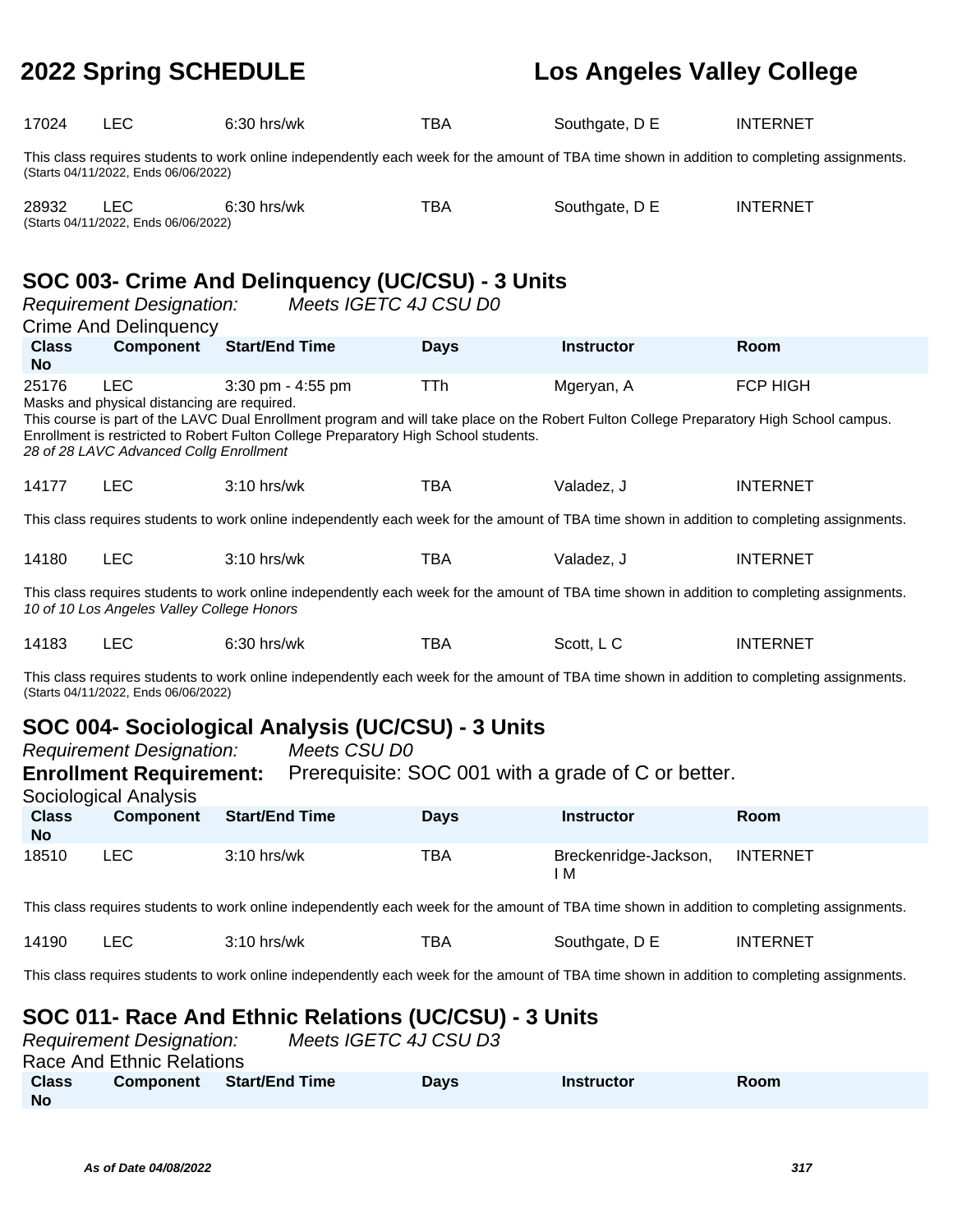| Class No | Component | Start/End Time | Days | Instructor | Room |
|---|---|---|---|---|---|
| 17024 | LEC | 6:30 hrs/wk | TBA | Southgate, D E | INTERNET |

This class requires students to work online independently each week for the amount of TBA time shown in addition to completing assignments.
(Starts 04/11/2022, Ends 06/06/2022)

| Class No | Component | Start/End Time | Days | Instructor | Room |
|---|---|---|---|---|---|
| 28932 | LEC | 6:30 hrs/wk | TBA | Southgate, D E | INTERNET |

(Starts 04/11/2022, Ends 06/06/2022)

## SOC 003- Crime And Delinquency (UC/CSU) - 3 Units

*Requirement Designation:* *Meets IGETC 4J CSU D0*

Crime And Delinquency

| Class No | Component | Start/End Time | Days | Instructor | Room |
|---|---|---|---|---|---|
| 25176 | LEC | 3:30 pm - 4:55 pm | TTh | Mgeryan, A | FCP HIGH |

Masks and physical distancing are required.
This course is part of the LAVC Dual Enrollment program and will take place on the Robert Fulton College Preparatory High School campus. Enrollment is restricted to Robert Fulton College Preparatory High School students.
*28 of 28 LAVC Advanced Collg Enrollment*

| Class No | Component | Start/End Time | Days | Instructor | Room |
|---|---|---|---|---|---|
| 14177 | LEC | 3:10 hrs/wk | TBA | Valadez, J | INTERNET |

This class requires students to work online independently each week for the amount of TBA time shown in addition to completing assignments.

| Class No | Component | Start/End Time | Days | Instructor | Room |
|---|---|---|---|---|---|
| 14180 | LEC | 3:10 hrs/wk | TBA | Valadez, J | INTERNET |

This class requires students to work online independently each week for the amount of TBA time shown in addition to completing assignments.
*10 of 10 Los Angeles Valley College Honors*

| Class No | Component | Start/End Time | Days | Instructor | Room |
|---|---|---|---|---|---|
| 14183 | LEC | 6:30 hrs/wk | TBA | Scott, L C | INTERNET |

This class requires students to work online independently each week for the amount of TBA time shown in addition to completing assignments.
(Starts 04/11/2022, Ends 06/06/2022)

## SOC 004- Sociological Analysis (UC/CSU) - 3 Units

*Requirement Designation:* *Meets CSU D0*

**Enrollment Requirement:** Prerequisite: SOC 001 with a grade of C or better.

Sociological Analysis

| Class No | Component | Start/End Time | Days | Instructor | Room |
|---|---|---|---|---|---|
| 18510 | LEC | 3:10 hrs/wk | TBA | Breckenridge-Jackson, I M | INTERNET |

This class requires students to work online independently each week for the amount of TBA time shown in addition to completing assignments.

| Class No | Component | Start/End Time | Days | Instructor | Room |
|---|---|---|---|---|---|
| 14190 | LEC | 3:10 hrs/wk | TBA | Southgate, D E | INTERNET |

This class requires students to work online independently each week for the amount of TBA time shown in addition to completing assignments.

## SOC 011- Race And Ethnic Relations (UC/CSU) - 3 Units

*Requirement Designation:* *Meets IGETC 4J CSU D3*

Race And Ethnic Relations

| Class No | Component | Start/End Time | Days | Instructor | Room |
|---|---|---|---|---|---|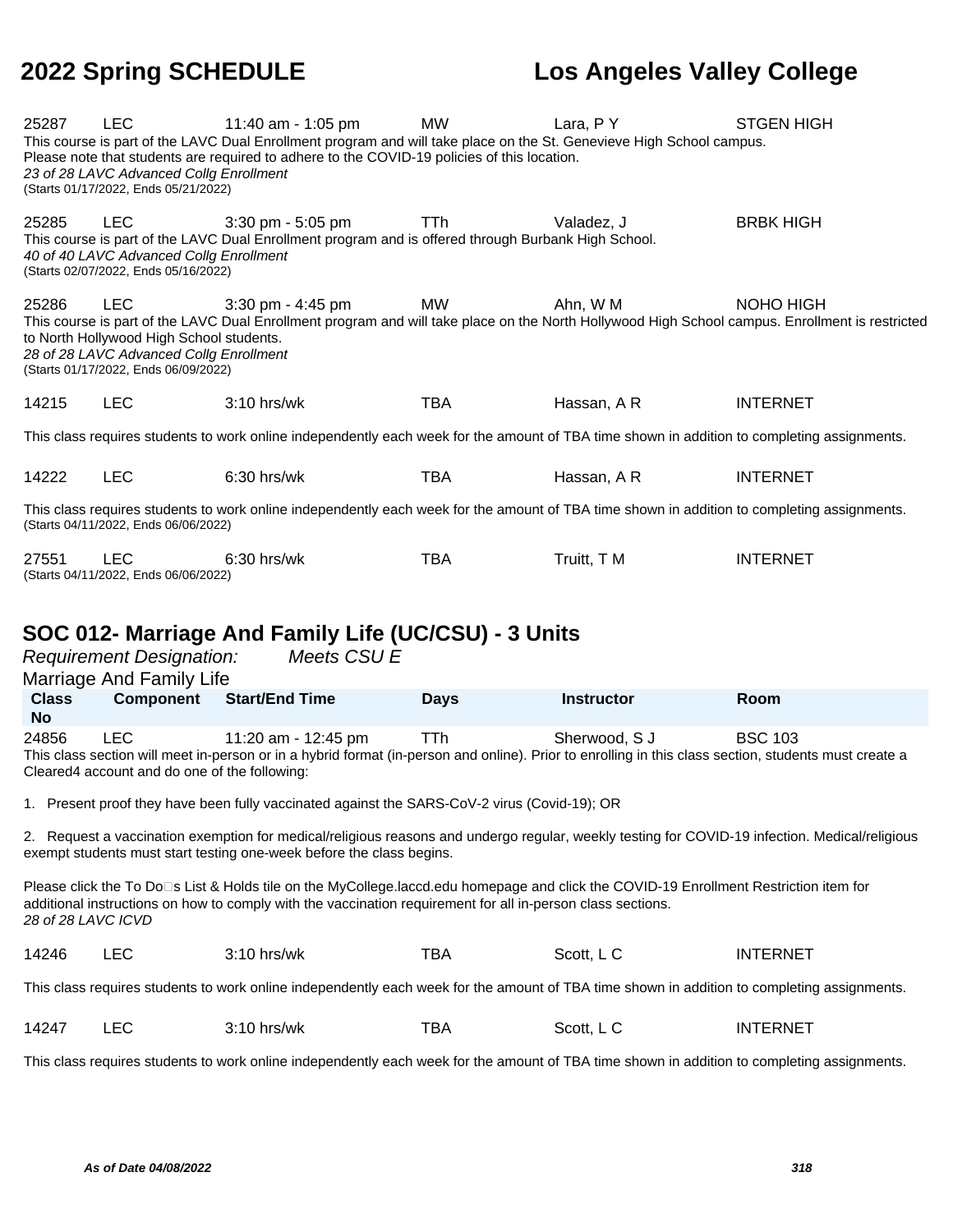| Class No | Component | Start/End Time | Days | Instructor | Room |
|---|---|---|---|---|---|
| 25287 | LEC | 11:40 am - 1:05 pm | MW | Lara, P Y | STGEN HIGH |

This course is part of the LAVC Dual Enrollment program and will take place on the St. Genevieve High School campus.
Please note that students are required to adhere to the COVID-19 policies of this location.
*23 of 28 LAVC Advanced Collg Enrollment*
(Starts 01/17/2022, Ends 05/21/2022)

| Class No | Component | Start/End Time | Days | Instructor | Room |
|---|---|---|---|---|---|
| 25285 | LEC | 3:30 pm - 5:05 pm | TTh | Valadez, J | BRBK HIGH |

This course is part of the LAVC Dual Enrollment program and is offered through Burbank High School.
*40 of 40 LAVC Advanced Collg Enrollment*
(Starts 02/07/2022, Ends 05/16/2022)

| Class No | Component | Start/End Time | Days | Instructor | Room |
|---|---|---|---|---|---|
| 25286 | LEC | 3:30 pm - 4:45 pm | MW | Ahn, W M | NOHO HIGH |

This course is part of the LAVC Dual Enrollment program and will take place on the North Hollywood High School campus. Enrollment is restricted to North Hollywood High School students.
*28 of 28 LAVC Advanced Collg Enrollment*
(Starts 01/17/2022, Ends 06/09/2022)

| Class No | Component | Start/End Time | Days | Instructor | Room |
|---|---|---|---|---|---|
| 14215 | LEC | 3:10 hrs/wk | TBA | Hassan, A R | INTERNET |

This class requires students to work online independently each week for the amount of TBA time shown in addition to completing assignments.

| Class No | Component | Start/End Time | Days | Instructor | Room |
|---|---|---|---|---|---|
| 14222 | LEC | 6:30 hrs/wk | TBA | Hassan, A R | INTERNET |

This class requires students to work online independently each week for the amount of TBA time shown in addition to completing assignments.
(Starts 04/11/2022, Ends 06/06/2022)

| Class No | Component | Start/End Time | Days | Instructor | Room |
|---|---|---|---|---|---|
| 27551 | LEC | 6:30 hrs/wk | TBA | Truitt, T M | INTERNET |

(Starts 04/11/2022, Ends 06/06/2022)

## SOC 012- Marriage And Family Life (UC/CSU) - 3 Units

*Requirement Designation:* *Meets CSU E*

Marriage And Family Life

| Class No | Component | Start/End Time | Days | Instructor | Room |
|---|---|---|---|---|---|
| 24856 | LEC | 11:20 am - 12:45 pm | TTh | Sherwood, S J | BSC 103 |

This class section will meet in-person or in a hybrid format (in-person and online). Prior to enrolling in this class section, students must create a Cleared4 account and do one of the following:

1. Present proof they have been fully vaccinated against the SARS-CoV-2 virus (Covid-19); OR

2. Request a vaccination exemption for medical/religious reasons and undergo regular, weekly testing for COVID-19 infection. Medical/religious exempt students must start testing one-week before the class begins.

Please click the To Do□s List & Holds tile on the MyCollege.laccd.edu homepage and click the COVID-19 Enrollment Restriction item for additional instructions on how to comply with the vaccination requirement for all in-person class sections.
*28 of 28 LAVC ICVD*

| Class No | Component | Start/End Time | Days | Instructor | Room |
|---|---|---|---|---|---|
| 14246 | LEC | 3:10 hrs/wk | TBA | Scott, L C | INTERNET |

This class requires students to work online independently each week for the amount of TBA time shown in addition to completing assignments.

| Class No | Component | Start/End Time | Days | Instructor | Room |
|---|---|---|---|---|---|
| 14247 | LEC | 3:10 hrs/wk | TBA | Scott, L C | INTERNET |

This class requires students to work online independently each week for the amount of TBA time shown in addition to completing assignments.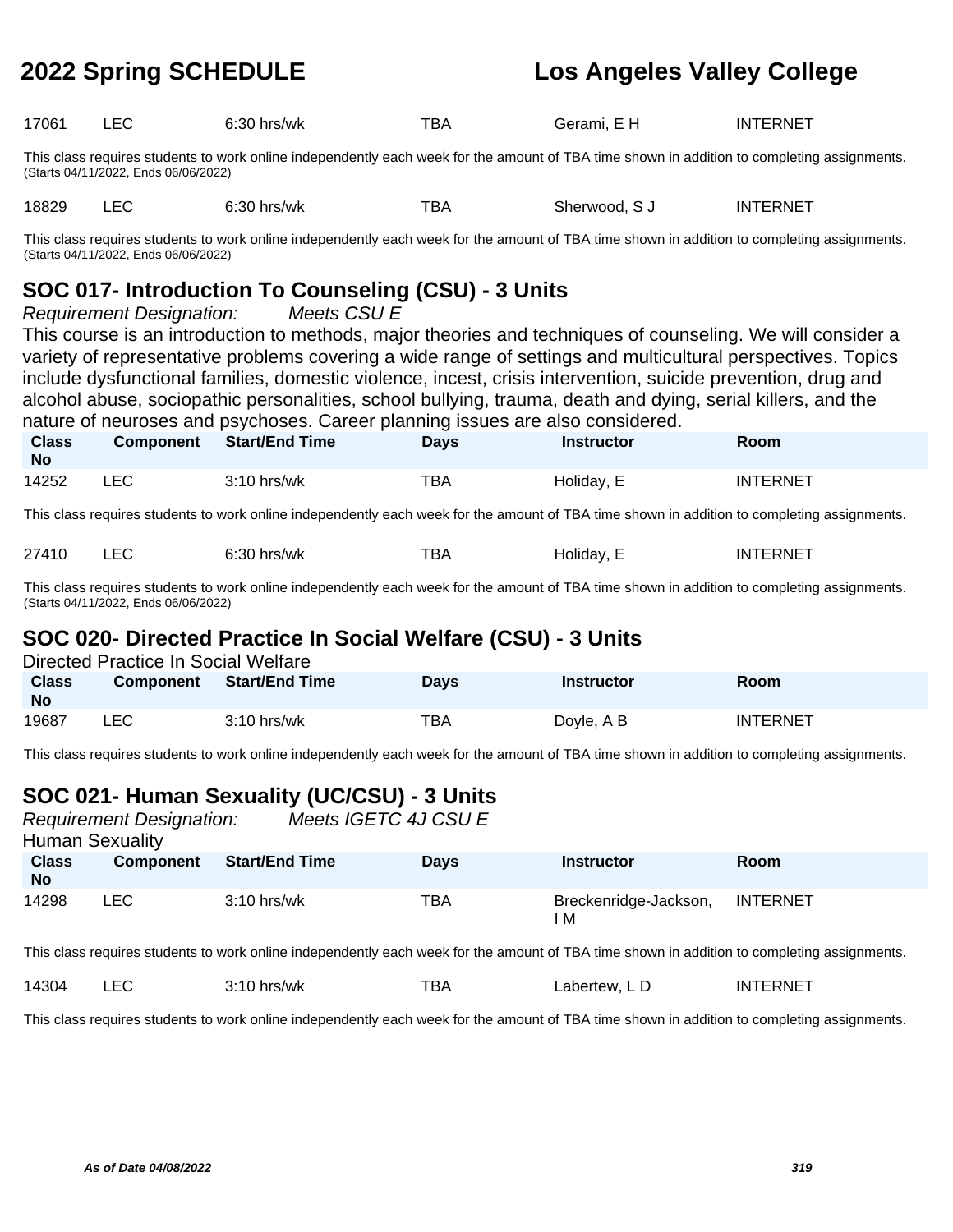| Class No | Component | Start/End Time | Days | Instructor | Room |
| --- | --- | --- | --- | --- | --- |
| 17061 | LEC | 6:30 hrs/wk | TBA | Gerami, E H | INTERNET |

This class requires students to work online independently each week for the amount of TBA time shown in addition to completing assignments. (Starts 04/11/2022, Ends 06/06/2022)

| Class No | Component | Start/End Time | Days | Instructor | Room |
| --- | --- | --- | --- | --- | --- |
| 18829 | LEC | 6:30 hrs/wk | TBA | Sherwood, S J | INTERNET |

This class requires students to work online independently each week for the amount of TBA time shown in addition to completing assignments. (Starts 04/11/2022, Ends 06/06/2022)

## SOC 017- Introduction To Counseling (CSU) - 3 Units

*Requirement Designation:* *Meets CSU E*

This course is an introduction to methods, major theories and techniques of counseling. We will consider a variety of representative problems covering a wide range of settings and multicultural perspectives. Topics include dysfunctional families, domestic violence, incest, crisis intervention, suicide prevention, drug and alcohol abuse, sociopathic personalities, school bullying, trauma, death and dying, serial killers, and the nature of neuroses and psychoses. Career planning issues are also considered.

| Class No | Component | Start/End Time | Days | Instructor | Room |
| --- | --- | --- | --- | --- | --- |
| 14252 | LEC | 3:10 hrs/wk | TBA | Holiday, E | INTERNET |

This class requires students to work online independently each week for the amount of TBA time shown in addition to completing assignments.

| Class No | Component | Start/End Time | Days | Instructor | Room |
| --- | --- | --- | --- | --- | --- |
| 27410 | LEC | 6:30 hrs/wk | TBA | Holiday, E | INTERNET |

This class requires students to work online independently each week for the amount of TBA time shown in addition to completing assignments. (Starts 04/11/2022, Ends 06/06/2022)

## SOC 020- Directed Practice In Social Welfare (CSU) - 3 Units

Directed Practice In Social Welfare

| Class No | Component | Start/End Time | Days | Instructor | Room |
| --- | --- | --- | --- | --- | --- |
| 19687 | LEC | 3:10 hrs/wk | TBA | Doyle, A B | INTERNET |

This class requires students to work online independently each week for the amount of TBA time shown in addition to completing assignments.

## SOC 021- Human Sexuality (UC/CSU) - 3 Units

*Requirement Designation:* *Meets IGETC 4J CSU E*

Human Sexuality

| Class No | Component | Start/End Time | Days | Instructor | Room |
| --- | --- | --- | --- | --- | --- |
| 14298 | LEC | 3:10 hrs/wk | TBA | Breckenridge-Jackson, I M | INTERNET |

This class requires students to work online independently each week for the amount of TBA time shown in addition to completing assignments.

| Class No | Component | Start/End Time | Days | Instructor | Room |
| --- | --- | --- | --- | --- | --- |
| 14304 | LEC | 3:10 hrs/wk | TBA | Labertew, L D | INTERNET |

This class requires students to work online independently each week for the amount of TBA time shown in addition to completing assignments.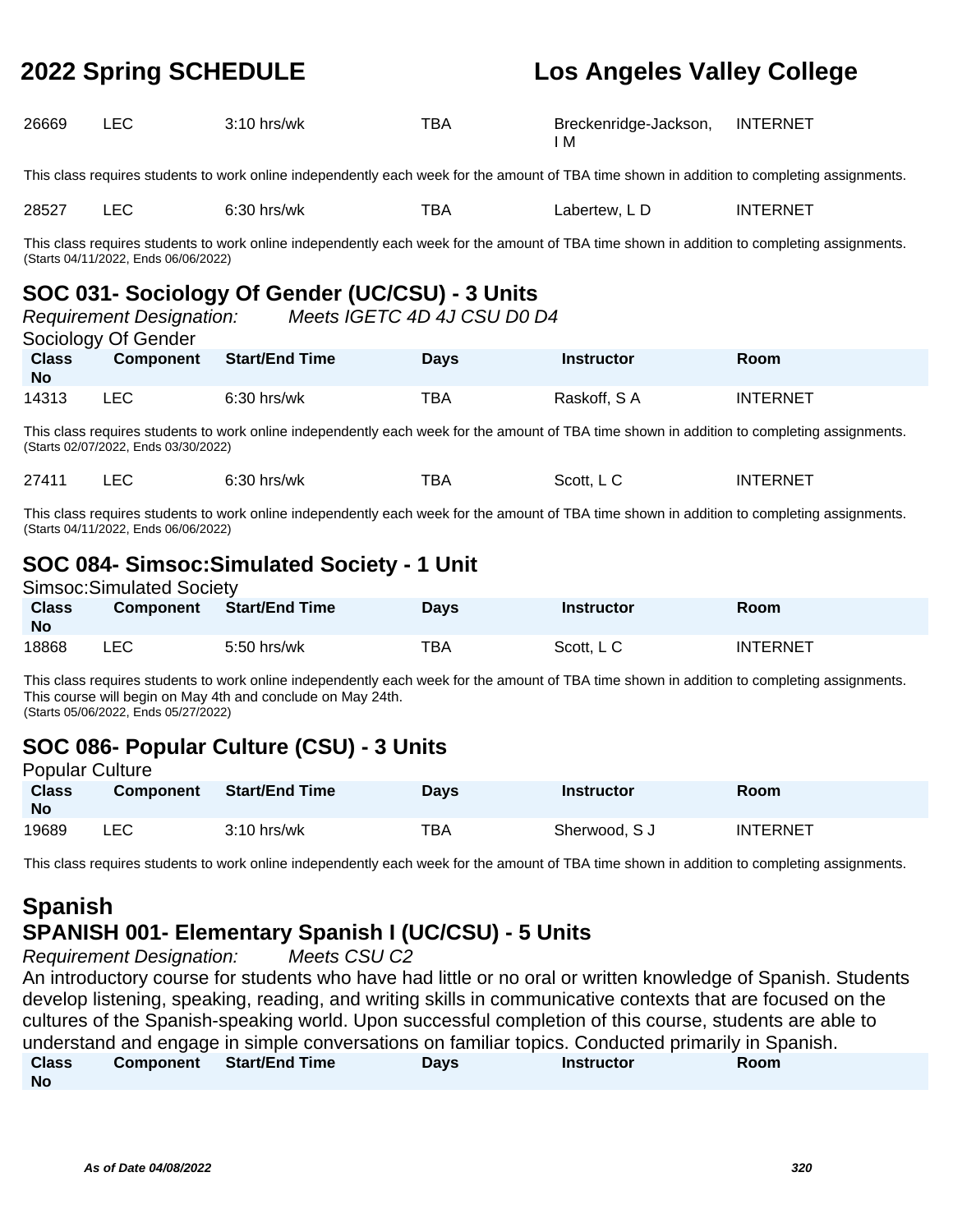| Class No | Component | Start/End Time | Days | Instructor | Room |
|---|---|---|---|---|---|
| 26669 | LEC | 3:10 hrs/wk | TBA | Breckenridge-Jackson, I M | INTERNET |

This class requires students to work online independently each week for the amount of TBA time shown in addition to completing assignments.

| Class No | Component | Start/End Time | Days | Instructor | Room |
|---|---|---|---|---|---|
| 28527 | LEC | 6:30 hrs/wk | TBA | Labertew, L D | INTERNET |

This class requires students to work online independently each week for the amount of TBA time shown in addition to completing assignments.
(Starts 04/11/2022, Ends 06/06/2022)

## SOC 031- Sociology Of Gender (UC/CSU) - 3 Units

*Requirement Designation:* *Meets IGETC 4D 4J CSU D0 D4*

Sociology Of Gender

| Class No | Component | Start/End Time | Days | Instructor | Room |
|---|---|---|---|---|---|
| 14313 | LEC | 6:30 hrs/wk | TBA | Raskoff, S A | INTERNET |

This class requires students to work online independently each week for the amount of TBA time shown in addition to completing assignments.
(Starts 02/07/2022, Ends 03/30/2022)

| Class No | Component | Start/End Time | Days | Instructor | Room |
|---|---|---|---|---|---|
| 27411 | LEC | 6:30 hrs/wk | TBA | Scott, L C | INTERNET |

This class requires students to work online independently each week for the amount of TBA time shown in addition to completing assignments.
(Starts 04/11/2022, Ends 06/06/2022)

## SOC 084- Simsoc:Simulated Society - 1 Unit

Simsoc:Simulated Society

| Class No | Component | Start/End Time | Days | Instructor | Room |
|---|---|---|---|---|---|
| 18868 | LEC | 5:50 hrs/wk | TBA | Scott, L C | INTERNET |

This class requires students to work online independently each week for the amount of TBA time shown in addition to completing assignments.
This course will begin on May 4th and conclude on May 24th.
(Starts 05/06/2022, Ends 05/27/2022)

## SOC 086- Popular Culture (CSU) - 3 Units

Popular Culture

| Class No | Component | Start/End Time | Days | Instructor | Room |
|---|---|---|---|---|---|
| 19689 | LEC | 3:10 hrs/wk | TBA | Sherwood, S J | INTERNET |

This class requires students to work online independently each week for the amount of TBA time shown in addition to completing assignments.

# Spanish

## SPANISH 001- Elementary Spanish I (UC/CSU) - 5 Units

*Requirement Designation:* *Meets CSU C2*

An introductory course for students who have had little or no oral or written knowledge of Spanish. Students develop listening, speaking, reading, and writing skills in communicative contexts that are focused on the cultures of the Spanish-speaking world. Upon successful completion of this course, students are able to understand and engage in simple conversations on familiar topics. Conducted primarily in Spanish.

| Class No | Component | Start/End Time | Days | Instructor | Room |
|---|---|---|---|---|---|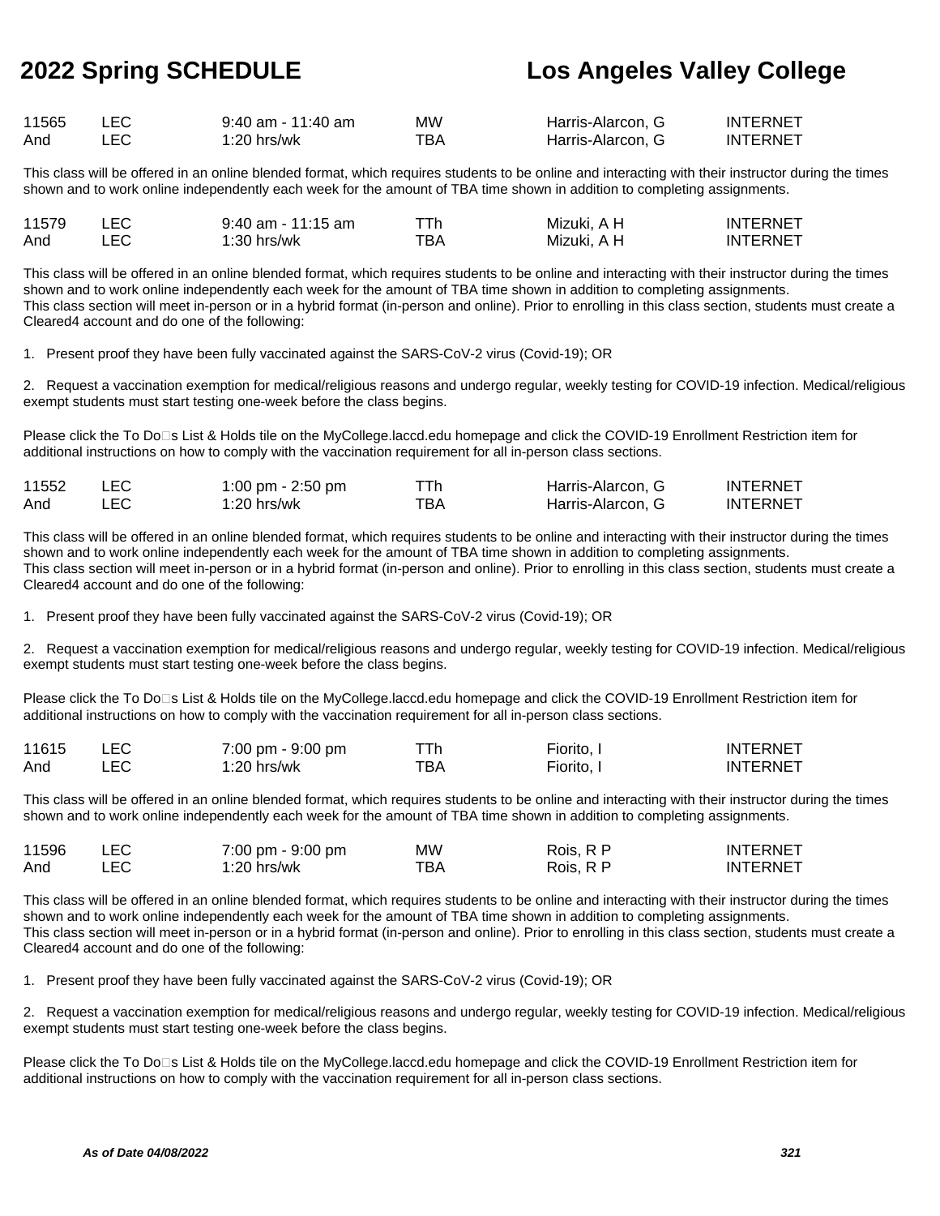| 11565 | LEC | 9:40 am - 11:40 am | MW | Harris-Alarcon, G | INTERNET |
|---|---|---|---|---|---|
| And | LEC | 1:20 hrs/wk | TBA | Harris-Alarcon, G | INTERNET |

This class will be offered in an online blended format, which requires students to be online and interacting with their instructor during the times shown and to work online independently each week for the amount of TBA time shown in addition to completing assignments.

| 11579 | LEC | 9:40 am - 11:15 am | TTh | Mizuki, A H | INTERNET |
|---|---|---|---|---|---|
| And | LEC | 1:30 hrs/wk | TBA | Mizuki, A H | INTERNET |

This class will be offered in an online blended format, which requires students to be online and interacting with their instructor during the times shown and to work online independently each week for the amount of TBA time shown in addition to completing assignments.
This class section will meet in-person or in a hybrid format (in-person and online). Prior to enrolling in this class section, students must create a Cleared4 account and do one of the following:

1. Present proof they have been fully vaccinated against the SARS-CoV-2 virus (Covid-19); OR

2. Request a vaccination exemption for medical/religious reasons and undergo regular, weekly testing for COVID-19 infection. Medical/religious exempt students must start testing one-week before the class begins.

Please click the To Do□s List & Holds tile on the MyCollege.laccd.edu homepage and click the COVID-19 Enrollment Restriction item for additional instructions on how to comply with the vaccination requirement for all in-person class sections.

| 11552 | LEC | 1:00 pm - 2:50 pm | TTh | Harris-Alarcon, G | INTERNET |
|---|---|---|---|---|---|
| And | LEC | 1:20 hrs/wk | TBA | Harris-Alarcon, G | INTERNET |

This class will be offered in an online blended format, which requires students to be online and interacting with their instructor during the times shown and to work online independently each week for the amount of TBA time shown in addition to completing assignments.
This class section will meet in-person or in a hybrid format (in-person and online). Prior to enrolling in this class section, students must create a Cleared4 account and do one of the following:

1. Present proof they have been fully vaccinated against the SARS-CoV-2 virus (Covid-19); OR

2. Request a vaccination exemption for medical/religious reasons and undergo regular, weekly testing for COVID-19 infection. Medical/religious exempt students must start testing one-week before the class begins.

Please click the To Do□s List & Holds tile on the MyCollege.laccd.edu homepage and click the COVID-19 Enrollment Restriction item for additional instructions on how to comply with the vaccination requirement for all in-person class sections.

| 11615 | LEC | 7:00 pm - 9:00 pm | TTh | Fiorito, I | INTERNET |
|---|---|---|---|---|---|
| And | LEC | 1:20 hrs/wk | TBA | Fiorito, I | INTERNET |

This class will be offered in an online blended format, which requires students to be online and interacting with their instructor during the times shown and to work online independently each week for the amount of TBA time shown in addition to completing assignments.

| 11596 | LEC | 7:00 pm - 9:00 pm | MW | Rois, R P | INTERNET |
|---|---|---|---|---|---|
| And | LEC | 1:20 hrs/wk | TBA | Rois, R P | INTERNET |

This class will be offered in an online blended format, which requires students to be online and interacting with their instructor during the times shown and to work online independently each week for the amount of TBA time shown in addition to completing assignments.
This class section will meet in-person or in a hybrid format (in-person and online). Prior to enrolling in this class section, students must create a Cleared4 account and do one of the following:

1. Present proof they have been fully vaccinated against the SARS-CoV-2 virus (Covid-19); OR

2. Request a vaccination exemption for medical/religious reasons and undergo regular, weekly testing for COVID-19 infection. Medical/religious exempt students must start testing one-week before the class begins.

Please click the To Do□s List & Holds tile on the MyCollege.laccd.edu homepage and click the COVID-19 Enrollment Restriction item for additional instructions on how to comply with the vaccination requirement for all in-person class sections.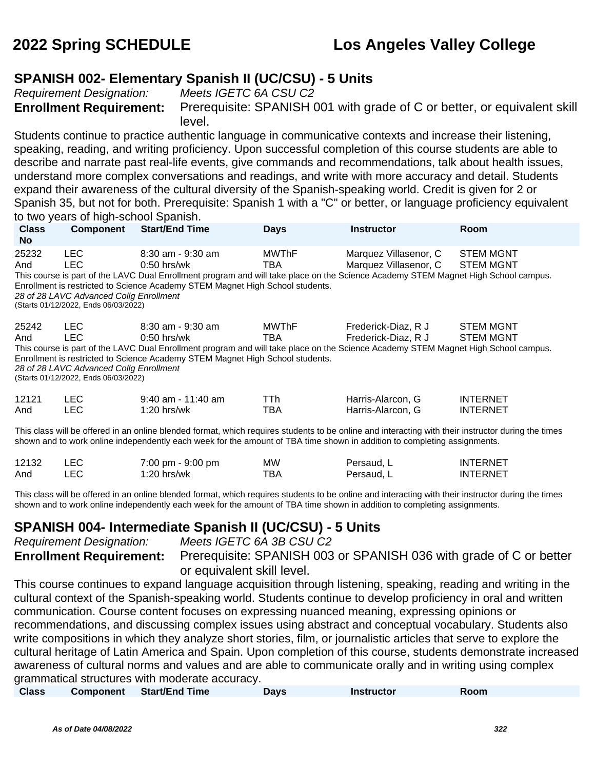## SPANISH 002- Elementary Spanish II (UC/CSU) - 5 Units

*Requirement Designation:* *Meets IGETC 6A CSU C2*

**Enrollment Requirement:** Prerequisite: SPANISH 001 with grade of C or better, or equivalent skill level.

Students continue to practice authentic language in communicative contexts and increase their listening, speaking, reading, and writing proficiency. Upon successful completion of this course students are able to describe and narrate past real-life events, give commands and recommendations, talk about health issues, understand more complex conversations and readings, and write with more accuracy and detail. Students expand their awareness of the cultural diversity of the Spanish-speaking world. Credit is given for 2 or Spanish 35, but not for both. Prerequisite: Spanish 1 with a "C" or better, or language proficiency equivalent to two years of high-school Spanish.

| Class No | Component | Start/End Time | Days | Instructor | Room |
|---|---|---|---|---|---|
| 25232 | LEC | 8:30 am - 9:30 am | MWThF | Marquez Villasenor, C | STEM MGNT |
| And | LEC | 0:50 hrs/wk | TBA | Marquez Villasenor, C | STEM MGNT |

This course is part of the LAVC Dual Enrollment program and will take place on the Science Academy STEM Magnet High School campus. Enrollment is restricted to Science Academy STEM Magnet High School students.

*28 of 28 LAVC Advanced Collg Enrollment*

(Starts 01/12/2022, Ends 06/03/2022)

| Class No | Component | Start/End Time | Days | Instructor | Room |
|---|---|---|---|---|---|
| 25242 | LEC | 8:30 am - 9:30 am | MWThF | Frederick-Diaz, R J | STEM MGNT |
| And | LEC | 0:50 hrs/wk | TBA | Frederick-Diaz, R J | STEM MGNT |

This course is part of the LAVC Dual Enrollment program and will take place on the Science Academy STEM Magnet High School campus. Enrollment is restricted to Science Academy STEM Magnet High School students.

*28 of 28 LAVC Advanced Collg Enrollment*

(Starts 01/12/2022, Ends 06/03/2022)

| Class No | Component | Start/End Time | Days | Instructor | Room |
|---|---|---|---|---|---|
| 12121 | LEC | 9:40 am - 11:40 am | TTh | Harris-Alarcon, G | INTERNET |
| And | LEC | 1:20 hrs/wk | TBA | Harris-Alarcon, G | INTERNET |

This class will be offered in an online blended format, which requires students to be online and interacting with their instructor during the times shown and to work online independently each week for the amount of TBA time shown in addition to completing assignments.

| Class No | Component | Start/End Time | Days | Instructor | Room |
|---|---|---|---|---|---|
| 12132 | LEC | 7:00 pm - 9:00 pm | MW | Persaud, L | INTERNET |
| And | LEC | 1:20 hrs/wk | TBA | Persaud, L | INTERNET |

This class will be offered in an online blended format, which requires students to be online and interacting with their instructor during the times shown and to work online independently each week for the amount of TBA time shown in addition to completing assignments.

## SPANISH 004- Intermediate Spanish II (UC/CSU) - 5 Units

*Requirement Designation:* *Meets IGETC 6A 3B CSU C2*

**Enrollment Requirement:** Prerequisite: SPANISH 003 or SPANISH 036 with grade of C or better or equivalent skill level.

This course continues to expand language acquisition through listening, speaking, reading and writing in the cultural context of the Spanish-speaking world. Students continue to develop proficiency in oral and written communication. Course content focuses on expressing nuanced meaning, expressing opinions or recommendations, and discussing complex issues using abstract and conceptual vocabulary. Students also write compositions in which they analyze short stories, film, or journalistic articles that serve to explore the cultural heritage of Latin America and Spain. Upon completion of this course, students demonstrate increased awareness of cultural norms and values and are able to communicate orally and in writing using complex grammatical structures with moderate accuracy.

| Class | Component | Start/End Time | Days | Instructor | Room |
|---|---|---|---|---|---|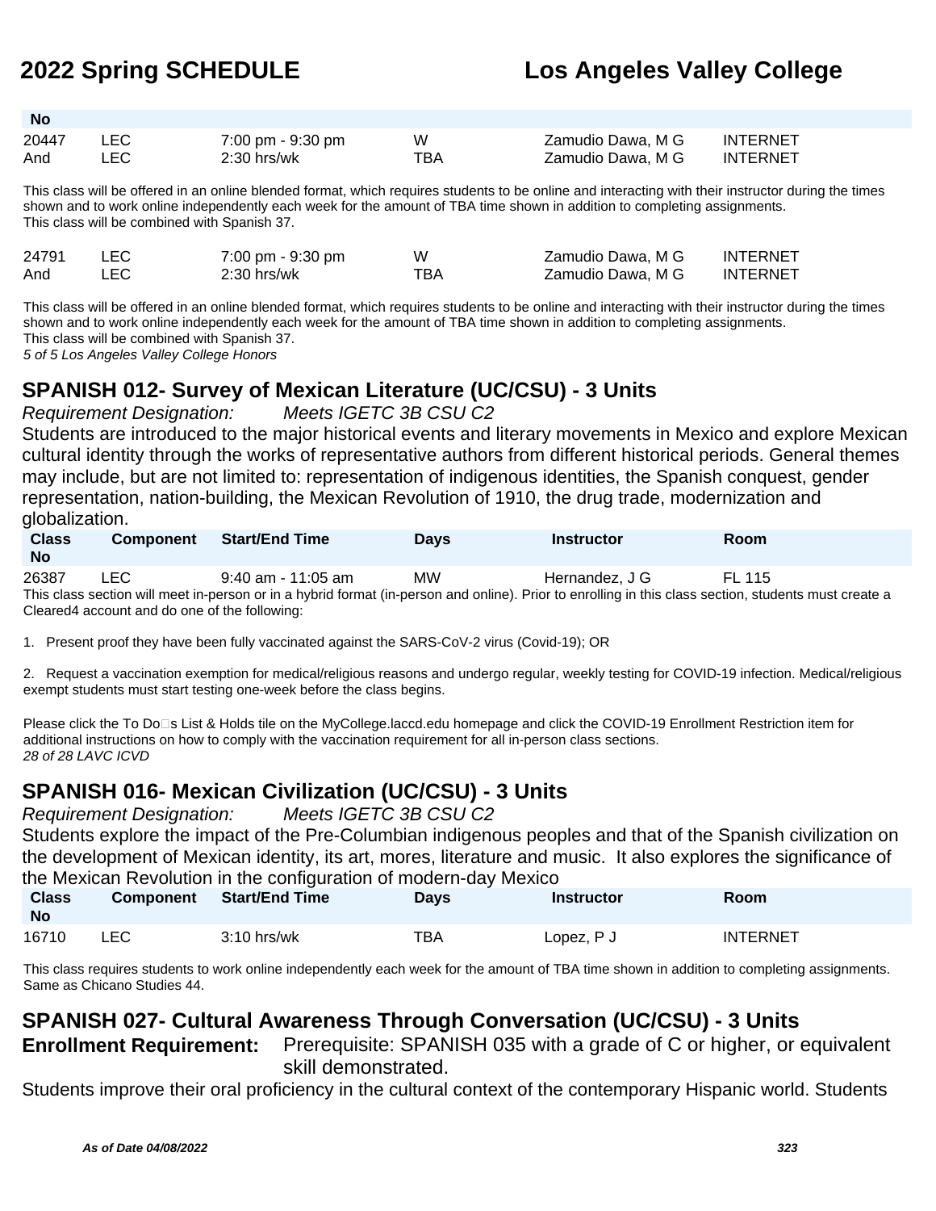| Class No | Component | Start/End Time | Days | Instructor | Room |
|---|---|---|---|---|---|
| 20447 | LEC | 7:00 pm - 9:30 pm | W | Zamudio Dawa, M G | INTERNET |
| And | LEC | 2:30 hrs/wk | TBA | Zamudio Dawa, M G | INTERNET |

This class will be offered in an online blended format, which requires students to be online and interacting with their instructor during the times shown and to work online independently each week for the amount of TBA time shown in addition to completing assignments.
This class will be combined with Spanish 37.

| Class No | Component | Start/End Time | Days | Instructor | Room |
|---|---|---|---|---|---|
| 24791 | LEC | 7:00 pm - 9:30 pm | W | Zamudio Dawa, M G | INTERNET |
| And | LEC | 2:30 hrs/wk | TBA | Zamudio Dawa, M G | INTERNET |

This class will be offered in an online blended format, which requires students to be online and interacting with their instructor during the times shown and to work online independently each week for the amount of TBA time shown in addition to completing assignments.
This class will be combined with Spanish 37.
*5 of 5 Los Angeles Valley College Honors*

## SPANISH 012- Survey of Mexican Literature (UC/CSU) - 3 Units

*Requirement Designation:* *Meets IGETC 3B CSU C2*

Students are introduced to the major historical events and literary movements in Mexico and explore Mexican cultural identity through the works of representative authors from different historical periods. General themes may include, but are not limited to: representation of indigenous identities, the Spanish conquest, gender representation, nation-building, the Mexican Revolution of 1910, the drug trade, modernization and globalization.

| Class No | Component | Start/End Time | Days | Instructor | Room |
|---|---|---|---|---|---|
| 26387 | LEC | 9:40 am - 11:05 am | MW | Hernandez, J G | FL 115 |

This class section will meet in-person or in a hybrid format (in-person and online). Prior to enrolling in this class section, students must create a Cleared4 account and do one of the following:

1. Present proof they have been fully vaccinated against the SARS-CoV-2 virus (Covid-19); OR

2. Request a vaccination exemption for medical/religious reasons and undergo regular, weekly testing for COVID-19 infection. Medical/religious exempt students must start testing one-week before the class begins.

Please click the To Do�s List & Holds tile on the MyCollege.laccd.edu homepage and click the COVID-19 Enrollment Restriction item for additional instructions on how to comply with the vaccination requirement for all in-person class sections.
*28 of 28 LAVC ICVD*

## SPANISH 016- Mexican Civilization (UC/CSU) - 3 Units

*Requirement Designation:* *Meets IGETC 3B CSU C2*

Students explore the impact of the Pre-Columbian indigenous peoples and that of the Spanish civilization on the development of Mexican identity, its art, mores, literature and music. It also explores the significance of the Mexican Revolution in the configuration of modern-day Mexico

| Class No | Component | Start/End Time | Days | Instructor | Room |
|---|---|---|---|---|---|
| 16710 | LEC | 3:10 hrs/wk | TBA | Lopez, P J | INTERNET |

This class requires students to work online independently each week for the amount of TBA time shown in addition to completing assignments.
Same as Chicano Studies 44.

## SPANISH 027- Cultural Awareness Through Conversation (UC/CSU) - 3 Units

**Enrollment Requirement:** Prerequisite: SPANISH 035 with a grade of C or higher, or equivalent skill demonstrated.

Students improve their oral proficiency in the cultural context of the contemporary Hispanic world. Students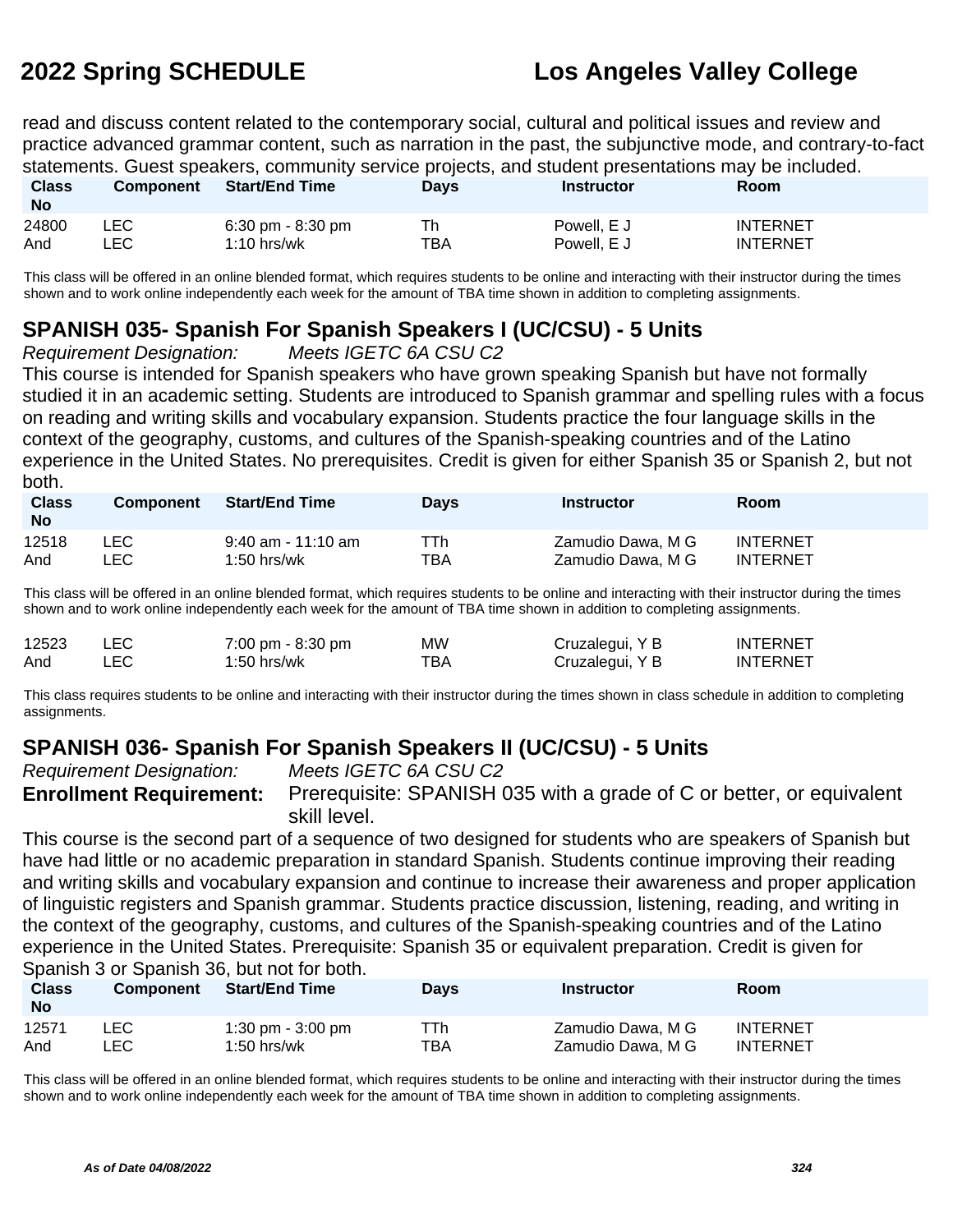read and discuss content related to the contemporary social, cultural and political issues and review and practice advanced grammar content, such as narration in the past, the subjunctive mode, and contrary-to-fact statements. Guest speakers, community service projects, and student presentations may be included.

| Class No | Component | Start/End Time | Days | Instructor | Room |
|---|---|---|---|---|---|
| 24800 | LEC | 6:30 pm - 8:30 pm | Th | Powell, E J | INTERNET |
| And | LEC | 1:10 hrs/wk | TBA | Powell, E J | INTERNET |

This class will be offered in an online blended format, which requires students to be online and interacting with their instructor during the times shown and to work online independently each week for the amount of TBA time shown in addition to completing assignments.

## SPANISH 035- Spanish For Spanish Speakers I (UC/CSU) - 5 Units

*Requirement Designation:* *Meets IGETC 6A CSU C2*

This course is intended for Spanish speakers who have grown speaking Spanish but have not formally studied it in an academic setting. Students are introduced to Spanish grammar and spelling rules with a focus on reading and writing skills and vocabulary expansion. Students practice the four language skills in the context of the geography, customs, and cultures of the Spanish-speaking countries and of the Latino experience in the United States. No prerequisites. Credit is given for either Spanish 35 or Spanish 2, but not both.

| Class No | Component | Start/End Time | Days | Instructor | Room |
|---|---|---|---|---|---|
| 12518 | LEC | 9:40 am - 11:10 am | TTh | Zamudio Dawa, M G | INTERNET |
| And | LEC | 1:50 hrs/wk | TBA | Zamudio Dawa, M G | INTERNET |

This class will be offered in an online blended format, which requires students to be online and interacting with their instructor during the times shown and to work online independently each week for the amount of TBA time shown in addition to completing assignments.

| Class No | Component | Start/End Time | Days | Instructor | Room |
|---|---|---|---|---|---|
| 12523 | LEC | 7:00 pm - 8:30 pm | MW | Cruzalegui, Y B | INTERNET |
| And | LEC | 1:50 hrs/wk | TBA | Cruzalegui, Y B | INTERNET |

This class requires students to be online and interacting with their instructor during the times shown in class schedule in addition to completing assignments.

## SPANISH 036- Spanish For Spanish Speakers II (UC/CSU) - 5 Units

*Requirement Designation:* *Meets IGETC 6A CSU C2*

**Enrollment Requirement:** Prerequisite: SPANISH 035 with a grade of C or better, or equivalent skill level.

This course is the second part of a sequence of two designed for students who are speakers of Spanish but have had little or no academic preparation in standard Spanish. Students continue improving their reading and writing skills and vocabulary expansion and continue to increase their awareness and proper application of linguistic registers and Spanish grammar. Students practice discussion, listening, reading, and writing in the context of the geography, customs, and cultures of the Spanish-speaking countries and of the Latino experience in the United States. Prerequisite: Spanish 35 or equivalent preparation. Credit is given for Spanish 3 or Spanish 36, but not for both.

| Class No | Component | Start/End Time | Days | Instructor | Room |
|---|---|---|---|---|---|
| 12571 | LEC | 1:30 pm - 3:00 pm | TTh | Zamudio Dawa, M G | INTERNET |
| And | LEC | 1:50 hrs/wk | TBA | Zamudio Dawa, M G | INTERNET |

This class will be offered in an online blended format, which requires students to be online and interacting with their instructor during the times shown and to work online independently each week for the amount of TBA time shown in addition to completing assignments.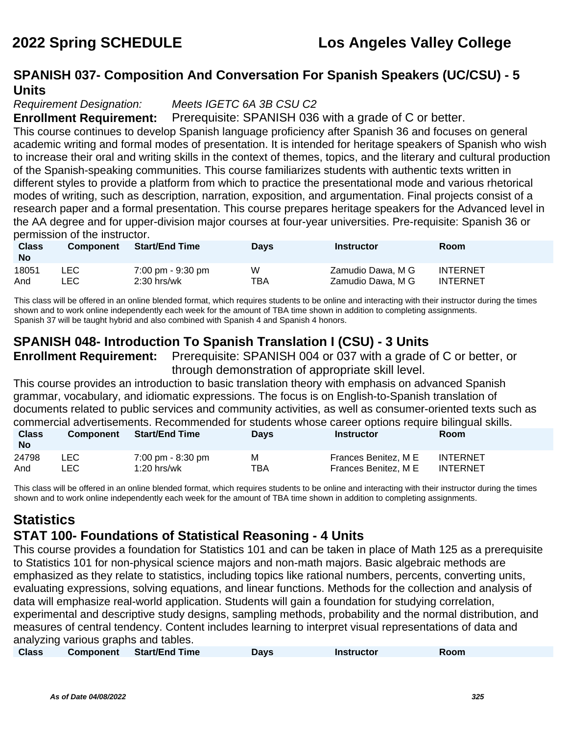## SPANISH 037- Composition And Conversation For Spanish Speakers (UC/CSU) - 5 Units

*Requirement Designation:* *Meets IGETC 6A 3B CSU C2*

**Enrollment Requirement:** Prerequisite: SPANISH 036 with a grade of C or better.

This course continues to develop Spanish language proficiency after Spanish 36 and focuses on general academic writing and formal modes of presentation. It is intended for heritage speakers of Spanish who wish to increase their oral and writing skills in the context of themes, topics, and the literary and cultural production of the Spanish-speaking communities. This course familiarizes students with authentic texts written in different styles to provide a platform from which to practice the presentational mode and various rhetorical modes of writing, such as description, narration, exposition, and argumentation. Final projects consist of a research paper and a formal presentation. This course prepares heritage speakers for the Advanced level in the AA degree and for upper-division major courses at four-year universities. Pre-requisite: Spanish 36 or permission of the instructor.

| Class No | Component | Start/End Time | Days | Instructor | Room |
|---|---|---|---|---|---|
| 18051 | LEC | 7:00 pm - 9:30 pm | W | Zamudio Dawa, M G | INTERNET |
| And | LEC | 2:30 hrs/wk | TBA | Zamudio Dawa, M G | INTERNET |

This class will be offered in an online blended format, which requires students to be online and interacting with their instructor during the times shown and to work online independently each week for the amount of TBA time shown in addition to completing assignments.
Spanish 37 will be taught hybrid and also combined with Spanish 4 and Spanish 4 honors.

## SPANISH 048- Introduction To Spanish Translation I (CSU) - 3 Units

**Enrollment Requirement:** Prerequisite: SPANISH 004 or 037 with a grade of C or better, or through demonstration of appropriate skill level.

This course provides an introduction to basic translation theory with emphasis on advanced Spanish grammar, vocabulary, and idiomatic expressions. The focus is on English-to-Spanish translation of documents related to public services and community activities, as well as consumer-oriented texts such as commercial advertisements. Recommended for students whose career options require bilingual skills.

| Class No | Component | Start/End Time | Days | Instructor | Room |
|---|---|---|---|---|---|
| 24798 | LEC | 7:00 pm - 8:30 pm | M | Frances Benitez, M E | INTERNET |
| And | LEC | 1:20 hrs/wk | TBA | Frances Benitez, M E | INTERNET |

This class will be offered in an online blended format, which requires students to be online and interacting with their instructor during the times shown and to work online independently each week for the amount of TBA time shown in addition to completing assignments.

# Statistics

## STAT 100- Foundations of Statistical Reasoning - 4 Units

This course provides a foundation for Statistics 101 and can be taken in place of Math 125 as a prerequisite to Statistics 101 for non-physical science majors and non-math majors. Basic algebraic methods are emphasized as they relate to statistics, including topics like rational numbers, percents, converting units, evaluating expressions, solving equations, and linear functions. Methods for the collection and analysis of data will emphasize real-world application. Students will gain a foundation for studying correlation, experimental and descriptive study designs, sampling methods, probability and the normal distribution, and measures of central tendency. Content includes learning to interpret visual representations of data and analyzing various graphs and tables.

| Class | Component | Start/End Time | Days | Instructor | Room |
|---|---|---|---|---|---|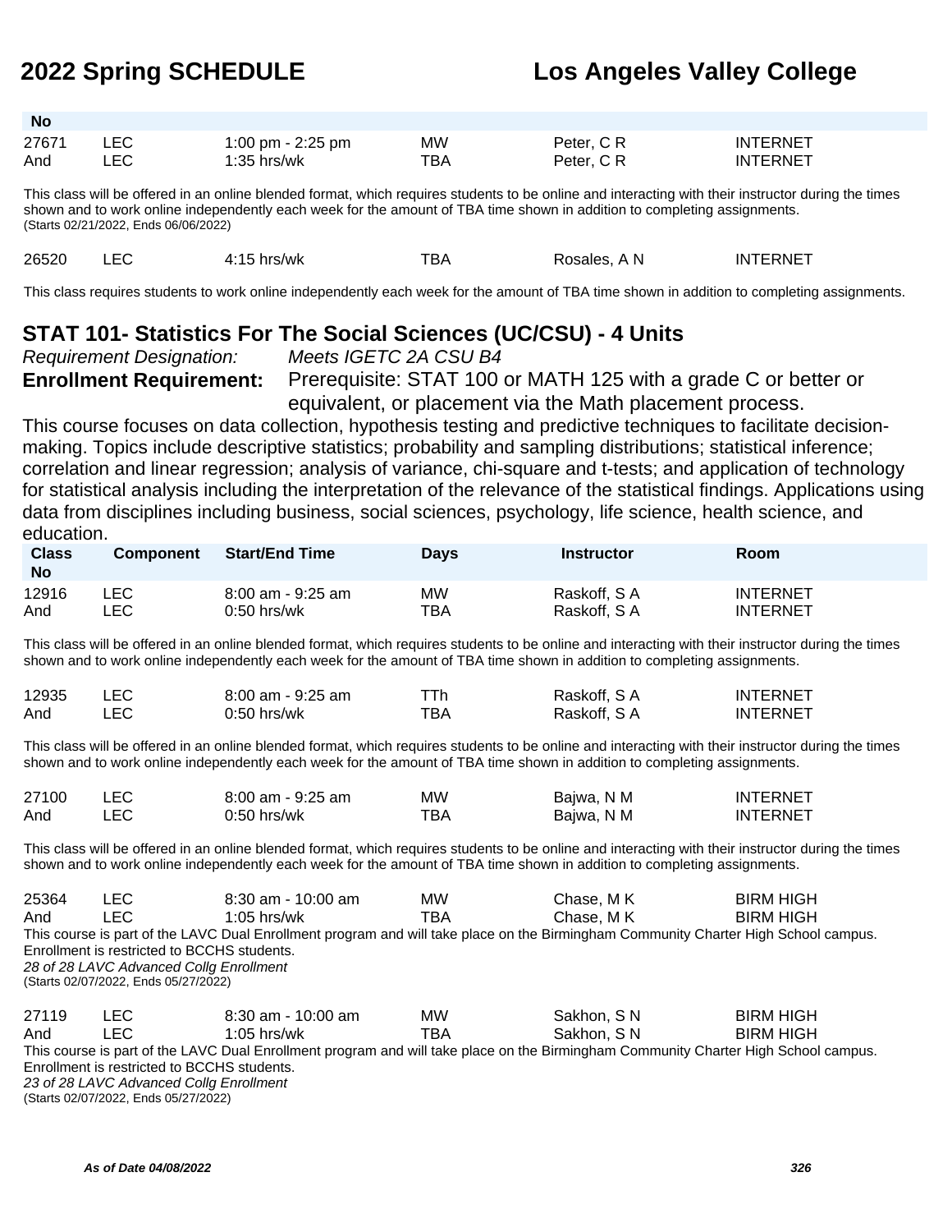| Class No | Component | Start/End Time | Days | Instructor | Room |
|---|---|---|---|---|---|
| 27671 | LEC | 1:00 pm - 2:25 pm | MW | Peter, C R | INTERNET |
| And | LEC | 1:35 hrs/wk | TBA | Peter, C R | INTERNET |

This class will be offered in an online blended format, which requires students to be online and interacting with their instructor during the times shown and to work online independently each week for the amount of TBA time shown in addition to completing assignments.
(Starts 02/21/2022, Ends 06/06/2022)

| Class No | Component | Start/End Time | Days | Instructor | Room |
|---|---|---|---|---|---|
| 26520 | LEC | 4:15 hrs/wk | TBA | Rosales, A N | INTERNET |

This class requires students to work online independently each week for the amount of TBA time shown in addition to completing assignments.

## STAT 101- Statistics For The Social Sciences (UC/CSU) - 4 Units

*Requirement Designation:* *Meets IGETC 2A CSU B4*

**Enrollment Requirement:** Prerequisite: STAT 100 or MATH 125 with a grade C or better or equivalent, or placement via the Math placement process.

This course focuses on data collection, hypothesis testing and predictive techniques to facilitate decision-making. Topics include descriptive statistics; probability and sampling distributions; statistical inference; correlation and linear regression; analysis of variance, chi-square and t-tests; and application of technology for statistical analysis including the interpretation of the relevance of the statistical findings. Applications using data from disciplines including business, social sciences, psychology, life science, health science, and education.

| Class No | Component | Start/End Time | Days | Instructor | Room |
|---|---|---|---|---|---|
| 12916 | LEC | 8:00 am - 9:25 am | MW | Raskoff, S A | INTERNET |
| And | LEC | 0:50 hrs/wk | TBA | Raskoff, S A | INTERNET |

This class will be offered in an online blended format, which requires students to be online and interacting with their instructor during the times shown and to work online independently each week for the amount of TBA time shown in addition to completing assignments.

| Class No | Component | Start/End Time | Days | Instructor | Room |
|---|---|---|---|---|---|
| 12935 | LEC | 8:00 am - 9:25 am | TTh | Raskoff, S A | INTERNET |
| And | LEC | 0:50 hrs/wk | TBA | Raskoff, S A | INTERNET |

This class will be offered in an online blended format, which requires students to be online and interacting with their instructor during the times shown and to work online independently each week for the amount of TBA time shown in addition to completing assignments.

| Class No | Component | Start/End Time | Days | Instructor | Room |
|---|---|---|---|---|---|
| 27100 | LEC | 8:00 am - 9:25 am | MW | Bajwa, N M | INTERNET |
| And | LEC | 0:50 hrs/wk | TBA | Bajwa, N M | INTERNET |

This class will be offered in an online blended format, which requires students to be online and interacting with their instructor during the times shown and to work online independently each week for the amount of TBA time shown in addition to completing assignments.

| Class No | Component | Start/End Time | Days | Instructor | Room |
|---|---|---|---|---|---|
| 25364 | LEC | 8:30 am - 10:00 am | MW | Chase, M K | BIRM HIGH |
| And | LEC | 1:05 hrs/wk | TBA | Chase, M K | BIRM HIGH |

This course is part of the LAVC Dual Enrollment program and will take place on the Birmingham Community Charter High School campus. Enrollment is restricted to BCCHS students.
*28 of 28 LAVC Advanced Collg Enrollment*
(Starts 02/07/2022, Ends 05/27/2022)

| Class No | Component | Start/End Time | Days | Instructor | Room |
|---|---|---|---|---|---|
| 27119 | LEC | 8:30 am - 10:00 am | MW | Sakhon, S N | BIRM HIGH |
| And | LEC | 1:05 hrs/wk | TBA | Sakhon, S N | BIRM HIGH |

This course is part of the LAVC Dual Enrollment program and will take place on the Birmingham Community Charter High School campus. Enrollment is restricted to BCCHS students.
*23 of 28 LAVC Advanced Collg Enrollment*
(Starts 02/07/2022, Ends 05/27/2022)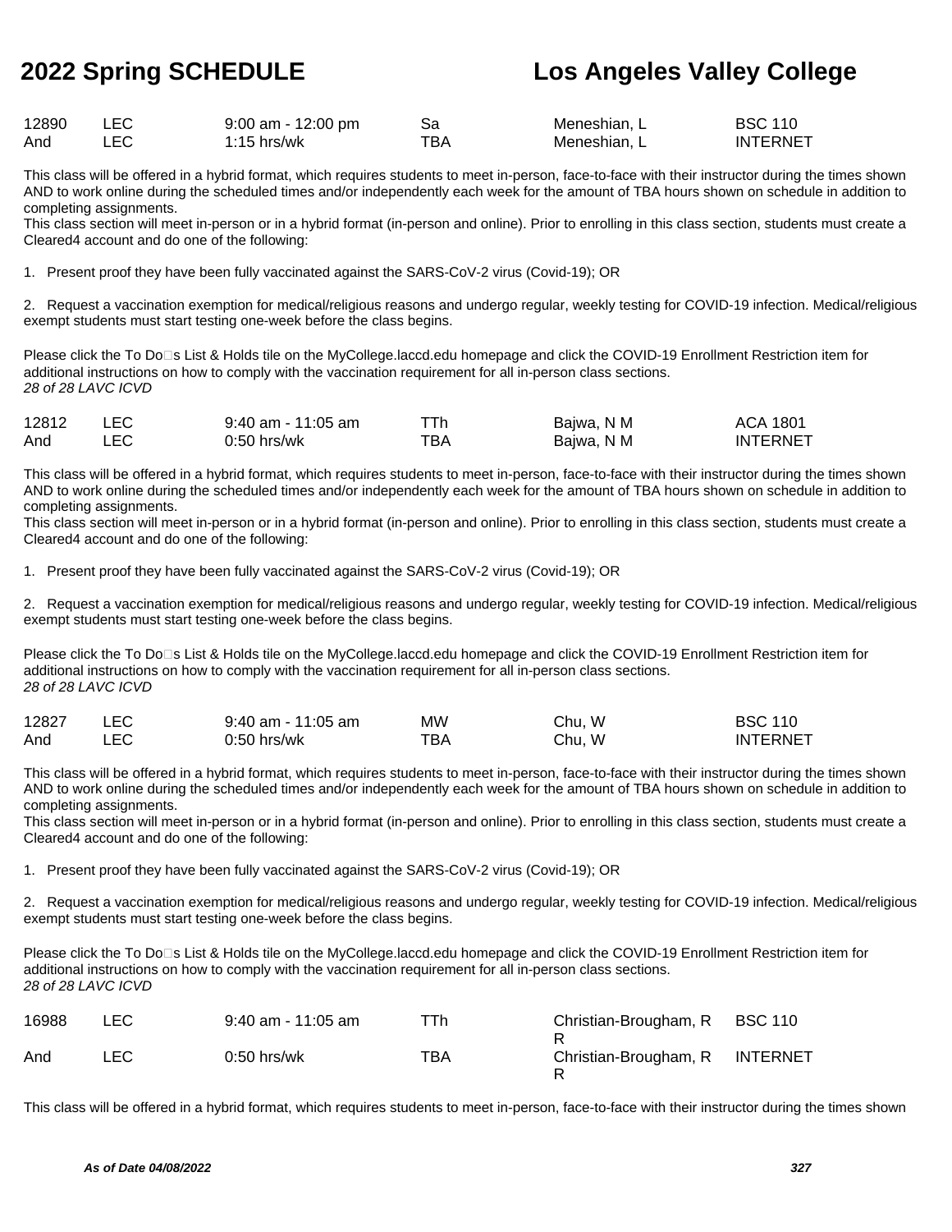| | | | | | |
|---|---|---|---|---|---|
| 12890 | LEC | 9:00 am - 12:00 pm | Sa | Meneshian, L | BSC 110 |
| And | LEC | 1:15 hrs/wk | TBA | Meneshian, L | INTERNET |

This class will be offered in a hybrid format, which requires students to meet in-person, face-to-face with their instructor during the times shown AND to work online during the scheduled times and/or independently each week for the amount of TBA hours shown on schedule in addition to completing assignments.
This class section will meet in-person or in a hybrid format (in-person and online). Prior to enrolling in this class section, students must create a Cleared4 account and do one of the following:

1. Present proof they have been fully vaccinated against the SARS-CoV-2 virus (Covid-19); OR

2. Request a vaccination exemption for medical/religious reasons and undergo regular, weekly testing for COVID-19 infection. Medical/religious exempt students must start testing one-week before the class begins.

Please click the To Do□s List & Holds tile on the MyCollege.laccd.edu homepage and click the COVID-19 Enrollment Restriction item for additional instructions on how to comply with the vaccination requirement for all in-person class sections.
*28 of 28 LAVC ICVD*

| | | | | | |
|---|---|---|---|---|---|
| 12812 | LEC | 9:40 am - 11:05 am | TTh | Bajwa, N M | ACA 1801 |
| And | LEC | 0:50 hrs/wk | TBA | Bajwa, N M | INTERNET |

This class will be offered in a hybrid format, which requires students to meet in-person, face-to-face with their instructor during the times shown AND to work online during the scheduled times and/or independently each week for the amount of TBA hours shown on schedule in addition to completing assignments.
This class section will meet in-person or in a hybrid format (in-person and online). Prior to enrolling in this class section, students must create a Cleared4 account and do one of the following:

1. Present proof they have been fully vaccinated against the SARS-CoV-2 virus (Covid-19); OR

2. Request a vaccination exemption for medical/religious reasons and undergo regular, weekly testing for COVID-19 infection. Medical/religious exempt students must start testing one-week before the class begins.

Please click the To Do□s List & Holds tile on the MyCollege.laccd.edu homepage and click the COVID-19 Enrollment Restriction item for additional instructions on how to comply with the vaccination requirement for all in-person class sections.
*28 of 28 LAVC ICVD*

| | | | | | |
|---|---|---|---|---|---|
| 12827 | LEC | 9:40 am - 11:05 am | MW | Chu, W | BSC 110 |
| And | LEC | 0:50 hrs/wk | TBA | Chu, W | INTERNET |

This class will be offered in a hybrid format, which requires students to meet in-person, face-to-face with their instructor during the times shown AND to work online during the scheduled times and/or independently each week for the amount of TBA hours shown on schedule in addition to completing assignments.
This class section will meet in-person or in a hybrid format (in-person and online). Prior to enrolling in this class section, students must create a Cleared4 account and do one of the following:

1. Present proof they have been fully vaccinated against the SARS-CoV-2 virus (Covid-19); OR

2. Request a vaccination exemption for medical/religious reasons and undergo regular, weekly testing for COVID-19 infection. Medical/religious exempt students must start testing one-week before the class begins.

Please click the To Do□s List & Holds tile on the MyCollege.laccd.edu homepage and click the COVID-19 Enrollment Restriction item for additional instructions on how to comply with the vaccination requirement for all in-person class sections.
*28 of 28 LAVC ICVD*

| | | | | | |
|---|---|---|---|---|---|
| 16988 | LEC | 9:40 am - 11:05 am | TTh | Christian-Brougham, R R | BSC 110 |
| And | LEC | 0:50 hrs/wk | TBA | Christian-Brougham, R R | INTERNET |

This class will be offered in a hybrid format, which requires students to meet in-person, face-to-face with their instructor during the times shown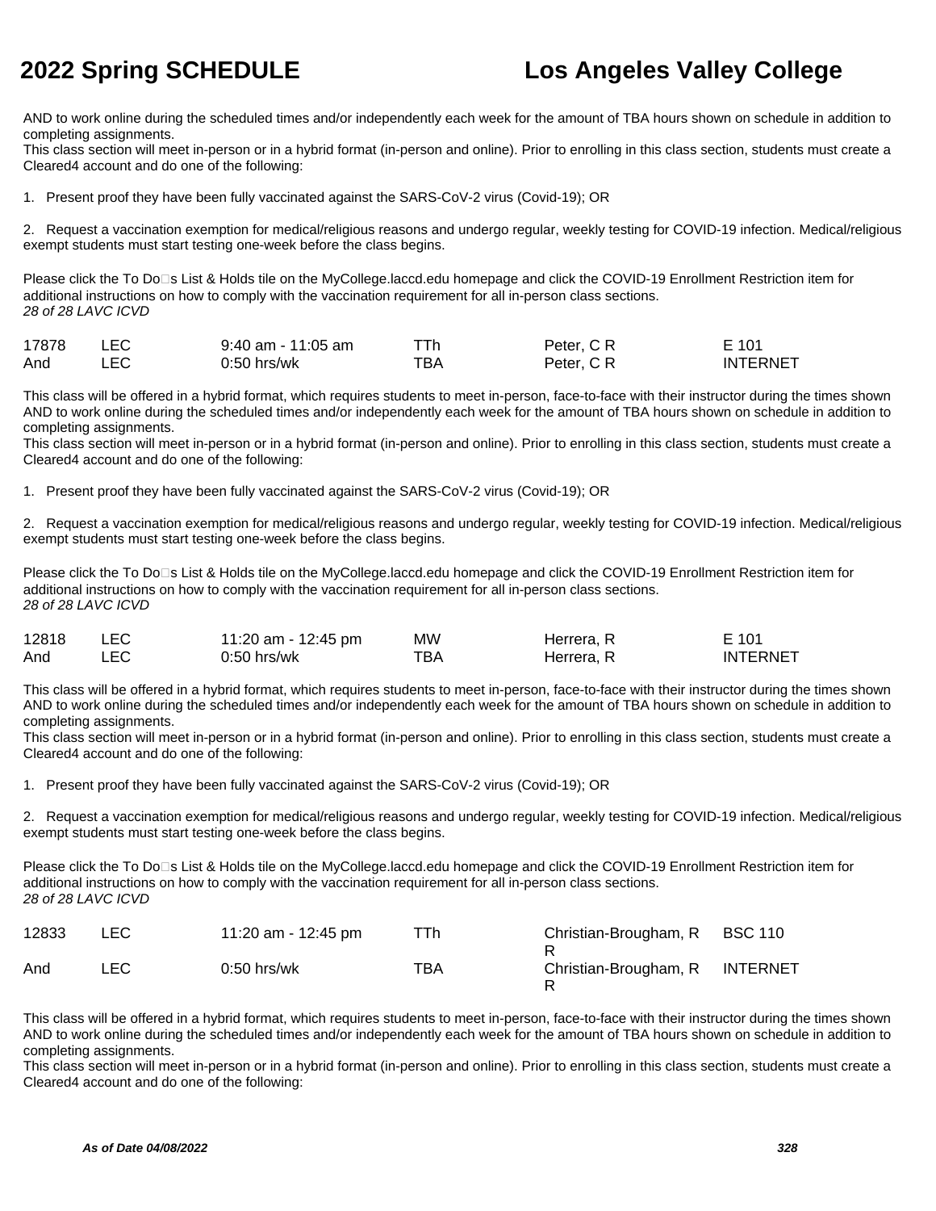AND to work online during the scheduled times and/or independently each week for the amount of TBA hours shown on schedule in addition to completing assignments.
This class section will meet in-person or in a hybrid format (in-person and online). Prior to enrolling in this class section, students must create a Cleared4 account and do one of the following:

1. Present proof they have been fully vaccinated against the SARS-CoV-2 virus (Covid-19); OR

2. Request a vaccination exemption for medical/religious reasons and undergo regular, weekly testing for COVID-19 infection. Medical/religious exempt students must start testing one-week before the class begins.

Please click the To Do□s List & Holds tile on the MyCollege.laccd.edu homepage and click the COVID-19 Enrollment Restriction item for additional instructions on how to comply with the vaccination requirement for all in-person class sections.
*28 of 28 LAVC ICVD*

| | | | | | |
|---|---|---|---|---|---|
| 17878 | LEC | 9:40 am - 11:05 am | TTh | Peter, C R | E 101 |
| And | LEC | 0:50 hrs/wk | TBA | Peter, C R | INTERNET |

This class will be offered in a hybrid format, which requires students to meet in-person, face-to-face with their instructor during the times shown AND to work online during the scheduled times and/or independently each week for the amount of TBA hours shown on schedule in addition to completing assignments.
This class section will meet in-person or in a hybrid format (in-person and online). Prior to enrolling in this class section, students must create a Cleared4 account and do one of the following:

1. Present proof they have been fully vaccinated against the SARS-CoV-2 virus (Covid-19); OR

2. Request a vaccination exemption for medical/religious reasons and undergo regular, weekly testing for COVID-19 infection. Medical/religious exempt students must start testing one-week before the class begins.

Please click the To Do□s List & Holds tile on the MyCollege.laccd.edu homepage and click the COVID-19 Enrollment Restriction item for additional instructions on how to comply with the vaccination requirement for all in-person class sections.
*28 of 28 LAVC ICVD*

| | | | | | |
|---|---|---|---|---|---|
| 12818 | LEC | 11:20 am - 12:45 pm | MW | Herrera, R | E 101 |
| And | LEC | 0:50 hrs/wk | TBA | Herrera, R | INTERNET |

This class will be offered in a hybrid format, which requires students to meet in-person, face-to-face with their instructor during the times shown AND to work online during the scheduled times and/or independently each week for the amount of TBA hours shown on schedule in addition to completing assignments.
This class section will meet in-person or in a hybrid format (in-person and online). Prior to enrolling in this class section, students must create a Cleared4 account and do one of the following:

1. Present proof they have been fully vaccinated against the SARS-CoV-2 virus (Covid-19); OR

2. Request a vaccination exemption for medical/religious reasons and undergo regular, weekly testing for COVID-19 infection. Medical/religious exempt students must start testing one-week before the class begins.

Please click the To Do□s List & Holds tile on the MyCollege.laccd.edu homepage and click the COVID-19 Enrollment Restriction item for additional instructions on how to comply with the vaccination requirement for all in-person class sections.
*28 of 28 LAVC ICVD*

| | | | | | |
|---|---|---|---|---|---|
| 12833 | LEC | 11:20 am - 12:45 pm | TTh | Christian-Brougham, R R | BSC 110 |
| And | LEC | 0:50 hrs/wk | TBA | Christian-Brougham, R R | INTERNET |

This class will be offered in a hybrid format, which requires students to meet in-person, face-to-face with their instructor during the times shown AND to work online during the scheduled times and/or independently each week for the amount of TBA hours shown on schedule in addition to completing assignments.
This class section will meet in-person or in a hybrid format (in-person and online). Prior to enrolling in this class section, students must create a Cleared4 account and do one of the following: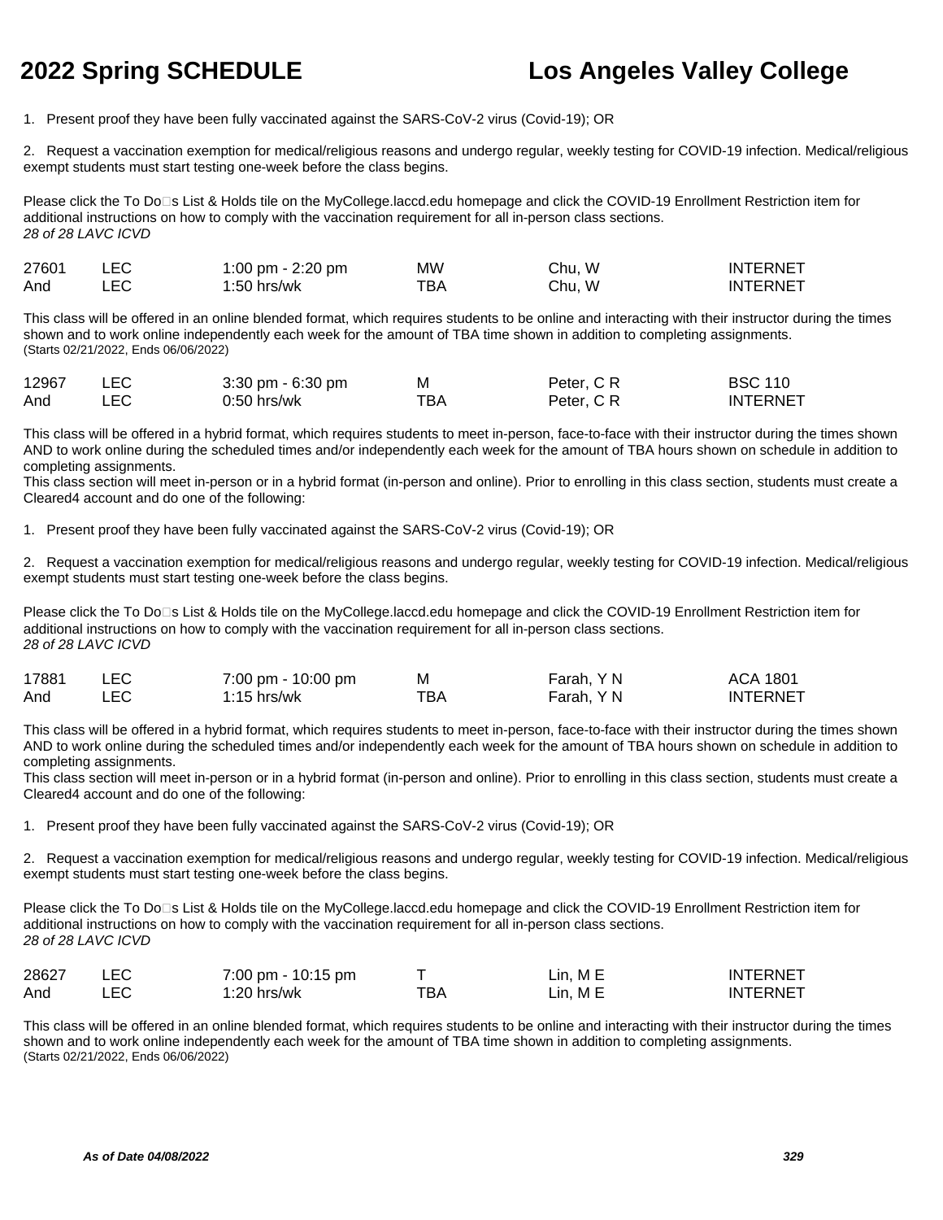1. Present proof they have been fully vaccinated against the SARS-CoV-2 virus (Covid-19); OR

2. Request a vaccination exemption for medical/religious reasons and undergo regular, weekly testing for COVID-19 infection. Medical/religious exempt students must start testing one-week before the class begins.

Please click the To Do□s List & Holds tile on the MyCollege.laccd.edu homepage and click the COVID-19 Enrollment Restriction item for additional instructions on how to comply with the vaccination requirement for all in-person class sections.
*28 of 28 LAVC ICVD*

| | | | | | |
|---|---|---|---|---|---|
| 27601 | LEC | 1:00 pm - 2:20 pm | MW | Chu, W | INTERNET |
| And | LEC | 1:50 hrs/wk | TBA | Chu, W | INTERNET |

This class will be offered in an online blended format, which requires students to be online and interacting with their instructor during the times shown and to work online independently each week for the amount of TBA time shown in addition to completing assignments.
(Starts 02/21/2022, Ends 06/06/2022)

| | | | | | |
|---|---|---|---|---|---|
| 12967 | LEC | 3:30 pm - 6:30 pm | M | Peter, C R | BSC 110 |
| And | LEC | 0:50 hrs/wk | TBA | Peter, C R | INTERNET |

This class will be offered in a hybrid format, which requires students to meet in-person, face-to-face with their instructor during the times shown AND to work online during the scheduled times and/or independently each week for the amount of TBA hours shown on schedule in addition to completing assignments.
This class section will meet in-person or in a hybrid format (in-person and online). Prior to enrolling in this class section, students must create a Cleared4 account and do one of the following:

1. Present proof they have been fully vaccinated against the SARS-CoV-2 virus (Covid-19); OR

2. Request a vaccination exemption for medical/religious reasons and undergo regular, weekly testing for COVID-19 infection. Medical/religious exempt students must start testing one-week before the class begins.

Please click the To Do□s List & Holds tile on the MyCollege.laccd.edu homepage and click the COVID-19 Enrollment Restriction item for additional instructions on how to comply with the vaccination requirement for all in-person class sections.
*28 of 28 LAVC ICVD*

| | | | | | |
|---|---|---|---|---|---|
| 17881 | LEC | 7:00 pm - 10:00 pm | M | Farah, Y N | ACA 1801 |
| And | LEC | 1:15 hrs/wk | TBA | Farah, Y N | INTERNET |

This class will be offered in a hybrid format, which requires students to meet in-person, face-to-face with their instructor during the times shown AND to work online during the scheduled times and/or independently each week for the amount of TBA hours shown on schedule in addition to completing assignments.
This class section will meet in-person or in a hybrid format (in-person and online). Prior to enrolling in this class section, students must create a Cleared4 account and do one of the following:

1. Present proof they have been fully vaccinated against the SARS-CoV-2 virus (Covid-19); OR

2. Request a vaccination exemption for medical/religious reasons and undergo regular, weekly testing for COVID-19 infection. Medical/religious exempt students must start testing one-week before the class begins.

Please click the To Do□s List & Holds tile on the MyCollege.laccd.edu homepage and click the COVID-19 Enrollment Restriction item for additional instructions on how to comply with the vaccination requirement for all in-person class sections.
*28 of 28 LAVC ICVD*

| | | | | | |
|---|---|---|---|---|---|
| 28627 | LEC | 7:00 pm - 10:15 pm | T | Lin, M E | INTERNET |
| And | LEC | 1:20 hrs/wk | TBA | Lin, M E | INTERNET |

This class will be offered in an online blended format, which requires students to be online and interacting with their instructor during the times shown and to work online independently each week for the amount of TBA time shown in addition to completing assignments.
(Starts 02/21/2022, Ends 06/06/2022)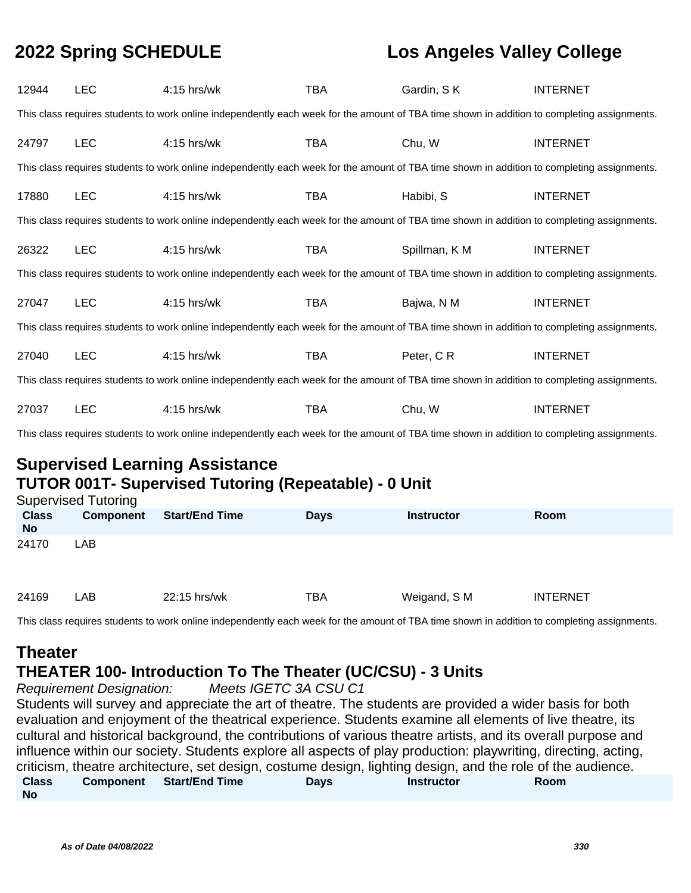| Class No | Component | Start/End Time | Days | Instructor | Room |
|---|---|---|---|---|---|
| 12944 | LEC | 4:15 hrs/wk | TBA | Gardin, S K | INTERNET |

This class requires students to work online independently each week for the amount of TBA time shown in addition to completing assignments.

| Class No | Component | Start/End Time | Days | Instructor | Room |
|---|---|---|---|---|---|
| 24797 | LEC | 4:15 hrs/wk | TBA | Chu, W | INTERNET |

This class requires students to work online independently each week for the amount of TBA time shown in addition to completing assignments.

| Class No | Component | Start/End Time | Days | Instructor | Room |
|---|---|---|---|---|---|
| 17880 | LEC | 4:15 hrs/wk | TBA | Habibi, S | INTERNET |

This class requires students to work online independently each week for the amount of TBA time shown in addition to completing assignments.

| Class No | Component | Start/End Time | Days | Instructor | Room |
|---|---|---|---|---|---|
| 26322 | LEC | 4:15 hrs/wk | TBA | Spillman, K M | INTERNET |

This class requires students to work online independently each week for the amount of TBA time shown in addition to completing assignments.

| Class No | Component | Start/End Time | Days | Instructor | Room |
|---|---|---|---|---|---|
| 27047 | LEC | 4:15 hrs/wk | TBA | Bajwa, N M | INTERNET |

This class requires students to work online independently each week for the amount of TBA time shown in addition to completing assignments.

| Class No | Component | Start/End Time | Days | Instructor | Room |
|---|---|---|---|---|---|
| 27040 | LEC | 4:15 hrs/wk | TBA | Peter, C R | INTERNET |

This class requires students to work online independently each week for the amount of TBA time shown in addition to completing assignments.

| Class No | Component | Start/End Time | Days | Instructor | Room |
|---|---|---|---|---|---|
| 27037 | LEC | 4:15 hrs/wk | TBA | Chu, W | INTERNET |

This class requires students to work online independently each week for the amount of TBA time shown in addition to completing assignments.

## Supervised Learning Assistance

### TUTOR 001T- Supervised Tutoring (Repeatable) - 0 Unit

Supervised Tutoring

| Class No | Component | Start/End Time | Days | Instructor | Room |
|---|---|---|---|---|---|
| 24170 | LAB | | | | |
| 24169 | LAB | 22:15 hrs/wk | TBA | Weigand, S M | INTERNET |

This class requires students to work online independently each week for the amount of TBA time shown in addition to completing assignments.

## Theater

### THEATER 100- Introduction To The Theater (UC/CSU) - 3 Units

*Requirement Designation:* *Meets IGETC 3A CSU C1*

Students will survey and appreciate the art of theatre. The students are provided a wider basis for both evaluation and enjoyment of the theatrical experience. Students examine all elements of live theatre, its cultural and historical background, the contributions of various theatre artists, and its overall purpose and influence within our society. Students explore all aspects of play production: playwriting, directing, acting, criticism, theatre architecture, set design, costume design, lighting design, and the role of the audience.

| Class No | Component | Start/End Time | Days | Instructor | Room |
|---|---|---|---|---|---|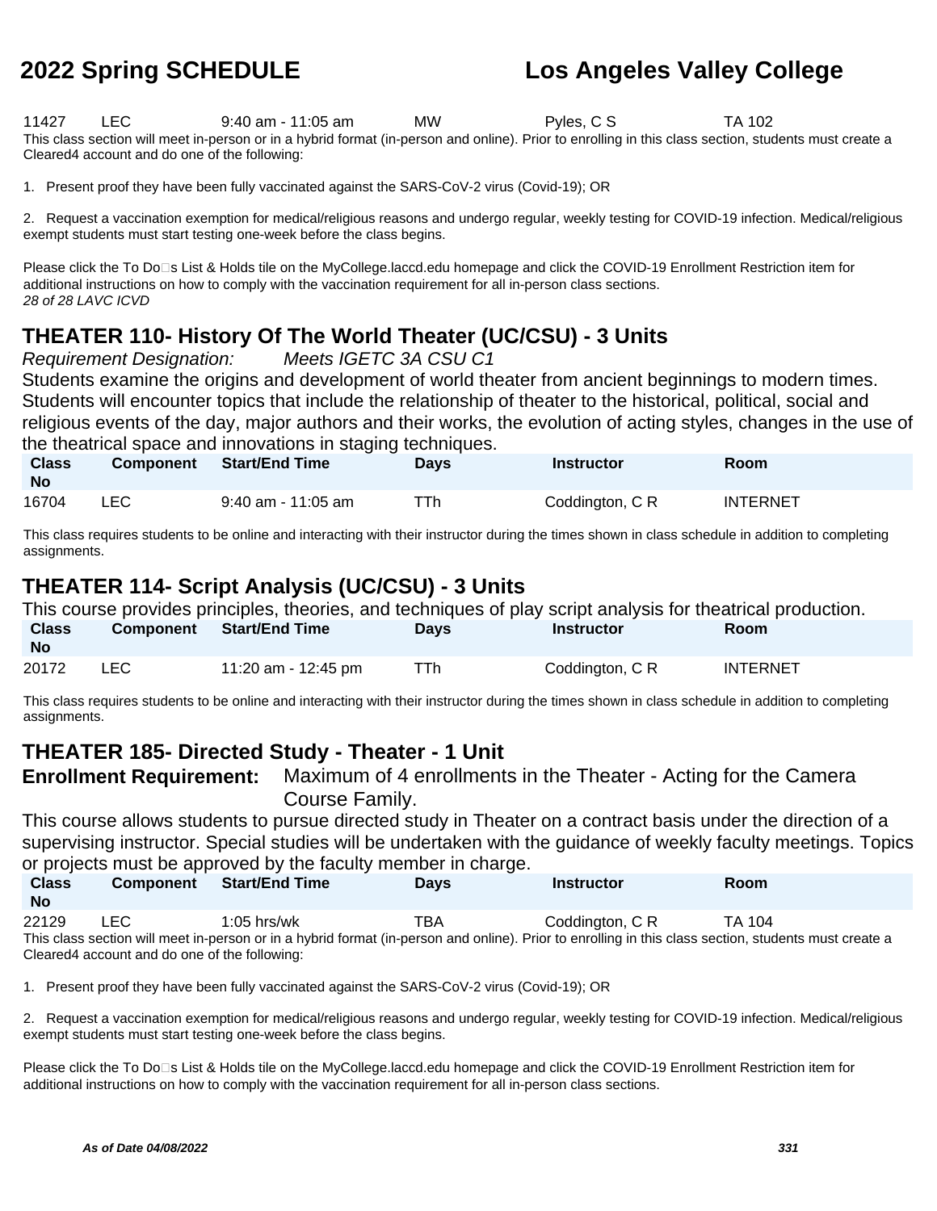| | | | | | |
|---|---|---|---|---|---|
| 11427 | LEC | 9:40 am - 11:05 am | MW | Pyles, C S | TA 102 |

This class section will meet in-person or in a hybrid format (in-person and online). Prior to enrolling in this class section, students must create a Cleared4 account and do one of the following:

1. Present proof they have been fully vaccinated against the SARS-CoV-2 virus (Covid-19); OR

2. Request a vaccination exemption for medical/religious reasons and undergo regular, weekly testing for COVID-19 infection. Medical/religious exempt students must start testing one-week before the class begins.

Please click the To Do□s List & Holds tile on the MyCollege.laccd.edu homepage and click the COVID-19 Enrollment Restriction item for additional instructions on how to comply with the vaccination requirement for all in-person class sections.

*28 of 28 LAVC ICVD*

## THEATER 110- History Of The World Theater (UC/CSU) - 3 Units

*Requirement Designation:* *Meets IGETC 3A CSU C1*

Students examine the origins and development of world theater from ancient beginnings to modern times. Students will encounter topics that include the relationship of theater to the historical, political, social and religious events of the day, major authors and their works, the evolution of acting styles, changes in the use of the theatrical space and innovations in staging techniques.

| Class No | Component | Start/End Time | Days | Instructor | Room |
|---|---|---|---|---|---|
| 16704 | LEC | 9:40 am - 11:05 am | TTh | Coddington, C R | INTERNET |

This class requires students to be online and interacting with their instructor during the times shown in class schedule in addition to completing assignments.

## THEATER 114- Script Analysis (UC/CSU) - 3 Units

This course provides principles, theories, and techniques of play script analysis for theatrical production.

| Class No | Component | Start/End Time | Days | Instructor | Room |
|---|---|---|---|---|---|
| 20172 | LEC | 11:20 am - 12:45 pm | TTh | Coddington, C R | INTERNET |

This class requires students to be online and interacting with their instructor during the times shown in class schedule in addition to completing assignments.

## THEATER 185- Directed Study - Theater - 1 Unit

**Enrollment Requirement:** Maximum of 4 enrollments in the Theater - Acting for the Camera Course Family.

This course allows students to pursue directed study in Theater on a contract basis under the direction of a supervising instructor. Special studies will be undertaken with the guidance of weekly faculty meetings. Topics or projects must be approved by the faculty member in charge.

| Class No | Component | Start/End Time | Days | Instructor | Room |
|---|---|---|---|---|---|
| 22129 | LEC | 1:05 hrs/wk | TBA | Coddington, C R | TA 104 |

This class section will meet in-person or in a hybrid format (in-person and online). Prior to enrolling in this class section, students must create a Cleared4 account and do one of the following:

1. Present proof they have been fully vaccinated against the SARS-CoV-2 virus (Covid-19); OR

2. Request a vaccination exemption for medical/religious reasons and undergo regular, weekly testing for COVID-19 infection. Medical/religious exempt students must start testing one-week before the class begins.

Please click the To Do□s List & Holds tile on the MyCollege.laccd.edu homepage and click the COVID-19 Enrollment Restriction item for additional instructions on how to comply with the vaccination requirement for all in-person class sections.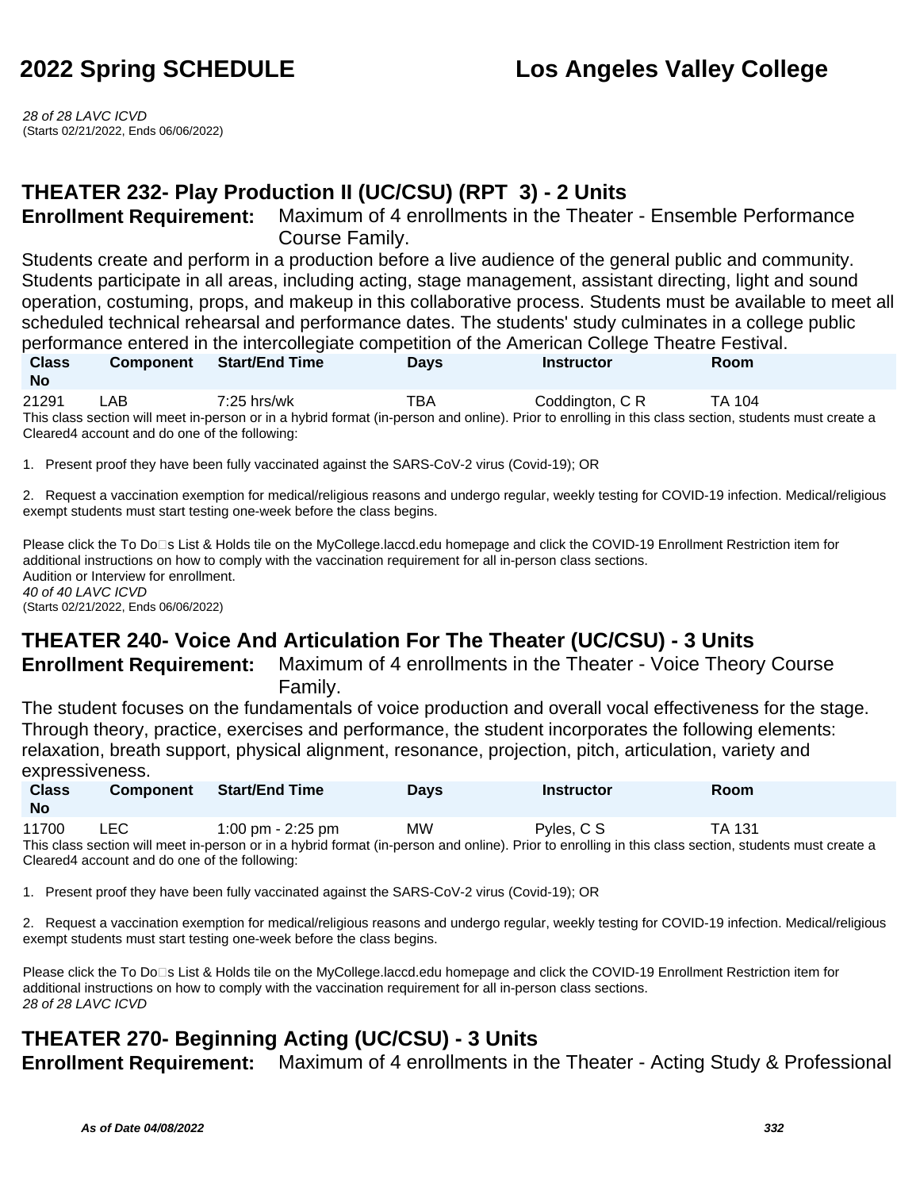*28 of 28 LAVC ICVD*
(Starts 02/21/2022, Ends 06/06/2022)

## THEATER 232- Play Production II (UC/CSU) (RPT 3) - 2 Units

**Enrollment Requirement:** Maximum of 4 enrollments in the Theater - Ensemble Performance Course Family.

Students create and perform in a production before a live audience of the general public and community. Students participate in all areas, including acting, stage management, assistant directing, light and sound operation, costuming, props, and makeup in this collaborative process. Students must be available to meet all scheduled technical rehearsal and performance dates. The students' study culminates in a college public performance entered in the intercollegiate competition of the American College Theatre Festival.

| Class No | Component | Start/End Time | Days | Instructor | Room |
|---|---|---|---|---|---|
| 21291 | LAB | 7:25 hrs/wk | TBA | Coddington, C R | TA 104 |

This class section will meet in-person or in a hybrid format (in-person and online). Prior to enrolling in this class section, students must create a Cleared4 account and do one of the following:

1. Present proof they have been fully vaccinated against the SARS-CoV-2 virus (Covid-19); OR

2. Request a vaccination exemption for medical/religious reasons and undergo regular, weekly testing for COVID-19 infection. Medical/religious exempt students must start testing one-week before the class begins.

Please click the To Do□s List & Holds tile on the MyCollege.laccd.edu homepage and click the COVID-19 Enrollment Restriction item for additional instructions on how to comply with the vaccination requirement for all in-person class sections.
Audition or Interview for enrollment.
*40 of 40 LAVC ICVD*
(Starts 02/21/2022, Ends 06/06/2022)

## THEATER 240- Voice And Articulation For The Theater (UC/CSU) - 3 Units

**Enrollment Requirement:** Maximum of 4 enrollments in the Theater - Voice Theory Course Family.

The student focuses on the fundamentals of voice production and overall vocal effectiveness for the stage. Through theory, practice, exercises and performance, the student incorporates the following elements: relaxation, breath support, physical alignment, resonance, projection, pitch, articulation, variety and expressiveness.

| Class No | Component | Start/End Time | Days | Instructor | Room |
|---|---|---|---|---|---|
| 11700 | LEC | 1:00 pm - 2:25 pm | MW | Pyles, C S | TA 131 |

This class section will meet in-person or in a hybrid format (in-person and online). Prior to enrolling in this class section, students must create a Cleared4 account and do one of the following:

1. Present proof they have been fully vaccinated against the SARS-CoV-2 virus (Covid-19); OR

2. Request a vaccination exemption for medical/religious reasons and undergo regular, weekly testing for COVID-19 infection. Medical/religious exempt students must start testing one-week before the class begins.

Please click the To Do□s List & Holds tile on the MyCollege.laccd.edu homepage and click the COVID-19 Enrollment Restriction item for additional instructions on how to comply with the vaccination requirement for all in-person class sections.
*28 of 28 LAVC ICVD*

## THEATER 270- Beginning Acting (UC/CSU) - 3 Units

**Enrollment Requirement:** Maximum of 4 enrollments in the Theater - Acting Study & Professional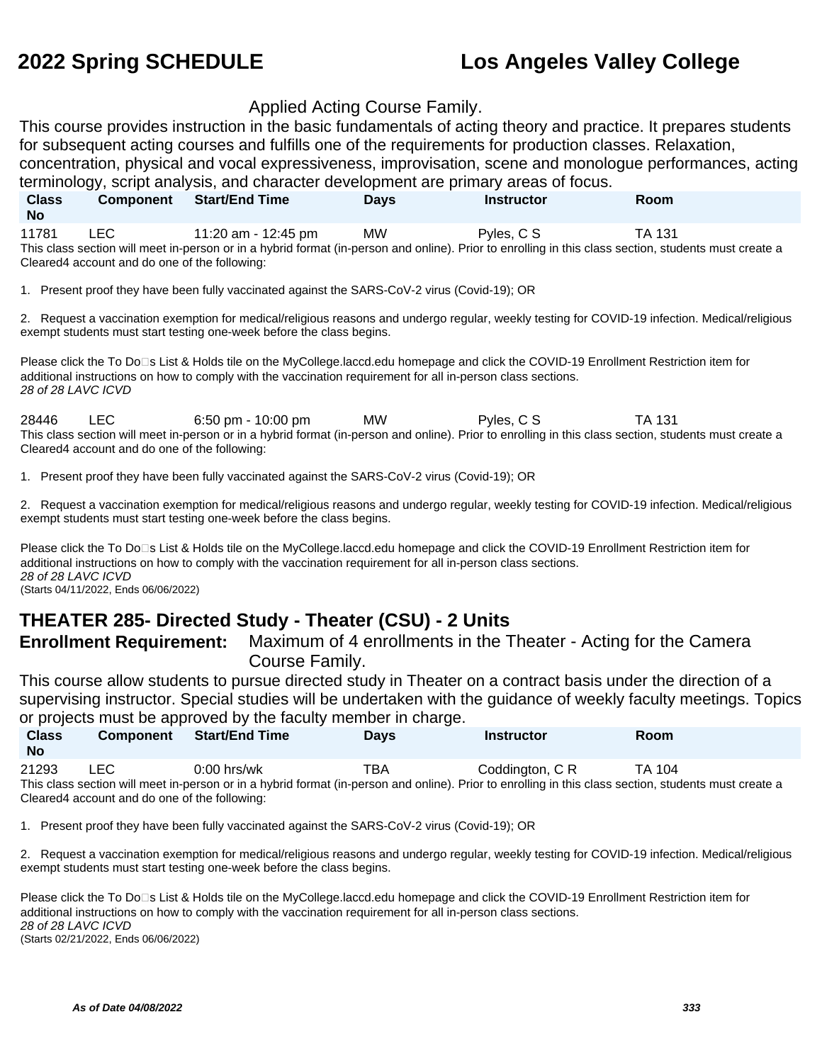Applied Acting Course Family.

This course provides instruction in the basic fundamentals of acting theory and practice. It prepares students for subsequent acting courses and fulfills one of the requirements for production classes. Relaxation, concentration, physical and vocal expressiveness, improvisation, scene and monologue performances, acting terminology, script analysis, and character development are primary areas of focus.

| Class No | Component | Start/End Time | Days | Instructor | Room |
|---|---|---|---|---|---|
| 11781 | LEC | 11:20 am - 12:45 pm | MW | Pyles, C S | TA 131 |

This class section will meet in-person or in a hybrid format (in-person and online). Prior to enrolling in this class section, students must create a Cleared4 account and do one of the following:

1. Present proof they have been fully vaccinated against the SARS-CoV-2 virus (Covid-19); OR

2. Request a vaccination exemption for medical/religious reasons and undergo regular, weekly testing for COVID-19 infection. Medical/religious exempt students must start testing one-week before the class begins.

Please click the To Do□s List & Holds tile on the MyCollege.laccd.edu homepage and click the COVID-19 Enrollment Restriction item for additional instructions on how to comply with the vaccination requirement for all in-person class sections.

*28 of 28 LAVC ICVD*

| Class No | Component | Start/End Time | Days | Instructor | Room |
|---|---|---|---|---|---|
| 28446 | LEC | 6:50 pm - 10:00 pm | MW | Pyles, C S | TA 131 |

This class section will meet in-person or in a hybrid format (in-person and online). Prior to enrolling in this class section, students must create a Cleared4 account and do one of the following:

1. Present proof they have been fully vaccinated against the SARS-CoV-2 virus (Covid-19); OR

2. Request a vaccination exemption for medical/religious reasons and undergo regular, weekly testing for COVID-19 infection. Medical/religious exempt students must start testing one-week before the class begins.

Please click the To Do□s List & Holds tile on the MyCollege.laccd.edu homepage and click the COVID-19 Enrollment Restriction item for additional instructions on how to comply with the vaccination requirement for all in-person class sections.

*28 of 28 LAVC ICVD*

(Starts 04/11/2022, Ends 06/06/2022)

## THEATER 285- Directed Study - Theater (CSU) - 2 Units

**Enrollment Requirement:** Maximum of 4 enrollments in the Theater - Acting for the Camera Course Family.

This course allow students to pursue directed study in Theater on a contract basis under the direction of a supervising instructor. Special studies will be undertaken with the guidance of weekly faculty meetings. Topics or projects must be approved by the faculty member in charge.

| Class No | Component | Start/End Time | Days | Instructor | Room |
|---|---|---|---|---|---|
| 21293 | LEC | 0:00 hrs/wk | TBA | Coddington, C R | TA 104 |

This class section will meet in-person or in a hybrid format (in-person and online). Prior to enrolling in this class section, students must create a Cleared4 account and do one of the following:

1. Present proof they have been fully vaccinated against the SARS-CoV-2 virus (Covid-19); OR

2. Request a vaccination exemption for medical/religious reasons and undergo regular, weekly testing for COVID-19 infection. Medical/religious exempt students must start testing one-week before the class begins.

Please click the To Do□s List & Holds tile on the MyCollege.laccd.edu homepage and click the COVID-19 Enrollment Restriction item for additional instructions on how to comply with the vaccination requirement for all in-person class sections.

*28 of 28 LAVC ICVD*

(Starts 02/21/2022, Ends 06/06/2022)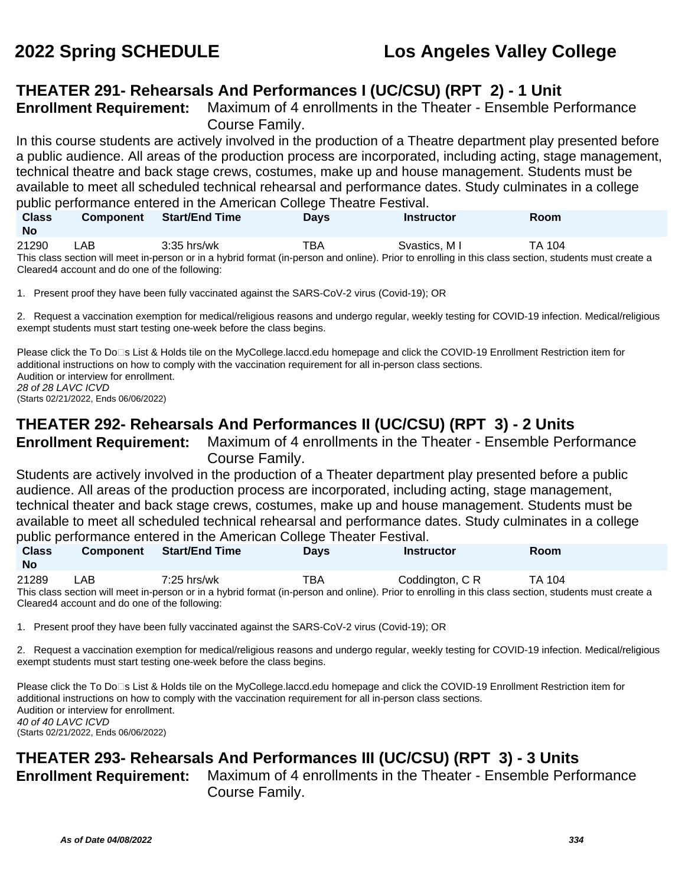## THEATER 291- Rehearsals And Performances I (UC/CSU) (RPT 2) - 1 Unit

**Enrollment Requirement:** Maximum of 4 enrollments in the Theater - Ensemble Performance Course Family.

In this course students are actively involved in the production of a Theatre department play presented before a public audience. All areas of the production process are incorporated, including acting, stage management, technical theatre and back stage crews, costumes, make up and house management. Students must be available to meet all scheduled technical rehearsal and performance dates. Study culminates in a college public performance entered in the American College Theatre Festival.

| Class No | Component | Start/End Time | Days | Instructor | Room |
|---|---|---|---|---|---|
| 21290 | LAB | 3:35 hrs/wk | TBA | Svastics, M I | TA 104 |

This class section will meet in-person or in a hybrid format (in-person and online). Prior to enrolling in this class section, students must create a Cleared4 account and do one of the following:

1. Present proof they have been fully vaccinated against the SARS-CoV-2 virus (Covid-19); OR

2. Request a vaccination exemption for medical/religious reasons and undergo regular, weekly testing for COVID-19 infection. Medical/religious exempt students must start testing one-week before the class begins.

Please click the To Do�s List & Holds tile on the MyCollege.laccd.edu homepage and click the COVID-19 Enrollment Restriction item for additional instructions on how to comply with the vaccination requirement for all in-person class sections.
Audition or interview for enrollment.
*28 of 28 LAVC ICVD*
(Starts 02/21/2022, Ends 06/06/2022)

## THEATER 292- Rehearsals And Performances II (UC/CSU) (RPT 3) - 2 Units

**Enrollment Requirement:** Maximum of 4 enrollments in the Theater - Ensemble Performance Course Family.

Students are actively involved in the production of a Theater department play presented before a public audience. All areas of the production process are incorporated, including acting, stage management, technical theater and back stage crews, costumes, make up and house management. Students must be available to meet all scheduled technical rehearsal and performance dates. Study culminates in a college public performance entered in the American College Theater Festival.

| Class No | Component | Start/End Time | Days | Instructor | Room |
|---|---|---|---|---|---|
| 21289 | LAB | 7:25 hrs/wk | TBA | Coddington, C R | TA 104 |

This class section will meet in-person or in a hybrid format (in-person and online). Prior to enrolling in this class section, students must create a Cleared4 account and do one of the following:

1. Present proof they have been fully vaccinated against the SARS-CoV-2 virus (Covid-19); OR

2. Request a vaccination exemption for medical/religious reasons and undergo regular, weekly testing for COVID-19 infection. Medical/religious exempt students must start testing one-week before the class begins.

Please click the To Do�s List & Holds tile on the MyCollege.laccd.edu homepage and click the COVID-19 Enrollment Restriction item for additional instructions on how to comply with the vaccination requirement for all in-person class sections.
Audition or interview for enrollment.
*40 of 40 LAVC ICVD*
(Starts 02/21/2022, Ends 06/06/2022)

## THEATER 293- Rehearsals And Performances III (UC/CSU) (RPT 3) - 3 Units

**Enrollment Requirement:** Maximum of 4 enrollments in the Theater - Ensemble Performance Course Family.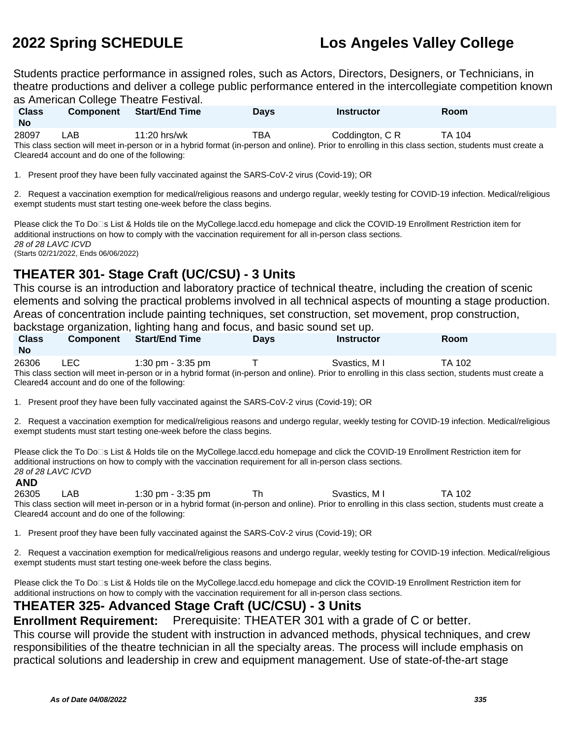Students practice performance in assigned roles, such as Actors, Directors, Designers, or Technicians, in theatre productions and deliver a college public performance entered in the intercollegiate competition known as American College Theatre Festival.

| Class No | Component | Start/End Time | Days | Instructor | Room |
|---|---|---|---|---|---|
| 28097 | LAB | 11:20 hrs/wk | TBA | Coddington, C R | TA 104 |

This class section will meet in-person or in a hybrid format (in-person and online). Prior to enrolling in this class section, students must create a Cleared4 account and do one of the following:

1. Present proof they have been fully vaccinated against the SARS-CoV-2 virus (Covid-19); OR

2. Request a vaccination exemption for medical/religious reasons and undergo regular, weekly testing for COVID-19 infection. Medical/religious exempt students must start testing one-week before the class begins.

Please click the To Do□s List & Holds tile on the MyCollege.laccd.edu homepage and click the COVID-19 Enrollment Restriction item for additional instructions on how to comply with the vaccination requirement for all in-person class sections.

*28 of 28 LAVC ICVD*

(Starts 02/21/2022, Ends 06/06/2022)

## THEATER 301- Stage Craft (UC/CSU) - 3 Units

This course is an introduction and laboratory practice of technical theatre, including the creation of scenic elements and solving the practical problems involved in all technical aspects of mounting a stage production. Areas of concentration include painting techniques, set construction, set movement, prop construction, backstage organization, lighting hang and focus, and basic sound set up.

| Class No | Component | Start/End Time | Days | Instructor | Room |
|---|---|---|---|---|---|
| 26306 | LEC | 1:30 pm - 3:35 pm | T | Svastics, M I | TA 102 |

This class section will meet in-person or in a hybrid format (in-person and online). Prior to enrolling in this class section, students must create a Cleared4 account and do one of the following:

1. Present proof they have been fully vaccinated against the SARS-CoV-2 virus (Covid-19); OR

2. Request a vaccination exemption for medical/religious reasons and undergo regular, weekly testing for COVID-19 infection. Medical/religious exempt students must start testing one-week before the class begins.

Please click the To Do□s List & Holds tile on the MyCollege.laccd.edu homepage and click the COVID-19 Enrollment Restriction item for additional instructions on how to comply with the vaccination requirement for all in-person class sections.

*28 of 28 LAVC ICVD*

**AND**

| Class No | Component | Start/End Time | Days | Instructor | Room |
|---|---|---|---|---|---|
| 26305 | LAB | 1:30 pm - 3:35 pm | Th | Svastics, M I | TA 102 |

This class section will meet in-person or in a hybrid format (in-person and online). Prior to enrolling in this class section, students must create a Cleared4 account and do one of the following:

1. Present proof they have been fully vaccinated against the SARS-CoV-2 virus (Covid-19); OR

2. Request a vaccination exemption for medical/religious reasons and undergo regular, weekly testing for COVID-19 infection. Medical/religious exempt students must start testing one-week before the class begins.

Please click the To Do□s List & Holds tile on the MyCollege.laccd.edu homepage and click the COVID-19 Enrollment Restriction item for additional instructions on how to comply with the vaccination requirement for all in-person class sections.

## THEATER 325- Advanced Stage Craft (UC/CSU) - 3 Units

**Enrollment Requirement:** Prerequisite: THEATER 301 with a grade of C or better.

This course will provide the student with instruction in advanced methods, physical techniques, and crew responsibilities of the theatre technician in all the specialty areas. The process will include emphasis on practical solutions and leadership in crew and equipment management. Use of state-of-the-art stage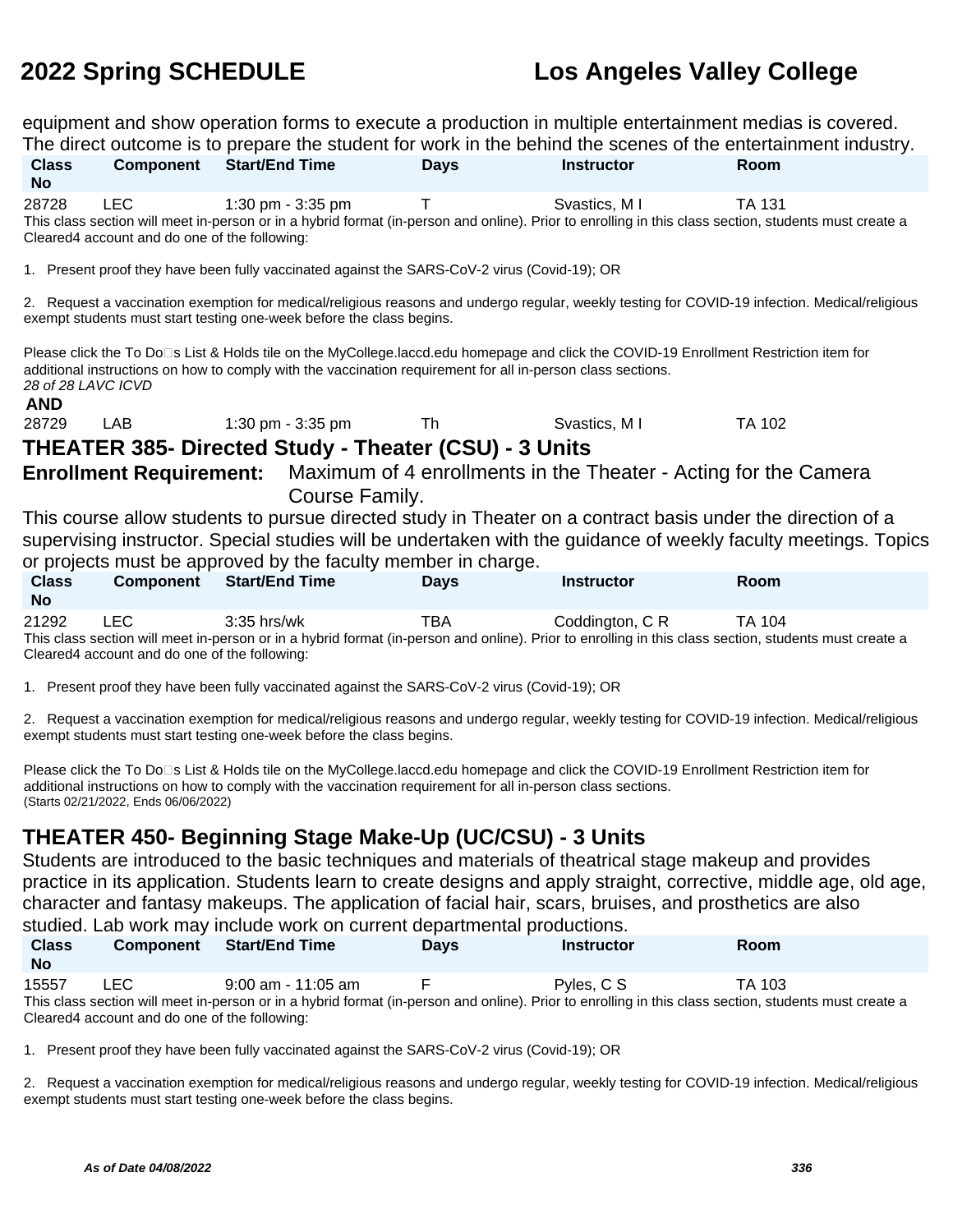equipment and show operation forms to execute a production in multiple entertainment medias is covered. The direct outcome is to prepare the student for work in the behind the scenes of the entertainment industry.

| Class No | Component | Start/End Time | Days | Instructor | Room |
|---|---|---|---|---|---|
| 28728 | LEC | 1:30 pm - 3:35 pm | T | Svastics, M I | TA 131 |

This class section will meet in-person or in a hybrid format (in-person and online). Prior to enrolling in this class section, students must create a Cleared4 account and do one of the following:

1. Present proof they have been fully vaccinated against the SARS-CoV-2 virus (Covid-19); OR

2. Request a vaccination exemption for medical/religious reasons and undergo regular, weekly testing for COVID-19 infection. Medical/religious exempt students must start testing one-week before the class begins.

Please click the To Do□s List & Holds tile on the MyCollege.laccd.edu homepage and click the COVID-19 Enrollment Restriction item for additional instructions on how to comply with the vaccination requirement for all in-person class sections.

*28 of 28 LAVC ICVD*

**AND**

| | | | | | |
|---|---|---|---|---|---|
| 28729 | LAB | 1:30 pm - 3:35 pm | Th | Svastics, M I | TA 102 |

## THEATER 385- Directed Study - Theater (CSU) - 3 Units

**Enrollment Requirement:** Maximum of 4 enrollments in the Theater - Acting for the Camera Course Family.

This course allow students to pursue directed study in Theater on a contract basis under the direction of a supervising instructor. Special studies will be undertaken with the guidance of weekly faculty meetings. Topics or projects must be approved by the faculty member in charge.

| Class No | Component | Start/End Time | Days | Instructor | Room |
|---|---|---|---|---|---|
| 21292 | LEC | 3:35 hrs/wk | TBA | Coddington, C R | TA 104 |

This class section will meet in-person or in a hybrid format (in-person and online). Prior to enrolling in this class section, students must create a Cleared4 account and do one of the following:

1. Present proof they have been fully vaccinated against the SARS-CoV-2 virus (Covid-19); OR

2. Request a vaccination exemption for medical/religious reasons and undergo regular, weekly testing for COVID-19 infection. Medical/religious exempt students must start testing one-week before the class begins.

Please click the To Do□s List & Holds tile on the MyCollege.laccd.edu homepage and click the COVID-19 Enrollment Restriction item for additional instructions on how to comply with the vaccination requirement for all in-person class sections.
(Starts 02/21/2022, Ends 06/06/2022)

## THEATER 450- Beginning Stage Make-Up (UC/CSU) - 3 Units

Students are introduced to the basic techniques and materials of theatrical stage makeup and provides practice in its application. Students learn to create designs and apply straight, corrective, middle age, old age, character and fantasy makeups. The application of facial hair, scars, bruises, and prosthetics are also studied. Lab work may include work on current departmental productions.

| Class No | Component | Start/End Time | Days | Instructor | Room |
|---|---|---|---|---|---|
| 15557 | LEC | 9:00 am - 11:05 am | F | Pyles, C S | TA 103 |

This class section will meet in-person or in a hybrid format (in-person and online). Prior to enrolling in this class section, students must create a Cleared4 account and do one of the following:

1. Present proof they have been fully vaccinated against the SARS-CoV-2 virus (Covid-19); OR

2. Request a vaccination exemption for medical/religious reasons and undergo regular, weekly testing for COVID-19 infection. Medical/religious exempt students must start testing one-week before the class begins.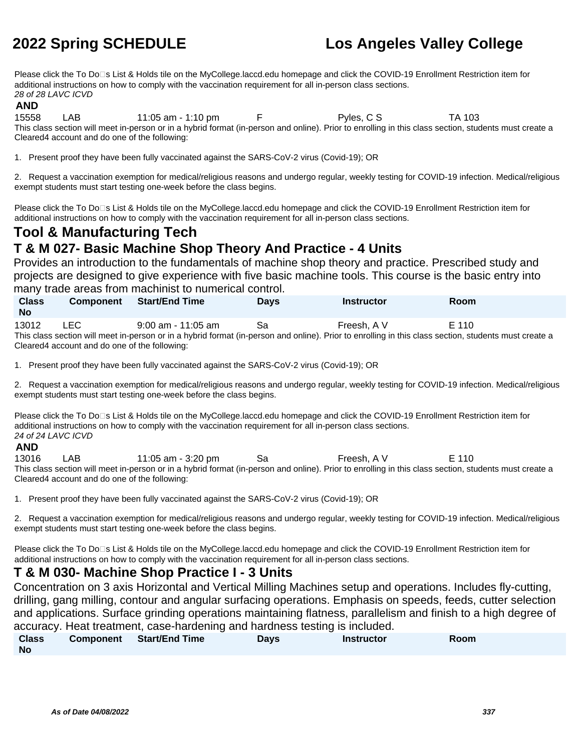Please click the To Do□s List & Holds tile on the MyCollege.laccd.edu homepage and click the COVID-19 Enrollment Restriction item for additional instructions on how to comply with the vaccination requirement for all in-person class sections.

*28 of 28 LAVC ICVD*

**AND**

| Class No | Component | Start/End Time | Days | Instructor | Room |
|---|---|---|---|---|---|
| 15558 | LAB | 11:05 am - 1:10 pm | F | Pyles, C S | TA 103 |

This class section will meet in-person or in a hybrid format (in-person and online). Prior to enrolling in this class section, students must create a Cleared4 account and do one of the following:

1. Present proof they have been fully vaccinated against the SARS-CoV-2 virus (Covid-19); OR

2. Request a vaccination exemption for medical/religious reasons and undergo regular, weekly testing for COVID-19 infection. Medical/religious exempt students must start testing one-week before the class begins.

Please click the To Do□s List & Holds tile on the MyCollege.laccd.edu homepage and click the COVID-19 Enrollment Restriction item for additional instructions on how to comply with the vaccination requirement for all in-person class sections.

# Tool & Manufacturing Tech

## T & M 027- Basic Machine Shop Theory And Practice - 4 Units

Provides an introduction to the fundamentals of machine shop theory and practice. Prescribed study and projects are designed to give experience with five basic machine tools. This course is the basic entry into many trade areas from machinist to numerical control.

| Class No | Component | Start/End Time | Days | Instructor | Room |
|---|---|---|---|---|---|
| 13012 | LEC | 9:00 am - 11:05 am | Sa | Freesh, A V | E 110 |

This class section will meet in-person or in a hybrid format (in-person and online). Prior to enrolling in this class section, students must create a Cleared4 account and do one of the following:

1. Present proof they have been fully vaccinated against the SARS-CoV-2 virus (Covid-19); OR

2. Request a vaccination exemption for medical/religious reasons and undergo regular, weekly testing for COVID-19 infection. Medical/religious exempt students must start testing one-week before the class begins.

Please click the To Do□s List & Holds tile on the MyCollege.laccd.edu homepage and click the COVID-19 Enrollment Restriction item for additional instructions on how to comply with the vaccination requirement for all in-person class sections.

*24 of 24 LAVC ICVD*

**AND**

| Class No | Component | Start/End Time | Days | Instructor | Room |
|---|---|---|---|---|---|
| 13016 | LAB | 11:05 am - 3:20 pm | Sa | Freesh, A V | E 110 |

This class section will meet in-person or in a hybrid format (in-person and online). Prior to enrolling in this class section, students must create a Cleared4 account and do one of the following:

1. Present proof they have been fully vaccinated against the SARS-CoV-2 virus (Covid-19); OR

2. Request a vaccination exemption for medical/religious reasons and undergo regular, weekly testing for COVID-19 infection. Medical/religious exempt students must start testing one-week before the class begins.

Please click the To Do□s List & Holds tile on the MyCollege.laccd.edu homepage and click the COVID-19 Enrollment Restriction item for additional instructions on how to comply with the vaccination requirement for all in-person class sections.

## T & M 030- Machine Shop Practice I - 3 Units

Concentration on 3 axis Horizontal and Vertical Milling Machines setup and operations. Includes fly-cutting, drilling, gang milling, contour and angular surfacing operations. Emphasis on speeds, feeds, cutter selection and applications. Surface grinding operations maintaining flatness, parallelism and finish to a high degree of accuracy. Heat treatment, case-hardening and hardness testing is included.

| Class No | Component | Start/End Time | Days | Instructor | Room |
|---|---|---|---|---|---|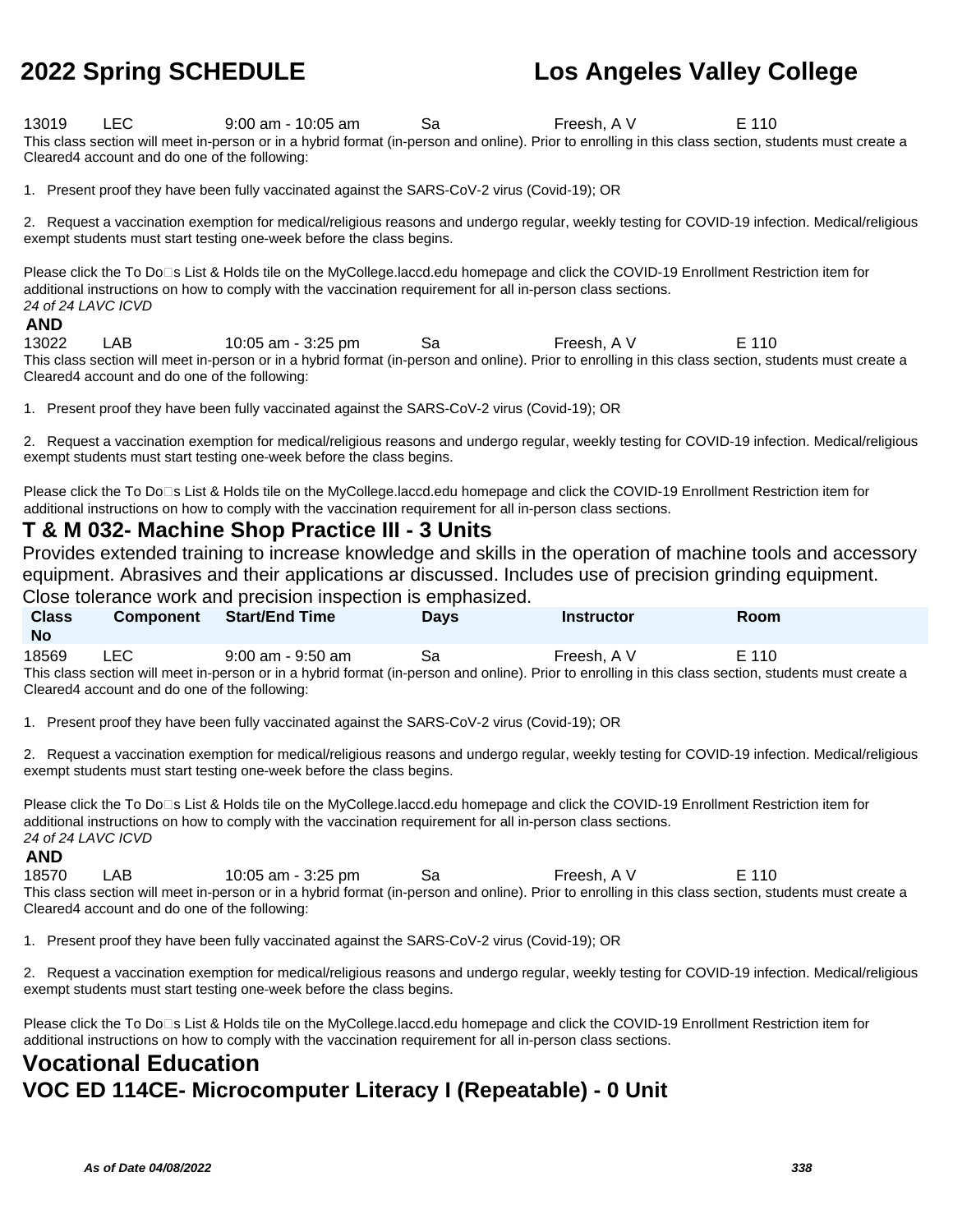| Class No | Component | Start/End Time | Days | Instructor | Room |
|---|---|---|---|---|---|
| 13019 | LEC | 9:00 am - 10:05 am | Sa | Freesh, A V | E 110 |

This class section will meet in-person or in a hybrid format (in-person and online). Prior to enrolling in this class section, students must create a Cleared4 account and do one of the following:

1. Present proof they have been fully vaccinated against the SARS-CoV-2 virus (Covid-19); OR

2. Request a vaccination exemption for medical/religious reasons and undergo regular, weekly testing for COVID-19 infection. Medical/religious exempt students must start testing one-week before the class begins.

Please click the To Do□s List & Holds tile on the MyCollege.laccd.edu homepage and click the COVID-19 Enrollment Restriction item for additional instructions on how to comply with the vaccination requirement for all in-person class sections.

*24 of 24 LAVC ICVD*

**AND**

| Class No | Component | Start/End Time | Days | Instructor | Room |
|---|---|---|---|---|---|
| 13022 | LAB | 10:05 am - 3:25 pm | Sa | Freesh, A V | E 110 |

This class section will meet in-person or in a hybrid format (in-person and online). Prior to enrolling in this class section, students must create a Cleared4 account and do one of the following:

1. Present proof they have been fully vaccinated against the SARS-CoV-2 virus (Covid-19); OR

2. Request a vaccination exemption for medical/religious reasons and undergo regular, weekly testing for COVID-19 infection. Medical/religious exempt students must start testing one-week before the class begins.

Please click the To Do□s List & Holds tile on the MyCollege.laccd.edu homepage and click the COVID-19 Enrollment Restriction item for additional instructions on how to comply with the vaccination requirement for all in-person class sections.

## T & M 032- Machine Shop Practice III - 3 Units

Provides extended training to increase knowledge and skills in the operation of machine tools and accessory equipment. Abrasives and their applications ar discussed. Includes use of precision grinding equipment. Close tolerance work and precision inspection is emphasized.

| Class No | Component | Start/End Time | Days | Instructor | Room |
|---|---|---|---|---|---|
| 18569 | LEC | 9:00 am - 9:50 am | Sa | Freesh, A V | E 110 |

This class section will meet in-person or in a hybrid format (in-person and online). Prior to enrolling in this class section, students must create a Cleared4 account and do one of the following:

1. Present proof they have been fully vaccinated against the SARS-CoV-2 virus (Covid-19); OR

2. Request a vaccination exemption for medical/religious reasons and undergo regular, weekly testing for COVID-19 infection. Medical/religious exempt students must start testing one-week before the class begins.

Please click the To Do□s List & Holds tile on the MyCollege.laccd.edu homepage and click the COVID-19 Enrollment Restriction item for additional instructions on how to comply with the vaccination requirement for all in-person class sections.

*24 of 24 LAVC ICVD*

**AND**

| Class No | Component | Start/End Time | Days | Instructor | Room |
|---|---|---|---|---|---|
| 18570 | LAB | 10:05 am - 3:25 pm | Sa | Freesh, A V | E 110 |

This class section will meet in-person or in a hybrid format (in-person and online). Prior to enrolling in this class section, students must create a Cleared4 account and do one of the following:

1. Present proof they have been fully vaccinated against the SARS-CoV-2 virus (Covid-19); OR

2. Request a vaccination exemption for medical/religious reasons and undergo regular, weekly testing for COVID-19 infection. Medical/religious exempt students must start testing one-week before the class begins.

Please click the To Do□s List & Holds tile on the MyCollege.laccd.edu homepage and click the COVID-19 Enrollment Restriction item for additional instructions on how to comply with the vaccination requirement for all in-person class sections.

# Vocational Education

## VOC ED 114CE- Microcomputer Literacy I (Repeatable) - 0 Unit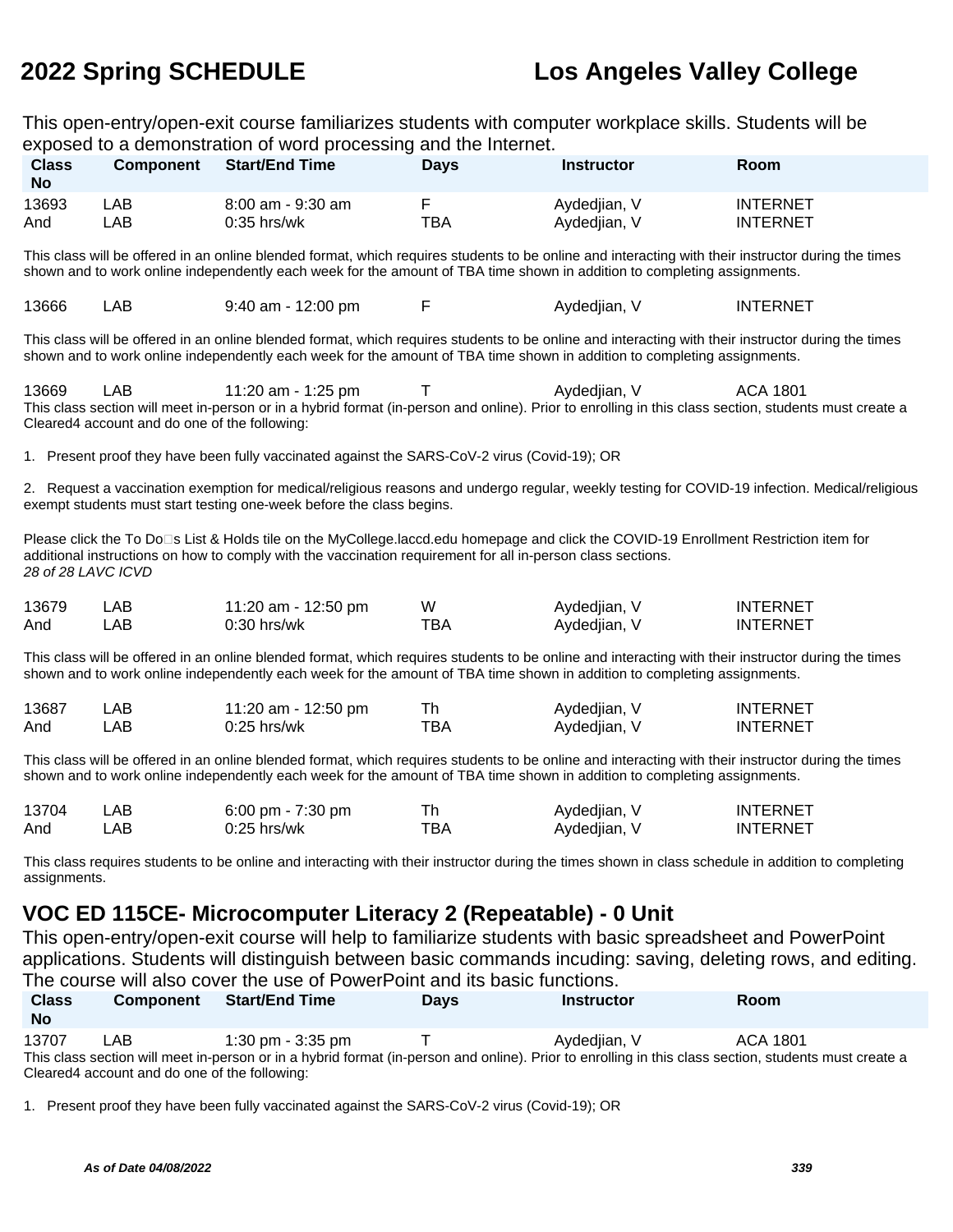This open-entry/open-exit course familiarizes students with computer workplace skills. Students will be exposed to a demonstration of word processing and the Internet.

| Class No | Component | Start/End Time | Days | Instructor | Room |
|---|---|---|---|---|---|
| 13693 | LAB | 8:00 am - 9:30 am | F | Aydedjian, V | INTERNET |
| And | LAB | 0:35 hrs/wk | TBA | Aydedjian, V | INTERNET |

This class will be offered in an online blended format, which requires students to be online and interacting with their instructor during the times shown and to work online independently each week for the amount of TBA time shown in addition to completing assignments.

| | | | | | |
|---|---|---|---|---|---|
| 13666 | LAB | 9:40 am - 12:00 pm | F | Aydedjian, V | INTERNET |

This class will be offered in an online blended format, which requires students to be online and interacting with their instructor during the times shown and to work online independently each week for the amount of TBA time shown in addition to completing assignments.

| | | | | | |
|---|---|---|---|---|---|
| 13669 | LAB | 11:20 am - 1:25 pm | T | Aydedjian, V | ACA 1801 |

This class section will meet in-person or in a hybrid format (in-person and online). Prior to enrolling in this class section, students must create a Cleared4 account and do one of the following:

1. Present proof they have been fully vaccinated against the SARS-CoV-2 virus (Covid-19); OR

2. Request a vaccination exemption for medical/religious reasons and undergo regular, weekly testing for COVID-19 infection. Medical/religious exempt students must start testing one-week before the class begins.

Please click the To Do□s List & Holds tile on the MyCollege.laccd.edu homepage and click the COVID-19 Enrollment Restriction item for additional instructions on how to comply with the vaccination requirement for all in-person class sections.
*28 of 28 LAVC ICVD*

| | | | | | |
|---|---|---|---|---|---|
| 13679 | LAB | 11:20 am - 12:50 pm | W | Aydedjian, V | INTERNET |
| And | LAB | 0:30 hrs/wk | TBA | Aydedjian, V | INTERNET |

This class will be offered in an online blended format, which requires students to be online and interacting with their instructor during the times shown and to work online independently each week for the amount of TBA time shown in addition to completing assignments.

| | | | | | |
|---|---|---|---|---|---|
| 13687 | LAB | 11:20 am - 12:50 pm | Th | Aydedjian, V | INTERNET |
| And | LAB | 0:25 hrs/wk | TBA | Aydedjian, V | INTERNET |

This class will be offered in an online blended format, which requires students to be online and interacting with their instructor during the times shown and to work online independently each week for the amount of TBA time shown in addition to completing assignments.

| | | | | | |
|---|---|---|---|---|---|
| 13704 | LAB | 6:00 pm - 7:30 pm | Th | Aydedjian, V | INTERNET |
| And | LAB | 0:25 hrs/wk | TBA | Aydedjian, V | INTERNET |

This class requires students to be online and interacting with their instructor during the times shown in class schedule in addition to completing assignments.

## VOC ED 115CE- Microcomputer Literacy 2 (Repeatable) - 0 Unit

This open-entry/open-exit course will help to familiarize students with basic spreadsheet and PowerPoint applications. Students will distinguish between basic commands incuding: saving, deleting rows, and editing. The course will also cover the use of PowerPoint and its basic functions.

| Class No | Component | Start/End Time | Days | Instructor | Room |
|---|---|---|---|---|---|
| 13707 | LAB | 1:30 pm - 3:35 pm | T | Aydedjian, V | ACA 1801 |

This class section will meet in-person or in a hybrid format (in-person and online). Prior to enrolling in this class section, students must create a Cleared4 account and do one of the following:

1. Present proof they have been fully vaccinated against the SARS-CoV-2 virus (Covid-19); OR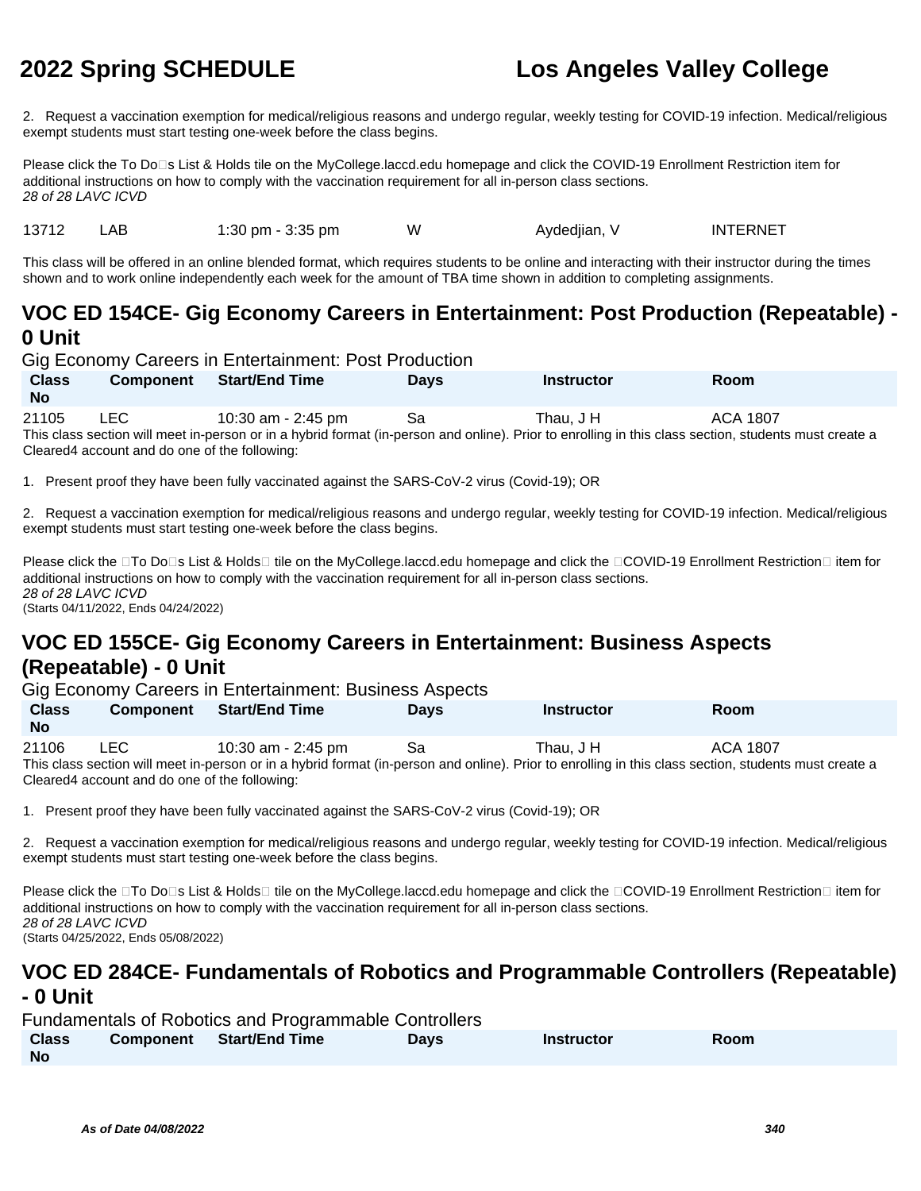2. Request a vaccination exemption for medical/religious reasons and undergo regular, weekly testing for COVID-19 infection. Medical/religious exempt students must start testing one-week before the class begins.

Please click the To Do□s List & Holds tile on the MyCollege.laccd.edu homepage and click the COVID-19 Enrollment Restriction item for additional instructions on how to comply with the vaccination requirement for all in-person class sections.
*28 of 28 LAVC ICVD*

| 13712 | LAB | 1:30 pm - 3:35 pm | W | Aydedjian, V | INTERNET |
|---|---|---|---|---|---|

This class will be offered in an online blended format, which requires students to be online and interacting with their instructor during the times shown and to work online independently each week for the amount of TBA time shown in addition to completing assignments.

## VOC ED 154CE- Gig Economy Careers in Entertainment: Post Production (Repeatable) - 0 Unit

Gig Economy Careers in Entertainment: Post Production

| Class No | Component | Start/End Time | Days | Instructor | Room |
|---|---|---|---|---|---|
| 21105 | LEC | 10:30 am - 2:45 pm | Sa | Thau, J H | ACA 1807 |

This class section will meet in-person or in a hybrid format (in-person and online). Prior to enrolling in this class section, students must create a Cleared4 account and do one of the following:

1. Present proof they have been fully vaccinated against the SARS-CoV-2 virus (Covid-19); OR

2. Request a vaccination exemption for medical/religious reasons and undergo regular, weekly testing for COVID-19 infection. Medical/religious exempt students must start testing one-week before the class begins.

Please click the □To Do□s List & Holds□ tile on the MyCollege.laccd.edu homepage and click the □COVID-19 Enrollment Restriction□ item for additional instructions on how to comply with the vaccination requirement for all in-person class sections.
*28 of 28 LAVC ICVD*
(Starts 04/11/2022, Ends 04/24/2022)

## VOC ED 155CE- Gig Economy Careers in Entertainment: Business Aspects (Repeatable) - 0 Unit

Gig Economy Careers in Entertainment: Business Aspects

| Class No | Component | Start/End Time | Days | Instructor | Room |
|---|---|---|---|---|---|
| 21106 | LEC | 10:30 am - 2:45 pm | Sa | Thau, J H | ACA 1807 |

This class section will meet in-person or in a hybrid format (in-person and online). Prior to enrolling in this class section, students must create a Cleared4 account and do one of the following:

1. Present proof they have been fully vaccinated against the SARS-CoV-2 virus (Covid-19); OR

2. Request a vaccination exemption for medical/religious reasons and undergo regular, weekly testing for COVID-19 infection. Medical/religious exempt students must start testing one-week before the class begins.

Please click the □To Do□s List & Holds□ tile on the MyCollege.laccd.edu homepage and click the □COVID-19 Enrollment Restriction□ item for additional instructions on how to comply with the vaccination requirement for all in-person class sections.
*28 of 28 LAVC ICVD*
(Starts 04/25/2022, Ends 05/08/2022)

## VOC ED 284CE- Fundamentals of Robotics and Programmable Controllers (Repeatable) - 0 Unit

Fundamentals of Robotics and Programmable Controllers

| Class No | Component | Start/End Time | Days | Instructor | Room |
|---|---|---|---|---|---|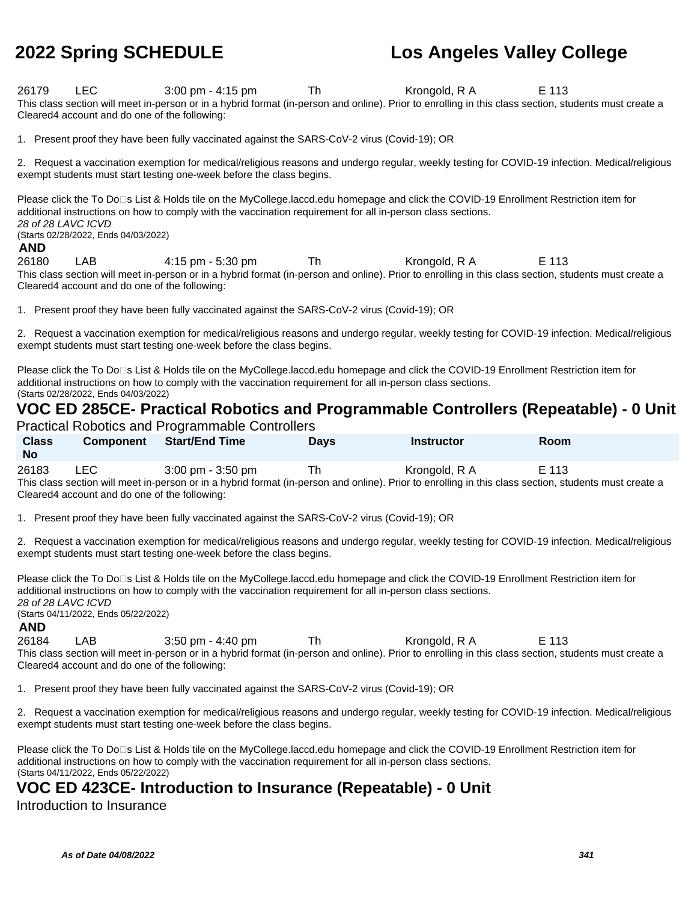| Class No | Component | Start/End Time | Days | Instructor | Room |
|---|---|---|---|---|---|
| 26179 | LEC | 3:00 pm - 4:15 pm | Th | Krongold, R A | E 113 |

This class section will meet in-person or in a hybrid format (in-person and online). Prior to enrolling in this class section, students must create a Cleared4 account and do one of the following:

1. Present proof they have been fully vaccinated against the SARS-CoV-2 virus (Covid-19); OR

2. Request a vaccination exemption for medical/religious reasons and undergo regular, weekly testing for COVID-19 infection. Medical/religious exempt students must start testing one-week before the class begins.

Please click the To Do�s List & Holds tile on the MyCollege.laccd.edu homepage and click the COVID-19 Enrollment Restriction item for additional instructions on how to comply with the vaccination requirement for all in-person class sections.
*28 of 28 LAVC ICVD*
(Starts 02/28/2022, Ends 04/03/2022)

**AND**

| Class No | Component | Start/End Time | Days | Instructor | Room |
|---|---|---|---|---|---|
| 26180 | LAB | 4:15 pm - 5:30 pm | Th | Krongold, R A | E 113 |

This class section will meet in-person or in a hybrid format (in-person and online). Prior to enrolling in this class section, students must create a Cleared4 account and do one of the following:

1. Present proof they have been fully vaccinated against the SARS-CoV-2 virus (Covid-19); OR

2. Request a vaccination exemption for medical/religious reasons and undergo regular, weekly testing for COVID-19 infection. Medical/religious exempt students must start testing one-week before the class begins.

Please click the To Do�s List & Holds tile on the MyCollege.laccd.edu homepage and click the COVID-19 Enrollment Restriction item for additional instructions on how to comply with the vaccination requirement for all in-person class sections.
(Starts 02/28/2022, Ends 04/03/2022)

## VOC ED 285CE- Practical Robotics and Programmable Controllers (Repeatable) - 0 Unit

Practical Robotics and Programmable Controllers

| Class No | Component | Start/End Time | Days | Instructor | Room |
|---|---|---|---|---|---|
| 26183 | LEC | 3:00 pm - 3:50 pm | Th | Krongold, R A | E 113 |

This class section will meet in-person or in a hybrid format (in-person and online). Prior to enrolling in this class section, students must create a Cleared4 account and do one of the following:

1. Present proof they have been fully vaccinated against the SARS-CoV-2 virus (Covid-19); OR

2. Request a vaccination exemption for medical/religious reasons and undergo regular, weekly testing for COVID-19 infection. Medical/religious exempt students must start testing one-week before the class begins.

Please click the To Do�s List & Holds tile on the MyCollege.laccd.edu homepage and click the COVID-19 Enrollment Restriction item for additional instructions on how to comply with the vaccination requirement for all in-person class sections.
*28 of 28 LAVC ICVD*
(Starts 04/11/2022, Ends 05/22/2022)

**AND**

| Class No | Component | Start/End Time | Days | Instructor | Room |
|---|---|---|---|---|---|
| 26184 | LAB | 3:50 pm - 4:40 pm | Th | Krongold, R A | E 113 |

This class section will meet in-person or in a hybrid format (in-person and online). Prior to enrolling in this class section, students must create a Cleared4 account and do one of the following:

1. Present proof they have been fully vaccinated against the SARS-CoV-2 virus (Covid-19); OR

2. Request a vaccination exemption for medical/religious reasons and undergo regular, weekly testing for COVID-19 infection. Medical/religious exempt students must start testing one-week before the class begins.

Please click the To Do�s List & Holds tile on the MyCollege.laccd.edu homepage and click the COVID-19 Enrollment Restriction item for additional instructions on how to comply with the vaccination requirement for all in-person class sections.
(Starts 04/11/2022, Ends 05/22/2022)

## VOC ED 423CE- Introduction to Insurance (Repeatable) - 0 Unit

Introduction to Insurance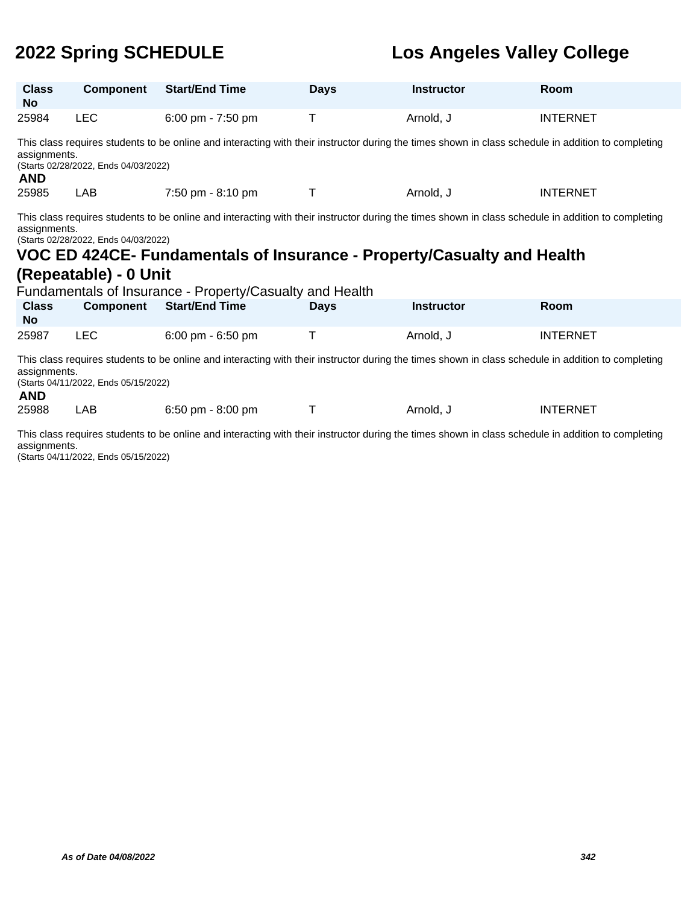| Class No | Component | Start/End Time | Days | Instructor | Room |
|---|---|---|---|---|---|
| 25984 | LEC | 6:00 pm - 7:50 pm | T | Arnold, J | INTERNET |

This class requires students to be online and interacting with their instructor during the times shown in class schedule in addition to completing assignments.
(Starts 02/28/2022, Ends 04/03/2022)

**AND**

| Class No | Component | Start/End Time | Days | Instructor | Room |
|---|---|---|---|---|---|
| 25985 | LAB | 7:50 pm - 8:10 pm | T | Arnold, J | INTERNET |

This class requires students to be online and interacting with their instructor during the times shown in class schedule in addition to completing assignments.
(Starts 02/28/2022, Ends 04/03/2022)

## VOC ED 424CE- Fundamentals of Insurance - Property/Casualty and Health (Repeatable) - 0 Unit

Fundamentals of Insurance - Property/Casualty and Health

| Class No | Component | Start/End Time | Days | Instructor | Room |
|---|---|---|---|---|---|
| 25987 | LEC | 6:00 pm - 6:50 pm | T | Arnold, J | INTERNET |

This class requires students to be online and interacting with their instructor during the times shown in class schedule in addition to completing assignments.
(Starts 04/11/2022, Ends 05/15/2022)

**AND**

| Class No | Component | Start/End Time | Days | Instructor | Room |
|---|---|---|---|---|---|
| 25988 | LAB | 6:50 pm - 8:00 pm | T | Arnold, J | INTERNET |

This class requires students to be online and interacting with their instructor during the times shown in class schedule in addition to completing assignments.
(Starts 04/11/2022, Ends 05/15/2022)